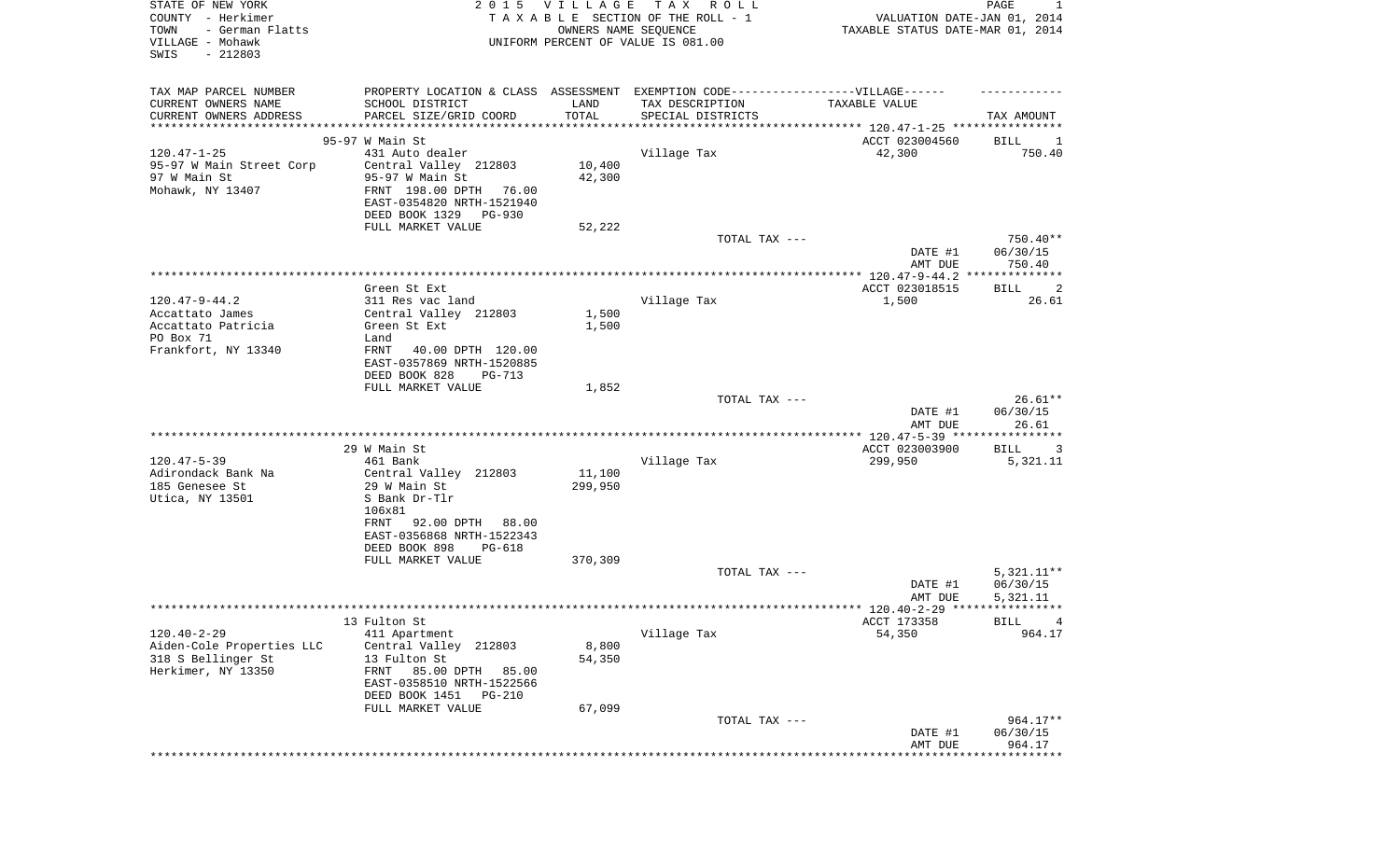STATE OF NEW YORK
COUNTY - Herkimer
TOWN - German Flatts
VILLAGE - Mohawk
SWIS - 212803

2 0 1 5 V I L L A G E T A X R O L L
T A X A B L E SECTION OF THE ROLL - 1
OWNERS NAME SEQUENCE
UNIFORM PERCENT OF VALUE IS 081.00

VALUATION DATE-JAN 01, 2014
TAXABLE STATUS DATE-MAR 01, 2014

| TAX MAP PARCEL NUMBER<br>CURRENT OWNERS NAME<br>CURRENT OWNERS ADDRESS | PROPERTY LOCATION & CLASS<br>SCHOOL DISTRICT<br>PARCEL SIZE/GRID COORD | ASSESSMENT<br>LAND<br>TOTAL | EXEMPTION CODE------------------VILLAGE------<br>TAX DESCRIPTION<br>SPECIAL DISTRICTS | TAXABLE VALUE | TAX AMOUNT |
|---|---|---|---|---|---|
| | 95-97 W Main St | | | ACCT 023004560 | BILL 1 |
| 120.47-1-25 | 431 Auto dealer | | Village Tax | 42,300 | 750.40 |
| 95-97 W Main Street Corp | Central Valley 212803 | 10,400 | | | |
| 97 W Main St | 95-97 W Main St | 42,300 | | | |
| Mohawk, NY 13407 | FRNT 198.00 DPTH 76.00 | | | | |
| | EAST-0354820 NRTH-1521940 | | | | |
| | DEED BOOK 1329 PG-930 | | | | |
| | FULL MARKET VALUE | 52,222 | | | |
| | | | TOTAL TAX --- | | 750.40** |
| | | | | DATE #1 | 06/30/15 |
| | | | | AMT DUE | 750.40 |
| | Green St Ext | | | ACCT 023018515 | BILL 2 |
| 120.47-9-44.2 | 311 Res vac land | | Village Tax | 1,500 | 26.61 |
| Accattato James | Central Valley 212803 | 1,500 | | | |
| Accattato Patricia | Green St Ext | 1,500 | | | |
| PO Box 71 | Land | | | | |
| Frankfort, NY 13340 | FRNT 40.00 DPTH 120.00 | | | | |
| | EAST-0357869 NRTH-1520885 | | | | |
| | DEED BOOK 828 PG-713 | | | | |
| | FULL MARKET VALUE | 1,852 | | | |
| | | | TOTAL TAX --- | | 26.61** |
| | | | | DATE #1 | 06/30/15 |
| | | | | AMT DUE | 26.61 |
| | 29 W Main St | | | ACCT 023003900 | BILL 3 |
| 120.47-5-39 | 461 Bank | | Village Tax | 299,950 | 5,321.11 |
| Adirondack Bank Na | Central Valley 212803 | 11,100 | | | |
| 185 Genesee St | 29 W Main St | 299,950 | | | |
| Utica, NY 13501 | S Bank Dr-Tlr | | | | |
| | 106x81 | | | | |
| | FRNT 92.00 DPTH 88.00 | | | | |
| | EAST-0356868 NRTH-1522343 | | | | |
| | DEED BOOK 898 PG-618 | | | | |
| | FULL MARKET VALUE | 370,309 | | | |
| | | | TOTAL TAX --- | | 5,321.11** |
| | | | | DATE #1 | 06/30/15 |
| | | | | AMT DUE | 5,321.11 |
| | 13 Fulton St | | | ACCT 173358 | BILL 4 |
| 120.40-2-29 | 411 Apartment | | Village Tax | 54,350 | 964.17 |
| Aiden-Cole Properties LLC | Central Valley 212803 | 8,800 | | | |
| 318 S Bellinger St | 13 Fulton St | 54,350 | | | |
| Herkimer, NY 13350 | FRNT 85.00 DPTH 85.00 | | | | |
| | EAST-0358510 NRTH-1522566 | | | | |
| | DEED BOOK 1451 PG-210 | | | | |
| | FULL MARKET VALUE | 67,099 | | | |
| | | | TOTAL TAX --- | | 964.17** |
| | | | | DATE #1 | 06/30/15 |
| | | | | AMT DUE | 964.17 |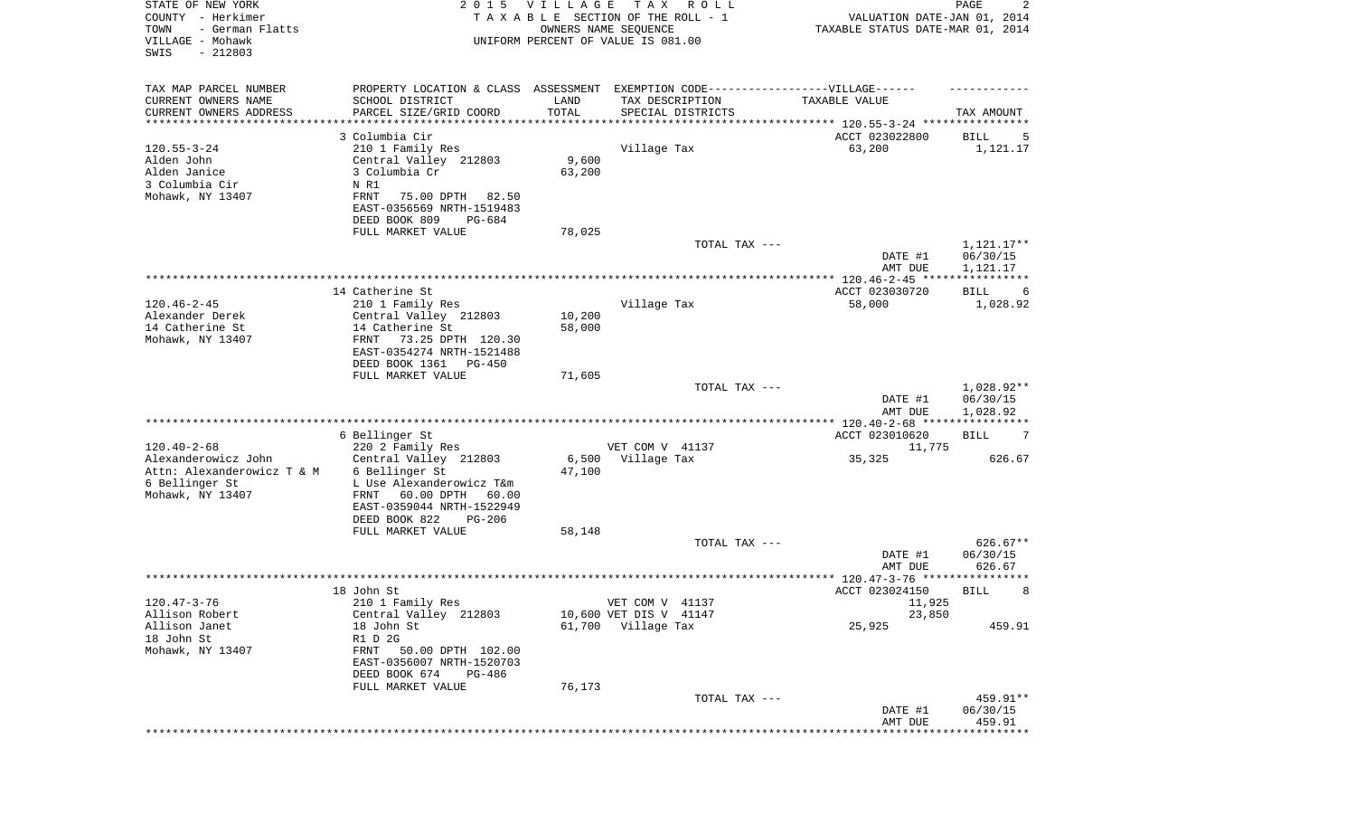STATE OF NEW YORK — 2015 VILLAGE TAX ROLL
COUNTY - Herkimer — TAXABLE SECTION OF THE ROLL - 1 — VALUATION DATE-JAN 01, 2014
TOWN - German Flatts — OWNERS NAME SEQUENCE — TAXABLE STATUS DATE-MAR 01, 2014
VILLAGE - Mohawk — UNIFORM PERCENT OF VALUE IS 081.00
SWIS - 212803

| TAX MAP PARCEL NUMBER / CURRENT OWNERS NAME / CURRENT OWNERS ADDRESS | PROPERTY LOCATION & CLASS / SCHOOL DISTRICT / PARCEL SIZE/GRID COORD | ASSESSMENT LAND / TOTAL | EXEMPTION CODE / TAX DESCRIPTION / SPECIAL DISTRICTS | TAXABLE VALUE | TAX AMOUNT |
|---|---|---|---|---|---|
| **120.55-3-24** | 3 Columbia Cir | | | ACCT 023022800 | BILL 5 |
| Alden John | 210 1 Family Res | | Village Tax | 63,200 | 1,121.17 |
| Alden Janice | Central Valley 212803 | 9,600 | | | |
| 3 Columbia Cir | 3 Columbia Cr | 63,200 | | | |
| Mohawk, NY 13407 | N R1 | | | | |
| | FRNT 75.00 DPTH 82.50 | | | | |
| | EAST-0356569 NRTH-1519483 | | | | |
| | DEED BOOK 809 PG-684 | | | | |
| | FULL MARKET VALUE | 78,025 | | | |
| | | | TOTAL TAX --- | | 1,121.17** |
| | | | | DATE #1 | 06/30/15 |
| | | | | AMT DUE | 1,121.17 |
| **120.46-2-45** | 14 Catherine St | | | ACCT 023030720 | BILL 6 |
| Alexander Derek | 210 1 Family Res | | Village Tax | 58,000 | 1,028.92 |
| 14 Catherine St | Central Valley 212803 | 10,200 | | | |
| Mohawk, NY 13407 | 14 Catherine St | 58,000 | | | |
| | FRNT 73.25 DPTH 120.30 | | | | |
| | EAST-0354274 NRTH-1521488 | | | | |
| | DEED BOOK 1361 PG-450 | | | | |
| | FULL MARKET VALUE | 71,605 | | | |
| | | | TOTAL TAX --- | | 1,028.92** |
| | | | | DATE #1 | 06/30/15 |
| | | | | AMT DUE | 1,028.92 |
| **120.40-2-68** | 6 Bellinger St | | | ACCT 023010620 | BILL 7 |
| Alexanderowicz John | 220 2 Family Res | | VET COM V 41137 | 11,775 | |
| Attn: Alexanderowicz T & M | Central Valley 212803 | 6,500 | Village Tax | 35,325 | 626.67 |
| 6 Bellinger St | 6 Bellinger St | 47,100 | | | |
| Mohawk, NY 13407 | L Use Alexanderowicz T&m | | | | |
| | FRNT 60.00 DPTH 60.00 | | | | |
| | EAST-0359044 NRTH-1522949 | | | | |
| | DEED BOOK 822 PG-206 | | | | |
| | FULL MARKET VALUE | 58,148 | | | |
| | | | TOTAL TAX --- | | 626.67** |
| | | | | DATE #1 | 06/30/15 |
| | | | | AMT DUE | 626.67 |
| **120.47-3-76** | 18 John St | | | ACCT 023024150 | BILL 8 |
| Allison Robert | 210 1 Family Res | | VET COM V 41137 | 11,925 | |
| Allison Janet | Central Valley 212803 | 10,600 | VET DIS V 41147 | 23,850 | |
| 18 John St | 18 John St | 61,700 | Village Tax | 25,925 | 459.91 |
| Mohawk, NY 13407 | R1 D 2G | | | | |
| | FRNT 50.00 DPTH 102.00 | | | | |
| | EAST-0356007 NRTH-1520703 | | | | |
| | DEED BOOK 674 PG-486 | | | | |
| | FULL MARKET VALUE | 76,173 | | | |
| | | | TOTAL TAX --- | | 459.91** |
| | | | | DATE #1 | 06/30/15 |
| | | | | AMT DUE | 459.91 |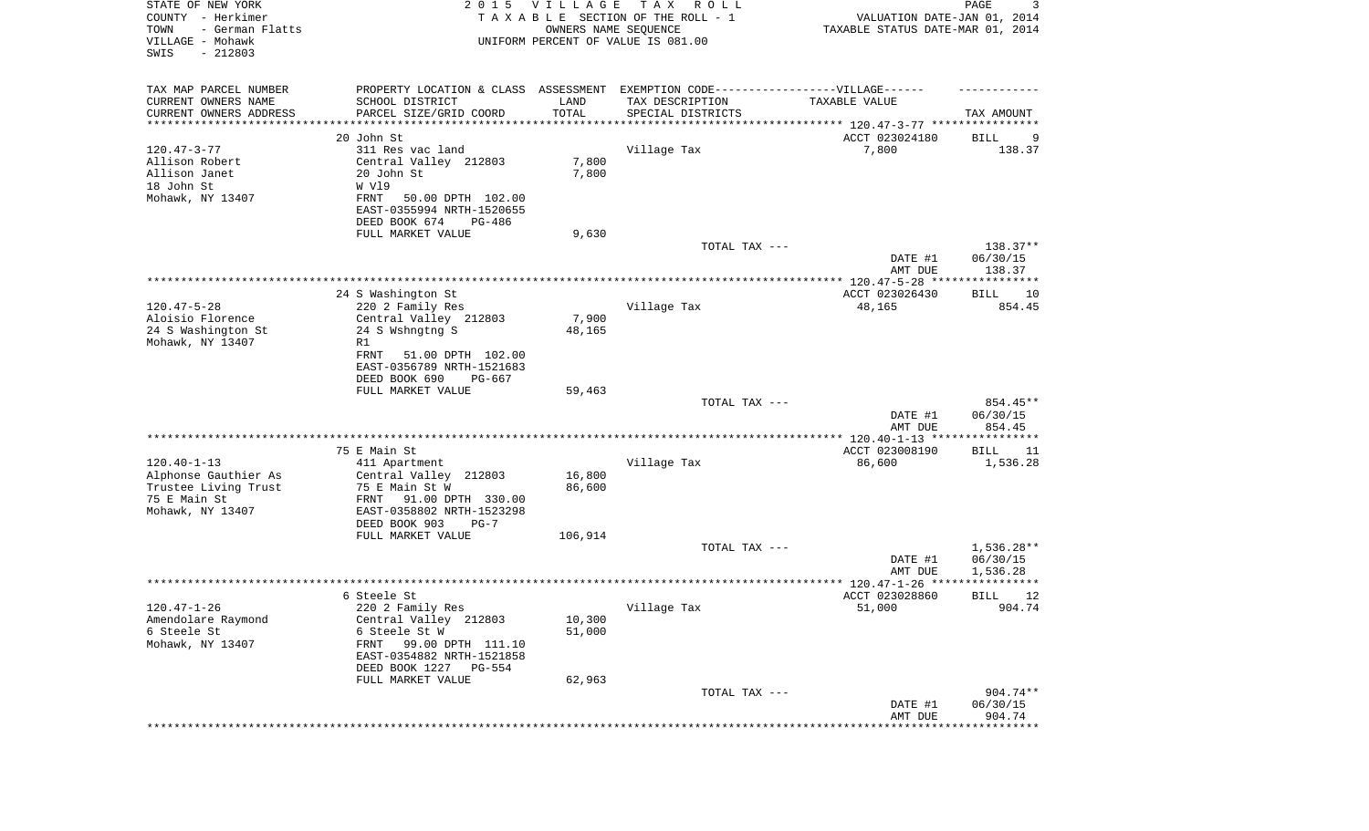STATE OF NEW YORK
COUNTY - Herkimer
TOWN - German Flatts
VILLAGE - Mohawk
SWIS - 212803

2 0 1 5 V I L L A G E T A X R O L L
T A X A B L E SECTION OF THE ROLL - 1
OWNERS NAME SEQUENCE
UNIFORM PERCENT OF VALUE IS 081.00

VALUATION DATE-JAN 01, 2014
TAXABLE STATUS DATE-MAR 01, 2014

| TAX MAP PARCEL NUMBER<br>CURRENT OWNERS NAME<br>CURRENT OWNERS ADDRESS | PROPERTY LOCATION & CLASS<br>SCHOOL DISTRICT<br>PARCEL SIZE/GRID COORD | ASSESSMENT<br>LAND<br>TOTAL | EXEMPTION CODE------VILLAGE------<br>TAX DESCRIPTION<br>SPECIAL DISTRICTS | TAXABLE VALUE | TAX AMOUNT |
|---|---|---|---|---|---|
| | 20 John St | | | ACCT 023024180 | BILL 9 |
| 120.47-3-77 | 311 Res vac land | | Village Tax | 7,800 | 138.37 |
| Allison Robert | Central Valley 212803 | 7,800 | | | |
| Allison Janet | 20 John St | 7,800 | | | |
| 18 John St | W Vl9 | | | | |
| Mohawk, NY 13407 | FRNT 50.00 DPTH 102.00 | | | | |
| | EAST-0355994 NRTH-1520655 | | | | |
| | DEED BOOK 674 PG-486 | | | | |
| | FULL MARKET VALUE | 9,630 | | | |
| | | | TOTAL TAX --- | | 138.37** |
| | | | | DATE #1 | 06/30/15 |
| | | | | AMT DUE | 138.37 |
| | 24 S Washington St | | | ACCT 023026430 | BILL 10 |
| 120.47-5-28 | 220 2 Family Res | | Village Tax | 48,165 | 854.45 |
| Aloisio Florence | Central Valley 212803 | 7,900 | | | |
| 24 S Washington St | 24 S Wshngtng S | 48,165 | | | |
| Mohawk, NY 13407 | R1 | | | | |
| | FRNT 51.00 DPTH 102.00 | | | | |
| | EAST-0356789 NRTH-1521683 | | | | |
| | DEED BOOK 690 PG-667 | | | | |
| | FULL MARKET VALUE | 59,463 | | | |
| | | | TOTAL TAX --- | | 854.45** |
| | | | | DATE #1 | 06/30/15 |
| | | | | AMT DUE | 854.45 |
| | 75 E Main St | | | ACCT 023008190 | BILL 11 |
| 120.40-1-13 | 411 Apartment | | Village Tax | 86,600 | 1,536.28 |
| Alphonse Gauthier As | Central Valley 212803 | 16,800 | | | |
| Trustee Living Trust | 75 E Main St W | 86,600 | | | |
| 75 E Main St | FRNT 91.00 DPTH 330.00 | | | | |
| Mohawk, NY 13407 | EAST-0358802 NRTH-1523298 | | | | |
| | DEED BOOK 903 PG-7 | | | | |
| | FULL MARKET VALUE | 106,914 | | | |
| | | | TOTAL TAX --- | | 1,536.28** |
| | | | | DATE #1 | 06/30/15 |
| | | | | AMT DUE | 1,536.28 |
| | 6 Steele St | | | ACCT 023028860 | BILL 12 |
| 120.47-1-26 | 220 2 Family Res | | Village Tax | 51,000 | 904.74 |
| Amendolare Raymond | Central Valley 212803 | 10,300 | | | |
| 6 Steele St | 6 Steele St W | 51,000 | | | |
| Mohawk, NY 13407 | FRNT 99.00 DPTH 111.10 | | | | |
| | EAST-0354882 NRTH-1521858 | | | | |
| | DEED BOOK 1227 PG-554 | | | | |
| | FULL MARKET VALUE | 62,963 | | | |
| | | | TOTAL TAX --- | | 904.74** |
| | | | | DATE #1 | 06/30/15 |
| | | | | AMT DUE | 904.74 |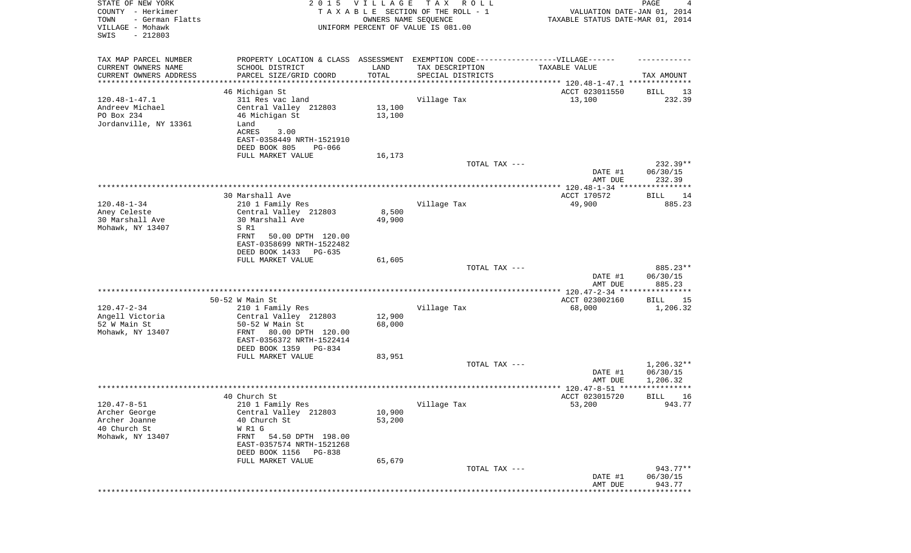STATE OF NEW YORK
COUNTY - Herkimer
TOWN - German Flatts
VILLAGE - Mohawk
SWIS - 212803

2015 VILLAGE TAX ROLL
TAXABLE SECTION OF THE ROLL - 1
OWNERS NAME SEQUENCE
UNIFORM PERCENT OF VALUE IS 081.00

VALUATION DATE-JAN 01, 2014
TAXABLE STATUS DATE-MAR 01, 2014

| TAX MAP PARCEL NUMBER<br>CURRENT OWNERS NAME<br>CURRENT OWNERS ADDRESS | PROPERTY LOCATION & CLASS<br>SCHOOL DISTRICT<br>PARCEL SIZE/GRID COORD | ASSESSMENT<br>LAND<br>TOTAL | EXEMPTION CODE-----VILLAGE------<br>TAX DESCRIPTION<br>SPECIAL DISTRICTS | TAXABLE VALUE | TAX AMOUNT |
|---|---|---|---|---|---|
| | 46 Michigan St | | | ACCT 023011550 | BILL 13 |
| 120.48-1-47.1 | 311 Res vac land | | Village Tax | 13,100 | 232.39 |
| Andreev Michael | Central Valley 212803 | 13,100 | | | |
| PO Box 234 | 46 Michigan St | 13,100 | | | |
| Jordanville, NY 13361 | Land | | | | |
| | ACRES 3.00 | | | | |
| | EAST-0358449 NRTH-1521910 | | | | |
| | DEED BOOK 805 PG-066 | | | | |
| | FULL MARKET VALUE | 16,173 | | | |
| | | | TOTAL TAX --- | | 232.39** |
| | | | | DATE #1 | 06/30/15 |
| | | | | AMT DUE | 232.39 |
| | 30 Marshall Ave | | | ACCT 170572 | BILL 14 |
| 120.48-1-34 | 210 1 Family Res | | Village Tax | 49,900 | 885.23 |
| Aney Celeste | Central Valley 212803 | 8,500 | | | |
| 30 Marshall Ave | 30 Marshall Ave | 49,900 | | | |
| Mohawk, NY 13407 | S R1 | | | | |
| | FRNT 50.00 DPTH 120.00 | | | | |
| | EAST-0358699 NRTH-1522482 | | | | |
| | DEED BOOK 1433 PG-635 | | | | |
| | FULL MARKET VALUE | 61,605 | | | |
| | | | TOTAL TAX --- | | 885.23** |
| | | | | DATE #1 | 06/30/15 |
| | | | | AMT DUE | 885.23 |
| | 50-52 W Main St | | | ACCT 023002160 | BILL 15 |
| 120.47-2-34 | 210 1 Family Res | | Village Tax | 68,000 | 1,206.32 |
| Angell Victoria | Central Valley 212803 | 12,900 | | | |
| 52 W Main St | 50-52 W Main St | 68,000 | | | |
| Mohawk, NY 13407 | FRNT 80.00 DPTH 120.00 | | | | |
| | EAST-0356372 NRTH-1522414 | | | | |
| | DEED BOOK 1359 PG-834 | | | | |
| | FULL MARKET VALUE | 83,951 | | | |
| | | | TOTAL TAX --- | | 1,206.32** |
| | | | | DATE #1 | 06/30/15 |
| | | | | AMT DUE | 1,206.32 |
| | 40 Church St | | | ACCT 023015720 | BILL 16 |
| 120.47-8-51 | 210 1 Family Res | | Village Tax | 53,200 | 943.77 |
| Archer George | Central Valley 212803 | 10,900 | | | |
| Archer Joanne | 40 Church St | 53,200 | | | |
| 40 Church St | W R1 G | | | | |
| Mohawk, NY 13407 | FRNT 54.50 DPTH 198.00 | | | | |
| | EAST-0357574 NRTH-1521268 | | | | |
| | DEED BOOK 1156 PG-838 | | | | |
| | FULL MARKET VALUE | 65,679 | | | |
| | | | TOTAL TAX --- | | 943.77** |
| | | | | DATE #1 | 06/30/15 |
| | | | | AMT DUE | 943.77 |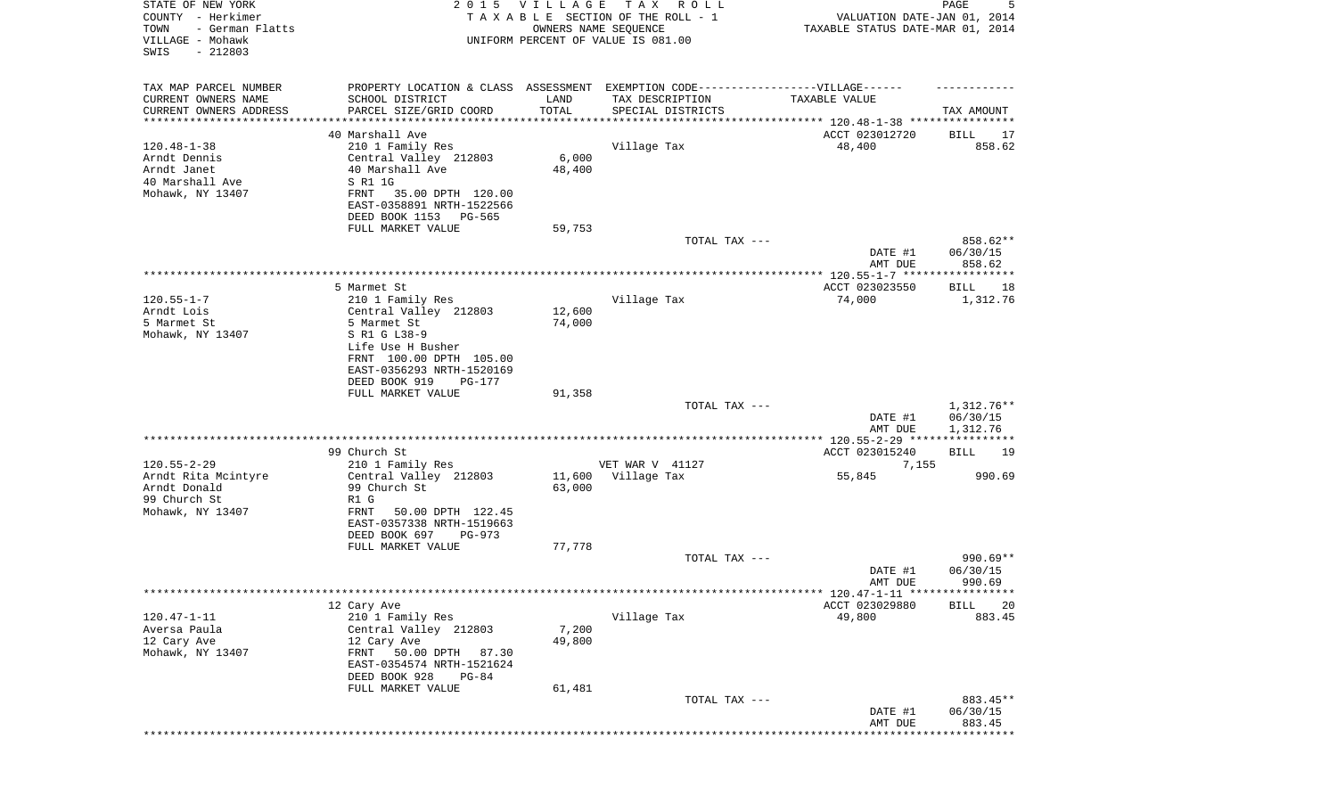STATE OF NEW YORK
COUNTY - Herkimer
TOWN - German Flatts
VILLAGE - Mohawk
SWIS - 212803

2 0 1 5 V I L L A G E T A X R O L L
T A X A B L E SECTION OF THE ROLL - 1
OWNERS NAME SEQUENCE
UNIFORM PERCENT OF VALUE IS 081.00

VALUATION DATE-JAN 01, 2014
TAXABLE STATUS DATE-MAR 01, 2014

| TAX MAP PARCEL NUMBER / CURRENT OWNERS NAME / CURRENT OWNERS ADDRESS | PROPERTY LOCATION & CLASS / SCHOOL DISTRICT / PARCEL SIZE/GRID COORD | ASSESSMENT LAND / TOTAL | EXEMPTION CODE / TAX DESCRIPTION / SPECIAL DISTRICTS | TAXABLE VALUE | TAX AMOUNT |
|---|---|---|---|---|---|
| | 40 Marshall Ave | | | ACCT 023012720 | BILL 17 |
| 120.48-1-38 | 210 1 Family Res | | Village Tax | 48,400 | 858.62 |
| Arndt Dennis | Central Valley 212803 | 6,000 | | | |
| Arndt Janet | 40 Marshall Ave | 48,400 | | | |
| 40 Marshall Ave | S R1 1G | | | | |
| Mohawk, NY 13407 | FRNT 35.00 DPTH 120.00 | | | | |
| | EAST-0358891 NRTH-1522566 | | | | |
| | DEED BOOK 1153 PG-565 | | | | |
| | FULL MARKET VALUE | 59,753 | | | |
| | | | TOTAL TAX --- | | 858.62** |
| | | | | DATE #1 | 06/30/15 |
| | | | | AMT DUE | 858.62 |
| | 5 Marmet St | | | ACCT 023023550 | BILL 18 |
| 120.55-1-7 | 210 1 Family Res | | Village Tax | 74,000 | 1,312.76 |
| Arndt Lois | Central Valley 212803 | 12,600 | | | |
| 5 Marmet St | 5 Marmet St | 74,000 | | | |
| Mohawk, NY 13407 | S R1 G L38-9 | | | | |
| | Life Use H Busher | | | | |
| | FRNT 100.00 DPTH 105.00 | | | | |
| | EAST-0356293 NRTH-1520169 | | | | |
| | DEED BOOK 919 PG-177 | | | | |
| | FULL MARKET VALUE | 91,358 | | | |
| | | | TOTAL TAX --- | | 1,312.76** |
| | | | | DATE #1 | 06/30/15 |
| | | | | AMT DUE | 1,312.76 |
| | 99 Church St | | | ACCT 023015240 | BILL 19 |
| 120.55-2-29 | 210 1 Family Res | | VET WAR V 41127 | 7,155 | |
| Arndt Rita Mcintyre | Central Valley 212803 | 11,600 | Village Tax | 55,845 | 990.69 |
| Arndt Donald | 99 Church St | 63,000 | | | |
| 99 Church St | R1 G | | | | |
| Mohawk, NY 13407 | FRNT 50.00 DPTH 122.45 | | | | |
| | EAST-0357338 NRTH-1519663 | | | | |
| | DEED BOOK 697 PG-973 | | | | |
| | FULL MARKET VALUE | 77,778 | | | |
| | | | TOTAL TAX --- | | 990.69** |
| | | | | DATE #1 | 06/30/15 |
| | | | | AMT DUE | 990.69 |
| | 12 Cary Ave | | | ACCT 023029880 | BILL 20 |
| 120.47-1-11 | 210 1 Family Res | | Village Tax | 49,800 | 883.45 |
| Aversa Paula | Central Valley 212803 | 7,200 | | | |
| 12 Cary Ave | 12 Cary Ave | 49,800 | | | |
| Mohawk, NY 13407 | FRNT 50.00 DPTH 87.30 | | | | |
| | EAST-0354574 NRTH-1521624 | | | | |
| | DEED BOOK 928 PG-84 | | | | |
| | FULL MARKET VALUE | 61,481 | | | |
| | | | TOTAL TAX --- | | 883.45** |
| | | | | DATE #1 | 06/30/15 |
| | | | | AMT DUE | 883.45 |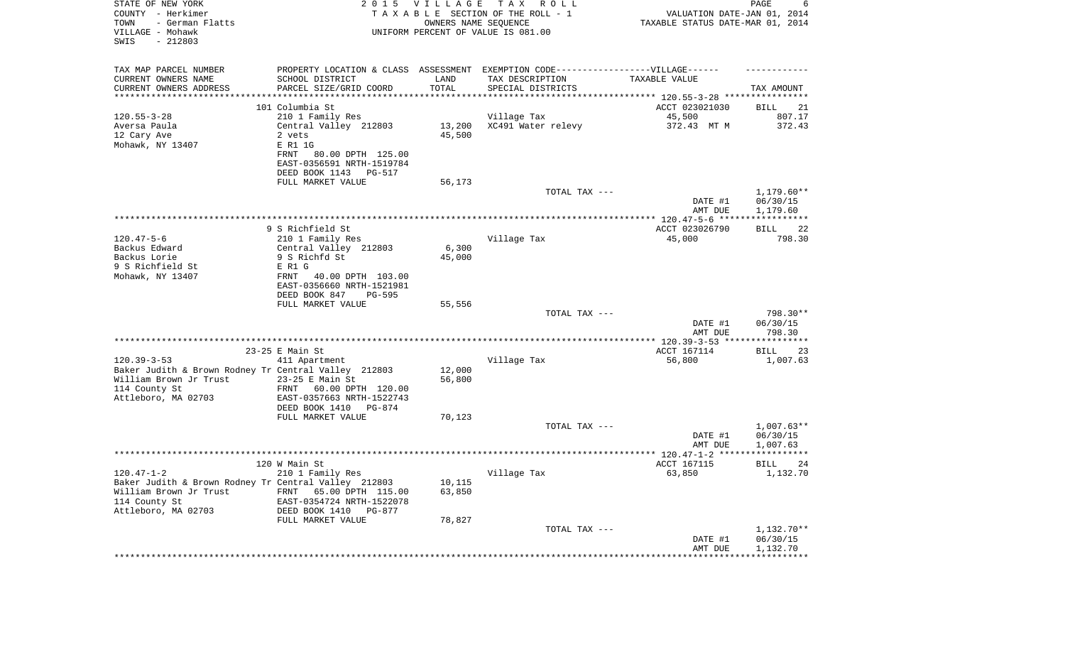STATE OF NEW YORK
COUNTY - Herkimer
TOWN - German Flatts
VILLAGE - Mohawk
SWIS - 212803

2 0 1 5 V I L L A G E T A X R O L L
T A X A B L E SECTION OF THE ROLL - 1
OWNERS NAME SEQUENCE
UNIFORM PERCENT OF VALUE IS 081.00

VALUATION DATE-JAN 01, 2014
TAXABLE STATUS DATE-MAR 01, 2014

| TAX MAP PARCEL NUMBER / CURRENT OWNERS NAME / CURRENT OWNERS ADDRESS | PROPERTY LOCATION & CLASS / SCHOOL DISTRICT / PARCEL SIZE/GRID COORD | ASSESSMENT LAND / TOTAL | EXEMPTION CODE-----VILLAGE------ TAX DESCRIPTION / SPECIAL DISTRICTS | TAXABLE VALUE | TAX AMOUNT |
|---|---|---|---|---|---|
| **120.55-3-28** | 101 Columbia St | | | ACCT 023021030 | BILL 21 |
| 120.55-3-28 | 210 1 Family Res | | Village Tax | 45,500 | 807.17 |
| Aversa Paula | Central Valley 212803 | 13,200 | XC491 Water relevy | 372.43 MT M | 372.43 |
| 12 Cary Ave | 2 vets | 45,500 | | | |
| Mohawk, NY 13407 | E R1 1G | | | | |
| | FRNT 80.00 DPTH 125.00 | | | | |
| | EAST-0356591 NRTH-1519784 | | | | |
| | DEED BOOK 1143 PG-517 | | | | |
| | FULL MARKET VALUE | 56,173 | | | |
| | | | TOTAL TAX --- | | 1,179.60** |
| | | | | DATE #1 | 06/30/15 |
| | | | | AMT DUE | 1,179.60 |
| **120.47-5-6** | 9 S Richfield St | | | ACCT 023026790 | BILL 22 |
| 120.47-5-6 | 210 1 Family Res | | Village Tax | 45,000 | 798.30 |
| Backus Edward | Central Valley 212803 | 6,300 | | | |
| Backus Lorie | 9 S Richfd St | 45,000 | | | |
| 9 S Richfield St | E R1 G | | | | |
| Mohawk, NY 13407 | FRNT 40.00 DPTH 103.00 | | | | |
| | EAST-0356660 NRTH-1521981 | | | | |
| | DEED BOOK 847 PG-595 | | | | |
| | FULL MARKET VALUE | 55,556 | | | |
| | | | TOTAL TAX --- | | 798.30** |
| | | | | DATE #1 | 06/30/15 |
| | | | | AMT DUE | 798.30 |
| **120.39-3-53** | 23-25 E Main St | | | ACCT 167114 | BILL 23 |
| 120.39-3-53 | 411 Apartment | | Village Tax | 56,800 | 1,007.63 |
| Baker Judith & Brown Rodney Tr | Central Valley 212803 | 12,000 | | | |
| William Brown Jr Trust | 23-25 E Main St | 56,800 | | | |
| 114 County St | FRNT 60.00 DPTH 120.00 | | | | |
| Attleboro, MA 02703 | EAST-0357663 NRTH-1522743 | | | | |
| | DEED BOOK 1410 PG-874 | | | | |
| | FULL MARKET VALUE | 70,123 | | | |
| | | | TOTAL TAX --- | | 1,007.63** |
| | | | | DATE #1 | 06/30/15 |
| | | | | AMT DUE | 1,007.63 |
| **120.47-1-2** | 120 W Main St | | | ACCT 167115 | BILL 24 |
| 120.47-1-2 | 210 1 Family Res | | Village Tax | 63,850 | 1,132.70 |
| Baker Judith & Brown Rodney Tr | Central Valley 212803 | 10,115 | | | |
| William Brown Jr Trust | FRNT 65.00 DPTH 115.00 | 63,850 | | | |
| 114 County St | EAST-0354724 NRTH-1522078 | | | | |
| Attleboro, MA 02703 | DEED BOOK 1410 PG-877 | | | | |
| | FULL MARKET VALUE | 78,827 | | | |
| | | | TOTAL TAX --- | | 1,132.70** |
| | | | | DATE #1 | 06/30/15 |
| | | | | AMT DUE | 1,132.70 |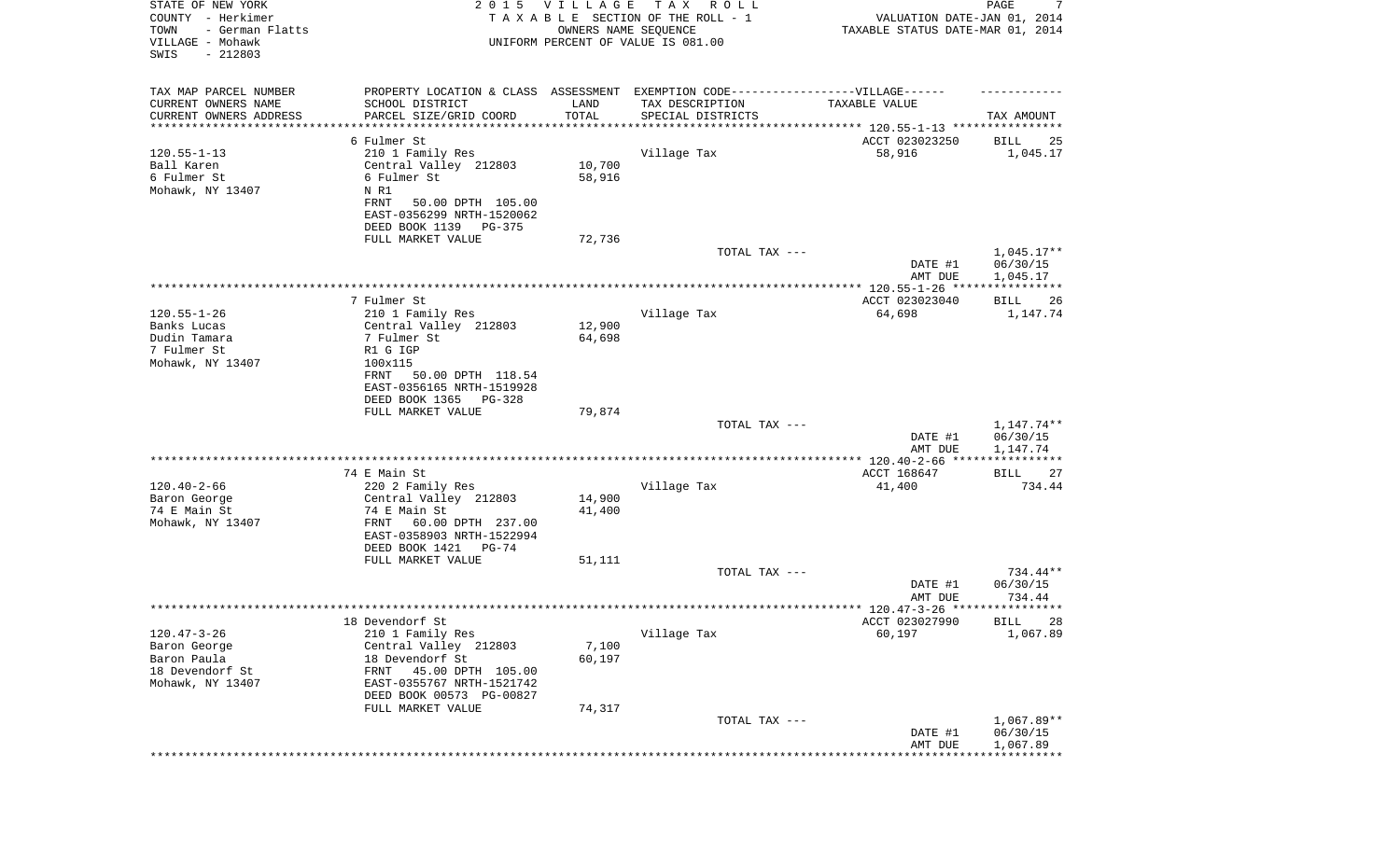STATE OF NEW YORK
COUNTY - Herkimer
TOWN - German Flatts
VILLAGE - Mohawk
SWIS - 212803

2015 VILLAGE TAX ROLL
TAXABLE SECTION OF THE ROLL - 1
OWNERS NAME SEQUENCE
UNIFORM PERCENT OF VALUE IS 081.00

VALUATION DATE-JAN 01, 2014
TAXABLE STATUS DATE-MAR 01, 2014

| TAX MAP PARCEL NUMBER<br>CURRENT OWNERS NAME<br>CURRENT OWNERS ADDRESS | PROPERTY LOCATION & CLASS<br>SCHOOL DISTRICT<br>PARCEL SIZE/GRID COORD | ASSESSMENT<br>LAND<br>TOTAL | EXEMPTION CODE------VILLAGE------<br>TAX DESCRIPTION<br>SPECIAL DISTRICTS | TAXABLE VALUE | TAX AMOUNT |
|---|---|---|---|---|---|
| | 6 Fulmer St | | | ACCT 023023250 | BILL 25 |
| 120.55-1-13 | 210 1 Family Res | | Village Tax | 58,916 | 1,045.17 |
| Ball Karen | Central Valley 212803 | 10,700 | | | |
| 6 Fulmer St | 6 Fulmer St | 58,916 | | | |
| Mohawk, NY 13407 | N R1 | | | | |
| | FRNT 50.00 DPTH 105.00 | | | | |
| | EAST-0356299 NRTH-1520062 | | | | |
| | DEED BOOK 1139 PG-375 | | | | |
| | FULL MARKET VALUE | 72,736 | | | |
| | | | TOTAL TAX --- | | 1,045.17** |
| | | | | DATE #1 | 06/30/15 |
| | | | | AMT DUE | 1,045.17 |
| | 7 Fulmer St | | | ACCT 023023040 | BILL 26 |
| 120.55-1-26 | 210 1 Family Res | | Village Tax | 64,698 | 1,147.74 |
| Banks Lucas | Central Valley 212803 | 12,900 | | | |
| Dudin Tamara | 7 Fulmer St | 64,698 | | | |
| 7 Fulmer St | R1 G IGP | | | | |
| Mohawk, NY 13407 | 100x115 | | | | |
| | FRNT 50.00 DPTH 118.54 | | | | |
| | EAST-0356165 NRTH-1519928 | | | | |
| | DEED BOOK 1365 PG-328 | | | | |
| | FULL MARKET VALUE | 79,874 | | | |
| | | | TOTAL TAX --- | | 1,147.74** |
| | | | | DATE #1 | 06/30/15 |
| | | | | AMT DUE | 1,147.74 |
| | 74 E Main St | | | ACCT 168647 | BILL 27 |
| 120.40-2-66 | 220 2 Family Res | | Village Tax | 41,400 | 734.44 |
| Baron George | Central Valley 212803 | 14,900 | | | |
| 74 E Main St | 74 E Main St | 41,400 | | | |
| Mohawk, NY 13407 | FRNT 60.00 DPTH 237.00 | | | | |
| | EAST-0358903 NRTH-1522994 | | | | |
| | DEED BOOK 1421 PG-74 | | | | |
| | FULL MARKET VALUE | 51,111 | | | |
| | | | TOTAL TAX --- | | 734.44** |
| | | | | DATE #1 | 06/30/15 |
| | | | | AMT DUE | 734.44 |
| | 18 Devendorf St | | | ACCT 023027990 | BILL 28 |
| 120.47-3-26 | 210 1 Family Res | | Village Tax | 60,197 | 1,067.89 |
| Baron George | Central Valley 212803 | 7,100 | | | |
| Baron Paula | 18 Devendorf St | 60,197 | | | |
| 18 Devendorf St | FRNT 45.00 DPTH 105.00 | | | | |
| Mohawk, NY 13407 | EAST-0355767 NRTH-1521742 | | | | |
| | DEED BOOK 00573 PG-00827 | | | | |
| | FULL MARKET VALUE | 74,317 | | | |
| | | | TOTAL TAX --- | | 1,067.89** |
| | | | | DATE #1 | 06/30/15 |
| | | | | AMT DUE | 1,067.89 |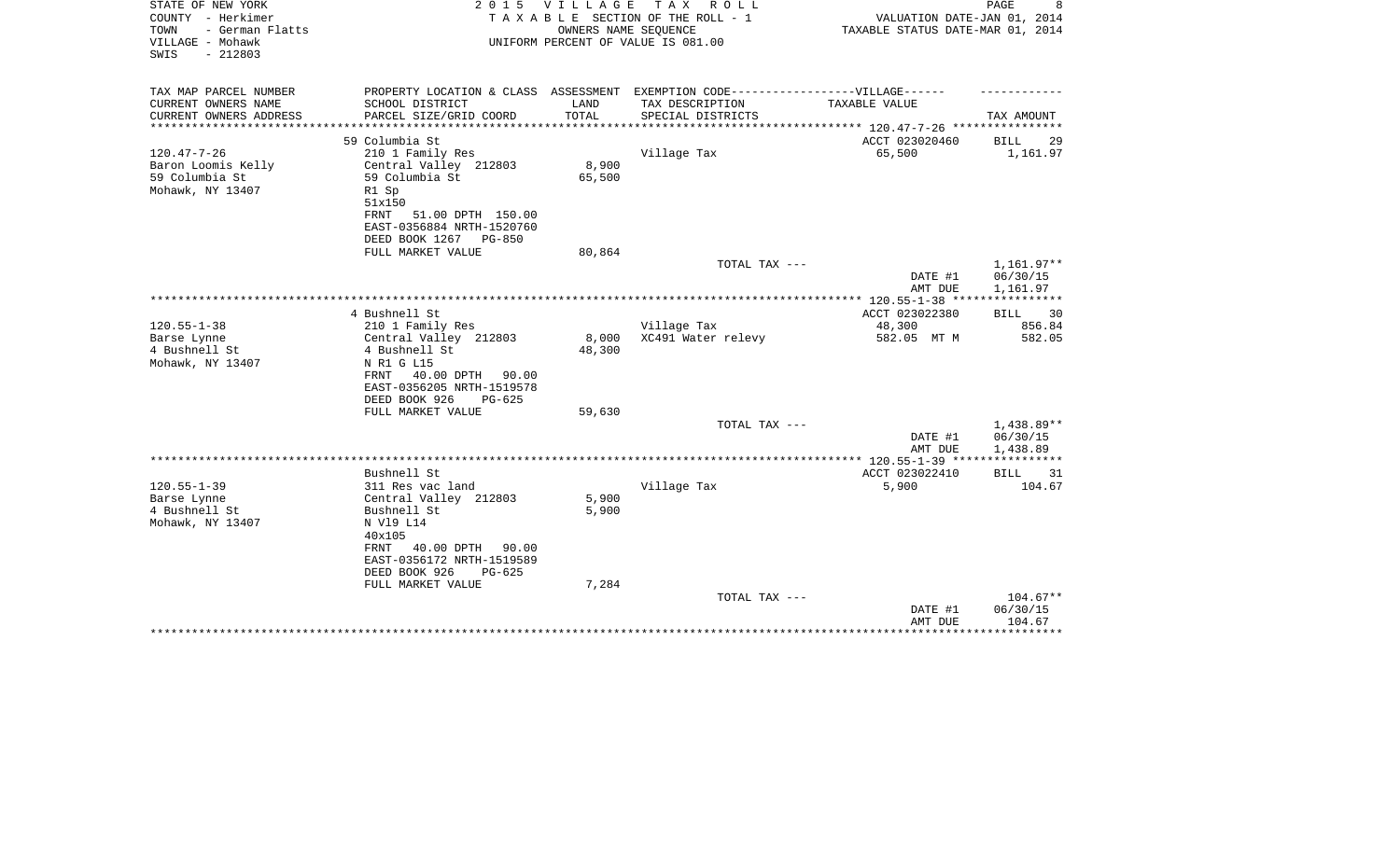STATE OF NEW YORK — 2015 VILLAGE TAX ROLL
COUNTY - Herkimer — TAXABLE SECTION OF THE ROLL - 1 — VALUATION DATE-JAN 01, 2014
TOWN - German Flatts — OWNERS NAME SEQUENCE — TAXABLE STATUS DATE-MAR 01, 2014
VILLAGE - Mohawk — UNIFORM PERCENT OF VALUE IS 081.00
SWIS - 212803

| TAX MAP PARCEL NUMBER / CURRENT OWNERS NAME / CURRENT OWNERS ADDRESS | PROPERTY LOCATION & CLASS / SCHOOL DISTRICT / PARCEL SIZE/GRID COORD | ASSESSMENT LAND / TOTAL | EXEMPTION CODE-----VILLAGE------ TAX DESCRIPTION / SPECIAL DISTRICTS | TAXABLE VALUE | TAX AMOUNT |
|---|---|---|---|---|---|
| | 59 Columbia St | | | ACCT 023020460 | BILL 29 |
| 120.47-7-26 | 210 1 Family Res | | Village Tax | 65,500 | 1,161.97 |
| Baron Loomis Kelly | Central Valley 212803 | 8,900 | | | |
| 59 Columbia St | 59 Columbia St | 65,500 | | | |
| Mohawk, NY 13407 | R1 Sp | | | | |
| | 51x150 | | | | |
| | FRNT 51.00 DPTH 150.00 | | | | |
| | EAST-0356884 NRTH-1520760 | | | | |
| | DEED BOOK 1267 PG-850 | | | | |
| | FULL MARKET VALUE | 80,864 | | | |
| | | | TOTAL TAX --- | | 1,161.97** |
| | | | | DATE #1 | 06/30/15 |
| | | | | AMT DUE | 1,161.97 |
| | 4 Bushnell St | | | ACCT 023022380 | BILL 30 |
| 120.55-1-38 | 210 1 Family Res | | Village Tax | 48,300 | 856.84 |
| Barse Lynne | Central Valley 212803 | 8,000 | XC491 Water relevy | 582.05 MT M | 582.05 |
| 4 Bushnell St | 4 Bushnell St | 48,300 | | | |
| Mohawk, NY 13407 | N R1 G L15 | | | | |
| | FRNT 40.00 DPTH 90.00 | | | | |
| | EAST-0356205 NRTH-1519578 | | | | |
| | DEED BOOK 926 PG-625 | | | | |
| | FULL MARKET VALUE | 59,630 | | | |
| | | | TOTAL TAX --- | | 1,438.89** |
| | | | | DATE #1 | 06/30/15 |
| | | | | AMT DUE | 1,438.89 |
| | Bushnell St | | | ACCT 023022410 | BILL 31 |
| 120.55-1-39 | 311 Res vac land | | Village Tax | 5,900 | 104.67 |
| Barse Lynne | Central Valley 212803 | 5,900 | | | |
| 4 Bushnell St | Bushnell St | 5,900 | | | |
| Mohawk, NY 13407 | N Vl9 L14 | | | | |
| | 40x105 | | | | |
| | FRNT 40.00 DPTH 90.00 | | | | |
| | EAST-0356172 NRTH-1519589 | | | | |
| | DEED BOOK 926 PG-625 | | | | |
| | FULL MARKET VALUE | 7,284 | | | |
| | | | TOTAL TAX --- | | 104.67** |
| | | | | DATE #1 | 06/30/15 |
| | | | | AMT DUE | 104.67 |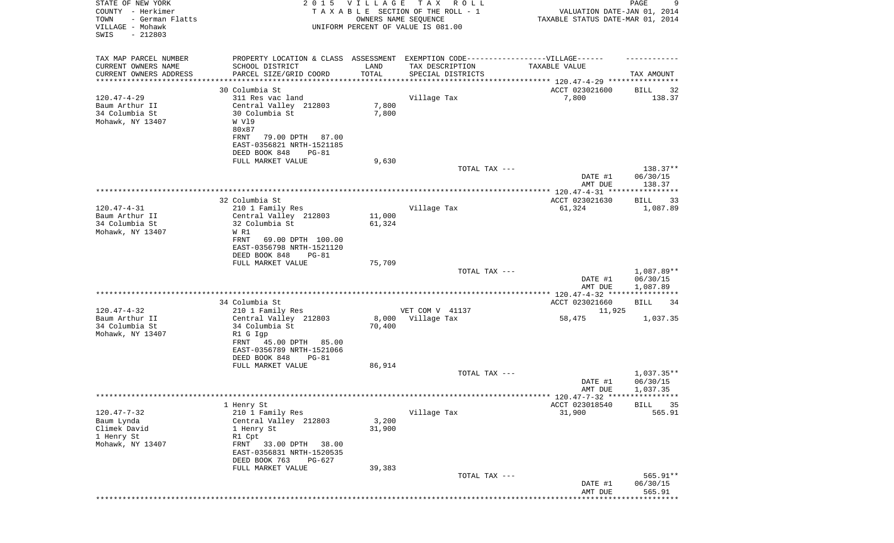STATE OF NEW YORK
COUNTY - Herkimer
TOWN - German Flatts
VILLAGE - Mohawk
SWIS - 212803

2 0 1 5 V I L L A G E T A X R O L L
T A X A B L E SECTION OF THE ROLL - 1
OWNERS NAME SEQUENCE
UNIFORM PERCENT OF VALUE IS 081.00

VALUATION DATE-JAN 01, 2014
TAXABLE STATUS DATE-MAR 01, 2014

| TAX MAP PARCEL NUMBER<br>CURRENT OWNERS NAME<br>CURRENT OWNERS ADDRESS | PROPERTY LOCATION & CLASS<br>SCHOOL DISTRICT<br>PARCEL SIZE/GRID COORD | ASSESSMENT<br>LAND<br>TOTAL | EXEMPTION CODE------------------VILLAGE------<br>TAX DESCRIPTION<br>SPECIAL DISTRICTS | TAXABLE VALUE | TAX AMOUNT |
|---|---|---|---|---|---|
| | 30 Columbia St | | | ACCT 023021600 | BILL 32 |
| 120.47-4-29 | 311 Res vac land | | Village Tax | 7,800 | 138.37 |
| Baum Arthur II | Central Valley 212803 | 7,800 | | | |
| 34 Columbia St | 30 Columbia St | 7,800 | | | |
| Mohawk, NY 13407 | W Vl9 | | | | |
| | 80x87 | | | | |
| | FRNT 79.00 DPTH 87.00 | | | | |
| | EAST-0356821 NRTH-1521185 | | | | |
| | DEED BOOK 848 PG-81 | | | | |
| | FULL MARKET VALUE | 9,630 | | | |
| | | | TOTAL TAX --- | | 138.37** |
| | | | | DATE #1 | 06/30/15 |
| | | | | AMT DUE | 138.37 |
| | 32 Columbia St | | | ACCT 023021630 | BILL 33 |
| 120.47-4-31 | 210 1 Family Res | | Village Tax | 61,324 | 1,087.89 |
| Baum Arthur II | Central Valley 212803 | 11,000 | | | |
| 34 Columbia St | 32 Columbia St | 61,324 | | | |
| Mohawk, NY 13407 | W R1 | | | | |
| | FRNT 69.00 DPTH 100.00 | | | | |
| | EAST-0356798 NRTH-1521120 | | | | |
| | DEED BOOK 848 PG-81 | | | | |
| | FULL MARKET VALUE | 75,709 | | | |
| | | | TOTAL TAX --- | | 1,087.89** |
| | | | | DATE #1 | 06/30/15 |
| | | | | AMT DUE | 1,087.89 |
| | 34 Columbia St | | | ACCT 023021660 | BILL 34 |
| 120.47-4-32 | 210 1 Family Res | | VET COM V 41137 | 11,925 | |
| Baum Arthur II | Central Valley 212803 | 8,000 | Village Tax | 58,475 | 1,037.35 |
| 34 Columbia St | 34 Columbia St | 70,400 | | | |
| Mohawk, NY 13407 | R1 G Igp | | | | |
| | FRNT 45.00 DPTH 85.00 | | | | |
| | EAST-0356789 NRTH-1521066 | | | | |
| | DEED BOOK 848 PG-81 | | | | |
| | FULL MARKET VALUE | 86,914 | | | |
| | | | TOTAL TAX --- | | 1,037.35** |
| | | | | DATE #1 | 06/30/15 |
| | | | | AMT DUE | 1,037.35 |
| | 1 Henry St | | | ACCT 023018540 | BILL 35 |
| 120.47-7-32 | 210 1 Family Res | | Village Tax | 31,900 | 565.91 |
| Baum Lynda | Central Valley 212803 | 3,200 | | | |
| Climek David | 1 Henry St | 31,900 | | | |
| 1 Henry St | R1 Cpt | | | | |
| Mohawk, NY 13407 | FRNT 33.00 DPTH 38.00 | | | | |
| | EAST-0356831 NRTH-1520535 | | | | |
| | DEED BOOK 763 PG-627 | | | | |
| | FULL MARKET VALUE | 39,383 | | | |
| | | | TOTAL TAX --- | | 565.91** |
| | | | | DATE #1 | 06/30/15 |
| | | | | AMT DUE | 565.91 |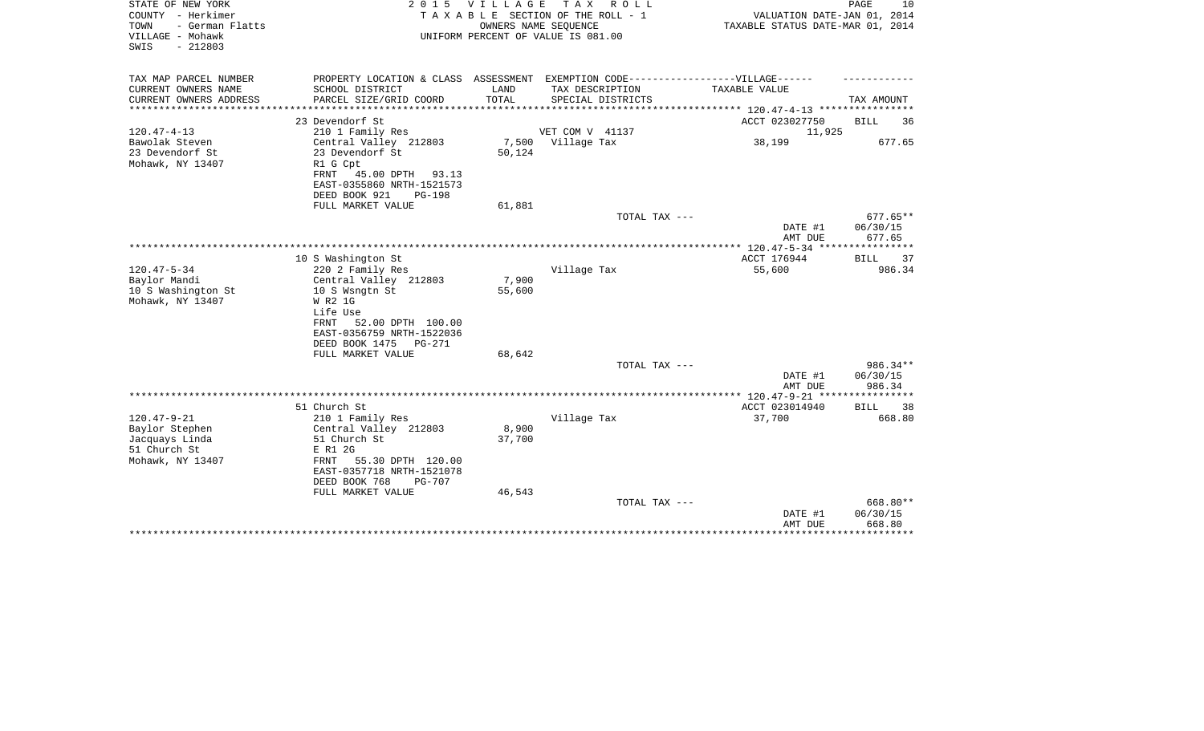STATE OF NEW YORK
COUNTY - Herkimer
TOWN - German Flatts
VILLAGE - Mohawk
SWIS - 212803

2 0 1 5 V I L L A G E T A X R O L L
T A X A B L E SECTION OF THE ROLL - 1
OWNERS NAME SEQUENCE
UNIFORM PERCENT OF VALUE IS 081.00

VALUATION DATE-JAN 01, 2014
TAXABLE STATUS DATE-MAR 01, 2014

| TAX MAP PARCEL NUMBER<br>CURRENT OWNERS NAME<br>CURRENT OWNERS ADDRESS | PROPERTY LOCATION & CLASS<br>SCHOOL DISTRICT<br>PARCEL SIZE/GRID COORD | ASSESSMENT<br>LAND<br>TOTAL | EXEMPTION CODE------VILLAGE------<br>TAX DESCRIPTION<br>SPECIAL DISTRICTS | TAXABLE VALUE | TAX AMOUNT |
|---|---|---|---|---|---|
| 120.47-4-13 | 23 Devendorf St | | | ACCT 023027750 | BILL 36 |
| 120.47-4-13<br>Bawolak Steven<br>23 Devendorf St<br>Mohawk, NY 13407 | 210 1 Family Res<br>Central Valley 212803<br>23 Devendorf St<br>R1 G Cpt<br>FRNT 45.00 DPTH 93.13<br>EAST-0355860 NRTH-1521573<br>DEED BOOK 921 PG-198<br>FULL MARKET VALUE | <br>7,500<br>50,124<br><br><br><br><br>61,881 | VET COM V 41137<br>Village Tax | 11,925<br>38,199 | <br>677.65 |
| | | | TOTAL TAX --- | | 677.65** |
| | | | | DATE #1 | 06/30/15 |
| | | | | AMT DUE | 677.65 |
| 120.47-5-34 | 10 S Washington St | | | ACCT 176944 | BILL 37 |
| 120.47-5-34<br>Baylor Mandi<br>10 S Washington St<br>Mohawk, NY 13407 | 220 2 Family Res<br>Central Valley 212803<br>10 S Wsngtn St<br>W R2 1G<br>Life Use<br>FRNT 52.00 DPTH 100.00<br>EAST-0356759 NRTH-1522036<br>DEED BOOK 1475 PG-271<br>FULL MARKET VALUE | <br>7,900<br>55,600<br><br><br><br><br><br>68,642 | Village Tax | 55,600 | 986.34 |
| | | | TOTAL TAX --- | | 986.34** |
| | | | | DATE #1 | 06/30/15 |
| | | | | AMT DUE | 986.34 |
| 120.47-9-21 | 51 Church St | | | ACCT 023014940 | BILL 38 |
| 120.47-9-21<br>Baylor Stephen<br>Jacquays Linda<br>51 Church St<br>Mohawk, NY 13407 | 210 1 Family Res<br>Central Valley 212803<br>51 Church St<br>E R1 2G<br>FRNT 55.30 DPTH 120.00<br>EAST-0357718 NRTH-1521078<br>DEED BOOK 768 PG-707<br>FULL MARKET VALUE | <br>8,900<br>37,700<br><br><br><br><br>46,543 | Village Tax | 37,700 | 668.80 |
| | | | TOTAL TAX --- | | 668.80** |
| | | | | DATE #1 | 06/30/15 |
| | | | | AMT DUE | 668.80 |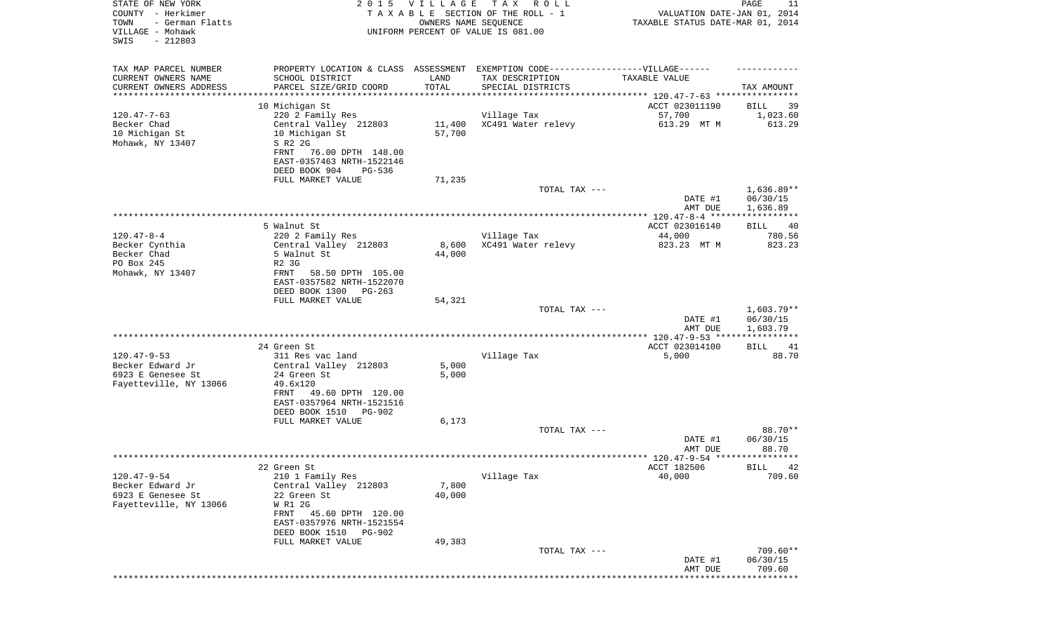STATE OF NEW YORK
COUNTY - Herkimer
TOWN - German Flatts
VILLAGE - Mohawk
SWIS - 212803

2015 VILLAGE TAX ROLL
TAXABLE SECTION OF THE ROLL - 1
OWNERS NAME SEQUENCE
UNIFORM PERCENT OF VALUE IS 081.00

VALUATION DATE-JAN 01, 2014
TAXABLE STATUS DATE-MAR 01, 2014

| TAX MAP PARCEL NUMBER<br>CURRENT OWNERS NAME<br>CURRENT OWNERS ADDRESS | PROPERTY LOCATION & CLASS<br>SCHOOL DISTRICT<br>PARCEL SIZE/GRID COORD | ASSESSMENT<br>LAND<br>TOTAL | EXEMPTION CODE------VILLAGE------<br>TAX DESCRIPTION<br>SPECIAL DISTRICTS | TAXABLE VALUE | TAX AMOUNT |
|---|---|---|---|---|---|
| **120.47-7-63** | 10 Michigan St | | | ACCT 023011190 | BILL 39 |
| 120.47-7-63 | 220 2 Family Res | | Village Tax | 57,700 | 1,023.60 |
| Becker Chad | Central Valley 212803 | 11,400 | XC491 Water relevy | 613.29 MT M | 613.29 |
| 10 Michigan St | 10 Michigan St | 57,700 | | | |
| Mohawk, NY 13407 | S R2 2G | | | | |
| | FRNT 76.00 DPTH 148.00 | | | | |
| | EAST-0357463 NRTH-1522146 | | | | |
| | DEED BOOK 904 PG-536 | | | | |
| | FULL MARKET VALUE | 71,235 | | | |
| | | | TOTAL TAX --- | | 1,636.89** |
| | | | | DATE #1 | 06/30/15 |
| | | | | AMT DUE | 1,636.89 |
| **120.47-8-4** | 5 Walnut St | | | ACCT 023016140 | BILL 40 |
| 120.47-8-4 | 220 2 Family Res | | Village Tax | 44,000 | 780.56 |
| Becker Cynthia | Central Valley 212803 | 8,600 | XC491 Water relevy | 823.23 MT M | 823.23 |
| Becker Chad | 5 Walnut St | 44,000 | | | |
| PO Box 245 | R2 3G | | | | |
| Mohawk, NY 13407 | FRNT 58.50 DPTH 105.00 | | | | |
| | EAST-0357582 NRTH-1522070 | | | | |
| | DEED BOOK 1300 PG-263 | | | | |
| | FULL MARKET VALUE | 54,321 | | | |
| | | | TOTAL TAX --- | | 1,603.79** |
| | | | | DATE #1 | 06/30/15 |
| | | | | AMT DUE | 1,603.79 |
| **120.47-9-53** | 24 Green St | | | ACCT 023014100 | BILL 41 |
| 120.47-9-53 | 311 Res vac land | | Village Tax | 5,000 | 88.70 |
| Becker Edward Jr | Central Valley 212803 | 5,000 | | | |
| 6923 E Genesee St | 24 Green St | 5,000 | | | |
| Fayetteville, NY 13066 | 49.6x120 | | | | |
| | FRNT 49.60 DPTH 120.00 | | | | |
| | EAST-0357964 NRTH-1521516 | | | | |
| | DEED BOOK 1510 PG-902 | | | | |
| | FULL MARKET VALUE | 6,173 | | | |
| | | | TOTAL TAX --- | | 88.70** |
| | | | | DATE #1 | 06/30/15 |
| | | | | AMT DUE | 88.70 |
| **120.47-9-54** | 22 Green St | | | ACCT 182506 | BILL 42 |
| 120.47-9-54 | 210 1 Family Res | | Village Tax | 40,000 | 709.60 |
| Becker Edward Jr | Central Valley 212803 | 7,800 | | | |
| 6923 E Genesee St | 22 Green St | 40,000 | | | |
| Fayetteville, NY 13066 | W R1 2G | | | | |
| | FRNT 45.60 DPTH 120.00 | | | | |
| | EAST-0357976 NRTH-1521554 | | | | |
| | DEED BOOK 1510 PG-902 | | | | |
| | FULL MARKET VALUE | 49,383 | | | |
| | | | TOTAL TAX --- | | 709.60** |
| | | | | DATE #1 | 06/30/15 |
| | | | | AMT DUE | 709.60 |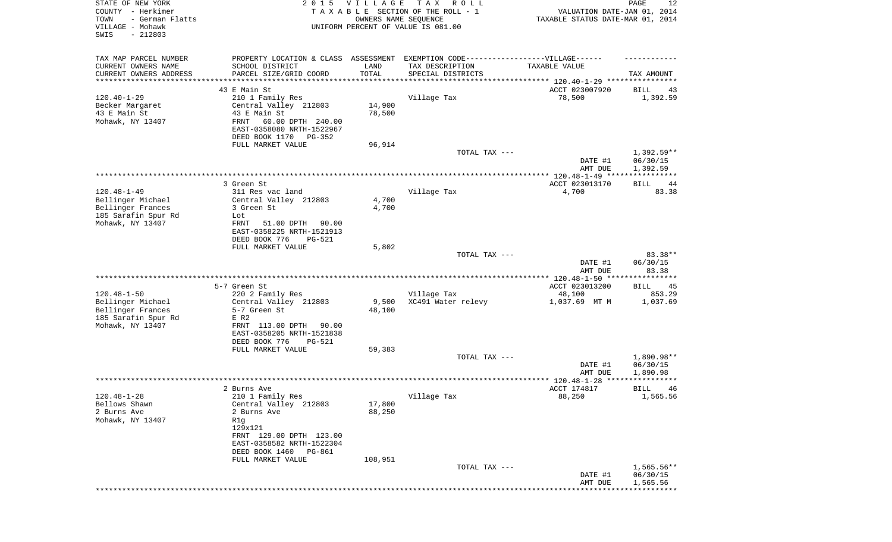STATE OF NEW YORK
COUNTY - Herkimer
TOWN - German Flatts
VILLAGE - Mohawk
SWIS - 212803

2015 VILLAGE TAX ROLL
TAXABLE SECTION OF THE ROLL - 1
OWNERS NAME SEQUENCE
UNIFORM PERCENT OF VALUE IS 081.00

VALUATION DATE-JAN 01, 2014
TAXABLE STATUS DATE-MAR 01, 2014

| TAX MAP PARCEL NUMBER<br>CURRENT OWNERS NAME<br>CURRENT OWNERS ADDRESS | PROPERTY LOCATION & CLASS<br>SCHOOL DISTRICT<br>PARCEL SIZE/GRID COORD | ASSESSMENT<br>LAND<br>TOTAL | EXEMPTION CODE-----VILLAGE------<br>TAX DESCRIPTION<br>SPECIAL DISTRICTS | TAXABLE VALUE | TAX AMOUNT |
|---|---|---|---|---|---|
| **120.40-1-29** | 43 E Main St | | | ACCT 023007920 | BILL 43 |
| 120.40-1-29 | 210 1 Family Res | | Village Tax | 78,500 | 1,392.59 |
| Becker Margaret | Central Valley 212803 | 14,900 | | | |
| 43 E Main St | 43 E Main St | 78,500 | | | |
| Mohawk, NY 13407 | FRNT 60.00 DPTH 240.00 | | | | |
| | EAST-0358080 NRTH-1522967 | | | | |
| | DEED BOOK 1170 PG-352 | | | | |
| | FULL MARKET VALUE | 96,914 | | | |
| | | | TOTAL TAX --- | | 1,392.59** |
| | | | | DATE #1 | 06/30/15 |
| | | | | AMT DUE | 1,392.59 |
| **120.48-1-49** | 3 Green St | | | ACCT 023013170 | BILL 44 |
| 120.48-1-49 | 311 Res vac land | | Village Tax | 4,700 | 83.38 |
| Bellinger Michael | Central Valley 212803 | 4,700 | | | |
| Bellinger Frances | 3 Green St | 4,700 | | | |
| 185 Sarafin Spur Rd | Lot | | | | |
| Mohawk, NY 13407 | FRNT 51.00 DPTH 90.00 | | | | |
| | EAST-0358225 NRTH-1521913 | | | | |
| | DEED BOOK 776 PG-521 | | | | |
| | FULL MARKET VALUE | 5,802 | | | |
| | | | TOTAL TAX --- | | 83.38** |
| | | | | DATE #1 | 06/30/15 |
| | | | | AMT DUE | 83.38 |
| **120.48-1-50** | 5-7 Green St | | | ACCT 023013200 | BILL 45 |
| 120.48-1-50 | 220 2 Family Res | | Village Tax | 48,100 | 853.29 |
| Bellinger Michael | Central Valley 212803 | 9,500 | XC491 Water relevy | 1,037.69 MT M | 1,037.69 |
| Bellinger Frances | 5-7 Green St | 48,100 | | | |
| 185 Sarafin Spur Rd | E R2 | | | | |
| Mohawk, NY 13407 | FRNT 113.00 DPTH 90.00 | | | | |
| | EAST-0358205 NRTH-1521838 | | | | |
| | DEED BOOK 776 PG-521 | | | | |
| | FULL MARKET VALUE | 59,383 | | | |
| | | | TOTAL TAX --- | | 1,890.98** |
| | | | | DATE #1 | 06/30/15 |
| | | | | AMT DUE | 1,890.98 |
| **120.48-1-28** | 2 Burns Ave | | | ACCT 174817 | BILL 46 |
| 120.48-1-28 | 210 1 Family Res | | Village Tax | 88,250 | 1,565.56 |
| Bellows Shawn | Central Valley 212803 | 17,800 | | | |
| 2 Burns Ave | 2 Burns Ave | 88,250 | | | |
| Mohawk, NY 13407 | R1g | | | | |
| | 129x121 | | | | |
| | FRNT 129.00 DPTH 123.00 | | | | |
| | EAST-0358582 NRTH-1522304 | | | | |
| | DEED BOOK 1460 PG-861 | | | | |
| | FULL MARKET VALUE | 108,951 | | | |
| | | | TOTAL TAX --- | | 1,565.56** |
| | | | | DATE #1 | 06/30/15 |
| | | | | AMT DUE | 1,565.56 |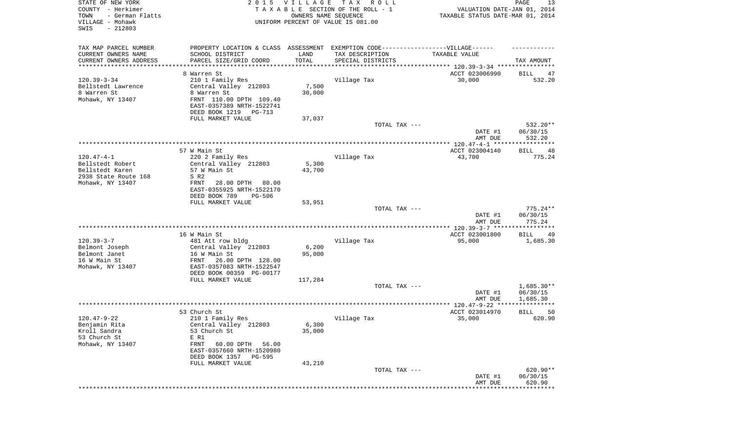STATE OF NEW YORK
COUNTY - Herkimer
TOWN - German Flatts
VILLAGE - Mohawk
SWIS - 212803

2015 VILLAGE TAX ROLL
TAXABLE SECTION OF THE ROLL - 1
OWNERS NAME SEQUENCE
UNIFORM PERCENT OF VALUE IS 081.00

VALUATION DATE-JAN 01, 2014
TAXABLE STATUS DATE-MAR 01, 2014

| TAX MAP PARCEL NUMBER / CURRENT OWNERS NAME / CURRENT OWNERS ADDRESS | PROPERTY LOCATION & CLASS / SCHOOL DISTRICT / PARCEL SIZE/GRID COORD | ASSESSMENT LAND / TOTAL | EXEMPTION CODE / TAX DESCRIPTION / SPECIAL DISTRICTS | VILLAGE TAXABLE VALUE | TAX AMOUNT |
|---|---|---|---|---|---|
| | 8 Warren St | | | ACCT 023006990 | BILL 47 |
| 120.39-3-34 | 210 1 Family Res | | Village Tax | 30,000 | 532.20 |
| Bellstedt Lawrence | Central Valley 212803 | 7,500 | | | |
| 8 Warren St | 8 Warren St | 30,000 | | | |
| Mohawk, NY 13407 | FRNT 110.00 DPTH 109.40 | | | | |
| | EAST-0357389 NRTH-1522741 | | | | |
| | DEED BOOK 1219 PG-713 | | | | |
| | FULL MARKET VALUE | 37,037 | | | |
| | | | TOTAL TAX --- | | 532.20** |
| | | | | DATE #1 | 06/30/15 |
| | | | | AMT DUE | 532.20 |
| | 57 W Main St | | | ACCT 023004140 | BILL 48 |
| 120.47-4-1 | 220 2 Family Res | | Village Tax | 43,700 | 775.24 |
| Bellstedt Robert | Central Valley 212803 | 5,300 | | | |
| Bellstedt Karen | 57 W Main St | 43,700 | | | |
| 2938 State Route 168 | S R2 | | | | |
| Mohawk, NY 13407 | FRNT 28.00 DPTH 80.00 | | | | |
| | EAST-0355925 NRTH-1522170 | | | | |
| | DEED BOOK 789 PG-506 | | | | |
| | FULL MARKET VALUE | 53,951 | | | |
| | | | TOTAL TAX --- | | 775.24** |
| | | | | DATE #1 | 06/30/15 |
| | | | | AMT DUE | 775.24 |
| | 16 W Main St | | | ACCT 023001800 | BILL 49 |
| 120.39-3-7 | 481 Att row bldg | | Village Tax | 95,000 | 1,685.30 |
| Belmont Joseph | Central Valley 212803 | 6,200 | | | |
| Belmont Janet | 16 W Main St | 95,000 | | | |
| 16 W Main St | FRNT 26.00 DPTH 128.00 | | | | |
| Mohawk, NY 13407 | EAST-0357083 NRTH-1522547 | | | | |
| | DEED BOOK 00359 PG-00177 | | | | |
| | FULL MARKET VALUE | 117,284 | | | |
| | | | TOTAL TAX --- | | 1,685.30** |
| | | | | DATE #1 | 06/30/15 |
| | | | | AMT DUE | 1,685.30 |
| | 53 Church St | | | ACCT 023014970 | BILL 50 |
| 120.47-9-22 | 210 1 Family Res | | Village Tax | 35,000 | 620.90 |
| Benjamin Rita | Central Valley 212803 | 6,300 | | | |
| Kroll Sandra | 53 Church St | 35,000 | | | |
| 53 Church St | E R1 | | | | |
| Mohawk, NY 13407 | FRNT 60.00 DPTH 56.00 | | | | |
| | EAST-0357660 NRTH-1520980 | | | | |
| | DEED BOOK 1357 PG-595 | | | | |
| | FULL MARKET VALUE | 43,210 | | | |
| | | | TOTAL TAX --- | | 620.90** |
| | | | | DATE #1 | 06/30/15 |
| | | | | AMT DUE | 620.90 |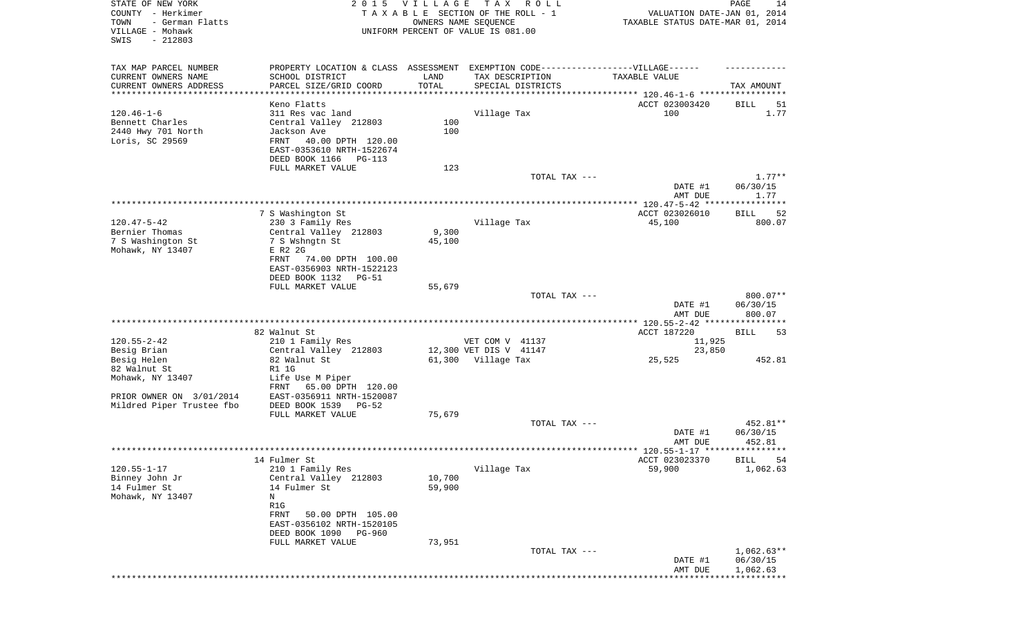STATE OF NEW YORK — COUNTY - Herkimer — TOWN - German Flatts — VILLAGE - Mohawk — SWIS - 212803

**2015 VILLAGE TAX ROLL**
TAXABLE SECTION OF THE ROLL - 1
OWNERS NAME SEQUENCE
UNIFORM PERCENT OF VALUE IS 081.00

VALUATION DATE-JAN 01, 2014
TAXABLE STATUS DATE-MAR 01, 2014

| TAX MAP PARCEL NUMBER / CURRENT OWNERS NAME / CURRENT OWNERS ADDRESS | PROPERTY LOCATION & CLASS / SCHOOL DISTRICT / PARCEL SIZE/GRID COORD | ASSESSMENT LAND / TOTAL | EXEMPTION CODE / TAX DESCRIPTION / SPECIAL DISTRICTS | TAXABLE VALUE | TAX AMOUNT |
|---|---|---|---|---|---|
| 120.46-1-6 | Keno Flatts | | | ACCT 023003420 | BILL 51 |
| Bennett Charles | 311 Res vac land | | Village Tax | 100 | 1.77 |
| 2440 Hwy 701 North | Central Valley 212803 | 100 | | | |
| Loris, SC 29569 | Jackson Ave | 100 | | | |
| | FRNT 40.00 DPTH 120.00 | | | | |
| | EAST-0353610 NRTH-1522674 | | | | |
| | DEED BOOK 1166 PG-113 | | | | |
| | FULL MARKET VALUE | 123 | | | |
| | | | TOTAL TAX --- | | 1.77** |
| | | | | DATE #1 | 06/30/15 |
| | | | | AMT DUE | 1.77 |
| 120.47-5-42 | 7 S Washington St | | | ACCT 023026010 | BILL 52 |
| Bernier Thomas | 230 3 Family Res | | Village Tax | 45,100 | 800.07 |
| 7 S Washington St | Central Valley 212803 | 9,300 | | | |
| Mohawk, NY 13407 | 7 S Wshngtn St | 45,100 | | | |
| | E R2 2G | | | | |
| | FRNT 74.00 DPTH 100.00 | | | | |
| | EAST-0356903 NRTH-1522123 | | | | |
| | DEED BOOK 1132 PG-51 | | | | |
| | FULL MARKET VALUE | 55,679 | | | |
| | | | TOTAL TAX --- | | 800.07** |
| | | | | DATE #1 | 06/30/15 |
| | | | | AMT DUE | 800.07 |
| 120.55-2-42 | 82 Walnut St | | | ACCT 187220 | BILL 53 |
| Besig Brian | 210 1 Family Res | | VET COM V 41137 | 11,925 | |
| Besig Helen | Central Valley 212803 | 12,300 | VET DIS V 41147 | 23,850 | |
| 82 Walnut St | 82 Walnut St | 61,300 | Village Tax | 25,525 | 452.81 |
| Mohawk, NY 13407 | R1 1G | | | | |
| | Life Use M Piper | | | | |
| | FRNT 65.00 DPTH 120.00 | | | | |
| PRIOR OWNER ON 3/01/2014 | EAST-0356911 NRTH-1520087 | | | | |
| Mildred Piper Trustee fbo | DEED BOOK 1539 PG-52 | | | | |
| | FULL MARKET VALUE | 75,679 | | | |
| | | | TOTAL TAX --- | | 452.81** |
| | | | | DATE #1 | 06/30/15 |
| | | | | AMT DUE | 452.81 |
| 120.55-1-17 | 14 Fulmer St | | | ACCT 023023370 | BILL 54 |
| Binney John Jr | 210 1 Family Res | | Village Tax | 59,900 | 1,062.63 |
| 14 Fulmer St | Central Valley 212803 | 10,700 | | | |
| Mohawk, NY 13407 | 14 Fulmer St | 59,900 | | | |
| | N | | | | |
| | R1G | | | | |
| | FRNT 50.00 DPTH 105.00 | | | | |
| | EAST-0356102 NRTH-1520105 | | | | |
| | DEED BOOK 1090 PG-960 | | | | |
| | FULL MARKET VALUE | 73,951 | | | |
| | | | TOTAL TAX --- | | 1,062.63** |
| | | | | DATE #1 | 06/30/15 |
| | | | | AMT DUE | 1,062.63 |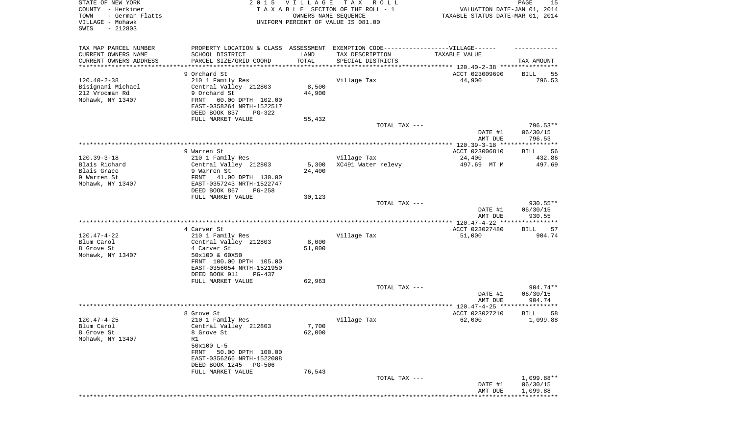STATE OF NEW YORK
COUNTY - Herkimer
TOWN - German Flatts
VILLAGE - Mohawk
SWIS - 212803

2 0 1 5 V I L L A G E T A X R O L L
T A X A B L E SECTION OF THE ROLL - 1
OWNERS NAME SEQUENCE
UNIFORM PERCENT OF VALUE IS 081.00

VALUATION DATE-JAN 01, 2014
TAXABLE STATUS DATE-MAR 01, 2014

| TAX MAP PARCEL NUMBER<br>CURRENT OWNERS NAME<br>CURRENT OWNERS ADDRESS | PROPERTY LOCATION & CLASS<br>SCHOOL DISTRICT<br>PARCEL SIZE/GRID COORD | ASSESSMENT<br>LAND<br>TOTAL | EXEMPTION CODE------------------VILLAGE------<br>TAX DESCRIPTION<br>SPECIAL DISTRICTS | TAXABLE VALUE | TAX AMOUNT |
|---|---|---|---|---|---|
| 120.40-2-38 | 9 Orchard St | | | ACCT 023009690 | BILL 55 |
| | 210 1 Family Res | | Village Tax | 44,900 | 796.53 |
| Bisignani Michael | Central Valley 212803 | 8,500 | | | |
| 212 Vrooman Rd | 9 Orchard St | 44,900 | | | |
| Mohawk, NY 13407 | FRNT 60.00 DPTH 102.00 | | | | |
| | EAST-0358264 NRTH-1522517 | | | | |
| | DEED BOOK 837 PG-322 | | | | |
| | FULL MARKET VALUE | 55,432 | | | |
| | | | TOTAL TAX --- | | 796.53** |
| | | | | DATE #1 | 06/30/15 |
| | | | | AMT DUE | 796.53 |
| 120.39-3-18 | 9 Warren St | | | ACCT 023006810 | BILL 56 |
| | 210 1 Family Res | | Village Tax | 24,400 | 432.86 |
| Blais Richard | Central Valley 212803 | 5,300 | XC491 Water relevy | 497.69 MT M | 497.69 |
| Blais Grace | 9 Warren St | 24,400 | | | |
| 9 Warren St | FRNT 41.00 DPTH 130.00 | | | | |
| Mohawk, NY 13407 | EAST-0357243 NRTH-1522747 | | | | |
| | DEED BOOK 867 PG-258 | | | | |
| | FULL MARKET VALUE | 30,123 | | | |
| | | | TOTAL TAX --- | | 930.55** |
| | | | | DATE #1 | 06/30/15 |
| | | | | AMT DUE | 930.55 |
| 120.47-4-22 | 4 Carver St | | | ACCT 023027480 | BILL 57 |
| | 210 1 Family Res | | Village Tax | 51,000 | 904.74 |
| Blum Carol | Central Valley 212803 | 8,000 | | | |
| 8 Grove St | 4 Carver St | 51,000 | | | |
| Mohawk, NY 13407 | 50x100 & 60X50 | | | | |
| | FRNT 100.00 DPTH 105.00 | | | | |
| | EAST-0356054 NRTH-1521950 | | | | |
| | DEED BOOK 911 PG-437 | | | | |
| | FULL MARKET VALUE | 62,963 | | | |
| | | | TOTAL TAX --- | | 904.74** |
| | | | | DATE #1 | 06/30/15 |
| | | | | AMT DUE | 904.74 |
| 120.47-4-25 | 8 Grove St | | | ACCT 023027210 | BILL 58 |
| | 210 1 Family Res | | Village Tax | 62,000 | 1,099.88 |
| Blum Carol | Central Valley 212803 | 7,700 | | | |
| 8 Grove St | 8 Grove St | 62,000 | | | |
| Mohawk, NY 13407 | R1 | | | | |
| | 50x100 L-5 | | | | |
| | FRNT 50.00 DPTH 100.00 | | | | |
| | EAST-0356266 NRTH-1522008 | | | | |
| | DEED BOOK 1245 PG-506 | | | | |
| | FULL MARKET VALUE | 76,543 | | | |
| | | | TOTAL TAX --- | | 1,099.88** |
| | | | | DATE #1 | 06/30/15 |
| | | | | AMT DUE | 1,099.88 |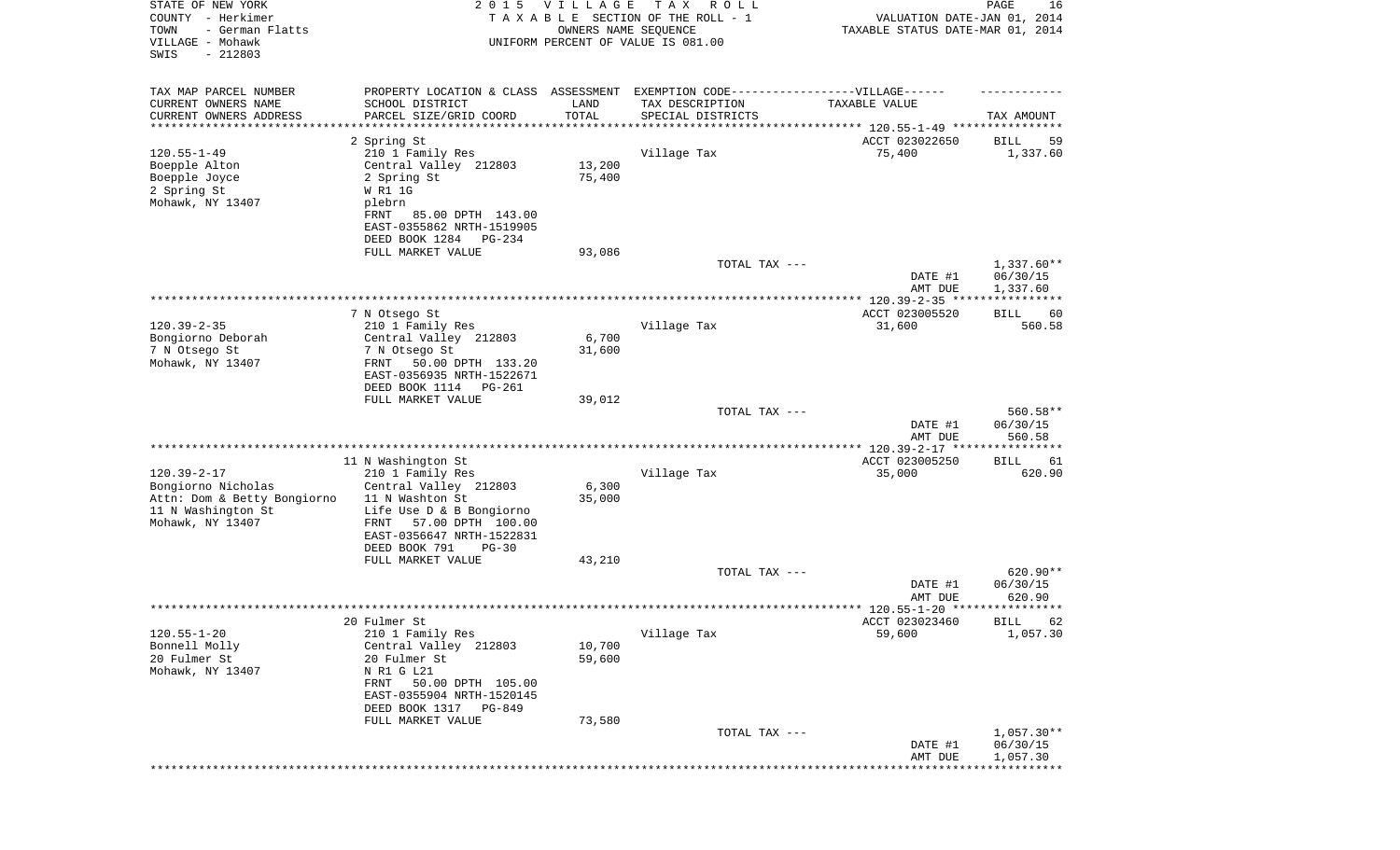STATE OF NEW YORK
COUNTY - Herkimer
TOWN - German Flatts
VILLAGE - Mohawk
SWIS - 212803

2015 VILLAGE TAX ROLL
TAXABLE SECTION OF THE ROLL - 1
OWNERS NAME SEQUENCE
UNIFORM PERCENT OF VALUE IS 081.00

VALUATION DATE-JAN 01, 2014
TAXABLE STATUS DATE-MAR 01, 2014

| TAX MAP PARCEL NUMBER<br>CURRENT OWNERS NAME<br>CURRENT OWNERS ADDRESS | PROPERTY LOCATION & CLASS<br>SCHOOL DISTRICT<br>PARCEL SIZE/GRID COORD | ASSESSMENT<br>LAND<br>TOTAL | EXEMPTION CODE-----VILLAGE------<br>TAX DESCRIPTION<br>SPECIAL DISTRICTS | TAXABLE VALUE | TAX AMOUNT |
|---|---|---|---|---|---|
| | 2 Spring St | | | ACCT 023022650 | BILL 59 |
| 120.55-1-49 | 210 1 Family Res | | Village Tax | 75,400 | 1,337.60 |
| Boepple Alton | Central Valley 212803 | 13,200 | | | |
| Boepple Joyce | 2 Spring St | 75,400 | | | |
| 2 Spring St | W R1 1G | | | | |
| Mohawk, NY 13407 | plebrn | | | | |
| | FRNT 85.00 DPTH 143.00 | | | | |
| | EAST-0355862 NRTH-1519905 | | | | |
| | DEED BOOK 1284 PG-234 | | | | |
| | FULL MARKET VALUE | 93,086 | | | |
| | | | TOTAL TAX --- | | 1,337.60** |
| | | | | DATE #1 | 06/30/15 |
| | | | | AMT DUE | 1,337.60 |
| | 7 N Otsego St | | | ACCT 023005520 | BILL 60 |
| 120.39-2-35 | 210 1 Family Res | | Village Tax | 31,600 | 560.58 |
| Bongiorno Deborah | Central Valley 212803 | 6,700 | | | |
| 7 N Otsego St | 7 N Otsego St | 31,600 | | | |
| Mohawk, NY 13407 | FRNT 50.00 DPTH 133.20 | | | | |
| | EAST-0356935 NRTH-1522671 | | | | |
| | DEED BOOK 1114 PG-261 | | | | |
| | FULL MARKET VALUE | 39,012 | | | |
| | | | TOTAL TAX --- | | 560.58** |
| | | | | DATE #1 | 06/30/15 |
| | | | | AMT DUE | 560.58 |
| | 11 N Washington St | | | ACCT 023005250 | BILL 61 |
| 120.39-2-17 | 210 1 Family Res | | Village Tax | 35,000 | 620.90 |
| Bongiorno Nicholas | Central Valley 212803 | 6,300 | | | |
| Attn: Dom & Betty Bongiorno | 11 N Washton St | 35,000 | | | |
| 11 N Washington St | Life Use D & B Bongiorno | | | | |
| Mohawk, NY 13407 | FRNT 57.00 DPTH 100.00 | | | | |
| | EAST-0356647 NRTH-1522831 | | | | |
| | DEED BOOK 791 PG-30 | | | | |
| | FULL MARKET VALUE | 43,210 | | | |
| | | | TOTAL TAX --- | | 620.90** |
| | | | | DATE #1 | 06/30/15 |
| | | | | AMT DUE | 620.90 |
| | 20 Fulmer St | | | ACCT 023023460 | BILL 62 |
| 120.55-1-20 | 210 1 Family Res | | Village Tax | 59,600 | 1,057.30 |
| Bonnell Molly | Central Valley 212803 | 10,700 | | | |
| 20 Fulmer St | 20 Fulmer St | 59,600 | | | |
| Mohawk, NY 13407 | N R1 G L21 | | | | |
| | FRNT 50.00 DPTH 105.00 | | | | |
| | EAST-0355904 NRTH-1520145 | | | | |
| | DEED BOOK 1317 PG-849 | | | | |
| | FULL MARKET VALUE | 73,580 | | | |
| | | | TOTAL TAX --- | | 1,057.30** |
| | | | | DATE #1 | 06/30/15 |
| | | | | AMT DUE | 1,057.30 |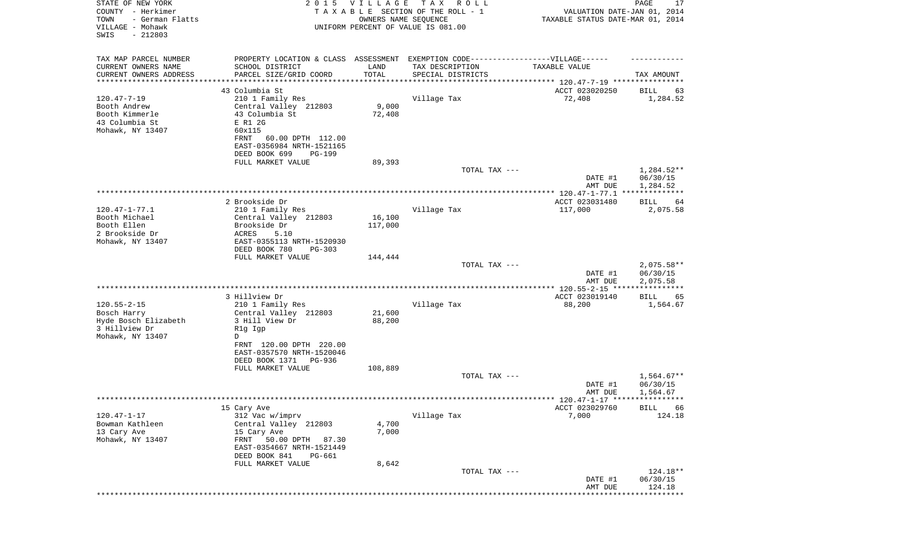STATE OF NEW YORK
COUNTY - Herkimer
TOWN - German Flatts
VILLAGE - Mohawk
SWIS - 212803

2 0 1 5 V I L L A G E T A X R O L L
T A X A B L E SECTION OF THE ROLL - 1
OWNERS NAME SEQUENCE
UNIFORM PERCENT OF VALUE IS 081.00

VALUATION DATE-JAN 01, 2014
TAXABLE STATUS DATE-MAR 01, 2014

| TAX MAP PARCEL NUMBER<br>CURRENT OWNERS NAME<br>CURRENT OWNERS ADDRESS | PROPERTY LOCATION & CLASS<br>SCHOOL DISTRICT<br>PARCEL SIZE/GRID COORD | ASSESSMENT<br>LAND<br>TOTAL | EXEMPTION CODE------VILLAGE------<br>TAX DESCRIPTION<br>SPECIAL DISTRICTS | TAXABLE VALUE | TAX AMOUNT |
|---|---|---|---|---|---|
| 120.47-7-19 | 43 Columbia St | | | ACCT 023020250 | BILL 63 |
| Booth Andrew<br>Booth Kimmerle<br>43 Columbia St<br>Mohawk, NY 13407 | 210 1 Family Res<br>Central Valley 212803<br>43 Columbia St<br>E R1 2G<br>60x115<br>FRNT 60.00 DPTH 112.00<br>EAST-0356984 NRTH-1521165<br>DEED BOOK 699 PG-199<br>FULL MARKET VALUE | 9,000<br>72,408<br><br><br><br><br><br><br>89,393 | Village Tax | 72,408 | 1,284.52 |
| | | | TOTAL TAX --- | | 1,284.52** |
| | | | | DATE #1<br>AMT DUE | 06/30/15<br>1,284.52 |
| 120.47-1-77.1 | 2 Brookside Dr | | | ACCT 023031480 | BILL 64 |
| Booth Michael<br>Booth Ellen<br>2 Brookside Dr<br>Mohawk, NY 13407 | 210 1 Family Res<br>Central Valley 212803<br>Brookside Dr<br>ACRES 5.10<br>EAST-0355113 NRTH-1520930<br>DEED BOOK 780 PG-303<br>FULL MARKET VALUE | 16,100<br>117,000<br><br><br><br><br>144,444 | Village Tax | 117,000 | 2,075.58 |
| | | | TOTAL TAX --- | | 2,075.58** |
| | | | | DATE #1<br>AMT DUE | 06/30/15<br>2,075.58 |
| 120.55-2-15 | 3 Hillview Dr | | | ACCT 023019140 | BILL 65 |
| Bosch Harry<br>Hyde Bosch Elizabeth<br>3 Hillview Dr<br>Mohawk, NY 13407 | 210 1 Family Res<br>Central Valley 212803<br>3 Hill View Dr<br>R1g Igp<br>D<br>FRNT 120.00 DPTH 220.00<br>EAST-0357570 NRTH-1520046<br>DEED BOOK 1371 PG-936<br>FULL MARKET VALUE | 21,600<br>88,200<br><br><br><br><br><br><br>108,889 | Village Tax | 88,200 | 1,564.67 |
| | | | TOTAL TAX --- | | 1,564.67** |
| | | | | DATE #1<br>AMT DUE | 06/30/15<br>1,564.67 |
| 120.47-1-17 | 15 Cary Ave | | | ACCT 023029760 | BILL 66 |
| Bowman Kathleen<br>13 Cary Ave<br>Mohawk, NY 13407 | 312 Vac w/imprv<br>Central Valley 212803<br>15 Cary Ave<br>FRNT 50.00 DPTH 87.30<br>EAST-0354667 NRTH-1521449<br>DEED BOOK 841 PG-661<br>FULL MARKET VALUE | 4,700<br>7,000<br><br><br><br><br>8,642 | Village Tax | 7,000 | 124.18 |
| | | | TOTAL TAX --- | | 124.18** |
| | | | | DATE #1<br>AMT DUE | 06/30/15<br>124.18 |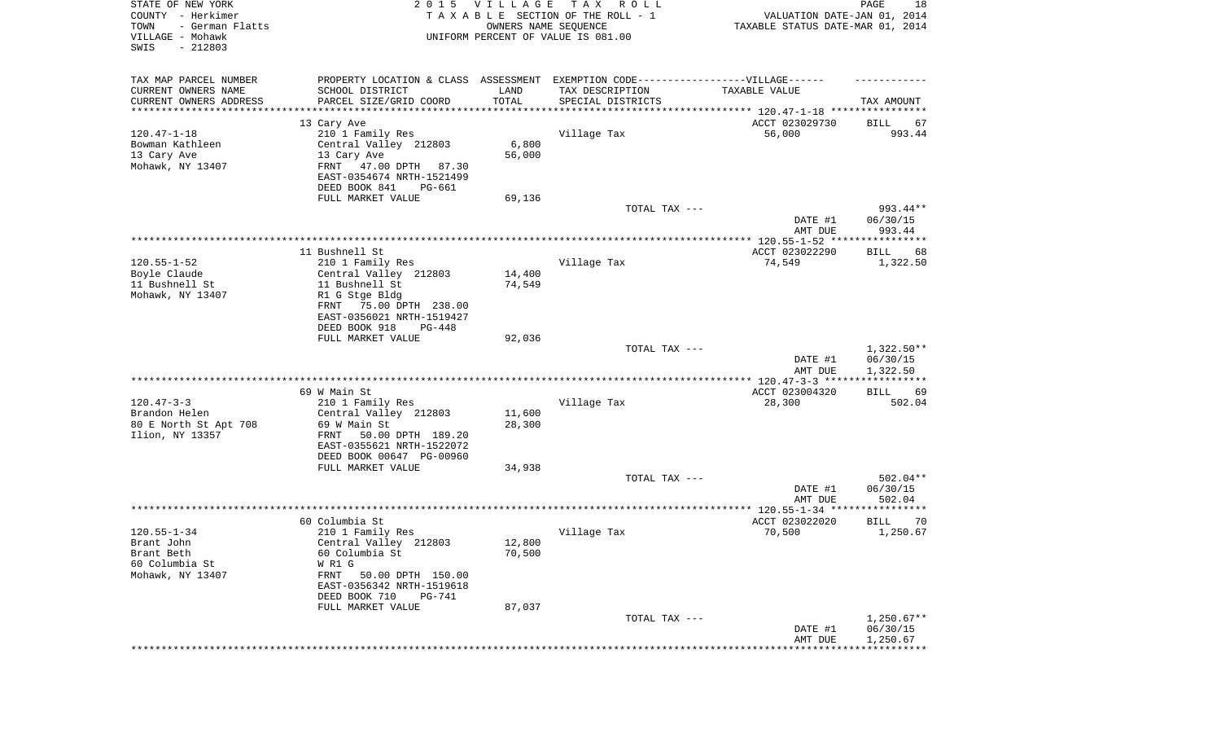STATE OF NEW YORK
COUNTY - Herkimer
TOWN - German Flatts
VILLAGE - Mohawk
SWIS - 212803

2 0 1 5 V I L L A G E T A X R O L L
T A X A B L E SECTION OF THE ROLL - 1
OWNERS NAME SEQUENCE
UNIFORM PERCENT OF VALUE IS 081.00

VALUATION DATE-JAN 01, 2014
TAXABLE STATUS DATE-MAR 01, 2014

| TAX MAP PARCEL NUMBER<br>CURRENT OWNERS NAME<br>CURRENT OWNERS ADDRESS | PROPERTY LOCATION & CLASS<br>SCHOOL DISTRICT<br>PARCEL SIZE/GRID COORD | ASSESSMENT<br>LAND<br>TOTAL | EXEMPTION CODE-----VILLAGE------<br>TAX DESCRIPTION<br>SPECIAL DISTRICTS | TAXABLE VALUE | TAX AMOUNT |
|---|---|---|---|---|---|
| | 13 Cary Ave | | | ACCT 023029730 | BILL 67 |
| 120.47-1-18 | 210 1 Family Res | | Village Tax | 56,000 | 993.44 |
| Bowman Kathleen | Central Valley 212803 | 6,800 | | | |
| 13 Cary Ave | 13 Cary Ave | 56,000 | | | |
| Mohawk, NY 13407 | FRNT 47.00 DPTH 87.30 | | | | |
| | EAST-0354674 NRTH-1521499 | | | | |
| | DEED BOOK 841 PG-661 | | | | |
| | FULL MARKET VALUE | 69,136 | | | |
| | | | TOTAL TAX --- | | 993.44** |
| | | | | DATE #1 | 06/30/15 |
| | | | | AMT DUE | 993.44 |
| | 11 Bushnell St | | | ACCT 023022290 | BILL 68 |
| 120.55-1-52 | 210 1 Family Res | | Village Tax | 74,549 | 1,322.50 |
| Boyle Claude | Central Valley 212803 | 14,400 | | | |
| 11 Bushnell St | 11 Bushnell St | 74,549 | | | |
| Mohawk, NY 13407 | R1 G Stge Bldg | | | | |
| | FRNT 75.00 DPTH 238.00 | | | | |
| | EAST-0356021 NRTH-1519427 | | | | |
| | DEED BOOK 918 PG-448 | | | | |
| | FULL MARKET VALUE | 92,036 | | | |
| | | | TOTAL TAX --- | | 1,322.50** |
| | | | | DATE #1 | 06/30/15 |
| | | | | AMT DUE | 1,322.50 |
| | 69 W Main St | | | ACCT 023004320 | BILL 69 |
| 120.47-3-3 | 210 1 Family Res | | Village Tax | 28,300 | 502.04 |
| Brandon Helen | Central Valley 212803 | 11,600 | | | |
| 80 E North St Apt 708 | 69 W Main St | 28,300 | | | |
| Ilion, NY 13357 | FRNT 50.00 DPTH 189.20 | | | | |
| | EAST-0355621 NRTH-1522072 | | | | |
| | DEED BOOK 00647 PG-00960 | | | | |
| | FULL MARKET VALUE | 34,938 | | | |
| | | | TOTAL TAX --- | | 502.04** |
| | | | | DATE #1 | 06/30/15 |
| | | | | AMT DUE | 502.04 |
| | 60 Columbia St | | | ACCT 023022020 | BILL 70 |
| 120.55-1-34 | 210 1 Family Res | | Village Tax | 70,500 | 1,250.67 |
| Brant John | Central Valley 212803 | 12,800 | | | |
| Brant Beth | 60 Columbia St | 70,500 | | | |
| 60 Columbia St | W R1 G | | | | |
| Mohawk, NY 13407 | FRNT 50.00 DPTH 150.00 | | | | |
| | EAST-0356342 NRTH-1519618 | | | | |
| | DEED BOOK 710 PG-741 | | | | |
| | FULL MARKET VALUE | 87,037 | | | |
| | | | TOTAL TAX --- | | 1,250.67** |
| | | | | DATE #1 | 06/30/15 |
| | | | | AMT DUE | 1,250.67 |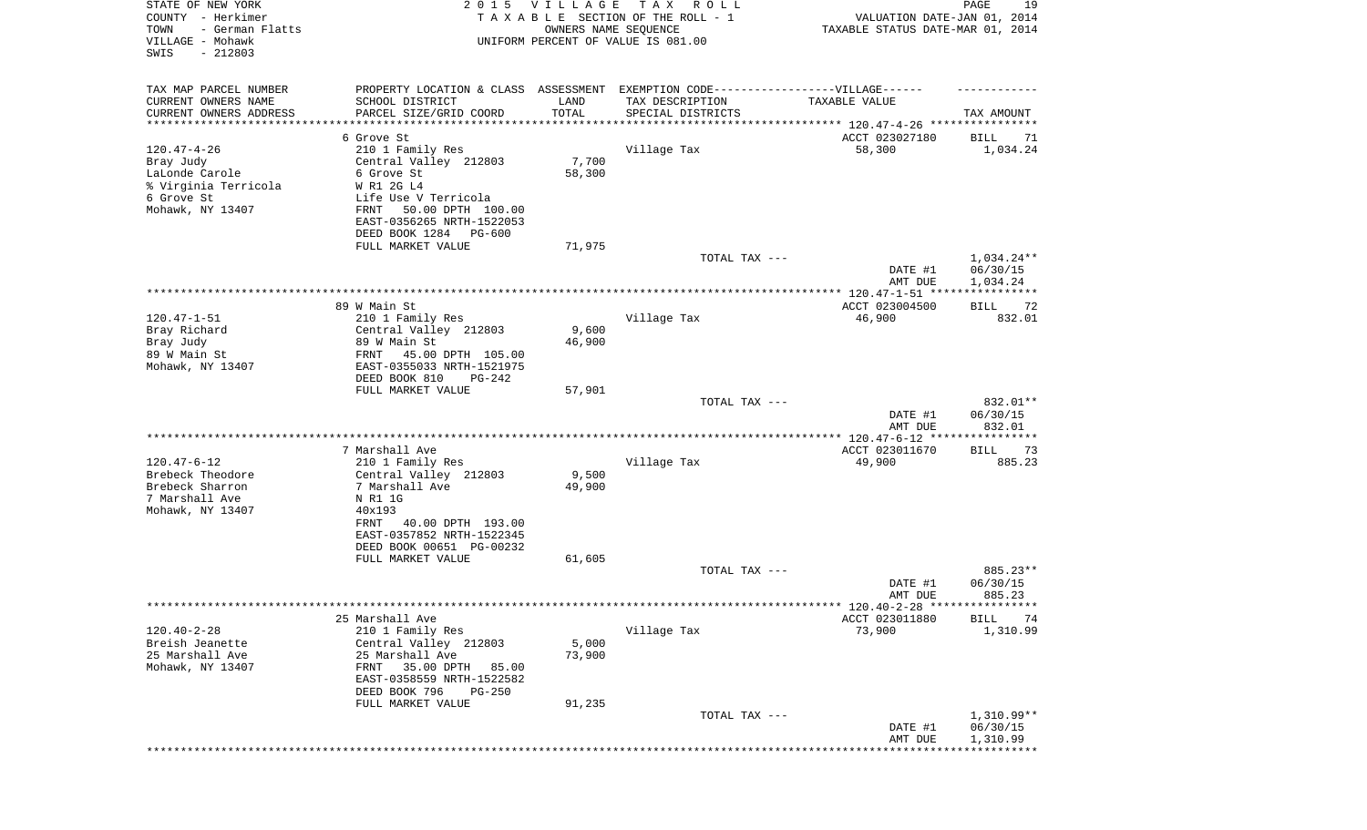STATE OF NEW YORK — 2015 VILLAGE TAX ROLL
COUNTY - Herkimer — TAXABLE SECTION OF THE ROLL - 1 — VALUATION DATE-JAN 01, 2014
TOWN - German Flatts — OWNERS NAME SEQUENCE — TAXABLE STATUS DATE-MAR 01, 2014
VILLAGE - Mohawk — UNIFORM PERCENT OF VALUE IS 081.00
SWIS - 212803

| TAX MAP PARCEL NUMBER<br>CURRENT OWNERS NAME<br>CURRENT OWNERS ADDRESS | PROPERTY LOCATION & CLASS<br>SCHOOL DISTRICT<br>PARCEL SIZE/GRID COORD | ASSESSMENT<br>LAND<br>TOTAL | EXEMPTION CODE------VILLAGE------<br>TAX DESCRIPTION<br>SPECIAL DISTRICTS | TAXABLE VALUE | TAX AMOUNT |
|---|---|---|---|---|---|
| | 6 Grove St | | | ACCT 023027180 | BILL 71 |
| 120.47-4-26 | 210 1 Family Res | | Village Tax | 58,300 | 1,034.24 |
| Bray Judy | Central Valley 212803 | 7,700 | | | |
| LaLonde Carole | 6 Grove St | 58,300 | | | |
| % Virginia Terricola | W R1 2G L4 | | | | |
| 6 Grove St | Life Use V Terricola | | | | |
| Mohawk, NY 13407 | FRNT 50.00 DPTH 100.00 | | | | |
| | EAST-0356265 NRTH-1522053 | | | | |
| | DEED BOOK 1284 PG-600 | | | | |
| | FULL MARKET VALUE | 71,975 | | | |
| | | | TOTAL TAX --- | | 1,034.24** |
| | | | | DATE #1 | 06/30/15 |
| | | | | AMT DUE | 1,034.24 |
| | 89 W Main St | | | ACCT 023004500 | BILL 72 |
| 120.47-1-51 | 210 1 Family Res | | Village Tax | 46,900 | 832.01 |
| Bray Richard | Central Valley 212803 | 9,600 | | | |
| Bray Judy | 89 W Main St | 46,900 | | | |
| 89 W Main St | FRNT 45.00 DPTH 105.00 | | | | |
| Mohawk, NY 13407 | EAST-0355033 NRTH-1521975 | | | | |
| | DEED BOOK 810 PG-242 | | | | |
| | FULL MARKET VALUE | 57,901 | | | |
| | | | TOTAL TAX --- | | 832.01** |
| | | | | DATE #1 | 06/30/15 |
| | | | | AMT DUE | 832.01 |
| | 7 Marshall Ave | | | ACCT 023011670 | BILL 73 |
| 120.47-6-12 | 210 1 Family Res | | Village Tax | 49,900 | 885.23 |
| Brebeck Theodore | Central Valley 212803 | 9,500 | | | |
| Brebeck Sharron | 7 Marshall Ave | 49,900 | | | |
| 7 Marshall Ave | N R1 1G | | | | |
| Mohawk, NY 13407 | 40x193 | | | | |
| | FRNT 40.00 DPTH 193.00 | | | | |
| | EAST-0357852 NRTH-1522345 | | | | |
| | DEED BOOK 00651 PG-00232 | | | | |
| | FULL MARKET VALUE | 61,605 | | | |
| | | | TOTAL TAX --- | | 885.23** |
| | | | | DATE #1 | 06/30/15 |
| | | | | AMT DUE | 885.23 |
| | 25 Marshall Ave | | | ACCT 023011880 | BILL 74 |
| 120.40-2-28 | 210 1 Family Res | | Village Tax | 73,900 | 1,310.99 |
| Breish Jeanette | Central Valley 212803 | 5,000 | | | |
| 25 Marshall Ave | 25 Marshall Ave | 73,900 | | | |
| Mohawk, NY 13407 | FRNT 35.00 DPTH 85.00 | | | | |
| | EAST-0358559 NRTH-1522582 | | | | |
| | DEED BOOK 796 PG-250 | | | | |
| | FULL MARKET VALUE | 91,235 | | | |
| | | | TOTAL TAX --- | | 1,310.99** |
| | | | | DATE #1 | 06/30/15 |
| | | | | AMT DUE | 1,310.99 |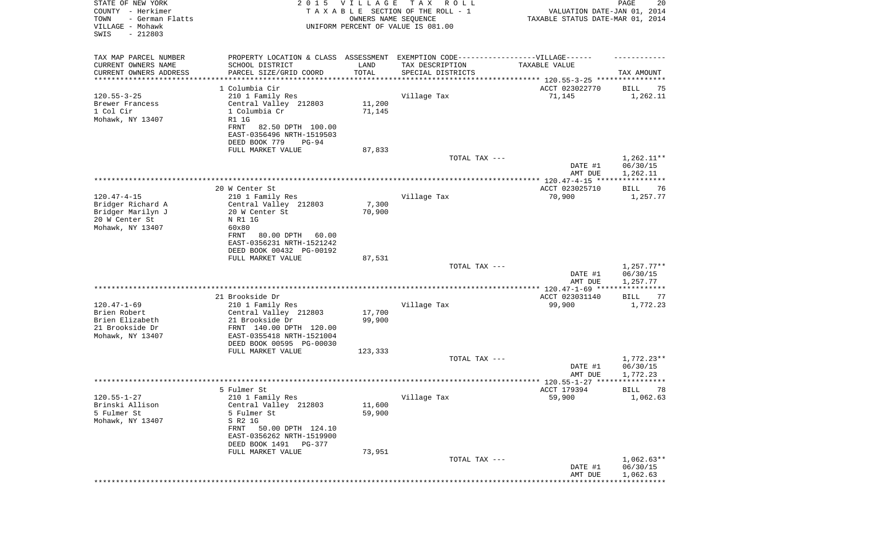STATE OF NEW YORK 2 0 1 5 V I L L A G E T A X R O L L
COUNTY - Herkimer T A X A B L E SECTION OF THE ROLL - 1 VALUATION DATE-JAN 01, 2014
TOWN - German Flatts OWNERS NAME SEQUENCE TAXABLE STATUS DATE-MAR 01, 2014
VILLAGE - Mohawk UNIFORM PERCENT OF VALUE IS 081.00
SWIS - 212803

| TAX MAP PARCEL NUMBER / CURRENT OWNERS NAME / CURRENT OWNERS ADDRESS | PROPERTY LOCATION & CLASS / SCHOOL DISTRICT / PARCEL SIZE/GRID COORD | ASSESSMENT LAND / TOTAL | EXEMPTION CODE / TAX DESCRIPTION / SPECIAL DISTRICTS | TAXABLE VALUE | TAX AMOUNT |
|---|---|---|---|---|---|
| 120.55-3-25 | 1 Columbia Cir | | | ACCT 023022770 | BILL 75 |
| | 210 1 Family Res | | Village Tax | 71,145 | 1,262.11 |
| Brewer Francess | Central Valley 212803 | 11,200 | | | |
| 1 Col Cir | 1 Columbia Cr | 71,145 | | | |
| Mohawk, NY 13407 | R1 1G | | | | |
| | FRNT 82.50 DPTH 100.00 | | | | |
| | EAST-0356496 NRTH-1519503 | | | | |
| | DEED BOOK 779 PG-94 | | | | |
| | FULL MARKET VALUE | 87,833 | | | |
| | | | TOTAL TAX --- | | 1,262.11** |
| | | | | DATE #1 | 06/30/15 |
| | | | | AMT DUE | 1,262.11 |
| 120.47-4-15 | 20 W Center St | | | ACCT 023025710 | BILL 76 |
| | 210 1 Family Res | | Village Tax | 70,900 | 1,257.77 |
| Bridger Richard A | Central Valley 212803 | 7,300 | | | |
| Bridger Marilyn J | 20 W Center St | 70,900 | | | |
| 20 W Center St | N R1 1G | | | | |
| Mohawk, NY 13407 | 60x80 | | | | |
| | FRNT 80.00 DPTH 60.00 | | | | |
| | EAST-0356231 NRTH-1521242 | | | | |
| | DEED BOOK 00432 PG-00192 | | | | |
| | FULL MARKET VALUE | 87,531 | | | |
| | | | TOTAL TAX --- | | 1,257.77** |
| | | | | DATE #1 | 06/30/15 |
| | | | | AMT DUE | 1,257.77 |
| 120.47-1-69 | 21 Brookside Dr | | | ACCT 023031140 | BILL 77 |
| | 210 1 Family Res | | Village Tax | 99,900 | 1,772.23 |
| Brien Robert | Central Valley 212803 | 17,700 | | | |
| Brien Elizabeth | 21 Brookside Dr | 99,900 | | | |
| 21 Brookside Dr | FRNT 140.00 DPTH 120.00 | | | | |
| Mohawk, NY 13407 | EAST-0355418 NRTH-1521004 | | | | |
| | DEED BOOK 00595 PG-00030 | | | | |
| | FULL MARKET VALUE | 123,333 | | | |
| | | | TOTAL TAX --- | | 1,772.23** |
| | | | | DATE #1 | 06/30/15 |
| | | | | AMT DUE | 1,772.23 |
| 120.55-1-27 | 5 Fulmer St | | | ACCT 179394 | BILL 78 |
| | 210 1 Family Res | | Village Tax | 59,900 | 1,062.63 |
| Brinski Allison | Central Valley 212803 | 11,600 | | | |
| 5 Fulmer St | 5 Fulmer St | 59,900 | | | |
| Mohawk, NY 13407 | S R2 1G | | | | |
| | FRNT 50.00 DPTH 124.10 | | | | |
| | EAST-0356262 NRTH-1519900 | | | | |
| | DEED BOOK 1491 PG-377 | | | | |
| | FULL MARKET VALUE | 73,951 | | | |
| | | | TOTAL TAX --- | | 1,062.63** |
| | | | | DATE #1 | 06/30/15 |
| | | | | AMT DUE | 1,062.63 |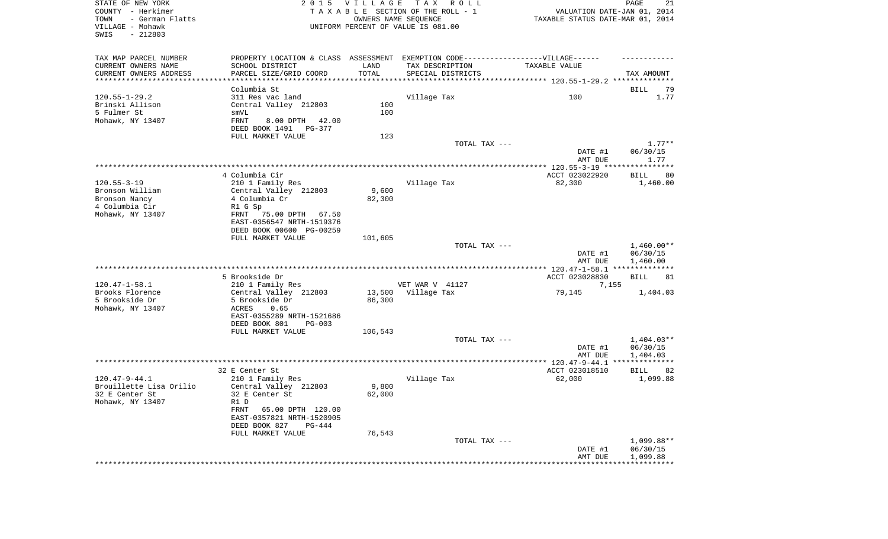STATE OF NEW YORK — 2015 VILLAGE TAX ROLL
COUNTY - Herkimer — TAXABLE SECTION OF THE ROLL - 1 — VALUATION DATE-JAN 01, 2014
TOWN - German Flatts — OWNERS NAME SEQUENCE — TAXABLE STATUS DATE-MAR 01, 2014
VILLAGE - Mohawk — UNIFORM PERCENT OF VALUE IS 081.00
SWIS - 212803

| TAX MAP PARCEL NUMBER / CURRENT OWNERS NAME / CURRENT OWNERS ADDRESS | PROPERTY LOCATION & CLASS / SCHOOL DISTRICT / PARCEL SIZE/GRID COORD | ASSESSMENT LAND / TOTAL | EXEMPTION CODE / TAX DESCRIPTION / SPECIAL DISTRICTS | TAXABLE VALUE | TAX AMOUNT |
|---|---|---|---|---|---|
| **120.55-1-29.2** | Columbia St | | | | BILL 79 |
| Brinski Allison | 311 Res vac land | | Village Tax | 100 | 1.77 |
| 5 Fulmer St | Central Valley 212803 | 100 | | | |
| Mohawk, NY 13407 | smVL | 100 | | | |
| | FRNT 8.00 DPTH 42.00 | | | | |
| | DEED BOOK 1491 PG-377 | | | | |
| | FULL MARKET VALUE | 123 | | | |
| | | | TOTAL TAX --- | | 1.77** |
| | | | | DATE #1 | 06/30/15 |
| | | | | AMT DUE | 1.77 |
| **120.55-3-19** | 4 Columbia Cir | | | ACCT 023022920 | BILL 80 |
| Bronson William | 210 1 Family Res | | Village Tax | 82,300 | 1,460.00 |
| Bronson Nancy | Central Valley 212803 | 9,600 | | | |
| 4 Columbia Cir | 4 Columbia Cr | 82,300 | | | |
| Mohawk, NY 13407 | R1 G Sp | | | | |
| | FRNT 75.00 DPTH 67.50 | | | | |
| | EAST-0356547 NRTH-1519376 | | | | |
| | DEED BOOK 00600 PG-00259 | | | | |
| | FULL MARKET VALUE | 101,605 | | | |
| | | | TOTAL TAX --- | | 1,460.00** |
| | | | | DATE #1 | 06/30/15 |
| | | | | AMT DUE | 1,460.00 |
| **120.47-1-58.1** | 5 Brookside Dr | | | ACCT 023028830 | BILL 81 |
| Brooks Florence | 210 1 Family Res | | VET WAR V 41127 | 7,155 | |
| 5 Brookside Dr | Central Valley 212803 | 13,500 | Village Tax | 79,145 | 1,404.03 |
| Mohawk, NY 13407 | 5 Brookside Dr | 86,300 | | | |
| | ACRES 0.65 | | | | |
| | EAST-0355289 NRTH-1521686 | | | | |
| | DEED BOOK 801 PG-003 | | | | |
| | FULL MARKET VALUE | 106,543 | | | |
| | | | TOTAL TAX --- | | 1,404.03** |
| | | | | DATE #1 | 06/30/15 |
| | | | | AMT DUE | 1,404.03 |
| **120.47-9-44.1** | 32 E Center St | | | ACCT 023018510 | BILL 82 |
| Brouillette Lisa Orilio | 210 1 Family Res | | Village Tax | 62,000 | 1,099.88 |
| 32 E Center St | Central Valley 212803 | 9,800 | | | |
| Mohawk, NY 13407 | 32 E Center St | 62,000 | | | |
| | R1 D | | | | |
| | FRNT 65.00 DPTH 120.00 | | | | |
| | EAST-0357821 NRTH-1520905 | | | | |
| | DEED BOOK 827 PG-444 | | | | |
| | FULL MARKET VALUE | 76,543 | | | |
| | | | TOTAL TAX --- | | 1,099.88** |
| | | | | DATE #1 | 06/30/15 |
| | | | | AMT DUE | 1,099.88 |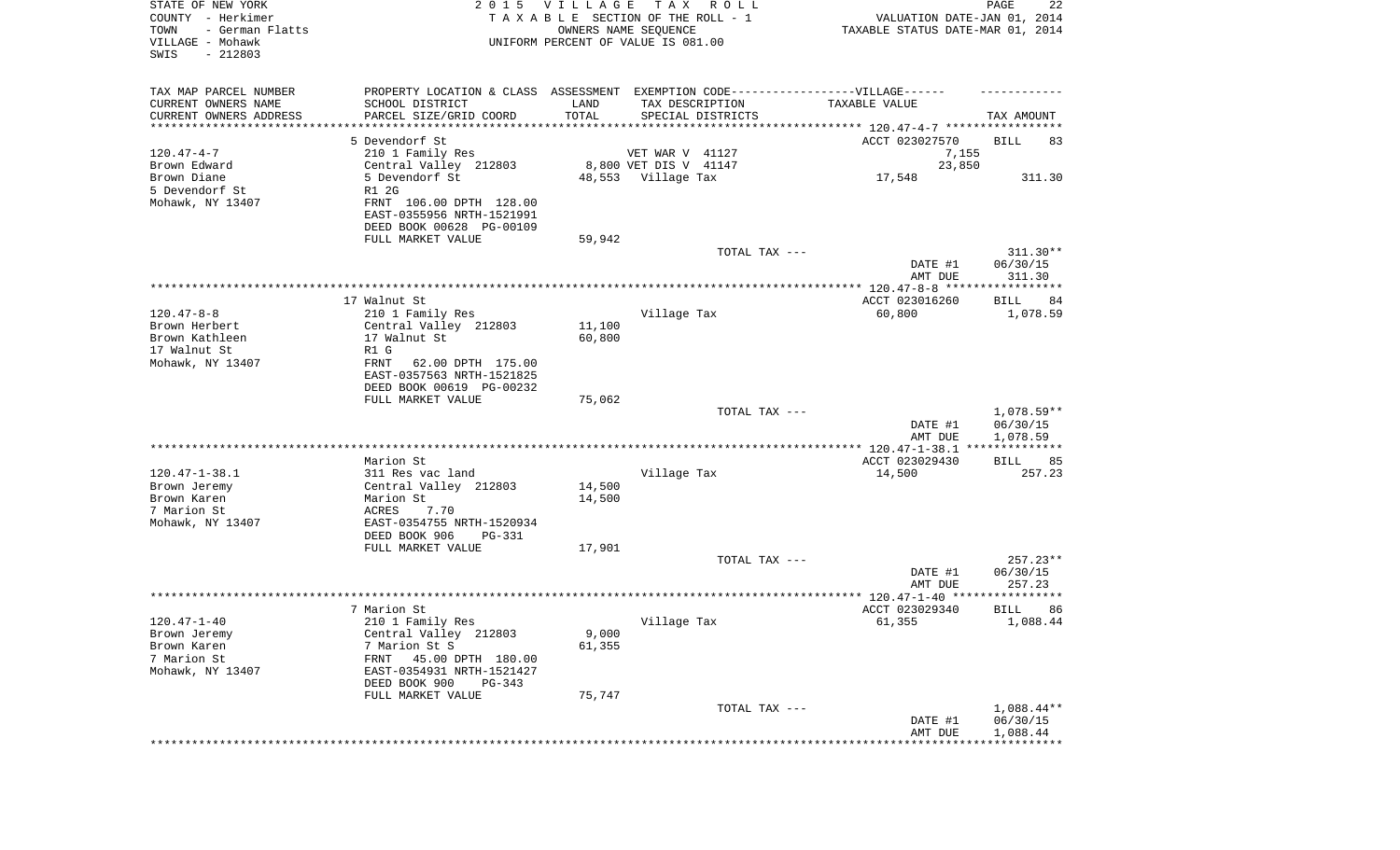STATE OF NEW YORK
COUNTY - Herkimer
TOWN - German Flatts
VILLAGE - Mohawk
SWIS - 212803

2 0 1 5 V I L L A G E T A X R O L L
T A X A B L E SECTION OF THE ROLL - 1
OWNERS NAME SEQUENCE
UNIFORM PERCENT OF VALUE IS 081.00

VALUATION DATE-JAN 01, 2014
TAXABLE STATUS DATE-MAR 01, 2014

| TAX MAP PARCEL NUMBER / CURRENT OWNERS NAME / CURRENT OWNERS ADDRESS | PROPERTY LOCATION & CLASS / SCHOOL DISTRICT / PARCEL SIZE/GRID COORD | ASSESSMENT LAND / TOTAL | EXEMPTION CODE / TAX DESCRIPTION / SPECIAL DISTRICTS | TAXABLE VALUE | TAX AMOUNT |
|---|---|---|---|---|---|
| 120.47-4-7 | 5 Devendorf St | | | ACCT 023027570 | BILL 83 |
| Brown Edward | 210 1 Family Res | | VET WAR V 41127 | 7,155 | |
| Brown Diane | Central Valley 212803 | 8,800 | VET DIS V 41147 | 23,850 | |
| 5 Devendorf St | 5 Devendorf St | 48,553 | Village Tax | 17,548 | 311.30 |
| Mohawk, NY 13407 | R1 2G | | | | |
| | FRNT 106.00 DPTH 128.00 | | | | |
| | EAST-0355956 NRTH-1521991 | | | | |
| | DEED BOOK 00628 PG-00109 | | | | |
| | FULL MARKET VALUE | 59,942 | | | |
| | | | TOTAL TAX --- | | 311.30** |
| | | | | DATE #1 | 06/30/15 |
| | | | | AMT DUE | 311.30 |
| 120.47-8-8 | 17 Walnut St | | | ACCT 023016260 | BILL 84 |
| Brown Herbert | 210 1 Family Res | | Village Tax | 60,800 | 1,078.59 |
| Brown Kathleen | Central Valley 212803 | 11,100 | | | |
| 17 Walnut St | 17 Walnut St | 60,800 | | | |
| Mohawk, NY 13407 | R1 G | | | | |
| | FRNT 62.00 DPTH 175.00 | | | | |
| | EAST-0357563 NRTH-1521825 | | | | |
| | DEED BOOK 00619 PG-00232 | | | | |
| | FULL MARKET VALUE | 75,062 | | | |
| | | | TOTAL TAX --- | | 1,078.59** |
| | | | | DATE #1 | 06/30/15 |
| | | | | AMT DUE | 1,078.59 |
| 120.47-1-38.1 | Marion St | | | ACCT 023029430 | BILL 85 |
| Brown Jeremy | 311 Res vac land | | Village Tax | 14,500 | 257.23 |
| Brown Karen | Central Valley 212803 | 14,500 | | | |
| 7 Marion St | Marion St | 14,500 | | | |
| Mohawk, NY 13407 | ACRES 7.70 | | | | |
| | EAST-0354755 NRTH-1520934 | | | | |
| | DEED BOOK 906 PG-331 | | | | |
| | FULL MARKET VALUE | 17,901 | | | |
| | | | TOTAL TAX --- | | 257.23** |
| | | | | DATE #1 | 06/30/15 |
| | | | | AMT DUE | 257.23 |
| 120.47-1-40 | 7 Marion St | | | ACCT 023029340 | BILL 86 |
| Brown Jeremy | 210 1 Family Res | | Village Tax | 61,355 | 1,088.44 |
| Brown Karen | Central Valley 212803 | 9,000 | | | |
| 7 Marion St | 7 Marion St S | 61,355 | | | |
| Mohawk, NY 13407 | FRNT 45.00 DPTH 180.00 | | | | |
| | EAST-0354931 NRTH-1521427 | | | | |
| | DEED BOOK 900 PG-343 | | | | |
| | FULL MARKET VALUE | 75,747 | | | |
| | | | TOTAL TAX --- | | 1,088.44** |
| | | | | DATE #1 | 06/30/15 |
| | | | | AMT DUE | 1,088.44 |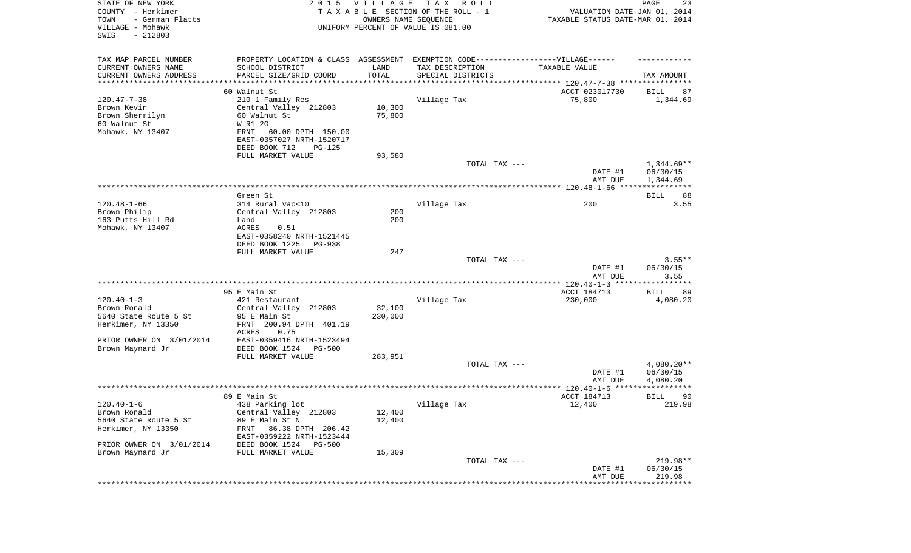STATE OF NEW YORK
COUNTY - Herkimer
TOWN - German Flatts
VILLAGE - Mohawk
SWIS - 212803

2 0 1 5 V I L L A G E T A X R O L L
T A X A B L E SECTION OF THE ROLL - 1
OWNERS NAME SEQUENCE
UNIFORM PERCENT OF VALUE IS 081.00

VALUATION DATE-JAN 01, 2014
TAXABLE STATUS DATE-MAR 01, 2014

| TAX MAP PARCEL NUMBER / CURRENT OWNERS NAME / CURRENT OWNERS ADDRESS | PROPERTY LOCATION & CLASS / SCHOOL DISTRICT / PARCEL SIZE/GRID COORD | ASSESSMENT LAND / TOTAL | EXEMPTION CODE / TAX DESCRIPTION / SPECIAL DISTRICTS | TAXABLE VALUE | TAX AMOUNT |
|---|---|---|---|---|---|
| 120.47-7-38 | 60 Walnut St | | | ACCT 023017730 | BILL 87 |
| Brown Kevin | 210 1 Family Res | | Village Tax | 75,800 | 1,344.69 |
| Brown Sherrilyn | Central Valley 212803 | 10,300 | | | |
| 60 Walnut St | 60 Walnut St | 75,800 | | | |
| Mohawk, NY 13407 | W R1 2G | | | | |
| | FRNT 60.00 DPTH 150.00 | | | | |
| | EAST-0357027 NRTH-1520717 | | | | |
| | DEED BOOK 712 PG-125 | | | | |
| | FULL MARKET VALUE | 93,580 | | | |
| | | | TOTAL TAX --- | | 1,344.69** |
| | | | | DATE #1 | 06/30/15 |
| | | | | AMT DUE | 1,344.69 |
| 120.48-1-66 | Green St | | | | BILL 88 |
| Brown Philip | 314 Rural vac<10 | | Village Tax | 200 | 3.55 |
| 163 Putts Hill Rd | Central Valley 212803 | 200 | | | |
| Mohawk, NY 13407 | Land | 200 | | | |
| | ACRES 0.51 | | | | |
| | EAST-0358240 NRTH-1521445 | | | | |
| | DEED BOOK 1225 PG-938 | | | | |
| | FULL MARKET VALUE | 247 | | | |
| | | | TOTAL TAX --- | | 3.55** |
| | | | | DATE #1 | 06/30/15 |
| | | | | AMT DUE | 3.55 |
| 120.40-1-3 | 95 E Main St | | | ACCT 184713 | BILL 89 |
| Brown Ronald | 421 Restaurant | | Village Tax | 230,000 | 4,080.20 |
| 5640 State Route 5 St | Central Valley 212803 | 32,100 | | | |
| Herkimer, NY 13350 | 95 E Main St | 230,000 | | | |
| | FRNT 200.94 DPTH 401.19 | | | | |
| | ACRES 0.75 | | | | |
| PRIOR OWNER ON 3/01/2014 | EAST-0359416 NRTH-1523494 | | | | |
| Brown Maynard Jr | DEED BOOK 1524 PG-500 | | | | |
| | FULL MARKET VALUE | 283,951 | | | |
| | | | TOTAL TAX --- | | 4,080.20** |
| | | | | DATE #1 | 06/30/15 |
| | | | | AMT DUE | 4,080.20 |
| 120.40-1-6 | 89 E Main St | | | ACCT 184713 | BILL 90 |
| Brown Ronald | 438 Parking lot | | Village Tax | 12,400 | 219.98 |
| 5640 State Route 5 St | Central Valley 212803 | 12,400 | | | |
| Herkimer, NY 13350 | 89 E Main St N | 12,400 | | | |
| | FRNT 86.38 DPTH 206.42 | | | | |
| | EAST-0359222 NRTH-1523444 | | | | |
| PRIOR OWNER ON 3/01/2014 | DEED BOOK 1524 PG-500 | | | | |
| Brown Maynard Jr | FULL MARKET VALUE | 15,309 | | | |
| | | | TOTAL TAX --- | | 219.98** |
| | | | | DATE #1 | 06/30/15 |
| | | | | AMT DUE | 219.98 |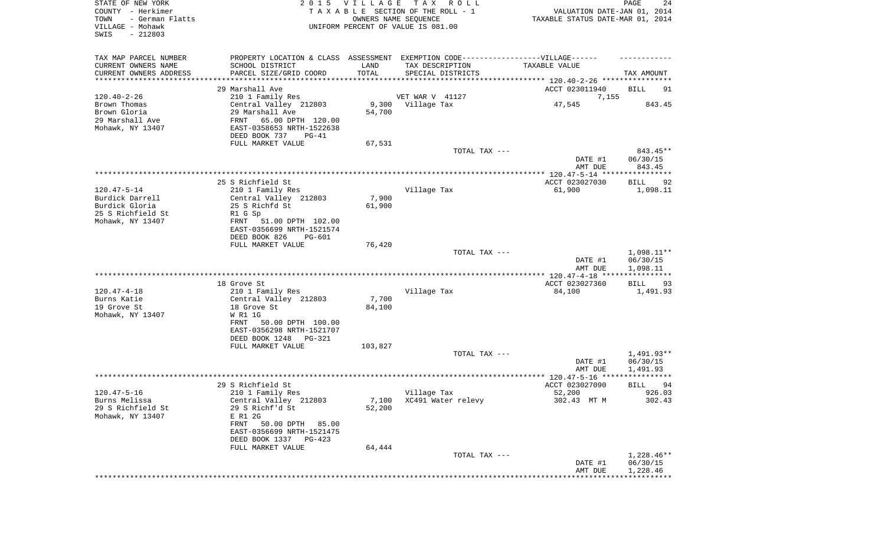STATE OF NEW YORK
COUNTY - Herkimer
TOWN - German Flatts
VILLAGE - Mohawk
SWIS - 212803

2015 VILLAGE TAX ROLL
TAXABLE SECTION OF THE ROLL - 1
OWNERS NAME SEQUENCE
UNIFORM PERCENT OF VALUE IS 081.00

VALUATION DATE-JAN 01, 2014
TAXABLE STATUS DATE-MAR 01, 2014

| TAX MAP PARCEL NUMBER / CURRENT OWNERS NAME / CURRENT OWNERS ADDRESS | PROPERTY LOCATION & CLASS / SCHOOL DISTRICT / PARCEL SIZE/GRID COORD | ASSESSMENT LAND / TOTAL | EXEMPTION CODE / TAX DESCRIPTION / SPECIAL DISTRICTS | TAXABLE VALUE | TAX AMOUNT |
|---|---|---|---|---|---|
| | 29 Marshall Ave | | | ACCT 023011940 | BILL 91 |
| 120.40-2-26 | 210 1 Family Res | | VET WAR V 41127 | 7,155 | |
| Brown Thomas | Central Valley 212803 | 9,300 | Village Tax | 47,545 | 843.45 |
| Brown Gloria | 29 Marshall Ave | 54,700 | | | |
| 29 Marshall Ave | FRNT 65.00 DPTH 120.00 | | | | |
| Mohawk, NY 13407 | EAST-0358653 NRTH-1522638 | | | | |
| | DEED BOOK 737 PG-41 | | | | |
| | FULL MARKET VALUE | 67,531 | | | |
| | | | TOTAL TAX --- | | 843.45** |
| | | | | DATE #1 | 06/30/15 |
| | | | | AMT DUE | 843.45 |
| | 25 S Richfield St | | | ACCT 023027030 | BILL 92 |
| 120.47-5-14 | 210 1 Family Res | | Village Tax | 61,900 | 1,098.11 |
| Burdick Darrell | Central Valley 212803 | 7,900 | | | |
| Burdick Gloria | 25 S Richfd St | 61,900 | | | |
| 25 S Richfield St | R1 G Sp | | | | |
| Mohawk, NY 13407 | FRNT 51.00 DPTH 102.00 | | | | |
| | EAST-0356699 NRTH-1521574 | | | | |
| | DEED BOOK 826 PG-601 | | | | |
| | FULL MARKET VALUE | 76,420 | | | |
| | | | TOTAL TAX --- | | 1,098.11** |
| | | | | DATE #1 | 06/30/15 |
| | | | | AMT DUE | 1,098.11 |
| | 18 Grove St | | | ACCT 023027360 | BILL 93 |
| 120.47-4-18 | 210 1 Family Res | | Village Tax | 84,100 | 1,491.93 |
| Burns Katie | Central Valley 212803 | 7,700 | | | |
| 19 Grove St | 18 Grove St | 84,100 | | | |
| Mohawk, NY 13407 | W R1 1G | | | | |
| | FRNT 50.00 DPTH 100.00 | | | | |
| | EAST-0356298 NRTH-1521707 | | | | |
| | DEED BOOK 1248 PG-321 | | | | |
| | FULL MARKET VALUE | 103,827 | | | |
| | | | TOTAL TAX --- | | 1,491.93** |
| | | | | DATE #1 | 06/30/15 |
| | | | | AMT DUE | 1,491.93 |
| | 29 S Richfield St | | | ACCT 023027090 | BILL 94 |
| 120.47-5-16 | 210 1 Family Res | | Village Tax | 52,200 | 926.03 |
| Burns Melissa | Central Valley 212803 | 7,100 | XC491 Water relevy | 302.43 MT M | 302.43 |
| 29 S Richfield St | 29 S Richf'd St | 52,200 | | | |
| Mohawk, NY 13407 | E R1 2G | | | | |
| | FRNT 50.00 DPTH 85.00 | | | | |
| | EAST-0356699 NRTH-1521475 | | | | |
| | DEED BOOK 1337 PG-423 | | | | |
| | FULL MARKET VALUE | 64,444 | | | |
| | | | TOTAL TAX --- | | 1,228.46** |
| | | | | DATE #1 | 06/30/15 |
| | | | | AMT DUE | 1,228.46 |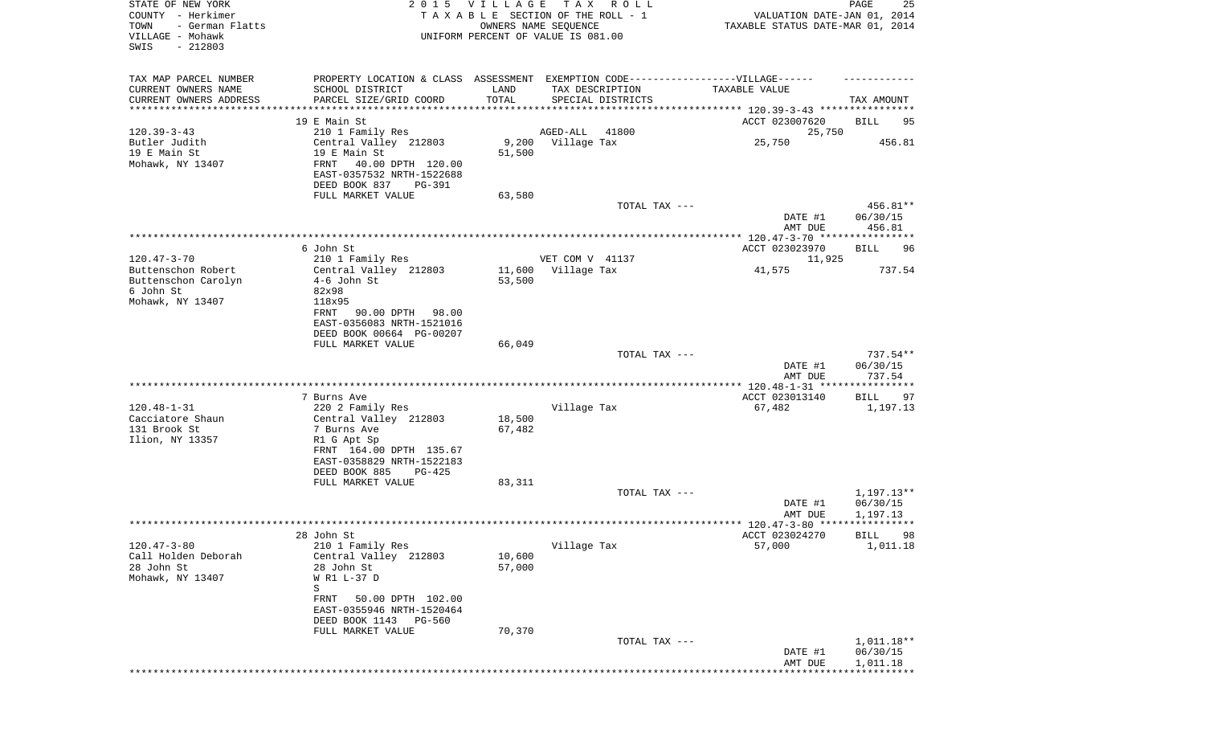STATE OF NEW YORK | 2015 VILLAGE TAX ROLL
COUNTY - Herkimer | TAXABLE SECTION OF THE ROLL - 1 | VALUATION DATE-JAN 01, 2014
TOWN - German Flatts | OWNERS NAME SEQUENCE | TAXABLE STATUS DATE-MAR 01, 2014
VILLAGE - Mohawk | UNIFORM PERCENT OF VALUE IS 081.00
SWIS - 212803

| TAX MAP PARCEL NUMBER<br>CURRENT OWNERS NAME<br>CURRENT OWNERS ADDRESS | PROPERTY LOCATION & CLASS<br>SCHOOL DISTRICT<br>PARCEL SIZE/GRID COORD | ASSESSMENT<br>LAND<br>TOTAL | EXEMPTION CODE------VILLAGE------<br>TAX DESCRIPTION<br>SPECIAL DISTRICTS | TAXABLE VALUE | TAX AMOUNT |
|---|---|---|---|---|---|
| | 19 E Main St | | | ACCT 023007620 | BILL 95 |
| 120.39-3-43 | 210 1 Family Res | | AGED-ALL 41800 | 25,750 | |
| Butler Judith | Central Valley 212803 | 9,200 | Village Tax | 25,750 | 456.81 |
| 19 E Main St | 19 E Main St | 51,500 | | | |
| Mohawk, NY 13407 | FRNT 40.00 DPTH 120.00 | | | | |
| | EAST-0357532 NRTH-1522688 | | | | |
| | DEED BOOK 837 PG-391 | | | | |
| | FULL MARKET VALUE | 63,580 | | | |
| | | | TOTAL TAX --- | | 456.81** |
| | | | | DATE #1 | 06/30/15 |
| | | | | AMT DUE | 456.81 |
| | 6 John St | | | ACCT 023023970 | BILL 96 |
| 120.47-3-70 | 210 1 Family Res | | VET COM V 41137 | 11,925 | |
| Buttenschon Robert | Central Valley 212803 | 11,600 | Village Tax | 41,575 | 737.54 |
| Buttenschon Carolyn | 4-6 John St | 53,500 | | | |
| 6 John St | 82x98 | | | | |
| Mohawk, NY 13407 | 118x95 | | | | |
| | FRNT 90.00 DPTH 98.00 | | | | |
| | EAST-0356083 NRTH-1521016 | | | | |
| | DEED BOOK 00664 PG-00207 | | | | |
| | FULL MARKET VALUE | 66,049 | | | |
| | | | TOTAL TAX --- | | 737.54** |
| | | | | DATE #1 | 06/30/15 |
| | | | | AMT DUE | 737.54 |
| | 7 Burns Ave | | | ACCT 023013140 | BILL 97 |
| 120.48-1-31 | 220 2 Family Res | | Village Tax | 67,482 | 1,197.13 |
| Cacciatore Shaun | Central Valley 212803 | 18,500 | | | |
| 131 Brook St | 7 Burns Ave | 67,482 | | | |
| Ilion, NY 13357 | R1 G Apt Sp | | | | |
| | FRNT 164.00 DPTH 135.67 | | | | |
| | EAST-0358829 NRTH-1522183 | | | | |
| | DEED BOOK 885 PG-425 | | | | |
| | FULL MARKET VALUE | 83,311 | | | |
| | | | TOTAL TAX --- | | 1,197.13** |
| | | | | DATE #1 | 06/30/15 |
| | | | | AMT DUE | 1,197.13 |
| | 28 John St | | | ACCT 023024270 | BILL 98 |
| 120.47-3-80 | 210 1 Family Res | | Village Tax | 57,000 | 1,011.18 |
| Call Holden Deborah | Central Valley 212803 | 10,600 | | | |
| 28 John St | 28 John St | 57,000 | | | |
| Mohawk, NY 13407 | W R1 L-37 D | | | | |
| | S | | | | |
| | FRNT 50.00 DPTH 102.00 | | | | |
| | EAST-0355946 NRTH-1520464 | | | | |
| | DEED BOOK 1143 PG-560 | | | | |
| | FULL MARKET VALUE | 70,370 | | | |
| | | | TOTAL TAX --- | | 1,011.18** |
| | | | | DATE #1 | 06/30/15 |
| | | | | AMT DUE | 1,011.18 |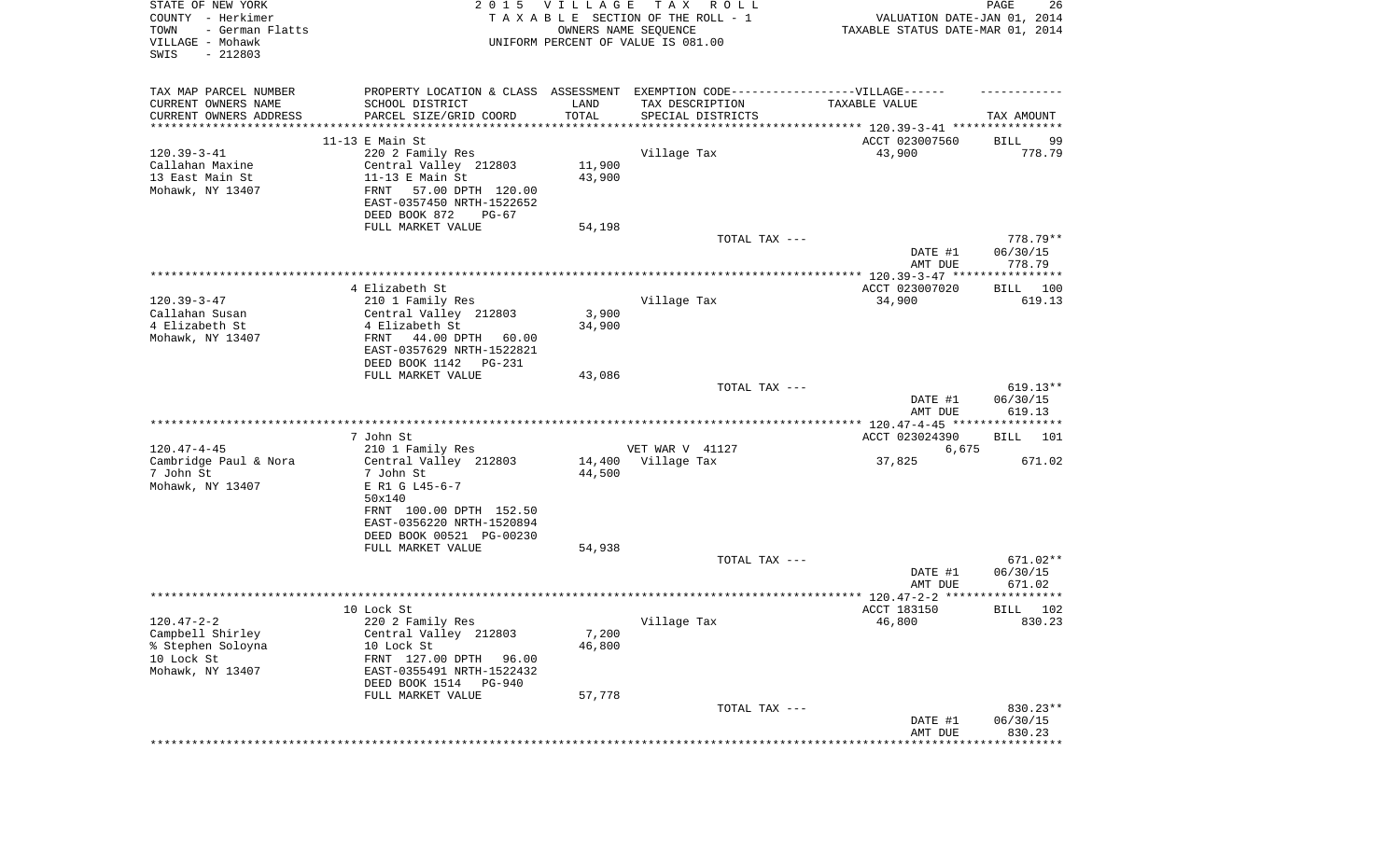STATE OF NEW YORK
COUNTY - Herkimer
TOWN - German Flatts
VILLAGE - Mohawk
SWIS - 212803

2 0 1 5 V I L L A G E T A X R O L L
T A X A B L E SECTION OF THE ROLL - 1
OWNERS NAME SEQUENCE
UNIFORM PERCENT OF VALUE IS 081.00

VALUATION DATE-JAN 01, 2014
TAXABLE STATUS DATE-MAR 01, 2014

| TAX MAP PARCEL NUMBER / CURRENT OWNERS NAME / CURRENT OWNERS ADDRESS | PROPERTY LOCATION & CLASS / SCHOOL DISTRICT / PARCEL SIZE/GRID COORD | ASSESSMENT LAND / TOTAL | EXEMPTION CODE / TAX DESCRIPTION / SPECIAL DISTRICTS | TAXABLE VALUE | TAX AMOUNT |
|---|---|---|---|---|---|
| 120.39-3-41 | 11-13 E Main St | | | ACCT 023007560 | BILL 99 |
| Callahan Maxine | 220 2 Family Res | | Village Tax | 43,900 | 778.79 |
| 13 East Main St | Central Valley 212803 | 11,900 | | | |
| Mohawk, NY 13407 | 11-13 E Main St | 43,900 | | | |
| | FRNT 57.00 DPTH 120.00 | | | | |
| | EAST-0357450 NRTH-1522652 | | | | |
| | DEED BOOK 872 PG-67 | | | | |
| | FULL MARKET VALUE | 54,198 | | | |
| | | | TOTAL TAX --- | | 778.79** |
| | | | | DATE #1 | 06/30/15 |
| | | | | AMT DUE | 778.79 |
| 120.39-3-47 | 4 Elizabeth St | | | ACCT 023007020 | BILL 100 |
| Callahan Susan | 210 1 Family Res | | Village Tax | 34,900 | 619.13 |
| 4 Elizabeth St | Central Valley 212803 | 3,900 | | | |
| Mohawk, NY 13407 | 4 Elizabeth St | 34,900 | | | |
| | FRNT 44.00 DPTH 60.00 | | | | |
| | EAST-0357629 NRTH-1522821 | | | | |
| | DEED BOOK 1142 PG-231 | | | | |
| | FULL MARKET VALUE | 43,086 | | | |
| | | | TOTAL TAX --- | | 619.13** |
| | | | | DATE #1 | 06/30/15 |
| | | | | AMT DUE | 619.13 |
| 120.47-4-45 | 7 John St | | | ACCT 023024390 | BILL 101 |
| Cambridge Paul & Nora | 210 1 Family Res | | VET WAR V 41127 | 6,675 | |
| 7 John St | Central Valley 212803 | 14,400 | Village Tax | 37,825 | 671.02 |
| Mohawk, NY 13407 | 7 John St | 44,500 | | | |
| | E R1 G L45-6-7 | | | | |
| | 50x140 | | | | |
| | FRNT 100.00 DPTH 152.50 | | | | |
| | EAST-0356220 NRTH-1520894 | | | | |
| | DEED BOOK 00521 PG-00230 | | | | |
| | FULL MARKET VALUE | 54,938 | | | |
| | | | TOTAL TAX --- | | 671.02** |
| | | | | DATE #1 | 06/30/15 |
| | | | | AMT DUE | 671.02 |
| 120.47-2-2 | 10 Lock St | | | ACCT 183150 | BILL 102 |
| Campbell Shirley | 220 2 Family Res | | Village Tax | 46,800 | 830.23 |
| % Stephen Soloyna | Central Valley 212803 | 7,200 | | | |
| 10 Lock St | 10 Lock St | 46,800 | | | |
| Mohawk, NY 13407 | FRNT 127.00 DPTH 96.00 | | | | |
| | EAST-0355491 NRTH-1522432 | | | | |
| | DEED BOOK 1514 PG-940 | | | | |
| | FULL MARKET VALUE | 57,778 | | | |
| | | | TOTAL TAX --- | | 830.23** |
| | | | | DATE #1 | 06/30/15 |
| | | | | AMT DUE | 830.23 |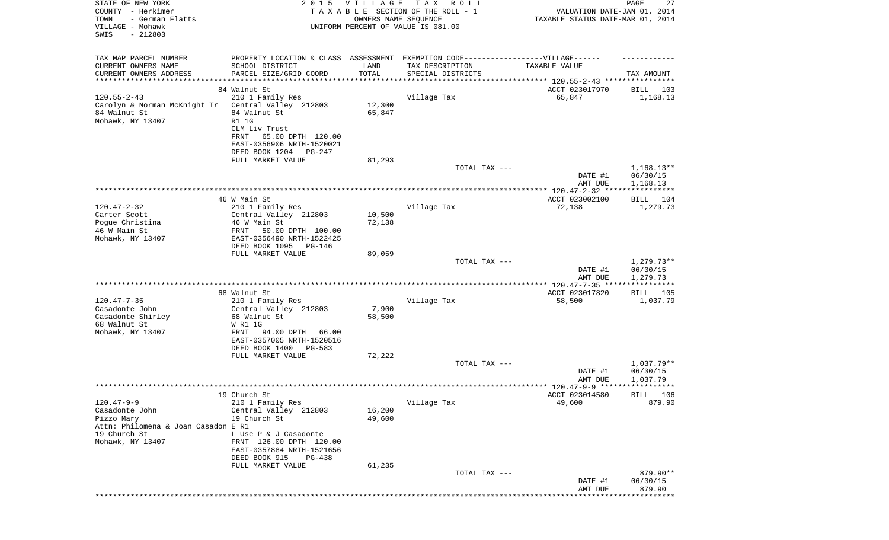STATE OF NEW YORK
COUNTY - Herkimer
TOWN - German Flatts
VILLAGE - Mohawk
SWIS - 212803

2015 VILLAGE TAX ROLL
TAXABLE SECTION OF THE ROLL - 1
OWNERS NAME SEQUENCE
UNIFORM PERCENT OF VALUE IS 081.00

VALUATION DATE-JAN 01, 2014
TAXABLE STATUS DATE-MAR 01, 2014

| TAX MAP PARCEL NUMBER / CURRENT OWNERS NAME / CURRENT OWNERS ADDRESS | PROPERTY LOCATION & CLASS / SCHOOL DISTRICT / PARCEL SIZE/GRID COORD | ASSESSMENT LAND / TOTAL | EXEMPTION CODE-----VILLAGE------ TAX DESCRIPTION / SPECIAL DISTRICTS | TAXABLE VALUE | TAX AMOUNT |
|---|---|---|---|---|---|
| | 84 Walnut St | | | ACCT 023017970 | BILL 103 |
| 120.55-2-43 | 210 1 Family Res | | Village Tax | 65,847 | 1,168.13 |
| Carolyn & Norman McKnight Tr | Central Valley 212803 | 12,300 | | | |
| 84 Walnut St | 84 Walnut St | 65,847 | | | |
| Mohawk, NY 13407 | R1 1G | | | | |
| | CLM Liv Trust | | | | |
| | FRNT 65.00 DPTH 120.00 | | | | |
| | EAST-0356906 NRTH-1520021 | | | | |
| | DEED BOOK 1204 PG-247 | | | | |
| | FULL MARKET VALUE | 81,293 | | | |
| | | | TOTAL TAX --- | | 1,168.13** |
| | | | | DATE #1 | 06/30/15 |
| | | | | AMT DUE | 1,168.13 |
| | 46 W Main St | | | ACCT 023002100 | BILL 104 |
| 120.47-2-32 | 210 1 Family Res | | Village Tax | 72,138 | 1,279.73 |
| Carter Scott | Central Valley 212803 | 10,500 | | | |
| Pogue Christina | 46 W Main St | 72,138 | | | |
| 46 W Main St | FRNT 50.00 DPTH 100.00 | | | | |
| Mohawk, NY 13407 | EAST-0356490 NRTH-1522425 | | | | |
| | DEED BOOK 1095 PG-146 | | | | |
| | FULL MARKET VALUE | 89,059 | | | |
| | | | TOTAL TAX --- | | 1,279.73** |
| | | | | DATE #1 | 06/30/15 |
| | | | | AMT DUE | 1,279.73 |
| | 68 Walnut St | | | ACCT 023017820 | BILL 105 |
| 120.47-7-35 | 210 1 Family Res | | Village Tax | 58,500 | 1,037.79 |
| Casadonte John | Central Valley 212803 | 7,900 | | | |
| Casadonte Shirley | 68 Walnut St | 58,500 | | | |
| 68 Walnut St | W R1 1G | | | | |
| Mohawk, NY 13407 | FRNT 94.00 DPTH 66.00 | | | | |
| | EAST-0357005 NRTH-1520516 | | | | |
| | DEED BOOK 1400 PG-583 | | | | |
| | FULL MARKET VALUE | 72,222 | | | |
| | | | TOTAL TAX --- | | 1,037.79** |
| | | | | DATE #1 | 06/30/15 |
| | | | | AMT DUE | 1,037.79 |
| | 19 Church St | | | ACCT 023014580 | BILL 106 |
| 120.47-9-9 | 210 1 Family Res | | Village Tax | 49,600 | 879.90 |
| Casadonte John | Central Valley 212803 | 16,200 | | | |
| Pizzo Mary | 19 Church St | 49,600 | | | |
| Attn: Philomena & Joan Casadon | E R1 | | | | |
| 19 Church St | L Use P & J Casadonte | | | | |
| Mohawk, NY 13407 | FRNT 126.00 DPTH 120.00 | | | | |
| | EAST-0357884 NRTH-1521656 | | | | |
| | DEED BOOK 915 PG-438 | | | | |
| | FULL MARKET VALUE | 61,235 | | | |
| | | | TOTAL TAX --- | | 879.90** |
| | | | | DATE #1 | 06/30/15 |
| | | | | AMT DUE | 879.90 |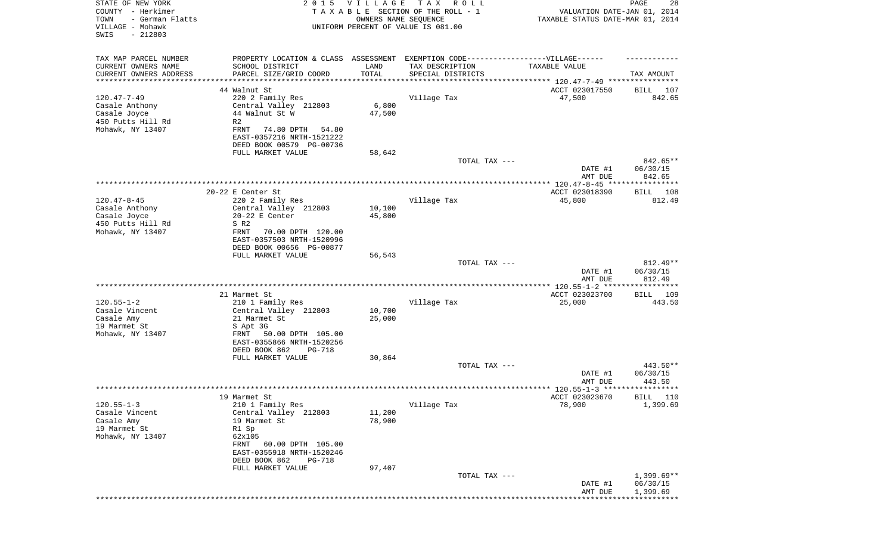STATE OF NEW YORK | COUNTY - Herkimer | TOWN - German Flatts | VILLAGE - Mohawk | SWIS - 212803

**2015 VILLAGE TAX ROLL**
TAXABLE SECTION OF THE ROLL - 1
OWNERS NAME SEQUENCE
UNIFORM PERCENT OF VALUE IS 081.00

VALUATION DATE-JAN 01, 2014
TAXABLE STATUS DATE-MAR 01, 2014

| TAX MAP PARCEL NUMBER / CURRENT OWNERS NAME / CURRENT OWNERS ADDRESS | PROPERTY LOCATION & CLASS / SCHOOL DISTRICT / PARCEL SIZE/GRID COORD | ASSESSMENT LAND / TOTAL | EXEMPTION CODE / TAX DESCRIPTION / SPECIAL DISTRICTS | TAXABLE VALUE | TAX AMOUNT |
|---|---|---|---|---|---|
| 120.47-7-49 | 44 Walnut St | | | ACCT 023017550 | BILL 107 |
| Casale Anthony | 220 2 Family Res | | Village Tax | 47,500 | 842.65 |
| Casale Joyce | Central Valley 212803 | 6,800 | | | |
| 450 Putts Hill Rd | 44 Walnut St W | 47,500 | | | |
| Mohawk, NY 13407 | R2 | | | | |
| | FRNT 74.80 DPTH 54.80 | | | | |
| | EAST-0357216 NRTH-1521222 | | | | |
| | DEED BOOK 00579 PG-00736 | | | | |
| | FULL MARKET VALUE | 58,642 | | | |
| | | | TOTAL TAX --- | | 842.65** |
| | | | | DATE #1 | 06/30/15 |
| | | | | AMT DUE | 842.65 |
| 120.47-8-45 | 20-22 E Center St | | | ACCT 023018390 | BILL 108 |
| Casale Anthony | 220 2 Family Res | | Village Tax | 45,800 | 812.49 |
| Casale Joyce | Central Valley 212803 | 10,100 | | | |
| 450 Putts Hill Rd | 20-22 E Center | 45,800 | | | |
| Mohawk, NY 13407 | S R2 | | | | |
| | FRNT 70.00 DPTH 120.00 | | | | |
| | EAST-0357503 NRTH-1520996 | | | | |
| | DEED BOOK 00656 PG-00877 | | | | |
| | FULL MARKET VALUE | 56,543 | | | |
| | | | TOTAL TAX --- | | 812.49** |
| | | | | DATE #1 | 06/30/15 |
| | | | | AMT DUE | 812.49 |
| 120.55-1-2 | 21 Marmet St | | | ACCT 023023700 | BILL 109 |
| Casale Vincent | 210 1 Family Res | | Village Tax | 25,000 | 443.50 |
| Casale Amy | Central Valley 212803 | 10,700 | | | |
| 19 Marmet St | 21 Marmet St | 25,000 | | | |
| Mohawk, NY 13407 | S Apt 3G | | | | |
| | FRNT 50.00 DPTH 105.00 | | | | |
| | EAST-0355866 NRTH-1520256 | | | | |
| | DEED BOOK 862 PG-718 | | | | |
| | FULL MARKET VALUE | 30,864 | | | |
| | | | TOTAL TAX --- | | 443.50** |
| | | | | DATE #1 | 06/30/15 |
| | | | | AMT DUE | 443.50 |
| 120.55-1-3 | 19 Marmet St | | | ACCT 023023670 | BILL 110 |
| Casale Vincent | 210 1 Family Res | | Village Tax | 78,900 | 1,399.69 |
| Casale Amy | Central Valley 212803 | 11,200 | | | |
| 19 Marmet St | 19 Marmet St | 78,900 | | | |
| Mohawk, NY 13407 | R1 Sp | | | | |
| | 62x105 | | | | |
| | FRNT 60.00 DPTH 105.00 | | | | |
| | EAST-0355918 NRTH-1520246 | | | | |
| | DEED BOOK 862 PG-718 | | | | |
| | FULL MARKET VALUE | 97,407 | | | |
| | | | TOTAL TAX --- | | 1,399.69** |
| | | | | DATE #1 | 06/30/15 |
| | | | | AMT DUE | 1,399.69 |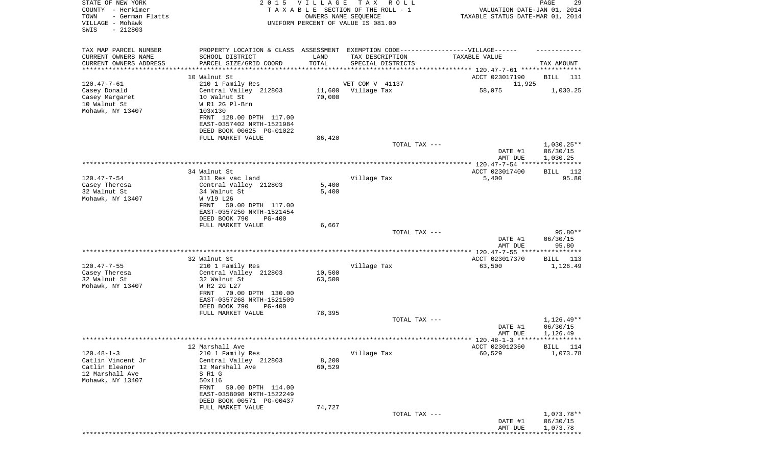STATE OF NEW YORK | 2015 VILLAGE TAX ROLL | PAGE 29
COUNTY - Herkimer | TAXABLE SECTION OF THE ROLL - 1 | VALUATION DATE-JAN 01, 2014
TOWN - German Flatts | OWNERS NAME SEQUENCE | TAXABLE STATUS DATE-MAR 01, 2014
VILLAGE - Mohawk | UNIFORM PERCENT OF VALUE IS 081.00
SWIS - 212803

| TAX MAP PARCEL NUMBER / CURRENT OWNERS NAME / CURRENT OWNERS ADDRESS | PROPERTY LOCATION & CLASS / SCHOOL DISTRICT / PARCEL SIZE/GRID COORD | ASSESSMENT LAND / TOTAL | EXEMPTION CODE / TAX DESCRIPTION / SPECIAL DISTRICTS | VILLAGE TAXABLE VALUE | TAX AMOUNT |
|---|---|---|---|---|---|
| | 10 Walnut St | | | ACCT 023017190 | BILL 111 |
| 120.47-7-61 | 210 1 Family Res | | VET COM V 41137 | 11,925 | |
| Casey Donald | Central Valley 212803 | 11,600 | Village Tax | 58,075 | 1,030.25 |
| Casey Margaret | 10 Walnut St | 70,000 | | | |
| 10 Walnut St | W R1 2G Pl-Brn | | | | |
| Mohawk, NY 13407 | 103x130 | | | | |
| | FRNT 128.00 DPTH 117.00 | | | | |
| | EAST-0357402 NRTH-1521984 | | | | |
| | DEED BOOK 00625 PG-01022 | | | | |
| | FULL MARKET VALUE | 86,420 | | | |
| | | | TOTAL TAX --- | | 1,030.25** |
| | | | | DATE #1 | 06/30/15 |
| | | | | AMT DUE | 1,030.25 |
| | 34 Walnut St | | | ACCT 023017400 | BILL 112 |
| 120.47-7-54 | 311 Res vac land | | Village Tax | 5,400 | 95.80 |
| Casey Theresa | Central Valley 212803 | 5,400 | | | |
| 32 Walnut St | 34 Walnut St | 5,400 | | | |
| Mohawk, NY 13407 | W Vl9 L26 | | | | |
| | FRNT 50.00 DPTH 117.00 | | | | |
| | EAST-0357250 NRTH-1521454 | | | | |
| | DEED BOOK 790 PG-400 | | | | |
| | FULL MARKET VALUE | 6,667 | | | |
| | | | TOTAL TAX --- | | 95.80** |
| | | | | DATE #1 | 06/30/15 |
| | | | | AMT DUE | 95.80 |
| | 32 Walnut St | | | ACCT 023017370 | BILL 113 |
| 120.47-7-55 | 210 1 Family Res | | Village Tax | 63,500 | 1,126.49 |
| Casey Theresa | Central Valley 212803 | 10,500 | | | |
| 32 Walnut St | 32 Walnut St | 63,500 | | | |
| Mohawk, NY 13407 | W R2 2G L27 | | | | |
| | FRNT 70.00 DPTH 130.00 | | | | |
| | EAST-0357268 NRTH-1521509 | | | | |
| | DEED BOOK 790 PG-400 | | | | |
| | FULL MARKET VALUE | 78,395 | | | |
| | | | TOTAL TAX --- | | 1,126.49** |
| | | | | DATE #1 | 06/30/15 |
| | | | | AMT DUE | 1,126.49 |
| | 12 Marshall Ave | | | ACCT 023012360 | BILL 114 |
| 120.48-1-3 | 210 1 Family Res | | Village Tax | 60,529 | 1,073.78 |
| Catlin Vincent Jr | Central Valley 212803 | 8,200 | | | |
| Catlin Eleanor | 12 Marshall Ave | 60,529 | | | |
| 12 Marshall Ave | S R1 G | | | | |
| Mohawk, NY 13407 | 50x116 | | | | |
| | FRNT 50.00 DPTH 114.00 | | | | |
| | EAST-0358098 NRTH-1522249 | | | | |
| | DEED BOOK 00571 PG-00437 | | | | |
| | FULL MARKET VALUE | 74,727 | | | |
| | | | TOTAL TAX --- | | 1,073.78** |
| | | | | DATE #1 | 06/30/15 |
| | | | | AMT DUE | 1,073.78 |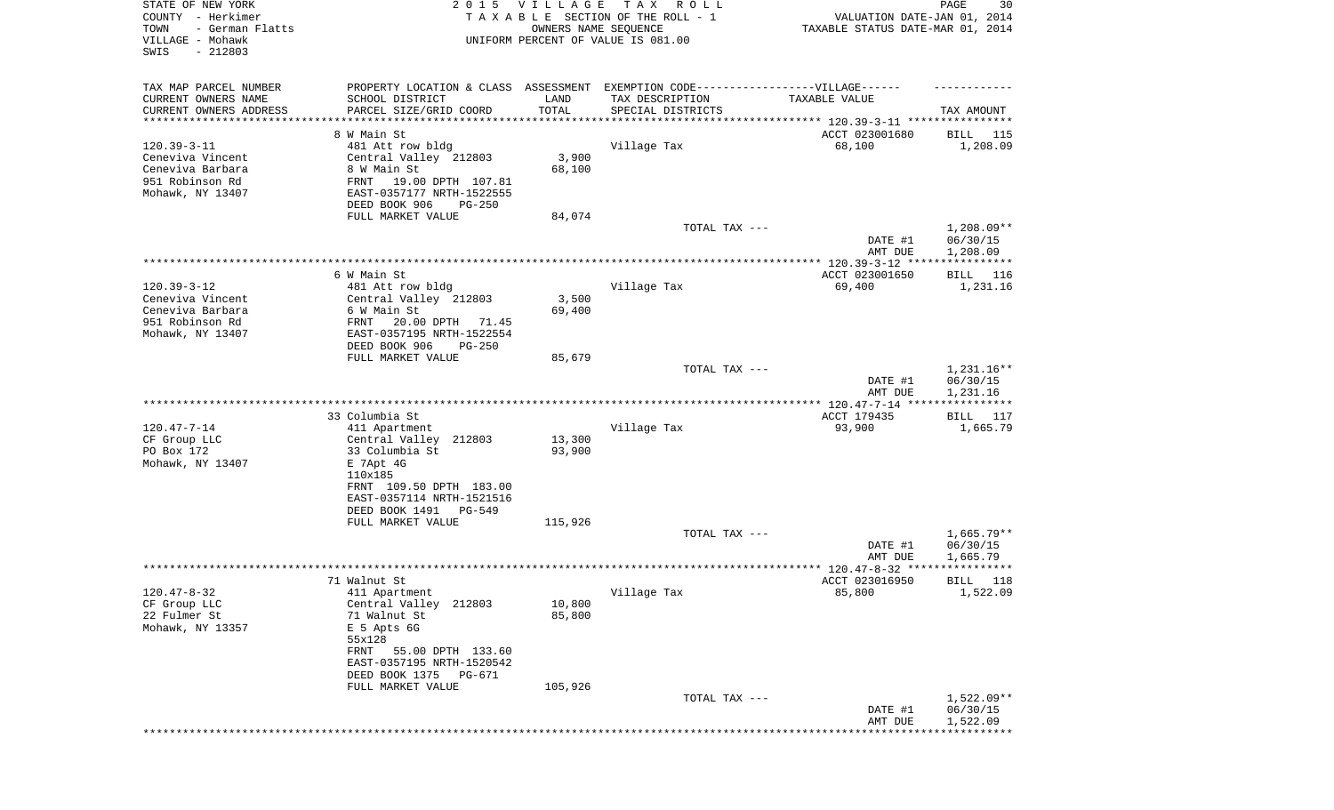STATE OF NEW YORK
COUNTY - Herkimer
TOWN - German Flatts
VILLAGE - Mohawk
SWIS - 212803

2015 VILLAGE TAX ROLL
TAXABLE SECTION OF THE ROLL - 1
OWNERS NAME SEQUENCE
UNIFORM PERCENT OF VALUE IS 081.00

VALUATION DATE-JAN 01, 2014
TAXABLE STATUS DATE-MAR 01, 2014

| TAX MAP PARCEL NUMBER / CURRENT OWNERS NAME / CURRENT OWNERS ADDRESS | PROPERTY LOCATION & CLASS / SCHOOL DISTRICT / PARCEL SIZE/GRID COORD | ASSESSMENT LAND | TOTAL | EXEMPTION CODE-VILLAGE / TAX DESCRIPTION / SPECIAL DISTRICTS | TAXABLE VALUE | TAX AMOUNT |
|---|---|---|---|---|---|---|
| 120.39-3-11 | 8 W Main St | | | | ACCT 023001680 | BILL 115 |
| Ceneviva Vincent | 481 Att row bldg | | | Village Tax | 68,100 | 1,208.09 |
| Ceneviva Barbara | Central Valley 212803 | 3,900 | | | | |
| 951 Robinson Rd | 8 W Main St | | 68,100 | | | |
| Mohawk, NY 13407 | FRNT 19.00 DPTH 107.81 | | | | | |
| | EAST-0357177 NRTH-1522555 | | | | | |
| | DEED BOOK 906 PG-250 | | | | | |
| | FULL MARKET VALUE | | 84,074 | | | |
| | | | | TOTAL TAX --- | | 1,208.09** |
| | | | | | DATE #1 | 06/30/15 |
| | | | | | AMT DUE | 1,208.09 |
| 120.39-3-12 | 6 W Main St | | | | ACCT 023001650 | BILL 116 |
| Ceneviva Vincent | 481 Att row bldg | | | Village Tax | 69,400 | 1,231.16 |
| Ceneviva Barbara | Central Valley 212803 | 3,500 | | | | |
| 951 Robinson Rd | 6 W Main St | | 69,400 | | | |
| Mohawk, NY 13407 | FRNT 20.00 DPTH 71.45 | | | | | |
| | EAST-0357195 NRTH-1522554 | | | | | |
| | DEED BOOK 906 PG-250 | | | | | |
| | FULL MARKET VALUE | | 85,679 | | | |
| | | | | TOTAL TAX --- | | 1,231.16** |
| | | | | | DATE #1 | 06/30/15 |
| | | | | | AMT DUE | 1,231.16 |
| 120.47-7-14 | 33 Columbia St | | | | ACCT 179435 | BILL 117 |
| CF Group LLC | 411 Apartment | | | Village Tax | 93,900 | 1,665.79 |
| PO Box 172 | Central Valley 212803 | 13,300 | | | | |
| Mohawk, NY 13407 | 33 Columbia St | | 93,900 | | | |
| | E 7Apt 4G | | | | | |
| | 110x185 | | | | | |
| | FRNT 109.50 DPTH 183.00 | | | | | |
| | EAST-0357114 NRTH-1521516 | | | | | |
| | DEED BOOK 1491 PG-549 | | | | | |
| | FULL MARKET VALUE | | 115,926 | | | |
| | | | | TOTAL TAX --- | | 1,665.79** |
| | | | | | DATE #1 | 06/30/15 |
| | | | | | AMT DUE | 1,665.79 |
| 120.47-8-32 | 71 Walnut St | | | | ACCT 023016950 | BILL 118 |
| CF Group LLC | 411 Apartment | | | Village Tax | 85,800 | 1,522.09 |
| 22 Fulmer St | Central Valley 212803 | 10,800 | | | | |
| Mohawk, NY 13357 | 71 Walnut St | | 85,800 | | | |
| | E 5 Apts 6G | | | | | |
| | 55x128 | | | | | |
| | FRNT 55.00 DPTH 133.60 | | | | | |
| | EAST-0357195 NRTH-1520542 | | | | | |
| | DEED BOOK 1375 PG-671 | | | | | |
| | FULL MARKET VALUE | | 105,926 | | | |
| | | | | TOTAL TAX --- | | 1,522.09** |
| | | | | | DATE #1 | 06/30/15 |
| | | | | | AMT DUE | 1,522.09 |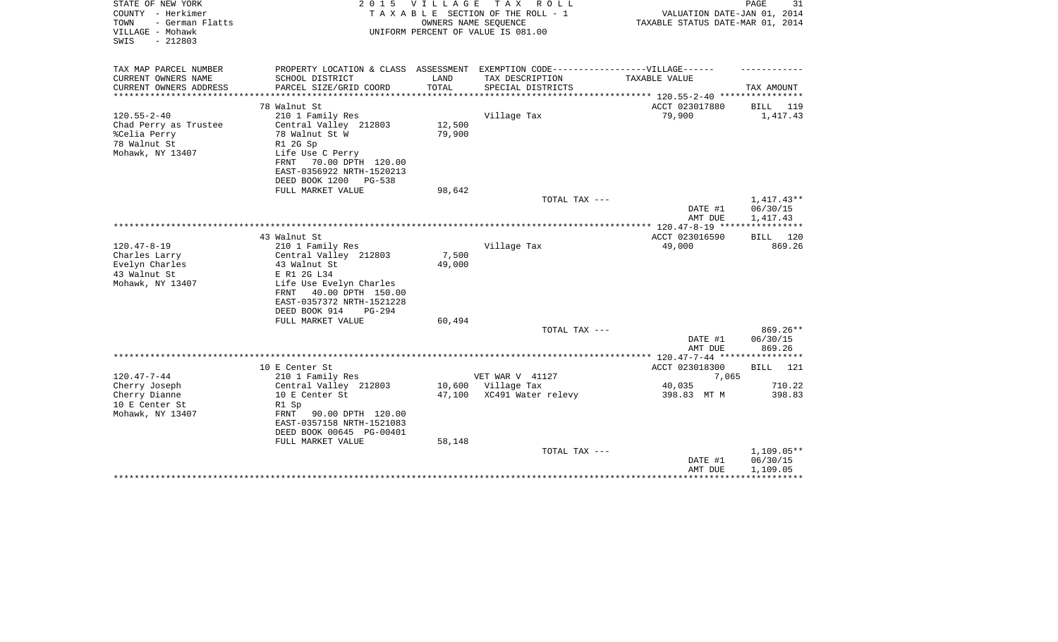STATE OF NEW YORK
COUNTY - Herkimer
TOWN - German Flatts
VILLAGE - Mohawk
SWIS - 212803

2 0 1 5 V I L L A G E T A X R O L L
T A X A B L E SECTION OF THE ROLL - 1
OWNERS NAME SEQUENCE
UNIFORM PERCENT OF VALUE IS 081.00

VALUATION DATE-JAN 01, 2014
TAXABLE STATUS DATE-MAR 01, 2014

| TAX MAP PARCEL NUMBER / CURRENT OWNERS NAME / CURRENT OWNERS ADDRESS | PROPERTY LOCATION & CLASS / SCHOOL DISTRICT / PARCEL SIZE/GRID COORD | ASSESSMENT LAND / TOTAL | EXEMPTION CODE / TAX DESCRIPTION / SPECIAL DISTRICTS | TAXABLE VALUE | TAX AMOUNT |
|---|---|---|---|---|---|
| 120.55-2-40 | 78 Walnut St | | | ACCT 023017880 | BILL 119 |
| Chad Perry as Trustee | 210 1 Family Res | | Village Tax | 79,900 | 1,417.43 |
| %Celia Perry | Central Valley 212803 | 12,500 | | | |
| 78 Walnut St | 78 Walnut St W | 79,900 | | | |
| Mohawk, NY 13407 | R1 2G Sp | | | | |
| | Life Use C Perry | | | | |
| | FRNT 70.00 DPTH 120.00 | | | | |
| | EAST-0356922 NRTH-1520213 | | | | |
| | DEED BOOK 1200 PG-538 | | | | |
| | FULL MARKET VALUE | 98,642 | | | |
| | | | TOTAL TAX --- | | 1,417.43** |
| | | | | DATE #1 | 06/30/15 |
| | | | | AMT DUE | 1,417.43 |
| 120.47-8-19 | 43 Walnut St | | | ACCT 023016590 | BILL 120 |
| Charles Larry | 210 1 Family Res | | Village Tax | 49,000 | 869.26 |
| Evelyn Charles | Central Valley 212803 | 7,500 | | | |
| 43 Walnut St | 43 Walnut St | 49,000 | | | |
| Mohawk, NY 13407 | E R1 2G L34 | | | | |
| | Life Use Evelyn Charles | | | | |
| | FRNT 40.00 DPTH 150.00 | | | | |
| | EAST-0357372 NRTH-1521228 | | | | |
| | DEED BOOK 914 PG-294 | | | | |
| | FULL MARKET VALUE | 60,494 | | | |
| | | | TOTAL TAX --- | | 869.26** |
| | | | | DATE #1 | 06/30/15 |
| | | | | AMT DUE | 869.26 |
| 120.47-7-44 | 10 E Center St | | | ACCT 023018300 | BILL 121 |
| Cherry Joseph | 210 1 Family Res | | VET WAR V 41127 | 7,065 | |
| Cherry Dianne | Central Valley 212803 | 10,600 | Village Tax | 40,035 | 710.22 |
| 10 E Center St | 10 E Center St | 47,100 | XC491 Water relevy | 398.83 MT M | 398.83 |
| Mohawk, NY 13407 | R1 Sp | | | | |
| | FRNT 90.00 DPTH 120.00 | | | | |
| | EAST-0357158 NRTH-1521083 | | | | |
| | DEED BOOK 00645 PG-00401 | | | | |
| | FULL MARKET VALUE | 58,148 | | | |
| | | | TOTAL TAX --- | | 1,109.05** |
| | | | | DATE #1 | 06/30/15 |
| | | | | AMT DUE | 1,109.05 |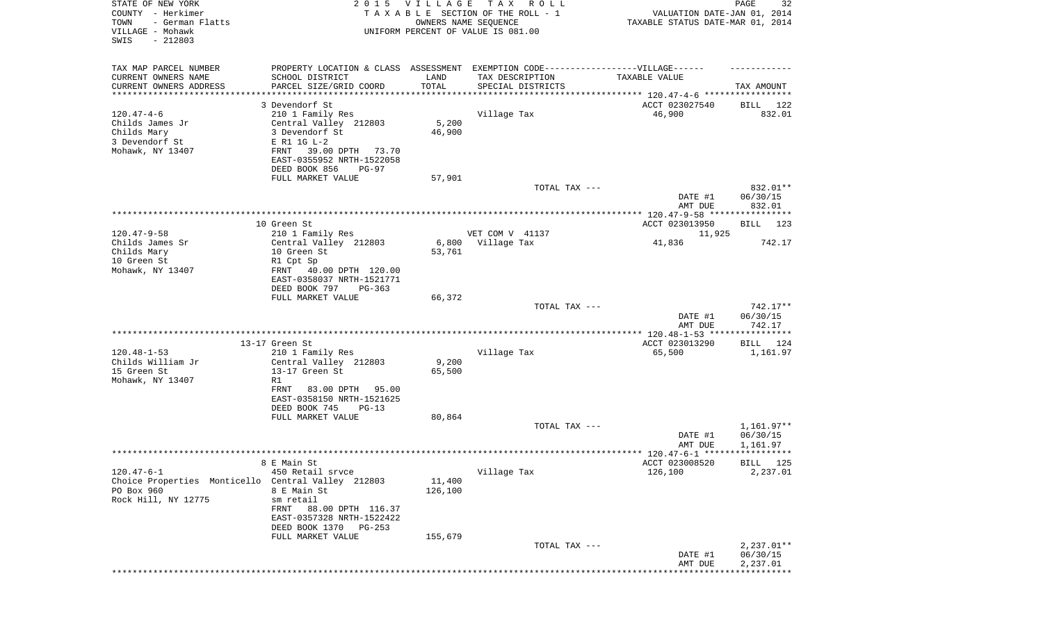STATE OF NEW YORK
COUNTY - Herkimer
TOWN - German Flatts
VILLAGE - Mohawk
SWIS - 212803

2015 VILLAGE TAX ROLL
TAXABLE SECTION OF THE ROLL - 1
OWNERS NAME SEQUENCE
UNIFORM PERCENT OF VALUE IS 081.00

VALUATION DATE-JAN 01, 2014
TAXABLE STATUS DATE-MAR 01, 2014

| TAX MAP PARCEL NUMBER / CURRENT OWNERS NAME / CURRENT OWNERS ADDRESS | PROPERTY LOCATION & CLASS / SCHOOL DISTRICT / PARCEL SIZE/GRID COORD | ASSESSMENT LAND / TOTAL | EXEMPTION CODE / TAX DESCRIPTION / SPECIAL DISTRICTS | TAXABLE VALUE | TAX AMOUNT |
|---|---|---|---|---|---|
| 120.47-4-6 | 3 Devendorf St | | | ACCT 023027540 | BILL 122 |
| Childs James Jr | 210 1 Family Res | | Village Tax | 46,900 | 832.01 |
| Childs Mary | Central Valley 212803 | 5,200 | | | |
| 3 Devendorf St | 3 Devendorf St | 46,900 | | | |
| Mohawk, NY 13407 | E R1 1G L-2 | | | | |
| | FRNT 39.00 DPTH 73.70 | | | | |
| | EAST-0355952 NRTH-1522058 | | | | |
| | DEED BOOK 856 PG-97 | | | | |
| | FULL MARKET VALUE | 57,901 | | | |
| | | | TOTAL TAX --- | | 832.01** |
| | | | | DATE #1 | 06/30/15 |
| | | | | AMT DUE | 832.01 |
| 120.47-9-58 | 10 Green St | | | ACCT 023013950 | BILL 123 |
| Childs James Sr | 210 1 Family Res | | VET COM V 41137 | 11,925 | |
| Childs Mary | Central Valley 212803 | 6,800 | Village Tax | 41,836 | 742.17 |
| 10 Green St | 10 Green St | 53,761 | | | |
| Mohawk, NY 13407 | R1 Cpt Sp | | | | |
| | FRNT 40.00 DPTH 120.00 | | | | |
| | EAST-0358037 NRTH-1521771 | | | | |
| | DEED BOOK 797 PG-363 | | | | |
| | FULL MARKET VALUE | 66,372 | | | |
| | | | TOTAL TAX --- | | 742.17** |
| | | | | DATE #1 | 06/30/15 |
| | | | | AMT DUE | 742.17 |
| 120.48-1-53 | 13-17 Green St | | | ACCT 023013290 | BILL 124 |
| Childs William Jr | 210 1 Family Res | | Village Tax | 65,500 | 1,161.97 |
| 15 Green St | Central Valley 212803 | 9,200 | | | |
| Mohawk, NY 13407 | 13-17 Green St | 65,500 | | | |
| | R1 | | | | |
| | FRNT 83.00 DPTH 95.00 | | | | |
| | EAST-0358150 NRTH-1521625 | | | | |
| | DEED BOOK 745 PG-13 | | | | |
| | FULL MARKET VALUE | 80,864 | | | |
| | | | TOTAL TAX --- | | 1,161.97** |
| | | | | DATE #1 | 06/30/15 |
| | | | | AMT DUE | 1,161.97 |
| 120.47-6-1 | 8 E Main St | | | ACCT 023008520 | BILL 125 |
| Choice Properties Monticello | 450 Retail srvce | | Village Tax | 126,100 | 2,237.01 |
| PO Box 960 | Central Valley 212803 | 11,400 | | | |
| Rock Hill, NY 12775 | 8 E Main St | 126,100 | | | |
| | sm retail | | | | |
| | FRNT 88.00 DPTH 116.37 | | | | |
| | EAST-0357328 NRTH-1522422 | | | | |
| | DEED BOOK 1370 PG-253 | | | | |
| | FULL MARKET VALUE | 155,679 | | | |
| | | | TOTAL TAX --- | | 2,237.01** |
| | | | | DATE #1 | 06/30/15 |
| | | | | AMT DUE | 2,237.01 |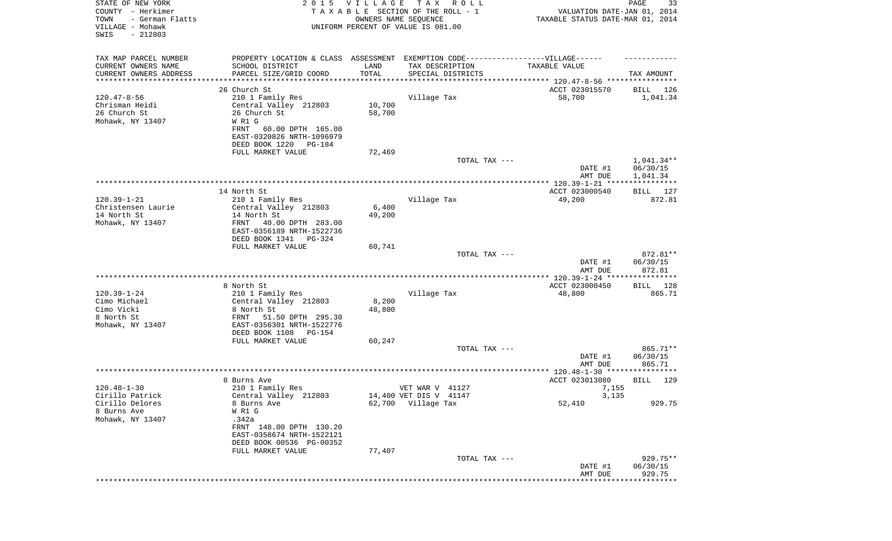STATE OF NEW YORK
COUNTY - Herkimer
TOWN - German Flatts
VILLAGE - Mohawk
SWIS - 212803

2015 VILLAGE TAX ROLL
TAXABLE SECTION OF THE ROLL - 1
OWNERS NAME SEQUENCE
UNIFORM PERCENT OF VALUE IS 081.00

VALUATION DATE-JAN 01, 2014
TAXABLE STATUS DATE-MAR 01, 2014

| TAX MAP PARCEL NUMBER / CURRENT OWNERS NAME / CURRENT OWNERS ADDRESS | PROPERTY LOCATION & CLASS / SCHOOL DISTRICT / PARCEL SIZE/GRID COORD | ASSESSMENT LAND / TOTAL | EXEMPTION CODE / TAX DESCRIPTION / SPECIAL DISTRICTS | TAXABLE VALUE | TAX AMOUNT |
|---|---|---|---|---|---|
| **120.47-8-56** | 26 Church St | | | ACCT 023015570 | BILL 126 |
| Chrisman Heidi | 210 1 Family Res | | Village Tax | 58,700 | 1,041.34 |
| 26 Church St | Central Valley 212803 | 10,700 | | | |
| Mohawk, NY 13407 | 26 Church St | 58,700 | | | |
| | W R1 G | | | | |
| | FRNT 60.00 DPTH 165.00 | | | | |
| | EAST-0320826 NRTH-1096979 | | | | |
| | DEED BOOK 1220 PG-184 | | | | |
| | FULL MARKET VALUE | 72,469 | | | |
| | | | TOTAL TAX --- | | 1,041.34** |
| | | | | DATE #1 | 06/30/15 |
| | | | | AMT DUE | 1,041.34 |
| **120.39-1-21** | 14 North St | | | ACCT 023000540 | BILL 127 |
| Christensen Laurie | 210 1 Family Res | | Village Tax | 49,200 | 872.81 |
| 14 North St | Central Valley 212803 | 6,400 | | | |
| Mohawk, NY 13407 | 14 North St | 49,200 | | | |
| | FRNT 40.00 DPTH 283.00 | | | | |
| | EAST-0356189 NRTH-1522736 | | | | |
| | DEED BOOK 1341 PG-324 | | | | |
| | FULL MARKET VALUE | 60,741 | | | |
| | | | TOTAL TAX --- | | 872.81** |
| | | | | DATE #1 | 06/30/15 |
| | | | | AMT DUE | 872.81 |
| **120.39-1-24** | 8 North St | | | ACCT 023000450 | BILL 128 |
| Cimo Michael | 210 1 Family Res | | Village Tax | 48,800 | 865.71 |
| Cimo Vicki | Central Valley 212803 | 8,200 | | | |
| 8 North St | 8 North St | 48,800 | | | |
| Mohawk, NY 13407 | FRNT 51.50 DPTH 295.30 | | | | |
| | EAST-0356301 NRTH-1522776 | | | | |
| | DEED BOOK 1108 PG-154 | | | | |
| | FULL MARKET VALUE | 60,247 | | | |
| | | | TOTAL TAX --- | | 865.71** |
| | | | | DATE #1 | 06/30/15 |
| | | | | AMT DUE | 865.71 |
| **120.48-1-30** | 8 Burns Ave | | | ACCT 023013080 | BILL 129 |
| Cirillo Patrick | 210 1 Family Res | | VET WAR V 41127 | 7,155 | |
| Cirillo Delores | Central Valley 212803 | 14,400 | VET DIS V 41147 | 3,135 | |
| 8 Burns Ave | 8 Burns Ave | 62,700 | Village Tax | 52,410 | 929.75 |
| Mohawk, NY 13407 | W R1 G | | | | |
| | .342a | | | | |
| | FRNT 148.00 DPTH 130.20 | | | | |
| | EAST-0358674 NRTH-1522121 | | | | |
| | DEED BOOK 00536 PG-00352 | | | | |
| | FULL MARKET VALUE | 77,407 | | | |
| | | | TOTAL TAX --- | | 929.75** |
| | | | | DATE #1 | 06/30/15 |
| | | | | AMT DUE | 929.75 |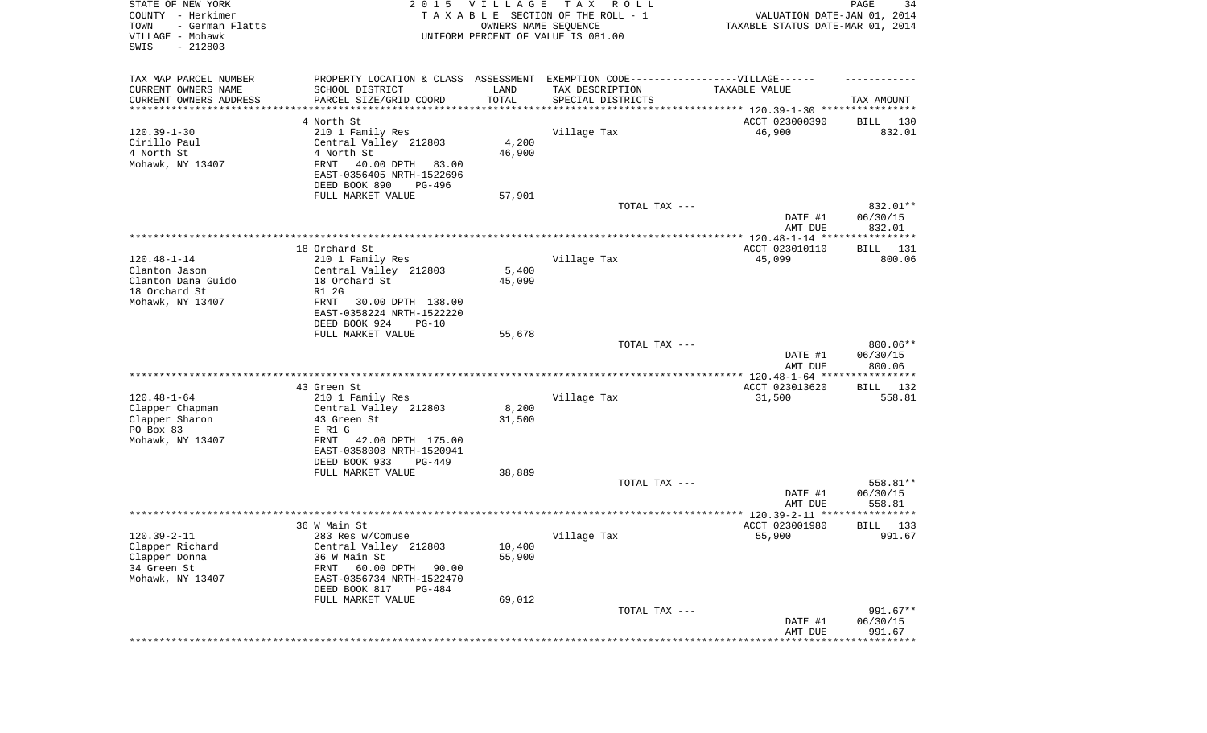STATE OF NEW YORK
COUNTY - Herkimer
TOWN - German Flatts
VILLAGE - Mohawk
SWIS - 212803

2015 VILLAGE TAX ROLL
TAXABLE SECTION OF THE ROLL - 1
OWNERS NAME SEQUENCE
UNIFORM PERCENT OF VALUE IS 081.00

VALUATION DATE-JAN 01, 2014
TAXABLE STATUS DATE-MAR 01, 2014

| TAX MAP PARCEL NUMBER / CURRENT OWNERS NAME / CURRENT OWNERS ADDRESS | PROPERTY LOCATION & CLASS / SCHOOL DISTRICT / PARCEL SIZE/GRID COORD | ASSESSMENT LAND / TOTAL | EXEMPTION CODE / TAX DESCRIPTION / SPECIAL DISTRICTS | TAXABLE VALUE | TAX AMOUNT |
|---|---|---|---|---|---|
| **120.39-1-30** | 4 North St | | | ACCT 023000390 | BILL 130 |
| Cirillo Paul | 210 1 Family Res | | Village Tax | 46,900 | 832.01 |
| 4 North St | Central Valley 212803 | 4,200 | | | |
| Mohawk, NY 13407 | 4 North St | 46,900 | | | |
| | FRNT 40.00 DPTH 83.00 | | | | |
| | EAST-0356405 NRTH-1522696 | | | | |
| | DEED BOOK 890 PG-496 | | | | |
| | FULL MARKET VALUE | 57,901 | | | |
| | | | TOTAL TAX --- | | 832.01** |
| | | | | DATE #1 | 06/30/15 |
| | | | | AMT DUE | 832.01 |
| **120.48-1-14** | 18 Orchard St | | | ACCT 023010110 | BILL 131 |
| Clanton Jason | 210 1 Family Res | | Village Tax | 45,099 | 800.06 |
| Clanton Dana Guido | Central Valley 212803 | 5,400 | | | |
| 18 Orchard St | 18 Orchard St | 45,099 | | | |
| Mohawk, NY 13407 | R1 2G | | | | |
| | FRNT 30.00 DPTH 138.00 | | | | |
| | EAST-0358224 NRTH-1522220 | | | | |
| | DEED BOOK 924 PG-10 | | | | |
| | FULL MARKET VALUE | 55,678 | | | |
| | | | TOTAL TAX --- | | 800.06** |
| | | | | DATE #1 | 06/30/15 |
| | | | | AMT DUE | 800.06 |
| **120.48-1-64** | 43 Green St | | | ACCT 023013620 | BILL 132 |
| Clapper Chapman | 210 1 Family Res | | Village Tax | 31,500 | 558.81 |
| Clapper Sharon | Central Valley 212803 | 8,200 | | | |
| PO Box 83 | 43 Green St | 31,500 | | | |
| Mohawk, NY 13407 | E R1 G | | | | |
| | FRNT 42.00 DPTH 175.00 | | | | |
| | EAST-0358008 NRTH-1520941 | | | | |
| | DEED BOOK 933 PG-449 | | | | |
| | FULL MARKET VALUE | 38,889 | | | |
| | | | TOTAL TAX --- | | 558.81** |
| | | | | DATE #1 | 06/30/15 |
| | | | | AMT DUE | 558.81 |
| **120.39-2-11** | 36 W Main St | | | ACCT 023001980 | BILL 133 |
| Clapper Richard | 283 Res w/Comuse | | Village Tax | 55,900 | 991.67 |
| Clapper Donna | Central Valley 212803 | 10,400 | | | |
| 34 Green St | 36 W Main St | 55,900 | | | |
| Mohawk, NY 13407 | FRNT 60.00 DPTH 90.00 | | | | |
| | EAST-0356734 NRTH-1522470 | | | | |
| | DEED BOOK 817 PG-484 | | | | |
| | FULL MARKET VALUE | 69,012 | | | |
| | | | TOTAL TAX --- | | 991.67** |
| | | | | DATE #1 | 06/30/15 |
| | | | | AMT DUE | 991.67 |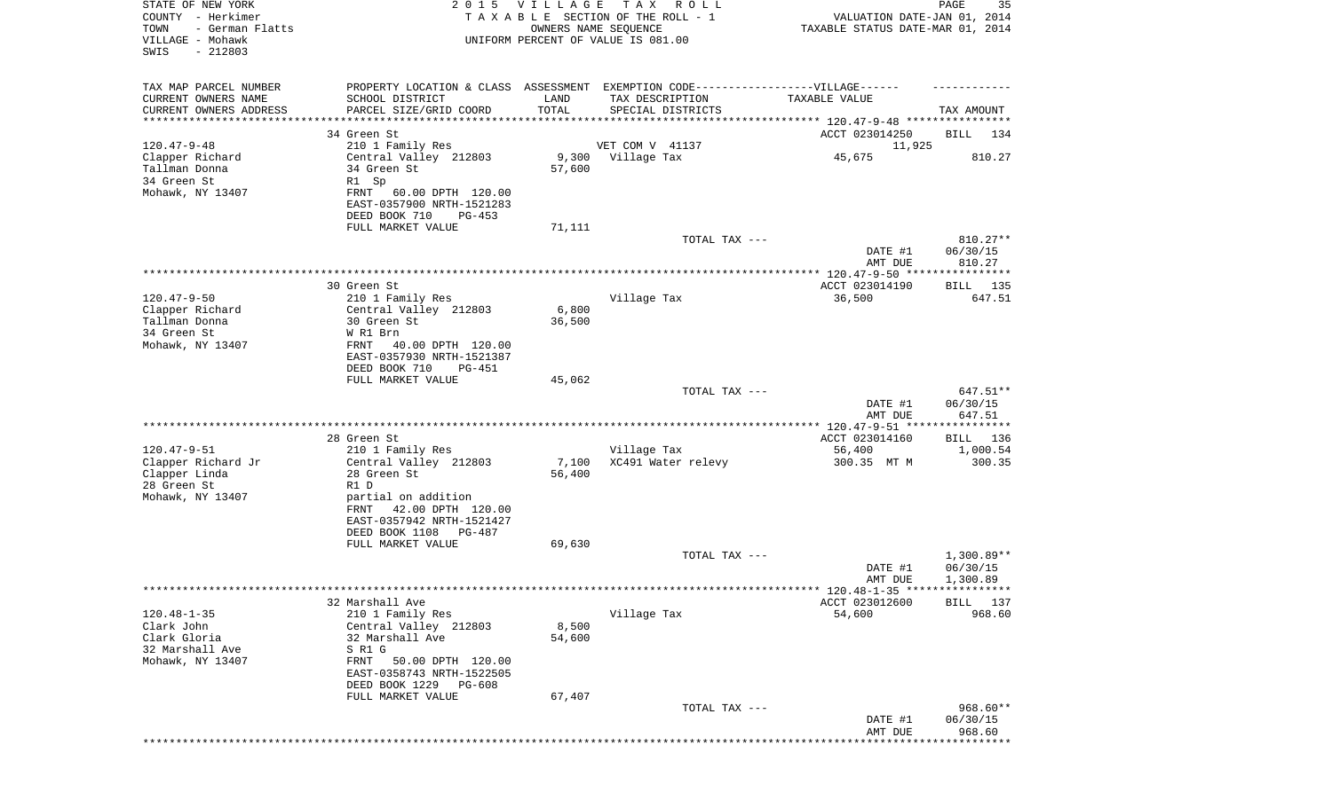STATE OF NEW YORK
COUNTY - Herkimer
TOWN - German Flatts
VILLAGE - Mohawk
SWIS - 212803

2 0 1 5 V I L L A G E T A X R O L L
T A X A B L E SECTION OF THE ROLL - 1
OWNERS NAME SEQUENCE
UNIFORM PERCENT OF VALUE IS 081.00

VALUATION DATE-JAN 01, 2014
TAXABLE STATUS DATE-MAR 01, 2014

| TAX MAP PARCEL NUMBER<br>CURRENT OWNERS NAME<br>CURRENT OWNERS ADDRESS | PROPERTY LOCATION & CLASS<br>SCHOOL DISTRICT<br>PARCEL SIZE/GRID COORD | ASSESSMENT<br>LAND<br>TOTAL | EXEMPTION CODE------VILLAGE------<br>TAX DESCRIPTION<br>SPECIAL DISTRICTS | TAXABLE VALUE | TAX AMOUNT |
|---|---|---|---|---|---|
| | 34 Green St | | | ACCT 023014250 | BILL 134 |
| 120.47-9-48 | 210 1 Family Res | | VET COM V 41137 | 11,925 | |
| Clapper Richard | Central Valley 212803 | 9,300 | Village Tax | 45,675 | 810.27 |
| Tallman Donna | 34 Green St | 57,600 | | | |
| 34 Green St | R1 Sp | | | | |
| Mohawk, NY 13407 | FRNT 60.00 DPTH 120.00 | | | | |
| | EAST-0357900 NRTH-1521283 | | | | |
| | DEED BOOK 710 PG-453 | | | | |
| | FULL MARKET VALUE | 71,111 | | | |
| | | | TOTAL TAX --- | | 810.27** |
| | | | | DATE #1 | 06/30/15 |
| | | | | AMT DUE | 810.27 |
| | 30 Green St | | | ACCT 023014190 | BILL 135 |
| 120.47-9-50 | 210 1 Family Res | | Village Tax | 36,500 | 647.51 |
| Clapper Richard | Central Valley 212803 | 6,800 | | | |
| Tallman Donna | 30 Green St | 36,500 | | | |
| 34 Green St | W R1 Brn | | | | |
| Mohawk, NY 13407 | FRNT 40.00 DPTH 120.00 | | | | |
| | EAST-0357930 NRTH-1521387 | | | | |
| | DEED BOOK 710 PG-451 | | | | |
| | FULL MARKET VALUE | 45,062 | | | |
| | | | TOTAL TAX --- | | 647.51** |
| | | | | DATE #1 | 06/30/15 |
| | | | | AMT DUE | 647.51 |
| | 28 Green St | | | ACCT 023014160 | BILL 136 |
| 120.47-9-51 | 210 1 Family Res | | Village Tax | 56,400 | 1,000.54 |
| Clapper Richard Jr | Central Valley 212803 | 7,100 | XC491 Water relevy | 300.35 MT M | 300.35 |
| Clapper Linda | 28 Green St | 56,400 | | | |
| 28 Green St | R1 D | | | | |
| Mohawk, NY 13407 | partial on addition | | | | |
| | FRNT 42.00 DPTH 120.00 | | | | |
| | EAST-0357942 NRTH-1521427 | | | | |
| | DEED BOOK 1108 PG-487 | | | | |
| | FULL MARKET VALUE | 69,630 | | | |
| | | | TOTAL TAX --- | | 1,300.89** |
| | | | | DATE #1 | 06/30/15 |
| | | | | AMT DUE | 1,300.89 |
| | 32 Marshall Ave | | | ACCT 023012600 | BILL 137 |
| 120.48-1-35 | 210 1 Family Res | | Village Tax | 54,600 | 968.60 |
| Clark John | Central Valley 212803 | 8,500 | | | |
| Clark Gloria | 32 Marshall Ave | 54,600 | | | |
| 32 Marshall Ave | S R1 G | | | | |
| Mohawk, NY 13407 | FRNT 50.00 DPTH 120.00 | | | | |
| | EAST-0358743 NRTH-1522505 | | | | |
| | DEED BOOK 1229 PG-608 | | | | |
| | FULL MARKET VALUE | 67,407 | | | |
| | | | TOTAL TAX --- | | 968.60** |
| | | | | DATE #1 | 06/30/15 |
| | | | | AMT DUE | 968.60 |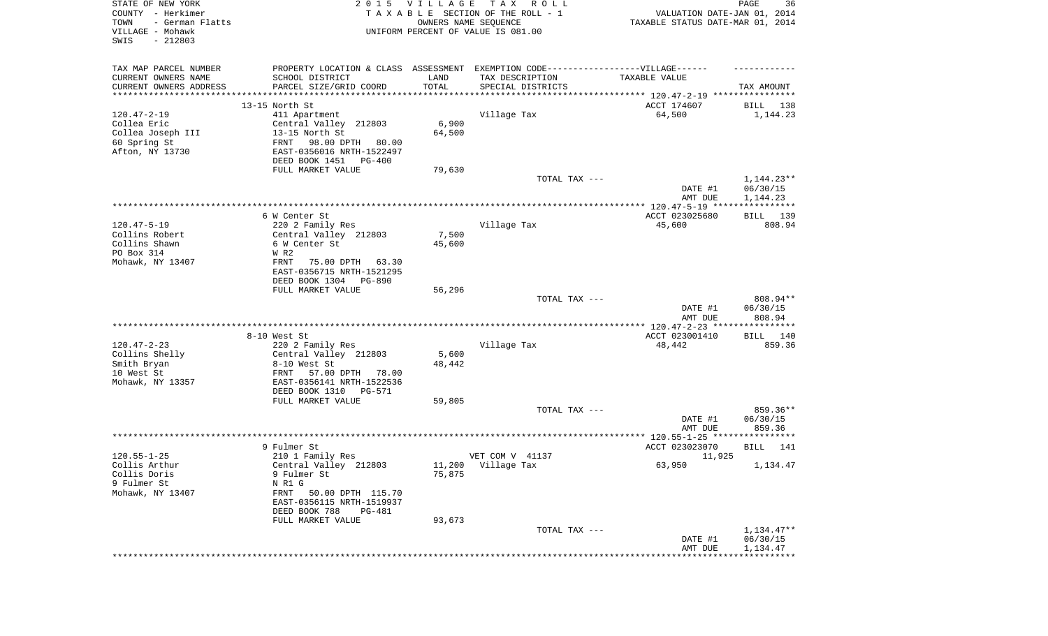STATE OF NEW YORK
COUNTY - Herkimer
TOWN - German Flatts
VILLAGE - Mohawk
SWIS - 212803

2 0 1 5 V I L L A G E T A X R O L L
T A X A B L E SECTION OF THE ROLL - 1
OWNERS NAME SEQUENCE
UNIFORM PERCENT OF VALUE IS 081.00

VALUATION DATE-JAN 01, 2014
TAXABLE STATUS DATE-MAR 01, 2014

| TAX MAP PARCEL NUMBER / CURRENT OWNERS NAME / CURRENT OWNERS ADDRESS | PROPERTY LOCATION & CLASS / SCHOOL DISTRICT / PARCEL SIZE/GRID COORD | ASSESSMENT LAND / TOTAL | EXEMPTION CODE / TAX DESCRIPTION / SPECIAL DISTRICTS | TAXABLE VALUE | TAX AMOUNT |
|---|---|---|---|---|---|
| 120.47-2-19 | 13-15 North St | | | ACCT 174607 | BILL 138 |
| Collea Eric | 411 Apartment | | Village Tax | 64,500 | 1,144.23 |
| Collea Joseph III | Central Valley 212803 | 6,900 | | | |
| 60 Spring St | 13-15 North St | 64,500 | | | |
| Afton, NY 13730 | FRNT 98.00 DPTH 80.00 | | | | |
| | EAST-0356016 NRTH-1522497 | | | | |
| | DEED BOOK 1451 PG-400 | | | | |
| | FULL MARKET VALUE | 79,630 | | | |
| | | | TOTAL TAX --- | | 1,144.23** |
| | | | | DATE #1 | 06/30/15 |
| | | | | AMT DUE | 1,144.23 |
| 120.47-5-19 | 6 W Center St | | | ACCT 023025680 | BILL 139 |
| Collins Robert | 220 2 Family Res | | Village Tax | 45,600 | 808.94 |
| Collins Shawn | Central Valley 212803 | 7,500 | | | |
| PO Box 314 | 6 W Center St | 45,600 | | | |
| Mohawk, NY 13407 | W R2 | | | | |
| | FRNT 75.00 DPTH 63.30 | | | | |
| | EAST-0356715 NRTH-1521295 | | | | |
| | DEED BOOK 1304 PG-890 | | | | |
| | FULL MARKET VALUE | 56,296 | | | |
| | | | TOTAL TAX --- | | 808.94** |
| | | | | DATE #1 | 06/30/15 |
| | | | | AMT DUE | 808.94 |
| 120.47-2-23 | 8-10 West St | | | ACCT 023001410 | BILL 140 |
| Collins Shelly | 220 2 Family Res | | Village Tax | 48,442 | 859.36 |
| Smith Bryan | Central Valley 212803 | 5,600 | | | |
| 10 West St | 8-10 West St | 48,442 | | | |
| Mohawk, NY 13357 | FRNT 57.00 DPTH 78.00 | | | | |
| | EAST-0356141 NRTH-1522536 | | | | |
| | DEED BOOK 1310 PG-571 | | | | |
| | FULL MARKET VALUE | 59,805 | | | |
| | | | TOTAL TAX --- | | 859.36** |
| | | | | DATE #1 | 06/30/15 |
| | | | | AMT DUE | 859.36 |
| 120.55-1-25 | 9 Fulmer St | | | ACCT 023023070 | BILL 141 |
| Collis Arthur | 210 1 Family Res | | VET COM V 41137 | 11,925 | |
| Collis Doris | Central Valley 212803 | 11,200 | Village Tax | 63,950 | 1,134.47 |
| 9 Fulmer St | 9 Fulmer St | 75,875 | | | |
| Mohawk, NY 13407 | N R1 G | | | | |
| | FRNT 50.00 DPTH 115.70 | | | | |
| | EAST-0356115 NRTH-1519937 | | | | |
| | DEED BOOK 788 PG-481 | | | | |
| | FULL MARKET VALUE | 93,673 | | | |
| | | | TOTAL TAX --- | | 1,134.47** |
| | | | | DATE #1 | 06/30/15 |
| | | | | AMT DUE | 1,134.47 |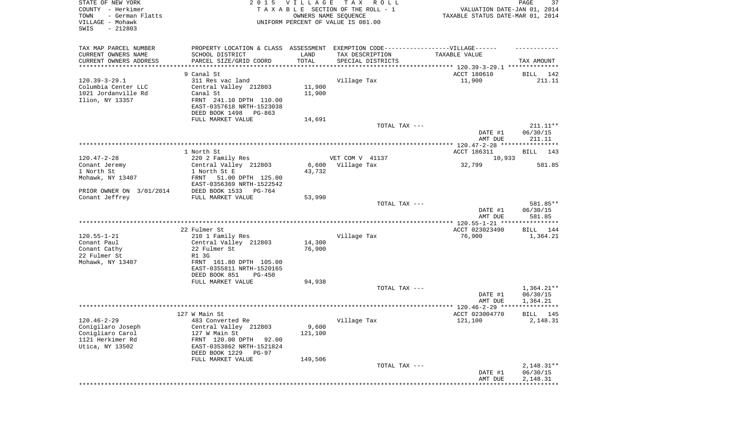STATE OF NEW YORK
COUNTY - Herkimer
TOWN - German Flatts
VILLAGE - Mohawk
SWIS - 212803

2 0 1 5 V I L L A G E T A X R O L L
T A X A B L E SECTION OF THE ROLL - 1
OWNERS NAME SEQUENCE
UNIFORM PERCENT OF VALUE IS 081.00

VALUATION DATE-JAN 01, 2014
TAXABLE STATUS DATE-MAR 01, 2014

| TAX MAP PARCEL NUMBER<br>CURRENT OWNERS NAME<br>CURRENT OWNERS ADDRESS | PROPERTY LOCATION & CLASS<br>SCHOOL DISTRICT<br>PARCEL SIZE/GRID COORD | ASSESSMENT<br>LAND<br>TOTAL | EXEMPTION CODE------VILLAGE------<br>TAX DESCRIPTION<br>SPECIAL DISTRICTS | TAXABLE VALUE | TAX AMOUNT |
|---|---|---|---|---|---|
| | 9 Canal St | | | ACCT 180610 | BILL 142 |
| 120.39-3-29.1 | 311 Res vac land | | Village Tax | 11,900 | 211.11 |
| Columbia Center LLC | Central Valley 212803 | 11,900 | | | |
| 1021 Jordanville Rd | Canal St | 11,900 | | | |
| Ilion, NY 13357 | FRNT 241.10 DPTH 110.00 | | | | |
| | EAST-0357618 NRTH-1523038 | | | | |
| | DEED BOOK 1498 PG-863 | | | | |
| | FULL MARKET VALUE | 14,691 | | | |
| | | | TOTAL TAX --- | | 211.11** |
| | | | | DATE #1 | 06/30/15 |
| | | | | AMT DUE | 211.11 |
| | 1 North St | | | ACCT 186311 | BILL 143 |
| 120.47-2-28 | 220 2 Family Res | | VET COM V 41137 | 10,933 | |
| Conant Jeremy | Central Valley 212803 | 6,600 | Village Tax | 32,799 | 581.85 |
| 1 North St | 1 North St E | 43,732 | | | |
| Mohawk, NY 13407 | FRNT 51.00 DPTH 125.00 | | | | |
| | EAST-0356369 NRTH-1522542 | | | | |
| PRIOR OWNER ON 3/01/2014 | DEED BOOK 1533 PG-764 | | | | |
| Conant Jeffrey | FULL MARKET VALUE | 53,990 | | | |
| | | | TOTAL TAX --- | | 581.85** |
| | | | | DATE #1 | 06/30/15 |
| | | | | AMT DUE | 581.85 |
| | 22 Fulmer St | | | ACCT 023023490 | BILL 144 |
| 120.55-1-21 | 210 1 Family Res | | Village Tax | 76,900 | 1,364.21 |
| Conant Paul | Central Valley 212803 | 14,300 | | | |
| Conant Cathy | 22 Fulmer St | 76,900 | | | |
| 22 Fulmer St | R1 3G | | | | |
| Mohawk, NY 13407 | FRNT 161.80 DPTH 105.00 | | | | |
| | EAST-0355811 NRTH-1520165 | | | | |
| | DEED BOOK 851 PG-450 | | | | |
| | FULL MARKET VALUE | 94,938 | | | |
| | | | TOTAL TAX --- | | 1,364.21** |
| | | | | DATE #1 | 06/30/15 |
| | | | | AMT DUE | 1,364.21 |
| | 127 W Main St | | | ACCT 023004770 | BILL 145 |
| 120.46-2-29 | 483 Converted Re | | Village Tax | 121,100 | 2,148.31 |
| Conigilaro Joseph | Central Valley 212803 | 9,600 | | | |
| Conigliaro Carol | 127 W Main St | 121,100 | | | |
| 1121 Herkimer Rd | FRNT 120.00 DPTH 92.00 | | | | |
| Utica, NY 13502 | EAST-0353862 NRTH-1521824 | | | | |
| | DEED BOOK 1229 PG-97 | | | | |
| | FULL MARKET VALUE | 149,506 | | | |
| | | | TOTAL TAX --- | | 2,148.31** |
| | | | | DATE #1 | 06/30/15 |
| | | | | AMT DUE | 2,148.31 |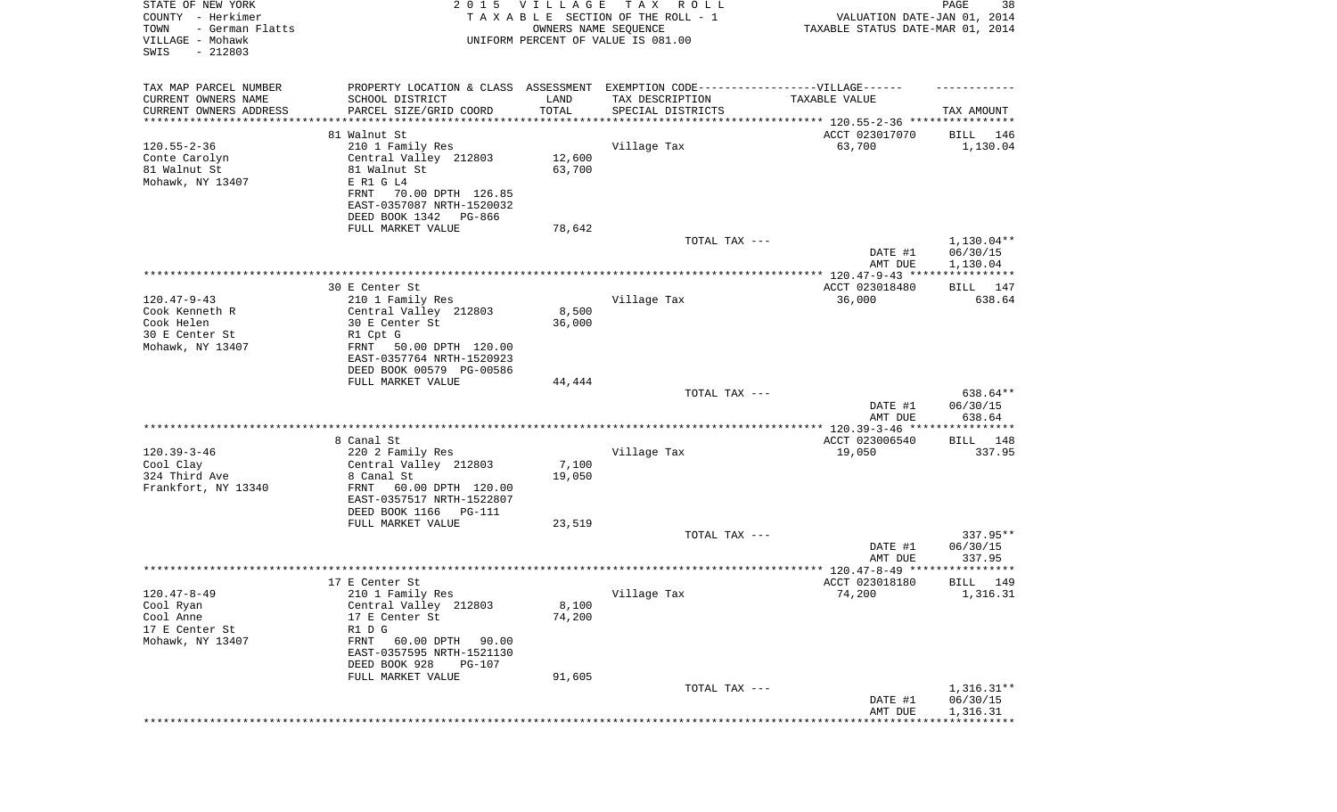STATE OF NEW YORK
COUNTY - Herkimer
TOWN - German Flatts
VILLAGE - Mohawk
SWIS - 212803

2 0 1 5 V I L L A G E T A X R O L L
T A X A B L E SECTION OF THE ROLL - 1
OWNERS NAME SEQUENCE
UNIFORM PERCENT OF VALUE IS 081.00

VALUATION DATE-JAN 01, 2014
TAXABLE STATUS DATE-MAR 01, 2014

| TAX MAP PARCEL NUMBER / CURRENT OWNERS NAME / CURRENT OWNERS ADDRESS | PROPERTY LOCATION & CLASS / SCHOOL DISTRICT / PARCEL SIZE/GRID COORD | ASSESSMENT LAND / TOTAL | EXEMPTION CODE / TAX DESCRIPTION / SPECIAL DISTRICTS | TAXABLE VALUE | TAX AMOUNT |
|---|---|---|---|---|---|
| 120.55-2-36 | 81 Walnut St | | | ACCT 023017070 | BILL 146 |
| Conte Carolyn | 210 1 Family Res | | Village Tax | 63,700 | 1,130.04 |
| 81 Walnut St | Central Valley 212803 | 12,600 | | | |
| Mohawk, NY 13407 | 81 Walnut St | 63,700 | | | |
| | E R1 G L4 | | | | |
| | FRNT 70.00 DPTH 126.85 | | | | |
| | EAST-0357087 NRTH-1520032 | | | | |
| | DEED BOOK 1342 PG-866 | | | | |
| | FULL MARKET VALUE | 78,642 | | | |
| | | | TOTAL TAX --- | | 1,130.04** |
| | | | | DATE #1 | 06/30/15 |
| | | | | AMT DUE | 1,130.04 |
| 120.47-9-43 | 30 E Center St | | | ACCT 023018480 | BILL 147 |
| Cook Kenneth R | 210 1 Family Res | | Village Tax | 36,000 | 638.64 |
| Cook Helen | Central Valley 212803 | 8,500 | | | |
| 30 E Center St | 30 E Center St | 36,000 | | | |
| Mohawk, NY 13407 | R1 Cpt G | | | | |
| | FRNT 50.00 DPTH 120.00 | | | | |
| | EAST-0357764 NRTH-1520923 | | | | |
| | DEED BOOK 00579 PG-00586 | | | | |
| | FULL MARKET VALUE | 44,444 | | | |
| | | | TOTAL TAX --- | | 638.64** |
| | | | | DATE #1 | 06/30/15 |
| | | | | AMT DUE | 638.64 |
| 120.39-3-46 | 8 Canal St | | | ACCT 023006540 | BILL 148 |
| Cool Clay | 220 2 Family Res | | Village Tax | 19,050 | 337.95 |
| 324 Third Ave | Central Valley 212803 | 7,100 | | | |
| Frankfort, NY 13340 | 8 Canal St | 19,050 | | | |
| | FRNT 60.00 DPTH 120.00 | | | | |
| | EAST-0357517 NRTH-1522807 | | | | |
| | DEED BOOK 1166 PG-111 | | | | |
| | FULL MARKET VALUE | 23,519 | | | |
| | | | TOTAL TAX --- | | 337.95** |
| | | | | DATE #1 | 06/30/15 |
| | | | | AMT DUE | 337.95 |
| 120.47-8-49 | 17 E Center St | | | ACCT 023018180 | BILL 149 |
| Cool Ryan | 210 1 Family Res | | Village Tax | 74,200 | 1,316.31 |
| Cool Anne | Central Valley 212803 | 8,100 | | | |
| 17 E Center St | 17 E Center St | 74,200 | | | |
| Mohawk, NY 13407 | R1 D G | | | | |
| | FRNT 60.00 DPTH 90.00 | | | | |
| | EAST-0357595 NRTH-1521130 | | | | |
| | DEED BOOK 928 PG-107 | | | | |
| | FULL MARKET VALUE | 91,605 | | | |
| | | | TOTAL TAX --- | | 1,316.31** |
| | | | | DATE #1 | 06/30/15 |
| | | | | AMT DUE | 1,316.31 |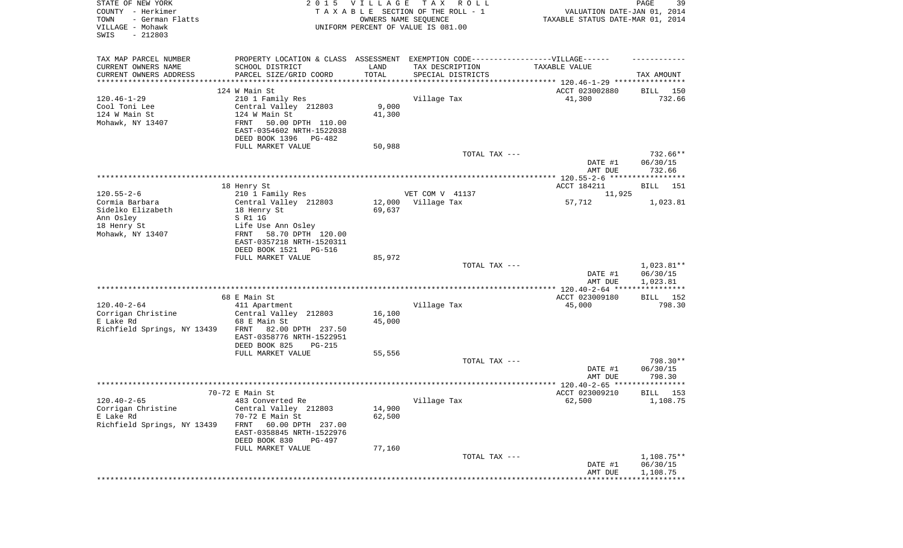STATE OF NEW YORK
COUNTY - Herkimer
TOWN - German Flatts
VILLAGE - Mohawk
SWIS - 212803

2015 VILLAGE TAX ROLL
TAXABLE SECTION OF THE ROLL - 1
OWNERS NAME SEQUENCE
UNIFORM PERCENT OF VALUE IS 081.00

VALUATION DATE-JAN 01, 2014
TAXABLE STATUS DATE-MAR 01, 2014

| TAX MAP PARCEL NUMBER / CURRENT OWNERS NAME / CURRENT OWNERS ADDRESS | PROPERTY LOCATION & CLASS / SCHOOL DISTRICT / PARCEL SIZE/GRID COORD | ASSESSMENT LAND / TOTAL | EXEMPTION CODE / TAX DESCRIPTION / SPECIAL DISTRICTS | TAXABLE VALUE | TAX AMOUNT |
|---|---|---|---|---|---|
| | 124 W Main St | | | ACCT 023002880 | BILL 150 |
| 120.46-1-29 | 210 1 Family Res | | Village Tax | 41,300 | 732.66 |
| Cool Toni Lee | Central Valley 212803 | 9,000 | | | |
| 124 W Main St | 124 W Main St | 41,300 | | | |
| Mohawk, NY 13407 | FRNT 50.00 DPTH 110.00 | | | | |
| | EAST-0354602 NRTH-1522038 | | | | |
| | DEED BOOK 1396 PG-482 | | | | |
| | FULL MARKET VALUE | 50,988 | | | |
| | | | TOTAL TAX --- | | 732.66** |
| | | | | DATE #1 | 06/30/15 |
| | | | | AMT DUE | 732.66 |
| | 18 Henry St | | | ACCT 184211 | BILL 151 |
| 120.55-2-6 | 210 1 Family Res | | VET COM V 41137 | 11,925 | |
| Cormia Barbara | Central Valley 212803 | 12,000 | Village Tax | 57,712 | 1,023.81 |
| Sidelko Elizabeth | 18 Henry St | 69,637 | | | |
| Ann Osley | S R1 1G | | | | |
| 18 Henry St | Life Use Ann Osley | | | | |
| Mohawk, NY 13407 | FRNT 58.70 DPTH 120.00 | | | | |
| | EAST-0357218 NRTH-1520311 | | | | |
| | DEED BOOK 1521 PG-516 | | | | |
| | FULL MARKET VALUE | 85,972 | | | |
| | | | TOTAL TAX --- | | 1,023.81** |
| | | | | DATE #1 | 06/30/15 |
| | | | | AMT DUE | 1,023.81 |
| | 68 E Main St | | | ACCT 023009180 | BILL 152 |
| 120.40-2-64 | 411 Apartment | | Village Tax | 45,000 | 798.30 |
| Corrigan Christine | Central Valley 212803 | 16,100 | | | |
| E Lake Rd | 68 E Main St | 45,000 | | | |
| Richfield Springs, NY 13439 | FRNT 82.00 DPTH 237.50 | | | | |
| | EAST-0358776 NRTH-1522951 | | | | |
| | DEED BOOK 825 PG-215 | | | | |
| | FULL MARKET VALUE | 55,556 | | | |
| | | | TOTAL TAX --- | | 798.30** |
| | | | | DATE #1 | 06/30/15 |
| | | | | AMT DUE | 798.30 |
| | 70-72 E Main St | | | ACCT 023009210 | BILL 153 |
| 120.40-2-65 | 483 Converted Re | | Village Tax | 62,500 | 1,108.75 |
| Corrigan Christine | Central Valley 212803 | 14,900 | | | |
| E Lake Rd | 70-72 E Main St | 62,500 | | | |
| Richfield Springs, NY 13439 | FRNT 60.00 DPTH 237.00 | | | | |
| | EAST-0358845 NRTH-1522976 | | | | |
| | DEED BOOK 830 PG-497 | | | | |
| | FULL MARKET VALUE | 77,160 | | | |
| | | | TOTAL TAX --- | | 1,108.75** |
| | | | | DATE #1 | 06/30/15 |
| | | | | AMT DUE | 1,108.75 |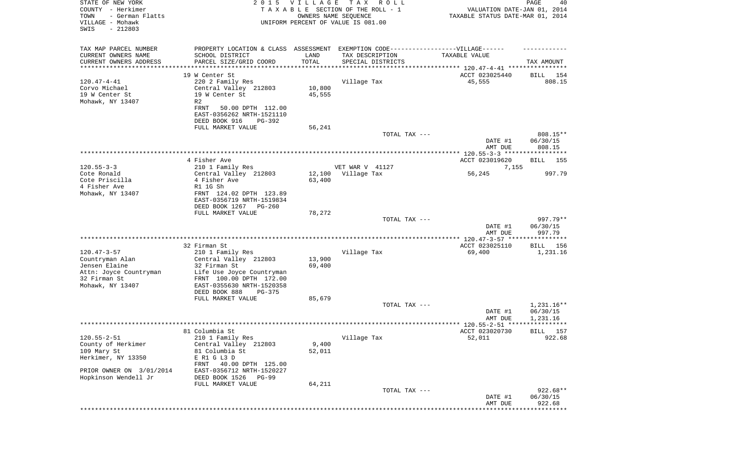STATE OF NEW YORK
COUNTY - Herkimer
TOWN - German Flatts
VILLAGE - Mohawk
SWIS - 212803

2015 VILLAGE TAX ROLL
TAXABLE SECTION OF THE ROLL - 1
OWNERS NAME SEQUENCE
UNIFORM PERCENT OF VALUE IS 081.00

VALUATION DATE-JAN 01, 2014
TAXABLE STATUS DATE-MAR 01, 2014

| TAX MAP PARCEL NUMBER / CURRENT OWNERS NAME / CURRENT OWNERS ADDRESS | PROPERTY LOCATION & CLASS / SCHOOL DISTRICT / PARCEL SIZE/GRID COORD | ASSESSMENT LAND / TOTAL | EXEMPTION CODE / TAX DESCRIPTION / SPECIAL DISTRICTS | TAXABLE VALUE | TAX AMOUNT |
|---|---|---|---|---|---|
| 120.47-4-41 | 19 W Center St | | | ACCT 023025440 | BILL 154 |
| Corvo Michael | 220 2 Family Res | | Village Tax | 45,555 | 808.15 |
| 19 W Center St | Central Valley 212803 | 10,800 | | | |
| Mohawk, NY 13407 | 19 W Center St | 45,555 | | | |
| | R2 | | | | |
| | FRNT 50.00 DPTH 112.00 | | | | |
| | EAST-0356262 NRTH-1521110 | | | | |
| | DEED BOOK 916 PG-392 | | | | |
| | FULL MARKET VALUE | 56,241 | | | |
| | | | TOTAL TAX --- | | 808.15** |
| | | | | DATE #1 | 06/30/15 |
| | | | | AMT DUE | 808.15 |
| 120.55-3-3 | 4 Fisher Ave | | | ACCT 023019620 | BILL 155 |
| Cote Ronald | 210 1 Family Res | | VET WAR V 41127 | 7,155 | |
| Cote Priscilla | Central Valley 212803 | 12,100 | Village Tax | 56,245 | 997.79 |
| 4 Fisher Ave | 4 Fisher Ave | 63,400 | | | |
| Mohawk, NY 13407 | R1 1G Sh | | | | |
| | FRNT 124.02 DPTH 123.89 | | | | |
| | EAST-0356719 NRTH-1519834 | | | | |
| | DEED BOOK 1267 PG-260 | | | | |
| | FULL MARKET VALUE | 78,272 | | | |
| | | | TOTAL TAX --- | | 997.79** |
| | | | | DATE #1 | 06/30/15 |
| | | | | AMT DUE | 997.79 |
| 120.47-3-57 | 32 Firman St | | | ACCT 023025110 | BILL 156 |
| Countryman Alan | 210 1 Family Res | | Village Tax | 69,400 | 1,231.16 |
| Jensen Elaine | Central Valley 212803 | 13,900 | | | |
| Attn: Joyce Countryman | 32 Firman St | 69,400 | | | |
| 32 Firman St | Life Use Joyce Countryman | | | | |
| Mohawk, NY 13407 | FRNT 100.00 DPTH 172.00 | | | | |
| | EAST-0355630 NRTH-1520358 | | | | |
| | DEED BOOK 888 PG-375 | | | | |
| | FULL MARKET VALUE | 85,679 | | | |
| | | | TOTAL TAX --- | | 1,231.16** |
| | | | | DATE #1 | 06/30/15 |
| | | | | AMT DUE | 1,231.16 |
| 120.55-2-51 | 81 Columbia St | | | ACCT 023020730 | BILL 157 |
| County of Herkimer | 210 1 Family Res | | Village Tax | 52,011 | 922.68 |
| 109 Mary St | Central Valley 212803 | 9,400 | | | |
| Herkimer, NY 13350 | 81 Columbia St | 52,011 | | | |
| | E R1 G L3 D | | | | |
| | FRNT 40.00 DPTH 125.00 | | | | |
| PRIOR OWNER ON 3/01/2014 | EAST-0356712 NRTH-1520227 | | | | |
| Hopkinson Wendell Jr | DEED BOOK 1526 PG-99 | | | | |
| | FULL MARKET VALUE | 64,211 | | | |
| | | | TOTAL TAX --- | | 922.68** |
| | | | | DATE #1 | 06/30/15 |
| | | | | AMT DUE | 922.68 |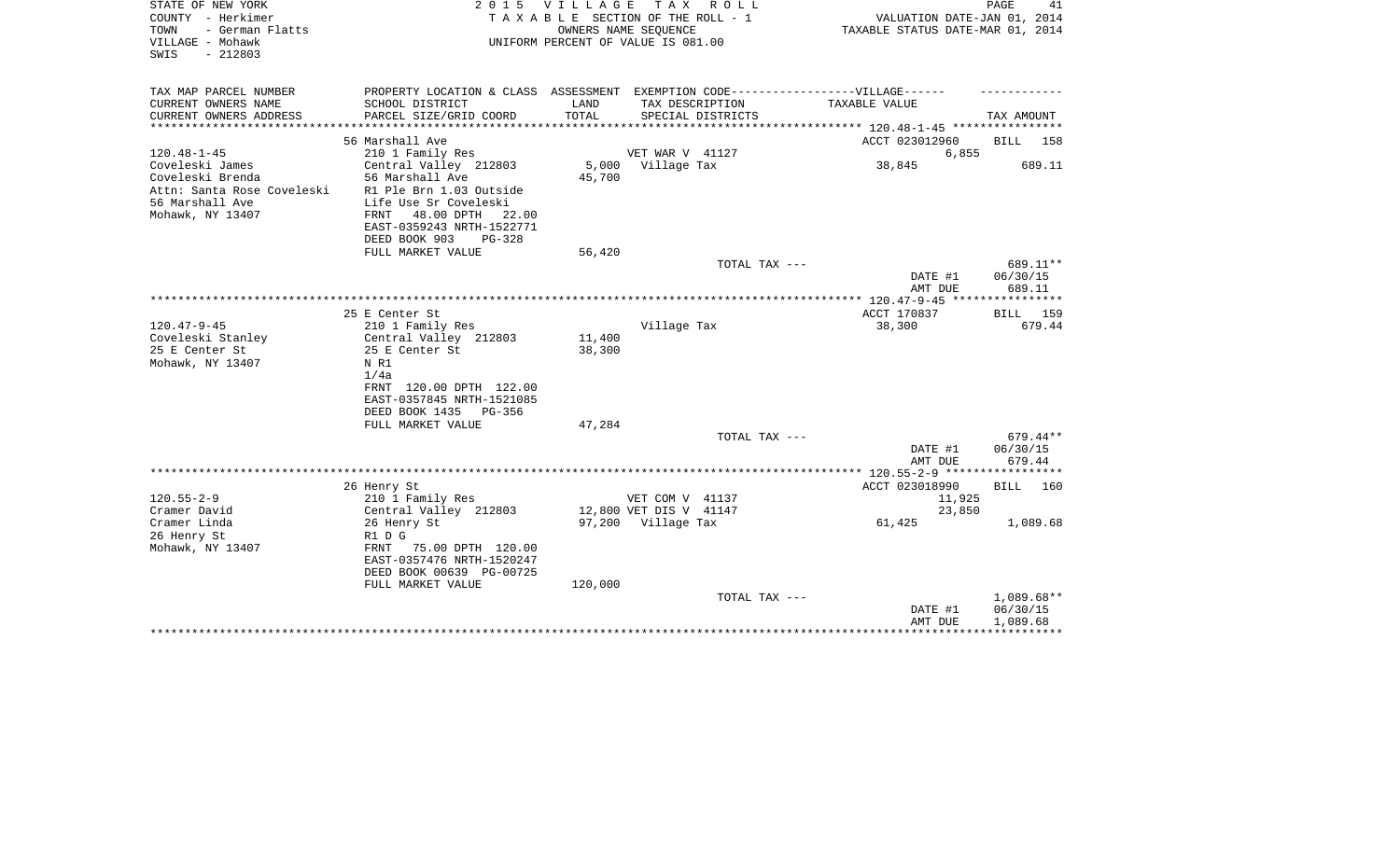STATE OF NEW YORK
COUNTY - Herkimer
TOWN - German Flatts
VILLAGE - Mohawk
SWIS - 212803

2 0 1 5 V I L L A G E T A X R O L L
T A X A B L E SECTION OF THE ROLL - 1
OWNERS NAME SEQUENCE
UNIFORM PERCENT OF VALUE IS 081.00

VALUATION DATE-JAN 01, 2014
TAXABLE STATUS DATE-MAR 01, 2014

| TAX MAP PARCEL NUMBER<br>CURRENT OWNERS NAME<br>CURRENT OWNERS ADDRESS | PROPERTY LOCATION & CLASS<br>SCHOOL DISTRICT<br>PARCEL SIZE/GRID COORD | ASSESSMENT<br>LAND<br>TOTAL | EXEMPTION CODE------------------VILLAGE------<br>TAX DESCRIPTION<br>SPECIAL DISTRICTS | TAXABLE VALUE | TAX AMOUNT |
|---|---|---|---|---|---|
| 120.48-1-45 | 56 Marshall Ave | | | ACCT 023012960 | BILL 158 |
| | 210 1 Family Res | | VET WAR V 41127 | 6,855 | |
| Coveleski James | Central Valley 212803 | 5,000 | Village Tax | 38,845 | 689.11 |
| Coveleski Brenda | 56 Marshall Ave | 45,700 | | | |
| Attn: Santa Rose Coveleski | R1 Ple Brn 1.03 Outside | | | | |
| 56 Marshall Ave | Life Use Sr Coveleski | | | | |
| Mohawk, NY 13407 | FRNT 48.00 DPTH 22.00 | | | | |
| | EAST-0359243 NRTH-1522771 | | | | |
| | DEED BOOK 903 PG-328 | | | | |
| | FULL MARKET VALUE | 56,420 | | | |
| | | | TOTAL TAX --- | | 689.11** |
| | | | | DATE #1 | 06/30/15 |
| | | | | AMT DUE | 689.11 |
| 120.47-9-45 | 25 E Center St | | | ACCT 170837 | BILL 159 |
| | 210 1 Family Res | | Village Tax | 38,300 | 679.44 |
| Coveleski Stanley | Central Valley 212803 | 11,400 | | | |
| 25 E Center St | 25 E Center St | 38,300 | | | |
| Mohawk, NY 13407 | N R1 | | | | |
| | 1/4a | | | | |
| | FRNT 120.00 DPTH 122.00 | | | | |
| | EAST-0357845 NRTH-1521085 | | | | |
| | DEED BOOK 1435 PG-356 | | | | |
| | FULL MARKET VALUE | 47,284 | | | |
| | | | TOTAL TAX --- | | 679.44** |
| | | | | DATE #1 | 06/30/15 |
| | | | | AMT DUE | 679.44 |
| 120.55-2-9 | 26 Henry St | | | ACCT 023018990 | BILL 160 |
| | 210 1 Family Res | | VET COM V 41137 | 11,925 | |
| Cramer David | Central Valley 212803 | 12,800 | VET DIS V 41147 | 23,850 | |
| Cramer Linda | 26 Henry St | 97,200 | Village Tax | 61,425 | 1,089.68 |
| 26 Henry St | R1 D G | | | | |
| Mohawk, NY 13407 | FRNT 75.00 DPTH 120.00 | | | | |
| | EAST-0357476 NRTH-1520247 | | | | |
| | DEED BOOK 00639 PG-00725 | | | | |
| | FULL MARKET VALUE | 120,000 | | | |
| | | | TOTAL TAX --- | | 1,089.68** |
| | | | | DATE #1 | 06/30/15 |
| | | | | AMT DUE | 1,089.68 |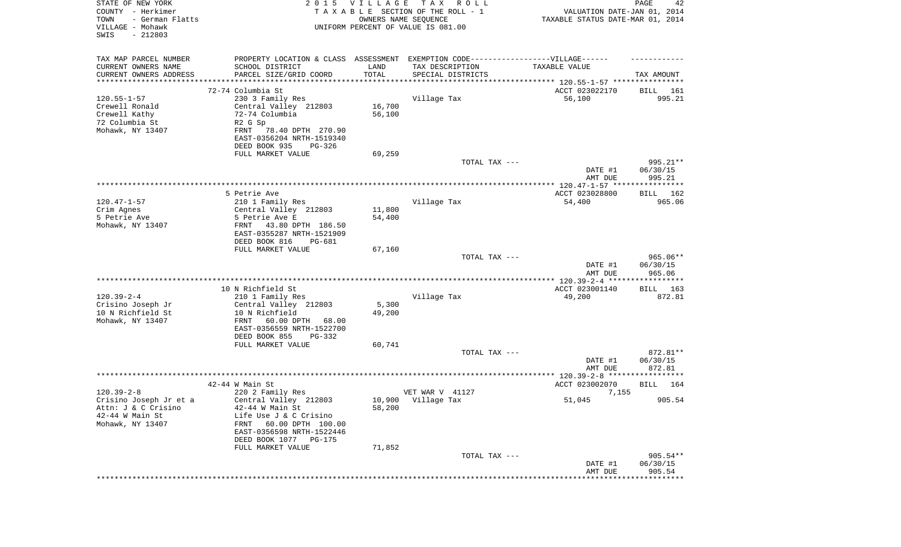STATE OF NEW YORK
COUNTY - Herkimer
TOWN - German Flatts
VILLAGE - Mohawk
SWIS - 212803

2 0 1 5 V I L L A G E T A X R O L L
T A X A B L E SECTION OF THE ROLL - 1
OWNERS NAME SEQUENCE
UNIFORM PERCENT OF VALUE IS 081.00

VALUATION DATE-JAN 01, 2014
TAXABLE STATUS DATE-MAR 01, 2014

| TAX MAP PARCEL NUMBER<br>CURRENT OWNERS NAME<br>CURRENT OWNERS ADDRESS | PROPERTY LOCATION & CLASS<br>SCHOOL DISTRICT<br>PARCEL SIZE/GRID COORD | ASSESSMENT<br>LAND<br>TOTAL | EXEMPTION CODE------VILLAGE------<br>TAX DESCRIPTION<br>SPECIAL DISTRICTS | TAXABLE VALUE | TAX AMOUNT |
|---|---|---|---|---|---|
| | 72-74 Columbia St | | | ACCT 023022170 | BILL 161 |
| 120.55-1-57 | 230 3 Family Res | | Village Tax | 56,100 | 995.21 |
| Crewell Ronald | Central Valley 212803 | 16,700 | | | |
| Crewell Kathy | 72-74 Columbia | 56,100 | | | |
| 72 Columbia St | R2 G Sp | | | | |
| Mohawk, NY 13407 | FRNT 78.40 DPTH 270.90 | | | | |
| | EAST-0356204 NRTH-1519340 | | | | |
| | DEED BOOK 935 PG-326 | | | | |
| | FULL MARKET VALUE | 69,259 | | | |
| | | | TOTAL TAX --- | | 995.21** |
| | | | | DATE #1 | 06/30/15 |
| | | | | AMT DUE | 995.21 |
| | 5 Petrie Ave | | | ACCT 023028800 | BILL 162 |
| 120.47-1-57 | 210 1 Family Res | | Village Tax | 54,400 | 965.06 |
| Crim Agnes | Central Valley 212803 | 11,800 | | | |
| 5 Petrie Ave | 5 Petrie Ave E | 54,400 | | | |
| Mohawk, NY 13407 | FRNT 43.80 DPTH 186.50 | | | | |
| | EAST-0355287 NRTH-1521909 | | | | |
| | DEED BOOK 816 PG-681 | | | | |
| | FULL MARKET VALUE | 67,160 | | | |
| | | | TOTAL TAX --- | | 965.06** |
| | | | | DATE #1 | 06/30/15 |
| | | | | AMT DUE | 965.06 |
| | 10 N Richfield St | | | ACCT 023001140 | BILL 163 |
| 120.39-2-4 | 210 1 Family Res | | Village Tax | 49,200 | 872.81 |
| Crisino Joseph Jr | Central Valley 212803 | 5,300 | | | |
| 10 N Richfield St | 10 N Richfield | 49,200 | | | |
| Mohawk, NY 13407 | FRNT 60.00 DPTH 68.00 | | | | |
| | EAST-0356559 NRTH-1522700 | | | | |
| | DEED BOOK 855 PG-332 | | | | |
| | FULL MARKET VALUE | 60,741 | | | |
| | | | TOTAL TAX --- | | 872.81** |
| | | | | DATE #1 | 06/30/15 |
| | | | | AMT DUE | 872.81 |
| | 42-44 W Main St | | | ACCT 023002070 | BILL 164 |
| 120.39-2-8 | 220 2 Family Res | | VET WAR V 41127 | 7,155 | |
| Crisino Joseph Jr et a | Central Valley 212803 | 10,900 | Village Tax | 51,045 | 905.54 |
| Attn: J & C Crisino | 42-44 W Main St | 58,200 | | | |
| 42-44 W Main St | Life Use J & C Crisino | | | | |
| Mohawk, NY 13407 | FRNT 60.00 DPTH 100.00 | | | | |
| | EAST-0356598 NRTH-1522446 | | | | |
| | DEED BOOK 1077 PG-175 | | | | |
| | FULL MARKET VALUE | 71,852 | | | |
| | | | TOTAL TAX --- | | 905.54** |
| | | | | DATE #1 | 06/30/15 |
| | | | | AMT DUE | 905.54 |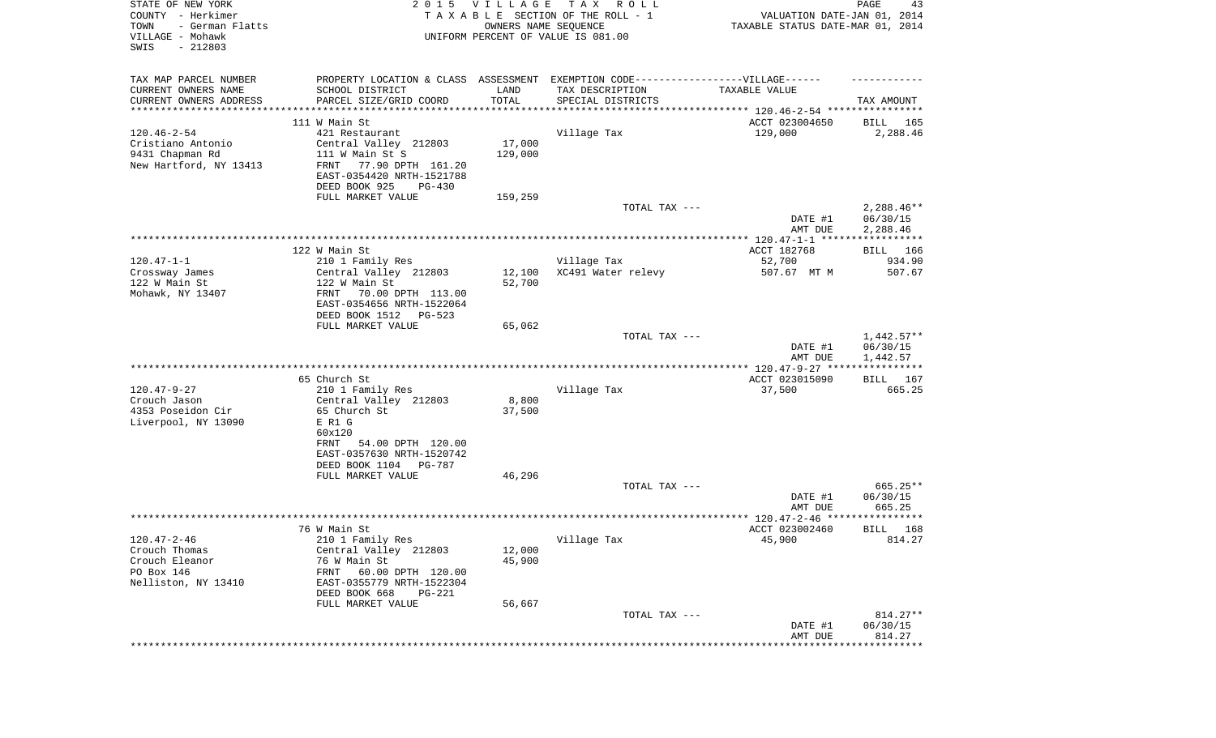STATE OF NEW YORK
COUNTY - Herkimer
TOWN - German Flatts
VILLAGE - Mohawk
SWIS - 212803

2 0 1 5 V I L L A G E T A X R O L L
T A X A B L E SECTION OF THE ROLL - 1
OWNERS NAME SEQUENCE
UNIFORM PERCENT OF VALUE IS 081.00

VALUATION DATE-JAN 01, 2014
TAXABLE STATUS DATE-MAR 01, 2014

| TAX MAP PARCEL NUMBER / CURRENT OWNERS NAME / CURRENT OWNERS ADDRESS | PROPERTY LOCATION & CLASS / SCHOOL DISTRICT / PARCEL SIZE/GRID COORD | ASSESSMENT LAND / TOTAL | EXEMPTION CODE-----VILLAGE------ TAX DESCRIPTION / SPECIAL DISTRICTS | TAXABLE VALUE | TAX AMOUNT |
|---|---|---|---|---|---|
| | 111 W Main St | | | ACCT 023004650 | BILL 165 |
| 120.46-2-54 | 421 Restaurant | | Village Tax | 129,000 | 2,288.46 |
| Cristiano Antonio | Central Valley 212803 | 17,000 | | | |
| 9431 Chapman Rd | 111 W Main St S | 129,000 | | | |
| New Hartford, NY 13413 | FRNT 77.90 DPTH 161.20 | | | | |
| | EAST-0354420 NRTH-1521788 | | | | |
| | DEED BOOK 925 PG-430 | | | | |
| | FULL MARKET VALUE | 159,259 | | | |
| | | | TOTAL TAX --- | | 2,288.46** |
| | | | | DATE #1 | 06/30/15 |
| | | | | AMT DUE | 2,288.46 |
| | 122 W Main St | | | ACCT 182768 | BILL 166 |
| 120.47-1-1 | 210 1 Family Res | | Village Tax | 52,700 | 934.90 |
| Crossway James | Central Valley 212803 | 12,100 | XC491 Water relevy | 507.67 MT M | 507.67 |
| 122 W Main St | 122 W Main St | 52,700 | | | |
| Mohawk, NY 13407 | FRNT 70.00 DPTH 113.00 | | | | |
| | EAST-0354656 NRTH-1522064 | | | | |
| | DEED BOOK 1512 PG-523 | | | | |
| | FULL MARKET VALUE | 65,062 | | | |
| | | | TOTAL TAX --- | | 1,442.57** |
| | | | | DATE #1 | 06/30/15 |
| | | | | AMT DUE | 1,442.57 |
| | 65 Church St | | | ACCT 023015090 | BILL 167 |
| 120.47-9-27 | 210 1 Family Res | | Village Tax | 37,500 | 665.25 |
| Crouch Jason | Central Valley 212803 | 8,800 | | | |
| 4353 Poseidon Cir | 65 Church St | 37,500 | | | |
| Liverpool, NY 13090 | E R1 G | | | | |
| | 60x120 | | | | |
| | FRNT 54.00 DPTH 120.00 | | | | |
| | EAST-0357630 NRTH-1520742 | | | | |
| | DEED BOOK 1104 PG-787 | | | | |
| | FULL MARKET VALUE | 46,296 | | | |
| | | | TOTAL TAX --- | | 665.25** |
| | | | | DATE #1 | 06/30/15 |
| | | | | AMT DUE | 665.25 |
| | 76 W Main St | | | ACCT 023002460 | BILL 168 |
| 120.47-2-46 | 210 1 Family Res | | Village Tax | 45,900 | 814.27 |
| Crouch Thomas | Central Valley 212803 | 12,000 | | | |
| Crouch Eleanor | 76 W Main St | 45,900 | | | |
| PO Box 146 | FRNT 60.00 DPTH 120.00 | | | | |
| Nelliston, NY 13410 | EAST-0355779 NRTH-1522304 | | | | |
| | DEED BOOK 668 PG-221 | | | | |
| | FULL MARKET VALUE | 56,667 | | | |
| | | | TOTAL TAX --- | | 814.27** |
| | | | | DATE #1 | 06/30/15 |
| | | | | AMT DUE | 814.27 |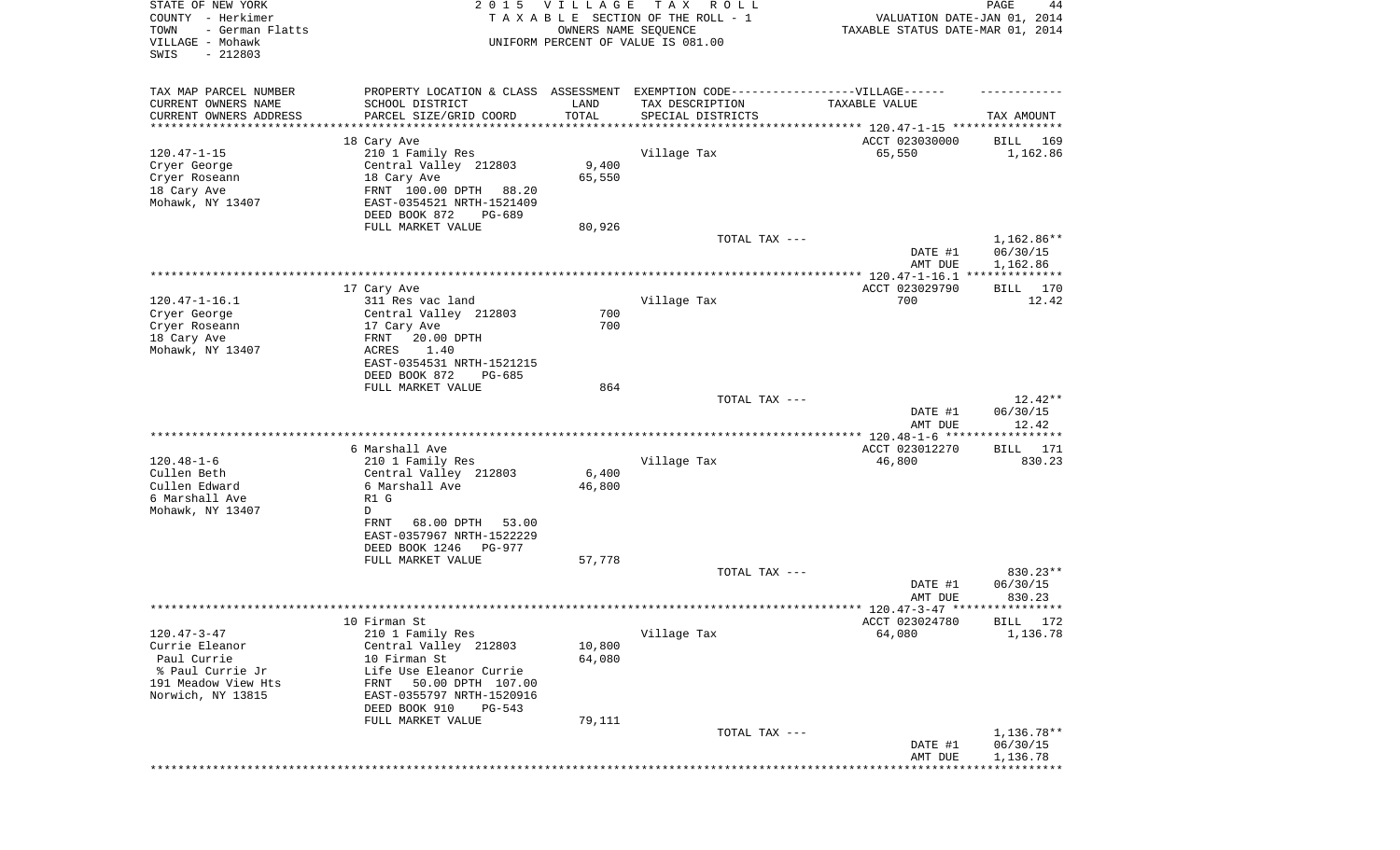STATE OF NEW YORK
COUNTY - Herkimer
TOWN - German Flatts
VILLAGE - Mohawk
SWIS - 212803

2 0 1 5 V I L L A G E T A X R O L L
T A X A B L E SECTION OF THE ROLL - 1
OWNERS NAME SEQUENCE
UNIFORM PERCENT OF VALUE IS 081.00

VALUATION DATE-JAN 01, 2014
TAXABLE STATUS DATE-MAR 01, 2014

| TAX MAP PARCEL NUMBER / CURRENT OWNERS NAME / CURRENT OWNERS ADDRESS | PROPERTY LOCATION & CLASS / SCHOOL DISTRICT / PARCEL SIZE/GRID COORD | ASSESSMENT LAND / TOTAL | EXEMPTION CODE / TAX DESCRIPTION / SPECIAL DISTRICTS | TAXABLE VALUE | TAX AMOUNT |
|---|---|---|---|---|---|
| 120.47-1-15 | 18 Cary Ave | | | ACCT 023030000 | BILL 169 |
| Cryer George | 210 1 Family Res | | Village Tax | 65,550 | 1,162.86 |
| Cryer Roseann | Central Valley 212803 | 9,400 | | | |
| 18 Cary Ave | 18 Cary Ave | 65,550 | | | |
| Mohawk, NY 13407 | FRNT 100.00 DPTH 88.20 | | | | |
| | EAST-0354521 NRTH-1521409 | | | | |
| | DEED BOOK 872 PG-689 | | | | |
| | FULL MARKET VALUE | 80,926 | | | |
| | | | TOTAL TAX --- | | 1,162.86** |
| | | | | DATE #1 | 06/30/15 |
| | | | | AMT DUE | 1,162.86 |
| 120.47-1-16.1 | 17 Cary Ave | | | ACCT 023029790 | BILL 170 |
| Cryer George | 311 Res vac land | | Village Tax | 700 | 12.42 |
| Cryer Roseann | Central Valley 212803 | 700 | | | |
| 18 Cary Ave | 17 Cary Ave | 700 | | | |
| Mohawk, NY 13407 | FRNT 20.00 DPTH | | | | |
| | ACRES 1.40 | | | | |
| | EAST-0354531 NRTH-1521215 | | | | |
| | DEED BOOK 872 PG-685 | | | | |
| | FULL MARKET VALUE | 864 | | | |
| | | | TOTAL TAX --- | | 12.42** |
| | | | | DATE #1 | 06/30/15 |
| | | | | AMT DUE | 12.42 |
| 120.48-1-6 | 6 Marshall Ave | | | ACCT 023012270 | BILL 171 |
| Cullen Beth | 210 1 Family Res | | Village Tax | 46,800 | 830.23 |
| Cullen Edward | Central Valley 212803 | 6,400 | | | |
| 6 Marshall Ave | 6 Marshall Ave | 46,800 | | | |
| Mohawk, NY 13407 | R1 G | | | | |
| | D | | | | |
| | FRNT 68.00 DPTH 53.00 | | | | |
| | EAST-0357967 NRTH-1522229 | | | | |
| | DEED BOOK 1246 PG-977 | | | | |
| | FULL MARKET VALUE | 57,778 | | | |
| | | | TOTAL TAX --- | | 830.23** |
| | | | | DATE #1 | 06/30/15 |
| | | | | AMT DUE | 830.23 |
| 120.47-3-47 | 10 Firman St | | | ACCT 023024780 | BILL 172 |
| Currie Eleanor | 210 1 Family Res | | Village Tax | 64,080 | 1,136.78 |
| Paul Currie | Central Valley 212803 | 10,800 | | | |
| % Paul Currie Jr | 10 Firman St | 64,080 | | | |
| 191 Meadow View Hts | Life Use Eleanor Currie | | | | |
| Norwich, NY 13815 | FRNT 50.00 DPTH 107.00 | | | | |
| | EAST-0355797 NRTH-1520916 | | | | |
| | DEED BOOK 910 PG-543 | | | | |
| | FULL MARKET VALUE | 79,111 | | | |
| | | | TOTAL TAX --- | | 1,136.78** |
| | | | | DATE #1 | 06/30/15 |
| | | | | AMT DUE | 1,136.78 |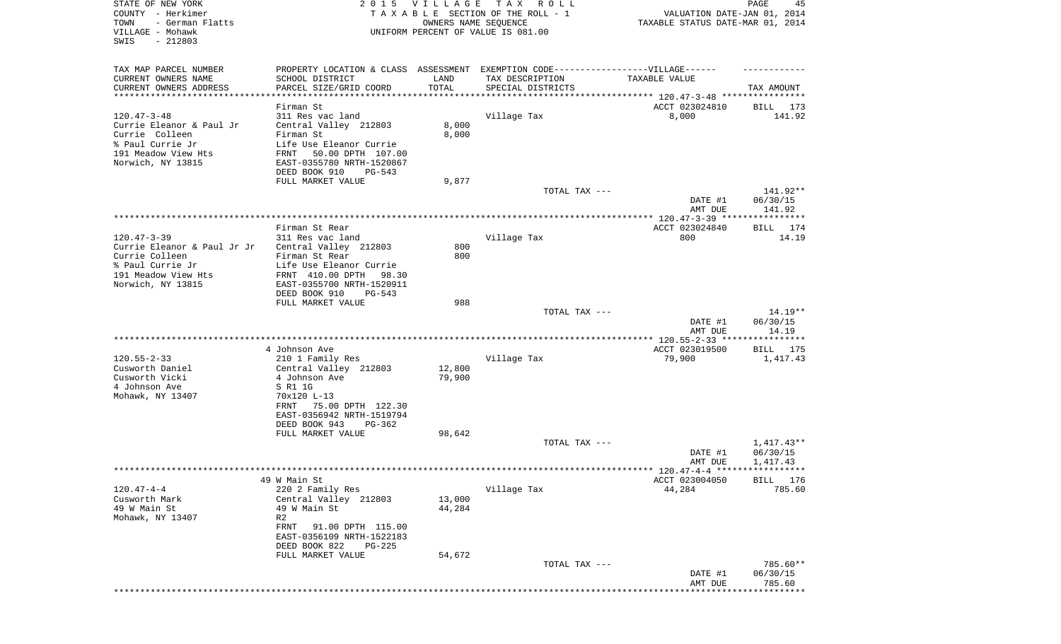STATE OF NEW YORK
COUNTY - Herkimer
TOWN - German Flatts
VILLAGE - Mohawk
SWIS - 212803

2 0 1 5 V I L L A G E T A X R O L L
T A X A B L E SECTION OF THE ROLL - 1
OWNERS NAME SEQUENCE
UNIFORM PERCENT OF VALUE IS 081.00

VALUATION DATE-JAN 01, 2014
TAXABLE STATUS DATE-MAR 01, 2014

| TAX MAP PARCEL NUMBER<br>CURRENT OWNERS NAME<br>CURRENT OWNERS ADDRESS | PROPERTY LOCATION & CLASS<br>SCHOOL DISTRICT<br>PARCEL SIZE/GRID COORD | ASSESSMENT<br>LAND<br>TOTAL | EXEMPTION CODE------VILLAGE------<br>TAX DESCRIPTION<br>SPECIAL DISTRICTS | TAXABLE VALUE | TAX AMOUNT |
|---|---|---|---|---|---|
| 120.47-3-48 | Firman St | | | ACCT 023024810 | BILL 173 |
| 120.47-3-48 | 311 Res vac land | | Village Tax | 8,000 | 141.92 |
| Currie Eleanor & Paul Jr | Central Valley 212803 | 8,000 | | | |
| Currie Colleen | Firman St | 8,000 | | | |
| % Paul Currie Jr | Life Use Eleanor Currie | | | | |
| 191 Meadow View Hts | FRNT 50.00 DPTH 107.00 | | | | |
| Norwich, NY 13815 | EAST-0355780 NRTH-1520867 | | | | |
| | DEED BOOK 910 PG-543 | | | | |
| | FULL MARKET VALUE | 9,877 | | | |
| | | | TOTAL TAX --- | | 141.92** |
| | | | | DATE #1 | 06/30/15 |
| | | | | AMT DUE | 141.92 |
| 120.47-3-39 | Firman St Rear | | | ACCT 023024840 | BILL 174 |
| 120.47-3-39 | 311 Res vac land | | Village Tax | 800 | 14.19 |
| Currie Eleanor & Paul Jr Jr | Central Valley 212803 | 800 | | | |
| Currie Colleen | Firman St Rear | 800 | | | |
| % Paul Currie Jr | Life Use Eleanor Currie | | | | |
| 191 Meadow View Hts | FRNT 410.00 DPTH 98.30 | | | | |
| Norwich, NY 13815 | EAST-0355700 NRTH-1520911 | | | | |
| | DEED BOOK 910 PG-543 | | | | |
| | FULL MARKET VALUE | 988 | | | |
| | | | TOTAL TAX --- | | 14.19** |
| | | | | DATE #1 | 06/30/15 |
| | | | | AMT DUE | 14.19 |
| 120.55-2-33 | 4 Johnson Ave | | | ACCT 023019500 | BILL 175 |
| 120.55-2-33 | 210 1 Family Res | | Village Tax | 79,900 | 1,417.43 |
| Cusworth Daniel | Central Valley 212803 | 12,800 | | | |
| Cusworth Vicki | 4 Johnson Ave | 79,900 | | | |
| 4 Johnson Ave | S R1 1G | | | | |
| Mohawk, NY 13407 | 70x120 L-13 | | | | |
| | FRNT 75.00 DPTH 122.30 | | | | |
| | EAST-0356942 NRTH-1519794 | | | | |
| | DEED BOOK 943 PG-362 | | | | |
| | FULL MARKET VALUE | 98,642 | | | |
| | | | TOTAL TAX --- | | 1,417.43** |
| | | | | DATE #1 | 06/30/15 |
| | | | | AMT DUE | 1,417.43 |
| 120.47-4-4 | 49 W Main St | | | ACCT 023004050 | BILL 176 |
| 120.47-4-4 | 220 2 Family Res | | Village Tax | 44,284 | 785.60 |
| Cusworth Mark | Central Valley 212803 | 13,000 | | | |
| 49 W Main St | 49 W Main St | 44,284 | | | |
| Mohawk, NY 13407 | R2 | | | | |
| | FRNT 91.00 DPTH 115.00 | | | | |
| | EAST-0356109 NRTH-1522183 | | | | |
| | DEED BOOK 822 PG-225 | | | | |
| | FULL MARKET VALUE | 54,672 | | | |
| | | | TOTAL TAX --- | | 785.60** |
| | | | | DATE #1 | 06/30/15 |
| | | | | AMT DUE | 785.60 |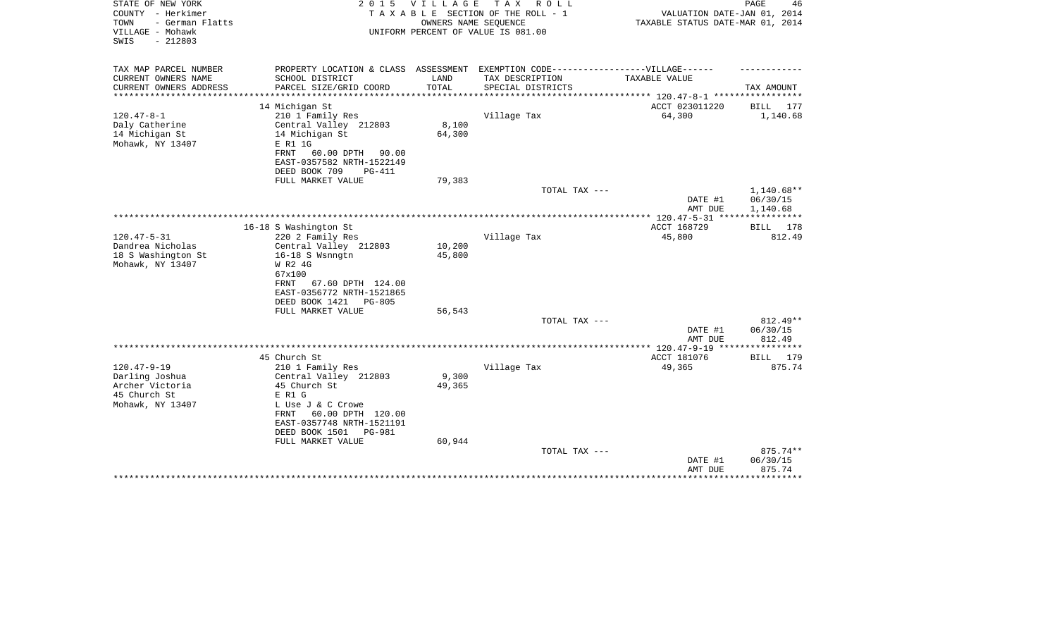STATE OF NEW YORK
COUNTY - Herkimer
TOWN - German Flatts
VILLAGE - Mohawk
SWIS - 212803

2015 VILLAGE TAX ROLL
TAXABLE SECTION OF THE ROLL - 1
OWNERS NAME SEQUENCE
UNIFORM PERCENT OF VALUE IS 081.00

VALUATION DATE-JAN 01, 2014
TAXABLE STATUS DATE-MAR 01, 2014

| TAX MAP PARCEL NUMBER / CURRENT OWNERS NAME / CURRENT OWNERS ADDRESS | PROPERTY LOCATION & CLASS / SCHOOL DISTRICT / PARCEL SIZE/GRID COORD | ASSESSMENT LAND / TOTAL | EXEMPTION CODE / TAX DESCRIPTION / SPECIAL DISTRICTS | TAXABLE VALUE | TAX AMOUNT |
|---|---|---|---|---|---|
| | 14 Michigan St | | | ACCT 023011220 | BILL 177 |
| 120.47-8-1 | 210 1 Family Res | | Village Tax | 64,300 | 1,140.68 |
| Daly Catherine | Central Valley 212803 | 8,100 | | | |
| 14 Michigan St | 14 Michigan St | 64,300 | | | |
| Mohawk, NY 13407 | E R1 1G | | | | |
| | FRNT 60.00 DPTH 90.00 | | | | |
| | EAST-0357582 NRTH-1522149 | | | | |
| | DEED BOOK 709 PG-411 | | | | |
| | FULL MARKET VALUE | 79,383 | | | |
| | | | TOTAL TAX --- | | 1,140.68** |
| | | | | DATE #1 | 06/30/15 |
| | | | | AMT DUE | 1,140.68 |
| | 16-18 S Washington St | | | ACCT 168729 | BILL 178 |
| 120.47-5-31 | 220 2 Family Res | | Village Tax | 45,800 | 812.49 |
| Dandrea Nicholas | Central Valley 212803 | 10,200 | | | |
| 18 S Washington St | 16-18 S Wsnngtn | 45,800 | | | |
| Mohawk, NY 13407 | W R2 4G | | | | |
| | 67x100 | | | | |
| | FRNT 67.60 DPTH 124.00 | | | | |
| | EAST-0356772 NRTH-1521865 | | | | |
| | DEED BOOK 1421 PG-805 | | | | |
| | FULL MARKET VALUE | 56,543 | | | |
| | | | TOTAL TAX --- | | 812.49** |
| | | | | DATE #1 | 06/30/15 |
| | | | | AMT DUE | 812.49 |
| | 45 Church St | | | ACCT 181076 | BILL 179 |
| 120.47-9-19 | 210 1 Family Res | | Village Tax | 49,365 | 875.74 |
| Darling Joshua | Central Valley 212803 | 9,300 | | | |
| Archer Victoria | 45 Church St | 49,365 | | | |
| 45 Church St | E R1 G | | | | |
| Mohawk, NY 13407 | L Use J & C Crowe | | | | |
| | FRNT 60.00 DPTH 120.00 | | | | |
| | EAST-0357748 NRTH-1521191 | | | | |
| | DEED BOOK 1501 PG-981 | | | | |
| | FULL MARKET VALUE | 60,944 | | | |
| | | | TOTAL TAX --- | | 875.74** |
| | | | | DATE #1 | 06/30/15 |
| | | | | AMT DUE | 875.74 |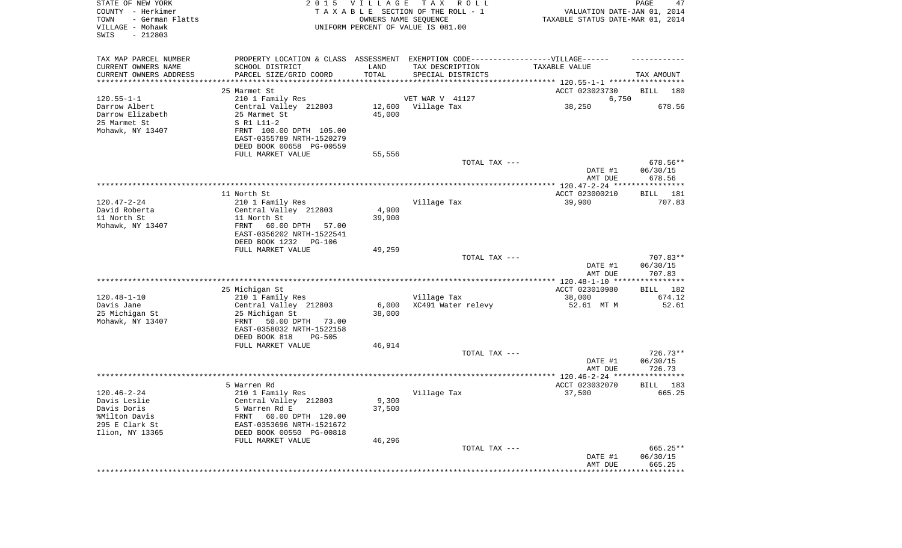STATE OF NEW YORK
COUNTY - Herkimer
TOWN - German Flatts
VILLAGE - Mohawk
SWIS - 212803

2015 VILLAGE TAX ROLL
TAXABLE SECTION OF THE ROLL - 1
OWNERS NAME SEQUENCE
UNIFORM PERCENT OF VALUE IS 081.00

VALUATION DATE-JAN 01, 2014
TAXABLE STATUS DATE-MAR 01, 2014

| TAX MAP PARCEL NUMBER / CURRENT OWNERS NAME / CURRENT OWNERS ADDRESS | PROPERTY LOCATION & CLASS / SCHOOL DISTRICT / PARCEL SIZE/GRID COORD | ASSESSMENT LAND / TOTAL | EXEMPTION CODE / TAX DESCRIPTION / SPECIAL DISTRICTS | TAXABLE VALUE | TAX AMOUNT |
|---|---|---|---|---|---|
| 120.55-1-1 | 25 Marmet St | | | ACCT 023023730 | BILL 180 |
| | 210 1 Family Res | | VET WAR V 41127 | 6,750 | |
| Darrow Albert | Central Valley 212803 | 12,600 | Village Tax | 38,250 | 678.56 |
| Darrow Elizabeth | 25 Marmet St | 45,000 | | | |
| 25 Marmet St | S R1 L11-2 | | | | |
| Mohawk, NY 13407 | FRNT 100.00 DPTH 105.00 | | | | |
| | EAST-0355789 NRTH-1520279 | | | | |
| | DEED BOOK 00658 PG-00559 | | | | |
| | FULL MARKET VALUE | 55,556 | | | |
| | | | TOTAL TAX --- | | 678.56** |
| | | | | DATE #1 | 06/30/15 |
| | | | | AMT DUE | 678.56 |
| 120.47-2-24 | 11 North St | | | ACCT 023000210 | BILL 181 |
| | 210 1 Family Res | | Village Tax | 39,900 | 707.83 |
| David Roberta | Central Valley 212803 | 4,900 | | | |
| 11 North St | 11 North St | 39,900 | | | |
| Mohawk, NY 13407 | FRNT 60.00 DPTH 57.00 | | | | |
| | EAST-0356202 NRTH-1522541 | | | | |
| | DEED BOOK 1232 PG-106 | | | | |
| | FULL MARKET VALUE | 49,259 | | | |
| | | | TOTAL TAX --- | | 707.83** |
| | | | | DATE #1 | 06/30/15 |
| | | | | AMT DUE | 707.83 |
| 120.48-1-10 | 25 Michigan St | | | ACCT 023010980 | BILL 182 |
| | 210 1 Family Res | | Village Tax | 38,000 | 674.12 |
| Davis Jane | Central Valley 212803 | 6,000 | XC491 Water relevy | 52.61 MT M | 52.61 |
| 25 Michigan St | 25 Michigan St | 38,000 | | | |
| Mohawk, NY 13407 | FRNT 50.00 DPTH 73.00 | | | | |
| | EAST-0358032 NRTH-1522158 | | | | |
| | DEED BOOK 818 PG-505 | | | | |
| | FULL MARKET VALUE | 46,914 | | | |
| | | | TOTAL TAX --- | | 726.73** |
| | | | | DATE #1 | 06/30/15 |
| | | | | AMT DUE | 726.73 |
| 120.46-2-24 | 5 Warren Rd | | | ACCT 023032070 | BILL 183 |
| | 210 1 Family Res | | Village Tax | 37,500 | 665.25 |
| Davis Leslie | Central Valley 212803 | 9,300 | | | |
| Davis Doris | 5 Warren Rd E | 37,500 | | | |
| %Milton Davis | FRNT 60.00 DPTH 120.00 | | | | |
| 295 E Clark St | EAST-0353696 NRTH-1521672 | | | | |
| Ilion, NY 13365 | DEED BOOK 00550 PG-00818 | | | | |
| | FULL MARKET VALUE | 46,296 | | | |
| | | | TOTAL TAX --- | | 665.25** |
| | | | | DATE #1 | 06/30/15 |
| | | | | AMT DUE | 665.25 |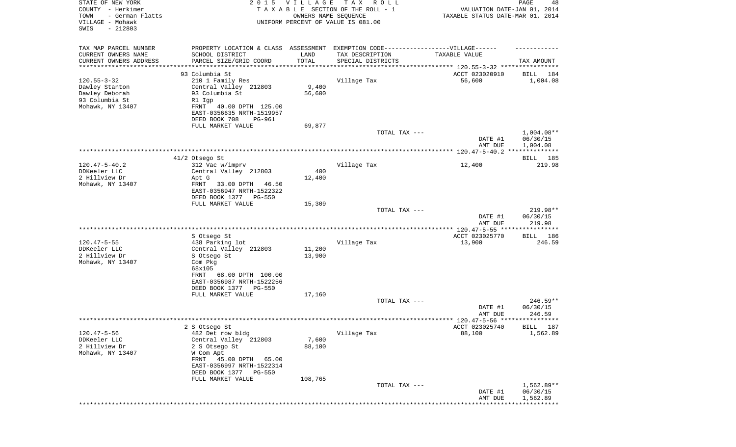STATE OF NEW YORK
COUNTY - Herkimer
TOWN - German Flatts
VILLAGE - Mohawk
SWIS - 212803

2 0 1 5 V I L L A G E T A X R O L L
T A X A B L E SECTION OF THE ROLL - 1
OWNERS NAME SEQUENCE
UNIFORM PERCENT OF VALUE IS 081.00

VALUATION DATE-JAN 01, 2014
TAXABLE STATUS DATE-MAR 01, 2014

| TAX MAP PARCEL NUMBER<br>CURRENT OWNERS NAME<br>CURRENT OWNERS ADDRESS | PROPERTY LOCATION & CLASS<br>SCHOOL DISTRICT<br>PARCEL SIZE/GRID COORD | ASSESSMENT<br>LAND<br>TOTAL | EXEMPTION CODE------VILLAGE------<br>TAX DESCRIPTION<br>SPECIAL DISTRICTS | TAXABLE VALUE | TAX AMOUNT |
|---|---|---|---|---|---|
| **120.55-3-32** | 93 Columbia St | | | ACCT 023020910 | BILL 184 |
| 120.55-3-32 | 210 1 Family Res | | Village Tax | 56,600 | 1,004.08 |
| Dawley Stanton | Central Valley 212803 | 9,400 | | | |
| Dawley Deborah | 93 Columbia St | 56,600 | | | |
| 93 Columbia St | R1 Igp | | | | |
| Mohawk, NY 13407 | FRNT 40.00 DPTH 125.00 | | | | |
| | EAST-0356635 NRTH-1519957 | | | | |
| | DEED BOOK 708 PG-961 | | | | |
| | FULL MARKET VALUE | 69,877 | | | |
| | | | TOTAL TAX --- | | 1,004.08** |
| | | | | DATE #1 | 06/30/15 |
| | | | | AMT DUE | 1,004.08 |
| **120.47-5-40.2** | 41/2 Otsego St | | | | BILL 185 |
| 120.47-5-40.2 | 312 Vac w/imprv | | Village Tax | 12,400 | 219.98 |
| DDKeeler LLC | Central Valley 212803 | 400 | | | |
| 2 Hillview Dr | Apt G | 12,400 | | | |
| Mohawk, NY 13407 | FRNT 33.00 DPTH 46.50 | | | | |
| | EAST-0356947 NRTH-1522322 | | | | |
| | DEED BOOK 1377 PG-550 | | | | |
| | FULL MARKET VALUE | 15,309 | | | |
| | | | TOTAL TAX --- | | 219.98** |
| | | | | DATE #1 | 06/30/15 |
| | | | | AMT DUE | 219.98 |
| **120.47-5-55** | S Otsego St | | | ACCT 023025770 | BILL 186 |
| 120.47-5-55 | 438 Parking lot | | Village Tax | 13,900 | 246.59 |
| DDKeeler LLC | Central Valley 212803 | 11,200 | | | |
| 2 Hillview Dr | S Otsego St | 13,900 | | | |
| Mohawk, NY 13407 | Com Pkg | | | | |
| | 68x105 | | | | |
| | FRNT 68.00 DPTH 100.00 | | | | |
| | EAST-0356987 NRTH-1522256 | | | | |
| | DEED BOOK 1377 PG-550 | | | | |
| | FULL MARKET VALUE | 17,160 | | | |
| | | | TOTAL TAX --- | | 246.59** |
| | | | | DATE #1 | 06/30/15 |
| | | | | AMT DUE | 246.59 |
| **120.47-5-56** | 2 S Otsego St | | | ACCT 023025740 | BILL 187 |
| 120.47-5-56 | 482 Det row bldg | | Village Tax | 88,100 | 1,562.89 |
| DDKeeler LLC | Central Valley 212803 | 7,600 | | | |
| 2 Hillview Dr | 2 S Otsego St | 88,100 | | | |
| Mohawk, NY 13407 | W Com Apt | | | | |
| | FRNT 45.00 DPTH 65.00 | | | | |
| | EAST-0356997 NRTH-1522314 | | | | |
| | DEED BOOK 1377 PG-550 | | | | |
| | FULL MARKET VALUE | 108,765 | | | |
| | | | TOTAL TAX --- | | 1,562.89** |
| | | | | DATE #1 | 06/30/15 |
| | | | | AMT DUE | 1,562.89 |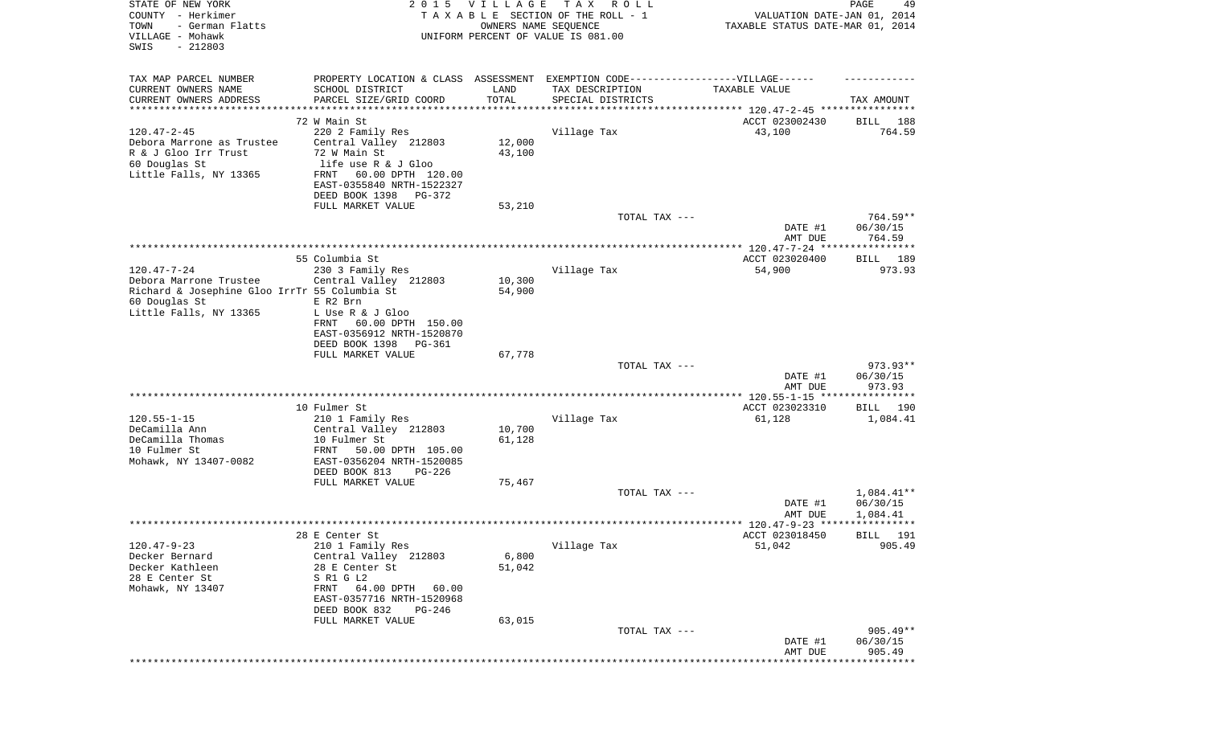STATE OF NEW YORK — 2015 VILLAGE TAX ROLL
COUNTY - Herkimer — TAXABLE SECTION OF THE ROLL - 1 — VALUATION DATE-JAN 01, 2014
TOWN - German Flatts — OWNERS NAME SEQUENCE — TAXABLE STATUS DATE-MAR 01, 2014
VILLAGE - Mohawk — UNIFORM PERCENT OF VALUE IS 081.00
SWIS - 212803

| TAX MAP PARCEL NUMBER / CURRENT OWNERS NAME / CURRENT OWNERS ADDRESS | PROPERTY LOCATION & CLASS / SCHOOL DISTRICT / PARCEL SIZE/GRID COORD | ASSESSMENT LAND / TOTAL | EXEMPTION CODE / TAX DESCRIPTION / SPECIAL DISTRICTS | TAXABLE VALUE | TAX AMOUNT |
|---|---|---|---|---|---|
| | 72 W Main St | | | ACCT 023002430 | BILL 188 |
| 120.47-2-45 | 220 2 Family Res | | Village Tax | 43,100 | 764.59 |
| Debora Marrone as Trustee | Central Valley 212803 | 12,000 | | | |
| R & J Gloo Irr Trust | 72 W Main St | 43,100 | | | |
| 60 Douglas St | life use R & J Gloo | | | | |
| Little Falls, NY 13365 | FRNT 60.00 DPTH 120.00 | | | | |
| | EAST-0355840 NRTH-1522327 | | | | |
| | DEED BOOK 1398 PG-372 | | | | |
| | FULL MARKET VALUE | 53,210 | | | |
| | | | TOTAL TAX --- | | 764.59** |
| | | | | DATE #1 | 06/30/15 |
| | | | | AMT DUE | 764.59 |
| | 55 Columbia St | | | ACCT 023020400 | BILL 189 |
| 120.47-7-24 | 230 3 Family Res | | Village Tax | 54,900 | 973.93 |
| Debora Marrone Trustee | Central Valley 212803 | 10,300 | | | |
| Richard & Josephine Gloo IrrTr | 55 Columbia St | 54,900 | | | |
| 60 Douglas St | E R2 Brn | | | | |
| Little Falls, NY 13365 | L Use R & J Gloo | | | | |
| | FRNT 60.00 DPTH 150.00 | | | | |
| | EAST-0356912 NRTH-1520870 | | | | |
| | DEED BOOK 1398 PG-361 | | | | |
| | FULL MARKET VALUE | 67,778 | | | |
| | | | TOTAL TAX --- | | 973.93** |
| | | | | DATE #1 | 06/30/15 |
| | | | | AMT DUE | 973.93 |
| | 10 Fulmer St | | | ACCT 023023310 | BILL 190 |
| 120.55-1-15 | 210 1 Family Res | | Village Tax | 61,128 | 1,084.41 |
| DeCamilla Ann | Central Valley 212803 | 10,700 | | | |
| DeCamilla Thomas | 10 Fulmer St | 61,128 | | | |
| 10 Fulmer St | FRNT 50.00 DPTH 105.00 | | | | |
| Mohawk, NY 13407-0082 | EAST-0356204 NRTH-1520085 | | | | |
| | DEED BOOK 813 PG-226 | | | | |
| | FULL MARKET VALUE | 75,467 | | | |
| | | | TOTAL TAX --- | | 1,084.41** |
| | | | | DATE #1 | 06/30/15 |
| | | | | AMT DUE | 1,084.41 |
| | 28 E Center St | | | ACCT 023018450 | BILL 191 |
| 120.47-9-23 | 210 1 Family Res | | Village Tax | 51,042 | 905.49 |
| Decker Bernard | Central Valley 212803 | 6,800 | | | |
| Decker Kathleen | 28 E Center St | 51,042 | | | |
| 28 E Center St | S R1 G L2 | | | | |
| Mohawk, NY 13407 | FRNT 64.00 DPTH 60.00 | | | | |
| | EAST-0357716 NRTH-1520968 | | | | |
| | DEED BOOK 832 PG-246 | | | | |
| | FULL MARKET VALUE | 63,015 | | | |
| | | | TOTAL TAX --- | | 905.49** |
| | | | | DATE #1 | 06/30/15 |
| | | | | AMT DUE | 905.49 |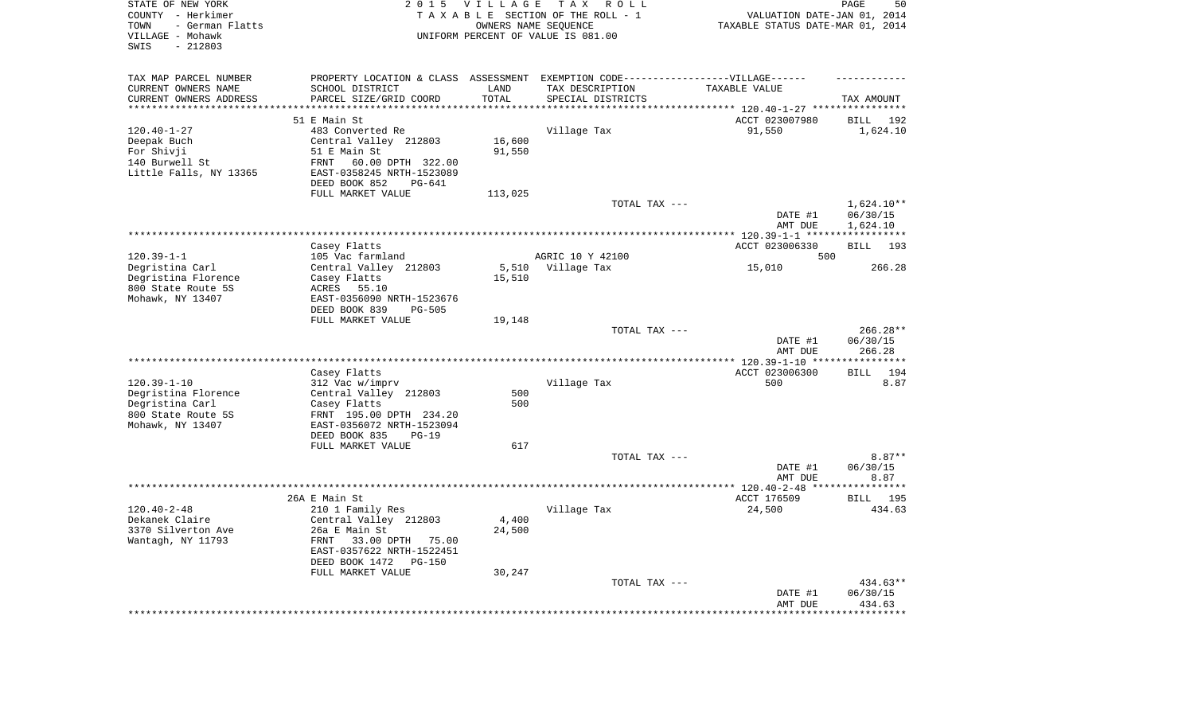STATE OF NEW YORK
COUNTY - Herkimer
TOWN - German Flatts
VILLAGE - Mohawk
SWIS - 212803

2 0 1 5 V I L L A G E T A X R O L L
T A X A B L E SECTION OF THE ROLL - 1
OWNERS NAME SEQUENCE
UNIFORM PERCENT OF VALUE IS 081.00

VALUATION DATE-JAN 01, 2014
TAXABLE STATUS DATE-MAR 01, 2014

| TAX MAP PARCEL NUMBER<br>CURRENT OWNERS NAME<br>CURRENT OWNERS ADDRESS | PROPERTY LOCATION & CLASS<br>SCHOOL DISTRICT<br>PARCEL SIZE/GRID COORD | ASSESSMENT<br>LAND<br>TOTAL | EXEMPTION CODE------VILLAGE------<br>TAX DESCRIPTION<br>SPECIAL DISTRICTS | TAXABLE VALUE | TAX AMOUNT |
|---|---|---|---|---|---|
| **120.40-1-27** | 51 E Main St | | | ACCT 023007980 | BILL 192 |
| 120.40-1-27 | 483 Converted Re | | Village Tax | 91,550 | 1,624.10 |
| Deepak Buch | Central Valley 212803 | 16,600 | | | |
| For Shivji | 51 E Main St | 91,550 | | | |
| 140 Burwell St | FRNT 60.00 DPTH 322.00 | | | | |
| Little Falls, NY 13365 | EAST-0358245 NRTH-1523089 | | | | |
| | DEED BOOK 852 PG-641 | | | | |
| | FULL MARKET VALUE | 113,025 | | | |
| | | | TOTAL TAX --- | | 1,624.10** |
| | | | | DATE #1 | 06/30/15 |
| | | | | AMT DUE | 1,624.10 |
| **120.39-1-1** | Casey Flatts | | | ACCT 023006330 | BILL 193 |
| 120.39-1-1 | 105 Vac farmland | | AGRIC 10 Y 42100 | 500 | |
| Degristina Carl | Central Valley 212803 | 5,510 | Village Tax | 15,010 | 266.28 |
| Degristina Florence | Casey Flatts | 15,510 | | | |
| 800 State Route 5S | ACRES 55.10 | | | | |
| Mohawk, NY 13407 | EAST-0356090 NRTH-1523676 | | | | |
| | DEED BOOK 839 PG-505 | | | | |
| | FULL MARKET VALUE | 19,148 | | | |
| | | | TOTAL TAX --- | | 266.28** |
| | | | | DATE #1 | 06/30/15 |
| | | | | AMT DUE | 266.28 |
| **120.39-1-10** | Casey Flatts | | | ACCT 023006300 | BILL 194 |
| 120.39-1-10 | 312 Vac w/imprv | | Village Tax | 500 | 8.87 |
| Degristina Florence | Central Valley 212803 | 500 | | | |
| Degristina Carl | Casey Flatts | 500 | | | |
| 800 State Route 5S | FRNT 195.00 DPTH 234.20 | | | | |
| Mohawk, NY 13407 | EAST-0356072 NRTH-1523094 | | | | |
| | DEED BOOK 835 PG-19 | | | | |
| | FULL MARKET VALUE | 617 | | | |
| | | | TOTAL TAX --- | | 8.87** |
| | | | | DATE #1 | 06/30/15 |
| | | | | AMT DUE | 8.87 |
| **120.40-2-48** | 26A E Main St | | | ACCT 176509 | BILL 195 |
| 120.40-2-48 | 210 1 Family Res | | Village Tax | 24,500 | 434.63 |
| Dekanek Claire | Central Valley 212803 | 4,400 | | | |
| 3370 Silverton Ave | 26a E Main St | 24,500 | | | |
| Wantagh, NY 11793 | FRNT 33.00 DPTH 75.00 | | | | |
| | EAST-0357622 NRTH-1522451 | | | | |
| | DEED BOOK 1472 PG-150 | | | | |
| | FULL MARKET VALUE | 30,247 | | | |
| | | | TOTAL TAX --- | | 434.63** |
| | | | | DATE #1 | 06/30/15 |
| | | | | AMT DUE | 434.63 |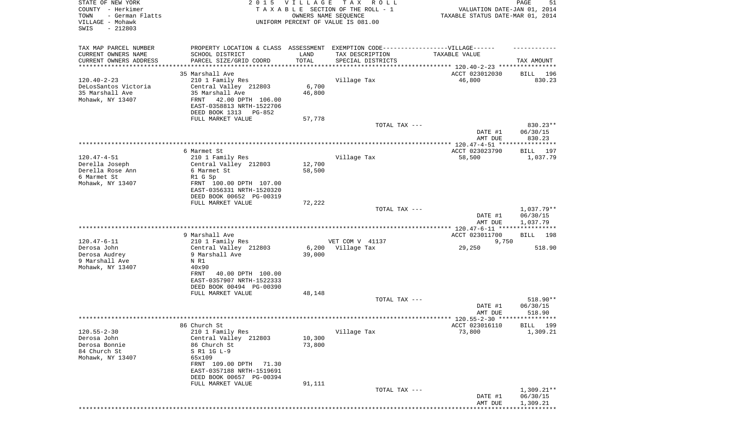STATE OF NEW YORK
COUNTY - Herkimer
TOWN - German Flatts
VILLAGE - Mohawk
SWIS - 212803

2015 VILLAGE TAX ROLL
TAXABLE SECTION OF THE ROLL - 1
OWNERS NAME SEQUENCE
UNIFORM PERCENT OF VALUE IS 081.00

VALUATION DATE-JAN 01, 2014
TAXABLE STATUS DATE-MAR 01, 2014

| TAX MAP PARCEL NUMBER<br>CURRENT OWNERS NAME<br>CURRENT OWNERS ADDRESS | PROPERTY LOCATION & CLASS<br>SCHOOL DISTRICT<br>PARCEL SIZE/GRID COORD | ASSESSMENT<br>LAND<br>TOTAL | EXEMPTION CODE------VILLAGE------<br>TAX DESCRIPTION<br>SPECIAL DISTRICTS | TAXABLE VALUE | TAX AMOUNT |
|---|---|---|---|---|---|
| 120.40-2-23 | 35 Marshall Ave |  |  | ACCT 023012030 | BILL 196 |
| DeLosSantos Victoria<br>35 Marshall Ave<br>Mohawk, NY 13407 | 210 1 Family Res<br>Central Valley 212803<br>35 Marshall Ave<br>FRNT 42.00 DPTH 106.00<br>EAST-0358813 NRTH-1522706<br>DEED BOOK 1313 PG-852<br>FULL MARKET VALUE | 6,700<br>46,800<br><br><br><br><br>57,778 | Village Tax | 46,800 | 830.23 |
|  |  |  | TOTAL TAX --- |  | 830.23** |
|  |  |  |  | DATE #1<br>AMT DUE | 06/30/15<br>830.23 |
| 120.47-4-51 | 6 Marmet St |  |  | ACCT 023023790 | BILL 197 |
| Derella Joseph<br>Derella Rose Ann<br>6 Marmet St<br>Mohawk, NY 13407 | 210 1 Family Res<br>Central Valley 212803<br>6 Marmet St<br>R1 G Sp<br>FRNT 100.00 DPTH 107.00<br>EAST-0356331 NRTH-1520320<br>DEED BOOK 00652 PG-00319<br>FULL MARKET VALUE | 12,700<br>58,500<br><br><br><br><br><br>72,222 | Village Tax | 58,500 | 1,037.79 |
|  |  |  | TOTAL TAX --- |  | 1,037.79** |
|  |  |  |  | DATE #1<br>AMT DUE | 06/30/15<br>1,037.79 |
| 120.47-6-11 | 9 Marshall Ave |  |  | ACCT 023011700 | BILL 198 |
| Derosa John<br>Derosa Audrey<br>9 Marshall Ave<br>Mohawk, NY 13407 | 210 1 Family Res<br>Central Valley 212803<br>9 Marshall Ave<br>N R1<br>40x90<br>FRNT 40.00 DPTH 100.00<br>EAST-0357907 NRTH-1522333<br>DEED BOOK 00494 PG-00390<br>FULL MARKET VALUE | <br>6,200<br>39,000<br><br><br><br><br><br>48,148 | VET COM V 41137<br>Village Tax | 9,750<br>29,250 | <br>518.90 |
|  |  |  | TOTAL TAX --- |  | 518.90** |
|  |  |  |  | DATE #1<br>AMT DUE | 06/30/15<br>518.90 |
| 120.55-2-30 | 86 Church St |  |  | ACCT 023016110 | BILL 199 |
| Derosa John<br>Derosa Bonnie<br>84 Church St<br>Mohawk, NY 13407 | 210 1 Family Res<br>Central Valley 212803<br>86 Church St<br>S R1 1G L-9<br>65x109<br>FRNT 109.00 DPTH 71.30<br>EAST-0357188 NRTH-1519691<br>DEED BOOK 00657 PG-00394<br>FULL MARKET VALUE | 10,300<br>73,800<br><br><br><br><br><br><br>91,111 | Village Tax | 73,800 | 1,309.21 |
|  |  |  | TOTAL TAX --- |  | 1,309.21** |
|  |  |  |  | DATE #1<br>AMT DUE | 06/30/15<br>1,309.21 |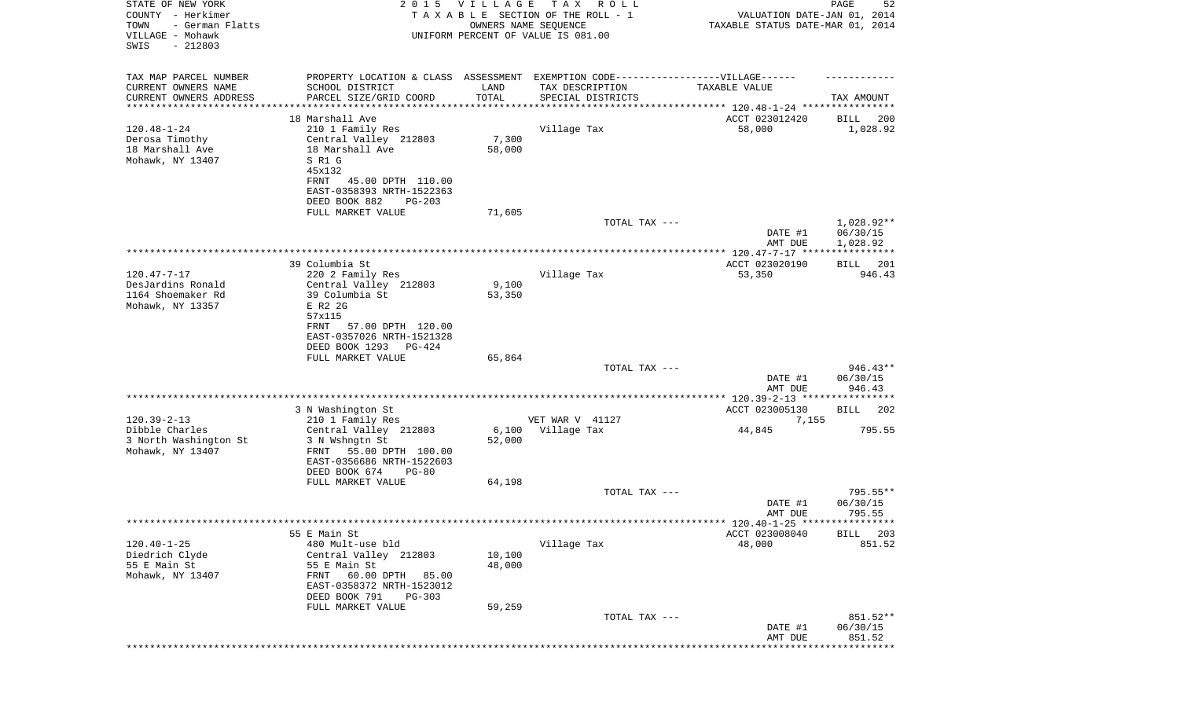STATE OF NEW YORK
COUNTY - Herkimer
TOWN - German Flatts
VILLAGE - Mohawk
SWIS - 212803

2 0 1 5 V I L L A G E T A X R O L L
T A X A B L E SECTION OF THE ROLL - 1
OWNERS NAME SEQUENCE
UNIFORM PERCENT OF VALUE IS 081.00

VALUATION DATE-JAN 01, 2014
TAXABLE STATUS DATE-MAR 01, 2014

| TAX MAP PARCEL NUMBER<br>CURRENT OWNERS NAME<br>CURRENT OWNERS ADDRESS | PROPERTY LOCATION & CLASS<br>SCHOOL DISTRICT<br>PARCEL SIZE/GRID COORD | ASSESSMENT<br>LAND<br>TOTAL | EXEMPTION CODE------VILLAGE------<br>TAX DESCRIPTION<br>SPECIAL DISTRICTS | TAXABLE VALUE | TAX AMOUNT |
|---|---|---|---|---|---|
| | 18 Marshall Ave | | | ACCT 023012420 | BILL 200 |
| 120.48-1-24 | 210 1 Family Res | | Village Tax | 58,000 | 1,028.92 |
| Derosa Timothy | Central Valley 212803 | 7,300 | | | |
| 18 Marshall Ave | 18 Marshall Ave | 58,000 | | | |
| Mohawk, NY 13407 | S R1 G | | | | |
| | 45x132 | | | | |
| | FRNT 45.00 DPTH 110.00 | | | | |
| | EAST-0358393 NRTH-1522363 | | | | |
| | DEED BOOK 882 PG-203 | | | | |
| | FULL MARKET VALUE | 71,605 | | | |
| | | | TOTAL TAX --- | | 1,028.92** |
| | | | | DATE #1 | 06/30/15 |
| | | | | AMT DUE | 1,028.92 |
| | 39 Columbia St | | | ACCT 023020190 | BILL 201 |
| 120.47-7-17 | 220 2 Family Res | | Village Tax | 53,350 | 946.43 |
| DesJardins Ronald | Central Valley 212803 | 9,100 | | | |
| 1164 Shoemaker Rd | 39 Columbia St | 53,350 | | | |
| Mohawk, NY 13357 | E R2 2G | | | | |
| | 57x115 | | | | |
| | FRNT 57.00 DPTH 120.00 | | | | |
| | EAST-0357026 NRTH-1521328 | | | | |
| | DEED BOOK 1293 PG-424 | | | | |
| | FULL MARKET VALUE | 65,864 | | | |
| | | | TOTAL TAX --- | | 946.43** |
| | | | | DATE #1 | 06/30/15 |
| | | | | AMT DUE | 946.43 |
| | 3 N Washington St | | | ACCT 023005130 | BILL 202 |
| 120.39-2-13 | 210 1 Family Res | | VET WAR V 41127 | 7,155 | |
| Dibble Charles | Central Valley 212803 | 6,100 | Village Tax | 44,845 | 795.55 |
| 3 North Washington St | 3 N Wshngtn St | 52,000 | | | |
| Mohawk, NY 13407 | FRNT 55.00 DPTH 100.00 | | | | |
| | EAST-0356686 NRTH-1522603 | | | | |
| | DEED BOOK 674 PG-80 | | | | |
| | FULL MARKET VALUE | 64,198 | | | |
| | | | TOTAL TAX --- | | 795.55** |
| | | | | DATE #1 | 06/30/15 |
| | | | | AMT DUE | 795.55 |
| | 55 E Main St | | | ACCT 023008040 | BILL 203 |
| 120.40-1-25 | 480 Mult-use bld | | Village Tax | 48,000 | 851.52 |
| Diedrich Clyde | Central Valley 212803 | 10,100 | | | |
| 55 E Main St | 55 E Main St | 48,000 | | | |
| Mohawk, NY 13407 | FRNT 60.00 DPTH 85.00 | | | | |
| | EAST-0358372 NRTH-1523012 | | | | |
| | DEED BOOK 791 PG-303 | | | | |
| | FULL MARKET VALUE | 59,259 | | | |
| | | | TOTAL TAX --- | | 851.52** |
| | | | | DATE #1 | 06/30/15 |
| | | | | AMT DUE | 851.52 |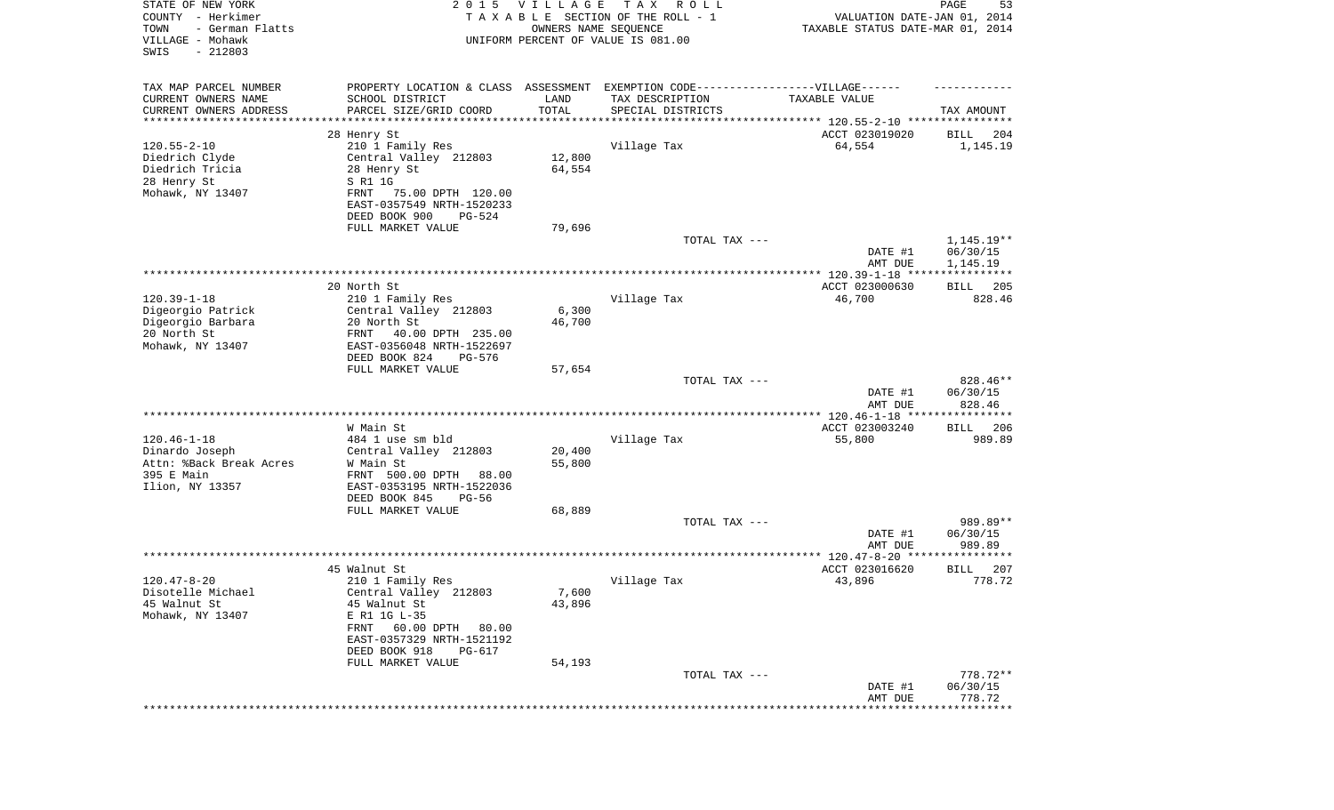STATE OF NEW YORK | 2015 VILLAGE TAX ROLL
COUNTY - Herkimer | TAXABLE SECTION OF THE ROLL - 1 | VALUATION DATE-JAN 01, 2014
TOWN - German Flatts | OWNERS NAME SEQUENCE | TAXABLE STATUS DATE-MAR 01, 2014
VILLAGE - Mohawk | UNIFORM PERCENT OF VALUE IS 081.00
SWIS - 212803

| TAX MAP PARCEL NUMBER<br>CURRENT OWNERS NAME<br>CURRENT OWNERS ADDRESS | PROPERTY LOCATION & CLASS<br>SCHOOL DISTRICT<br>PARCEL SIZE/GRID COORD | ASSESSMENT<br>LAND<br>TOTAL | EXEMPTION CODE------VILLAGE------<br>TAX DESCRIPTION<br>SPECIAL DISTRICTS | TAXABLE VALUE | TAX AMOUNT |
|---|---|---|---|---|---|
| **120.55-2-10** | 28 Henry St | | | ACCT 023019020 | BILL 204 |
| 120.55-2-10 | 210 1 Family Res | | Village Tax | 64,554 | 1,145.19 |
| Diedrich Clyde | Central Valley 212803 | 12,800 | | | |
| Diedrich Tricia | 28 Henry St | 64,554 | | | |
| 28 Henry St | S R1 1G | | | | |
| Mohawk, NY 13407 | FRNT 75.00 DPTH 120.00 | | | | |
| | EAST-0357549 NRTH-1520233 | | | | |
| | DEED BOOK 900 PG-524 | | | | |
| | FULL MARKET VALUE | 79,696 | | | |
| | | | TOTAL TAX --- | | 1,145.19** |
| | | | | DATE #1 | 06/30/15 |
| | | | | AMT DUE | 1,145.19 |
| **120.39-1-18** | 20 North St | | | ACCT 023000630 | BILL 205 |
| 120.39-1-18 | 210 1 Family Res | | Village Tax | 46,700 | 828.46 |
| Digeorgio Patrick | Central Valley 212803 | 6,300 | | | |
| Digeorgio Barbara | 20 North St | 46,700 | | | |
| 20 North St | FRNT 40.00 DPTH 235.00 | | | | |
| Mohawk, NY 13407 | EAST-0356048 NRTH-1522697 | | | | |
| | DEED BOOK 824 PG-576 | | | | |
| | FULL MARKET VALUE | 57,654 | | | |
| | | | TOTAL TAX --- | | 828.46** |
| | | | | DATE #1 | 06/30/15 |
| | | | | AMT DUE | 828.46 |
| **120.46-1-18** | W Main St | | | ACCT 023003240 | BILL 206 |
| 120.46-1-18 | 484 1 use sm bld | | Village Tax | 55,800 | 989.89 |
| Dinardo Joseph | Central Valley 212803 | 20,400 | | | |
| Attn: %Back Break Acres | W Main St | 55,800 | | | |
| 395 E Main | FRNT 500.00 DPTH 88.00 | | | | |
| Ilion, NY 13357 | EAST-0353195 NRTH-1522036 | | | | |
| | DEED BOOK 845 PG-56 | | | | |
| | FULL MARKET VALUE | 68,889 | | | |
| | | | TOTAL TAX --- | | 989.89** |
| | | | | DATE #1 | 06/30/15 |
| | | | | AMT DUE | 989.89 |
| **120.47-8-20** | 45 Walnut St | | | ACCT 023016620 | BILL 207 |
| 120.47-8-20 | 210 1 Family Res | | Village Tax | 43,896 | 778.72 |
| Disotelle Michael | Central Valley 212803 | 7,600 | | | |
| 45 Walnut St | 45 Walnut St | 43,896 | | | |
| Mohawk, NY 13407 | E R1 1G L-35 | | | | |
| | FRNT 60.00 DPTH 80.00 | | | | |
| | EAST-0357329 NRTH-1521192 | | | | |
| | DEED BOOK 918 PG-617 | | | | |
| | FULL MARKET VALUE | 54,193 | | | |
| | | | TOTAL TAX --- | | 778.72** |
| | | | | DATE #1 | 06/30/15 |
| | | | | AMT DUE | 778.72 |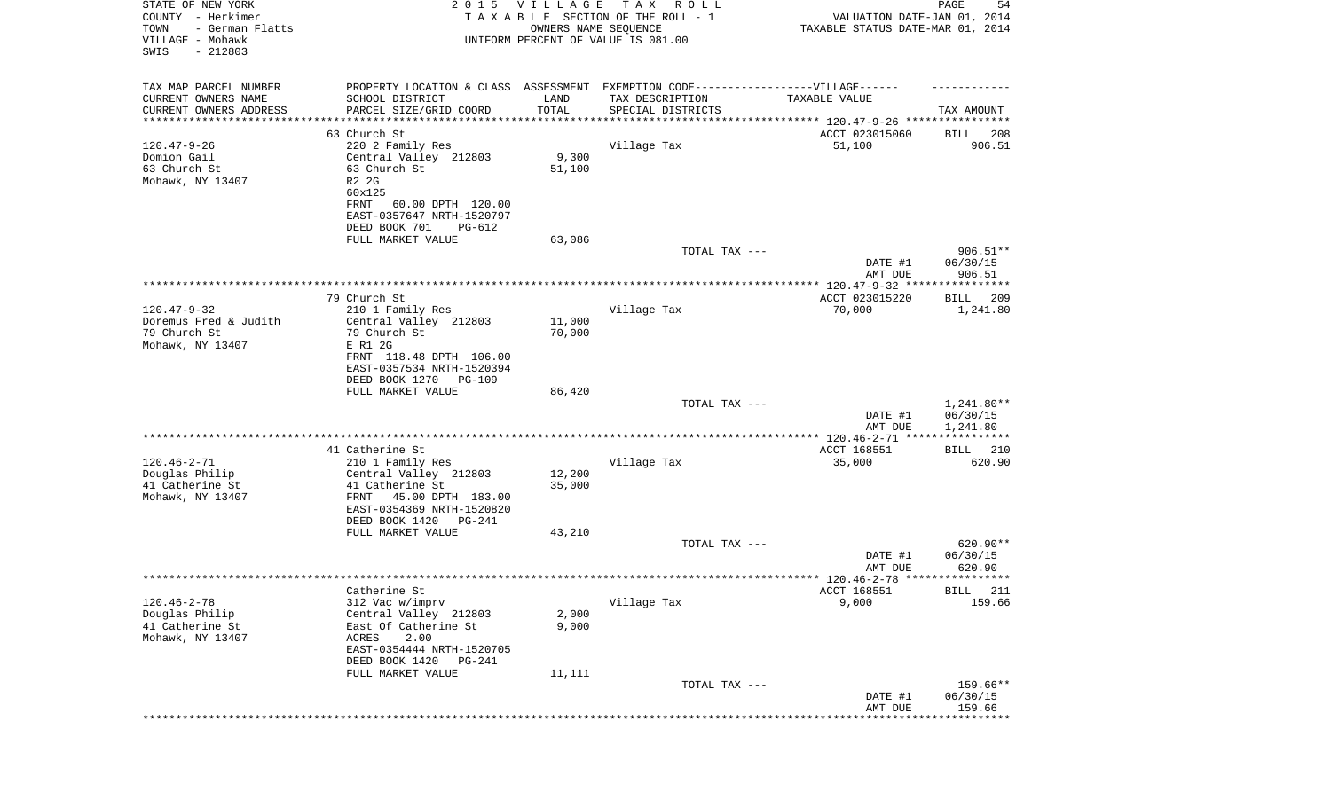STATE OF NEW YORK
COUNTY - Herkimer
TOWN - German Flatts
VILLAGE - Mohawk
SWIS - 212803

2015 VILLAGE TAX ROLL
TAXABLE SECTION OF THE ROLL - 1
OWNERS NAME SEQUENCE
UNIFORM PERCENT OF VALUE IS 081.00

VALUATION DATE-JAN 01, 2014
TAXABLE STATUS DATE-MAR 01, 2014

| TAX MAP PARCEL NUMBER / CURRENT OWNERS NAME / CURRENT OWNERS ADDRESS | PROPERTY LOCATION & CLASS / SCHOOL DISTRICT / PARCEL SIZE/GRID COORD | ASSESSMENT LAND / TOTAL | EXEMPTION CODE-----VILLAGE------ TAX DESCRIPTION / SPECIAL DISTRICTS | TAXABLE VALUE | TAX AMOUNT |
|---|---|---|---|---|---|
| 120.47-9-26 | 63 Church St | | | ACCT 023015060 | BILL 208 |
| Domion Gail | 220 2 Family Res | | Village Tax | 51,100 | 906.51 |
| 63 Church St | Central Valley 212803 | 9,300 | | | |
| Mohawk, NY 13407 | 63 Church St | 51,100 | | | |
| | R2 2G | | | | |
| | 60x125 | | | | |
| | FRNT 60.00 DPTH 120.00 | | | | |
| | EAST-0357647 NRTH-1520797 | | | | |
| | DEED BOOK 701 PG-612 | | | | |
| | FULL MARKET VALUE | 63,086 | | | |
| | | | TOTAL TAX --- | | 906.51** |
| | | | | DATE #1 | 06/30/15 |
| | | | | AMT DUE | 906.51 |
| 120.47-9-32 | 79 Church St | | | ACCT 023015220 | BILL 209 |
| Doremus Fred & Judith | 210 1 Family Res | | Village Tax | 70,000 | 1,241.80 |
| 79 Church St | Central Valley 212803 | 11,000 | | | |
| Mohawk, NY 13407 | 79 Church St | 70,000 | | | |
| | E R1 2G | | | | |
| | FRNT 118.48 DPTH 106.00 | | | | |
| | EAST-0357534 NRTH-1520394 | | | | |
| | DEED BOOK 1270 PG-109 | | | | |
| | FULL MARKET VALUE | 86,420 | | | |
| | | | TOTAL TAX --- | | 1,241.80** |
| | | | | DATE #1 | 06/30/15 |
| | | | | AMT DUE | 1,241.80 |
| 120.46-2-71 | 41 Catherine St | | | ACCT 168551 | BILL 210 |
| Douglas Philip | 210 1 Family Res | | Village Tax | 35,000 | 620.90 |
| 41 Catherine St | Central Valley 212803 | 12,200 | | | |
| Mohawk, NY 13407 | 41 Catherine St | 35,000 | | | |
| | FRNT 45.00 DPTH 183.00 | | | | |
| | EAST-0354369 NRTH-1520820 | | | | |
| | DEED BOOK 1420 PG-241 | | | | |
| | FULL MARKET VALUE | 43,210 | | | |
| | | | TOTAL TAX --- | | 620.90** |
| | | | | DATE #1 | 06/30/15 |
| | | | | AMT DUE | 620.90 |
| 120.46-2-78 | Catherine St | | | ACCT 168551 | BILL 211 |
| Douglas Philip | 312 Vac w/imprv | | Village Tax | 9,000 | 159.66 |
| 41 Catherine St | Central Valley 212803 | 2,000 | | | |
| Mohawk, NY 13407 | East Of Catherine St | 9,000 | | | |
| | ACRES 2.00 | | | | |
| | EAST-0354444 NRTH-1520705 | | | | |
| | DEED BOOK 1420 PG-241 | | | | |
| | FULL MARKET VALUE | 11,111 | | | |
| | | | TOTAL TAX --- | | 159.66** |
| | | | | DATE #1 | 06/30/15 |
| | | | | AMT DUE | 159.66 |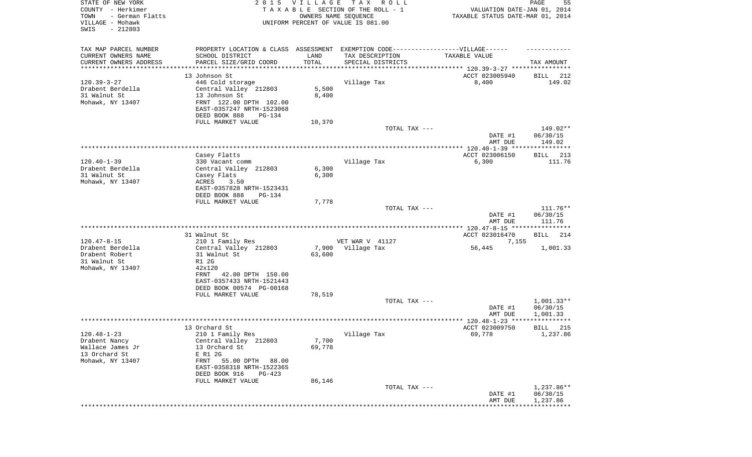STATE OF NEW YORK
COUNTY - Herkimer
TOWN - German Flatts
VILLAGE - Mohawk
SWIS - 212803

2 0 1 5 V I L L A G E T A X R O L L
T A X A B L E SECTION OF THE ROLL - 1
OWNERS NAME SEQUENCE
UNIFORM PERCENT OF VALUE IS 081.00

VALUATION DATE-JAN 01, 2014
TAXABLE STATUS DATE-MAR 01, 2014

| TAX MAP PARCEL NUMBER<br>CURRENT OWNERS NAME<br>CURRENT OWNERS ADDRESS | PROPERTY LOCATION & CLASS<br>SCHOOL DISTRICT<br>PARCEL SIZE/GRID COORD | ASSESSMENT<br>LAND<br>TOTAL | EXEMPTION CODE------VILLAGE------<br>TAX DESCRIPTION<br>SPECIAL DISTRICTS | TAXABLE VALUE | TAX AMOUNT |
|---|---|---|---|---|---|
| 120.39-3-27 | 13 Johnson St | | | ACCT 023005940 | BILL 212 |
| 120.39-3-27<br>Drabent Berdella<br>31 Walnut St<br>Mohawk, NY 13407 | 446 Cold storage<br>Central Valley 212803<br>13 Johnson St<br>FRNT 122.00 DPTH 102.00<br>EAST-0357247 NRTH-1523068<br>DEED BOOK 888 PG-134<br>FULL MARKET VALUE | 5,500<br>8,400<br><br><br><br><br>10,370 | Village Tax | 8,400 | 149.02 |
| | | | TOTAL TAX --- | | 149.02** |
| | | | | DATE #1<br>AMT DUE | 06/30/15<br>149.02 |
| 120.40-1-39 | Casey Flatts | | | ACCT 023006150 | BILL 213 |
| 120.40-1-39<br>Drabent Berdella<br>31 Walnut St<br>Mohawk, NY 13407 | 330 Vacant comm<br>Central Valley 212803<br>Casey Flats<br>ACRES 3.50<br>EAST-0357828 NRTH-1523431<br>DEED BOOK 888 PG-134<br>FULL MARKET VALUE | 6,300<br>6,300<br><br><br><br><br>7,778 | Village Tax | 6,300 | 111.76 |
| | | | TOTAL TAX --- | | 111.76** |
| | | | | DATE #1<br>AMT DUE | 06/30/15<br>111.76 |
| 120.47-8-15 | 31 Walnut St | | | ACCT 023016470 | BILL 214 |
| 120.47-8-15<br>Drabent Berdella<br>Drabent Robert<br>31 Walnut St<br>Mohawk, NY 13407 | 210 1 Family Res<br>Central Valley 212803<br>31 Walnut St<br>R1 2G<br>42x120<br>FRNT 42.00 DPTH 150.00<br>EAST-0357433 NRTH-1521443<br>DEED BOOK 00574 PG-00168<br>FULL MARKET VALUE | <br>7,900<br>63,600<br><br><br><br><br><br>78,519 | VET WAR V 41127<br>Village Tax | 7,155<br>56,445 | <br>1,001.33 |
| | | | TOTAL TAX --- | | 1,001.33** |
| | | | | DATE #1<br>AMT DUE | 06/30/15<br>1,001.33 |
| 120.48-1-23 | 13 Orchard St | | | ACCT 023009750 | BILL 215 |
| 120.48-1-23<br>Drabent Nancy<br>Wallace James Jr<br>13 Orchard St<br>Mohawk, NY 13407 | 210 1 Family Res<br>Central Valley 212803<br>13 Orchard St<br>E R1 2G<br>FRNT 55.00 DPTH 88.00<br>EAST-0358318 NRTH-1522365<br>DEED BOOK 916 PG-423<br>FULL MARKET VALUE | 7,700<br>69,778<br><br><br><br><br><br>86,146 | Village Tax | 69,778 | 1,237.86 |
| | | | TOTAL TAX --- | | 1,237.86** |
| | | | | DATE #1<br>AMT DUE | 06/30/15<br>1,237.86 |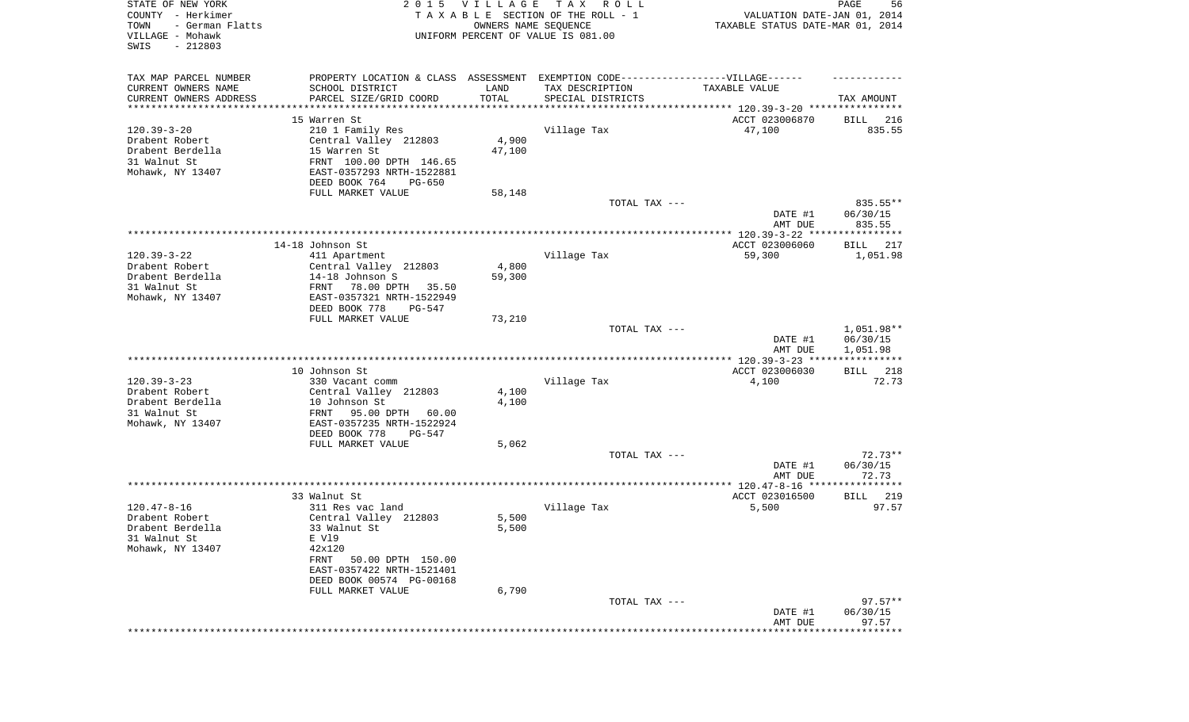STATE OF NEW YORK
COUNTY - Herkimer
TOWN - German Flatts
VILLAGE - Mohawk
SWIS - 212803

2015 VILLAGE TAX ROLL
TAXABLE SECTION OF THE ROLL - 1
OWNERS NAME SEQUENCE
UNIFORM PERCENT OF VALUE IS 081.00

VALUATION DATE-JAN 01, 2014
TAXABLE STATUS DATE-MAR 01, 2014

| TAX MAP PARCEL NUMBER<br>CURRENT OWNERS NAME<br>CURRENT OWNERS ADDRESS | PROPERTY LOCATION & CLASS<br>SCHOOL DISTRICT<br>PARCEL SIZE/GRID COORD | ASSESSMENT<br>LAND<br>TOTAL | EXEMPTION CODE------VILLAGE------<br>TAX DESCRIPTION<br>SPECIAL DISTRICTS | TAXABLE VALUE | TAX AMOUNT |
|---|---|---|---|---|---|
| 120.39-3-20 | 15 Warren St | | | ACCT 023006870 | BILL 216 |
| Drabent Robert | 210 1 Family Res | | Village Tax | 47,100 | 835.55 |
| Drabent Berdella | Central Valley 212803 | 4,900 | | | |
| 31 Walnut St | 15 Warren St | 47,100 | | | |
| Mohawk, NY 13407 | FRNT 100.00 DPTH 146.65 | | | | |
| | EAST-0357293 NRTH-1522881 | | | | |
| | DEED BOOK 764 PG-650 | | | | |
| | FULL MARKET VALUE | 58,148 | | | |
| | | | TOTAL TAX --- | | 835.55** |
| | | | | DATE #1 | 06/30/15 |
| | | | | AMT DUE | 835.55 |
| 120.39-3-22 | 14-18 Johnson St | | | ACCT 023006060 | BILL 217 |
| Drabent Robert | 411 Apartment | | Village Tax | 59,300 | 1,051.98 |
| Drabent Berdella | Central Valley 212803 | 4,800 | | | |
| 31 Walnut St | 14-18 Johnson S | 59,300 | | | |
| Mohawk, NY 13407 | FRNT 78.00 DPTH 35.50 | | | | |
| | EAST-0357321 NRTH-1522949 | | | | |
| | DEED BOOK 778 PG-547 | | | | |
| | FULL MARKET VALUE | 73,210 | | | |
| | | | TOTAL TAX --- | | 1,051.98** |
| | | | | DATE #1 | 06/30/15 |
| | | | | AMT DUE | 1,051.98 |
| 120.39-3-23 | 10 Johnson St | | | ACCT 023006030 | BILL 218 |
| Drabent Robert | 330 Vacant comm | | Village Tax | 4,100 | 72.73 |
| Drabent Berdella | Central Valley 212803 | 4,100 | | | |
| 31 Walnut St | 10 Johnson St | 4,100 | | | |
| Mohawk, NY 13407 | FRNT 95.00 DPTH 60.00 | | | | |
| | EAST-0357235 NRTH-1522924 | | | | |
| | DEED BOOK 778 PG-547 | | | | |
| | FULL MARKET VALUE | 5,062 | | | |
| | | | TOTAL TAX --- | | 72.73** |
| | | | | DATE #1 | 06/30/15 |
| | | | | AMT DUE | 72.73 |
| 120.47-8-16 | 33 Walnut St | | | ACCT 023016500 | BILL 219 |
| Drabent Robert | 311 Res vac land | | Village Tax | 5,500 | 97.57 |
| Drabent Berdella | Central Valley 212803 | 5,500 | | | |
| 31 Walnut St | 33 Walnut St | 5,500 | | | |
| Mohawk, NY 13407 | E Vl9 | | | | |
| | 42x120 | | | | |
| | FRNT 50.00 DPTH 150.00 | | | | |
| | EAST-0357422 NRTH-1521401 | | | | |
| | DEED BOOK 00574 PG-00168 | | | | |
| | FULL MARKET VALUE | 6,790 | | | |
| | | | TOTAL TAX --- | | 97.57** |
| | | | | DATE #1 | 06/30/15 |
| | | | | AMT DUE | 97.57 |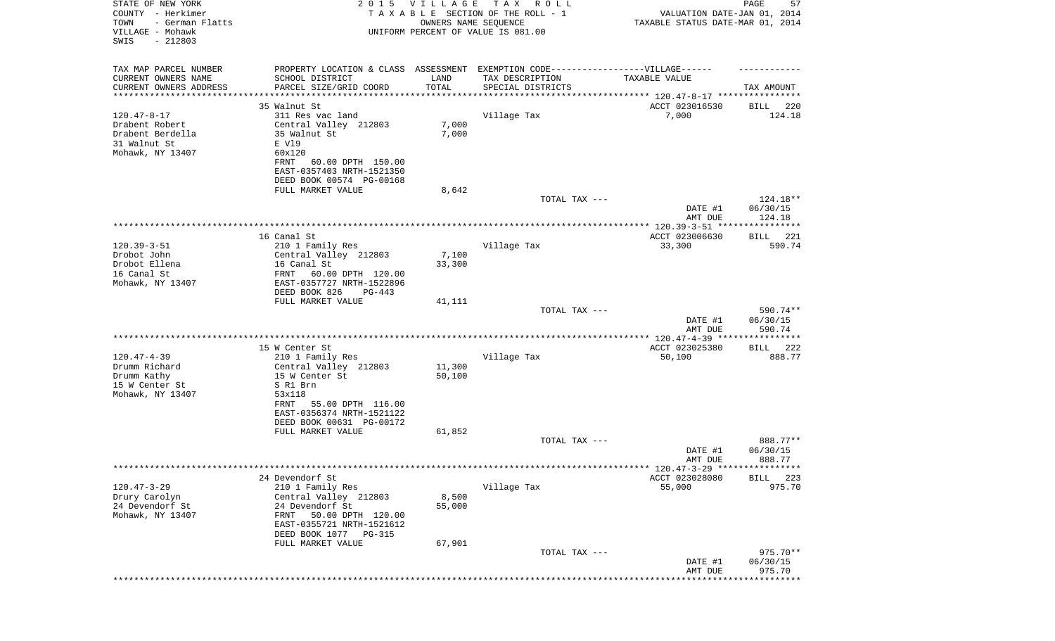STATE OF NEW YORK
COUNTY - Herkimer
TOWN - German Flatts
VILLAGE - Mohawk
SWIS - 212803

2 0 1 5 V I L L A G E T A X R O L L
T A X A B L E SECTION OF THE ROLL - 1
OWNERS NAME SEQUENCE
UNIFORM PERCENT OF VALUE IS 081.00

VALUATION DATE-JAN 01, 2014
TAXABLE STATUS DATE-MAR 01, 2014

| TAX MAP PARCEL NUMBER<br>CURRENT OWNERS NAME<br>CURRENT OWNERS ADDRESS | PROPERTY LOCATION & CLASS<br>SCHOOL DISTRICT<br>PARCEL SIZE/GRID COORD | ASSESSMENT<br>LAND<br>TOTAL | EXEMPTION CODE------VILLAGE------<br>TAX DESCRIPTION<br>SPECIAL DISTRICTS | TAXABLE VALUE | TAX AMOUNT |
|---|---|---|---|---|---|
| 120.47-8-17 | 35 Walnut St | | | ACCT 023016530 | BILL 220 |
| Drabent Robert<br>Drabent Berdella<br>31 Walnut St<br>Mohawk, NY 13407 | 311 Res vac land<br>Central Valley 212803<br>35 Walnut St<br>E Vl9<br>60x120<br>FRNT 60.00 DPTH 150.00<br>EAST-0357403 NRTH-1521350<br>DEED BOOK 00574 PG-00168<br>FULL MARKET VALUE | 7,000<br>7,000<br><br><br><br><br><br><br>8,642 | Village Tax | 7,000 | 124.18 |
| | | | TOTAL TAX --- | | 124.18** |
| | | | | DATE #1<br>AMT DUE | 06/30/15<br>124.18 |
| 120.39-3-51 | 16 Canal St | | | ACCT 023006630 | BILL 221 |
| Drobot John<br>Drobot Ellena<br>16 Canal St<br>Mohawk, NY 13407 | 210 1 Family Res<br>Central Valley 212803<br>16 Canal St<br>FRNT 60.00 DPTH 120.00<br>EAST-0357727 NRTH-1522896<br>DEED BOOK 826 PG-443<br>FULL MARKET VALUE | 7,100<br>33,300<br><br><br><br><br>41,111 | Village Tax | 33,300 | 590.74 |
| | | | TOTAL TAX --- | | 590.74** |
| | | | | DATE #1<br>AMT DUE | 06/30/15<br>590.74 |
| 120.47-4-39 | 15 W Center St | | | ACCT 023025380 | BILL 222 |
| Drumm Richard<br>Drumm Kathy<br>15 W Center St<br>Mohawk, NY 13407 | 210 1 Family Res<br>Central Valley 212803<br>15 W Center St<br>S R1 Brn<br>53x118<br>FRNT 55.00 DPTH 116.00<br>EAST-0356374 NRTH-1521122<br>DEED BOOK 00631 PG-00172<br>FULL MARKET VALUE | 11,300<br>50,100<br><br><br><br><br><br><br>61,852 | Village Tax | 50,100 | 888.77 |
| | | | TOTAL TAX --- | | 888.77** |
| | | | | DATE #1<br>AMT DUE | 06/30/15<br>888.77 |
| 120.47-3-29 | 24 Devendorf St | | | ACCT 023028080 | BILL 223 |
| Drury Carolyn<br>24 Devendorf St<br>Mohawk, NY 13407 | 210 1 Family Res<br>Central Valley 212803<br>24 Devendorf St<br>FRNT 50.00 DPTH 120.00<br>EAST-0355721 NRTH-1521612<br>DEED BOOK 1077 PG-315<br>FULL MARKET VALUE | 8,500<br>55,000<br><br><br><br><br>67,901 | Village Tax | 55,000 | 975.70 |
| | | | TOTAL TAX --- | | 975.70** |
| | | | | DATE #1<br>AMT DUE | 06/30/15<br>975.70 |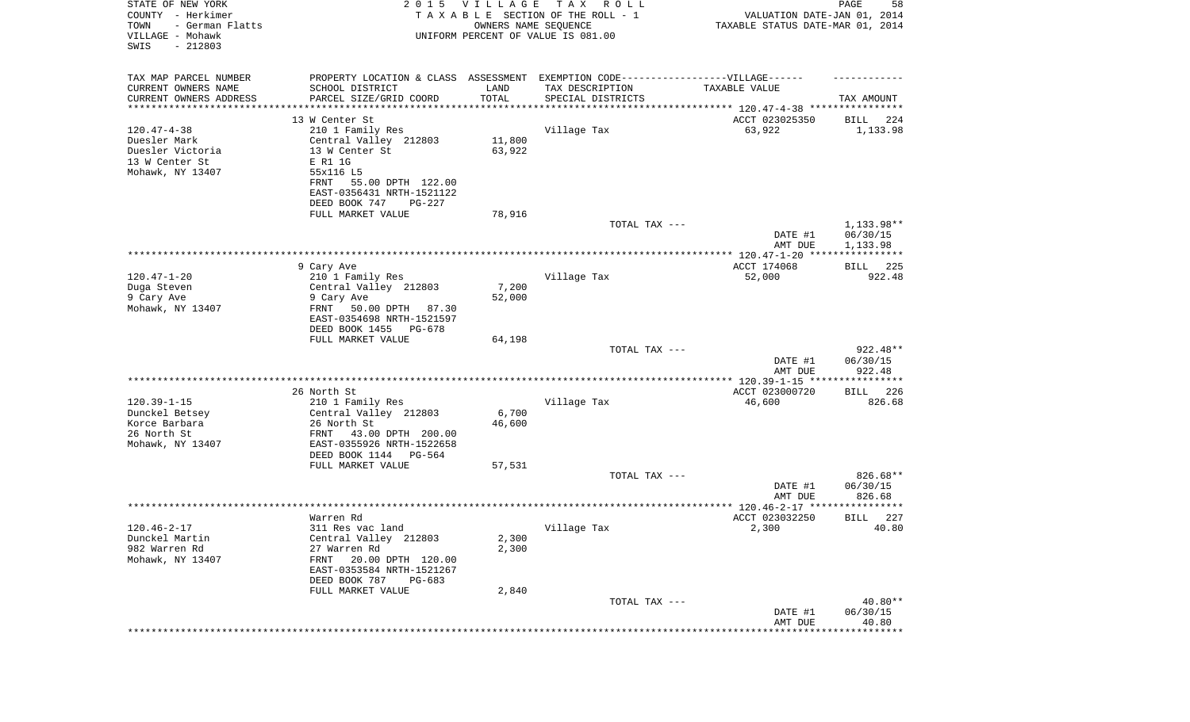STATE OF NEW YORK
COUNTY - Herkimer
TOWN - German Flatts
VILLAGE - Mohawk
SWIS - 212803

2 0 1 5 V I L L A G E T A X R O L L
T A X A B L E SECTION OF THE ROLL - 1
OWNERS NAME SEQUENCE
UNIFORM PERCENT OF VALUE IS 081.00

VALUATION DATE-JAN 01, 2014
TAXABLE STATUS DATE-MAR 01, 2014

| TAX MAP PARCEL NUMBER<br>CURRENT OWNERS NAME<br>CURRENT OWNERS ADDRESS | PROPERTY LOCATION & CLASS<br>SCHOOL DISTRICT<br>PARCEL SIZE/GRID COORD | ASSESSMENT<br>LAND<br>TOTAL | EXEMPTION CODE------VILLAGE------<br>TAX DESCRIPTION<br>SPECIAL DISTRICTS | TAXABLE VALUE | TAX AMOUNT |
|---|---|---|---|---|---|
| | 13 W Center St | | | ACCT 023025350 | BILL 224 |
| 120.47-4-38 | 210 1 Family Res | | Village Tax | 63,922 | 1,133.98 |
| Duesler Mark | Central Valley 212803 | 11,800 | | | |
| Duesler Victoria | 13 W Center St | 63,922 | | | |
| 13 W Center St | E R1 1G | | | | |
| Mohawk, NY 13407 | 55x116 L5 | | | | |
| | FRNT 55.00 DPTH 122.00 | | | | |
| | EAST-0356431 NRTH-1521122 | | | | |
| | DEED BOOK 747 PG-227 | | | | |
| | FULL MARKET VALUE | 78,916 | | | |
| | | | TOTAL TAX --- | | 1,133.98** |
| | | | | DATE #1 | 06/30/15 |
| | | | | AMT DUE | 1,133.98 |
| | 9 Cary Ave | | | ACCT 174068 | BILL 225 |
| 120.47-1-20 | 210 1 Family Res | | Village Tax | 52,000 | 922.48 |
| Duga Steven | Central Valley 212803 | 7,200 | | | |
| 9 Cary Ave | 9 Cary Ave | 52,000 | | | |
| Mohawk, NY 13407 | FRNT 50.00 DPTH 87.30 | | | | |
| | EAST-0354698 NRTH-1521597 | | | | |
| | DEED BOOK 1455 PG-678 | | | | |
| | FULL MARKET VALUE | 64,198 | | | |
| | | | TOTAL TAX --- | | 922.48** |
| | | | | DATE #1 | 06/30/15 |
| | | | | AMT DUE | 922.48 |
| | 26 North St | | | ACCT 023000720 | BILL 226 |
| 120.39-1-15 | 210 1 Family Res | | Village Tax | 46,600 | 826.68 |
| Dunckel Betsey | Central Valley 212803 | 6,700 | | | |
| Korce Barbara | 26 North St | 46,600 | | | |
| 26 North St | FRNT 43.00 DPTH 200.00 | | | | |
| Mohawk, NY 13407 | EAST-0355926 NRTH-1522658 | | | | |
| | DEED BOOK 1144 PG-564 | | | | |
| | FULL MARKET VALUE | 57,531 | | | |
| | | | TOTAL TAX --- | | 826.68** |
| | | | | DATE #1 | 06/30/15 |
| | | | | AMT DUE | 826.68 |
| | Warren Rd | | | ACCT 023032250 | BILL 227 |
| 120.46-2-17 | 311 Res vac land | | Village Tax | 2,300 | 40.80 |
| Dunckel Martin | Central Valley 212803 | 2,300 | | | |
| 982 Warren Rd | 27 Warren Rd | 2,300 | | | |
| Mohawk, NY 13407 | FRNT 20.00 DPTH 120.00 | | | | |
| | EAST-0353584 NRTH-1521267 | | | | |
| | DEED BOOK 787 PG-683 | | | | |
| | FULL MARKET VALUE | 2,840 | | | |
| | | | TOTAL TAX --- | | 40.80** |
| | | | | DATE #1 | 06/30/15 |
| | | | | AMT DUE | 40.80 |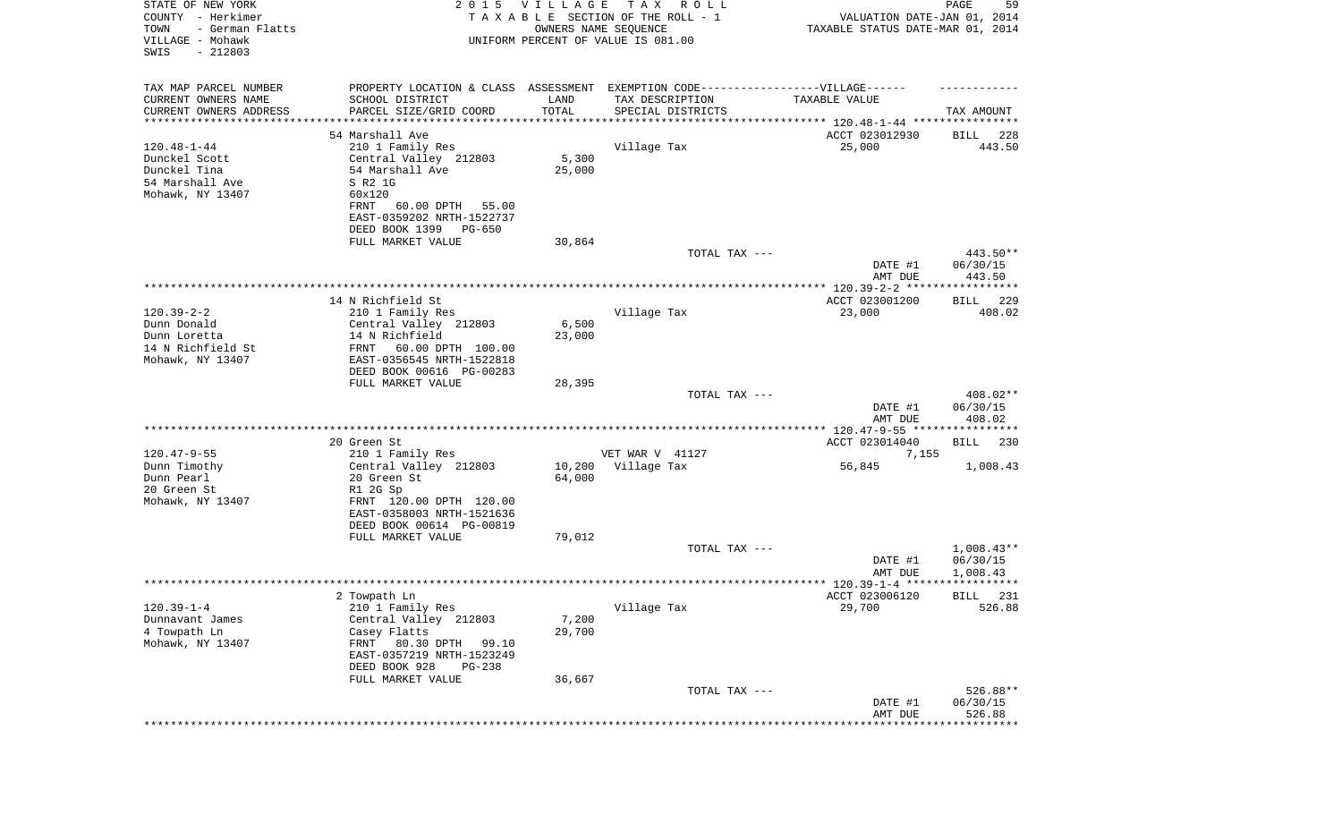STATE OF NEW YORK
COUNTY - Herkimer
TOWN - German Flatts
VILLAGE - Mohawk
SWIS - 212803

2 0 1 5 V I L L A G E T A X R O L L
T A X A B L E SECTION OF THE ROLL - 1
OWNERS NAME SEQUENCE
UNIFORM PERCENT OF VALUE IS 081.00

VALUATION DATE-JAN 01, 2014
TAXABLE STATUS DATE-MAR 01, 2014

| TAX MAP PARCEL NUMBER / CURRENT OWNERS NAME / CURRENT OWNERS ADDRESS | PROPERTY LOCATION & CLASS / SCHOOL DISTRICT / PARCEL SIZE/GRID COORD | ASSESSMENT LAND / TOTAL | EXEMPTION CODE / TAX DESCRIPTION / SPECIAL DISTRICTS | TAXABLE VALUE | TAX AMOUNT |
|---|---|---|---|---|---|
| | 54 Marshall Ave | | | ACCT 023012930 | BILL 228 |
| 120.48-1-44 | 210 1 Family Res | | Village Tax | 25,000 | 443.50 |
| Dunckel Scott | Central Valley 212803 | 5,300 | | | |
| Dunckel Tina | 54 Marshall Ave | 25,000 | | | |
| 54 Marshall Ave | S R2 1G | | | | |
| Mohawk, NY 13407 | 60x120 | | | | |
| | FRNT 60.00 DPTH 55.00 | | | | |
| | EAST-0359202 NRTH-1522737 | | | | |
| | DEED BOOK 1399 PG-650 | | | | |
| | FULL MARKET VALUE | 30,864 | | | |
| | | | TOTAL TAX --- | | 443.50** |
| | | | | DATE #1 | 06/30/15 |
| | | | | AMT DUE | 443.50 |
| | 14 N Richfield St | | | ACCT 023001200 | BILL 229 |
| 120.39-2-2 | 210 1 Family Res | | Village Tax | 23,000 | 408.02 |
| Dunn Donald | Central Valley 212803 | 6,500 | | | |
| Dunn Loretta | 14 N Richfield | 23,000 | | | |
| 14 N Richfield St | FRNT 60.00 DPTH 100.00 | | | | |
| Mohawk, NY 13407 | EAST-0356545 NRTH-1522818 | | | | |
| | DEED BOOK 00616 PG-00283 | | | | |
| | FULL MARKET VALUE | 28,395 | | | |
| | | | TOTAL TAX --- | | 408.02** |
| | | | | DATE #1 | 06/30/15 |
| | | | | AMT DUE | 408.02 |
| | 20 Green St | | | ACCT 023014040 | BILL 230 |
| 120.47-9-55 | 210 1 Family Res | | VET WAR V 41127 | 7,155 | |
| Dunn Timothy | Central Valley 212803 | 10,200 | Village Tax | 56,845 | 1,008.43 |
| Dunn Pearl | 20 Green St | 64,000 | | | |
| 20 Green St | R1 2G Sp | | | | |
| Mohawk, NY 13407 | FRNT 120.00 DPTH 120.00 | | | | |
| | EAST-0358003 NRTH-1521636 | | | | |
| | DEED BOOK 00614 PG-00819 | | | | |
| | FULL MARKET VALUE | 79,012 | | | |
| | | | TOTAL TAX --- | | 1,008.43** |
| | | | | DATE #1 | 06/30/15 |
| | | | | AMT DUE | 1,008.43 |
| | 2 Towpath Ln | | | ACCT 023006120 | BILL 231 |
| 120.39-1-4 | 210 1 Family Res | | Village Tax | 29,700 | 526.88 |
| Dunnavant James | Central Valley 212803 | 7,200 | | | |
| 4 Towpath Ln | Casey Flatts | 29,700 | | | |
| Mohawk, NY 13407 | FRNT 80.30 DPTH 99.10 | | | | |
| | EAST-0357219 NRTH-1523249 | | | | |
| | DEED BOOK 928 PG-238 | | | | |
| | FULL MARKET VALUE | 36,667 | | | |
| | | | TOTAL TAX --- | | 526.88** |
| | | | | DATE #1 | 06/30/15 |
| | | | | AMT DUE | 526.88 |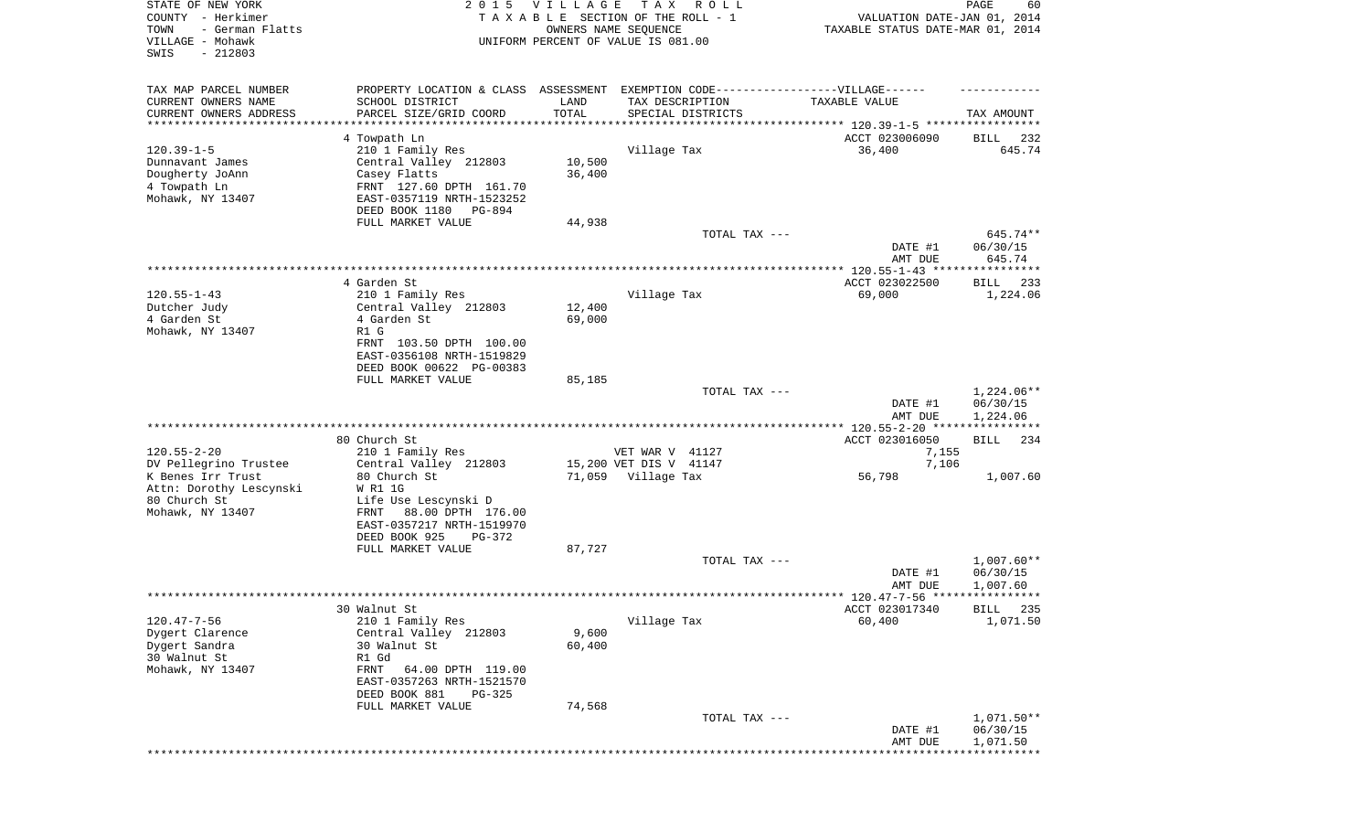STATE OF NEW YORK
COUNTY - Herkimer
TOWN - German Flatts
VILLAGE - Mohawk
SWIS - 212803

2 0 1 5 V I L L A G E T A X R O L L
T A X A B L E SECTION OF THE ROLL - 1
OWNERS NAME SEQUENCE
UNIFORM PERCENT OF VALUE IS 081.00

VALUATION DATE-JAN 01, 2014
TAXABLE STATUS DATE-MAR 01, 2014

| TAX MAP PARCEL NUMBER / CURRENT OWNERS NAME / CURRENT OWNERS ADDRESS | PROPERTY LOCATION & CLASS / SCHOOL DISTRICT / PARCEL SIZE/GRID COORD | ASSESSMENT LAND / TOTAL | EXEMPTION CODE / TAX DESCRIPTION / SPECIAL DISTRICTS | TAXABLE VALUE | TAX AMOUNT |
|---|---|---|---|---|---|
| 120.39-1-5 | 4 Towpath Ln | | | ACCT 023006090 | BILL 232 |
| Dunnavant James | 210 1 Family Res | | Village Tax | 36,400 | 645.74 |
| Dougherty JoAnn | Central Valley 212803 | 10,500 | | | |
| 4 Towpath Ln | Casey Flatts | 36,400 | | | |
| Mohawk, NY 13407 | FRNT 127.60 DPTH 161.70 | | | | |
| | EAST-0357119 NRTH-1523252 | | | | |
| | DEED BOOK 1180 PG-894 | | | | |
| | FULL MARKET VALUE | 44,938 | | | |
| | | | TOTAL TAX --- | | 645.74** |
| | | | | DATE #1 | 06/30/15 |
| | | | | AMT DUE | 645.74 |
| 120.55-1-43 | 4 Garden St | | | ACCT 023022500 | BILL 233 |
| Dutcher Judy | 210 1 Family Res | | Village Tax | 69,000 | 1,224.06 |
| 4 Garden St | Central Valley 212803 | 12,400 | | | |
| Mohawk, NY 13407 | 4 Garden St | 69,000 | | | |
| | R1 G | | | | |
| | FRNT 103.50 DPTH 100.00 | | | | |
| | EAST-0356108 NRTH-1519829 | | | | |
| | DEED BOOK 00622 PG-00383 | | | | |
| | FULL MARKET VALUE | 85,185 | | | |
| | | | TOTAL TAX --- | | 1,224.06** |
| | | | | DATE #1 | 06/30/15 |
| | | | | AMT DUE | 1,224.06 |
| 120.55-2-20 | 80 Church St | | | ACCT 023016050 | BILL 234 |
| DV Pellegrino Trustee | 210 1 Family Res | | VET WAR V 41127 | 7,155 | |
| K Benes Irr Trust | Central Valley 212803 | 15,200 | VET DIS V 41147 | 7,106 | |
| Attn: Dorothy Lescynski | 80 Church St | 71,059 | Village Tax | 56,798 | 1,007.60 |
| 80 Church St | W R1 1G | | | | |
| Mohawk, NY 13407 | Life Use Lescynski D | | | | |
| | FRNT 88.00 DPTH 176.00 | | | | |
| | EAST-0357217 NRTH-1519970 | | | | |
| | DEED BOOK 925 PG-372 | | | | |
| | FULL MARKET VALUE | 87,727 | | | |
| | | | TOTAL TAX --- | | 1,007.60** |
| | | | | DATE #1 | 06/30/15 |
| | | | | AMT DUE | 1,007.60 |
| 120.47-7-56 | 30 Walnut St | | | ACCT 023017340 | BILL 235 |
| Dygert Clarence | 210 1 Family Res | | Village Tax | 60,400 | 1,071.50 |
| Dygert Sandra | Central Valley 212803 | 9,600 | | | |
| 30 Walnut St | 30 Walnut St | 60,400 | | | |
| Mohawk, NY 13407 | R1 Gd | | | | |
| | FRNT 64.00 DPTH 119.00 | | | | |
| | EAST-0357263 NRTH-1521570 | | | | |
| | DEED BOOK 881 PG-325 | | | | |
| | FULL MARKET VALUE | 74,568 | | | |
| | | | TOTAL TAX --- | | 1,071.50** |
| | | | | DATE #1 | 06/30/15 |
| | | | | AMT DUE | 1,071.50 |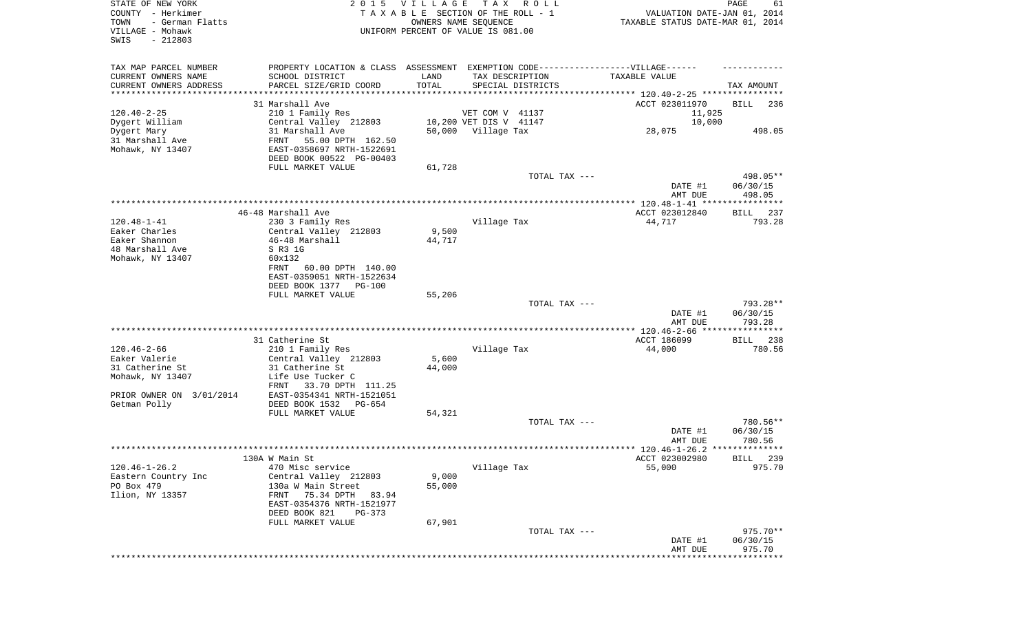STATE OF NEW YORK
COUNTY - Herkimer
TOWN - German Flatts
VILLAGE - Mohawk
SWIS - 212803

2015 VILLAGE TAX ROLL
TAXABLE SECTION OF THE ROLL - 1
OWNERS NAME SEQUENCE
UNIFORM PERCENT OF VALUE IS 081.00

VALUATION DATE-JAN 01, 2014
TAXABLE STATUS DATE-MAR 01, 2014

| TAX MAP PARCEL NUMBER / CURRENT OWNERS NAME / CURRENT OWNERS ADDRESS | PROPERTY LOCATION & CLASS / SCHOOL DISTRICT / PARCEL SIZE/GRID COORD | ASSESSMENT LAND / TOTAL | EXEMPTION CODE / TAX DESCRIPTION / SPECIAL DISTRICTS | TAXABLE VALUE | TAX AMOUNT |
|---|---|---|---|---|---|
| **120.40-2-25** | 31 Marshall Ave | | | ACCT 023011970 | BILL 236 |
| Dygert William | 210 1 Family Res | | VET COM V 41137 | 11,925 | |
| Dygert Mary | Central Valley 212803 | 10,200 | VET DIS V 41147 | 10,000 | |
| 31 Marshall Ave | 31 Marshall Ave | 50,000 | Village Tax | 28,075 | 498.05 |
| Mohawk, NY 13407 | FRNT 55.00 DPTH 162.50 | | | | |
| | EAST-0358697 NRTH-1522691 | | | | |
| | DEED BOOK 00522 PG-00403 | | | | |
| | FULL MARKET VALUE | 61,728 | | | |
| | | | TOTAL TAX --- | | 498.05** |
| | | | | DATE #1 | 06/30/15 |
| | | | | AMT DUE | 498.05 |
| **120.48-1-41** | 46-48 Marshall Ave | | | ACCT 023012840 | BILL 237 |
| Eaker Charles | 230 3 Family Res | | Village Tax | 44,717 | 793.28 |
| Eaker Shannon | Central Valley 212803 | 9,500 | | | |
| 48 Marshall Ave | 46-48 Marshall | 44,717 | | | |
| Mohawk, NY 13407 | S R3 1G | | | | |
| | 60x132 | | | | |
| | FRNT 60.00 DPTH 140.00 | | | | |
| | EAST-0359051 NRTH-1522634 | | | | |
| | DEED BOOK 1377 PG-100 | | | | |
| | FULL MARKET VALUE | 55,206 | | | |
| | | | TOTAL TAX --- | | 793.28** |
| | | | | DATE #1 | 06/30/15 |
| | | | | AMT DUE | 793.28 |
| **120.46-2-66** | 31 Catherine St | | | ACCT 186099 | BILL 238 |
| Eaker Valerie | 210 1 Family Res | | Village Tax | 44,000 | 780.56 |
| 31 Catherine St | Central Valley 212803 | 5,600 | | | |
| Mohawk, NY 13407 | 31 Catherine St | 44,000 | | | |
| | Life Use Tucker C | | | | |
| | FRNT 33.70 DPTH 111.25 | | | | |
| PRIOR OWNER ON 3/01/2014 | EAST-0354341 NRTH-1521051 | | | | |
| Getman Polly | DEED BOOK 1532 PG-654 | | | | |
| | FULL MARKET VALUE | 54,321 | | | |
| | | | TOTAL TAX --- | | 780.56** |
| | | | | DATE #1 | 06/30/15 |
| | | | | AMT DUE | 780.56 |
| **120.46-1-26.2** | 130A W Main St | | | ACCT 023002980 | BILL 239 |
| Eastern Country Inc | 470 Misc service | | Village Tax | 55,000 | 975.70 |
| PO Box 479 | Central Valley 212803 | 9,000 | | | |
| Ilion, NY 13357 | 130a W Main Street | 55,000 | | | |
| | FRNT 75.34 DPTH 83.94 | | | | |
| | EAST-0354376 NRTH-1521977 | | | | |
| | DEED BOOK 821 PG-373 | | | | |
| | FULL MARKET VALUE | 67,901 | | | |
| | | | TOTAL TAX --- | | 975.70** |
| | | | | DATE #1 | 06/30/15 |
| | | | | AMT DUE | 975.70 |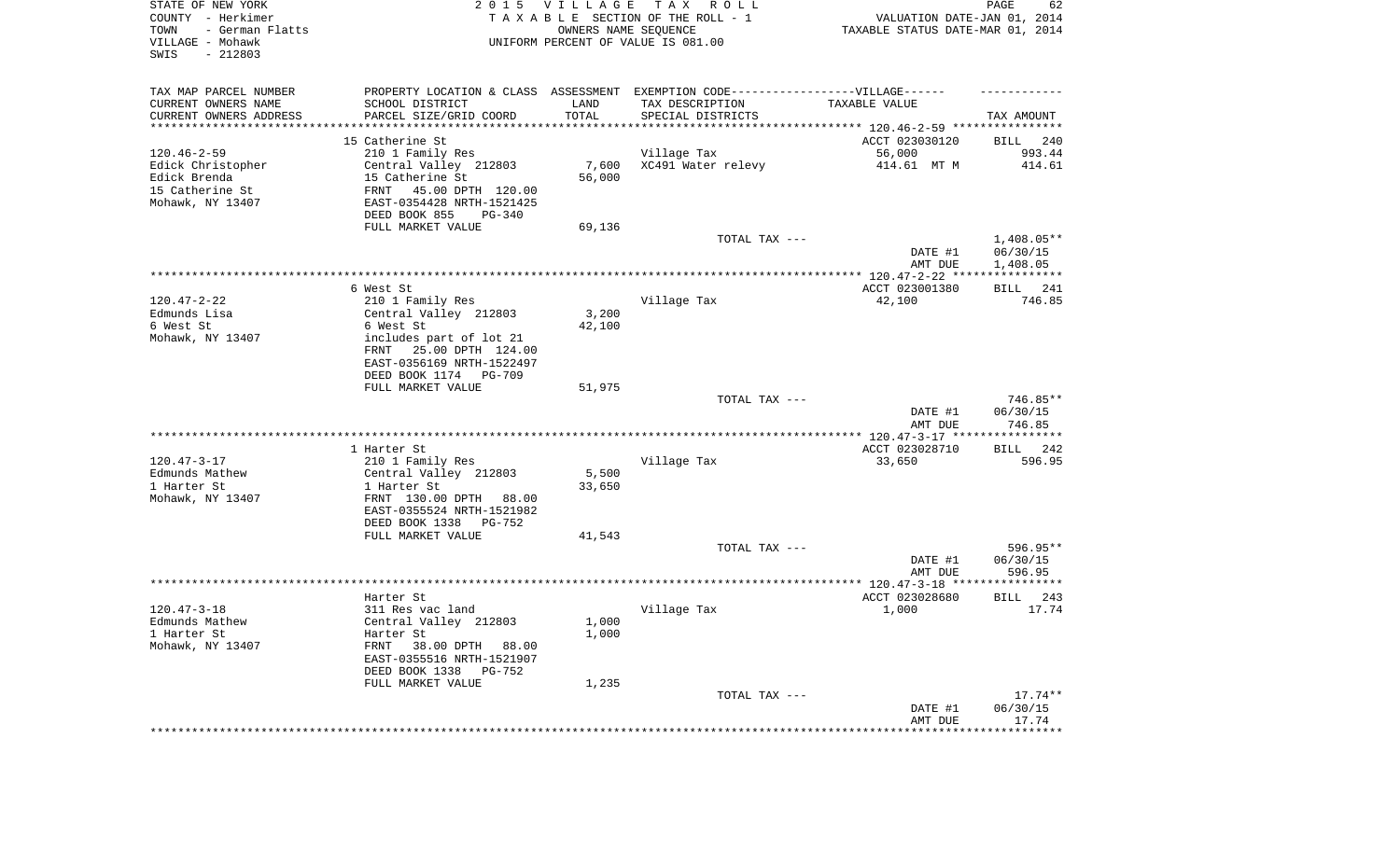STATE OF NEW YORK
COUNTY - Herkimer
TOWN - German Flatts
VILLAGE - Mohawk
SWIS - 212803

2015 VILLAGE TAX ROLL
TAXABLE SECTION OF THE ROLL - 1
OWNERS NAME SEQUENCE
UNIFORM PERCENT OF VALUE IS 081.00

VALUATION DATE-JAN 01, 2014
TAXABLE STATUS DATE-MAR 01, 2014

| TAX MAP PARCEL NUMBER / CURRENT OWNERS NAME / CURRENT OWNERS ADDRESS | PROPERTY LOCATION & CLASS / SCHOOL DISTRICT / PARCEL SIZE/GRID COORD | ASSESSMENT LAND / TOTAL | EXEMPTION CODE / TAX DESCRIPTION / SPECIAL DISTRICTS | TAXABLE VALUE | TAX AMOUNT |
|---|---|---|---|---|---|
| | 15 Catherine St | | | ACCT 023030120 | BILL 240 |
| 120.46-2-59 | 210 1 Family Res | | Village Tax | 56,000 | 993.44 |
| Edick Christopher | Central Valley 212803 | 7,600 | XC491 Water relevy | 414.61 MT M | 414.61 |
| Edick Brenda | 15 Catherine St | 56,000 | | | |
| 15 Catherine St | FRNT 45.00 DPTH 120.00 | | | | |
| Mohawk, NY 13407 | EAST-0354428 NRTH-1521425 | | | | |
| | DEED BOOK 855 PG-340 | | | | |
| | FULL MARKET VALUE | 69,136 | | | |
| | | | TOTAL TAX --- | | 1,408.05** |
| | | | | DATE #1 | 06/30/15 |
| | | | | AMT DUE | 1,408.05 |
| | 6 West St | | | ACCT 023001380 | BILL 241 |
| 120.47-2-22 | 210 1 Family Res | | Village Tax | 42,100 | 746.85 |
| Edmunds Lisa | Central Valley 212803 | 3,200 | | | |
| 6 West St | 6 West St | 42,100 | | | |
| Mohawk, NY 13407 | includes part of lot 21 | | | | |
| | FRNT 25.00 DPTH 124.00 | | | | |
| | EAST-0356169 NRTH-1522497 | | | | |
| | DEED BOOK 1174 PG-709 | | | | |
| | FULL MARKET VALUE | 51,975 | | | |
| | | | TOTAL TAX --- | | 746.85** |
| | | | | DATE #1 | 06/30/15 |
| | | | | AMT DUE | 746.85 |
| | 1 Harter St | | | ACCT 023028710 | BILL 242 |
| 120.47-3-17 | 210 1 Family Res | | Village Tax | 33,650 | 596.95 |
| Edmunds Mathew | Central Valley 212803 | 5,500 | | | |
| 1 Harter St | 1 Harter St | 33,650 | | | |
| Mohawk, NY 13407 | FRNT 130.00 DPTH 88.00 | | | | |
| | EAST-0355524 NRTH-1521982 | | | | |
| | DEED BOOK 1338 PG-752 | | | | |
| | FULL MARKET VALUE | 41,543 | | | |
| | | | TOTAL TAX --- | | 596.95** |
| | | | | DATE #1 | 06/30/15 |
| | | | | AMT DUE | 596.95 |
| | Harter St | | | ACCT 023028680 | BILL 243 |
| 120.47-3-18 | 311 Res vac land | | Village Tax | 1,000 | 17.74 |
| Edmunds Mathew | Central Valley 212803 | 1,000 | | | |
| 1 Harter St | Harter St | 1,000 | | | |
| Mohawk, NY 13407 | FRNT 38.00 DPTH 88.00 | | | | |
| | EAST-0355516 NRTH-1521907 | | | | |
| | DEED BOOK 1338 PG-752 | | | | |
| | FULL MARKET VALUE | 1,235 | | | |
| | | | TOTAL TAX --- | | 17.74** |
| | | | | DATE #1 | 06/30/15 |
| | | | | AMT DUE | 17.74 |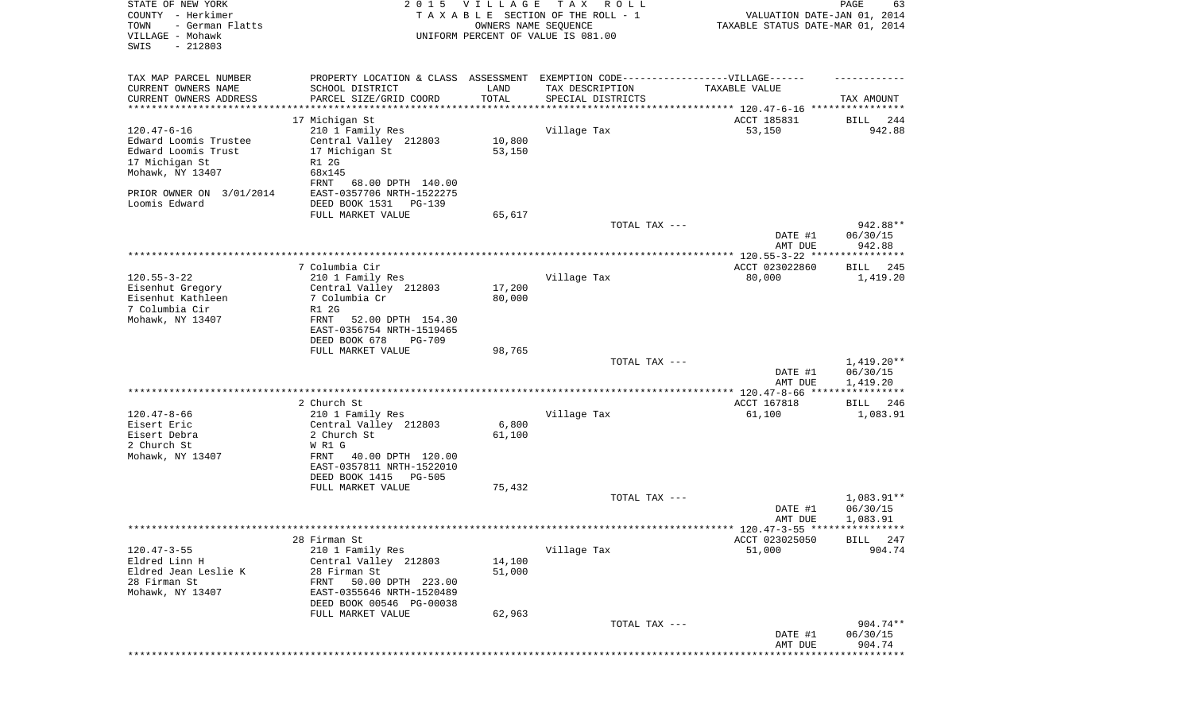STATE OF NEW YORK
COUNTY - Herkimer
TOWN - German Flatts
VILLAGE - Mohawk
SWIS - 212803

2 0 1 5 V I L L A G E T A X R O L L
T A X A B L E SECTION OF THE ROLL - 1
OWNERS NAME SEQUENCE
UNIFORM PERCENT OF VALUE IS 081.00

VALUATION DATE-JAN 01, 2014
TAXABLE STATUS DATE-MAR 01, 2014

| TAX MAP PARCEL NUMBER<br>CURRENT OWNERS NAME<br>CURRENT OWNERS ADDRESS | PROPERTY LOCATION & CLASS<br>SCHOOL DISTRICT<br>PARCEL SIZE/GRID COORD | ASSESSMENT<br>LAND<br>TOTAL | EXEMPTION CODE------VILLAGE------<br>TAX DESCRIPTION<br>SPECIAL DISTRICTS | TAXABLE VALUE | TAX AMOUNT |
|---|---|---|---|---|---|
| | 17 Michigan St | | | ACCT 185831 | BILL 244 |
| 120.47-6-16 | 210 1 Family Res | | Village Tax | 53,150 | 942.88 |
| Edward Loomis Trustee | Central Valley 212803 | 10,800 | | | |
| Edward Loomis Trust | 17 Michigan St | 53,150 | | | |
| 17 Michigan St | R1 2G | | | | |
| Mohawk, NY 13407 | 68x145 | | | | |
| | FRNT 68.00 DPTH 140.00 | | | | |
| PRIOR OWNER ON 3/01/2014 | EAST-0357706 NRTH-1522275 | | | | |
| Loomis Edward | DEED BOOK 1531 PG-139 | | | | |
| | FULL MARKET VALUE | 65,617 | | | |
| | | | TOTAL TAX --- | | 942.88** |
| | | | | DATE #1 | 06/30/15 |
| | | | | AMT DUE | 942.88 |
| | 7 Columbia Cir | | | ACCT 023022860 | BILL 245 |
| 120.55-3-22 | 210 1 Family Res | | Village Tax | 80,000 | 1,419.20 |
| Eisenhut Gregory | Central Valley 212803 | 17,200 | | | |
| Eisenhut Kathleen | 7 Columbia Cr | 80,000 | | | |
| 7 Columbia Cir | R1 2G | | | | |
| Mohawk, NY 13407 | FRNT 52.00 DPTH 154.30 | | | | |
| | EAST-0356754 NRTH-1519465 | | | | |
| | DEED BOOK 678 PG-709 | | | | |
| | FULL MARKET VALUE | 98,765 | | | |
| | | | TOTAL TAX --- | | 1,419.20** |
| | | | | DATE #1 | 06/30/15 |
| | | | | AMT DUE | 1,419.20 |
| | 2 Church St | | | ACCT 167818 | BILL 246 |
| 120.47-8-66 | 210 1 Family Res | | Village Tax | 61,100 | 1,083.91 |
| Eisert Eric | Central Valley 212803 | 6,800 | | | |
| Eisert Debra | 2 Church St | 61,100 | | | |
| 2 Church St | W R1 G | | | | |
| Mohawk, NY 13407 | FRNT 40.00 DPTH 120.00 | | | | |
| | EAST-0357811 NRTH-1522010 | | | | |
| | DEED BOOK 1415 PG-505 | | | | |
| | FULL MARKET VALUE | 75,432 | | | |
| | | | TOTAL TAX --- | | 1,083.91** |
| | | | | DATE #1 | 06/30/15 |
| | | | | AMT DUE | 1,083.91 |
| | 28 Firman St | | | ACCT 023025050 | BILL 247 |
| 120.47-3-55 | 210 1 Family Res | | Village Tax | 51,000 | 904.74 |
| Eldred Linn H | Central Valley 212803 | 14,100 | | | |
| Eldred Jean Leslie K | 28 Firman St | 51,000 | | | |
| 28 Firman St | FRNT 50.00 DPTH 223.00 | | | | |
| Mohawk, NY 13407 | EAST-0355646 NRTH-1520489 | | | | |
| | DEED BOOK 00546 PG-00038 | | | | |
| | FULL MARKET VALUE | 62,963 | | | |
| | | | TOTAL TAX --- | | 904.74** |
| | | | | DATE #1 | 06/30/15 |
| | | | | AMT DUE | 904.74 |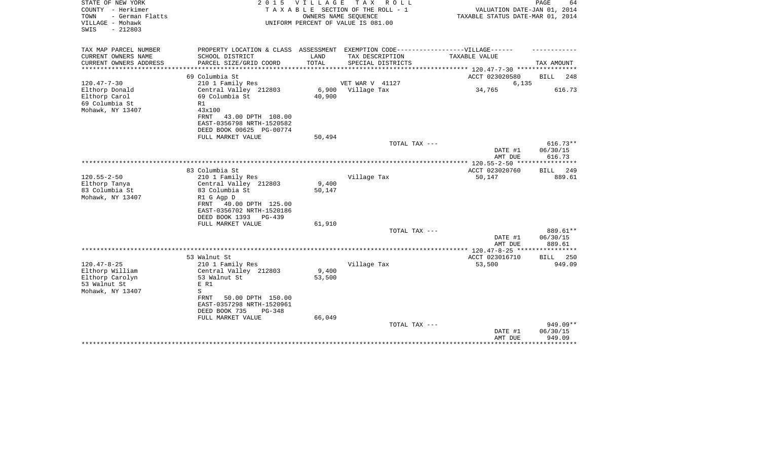STATE OF NEW YORK
COUNTY - Herkimer
TOWN - German Flatts
VILLAGE - Mohawk
SWIS - 212803

2 0 1 5 V I L L A G E T A X R O L L
T A X A B L E SECTION OF THE ROLL - 1
OWNERS NAME SEQUENCE
UNIFORM PERCENT OF VALUE IS 081.00

VALUATION DATE-JAN 01, 2014
TAXABLE STATUS DATE-MAR 01, 2014

| TAX MAP PARCEL NUMBER<br>CURRENT OWNERS NAME<br>CURRENT OWNERS ADDRESS | PROPERTY LOCATION & CLASS<br>SCHOOL DISTRICT<br>PARCEL SIZE/GRID COORD | ASSESSMENT<br>LAND<br>TOTAL | EXEMPTION CODE------VILLAGE------<br>TAX DESCRIPTION<br>SPECIAL DISTRICTS | TAXABLE VALUE | TAX AMOUNT |
|---|---|---|---|---|---|
| **120.47-7-30** | 69 Columbia St | | | ACCT 023020580 | BILL 248 |
| 120.47-7-30 | 210 1 Family Res | | VET WAR V 41127 | 6,135 | |
| Elthorp Donald | Central Valley 212803 | 6,900 | Village Tax | 34,765 | 616.73 |
| Elthorp Carol | 69 Columbia St | 40,900 | | | |
| 69 Columbia St | R1 | | | | |
| Mohawk, NY 13407 | 43x100 | | | | |
| | FRNT 43.00 DPTH 108.00 | | | | |
| | EAST-0356798 NRTH-1520582 | | | | |
| | DEED BOOK 00625 PG-00774 | | | | |
| | FULL MARKET VALUE | 50,494 | | | |
| | | | TOTAL TAX --- | | 616.73** |
| | | | | DATE #1 | 06/30/15 |
| | | | | AMT DUE | 616.73 |
| **120.55-2-50** | 83 Columbia St | | | ACCT 023020760 | BILL 249 |
| 120.55-2-50 | 210 1 Family Res | | Village Tax | 50,147 | 889.61 |
| Elthorp Tanya | Central Valley 212803 | 9,400 | | | |
| 83 Columbia St | 83 Columbia St | 50,147 | | | |
| Mohawk, NY 13407 | R1 G Agp D | | | | |
| | FRNT 40.00 DPTH 125.00 | | | | |
| | EAST-0356702 NRTH-1520186 | | | | |
| | DEED BOOK 1393 PG-439 | | | | |
| | FULL MARKET VALUE | 61,910 | | | |
| | | | TOTAL TAX --- | | 889.61** |
| | | | | DATE #1 | 06/30/15 |
| | | | | AMT DUE | 889.61 |
| **120.47-8-25** | 53 Walnut St | | | ACCT 023016710 | BILL 250 |
| 120.47-8-25 | 210 1 Family Res | | Village Tax | 53,500 | 949.09 |
| Elthorp William | Central Valley 212803 | 9,400 | | | |
| Elthorp Carolyn | 53 Walnut St | 53,500 | | | |
| 53 Walnut St | E R1 | | | | |
| Mohawk, NY 13407 | S | | | | |
| | FRNT 50.00 DPTH 150.00 | | | | |
| | EAST-0357298 NRTH-1520961 | | | | |
| | DEED BOOK 735 PG-348 | | | | |
| | FULL MARKET VALUE | 66,049 | | | |
| | | | TOTAL TAX --- | | 949.09** |
| | | | | DATE #1 | 06/30/15 |
| | | | | AMT DUE | 949.09 |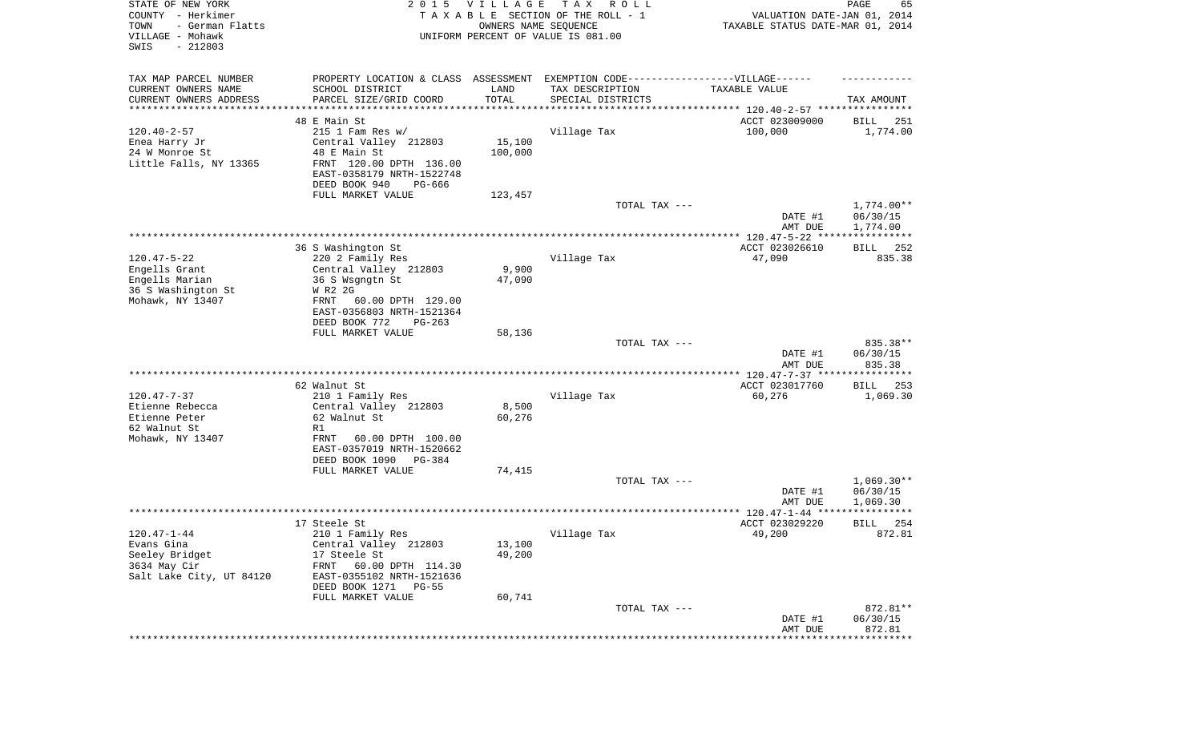STATE OF NEW YORK
COUNTY - Herkimer
TOWN - German Flatts
VILLAGE - Mohawk
SWIS - 212803

2 0 1 5 V I L L A G E T A X R O L L
T A X A B L E SECTION OF THE ROLL - 1
OWNERS NAME SEQUENCE
UNIFORM PERCENT OF VALUE IS 081.00

VALUATION DATE-JAN 01, 2014
TAXABLE STATUS DATE-MAR 01, 2014

| TAX MAP PARCEL NUMBER<br>CURRENT OWNERS NAME<br>CURRENT OWNERS ADDRESS | PROPERTY LOCATION & CLASS<br>SCHOOL DISTRICT<br>PARCEL SIZE/GRID COORD | ASSESSMENT<br>LAND<br>TOTAL | EXEMPTION CODE------VILLAGE------<br>TAX DESCRIPTION<br>SPECIAL DISTRICTS | TAXABLE VALUE | TAX AMOUNT |
|---|---|---|---|---|---|
| | 48 E Main St | | | ACCT 023009000 | BILL 251 |
| 120.40-2-57 | 215 1 Fam Res w/ | | Village Tax | 100,000 | 1,774.00 |
| Enea Harry Jr | Central Valley 212803 | 15,100 | | | |
| 24 W Monroe St | 48 E Main St | 100,000 | | | |
| Little Falls, NY 13365 | FRNT 120.00 DPTH 136.00 | | | | |
| | EAST-0358179 NRTH-1522748 | | | | |
| | DEED BOOK 940 PG-666 | | | | |
| | FULL MARKET VALUE | 123,457 | | | |
| | | | TOTAL TAX --- | | 1,774.00** |
| | | | | DATE #1 | 06/30/15 |
| | | | | AMT DUE | 1,774.00 |
| | 36 S Washington St | | | ACCT 023026610 | BILL 252 |
| 120.47-5-22 | 220 2 Family Res | | Village Tax | 47,090 | 835.38 |
| Engells Grant | Central Valley 212803 | 9,900 | | | |
| Engells Marian | 36 S Wsgngtn St | 47,090 | | | |
| 36 S Washington St | W R2 2G | | | | |
| Mohawk, NY 13407 | FRNT 60.00 DPTH 129.00 | | | | |
| | EAST-0356803 NRTH-1521364 | | | | |
| | DEED BOOK 772 PG-263 | | | | |
| | FULL MARKET VALUE | 58,136 | | | |
| | | | TOTAL TAX --- | | 835.38** |
| | | | | DATE #1 | 06/30/15 |
| | | | | AMT DUE | 835.38 |
| | 62 Walnut St | | | ACCT 023017760 | BILL 253 |
| 120.47-7-37 | 210 1 Family Res | | Village Tax | 60,276 | 1,069.30 |
| Etienne Rebecca | Central Valley 212803 | 8,500 | | | |
| Etienne Peter | 62 Walnut St | 60,276 | | | |
| 62 Walnut St | R1 | | | | |
| Mohawk, NY 13407 | FRNT 60.00 DPTH 100.00 | | | | |
| | EAST-0357019 NRTH-1520662 | | | | |
| | DEED BOOK 1090 PG-384 | | | | |
| | FULL MARKET VALUE | 74,415 | | | |
| | | | TOTAL TAX --- | | 1,069.30** |
| | | | | DATE #1 | 06/30/15 |
| | | | | AMT DUE | 1,069.30 |
| | 17 Steele St | | | ACCT 023029220 | BILL 254 |
| 120.47-1-44 | 210 1 Family Res | | Village Tax | 49,200 | 872.81 |
| Evans Gina | Central Valley 212803 | 13,100 | | | |
| Seeley Bridget | 17 Steele St | 49,200 | | | |
| 3634 May Cir | FRNT 60.00 DPTH 114.30 | | | | |
| Salt Lake City, UT 84120 | EAST-0355102 NRTH-1521636 | | | | |
| | DEED BOOK 1271 PG-55 | | | | |
| | FULL MARKET VALUE | 60,741 | | | |
| | | | TOTAL TAX --- | | 872.81** |
| | | | | DATE #1 | 06/30/15 |
| | | | | AMT DUE | 872.81 |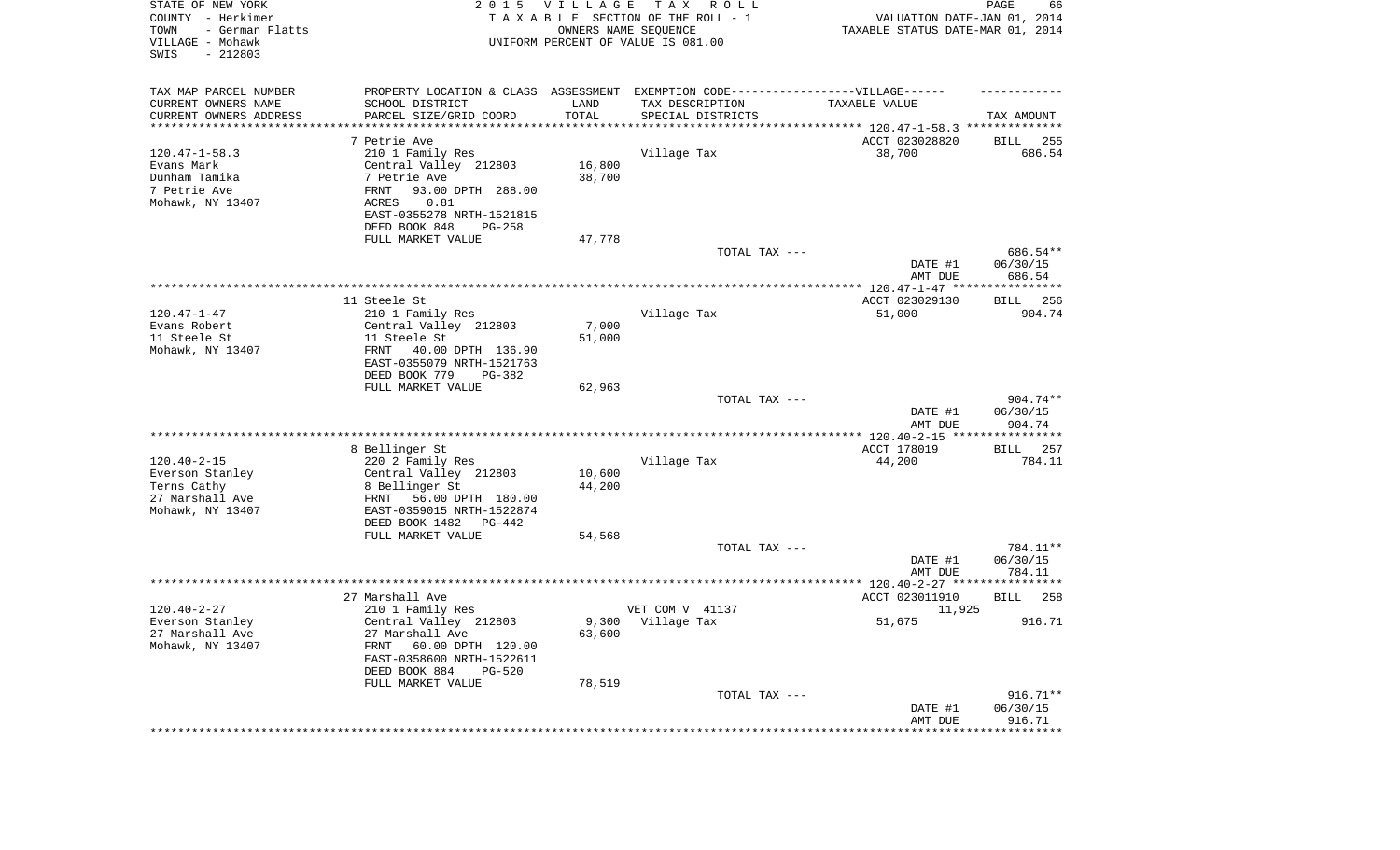STATE OF NEW YORK
COUNTY - Herkimer
TOWN - German Flatts
VILLAGE - Mohawk
SWIS - 212803

2 0 1 5 V I L L A G E T A X R O L L
T A X A B L E SECTION OF THE ROLL - 1
OWNERS NAME SEQUENCE
UNIFORM PERCENT OF VALUE IS 081.00

VALUATION DATE-JAN 01, 2014
TAXABLE STATUS DATE-MAR 01, 2014

| TAX MAP PARCEL NUMBER<br>CURRENT OWNERS NAME<br>CURRENT OWNERS ADDRESS | PROPERTY LOCATION & CLASS<br>SCHOOL DISTRICT<br>PARCEL SIZE/GRID COORD | ASSESSMENT<br>LAND<br>TOTAL | EXEMPTION CODE------------------VILLAGE------<br>TAX DESCRIPTION<br>SPECIAL DISTRICTS | TAXABLE VALUE | TAX AMOUNT |
|---|---|---|---|---|---|
| | 7 Petrie Ave | | | ACCT 023028820 | BILL 255 |
| 120.47-1-58.3 | 210 1 Family Res | | Village Tax | 38,700 | 686.54 |
| Evans Mark | Central Valley 212803 | 16,800 | | | |
| Dunham Tamika | 7 Petrie Ave | 38,700 | | | |
| 7 Petrie Ave | FRNT 93.00 DPTH 288.00 | | | | |
| Mohawk, NY 13407 | ACRES 0.81 | | | | |
| | EAST-0355278 NRTH-1521815 | | | | |
| | DEED BOOK 848 PG-258 | | | | |
| | FULL MARKET VALUE | 47,778 | | | |
| | | | TOTAL TAX --- | | 686.54** |
| | | | | DATE #1 | 06/30/15 |
| | | | | AMT DUE | 686.54 |
| | 11 Steele St | | | ACCT 023029130 | BILL 256 |
| 120.47-1-47 | 210 1 Family Res | | Village Tax | 51,000 | 904.74 |
| Evans Robert | Central Valley 212803 | 7,000 | | | |
| 11 Steele St | 11 Steele St | 51,000 | | | |
| Mohawk, NY 13407 | FRNT 40.00 DPTH 136.90 | | | | |
| | EAST-0355079 NRTH-1521763 | | | | |
| | DEED BOOK 779 PG-382 | | | | |
| | FULL MARKET VALUE | 62,963 | | | |
| | | | TOTAL TAX --- | | 904.74** |
| | | | | DATE #1 | 06/30/15 |
| | | | | AMT DUE | 904.74 |
| | 8 Bellinger St | | | ACCT 178019 | BILL 257 |
| 120.40-2-15 | 220 2 Family Res | | Village Tax | 44,200 | 784.11 |
| Everson Stanley | Central Valley 212803 | 10,600 | | | |
| Terns Cathy | 8 Bellinger St | 44,200 | | | |
| 27 Marshall Ave | FRNT 56.00 DPTH 180.00 | | | | |
| Mohawk, NY 13407 | EAST-0359015 NRTH-1522874 | | | | |
| | DEED BOOK 1482 PG-442 | | | | |
| | FULL MARKET VALUE | 54,568 | | | |
| | | | TOTAL TAX --- | | 784.11** |
| | | | | DATE #1 | 06/30/15 |
| | | | | AMT DUE | 784.11 |
| | 27 Marshall Ave | | | ACCT 023011910 | BILL 258 |
| 120.40-2-27 | 210 1 Family Res | | VET COM V 41137 | 11,925 | |
| Everson Stanley | Central Valley 212803 | 9,300 | Village Tax | 51,675 | 916.71 |
| 27 Marshall Ave | 27 Marshall Ave | 63,600 | | | |
| Mohawk, NY 13407 | FRNT 60.00 DPTH 120.00 | | | | |
| | EAST-0358600 NRTH-1522611 | | | | |
| | DEED BOOK 884 PG-520 | | | | |
| | FULL MARKET VALUE | 78,519 | | | |
| | | | TOTAL TAX --- | | 916.71** |
| | | | | DATE #1 | 06/30/15 |
| | | | | AMT DUE | 916.71 |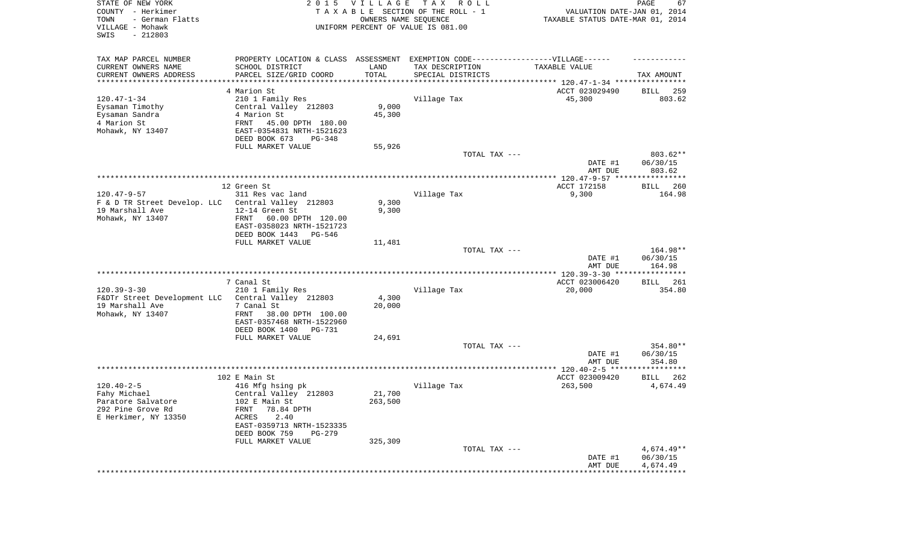STATE OF NEW YORK — 2015 VILLAGE TAX ROLL
COUNTY - Herkimer — TAXABLE SECTION OF THE ROLL - 1 — VALUATION DATE-JAN 01, 2014
TOWN - German Flatts — OWNERS NAME SEQUENCE — TAXABLE STATUS DATE-MAR 01, 2014
VILLAGE - Mohawk — UNIFORM PERCENT OF VALUE IS 081.00
SWIS - 212803

| TAX MAP PARCEL NUMBER / CURRENT OWNERS NAME / CURRENT OWNERS ADDRESS | PROPERTY LOCATION & CLASS / SCHOOL DISTRICT / PARCEL SIZE/GRID COORD | ASSESSMENT LAND / TOTAL | EXEMPTION CODE-----VILLAGE------ TAX DESCRIPTION / SPECIAL DISTRICTS | TAXABLE VALUE | TAX AMOUNT |
|---|---|---|---|---|---|
| **120.47-1-34** | 4 Marion St | | | ACCT 023029490 | BILL 259 |
| Eysaman Timothy | 210 1 Family Res | | Village Tax | 45,300 | 803.62 |
| Eysaman Sandra | Central Valley 212803 | 9,000 | | | |
| 4 Marion St | 4 Marion St | 45,300 | | | |
| Mohawk, NY 13407 | FRNT 45.00 DPTH 180.00 | | | | |
| | EAST-0354831 NRTH-1521623 | | | | |
| | DEED BOOK 673 PG-348 | | | | |
| | FULL MARKET VALUE | 55,926 | | | |
| | | | TOTAL TAX --- | | 803.62** |
| | | | | DATE #1 | 06/30/15 |
| | | | | AMT DUE | 803.62 |
| **120.47-9-57** | 12 Green St | | | ACCT 172158 | BILL 260 |
| F & D TR Street Develop. LLC | 311 Res vac land | | Village Tax | 9,300 | 164.98 |
| 19 Marshall Ave | Central Valley 212803 | 9,300 | | | |
| Mohawk, NY 13407 | 12-14 Green St | 9,300 | | | |
| | FRNT 60.00 DPTH 120.00 | | | | |
| | EAST-0358023 NRTH-1521723 | | | | |
| | DEED BOOK 1443 PG-546 | | | | |
| | FULL MARKET VALUE | 11,481 | | | |
| | | | TOTAL TAX --- | | 164.98** |
| | | | | DATE #1 | 06/30/15 |
| | | | | AMT DUE | 164.98 |
| **120.39-3-30** | 7 Canal St | | | ACCT 023006420 | BILL 261 |
| F&DTr Street Development LLC | 210 1 Family Res | | Village Tax | 20,000 | 354.80 |
| 19 Marshall Ave | Central Valley 212803 | 4,300 | | | |
| Mohawk, NY 13407 | 7 Canal St | 20,000 | | | |
| | FRNT 38.00 DPTH 100.00 | | | | |
| | EAST-0357468 NRTH-1522960 | | | | |
| | DEED BOOK 1400 PG-731 | | | | |
| | FULL MARKET VALUE | 24,691 | | | |
| | | | TOTAL TAX --- | | 354.80** |
| | | | | DATE #1 | 06/30/15 |
| | | | | AMT DUE | 354.80 |
| **120.40-2-5** | 102 E Main St | | | ACCT 023009420 | BILL 262 |
| Fahy Michael | 416 Mfg hsing pk | | Village Tax | 263,500 | 4,674.49 |
| Paratore Salvatore | Central Valley 212803 | 21,700 | | | |
| 292 Pine Grove Rd | 102 E Main St | 263,500 | | | |
| E Herkimer, NY 13350 | FRNT 78.84 DPTH | | | | |
| | ACRES 2.40 | | | | |
| | EAST-0359713 NRTH-1523335 | | | | |
| | DEED BOOK 759 PG-279 | | | | |
| | FULL MARKET VALUE | 325,309 | | | |
| | | | TOTAL TAX --- | | 4,674.49** |
| | | | | DATE #1 | 06/30/15 |
| | | | | AMT DUE | 4,674.49 |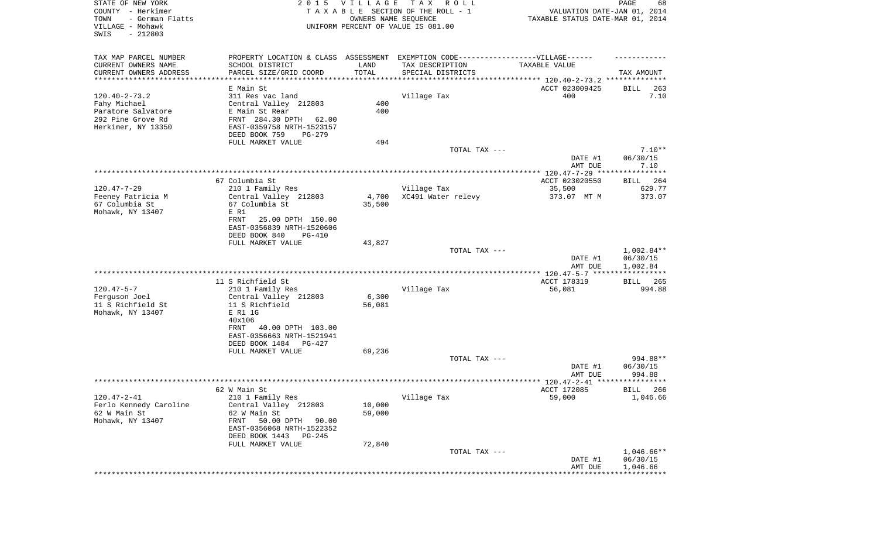STATE OF NEW YORK
COUNTY - Herkimer
TOWN - German Flatts
VILLAGE - Mohawk
SWIS - 212803

2015 VILLAGE TAX ROLL
TAXABLE SECTION OF THE ROLL - 1
OWNERS NAME SEQUENCE
UNIFORM PERCENT OF VALUE IS 081.00

VALUATION DATE-JAN 01, 2014
TAXABLE STATUS DATE-MAR 01, 2014

| TAX MAP PARCEL NUMBER / CURRENT OWNERS NAME / CURRENT OWNERS ADDRESS | PROPERTY LOCATION & CLASS / SCHOOL DISTRICT / PARCEL SIZE/GRID COORD | ASSESSMENT LAND / TOTAL | EXEMPTION CODE / TAX DESCRIPTION / SPECIAL DISTRICTS | TAXABLE VALUE | TAX AMOUNT |
|---|---|---|---|---|---|
| **120.40-2-73.2** | E Main St | | | ACCT 023009425 | BILL 263 |
| 120.40-2-73.2 | 311 Res vac land | | Village Tax | 400 | 7.10 |
| Fahy Michael | Central Valley 212803 | 400 | | | |
| Paratore Salvatore | E Main St Rear | 400 | | | |
| 292 Pine Grove Rd | FRNT 284.30 DPTH 62.00 | | | | |
| Herkimer, NY 13350 | EAST-0359758 NRTH-1523157 | | | | |
| | DEED BOOK 759 PG-279 | | | | |
| | FULL MARKET VALUE | 494 | | | |
| | | | TOTAL TAX --- | | 7.10** |
| | | | | DATE #1 | 06/30/15 |
| | | | | AMT DUE | 7.10 |
| **120.47-7-29** | 67 Columbia St | | | ACCT 023020550 | BILL 264 |
| 120.47-7-29 | 210 1 Family Res | | Village Tax | 35,500 | 629.77 |
| Feeney Patricia M | Central Valley 212803 | 4,700 | XC491 Water relevy | 373.07 MT M | 373.07 |
| 67 Columbia St | 67 Columbia St | 35,500 | | | |
| Mohawk, NY 13407 | E R1 | | | | |
| | FRNT 25.00 DPTH 150.00 | | | | |
| | EAST-0356839 NRTH-1520606 | | | | |
| | DEED BOOK 840 PG-410 | | | | |
| | FULL MARKET VALUE | 43,827 | | | |
| | | | TOTAL TAX --- | | 1,002.84** |
| | | | | DATE #1 | 06/30/15 |
| | | | | AMT DUE | 1,002.84 |
| **120.47-5-7** | 11 S Richfield St | | | ACCT 178319 | BILL 265 |
| 120.47-5-7 | 210 1 Family Res | | Village Tax | 56,081 | 994.88 |
| Ferguson Joel | Central Valley 212803 | 6,300 | | | |
| 11 S Richfield St | 11 S Richfield | 56,081 | | | |
| Mohawk, NY 13407 | E R1 1G | | | | |
| | 40x106 | | | | |
| | FRNT 40.00 DPTH 103.00 | | | | |
| | EAST-0356663 NRTH-1521941 | | | | |
| | DEED BOOK 1484 PG-427 | | | | |
| | FULL MARKET VALUE | 69,236 | | | |
| | | | TOTAL TAX --- | | 994.88** |
| | | | | DATE #1 | 06/30/15 |
| | | | | AMT DUE | 994.88 |
| **120.47-2-41** | 62 W Main St | | | ACCT 172085 | BILL 266 |
| 120.47-2-41 | 210 1 Family Res | | Village Tax | 59,000 | 1,046.66 |
| Ferlo Kennedy Caroline | Central Valley 212803 | 10,000 | | | |
| 62 W Main St | 62 W Main St | 59,000 | | | |
| Mohawk, NY 13407 | FRNT 50.00 DPTH 90.00 | | | | |
| | EAST-0356068 NRTH-1522352 | | | | |
| | DEED BOOK 1443 PG-245 | | | | |
| | FULL MARKET VALUE | 72,840 | | | |
| | | | TOTAL TAX --- | | 1,046.66** |
| | | | | DATE #1 | 06/30/15 |
| | | | | AMT DUE | 1,046.66 |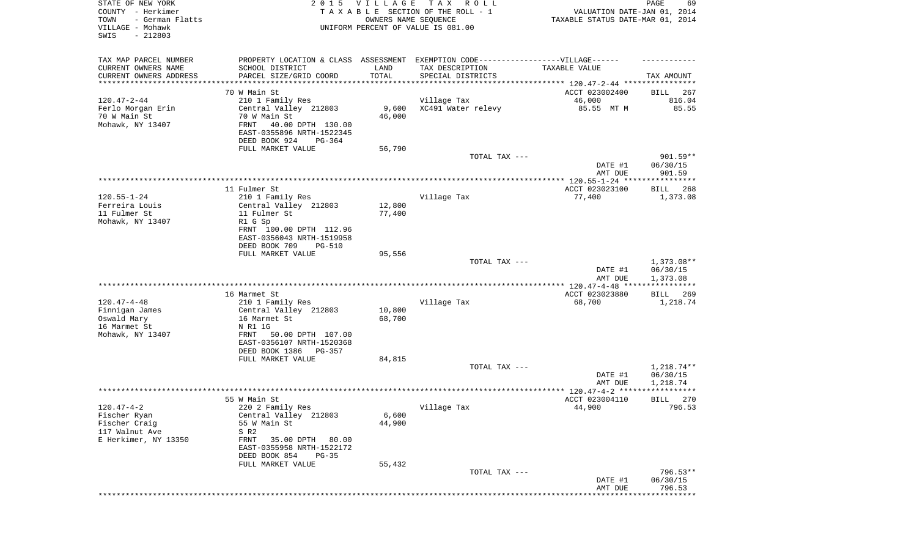STATE OF NEW YORK
COUNTY - Herkimer
TOWN - German Flatts
VILLAGE - Mohawk
SWIS - 212803

2015 VILLAGE TAX ROLL
TAXABLE SECTION OF THE ROLL - 1
OWNERS NAME SEQUENCE
UNIFORM PERCENT OF VALUE IS 081.00

VALUATION DATE-JAN 01, 2014
TAXABLE STATUS DATE-MAR 01, 2014

| TAX MAP PARCEL NUMBER / CURRENT OWNERS NAME / CURRENT OWNERS ADDRESS | PROPERTY LOCATION & CLASS / SCHOOL DISTRICT / PARCEL SIZE/GRID COORD | ASSESSMENT LAND / TOTAL | EXEMPTION CODE-----VILLAGE------ TAX DESCRIPTION / SPECIAL DISTRICTS | TAXABLE VALUE | TAX AMOUNT |
|---|---|---|---|---|---|
| | 70 W Main St | | | ACCT 023002400 | BILL 267 |
| 120.47-2-44 | 210 1 Family Res | | Village Tax | 46,000 | 816.04 |
| Ferlo Morgan Erin | Central Valley 212803 | 9,600 | XC491 Water relevy | 85.55 MT M | 85.55 |
| 70 W Main St | 70 W Main St | 46,000 | | | |
| Mohawk, NY 13407 | FRNT 40.00 DPTH 130.00 | | | | |
| | EAST-0355896 NRTH-1522345 | | | | |
| | DEED BOOK 924 PG-364 | | | | |
| | FULL MARKET VALUE | 56,790 | | | |
| | | | TOTAL TAX --- | | 901.59** |
| | | | | DATE #1 | 06/30/15 |
| | | | | AMT DUE | 901.59 |
| | 11 Fulmer St | | | ACCT 023023100 | BILL 268 |
| 120.55-1-24 | 210 1 Family Res | | Village Tax | 77,400 | 1,373.08 |
| Ferreira Louis | Central Valley 212803 | 12,800 | | | |
| 11 Fulmer St | 11 Fulmer St | 77,400 | | | |
| Mohawk, NY 13407 | R1 G Sp | | | | |
| | FRNT 100.00 DPTH 112.96 | | | | |
| | EAST-0356043 NRTH-1519958 | | | | |
| | DEED BOOK 709 PG-510 | | | | |
| | FULL MARKET VALUE | 95,556 | | | |
| | | | TOTAL TAX --- | | 1,373.08** |
| | | | | DATE #1 | 06/30/15 |
| | | | | AMT DUE | 1,373.08 |
| | 16 Marmet St | | | ACCT 023023880 | BILL 269 |
| 120.47-4-48 | 210 1 Family Res | | Village Tax | 68,700 | 1,218.74 |
| Finnigan James | Central Valley 212803 | 10,800 | | | |
| Oswald Mary | 16 Marmet St | 68,700 | | | |
| 16 Marmet St | N R1 1G | | | | |
| Mohawk, NY 13407 | FRNT 50.00 DPTH 107.00 | | | | |
| | EAST-0356107 NRTH-1520368 | | | | |
| | DEED BOOK 1386 PG-357 | | | | |
| | FULL MARKET VALUE | 84,815 | | | |
| | | | TOTAL TAX --- | | 1,218.74** |
| | | | | DATE #1 | 06/30/15 |
| | | | | AMT DUE | 1,218.74 |
| | 55 W Main St | | | ACCT 023004110 | BILL 270 |
| 120.47-4-2 | 220 2 Family Res | | Village Tax | 44,900 | 796.53 |
| Fischer Ryan | Central Valley 212803 | 6,600 | | | |
| Fischer Craig | 55 W Main St | 44,900 | | | |
| 117 Walnut Ave | S R2 | | | | |
| E Herkimer, NY 13350 | FRNT 35.00 DPTH 80.00 | | | | |
| | EAST-0355958 NRTH-1522172 | | | | |
| | DEED BOOK 854 PG-35 | | | | |
| | FULL MARKET VALUE | 55,432 | | | |
| | | | TOTAL TAX --- | | 796.53** |
| | | | | DATE #1 | 06/30/15 |
| | | | | AMT DUE | 796.53 |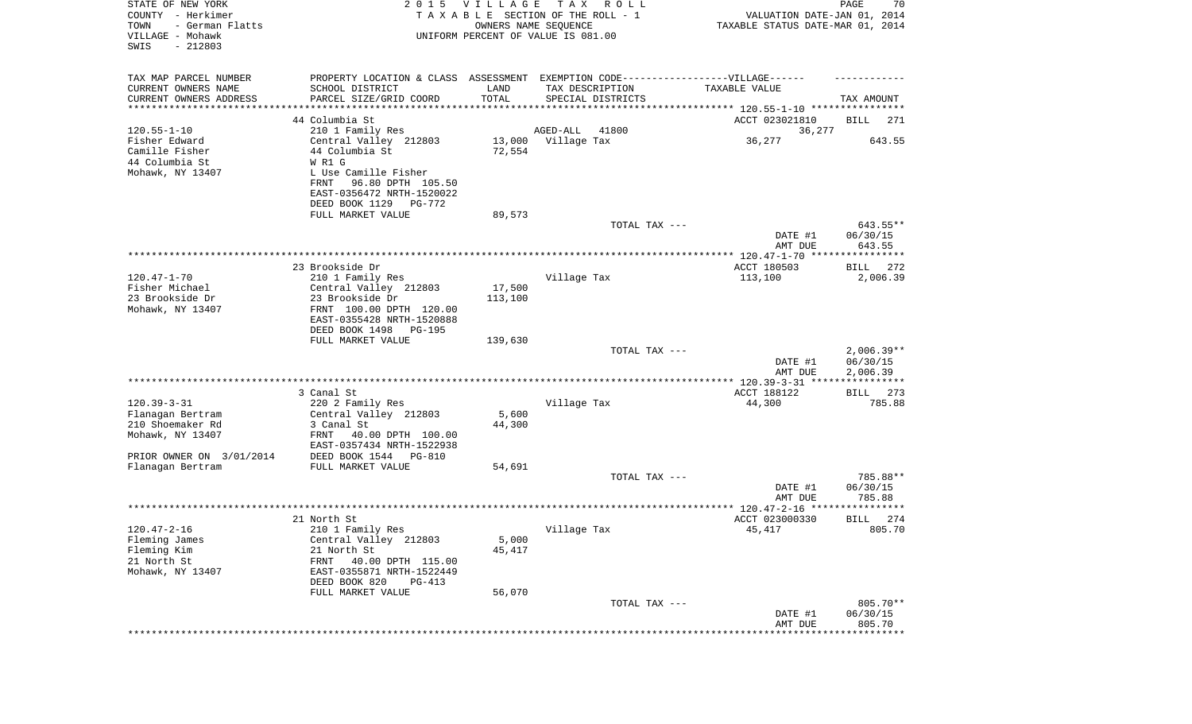STATE OF NEW YORK
COUNTY - Herkimer
TOWN - German Flatts
VILLAGE - Mohawk
SWIS - 212803

2 0 1 5 V I L L A G E T A X R O L L
T A X A B L E SECTION OF THE ROLL - 1
OWNERS NAME SEQUENCE
UNIFORM PERCENT OF VALUE IS 081.00

VALUATION DATE-JAN 01, 2014
TAXABLE STATUS DATE-MAR 01, 2014

| TAX MAP PARCEL NUMBER<br>CURRENT OWNERS NAME<br>CURRENT OWNERS ADDRESS | PROPERTY LOCATION & CLASS<br>SCHOOL DISTRICT<br>PARCEL SIZE/GRID COORD | ASSESSMENT<br>LAND<br>TOTAL | EXEMPTION CODE------------------VILLAGE------<br>TAX DESCRIPTION<br>SPECIAL DISTRICTS | TAXABLE VALUE | TAX AMOUNT |
|---|---|---|---|---|---|
| | 44 Columbia St | | | ACCT 023021810 | BILL 271 |
| 120.55-1-10 | 210 1 Family Res | | AGED-ALL 41800 | 36,277 | |
| Fisher Edward | Central Valley 212803 | 13,000 | Village Tax | 36,277 | 643.55 |
| Camille Fisher | 44 Columbia St | 72,554 | | | |
| 44 Columbia St | W R1 G | | | | |
| Mohawk, NY 13407 | L Use Camille Fisher | | | | |
| | FRNT 96.80 DPTH 105.50 | | | | |
| | EAST-0356472 NRTH-1520022 | | | | |
| | DEED BOOK 1129 PG-772 | | | | |
| | FULL MARKET VALUE | 89,573 | | | |
| | | | TOTAL TAX --- | | 643.55** |
| | | | | DATE #1 | 06/30/15 |
| | | | | AMT DUE | 643.55 |
| | 23 Brookside Dr | | | ACCT 180503 | BILL 272 |
| 120.47-1-70 | 210 1 Family Res | | Village Tax | 113,100 | 2,006.39 |
| Fisher Michael | Central Valley 212803 | 17,500 | | | |
| 23 Brookside Dr | 23 Brookside Dr | 113,100 | | | |
| Mohawk, NY 13407 | FRNT 100.00 DPTH 120.00 | | | | |
| | EAST-0355428 NRTH-1520888 | | | | |
| | DEED BOOK 1498 PG-195 | | | | |
| | FULL MARKET VALUE | 139,630 | | | |
| | | | TOTAL TAX --- | | 2,006.39** |
| | | | | DATE #1 | 06/30/15 |
| | | | | AMT DUE | 2,006.39 |
| | 3 Canal St | | | ACCT 188122 | BILL 273 |
| 120.39-3-31 | 220 2 Family Res | | Village Tax | 44,300 | 785.88 |
| Flanagan Bertram | Central Valley 212803 | 5,600 | | | |
| 210 Shoemaker Rd | 3 Canal St | 44,300 | | | |
| Mohawk, NY 13407 | FRNT 40.00 DPTH 100.00 | | | | |
| | EAST-0357434 NRTH-1522938 | | | | |
| PRIOR OWNER ON 3/01/2014 | DEED BOOK 1544 PG-810 | | | | |
| Flanagan Bertram | FULL MARKET VALUE | 54,691 | | | |
| | | | TOTAL TAX --- | | 785.88** |
| | | | | DATE #1 | 06/30/15 |
| | | | | AMT DUE | 785.88 |
| | 21 North St | | | ACCT 023000330 | BILL 274 |
| 120.47-2-16 | 210 1 Family Res | | Village Tax | 45,417 | 805.70 |
| Fleming James | Central Valley 212803 | 5,000 | | | |
| Fleming Kim | 21 North St | 45,417 | | | |
| 21 North St | FRNT 40.00 DPTH 115.00 | | | | |
| Mohawk, NY 13407 | EAST-0355871 NRTH-1522449 | | | | |
| | DEED BOOK 820 PG-413 | | | | |
| | FULL MARKET VALUE | 56,070 | | | |
| | | | TOTAL TAX --- | | 805.70** |
| | | | | DATE #1 | 06/30/15 |
| | | | | AMT DUE | 805.70 |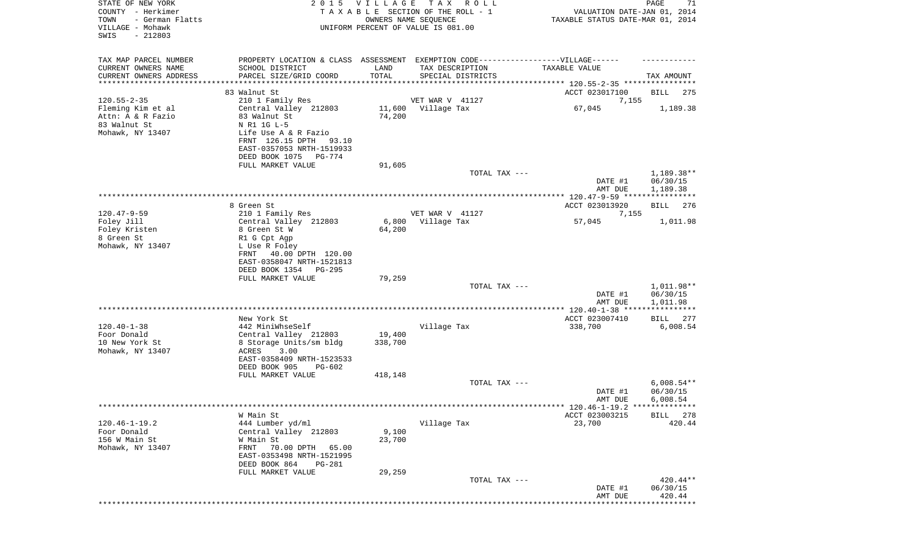STATE OF NEW YORK
COUNTY - Herkimer
TOWN - German Flatts
VILLAGE - Mohawk
SWIS - 212803

2 0 1 5 V I L L A G E T A X R O L L
T A X A B L E SECTION OF THE ROLL - 1
OWNERS NAME SEQUENCE
UNIFORM PERCENT OF VALUE IS 081.00

VALUATION DATE-JAN 01, 2014
TAXABLE STATUS DATE-MAR 01, 2014

| TAX MAP PARCEL NUMBER<br>CURRENT OWNERS NAME<br>CURRENT OWNERS ADDRESS | PROPERTY LOCATION & CLASS<br>SCHOOL DISTRICT<br>PARCEL SIZE/GRID COORD | ASSESSMENT<br>LAND<br>TOTAL | EXEMPTION CODE------VILLAGE------<br>TAX DESCRIPTION<br>SPECIAL DISTRICTS | TAXABLE VALUE | TAX AMOUNT |
|---|---|---|---|---|---|
| 120.55-2-35 | 83 Walnut St | | | ACCT 023017100 | BILL 275 |
| | 210 1 Family Res | | VET WAR V 41127 | 7,155 | |
| Fleming Kim et al | Central Valley 212803 | 11,600 | Village Tax | 67,045 | 1,189.38 |
| Attn: A & R Fazio | 83 Walnut St | 74,200 | | | |
| 83 Walnut St | N R1 1G L-5 | | | | |
| Mohawk, NY 13407 | Life Use A & R Fazio | | | | |
| | FRNT 126.15 DPTH 93.10 | | | | |
| | EAST-0357053 NRTH-1519933 | | | | |
| | DEED BOOK 1075 PG-774 | | | | |
| | FULL MARKET VALUE | 91,605 | | | |
| | | | TOTAL TAX --- | | 1,189.38** |
| | | | | DATE #1 | 06/30/15 |
| | | | | AMT DUE | 1,189.38 |
| 120.47-9-59 | 8 Green St | | | ACCT 023013920 | BILL 276 |
| | 210 1 Family Res | | VET WAR V 41127 | 7,155 | |
| Foley Jill | Central Valley 212803 | 6,800 | Village Tax | 57,045 | 1,011.98 |
| Foley Kristen | 8 Green St W | 64,200 | | | |
| 8 Green St | R1 G Cpt Agp | | | | |
| Mohawk, NY 13407 | L Use R Foley | | | | |
| | FRNT 40.00 DPTH 120.00 | | | | |
| | EAST-0358047 NRTH-1521813 | | | | |
| | DEED BOOK 1354 PG-295 | | | | |
| | FULL MARKET VALUE | 79,259 | | | |
| | | | TOTAL TAX --- | | 1,011.98** |
| | | | | DATE #1 | 06/30/15 |
| | | | | AMT DUE | 1,011.98 |
| 120.40-1-38 | New York St | | | ACCT 023007410 | BILL 277 |
| | 442 MiniWhseSelf | | Village Tax | 338,700 | 6,008.54 |
| Foor Donald | Central Valley 212803 | 19,400 | | | |
| 10 New York St | 8 Storage Units/sm bldg | 338,700 | | | |
| Mohawk, NY 13407 | ACRES 3.00 | | | | |
| | EAST-0358409 NRTH-1523533 | | | | |
| | DEED BOOK 905 PG-602 | | | | |
| | FULL MARKET VALUE | 418,148 | | | |
| | | | TOTAL TAX --- | | 6,008.54** |
| | | | | DATE #1 | 06/30/15 |
| | | | | AMT DUE | 6,008.54 |
| 120.46-1-19.2 | W Main St | | | ACCT 023003215 | BILL 278 |
| | 444 Lumber yd/ml | | Village Tax | 23,700 | 420.44 |
| Foor Donald | Central Valley 212803 | 9,100 | | | |
| 156 W Main St | W Main St | 23,700 | | | |
| Mohawk, NY 13407 | FRNT 70.00 DPTH 65.00 | | | | |
| | EAST-0353498 NRTH-1521995 | | | | |
| | DEED BOOK 864 PG-281 | | | | |
| | FULL MARKET VALUE | 29,259 | | | |
| | | | TOTAL TAX --- | | 420.44** |
| | | | | DATE #1 | 06/30/15 |
| | | | | AMT DUE | 420.44 |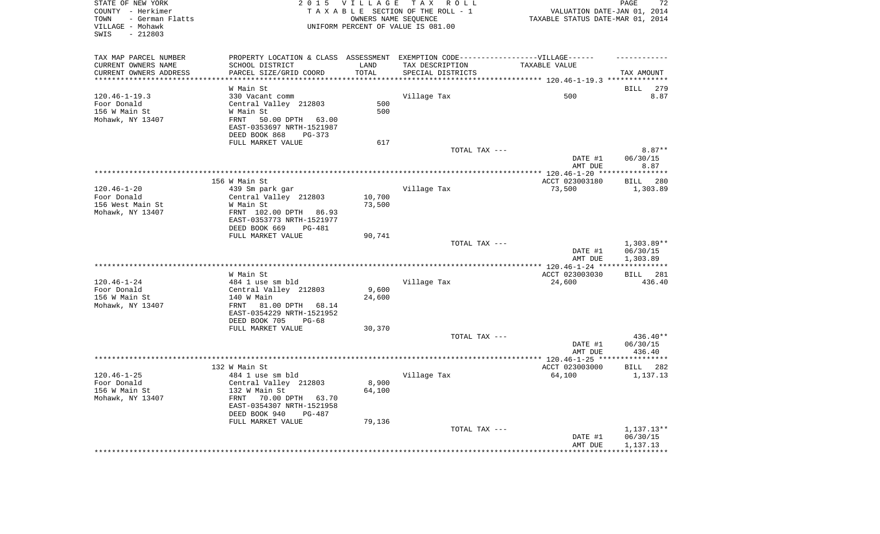STATE OF NEW YORK
COUNTY - Herkimer
TOWN - German Flatts
VILLAGE - Mohawk
SWIS - 212803

2 0 1 5 V I L L A G E T A X R O L L
T A X A B L E SECTION OF THE ROLL - 1
OWNERS NAME SEQUENCE
UNIFORM PERCENT OF VALUE IS 081.00

VALUATION DATE-JAN 01, 2014
TAXABLE STATUS DATE-MAR 01, 2014

| TAX MAP PARCEL NUMBER / CURRENT OWNERS NAME / CURRENT OWNERS ADDRESS | PROPERTY LOCATION & CLASS / SCHOOL DISTRICT / PARCEL SIZE/GRID COORD | ASSESSMENT LAND / TOTAL | EXEMPTION CODE / TAX DESCRIPTION / SPECIAL DISTRICTS | TAXABLE VALUE | TAX AMOUNT |
|---|---|---|---|---|---|
| | W Main St | | | | BILL 279 |
| 120.46-1-19.3 | 330 Vacant comm | | Village Tax | 500 | 8.87 |
| Foor Donald | Central Valley 212803 | 500 | | | |
| 156 W Main St | W Main St | 500 | | | |
| Mohawk, NY 13407 | FRNT 50.00 DPTH 63.00 | | | | |
| | EAST-0353697 NRTH-1521987 | | | | |
| | DEED BOOK 868 PG-373 | | | | |
| | FULL MARKET VALUE | 617 | | | |
| | | | TOTAL TAX --- | | 8.87** |
| | | | | DATE #1 | 06/30/15 |
| | | | | AMT DUE | 8.87 |
| | 156 W Main St | | | ACCT 023003180 | BILL 280 |
| 120.46-1-20 | 439 Sm park gar | | Village Tax | 73,500 | 1,303.89 |
| Foor Donald | Central Valley 212803 | 10,700 | | | |
| 156 West Main St | W Main St | 73,500 | | | |
| Mohawk, NY 13407 | FRNT 102.00 DPTH 86.93 | | | | |
| | EAST-0353773 NRTH-1521977 | | | | |
| | DEED BOOK 669 PG-481 | | | | |
| | FULL MARKET VALUE | 90,741 | | | |
| | | | TOTAL TAX --- | | 1,303.89** |
| | | | | DATE #1 | 06/30/15 |
| | | | | AMT DUE | 1,303.89 |
| | W Main St | | | ACCT 023003030 | BILL 281 |
| 120.46-1-24 | 484 1 use sm bld | | Village Tax | 24,600 | 436.40 |
| Foor Donald | Central Valley 212803 | 9,600 | | | |
| 156 W Main St | 140 W Main | 24,600 | | | |
| Mohawk, NY 13407 | FRNT 81.00 DPTH 68.14 | | | | |
| | EAST-0354229 NRTH-1521952 | | | | |
| | DEED BOOK 705 PG-68 | | | | |
| | FULL MARKET VALUE | 30,370 | | | |
| | | | TOTAL TAX --- | | 436.40** |
| | | | | DATE #1 | 06/30/15 |
| | | | | AMT DUE | 436.40 |
| | 132 W Main St | | | ACCT 023003000 | BILL 282 |
| 120.46-1-25 | 484 1 use sm bld | | Village Tax | 64,100 | 1,137.13 |
| Foor Donald | Central Valley 212803 | 8,900 | | | |
| 156 W Main St | 132 W Main St | 64,100 | | | |
| Mohawk, NY 13407 | FRNT 70.00 DPTH 63.70 | | | | |
| | EAST-0354307 NRTH-1521958 | | | | |
| | DEED BOOK 940 PG-487 | | | | |
| | FULL MARKET VALUE | 79,136 | | | |
| | | | TOTAL TAX --- | | 1,137.13** |
| | | | | DATE #1 | 06/30/15 |
| | | | | AMT DUE | 1,137.13 |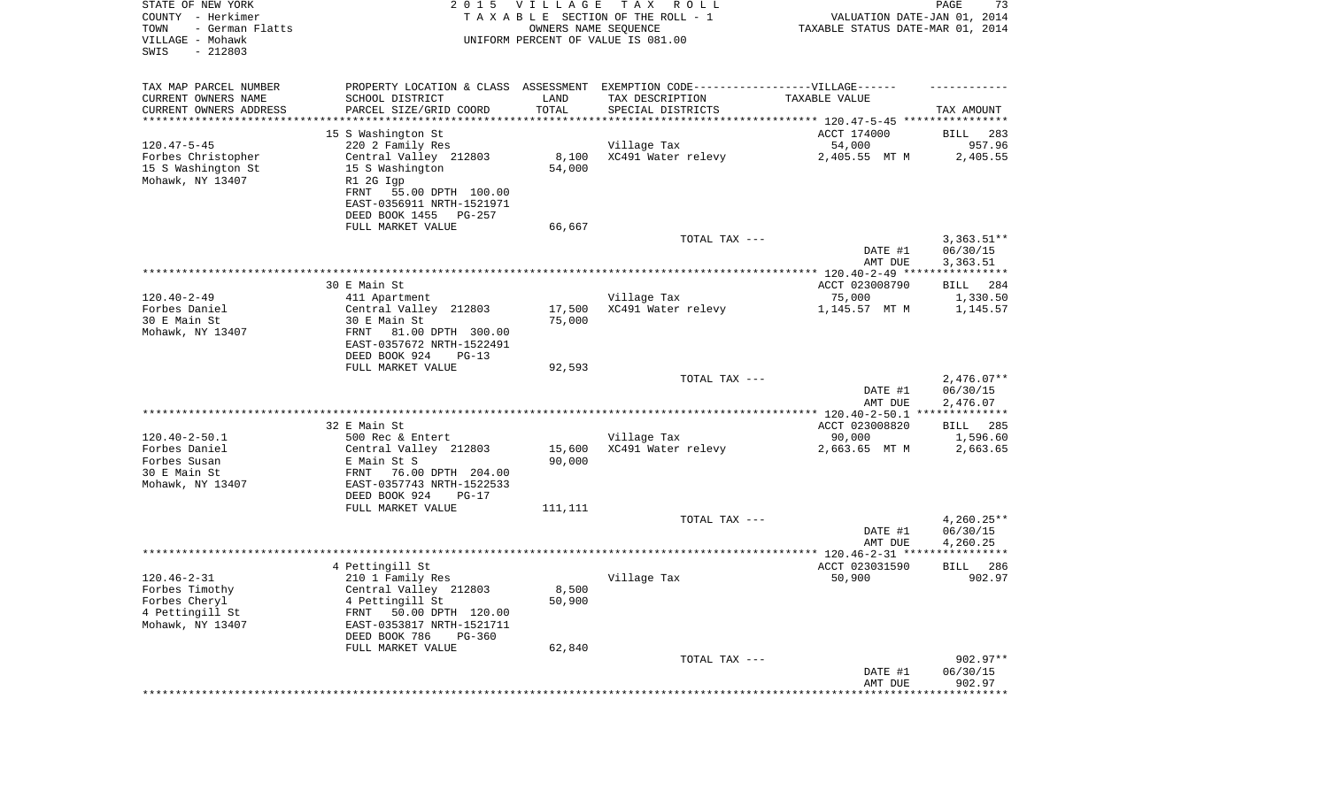STATE OF NEW YORK
COUNTY - Herkimer
TOWN - German Flatts
VILLAGE - Mohawk
SWIS - 212803

2 0 1 5 V I L L A G E T A X R O L L
T A X A B L E SECTION OF THE ROLL - 1
OWNERS NAME SEQUENCE
UNIFORM PERCENT OF VALUE IS 081.00

VALUATION DATE-JAN 01, 2014
TAXABLE STATUS DATE-MAR 01, 2014

| TAX MAP PARCEL NUMBER<br>CURRENT OWNERS NAME<br>CURRENT OWNERS ADDRESS | PROPERTY LOCATION & CLASS<br>SCHOOL DISTRICT<br>PARCEL SIZE/GRID COORD | ASSESSMENT<br>LAND<br>TOTAL | EXEMPTION CODE------VILLAGE------<br>TAX DESCRIPTION<br>SPECIAL DISTRICTS | TAXABLE VALUE | TAX AMOUNT |
|---|---|---|---|---|---|
| | 15 S Washington St | | | ACCT 174000 | BILL 283 |
| 120.47-5-45 | 220 2 Family Res | | Village Tax | 54,000 | 957.96 |
| Forbes Christopher | Central Valley 212803 | 8,100 | XC491 Water relevy | 2,405.55 MT M | 2,405.55 |
| 15 S Washington St | 15 S Washington | 54,000 | | | |
| Mohawk, NY 13407 | R1 2G Igp | | | | |
| | FRNT 55.00 DPTH 100.00 | | | | |
| | EAST-0356911 NRTH-1521971 | | | | |
| | DEED BOOK 1455 PG-257 | | | | |
| | FULL MARKET VALUE | 66,667 | | | |
| | | | TOTAL TAX --- | | 3,363.51** |
| | | | | DATE #1 | 06/30/15 |
| | | | | AMT DUE | 3,363.51 |
| | 30 E Main St | | | ACCT 023008790 | BILL 284 |
| 120.40-2-49 | 411 Apartment | | Village Tax | 75,000 | 1,330.50 |
| Forbes Daniel | Central Valley 212803 | 17,500 | XC491 Water relevy | 1,145.57 MT M | 1,145.57 |
| 30 E Main St | 30 E Main St | 75,000 | | | |
| Mohawk, NY 13407 | FRNT 81.00 DPTH 300.00 | | | | |
| | EAST-0357672 NRTH-1522491 | | | | |
| | DEED BOOK 924 PG-13 | | | | |
| | FULL MARKET VALUE | 92,593 | | | |
| | | | TOTAL TAX --- | | 2,476.07** |
| | | | | DATE #1 | 06/30/15 |
| | | | | AMT DUE | 2,476.07 |
| | 32 E Main St | | | ACCT 023008820 | BILL 285 |
| 120.40-2-50.1 | 500 Rec & Entert | | Village Tax | 90,000 | 1,596.60 |
| Forbes Daniel | Central Valley 212803 | 15,600 | XC491 Water relevy | 2,663.65 MT M | 2,663.65 |
| Forbes Susan | E Main St S | 90,000 | | | |
| 30 E Main St | FRNT 76.00 DPTH 204.00 | | | | |
| Mohawk, NY 13407 | EAST-0357743 NRTH-1522533 | | | | |
| | DEED BOOK 924 PG-17 | | | | |
| | FULL MARKET VALUE | 111,111 | | | |
| | | | TOTAL TAX --- | | 4,260.25** |
| | | | | DATE #1 | 06/30/15 |
| | | | | AMT DUE | 4,260.25 |
| | 4 Pettingill St | | | ACCT 023031590 | BILL 286 |
| 120.46-2-31 | 210 1 Family Res | | Village Tax | 50,900 | 902.97 |
| Forbes Timothy | Central Valley 212803 | 8,500 | | | |
| Forbes Cheryl | 4 Pettingill St | 50,900 | | | |
| 4 Pettingill St | FRNT 50.00 DPTH 120.00 | | | | |
| Mohawk, NY 13407 | EAST-0353817 NRTH-1521711 | | | | |
| | DEED BOOK 786 PG-360 | | | | |
| | FULL MARKET VALUE | 62,840 | | | |
| | | | TOTAL TAX --- | | 902.97** |
| | | | | DATE #1 | 06/30/15 |
| | | | | AMT DUE | 902.97 |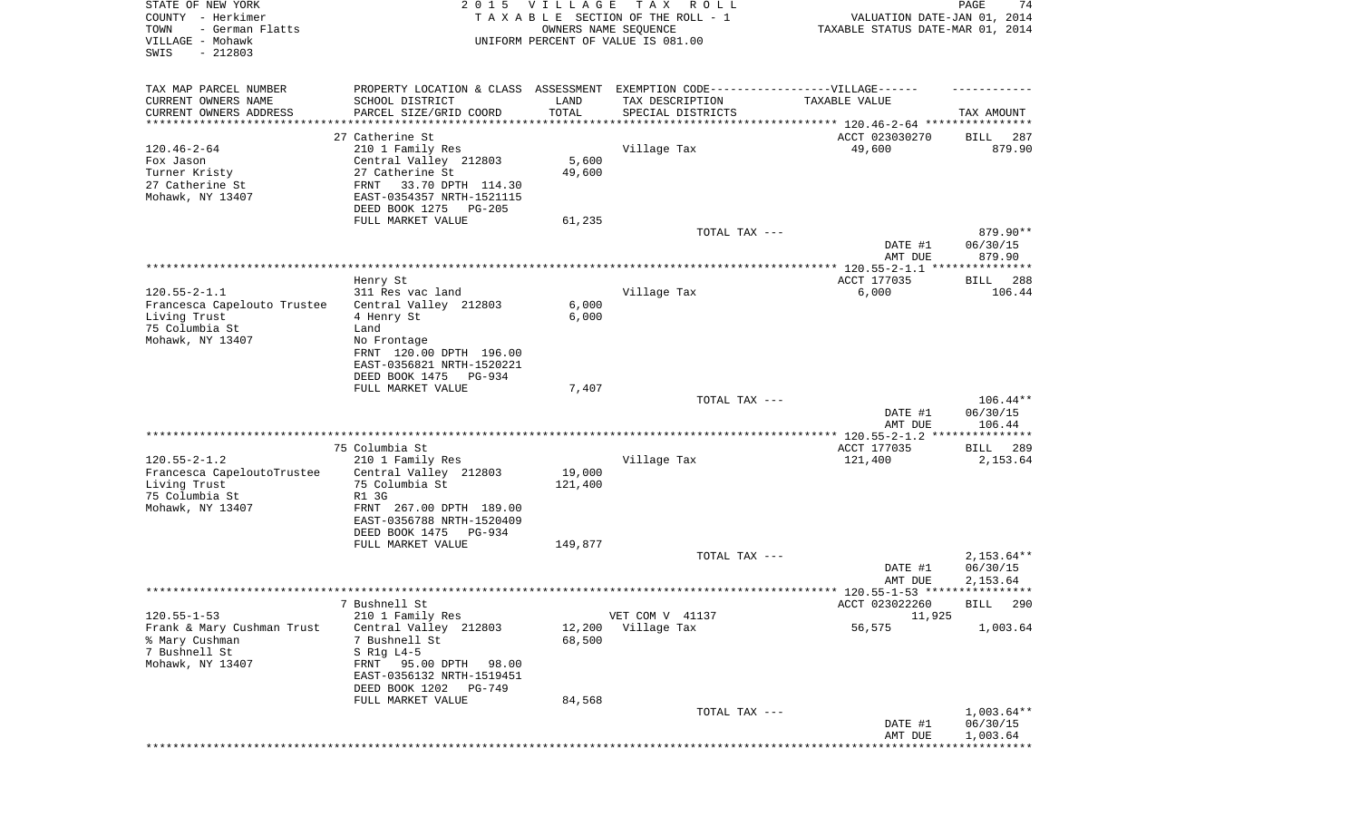STATE OF NEW YORK
COUNTY - Herkimer
TOWN - German Flatts
VILLAGE - Mohawk
SWIS - 212803

**2015 VILLAGE TAX ROLL**
TAXABLE SECTION OF THE ROLL - 1
OWNERS NAME SEQUENCE
UNIFORM PERCENT OF VALUE IS 081.00

VALUATION DATE-JAN 01, 2014
TAXABLE STATUS DATE-MAR 01, 2014

| TAX MAP PARCEL NUMBER / CURRENT OWNERS NAME / CURRENT OWNERS ADDRESS | PROPERTY LOCATION & CLASS / SCHOOL DISTRICT / PARCEL SIZE/GRID COORD | ASSESSMENT LAND / TOTAL | EXEMPTION CODE / TAX DESCRIPTION / SPECIAL DISTRICTS | TAXABLE VALUE | TAX AMOUNT |
|---|---|---|---|---|---|
| | 27 Catherine St | | | ACCT 023030270 | BILL 287 |
| 120.46-2-64 | 210 1 Family Res | | Village Tax | 49,600 | 879.90 |
| Fox Jason | Central Valley 212803 | 5,600 | | | |
| Turner Kristy | 27 Catherine St | 49,600 | | | |
| 27 Catherine St | FRNT 33.70 DPTH 114.30 | | | | |
| Mohawk, NY 13407 | EAST-0354357 NRTH-1521115 | | | | |
| | DEED BOOK 1275 PG-205 | | | | |
| | FULL MARKET VALUE | 61,235 | | | |
| | | | TOTAL TAX --- | | 879.90** |
| | | | | DATE #1 | 06/30/15 |
| | | | | AMT DUE | 879.90 |
| | Henry St | | | ACCT 177035 | BILL 288 |
| 120.55-2-1.1 | 311 Res vac land | | Village Tax | 6,000 | 106.44 |
| Francesca Capelouto Trustee | Central Valley 212803 | 6,000 | | | |
| Living Trust | 4 Henry St | 6,000 | | | |
| 75 Columbia St | Land | | | | |
| Mohawk, NY 13407 | No Frontage | | | | |
| | FRNT 120.00 DPTH 196.00 | | | | |
| | EAST-0356821 NRTH-1520221 | | | | |
| | DEED BOOK 1475 PG-934 | | | | |
| | FULL MARKET VALUE | 7,407 | | | |
| | | | TOTAL TAX --- | | 106.44** |
| | | | | DATE #1 | 06/30/15 |
| | | | | AMT DUE | 106.44 |
| | 75 Columbia St | | | ACCT 177035 | BILL 289 |
| 120.55-2-1.2 | 210 1 Family Res | | Village Tax | 121,400 | 2,153.64 |
| Francesca CapeloutoTrustee | Central Valley 212803 | 19,000 | | | |
| Living Trust | 75 Columbia St | 121,400 | | | |
| 75 Columbia St | R1 3G | | | | |
| Mohawk, NY 13407 | FRNT 267.00 DPTH 189.00 | | | | |
| | EAST-0356788 NRTH-1520409 | | | | |
| | DEED BOOK 1475 PG-934 | | | | |
| | FULL MARKET VALUE | 149,877 | | | |
| | | | TOTAL TAX --- | | 2,153.64** |
| | | | | DATE #1 | 06/30/15 |
| | | | | AMT DUE | 2,153.64 |
| | 7 Bushnell St | | | ACCT 023022260 | BILL 290 |
| 120.55-1-53 | 210 1 Family Res | | VET COM V 41137 | 11,925 | |
| Frank & Mary Cushman Trust | Central Valley 212803 | 12,200 | Village Tax | 56,575 | 1,003.64 |
| % Mary Cushman | 7 Bushnell St | 68,500 | | | |
| 7 Bushnell St | S R1g L4-5 | | | | |
| Mohawk, NY 13407 | FRNT 95.00 DPTH 98.00 | | | | |
| | EAST-0356132 NRTH-1519451 | | | | |
| | DEED BOOK 1202 PG-749 | | | | |
| | FULL MARKET VALUE | 84,568 | | | |
| | | | TOTAL TAX --- | | 1,003.64** |
| | | | | DATE #1 | 06/30/15 |
| | | | | AMT DUE | 1,003.64 |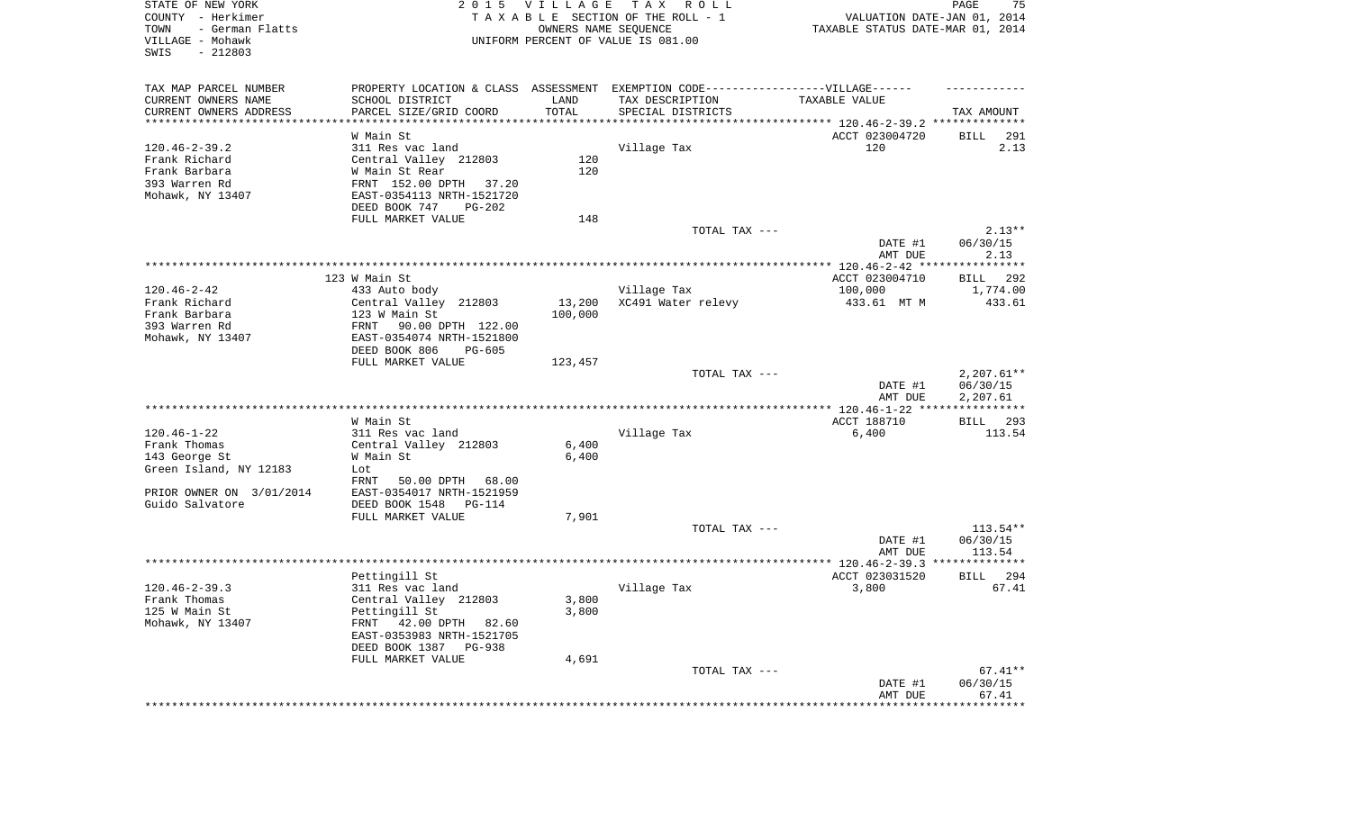STATE OF NEW YORK
COUNTY - Herkimer
TOWN - German Flatts
VILLAGE - Mohawk
SWIS - 212803

2015 VILLAGE TAX ROLL
TAXABLE SECTION OF THE ROLL - 1
OWNERS NAME SEQUENCE
UNIFORM PERCENT OF VALUE IS 081.00

VALUATION DATE-JAN 01, 2014
TAXABLE STATUS DATE-MAR 01, 2014

| TAX MAP PARCEL NUMBER / CURRENT OWNERS NAME / CURRENT OWNERS ADDRESS | PROPERTY LOCATION & CLASS / SCHOOL DISTRICT / PARCEL SIZE/GRID COORD | ASSESSMENT LAND / TOTAL | EXEMPTION CODE / TAX DESCRIPTION / SPECIAL DISTRICTS | TAXABLE VALUE | TAX AMOUNT |
|---|---|---|---|---|---|
| 120.46-2-39.2 | W Main St | | | ACCT 023004720 | BILL 291 |
| Frank Richard | 311 Res vac land | | Village Tax | 120 | 2.13 |
| Frank Barbara | Central Valley 212803 | 120 | | | |
| 393 Warren Rd | W Main St Rear | 120 | | | |
| Mohawk, NY 13407 | FRNT 152.00 DPTH 37.20 | | | | |
| | EAST-0354113 NRTH-1521720 | | | | |
| | DEED BOOK 747 PG-202 | | | | |
| | FULL MARKET VALUE | 148 | | | |
| | | | TOTAL TAX --- | | 2.13** |
| | | | | DATE #1 | 06/30/15 |
| | | | | AMT DUE | 2.13 |
| 120.46-2-42 | 123 W Main St | | | ACCT 023004710 | BILL 292 |
| Frank Richard | 433 Auto body | | Village Tax | 100,000 | 1,774.00 |
| Frank Barbara | Central Valley 212803 | 13,200 | XC491 Water relevy | 433.61 MT M | 433.61 |
| 393 Warren Rd | 123 W Main St | 100,000 | | | |
| Mohawk, NY 13407 | FRNT 90.00 DPTH 122.00 | | | | |
| | EAST-0354074 NRTH-1521800 | | | | |
| | DEED BOOK 806 PG-605 | | | | |
| | FULL MARKET VALUE | 123,457 | | | |
| | | | TOTAL TAX --- | | 2,207.61** |
| | | | | DATE #1 | 06/30/15 |
| | | | | AMT DUE | 2,207.61 |
| 120.46-1-22 | W Main St | | | ACCT 188710 | BILL 293 |
| Frank Thomas | 311 Res vac land | | Village Tax | 6,400 | 113.54 |
| 143 George St | Central Valley 212803 | 6,400 | | | |
| Green Island, NY 12183 | W Main St | 6,400 | | | |
| | Lot | | | | |
| | FRNT 50.00 DPTH 68.00 | | | | |
| PRIOR OWNER ON 3/01/2014 | EAST-0354017 NRTH-1521959 | | | | |
| Guido Salvatore | DEED BOOK 1548 PG-114 | | | | |
| | FULL MARKET VALUE | 7,901 | | | |
| | | | TOTAL TAX --- | | 113.54** |
| | | | | DATE #1 | 06/30/15 |
| | | | | AMT DUE | 113.54 |
| 120.46-2-39.3 | Pettingill St | | | ACCT 023031520 | BILL 294 |
| Frank Thomas | 311 Res vac land | | Village Tax | 3,800 | 67.41 |
| 125 W Main St | Central Valley 212803 | 3,800 | | | |
| Mohawk, NY 13407 | Pettingill St | 3,800 | | | |
| | FRNT 42.00 DPTH 82.60 | | | | |
| | EAST-0353983 NRTH-1521705 | | | | |
| | DEED BOOK 1387 PG-938 | | | | |
| | FULL MARKET VALUE | 4,691 | | | |
| | | | TOTAL TAX --- | | 67.41** |
| | | | | DATE #1 | 06/30/15 |
| | | | | AMT DUE | 67.41 |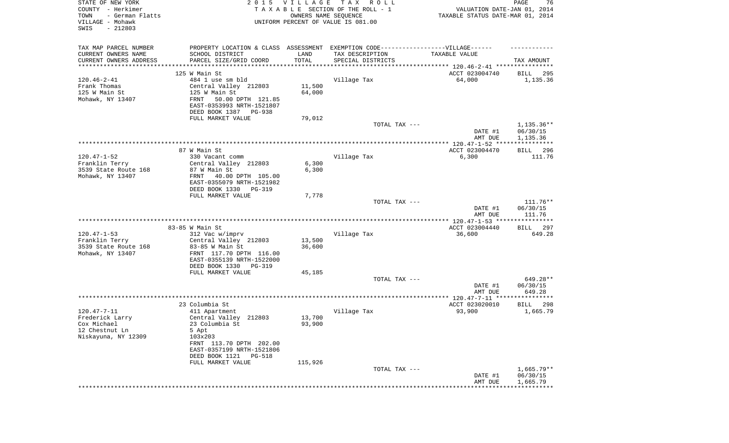STATE OF NEW YORK
COUNTY - Herkimer
TOWN - German Flatts
VILLAGE - Mohawk
SWIS - 212803

2 0 1 5 V I L L A G E T A X R O L L
T A X A B L E SECTION OF THE ROLL - 1
OWNERS NAME SEQUENCE
UNIFORM PERCENT OF VALUE IS 081.00

VALUATION DATE-JAN 01, 2014
TAXABLE STATUS DATE-MAR 01, 2014

| TAX MAP PARCEL NUMBER<br>CURRENT OWNERS NAME<br>CURRENT OWNERS ADDRESS | PROPERTY LOCATION & CLASS<br>SCHOOL DISTRICT<br>PARCEL SIZE/GRID COORD | ASSESSMENT<br>LAND<br>TOTAL | EXEMPTION CODE------VILLAGE------<br>TAX DESCRIPTION<br>SPECIAL DISTRICTS | TAXABLE VALUE | TAX AMOUNT |
|---|---|---|---|---|---|
| | 125 W Main St | | | ACCT 023004740 | BILL 295 |
| 120.46-2-41 | 484 1 use sm bld | | Village Tax | 64,000 | 1,135.36 |
| Frank Thomas | Central Valley 212803 | 11,500 | | | |
| 125 W Main St | 125 W Main St | 64,000 | | | |
| Mohawk, NY 13407 | FRNT 50.00 DPTH 121.85 | | | | |
| | EAST-0353993 NRTH-1521807 | | | | |
| | DEED BOOK 1387 PG-938 | | | | |
| | FULL MARKET VALUE | 79,012 | | | |
| | | | TOTAL TAX --- | | 1,135.36** |
| | | | | DATE #1 | 06/30/15 |
| | | | | AMT DUE | 1,135.36 |
| | 87 W Main St | | | ACCT 023004470 | BILL 296 |
| 120.47-1-52 | 330 Vacant comm | | Village Tax | 6,300 | 111.76 |
| Franklin Terry | Central Valley 212803 | 6,300 | | | |
| 3539 State Route 168 | 87 W Main St | 6,300 | | | |
| Mohawk, NY 13407 | FRNT 40.00 DPTH 105.00 | | | | |
| | EAST-0355079 NRTH-1521982 | | | | |
| | DEED BOOK 1330 PG-319 | | | | |
| | FULL MARKET VALUE | 7,778 | | | |
| | | | TOTAL TAX --- | | 111.76** |
| | | | | DATE #1 | 06/30/15 |
| | | | | AMT DUE | 111.76 |
| | 83-85 W Main St | | | ACCT 023004440 | BILL 297 |
| 120.47-1-53 | 312 Vac w/imprv | | Village Tax | 36,600 | 649.28 |
| Franklin Terry | Central Valley 212803 | 13,500 | | | |
| 3539 State Route 168 | 83-85 W Main St | 36,600 | | | |
| Mohawk, NY 13407 | FRNT 117.70 DPTH 116.00 | | | | |
| | EAST-0355139 NRTH-1522000 | | | | |
| | DEED BOOK 1330 PG-319 | | | | |
| | FULL MARKET VALUE | 45,185 | | | |
| | | | TOTAL TAX --- | | 649.28** |
| | | | | DATE #1 | 06/30/15 |
| | | | | AMT DUE | 649.28 |
| | 23 Columbia St | | | ACCT 023020010 | BILL 298 |
| 120.47-7-11 | 411 Apartment | | Village Tax | 93,900 | 1,665.79 |
| Frederick Larry | Central Valley 212803 | 13,700 | | | |
| Cox Michael | 23 Columbia St | 93,900 | | | |
| 12 Chestnut Ln | 5 Apt | | | | |
| Niskayuna, NY 12309 | 103x203 | | | | |
| | FRNT 113.70 DPTH 202.00 | | | | |
| | EAST-0357199 NRTH-1521806 | | | | |
| | DEED BOOK 1121 PG-518 | | | | |
| | FULL MARKET VALUE | 115,926 | | | |
| | | | TOTAL TAX --- | | 1,665.79** |
| | | | | DATE #1 | 06/30/15 |
| | | | | AMT DUE | 1,665.79 |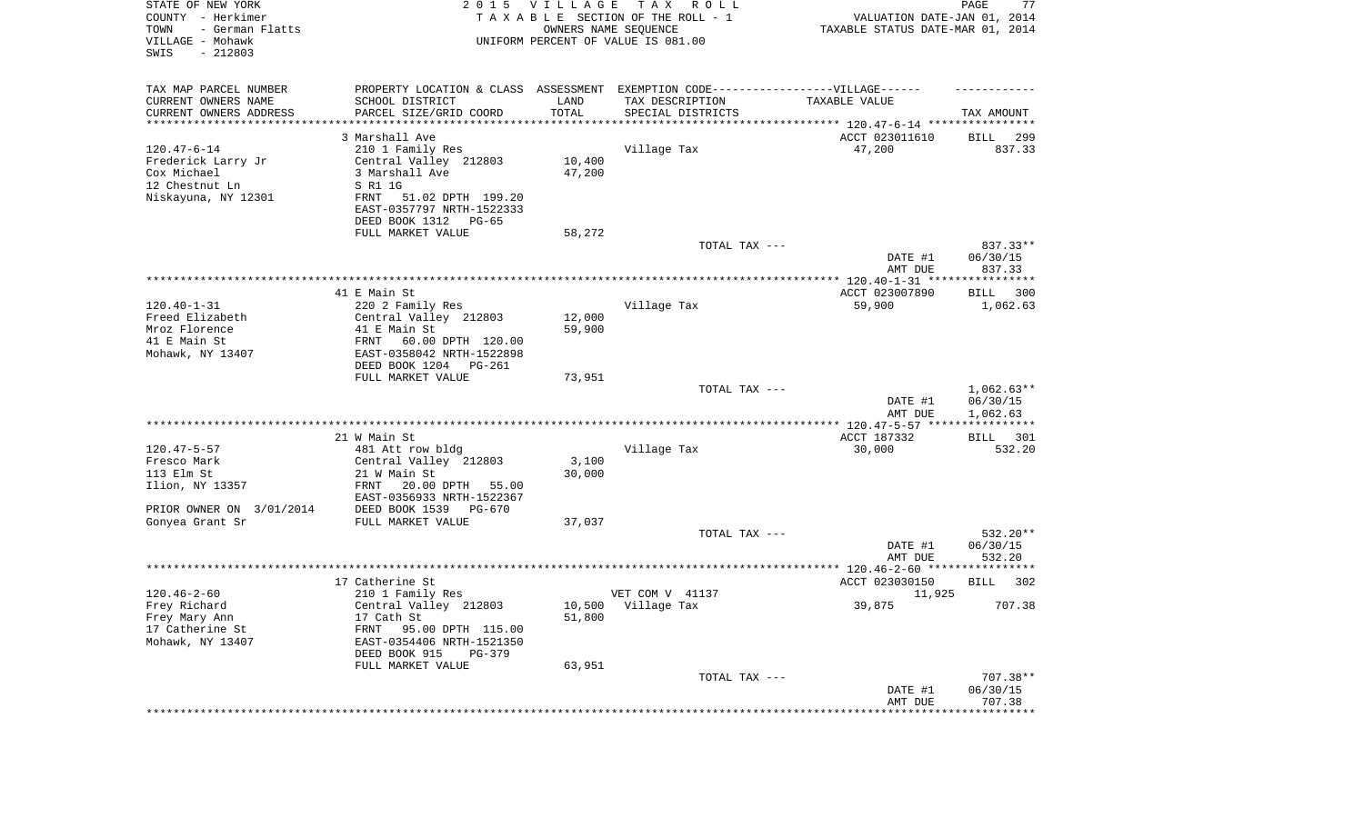STATE OF NEW YORK
COUNTY - Herkimer
TOWN - German Flatts
VILLAGE - Mohawk
SWIS - 212803

2 0 1 5 V I L L A G E T A X R O L L
T A X A B L E SECTION OF THE ROLL - 1
OWNERS NAME SEQUENCE
UNIFORM PERCENT OF VALUE IS 081.00

VALUATION DATE-JAN 01, 2014
TAXABLE STATUS DATE-MAR 01, 2014

| TAX MAP PARCEL NUMBER / CURRENT OWNERS NAME / CURRENT OWNERS ADDRESS | PROPERTY LOCATION & CLASS / SCHOOL DISTRICT / PARCEL SIZE/GRID COORD | ASSESSMENT LAND / TOTAL | EXEMPTION CODE / TAX DESCRIPTION / SPECIAL DISTRICTS | TAXABLE VALUE | TAX AMOUNT |
|---|---|---|---|---|---|
| | 3 Marshall Ave | | | ACCT 023011610 | BILL 299 |
| 120.47-6-14 | 210 1 Family Res | | Village Tax | 47,200 | 837.33 |
| Frederick Larry Jr | Central Valley 212803 | 10,400 | | | |
| Cox Michael | 3 Marshall Ave | 47,200 | | | |
| 12 Chestnut Ln | S R1 1G | | | | |
| Niskayuna, NY 12301 | FRNT 51.02 DPTH 199.20 | | | | |
| | EAST-0357797 NRTH-1522333 | | | | |
| | DEED BOOK 1312 PG-65 | | | | |
| | FULL MARKET VALUE | 58,272 | | | |
| | | | TOTAL TAX --- | | 837.33** |
| | | | | DATE #1 | 06/30/15 |
| | | | | AMT DUE | 837.33 |
| | 41 E Main St | | | ACCT 023007890 | BILL 300 |
| 120.40-1-31 | 220 2 Family Res | | Village Tax | 59,900 | 1,062.63 |
| Freed Elizabeth | Central Valley 212803 | 12,000 | | | |
| Mroz Florence | 41 E Main St | 59,900 | | | |
| 41 E Main St | FRNT 60.00 DPTH 120.00 | | | | |
| Mohawk, NY 13407 | EAST-0358042 NRTH-1522898 | | | | |
| | DEED BOOK 1204 PG-261 | | | | |
| | FULL MARKET VALUE | 73,951 | | | |
| | | | TOTAL TAX --- | | 1,062.63** |
| | | | | DATE #1 | 06/30/15 |
| | | | | AMT DUE | 1,062.63 |
| | 21 W Main St | | | ACCT 187332 | BILL 301 |
| 120.47-5-57 | 481 Att row bldg | | Village Tax | 30,000 | 532.20 |
| Fresco Mark | Central Valley 212803 | 3,100 | | | |
| 113 Elm St | 21 W Main St | 30,000 | | | |
| Ilion, NY 13357 | FRNT 20.00 DPTH 55.00 | | | | |
| | EAST-0356933 NRTH-1522367 | | | | |
| PRIOR OWNER ON 3/01/2014 | DEED BOOK 1539 PG-670 | | | | |
| Gonyea Grant Sr | FULL MARKET VALUE | 37,037 | | | |
| | | | TOTAL TAX --- | | 532.20** |
| | | | | DATE #1 | 06/30/15 |
| | | | | AMT DUE | 532.20 |
| | 17 Catherine St | | | ACCT 023030150 | BILL 302 |
| 120.46-2-60 | 210 1 Family Res | | VET COM V 41137 | 11,925 | |
| Frey Richard | Central Valley 212803 | 10,500 | Village Tax | 39,875 | 707.38 |
| Frey Mary Ann | 17 Cath St | 51,800 | | | |
| 17 Catherine St | FRNT 95.00 DPTH 115.00 | | | | |
| Mohawk, NY 13407 | EAST-0354406 NRTH-1521350 | | | | |
| | DEED BOOK 915 PG-379 | | | | |
| | FULL MARKET VALUE | 63,951 | | | |
| | | | TOTAL TAX --- | | 707.38** |
| | | | | DATE #1 | 06/30/15 |
| | | | | AMT DUE | 707.38 |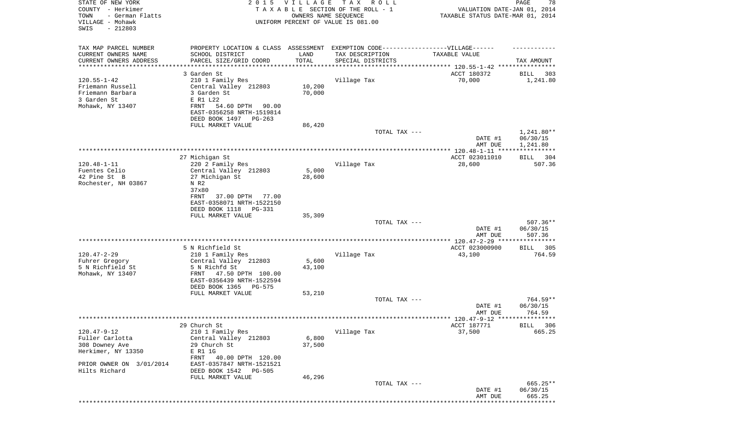STATE OF NEW YORK
COUNTY - Herkimer
TOWN - German Flatts
VILLAGE - Mohawk
SWIS - 212803

2 0 1 5 V I L L A G E T A X R O L L
T A X A B L E SECTION OF THE ROLL - 1
OWNERS NAME SEQUENCE
UNIFORM PERCENT OF VALUE IS 081.00

VALUATION DATE-JAN 01, 2014
TAXABLE STATUS DATE-MAR 01, 2014

| TAX MAP PARCEL NUMBER / CURRENT OWNERS NAME / CURRENT OWNERS ADDRESS | PROPERTY LOCATION & CLASS / SCHOOL DISTRICT / PARCEL SIZE/GRID COORD | ASSESSMENT LAND / TOTAL | EXEMPTION CODE / TAX DESCRIPTION / SPECIAL DISTRICTS | TAXABLE VALUE | TAX AMOUNT |
|---|---|---|---|---|---|
| 120.55-1-42 | 3 Garden St | | | ACCT 180372 | BILL 303 |
| Friemann Russell | 210 1 Family Res | | Village Tax | 70,000 | 1,241.80 |
| Friemann Barbara | Central Valley 212803 | 10,200 | | | |
| 3 Garden St | 3 Garden St | 70,000 | | | |
| Mohawk, NY 13407 | E R1 L22 | | | | |
| | FRNT 54.60 DPTH 90.00 | | | | |
| | EAST-0356258 NRTH-1519814 | | | | |
| | DEED BOOK 1497 PG-263 | | | | |
| | FULL MARKET VALUE | 86,420 | | | |
| | | | TOTAL TAX --- | | 1,241.80** |
| | | | | DATE #1 | 06/30/15 |
| | | | | AMT DUE | 1,241.80 |
| 120.48-1-11 | 27 Michigan St | | | ACCT 023011010 | BILL 304 |
| Fuentes Celio | 220 2 Family Res | | Village Tax | 28,600 | 507.36 |
| 42 Pine St B | Central Valley 212803 | 5,000 | | | |
| Rochester, NH 03867 | 27 Michigan St | 28,600 | | | |
| | N R2 | | | | |
| | 37x80 | | | | |
| | FRNT 37.00 DPTH 77.00 | | | | |
| | EAST-0358071 NRTH-1522150 | | | | |
| | DEED BOOK 1118 PG-331 | | | | |
| | FULL MARKET VALUE | 35,309 | | | |
| | | | TOTAL TAX --- | | 507.36** |
| | | | | DATE #1 | 06/30/15 |
| | | | | AMT DUE | 507.36 |
| 120.47-2-29 | 5 N Richfield St | | | ACCT 023000900 | BILL 305 |
| Fuhrer Gregory | 210 1 Family Res | | Village Tax | 43,100 | 764.59 |
| 5 N Richfield St | Central Valley 212803 | 5,600 | | | |
| Mohawk, NY 13407 | 5 N Richfd St | 43,100 | | | |
| | FRNT 47.50 DPTH 100.00 | | | | |
| | EAST-0356439 NRTH-1522594 | | | | |
| | DEED BOOK 1365 PG-575 | | | | |
| | FULL MARKET VALUE | 53,210 | | | |
| | | | TOTAL TAX --- | | 764.59** |
| | | | | DATE #1 | 06/30/15 |
| | | | | AMT DUE | 764.59 |
| 120.47-9-12 | 29 Church St | | | ACCT 187771 | BILL 306 |
| Fuller Carlotta | 210 1 Family Res | | Village Tax | 37,500 | 665.25 |
| 308 Downey Ave | Central Valley 212803 | 6,800 | | | |
| Herkimer, NY 13350 | 29 Church St | 37,500 | | | |
| | E R1 1G | | | | |
| | FRNT 40.00 DPTH 120.00 | | | | |
| PRIOR OWNER ON 3/01/2014 | EAST-0357847 NRTH-1521521 | | | | |
| Hilts Richard | DEED BOOK 1542 PG-505 | | | | |
| | FULL MARKET VALUE | 46,296 | | | |
| | | | TOTAL TAX --- | | 665.25** |
| | | | | DATE #1 | 06/30/15 |
| | | | | AMT DUE | 665.25 |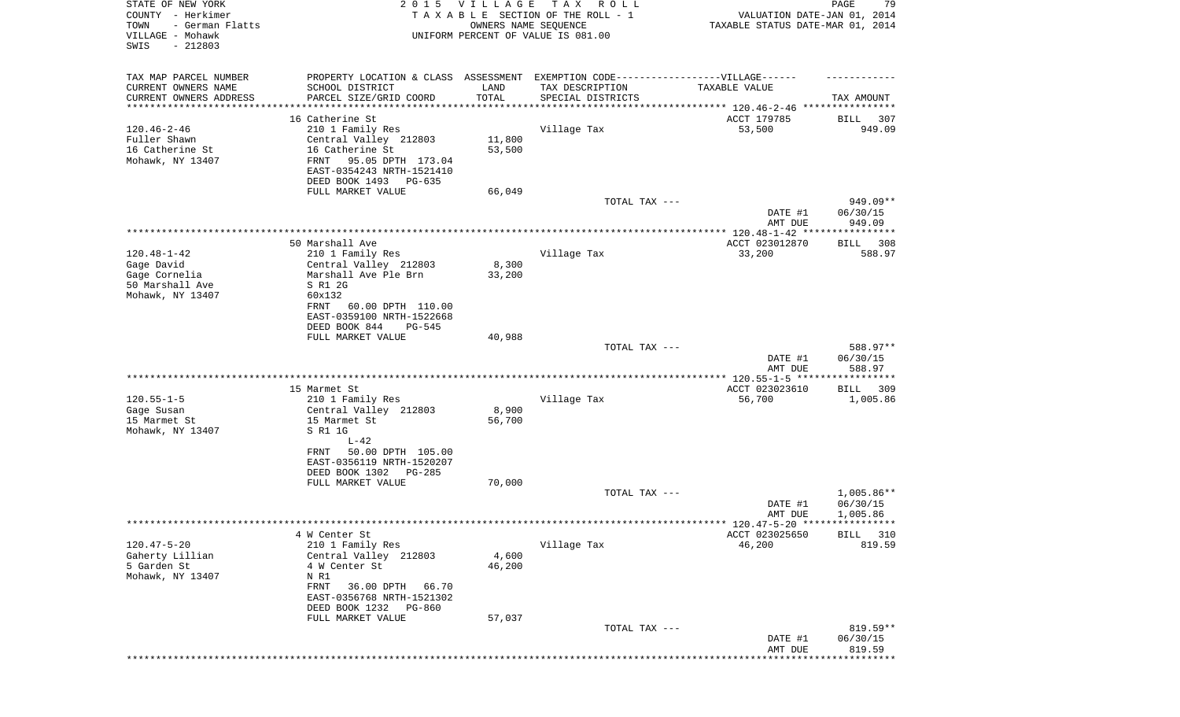STATE OF NEW YORK
COUNTY - Herkimer
TOWN - German Flatts
VILLAGE - Mohawk
SWIS - 212803

2 0 1 5 V I L L A G E T A X R O L L
T A X A B L E SECTION OF THE ROLL - 1
OWNERS NAME SEQUENCE
UNIFORM PERCENT OF VALUE IS 081.00

VALUATION DATE-JAN 01, 2014
TAXABLE STATUS DATE-MAR 01, 2014

| TAX MAP PARCEL NUMBER<br>CURRENT OWNERS NAME<br>CURRENT OWNERS ADDRESS | PROPERTY LOCATION & CLASS<br>SCHOOL DISTRICT<br>PARCEL SIZE/GRID COORD | ASSESSMENT<br>LAND<br>TOTAL | EXEMPTION CODE-----VILLAGE------<br>TAX DESCRIPTION<br>SPECIAL DISTRICTS | TAXABLE VALUE | TAX AMOUNT |
|---|---|---|---|---|---|
| 120.46-2-46 | 16 Catherine St | | | ACCT 179785 | BILL 307 |
| Fuller Shawn | 210 1 Family Res | | Village Tax | 53,500 | 949.09 |
| 16 Catherine St | Central Valley 212803 | 11,800 | | | |
| Mohawk, NY 13407 | 16 Catherine St | 53,500 | | | |
| | FRNT 95.05 DPTH 173.04 | | | | |
| | EAST-0354243 NRTH-1521410 | | | | |
| | DEED BOOK 1493 PG-635 | | | | |
| | FULL MARKET VALUE | 66,049 | | | |
| | | | TOTAL TAX --- | | 949.09** |
| | | | | DATE #1 | 06/30/15 |
| | | | | AMT DUE | 949.09 |
| 120.48-1-42 | 50 Marshall Ave | | | ACCT 023012870 | BILL 308 |
| Gage David | 210 1 Family Res | | Village Tax | 33,200 | 588.97 |
| Gage Cornelia | Central Valley 212803 | 8,300 | | | |
| 50 Marshall Ave | Marshall Ave Ple Brn | 33,200 | | | |
| Mohawk, NY 13407 | S R1 2G | | | | |
| | 60x132 | | | | |
| | FRNT 60.00 DPTH 110.00 | | | | |
| | EAST-0359100 NRTH-1522668 | | | | |
| | DEED BOOK 844 PG-545 | | | | |
| | FULL MARKET VALUE | 40,988 | | | |
| | | | TOTAL TAX --- | | 588.97** |
| | | | | DATE #1 | 06/30/15 |
| | | | | AMT DUE | 588.97 |
| 120.55-1-5 | 15 Marmet St | | | ACCT 023023610 | BILL 309 |
| Gage Susan | 210 1 Family Res | | Village Tax | 56,700 | 1,005.86 |
| 15 Marmet St | Central Valley 212803 | 8,900 | | | |
| Mohawk, NY 13407 | 15 Marmet St | 56,700 | | | |
| | S R1 1G | | | | |
| | L-42 | | | | |
| | FRNT 50.00 DPTH 105.00 | | | | |
| | EAST-0356119 NRTH-1520207 | | | | |
| | DEED BOOK 1302 PG-285 | | | | |
| | FULL MARKET VALUE | 70,000 | | | |
| | | | TOTAL TAX --- | | 1,005.86** |
| | | | | DATE #1 | 06/30/15 |
| | | | | AMT DUE | 1,005.86 |
| 120.47-5-20 | 4 W Center St | | | ACCT 023025650 | BILL 310 |
| Gaherty Lillian | 210 1 Family Res | | Village Tax | 46,200 | 819.59 |
| 5 Garden St | Central Valley 212803 | 4,600 | | | |
| Mohawk, NY 13407 | 4 W Center St | 46,200 | | | |
| | N R1 | | | | |
| | FRNT 36.00 DPTH 66.70 | | | | |
| | EAST-0356768 NRTH-1521302 | | | | |
| | DEED BOOK 1232 PG-860 | | | | |
| | FULL MARKET VALUE | 57,037 | | | |
| | | | TOTAL TAX --- | | 819.59** |
| | | | | DATE #1 | 06/30/15 |
| | | | | AMT DUE | 819.59 |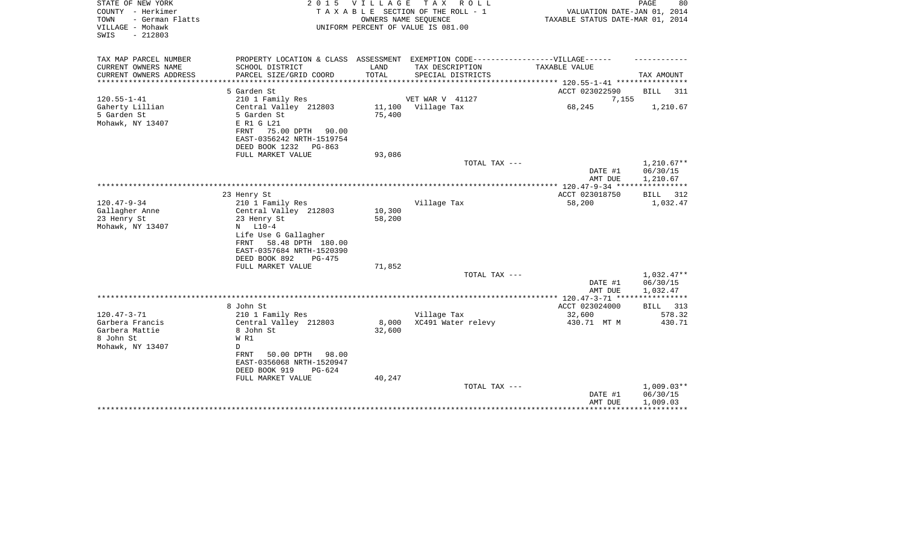STATE OF NEW YORK
COUNTY - Herkimer
TOWN - German Flatts
VILLAGE - Mohawk
SWIS - 212803

2 0 1 5 V I L L A G E T A X R O L L
T A X A B L E SECTION OF THE ROLL - 1
OWNERS NAME SEQUENCE
UNIFORM PERCENT OF VALUE IS 081.00

VALUATION DATE-JAN 01, 2014
TAXABLE STATUS DATE-MAR 01, 2014

| TAX MAP PARCEL NUMBER<br>CURRENT OWNERS NAME<br>CURRENT OWNERS ADDRESS | PROPERTY LOCATION & CLASS<br>SCHOOL DISTRICT<br>PARCEL SIZE/GRID COORD | ASSESSMENT<br>LAND<br>TOTAL | EXEMPTION CODE------------------VILLAGE------<br>TAX DESCRIPTION<br>SPECIAL DISTRICTS | TAXABLE VALUE | TAX AMOUNT |
|---|---|---|---|---|---|
| | 5 Garden St | | | ACCT 023022590 | BILL 311 |
| 120.55-1-41 | 210 1 Family Res | | VET WAR V 41127 | 7,155 | |
| Gaherty Lillian | Central Valley 212803 | 11,100 | Village Tax | 68,245 | 1,210.67 |
| 5 Garden St | 5 Garden St | 75,400 | | | |
| Mohawk, NY 13407 | E R1 G L21 | | | | |
| | FRNT 75.00 DPTH 90.00 | | | | |
| | EAST-0356242 NRTH-1519754 | | | | |
| | DEED BOOK 1232 PG-863 | | | | |
| | FULL MARKET VALUE | 93,086 | | | |
| | | | TOTAL TAX --- | | 1,210.67** |
| | | | | DATE #1 | 06/30/15 |
| | | | | AMT DUE | 1,210.67 |
| | 23 Henry St | | | ACCT 023018750 | BILL 312 |
| 120.47-9-34 | 210 1 Family Res | | Village Tax | 58,200 | 1,032.47 |
| Gallagher Anne | Central Valley 212803 | 10,300 | | | |
| 23 Henry St | 23 Henry St | 58,200 | | | |
| Mohawk, NY 13407 | N L10-4 | | | | |
| | Life Use G Gallagher | | | | |
| | FRNT 58.48 DPTH 180.00 | | | | |
| | EAST-0357684 NRTH-1520390 | | | | |
| | DEED BOOK 892 PG-475 | | | | |
| | FULL MARKET VALUE | 71,852 | | | |
| | | | TOTAL TAX --- | | 1,032.47** |
| | | | | DATE #1 | 06/30/15 |
| | | | | AMT DUE | 1,032.47 |
| | 8 John St | | | ACCT 023024000 | BILL 313 |
| 120.47-3-71 | 210 1 Family Res | | Village Tax | 32,600 | 578.32 |
| Garbera Francis | Central Valley 212803 | 8,000 | XC491 Water relevy | 430.71 MT M | 430.71 |
| Garbera Mattie | 8 John St | 32,600 | | | |
| 8 John St | W R1 | | | | |
| Mohawk, NY 13407 | D | | | | |
| | FRNT 50.00 DPTH 98.00 | | | | |
| | EAST-0356068 NRTH-1520947 | | | | |
| | DEED BOOK 919 PG-624 | | | | |
| | FULL MARKET VALUE | 40,247 | | | |
| | | | TOTAL TAX --- | | 1,009.03** |
| | | | | DATE #1 | 06/30/15 |
| | | | | AMT DUE | 1,009.03 |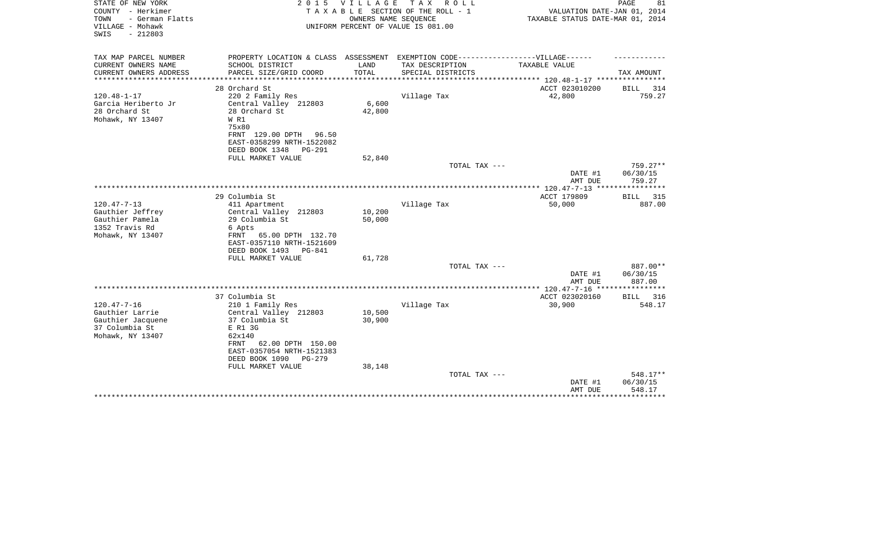STATE OF NEW YORK
COUNTY - Herkimer
TOWN - German Flatts
VILLAGE - Mohawk
SWIS - 212803

2015 VILLAGE TAX ROLL
TAXABLE SECTION OF THE ROLL - 1
OWNERS NAME SEQUENCE
UNIFORM PERCENT OF VALUE IS 081.00

VALUATION DATE-JAN 01, 2014
TAXABLE STATUS DATE-MAR 01, 2014

| TAX MAP PARCEL NUMBER / CURRENT OWNERS NAME / CURRENT OWNERS ADDRESS | PROPERTY LOCATION & CLASS / SCHOOL DISTRICT / PARCEL SIZE/GRID COORD | ASSESSMENT LAND / TOTAL | EXEMPTION CODE-----VILLAGE------ / TAX DESCRIPTION / SPECIAL DISTRICTS | TAXABLE VALUE | TAX AMOUNT |
|---|---|---|---|---|---|
| 120.48-1-17 | 28 Orchard St | | | ACCT 023010200 | BILL 314 |
| 120.48-1-17 | 220 2 Family Res | | Village Tax | 42,800 | 759.27 |
| Garcia Heriberto Jr | Central Valley 212803 | 6,600 | | | |
| 28 Orchard St | 28 Orchard St | 42,800 | | | |
| Mohawk, NY 13407 | W R1 | | | | |
| | 75x80 | | | | |
| | FRNT 129.00 DPTH 96.50 | | | | |
| | EAST-0358299 NRTH-1522082 | | | | |
| | DEED BOOK 1348 PG-291 | | | | |
| | FULL MARKET VALUE | 52,840 | | | |
| | | | TOTAL TAX --- | | 759.27** |
| | | | | DATE #1 | 06/30/15 |
| | | | | AMT DUE | 759.27 |
| 120.47-7-13 | 29 Columbia St | | | ACCT 179809 | BILL 315 |
| 120.47-7-13 | 411 Apartment | | Village Tax | 50,000 | 887.00 |
| Gauthier Jeffrey | Central Valley 212803 | 10,200 | | | |
| Gauthier Pamela | 29 Columbia St | 50,000 | | | |
| 1352 Travis Rd | 6 Apts | | | | |
| Mohawk, NY 13407 | FRNT 65.00 DPTH 132.70 | | | | |
| | EAST-0357110 NRTH-1521609 | | | | |
| | DEED BOOK 1493 PG-841 | | | | |
| | FULL MARKET VALUE | 61,728 | | | |
| | | | TOTAL TAX --- | | 887.00** |
| | | | | DATE #1 | 06/30/15 |
| | | | | AMT DUE | 887.00 |
| 120.47-7-16 | 37 Columbia St | | | ACCT 023020160 | BILL 316 |
| 120.47-7-16 | 210 1 Family Res | | Village Tax | 30,900 | 548.17 |
| Gauthier Larrie | Central Valley 212803 | 10,500 | | | |
| Gauthier Jacquene | 37 Columbia St | 30,900 | | | |
| 37 Columbia St | E R1 3G | | | | |
| Mohawk, NY 13407 | 62x140 | | | | |
| | FRNT 62.00 DPTH 150.00 | | | | |
| | EAST-0357054 NRTH-1521383 | | | | |
| | DEED BOOK 1090 PG-279 | | | | |
| | FULL MARKET VALUE | 38,148 | | | |
| | | | TOTAL TAX --- | | 548.17** |
| | | | | DATE #1 | 06/30/15 |
| | | | | AMT DUE | 548.17 |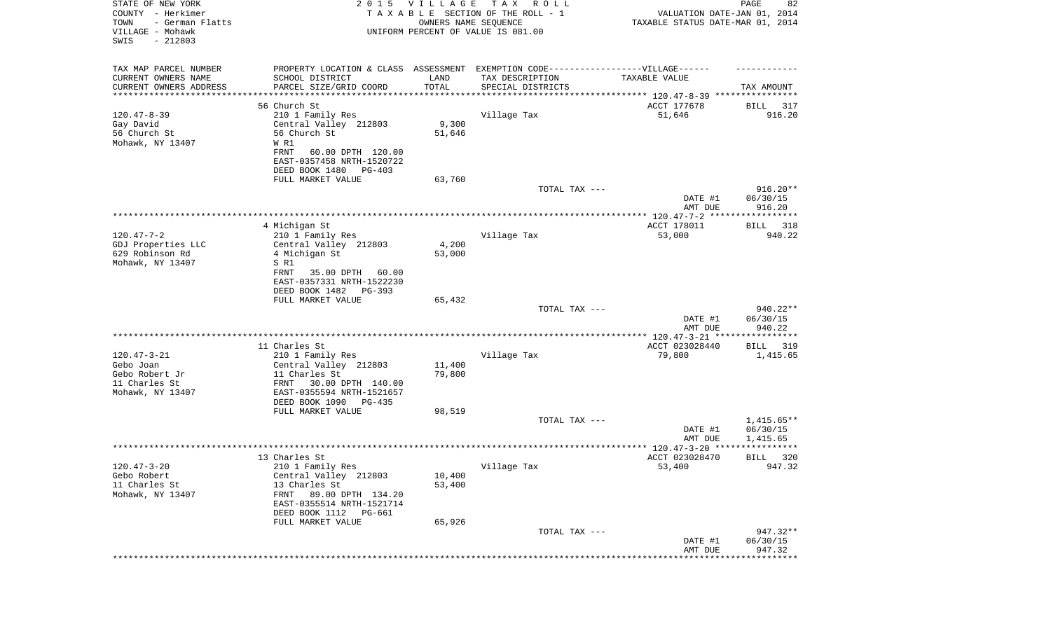STATE OF NEW YORK
COUNTY - Herkimer
TOWN - German Flatts
VILLAGE - Mohawk
SWIS - 212803

2 0 1 5 V I L L A G E T A X R O L L
T A X A B L E SECTION OF THE ROLL - 1
OWNERS NAME SEQUENCE
UNIFORM PERCENT OF VALUE IS 081.00

VALUATION DATE-JAN 01, 2014
TAXABLE STATUS DATE-MAR 01, 2014

| TAX MAP PARCEL NUMBER<br>CURRENT OWNERS NAME<br>CURRENT OWNERS ADDRESS | PROPERTY LOCATION & CLASS<br>SCHOOL DISTRICT<br>PARCEL SIZE/GRID COORD | ASSESSMENT<br>LAND<br>TOTAL | EXEMPTION CODE------VILLAGE------<br>TAX DESCRIPTION<br>SPECIAL DISTRICTS | TAXABLE VALUE | TAX AMOUNT |
|---|---|---|---|---|---|
| 120.47-8-39 | 56 Church St | | | ACCT 177678 | BILL 317 |
| Gay David | 210 1 Family Res | | Village Tax | 51,646 | 916.20 |
| 56 Church St | Central Valley 212803 | 9,300 | | | |
| Mohawk, NY 13407 | 56 Church St | 51,646 | | | |
| | W R1 | | | | |
| | FRNT 60.00 DPTH 120.00 | | | | |
| | EAST-0357458 NRTH-1520722 | | | | |
| | DEED BOOK 1480 PG-403 | | | | |
| | FULL MARKET VALUE | 63,760 | | | |
| | | | TOTAL TAX --- | | 916.20** |
| | | | | DATE #1 | 06/30/15 |
| | | | | AMT DUE | 916.20 |
| 120.47-7-2 | 4 Michigan St | | | ACCT 178011 | BILL 318 |
| GDJ Properties LLC | 210 1 Family Res | | Village Tax | 53,000 | 940.22 |
| 629 Robinson Rd | Central Valley 212803 | 4,200 | | | |
| Mohawk, NY 13407 | 4 Michigan St | 53,000 | | | |
| | S R1 | | | | |
| | FRNT 35.00 DPTH 60.00 | | | | |
| | EAST-0357331 NRTH-1522230 | | | | |
| | DEED BOOK 1482 PG-393 | | | | |
| | FULL MARKET VALUE | 65,432 | | | |
| | | | TOTAL TAX --- | | 940.22** |
| | | | | DATE #1 | 06/30/15 |
| | | | | AMT DUE | 940.22 |
| 120.47-3-21 | 11 Charles St | | | ACCT 023028440 | BILL 319 |
| Gebo Joan | 210 1 Family Res | | Village Tax | 79,800 | 1,415.65 |
| Gebo Robert Jr | Central Valley 212803 | 11,400 | | | |
| 11 Charles St | 11 Charles St | 79,800 | | | |
| Mohawk, NY 13407 | FRNT 30.00 DPTH 140.00 | | | | |
| | EAST-0355594 NRTH-1521657 | | | | |
| | DEED BOOK 1090 PG-435 | | | | |
| | FULL MARKET VALUE | 98,519 | | | |
| | | | TOTAL TAX --- | | 1,415.65** |
| | | | | DATE #1 | 06/30/15 |
| | | | | AMT DUE | 1,415.65 |
| 120.47-3-20 | 13 Charles St | | | ACCT 023028470 | BILL 320 |
| Gebo Robert | 210 1 Family Res | | Village Tax | 53,400 | 947.32 |
| 11 Charles St | Central Valley 212803 | 10,400 | | | |
| Mohawk, NY 13407 | 13 Charles St | 53,400 | | | |
| | FRNT 89.00 DPTH 134.20 | | | | |
| | EAST-0355514 NRTH-1521714 | | | | |
| | DEED BOOK 1112 PG-661 | | | | |
| | FULL MARKET VALUE | 65,926 | | | |
| | | | TOTAL TAX --- | | 947.32** |
| | | | | DATE #1 | 06/30/15 |
| | | | | AMT DUE | 947.32 |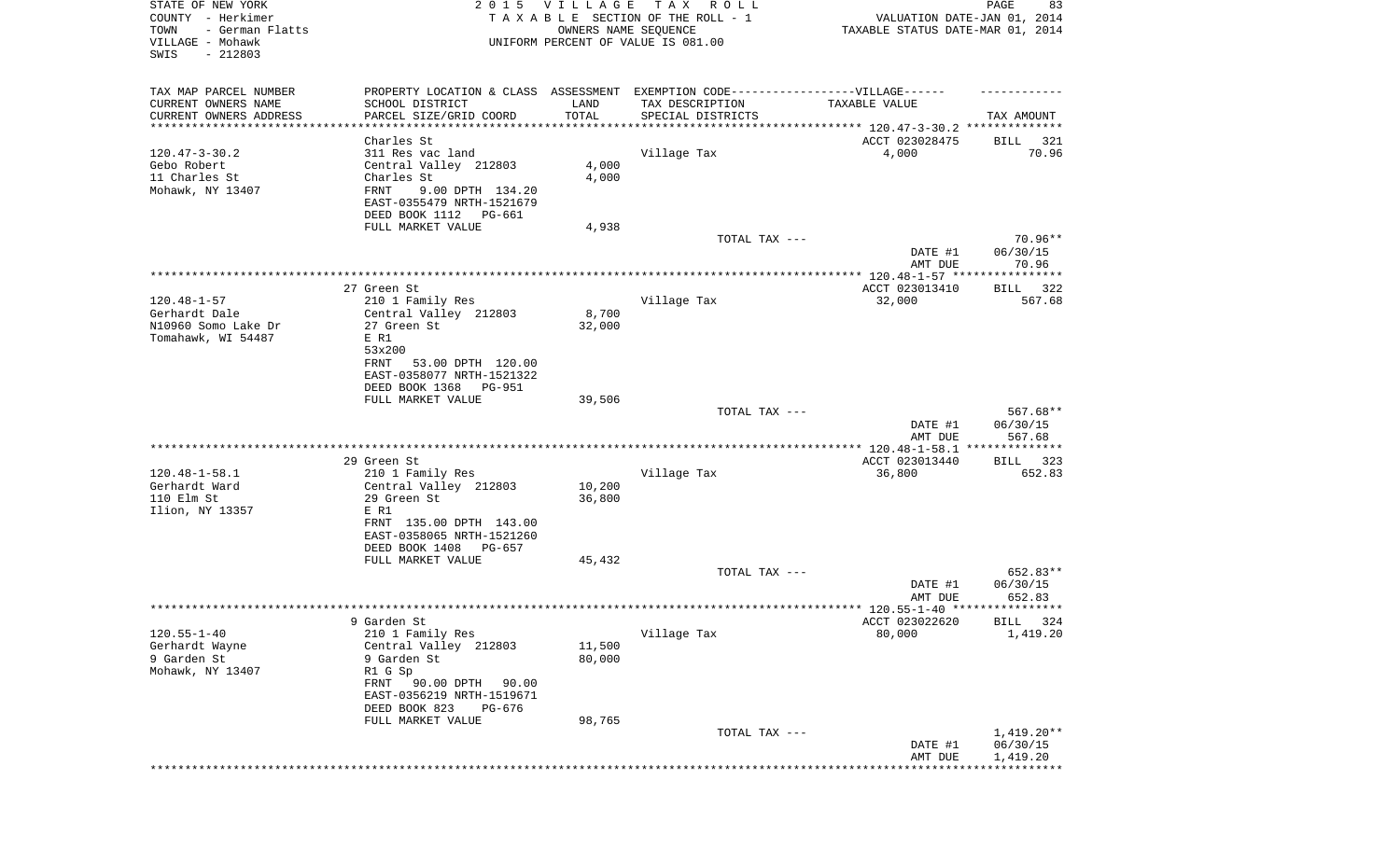STATE OF NEW YORK
COUNTY - Herkimer
TOWN - German Flatts
VILLAGE - Mohawk
SWIS - 212803

2015 VILLAGE TAX ROLL
TAXABLE SECTION OF THE ROLL - 1
OWNERS NAME SEQUENCE
UNIFORM PERCENT OF VALUE IS 081.00

VALUATION DATE-JAN 01, 2014
TAXABLE STATUS DATE-MAR 01, 2014

| TAX MAP PARCEL NUMBER<br>CURRENT OWNERS NAME<br>CURRENT OWNERS ADDRESS | PROPERTY LOCATION & CLASS<br>SCHOOL DISTRICT<br>PARCEL SIZE/GRID COORD | ASSESSMENT<br>LAND<br>TOTAL | EXEMPTION CODE------VILLAGE------<br>TAX DESCRIPTION<br>SPECIAL DISTRICTS | TAXABLE VALUE | TAX AMOUNT |
|---|---|---|---|---|---|
| 120.47-3-30.2 | Charles St | | | ACCT 023028475 | BILL 321 |
| Gebo Robert | 311 Res vac land | | Village Tax | 4,000 | 70.96 |
| 11 Charles St | Central Valley 212803 | 4,000 | | | |
| Mohawk, NY 13407 | Charles St | 4,000 | | | |
| | FRNT 9.00 DPTH 134.20 | | | | |
| | EAST-0355479 NRTH-1521679 | | | | |
| | DEED BOOK 1112 PG-661 | | | | |
| | FULL MARKET VALUE | 4,938 | | | |
| | | | TOTAL TAX --- | | 70.96** |
| | | | | DATE #1 | 06/30/15 |
| | | | | AMT DUE | 70.96 |
| 120.48-1-57 | 27 Green St | | | ACCT 023013410 | BILL 322 |
| Gerhardt Dale | 210 1 Family Res | | Village Tax | 32,000 | 567.68 |
| N10960 Somo Lake Dr | Central Valley 212803 | 8,700 | | | |
| Tomahawk, WI 54487 | 27 Green St | 32,000 | | | |
| | E R1 | | | | |
| | 53x200 | | | | |
| | FRNT 53.00 DPTH 120.00 | | | | |
| | EAST-0358077 NRTH-1521322 | | | | |
| | DEED BOOK 1368 PG-951 | | | | |
| | FULL MARKET VALUE | 39,506 | | | |
| | | | TOTAL TAX --- | | 567.68** |
| | | | | DATE #1 | 06/30/15 |
| | | | | AMT DUE | 567.68 |
| 120.48-1-58.1 | 29 Green St | | | ACCT 023013440 | BILL 323 |
| Gerhardt Ward | 210 1 Family Res | | Village Tax | 36,800 | 652.83 |
| 110 Elm St | Central Valley 212803 | 10,200 | | | |
| Ilion, NY 13357 | 29 Green St | 36,800 | | | |
| | E R1 | | | | |
| | FRNT 135.00 DPTH 143.00 | | | | |
| | EAST-0358065 NRTH-1521260 | | | | |
| | DEED BOOK 1408 PG-657 | | | | |
| | FULL MARKET VALUE | 45,432 | | | |
| | | | TOTAL TAX --- | | 652.83** |
| | | | | DATE #1 | 06/30/15 |
| | | | | AMT DUE | 652.83 |
| 120.55-1-40 | 9 Garden St | | | ACCT 023022620 | BILL 324 |
| Gerhardt Wayne | 210 1 Family Res | | Village Tax | 80,000 | 1,419.20 |
| 9 Garden St | Central Valley 212803 | 11,500 | | | |
| Mohawk, NY 13407 | 9 Garden St | 80,000 | | | |
| | R1 G Sp | | | | |
| | FRNT 90.00 DPTH 90.00 | | | | |
| | EAST-0356219 NRTH-1519671 | | | | |
| | DEED BOOK 823 PG-676 | | | | |
| | FULL MARKET VALUE | 98,765 | | | |
| | | | TOTAL TAX --- | | 1,419.20** |
| | | | | DATE #1 | 06/30/15 |
| | | | | AMT DUE | 1,419.20 |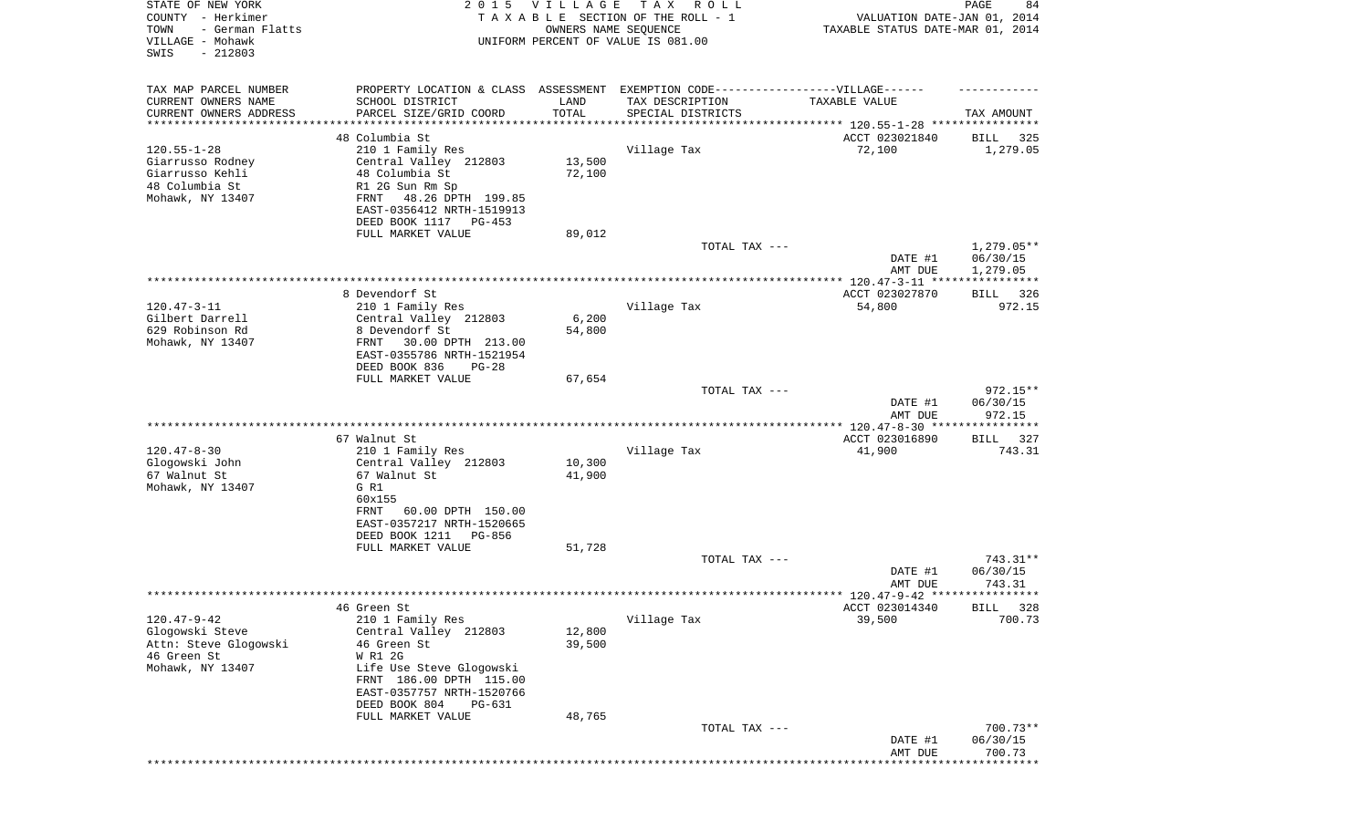STATE OF NEW YORK
COUNTY - Herkimer
TOWN - German Flatts
VILLAGE - Mohawk
SWIS - 212803

2 0 1 5 V I L L A G E T A X R O L L
T A X A B L E SECTION OF THE ROLL - 1
OWNERS NAME SEQUENCE
UNIFORM PERCENT OF VALUE IS 081.00

VALUATION DATE-JAN 01, 2014
TAXABLE STATUS DATE-MAR 01, 2014

| TAX MAP PARCEL NUMBER<br>CURRENT OWNERS NAME<br>CURRENT OWNERS ADDRESS | PROPERTY LOCATION & CLASS<br>SCHOOL DISTRICT<br>PARCEL SIZE/GRID COORD | ASSESSMENT<br>LAND<br>TOTAL | EXEMPTION CODE------VILLAGE------<br>TAX DESCRIPTION<br>SPECIAL DISTRICTS | TAXABLE VALUE | TAX AMOUNT |
|---|---|---|---|---|---|
| | 48 Columbia St | | | ACCT 023021840 | BILL 325 |
| 120.55-1-28 | 210 1 Family Res | | Village Tax | 72,100 | 1,279.05 |
| Giarrusso Rodney | Central Valley 212803 | 13,500 | | | |
| Giarrusso Kehli | 48 Columbia St | 72,100 | | | |
| 48 Columbia St | R1 2G Sun Rm Sp | | | | |
| Mohawk, NY 13407 | FRNT 48.26 DPTH 199.85 | | | | |
| | EAST-0356412 NRTH-1519913 | | | | |
| | DEED BOOK 1117 PG-453 | | | | |
| | FULL MARKET VALUE | 89,012 | | | |
| | | | TOTAL TAX --- | | 1,279.05** |
| | | | | DATE #1 | 06/30/15 |
| | | | | AMT DUE | 1,279.05 |
| | 8 Devendorf St | | | ACCT 023027870 | BILL 326 |
| 120.47-3-11 | 210 1 Family Res | | Village Tax | 54,800 | 972.15 |
| Gilbert Darrell | Central Valley 212803 | 6,200 | | | |
| 629 Robinson Rd | 8 Devendorf St | 54,800 | | | |
| Mohawk, NY 13407 | FRNT 30.00 DPTH 213.00 | | | | |
| | EAST-0355786 NRTH-1521954 | | | | |
| | DEED BOOK 836 PG-28 | | | | |
| | FULL MARKET VALUE | 67,654 | | | |
| | | | TOTAL TAX --- | | 972.15** |
| | | | | DATE #1 | 06/30/15 |
| | | | | AMT DUE | 972.15 |
| | 67 Walnut St | | | ACCT 023016890 | BILL 327 |
| 120.47-8-30 | 210 1 Family Res | | Village Tax | 41,900 | 743.31 |
| Glogowski John | Central Valley 212803 | 10,300 | | | |
| 67 Walnut St | 67 Walnut St | 41,900 | | | |
| Mohawk, NY 13407 | G R1 | | | | |
| | 60x155 | | | | |
| | FRNT 60.00 DPTH 150.00 | | | | |
| | EAST-0357217 NRTH-1520665 | | | | |
| | DEED BOOK 1211 PG-856 | | | | |
| | FULL MARKET VALUE | 51,728 | | | |
| | | | TOTAL TAX --- | | 743.31** |
| | | | | DATE #1 | 06/30/15 |
| | | | | AMT DUE | 743.31 |
| | 46 Green St | | | ACCT 023014340 | BILL 328 |
| 120.47-9-42 | 210 1 Family Res | | Village Tax | 39,500 | 700.73 |
| Glogowski Steve | Central Valley 212803 | 12,800 | | | |
| Attn: Steve Glogowski | 46 Green St | 39,500 | | | |
| 46 Green St | W R1 2G | | | | |
| Mohawk, NY 13407 | Life Use Steve Glogowski | | | | |
| | FRNT 186.00 DPTH 115.00 | | | | |
| | EAST-0357757 NRTH-1520766 | | | | |
| | DEED BOOK 804 PG-631 | | | | |
| | FULL MARKET VALUE | 48,765 | | | |
| | | | TOTAL TAX --- | | 700.73** |
| | | | | DATE #1 | 06/30/15 |
| | | | | AMT DUE | 700.73 |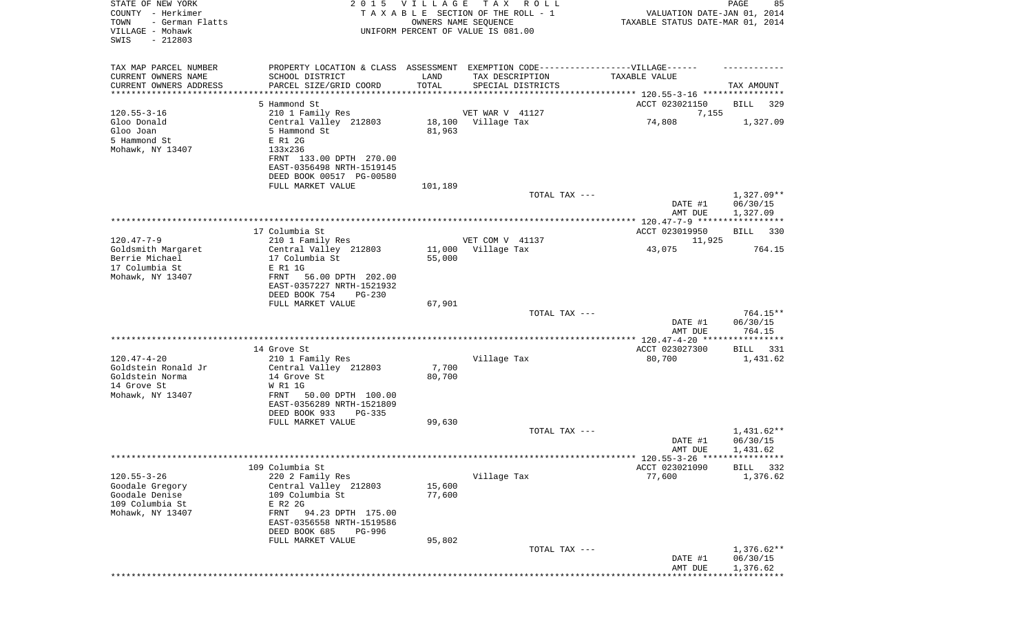STATE OF NEW YORK
COUNTY - Herkimer
TOWN - German Flatts
VILLAGE - Mohawk
SWIS - 212803

2015 VILLAGE TAX ROLL
TAXABLE SECTION OF THE ROLL - 1
OWNERS NAME SEQUENCE
UNIFORM PERCENT OF VALUE IS 081.00

VALUATION DATE-JAN 01, 2014
TAXABLE STATUS DATE-MAR 01, 2014

| TAX MAP PARCEL NUMBER<br>CURRENT OWNERS NAME<br>CURRENT OWNERS ADDRESS | PROPERTY LOCATION & CLASS<br>SCHOOL DISTRICT<br>PARCEL SIZE/GRID COORD | ASSESSMENT<br>LAND<br>TOTAL | EXEMPTION CODE<br>TAX DESCRIPTION<br>SPECIAL DISTRICTS | VILLAGE<br>TAXABLE VALUE | TAX AMOUNT |
|---|---|---|---|---|---|
| 120.55-3-16 | 5 Hammond St | | | ACCT 023021150 | BILL 329 |
| 120.55-3-16 | 210 1 Family Res | | VET WAR V 41127 | 7,155 | |
| Gloo Donald | Central Valley 212803 | 18,100 | Village Tax | 74,808 | 1,327.09 |
| Gloo Joan | 5 Hammond St | 81,963 | | | |
| 5 Hammond St | E R1 2G | | | | |
| Mohawk, NY 13407 | 133x236 | | | | |
| | FRNT 133.00 DPTH 270.00 | | | | |
| | EAST-0356498 NRTH-1519145 | | | | |
| | DEED BOOK 00517 PG-00580 | | | | |
| | FULL MARKET VALUE | 101,189 | | | |
| | | | TOTAL TAX --- | | 1,327.09** |
| | | | | DATE #1 | 06/30/15 |
| | | | | AMT DUE | 1,327.09 |
| 120.47-7-9 | 17 Columbia St | | | ACCT 023019950 | BILL 330 |
| 120.47-7-9 | 210 1 Family Res | | VET COM V 41137 | 11,925 | |
| Goldsmith Margaret | Central Valley 212803 | 11,000 | Village Tax | 43,075 | 764.15 |
| Berrie Michael | 17 Columbia St | 55,000 | | | |
| 17 Columbia St | E R1 1G | | | | |
| Mohawk, NY 13407 | FRNT 56.00 DPTH 202.00 | | | | |
| | EAST-0357227 NRTH-1521932 | | | | |
| | DEED BOOK 754 PG-230 | | | | |
| | FULL MARKET VALUE | 67,901 | | | |
| | | | TOTAL TAX --- | | 764.15** |
| | | | | DATE #1 | 06/30/15 |
| | | | | AMT DUE | 764.15 |
| 120.47-4-20 | 14 Grove St | | | ACCT 023027300 | BILL 331 |
| 120.47-4-20 | 210 1 Family Res | | Village Tax | 80,700 | 1,431.62 |
| Goldstein Ronald Jr | Central Valley 212803 | 7,700 | | | |
| Goldstein Norma | 14 Grove St | 80,700 | | | |
| 14 Grove St | W R1 1G | | | | |
| Mohawk, NY 13407 | FRNT 50.00 DPTH 100.00 | | | | |
| | EAST-0356289 NRTH-1521809 | | | | |
| | DEED BOOK 933 PG-335 | | | | |
| | FULL MARKET VALUE | 99,630 | | | |
| | | | TOTAL TAX --- | | 1,431.62** |
| | | | | DATE #1 | 06/30/15 |
| | | | | AMT DUE | 1,431.62 |
| 120.55-3-26 | 109 Columbia St | | | ACCT 023021090 | BILL 332 |
| 120.55-3-26 | 220 2 Family Res | | Village Tax | 77,600 | 1,376.62 |
| Goodale Gregory | Central Valley 212803 | 15,600 | | | |
| Goodale Denise | 109 Columbia St | 77,600 | | | |
| 109 Columbia St | E R2 2G | | | | |
| Mohawk, NY 13407 | FRNT 94.23 DPTH 175.00 | | | | |
| | EAST-0356558 NRTH-1519586 | | | | |
| | DEED BOOK 685 PG-996 | | | | |
| | FULL MARKET VALUE | 95,802 | | | |
| | | | TOTAL TAX --- | | 1,376.62** |
| | | | | DATE #1 | 06/30/15 |
| | | | | AMT DUE | 1,376.62 |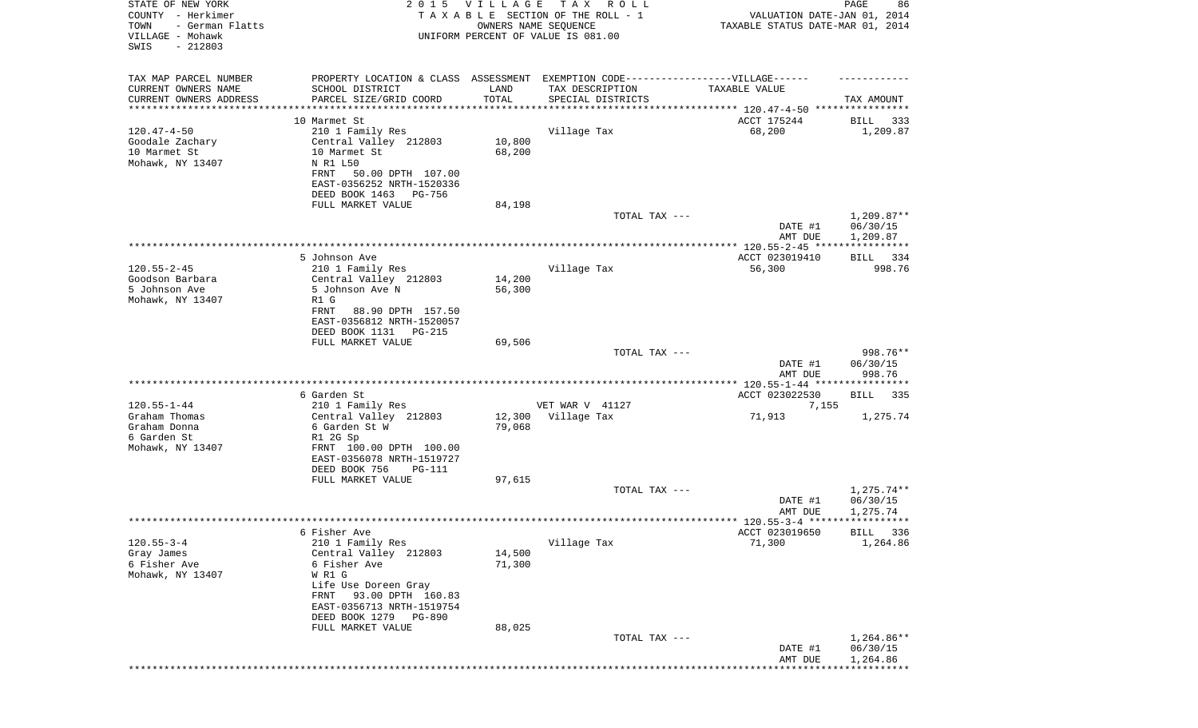STATE OF NEW YORK
COUNTY - Herkimer
TOWN - German Flatts
VILLAGE - Mohawk
SWIS - 212803

2015 VILLAGE TAX ROLL
TAXABLE SECTION OF THE ROLL - 1
OWNERS NAME SEQUENCE
UNIFORM PERCENT OF VALUE IS 081.00

VALUATION DATE-JAN 01, 2014
TAXABLE STATUS DATE-MAR 01, 2014

| TAX MAP PARCEL NUMBER<br>CURRENT OWNERS NAME<br>CURRENT OWNERS ADDRESS | PROPERTY LOCATION & CLASS<br>SCHOOL DISTRICT<br>PARCEL SIZE/GRID COORD | ASSESSMENT<br>LAND<br>TOTAL | EXEMPTION CODE-------VILLAGE------<br>TAX DESCRIPTION<br>SPECIAL DISTRICTS | TAXABLE VALUE | TAX AMOUNT |
|---|---|---|---|---|---|
| 120.47-4-50 | 10 Marmet St | | | ACCT 175244 | BILL 333 |
| 120.47-4-50 | 210 1 Family Res | | Village Tax | 68,200 | 1,209.87 |
| Goodale Zachary | Central Valley 212803 | 10,800 | | | |
| 10 Marmet St | 10 Marmet St | 68,200 | | | |
| Mohawk, NY 13407 | N R1 L50 | | | | |
| | FRNT 50.00 DPTH 107.00 | | | | |
| | EAST-0356252 NRTH-1520336 | | | | |
| | DEED BOOK 1463 PG-756 | | | | |
| | FULL MARKET VALUE | 84,198 | | | |
| | | | TOTAL TAX --- | | 1,209.87** |
| | | | | DATE #1 | 06/30/15 |
| | | | | AMT DUE | 1,209.87 |
| 120.55-2-45 | 5 Johnson Ave | | | ACCT 023019410 | BILL 334 |
| 120.55-2-45 | 210 1 Family Res | | Village Tax | 56,300 | 998.76 |
| Goodson Barbara | Central Valley 212803 | 14,200 | | | |
| 5 Johnson Ave | 5 Johnson Ave N | 56,300 | | | |
| Mohawk, NY 13407 | R1 G | | | | |
| | FRNT 88.90 DPTH 157.50 | | | | |
| | EAST-0356812 NRTH-1520057 | | | | |
| | DEED BOOK 1131 PG-215 | | | | |
| | FULL MARKET VALUE | 69,506 | | | |
| | | | TOTAL TAX --- | | 998.76** |
| | | | | DATE #1 | 06/30/15 |
| | | | | AMT DUE | 998.76 |
| 120.55-1-44 | 6 Garden St | | | ACCT 023022530 | BILL 335 |
| 120.55-1-44 | 210 1 Family Res | | VET WAR V 41127 | 7,155 | |
| Graham Thomas | Central Valley 212803 | 12,300 | Village Tax | 71,913 | 1,275.74 |
| Graham Donna | 6 Garden St W | 79,068 | | | |
| 6 Garden St | R1 2G Sp | | | | |
| Mohawk, NY 13407 | FRNT 100.00 DPTH 100.00 | | | | |
| | EAST-0356078 NRTH-1519727 | | | | |
| | DEED BOOK 756 PG-111 | | | | |
| | FULL MARKET VALUE | 97,615 | | | |
| | | | TOTAL TAX --- | | 1,275.74** |
| | | | | DATE #1 | 06/30/15 |
| | | | | AMT DUE | 1,275.74 |
| 120.55-3-4 | 6 Fisher Ave | | | ACCT 023019650 | BILL 336 |
| 120.55-3-4 | 210 1 Family Res | | Village Tax | 71,300 | 1,264.86 |
| Gray James | Central Valley 212803 | 14,500 | | | |
| 6 Fisher Ave | 6 Fisher Ave | 71,300 | | | |
| Mohawk, NY 13407 | W R1 G | | | | |
| | Life Use Doreen Gray | | | | |
| | FRNT 93.00 DPTH 160.83 | | | | |
| | EAST-0356713 NRTH-1519754 | | | | |
| | DEED BOOK 1279 PG-890 | | | | |
| | FULL MARKET VALUE | 88,025 | | | |
| | | | TOTAL TAX --- | | 1,264.86** |
| | | | | DATE #1 | 06/30/15 |
| | | | | AMT DUE | 1,264.86 |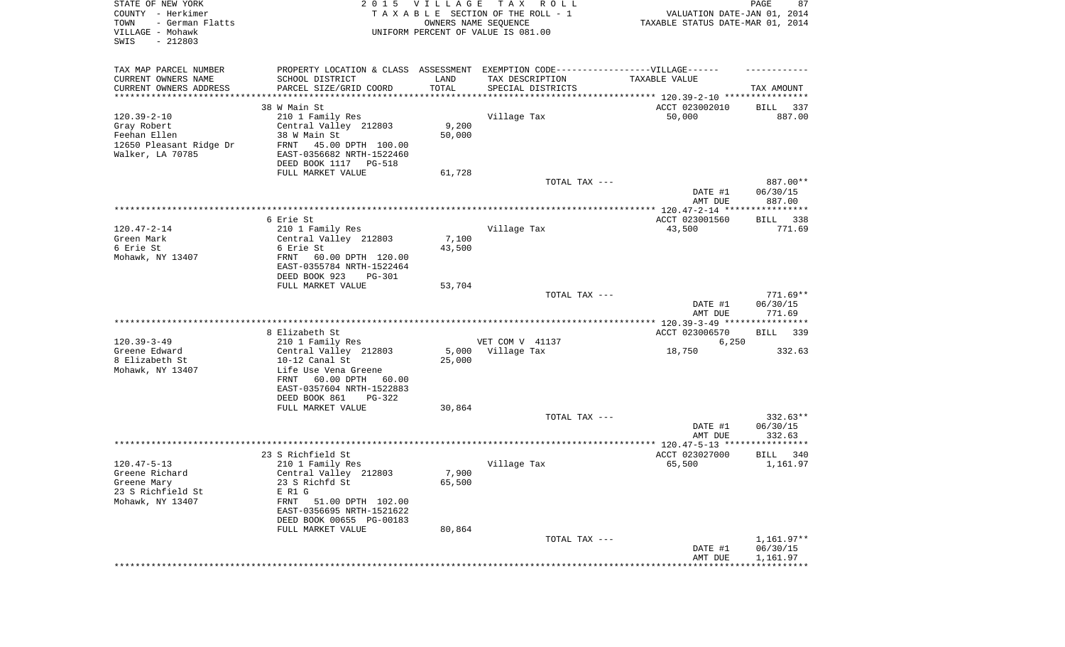STATE OF NEW YORK
COUNTY - Herkimer
TOWN - German Flatts
VILLAGE - Mohawk
SWIS - 212803

2015 VILLAGE TAX ROLL
TAXABLE SECTION OF THE ROLL - 1
OWNERS NAME SEQUENCE
UNIFORM PERCENT OF VALUE IS 081.00

VALUATION DATE-JAN 01, 2014
TAXABLE STATUS DATE-MAR 01, 2014

| TAX MAP PARCEL NUMBER / CURRENT OWNERS NAME / CURRENT OWNERS ADDRESS | PROPERTY LOCATION & CLASS / SCHOOL DISTRICT / PARCEL SIZE/GRID COORD | ASSESSMENT LAND / TOTAL | EXEMPTION CODE / TAX DESCRIPTION / SPECIAL DISTRICTS | TAXABLE VALUE | TAX AMOUNT |
|---|---|---|---|---|---|
| 120.39-2-10 | 38 W Main St | | | ACCT 023002010 | BILL 337 |
| Gray Robert | 210 1 Family Res | | Village Tax | 50,000 | 887.00 |
| Feehan Ellen | Central Valley 212803 | 9,200 | | | |
| 12650 Pleasant Ridge Dr | 38 W Main St | 50,000 | | | |
| Walker, LA 70785 | FRNT 45.00 DPTH 100.00 | | | | |
| | EAST-0356682 NRTH-1522460 | | | | |
| | DEED BOOK 1117 PG-518 | | | | |
| | FULL MARKET VALUE | 61,728 | | | |
| | | | TOTAL TAX --- | | 887.00** |
| | | | | DATE #1 | 06/30/15 |
| | | | | AMT DUE | 887.00 |
| 120.47-2-14 | 6 Erie St | | | ACCT 023001560 | BILL 338 |
| Green Mark | 210 1 Family Res | | Village Tax | 43,500 | 771.69 |
| 6 Erie St | Central Valley 212803 | 7,100 | | | |
| Mohawk, NY 13407 | 6 Erie St | 43,500 | | | |
| | FRNT 60.00 DPTH 120.00 | | | | |
| | EAST-0355784 NRTH-1522464 | | | | |
| | DEED BOOK 923 PG-301 | | | | |
| | FULL MARKET VALUE | 53,704 | | | |
| | | | TOTAL TAX --- | | 771.69** |
| | | | | DATE #1 | 06/30/15 |
| | | | | AMT DUE | 771.69 |
| 120.39-3-49 | 8 Elizabeth St | | | ACCT 023006570 | BILL 339 |
| Greene Edward | 210 1 Family Res | | VET COM V 41137 | 6,250 | |
| 8 Elizabeth St | Central Valley 212803 | 5,000 | Village Tax | 18,750 | 332.63 |
| Mohawk, NY 13407 | 10-12 Canal St | 25,000 | | | |
| | Life Use Vena Greene | | | | |
| | FRNT 60.00 DPTH 60.00 | | | | |
| | EAST-0357604 NRTH-1522883 | | | | |
| | DEED BOOK 861 PG-322 | | | | |
| | FULL MARKET VALUE | 30,864 | | | |
| | | | TOTAL TAX --- | | 332.63** |
| | | | | DATE #1 | 06/30/15 |
| | | | | AMT DUE | 332.63 |
| 120.47-5-13 | 23 S Richfield St | | | ACCT 023027000 | BILL 340 |
| Greene Richard | 210 1 Family Res | | Village Tax | 65,500 | 1,161.97 |
| Greene Mary | Central Valley 212803 | 7,900 | | | |
| 23 S Richfield St | 23 S Richfd St | 65,500 | | | |
| Mohawk, NY 13407 | E R1 G | | | | |
| | FRNT 51.00 DPTH 102.00 | | | | |
| | EAST-0356695 NRTH-1521622 | | | | |
| | DEED BOOK 00655 PG-00183 | | | | |
| | FULL MARKET VALUE | 80,864 | | | |
| | | | TOTAL TAX --- | | 1,161.97** |
| | | | | DATE #1 | 06/30/15 |
| | | | | AMT DUE | 1,161.97 |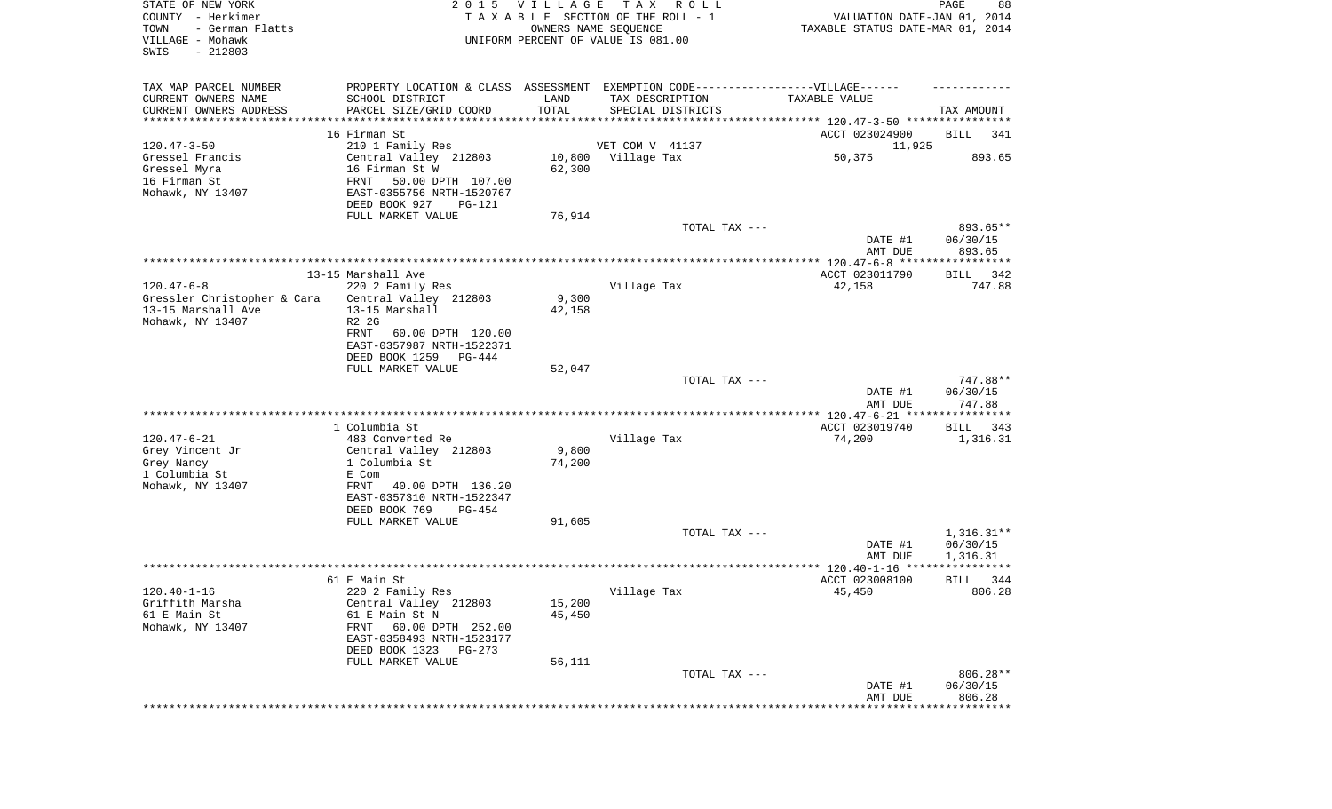STATE OF NEW YORK
COUNTY - Herkimer
TOWN - German Flatts
VILLAGE - Mohawk
SWIS - 212803

2015 VILLAGE TAX ROLL
TAXABLE SECTION OF THE ROLL - 1
OWNERS NAME SEQUENCE
UNIFORM PERCENT OF VALUE IS 081.00

VALUATION DATE-JAN 01, 2014
TAXABLE STATUS DATE-MAR 01, 2014

| TAX MAP PARCEL NUMBER / CURRENT OWNERS NAME / CURRENT OWNERS ADDRESS | PROPERTY LOCATION & CLASS / SCHOOL DISTRICT / PARCEL SIZE/GRID COORD | ASSESSMENT LAND / TOTAL | EXEMPTION CODE / TAX DESCRIPTION / SPECIAL DISTRICTS | TAXABLE VALUE | TAX AMOUNT |
|---|---|---|---|---|---|
| | 16 Firman St | | | ACCT 023024900 | BILL 341 |
| 120.47-3-50 | 210 1 Family Res | | VET COM V 41137 | 11,925 | |
| Gressel Francis | Central Valley 212803 | 10,800 | Village Tax | 50,375 | 893.65 |
| Gressel Myra | 16 Firman St W | 62,300 | | | |
| 16 Firman St | FRNT 50.00 DPTH 107.00 | | | | |
| Mohawk, NY 13407 | EAST-0355756 NRTH-1520767 | | | | |
| | DEED BOOK 927 PG-121 | | | | |
| | FULL MARKET VALUE | 76,914 | | | |
| | | | TOTAL TAX --- | | 893.65** |
| | | | | DATE #1 | 06/30/15 |
| | | | | AMT DUE | 893.65 |
| | 13-15 Marshall Ave | | | ACCT 023011790 | BILL 342 |
| 120.47-6-8 | 220 2 Family Res | | Village Tax | 42,158 | 747.88 |
| Gressler Christopher & Cara | Central Valley 212803 | 9,300 | | | |
| 13-15 Marshall Ave | 13-15 Marshall | 42,158 | | | |
| Mohawk, NY 13407 | R2 2G | | | | |
| | FRNT 60.00 DPTH 120.00 | | | | |
| | EAST-0357987 NRTH-1522371 | | | | |
| | DEED BOOK 1259 PG-444 | | | | |
| | FULL MARKET VALUE | 52,047 | | | |
| | | | TOTAL TAX --- | | 747.88** |
| | | | | DATE #1 | 06/30/15 |
| | | | | AMT DUE | 747.88 |
| | 1 Columbia St | | | ACCT 023019740 | BILL 343 |
| 120.47-6-21 | 483 Converted Re | | Village Tax | 74,200 | 1,316.31 |
| Grey Vincent Jr | Central Valley 212803 | 9,800 | | | |
| Grey Nancy | 1 Columbia St | 74,200 | | | |
| 1 Columbia St | E Com | | | | |
| Mohawk, NY 13407 | FRNT 40.00 DPTH 136.20 | | | | |
| | EAST-0357310 NRTH-1522347 | | | | |
| | DEED BOOK 769 PG-454 | | | | |
| | FULL MARKET VALUE | 91,605 | | | |
| | | | TOTAL TAX --- | | 1,316.31** |
| | | | | DATE #1 | 06/30/15 |
| | | | | AMT DUE | 1,316.31 |
| | 61 E Main St | | | ACCT 023008100 | BILL 344 |
| 120.40-1-16 | 220 2 Family Res | | Village Tax | 45,450 | 806.28 |
| Griffith Marsha | Central Valley 212803 | 15,200 | | | |
| 61 E Main St | 61 E Main St N | 45,450 | | | |
| Mohawk, NY 13407 | FRNT 60.00 DPTH 252.00 | | | | |
| | EAST-0358493 NRTH-1523177 | | | | |
| | DEED BOOK 1323 PG-273 | | | | |
| | FULL MARKET VALUE | 56,111 | | | |
| | | | TOTAL TAX --- | | 806.28** |
| | | | | DATE #1 | 06/30/15 |
| | | | | AMT DUE | 806.28 |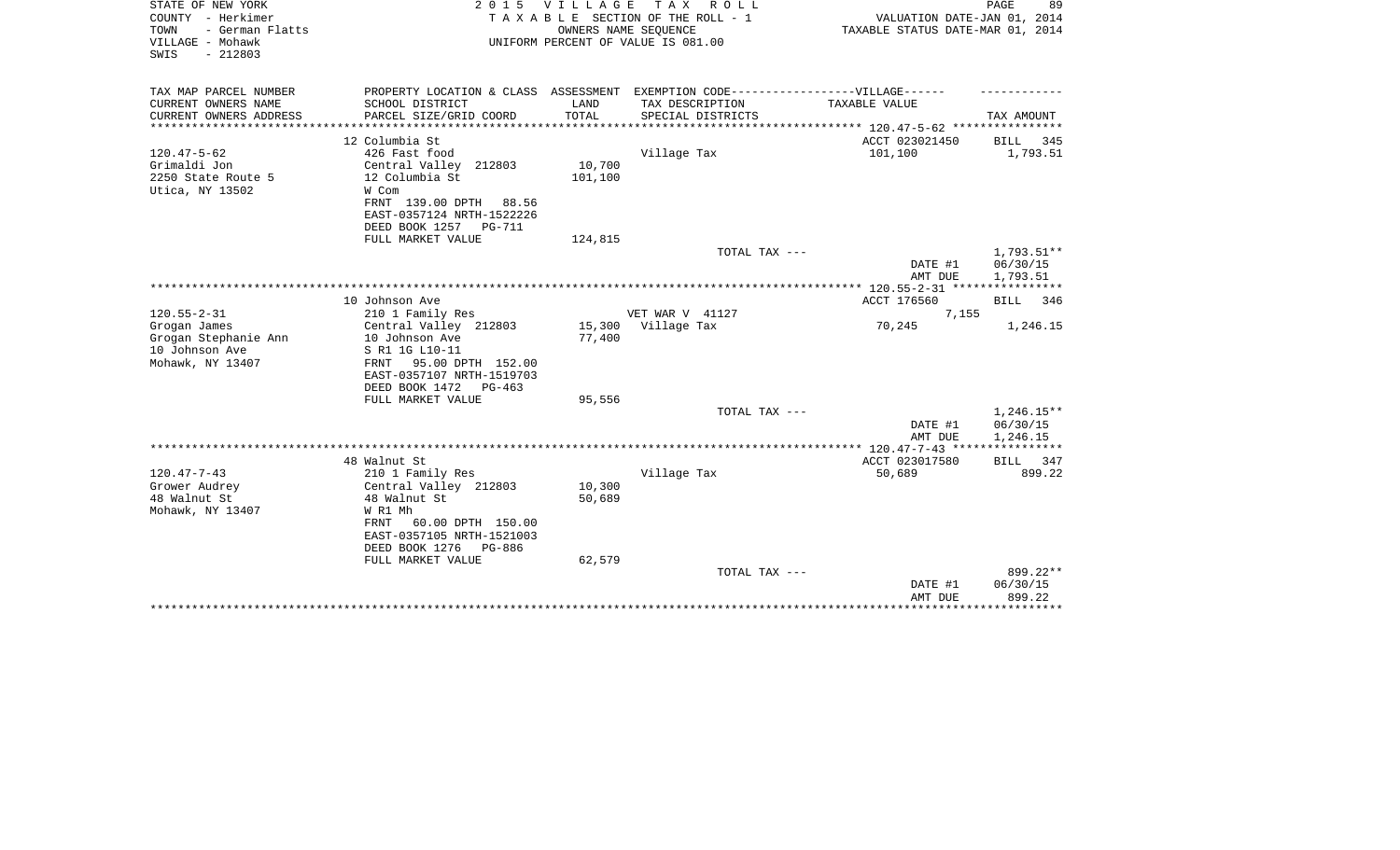STATE OF NEW YORK
COUNTY - Herkimer
TOWN - German Flatts
VILLAGE - Mohawk
SWIS - 212803

2 0 1 5 V I L L A G E T A X R O L L
T A X A B L E SECTION OF THE ROLL - 1
OWNERS NAME SEQUENCE
UNIFORM PERCENT OF VALUE IS 081.00

VALUATION DATE-JAN 01, 2014
TAXABLE STATUS DATE-MAR 01, 2014

| TAX MAP PARCEL NUMBER<br>CURRENT OWNERS NAME<br>CURRENT OWNERS ADDRESS | PROPERTY LOCATION & CLASS<br>SCHOOL DISTRICT<br>PARCEL SIZE/GRID COORD | ASSESSMENT<br>LAND<br>TOTAL | EXEMPTION CODE------------------VILLAGE------<br>TAX DESCRIPTION<br>SPECIAL DISTRICTS | TAXABLE VALUE | TAX AMOUNT |
|---|---|---|---|---|---|
| | 12 Columbia St | | | ACCT 023021450 | BILL 345 |
| 120.47-5-62 | 426 Fast food | | Village Tax | 101,100 | 1,793.51 |
| Grimaldi Jon | Central Valley 212803 | 10,700 | | | |
| 2250 State Route 5 | 12 Columbia St | 101,100 | | | |
| Utica, NY 13502 | W Com | | | | |
| | FRNT 139.00 DPTH 88.56 | | | | |
| | EAST-0357124 NRTH-1522226 | | | | |
| | DEED BOOK 1257 PG-711 | | | | |
| | FULL MARKET VALUE | 124,815 | | | |
| | | | TOTAL TAX --- | | 1,793.51** |
| | | | | DATE #1 | 06/30/15 |
| | | | | AMT DUE | 1,793.51 |
| | 10 Johnson Ave | | | ACCT 176560 | BILL 346 |
| 120.55-2-31 | 210 1 Family Res | | VET WAR V 41127 | 7,155 | |
| Grogan James | Central Valley 212803 | 15,300 | Village Tax | 70,245 | 1,246.15 |
| Grogan Stephanie Ann | 10 Johnson Ave | 77,400 | | | |
| 10 Johnson Ave | S R1 1G L10-11 | | | | |
| Mohawk, NY 13407 | FRNT 95.00 DPTH 152.00 | | | | |
| | EAST-0357107 NRTH-1519703 | | | | |
| | DEED BOOK 1472 PG-463 | | | | |
| | FULL MARKET VALUE | 95,556 | | | |
| | | | TOTAL TAX --- | | 1,246.15** |
| | | | | DATE #1 | 06/30/15 |
| | | | | AMT DUE | 1,246.15 |
| | 48 Walnut St | | | ACCT 023017580 | BILL 347 |
| 120.47-7-43 | 210 1 Family Res | | Village Tax | 50,689 | 899.22 |
| Grower Audrey | Central Valley 212803 | 10,300 | | | |
| 48 Walnut St | 48 Walnut St | 50,689 | | | |
| Mohawk, NY 13407 | W R1 Mh | | | | |
| | FRNT 60.00 DPTH 150.00 | | | | |
| | EAST-0357105 NRTH-1521003 | | | | |
| | DEED BOOK 1276 PG-886 | | | | |
| | FULL MARKET VALUE | 62,579 | | | |
| | | | TOTAL TAX --- | | 899.22** |
| | | | | DATE #1 | 06/30/15 |
| | | | | AMT DUE | 899.22 |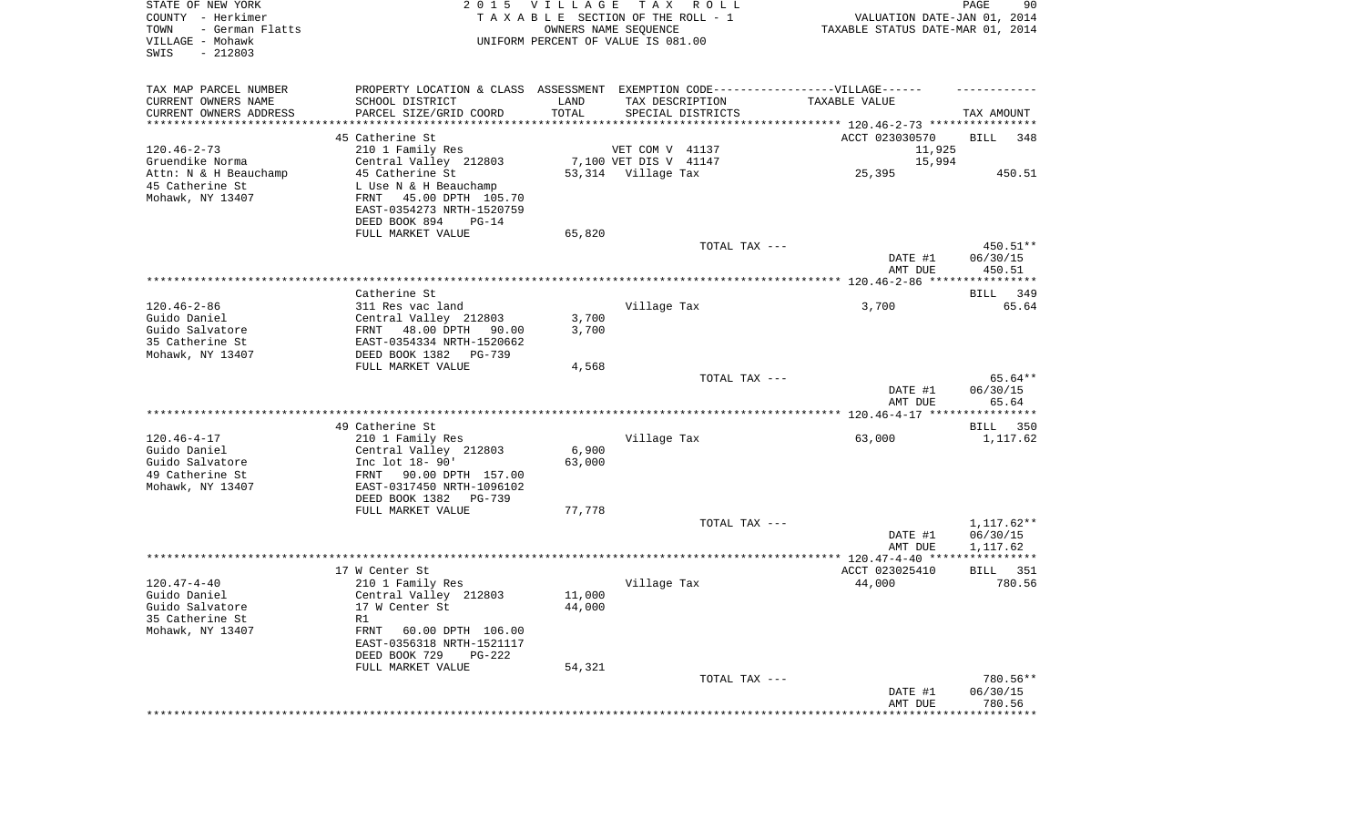STATE OF NEW YORK
COUNTY - Herkimer
TOWN - German Flatts
VILLAGE - Mohawk
SWIS - 212803

2 0 1 5 V I L L A G E T A X R O L L
T A X A B L E SECTION OF THE ROLL - 1
OWNERS NAME SEQUENCE
UNIFORM PERCENT OF VALUE IS 081.00

VALUATION DATE-JAN 01, 2014
TAXABLE STATUS DATE-MAR 01, 2014

| TAX MAP PARCEL NUMBER / CURRENT OWNERS NAME / CURRENT OWNERS ADDRESS | PROPERTY LOCATION & CLASS / SCHOOL DISTRICT / PARCEL SIZE/GRID COORD | ASSESSMENT LAND / TOTAL | EXEMPTION CODE / TAX DESCRIPTION / SPECIAL DISTRICTS | TAXABLE VALUE | TAX AMOUNT |
|---|---|---|---|---|---|
| **120.46-2-73** | 45 Catherine St | | | ACCT 023030570 | BILL 348 |
| 120.46-2-73 | 210 1 Family Res | | VET COM V 41137 | 11,925 | |
| Gruendike Norma | Central Valley 212803 | 7,100 | VET DIS V 41147 | 15,994 | |
| Attn: N & H Beauchamp | 45 Catherine St | 53,314 | Village Tax | 25,395 | 450.51 |
| 45 Catherine St | L Use N & H Beauchamp | | | | |
| Mohawk, NY 13407 | FRNT 45.00 DPTH 105.70 | | | | |
| | EAST-0354273 NRTH-1520759 | | | | |
| | DEED BOOK 894 PG-14 | | | | |
| | FULL MARKET VALUE | 65,820 | | | |
| | | | TOTAL TAX --- | | 450.51** |
| | | | | DATE #1 | 06/30/15 |
| | | | | AMT DUE | 450.51 |
| **120.46-2-86** | Catherine St | | | | BILL 349 |
| 120.46-2-86 | 311 Res vac land | | Village Tax | 3,700 | 65.64 |
| Guido Daniel | Central Valley 212803 | 3,700 | | | |
| Guido Salvatore | FRNT 48.00 DPTH 90.00 | 3,700 | | | |
| 35 Catherine St | EAST-0354334 NRTH-1520662 | | | | |
| Mohawk, NY 13407 | DEED BOOK 1382 PG-739 | | | | |
| | FULL MARKET VALUE | 4,568 | | | |
| | | | TOTAL TAX --- | | 65.64** |
| | | | | DATE #1 | 06/30/15 |
| | | | | AMT DUE | 65.64 |
| **120.46-4-17** | 49 Catherine St | | | | BILL 350 |
| 120.46-4-17 | 210 1 Family Res | | Village Tax | 63,000 | 1,117.62 |
| Guido Daniel | Central Valley 212803 | 6,900 | | | |
| Guido Salvatore | Inc lot 18- 90' | 63,000 | | | |
| 49 Catherine St | FRNT 90.00 DPTH 157.00 | | | | |
| Mohawk, NY 13407 | EAST-0317450 NRTH-1096102 | | | | |
| | DEED BOOK 1382 PG-739 | | | | |
| | FULL MARKET VALUE | 77,778 | | | |
| | | | TOTAL TAX --- | | 1,117.62** |
| | | | | DATE #1 | 06/30/15 |
| | | | | AMT DUE | 1,117.62 |
| **120.47-4-40** | 17 W Center St | | | ACCT 023025410 | BILL 351 |
| 120.47-4-40 | 210 1 Family Res | | Village Tax | 44,000 | 780.56 |
| Guido Daniel | Central Valley 212803 | 11,000 | | | |
| Guido Salvatore | 17 W Center St | 44,000 | | | |
| 35 Catherine St | R1 | | | | |
| Mohawk, NY 13407 | FRNT 60.00 DPTH 106.00 | | | | |
| | EAST-0356318 NRTH-1521117 | | | | |
| | DEED BOOK 729 PG-222 | | | | |
| | FULL MARKET VALUE | 54,321 | | | |
| | | | TOTAL TAX --- | | 780.56** |
| | | | | DATE #1 | 06/30/15 |
| | | | | AMT DUE | 780.56 |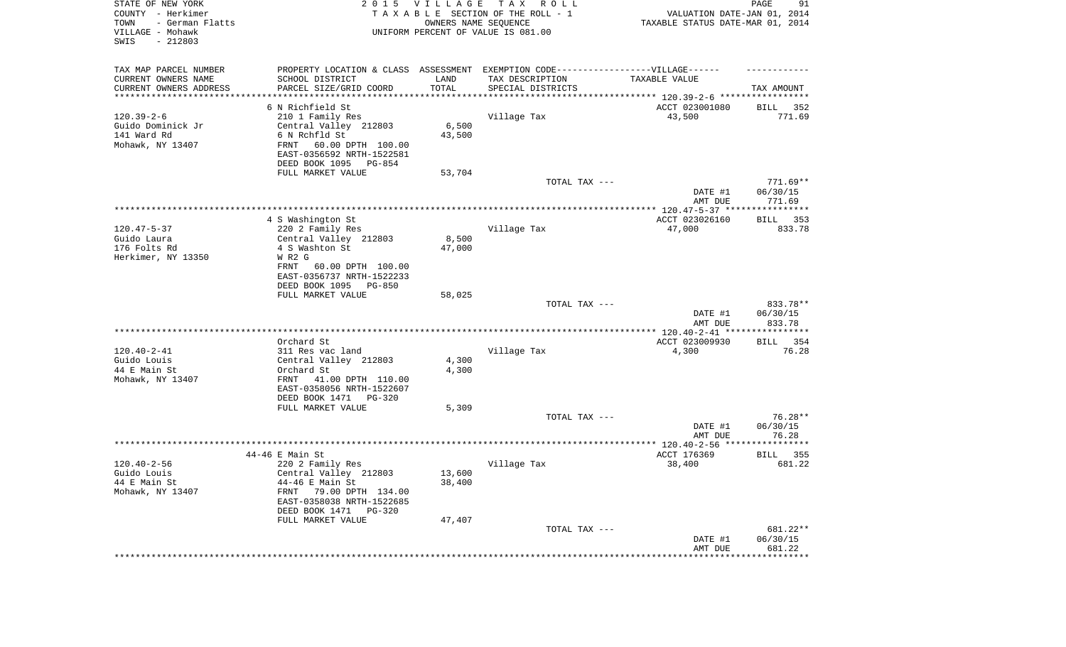STATE OF NEW YORK
COUNTY - Herkimer
TOWN - German Flatts
VILLAGE - Mohawk
SWIS - 212803

2 0 1 5 V I L L A G E T A X R O L L
T A X A B L E SECTION OF THE ROLL - 1
OWNERS NAME SEQUENCE
UNIFORM PERCENT OF VALUE IS 081.00

VALUATION DATE-JAN 01, 2014
TAXABLE STATUS DATE-MAR 01, 2014

| TAX MAP PARCEL NUMBER / CURRENT OWNERS NAME / CURRENT OWNERS ADDRESS | PROPERTY LOCATION & CLASS / SCHOOL DISTRICT / PARCEL SIZE/GRID COORD | ASSESSMENT LAND / TOTAL | EXEMPTION CODE / TAX DESCRIPTION / SPECIAL DISTRICTS | TAXABLE VALUE | TAX AMOUNT |
|---|---|---|---|---|---|
| | 6 N Richfield St | | | ACCT 023001080 | BILL 352 |
| 120.39-2-6 | 210 1 Family Res | | Village Tax | 43,500 | 771.69 |
| Guido Dominick Jr | Central Valley 212803 | 6,500 | | | |
| 141 Ward Rd | 6 N Rchfld St | 43,500 | | | |
| Mohawk, NY 13407 | FRNT 60.00 DPTH 100.00 | | | | |
| | EAST-0356592 NRTH-1522581 | | | | |
| | DEED BOOK 1095 PG-854 | | | | |
| | FULL MARKET VALUE | 53,704 | | | |
| | | | TOTAL TAX --- | | 771.69** |
| | | | | DATE #1 | 06/30/15 |
| | | | | AMT DUE | 771.69 |
| | 4 S Washington St | | | ACCT 023026160 | BILL 353 |
| 120.47-5-37 | 220 2 Family Res | | Village Tax | 47,000 | 833.78 |
| Guido Laura | Central Valley 212803 | 8,500 | | | |
| 176 Folts Rd | 4 S Washton St | 47,000 | | | |
| Herkimer, NY 13350 | W R2 G | | | | |
| | FRNT 60.00 DPTH 100.00 | | | | |
| | EAST-0356737 NRTH-1522233 | | | | |
| | DEED BOOK 1095 PG-850 | | | | |
| | FULL MARKET VALUE | 58,025 | | | |
| | | | TOTAL TAX --- | | 833.78** |
| | | | | DATE #1 | 06/30/15 |
| | | | | AMT DUE | 833.78 |
| | Orchard St | | | ACCT 023009930 | BILL 354 |
| 120.40-2-41 | 311 Res vac land | | Village Tax | 4,300 | 76.28 |
| Guido Louis | Central Valley 212803 | 4,300 | | | |
| 44 E Main St | Orchard St | 4,300 | | | |
| Mohawk, NY 13407 | FRNT 41.00 DPTH 110.00 | | | | |
| | EAST-0358056 NRTH-1522607 | | | | |
| | DEED BOOK 1471 PG-320 | | | | |
| | FULL MARKET VALUE | 5,309 | | | |
| | | | TOTAL TAX --- | | 76.28** |
| | | | | DATE #1 | 06/30/15 |
| | | | | AMT DUE | 76.28 |
| | 44-46 E Main St | | | ACCT 176369 | BILL 355 |
| 120.40-2-56 | 220 2 Family Res | | Village Tax | 38,400 | 681.22 |
| Guido Louis | Central Valley 212803 | 13,600 | | | |
| 44 E Main St | 44-46 E Main St | 38,400 | | | |
| Mohawk, NY 13407 | FRNT 79.00 DPTH 134.00 | | | | |
| | EAST-0358038 NRTH-1522685 | | | | |
| | DEED BOOK 1471 PG-320 | | | | |
| | FULL MARKET VALUE | 47,407 | | | |
| | | | TOTAL TAX --- | | 681.22** |
| | | | | DATE #1 | 06/30/15 |
| | | | | AMT DUE | 681.22 |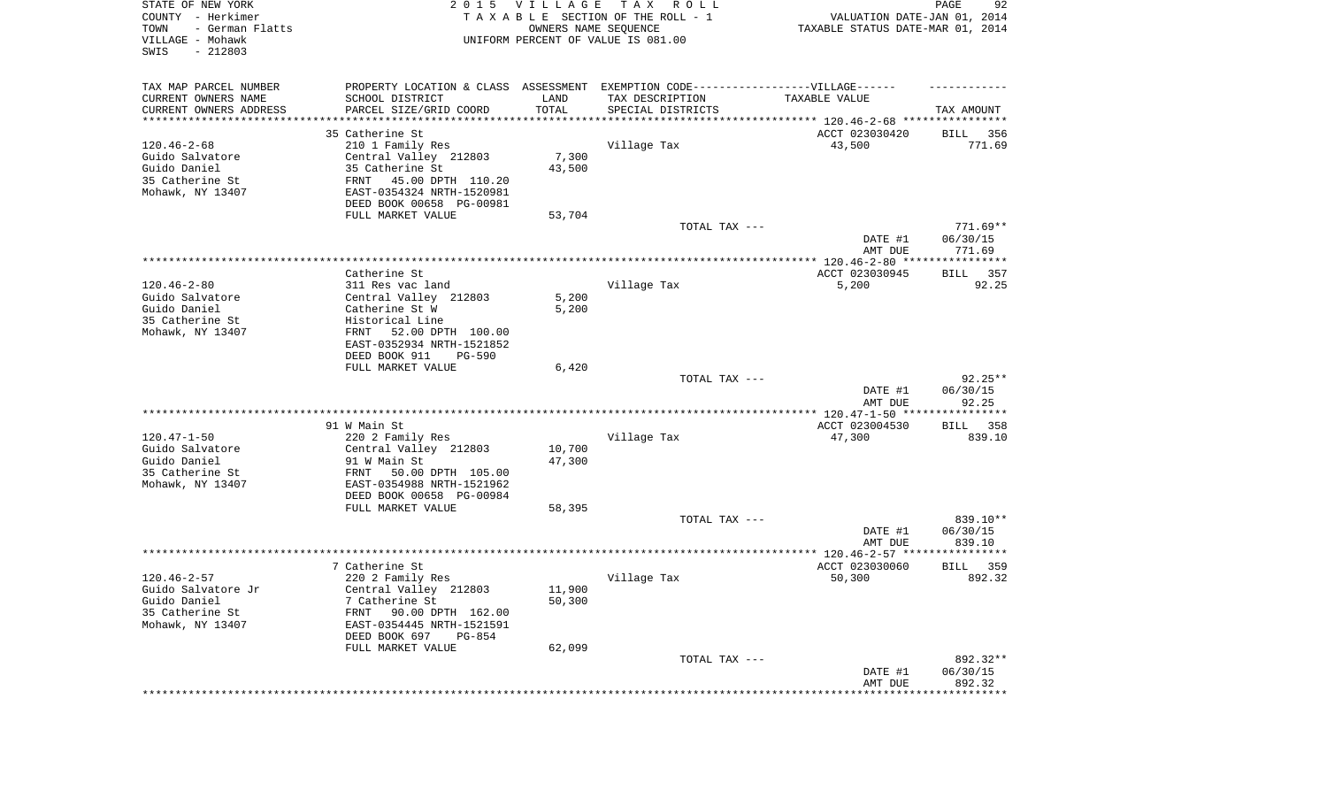STATE OF NEW YORK
COUNTY - Herkimer
TOWN - German Flatts
VILLAGE - Mohawk
SWIS - 212803

2 0 1 5 V I L L A G E T A X R O L L
T A X A B L E SECTION OF THE ROLL - 1
OWNERS NAME SEQUENCE
UNIFORM PERCENT OF VALUE IS 081.00

VALUATION DATE-JAN 01, 2014
TAXABLE STATUS DATE-MAR 01, 2014

| TAX MAP PARCEL NUMBER / CURRENT OWNERS NAME / CURRENT OWNERS ADDRESS | PROPERTY LOCATION & CLASS / SCHOOL DISTRICT / PARCEL SIZE/GRID COORD | ASSESSMENT LAND / TOTAL | EXEMPTION CODE / TAX DESCRIPTION / SPECIAL DISTRICTS | TAXABLE VALUE | TAX AMOUNT |
|---|---|---|---|---|---|
| | 35 Catherine St | | | ACCT 023030420 | BILL 356 |
| 120.46-2-68 | 210 1 Family Res | | Village Tax | 43,500 | 771.69 |
| Guido Salvatore | Central Valley 212803 | 7,300 | | | |
| Guido Daniel | 35 Catherine St | 43,500 | | | |
| 35 Catherine St | FRNT 45.00 DPTH 110.20 | | | | |
| Mohawk, NY 13407 | EAST-0354324 NRTH-1520981 | | | | |
| | DEED BOOK 00658 PG-00981 | | | | |
| | FULL MARKET VALUE | 53,704 | | | |
| | | | TOTAL TAX --- | | 771.69** |
| | | | | DATE #1 | 06/30/15 |
| | | | | AMT DUE | 771.69 |
| | Catherine St | | | ACCT 023030945 | BILL 357 |
| 120.46-2-80 | 311 Res vac land | | Village Tax | 5,200 | 92.25 |
| Guido Salvatore | Central Valley 212803 | 5,200 | | | |
| Guido Daniel | Catherine St W | 5,200 | | | |
| 35 Catherine St | Historical Line | | | | |
| Mohawk, NY 13407 | FRNT 52.00 DPTH 100.00 | | | | |
| | EAST-0352934 NRTH-1521852 | | | | |
| | DEED BOOK 911 PG-590 | | | | |
| | FULL MARKET VALUE | 6,420 | | | |
| | | | TOTAL TAX --- | | 92.25** |
| | | | | DATE #1 | 06/30/15 |
| | | | | AMT DUE | 92.25 |
| | 91 W Main St | | | ACCT 023004530 | BILL 358 |
| 120.47-1-50 | 220 2 Family Res | | Village Tax | 47,300 | 839.10 |
| Guido Salvatore | Central Valley 212803 | 10,700 | | | |
| Guido Daniel | 91 W Main St | 47,300 | | | |
| 35 Catherine St | FRNT 50.00 DPTH 105.00 | | | | |
| Mohawk, NY 13407 | EAST-0354988 NRTH-1521962 | | | | |
| | DEED BOOK 00658 PG-00984 | | | | |
| | FULL MARKET VALUE | 58,395 | | | |
| | | | TOTAL TAX --- | | 839.10** |
| | | | | DATE #1 | 06/30/15 |
| | | | | AMT DUE | 839.10 |
| | 7 Catherine St | | | ACCT 023030060 | BILL 359 |
| 120.46-2-57 | 220 2 Family Res | | Village Tax | 50,300 | 892.32 |
| Guido Salvatore Jr | Central Valley 212803 | 11,900 | | | |
| Guido Daniel | 7 Catherine St | 50,300 | | | |
| 35 Catherine St | FRNT 90.00 DPTH 162.00 | | | | |
| Mohawk, NY 13407 | EAST-0354445 NRTH-1521591 | | | | |
| | DEED BOOK 697 PG-854 | | | | |
| | FULL MARKET VALUE | 62,099 | | | |
| | | | TOTAL TAX --- | | 892.32** |
| | | | | DATE #1 | 06/30/15 |
| | | | | AMT DUE | 892.32 |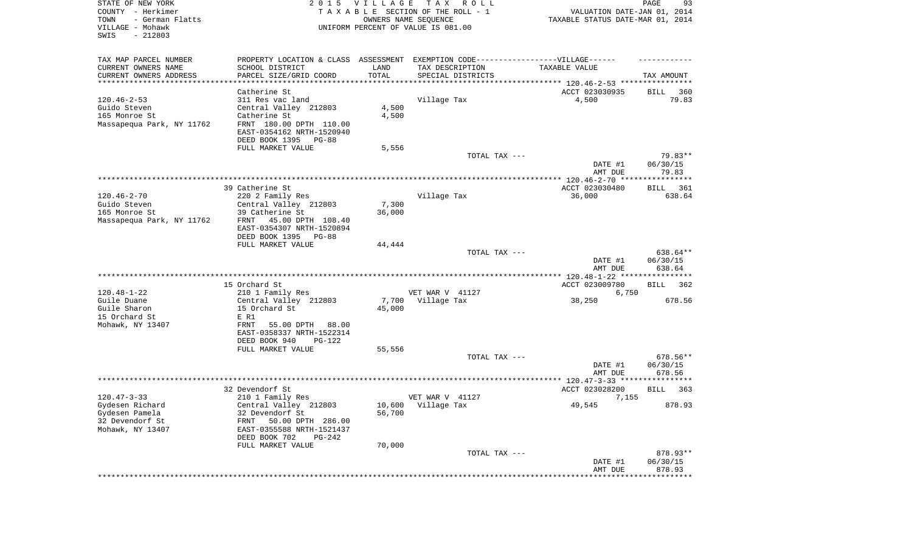STATE OF NEW YORK
COUNTY - Herkimer
TOWN - German Flatts
VILLAGE - Mohawk
SWIS - 212803

2 0 1 5 V I L L A G E T A X R O L L
T A X A B L E SECTION OF THE ROLL - 1
OWNERS NAME SEQUENCE
UNIFORM PERCENT OF VALUE IS 081.00

VALUATION DATE-JAN 01, 2014
TAXABLE STATUS DATE-MAR 01, 2014

| TAX MAP PARCEL NUMBER<br>CURRENT OWNERS NAME<br>CURRENT OWNERS ADDRESS | PROPERTY LOCATION & CLASS<br>SCHOOL DISTRICT<br>PARCEL SIZE/GRID COORD | ASSESSMENT<br>LAND<br>TOTAL | EXEMPTION CODE------------------VILLAGE------<br>TAX DESCRIPTION<br>SPECIAL DISTRICTS | TAXABLE VALUE | TAX AMOUNT |
|---|---|---|---|---|---|
| **120.46-2-53** | Catherine St | | | ACCT 023030935 | BILL 360 |
| 120.46-2-53 | 311 Res vac land | | Village Tax | 4,500 | 79.83 |
| Guido Steven | Central Valley 212803 | 4,500 | | | |
| 165 Monroe St | Catherine St | 4,500 | | | |
| Massapequa Park, NY 11762 | FRNT 180.00 DPTH 110.00 | | | | |
| | EAST-0354162 NRTH-1520940 | | | | |
| | DEED BOOK 1395 PG-88 | | | | |
| | FULL MARKET VALUE | 5,556 | | | |
| | | | TOTAL TAX --- | | 79.83** |
| | | | | DATE #1 | 06/30/15 |
| | | | | AMT DUE | 79.83 |
| **120.46-2-70** | 39 Catherine St | | | ACCT 023030480 | BILL 361 |
| 120.46-2-70 | 220 2 Family Res | | Village Tax | 36,000 | 638.64 |
| Guido Steven | Central Valley 212803 | 7,300 | | | |
| 165 Monroe St | 39 Catherine St | 36,000 | | | |
| Massapequa Park, NY 11762 | FRNT 45.00 DPTH 108.40 | | | | |
| | EAST-0354307 NRTH-1520894 | | | | |
| | DEED BOOK 1395 PG-88 | | | | |
| | FULL MARKET VALUE | 44,444 | | | |
| | | | TOTAL TAX --- | | 638.64** |
| | | | | DATE #1 | 06/30/15 |
| | | | | AMT DUE | 638.64 |
| **120.48-1-22** | 15 Orchard St | | | ACCT 023009780 | BILL 362 |
| 120.48-1-22 | 210 1 Family Res | | VET WAR V 41127 | 6,750 | |
| Guile Duane | Central Valley 212803 | 7,700 | Village Tax | 38,250 | 678.56 |
| Guile Sharon | 15 Orchard St | 45,000 | | | |
| 15 Orchard St | E R1 | | | | |
| Mohawk, NY 13407 | FRNT 55.00 DPTH 88.00 | | | | |
| | EAST-0358337 NRTH-1522314 | | | | |
| | DEED BOOK 940 PG-122 | | | | |
| | FULL MARKET VALUE | 55,556 | | | |
| | | | TOTAL TAX --- | | 678.56** |
| | | | | DATE #1 | 06/30/15 |
| | | | | AMT DUE | 678.56 |
| **120.47-3-33** | 32 Devendorf St | | | ACCT 023028200 | BILL 363 |
| 120.47-3-33 | 210 1 Family Res | | VET WAR V 41127 | 7,155 | |
| Gydesen Richard | Central Valley 212803 | 10,600 | Village Tax | 49,545 | 878.93 |
| Gydesen Pamela | 32 Devendorf St | 56,700 | | | |
| 32 Devendorf St | FRNT 50.00 DPTH 286.00 | | | | |
| Mohawk, NY 13407 | EAST-0355588 NRTH-1521437 | | | | |
| | DEED BOOK 702 PG-242 | | | | |
| | FULL MARKET VALUE | 70,000 | | | |
| | | | TOTAL TAX --- | | 878.93** |
| | | | | DATE #1 | 06/30/15 |
| | | | | AMT DUE | 878.93 |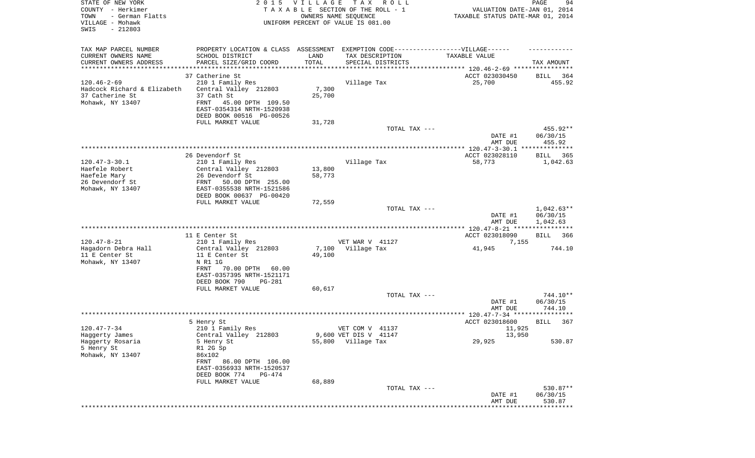STATE OF NEW YORK — 2015 VILLAGE TAX ROLL
COUNTY - Herkimer — TAXABLE SECTION OF THE ROLL - 1 — VALUATION DATE-JAN 01, 2014
TOWN - German Flatts — OWNERS NAME SEQUENCE — TAXABLE STATUS DATE-MAR 01, 2014
VILLAGE - Mohawk — UNIFORM PERCENT OF VALUE IS 081.00
SWIS - 212803

| TAX MAP PARCEL NUMBER / CURRENT OWNERS NAME / CURRENT OWNERS ADDRESS | PROPERTY LOCATION & CLASS / SCHOOL DISTRICT / PARCEL SIZE/GRID COORD | ASSESSMENT LAND / TOTAL | EXEMPTION CODE / TAX DESCRIPTION / SPECIAL DISTRICTS | TAXABLE VALUE | TAX AMOUNT |
|---|---|---|---|---|---|
| **120.46-2-69** | 37 Catherine St | | | ACCT 023030450 | BILL 364 |
| 120.46-2-69 | 210 1 Family Res | | Village Tax | 25,700 | 455.92 |
| Hadcock Richard & Elizabeth | Central Valley 212803 | 7,300 | | | |
| 37 Catherine St | 37 Cath St | 25,700 | | | |
| Mohawk, NY 13407 | FRNT 45.00 DPTH 109.50 | | | | |
| | EAST-0354314 NRTH-1520938 | | | | |
| | DEED BOOK 00516 PG-00526 | | | | |
| | FULL MARKET VALUE | 31,728 | | | |
| | | | TOTAL TAX --- | | 455.92** |
| | | | | DATE #1 | 06/30/15 |
| | | | | AMT DUE | 455.92 |
| **120.47-3-30.1** | 26 Devendorf St | | | ACCT 023028110 | BILL 365 |
| 120.47-3-30.1 | 210 1 Family Res | | Village Tax | 58,773 | 1,042.63 |
| Haefele Robert | Central Valley 212803 | 13,800 | | | |
| Haefele Mary | 26 Devendorf St | 58,773 | | | |
| 26 Devendorf St | FRNT 50.00 DPTH 255.00 | | | | |
| Mohawk, NY 13407 | EAST-0355538 NRTH-1521586 | | | | |
| | DEED BOOK 00637 PG-00420 | | | | |
| | FULL MARKET VALUE | 72,559 | | | |
| | | | TOTAL TAX --- | | 1,042.63** |
| | | | | DATE #1 | 06/30/15 |
| | | | | AMT DUE | 1,042.63 |
| **120.47-8-21** | 11 E Center St | | | ACCT 023018090 | BILL 366 |
| 120.47-8-21 | 210 1 Family Res | | VET WAR V 41127 | 7,155 | |
| Hagadorn Debra Hall | Central Valley 212803 | 7,100 | Village Tax | 41,945 | 744.10 |
| 11 E Center St | 11 E Center St | 49,100 | | | |
| Mohawk, NY 13407 | N R1 1G | | | | |
| | FRNT 70.00 DPTH 60.00 | | | | |
| | EAST-0357395 NRTH-1521171 | | | | |
| | DEED BOOK 790 PG-281 | | | | |
| | FULL MARKET VALUE | 60,617 | | | |
| | | | TOTAL TAX --- | | 744.10** |
| | | | | DATE #1 | 06/30/15 |
| | | | | AMT DUE | 744.10 |
| **120.47-7-34** | 5 Henry St | | | ACCT 023018600 | BILL 367 |
| 120.47-7-34 | 210 1 Family Res | | VET COM V 41137 | 11,925 | |
| Haggerty James | Central Valley 212803 | 9,600 | VET DIS V 41147 | 13,950 | |
| Haggerty Rosaria | 5 Henry St | 55,800 | Village Tax | 29,925 | 530.87 |
| 5 Henry St | R1 2G Sp | | | | |
| Mohawk, NY 13407 | 86x102 | | | | |
| | FRNT 86.00 DPTH 106.00 | | | | |
| | EAST-0356933 NRTH-1520537 | | | | |
| | DEED BOOK 774 PG-474 | | | | |
| | FULL MARKET VALUE | 68,889 | | | |
| | | | TOTAL TAX --- | | 530.87** |
| | | | | DATE #1 | 06/30/15 |
| | | | | AMT DUE | 530.87 |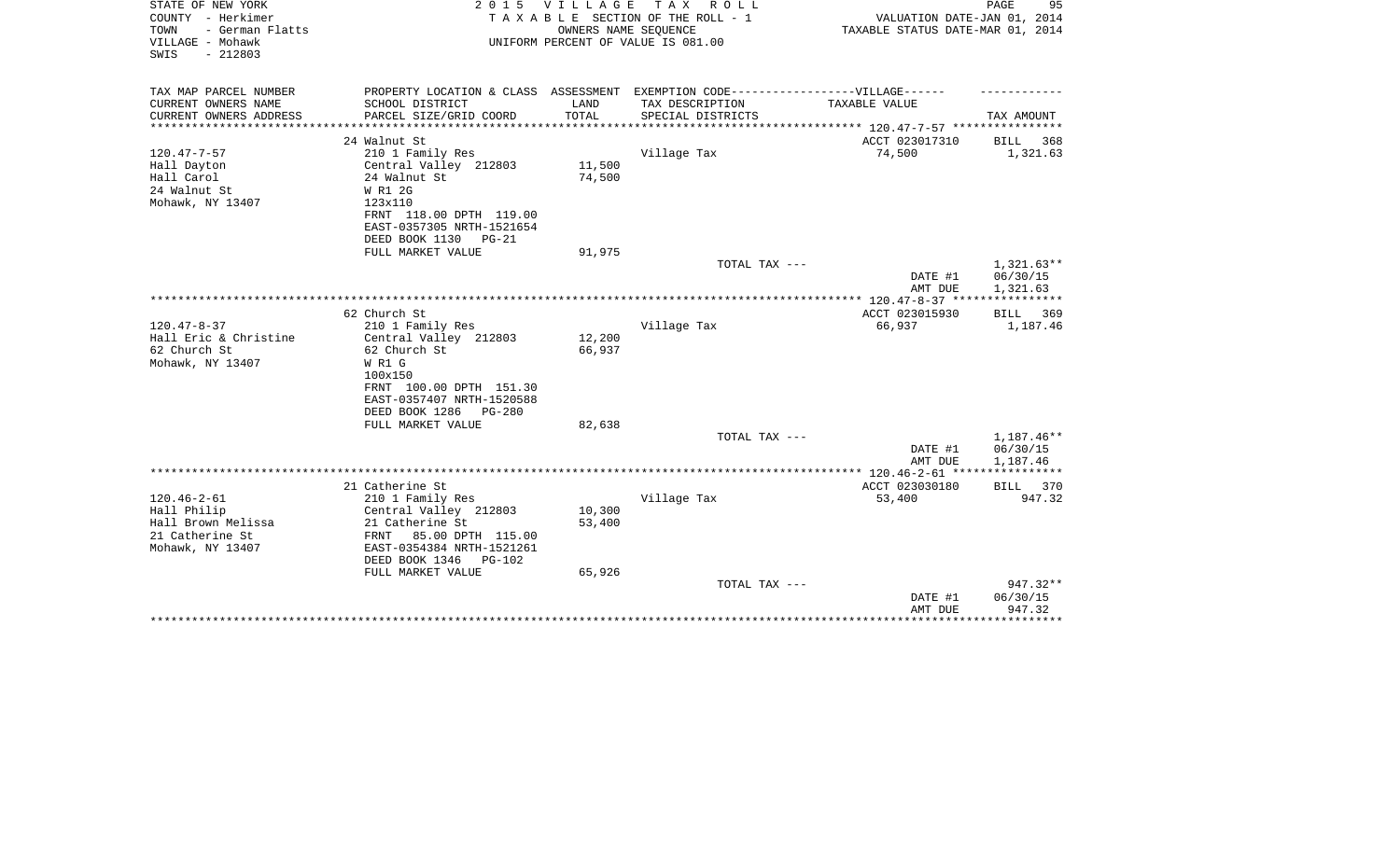STATE OF NEW YORK
COUNTY - Herkimer
TOWN - German Flatts
VILLAGE - Mohawk
SWIS - 212803

2015 VILLAGE TAX ROLL
TAXABLE SECTION OF THE ROLL - 1
OWNERS NAME SEQUENCE
UNIFORM PERCENT OF VALUE IS 081.00

VALUATION DATE-JAN 01, 2014
TAXABLE STATUS DATE-MAR 01, 2014

| TAX MAP PARCEL NUMBER / CURRENT OWNERS NAME / CURRENT OWNERS ADDRESS | PROPERTY LOCATION & CLASS / SCHOOL DISTRICT / PARCEL SIZE/GRID COORD | ASSESSMENT LAND / TOTAL | EXEMPTION CODE-----VILLAGE------ TAX DESCRIPTION / SPECIAL DISTRICTS | TAXABLE VALUE | TAX AMOUNT |
|---|---|---|---|---|---|
| 120.47-7-57 | 24 Walnut St | | | ACCT 023017310 | BILL 368 |
| Hall Dayton | 210 1 Family Res | | Village Tax | 74,500 | 1,321.63 |
| Hall Carol | Central Valley 212803 | 11,500 | | | |
| 24 Walnut St | 24 Walnut St | 74,500 | | | |
| Mohawk, NY 13407 | W R1 2G | | | | |
| | 123x110 | | | | |
| | FRNT 118.00 DPTH 119.00 | | | | |
| | EAST-0357305 NRTH-1521654 | | | | |
| | DEED BOOK 1130 PG-21 | | | | |
| | FULL MARKET VALUE | 91,975 | | | |
| | | | TOTAL TAX --- | | 1,321.63** |
| | | | | DATE #1 | 06/30/15 |
| | | | | AMT DUE | 1,321.63 |
| 120.47-8-37 | 62 Church St | | | ACCT 023015930 | BILL 369 |
| Hall Eric & Christine | 210 1 Family Res | | Village Tax | 66,937 | 1,187.46 |
| 62 Church St | Central Valley 212803 | 12,200 | | | |
| Mohawk, NY 13407 | 62 Church St | 66,937 | | | |
| | W R1 G | | | | |
| | 100x150 | | | | |
| | FRNT 100.00 DPTH 151.30 | | | | |
| | EAST-0357407 NRTH-1520588 | | | | |
| | DEED BOOK 1286 PG-280 | | | | |
| | FULL MARKET VALUE | 82,638 | | | |
| | | | TOTAL TAX --- | | 1,187.46** |
| | | | | DATE #1 | 06/30/15 |
| | | | | AMT DUE | 1,187.46 |
| 120.46-2-61 | 21 Catherine St | | | ACCT 023030180 | BILL 370 |
| Hall Philip | 210 1 Family Res | | Village Tax | 53,400 | 947.32 |
| Hall Brown Melissa | Central Valley 212803 | 10,300 | | | |
| 21 Catherine St | 21 Catherine St | 53,400 | | | |
| Mohawk, NY 13407 | FRNT 85.00 DPTH 115.00 | | | | |
| | EAST-0354384 NRTH-1521261 | | | | |
| | DEED BOOK 1346 PG-102 | | | | |
| | FULL MARKET VALUE | 65,926 | | | |
| | | | TOTAL TAX --- | | 947.32** |
| | | | | DATE #1 | 06/30/15 |
| | | | | AMT DUE | 947.32 |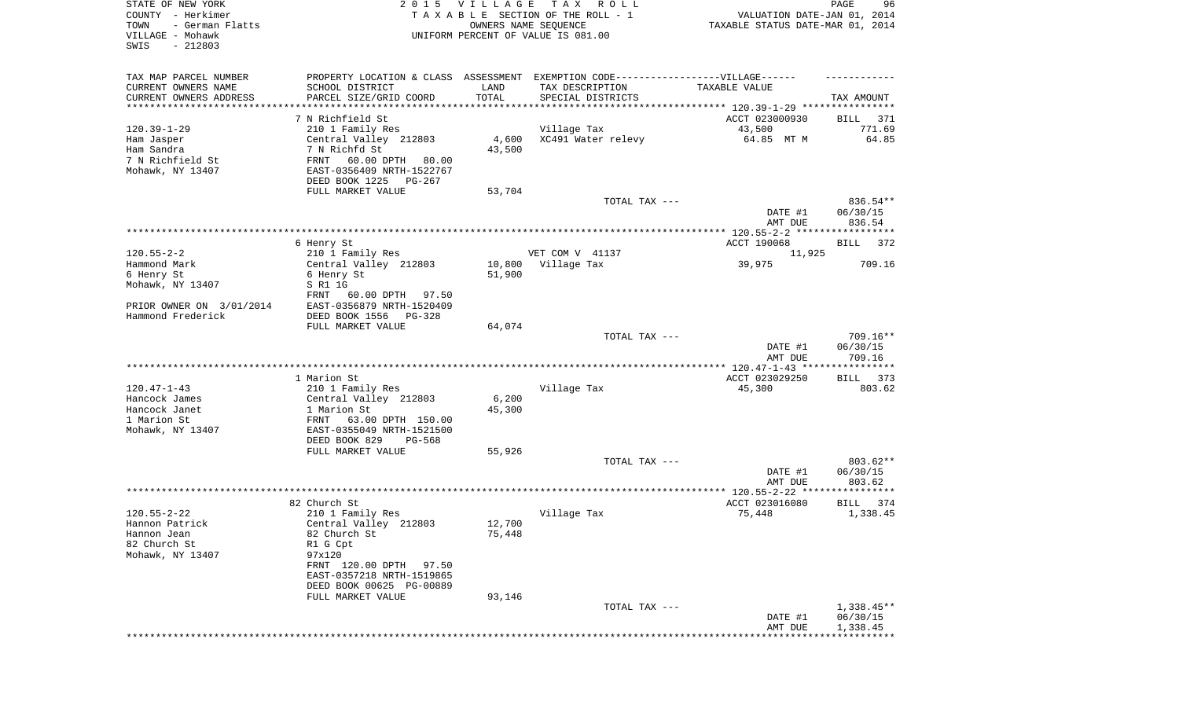STATE OF NEW YORK
COUNTY - Herkimer
TOWN - German Flatts
VILLAGE - Mohawk
SWIS - 212803

2015 VILLAGE TAX ROLL
TAXABLE SECTION OF THE ROLL - 1
OWNERS NAME SEQUENCE
UNIFORM PERCENT OF VALUE IS 081.00

VALUATION DATE-JAN 01, 2014
TAXABLE STATUS DATE-MAR 01, 2014

| TAX MAP PARCEL NUMBER<br>CURRENT OWNERS NAME<br>CURRENT OWNERS ADDRESS | PROPERTY LOCATION & CLASS<br>SCHOOL DISTRICT<br>PARCEL SIZE/GRID COORD | ASSESSMENT<br>LAND<br>TOTAL | EXEMPTION CODE------VILLAGE------<br>TAX DESCRIPTION<br>SPECIAL DISTRICTS | TAXABLE VALUE | TAX AMOUNT |
|---|---|---|---|---|---|
| 120.39-1-29 | 7 N Richfield St | | | ACCT 023000930 | BILL 371 |
| | 210 1 Family Res | | Village Tax | 43,500 | 771.69 |
| Ham Jasper | Central Valley 212803 | 4,600 | XC491 Water relevy | 64.85 MT M | 64.85 |
| Ham Sandra | 7 N Richfd St | 43,500 | | | |
| 7 N Richfield St | FRNT 60.00 DPTH 80.00 | | | | |
| Mohawk, NY 13407 | EAST-0356409 NRTH-1522767 | | | | |
| | DEED BOOK 1225 PG-267 | | | | |
| | FULL MARKET VALUE | 53,704 | | | |
| | | | TOTAL TAX --- | | 836.54** |
| | | | | DATE #1 | 06/30/15 |
| | | | | AMT DUE | 836.54 |
| 120.55-2-2 | 6 Henry St | | | ACCT 190068 | BILL 372 |
| | 210 1 Family Res | | VET COM V 41137 | 11,925 | |
| Hammond Mark | Central Valley 212803 | 10,800 | Village Tax | 39,975 | 709.16 |
| 6 Henry St | 6 Henry St | 51,900 | | | |
| Mohawk, NY 13407 | S R1 1G | | | | |
| | FRNT 60.00 DPTH 97.50 | | | | |
| PRIOR OWNER ON 3/01/2014 | EAST-0356879 NRTH-1520409 | | | | |
| Hammond Frederick | DEED BOOK 1556 PG-328 | | | | |
| | FULL MARKET VALUE | 64,074 | | | |
| | | | TOTAL TAX --- | | 709.16** |
| | | | | DATE #1 | 06/30/15 |
| | | | | AMT DUE | 709.16 |
| 120.47-1-43 | 1 Marion St | | | ACCT 023029250 | BILL 373 |
| | 210 1 Family Res | | Village Tax | 45,300 | 803.62 |
| Hancock James | Central Valley 212803 | 6,200 | | | |
| Hancock Janet | 1 Marion St | 45,300 | | | |
| 1 Marion St | FRNT 63.00 DPTH 150.00 | | | | |
| Mohawk, NY 13407 | EAST-0355049 NRTH-1521500 | | | | |
| | DEED BOOK 829 PG-568 | | | | |
| | FULL MARKET VALUE | 55,926 | | | |
| | | | TOTAL TAX --- | | 803.62** |
| | | | | DATE #1 | 06/30/15 |
| | | | | AMT DUE | 803.62 |
| 120.55-2-22 | 82 Church St | | | ACCT 023016080 | BILL 374 |
| | 210 1 Family Res | | Village Tax | 75,448 | 1,338.45 |
| Hannon Patrick | Central Valley 212803 | 12,700 | | | |
| Hannon Jean | 82 Church St | 75,448 | | | |
| 82 Church St | R1 G Cpt | | | | |
| Mohawk, NY 13407 | 97x120 | | | | |
| | FRNT 120.00 DPTH 97.50 | | | | |
| | EAST-0357218 NRTH-1519865 | | | | |
| | DEED BOOK 00625 PG-00889 | | | | |
| | FULL MARKET VALUE | 93,146 | | | |
| | | | TOTAL TAX --- | | 1,338.45** |
| | | | | DATE #1 | 06/30/15 |
| | | | | AMT DUE | 1,338.45 |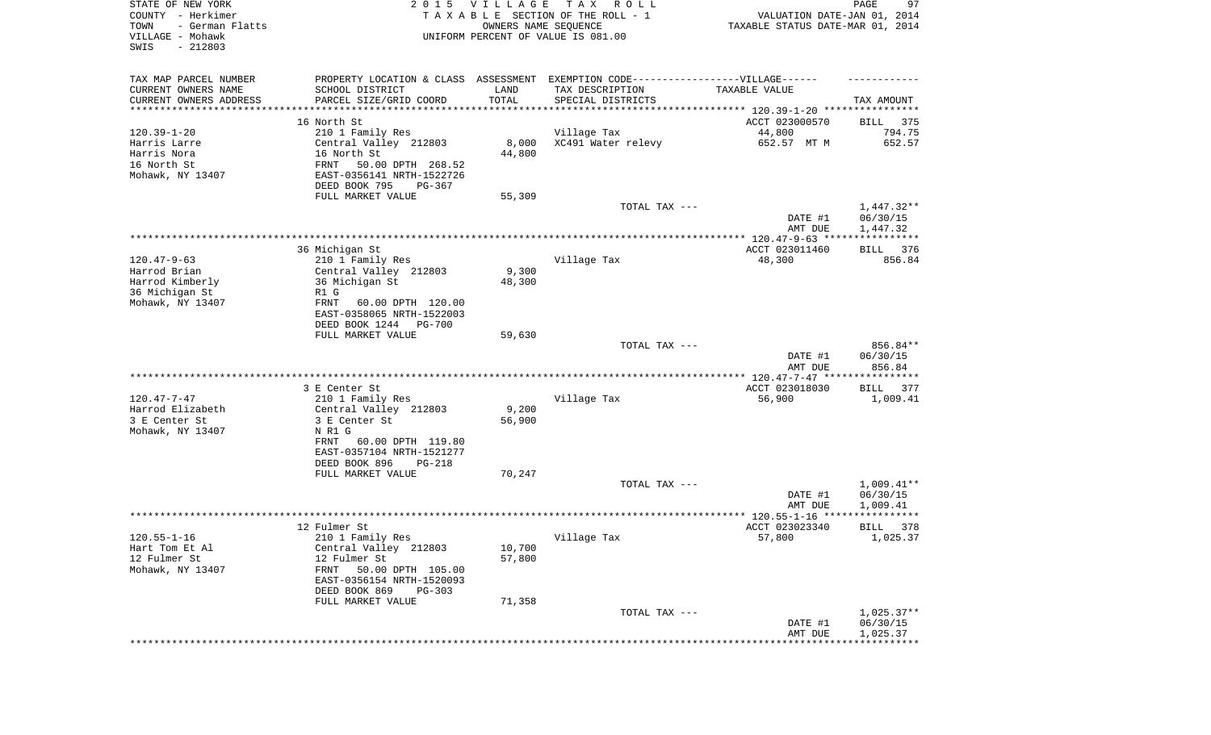STATE OF NEW YORK — 2 0 1 5 V I L L A G E T A X R O L L — PAGE 97
COUNTY - Herkimer — T A X A B L E SECTION OF THE ROLL - 1 — VALUATION DATE-JAN 01, 2014
TOWN - German Flatts — OWNERS NAME SEQUENCE — TAXABLE STATUS DATE-MAR 01, 2014
VILLAGE - Mohawk — UNIFORM PERCENT OF VALUE IS 081.00
SWIS - 212803

| TAX MAP PARCEL NUMBER / CURRENT OWNERS NAME / CURRENT OWNERS ADDRESS | PROPERTY LOCATION & CLASS / SCHOOL DISTRICT / PARCEL SIZE/GRID COORD | ASSESSMENT LAND / TOTAL | EXEMPTION CODE / TAX DESCRIPTION / SPECIAL DISTRICTS | VILLAGE TAXABLE VALUE | TAX AMOUNT |
|---|---|---|---|---|---|
| **120.39-1-20** | 16 North St | | | ACCT 023000570 | BILL 375 |
| Harris Larre | 210 1 Family Res | | Village Tax | 44,800 | 794.75 |
| Harris Nora | Central Valley 212803 | 8,000 | XC491 Water relevy | 652.57 MT M | 652.57 |
| 16 North St | 16 North St | 44,800 | | | |
| Mohawk, NY 13407 | FRNT 50.00 DPTH 268.52 | | | | |
| | EAST-0356141 NRTH-1522726 | | | | |
| | DEED BOOK 795 PG-367 | | | | |
| | FULL MARKET VALUE | 55,309 | | | |
| | | | TOTAL TAX --- | | 1,447.32** |
| | | | | DATE #1 | 06/30/15 |
| | | | | AMT DUE | 1,447.32 |
| **120.47-9-63** | 36 Michigan St | | | ACCT 023011460 | BILL 376 |
| Harrod Brian | 210 1 Family Res | | Village Tax | 48,300 | 856.84 |
| Harrod Kimberly | Central Valley 212803 | 9,300 | | | |
| 36 Michigan St | 36 Michigan St | 48,300 | | | |
| Mohawk, NY 13407 | R1 G | | | | |
| | FRNT 60.00 DPTH 120.00 | | | | |
| | EAST-0358065 NRTH-1522003 | | | | |
| | DEED BOOK 1244 PG-700 | | | | |
| | FULL MARKET VALUE | 59,630 | | | |
| | | | TOTAL TAX --- | | 856.84** |
| | | | | DATE #1 | 06/30/15 |
| | | | | AMT DUE | 856.84 |
| **120.47-7-47** | 3 E Center St | | | ACCT 023018030 | BILL 377 |
| Harrod Elizabeth | 210 1 Family Res | | Village Tax | 56,900 | 1,009.41 |
| 3 E Center St | Central Valley 212803 | 9,200 | | | |
| Mohawk, NY 13407 | 3 E Center St | 56,900 | | | |
| | N R1 G | | | | |
| | FRNT 60.00 DPTH 119.80 | | | | |
| | EAST-0357104 NRTH-1521277 | | | | |
| | DEED BOOK 896 PG-218 | | | | |
| | FULL MARKET VALUE | 70,247 | | | |
| | | | TOTAL TAX --- | | 1,009.41** |
| | | | | DATE #1 | 06/30/15 |
| | | | | AMT DUE | 1,009.41 |
| **120.55-1-16** | 12 Fulmer St | | | ACCT 023023340 | BILL 378 |
| Hart Tom Et Al | 210 1 Family Res | | Village Tax | 57,800 | 1,025.37 |
| 12 Fulmer St | Central Valley 212803 | 10,700 | | | |
| Mohawk, NY 13407 | 12 Fulmer St | 57,800 | | | |
| | FRNT 50.00 DPTH 105.00 | | | | |
| | EAST-0356154 NRTH-1520093 | | | | |
| | DEED BOOK 869 PG-303 | | | | |
| | FULL MARKET VALUE | 71,358 | | | |
| | | | TOTAL TAX --- | | 1,025.37** |
| | | | | DATE #1 | 06/30/15 |
| | | | | AMT DUE | 1,025.37 |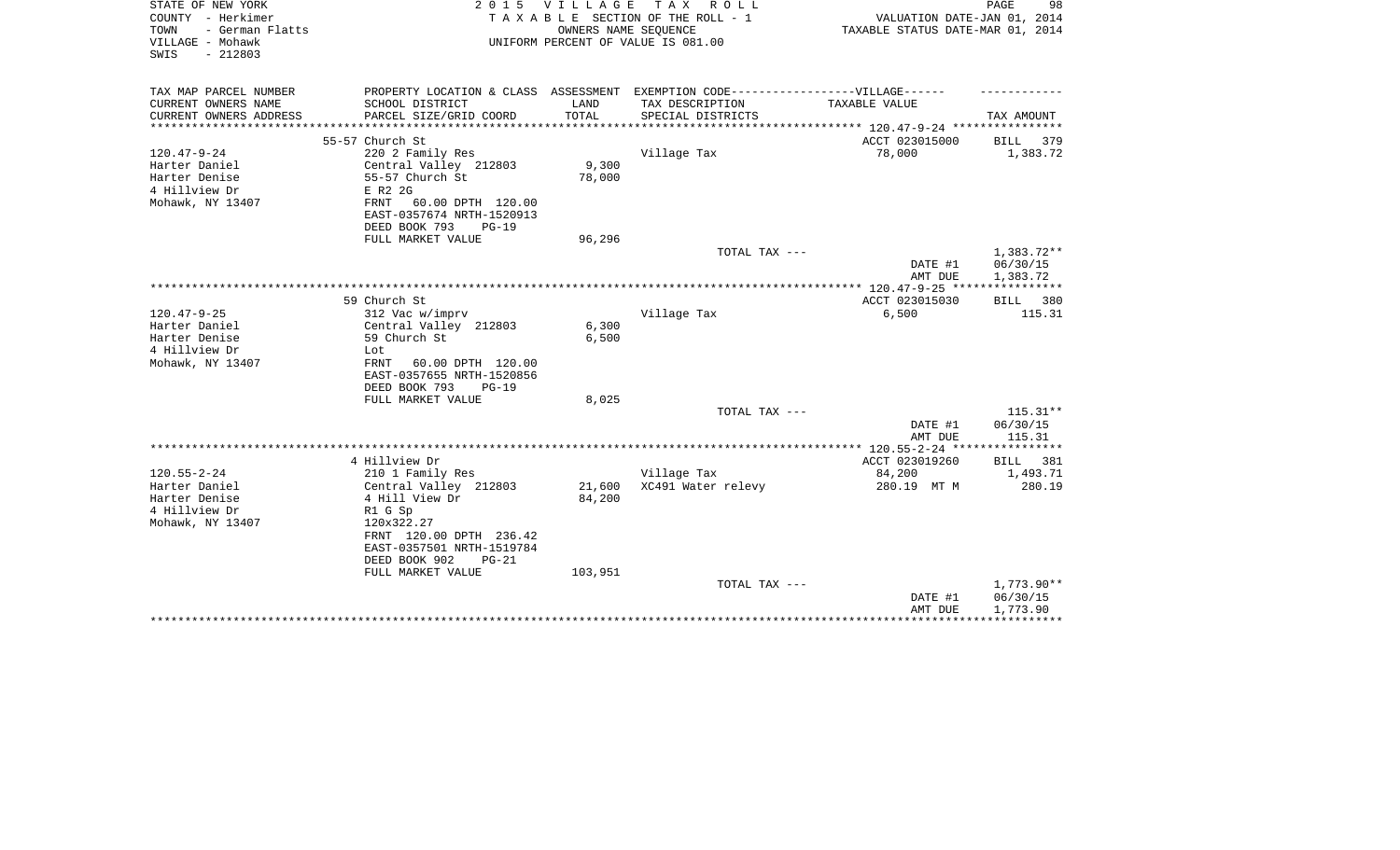STATE OF NEW YORK
COUNTY - Herkimer
TOWN - German Flatts
VILLAGE - Mohawk
SWIS - 212803

2015 VILLAGE TAX ROLL
TAXABLE SECTION OF THE ROLL - 1
OWNERS NAME SEQUENCE
UNIFORM PERCENT OF VALUE IS 081.00

VALUATION DATE-JAN 01, 2014
TAXABLE STATUS DATE-MAR 01, 2014

| TAX MAP PARCEL NUMBER / CURRENT OWNERS NAME / CURRENT OWNERS ADDRESS | PROPERTY LOCATION & CLASS / SCHOOL DISTRICT / PARCEL SIZE/GRID COORD | ASSESSMENT LAND / TOTAL | EXEMPTION CODE / TAX DESCRIPTION / SPECIAL DISTRICTS | VILLAGE TAXABLE VALUE | TAX AMOUNT |
|---|---|---|---|---|---|
| | 55-57 Church St | | | ACCT 023015000 | BILL 379 |
| 120.47-9-24 | 220 2 Family Res | | Village Tax | 78,000 | 1,383.72 |
| Harter Daniel | Central Valley 212803 | 9,300 | | | |
| Harter Denise | 55-57 Church St | 78,000 | | | |
| 4 Hillview Dr | E R2 2G | | | | |
| Mohawk, NY 13407 | FRNT 60.00 DPTH 120.00 | | | | |
| | EAST-0357674 NRTH-1520913 | | | | |
| | DEED BOOK 793 PG-19 | | | | |
| | FULL MARKET VALUE | 96,296 | | | |
| | | | TOTAL TAX --- | | 1,383.72** |
| | | | | DATE #1 | 06/30/15 |
| | | | | AMT DUE | 1,383.72 |
| | 59 Church St | | | ACCT 023015030 | BILL 380 |
| 120.47-9-25 | 312 Vac w/imprv | | Village Tax | 6,500 | 115.31 |
| Harter Daniel | Central Valley 212803 | 6,300 | | | |
| Harter Denise | 59 Church St | 6,500 | | | |
| 4 Hillview Dr | Lot | | | | |
| Mohawk, NY 13407 | FRNT 60.00 DPTH 120.00 | | | | |
| | EAST-0357655 NRTH-1520856 | | | | |
| | DEED BOOK 793 PG-19 | | | | |
| | FULL MARKET VALUE | 8,025 | | | |
| | | | TOTAL TAX --- | | 115.31** |
| | | | | DATE #1 | 06/30/15 |
| | | | | AMT DUE | 115.31 |
| | 4 Hillview Dr | | | ACCT 023019260 | BILL 381 |
| 120.55-2-24 | 210 1 Family Res | | Village Tax | 84,200 | 1,493.71 |
| Harter Daniel | Central Valley 212803 | 21,600 | XC491 Water relevy | 280.19 MT M | 280.19 |
| Harter Denise | 4 Hill View Dr | 84,200 | | | |
| 4 Hillview Dr | R1 G Sp | | | | |
| Mohawk, NY 13407 | 120x322.27 | | | | |
| | FRNT 120.00 DPTH 236.42 | | | | |
| | EAST-0357501 NRTH-1519784 | | | | |
| | DEED BOOK 902 PG-21 | | | | |
| | FULL MARKET VALUE | 103,951 | | | |
| | | | TOTAL TAX --- | | 1,773.90** |
| | | | | DATE #1 | 06/30/15 |
| | | | | AMT DUE | 1,773.90 |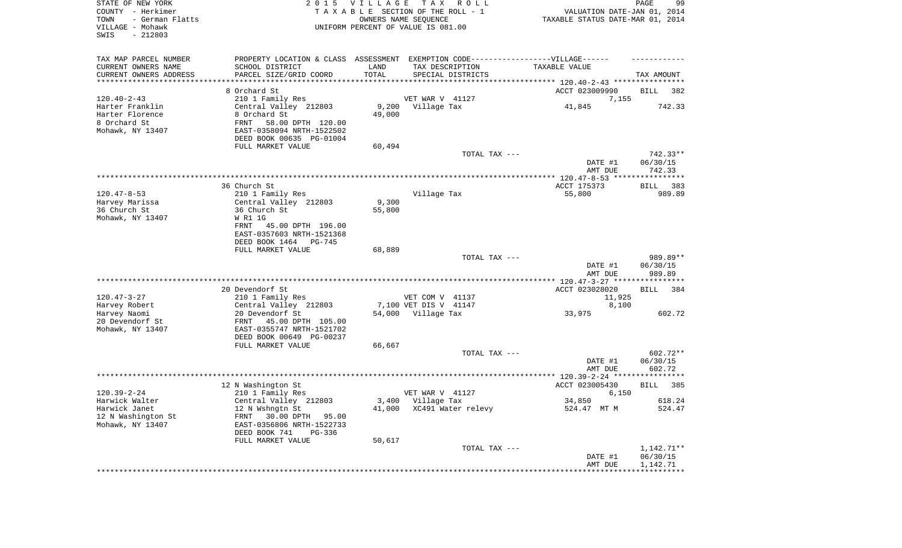STATE OF NEW YORK — 2015 VILLAGE TAX ROLL — PAGE 99
COUNTY - Herkimer — TAXABLE SECTION OF THE ROLL - 1 — VALUATION DATE-JAN 01, 2014
TOWN - German Flatts — OWNERS NAME SEQUENCE — TAXABLE STATUS DATE-MAR 01, 2014
VILLAGE - Mohawk — UNIFORM PERCENT OF VALUE IS 081.00
SWIS - 212803

| TAX MAP PARCEL NUMBER / CURRENT OWNERS NAME / CURRENT OWNERS ADDRESS | PROPERTY LOCATION & CLASS / SCHOOL DISTRICT / PARCEL SIZE/GRID COORD | ASSESSMENT LAND / TOTAL | EXEMPTION CODE / TAX DESCRIPTION / SPECIAL DISTRICTS | TAXABLE VALUE | TAX AMOUNT |
|---|---|---|---|---|---|
| **120.40-2-43** | 8 Orchard St | | | ACCT 023009990 | BILL 382 |
| | 210 1 Family Res | | VET WAR V 41127 | 7,155 | |
| Harter Franklin | Central Valley 212803 | 9,200 | Village Tax | 41,845 | 742.33 |
| Harter Florence | 8 Orchard St | 49,000 | | | |
| 8 Orchard St | FRNT 58.00 DPTH 120.00 | | | | |
| Mohawk, NY 13407 | EAST-0358094 NRTH-1522502 | | | | |
| | DEED BOOK 00635 PG-01004 | | | | |
| | FULL MARKET VALUE | 60,494 | | | |
| | | | TOTAL TAX --- | | 742.33** |
| | | | | DATE #1 | 06/30/15 |
| | | | | AMT DUE | 742.33 |
| **120.47-8-53** | 36 Church St | | | ACCT 175373 | BILL 383 |
| Harvey Marissa | 210 1 Family Res | | Village Tax | 55,800 | 989.89 |
| 36 Church St | Central Valley 212803 | 9,300 | | | |
| Mohawk, NY 13407 | 36 Church St | 55,800 | | | |
| | W R1 1G | | | | |
| | FRNT 45.00 DPTH 196.00 | | | | |
| | EAST-0357603 NRTH-1521368 | | | | |
| | DEED BOOK 1464 PG-745 | | | | |
| | FULL MARKET VALUE | 68,889 | | | |
| | | | TOTAL TAX --- | | 989.89** |
| | | | | DATE #1 | 06/30/15 |
| | | | | AMT DUE | 989.89 |
| **120.47-3-27** | 20 Devendorf St | | | ACCT 023028020 | BILL 384 |
| | 210 1 Family Res | | VET COM V 41137 | 11,925 | |
| Harvey Robert | Central Valley 212803 | 7,100 | VET DIS V 41147 | 8,100 | |
| Harvey Naomi | 20 Devendorf St | 54,000 | Village Tax | 33,975 | 602.72 |
| 20 Devendorf St | FRNT 45.00 DPTH 105.00 | | | | |
| Mohawk, NY 13407 | EAST-0355747 NRTH-1521702 | | | | |
| | DEED BOOK 00649 PG-00237 | | | | |
| | FULL MARKET VALUE | 66,667 | | | |
| | | | TOTAL TAX --- | | 602.72** |
| | | | | DATE #1 | 06/30/15 |
| | | | | AMT DUE | 602.72 |
| **120.39-2-24** | 12 N Washington St | | | ACCT 023005430 | BILL 385 |
| | 210 1 Family Res | | VET WAR V 41127 | 6,150 | |
| Harwick Walter | Central Valley 212803 | 3,400 | Village Tax | 34,850 | 618.24 |
| Harwick Janet | 12 N Wshngtn St | 41,000 | XC491 Water relevy | 524.47 MT M | 524.47 |
| 12 N Washington St | FRNT 30.00 DPTH 95.00 | | | | |
| Mohawk, NY 13407 | EAST-0356806 NRTH-1522733 | | | | |
| | DEED BOOK 741 PG-336 | | | | |
| | FULL MARKET VALUE | 50,617 | | | |
| | | | TOTAL TAX --- | | 1,142.71** |
| | | | | DATE #1 | 06/30/15 |
| | | | | AMT DUE | 1,142.71 |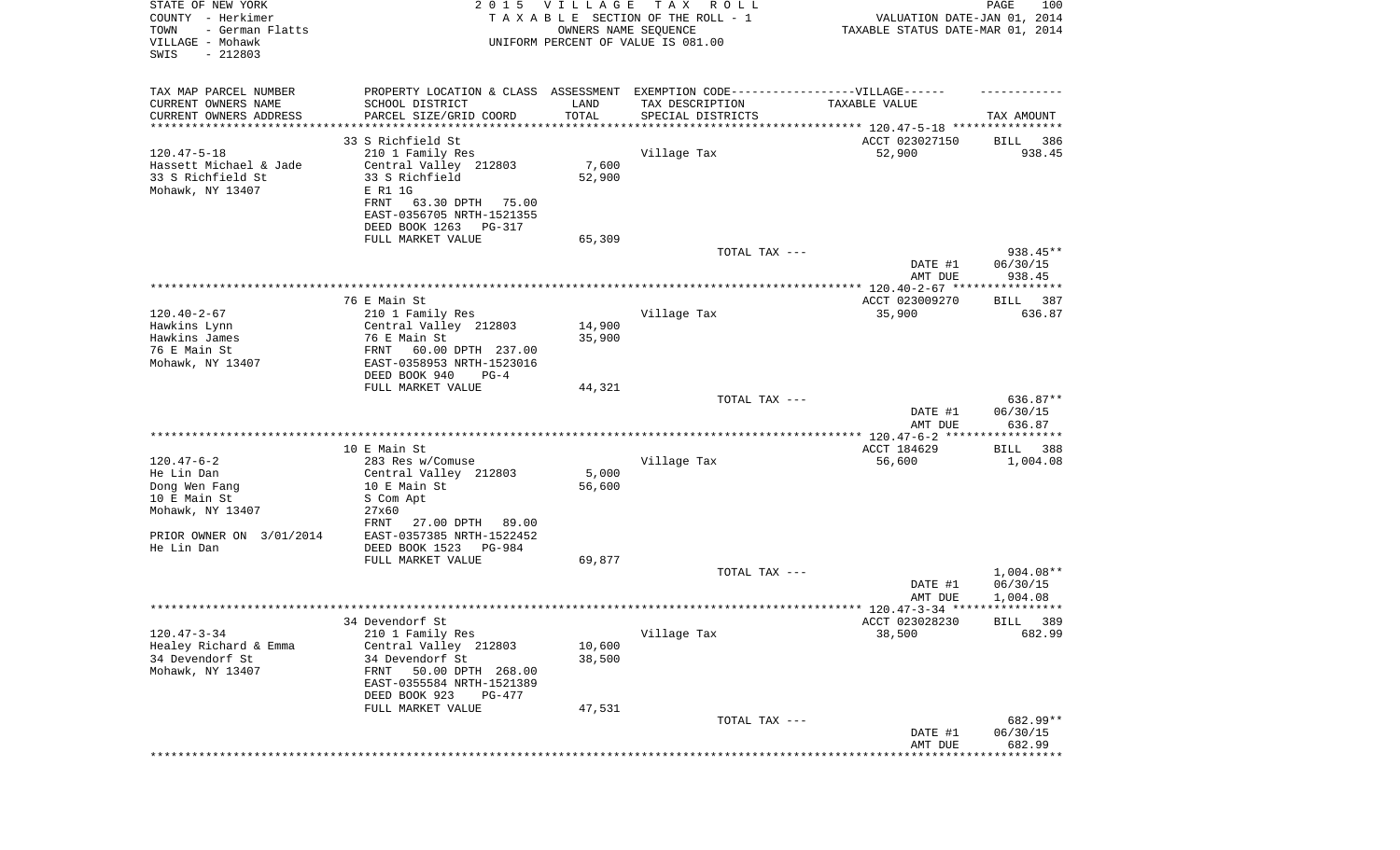STATE OF NEW YORK
COUNTY - Herkimer
TOWN - German Flatts
VILLAGE - Mohawk
SWIS - 212803

2015 VILLAGE TAX ROLL
TAXABLE SECTION OF THE ROLL - 1
OWNERS NAME SEQUENCE
UNIFORM PERCENT OF VALUE IS 081.00

VALUATION DATE-JAN 01, 2014
TAXABLE STATUS DATE-MAR 01, 2014

| TAX MAP PARCEL NUMBER / CURRENT OWNERS NAME / CURRENT OWNERS ADDRESS | PROPERTY LOCATION & CLASS / SCHOOL DISTRICT / PARCEL SIZE/GRID COORD | ASSESSMENT LAND / TOTAL | EXEMPTION CODE / TAX DESCRIPTION / SPECIAL DISTRICTS | TAXABLE VALUE | TAX AMOUNT |
|---|---|---|---|---|---|
| 120.47-5-18 | 33 S Richfield St | | | ACCT 023027150 | BILL 386 |
| Hassett Michael & Jade | 210 1 Family Res | | Village Tax | 52,900 | 938.45 |
| 33 S Richfield St | Central Valley 212803 | 7,600 | | | |
| Mohawk, NY 13407 | 33 S Richfield | 52,900 | | | |
| | E R1 1G | | | | |
| | FRNT 63.30 DPTH 75.00 | | | | |
| | EAST-0356705 NRTH-1521355 | | | | |
| | DEED BOOK 1263 PG-317 | | | | |
| | FULL MARKET VALUE | 65,309 | | | |
| | | | TOTAL TAX --- | | 938.45** |
| | | | | DATE #1 | 06/30/15 |
| | | | | AMT DUE | 938.45 |
| 120.40-2-67 | 76 E Main St | | | ACCT 023009270 | BILL 387 |
| Hawkins Lynn | 210 1 Family Res | | Village Tax | 35,900 | 636.87 |
| Hawkins James | Central Valley 212803 | 14,900 | | | |
| 76 E Main St | 76 E Main St | 35,900 | | | |
| Mohawk, NY 13407 | FRNT 60.00 DPTH 237.00 | | | | |
| | EAST-0358953 NRTH-1523016 | | | | |
| | DEED BOOK 940 PG-4 | | | | |
| | FULL MARKET VALUE | 44,321 | | | |
| | | | TOTAL TAX --- | | 636.87** |
| | | | | DATE #1 | 06/30/15 |
| | | | | AMT DUE | 636.87 |
| 120.47-6-2 | 10 E Main St | | | ACCT 184629 | BILL 388 |
| He Lin Dan | 283 Res w/Comuse | | Village Tax | 56,600 | 1,004.08 |
| Dong Wen Fang | Central Valley 212803 | 5,000 | | | |
| 10 E Main St | 10 E Main St | 56,600 | | | |
| Mohawk, NY 13407 | S Com Apt | | | | |
| | 27x60 | | | | |
| | FRNT 27.00 DPTH 89.00 | | | | |
| PRIOR OWNER ON 3/01/2014 | EAST-0357385 NRTH-1522452 | | | | |
| He Lin Dan | DEED BOOK 1523 PG-984 | | | | |
| | FULL MARKET VALUE | 69,877 | | | |
| | | | TOTAL TAX --- | | 1,004.08** |
| | | | | DATE #1 | 06/30/15 |
| | | | | AMT DUE | 1,004.08 |
| 120.47-3-34 | 34 Devendorf St | | | ACCT 023028230 | BILL 389 |
| Healey Richard & Emma | 210 1 Family Res | | Village Tax | 38,500 | 682.99 |
| 34 Devendorf St | Central Valley 212803 | 10,600 | | | |
| Mohawk, NY 13407 | 34 Devendorf St | 38,500 | | | |
| | FRNT 50.00 DPTH 268.00 | | | | |
| | EAST-0355584 NRTH-1521389 | | | | |
| | DEED BOOK 923 PG-477 | | | | |
| | FULL MARKET VALUE | 47,531 | | | |
| | | | TOTAL TAX --- | | 682.99** |
| | | | | DATE #1 | 06/30/15 |
| | | | | AMT DUE | 682.99 |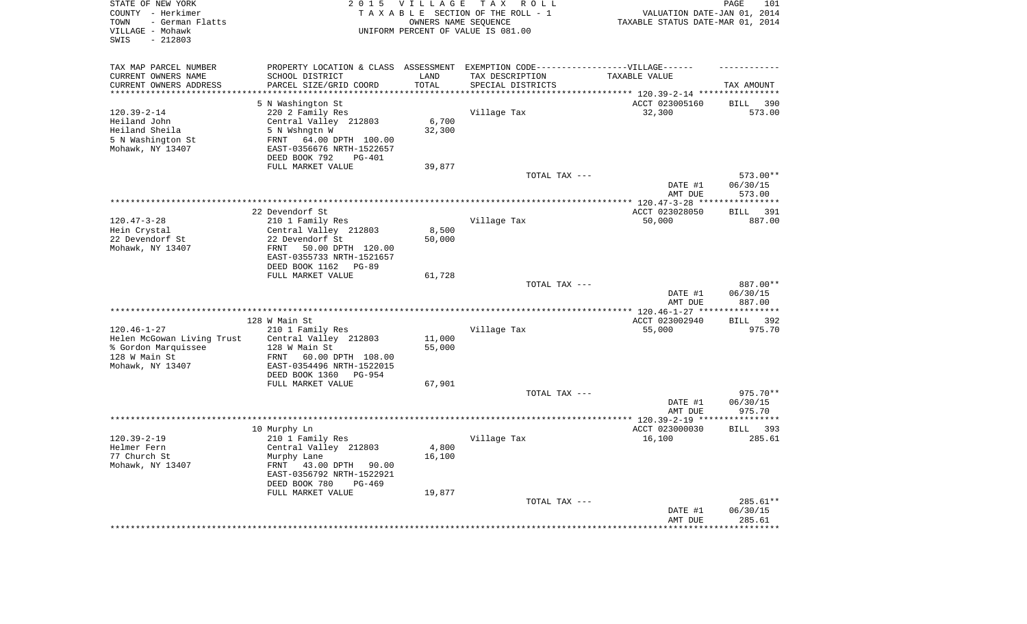STATE OF NEW YORK
COUNTY - Herkimer
TOWN - German Flatts
VILLAGE - Mohawk
SWIS - 212803

2015 VILLAGE TAX ROLL
TAXABLE SECTION OF THE ROLL - 1
OWNERS NAME SEQUENCE
UNIFORM PERCENT OF VALUE IS 081.00

VALUATION DATE-JAN 01, 2014
TAXABLE STATUS DATE-MAR 01, 2014

| TAX MAP PARCEL NUMBER / CURRENT OWNERS NAME / CURRENT OWNERS ADDRESS | PROPERTY LOCATION & CLASS / SCHOOL DISTRICT / PARCEL SIZE/GRID COORD | ASSESSMENT LAND / TOTAL | EXEMPTION CODE / TAX DESCRIPTION / SPECIAL DISTRICTS | TAXABLE VALUE | TAX AMOUNT |
|---|---|---|---|---|---|
| | 5 N Washington St | | | ACCT 023005160 | BILL 390 |
| 120.39-2-14 | 220 2 Family Res | | Village Tax | 32,300 | 573.00 |
| Heiland John | Central Valley 212803 | 6,700 | | | |
| Heiland Sheila | 5 N Wshngtn W | 32,300 | | | |
| 5 N Washington St | FRNT 64.00 DPTH 100.00 | | | | |
| Mohawk, NY 13407 | EAST-0356676 NRTH-1522657 | | | | |
| | DEED BOOK 792 PG-401 | | | | |
| | FULL MARKET VALUE | 39,877 | | | |
| | | | TOTAL TAX --- | | 573.00** |
| | | | | DATE #1 | 06/30/15 |
| | | | | AMT DUE | 573.00 |
| | 22 Devendorf St | | | ACCT 023028050 | BILL 391 |
| 120.47-3-28 | 210 1 Family Res | | Village Tax | 50,000 | 887.00 |
| Hein Crystal | Central Valley 212803 | 8,500 | | | |
| 22 Devendorf St | 22 Devendorf St | 50,000 | | | |
| Mohawk, NY 13407 | FRNT 50.00 DPTH 120.00 | | | | |
| | EAST-0355733 NRTH-1521657 | | | | |
| | DEED BOOK 1162 PG-89 | | | | |
| | FULL MARKET VALUE | 61,728 | | | |
| | | | TOTAL TAX --- | | 887.00** |
| | | | | DATE #1 | 06/30/15 |
| | | | | AMT DUE | 887.00 |
| | 128 W Main St | | | ACCT 023002940 | BILL 392 |
| 120.46-1-27 | 210 1 Family Res | | Village Tax | 55,000 | 975.70 |
| Helen McGowan Living Trust | Central Valley 212803 | 11,000 | | | |
| % Gordon Marquissee | 128 W Main St | 55,000 | | | |
| 128 W Main St | FRNT 60.00 DPTH 108.00 | | | | |
| Mohawk, NY 13407 | EAST-0354496 NRTH-1522015 | | | | |
| | DEED BOOK 1360 PG-954 | | | | |
| | FULL MARKET VALUE | 67,901 | | | |
| | | | TOTAL TAX --- | | 975.70** |
| | | | | DATE #1 | 06/30/15 |
| | | | | AMT DUE | 975.70 |
| | 10 Murphy Ln | | | ACCT 023000030 | BILL 393 |
| 120.39-2-19 | 210 1 Family Res | | Village Tax | 16,100 | 285.61 |
| Helmer Fern | Central Valley 212803 | 4,800 | | | |
| 77 Church St | Murphy Lane | 16,100 | | | |
| Mohawk, NY 13407 | FRNT 43.00 DPTH 90.00 | | | | |
| | EAST-0356792 NRTH-1522921 | | | | |
| | DEED BOOK 780 PG-469 | | | | |
| | FULL MARKET VALUE | 19,877 | | | |
| | | | TOTAL TAX --- | | 285.61** |
| | | | | DATE #1 | 06/30/15 |
| | | | | AMT DUE | 285.61 |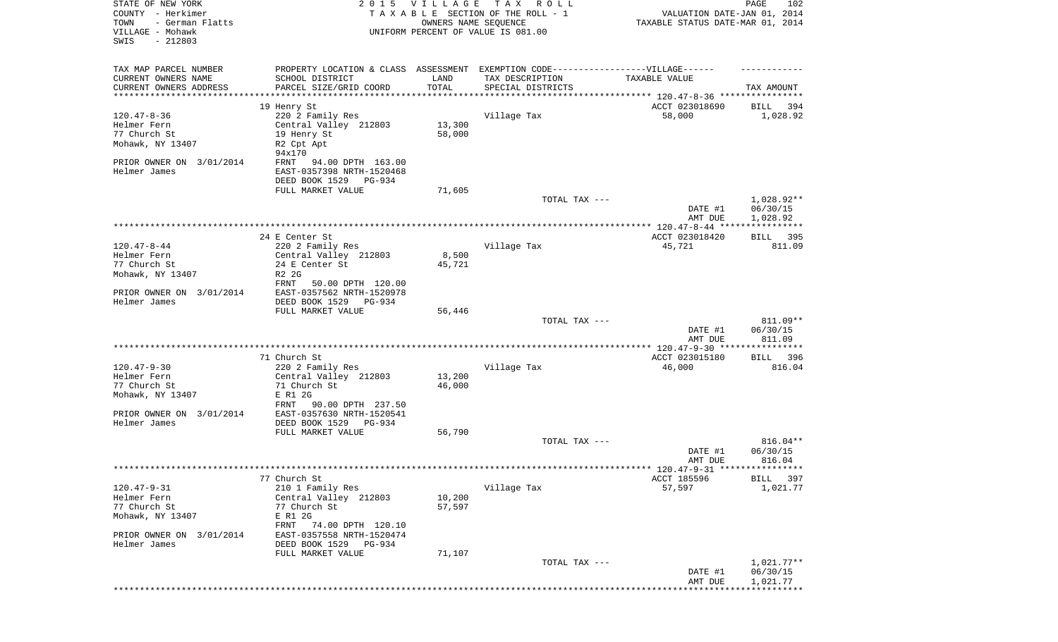STATE OF NEW YORK
COUNTY - Herkimer
TOWN - German Flatts
VILLAGE - Mohawk
SWIS - 212803

2015 VILLAGE TAX ROLL
TAXABLE SECTION OF THE ROLL - 1
OWNERS NAME SEQUENCE
UNIFORM PERCENT OF VALUE IS 081.00

VALUATION DATE-JAN 01, 2014
TAXABLE STATUS DATE-MAR 01, 2014

| TAX MAP PARCEL NUMBER / CURRENT OWNERS NAME / CURRENT OWNERS ADDRESS | PROPERTY LOCATION & CLASS / SCHOOL DISTRICT / PARCEL SIZE/GRID COORD | ASSESSMENT LAND / TOTAL | EXEMPTION CODE-----VILLAGE------ TAX DESCRIPTION / SPECIAL DISTRICTS | TAXABLE VALUE | TAX AMOUNT |
|---|---|---|---|---|---|
| | 19 Henry St | | | ACCT 023018690 | BILL 394 |
| 120.47-8-36 | 220 2 Family Res | | Village Tax | 58,000 | 1,028.92 |
| Helmer Fern | Central Valley 212803 | 13,300 | | | |
| 77 Church St | 19 Henry St | 58,000 | | | |
| Mohawk, NY 13407 | R2 Cpt Apt | | | | |
| | 94x170 | | | | |
| PRIOR OWNER ON 3/01/2014 | FRNT 94.00 DPTH 163.00 | | | | |
| Helmer James | EAST-0357398 NRTH-1520468 | | | | |
| | DEED BOOK 1529 PG-934 | | | | |
| | FULL MARKET VALUE | 71,605 | | | |
| | | | TOTAL TAX --- | | 1,028.92** |
| | | | | DATE #1 | 06/30/15 |
| | | | | AMT DUE | 1,028.92 |
| | 24 E Center St | | | ACCT 023018420 | BILL 395 |
| 120.47-8-44 | 220 2 Family Res | | Village Tax | 45,721 | 811.09 |
| Helmer Fern | Central Valley 212803 | 8,500 | | | |
| 77 Church St | 24 E Center St | 45,721 | | | |
| Mohawk, NY 13407 | R2 2G | | | | |
| | FRNT 50.00 DPTH 120.00 | | | | |
| PRIOR OWNER ON 3/01/2014 | EAST-0357562 NRTH-1520978 | | | | |
| Helmer James | DEED BOOK 1529 PG-934 | | | | |
| | FULL MARKET VALUE | 56,446 | | | |
| | | | TOTAL TAX --- | | 811.09** |
| | | | | DATE #1 | 06/30/15 |
| | | | | AMT DUE | 811.09 |
| | 71 Church St | | | ACCT 023015180 | BILL 396 |
| 120.47-9-30 | 220 2 Family Res | | Village Tax | 46,000 | 816.04 |
| Helmer Fern | Central Valley 212803 | 13,200 | | | |
| 77 Church St | 71 Church St | 46,000 | | | |
| Mohawk, NY 13407 | E R1 2G | | | | |
| | FRNT 90.00 DPTH 237.50 | | | | |
| PRIOR OWNER ON 3/01/2014 | EAST-0357630 NRTH-1520541 | | | | |
| Helmer James | DEED BOOK 1529 PG-934 | | | | |
| | FULL MARKET VALUE | 56,790 | | | |
| | | | TOTAL TAX --- | | 816.04** |
| | | | | DATE #1 | 06/30/15 |
| | | | | AMT DUE | 816.04 |
| | 77 Church St | | | ACCT 185596 | BILL 397 |
| 120.47-9-31 | 210 1 Family Res | | Village Tax | 57,597 | 1,021.77 |
| Helmer Fern | Central Valley 212803 | 10,200 | | | |
| 77 Church St | 77 Church St | 57,597 | | | |
| Mohawk, NY 13407 | E R1 2G | | | | |
| | FRNT 74.00 DPTH 120.10 | | | | |
| PRIOR OWNER ON 3/01/2014 | EAST-0357558 NRTH-1520474 | | | | |
| Helmer James | DEED BOOK 1529 PG-934 | | | | |
| | FULL MARKET VALUE | 71,107 | | | |
| | | | TOTAL TAX --- | | 1,021.77** |
| | | | | DATE #1 | 06/30/15 |
| | | | | AMT DUE | 1,021.77 |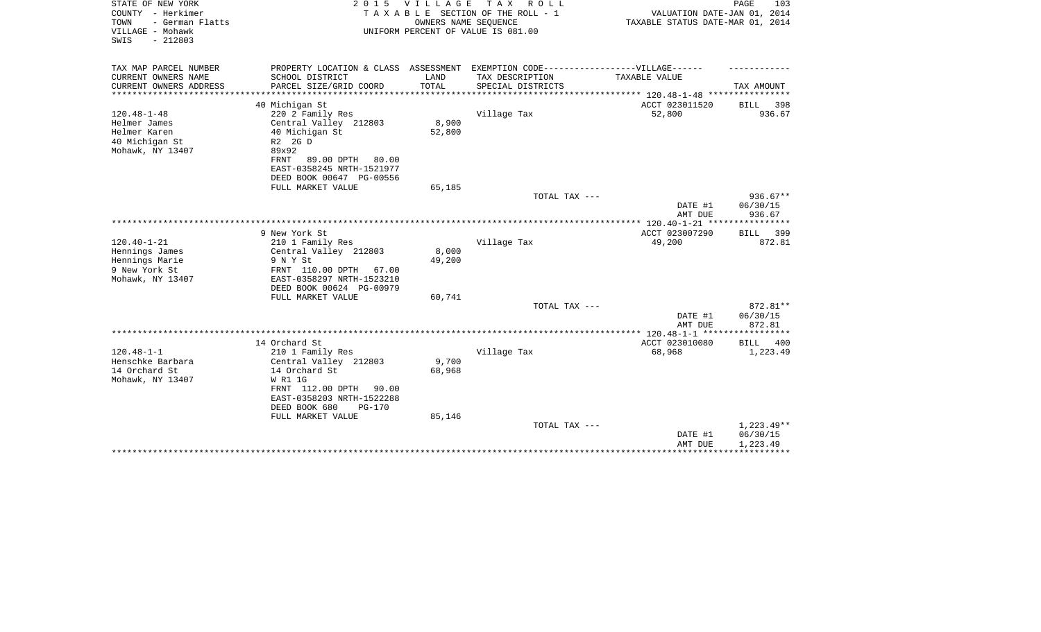STATE OF NEW YORK
COUNTY - Herkimer
TOWN - German Flatts
VILLAGE - Mohawk
SWIS - 212803

2 0 1 5 V I L L A G E T A X R O L L
T A X A B L E SECTION OF THE ROLL - 1
OWNERS NAME SEQUENCE
UNIFORM PERCENT OF VALUE IS 081.00

VALUATION DATE-JAN 01, 2014
TAXABLE STATUS DATE-MAR 01, 2014

| TAX MAP PARCEL NUMBER / CURRENT OWNERS NAME / CURRENT OWNERS ADDRESS | PROPERTY LOCATION & CLASS / SCHOOL DISTRICT / PARCEL SIZE/GRID COORD | ASSESSMENT LAND / TOTAL | EXEMPTION CODE-VILLAGE / TAX DESCRIPTION / SPECIAL DISTRICTS | TAXABLE VALUE | TAX AMOUNT |
|---|---|---|---|---|---|
| | 40 Michigan St | | | ACCT 023011520 | BILL 398 |
| 120.48-1-48 | 220 2 Family Res | | Village Tax | 52,800 | 936.67 |
| Helmer James | Central Valley 212803 | 8,900 | | | |
| Helmer Karen | 40 Michigan St | 52,800 | | | |
| 40 Michigan St | R2 2G D | | | | |
| Mohawk, NY 13407 | 89x92 | | | | |
| | FRNT 89.00 DPTH 80.00 | | | | |
| | EAST-0358245 NRTH-1521977 | | | | |
| | DEED BOOK 00647 PG-00556 | | | | |
| | FULL MARKET VALUE | 65,185 | | | |
| | | | TOTAL TAX --- | | 936.67** |
| | | | | DATE #1 | 06/30/15 |
| | | | | AMT DUE | 936.67 |
| | 9 New York St | | | ACCT 023007290 | BILL 399 |
| 120.40-1-21 | 210 1 Family Res | | Village Tax | 49,200 | 872.81 |
| Hennings James | Central Valley 212803 | 8,000 | | | |
| Hennings Marie | 9 N Y St | 49,200 | | | |
| 9 New York St | FRNT 110.00 DPTH 67.00 | | | | |
| Mohawk, NY 13407 | EAST-0358297 NRTH-1523210 | | | | |
| | DEED BOOK 00624 PG-00979 | | | | |
| | FULL MARKET VALUE | 60,741 | | | |
| | | | TOTAL TAX --- | | 872.81** |
| | | | | DATE #1 | 06/30/15 |
| | | | | AMT DUE | 872.81 |
| | 14 Orchard St | | | ACCT 023010080 | BILL 400 |
| 120.48-1-1 | 210 1 Family Res | | Village Tax | 68,968 | 1,223.49 |
| Henschke Barbara | Central Valley 212803 | 9,700 | | | |
| 14 Orchard St | 14 Orchard St | 68,968 | | | |
| Mohawk, NY 13407 | W R1 1G | | | | |
| | FRNT 112.00 DPTH 90.00 | | | | |
| | EAST-0358203 NRTH-1522288 | | | | |
| | DEED BOOK 680 PG-170 | | | | |
| | FULL MARKET VALUE | 85,146 | | | |
| | | | TOTAL TAX --- | | 1,223.49** |
| | | | | DATE #1 | 06/30/15 |
| | | | | AMT DUE | 1,223.49 |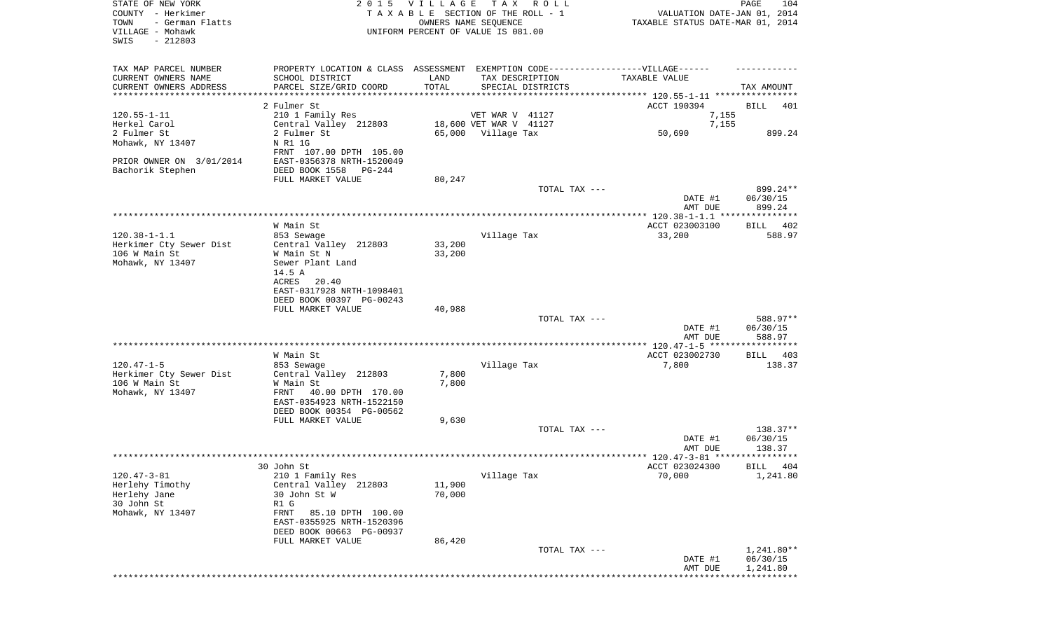STATE OF NEW YORK
COUNTY - Herkimer
TOWN - German Flatts
VILLAGE - Mohawk
SWIS - 212803

2015 VILLAGE TAX ROLL
TAXABLE SECTION OF THE ROLL - 1
OWNERS NAME SEQUENCE
UNIFORM PERCENT OF VALUE IS 081.00

VALUATION DATE-JAN 01, 2014
TAXABLE STATUS DATE-MAR 01, 2014

| TAX MAP PARCEL NUMBER / CURRENT OWNERS NAME / CURRENT OWNERS ADDRESS | PROPERTY LOCATION & CLASS / SCHOOL DISTRICT / PARCEL SIZE/GRID COORD | ASSESSMENT LAND / TOTAL | EXEMPTION CODE / TAX DESCRIPTION / SPECIAL DISTRICTS | VILLAGE TAXABLE VALUE | TAX AMOUNT |
|---|---|---|---|---|---|
| 120.55-1-11 | 2 Fulmer St | | | ACCT 190394 | BILL 401 |
| Herkel Carol | 210 1 Family Res | | VET WAR V 41127 | 7,155 | |
| 2 Fulmer St | Central Valley 212803 | 18,600 | VET WAR V 41127 | 7,155 | |
| Mohawk, NY 13407 | 2 Fulmer St | 65,000 | Village Tax | 50,690 | 899.24 |
| | N R1 1G | | | | |
| | FRNT 107.00 DPTH 105.00 | | | | |
| PRIOR OWNER ON 3/01/2014 | EAST-0356378 NRTH-1520049 | | | | |
| Bachorik Stephen | DEED BOOK 1558 PG-244 | | | | |
| | FULL MARKET VALUE | 80,247 | | | |
| | | | TOTAL TAX --- | | 899.24** |
| | | | | DATE #1 | 06/30/15 |
| | | | | AMT DUE | 899.24 |
| 120.38-1-1.1 | W Main St | | | ACCT 023003100 | BILL 402 |
| Herkimer Cty Sewer Dist | 853 Sewage | | Village Tax | 33,200 | 588.97 |
| 106 W Main St | Central Valley 212803 | 33,200 | | | |
| Mohawk, NY 13407 | W Main St N | 33,200 | | | |
| | Sewer Plant Land | | | | |
| | 14.5 A | | | | |
| | ACRES 20.40 | | | | |
| | EAST-0317928 NRTH-1098401 | | | | |
| | DEED BOOK 00397 PG-00243 | | | | |
| | FULL MARKET VALUE | 40,988 | | | |
| | | | TOTAL TAX --- | | 588.97** |
| | | | | DATE #1 | 06/30/15 |
| | | | | AMT DUE | 588.97 |
| 120.47-1-5 | W Main St | | | ACCT 023002730 | BILL 403 |
| Herkimer Cty Sewer Dist | 853 Sewage | | Village Tax | 7,800 | 138.37 |
| 106 W Main St | Central Valley 212803 | 7,800 | | | |
| Mohawk, NY 13407 | W Main St | 7,800 | | | |
| | FRNT 40.00 DPTH 170.00 | | | | |
| | EAST-0354923 NRTH-1522150 | | | | |
| | DEED BOOK 00354 PG-00562 | | | | |
| | FULL MARKET VALUE | 9,630 | | | |
| | | | TOTAL TAX --- | | 138.37** |
| | | | | DATE #1 | 06/30/15 |
| | | | | AMT DUE | 138.37 |
| 120.47-3-81 | 30 John St | | | ACCT 023024300 | BILL 404 |
| Herlehy Timothy | 210 1 Family Res | | Village Tax | 70,000 | 1,241.80 |
| Herlehy Jane | Central Valley 212803 | 11,900 | | | |
| 30 John St | 30 John St W | 70,000 | | | |
| Mohawk, NY 13407 | R1 G | | | | |
| | FRNT 85.10 DPTH 100.00 | | | | |
| | EAST-0355925 NRTH-1520396 | | | | |
| | DEED BOOK 00663 PG-00937 | | | | |
| | FULL MARKET VALUE | 86,420 | | | |
| | | | TOTAL TAX --- | | 1,241.80** |
| | | | | DATE #1 | 06/30/15 |
| | | | | AMT DUE | 1,241.80 |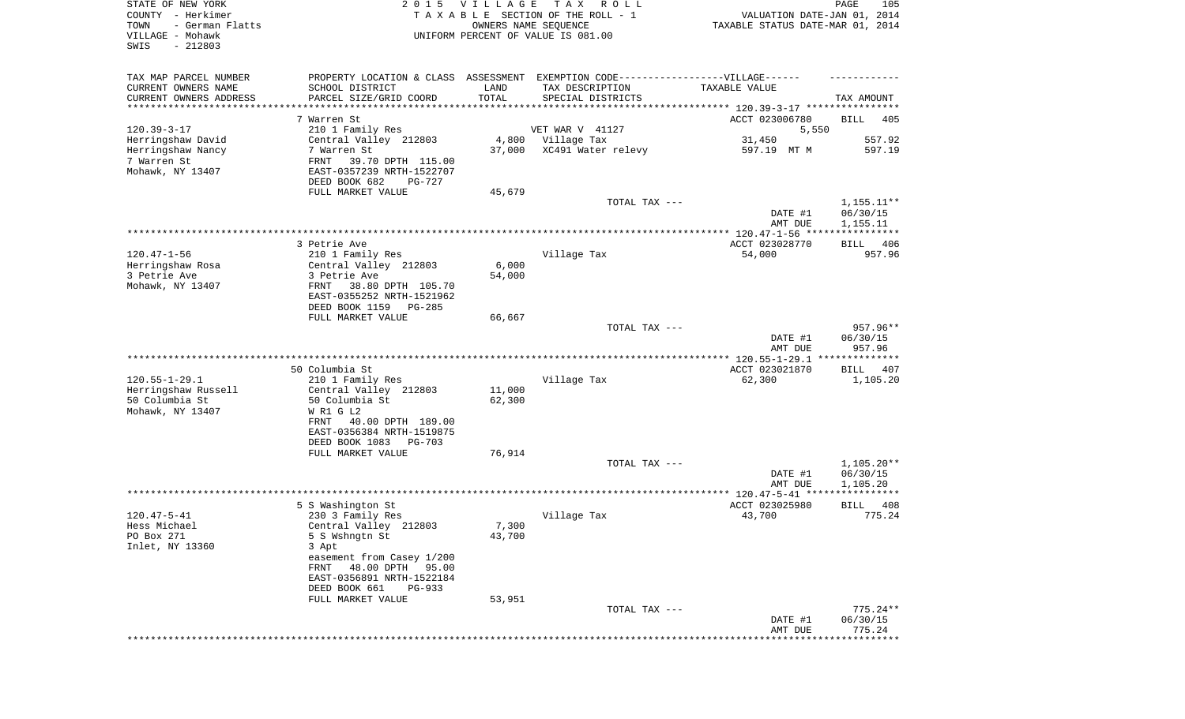STATE OF NEW YORK
COUNTY - Herkimer
TOWN - German Flatts
VILLAGE - Mohawk
SWIS - 212803

2 0 1 5 V I L L A G E T A X R O L L
T A X A B L E SECTION OF THE ROLL - 1
OWNERS NAME SEQUENCE
UNIFORM PERCENT OF VALUE IS 081.00

VALUATION DATE-JAN 01, 2014
TAXABLE STATUS DATE-MAR 01, 2014

| TAX MAP PARCEL NUMBER<br>CURRENT OWNERS NAME<br>CURRENT OWNERS ADDRESS | PROPERTY LOCATION & CLASS<br>SCHOOL DISTRICT<br>PARCEL SIZE/GRID COORD | ASSESSMENT<br>LAND<br>TOTAL | EXEMPTION CODE-----VILLAGE------<br>TAX DESCRIPTION<br>SPECIAL DISTRICTS | TAXABLE VALUE | TAX AMOUNT |
|---|---|---|---|---|---|
| | 7 Warren St | | | ACCT 023006780 | BILL 405 |
| 120.39-3-17 | 210 1 Family Res | | VET WAR V 41127 | 5,550 | |
| Herringshaw David | Central Valley 212803 | 4,800 | Village Tax | 31,450 | 557.92 |
| Herringshaw Nancy | 7 Warren St | 37,000 | XC491 Water relevy | 597.19 MT M | 597.19 |
| 7 Warren St | FRNT 39.70 DPTH 115.00 | | | | |
| Mohawk, NY 13407 | EAST-0357239 NRTH-1522707 | | | | |
| | DEED BOOK 682 PG-727 | | | | |
| | FULL MARKET VALUE | 45,679 | | | |
| | | | TOTAL TAX --- | | 1,155.11** |
| | | | | DATE #1 | 06/30/15 |
| | | | | AMT DUE | 1,155.11 |
| | 3 Petrie Ave | | | ACCT 023028770 | BILL 406 |
| 120.47-1-56 | 210 1 Family Res | | Village Tax | 54,000 | 957.96 |
| Herringshaw Rosa | Central Valley 212803 | 6,000 | | | |
| 3 Petrie Ave | 3 Petrie Ave | 54,000 | | | |
| Mohawk, NY 13407 | FRNT 38.80 DPTH 105.70 | | | | |
| | EAST-0355252 NRTH-1521962 | | | | |
| | DEED BOOK 1159 PG-285 | | | | |
| | FULL MARKET VALUE | 66,667 | | | |
| | | | TOTAL TAX --- | | 957.96** |
| | | | | DATE #1 | 06/30/15 |
| | | | | AMT DUE | 957.96 |
| | 50 Columbia St | | | ACCT 023021870 | BILL 407 |
| 120.55-1-29.1 | 210 1 Family Res | | Village Tax | 62,300 | 1,105.20 |
| Herringshaw Russell | Central Valley 212803 | 11,000 | | | |
| 50 Columbia St | 50 Columbia St | 62,300 | | | |
| Mohawk, NY 13407 | W R1 G L2 | | | | |
| | FRNT 40.00 DPTH 189.00 | | | | |
| | EAST-0356384 NRTH-1519875 | | | | |
| | DEED BOOK 1083 PG-703 | | | | |
| | FULL MARKET VALUE | 76,914 | | | |
| | | | TOTAL TAX --- | | 1,105.20** |
| | | | | DATE #1 | 06/30/15 |
| | | | | AMT DUE | 1,105.20 |
| | 5 S Washington St | | | ACCT 023025980 | BILL 408 |
| 120.47-5-41 | 230 3 Family Res | | Village Tax | 43,700 | 775.24 |
| Hess Michael | Central Valley 212803 | 7,300 | | | |
| PO Box 271 | 5 S Wshngtn St | 43,700 | | | |
| Inlet, NY 13360 | 3 Apt | | | | |
| | easement from Casey 1/200 | | | | |
| | FRNT 48.00 DPTH 95.00 | | | | |
| | EAST-0356891 NRTH-1522184 | | | | |
| | DEED BOOK 661 PG-933 | | | | |
| | FULL MARKET VALUE | 53,951 | | | |
| | | | TOTAL TAX --- | | 775.24** |
| | | | | DATE #1 | 06/30/15 |
| | | | | AMT DUE | 775.24 |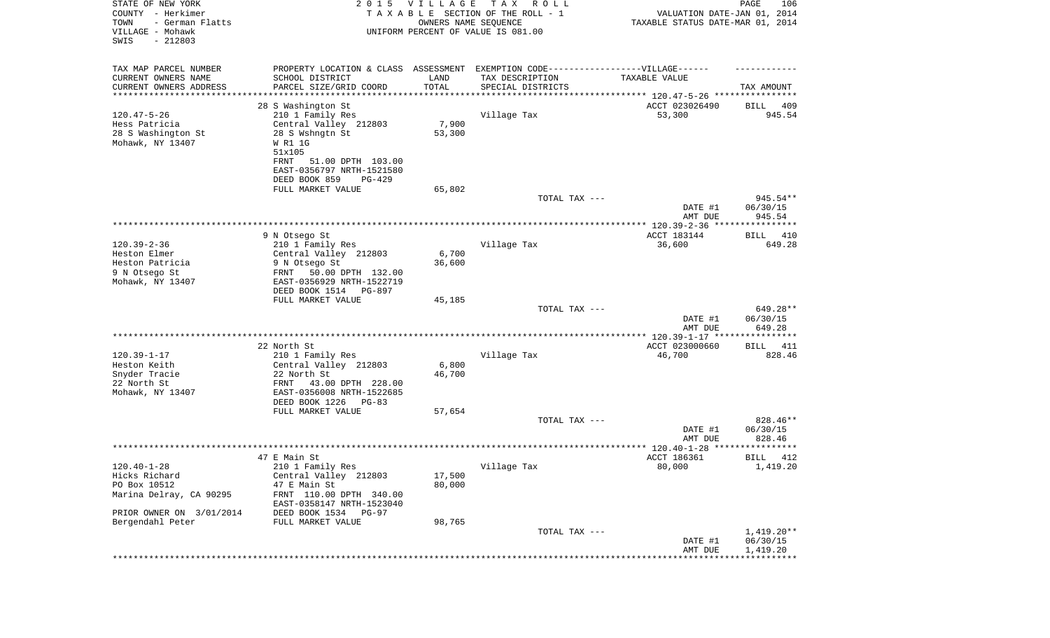STATE OF NEW YORK
COUNTY - Herkimer
TOWN - German Flatts
VILLAGE - Mohawk
SWIS - 212803

2015 VILLAGE TAX ROLL
TAXABLE SECTION OF THE ROLL - 1
OWNERS NAME SEQUENCE
UNIFORM PERCENT OF VALUE IS 081.00

VALUATION DATE-JAN 01, 2014
TAXABLE STATUS DATE-MAR 01, 2014

| TAX MAP PARCEL NUMBER<br>CURRENT OWNERS NAME<br>CURRENT OWNERS ADDRESS | PROPERTY LOCATION & CLASS<br>SCHOOL DISTRICT<br>PARCEL SIZE/GRID COORD | ASSESSMENT<br>LAND<br>TOTAL | EXEMPTION CODE-----VILLAGE------<br>TAX DESCRIPTION<br>SPECIAL DISTRICTS | TAXABLE VALUE | TAX AMOUNT |
|---|---|---|---|---|---|
| | 28 S Washington St | | | ACCT 023026490 | BILL 409 |
| 120.47-5-26 | 210 1 Family Res | | Village Tax | 53,300 | 945.54 |
| Hess Patricia | Central Valley 212803 | 7,900 | | | |
| 28 S Washington St | 28 S Wshngtn St | 53,300 | | | |
| Mohawk, NY 13407 | W R1 1G | | | | |
| | 51x105 | | | | |
| | FRNT 51.00 DPTH 103.00 | | | | |
| | EAST-0356797 NRTH-1521580 | | | | |
| | DEED BOOK 859 PG-429 | | | | |
| | FULL MARKET VALUE | 65,802 | | | |
| | | | TOTAL TAX --- | | 945.54** |
| | | | | DATE #1 | 06/30/15 |
| | | | | AMT DUE | 945.54 |
| | 9 N Otsego St | | | ACCT 183144 | BILL 410 |
| 120.39-2-36 | 210 1 Family Res | | Village Tax | 36,600 | 649.28 |
| Heston Elmer | Central Valley 212803 | 6,700 | | | |
| Heston Patricia | 9 N Otsego St | 36,600 | | | |
| 9 N Otsego St | FRNT 50.00 DPTH 132.00 | | | | |
| Mohawk, NY 13407 | EAST-0356929 NRTH-1522719 | | | | |
| | DEED BOOK 1514 PG-897 | | | | |
| | FULL MARKET VALUE | 45,185 | | | |
| | | | TOTAL TAX --- | | 649.28** |
| | | | | DATE #1 | 06/30/15 |
| | | | | AMT DUE | 649.28 |
| | 22 North St | | | ACCT 023000660 | BILL 411 |
| 120.39-1-17 | 210 1 Family Res | | Village Tax | 46,700 | 828.46 |
| Heston Keith | Central Valley 212803 | 6,800 | | | |
| Snyder Tracie | 22 North St | 46,700 | | | |
| 22 North St | FRNT 43.00 DPTH 228.00 | | | | |
| Mohawk, NY 13407 | EAST-0356008 NRTH-1522685 | | | | |
| | DEED BOOK 1226 PG-83 | | | | |
| | FULL MARKET VALUE | 57,654 | | | |
| | | | TOTAL TAX --- | | 828.46** |
| | | | | DATE #1 | 06/30/15 |
| | | | | AMT DUE | 828.46 |
| | 47 E Main St | | | ACCT 186361 | BILL 412 |
| 120.40-1-28 | 210 1 Family Res | | Village Tax | 80,000 | 1,419.20 |
| Hicks Richard | Central Valley 212803 | 17,500 | | | |
| PO Box 10512 | 47 E Main St | 80,000 | | | |
| Marina Delray, CA 90295 | FRNT 110.00 DPTH 340.00 | | | | |
| | EAST-0358147 NRTH-1523040 | | | | |
| PRIOR OWNER ON 3/01/2014 | DEED BOOK 1534 PG-97 | | | | |
| Bergendahl Peter | FULL MARKET VALUE | 98,765 | | | |
| | | | TOTAL TAX --- | | 1,419.20** |
| | | | | DATE #1 | 06/30/15 |
| | | | | AMT DUE | 1,419.20 |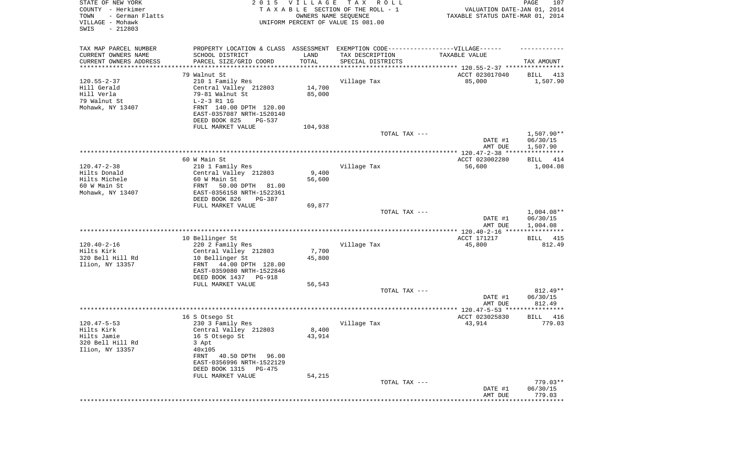STATE OF NEW YORK
COUNTY - Herkimer
TOWN - German Flatts
VILLAGE - Mohawk
SWIS - 212803

2015 VILLAGE TAX ROLL
TAXABLE SECTION OF THE ROLL - 1
OWNERS NAME SEQUENCE
UNIFORM PERCENT OF VALUE IS 081.00

VALUATION DATE-JAN 01, 2014
TAXABLE STATUS DATE-MAR 01, 2014

| TAX MAP PARCEL NUMBER / CURRENT OWNERS NAME / CURRENT OWNERS ADDRESS | PROPERTY LOCATION & CLASS / SCHOOL DISTRICT / PARCEL SIZE/GRID COORD | ASSESSMENT LAND / TOTAL | EXEMPTION CODE / TAX DESCRIPTION / SPECIAL DISTRICTS | TAXABLE VALUE | TAX AMOUNT |
|---|---|---|---|---|---|
| 120.55-2-37 | 79 Walnut St | | | ACCT 023017040 | BILL 413 |
| Hill Gerald | 210 1 Family Res | | Village Tax | 85,000 | 1,507.90 |
| Hill Verla | Central Valley 212803 | 14,700 | | | |
| 79 Walnut St | 79-81 Walnut St | 85,000 | | | |
| Mohawk, NY 13407 | L-2-3 R1 1G | | | | |
| | FRNT 140.00 DPTH 120.00 | | | | |
| | EAST-0357087 NRTH-1520140 | | | | |
| | DEED BOOK 825 PG-537 | | | | |
| | FULL MARKET VALUE | 104,938 | | | |
| | | | TOTAL TAX --- | | 1,507.90** |
| | | | | DATE #1 | 06/30/15 |
| | | | | AMT DUE | 1,507.90 |
| 120.47-2-38 | 60 W Main St | | | ACCT 023002280 | BILL 414 |
| Hilts Donald | 210 1 Family Res | | Village Tax | 56,600 | 1,004.08 |
| Hilts Michele | Central Valley 212803 | 9,400 | | | |
| 60 W Main St | 60 W Main St | 56,600 | | | |
| Mohawk, NY 13407 | FRNT 50.00 DPTH 81.00 | | | | |
| | EAST-0356158 NRTH-1522361 | | | | |
| | DEED BOOK 826 PG-387 | | | | |
| | FULL MARKET VALUE | 69,877 | | | |
| | | | TOTAL TAX --- | | 1,004.08** |
| | | | | DATE #1 | 06/30/15 |
| | | | | AMT DUE | 1,004.08 |
| 120.40-2-16 | 10 Bellinger St | | | ACCT 171217 | BILL 415 |
| Hilts Kirk | 220 2 Family Res | | Village Tax | 45,800 | 812.49 |
| 320 Bell Hill Rd | Central Valley 212803 | 7,700 | | | |
| Ilion, NY 13357 | 10 Bellinger St | 45,800 | | | |
| | FRNT 44.00 DPTH 128.00 | | | | |
| | EAST-0359080 NRTH-1522846 | | | | |
| | DEED BOOK 1437 PG-918 | | | | |
| | FULL MARKET VALUE | 56,543 | | | |
| | | | TOTAL TAX --- | | 812.49** |
| | | | | DATE #1 | 06/30/15 |
| | | | | AMT DUE | 812.49 |
| 120.47-5-53 | 16 S Otsego St | | | ACCT 023025830 | BILL 416 |
| Hilts Kirk | 230 3 Family Res | | Village Tax | 43,914 | 779.03 |
| Hilts Jamie | Central Valley 212803 | 8,400 | | | |
| 320 Bell Hill Rd | 16 S Otsego St | 43,914 | | | |
| Ilion, NY 13357 | 3 Apt | | | | |
| | 40x105 | | | | |
| | FRNT 40.50 DPTH 96.00 | | | | |
| | EAST-0356996 NRTH-1522129 | | | | |
| | DEED BOOK 1315 PG-475 | | | | |
| | FULL MARKET VALUE | 54,215 | | | |
| | | | TOTAL TAX --- | | 779.03** |
| | | | | DATE #1 | 06/30/15 |
| | | | | AMT DUE | 779.03 |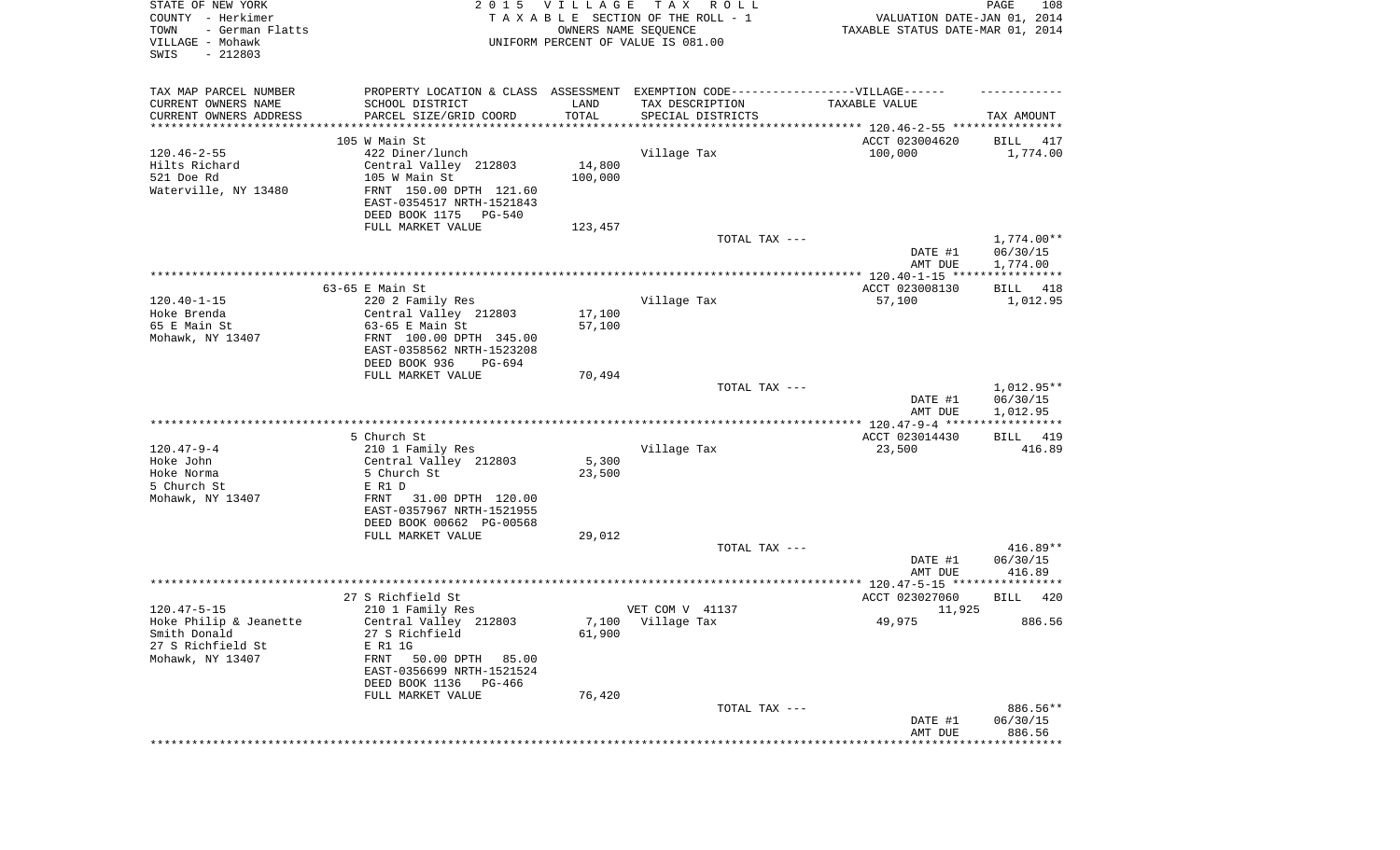STATE OF NEW YORK
COUNTY - Herkimer
TOWN - German Flatts
VILLAGE - Mohawk
SWIS - 212803

2 0 1 5 V I L L A G E T A X R O L L
T A X A B L E SECTION OF THE ROLL - 1
OWNERS NAME SEQUENCE
UNIFORM PERCENT OF VALUE IS 081.00

VALUATION DATE-JAN 01, 2014
TAXABLE STATUS DATE-MAR 01, 2014

| TAX MAP PARCEL NUMBER / CURRENT OWNERS NAME / CURRENT OWNERS ADDRESS | PROPERTY LOCATION & CLASS / SCHOOL DISTRICT / PARCEL SIZE/GRID COORD | ASSESSMENT LAND / TOTAL | EXEMPTION CODE / TAX DESCRIPTION / SPECIAL DISTRICTS | TAXABLE VALUE | TAX AMOUNT |
|---|---|---|---|---|---|
| | 105 W Main St | | | ACCT 023004620 | BILL 417 |
| 120.46-2-55 | 422 Diner/lunch | | Village Tax | 100,000 | 1,774.00 |
| Hilts Richard | Central Valley 212803 | 14,800 | | | |
| 521 Doe Rd | 105 W Main St | 100,000 | | | |
| Waterville, NY 13480 | FRNT 150.00 DPTH 121.60 | | | | |
| | EAST-0354517 NRTH-1521843 | | | | |
| | DEED BOOK 1175 PG-540 | | | | |
| | FULL MARKET VALUE | 123,457 | | | |
| | | | TOTAL TAX --- | | 1,774.00** |
| | | | | DATE #1 | 06/30/15 |
| | | | | AMT DUE | 1,774.00 |
| | 63-65 E Main St | | | ACCT 023008130 | BILL 418 |
| 120.40-1-15 | 220 2 Family Res | | Village Tax | 57,100 | 1,012.95 |
| Hoke Brenda | Central Valley 212803 | 17,100 | | | |
| 65 E Main St | 63-65 E Main St | 57,100 | | | |
| Mohawk, NY 13407 | FRNT 100.00 DPTH 345.00 | | | | |
| | EAST-0358562 NRTH-1523208 | | | | |
| | DEED BOOK 936 PG-694 | | | | |
| | FULL MARKET VALUE | 70,494 | | | |
| | | | TOTAL TAX --- | | 1,012.95** |
| | | | | DATE #1 | 06/30/15 |
| | | | | AMT DUE | 1,012.95 |
| | 5 Church St | | | ACCT 023014430 | BILL 419 |
| 120.47-9-4 | 210 1 Family Res | | Village Tax | 23,500 | 416.89 |
| Hoke John | Central Valley 212803 | 5,300 | | | |
| Hoke Norma | 5 Church St | 23,500 | | | |
| 5 Church St | E R1 D | | | | |
| Mohawk, NY 13407 | FRNT 31.00 DPTH 120.00 | | | | |
| | EAST-0357967 NRTH-1521955 | | | | |
| | DEED BOOK 00662 PG-00568 | | | | |
| | FULL MARKET VALUE | 29,012 | | | |
| | | | TOTAL TAX --- | | 416.89** |
| | | | | DATE #1 | 06/30/15 |
| | | | | AMT DUE | 416.89 |
| | 27 S Richfield St | | | ACCT 023027060 | BILL 420 |
| 120.47-5-15 | 210 1 Family Res | | VET COM V 41137 | 11,925 | |
| Hoke Philip & Jeanette | Central Valley 212803 | 7,100 | Village Tax | 49,975 | 886.56 |
| Smith Donald | 27 S Richfield | 61,900 | | | |
| 27 S Richfield St | E R1 1G | | | | |
| Mohawk, NY 13407 | FRNT 50.00 DPTH 85.00 | | | | |
| | EAST-0356699 NRTH-1521524 | | | | |
| | DEED BOOK 1136 PG-466 | | | | |
| | FULL MARKET VALUE | 76,420 | | | |
| | | | TOTAL TAX --- | | 886.56** |
| | | | | DATE #1 | 06/30/15 |
| | | | | AMT DUE | 886.56 |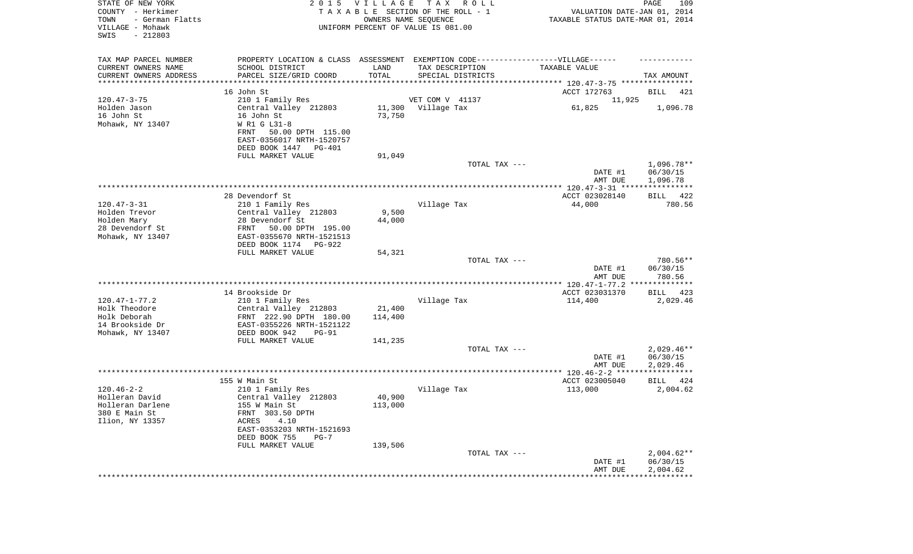STATE OF NEW YORK
COUNTY - Herkimer
TOWN - German Flatts
VILLAGE - Mohawk
SWIS - 212803

2015 VILLAGE TAX ROLL
TAXABLE SECTION OF THE ROLL - 1
OWNERS NAME SEQUENCE
UNIFORM PERCENT OF VALUE IS 081.00

VALUATION DATE-JAN 01, 2014
TAXABLE STATUS DATE-MAR 01, 2014

| TAX MAP PARCEL NUMBER / CURRENT OWNERS NAME / CURRENT OWNERS ADDRESS | PROPERTY LOCATION & CLASS / SCHOOL DISTRICT / PARCEL SIZE/GRID COORD | ASSESSMENT LAND / TOTAL | EXEMPTION CODE / TAX DESCRIPTION / SPECIAL DISTRICTS | TAXABLE VALUE | TAX AMOUNT |
|---|---|---|---|---|---|
| | 16 John St | | | ACCT 172763 | BILL 421 |
| 120.47-3-75 | 210 1 Family Res | | VET COM V 41137 | 11,925 | |
| Holden Jason | Central Valley 212803 | 11,300 | Village Tax | 61,825 | 1,096.78 |
| 16 John St | 16 John St | 73,750 | | | |
| Mohawk, NY 13407 | W R1 G L31-8 | | | | |
| | FRNT 50.00 DPTH 115.00 | | | | |
| | EAST-0356017 NRTH-1520757 | | | | |
| | DEED BOOK 1447 PG-401 | | | | |
| | FULL MARKET VALUE | 91,049 | | | |
| | | | TOTAL TAX --- | | 1,096.78** |
| | | | | DATE #1 | 06/30/15 |
| | | | | AMT DUE | 1,096.78 |
| | 28 Devendorf St | | | ACCT 023028140 | BILL 422 |
| 120.47-3-31 | 210 1 Family Res | | Village Tax | 44,000 | 780.56 |
| Holden Trevor | Central Valley 212803 | 9,500 | | | |
| Holden Mary | 28 Devendorf St | 44,000 | | | |
| 28 Devendorf St | FRNT 50.00 DPTH 195.00 | | | | |
| Mohawk, NY 13407 | EAST-0355670 NRTH-1521513 | | | | |
| | DEED BOOK 1174 PG-922 | | | | |
| | FULL MARKET VALUE | 54,321 | | | |
| | | | TOTAL TAX --- | | 780.56** |
| | | | | DATE #1 | 06/30/15 |
| | | | | AMT DUE | 780.56 |
| | 14 Brookside Dr | | | ACCT 023031370 | BILL 423 |
| 120.47-1-77.2 | 210 1 Family Res | | Village Tax | 114,400 | 2,029.46 |
| Holk Theodore | Central Valley 212803 | 21,400 | | | |
| Holk Deborah | FRNT 222.90 DPTH 180.00 | 114,400 | | | |
| 14 Brookside Dr | EAST-0355226 NRTH-1521122 | | | | |
| Mohawk, NY 13407 | DEED BOOK 942 PG-91 | | | | |
| | FULL MARKET VALUE | 141,235 | | | |
| | | | TOTAL TAX --- | | 2,029.46** |
| | | | | DATE #1 | 06/30/15 |
| | | | | AMT DUE | 2,029.46 |
| | 155 W Main St | | | ACCT 023005040 | BILL 424 |
| 120.46-2-2 | 210 1 Family Res | | Village Tax | 113,000 | 2,004.62 |
| Holleran David | Central Valley 212803 | 40,900 | | | |
| Holleran Darlene | 155 W Main St | 113,000 | | | |
| 380 E Main St | FRNT 303.50 DPTH | | | | |
| Ilion, NY 13357 | ACRES 4.10 | | | | |
| | EAST-0353203 NRTH-1521693 | | | | |
| | DEED BOOK 755 PG-7 | | | | |
| | FULL MARKET VALUE | 139,506 | | | |
| | | | TOTAL TAX --- | | 2,004.62** |
| | | | | DATE #1 | 06/30/15 |
| | | | | AMT DUE | 2,004.62 |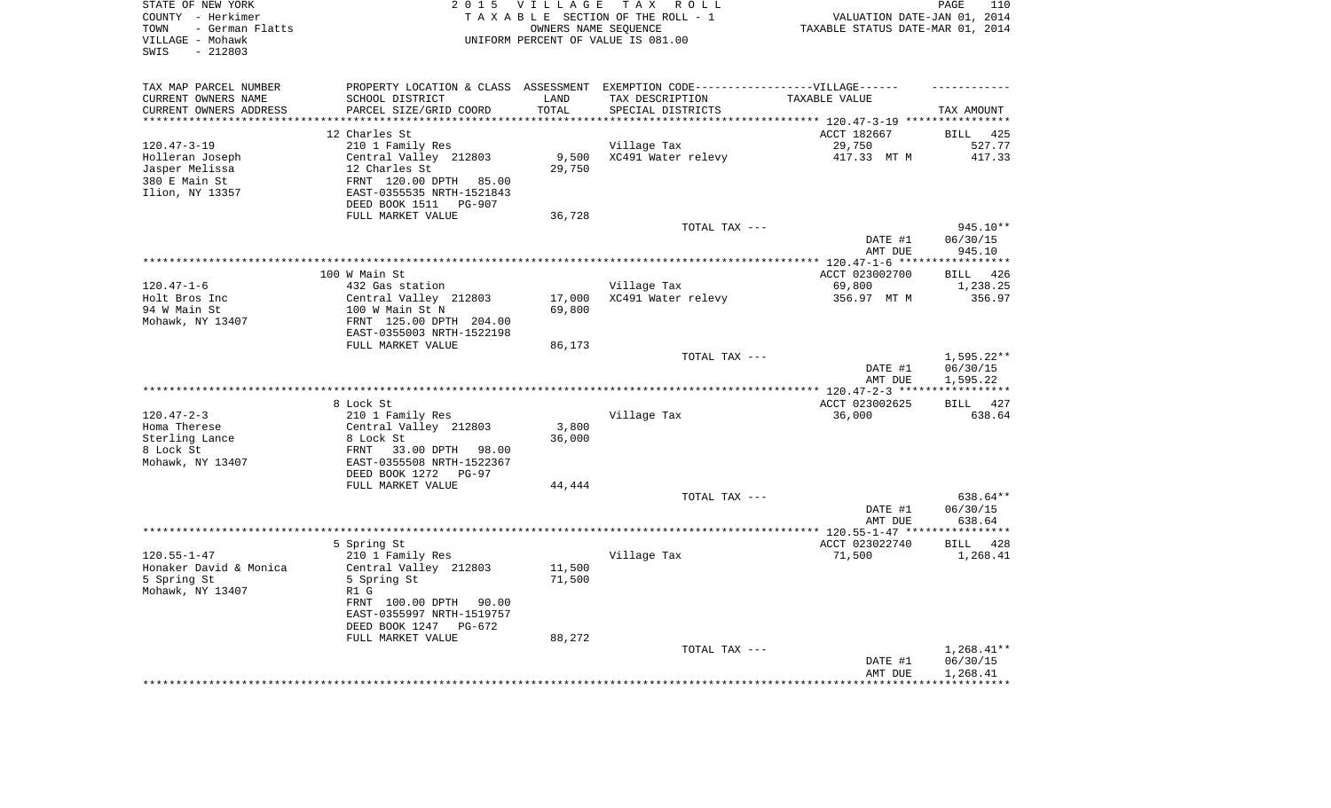STATE OF NEW YORK
COUNTY - Herkimer
TOWN - German Flatts
VILLAGE - Mohawk
SWIS - 212803

2015 VILLAGE TAX ROLL
TAXABLE SECTION OF THE ROLL - 1
OWNERS NAME SEQUENCE
UNIFORM PERCENT OF VALUE IS 081.00

VALUATION DATE-JAN 01, 2014
TAXABLE STATUS DATE-MAR 01, 2014

| TAX MAP PARCEL NUMBER / CURRENT OWNERS NAME / CURRENT OWNERS ADDRESS | PROPERTY LOCATION & CLASS / SCHOOL DISTRICT / PARCEL SIZE/GRID COORD | ASSESSMENT LAND / TOTAL | EXEMPTION CODE-VILLAGE / TAX DESCRIPTION / SPECIAL DISTRICTS | TAXABLE VALUE | TAX AMOUNT |
|---|---|---|---|---|---|
| | 12 Charles St | | | ACCT 182667 | BILL 425 |
| 120.47-3-19 | 210 1 Family Res | | Village Tax | 29,750 | 527.77 |
| Holleran Joseph | Central Valley 212803 | 9,500 | XC491 Water relevy | 417.33 MT M | 417.33 |
| Jasper Melissa | 12 Charles St | 29,750 | | | |
| 380 E Main St | FRNT 120.00 DPTH 85.00 | | | | |
| Ilion, NY 13357 | EAST-0355535 NRTH-1521843 | | | | |
| | DEED BOOK 1511 PG-907 | | | | |
| | FULL MARKET VALUE | 36,728 | | | |
| | | | TOTAL TAX --- | | 945.10** |
| | | | | DATE #1 | 06/30/15 |
| | | | | AMT DUE | 945.10 |
| | 100 W Main St | | | ACCT 023002700 | BILL 426 |
| 120.47-1-6 | 432 Gas station | | Village Tax | 69,800 | 1,238.25 |
| Holt Bros Inc | Central Valley 212803 | 17,000 | XC491 Water relevy | 356.97 MT M | 356.97 |
| 94 W Main St | 100 W Main St N | 69,800 | | | |
| Mohawk, NY 13407 | FRNT 125.00 DPTH 204.00 | | | | |
| | EAST-0355003 NRTH-1522198 | | | | |
| | FULL MARKET VALUE | 86,173 | | | |
| | | | TOTAL TAX --- | | 1,595.22** |
| | | | | DATE #1 | 06/30/15 |
| | | | | AMT DUE | 1,595.22 |
| | 8 Lock St | | | ACCT 023002625 | BILL 427 |
| 120.47-2-3 | 210 1 Family Res | | Village Tax | 36,000 | 638.64 |
| Homa Therese | Central Valley 212803 | 3,800 | | | |
| Sterling Lance | 8 Lock St | 36,000 | | | |
| 8 Lock St | FRNT 33.00 DPTH 98.00 | | | | |
| Mohawk, NY 13407 | EAST-0355508 NRTH-1522367 | | | | |
| | DEED BOOK 1272 PG-97 | | | | |
| | FULL MARKET VALUE | 44,444 | | | |
| | | | TOTAL TAX --- | | 638.64** |
| | | | | DATE #1 | 06/30/15 |
| | | | | AMT DUE | 638.64 |
| | 5 Spring St | | | ACCT 023022740 | BILL 428 |
| 120.55-1-47 | 210 1 Family Res | | Village Tax | 71,500 | 1,268.41 |
| Honaker David & Monica | Central Valley 212803 | 11,500 | | | |
| 5 Spring St | 5 Spring St | 71,500 | | | |
| Mohawk, NY 13407 | R1 G | | | | |
| | FRNT 100.00 DPTH 90.00 | | | | |
| | EAST-0355997 NRTH-1519757 | | | | |
| | DEED BOOK 1247 PG-672 | | | | |
| | FULL MARKET VALUE | 88,272 | | | |
| | | | TOTAL TAX --- | | 1,268.41** |
| | | | | DATE #1 | 06/30/15 |
| | | | | AMT DUE | 1,268.41 |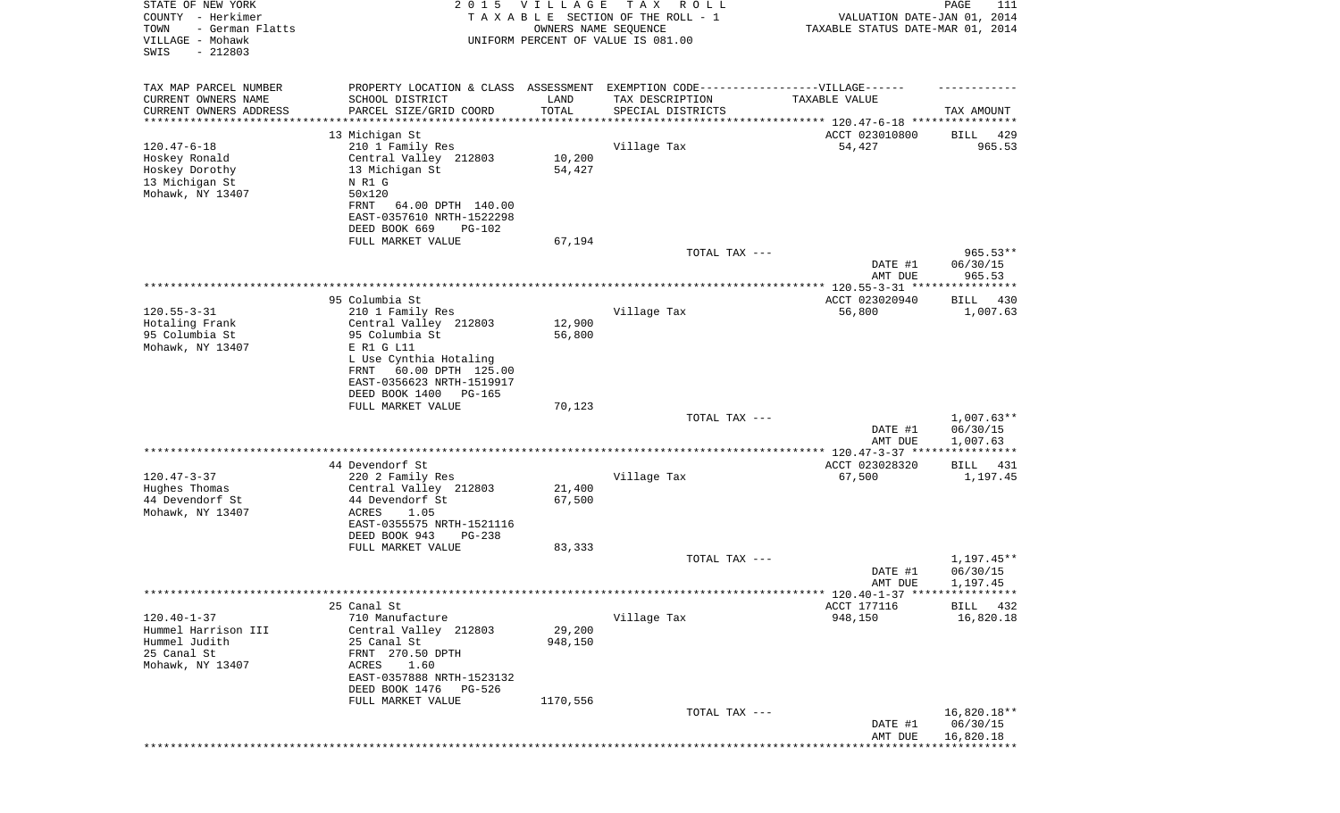STATE OF NEW YORK
COUNTY - Herkimer
TOWN - German Flatts
VILLAGE - Mohawk
SWIS - 212803

2015 VILLAGE TAX ROLL
TAXABLE SECTION OF THE ROLL - 1
OWNERS NAME SEQUENCE
UNIFORM PERCENT OF VALUE IS 081.00

VALUATION DATE-JAN 01, 2014
TAXABLE STATUS DATE-MAR 01, 2014

| TAX MAP PARCEL NUMBER<br>CURRENT OWNERS NAME<br>CURRENT OWNERS ADDRESS | PROPERTY LOCATION & CLASS<br>SCHOOL DISTRICT<br>PARCEL SIZE/GRID COORD | ASSESSMENT<br>LAND<br>TOTAL | EXEMPTION CODE------VILLAGE------<br>TAX DESCRIPTION<br>SPECIAL DISTRICTS | TAXABLE VALUE | TAX AMOUNT |
|---|---|---|---|---|---|
| 120.47-6-18 | 13 Michigan St | | | ACCT 023010800 | BILL 429 |
| Hoskey Ronald | 210 1 Family Res | | Village Tax | 54,427 | 965.53 |
| Hoskey Dorothy | Central Valley 212803 | 10,200 | | | |
| 13 Michigan St | 13 Michigan St | 54,427 | | | |
| Mohawk, NY 13407 | N R1 G | | | | |
| | 50x120 | | | | |
| | FRNT 64.00 DPTH 140.00 | | | | |
| | EAST-0357610 NRTH-1522298 | | | | |
| | DEED BOOK 669 PG-102 | | | | |
| | FULL MARKET VALUE | 67,194 | | | |
| | | | TOTAL TAX --- | | 965.53** |
| | | | | DATE #1 | 06/30/15 |
| | | | | AMT DUE | 965.53 |
| 120.55-3-31 | 95 Columbia St | | | ACCT 023020940 | BILL 430 |
| Hotaling Frank | 210 1 Family Res | | Village Tax | 56,800 | 1,007.63 |
| 95 Columbia St | Central Valley 212803 | 12,900 | | | |
| Mohawk, NY 13407 | 95 Columbia St | 56,800 | | | |
| | E R1 G L11 | | | | |
| | L Use Cynthia Hotaling | | | | |
| | FRNT 60.00 DPTH 125.00 | | | | |
| | EAST-0356623 NRTH-1519917 | | | | |
| | DEED BOOK 1400 PG-165 | | | | |
| | FULL MARKET VALUE | 70,123 | | | |
| | | | TOTAL TAX --- | | 1,007.63** |
| | | | | DATE #1 | 06/30/15 |
| | | | | AMT DUE | 1,007.63 |
| 120.47-3-37 | 44 Devendorf St | | | ACCT 023028320 | BILL 431 |
| Hughes Thomas | 220 2 Family Res | | Village Tax | 67,500 | 1,197.45 |
| 44 Devendorf St | Central Valley 212803 | 21,400 | | | |
| Mohawk, NY 13407 | 44 Devendorf St | 67,500 | | | |
| | ACRES 1.05 | | | | |
| | EAST-0355575 NRTH-1521116 | | | | |
| | DEED BOOK 943 PG-238 | | | | |
| | FULL MARKET VALUE | 83,333 | | | |
| | | | TOTAL TAX --- | | 1,197.45** |
| | | | | DATE #1 | 06/30/15 |
| | | | | AMT DUE | 1,197.45 |
| 120.40-1-37 | 25 Canal St | | | ACCT 177116 | BILL 432 |
| Hummel Harrison III | 710 Manufacture | | Village Tax | 948,150 | 16,820.18 |
| Hummel Judith | Central Valley 212803 | 29,200 | | | |
| 25 Canal St | 25 Canal St | 948,150 | | | |
| Mohawk, NY 13407 | FRNT 270.50 DPTH | | | | |
| | ACRES 1.60 | | | | |
| | EAST-0357888 NRTH-1523132 | | | | |
| | DEED BOOK 1476 PG-526 | | | | |
| | FULL MARKET VALUE | 1170,556 | | | |
| | | | TOTAL TAX --- | | 16,820.18** |
| | | | | DATE #1 | 06/30/15 |
| | | | | AMT DUE | 16,820.18 |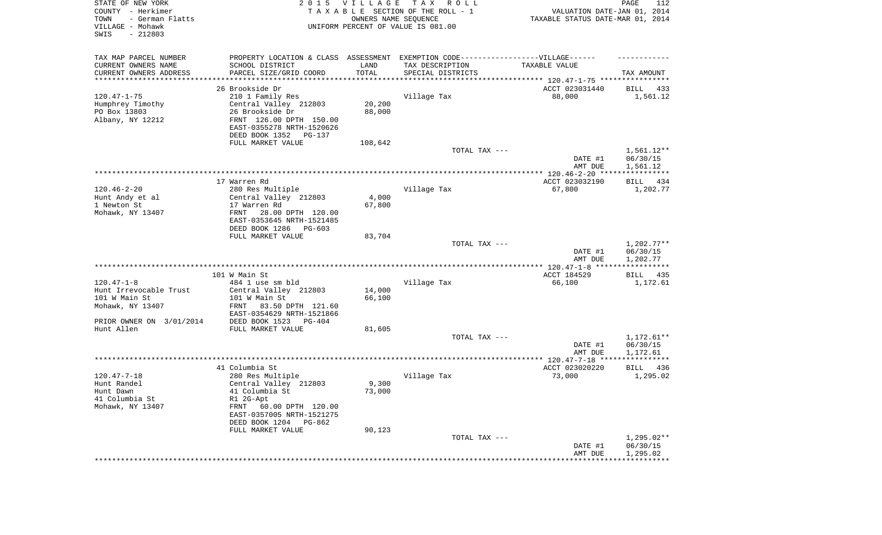STATE OF NEW YORK | COUNTY - Herkimer | TOWN - German Flatts | VILLAGE - Mohawk | SWIS - 212803

2 0 1 5 V I L L A G E T A X R O L L
T A X A B L E SECTION OF THE ROLL - 1
OWNERS NAME SEQUENCE
UNIFORM PERCENT OF VALUE IS 081.00

VALUATION DATE-JAN 01, 2014
TAXABLE STATUS DATE-MAR 01, 2014

| TAX MAP PARCEL NUMBER / CURRENT OWNERS NAME / CURRENT OWNERS ADDRESS | PROPERTY LOCATION & CLASS / SCHOOL DISTRICT / PARCEL SIZE/GRID COORD | ASSESSMENT LAND / TOTAL | EXEMPTION CODE / TAX DESCRIPTION / SPECIAL DISTRICTS | TAXABLE VALUE | TAX AMOUNT |
|---|---|---|---|---|---|
| | 26 Brookside Dr | | | ACCT 023031440 | BILL 433 |
| 120.47-1-75 | 210 1 Family Res | | Village Tax | 88,000 | 1,561.12 |
| Humphrey Timothy | Central Valley 212803 | 20,200 | | | |
| PO Box 13803 | 26 Brookside Dr | 88,000 | | | |
| Albany, NY 12212 | FRNT 126.00 DPTH 150.00 | | | | |
| | EAST-0355278 NRTH-1520626 | | | | |
| | DEED BOOK 1352 PG-137 | | | | |
| | FULL MARKET VALUE | 108,642 | | | |
| | | | TOTAL TAX --- | | 1,561.12** |
| | | | | DATE #1 | 06/30/15 |
| | | | | AMT DUE | 1,561.12 |
| | 17 Warren Rd | | | ACCT 023032190 | BILL 434 |
| 120.46-2-20 | 280 Res Multiple | | Village Tax | 67,800 | 1,202.77 |
| Hunt Andy et al | Central Valley 212803 | 4,000 | | | |
| 1 Newton St | 17 Warren Rd | 67,800 | | | |
| Mohawk, NY 13407 | FRNT 28.00 DPTH 120.00 | | | | |
| | EAST-0353645 NRTH-1521485 | | | | |
| | DEED BOOK 1286 PG-603 | | | | |
| | FULL MARKET VALUE | 83,704 | | | |
| | | | TOTAL TAX --- | | 1,202.77** |
| | | | | DATE #1 | 06/30/15 |
| | | | | AMT DUE | 1,202.77 |
| | 101 W Main St | | | ACCT 184529 | BILL 435 |
| 120.47-1-8 | 484 1 use sm bld | | Village Tax | 66,100 | 1,172.61 |
| Hunt Irrevocable Trust | Central Valley 212803 | 14,000 | | | |
| 101 W Main St | 101 W Main St | 66,100 | | | |
| Mohawk, NY 13407 | FRNT 83.50 DPTH 121.60 | | | | |
| | EAST-0354629 NRTH-1521866 | | | | |
| PRIOR OWNER ON 3/01/2014 | DEED BOOK 1523 PG-404 | | | | |
| Hunt Allen | FULL MARKET VALUE | 81,605 | | | |
| | | | TOTAL TAX --- | | 1,172.61** |
| | | | | DATE #1 | 06/30/15 |
| | | | | AMT DUE | 1,172.61 |
| | 41 Columbia St | | | ACCT 023020220 | BILL 436 |
| 120.47-7-18 | 280 Res Multiple | | Village Tax | 73,000 | 1,295.02 |
| Hunt Randel | Central Valley 212803 | 9,300 | | | |
| Hunt Dawn | 41 Columbia St | 73,000 | | | |
| 41 Columbia St | R1 2G-Apt | | | | |
| Mohawk, NY 13407 | FRNT 60.00 DPTH 120.00 | | | | |
| | EAST-0357005 NRTH-1521275 | | | | |
| | DEED BOOK 1204 PG-862 | | | | |
| | FULL MARKET VALUE | 90,123 | | | |
| | | | TOTAL TAX --- | | 1,295.02** |
| | | | | DATE #1 | 06/30/15 |
| | | | | AMT DUE | 1,295.02 |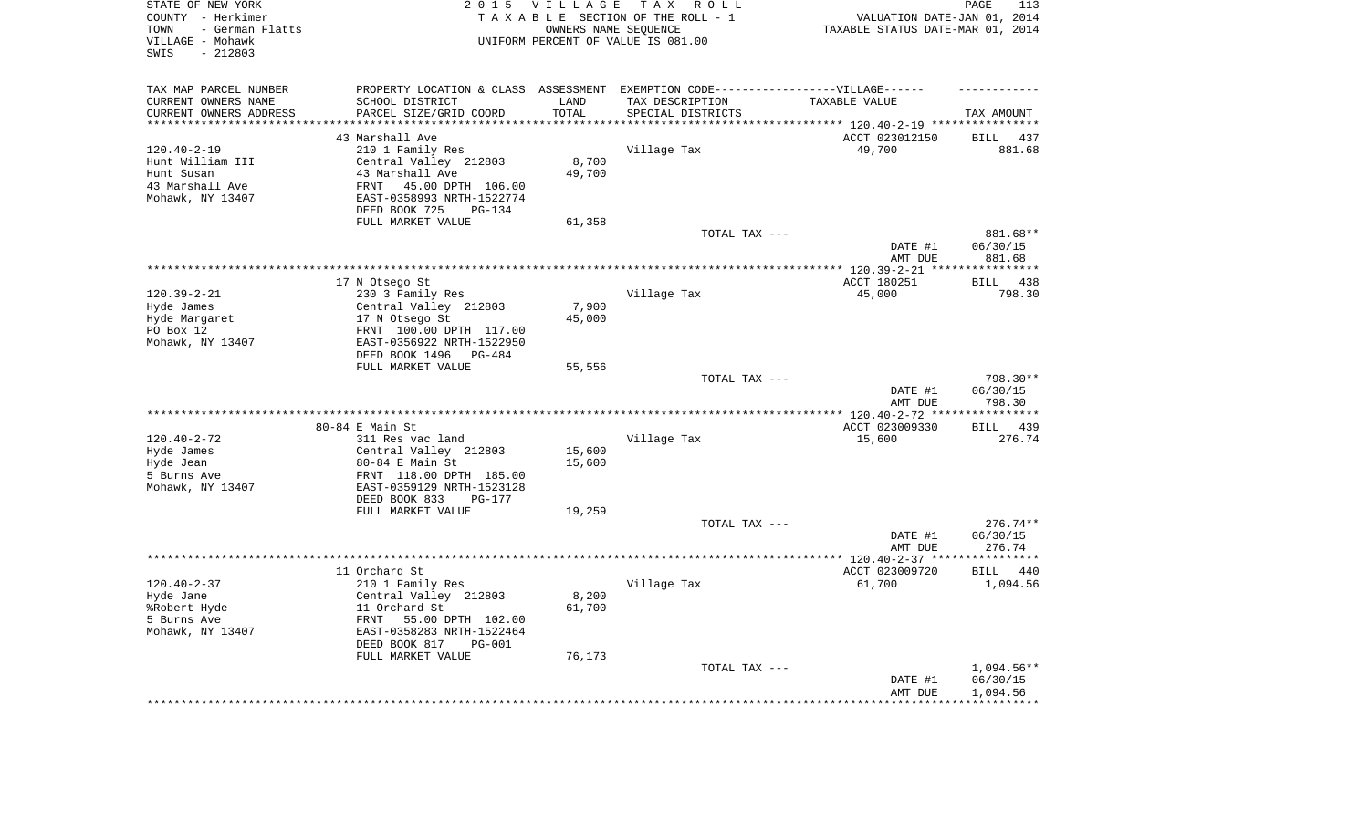STATE OF NEW YORK
COUNTY - Herkimer
TOWN - German Flatts
VILLAGE - Mohawk
SWIS - 212803

2 0 1 5 V I L L A G E T A X R O L L
T A X A B L E SECTION OF THE ROLL - 1
OWNERS NAME SEQUENCE
UNIFORM PERCENT OF VALUE IS 081.00

VALUATION DATE-JAN 01, 2014
TAXABLE STATUS DATE-MAR 01, 2014

| TAX MAP PARCEL NUMBER / CURRENT OWNERS NAME / CURRENT OWNERS ADDRESS | PROPERTY LOCATION & CLASS / SCHOOL DISTRICT / PARCEL SIZE/GRID COORD | ASSESSMENT LAND / TOTAL | EXEMPTION CODE / TAX DESCRIPTION / SPECIAL DISTRICTS | TAXABLE VALUE | TAX AMOUNT |
|---|---|---|---|---|---|
| 120.40-2-19 | 43 Marshall Ave | | | ACCT 023012150 | BILL 437 |
| Hunt William III | 210 1 Family Res | | Village Tax | 49,700 | 881.68 |
| Hunt Susan | Central Valley 212803 | 8,700 | | | |
| 43 Marshall Ave | 43 Marshall Ave | 49,700 | | | |
| Mohawk, NY 13407 | FRNT 45.00 DPTH 106.00 | | | | |
| | EAST-0358993 NRTH-1522774 | | | | |
| | DEED BOOK 725 PG-134 | | | | |
| | FULL MARKET VALUE | 61,358 | | | |
| | | | TOTAL TAX --- | | 881.68** |
| | | | | DATE #1 | 06/30/15 |
| | | | | AMT DUE | 881.68 |
| 120.39-2-21 | 17 N Otsego St | | | ACCT 180251 | BILL 438 |
| Hyde James | 230 3 Family Res | | Village Tax | 45,000 | 798.30 |
| Hyde Margaret | Central Valley 212803 | 7,900 | | | |
| PO Box 12 | 17 N Otsego St | 45,000 | | | |
| Mohawk, NY 13407 | FRNT 100.00 DPTH 117.00 | | | | |
| | EAST-0356922 NRTH-1522950 | | | | |
| | DEED BOOK 1496 PG-484 | | | | |
| | FULL MARKET VALUE | 55,556 | | | |
| | | | TOTAL TAX --- | | 798.30** |
| | | | | DATE #1 | 06/30/15 |
| | | | | AMT DUE | 798.30 |
| 120.40-2-72 | 80-84 E Main St | | | ACCT 023009330 | BILL 439 |
| Hyde James | 311 Res vac land | | Village Tax | 15,600 | 276.74 |
| Hyde Jean | Central Valley 212803 | 15,600 | | | |
| 5 Burns Ave | 80-84 E Main St | 15,600 | | | |
| Mohawk, NY 13407 | FRNT 118.00 DPTH 185.00 | | | | |
| | EAST-0359129 NRTH-1523128 | | | | |
| | DEED BOOK 833 PG-177 | | | | |
| | FULL MARKET VALUE | 19,259 | | | |
| | | | TOTAL TAX --- | | 276.74** |
| | | | | DATE #1 | 06/30/15 |
| | | | | AMT DUE | 276.74 |
| 120.40-2-37 | 11 Orchard St | | | ACCT 023009720 | BILL 440 |
| Hyde Jane | 210 1 Family Res | | Village Tax | 61,700 | 1,094.56 |
| %Robert Hyde | Central Valley 212803 | 8,200 | | | |
| 5 Burns Ave | 11 Orchard St | 61,700 | | | |
| Mohawk, NY 13407 | FRNT 55.00 DPTH 102.00 | | | | |
| | EAST-0358283 NRTH-1522464 | | | | |
| | DEED BOOK 817 PG-001 | | | | |
| | FULL MARKET VALUE | 76,173 | | | |
| | | | TOTAL TAX --- | | 1,094.56** |
| | | | | DATE #1 | 06/30/15 |
| | | | | AMT DUE | 1,094.56 |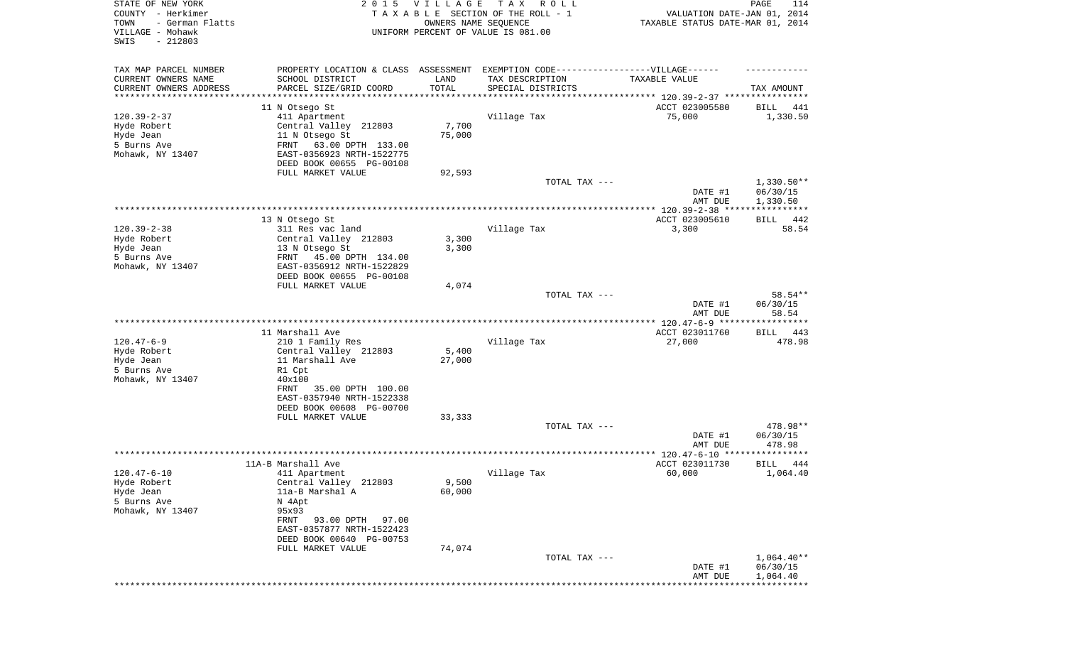STATE OF NEW YORK
COUNTY - Herkimer
TOWN - German Flatts
VILLAGE - Mohawk
SWIS - 212803

2 0 1 5 V I L L A G E T A X R O L L
T A X A B L E SECTION OF THE ROLL - 1
OWNERS NAME SEQUENCE
UNIFORM PERCENT OF VALUE IS 081.00

VALUATION DATE-JAN 01, 2014
TAXABLE STATUS DATE-MAR 01, 2014

| TAX MAP PARCEL NUMBER<br>CURRENT OWNERS NAME<br>CURRENT OWNERS ADDRESS | PROPERTY LOCATION & CLASS<br>SCHOOL DISTRICT<br>PARCEL SIZE/GRID COORD | ASSESSMENT<br>LAND<br>TOTAL | EXEMPTION CODE------VILLAGE------<br>TAX DESCRIPTION<br>SPECIAL DISTRICTS | TAXABLE VALUE | TAX AMOUNT |
|---|---|---|---|---|---|
| | 11 N Otsego St | | | ACCT 023005580 | BILL 441 |
| 120.39-2-37 | 411 Apartment | | Village Tax | 75,000 | 1,330.50 |
| Hyde Robert | Central Valley 212803 | 7,700 | | | |
| Hyde Jean | 11 N Otsego St | 75,000 | | | |
| 5 Burns Ave | FRNT 63.00 DPTH 133.00 | | | | |
| Mohawk, NY 13407 | EAST-0356923 NRTH-1522775 | | | | |
| | DEED BOOK 00655 PG-00108 | | | | |
| | FULL MARKET VALUE | 92,593 | | | |
| | | | TOTAL TAX --- | | 1,330.50** |
| | | | | DATE #1 | 06/30/15 |
| | | | | AMT DUE | 1,330.50 |
| | 13 N Otsego St | | | ACCT 023005610 | BILL 442 |
| 120.39-2-38 | 311 Res vac land | | Village Tax | 3,300 | 58.54 |
| Hyde Robert | Central Valley 212803 | 3,300 | | | |
| Hyde Jean | 13 N Otsego St | 3,300 | | | |
| 5 Burns Ave | FRNT 45.00 DPTH 134.00 | | | | |
| Mohawk, NY 13407 | EAST-0356912 NRTH-1522829 | | | | |
| | DEED BOOK 00655 PG-00108 | | | | |
| | FULL MARKET VALUE | 4,074 | | | |
| | | | TOTAL TAX --- | | 58.54** |
| | | | | DATE #1 | 06/30/15 |
| | | | | AMT DUE | 58.54 |
| | 11 Marshall Ave | | | ACCT 023011760 | BILL 443 |
| 120.47-6-9 | 210 1 Family Res | | Village Tax | 27,000 | 478.98 |
| Hyde Robert | Central Valley 212803 | 5,400 | | | |
| Hyde Jean | 11 Marshall Ave | 27,000 | | | |
| 5 Burns Ave | R1 Cpt | | | | |
| Mohawk, NY 13407 | 40x100 | | | | |
| | FRNT 35.00 DPTH 100.00 | | | | |
| | EAST-0357940 NRTH-1522338 | | | | |
| | DEED BOOK 00608 PG-00700 | | | | |
| | FULL MARKET VALUE | 33,333 | | | |
| | | | TOTAL TAX --- | | 478.98** |
| | | | | DATE #1 | 06/30/15 |
| | | | | AMT DUE | 478.98 |
| | 11A-B Marshall Ave | | | ACCT 023011730 | BILL 444 |
| 120.47-6-10 | 411 Apartment | | Village Tax | 60,000 | 1,064.40 |
| Hyde Robert | Central Valley 212803 | 9,500 | | | |
| Hyde Jean | 11a-B Marshal A | 60,000 | | | |
| 5 Burns Ave | N 4Apt | | | | |
| Mohawk, NY 13407 | 95x93 | | | | |
| | FRNT 93.00 DPTH 97.00 | | | | |
| | EAST-0357877 NRTH-1522423 | | | | |
| | DEED BOOK 00640 PG-00753 | | | | |
| | FULL MARKET VALUE | 74,074 | | | |
| | | | TOTAL TAX --- | | 1,064.40** |
| | | | | DATE #1 | 06/30/15 |
| | | | | AMT DUE | 1,064.40 |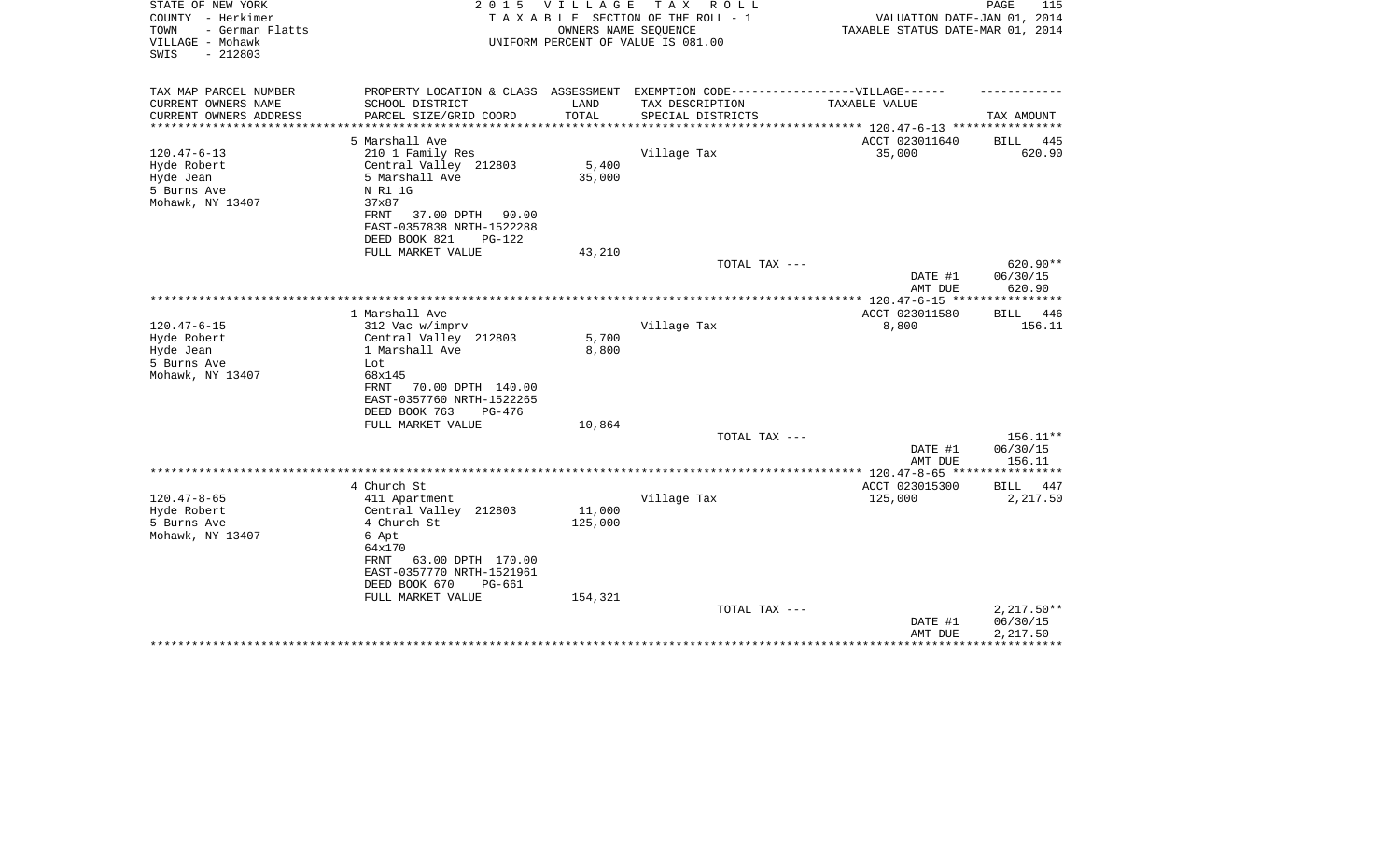STATE OF NEW YORK
COUNTY - Herkimer
TOWN - German Flatts
VILLAGE - Mohawk
SWIS - 212803

2 0 1 5 V I L L A G E T A X R O L L
T A X A B L E SECTION OF THE ROLL - 1
OWNERS NAME SEQUENCE
UNIFORM PERCENT OF VALUE IS 081.00

VALUATION DATE-JAN 01, 2014
TAXABLE STATUS DATE-MAR 01, 2014

| TAX MAP PARCEL NUMBER / CURRENT OWNERS NAME / CURRENT OWNERS ADDRESS | PROPERTY LOCATION & CLASS / SCHOOL DISTRICT / PARCEL SIZE/GRID COORD | ASSESSMENT LAND / TOTAL | EXEMPTION CODE------VILLAGE------ TAX DESCRIPTION / SPECIAL DISTRICTS | TAXABLE VALUE | TAX AMOUNT |
|---|---|---|---|---|---|
| 120.47-6-13 | 5 Marshall Ave | | | ACCT 023011640 | BILL 445 |
| Hyde Robert | 210 1 Family Res | | Village Tax | 35,000 | 620.90 |
| Hyde Jean | Central Valley 212803 | 5,400 | | | |
| 5 Burns Ave | 5 Marshall Ave | 35,000 | | | |
| Mohawk, NY 13407 | N R1 1G | | | | |
| | 37x87 | | | | |
| | FRNT 37.00 DPTH 90.00 | | | | |
| | EAST-0357838 NRTH-1522288 | | | | |
| | DEED BOOK 821 PG-122 | | | | |
| | FULL MARKET VALUE | 43,210 | | | |
| | | | TOTAL TAX --- | | 620.90** |
| | | | | DATE #1 | 06/30/15 |
| | | | | AMT DUE | 620.90 |
| 120.47-6-15 | 1 Marshall Ave | | | ACCT 023011580 | BILL 446 |
| Hyde Robert | 312 Vac w/imprv | | Village Tax | 8,800 | 156.11 |
| Hyde Jean | Central Valley 212803 | 5,700 | | | |
| 5 Burns Ave | 1 Marshall Ave | 8,800 | | | |
| Mohawk, NY 13407 | Lot | | | | |
| | 68x145 | | | | |
| | FRNT 70.00 DPTH 140.00 | | | | |
| | EAST-0357760 NRTH-1522265 | | | | |
| | DEED BOOK 763 PG-476 | | | | |
| | FULL MARKET VALUE | 10,864 | | | |
| | | | TOTAL TAX --- | | 156.11** |
| | | | | DATE #1 | 06/30/15 |
| | | | | AMT DUE | 156.11 |
| 120.47-8-65 | 4 Church St | | | ACCT 023015300 | BILL 447 |
| Hyde Robert | 411 Apartment | | Village Tax | 125,000 | 2,217.50 |
| 5 Burns Ave | Central Valley 212803 | 11,000 | | | |
| Mohawk, NY 13407 | 4 Church St | 125,000 | | | |
| | 6 Apt | | | | |
| | 64x170 | | | | |
| | FRNT 63.00 DPTH 170.00 | | | | |
| | EAST-0357770 NRTH-1521961 | | | | |
| | DEED BOOK 670 PG-661 | | | | |
| | FULL MARKET VALUE | 154,321 | | | |
| | | | TOTAL TAX --- | | 2,217.50** |
| | | | | DATE #1 | 06/30/15 |
| | | | | AMT DUE | 2,217.50 |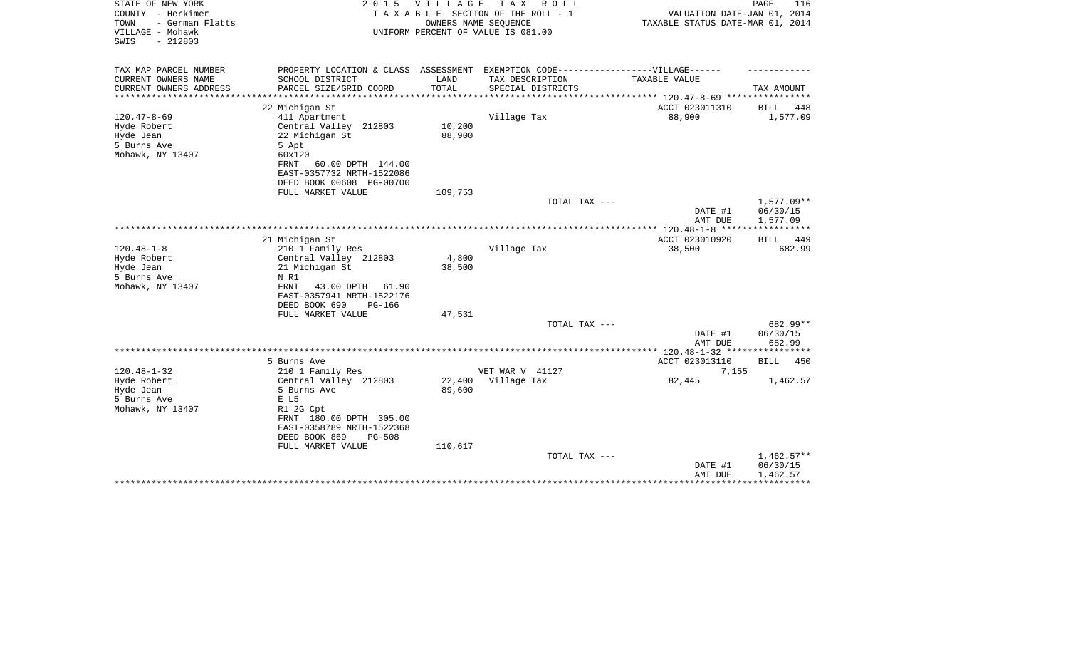STATE OF NEW YORK
COUNTY - Herkimer
TOWN - German Flatts
VILLAGE - Mohawk
SWIS - 212803

2015 VILLAGE TAX ROLL
TAXABLE SECTION OF THE ROLL - 1
OWNERS NAME SEQUENCE
UNIFORM PERCENT OF VALUE IS 081.00

VALUATION DATE-JAN 01, 2014
TAXABLE STATUS DATE-MAR 01, 2014

| TAX MAP PARCEL NUMBER / CURRENT OWNERS NAME / CURRENT OWNERS ADDRESS | PROPERTY LOCATION & CLASS / SCHOOL DISTRICT / PARCEL SIZE/GRID COORD | ASSESSMENT LAND / TOTAL | EXEMPTION CODE / TAX DESCRIPTION / SPECIAL DISTRICTS | TAXABLE VALUE | TAX AMOUNT |
|---|---|---|---|---|---|
| | 22 Michigan St | | | ACCT 023011310 | BILL 448 |
| 120.47-8-69 | 411 Apartment | | Village Tax | 88,900 | 1,577.09 |
| Hyde Robert | Central Valley 212803 | 10,200 | | | |
| Hyde Jean | 22 Michigan St | 88,900 | | | |
| 5 Burns Ave | 5 Apt | | | | |
| Mohawk, NY 13407 | 60x120 | | | | |
| | FRNT 60.00 DPTH 144.00 | | | | |
| | EAST-0357732 NRTH-1522086 | | | | |
| | DEED BOOK 00608 PG-00700 | | | | |
| | FULL MARKET VALUE | 109,753 | | | |
| | | | TOTAL TAX --- | | 1,577.09** |
| | | | | DATE #1 | 06/30/15 |
| | | | | AMT DUE | 1,577.09 |
| | 21 Michigan St | | | ACCT 023010920 | BILL 449 |
| 120.48-1-8 | 210 1 Family Res | | Village Tax | 38,500 | 682.99 |
| Hyde Robert | Central Valley 212803 | 4,800 | | | |
| Hyde Jean | 21 Michigan St | 38,500 | | | |
| 5 Burns Ave | N R1 | | | | |
| Mohawk, NY 13407 | FRNT 43.00 DPTH 61.90 | | | | |
| | EAST-0357941 NRTH-1522176 | | | | |
| | DEED BOOK 690 PG-166 | | | | |
| | FULL MARKET VALUE | 47,531 | | | |
| | | | TOTAL TAX --- | | 682.99** |
| | | | | DATE #1 | 06/30/15 |
| | | | | AMT DUE | 682.99 |
| | 5 Burns Ave | | | ACCT 023013110 | BILL 450 |
| 120.48-1-32 | 210 1 Family Res | | VET WAR V 41127 | 7,155 | |
| Hyde Robert | Central Valley 212803 | 22,400 | Village Tax | 82,445 | 1,462.57 |
| Hyde Jean | 5 Burns Ave | 89,600 | | | |
| 5 Burns Ave | E L5 | | | | |
| Mohawk, NY 13407 | R1 2G Cpt | | | | |
| | FRNT 180.00 DPTH 305.00 | | | | |
| | EAST-0358789 NRTH-1522368 | | | | |
| | DEED BOOK 869 PG-508 | | | | |
| | FULL MARKET VALUE | 110,617 | | | |
| | | | TOTAL TAX --- | | 1,462.57** |
| | | | | DATE #1 | 06/30/15 |
| | | | | AMT DUE | 1,462.57 |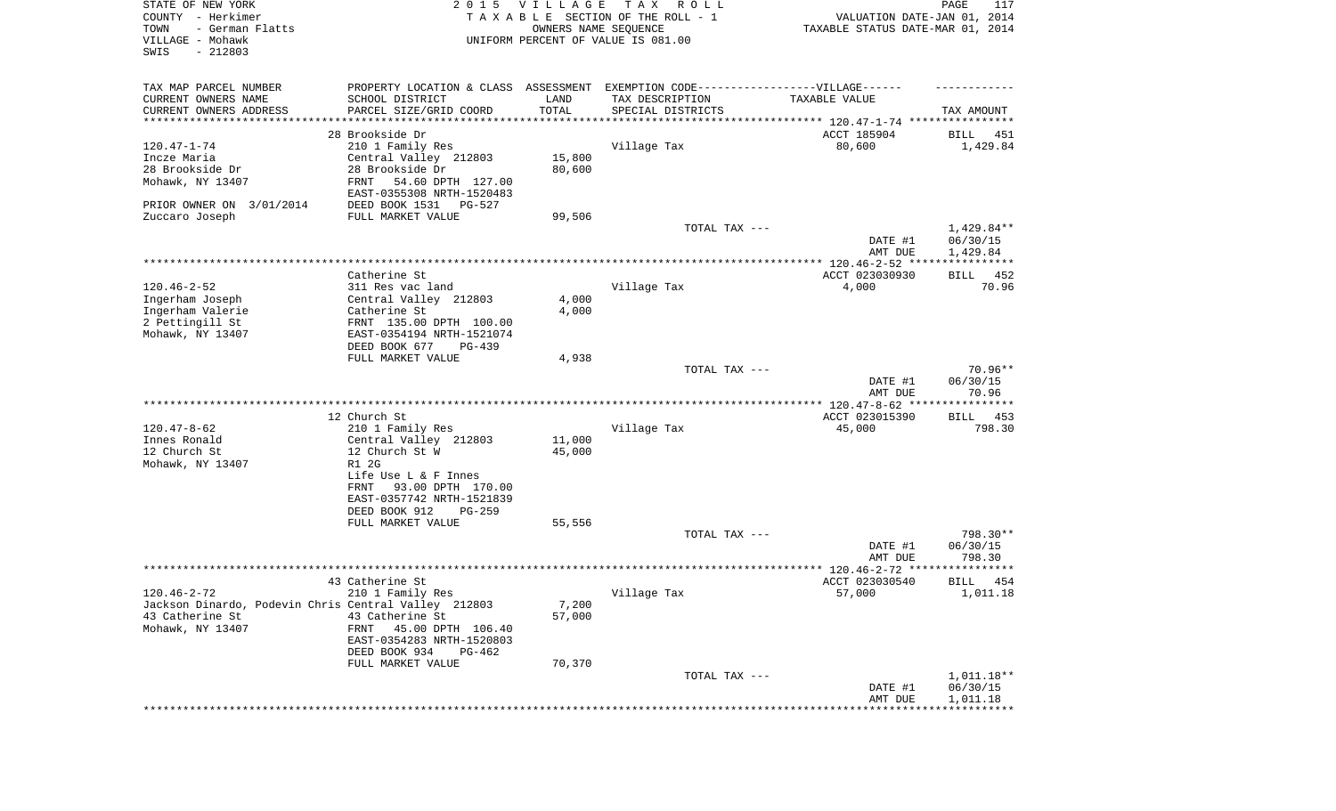STATE OF NEW YORK
COUNTY - Herkimer
TOWN - German Flatts
VILLAGE - Mohawk
SWIS - 212803

2 0 1 5 V I L L A G E T A X R O L L
T A X A B L E SECTION OF THE ROLL - 1
OWNERS NAME SEQUENCE
UNIFORM PERCENT OF VALUE IS 081.00

VALUATION DATE-JAN 01, 2014
TAXABLE STATUS DATE-MAR 01, 2014

| TAX MAP PARCEL NUMBER / CURRENT OWNERS NAME / CURRENT OWNERS ADDRESS | PROPERTY LOCATION & CLASS / SCHOOL DISTRICT / PARCEL SIZE/GRID COORD | ASSESSMENT LAND / TOTAL | EXEMPTION CODE-VILLAGE / TAX DESCRIPTION / SPECIAL DISTRICTS | TAXABLE VALUE | TAX AMOUNT |
|---|---|---|---|---|---|
| 120.47-1-74 | 28 Brookside Dr | | | ACCT 185904 | BILL 451 |
| Incze Maria | 210 1 Family Res | | Village Tax | 80,600 | 1,429.84 |
| 28 Brookside Dr | Central Valley 212803 | 15,800 | | | |
| Mohawk, NY 13407 | 28 Brookside Dr | 80,600 | | | |
| | FRNT 54.60 DPTH 127.00 | | | | |
| | EAST-0355308 NRTH-1520483 | | | | |
| PRIOR OWNER ON 3/01/2014 | DEED BOOK 1531 PG-527 | | | | |
| Zuccaro Joseph | FULL MARKET VALUE | 99,506 | | | |
| | | | TOTAL TAX --- | | 1,429.84** |
| | | | | DATE #1 | 06/30/15 |
| | | | | AMT DUE | 1,429.84 |
| 120.46-2-52 | Catherine St | | | ACCT 023030930 | BILL 452 |
| Ingerham Joseph | 311 Res vac land | | Village Tax | 4,000 | 70.96 |
| Ingerham Valerie | Central Valley 212803 | 4,000 | | | |
| 2 Pettingill St | Catherine St | 4,000 | | | |
| Mohawk, NY 13407 | FRNT 135.00 DPTH 100.00 | | | | |
| | EAST-0354194 NRTH-1521074 | | | | |
| | DEED BOOK 677 PG-439 | | | | |
| | FULL MARKET VALUE | 4,938 | | | |
| | | | TOTAL TAX --- | | 70.96** |
| | | | | DATE #1 | 06/30/15 |
| | | | | AMT DUE | 70.96 |
| 120.47-8-62 | 12 Church St | | | ACCT 023015390 | BILL 453 |
| Innes Ronald | 210 1 Family Res | | Village Tax | 45,000 | 798.30 |
| 12 Church St | Central Valley 212803 | 11,000 | | | |
| Mohawk, NY 13407 | 12 Church St W | 45,000 | | | |
| | R1 2G | | | | |
| | Life Use L & F Innes | | | | |
| | FRNT 93.00 DPTH 170.00 | | | | |
| | EAST-0357742 NRTH-1521839 | | | | |
| | DEED BOOK 912 PG-259 | | | | |
| | FULL MARKET VALUE | 55,556 | | | |
| | | | TOTAL TAX --- | | 798.30** |
| | | | | DATE #1 | 06/30/15 |
| | | | | AMT DUE | 798.30 |
| 120.46-2-72 | 43 Catherine St | | | ACCT 023030540 | BILL 454 |
| Jackson Dinardo, Podevin Chris | 210 1 Family Res | | Village Tax | 57,000 | 1,011.18 |
| 43 Catherine St | Central Valley 212803 | 7,200 | | | |
| Mohawk, NY 13407 | 43 Catherine St | 57,000 | | | |
| | FRNT 45.00 DPTH 106.40 | | | | |
| | EAST-0354283 NRTH-1520803 | | | | |
| | DEED BOOK 934 PG-462 | | | | |
| | FULL MARKET VALUE | 70,370 | | | |
| | | | TOTAL TAX --- | | 1,011.18** |
| | | | | DATE #1 | 06/30/15 |
| | | | | AMT DUE | 1,011.18 |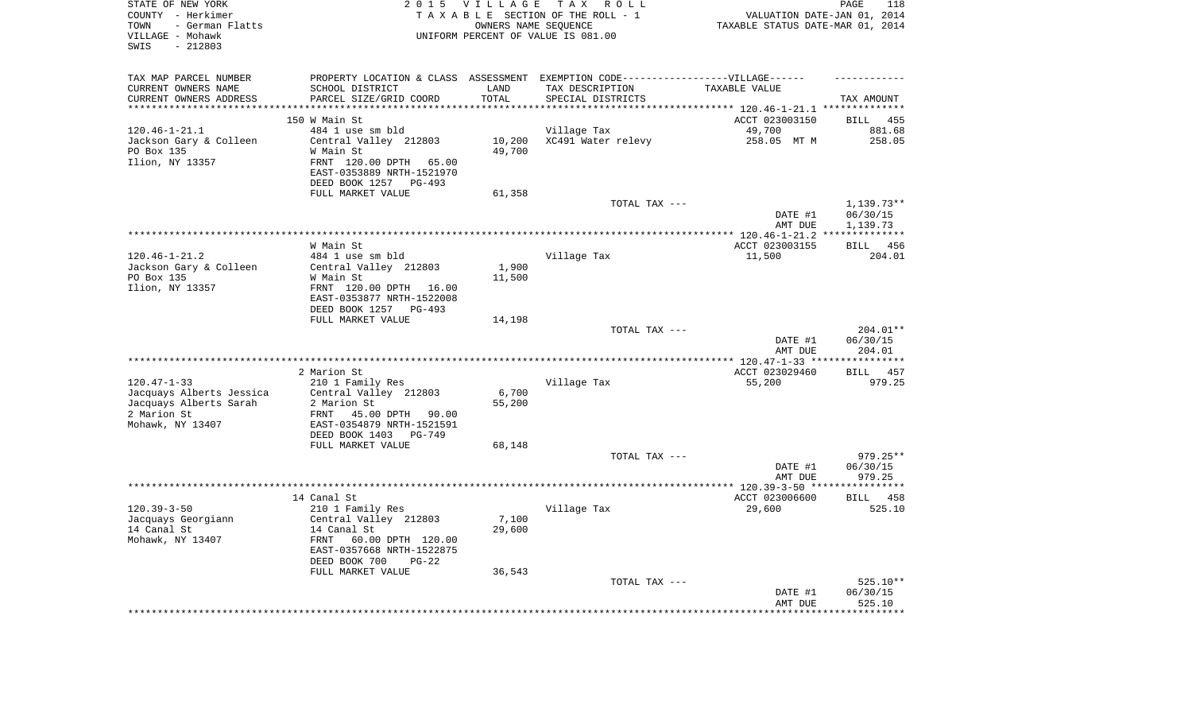STATE OF NEW YORK
COUNTY - Herkimer
TOWN - German Flatts
VILLAGE - Mohawk
SWIS - 212803

2015 VILLAGE TAX ROLL
TAXABLE SECTION OF THE ROLL - 1
OWNERS NAME SEQUENCE
UNIFORM PERCENT OF VALUE IS 081.00

VALUATION DATE-JAN 01, 2014
TAXABLE STATUS DATE-MAR 01, 2014

| TAX MAP PARCEL NUMBER<br>CURRENT OWNERS NAME<br>CURRENT OWNERS ADDRESS | PROPERTY LOCATION & CLASS<br>SCHOOL DISTRICT<br>PARCEL SIZE/GRID COORD | ASSESSMENT<br>LAND<br>TOTAL | EXEMPTION CODE------VILLAGE------<br>TAX DESCRIPTION<br>SPECIAL DISTRICTS | TAXABLE VALUE | TAX AMOUNT |
|---|---|---|---|---|---|
| | 150 W Main St | | | ACCT 023003150 | BILL 455 |
| 120.46-1-21.1 | 484 1 use sm bld | | Village Tax | 49,700 | 881.68 |
| Jackson Gary & Colleen | Central Valley 212803 | 10,200 | XC491 Water relevy | 258.05 MT M | 258.05 |
| PO Box 135 | W Main St | 49,700 | | | |
| Ilion, NY 13357 | FRNT 120.00 DPTH 65.00 | | | | |
| | EAST-0353889 NRTH-1521970 | | | | |
| | DEED BOOK 1257 PG-493 | | | | |
| | FULL MARKET VALUE | 61,358 | | | |
| | | | TOTAL TAX --- | | 1,139.73** |
| | | | | DATE #1 | 06/30/15 |
| | | | | AMT DUE | 1,139.73 |
| | W Main St | | | ACCT 023003155 | BILL 456 |
| 120.46-1-21.2 | 484 1 use sm bld | | Village Tax | 11,500 | 204.01 |
| Jackson Gary & Colleen | Central Valley 212803 | 1,900 | | | |
| PO Box 135 | W Main St | 11,500 | | | |
| Ilion, NY 13357 | FRNT 120.00 DPTH 16.00 | | | | |
| | EAST-0353877 NRTH-1522008 | | | | |
| | DEED BOOK 1257 PG-493 | | | | |
| | FULL MARKET VALUE | 14,198 | | | |
| | | | TOTAL TAX --- | | 204.01** |
| | | | | DATE #1 | 06/30/15 |
| | | | | AMT DUE | 204.01 |
| | 2 Marion St | | | ACCT 023029460 | BILL 457 |
| 120.47-1-33 | 210 1 Family Res | | Village Tax | 55,200 | 979.25 |
| Jacquays Alberts Jessica | Central Valley 212803 | 6,700 | | | |
| Jacquays Alberts Sarah | 2 Marion St | 55,200 | | | |
| 2 Marion St | FRNT 45.00 DPTH 90.00 | | | | |
| Mohawk, NY 13407 | EAST-0354879 NRTH-1521591 | | | | |
| | DEED BOOK 1403 PG-749 | | | | |
| | FULL MARKET VALUE | 68,148 | | | |
| | | | TOTAL TAX --- | | 979.25** |
| | | | | DATE #1 | 06/30/15 |
| | | | | AMT DUE | 979.25 |
| | 14 Canal St | | | ACCT 023006600 | BILL 458 |
| 120.39-3-50 | 210 1 Family Res | | Village Tax | 29,600 | 525.10 |
| Jacquays Georgiann | Central Valley 212803 | 7,100 | | | |
| 14 Canal St | 14 Canal St | 29,600 | | | |
| Mohawk, NY 13407 | FRNT 60.00 DPTH 120.00 | | | | |
| | EAST-0357668 NRTH-1522875 | | | | |
| | DEED BOOK 700 PG-22 | | | | |
| | FULL MARKET VALUE | 36,543 | | | |
| | | | TOTAL TAX --- | | 525.10** |
| | | | | DATE #1 | 06/30/15 |
| | | | | AMT DUE | 525.10 |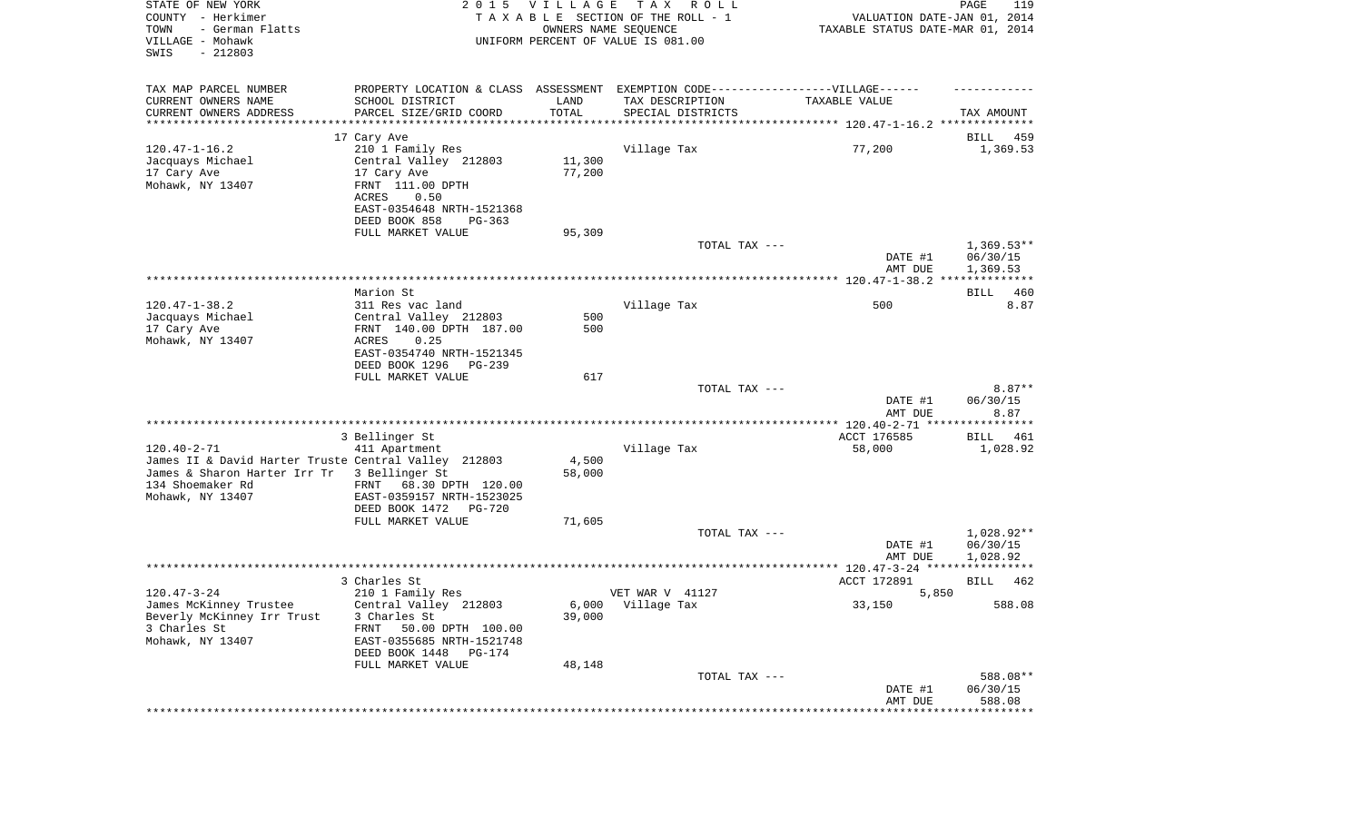STATE OF NEW YORK
COUNTY - Herkimer
TOWN - German Flatts
VILLAGE - Mohawk
SWIS - 212803

2 0 1 5 V I L L A G E T A X R O L L
T A X A B L E SECTION OF THE ROLL - 1
OWNERS NAME SEQUENCE
UNIFORM PERCENT OF VALUE IS 081.00

VALUATION DATE-JAN 01, 2014
TAXABLE STATUS DATE-MAR 01, 2014

| TAX MAP PARCEL NUMBER / CURRENT OWNERS NAME / CURRENT OWNERS ADDRESS | PROPERTY LOCATION & CLASS / SCHOOL DISTRICT / PARCEL SIZE/GRID COORD | ASSESSMENT LAND / TOTAL | EXEMPTION CODE / TAX DESCRIPTION / SPECIAL DISTRICTS | VILLAGE TAXABLE VALUE | TAX AMOUNT |
|---|---|---|---|---|---|
| 120.47-1-16.2 | 17 Cary Ave | | | | BILL 459 |
| | 210 1 Family Res | | Village Tax | 77,200 | 1,369.53 |
| Jacquays Michael | Central Valley 212803 | 11,300 | | | |
| 17 Cary Ave | 17 Cary Ave | 77,200 | | | |
| Mohawk, NY 13407 | FRNT 111.00 DPTH | | | | |
| | ACRES 0.50 | | | | |
| | EAST-0354648 NRTH-1521368 | | | | |
| | DEED BOOK 858 PG-363 | | | | |
| | FULL MARKET VALUE | 95,309 | | | |
| | | | TOTAL TAX --- | | 1,369.53** |
| | | | | DATE #1 | 06/30/15 |
| | | | | AMT DUE | 1,369.53 |
| 120.47-1-38.2 | Marion St | | | | BILL 460 |
| | 311 Res vac land | | Village Tax | 500 | 8.87 |
| Jacquays Michael | Central Valley 212803 | 500 | | | |
| 17 Cary Ave | FRNT 140.00 DPTH 187.00 | 500 | | | |
| Mohawk, NY 13407 | ACRES 0.25 | | | | |
| | EAST-0354740 NRTH-1521345 | | | | |
| | DEED BOOK 1296 PG-239 | | | | |
| | FULL MARKET VALUE | 617 | | | |
| | | | TOTAL TAX --- | | 8.87** |
| | | | | DATE #1 | 06/30/15 |
| | | | | AMT DUE | 8.87 |
| 120.40-2-71 | 3 Bellinger St | | | ACCT 176585 | BILL 461 |
| | 411 Apartment | | Village Tax | 58,000 | 1,028.92 |
| James II & David Harter Truste | Central Valley 212803 | 4,500 | | | |
| James & Sharon Harter Irr Tr | 3 Bellinger St | 58,000 | | | |
| 134 Shoemaker Rd | FRNT 68.30 DPTH 120.00 | | | | |
| Mohawk, NY 13407 | EAST-0359157 NRTH-1523025 | | | | |
| | DEED BOOK 1472 PG-720 | | | | |
| | FULL MARKET VALUE | 71,605 | | | |
| | | | TOTAL TAX --- | | 1,028.92** |
| | | | | DATE #1 | 06/30/15 |
| | | | | AMT DUE | 1,028.92 |
| 120.47-3-24 | 3 Charles St | | | ACCT 172891 | BILL 462 |
| | 210 1 Family Res | | VET WAR V 41127 | 5,850 | |
| James McKinney Trustee | Central Valley 212803 | 6,000 | Village Tax | 33,150 | 588.08 |
| Beverly McKinney Irr Trust | 3 Charles St | 39,000 | | | |
| 3 Charles St | FRNT 50.00 DPTH 100.00 | | | | |
| Mohawk, NY 13407 | EAST-0355685 NRTH-1521748 | | | | |
| | DEED BOOK 1448 PG-174 | | | | |
| | FULL MARKET VALUE | 48,148 | | | |
| | | | TOTAL TAX --- | | 588.08** |
| | | | | DATE #1 | 06/30/15 |
| | | | | AMT DUE | 588.08 |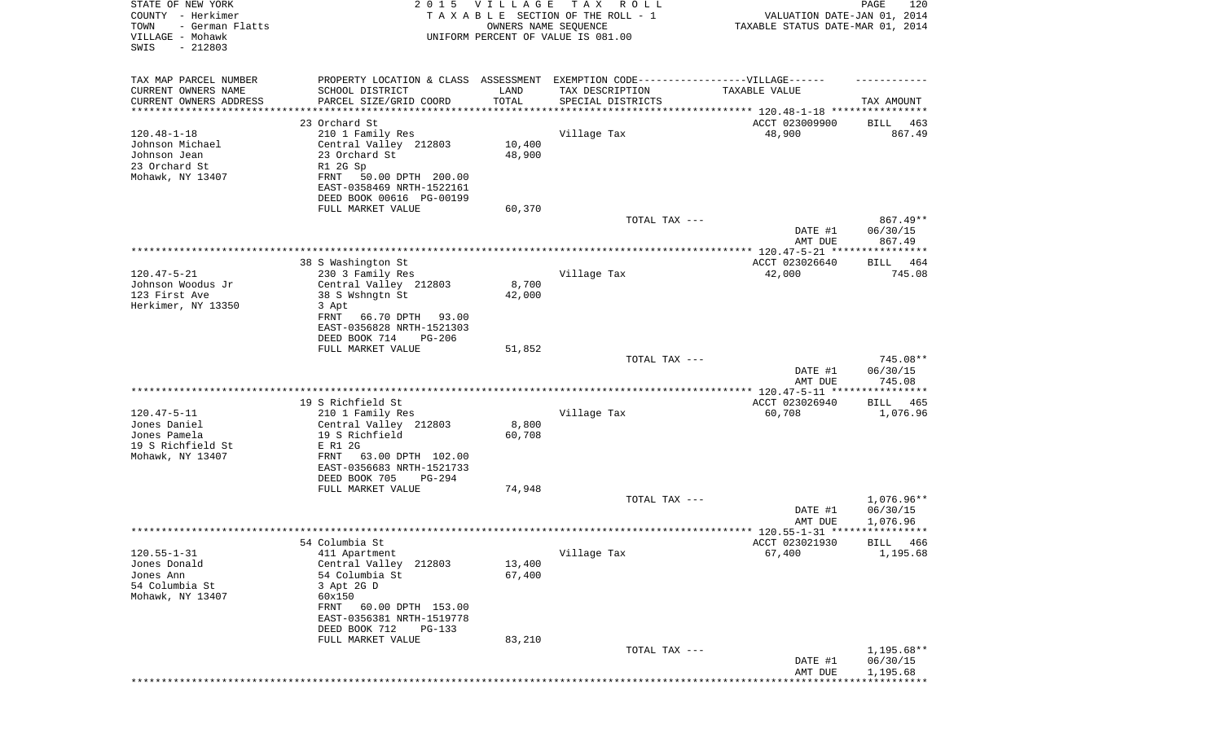STATE OF NEW YORK
COUNTY - Herkimer
TOWN - German Flatts
VILLAGE - Mohawk
SWIS - 212803

2015 VILLAGE TAX ROLL
TAXABLE SECTION OF THE ROLL - 1
OWNERS NAME SEQUENCE
UNIFORM PERCENT OF VALUE IS 081.00

VALUATION DATE-JAN 01, 2014
TAXABLE STATUS DATE-MAR 01, 2014

| TAX MAP PARCEL NUMBER / CURRENT OWNERS NAME / CURRENT OWNERS ADDRESS | PROPERTY LOCATION & CLASS / SCHOOL DISTRICT / PARCEL SIZE/GRID COORD | ASSESSMENT LAND / TOTAL | EXEMPTION CODE / TAX DESCRIPTION / SPECIAL DISTRICTS | TAXABLE VALUE | TAX AMOUNT |
|---|---|---|---|---|---|
| 120.48-1-18 | 23 Orchard St | | | ACCT 023009900 | BILL 463 |
| 120.48-1-18 | 210 1 Family Res | | Village Tax | 48,900 | 867.49 |
| Johnson Michael | Central Valley 212803 | 10,400 | | | |
| Johnson Jean | 23 Orchard St | 48,900 | | | |
| 23 Orchard St | R1 2G Sp | | | | |
| Mohawk, NY 13407 | FRNT 50.00 DPTH 200.00 | | | | |
| | EAST-0358469 NRTH-1522161 | | | | |
| | DEED BOOK 00616 PG-00199 | | | | |
| | FULL MARKET VALUE | 60,370 | | | |
| | | | TOTAL TAX --- | | 867.49** |
| | | | | DATE #1 | 06/30/15 |
| | | | | AMT DUE | 867.49 |
| 120.47-5-21 | 38 S Washington St | | | ACCT 023026640 | BILL 464 |
| 120.47-5-21 | 230 3 Family Res | | Village Tax | 42,000 | 745.08 |
| Johnson Woodus Jr | Central Valley 212803 | 8,700 | | | |
| 123 First Ave | 38 S Wshngtn St | 42,000 | | | |
| Herkimer, NY 13350 | 3 Apt | | | | |
| | FRNT 66.70 DPTH 93.00 | | | | |
| | EAST-0356828 NRTH-1521303 | | | | |
| | DEED BOOK 714 PG-206 | | | | |
| | FULL MARKET VALUE | 51,852 | | | |
| | | | TOTAL TAX --- | | 745.08** |
| | | | | DATE #1 | 06/30/15 |
| | | | | AMT DUE | 745.08 |
| 120.47-5-11 | 19 S Richfield St | | | ACCT 023026940 | BILL 465 |
| 120.47-5-11 | 210 1 Family Res | | Village Tax | 60,708 | 1,076.96 |
| Jones Daniel | Central Valley 212803 | 8,800 | | | |
| Jones Pamela | 19 S Richfield | 60,708 | | | |
| 19 S Richfield St | E R1 2G | | | | |
| Mohawk, NY 13407 | FRNT 63.00 DPTH 102.00 | | | | |
| | EAST-0356683 NRTH-1521733 | | | | |
| | DEED BOOK 705 PG-294 | | | | |
| | FULL MARKET VALUE | 74,948 | | | |
| | | | TOTAL TAX --- | | 1,076.96** |
| | | | | DATE #1 | 06/30/15 |
| | | | | AMT DUE | 1,076.96 |
| 120.55-1-31 | 54 Columbia St | | | ACCT 023021930 | BILL 466 |
| 120.55-1-31 | 411 Apartment | | Village Tax | 67,400 | 1,195.68 |
| Jones Donald | Central Valley 212803 | 13,400 | | | |
| Jones Ann | 54 Columbia St | 67,400 | | | |
| 54 Columbia St | 3 Apt 2G D | | | | |
| Mohawk, NY 13407 | 60x150 | | | | |
| | FRNT 60.00 DPTH 153.00 | | | | |
| | EAST-0356381 NRTH-1519778 | | | | |
| | DEED BOOK 712 PG-133 | | | | |
| | FULL MARKET VALUE | 83,210 | | | |
| | | | TOTAL TAX --- | | 1,195.68** |
| | | | | DATE #1 | 06/30/15 |
| | | | | AMT DUE | 1,195.68 |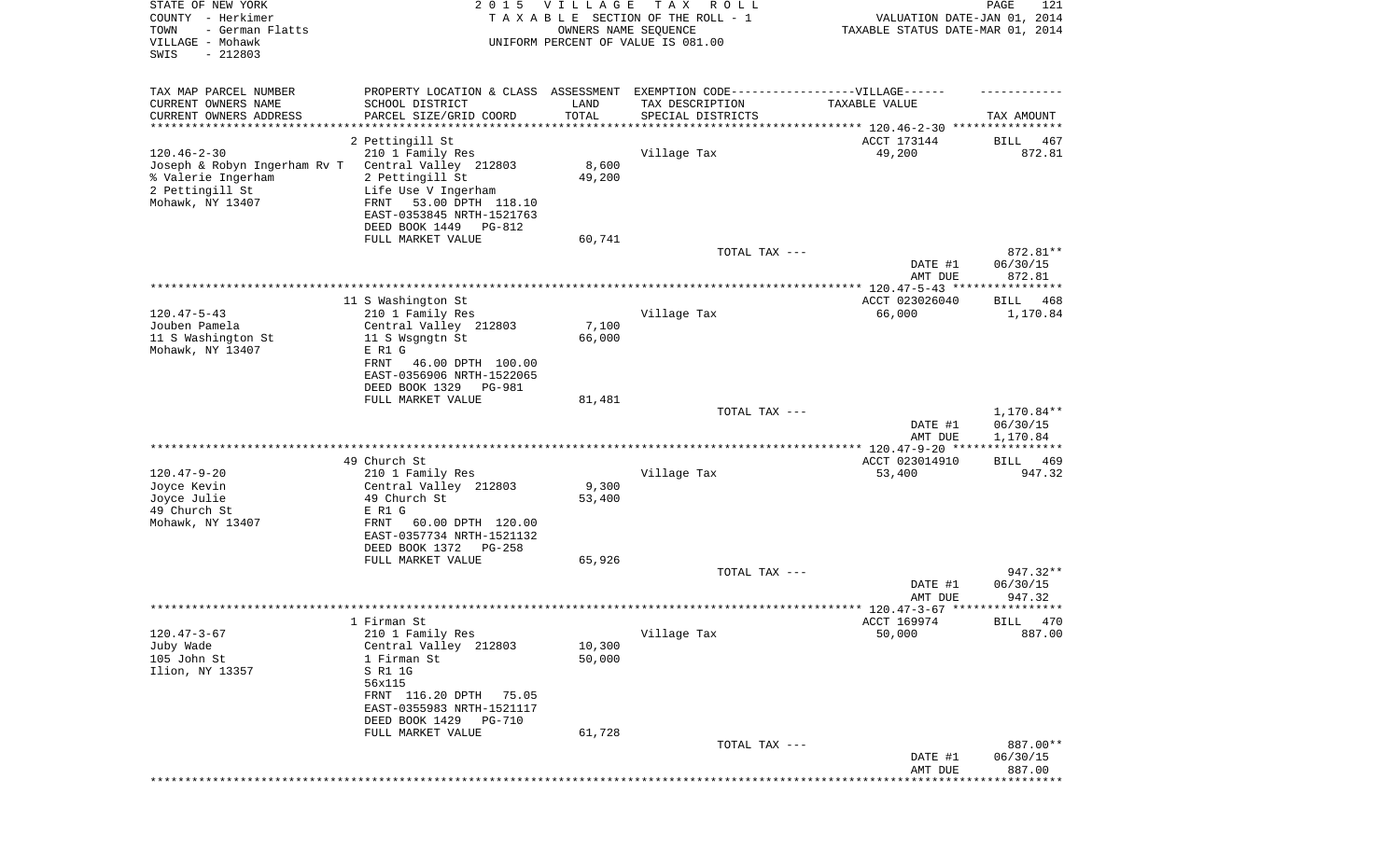STATE OF NEW YORK
COUNTY - Herkimer
TOWN - German Flatts
VILLAGE - Mohawk
SWIS - 212803

2 0 1 5 V I L L A G E T A X R O L L
T A X A B L E SECTION OF THE ROLL - 1
OWNERS NAME SEQUENCE
UNIFORM PERCENT OF VALUE IS 081.00

VALUATION DATE-JAN 01, 2014
TAXABLE STATUS DATE-MAR 01, 2014

| TAX MAP PARCEL NUMBER<br>CURRENT OWNERS NAME<br>CURRENT OWNERS ADDRESS | PROPERTY LOCATION & CLASS<br>SCHOOL DISTRICT<br>PARCEL SIZE/GRID COORD | ASSESSMENT<br>LAND<br>TOTAL | EXEMPTION CODE------VILLAGE------<br>TAX DESCRIPTION<br>SPECIAL DISTRICTS | TAXABLE VALUE | TAX AMOUNT |
|---|---|---|---|---|---|
| 120.46-2-30 | 2 Pettingill St | | | ACCT 173144 | BILL 467 |
| 120.46-2-30 | 210 1 Family Res | | Village Tax | 49,200 | 872.81 |
| Joseph & Robyn Ingerham Rv T | Central Valley 212803 | 8,600 | | | |
| % Valerie Ingerham | 2 Pettingill St | 49,200 | | | |
| 2 Pettingill St | Life Use V Ingerham | | | | |
| Mohawk, NY 13407 | FRNT 53.00 DPTH 118.10 | | | | |
| | EAST-0353845 NRTH-1521763 | | | | |
| | DEED BOOK 1449 PG-812 | | | | |
| | FULL MARKET VALUE | 60,741 | | | |
| | | | TOTAL TAX --- | | 872.81** |
| | | | | DATE #1 | 06/30/15 |
| | | | | AMT DUE | 872.81 |
| 120.47-5-43 | 11 S Washington St | | | ACCT 023026040 | BILL 468 |
| 120.47-5-43 | 210 1 Family Res | | Village Tax | 66,000 | 1,170.84 |
| Jouben Pamela | Central Valley 212803 | 7,100 | | | |
| 11 S Washington St | 11 S Wsgngtn St | 66,000 | | | |
| Mohawk, NY 13407 | E R1 G | | | | |
| | FRNT 46.00 DPTH 100.00 | | | | |
| | EAST-0356906 NRTH-1522065 | | | | |
| | DEED BOOK 1329 PG-981 | | | | |
| | FULL MARKET VALUE | 81,481 | | | |
| | | | TOTAL TAX --- | | 1,170.84** |
| | | | | DATE #1 | 06/30/15 |
| | | | | AMT DUE | 1,170.84 |
| 120.47-9-20 | 49 Church St | | | ACCT 023014910 | BILL 469 |
| 120.47-9-20 | 210 1 Family Res | | Village Tax | 53,400 | 947.32 |
| Joyce Kevin | Central Valley 212803 | 9,300 | | | |
| Joyce Julie | 49 Church St | 53,400 | | | |
| 49 Church St | E R1 G | | | | |
| Mohawk, NY 13407 | FRNT 60.00 DPTH 120.00 | | | | |
| | EAST-0357734 NRTH-1521132 | | | | |
| | DEED BOOK 1372 PG-258 | | | | |
| | FULL MARKET VALUE | 65,926 | | | |
| | | | TOTAL TAX --- | | 947.32** |
| | | | | DATE #1 | 06/30/15 |
| | | | | AMT DUE | 947.32 |
| 120.47-3-67 | 1 Firman St | | | ACCT 169974 | BILL 470 |
| 120.47-3-67 | 210 1 Family Res | | Village Tax | 50,000 | 887.00 |
| Juby Wade | Central Valley 212803 | 10,300 | | | |
| 105 John St | 1 Firman St | 50,000 | | | |
| Ilion, NY 13357 | S R1 1G | | | | |
| | 56x115 | | | | |
| | FRNT 116.20 DPTH 75.05 | | | | |
| | EAST-0355983 NRTH-1521117 | | | | |
| | DEED BOOK 1429 PG-710 | | | | |
| | FULL MARKET VALUE | 61,728 | | | |
| | | | TOTAL TAX --- | | 887.00** |
| | | | | DATE #1 | 06/30/15 |
| | | | | AMT DUE | 887.00 |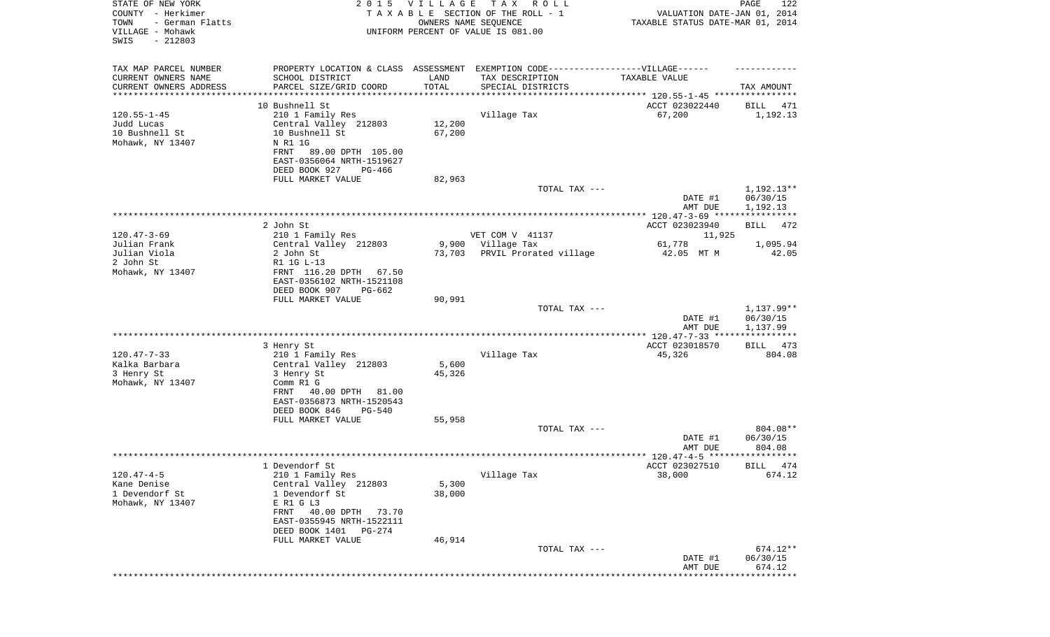STATE OF NEW YORK
COUNTY - Herkimer
TOWN - German Flatts
VILLAGE - Mohawk
SWIS - 212803

**2015 VILLAGE TAX ROLL**
TAXABLE SECTION OF THE ROLL - 1
OWNERS NAME SEQUENCE
UNIFORM PERCENT OF VALUE IS 081.00

VALUATION DATE-JAN 01, 2014
TAXABLE STATUS DATE-MAR 01, 2014

| TAX MAP PARCEL NUMBER<br>CURRENT OWNERS NAME<br>CURRENT OWNERS ADDRESS | PROPERTY LOCATION & CLASS<br>SCHOOL DISTRICT<br>PARCEL SIZE/GRID COORD | ASSESSMENT<br>LAND<br>TOTAL | EXEMPTION CODE------VILLAGE------<br>TAX DESCRIPTION<br>SPECIAL DISTRICTS | TAXABLE VALUE | TAX AMOUNT |
|---|---|---|---|---|---|
| | 10 Bushnell St | | | ACCT 023022440 | BILL 471 |
| 120.55-1-45 | 210 1 Family Res | | Village Tax | 67,200 | 1,192.13 |
| Judd Lucas | Central Valley 212803 | 12,200 | | | |
| 10 Bushnell St | 10 Bushnell St | 67,200 | | | |
| Mohawk, NY 13407 | N R1 1G | | | | |
| | FRNT 89.00 DPTH 105.00 | | | | |
| | EAST-0356064 NRTH-1519627 | | | | |
| | DEED BOOK 927 PG-466 | | | | |
| | FULL MARKET VALUE | 82,963 | | | |
| | | | TOTAL TAX --- | | 1,192.13** |
| | | | | DATE #1 | 06/30/15 |
| | | | | AMT DUE | 1,192.13 |
| | 2 John St | | | ACCT 023023940 | BILL 472 |
| 120.47-3-69 | 210 1 Family Res | | VET COM V 41137 | 11,925 | |
| Julian Frank | Central Valley 212803 | 9,900 | Village Tax | 61,778 | 1,095.94 |
| Julian Viola | 2 John St | 73,703 | PRVIL Prorated village | 42.05 MT M | 42.05 |
| 2 John St | R1 1G L-13 | | | | |
| Mohawk, NY 13407 | FRNT 116.20 DPTH 67.50 | | | | |
| | EAST-0356102 NRTH-1521108 | | | | |
| | DEED BOOK 907 PG-662 | | | | |
| | FULL MARKET VALUE | 90,991 | | | |
| | | | TOTAL TAX --- | | 1,137.99** |
| | | | | DATE #1 | 06/30/15 |
| | | | | AMT DUE | 1,137.99 |
| | 3 Henry St | | | ACCT 023018570 | BILL 473 |
| 120.47-7-33 | 210 1 Family Res | | Village Tax | 45,326 | 804.08 |
| Kalka Barbara | Central Valley 212803 | 5,600 | | | |
| 3 Henry St | 3 Henry St | 45,326 | | | |
| Mohawk, NY 13407 | Comm R1 G | | | | |
| | FRNT 40.00 DPTH 81.00 | | | | |
| | EAST-0356873 NRTH-1520543 | | | | |
| | DEED BOOK 846 PG-540 | | | | |
| | FULL MARKET VALUE | 55,958 | | | |
| | | | TOTAL TAX --- | | 804.08** |
| | | | | DATE #1 | 06/30/15 |
| | | | | AMT DUE | 804.08 |
| | 1 Devendorf St | | | ACCT 023027510 | BILL 474 |
| 120.47-4-5 | 210 1 Family Res | | Village Tax | 38,000 | 674.12 |
| Kane Denise | Central Valley 212803 | 5,300 | | | |
| 1 Devendorf St | 1 Devendorf St | 38,000 | | | |
| Mohawk, NY 13407 | E R1 G L3 | | | | |
| | FRNT 40.00 DPTH 73.70 | | | | |
| | EAST-0355945 NRTH-1522111 | | | | |
| | DEED BOOK 1401 PG-274 | | | | |
| | FULL MARKET VALUE | 46,914 | | | |
| | | | TOTAL TAX --- | | 674.12** |
| | | | | DATE #1 | 06/30/15 |
| | | | | AMT DUE | 674.12 |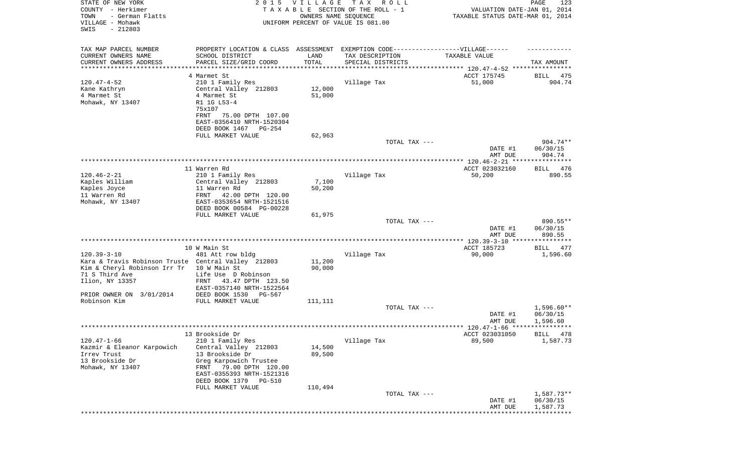STATE OF NEW YORK
COUNTY - Herkimer
TOWN - German Flatts
VILLAGE - Mohawk
SWIS - 212803

2 0 1 5 V I L L A G E T A X R O L L
T A X A B L E SECTION OF THE ROLL - 1
OWNERS NAME SEQUENCE
UNIFORM PERCENT OF VALUE IS 081.00

VALUATION DATE-JAN 01, 2014
TAXABLE STATUS DATE-MAR 01, 2014

| TAX MAP PARCEL NUMBER / CURRENT OWNERS NAME / CURRENT OWNERS ADDRESS | PROPERTY LOCATION & CLASS / SCHOOL DISTRICT / PARCEL SIZE/GRID COORD | ASSESSMENT LAND / TOTAL | EXEMPTION CODE / TAX DESCRIPTION / SPECIAL DISTRICTS | TAXABLE VALUE | TAX AMOUNT |
|---|---|---|---|---|---|
| | 4 Marmet St | | | ACCT 175745 | BILL 475 |
| 120.47-4-52 | 210 1 Family Res | | Village Tax | 51,000 | 904.74 |
| Kane Kathryn | Central Valley 212803 | 12,000 | | | |
| 4 Marmet St | 4 Marmet St | 51,000 | | | |
| Mohawk, NY 13407 | R1 1G L53-4 | | | | |
| | 75x107 | | | | |
| | FRNT 75.00 DPTH 107.00 | | | | |
| | EAST-0356410 NRTH-1520304 | | | | |
| | DEED BOOK 1467 PG-254 | | | | |
| | FULL MARKET VALUE | 62,963 | | | |
| | | | TOTAL TAX --- | | 904.74** |
| | | | | DATE #1 | 06/30/15 |
| | | | | AMT DUE | 904.74 |
| | 11 Warren Rd | | | ACCT 023032160 | BILL 476 |
| 120.46-2-21 | 210 1 Family Res | | Village Tax | 50,200 | 890.55 |
| Kaples William | Central Valley 212803 | 7,100 | | | |
| Kaples Joyce | 11 Warren Rd | 50,200 | | | |
| 11 Warren Rd | FRNT 42.00 DPTH 120.00 | | | | |
| Mohawk, NY 13407 | EAST-0353654 NRTH-1521516 | | | | |
| | DEED BOOK 00584 PG-00228 | | | | |
| | FULL MARKET VALUE | 61,975 | | | |
| | | | TOTAL TAX --- | | 890.55** |
| | | | | DATE #1 | 06/30/15 |
| | | | | AMT DUE | 890.55 |
| | 10 W Main St | | | ACCT 185723 | BILL 477 |
| 120.39-3-10 | 481 Att row bldg | | Village Tax | 90,000 | 1,596.60 |
| Kara & Travis Robinson Truste | Central Valley 212803 | 11,200 | | | |
| Kim & Cheryl Robinson Irr Tr | 10 W Main St | 90,000 | | | |
| 71 S Third Ave | Life Use D Robinson | | | | |
| Ilion, NY 13357 | FRNT 43.47 DPTH 123.50 | | | | |
| | EAST-0357140 NRTH-1522564 | | | | |
| PRIOR OWNER ON 3/01/2014 | DEED BOOK 1530 PG-567 | | | | |
| Robinson Kim | FULL MARKET VALUE | 111,111 | | | |
| | | | TOTAL TAX --- | | 1,596.60** |
| | | | | DATE #1 | 06/30/15 |
| | | | | AMT DUE | 1,596.60 |
| | 13 Brookside Dr | | | ACCT 023031050 | BILL 478 |
| 120.47-1-66 | 210 1 Family Res | | Village Tax | 89,500 | 1,587.73 |
| Kazmir & Eleanor Karpowich | Central Valley 212803 | 14,500 | | | |
| Irrev Trust | 13 Brookside Dr | 89,500 | | | |
| 13 Brookside Dr | Greg Karpowich Trustee | | | | |
| Mohawk, NY 13407 | FRNT 79.00 DPTH 120.00 | | | | |
| | EAST-0355393 NRTH-1521316 | | | | |
| | DEED BOOK 1379 PG-510 | | | | |
| | FULL MARKET VALUE | 110,494 | | | |
| | | | TOTAL TAX --- | | 1,587.73** |
| | | | | DATE #1 | 06/30/15 |
| | | | | AMT DUE | 1,587.73 |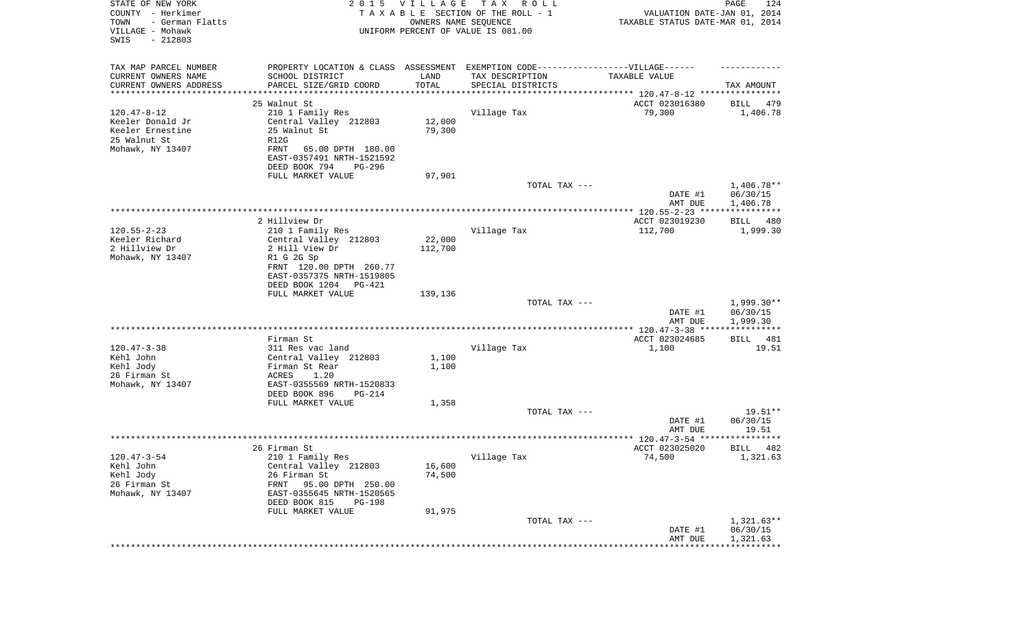STATE OF NEW YORK
COUNTY - Herkimer
TOWN - German Flatts
VILLAGE - Mohawk
SWIS - 212803

2015 VILLAGE TAX ROLL
TAXABLE SECTION OF THE ROLL - 1
OWNERS NAME SEQUENCE
UNIFORM PERCENT OF VALUE IS 081.00

VALUATION DATE-JAN 01, 2014
TAXABLE STATUS DATE-MAR 01, 2014

| TAX MAP PARCEL NUMBER<br>CURRENT OWNERS NAME<br>CURRENT OWNERS ADDRESS | PROPERTY LOCATION & CLASS<br>SCHOOL DISTRICT<br>PARCEL SIZE/GRID COORD | ASSESSMENT<br>LAND<br>TOTAL | EXEMPTION CODE-------VILLAGE------<br>TAX DESCRIPTION<br>SPECIAL DISTRICTS | TAXABLE VALUE | TAX AMOUNT |
|---|---|---|---|---|---|
| 120.47-8-12 | 25 Walnut St | | | ACCT 023016380 | BILL 479 |
| Keeler Donald Jr | 210 1 Family Res | | Village Tax | 79,300 | 1,406.78 |
| Keeler Ernestine | Central Valley 212803 | 12,000 | | | |
| 25 Walnut St | 25 Walnut St | 79,300 | | | |
| Mohawk, NY 13407 | R12G | | | | |
| | FRNT 65.00 DPTH 180.00 | | | | |
| | EAST-0357491 NRTH-1521592 | | | | |
| | DEED BOOK 794 PG-296 | | | | |
| | FULL MARKET VALUE | 97,901 | | | |
| | | | TOTAL TAX --- | | 1,406.78** |
| | | | | DATE #1 | 06/30/15 |
| | | | | AMT DUE | 1,406.78 |
| 120.55-2-23 | 2 Hillview Dr | | | ACCT 023019230 | BILL 480 |
| Keeler Richard | 210 1 Family Res | | Village Tax | 112,700 | 1,999.30 |
| 2 Hillview Dr | Central Valley 212803 | 22,000 | | | |
| Mohawk, NY 13407 | 2 Hill View Dr | 112,700 | | | |
| | R1 G 2G Sp | | | | |
| | FRNT 120.00 DPTH 260.77 | | | | |
| | EAST-0357375 NRTH-1519805 | | | | |
| | DEED BOOK 1204 PG-421 | | | | |
| | FULL MARKET VALUE | 139,136 | | | |
| | | | TOTAL TAX --- | | 1,999.30** |
| | | | | DATE #1 | 06/30/15 |
| | | | | AMT DUE | 1,999.30 |
| 120.47-3-38 | Firman St | | | ACCT 023024685 | BILL 481 |
| Kehl John | 311 Res vac land | | Village Tax | 1,100 | 19.51 |
| Kehl Jody | Central Valley 212803 | 1,100 | | | |
| 26 Firman St | Firman St Rear | 1,100 | | | |
| Mohawk, NY 13407 | ACRES 1.20 | | | | |
| | EAST-0355569 NRTH-1520833 | | | | |
| | DEED BOOK 896 PG-214 | | | | |
| | FULL MARKET VALUE | 1,358 | | | |
| | | | TOTAL TAX --- | | 19.51** |
| | | | | DATE #1 | 06/30/15 |
| | | | | AMT DUE | 19.51 |
| 120.47-3-54 | 26 Firman St | | | ACCT 023025020 | BILL 482 |
| Kehl John | 210 1 Family Res | | Village Tax | 74,500 | 1,321.63 |
| Kehl Jody | Central Valley 212803 | 16,600 | | | |
| 26 Firman St | 26 Firman St | 74,500 | | | |
| Mohawk, NY 13407 | FRNT 95.00 DPTH 250.00 | | | | |
| | EAST-0355645 NRTH-1520565 | | | | |
| | DEED BOOK 815 PG-198 | | | | |
| | FULL MARKET VALUE | 91,975 | | | |
| | | | TOTAL TAX --- | | 1,321.63** |
| | | | | DATE #1 | 06/30/15 |
| | | | | AMT DUE | 1,321.63 |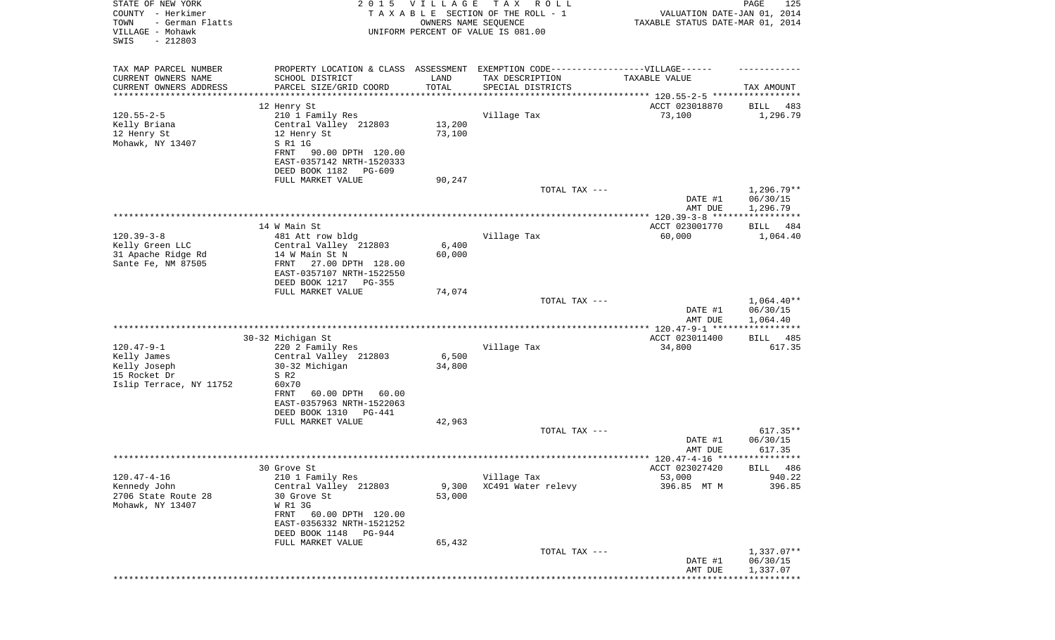STATE OF NEW YORK
COUNTY - Herkimer
TOWN - German Flatts
VILLAGE - Mohawk
SWIS - 212803

2 0 1 5 V I L L A G E T A X R O L L
T A X A B L E SECTION OF THE ROLL - 1
OWNERS NAME SEQUENCE
UNIFORM PERCENT OF VALUE IS 081.00

VALUATION DATE-JAN 01, 2014
TAXABLE STATUS DATE-MAR 01, 2014

| TAX MAP PARCEL NUMBER / CURRENT OWNERS NAME / CURRENT OWNERS ADDRESS | PROPERTY LOCATION & CLASS / SCHOOL DISTRICT / PARCEL SIZE/GRID COORD | ASSESSMENT LAND / TOTAL | EXEMPTION CODE / TAX DESCRIPTION / SPECIAL DISTRICTS | TAXABLE VALUE | TAX AMOUNT |
|---|---|---|---|---|---|
| 120.55-2-5 | 12 Henry St | | | ACCT 023018870 | BILL 483 |
| Kelly Briana | 210 1 Family Res | | Village Tax | 73,100 | 1,296.79 |
| 12 Henry St | Central Valley 212803 | 13,200 | | | |
| Mohawk, NY 13407 | 12 Henry St | 73,100 | | | |
| | S R1 1G | | | | |
| | FRNT 90.00 DPTH 120.00 | | | | |
| | EAST-0357142 NRTH-1520333 | | | | |
| | DEED BOOK 1182 PG-609 | | | | |
| | FULL MARKET VALUE | 90,247 | | | |
| | | | TOTAL TAX --- | | 1,296.79** |
| | | | | DATE #1 | 06/30/15 |
| | | | | AMT DUE | 1,296.79 |
| 120.39-3-8 | 14 W Main St | | | ACCT 023001770 | BILL 484 |
| Kelly Green LLC | 481 Att row bldg | | Village Tax | 60,000 | 1,064.40 |
| 31 Apache Ridge Rd | Central Valley 212803 | 6,400 | | | |
| Sante Fe, NM 87505 | 14 W Main St N | 60,000 | | | |
| | FRNT 27.00 DPTH 128.00 | | | | |
| | EAST-0357107 NRTH-1522550 | | | | |
| | DEED BOOK 1217 PG-355 | | | | |
| | FULL MARKET VALUE | 74,074 | | | |
| | | | TOTAL TAX --- | | 1,064.40** |
| | | | | DATE #1 | 06/30/15 |
| | | | | AMT DUE | 1,064.40 |
| 120.47-9-1 | 30-32 Michigan St | | | ACCT 023011400 | BILL 485 |
| Kelly James | 220 2 Family Res | | Village Tax | 34,800 | 617.35 |
| Kelly Joseph | Central Valley 212803 | 6,500 | | | |
| 15 Rocket Dr | 30-32 Michigan | 34,800 | | | |
| Islip Terrace, NY 11752 | S R2 | | | | |
| | 60x70 | | | | |
| | FRNT 60.00 DPTH 60.00 | | | | |
| | EAST-0357963 NRTH-1522063 | | | | |
| | DEED BOOK 1310 PG-441 | | | | |
| | FULL MARKET VALUE | 42,963 | | | |
| | | | TOTAL TAX --- | | 617.35** |
| | | | | DATE #1 | 06/30/15 |
| | | | | AMT DUE | 617.35 |
| 120.47-4-16 | 30 Grove St | | | ACCT 023027420 | BILL 486 |
| Kennedy John | 210 1 Family Res | | Village Tax | 53,000 | 940.22 |
| 2706 State Route 28 | Central Valley 212803 | 9,300 | XC491 Water relevy | 396.85 MT M | 396.85 |
| Mohawk, NY 13407 | 30 Grove St | 53,000 | | | |
| | W R1 3G | | | | |
| | FRNT 60.00 DPTH 120.00 | | | | |
| | EAST-0356332 NRTH-1521252 | | | | |
| | DEED BOOK 1148 PG-944 | | | | |
| | FULL MARKET VALUE | 65,432 | | | |
| | | | TOTAL TAX --- | | 1,337.07** |
| | | | | DATE #1 | 06/30/15 |
| | | | | AMT DUE | 1,337.07 |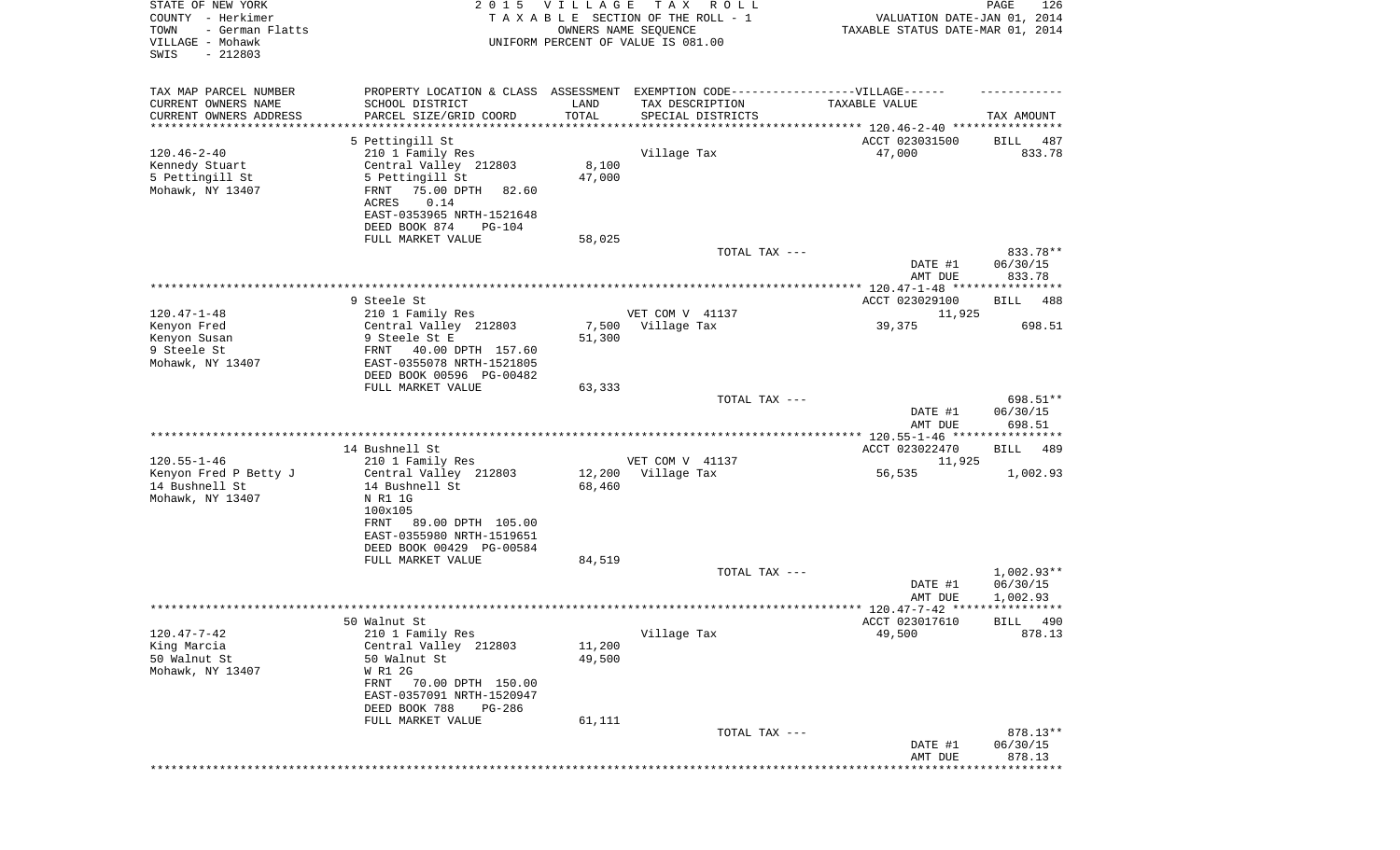STATE OF NEW YORK
COUNTY - Herkimer
TOWN - German Flatts
VILLAGE - Mohawk
SWIS - 212803

2015 VILLAGE TAX ROLL
TAXABLE SECTION OF THE ROLL - 1
OWNERS NAME SEQUENCE
UNIFORM PERCENT OF VALUE IS 081.00

VALUATION DATE-JAN 01, 2014
TAXABLE STATUS DATE-MAR 01, 2014

| TAX MAP PARCEL NUMBER<br>CURRENT OWNERS NAME<br>CURRENT OWNERS ADDRESS | PROPERTY LOCATION & CLASS<br>SCHOOL DISTRICT<br>PARCEL SIZE/GRID COORD | ASSESSMENT LAND<br>TOTAL | EXEMPTION CODE-------VILLAGE------<br>TAX DESCRIPTION<br>SPECIAL DISTRICTS | TAXABLE VALUE | TAX AMOUNT |
|---|---|---|---|---|---|
| 120.46-2-40 | 5 Pettingill St | | | ACCT 023031500 | BILL 487 |
| Kennedy Stuart<br>5 Pettingill St<br>Mohawk, NY 13407 | 210 1 Family Res<br>Central Valley 212803<br>5 Pettingill St<br>FRNT 75.00 DPTH 82.60<br>ACRES 0.14<br>EAST-0353965 NRTH-1521648<br>DEED BOOK 874 PG-104<br>FULL MARKET VALUE | 8,100<br>47,000<br><br><br><br><br><br>58,025 | Village Tax | 47,000 | 833.78 |
| | | | TOTAL TAX --- | | 833.78** |
| | | | | DATE #1<br>AMT DUE | 06/30/15<br>833.78 |
| 120.47-1-48 | 9 Steele St | | | ACCT 023029100 | BILL 488 |
| Kenyon Fred<br>Kenyon Susan<br>9 Steele St<br>Mohawk, NY 13407 | 210 1 Family Res<br>Central Valley 212803<br>9 Steele St E<br>FRNT 40.00 DPTH 157.60<br>EAST-0355078 NRTH-1521805<br>DEED BOOK 00596 PG-00482<br>FULL MARKET VALUE | <br>7,500<br>51,300<br><br><br><br>63,333 | VET COM V 41137<br>Village Tax | 11,925<br>39,375 | 698.51 |
| | | | TOTAL TAX --- | | 698.51** |
| | | | | DATE #1<br>AMT DUE | 06/30/15<br>698.51 |
| 120.55-1-46 | 14 Bushnell St | | | ACCT 023022470 | BILL 489 |
| Kenyon Fred P Betty J<br>14 Bushnell St<br>Mohawk, NY 13407 | 210 1 Family Res<br>Central Valley 212803<br>14 Bushnell St<br>N R1 1G<br>100x105<br>FRNT 89.00 DPTH 105.00<br>EAST-0355980 NRTH-1519651<br>DEED BOOK 00429 PG-00584<br>FULL MARKET VALUE | <br>12,200<br>68,460<br><br><br><br><br><br>84,519 | VET COM V 41137<br>Village Tax | 11,925<br>56,535 | 1,002.93 |
| | | | TOTAL TAX --- | | 1,002.93** |
| | | | | DATE #1<br>AMT DUE | 06/30/15<br>1,002.93 |
| 120.47-7-42 | 50 Walnut St | | | ACCT 023017610 | BILL 490 |
| King Marcia<br>50 Walnut St<br>Mohawk, NY 13407 | 210 1 Family Res<br>Central Valley 212803<br>50 Walnut St<br>W R1 2G<br>FRNT 70.00 DPTH 150.00<br>EAST-0357091 NRTH-1520947<br>DEED BOOK 788 PG-286<br>FULL MARKET VALUE | 11,200<br>49,500<br><br><br><br><br><br>61,111 | Village Tax | 49,500 | 878.13 |
| | | | TOTAL TAX --- | | 878.13** |
| | | | | DATE #1<br>AMT DUE | 06/30/15<br>878.13 |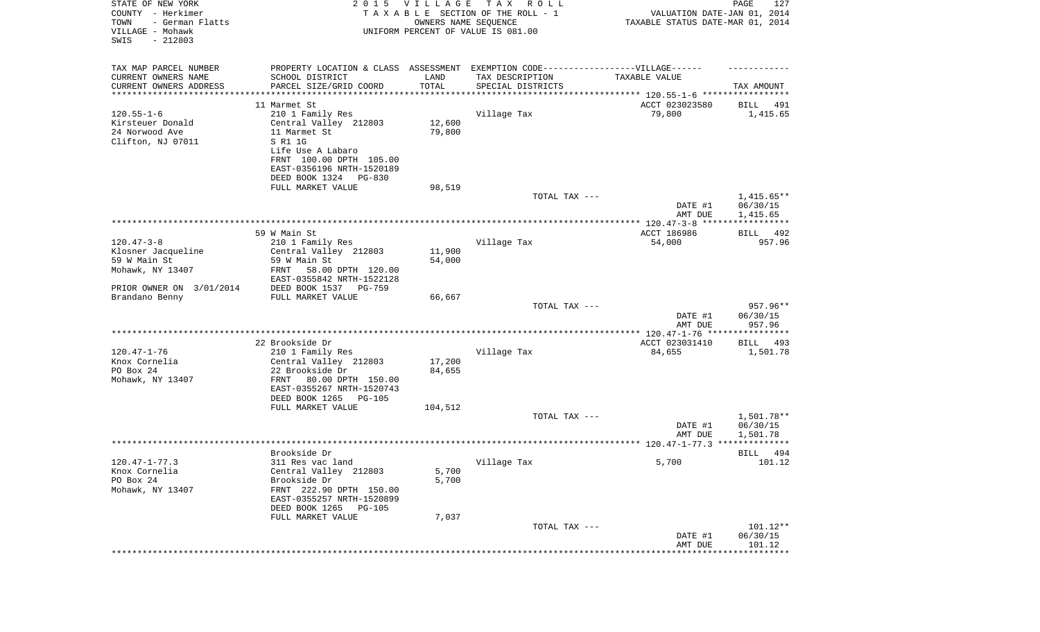STATE OF NEW YORK
COUNTY - Herkimer
TOWN - German Flatts
VILLAGE - Mohawk
SWIS - 212803

2 0 1 5 V I L L A G E T A X R O L L
T A X A B L E SECTION OF THE ROLL - 1
OWNERS NAME SEQUENCE
UNIFORM PERCENT OF VALUE IS 081.00

VALUATION DATE-JAN 01, 2014
TAXABLE STATUS DATE-MAR 01, 2014

| TAX MAP PARCEL NUMBER / CURRENT OWNERS NAME / CURRENT OWNERS ADDRESS | PROPERTY LOCATION & CLASS / SCHOOL DISTRICT / PARCEL SIZE/GRID COORD | ASSESSMENT LAND / TOTAL | EXEMPTION CODE / TAX DESCRIPTION / SPECIAL DISTRICTS | TAXABLE VALUE | TAX AMOUNT |
|---|---|---|---|---|---|
| | 11 Marmet St | | | ACCT 023023580 | BILL 491 |
| 120.55-1-6 | 210 1 Family Res | | Village Tax | 79,800 | 1,415.65 |
| Kirsteuer Donald | Central Valley 212803 | 12,600 | | | |
| 24 Norwood Ave | 11 Marmet St | 79,800 | | | |
| Clifton, NJ 07011 | S R1 1G | | | | |
| | Life Use A Labaro | | | | |
| | FRNT 100.00 DPTH 105.00 | | | | |
| | EAST-0356196 NRTH-1520189 | | | | |
| | DEED BOOK 1324 PG-830 | | | | |
| | FULL MARKET VALUE | 98,519 | | | |
| | | | TOTAL TAX --- | | 1,415.65** |
| | | | | DATE #1 | 06/30/15 |
| | | | | AMT DUE | 1,415.65 |
| | 59 W Main St | | | ACCT 186986 | BILL 492 |
| 120.47-3-8 | 210 1 Family Res | | Village Tax | 54,000 | 957.96 |
| Klosner Jacqueline | Central Valley 212803 | 11,900 | | | |
| 59 W Main St | 59 W Main St | 54,000 | | | |
| Mohawk, NY 13407 | FRNT 58.00 DPTH 120.00 | | | | |
| | EAST-0355842 NRTH-1522128 | | | | |
| PRIOR OWNER ON 3/01/2014 | DEED BOOK 1537 PG-759 | | | | |
| Brandano Benny | FULL MARKET VALUE | 66,667 | | | |
| | | | TOTAL TAX --- | | 957.96** |
| | | | | DATE #1 | 06/30/15 |
| | | | | AMT DUE | 957.96 |
| | 22 Brookside Dr | | | ACCT 023031410 | BILL 493 |
| 120.47-1-76 | 210 1 Family Res | | Village Tax | 84,655 | 1,501.78 |
| Knox Cornelia | Central Valley 212803 | 17,200 | | | |
| PO Box 24 | 22 Brookside Dr | 84,655 | | | |
| Mohawk, NY 13407 | FRNT 80.00 DPTH 150.00 | | | | |
| | EAST-0355267 NRTH-1520743 | | | | |
| | DEED BOOK 1265 PG-105 | | | | |
| | FULL MARKET VALUE | 104,512 | | | |
| | | | TOTAL TAX --- | | 1,501.78** |
| | | | | DATE #1 | 06/30/15 |
| | | | | AMT DUE | 1,501.78 |
| | Brookside Dr | | | | BILL 494 |
| 120.47-1-77.3 | 311 Res vac land | | Village Tax | 5,700 | 101.12 |
| Knox Cornelia | Central Valley 212803 | 5,700 | | | |
| PO Box 24 | Brookside Dr | 5,700 | | | |
| Mohawk, NY 13407 | FRNT 222.90 DPTH 150.00 | | | | |
| | EAST-0355257 NRTH-1520899 | | | | |
| | DEED BOOK 1265 PG-105 | | | | |
| | FULL MARKET VALUE | 7,037 | | | |
| | | | TOTAL TAX --- | | 101.12** |
| | | | | DATE #1 | 06/30/15 |
| | | | | AMT DUE | 101.12 |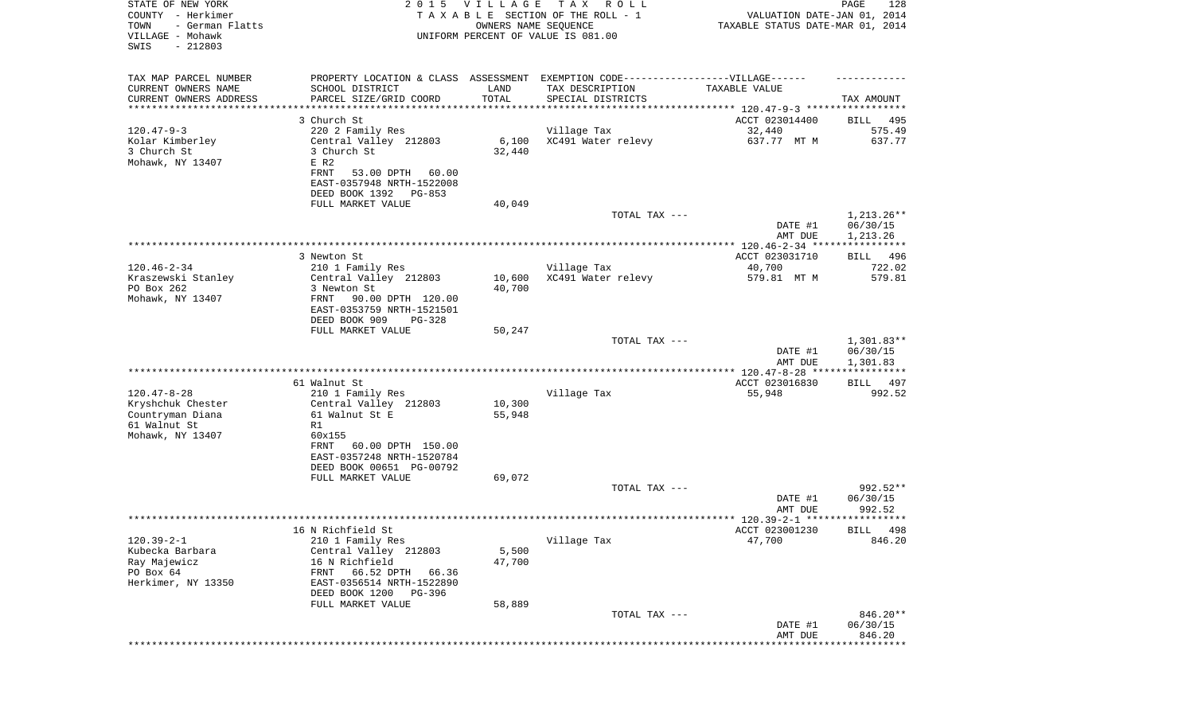STATE OF NEW YORK
COUNTY - Herkimer
TOWN - German Flatts
VILLAGE - Mohawk
SWIS - 212803

2 0 1 5 V I L L A G E T A X R O L L
T A X A B L E SECTION OF THE ROLL - 1
OWNERS NAME SEQUENCE
UNIFORM PERCENT OF VALUE IS 081.00

VALUATION DATE-JAN 01, 2014
TAXABLE STATUS DATE-MAR 01, 2014

| TAX MAP PARCEL NUMBER / CURRENT OWNERS NAME / CURRENT OWNERS ADDRESS | PROPERTY LOCATION & CLASS / SCHOOL DISTRICT / PARCEL SIZE/GRID COORD | ASSESSMENT LAND / TOTAL | EXEMPTION CODE / TAX DESCRIPTION / SPECIAL DISTRICTS | TAXABLE VALUE | TAX AMOUNT |
|---|---|---|---|---|---|
| 120.47-9-3 | 3 Church St | | | ACCT 023014400 | BILL 495 |
| Kolar Kimberley | 220 2 Family Res | | Village Tax | 32,440 | 575.49 |
| 3 Church St | Central Valley 212803 | 6,100 | XC491 Water relevy | 637.77 MT M | 637.77 |
| Mohawk, NY 13407 | 3 Church St | 32,440 | | | |
| | E R2 | | | | |
| | FRNT 53.00 DPTH 60.00 | | | | |
| | EAST-0357948 NRTH-1522008 | | | | |
| | DEED BOOK 1392 PG-853 | | | | |
| | FULL MARKET VALUE | 40,049 | | | |
| | | | TOTAL TAX --- | | 1,213.26** |
| | | | | DATE #1 | 06/30/15 |
| | | | | AMT DUE | 1,213.26 |
| 120.46-2-34 | 3 Newton St | | | ACCT 023031710 | BILL 496 |
| Kraszewski Stanley | 210 1 Family Res | | Village Tax | 40,700 | 722.02 |
| PO Box 262 | Central Valley 212803 | 10,600 | XC491 Water relevy | 579.81 MT M | 579.81 |
| Mohawk, NY 13407 | 3 Newton St | 40,700 | | | |
| | FRNT 90.00 DPTH 120.00 | | | | |
| | EAST-0353759 NRTH-1521501 | | | | |
| | DEED BOOK 909 PG-328 | | | | |
| | FULL MARKET VALUE | 50,247 | | | |
| | | | TOTAL TAX --- | | 1,301.83** |
| | | | | DATE #1 | 06/30/15 |
| | | | | AMT DUE | 1,301.83 |
| 120.47-8-28 | 61 Walnut St | | | ACCT 023016830 | BILL 497 |
| Kryshchuk Chester | 210 1 Family Res | | Village Tax | 55,948 | 992.52 |
| Countryman Diana | Central Valley 212803 | 10,300 | | | |
| 61 Walnut St | 61 Walnut St E | 55,948 | | | |
| Mohawk, NY 13407 | R1 | | | | |
| | 60x155 | | | | |
| | FRNT 60.00 DPTH 150.00 | | | | |
| | EAST-0357248 NRTH-1520784 | | | | |
| | DEED BOOK 00651 PG-00792 | | | | |
| | FULL MARKET VALUE | 69,072 | | | |
| | | | TOTAL TAX --- | | 992.52** |
| | | | | DATE #1 | 06/30/15 |
| | | | | AMT DUE | 992.52 |
| 120.39-2-1 | 16 N Richfield St | | | ACCT 023001230 | BILL 498 |
| Kubecka Barbara | 210 1 Family Res | | Village Tax | 47,700 | 846.20 |
| Ray Majewicz | Central Valley 212803 | 5,500 | | | |
| PO Box 64 | 16 N Richfield | 47,700 | | | |
| Herkimer, NY 13350 | FRNT 66.52 DPTH 66.36 | | | | |
| | EAST-0356514 NRTH-1522890 | | | | |
| | DEED BOOK 1200 PG-396 | | | | |
| | FULL MARKET VALUE | 58,889 | | | |
| | | | TOTAL TAX --- | | 846.20** |
| | | | | DATE #1 | 06/30/15 |
| | | | | AMT DUE | 846.20 |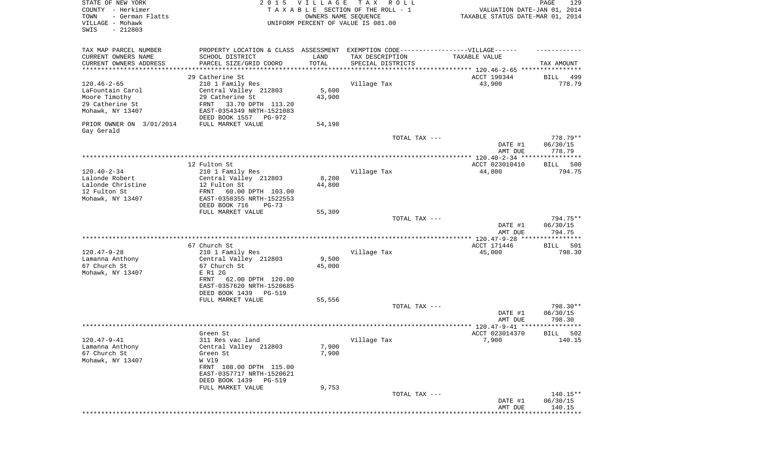STATE OF NEW YORK
COUNTY - Herkimer
TOWN - German Flatts
VILLAGE - Mohawk
SWIS - 212803

2 0 1 5 V I L L A G E T A X R O L L
T A X A B L E SECTION OF THE ROLL - 1
OWNERS NAME SEQUENCE
UNIFORM PERCENT OF VALUE IS 081.00

VALUATION DATE-JAN 01, 2014
TAXABLE STATUS DATE-MAR 01, 2014

| TAX MAP PARCEL NUMBER / CURRENT OWNERS NAME / CURRENT OWNERS ADDRESS | PROPERTY LOCATION & CLASS / SCHOOL DISTRICT / PARCEL SIZE/GRID COORD | ASSESSMENT LAND / TOTAL | EXEMPTION CODE-----VILLAGE------ TAX DESCRIPTION / SPECIAL DISTRICTS | TAXABLE VALUE | TAX AMOUNT |
|---|---|---|---|---|---|
| 120.46-2-65 | 29 Catherine St | | | ACCT 190344 | BILL 499 |
| LaFountain Carol | 210 1 Family Res | | Village Tax | 43,900 | 778.79 |
| Moore Timothy | Central Valley 212803 | 5,600 | | | |
| 29 Catherine St | 29 Catherine St | 43,900 | | | |
| Mohawk, NY 13407 | FRNT 33.70 DPTH 113.20 | | | | |
| | EAST-0354349 NRTH-1521083 | | | | |
| | DEED BOOK 1557 PG-972 | | | | |
| PRIOR OWNER ON 3/01/2014 | FULL MARKET VALUE | 54,198 | | | |
| Gay Gerald | | | | | |
| | | | TOTAL TAX --- | | 778.79** |
| | | | | DATE #1 | 06/30/15 |
| | | | | AMT DUE | 778.79 |
| 120.40-2-34 | 12 Fulton St | | | ACCT 023010410 | BILL 500 |
| Lalonde Robert | 210 1 Family Res | | Village Tax | 44,800 | 794.75 |
| Lalonde Christine | Central Valley 212803 | 8,200 | | | |
| 12 Fulton St | 12 Fulton St | 44,800 | | | |
| Mohawk, NY 13407 | FRNT 60.00 DPTH 103.00 | | | | |
| | EAST-0358355 NRTH-1522553 | | | | |
| | DEED BOOK 716 PG-73 | | | | |
| | FULL MARKET VALUE | 55,309 | | | |
| | | | TOTAL TAX --- | | 794.75** |
| | | | | DATE #1 | 06/30/15 |
| | | | | AMT DUE | 794.75 |
| 120.47-9-28 | 67 Church St | | | ACCT 171446 | BILL 501 |
| Lamanna Anthony | 210 1 Family Res | | Village Tax | 45,000 | 798.30 |
| 67 Church St | Central Valley 212803 | 9,500 | | | |
| Mohawk, NY 13407 | 67 Church St | 45,000 | | | |
| | E R1 2G | | | | |
| | FRNT 62.00 DPTH 120.00 | | | | |
| | EAST-0357620 NRTH-1520685 | | | | |
| | DEED BOOK 1439 PG-519 | | | | |
| | FULL MARKET VALUE | 55,556 | | | |
| | | | TOTAL TAX --- | | 798.30** |
| | | | | DATE #1 | 06/30/15 |
| | | | | AMT DUE | 798.30 |
| 120.47-9-41 | Green St | | | ACCT 023014370 | BILL 502 |
| Lamanna Anthony | 311 Res vac land | | Village Tax | 7,900 | 140.15 |
| 67 Church St | Central Valley 212803 | 7,900 | | | |
| Mohawk, NY 13407 | Green St | 7,900 | | | |
| | W Vl9 | | | | |
| | FRNT 108.00 DPTH 115.00 | | | | |
| | EAST-0357717 NRTH-1520621 | | | | |
| | DEED BOOK 1439 PG-519 | | | | |
| | FULL MARKET VALUE | 9,753 | | | |
| | | | TOTAL TAX --- | | 140.15** |
| | | | | DATE #1 | 06/30/15 |
| | | | | AMT DUE | 140.15 |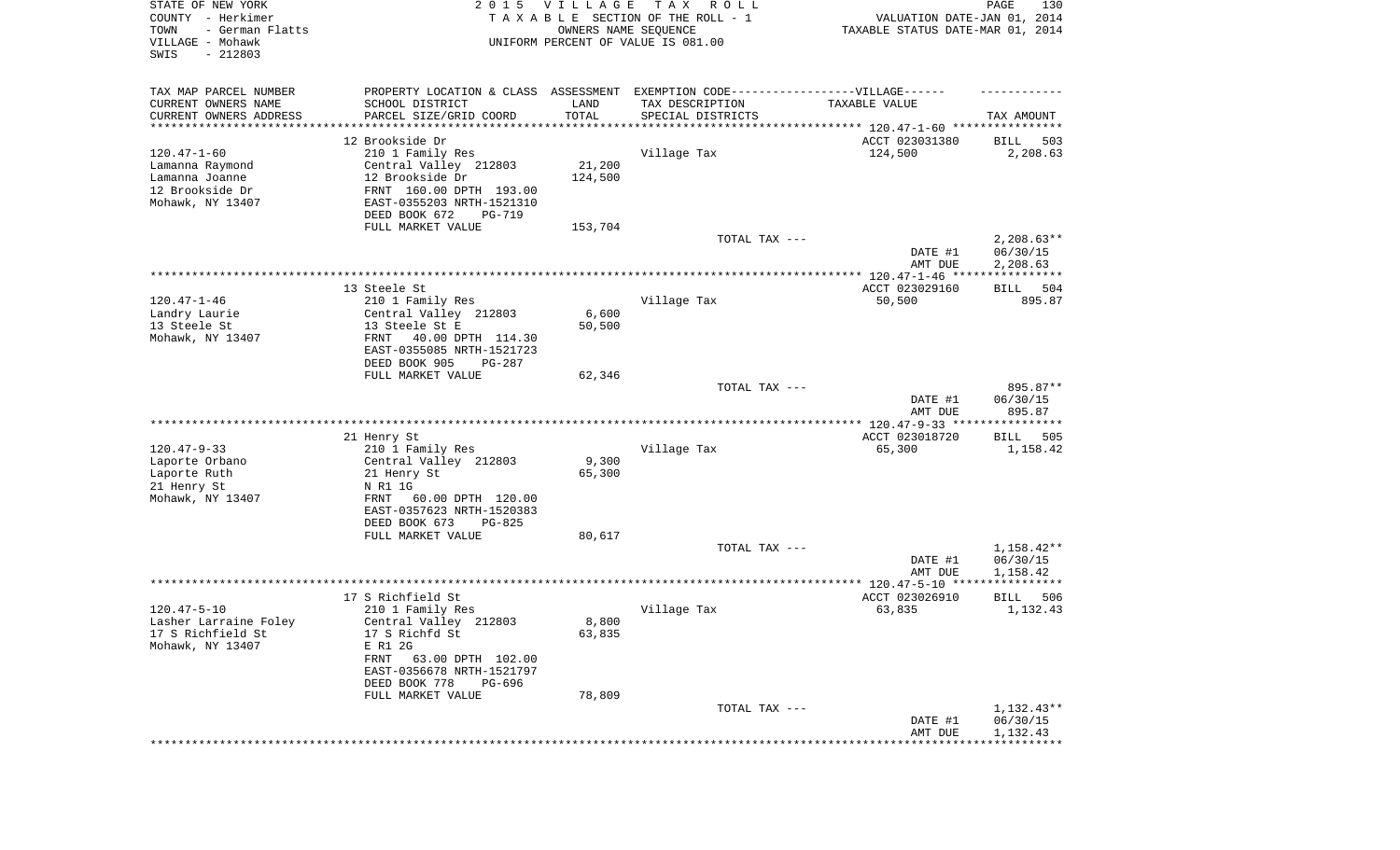STATE OF NEW YORK | 2 0 1 5 V I L L A G E T A X R O L L | VALUATION DATE-JAN 01, 2014
COUNTY - Herkimer | T A X A B L E SECTION OF THE ROLL - 1 | TAXABLE STATUS DATE-MAR 01, 2014
TOWN - German Flatts | OWNERS NAME SEQUENCE
VILLAGE - Mohawk | UNIFORM PERCENT OF VALUE IS 081.00
SWIS - 212803

| TAX MAP PARCEL NUMBER / CURRENT OWNERS NAME / CURRENT OWNERS ADDRESS | PROPERTY LOCATION & CLASS / SCHOOL DISTRICT / PARCEL SIZE/GRID COORD | ASSESSMENT LAND / TOTAL | EXEMPTION CODE / TAX DESCRIPTION / SPECIAL DISTRICTS | TAXABLE VALUE | TAX AMOUNT |
|---|---|---|---|---|---|
| 120.47-1-60 | 12 Brookside Dr | | | ACCT 023031380 | BILL 503 |
| Lamanna Raymond | 210 1 Family Res | | Village Tax | 124,500 | 2,208.63 |
| Lamanna Joanne | Central Valley 212803 | 21,200 | | | |
| 12 Brookside Dr | 12 Brookside Dr | 124,500 | | | |
| Mohawk, NY 13407 | FRNT 160.00 DPTH 193.00 | | | | |
| | EAST-0355203 NRTH-1521310 | | | | |
| | DEED BOOK 672 PG-719 | | | | |
| | FULL MARKET VALUE | 153,704 | | | |
| | | | TOTAL TAX --- | | 2,208.63** |
| | | | | DATE #1 | 06/30/15 |
| | | | | AMT DUE | 2,208.63 |
| 120.47-1-46 | 13 Steele St | | | ACCT 023029160 | BILL 504 |
| Landry Laurie | 210 1 Family Res | | Village Tax | 50,500 | 895.87 |
| 13 Steele St | Central Valley 212803 | 6,600 | | | |
| Mohawk, NY 13407 | 13 Steele St E | 50,500 | | | |
| | FRNT 40.00 DPTH 114.30 | | | | |
| | EAST-0355085 NRTH-1521723 | | | | |
| | DEED BOOK 905 PG-287 | | | | |
| | FULL MARKET VALUE | 62,346 | | | |
| | | | TOTAL TAX --- | | 895.87** |
| | | | | DATE #1 | 06/30/15 |
| | | | | AMT DUE | 895.87 |
| 120.47-9-33 | 21 Henry St | | | ACCT 023018720 | BILL 505 |
| Laporte Orbano | 210 1 Family Res | | Village Tax | 65,300 | 1,158.42 |
| Laporte Ruth | Central Valley 212803 | 9,300 | | | |
| 21 Henry St | 21 Henry St | 65,300 | | | |
| Mohawk, NY 13407 | N R1 1G | | | | |
| | FRNT 60.00 DPTH 120.00 | | | | |
| | EAST-0357623 NRTH-1520383 | | | | |
| | DEED BOOK 673 PG-825 | | | | |
| | FULL MARKET VALUE | 80,617 | | | |
| | | | TOTAL TAX --- | | 1,158.42** |
| | | | | DATE #1 | 06/30/15 |
| | | | | AMT DUE | 1,158.42 |
| 120.47-5-10 | 17 S Richfield St | | | ACCT 023026910 | BILL 506 |
| Lasher Larraine Foley | 210 1 Family Res | | Village Tax | 63,835 | 1,132.43 |
| 17 S Richfield St | Central Valley 212803 | 8,800 | | | |
| Mohawk, NY 13407 | 17 S Richfd St | 63,835 | | | |
| | E R1 2G | | | | |
| | FRNT 63.00 DPTH 102.00 | | | | |
| | EAST-0356678 NRTH-1521797 | | | | |
| | DEED BOOK 778 PG-696 | | | | |
| | FULL MARKET VALUE | 78,809 | | | |
| | | | TOTAL TAX --- | | 1,132.43** |
| | | | | DATE #1 | 06/30/15 |
| | | | | AMT DUE | 1,132.43 |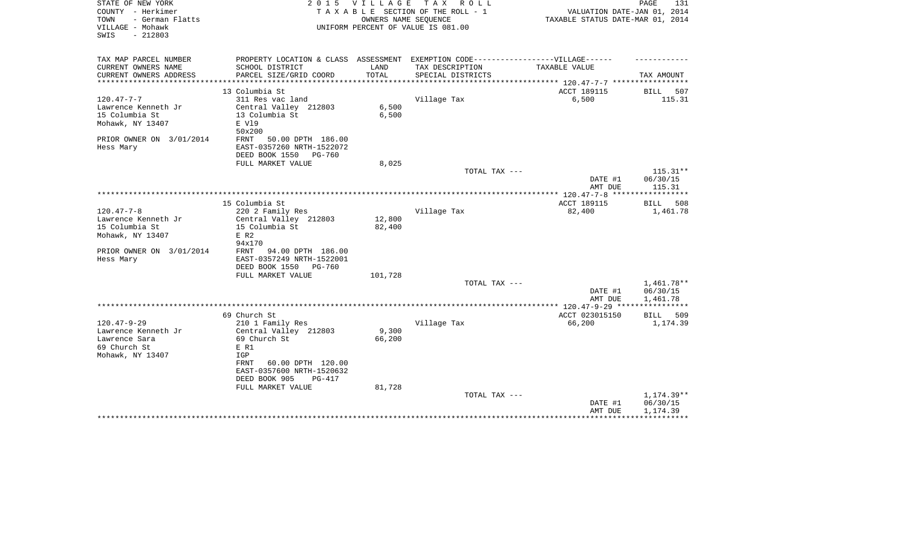STATE OF NEW YORK
COUNTY - Herkimer
TOWN - German Flatts
VILLAGE - Mohawk
SWIS - 212803

2 0 1 5 V I L L A G E T A X R O L L
T A X A B L E SECTION OF THE ROLL - 1
OWNERS NAME SEQUENCE
UNIFORM PERCENT OF VALUE IS 081.00

VALUATION DATE-JAN 01, 2014
TAXABLE STATUS DATE-MAR 01, 2014

| TAX MAP PARCEL NUMBER / CURRENT OWNERS NAME / CURRENT OWNERS ADDRESS | PROPERTY LOCATION & CLASS / SCHOOL DISTRICT / PARCEL SIZE/GRID COORD | ASSESSMENT LAND / TOTAL | EXEMPTION CODE / TAX DESCRIPTION / SPECIAL DISTRICTS | TAXABLE VALUE | TAX AMOUNT |
|---|---|---|---|---|---|
| 120.47-7-7 | 13 Columbia St | | | ACCT 189115 | BILL 507 |
| Lawrence Kenneth Jr | 311 Res vac land | | Village Tax | 6,500 | 115.31 |
| 15 Columbia St | Central Valley 212803 | 6,500 | | | |
| Mohawk, NY 13407 | 13 Columbia St | 6,500 | | | |
| | E Vl9 | | | | |
| | 50x200 | | | | |
| PRIOR OWNER ON 3/01/2014 | FRNT 50.00 DPTH 186.00 | | | | |
| Hess Mary | EAST-0357260 NRTH-1522072 | | | | |
| | DEED BOOK 1550 PG-760 | | | | |
| | FULL MARKET VALUE | 8,025 | | | |
| | | | TOTAL TAX --- | | 115.31** |
| | | | | DATE #1 | 06/30/15 |
| | | | | AMT DUE | 115.31 |
| 120.47-7-8 | 15 Columbia St | | | ACCT 189115 | BILL 508 |
| Lawrence Kenneth Jr | 220 2 Family Res | | Village Tax | 82,400 | 1,461.78 |
| 15 Columbia St | Central Valley 212803 | 12,800 | | | |
| Mohawk, NY 13407 | 15 Columbia St | 82,400 | | | |
| | E R2 | | | | |
| | 94x170 | | | | |
| PRIOR OWNER ON 3/01/2014 | FRNT 94.00 DPTH 186.00 | | | | |
| Hess Mary | EAST-0357249 NRTH-1522001 | | | | |
| | DEED BOOK 1550 PG-760 | | | | |
| | FULL MARKET VALUE | 101,728 | | | |
| | | | TOTAL TAX --- | | 1,461.78** |
| | | | | DATE #1 | 06/30/15 |
| | | | | AMT DUE | 1,461.78 |
| 120.47-9-29 | 69 Church St | | | ACCT 023015150 | BILL 509 |
| Lawrence Kenneth Jr | 210 1 Family Res | | Village Tax | 66,200 | 1,174.39 |
| Lawrence Sara | Central Valley 212803 | 9,300 | | | |
| 69 Church St | 69 Church St | 66,200 | | | |
| Mohawk, NY 13407 | E R1 | | | | |
| | IGP | | | | |
| | FRNT 60.00 DPTH 120.00 | | | | |
| | EAST-0357600 NRTH-1520632 | | | | |
| | DEED BOOK 905 PG-417 | | | | |
| | FULL MARKET VALUE | 81,728 | | | |
| | | | TOTAL TAX --- | | 1,174.39** |
| | | | | DATE #1 | 06/30/15 |
| | | | | AMT DUE | 1,174.39 |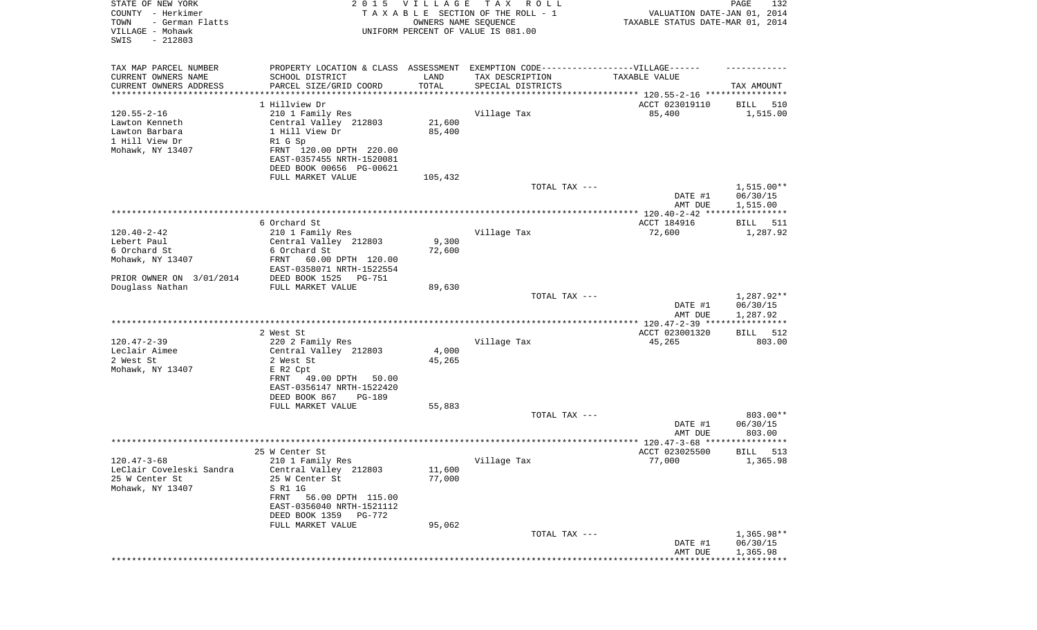STATE OF NEW YORK
COUNTY - Herkimer
TOWN - German Flatts
VILLAGE - Mohawk
SWIS - 212803

2 0 1 5 V I L L A G E T A X R O L L
T A X A B L E SECTION OF THE ROLL - 1
OWNERS NAME SEQUENCE
UNIFORM PERCENT OF VALUE IS 081.00

VALUATION DATE-JAN 01, 2014
TAXABLE STATUS DATE-MAR 01, 2014

| TAX MAP PARCEL NUMBER / CURRENT OWNERS NAME / CURRENT OWNERS ADDRESS | PROPERTY LOCATION & CLASS / SCHOOL DISTRICT / PARCEL SIZE/GRID COORD | ASSESSMENT LAND / TOTAL | EXEMPTION CODE / TAX DESCRIPTION / SPECIAL DISTRICTS | VILLAGE TAXABLE VALUE | TAX AMOUNT |
|---|---|---|---|---|---|
| **120.55-2-16** | 1 Hillview Dr | | | ACCT 023019110 | BILL 510 |
| 120.55-2-16 | 210 1 Family Res | | Village Tax | 85,400 | 1,515.00 |
| Lawton Kenneth | Central Valley 212803 | 21,600 | | | |
| Lawton Barbara | 1 Hill View Dr | 85,400 | | | |
| 1 Hill View Dr | R1 G Sp | | | | |
| Mohawk, NY 13407 | FRNT 120.00 DPTH 220.00 | | | | |
| | EAST-0357455 NRTH-1520081 | | | | |
| | DEED BOOK 00656 PG-00621 | | | | |
| | FULL MARKET VALUE | 105,432 | | | |
| | | | TOTAL TAX --- | | 1,515.00** |
| | | | | DATE #1 | 06/30/15 |
| | | | | AMT DUE | 1,515.00 |
| **120.40-2-42** | 6 Orchard St | | | ACCT 184916 | BILL 511 |
| 120.40-2-42 | 210 1 Family Res | | Village Tax | 72,600 | 1,287.92 |
| Lebert Paul | Central Valley 212803 | 9,300 | | | |
| 6 Orchard St | 6 Orchard St | 72,600 | | | |
| Mohawk, NY 13407 | FRNT 60.00 DPTH 120.00 | | | | |
| | EAST-0358071 NRTH-1522554 | | | | |
| PRIOR OWNER ON 3/01/2014 | DEED BOOK 1525 PG-751 | | | | |
| Douglass Nathan | FULL MARKET VALUE | 89,630 | | | |
| | | | TOTAL TAX --- | | 1,287.92** |
| | | | | DATE #1 | 06/30/15 |
| | | | | AMT DUE | 1,287.92 |
| **120.47-2-39** | 2 West St | | | ACCT 023001320 | BILL 512 |
| 120.47-2-39 | 220 2 Family Res | | Village Tax | 45,265 | 803.00 |
| Leclair Aimee | Central Valley 212803 | 4,000 | | | |
| 2 West St | 2 West St | 45,265 | | | |
| Mohawk, NY 13407 | E R2 Cpt | | | | |
| | FRNT 49.00 DPTH 50.00 | | | | |
| | EAST-0356147 NRTH-1522420 | | | | |
| | DEED BOOK 867 PG-189 | | | | |
| | FULL MARKET VALUE | 55,883 | | | |
| | | | TOTAL TAX --- | | 803.00** |
| | | | | DATE #1 | 06/30/15 |
| | | | | AMT DUE | 803.00 |
| **120.47-3-68** | 25 W Center St | | | ACCT 023025500 | BILL 513 |
| 120.47-3-68 | 210 1 Family Res | | Village Tax | 77,000 | 1,365.98 |
| LeClair Coveleski Sandra | Central Valley 212803 | 11,600 | | | |
| 25 W Center St | 25 W Center St | 77,000 | | | |
| Mohawk, NY 13407 | S R1 1G | | | | |
| | FRNT 56.00 DPTH 115.00 | | | | |
| | EAST-0356040 NRTH-1521112 | | | | |
| | DEED BOOK 1359 PG-772 | | | | |
| | FULL MARKET VALUE | 95,062 | | | |
| | | | TOTAL TAX --- | | 1,365.98** |
| | | | | DATE #1 | 06/30/15 |
| | | | | AMT DUE | 1,365.98 |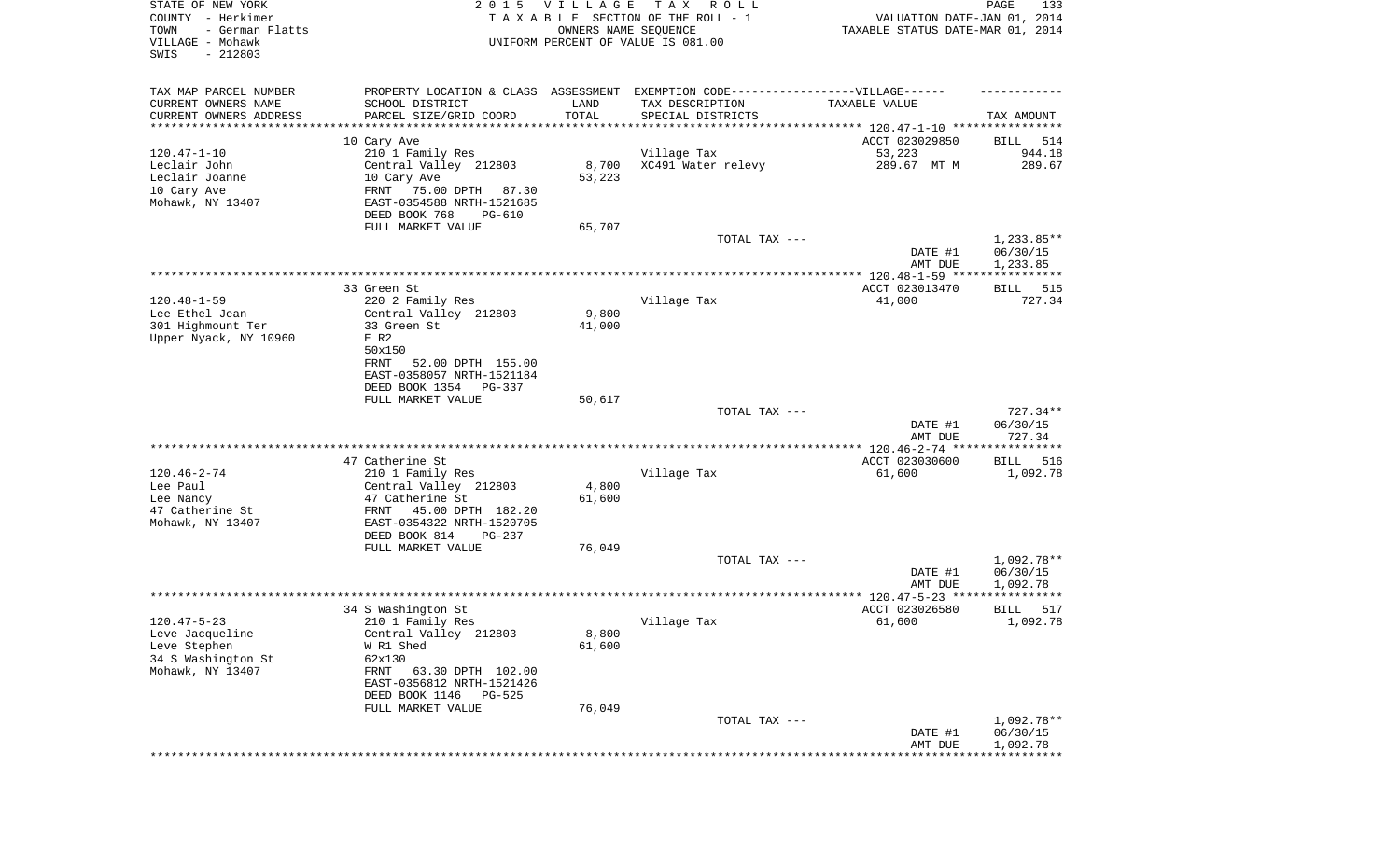STATE OF NEW YORK
COUNTY - Herkimer
TOWN - German Flatts
VILLAGE - Mohawk
SWIS - 212803

2 0 1 5 V I L L A G E T A X R O L L
T A X A B L E SECTION OF THE ROLL - 1
OWNERS NAME SEQUENCE
UNIFORM PERCENT OF VALUE IS 081.00

VALUATION DATE-JAN 01, 2014
TAXABLE STATUS DATE-MAR 01, 2014

| TAX MAP PARCEL NUMBER<br>CURRENT OWNERS NAME<br>CURRENT OWNERS ADDRESS | PROPERTY LOCATION & CLASS<br>SCHOOL DISTRICT<br>PARCEL SIZE/GRID COORD | ASSESSMENT<br>LAND<br>TOTAL | EXEMPTION CODE------VILLAGE------<br>TAX DESCRIPTION<br>SPECIAL DISTRICTS | TAXABLE VALUE | TAX AMOUNT |
|---|---|---|---|---|---|
| | 10 Cary Ave | | | ACCT 023029850 | BILL 514 |
| 120.47-1-10 | 210 1 Family Res | | Village Tax | 53,223 | 944.18 |
| Leclair John | Central Valley 212803 | 8,700 | XC491 Water relevy | 289.67 MT M | 289.67 |
| Leclair Joanne | 10 Cary Ave | 53,223 | | | |
| 10 Cary Ave | FRNT 75.00 DPTH 87.30 | | | | |
| Mohawk, NY 13407 | EAST-0354588 NRTH-1521685 | | | | |
| | DEED BOOK 768 PG-610 | | | | |
| | FULL MARKET VALUE | 65,707 | | | |
| | | | TOTAL TAX --- | | 1,233.85** |
| | | | | DATE #1 | 06/30/15 |
| | | | | AMT DUE | 1,233.85 |
| | 33 Green St | | | ACCT 023013470 | BILL 515 |
| 120.48-1-59 | 220 2 Family Res | | Village Tax | 41,000 | 727.34 |
| Lee Ethel Jean | Central Valley 212803 | 9,800 | | | |
| 301 Highmount Ter | 33 Green St | 41,000 | | | |
| Upper Nyack, NY 10960 | E R2 | | | | |
| | 50x150 | | | | |
| | FRNT 52.00 DPTH 155.00 | | | | |
| | EAST-0358057 NRTH-1521184 | | | | |
| | DEED BOOK 1354 PG-337 | | | | |
| | FULL MARKET VALUE | 50,617 | | | |
| | | | TOTAL TAX --- | | 727.34** |
| | | | | DATE #1 | 06/30/15 |
| | | | | AMT DUE | 727.34 |
| | 47 Catherine St | | | ACCT 023030600 | BILL 516 |
| 120.46-2-74 | 210 1 Family Res | | Village Tax | 61,600 | 1,092.78 |
| Lee Paul | Central Valley 212803 | 4,800 | | | |
| Lee Nancy | 47 Catherine St | 61,600 | | | |
| 47 Catherine St | FRNT 45.00 DPTH 182.20 | | | | |
| Mohawk, NY 13407 | EAST-0354322 NRTH-1520705 | | | | |
| | DEED BOOK 814 PG-237 | | | | |
| | FULL MARKET VALUE | 76,049 | | | |
| | | | TOTAL TAX --- | | 1,092.78** |
| | | | | DATE #1 | 06/30/15 |
| | | | | AMT DUE | 1,092.78 |
| | 34 S Washington St | | | ACCT 023026580 | BILL 517 |
| 120.47-5-23 | 210 1 Family Res | | Village Tax | 61,600 | 1,092.78 |
| Leve Jacqueline | Central Valley 212803 | 8,800 | | | |
| Leve Stephen | W R1 Shed | 61,600 | | | |
| 34 S Washington St | 62x130 | | | | |
| Mohawk, NY 13407 | FRNT 63.30 DPTH 102.00 | | | | |
| | EAST-0356812 NRTH-1521426 | | | | |
| | DEED BOOK 1146 PG-525 | | | | |
| | FULL MARKET VALUE | 76,049 | | | |
| | | | TOTAL TAX --- | | 1,092.78** |
| | | | | DATE #1 | 06/30/15 |
| | | | | AMT DUE | 1,092.78 |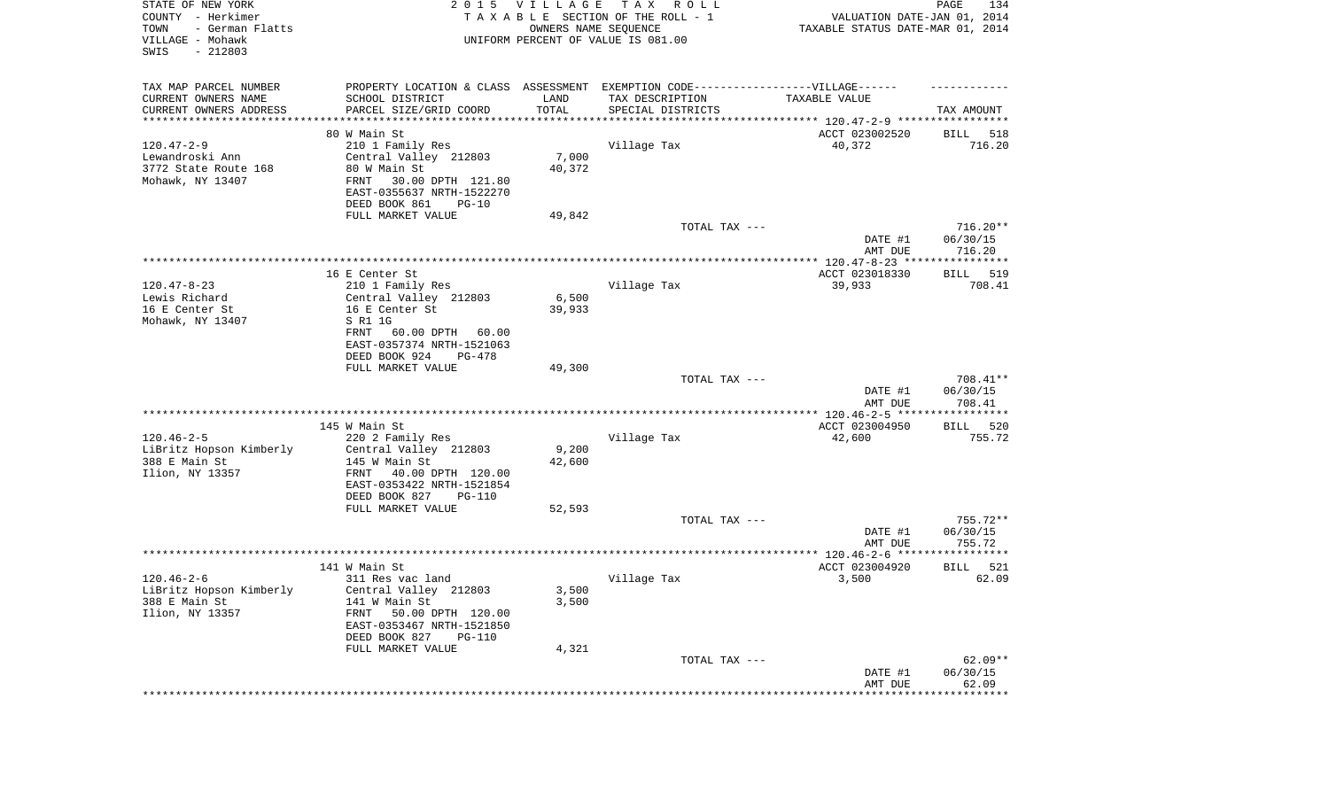STATE OF NEW YORK
COUNTY - Herkimer
TOWN - German Flatts
VILLAGE - Mohawk
SWIS - 212803

2 0 1 5 V I L L A G E T A X R O L L
T A X A B L E SECTION OF THE ROLL - 1
OWNERS NAME SEQUENCE
UNIFORM PERCENT OF VALUE IS 081.00

VALUATION DATE-JAN 01, 2014
TAXABLE STATUS DATE-MAR 01, 2014

| TAX MAP PARCEL NUMBER<br>CURRENT OWNERS NAME<br>CURRENT OWNERS ADDRESS | PROPERTY LOCATION & CLASS<br>SCHOOL DISTRICT<br>PARCEL SIZE/GRID COORD | ASSESSMENT<br>LAND<br>TOTAL | EXEMPTION CODE------VILLAGE------<br>TAX DESCRIPTION<br>SPECIAL DISTRICTS | TAXABLE VALUE | TAX AMOUNT |
|---|---|---|---|---|---|
| | 80 W Main St | | | ACCT 023002520 | BILL 518 |
| 120.47-2-9 | 210 1 Family Res | | Village Tax | 40,372 | 716.20 |
| Lewandroski Ann | Central Valley 212803 | 7,000 | | | |
| 3772 State Route 168 | 80 W Main St | 40,372 | | | |
| Mohawk, NY 13407 | FRNT 30.00 DPTH 121.80 | | | | |
| | EAST-0355637 NRTH-1522270 | | | | |
| | DEED BOOK 861 PG-10 | | | | |
| | FULL MARKET VALUE | 49,842 | | | |
| | | | TOTAL TAX --- | | 716.20** |
| | | | | DATE #1 | 06/30/15 |
| | | | | AMT DUE | 716.20 |
| | 16 E Center St | | | ACCT 023018330 | BILL 519 |
| 120.47-8-23 | 210 1 Family Res | | Village Tax | 39,933 | 708.41 |
| Lewis Richard | Central Valley 212803 | 6,500 | | | |
| 16 E Center St | 16 E Center St | 39,933 | | | |
| Mohawk, NY 13407 | S R1 1G | | | | |
| | FRNT 60.00 DPTH 60.00 | | | | |
| | EAST-0357374 NRTH-1521063 | | | | |
| | DEED BOOK 924 PG-478 | | | | |
| | FULL MARKET VALUE | 49,300 | | | |
| | | | TOTAL TAX --- | | 708.41** |
| | | | | DATE #1 | 06/30/15 |
| | | | | AMT DUE | 708.41 |
| | 145 W Main St | | | ACCT 023004950 | BILL 520 |
| 120.46-2-5 | 220 2 Family Res | | Village Tax | 42,600 | 755.72 |
| LiBritz Hopson Kimberly | Central Valley 212803 | 9,200 | | | |
| 388 E Main St | 145 W Main St | 42,600 | | | |
| Ilion, NY 13357 | FRNT 40.00 DPTH 120.00 | | | | |
| | EAST-0353422 NRTH-1521854 | | | | |
| | DEED BOOK 827 PG-110 | | | | |
| | FULL MARKET VALUE | 52,593 | | | |
| | | | TOTAL TAX --- | | 755.72** |
| | | | | DATE #1 | 06/30/15 |
| | | | | AMT DUE | 755.72 |
| | 141 W Main St | | | ACCT 023004920 | BILL 521 |
| 120.46-2-6 | 311 Res vac land | | Village Tax | 3,500 | 62.09 |
| LiBritz Hopson Kimberly | Central Valley 212803 | 3,500 | | | |
| 388 E Main St | 141 W Main St | 3,500 | | | |
| Ilion, NY 13357 | FRNT 50.00 DPTH 120.00 | | | | |
| | EAST-0353467 NRTH-1521850 | | | | |
| | DEED BOOK 827 PG-110 | | | | |
| | FULL MARKET VALUE | 4,321 | | | |
| | | | TOTAL TAX --- | | 62.09** |
| | | | | DATE #1 | 06/30/15 |
| | | | | AMT DUE | 62.09 |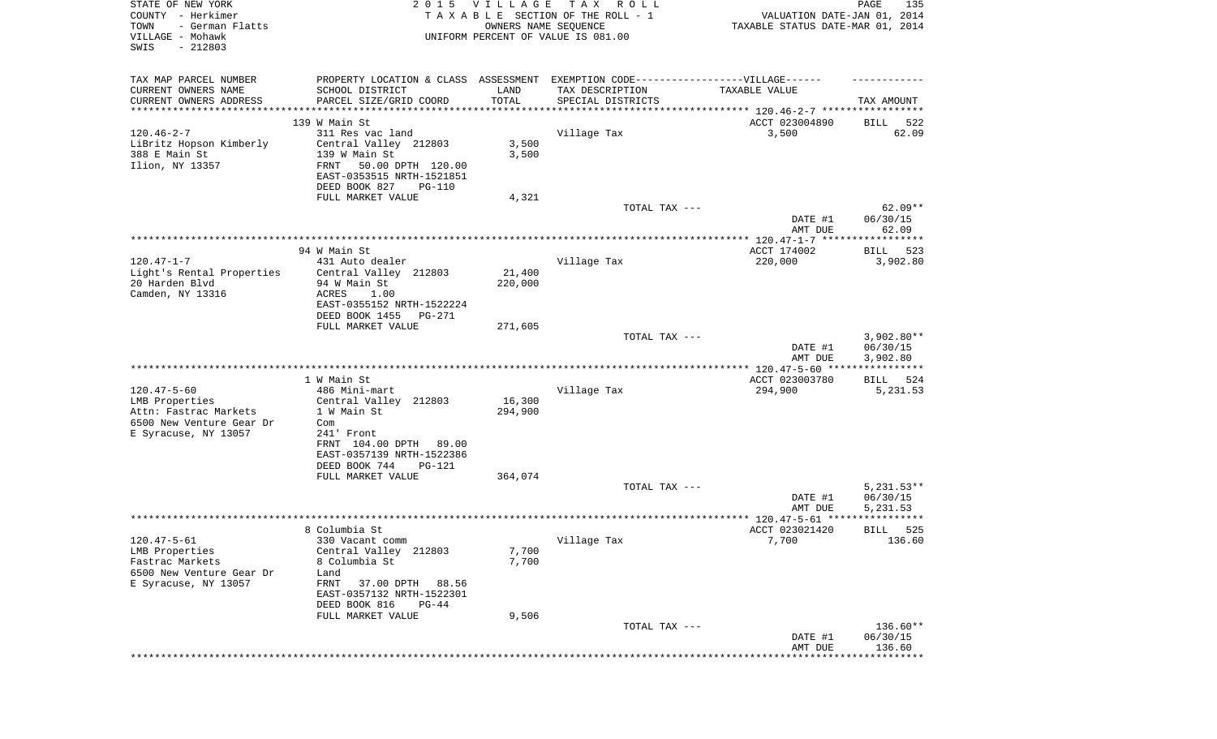STATE OF NEW YORK
COUNTY - Herkimer
TOWN - German Flatts
VILLAGE - Mohawk
SWIS - 212803

2 0 1 5 V I L L A G E T A X R O L L
T A X A B L E SECTION OF THE ROLL - 1
OWNERS NAME SEQUENCE
UNIFORM PERCENT OF VALUE IS 081.00

VALUATION DATE-JAN 01, 2014
TAXABLE STATUS DATE-MAR 01, 2014

| TAX MAP PARCEL NUMBER<br>CURRENT OWNERS NAME<br>CURRENT OWNERS ADDRESS | PROPERTY LOCATION & CLASS<br>SCHOOL DISTRICT<br>PARCEL SIZE/GRID COORD | ASSESSMENT<br>LAND<br>TOTAL | EXEMPTION CODE------VILLAGE------<br>TAX DESCRIPTION<br>SPECIAL DISTRICTS | TAXABLE VALUE | TAX AMOUNT |
|---|---|---|---|---|---|
| | 139 W Main St | | | ACCT 023004890 | BILL 522 |
| 120.46-2-7 | 311 Res vac land | | Village Tax | 3,500 | 62.09 |
| LiBritz Hopson Kimberly | Central Valley 212803 | 3,500 | | | |
| 388 E Main St | 139 W Main St | 3,500 | | | |
| Ilion, NY 13357 | FRNT 50.00 DPTH 120.00 | | | | |
| | EAST-0353515 NRTH-1521851 | | | | |
| | DEED BOOK 827 PG-110 | | | | |
| | FULL MARKET VALUE | 4,321 | | | |
| | | | TOTAL TAX --- | | 62.09** |
| | | | | DATE #1 | 06/30/15 |
| | | | | AMT DUE | 62.09 |
| | 94 W Main St | | | ACCT 174002 | BILL 523 |
| 120.47-1-7 | 431 Auto dealer | | Village Tax | 220,000 | 3,902.80 |
| Light's Rental Properties | Central Valley 212803 | 21,400 | | | |
| 20 Harden Blvd | 94 W Main St | 220,000 | | | |
| Camden, NY 13316 | ACRES 1.00 | | | | |
| | EAST-0355152 NRTH-1522224 | | | | |
| | DEED BOOK 1455 PG-271 | | | | |
| | FULL MARKET VALUE | 271,605 | | | |
| | | | TOTAL TAX --- | | 3,902.80** |
| | | | | DATE #1 | 06/30/15 |
| | | | | AMT DUE | 3,902.80 |
| | 1 W Main St | | | ACCT 023003780 | BILL 524 |
| 120.47-5-60 | 486 Mini-mart | | Village Tax | 294,900 | 5,231.53 |
| LMB Properties | Central Valley 212803 | 16,300 | | | |
| Attn: Fastrac Markets | 1 W Main St | 294,900 | | | |
| 6500 New Venture Gear Dr | Com | | | | |
| E Syracuse, NY 13057 | 241' Front | | | | |
| | FRNT 104.00 DPTH 89.00 | | | | |
| | EAST-0357139 NRTH-1522386 | | | | |
| | DEED BOOK 744 PG-121 | | | | |
| | FULL MARKET VALUE | 364,074 | | | |
| | | | TOTAL TAX --- | | 5,231.53** |
| | | | | DATE #1 | 06/30/15 |
| | | | | AMT DUE | 5,231.53 |
| | 8 Columbia St | | | ACCT 023021420 | BILL 525 |
| 120.47-5-61 | 330 Vacant comm | | Village Tax | 7,700 | 136.60 |
| LMB Properties | Central Valley 212803 | 7,700 | | | |
| Fastrac Markets | 8 Columbia St | 7,700 | | | |
| 6500 New Venture Gear Dr | Land | | | | |
| E Syracuse, NY 13057 | FRNT 37.00 DPTH 88.56 | | | | |
| | EAST-0357132 NRTH-1522301 | | | | |
| | DEED BOOK 816 PG-44 | | | | |
| | FULL MARKET VALUE | 9,506 | | | |
| | | | TOTAL TAX --- | | 136.60** |
| | | | | DATE #1 | 06/30/15 |
| | | | | AMT DUE | 136.60 |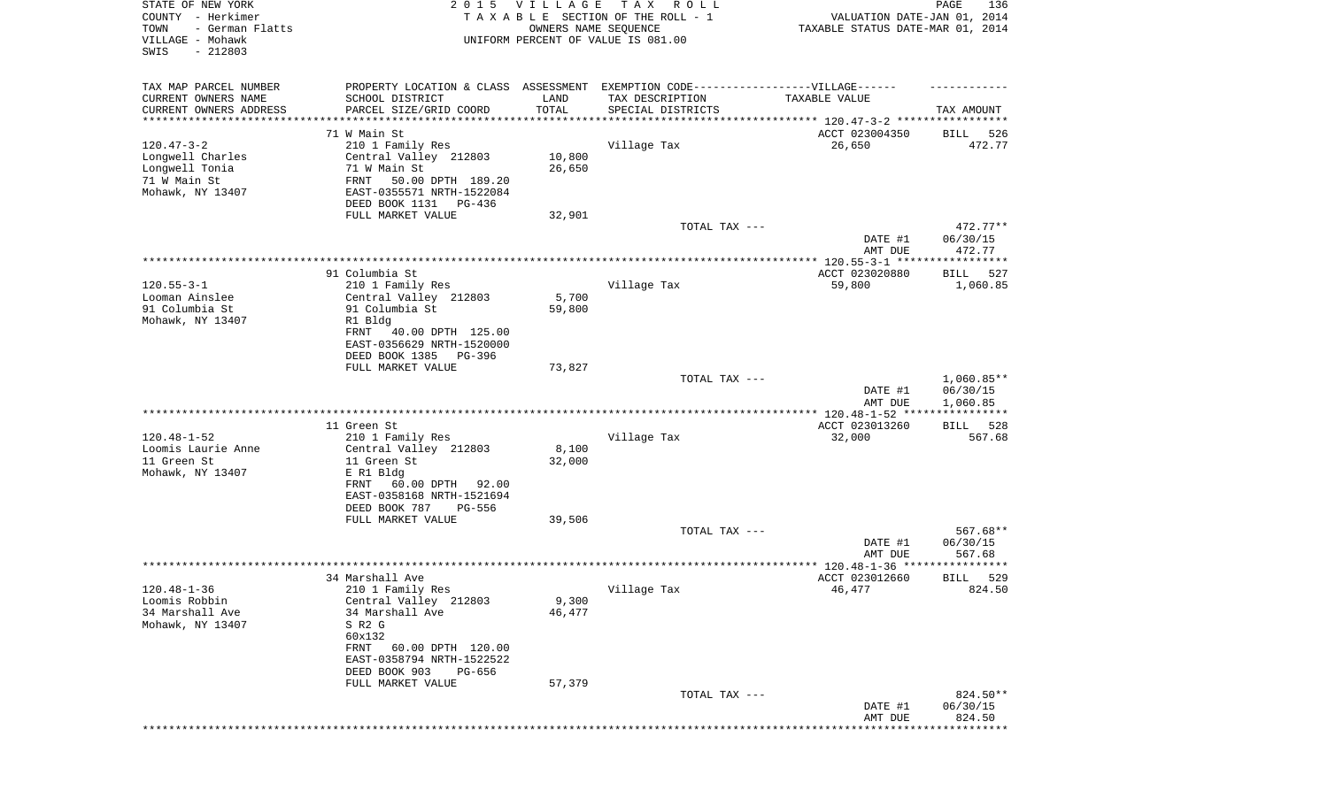STATE OF NEW YORK — 2015 VILLAGE TAX ROLL
COUNTY - Herkimer — TAXABLE SECTION OF THE ROLL - 1 — VALUATION DATE-JAN 01, 2014
TOWN - German Flatts — OWNERS NAME SEQUENCE — TAXABLE STATUS DATE-MAR 01, 2014
VILLAGE - Mohawk — UNIFORM PERCENT OF VALUE IS 081.00
SWIS - 212803

| TAX MAP PARCEL NUMBER / CURRENT OWNERS NAME / CURRENT OWNERS ADDRESS | PROPERTY LOCATION & CLASS / SCHOOL DISTRICT / PARCEL SIZE/GRID COORD | ASSESSMENT LAND / TOTAL | EXEMPTION CODE / TAX DESCRIPTION / SPECIAL DISTRICTS | TAXABLE VALUE | TAX AMOUNT |
|---|---|---|---|---|---|
| 120.47-3-2 | 71 W Main St | | | ACCT 023004350 | BILL 526 |
| Longwell Charles | 210 1 Family Res | | Village Tax | 26,650 | 472.77 |
| Longwell Tonia | Central Valley 212803 | 10,800 | | | |
| 71 W Main St | 71 W Main St | 26,650 | | | |
| Mohawk, NY 13407 | FRNT 50.00 DPTH 189.20 | | | | |
| | EAST-0355571 NRTH-1522084 | | | | |
| | DEED BOOK 1131 PG-436 | | | | |
| | FULL MARKET VALUE | 32,901 | | | |
| | | | TOTAL TAX --- | | 472.77** |
| | | | | DATE #1 | 06/30/15 |
| | | | | AMT DUE | 472.77 |
| 120.55-3-1 | 91 Columbia St | | | ACCT 023020880 | BILL 527 |
| Looman Ainslee | 210 1 Family Res | | Village Tax | 59,800 | 1,060.85 |
| 91 Columbia St | Central Valley 212803 | 5,700 | | | |
| Mohawk, NY 13407 | 91 Columbia St | 59,800 | | | |
| | R1 Bldg | | | | |
| | FRNT 40.00 DPTH 125.00 | | | | |
| | EAST-0356629 NRTH-1520000 | | | | |
| | DEED BOOK 1385 PG-396 | | | | |
| | FULL MARKET VALUE | 73,827 | | | |
| | | | TOTAL TAX --- | | 1,060.85** |
| | | | | DATE #1 | 06/30/15 |
| | | | | AMT DUE | 1,060.85 |
| 120.48-1-52 | 11 Green St | | | ACCT 023013260 | BILL 528 |
| Loomis Laurie Anne | 210 1 Family Res | | Village Tax | 32,000 | 567.68 |
| 11 Green St | Central Valley 212803 | 8,100 | | | |
| Mohawk, NY 13407 | 11 Green St | 32,000 | | | |
| | E R1 Bldg | | | | |
| | FRNT 60.00 DPTH 92.00 | | | | |
| | EAST-0358168 NRTH-1521694 | | | | |
| | DEED BOOK 787 PG-556 | | | | |
| | FULL MARKET VALUE | 39,506 | | | |
| | | | TOTAL TAX --- | | 567.68** |
| | | | | DATE #1 | 06/30/15 |
| | | | | AMT DUE | 567.68 |
| 120.48-1-36 | 34 Marshall Ave | | | ACCT 023012660 | BILL 529 |
| Loomis Robbin | 210 1 Family Res | | Village Tax | 46,477 | 824.50 |
| 34 Marshall Ave | Central Valley 212803 | 9,300 | | | |
| Mohawk, NY 13407 | 34 Marshall Ave | 46,477 | | | |
| | S R2 G | | | | |
| | 60x132 | | | | |
| | FRNT 60.00 DPTH 120.00 | | | | |
| | EAST-0358794 NRTH-1522522 | | | | |
| | DEED BOOK 903 PG-656 | | | | |
| | FULL MARKET VALUE | 57,379 | | | |
| | | | TOTAL TAX --- | | 824.50** |
| | | | | DATE #1 | 06/30/15 |
| | | | | AMT DUE | 824.50 |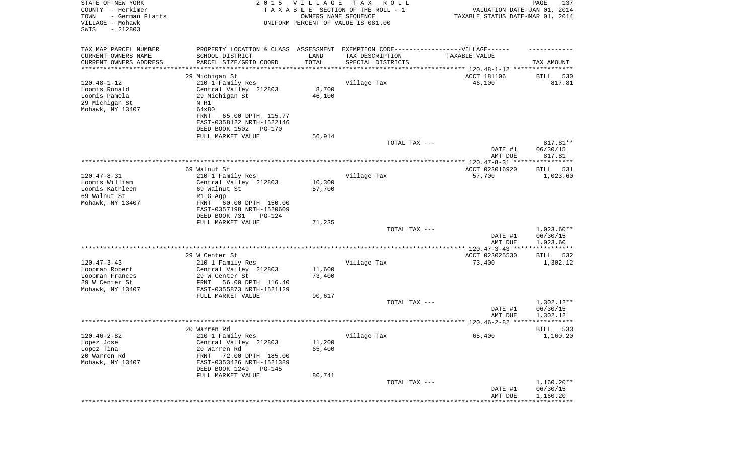STATE OF NEW YORK | COUNTY - Herkimer | TOWN - German Flatts | VILLAGE - Mohawk | SWIS - 212803

**2015 VILLAGE TAX ROLL**
TAXABLE SECTION OF THE ROLL - 1
OWNERS NAME SEQUENCE
UNIFORM PERCENT OF VALUE IS 081.00

VALUATION DATE-JAN 01, 2014
TAXABLE STATUS DATE-MAR 01, 2014

| TAX MAP PARCEL NUMBER / CURRENT OWNERS NAME / CURRENT OWNERS ADDRESS | PROPERTY LOCATION & CLASS / SCHOOL DISTRICT / PARCEL SIZE/GRID COORD | ASSESSMENT LAND / TOTAL | EXEMPTION CODE-VILLAGE / TAX DESCRIPTION / SPECIAL DISTRICTS | TAXABLE VALUE | TAX AMOUNT |
|---|---|---|---|---|---|
| | 29 Michigan St | | | ACCT 181106 | BILL 530 |
| 120.48-1-12 | 210 1 Family Res | | Village Tax | 46,100 | 817.81 |
| Loomis Ronald | Central Valley 212803 | 8,700 | | | |
| Loomis Pamela | 29 Michigan St | 46,100 | | | |
| 29 Michigan St | N R1 | | | | |
| Mohawk, NY 13407 | 64x80 | | | | |
| | FRNT 65.00 DPTH 115.77 | | | | |
| | EAST-0358122 NRTH-1522146 | | | | |
| | DEED BOOK 1502 PG-170 | | | | |
| | FULL MARKET VALUE | 56,914 | | | |
| | | | TOTAL TAX --- | | 817.81** |
| | | | | DATE #1 | 06/30/15 |
| | | | | AMT DUE | 817.81 |
| | 69 Walnut St | | | ACCT 023016920 | BILL 531 |
| 120.47-8-31 | 210 1 Family Res | | Village Tax | 57,700 | 1,023.60 |
| Loomis William | Central Valley 212803 | 10,300 | | | |
| Loomis Kathleen | 69 Walnut St | 57,700 | | | |
| 69 Walnut St | R1 G Agp | | | | |
| Mohawk, NY 13407 | FRNT 60.00 DPTH 150.00 | | | | |
| | EAST-0357198 NRTH-1520609 | | | | |
| | DEED BOOK 731 PG-124 | | | | |
| | FULL MARKET VALUE | 71,235 | | | |
| | | | TOTAL TAX --- | | 1,023.60** |
| | | | | DATE #1 | 06/30/15 |
| | | | | AMT DUE | 1,023.60 |
| | 29 W Center St | | | ACCT 023025530 | BILL 532 |
| 120.47-3-43 | 210 1 Family Res | | Village Tax | 73,400 | 1,302.12 |
| Loopman Robert | Central Valley 212803 | 11,600 | | | |
| Loopman Frances | 29 W Center St | 73,400 | | | |
| 29 W Center St | FRNT 56.00 DPTH 116.40 | | | | |
| Mohawk, NY 13407 | EAST-0355873 NRTH-1521129 | | | | |
| | FULL MARKET VALUE | 90,617 | | | |
| | | | TOTAL TAX --- | | 1,302.12** |
| | | | | DATE #1 | 06/30/15 |
| | | | | AMT DUE | 1,302.12 |
| | 20 Warren Rd | | | | BILL 533 |
| 120.46-2-82 | 210 1 Family Res | | Village Tax | 65,400 | 1,160.20 |
| Lopez Jose | Central Valley 212803 | 11,200 | | | |
| Lopez Tina | 20 Warren Rd | 65,400 | | | |
| 20 Warren Rd | FRNT 72.00 DPTH 185.00 | | | | |
| Mohawk, NY 13407 | EAST-0353426 NRTH-1521389 | | | | |
| | DEED BOOK 1249 PG-145 | | | | |
| | FULL MARKET VALUE | 80,741 | | | |
| | | | TOTAL TAX --- | | 1,160.20** |
| | | | | DATE #1 | 06/30/15 |
| | | | | AMT DUE | 1,160.20 |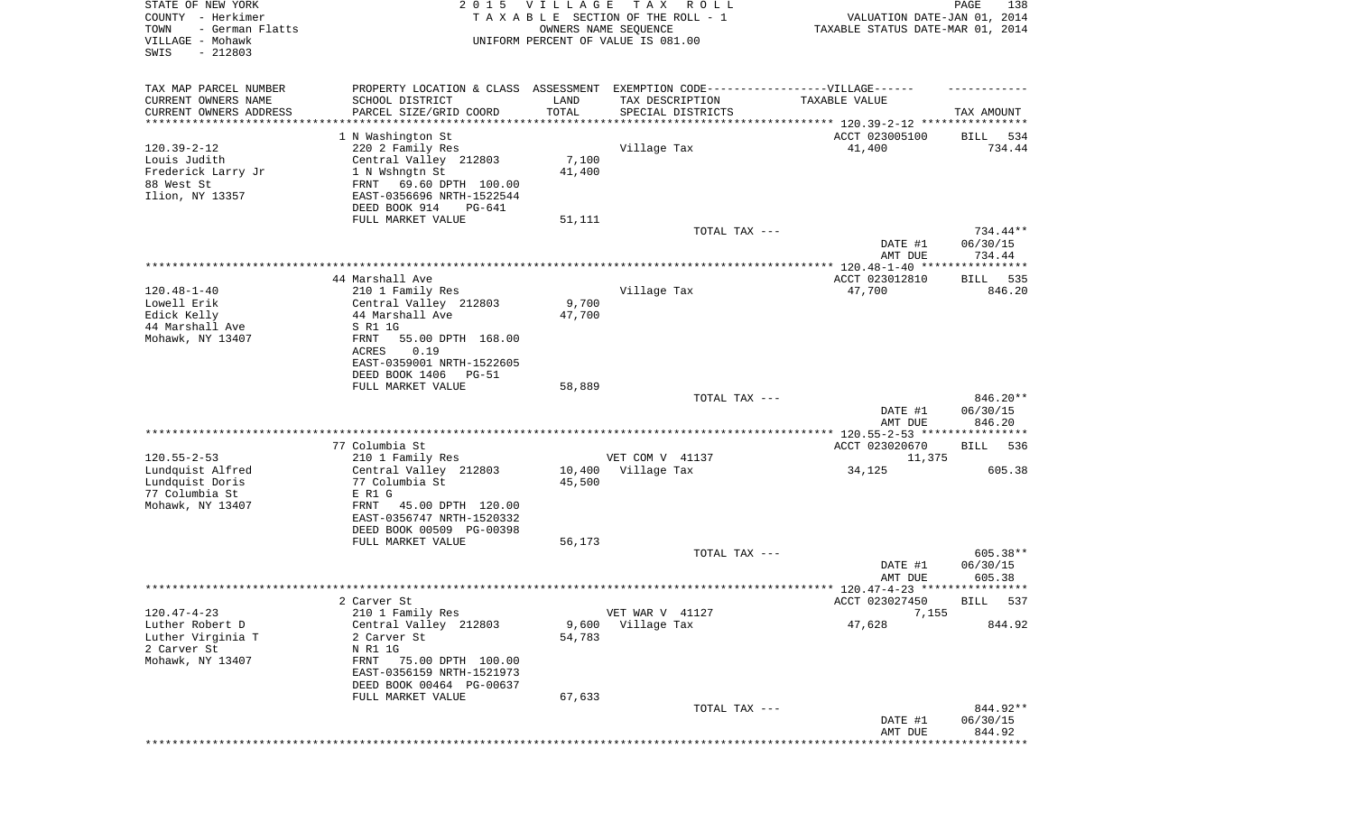STATE OF NEW YORK
COUNTY - Herkimer
TOWN - German Flatts
VILLAGE - Mohawk
SWIS - 212803

2015 VILLAGE TAX ROLL
TAXABLE SECTION OF THE ROLL - 1
OWNERS NAME SEQUENCE
UNIFORM PERCENT OF VALUE IS 081.00

VALUATION DATE-JAN 01, 2014
TAXABLE STATUS DATE-MAR 01, 2014

| TAX MAP PARCEL NUMBER<br>CURRENT OWNERS NAME<br>CURRENT OWNERS ADDRESS | PROPERTY LOCATION & CLASS<br>SCHOOL DISTRICT<br>PARCEL SIZE/GRID COORD | ASSESSMENT<br>LAND<br>TOTAL | EXEMPTION CODE-----VILLAGE------<br>TAX DESCRIPTION<br>SPECIAL DISTRICTS | TAXABLE VALUE | TAX AMOUNT |
|---|---|---|---|---|---|
| | 1 N Washington St | | | ACCT 023005100 | BILL 534 |
| 120.39-2-12 | 220 2 Family Res | | Village Tax | 41,400 | 734.44 |
| Louis Judith | Central Valley 212803 | 7,100 | | | |
| Frederick Larry Jr | 1 N Wshngtn St | 41,400 | | | |
| 88 West St | FRNT 69.60 DPTH 100.00 | | | | |
| Ilion, NY 13357 | EAST-0356696 NRTH-1522544 | | | | |
| | DEED BOOK 914 PG-641 | | | | |
| | FULL MARKET VALUE | 51,111 | | | |
| | | | TOTAL TAX --- | | 734.44** |
| | | | | DATE #1 | 06/30/15 |
| | | | | AMT DUE | 734.44 |
| | 44 Marshall Ave | | | ACCT 023012810 | BILL 535 |
| 120.48-1-40 | 210 1 Family Res | | Village Tax | 47,700 | 846.20 |
| Lowell Erik | Central Valley 212803 | 9,700 | | | |
| Edick Kelly | 44 Marshall Ave | 47,700 | | | |
| 44 Marshall Ave | S R1 1G | | | | |
| Mohawk, NY 13407 | FRNT 55.00 DPTH 168.00 | | | | |
| | ACRES 0.19 | | | | |
| | EAST-0359001 NRTH-1522605 | | | | |
| | DEED BOOK 1406 PG-51 | | | | |
| | FULL MARKET VALUE | 58,889 | | | |
| | | | TOTAL TAX --- | | 846.20** |
| | | | | DATE #1 | 06/30/15 |
| | | | | AMT DUE | 846.20 |
| | 77 Columbia St | | | ACCT 023020670 | BILL 536 |
| 120.55-2-53 | 210 1 Family Res | | VET COM V 41137 | 11,375 | |
| Lundquist Alfred | Central Valley 212803 | 10,400 | Village Tax | 34,125 | 605.38 |
| Lundquist Doris | 77 Columbia St | 45,500 | | | |
| 77 Columbia St | E R1 G | | | | |
| Mohawk, NY 13407 | FRNT 45.00 DPTH 120.00 | | | | |
| | EAST-0356747 NRTH-1520332 | | | | |
| | DEED BOOK 00509 PG-00398 | | | | |
| | FULL MARKET VALUE | 56,173 | | | |
| | | | TOTAL TAX --- | | 605.38** |
| | | | | DATE #1 | 06/30/15 |
| | | | | AMT DUE | 605.38 |
| | 2 Carver St | | | ACCT 023027450 | BILL 537 |
| 120.47-4-23 | 210 1 Family Res | | VET WAR V 41127 | 7,155 | |
| Luther Robert D | Central Valley 212803 | 9,600 | Village Tax | 47,628 | 844.92 |
| Luther Virginia T | 2 Carver St | 54,783 | | | |
| 2 Carver St | N R1 1G | | | | |
| Mohawk, NY 13407 | FRNT 75.00 DPTH 100.00 | | | | |
| | EAST-0356159 NRTH-1521973 | | | | |
| | DEED BOOK 00464 PG-00637 | | | | |
| | FULL MARKET VALUE | 67,633 | | | |
| | | | TOTAL TAX --- | | 844.92** |
| | | | | DATE #1 | 06/30/15 |
| | | | | AMT DUE | 844.92 |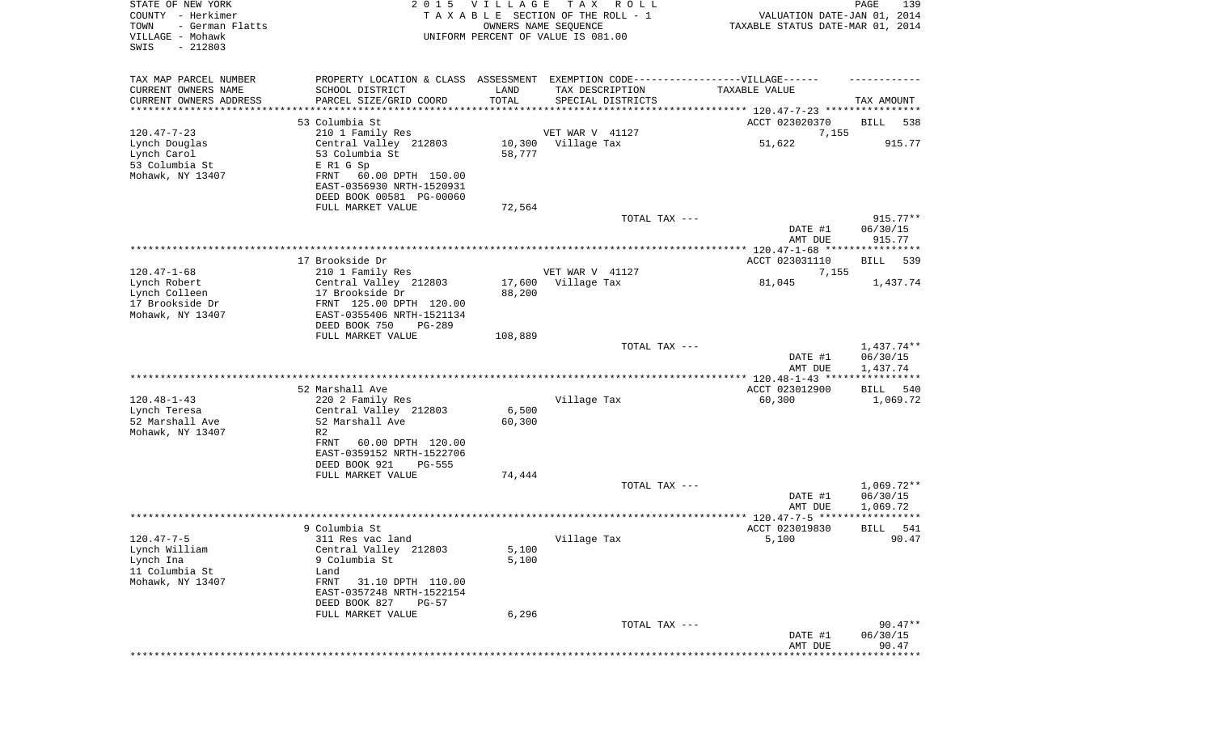STATE OF NEW YORK  
COUNTY - Herkimer  
TOWN - German Flatts  
VILLAGE - Mohawk  
SWIS - 212803

2015 VILLAGE TAX ROLL  
TAXABLE SECTION OF THE ROLL - 1  
OWNERS NAME SEQUENCE  
UNIFORM PERCENT OF VALUE IS 081.00

VALUATION DATE-JAN 01, 2014  
TAXABLE STATUS DATE-MAR 01, 2014

| TAX MAP PARCEL NUMBER / CURRENT OWNERS NAME / CURRENT OWNERS ADDRESS | PROPERTY LOCATION & CLASS / SCHOOL DISTRICT / PARCEL SIZE/GRID COORD | ASSESSMENT LAND / TOTAL | EXEMPTION CODE / TAX DESCRIPTION / SPECIAL DISTRICTS | TAXABLE VALUE | TAX AMOUNT |
|---|---|---|---|---|---|
| 120.47-7-23 | 53 Columbia St | | | ACCT 023020370 | BILL 538 |
| | 210 1 Family Res | | VET WAR V 41127 | 7,155 | |
| Lynch Douglas | Central Valley 212803 | 10,300 | Village Tax | 51,622 | 915.77 |
| Lynch Carol | 53 Columbia St | 58,777 | | | |
| 53 Columbia St | E R1 G Sp | | | | |
| Mohawk, NY 13407 | FRNT 60.00 DPTH 150.00 | | | | |
| | EAST-0356930 NRTH-1520931 | | | | |
| | DEED BOOK 00581 PG-00060 | | | | |
| | FULL MARKET VALUE | 72,564 | | | |
| | | | TOTAL TAX --- | | 915.77** |
| | | | | DATE #1 | 06/30/15 |
| | | | | AMT DUE | 915.77 |
| 120.47-1-68 | 17 Brookside Dr | | | ACCT 023031110 | BILL 539 |
| | 210 1 Family Res | | VET WAR V 41127 | 7,155 | |
| Lynch Robert | Central Valley 212803 | 17,600 | Village Tax | 81,045 | 1,437.74 |
| Lynch Colleen | 17 Brookside Dr | 88,200 | | | |
| 17 Brookside Dr | FRNT 125.00 DPTH 120.00 | | | | |
| Mohawk, NY 13407 | EAST-0355406 NRTH-1521134 | | | | |
| | DEED BOOK 750 PG-289 | | | | |
| | FULL MARKET VALUE | 108,889 | | | |
| | | | TOTAL TAX --- | | 1,437.74** |
| | | | | DATE #1 | 06/30/15 |
| | | | | AMT DUE | 1,437.74 |
| 120.48-1-43 | 52 Marshall Ave | | | ACCT 023012900 | BILL 540 |
| | 220 2 Family Res | | Village Tax | 60,300 | 1,069.72 |
| Lynch Teresa | Central Valley 212803 | 6,500 | | | |
| 52 Marshall Ave | 52 Marshall Ave | 60,300 | | | |
| Mohawk, NY 13407 | R2 | | | | |
| | FRNT 60.00 DPTH 120.00 | | | | |
| | EAST-0359152 NRTH-1522706 | | | | |
| | DEED BOOK 921 PG-555 | | | | |
| | FULL MARKET VALUE | 74,444 | | | |
| | | | TOTAL TAX --- | | 1,069.72** |
| | | | | DATE #1 | 06/30/15 |
| | | | | AMT DUE | 1,069.72 |
| 120.47-7-5 | 9 Columbia St | | | ACCT 023019830 | BILL 541 |
| | 311 Res vac land | | Village Tax | 5,100 | 90.47 |
| Lynch William | Central Valley 212803 | 5,100 | | | |
| Lynch Ina | 9 Columbia St | 5,100 | | | |
| 11 Columbia St | Land | | | | |
| Mohawk, NY 13407 | FRNT 31.10 DPTH 110.00 | | | | |
| | EAST-0357248 NRTH-1522154 | | | | |
| | DEED BOOK 827 PG-57 | | | | |
| | FULL MARKET VALUE | 6,296 | | | |
| | | | TOTAL TAX --- | | 90.47** |
| | | | | DATE #1 | 06/30/15 |
| | | | | AMT DUE | 90.47 |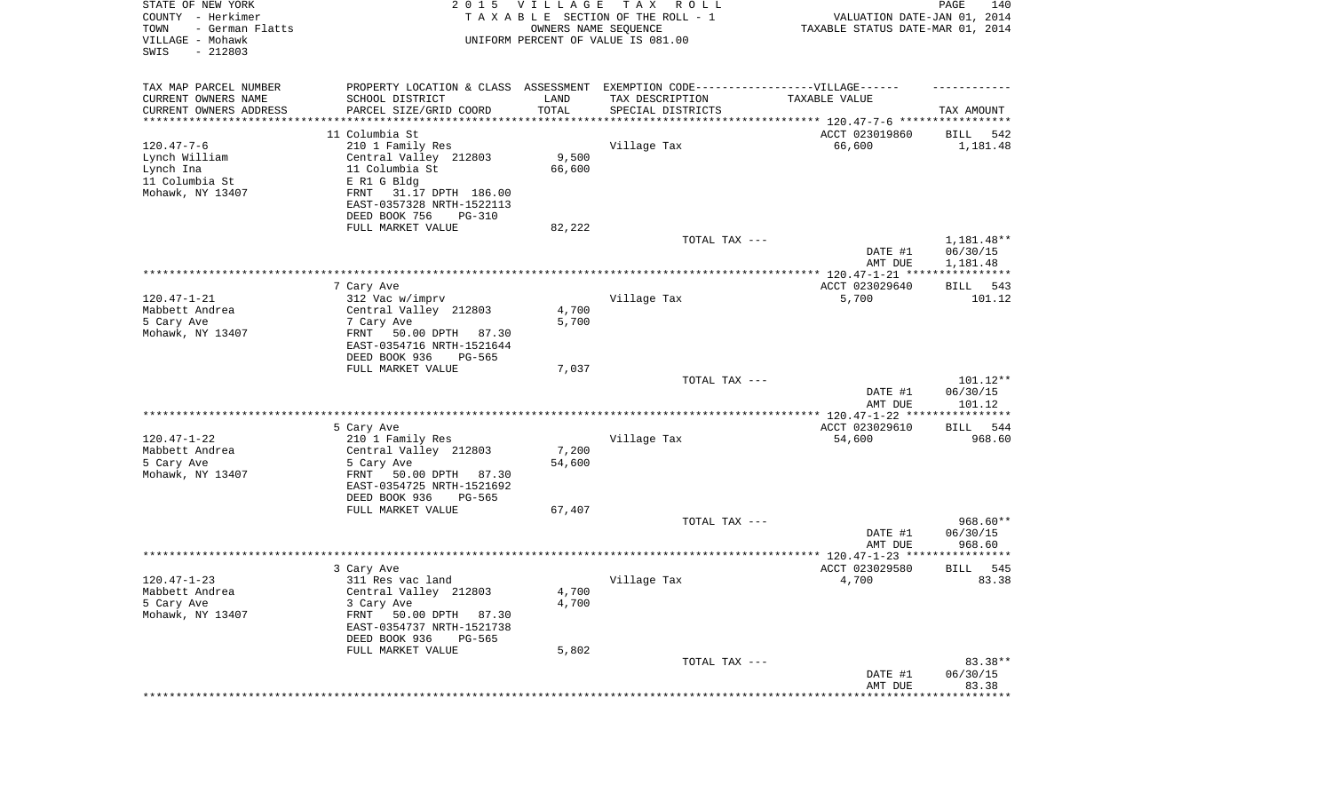STATE OF NEW YORK
COUNTY - Herkimer
TOWN - German Flatts
VILLAGE - Mohawk
SWIS - 212803

2015 VILLAGE TAX ROLL
TAXABLE SECTION OF THE ROLL - 1
OWNERS NAME SEQUENCE
UNIFORM PERCENT OF VALUE IS 081.00

VALUATION DATE-JAN 01, 2014
TAXABLE STATUS DATE-MAR 01, 2014

| TAX MAP PARCEL NUMBER / CURRENT OWNERS NAME / CURRENT OWNERS ADDRESS | PROPERTY LOCATION & CLASS / SCHOOL DISTRICT / PARCEL SIZE/GRID COORD | ASSESSMENT LAND / TOTAL | EXEMPTION CODE / TAX DESCRIPTION / SPECIAL DISTRICTS | TAXABLE VALUE | TAX AMOUNT |
|---|---|---|---|---|---|
| | 11 Columbia St | | | ACCT 023019860 | BILL 542 |
| 120.47-7-6 | 210 1 Family Res | | Village Tax | 66,600 | 1,181.48 |
| Lynch William | Central Valley 212803 | 9,500 | | | |
| Lynch Ina | 11 Columbia St | 66,600 | | | |
| 11 Columbia St | E R1 G Bldg | | | | |
| Mohawk, NY 13407 | FRNT 31.17 DPTH 186.00 | | | | |
| | EAST-0357328 NRTH-1522113 | | | | |
| | DEED BOOK 756 PG-310 | | | | |
| | FULL MARKET VALUE | 82,222 | | | |
| | | | TOTAL TAX --- | | 1,181.48** |
| | | | | DATE #1 | 06/30/15 |
| | | | | AMT DUE | 1,181.48 |
| | 7 Cary Ave | | | ACCT 023029640 | BILL 543 |
| 120.47-1-21 | 312 Vac w/imprv | | Village Tax | 5,700 | 101.12 |
| Mabbett Andrea | Central Valley 212803 | 4,700 | | | |
| 5 Cary Ave | 7 Cary Ave | 5,700 | | | |
| Mohawk, NY 13407 | FRNT 50.00 DPTH 87.30 | | | | |
| | EAST-0354716 NRTH-1521644 | | | | |
| | DEED BOOK 936 PG-565 | | | | |
| | FULL MARKET VALUE | 7,037 | | | |
| | | | TOTAL TAX --- | | 101.12** |
| | | | | DATE #1 | 06/30/15 |
| | | | | AMT DUE | 101.12 |
| | 5 Cary Ave | | | ACCT 023029610 | BILL 544 |
| 120.47-1-22 | 210 1 Family Res | | Village Tax | 54,600 | 968.60 |
| Mabbett Andrea | Central Valley 212803 | 7,200 | | | |
| 5 Cary Ave | 5 Cary Ave | 54,600 | | | |
| Mohawk, NY 13407 | FRNT 50.00 DPTH 87.30 | | | | |
| | EAST-0354725 NRTH-1521692 | | | | |
| | DEED BOOK 936 PG-565 | | | | |
| | FULL MARKET VALUE | 67,407 | | | |
| | | | TOTAL TAX --- | | 968.60** |
| | | | | DATE #1 | 06/30/15 |
| | | | | AMT DUE | 968.60 |
| | 3 Cary Ave | | | ACCT 023029580 | BILL 545 |
| 120.47-1-23 | 311 Res vac land | | Village Tax | 4,700 | 83.38 |
| Mabbett Andrea | Central Valley 212803 | 4,700 | | | |
| 5 Cary Ave | 3 Cary Ave | 4,700 | | | |
| Mohawk, NY 13407 | FRNT 50.00 DPTH 87.30 | | | | |
| | EAST-0354737 NRTH-1521738 | | | | |
| | DEED BOOK 936 PG-565 | | | | |
| | FULL MARKET VALUE | 5,802 | | | |
| | | | TOTAL TAX --- | | 83.38** |
| | | | | DATE #1 | 06/30/15 |
| | | | | AMT DUE | 83.38 |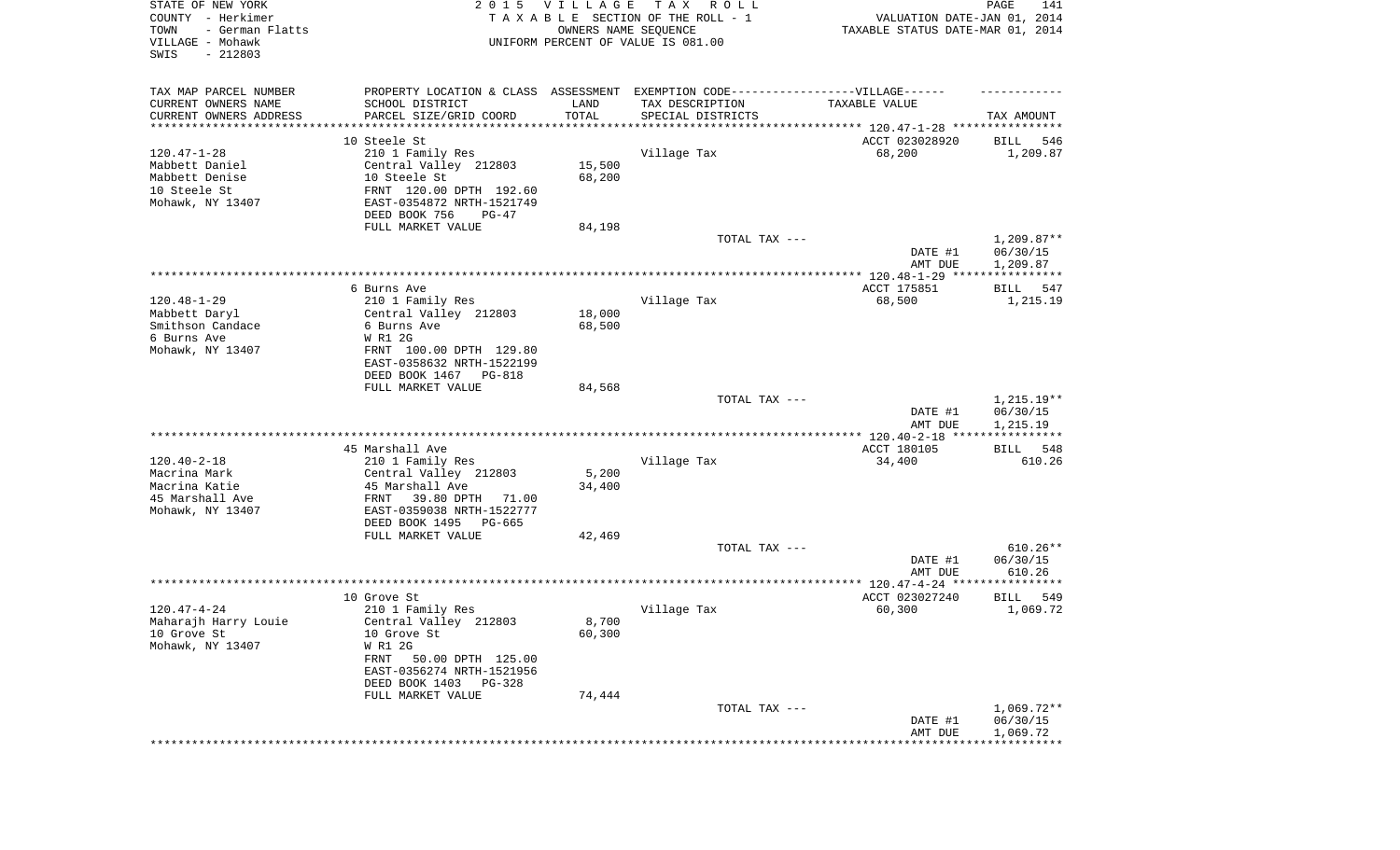STATE OF NEW YORK | 2 0 1 5 V I L L A G E T A X R O L L
COUNTY - Herkimer | T A X A B L E SECTION OF THE ROLL - 1 | VALUATION DATE-JAN 01, 2014
TOWN - German Flatts | OWNERS NAME SEQUENCE | TAXABLE STATUS DATE-MAR 01, 2014
VILLAGE - Mohawk | UNIFORM PERCENT OF VALUE IS 081.00
SWIS - 212803

| TAX MAP PARCEL NUMBER<br>CURRENT OWNERS NAME<br>CURRENT OWNERS ADDRESS | PROPERTY LOCATION & CLASS<br>SCHOOL DISTRICT<br>PARCEL SIZE/GRID COORD | ASSESSMENT<br>LAND<br>TOTAL | EXEMPTION CODE------VILLAGE------<br>TAX DESCRIPTION<br>SPECIAL DISTRICTS | TAXABLE VALUE | TAX AMOUNT |
|---|---|---|---|---|---|
| 120.47-1-28 | 10 Steele St | | | ACCT 023028920 | BILL 546 |
| Mabbett Daniel | 210 1 Family Res | | Village Tax | 68,200 | 1,209.87 |
| Mabbett Denise | Central Valley 212803 | 15,500 | | | |
| 10 Steele St | 10 Steele St | 68,200 | | | |
| Mohawk, NY 13407 | FRNT 120.00 DPTH 192.60 | | | | |
| | EAST-0354872 NRTH-1521749 | | | | |
| | DEED BOOK 756 PG-47 | | | | |
| | FULL MARKET VALUE | 84,198 | | | |
| | | | TOTAL TAX --- | | 1,209.87** |
| | | | | DATE #1 | 06/30/15 |
| | | | | AMT DUE | 1,209.87 |
| 120.48-1-29 | 6 Burns Ave | | | ACCT 175851 | BILL 547 |
| Mabbett Daryl | 210 1 Family Res | | Village Tax | 68,500 | 1,215.19 |
| Smithson Candace | Central Valley 212803 | 18,000 | | | |
| 6 Burns Ave | 6 Burns Ave | 68,500 | | | |
| Mohawk, NY 13407 | W R1 2G | | | | |
| | FRNT 100.00 DPTH 129.80 | | | | |
| | EAST-0358632 NRTH-1522199 | | | | |
| | DEED BOOK 1467 PG-818 | | | | |
| | FULL MARKET VALUE | 84,568 | | | |
| | | | TOTAL TAX --- | | 1,215.19** |
| | | | | DATE #1 | 06/30/15 |
| | | | | AMT DUE | 1,215.19 |
| 120.40-2-18 | 45 Marshall Ave | | | ACCT 180105 | BILL 548 |
| Macrina Mark | 210 1 Family Res | | Village Tax | 34,400 | 610.26 |
| Macrina Katie | Central Valley 212803 | 5,200 | | | |
| 45 Marshall Ave | 45 Marshall Ave | 34,400 | | | |
| Mohawk, NY 13407 | FRNT 39.80 DPTH 71.00 | | | | |
| | EAST-0359038 NRTH-1522777 | | | | |
| | DEED BOOK 1495 PG-665 | | | | |
| | FULL MARKET VALUE | 42,469 | | | |
| | | | TOTAL TAX --- | | 610.26** |
| | | | | DATE #1 | 06/30/15 |
| | | | | AMT DUE | 610.26 |
| 120.47-4-24 | 10 Grove St | | | ACCT 023027240 | BILL 549 |
| Maharajh Harry Louie | 210 1 Family Res | | Village Tax | 60,300 | 1,069.72 |
| 10 Grove St | Central Valley 212803 | 8,700 | | | |
| Mohawk, NY 13407 | 10 Grove St | 60,300 | | | |
| | W R1 2G | | | | |
| | FRNT 50.00 DPTH 125.00 | | | | |
| | EAST-0356274 NRTH-1521956 | | | | |
| | DEED BOOK 1403 PG-328 | | | | |
| | FULL MARKET VALUE | 74,444 | | | |
| | | | TOTAL TAX --- | | 1,069.72** |
| | | | | DATE #1 | 06/30/15 |
| | | | | AMT DUE | 1,069.72 |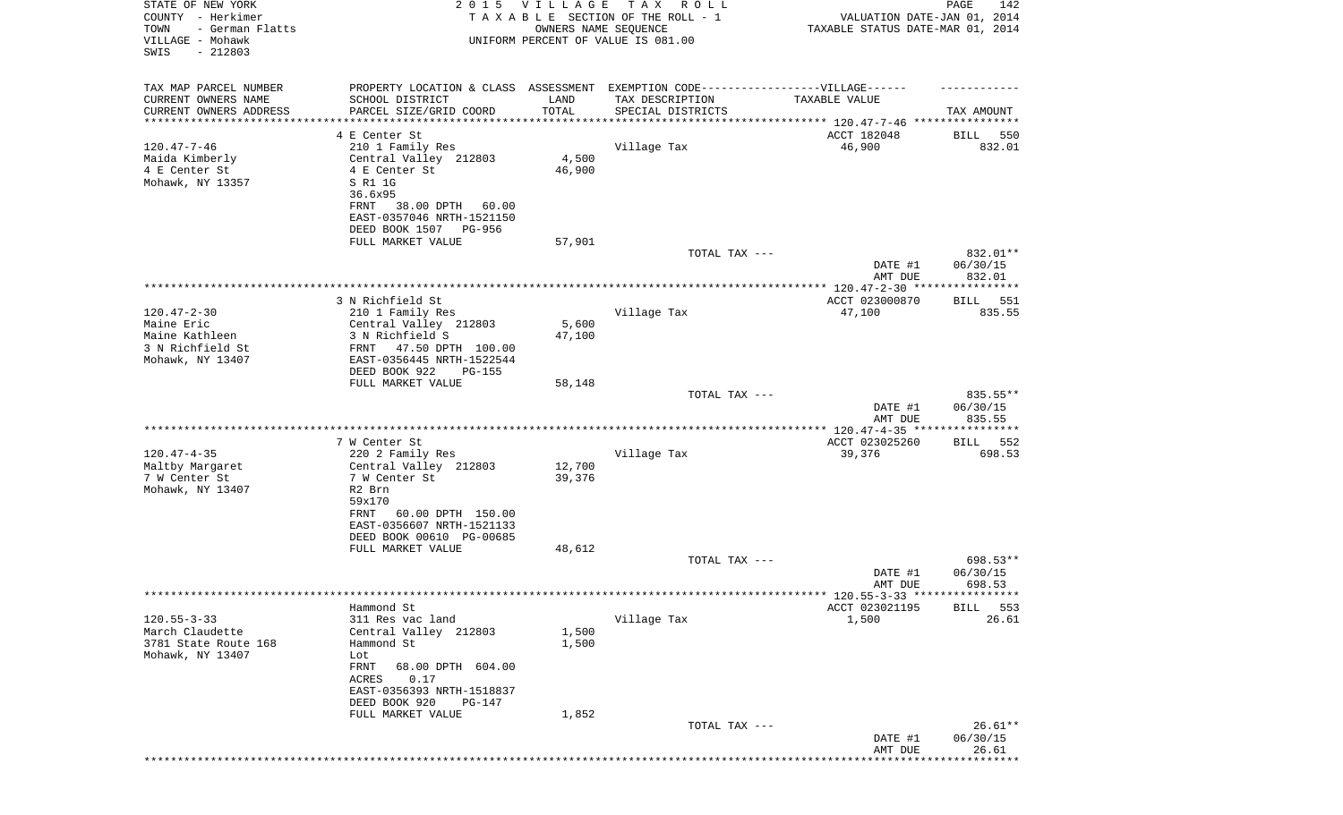STATE OF NEW YORK
COUNTY - Herkimer
TOWN - German Flatts
VILLAGE - Mohawk
SWIS - 212803

2015 VILLAGE TAX ROLL
TAXABLE SECTION OF THE ROLL - 1
OWNERS NAME SEQUENCE
UNIFORM PERCENT OF VALUE IS 081.00

VALUATION DATE-JAN 01, 2014
TAXABLE STATUS DATE-MAR 01, 2014

| TAX MAP PARCEL NUMBER / CURRENT OWNERS NAME / CURRENT OWNERS ADDRESS | PROPERTY LOCATION & CLASS / SCHOOL DISTRICT / PARCEL SIZE/GRID COORD | ASSESSMENT LAND / TOTAL | EXEMPTION CODE-VILLAGE / TAX DESCRIPTION / SPECIAL DISTRICTS | TAXABLE VALUE | TAX AMOUNT |
|---|---|---|---|---|---|
| **120.47-7-46** | 4 E Center St | | | ACCT 182048 | BILL 550 |
| Maida Kimberly | 210 1 Family Res | | Village Tax | 46,900 | 832.01 |
| 4 E Center St | Central Valley 212803 | 4,500 | | | |
| Mohawk, NY 13357 | 4 E Center St | 46,900 | | | |
| | S R1 1G | | | | |
| | 36.6x95 | | | | |
| | FRNT 38.00 DPTH 60.00 | | | | |
| | EAST-0357046 NRTH-1521150 | | | | |
| | DEED BOOK 1507 PG-956 | | | | |
| | FULL MARKET VALUE | 57,901 | | | |
| | | | TOTAL TAX --- | | 832.01** |
| | | | | DATE #1 | 06/30/15 |
| | | | | AMT DUE | 832.01 |
| **120.47-2-30** | 3 N Richfield St | | | ACCT 023000870 | BILL 551 |
| Maine Eric | 210 1 Family Res | | Village Tax | 47,100 | 835.55 |
| Maine Kathleen | Central Valley 212803 | 5,600 | | | |
| 3 N Richfield St | 3 N Richfield S | 47,100 | | | |
| Mohawk, NY 13407 | FRNT 47.50 DPTH 100.00 | | | | |
| | EAST-0356445 NRTH-1522544 | | | | |
| | DEED BOOK 922 PG-155 | | | | |
| | FULL MARKET VALUE | 58,148 | | | |
| | | | TOTAL TAX --- | | 835.55** |
| | | | | DATE #1 | 06/30/15 |
| | | | | AMT DUE | 835.55 |
| **120.47-4-35** | 7 W Center St | | | ACCT 023025260 | BILL 552 |
| Maltby Margaret | 220 2 Family Res | | Village Tax | 39,376 | 698.53 |
| 7 W Center St | Central Valley 212803 | 12,700 | | | |
| Mohawk, NY 13407 | 7 W Center St | 39,376 | | | |
| | R2 Brn | | | | |
| | 59x170 | | | | |
| | FRNT 60.00 DPTH 150.00 | | | | |
| | EAST-0356607 NRTH-1521133 | | | | |
| | DEED BOOK 00610 PG-00685 | | | | |
| | FULL MARKET VALUE | 48,612 | | | |
| | | | TOTAL TAX --- | | 698.53** |
| | | | | DATE #1 | 06/30/15 |
| | | | | AMT DUE | 698.53 |
| **120.55-3-33** | Hammond St | | | ACCT 023021195 | BILL 553 |
| March Claudette | 311 Res vac land | | Village Tax | 1,500 | 26.61 |
| 3781 State Route 168 | Central Valley 212803 | 1,500 | | | |
| Mohawk, NY 13407 | Hammond St | 1,500 | | | |
| | Lot | | | | |
| | FRNT 68.00 DPTH 604.00 | | | | |
| | ACRES 0.17 | | | | |
| | EAST-0356393 NRTH-1518837 | | | | |
| | DEED BOOK 920 PG-147 | | | | |
| | FULL MARKET VALUE | 1,852 | | | |
| | | | TOTAL TAX --- | | 26.61** |
| | | | | DATE #1 | 06/30/15 |
| | | | | AMT DUE | 26.61 |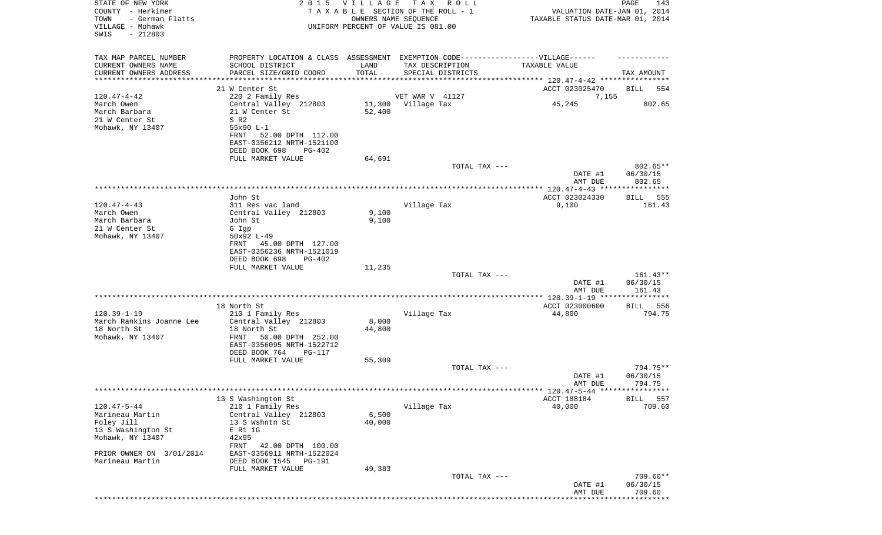STATE OF NEW YORK
COUNTY - Herkimer
TOWN - German Flatts
VILLAGE - Mohawk
SWIS - 212803

2 0 1 5 V I L L A G E T A X R O L L
T A X A B L E SECTION OF THE ROLL - 1
OWNERS NAME SEQUENCE
UNIFORM PERCENT OF VALUE IS 081.00

VALUATION DATE-JAN 01, 2014
TAXABLE STATUS DATE-MAR 01, 2014

| TAX MAP PARCEL NUMBER / CURRENT OWNERS NAME / CURRENT OWNERS ADDRESS | PROPERTY LOCATION & CLASS / SCHOOL DISTRICT / PARCEL SIZE/GRID COORD | ASSESSMENT LAND / TOTAL | EXEMPTION CODE / TAX DESCRIPTION / SPECIAL DISTRICTS | TAXABLE VALUE | TAX AMOUNT |
|---|---|---|---|---|---|
| | 21 W Center St | | | ACCT 023025470 | BILL 554 |
| 120.47-4-42 | 220 2 Family Res | | VET WAR V 41127 | 7,155 | |
| March Owen | Central Valley 212803 | 11,300 | Village Tax | 45,245 | 802.65 |
| March Barbara | 21 W Center St | 52,400 | | | |
| 21 W Center St | S R2 | | | | |
| Mohawk, NY 13407 | 55x90 L-1 | | | | |
| | FRNT 52.00 DPTH 112.00 | | | | |
| | EAST-0356212 NRTH-1521100 | | | | |
| | DEED BOOK 698 PG-402 | | | | |
| | FULL MARKET VALUE | 64,691 | | | |
| | | | TOTAL TAX --- | | 802.65** |
| | | | | DATE #1 | 06/30/15 |
| | | | | AMT DUE | 802.65 |
| | John St | | | ACCT 023024330 | BILL 555 |
| 120.47-4-43 | 311 Res vac land | | Village Tax | 9,100 | 161.43 |
| March Owen | Central Valley 212803 | 9,100 | | | |
| March Barbara | John St | 9,100 | | | |
| 21 W Center St | G Igp | | | | |
| Mohawk, NY 13407 | 50x92 L-49 | | | | |
| | FRNT 45.00 DPTH 127.00 | | | | |
| | EAST-0356236 NRTH-1521019 | | | | |
| | DEED BOOK 698 PG-402 | | | | |
| | FULL MARKET VALUE | 11,235 | | | |
| | | | TOTAL TAX --- | | 161.43** |
| | | | | DATE #1 | 06/30/15 |
| | | | | AMT DUE | 161.43 |
| | 18 North St | | | ACCT 023000600 | BILL 556 |
| 120.39-1-19 | 210 1 Family Res | | Village Tax | 44,800 | 794.75 |
| March Rankins Joanne Lee | Central Valley 212803 | 8,000 | | | |
| 18 North St | 18 North St | 44,800 | | | |
| Mohawk, NY 13407 | FRNT 50.00 DPTH 252.00 | | | | |
| | EAST-0356095 NRTH-1522712 | | | | |
| | DEED BOOK 764 PG-117 | | | | |
| | FULL MARKET VALUE | 55,309 | | | |
| | | | TOTAL TAX --- | | 794.75** |
| | | | | DATE #1 | 06/30/15 |
| | | | | AMT DUE | 794.75 |
| | 13 S Washington St | | | ACCT 188184 | BILL 557 |
| 120.47-5-44 | 210 1 Family Res | | Village Tax | 40,000 | 709.60 |
| Marineau Martin | Central Valley 212803 | 6,500 | | | |
| Foley Jill | 13 S Wshntn St | 40,000 | | | |
| 13 S Washington St | E R1 1G | | | | |
| Mohawk, NY 13407 | 42x95 | | | | |
| | FRNT 42.00 DPTH 100.00 | | | | |
| PRIOR OWNER ON 3/01/2014 | EAST-0356911 NRTH-1522024 | | | | |
| Marineau Martin | DEED BOOK 1545 PG-191 | | | | |
| | FULL MARKET VALUE | 49,383 | | | |
| | | | TOTAL TAX --- | | 709.60** |
| | | | | DATE #1 | 06/30/15 |
| | | | | AMT DUE | 709.60 |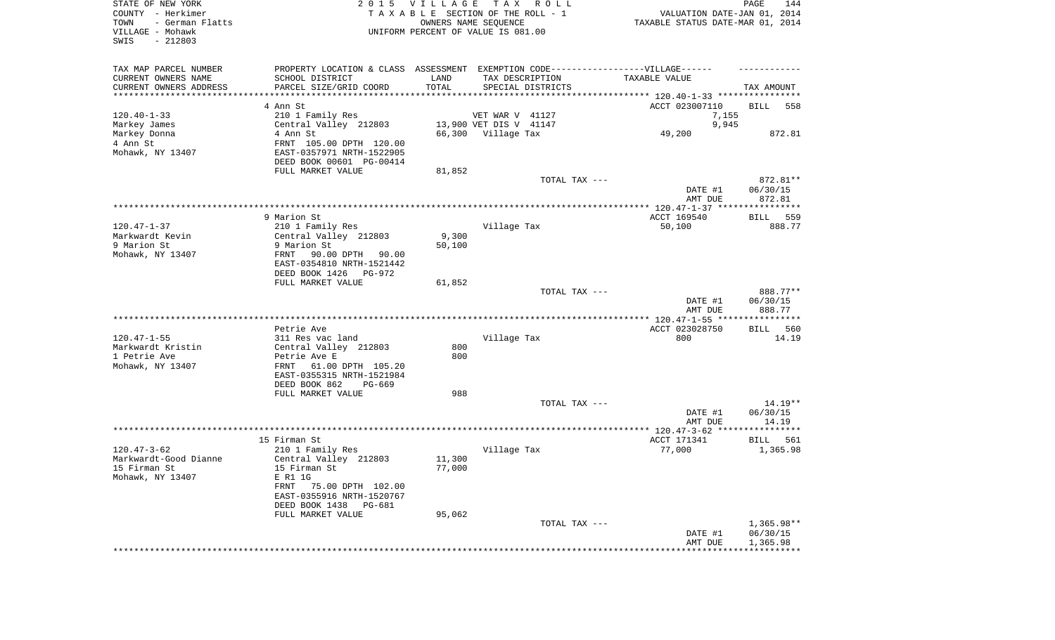STATE OF NEW YORK
COUNTY - Herkimer
TOWN - German Flatts
VILLAGE - Mohawk
SWIS - 212803

2 0 1 5 V I L L A G E T A X R O L L
T A X A B L E SECTION OF THE ROLL - 1
OWNERS NAME SEQUENCE
UNIFORM PERCENT OF VALUE IS 081.00

VALUATION DATE-JAN 01, 2014
TAXABLE STATUS DATE-MAR 01, 2014

| TAX MAP PARCEL NUMBER<br>CURRENT OWNERS NAME<br>CURRENT OWNERS ADDRESS | PROPERTY LOCATION & CLASS<br>SCHOOL DISTRICT<br>PARCEL SIZE/GRID COORD | ASSESSMENT<br>LAND<br>TOTAL | EXEMPTION CODE------VILLAGE------<br>TAX DESCRIPTION<br>SPECIAL DISTRICTS | TAXABLE VALUE | TAX AMOUNT |
|---|---|---|---|---|---|
| | 4 Ann St | | | ACCT 023007110 | BILL 558 |
| 120.40-1-33 | 210 1 Family Res | | VET WAR V 41127 | 7,155 | |
| Markey James | Central Valley 212803 | 13,900 | VET DIS V 41147 | 9,945 | |
| Markey Donna | 4 Ann St | 66,300 | Village Tax | 49,200 | 872.81 |
| 4 Ann St | FRNT 105.00 DPTH 120.00 | | | | |
| Mohawk, NY 13407 | EAST-0357971 NRTH-1522905 | | | | |
| | DEED BOOK 00601 PG-00414 | | | | |
| | FULL MARKET VALUE | 81,852 | | | |
| | | | TOTAL TAX --- | | 872.81** |
| | | | | DATE #1 | 06/30/15 |
| | | | | AMT DUE | 872.81 |
| | 9 Marion St | | | ACCT 169540 | BILL 559 |
| 120.47-1-37 | 210 1 Family Res | | Village Tax | 50,100 | 888.77 |
| Markwardt Kevin | Central Valley 212803 | 9,300 | | | |
| 9 Marion St | 9 Marion St | 50,100 | | | |
| Mohawk, NY 13407 | FRNT 90.00 DPTH 90.00 | | | | |
| | EAST-0354810 NRTH-1521442 | | | | |
| | DEED BOOK 1426 PG-972 | | | | |
| | FULL MARKET VALUE | 61,852 | | | |
| | | | TOTAL TAX --- | | 888.77** |
| | | | | DATE #1 | 06/30/15 |
| | | | | AMT DUE | 888.77 |
| | Petrie Ave | | | ACCT 023028750 | BILL 560 |
| 120.47-1-55 | 311 Res vac land | | Village Tax | 800 | 14.19 |
| Markwardt Kristin | Central Valley 212803 | 800 | | | |
| 1 Petrie Ave | Petrie Ave E | 800 | | | |
| Mohawk, NY 13407 | FRNT 61.00 DPTH 105.20 | | | | |
| | EAST-0355315 NRTH-1521984 | | | | |
| | DEED BOOK 862 PG-669 | | | | |
| | FULL MARKET VALUE | 988 | | | |
| | | | TOTAL TAX --- | | 14.19** |
| | | | | DATE #1 | 06/30/15 |
| | | | | AMT DUE | 14.19 |
| | 15 Firman St | | | ACCT 171341 | BILL 561 |
| 120.47-3-62 | 210 1 Family Res | | Village Tax | 77,000 | 1,365.98 |
| Markwardt-Good Dianne | Central Valley 212803 | 11,300 | | | |
| 15 Firman St | 15 Firman St | 77,000 | | | |
| Mohawk, NY 13407 | E R1 1G | | | | |
| | FRNT 75.00 DPTH 102.00 | | | | |
| | EAST-0355916 NRTH-1520767 | | | | |
| | DEED BOOK 1438 PG-681 | | | | |
| | FULL MARKET VALUE | 95,062 | | | |
| | | | TOTAL TAX --- | | 1,365.98** |
| | | | | DATE #1 | 06/30/15 |
| | | | | AMT DUE | 1,365.98 |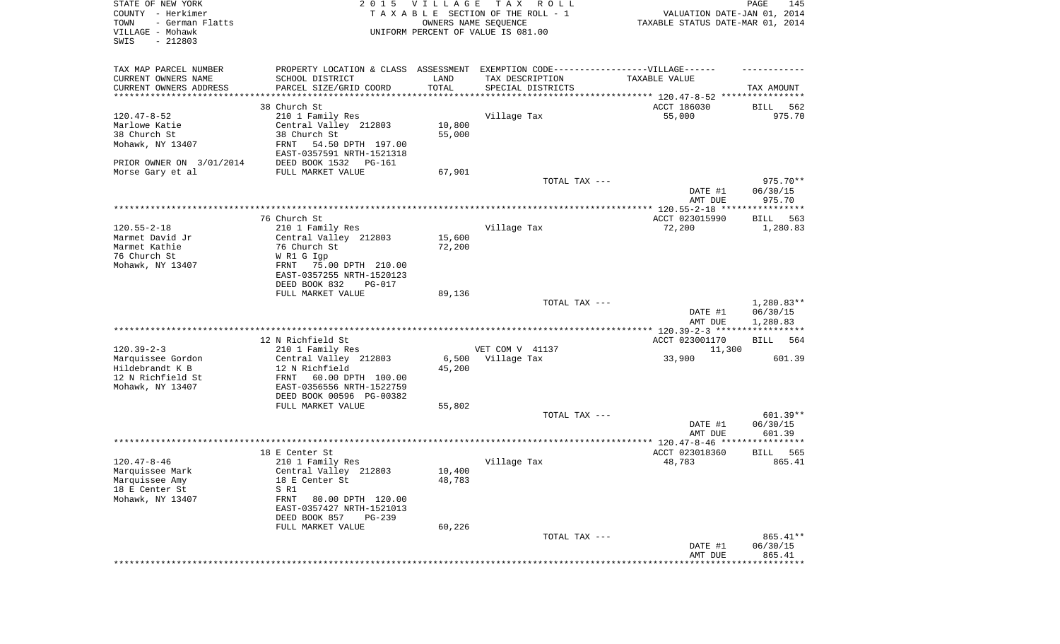STATE OF NEW YORK
COUNTY - Herkimer
TOWN - German Flatts
VILLAGE - Mohawk
SWIS - 212803

2015 VILLAGE TAX ROLL
TAXABLE SECTION OF THE ROLL - 1
OWNERS NAME SEQUENCE
UNIFORM PERCENT OF VALUE IS 081.00

VALUATION DATE-JAN 01, 2014
TAXABLE STATUS DATE-MAR 01, 2014

| TAX MAP PARCEL NUMBER<br>CURRENT OWNERS NAME<br>CURRENT OWNERS ADDRESS | PROPERTY LOCATION & CLASS<br>SCHOOL DISTRICT<br>PARCEL SIZE/GRID COORD | ASSESSMENT<br>LAND<br>TOTAL | EXEMPTION CODE-----VILLAGE------<br>TAX DESCRIPTION<br>SPECIAL DISTRICTS | TAXABLE VALUE | TAX AMOUNT |
|---|---|---|---|---|---|
| 120.47-8-52 | 38 Church St | | | ACCT 186030 | BILL 562 |
| Marlowe Katie | 210 1 Family Res | | Village Tax | 55,000 | 975.70 |
| 38 Church St | Central Valley 212803 | 10,800 | | | |
| Mohawk, NY 13407 | 38 Church St | 55,000 | | | |
| | FRNT 54.50 DPTH 197.00 | | | | |
| | EAST-0357591 NRTH-1521318 | | | | |
| PRIOR OWNER ON 3/01/2014 | DEED BOOK 1532 PG-161 | | | | |
| Morse Gary et al | FULL MARKET VALUE | 67,901 | | | |
| | | | TOTAL TAX --- | | 975.70** |
| | | | | DATE #1 | 06/30/15 |
| | | | | AMT DUE | 975.70 |
| 120.55-2-18 | 76 Church St | | | ACCT 023015990 | BILL 563 |
| Marmet David Jr | 210 1 Family Res | | Village Tax | 72,200 | 1,280.83 |
| Marmet Kathie | Central Valley 212803 | 15,600 | | | |
| 76 Church St | 76 Church St | 72,200 | | | |
| Mohawk, NY 13407 | W R1 G Igp | | | | |
| | FRNT 75.00 DPTH 210.00 | | | | |
| | EAST-0357255 NRTH-1520123 | | | | |
| | DEED BOOK 832 PG-017 | | | | |
| | FULL MARKET VALUE | 89,136 | | | |
| | | | TOTAL TAX --- | | 1,280.83** |
| | | | | DATE #1 | 06/30/15 |
| | | | | AMT DUE | 1,280.83 |
| 120.39-2-3 | 12 N Richfield St | | | ACCT 023001170 | BILL 564 |
| Marquissee Gordon | 210 1 Family Res | | VET COM V 41137 | 11,300 | |
| Hildebrandt K B | Central Valley 212803 | 6,500 | Village Tax | 33,900 | 601.39 |
| 12 N Richfield St | 12 N Richfield | 45,200 | | | |
| Mohawk, NY 13407 | FRNT 60.00 DPTH 100.00 | | | | |
| | EAST-0356556 NRTH-1522759 | | | | |
| | DEED BOOK 00596 PG-00382 | | | | |
| | FULL MARKET VALUE | 55,802 | | | |
| | | | TOTAL TAX --- | | 601.39** |
| | | | | DATE #1 | 06/30/15 |
| | | | | AMT DUE | 601.39 |
| 120.47-8-46 | 18 E Center St | | | ACCT 023018360 | BILL 565 |
| Marquissee Mark | 210 1 Family Res | | Village Tax | 48,783 | 865.41 |
| Marquissee Amy | Central Valley 212803 | 10,400 | | | |
| 18 E Center St | 18 E Center St | 48,783 | | | |
| Mohawk, NY 13407 | S R1 | | | | |
| | FRNT 80.00 DPTH 120.00 | | | | |
| | EAST-0357427 NRTH-1521013 | | | | |
| | DEED BOOK 857 PG-239 | | | | |
| | FULL MARKET VALUE | 60,226 | | | |
| | | | TOTAL TAX --- | | 865.41** |
| | | | | DATE #1 | 06/30/15 |
| | | | | AMT DUE | 865.41 |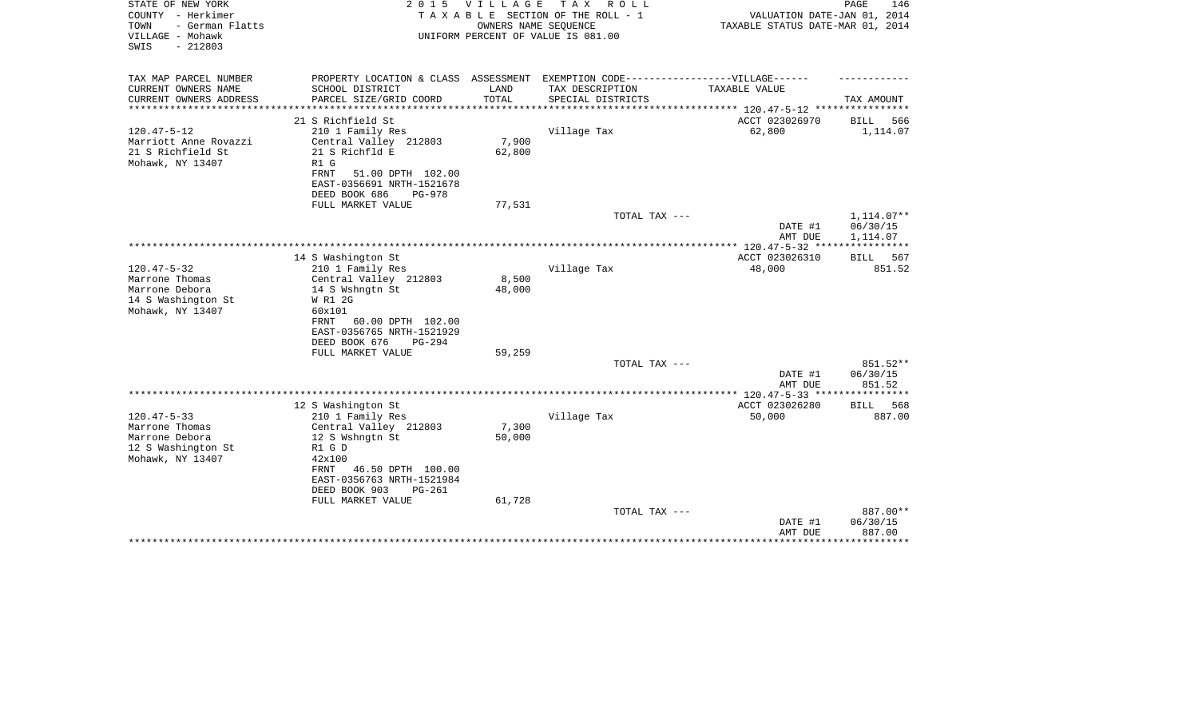STATE OF NEW YORK
COUNTY - Herkimer
TOWN - German Flatts
VILLAGE - Mohawk
SWIS - 212803

2 0 1 5 V I L L A G E T A X R O L L
T A X A B L E SECTION OF THE ROLL - 1
OWNERS NAME SEQUENCE
UNIFORM PERCENT OF VALUE IS 081.00

VALUATION DATE-JAN 01, 2014
TAXABLE STATUS DATE-MAR 01, 2014

| TAX MAP PARCEL NUMBER<br>CURRENT OWNERS NAME<br>CURRENT OWNERS ADDRESS | PROPERTY LOCATION & CLASS<br>SCHOOL DISTRICT<br>PARCEL SIZE/GRID COORD | ASSESSMENT<br>LAND<br>TOTAL | EXEMPTION CODE------VILLAGE------<br>TAX DESCRIPTION<br>SPECIAL DISTRICTS | TAXABLE VALUE | TAX AMOUNT |
|---|---|---|---|---|---|
| | 21 S Richfield St | | | ACCT 023026970 | BILL 566 |
| 120.47-5-12 | 210 1 Family Res | | Village Tax | 62,800 | 1,114.07 |
| Marriott Anne Rovazzi | Central Valley 212803 | 7,900 | | | |
| 21 S Richfield St | 21 S Richfld E | 62,800 | | | |
| Mohawk, NY 13407 | R1 G | | | | |
| | FRNT 51.00 DPTH 102.00 | | | | |
| | EAST-0356691 NRTH-1521678 | | | | |
| | DEED BOOK 686 PG-978 | | | | |
| | FULL MARKET VALUE | 77,531 | | | |
| | | | TOTAL TAX --- | | 1,114.07** |
| | | | | DATE #1 | 06/30/15 |
| | | | | AMT DUE | 1,114.07 |
| | 14 S Washington St | | | ACCT 023026310 | BILL 567 |
| 120.47-5-32 | 210 1 Family Res | | Village Tax | 48,000 | 851.52 |
| Marrone Thomas | Central Valley 212803 | 8,500 | | | |
| Marrone Debora | 14 S Wshngtn St | 48,000 | | | |
| 14 S Washington St | W R1 2G | | | | |
| Mohawk, NY 13407 | 60x101 | | | | |
| | FRNT 60.00 DPTH 102.00 | | | | |
| | EAST-0356765 NRTH-1521929 | | | | |
| | DEED BOOK 676 PG-294 | | | | |
| | FULL MARKET VALUE | 59,259 | | | |
| | | | TOTAL TAX --- | | 851.52** |
| | | | | DATE #1 | 06/30/15 |
| | | | | AMT DUE | 851.52 |
| | 12 S Washington St | | | ACCT 023026280 | BILL 568 |
| 120.47-5-33 | 210 1 Family Res | | Village Tax | 50,000 | 887.00 |
| Marrone Thomas | Central Valley 212803 | 7,300 | | | |
| Marrone Debora | 12 S Wshngtn St | 50,000 | | | |
| 12 S Washington St | R1 G D | | | | |
| Mohawk, NY 13407 | 42x100 | | | | |
| | FRNT 46.50 DPTH 100.00 | | | | |
| | EAST-0356763 NRTH-1521984 | | | | |
| | DEED BOOK 903 PG-261 | | | | |
| | FULL MARKET VALUE | 61,728 | | | |
| | | | TOTAL TAX --- | | 887.00** |
| | | | | DATE #1 | 06/30/15 |
| | | | | AMT DUE | 887.00 |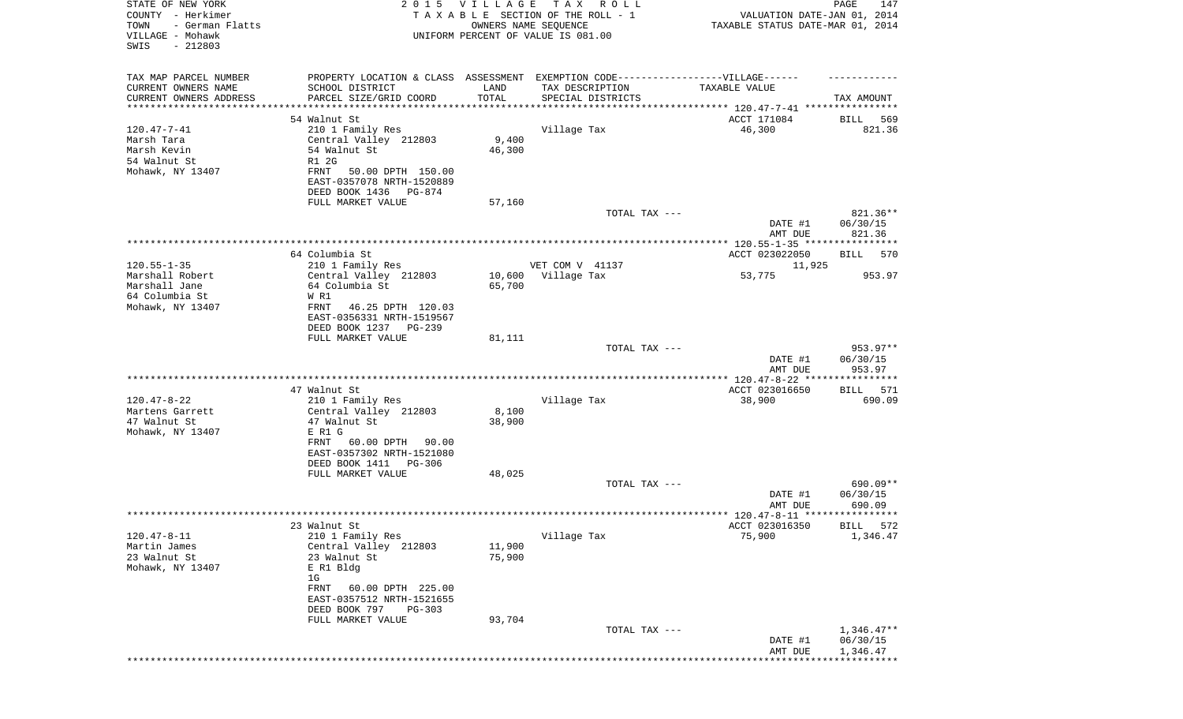STATE OF NEW YORK
COUNTY - Herkimer
TOWN - German Flatts
VILLAGE - Mohawk
SWIS - 212803

2 0 1 5 V I L L A G E T A X R O L L
T A X A B L E SECTION OF THE ROLL - 1
OWNERS NAME SEQUENCE
UNIFORM PERCENT OF VALUE IS 081.00

VALUATION DATE-JAN 01, 2014
TAXABLE STATUS DATE-MAR 01, 2014

| TAX MAP PARCEL NUMBER<br>CURRENT OWNERS NAME<br>CURRENT OWNERS ADDRESS | PROPERTY LOCATION & CLASS<br>SCHOOL DISTRICT<br>PARCEL SIZE/GRID COORD | ASSESSMENT<br>LAND<br>TOTAL | EXEMPTION CODE------VILLAGE------<br>TAX DESCRIPTION<br>SPECIAL DISTRICTS | TAXABLE VALUE | TAX AMOUNT |
|---|---|---|---|---|---|
| 120.47-7-41 | 54 Walnut St | | | ACCT 171084 | BILL 569 |
| 120.47-7-41 | 210 1 Family Res | | Village Tax | 46,300 | 821.36 |
| Marsh Tara | Central Valley 212803 | 9,400 | | | |
| Marsh Kevin | 54 Walnut St | 46,300 | | | |
| 54 Walnut St | R1 2G | | | | |
| Mohawk, NY 13407 | FRNT 50.00 DPTH 150.00 | | | | |
| | EAST-0357078 NRTH-1520889 | | | | |
| | DEED BOOK 1436 PG-874 | | | | |
| | FULL MARKET VALUE | 57,160 | | | |
| | | | TOTAL TAX --- | | 821.36** |
| | | | | DATE #1 | 06/30/15 |
| | | | | AMT DUE | 821.36 |
| 120.55-1-35 | 64 Columbia St | | | ACCT 023022050 | BILL 570 |
| 120.55-1-35 | 210 1 Family Res | | VET COM V 41137 | 11,925 | |
| Marshall Robert | Central Valley 212803 | 10,600 | Village Tax | 53,775 | 953.97 |
| Marshall Jane | 64 Columbia St | 65,700 | | | |
| 64 Columbia St | W R1 | | | | |
| Mohawk, NY 13407 | FRNT 46.25 DPTH 120.03 | | | | |
| | EAST-0356331 NRTH-1519567 | | | | |
| | DEED BOOK 1237 PG-239 | | | | |
| | FULL MARKET VALUE | 81,111 | | | |
| | | | TOTAL TAX --- | | 953.97** |
| | | | | DATE #1 | 06/30/15 |
| | | | | AMT DUE | 953.97 |
| 120.47-8-22 | 47 Walnut St | | | ACCT 023016650 | BILL 571 |
| 120.47-8-22 | 210 1 Family Res | | Village Tax | 38,900 | 690.09 |
| Martens Garrett | Central Valley 212803 | 8,100 | | | |
| 47 Walnut St | 47 Walnut St | 38,900 | | | |
| Mohawk, NY 13407 | E R1 G | | | | |
| | FRNT 60.00 DPTH 90.00 | | | | |
| | EAST-0357302 NRTH-1521080 | | | | |
| | DEED BOOK 1411 PG-306 | | | | |
| | FULL MARKET VALUE | 48,025 | | | |
| | | | TOTAL TAX --- | | 690.09** |
| | | | | DATE #1 | 06/30/15 |
| | | | | AMT DUE | 690.09 |
| 120.47-8-11 | 23 Walnut St | | | ACCT 023016350 | BILL 572 |
| 120.47-8-11 | 210 1 Family Res | | Village Tax | 75,900 | 1,346.47 |
| Martin James | Central Valley 212803 | 11,900 | | | |
| 23 Walnut St | 23 Walnut St | 75,900 | | | |
| Mohawk, NY 13407 | E R1 Bldg | | | | |
| | 1G | | | | |
| | FRNT 60.00 DPTH 225.00 | | | | |
| | EAST-0357512 NRTH-1521655 | | | | |
| | DEED BOOK 797 PG-303 | | | | |
| | FULL MARKET VALUE | 93,704 | | | |
| | | | TOTAL TAX --- | | 1,346.47** |
| | | | | DATE #1 | 06/30/15 |
| | | | | AMT DUE | 1,346.47 |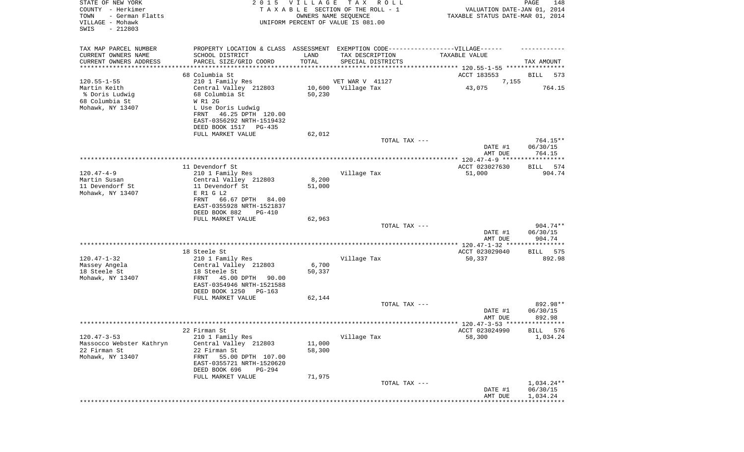STATE OF NEW YORK
COUNTY - Herkimer
TOWN - German Flatts
VILLAGE - Mohawk
SWIS - 212803

2 0 1 5 V I L L A G E T A X R O L L
T A X A B L E SECTION OF THE ROLL - 1
OWNERS NAME SEQUENCE
UNIFORM PERCENT OF VALUE IS 081.00

VALUATION DATE-JAN 01, 2014
TAXABLE STATUS DATE-MAR 01, 2014

| TAX MAP PARCEL NUMBER / CURRENT OWNERS NAME / CURRENT OWNERS ADDRESS | PROPERTY LOCATION & CLASS / SCHOOL DISTRICT / PARCEL SIZE/GRID COORD | ASSESSMENT LAND / TOTAL | EXEMPTION CODE / TAX DESCRIPTION / SPECIAL DISTRICTS | VILLAGE TAXABLE VALUE | TAX AMOUNT |
|---|---|---|---|---|---|
| 120.55-1-55 | 68 Columbia St | | | ACCT 183553 | BILL 573 |
| Martin Keith | 210 1 Family Res | | VET WAR V 41127 | 7,155 | |
| % Doris Ludwig | Central Valley 212803 | 10,600 | Village Tax | 43,075 | 764.15 |
| 68 Columbia St | 68 Columbia St | 50,230 | | | |
| Mohawk, NY 13407 | W R1 2G | | | | |
| | L Use Doris Ludwig | | | | |
| | FRNT 46.25 DPTH 120.00 | | | | |
| | EAST-0356292 NRTH-1519432 | | | | |
| | DEED BOOK 1517 PG-435 | | | | |
| | FULL MARKET VALUE | 62,012 | | | |
| | | | TOTAL TAX --- | | 764.15** |
| | | | | DATE #1 | 06/30/15 |
| | | | | AMT DUE | 764.15 |
| 120.47-4-9 | 11 Devendorf St | | | ACCT 023027630 | BILL 574 |
| Martin Susan | 210 1 Family Res | | Village Tax | 51,000 | 904.74 |
| 11 Devendorf St | Central Valley 212803 | 8,200 | | | |
| Mohawk, NY 13407 | 11 Devendorf St | 51,000 | | | |
| | E R1 G L2 | | | | |
| | FRNT 66.67 DPTH 84.00 | | | | |
| | EAST-0355928 NRTH-1521837 | | | | |
| | DEED BOOK 882 PG-410 | | | | |
| | FULL MARKET VALUE | 62,963 | | | |
| | | | TOTAL TAX --- | | 904.74** |
| | | | | DATE #1 | 06/30/15 |
| | | | | AMT DUE | 904.74 |
| 120.47-1-32 | 18 Steele St | | | ACCT 023029040 | BILL 575 |
| Massey Angela | 210 1 Family Res | | Village Tax | 50,337 | 892.98 |
| 18 Steele St | Central Valley 212803 | 6,700 | | | |
| Mohawk, NY 13407 | 18 Steele St | 50,337 | | | |
| | FRNT 45.00 DPTH 90.00 | | | | |
| | EAST-0354946 NRTH-1521588 | | | | |
| | DEED BOOK 1250 PG-163 | | | | |
| | FULL MARKET VALUE | 62,144 | | | |
| | | | TOTAL TAX --- | | 892.98** |
| | | | | DATE #1 | 06/30/15 |
| | | | | AMT DUE | 892.98 |
| 120.47-3-53 | 22 Firman St | | | ACCT 023024990 | BILL 576 |
| Massocco Webster Kathryn | 210 1 Family Res | | Village Tax | 58,300 | 1,034.24 |
| 22 Firman St | Central Valley 212803 | 11,000 | | | |
| Mohawk, NY 13407 | 22 Firman St | 58,300 | | | |
| | FRNT 55.00 DPTH 107.00 | | | | |
| | EAST-0355721 NRTH-1520620 | | | | |
| | DEED BOOK 696 PG-294 | | | | |
| | FULL MARKET VALUE | 71,975 | | | |
| | | | TOTAL TAX --- | | 1,034.24** |
| | | | | DATE #1 | 06/30/15 |
| | | | | AMT DUE | 1,034.24 |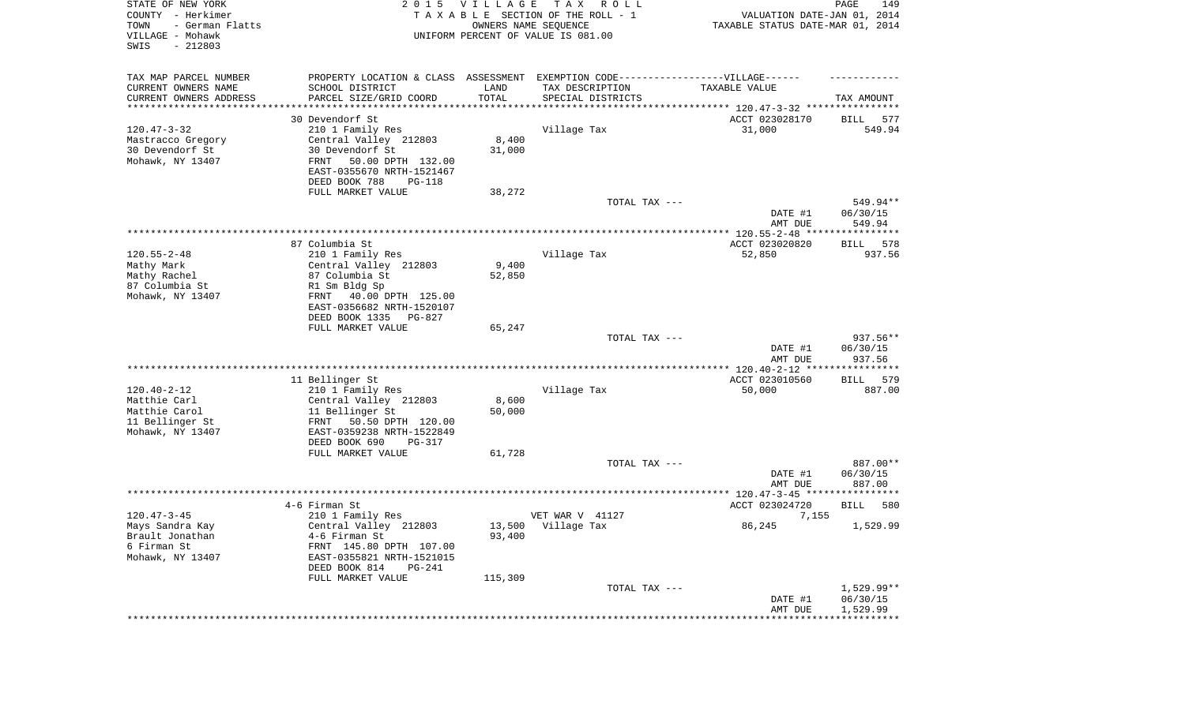STATE OF NEW YORK — 2015 VILLAGE TAX ROLL
COUNTY - Herkimer — TAXABLE SECTION OF THE ROLL - 1 — VALUATION DATE-JAN 01, 2014
TOWN - German Flatts — OWNERS NAME SEQUENCE — TAXABLE STATUS DATE-MAR 01, 2014
VILLAGE - Mohawk — UNIFORM PERCENT OF VALUE IS 081.00
SWIS - 212803

| TAX MAP PARCEL NUMBER / CURRENT OWNERS NAME / CURRENT OWNERS ADDRESS | PROPERTY LOCATION & CLASS / SCHOOL DISTRICT / PARCEL SIZE/GRID COORD | ASSESSMENT LAND / TOTAL | EXEMPTION CODE / TAX DESCRIPTION / SPECIAL DISTRICTS | TAXABLE VALUE | TAX AMOUNT |
|---|---|---|---|---|---|
| **120.47-3-32** | 30 Devendorf St | | | ACCT 023028170 | BILL 577 |
| Mastracco Gregory | 210 1 Family Res | | Village Tax | 31,000 | 549.94 |
| 30 Devendorf St | Central Valley 212803 | 8,400 | | | |
| Mohawk, NY 13407 | 30 Devendorf St | 31,000 | | | |
| | FRNT 50.00 DPTH 132.00 | | | | |
| | EAST-0355670 NRTH-1521467 | | | | |
| | DEED BOOK 788 PG-118 | | | | |
| | FULL MARKET VALUE | 38,272 | | | |
| | | | TOTAL TAX --- | | 549.94** |
| | | | | DATE #1 | 06/30/15 |
| | | | | AMT DUE | 549.94 |
| **120.55-2-48** | 87 Columbia St | | | ACCT 023020820 | BILL 578 |
| Mathy Mark | 210 1 Family Res | | Village Tax | 52,850 | 937.56 |
| Mathy Rachel | Central Valley 212803 | 9,400 | | | |
| 87 Columbia St | 87 Columbia St | 52,850 | | | |
| Mohawk, NY 13407 | R1 Sm Bldg Sp | | | | |
| | FRNT 40.00 DPTH 125.00 | | | | |
| | EAST-0356682 NRTH-1520107 | | | | |
| | DEED BOOK 1335 PG-827 | | | | |
| | FULL MARKET VALUE | 65,247 | | | |
| | | | TOTAL TAX --- | | 937.56** |
| | | | | DATE #1 | 06/30/15 |
| | | | | AMT DUE | 937.56 |
| **120.40-2-12** | 11 Bellinger St | | | ACCT 023010560 | BILL 579 |
| Matthie Carl | 210 1 Family Res | | Village Tax | 50,000 | 887.00 |
| Matthie Carol | Central Valley 212803 | 8,600 | | | |
| 11 Bellinger St | 11 Bellinger St | 50,000 | | | |
| Mohawk, NY 13407 | FRNT 50.50 DPTH 120.00 | | | | |
| | EAST-0359238 NRTH-1522849 | | | | |
| | DEED BOOK 690 PG-317 | | | | |
| | FULL MARKET VALUE | 61,728 | | | |
| | | | TOTAL TAX --- | | 887.00** |
| | | | | DATE #1 | 06/30/15 |
| | | | | AMT DUE | 887.00 |
| **120.47-3-45** | 4-6 Firman St | | | ACCT 023024720 | BILL 580 |
| Mays Sandra Kay | 210 1 Family Res | | VET WAR V 41127 | 7,155 | |
| Brault Jonathan | Central Valley 212803 | 13,500 | Village Tax | 86,245 | 1,529.99 |
| 6 Firman St | 4-6 Firman St | 93,400 | | | |
| Mohawk, NY 13407 | FRNT 145.80 DPTH 107.00 | | | | |
| | EAST-0355821 NRTH-1521015 | | | | |
| | DEED BOOK 814 PG-241 | | | | |
| | FULL MARKET VALUE | 115,309 | | | |
| | | | TOTAL TAX --- | | 1,529.99** |
| | | | | DATE #1 | 06/30/15 |
| | | | | AMT DUE | 1,529.99 |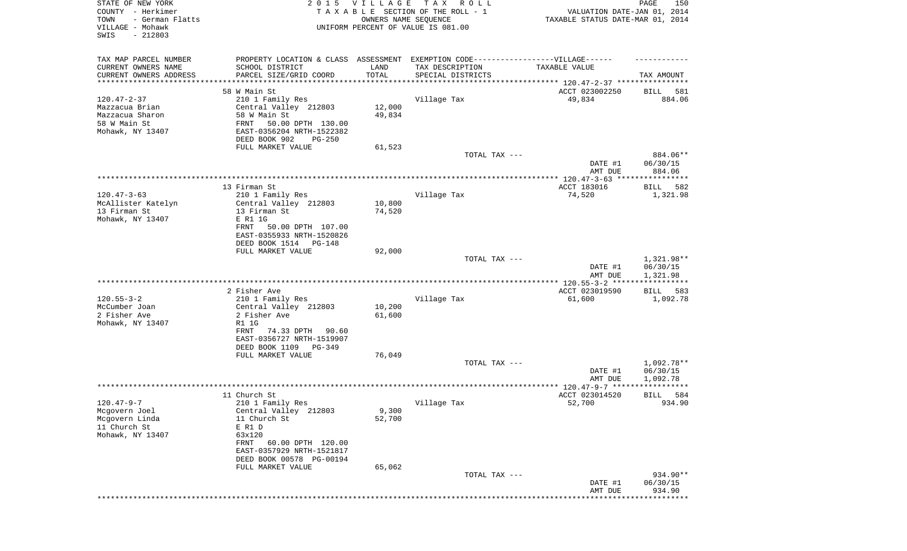STATE OF NEW YORK
COUNTY - Herkimer
TOWN - German Flatts
VILLAGE - Mohawk
SWIS - 212803

2 0 1 5 V I L L A G E T A X R O L L
T A X A B L E SECTION OF THE ROLL - 1
OWNERS NAME SEQUENCE
UNIFORM PERCENT OF VALUE IS 081.00

VALUATION DATE-JAN 01, 2014
TAXABLE STATUS DATE-MAR 01, 2014

| TAX MAP PARCEL NUMBER<br>CURRENT OWNERS NAME<br>CURRENT OWNERS ADDRESS | PROPERTY LOCATION & CLASS<br>SCHOOL DISTRICT<br>PARCEL SIZE/GRID COORD | ASSESSMENT<br>LAND<br>TOTAL | EXEMPTION CODE------------------VILLAGE------<br>TAX DESCRIPTION<br>SPECIAL DISTRICTS | TAXABLE VALUE | TAX AMOUNT |
|---|---|---|---|---|---|
| | 58 W Main St | | | ACCT 023002250 | BILL 581 |
| 120.47-2-37 | 210 1 Family Res | | Village Tax | 49,834 | 884.06 |
| Mazzacua Brian | Central Valley 212803 | 12,000 | | | |
| Mazzacua Sharon | 58 W Main St | 49,834 | | | |
| 58 W Main St | FRNT 50.00 DPTH 130.00 | | | | |
| Mohawk, NY 13407 | EAST-0356204 NRTH-1522382 | | | | |
| | DEED BOOK 902 PG-250 | | | | |
| | FULL MARKET VALUE | 61,523 | | | |
| | | | TOTAL TAX --- | | 884.06** |
| | | | | DATE #1 | 06/30/15 |
| | | | | AMT DUE | 884.06 |
| | 13 Firman St | | | ACCT 183016 | BILL 582 |
| 120.47-3-63 | 210 1 Family Res | | Village Tax | 74,520 | 1,321.98 |
| McAllister Katelyn | Central Valley 212803 | 10,800 | | | |
| 13 Firman St | 13 Firman St | 74,520 | | | |
| Mohawk, NY 13407 | E R1 1G | | | | |
| | FRNT 50.00 DPTH 107.00 | | | | |
| | EAST-0355933 NRTH-1520826 | | | | |
| | DEED BOOK 1514 PG-148 | | | | |
| | FULL MARKET VALUE | 92,000 | | | |
| | | | TOTAL TAX --- | | 1,321.98** |
| | | | | DATE #1 | 06/30/15 |
| | | | | AMT DUE | 1,321.98 |
| | 2 Fisher Ave | | | ACCT 023019590 | BILL 583 |
| 120.55-3-2 | 210 1 Family Res | | Village Tax | 61,600 | 1,092.78 |
| McCumber Joan | Central Valley 212803 | 10,200 | | | |
| 2 Fisher Ave | 2 Fisher Ave | 61,600 | | | |
| Mohawk, NY 13407 | R1 1G | | | | |
| | FRNT 74.33 DPTH 90.60 | | | | |
| | EAST-0356727 NRTH-1519907 | | | | |
| | DEED BOOK 1109 PG-349 | | | | |
| | FULL MARKET VALUE | 76,049 | | | |
| | | | TOTAL TAX --- | | 1,092.78** |
| | | | | DATE #1 | 06/30/15 |
| | | | | AMT DUE | 1,092.78 |
| | 11 Church St | | | ACCT 023014520 | BILL 584 |
| 120.47-9-7 | 210 1 Family Res | | Village Tax | 52,700 | 934.90 |
| Mcgovern Joel | Central Valley 212803 | 9,300 | | | |
| Mcgovern Linda | 11 Church St | 52,700 | | | |
| 11 Church St | E R1 D | | | | |
| Mohawk, NY 13407 | 63x120 | | | | |
| | FRNT 60.00 DPTH 120.00 | | | | |
| | EAST-0357929 NRTH-1521817 | | | | |
| | DEED BOOK 00578 PG-00194 | | | | |
| | FULL MARKET VALUE | 65,062 | | | |
| | | | TOTAL TAX --- | | 934.90** |
| | | | | DATE #1 | 06/30/15 |
| | | | | AMT DUE | 934.90 |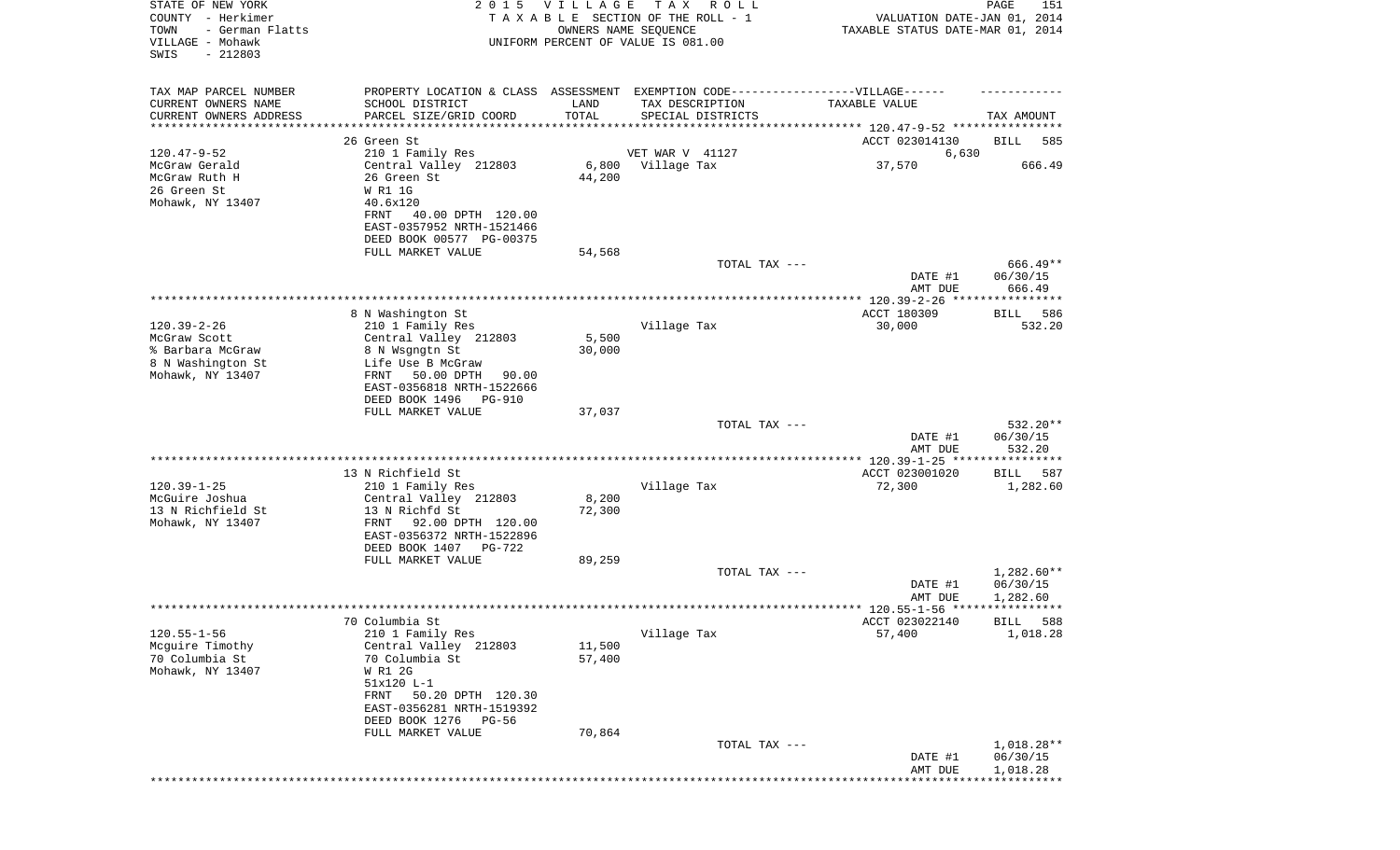STATE OF NEW YORK
COUNTY - Herkimer
TOWN - German Flatts
VILLAGE - Mohawk
SWIS - 212803

2 0 1 5 V I L L A G E T A X R O L L
T A X A B L E SECTION OF THE ROLL - 1
OWNERS NAME SEQUENCE
UNIFORM PERCENT OF VALUE IS 081.00

VALUATION DATE-JAN 01, 2014
TAXABLE STATUS DATE-MAR 01, 2014

| TAX MAP PARCEL NUMBER / CURRENT OWNERS NAME / CURRENT OWNERS ADDRESS | PROPERTY LOCATION & CLASS / SCHOOL DISTRICT / PARCEL SIZE/GRID COORD | ASSESSMENT LAND / TOTAL | EXEMPTION CODE / TAX DESCRIPTION / SPECIAL DISTRICTS | TAXABLE VALUE | TAX AMOUNT |
|---|---|---|---|---|---|
| | 26 Green St | | | ACCT 023014130 | BILL 585 |
| 120.47-9-52 | 210 1 Family Res | | VET WAR V 41127 | 6,630 | |
| McGraw Gerald | Central Valley 212803 | 6,800 | Village Tax | 37,570 | 666.49 |
| McGraw Ruth H | 26 Green St | 44,200 | | | |
| 26 Green St | W R1 1G | | | | |
| Mohawk, NY 13407 | 40.6x120 | | | | |
| | FRNT 40.00 DPTH 120.00 | | | | |
| | EAST-0357952 NRTH-1521466 | | | | |
| | DEED BOOK 00577 PG-00375 | | | | |
| | FULL MARKET VALUE | 54,568 | | | |
| | | | TOTAL TAX --- | | 666.49** |
| | | | | DATE #1 | 06/30/15 |
| | | | | AMT DUE | 666.49 |
| | 8 N Washington St | | | ACCT 180309 | BILL 586 |
| 120.39-2-26 | 210 1 Family Res | | Village Tax | 30,000 | 532.20 |
| McGraw Scott | Central Valley 212803 | 5,500 | | | |
| % Barbara McGraw | 8 N Wsgngtn St | 30,000 | | | |
| 8 N Washington St | Life Use B McGraw | | | | |
| Mohawk, NY 13407 | FRNT 50.00 DPTH 90.00 | | | | |
| | EAST-0356818 NRTH-1522666 | | | | |
| | DEED BOOK 1496 PG-910 | | | | |
| | FULL MARKET VALUE | 37,037 | | | |
| | | | TOTAL TAX --- | | 532.20** |
| | | | | DATE #1 | 06/30/15 |
| | | | | AMT DUE | 532.20 |
| | 13 N Richfield St | | | ACCT 023001020 | BILL 587 |
| 120.39-1-25 | 210 1 Family Res | | Village Tax | 72,300 | 1,282.60 |
| McGuire Joshua | Central Valley 212803 | 8,200 | | | |
| 13 N Richfield St | 13 N Richfd St | 72,300 | | | |
| Mohawk, NY 13407 | FRNT 92.00 DPTH 120.00 | | | | |
| | EAST-0356372 NRTH-1522896 | | | | |
| | DEED BOOK 1407 PG-722 | | | | |
| | FULL MARKET VALUE | 89,259 | | | |
| | | | TOTAL TAX --- | | 1,282.60** |
| | | | | DATE #1 | 06/30/15 |
| | | | | AMT DUE | 1,282.60 |
| | 70 Columbia St | | | ACCT 023022140 | BILL 588 |
| 120.55-1-56 | 210 1 Family Res | | Village Tax | 57,400 | 1,018.28 |
| Mcguire Timothy | Central Valley 212803 | 11,500 | | | |
| 70 Columbia St | 70 Columbia St | 57,400 | | | |
| Mohawk, NY 13407 | W R1 2G | | | | |
| | 51x120 L-1 | | | | |
| | FRNT 50.20 DPTH 120.30 | | | | |
| | EAST-0356281 NRTH-1519392 | | | | |
| | DEED BOOK 1276 PG-56 | | | | |
| | FULL MARKET VALUE | 70,864 | | | |
| | | | TOTAL TAX --- | | 1,018.28** |
| | | | | DATE #1 | 06/30/15 |
| | | | | AMT DUE | 1,018.28 |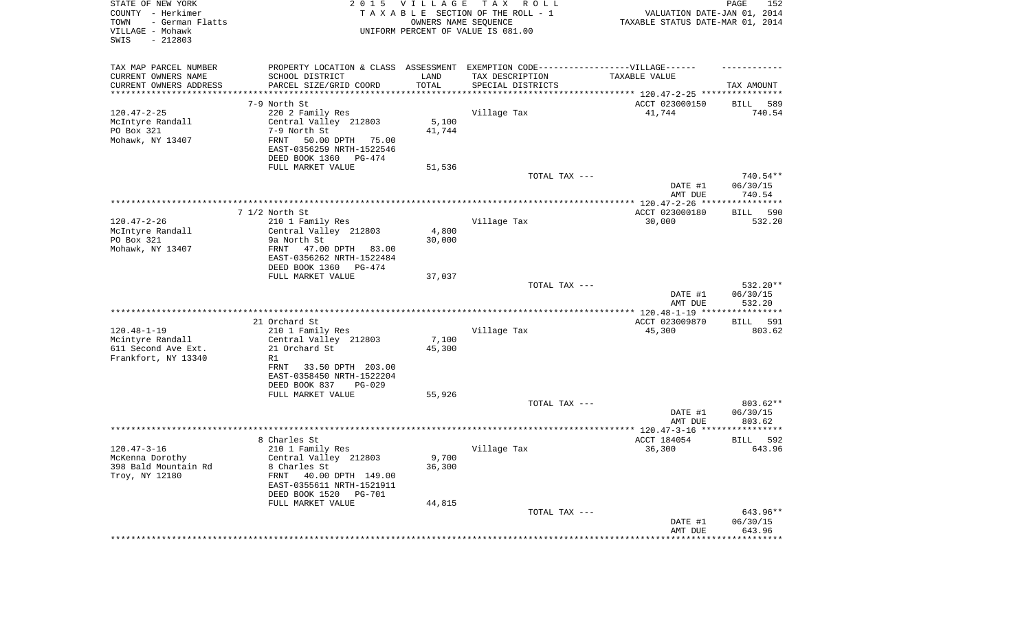STATE OF NEW YORK
COUNTY - Herkimer
TOWN - German Flatts
VILLAGE - Mohawk
SWIS - 212803

2 0 1 5 V I L L A G E T A X R O L L
T A X A B L E SECTION OF THE ROLL - 1
OWNERS NAME SEQUENCE
UNIFORM PERCENT OF VALUE IS 081.00

VALUATION DATE-JAN 01, 2014
TAXABLE STATUS DATE-MAR 01, 2014

| TAX MAP PARCEL NUMBER / CURRENT OWNERS NAME / CURRENT OWNERS ADDRESS | PROPERTY LOCATION & CLASS / SCHOOL DISTRICT / PARCEL SIZE/GRID COORD | ASSESSMENT LAND / TOTAL | EXEMPTION CODE / TAX DESCRIPTION / SPECIAL DISTRICTS | VILLAGE TAXABLE VALUE | TAX AMOUNT |
|---|---|---|---|---|---|
| | 7-9 North St | | | ACCT 023000150 | BILL 589 |
| 120.47-2-25 | 220 2 Family Res | | Village Tax | 41,744 | 740.54 |
| McIntyre Randall | Central Valley 212803 | 5,100 | | | |
| PO Box 321 | 7-9 North St | 41,744 | | | |
| Mohawk, NY 13407 | FRNT 50.00 DPTH 75.00 | | | | |
| | EAST-0356259 NRTH-1522546 | | | | |
| | DEED BOOK 1360 PG-474 | | | | |
| | FULL MARKET VALUE | 51,536 | | | |
| | | | TOTAL TAX --- | | 740.54** |
| | | | | DATE #1 | 06/30/15 |
| | | | | AMT DUE | 740.54 |
| | 7 1/2 North St | | | ACCT 023000180 | BILL 590 |
| 120.47-2-26 | 210 1 Family Res | | Village Tax | 30,000 | 532.20 |
| McIntyre Randall | Central Valley 212803 | 4,800 | | | |
| PO Box 321 | 9a North St | 30,000 | | | |
| Mohawk, NY 13407 | FRNT 47.00 DPTH 83.00 | | | | |
| | EAST-0356262 NRTH-1522484 | | | | |
| | DEED BOOK 1360 PG-474 | | | | |
| | FULL MARKET VALUE | 37,037 | | | |
| | | | TOTAL TAX --- | | 532.20** |
| | | | | DATE #1 | 06/30/15 |
| | | | | AMT DUE | 532.20 |
| | 21 Orchard St | | | ACCT 023009870 | BILL 591 |
| 120.48-1-19 | 210 1 Family Res | | Village Tax | 45,300 | 803.62 |
| Mcintyre Randall | Central Valley 212803 | 7,100 | | | |
| 611 Second Ave Ext. | 21 Orchard St | 45,300 | | | |
| Frankfort, NY 13340 | R1 | | | | |
| | FRNT 33.50 DPTH 203.00 | | | | |
| | EAST-0358450 NRTH-1522204 | | | | |
| | DEED BOOK 837 PG-029 | | | | |
| | FULL MARKET VALUE | 55,926 | | | |
| | | | TOTAL TAX --- | | 803.62** |
| | | | | DATE #1 | 06/30/15 |
| | | | | AMT DUE | 803.62 |
| | 8 Charles St | | | ACCT 184054 | BILL 592 |
| 120.47-3-16 | 210 1 Family Res | | Village Tax | 36,300 | 643.96 |
| McKenna Dorothy | Central Valley 212803 | 9,700 | | | |
| 398 Bald Mountain Rd | 8 Charles St | 36,300 | | | |
| Troy, NY 12180 | FRNT 40.00 DPTH 149.00 | | | | |
| | EAST-0355611 NRTH-1521911 | | | | |
| | DEED BOOK 1520 PG-701 | | | | |
| | FULL MARKET VALUE | 44,815 | | | |
| | | | TOTAL TAX --- | | 643.96** |
| | | | | DATE #1 | 06/30/15 |
| | | | | AMT DUE | 643.96 |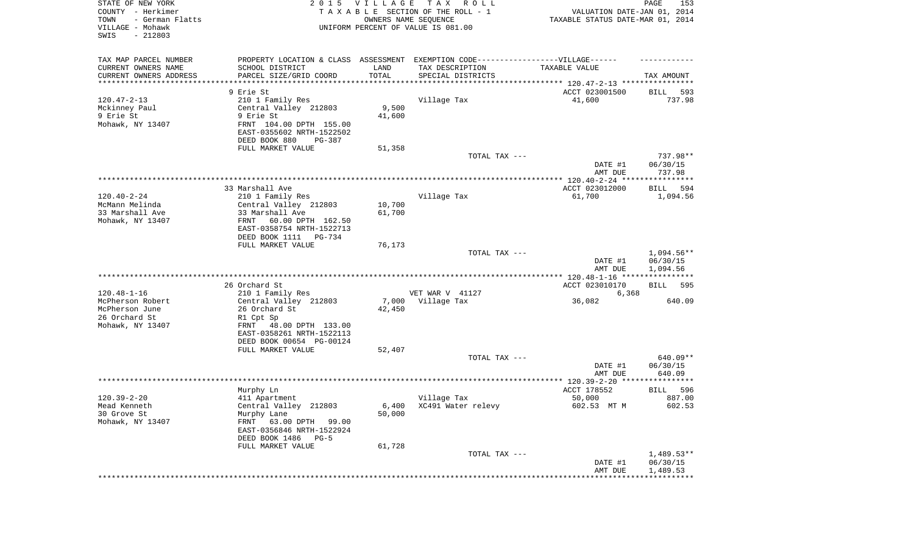STATE OF NEW YORK | 2015 VILLAGE TAX ROLL | PAGE 153
COUNTY - Herkimer | TAXABLE SECTION OF THE ROLL - 1 | VALUATION DATE-JAN 01, 2014
TOWN - German Flatts | OWNERS NAME SEQUENCE | TAXABLE STATUS DATE-MAR 01, 2014
VILLAGE - Mohawk | UNIFORM PERCENT OF VALUE IS 081.00
SWIS - 212803

| TAX MAP PARCEL NUMBER / CURRENT OWNERS NAME / CURRENT OWNERS ADDRESS | PROPERTY LOCATION & CLASS / SCHOOL DISTRICT / PARCEL SIZE/GRID COORD | ASSESSMENT LAND / TOTAL | EXEMPTION CODE / TAX DESCRIPTION / SPECIAL DISTRICTS | TAXABLE VALUE | TAX AMOUNT |
|---|---|---|---|---|---|
| **120.47-2-13** | 9 Erie St | | | ACCT 023001500 | BILL 593 |
| Mckinney Paul | 210 1 Family Res | | Village Tax | 41,600 | 737.98 |
| 9 Erie St | Central Valley 212803 | 9,500 | | | |
| Mohawk, NY 13407 | 9 Erie St | 41,600 | | | |
| | FRNT 104.00 DPTH 155.00 | | | | |
| | EAST-0355602 NRTH-1522502 | | | | |
| | DEED BOOK 880 PG-387 | | | | |
| | FULL MARKET VALUE | 51,358 | | | |
| | | | TOTAL TAX --- | | 737.98** |
| | | | | DATE #1 | 06/30/15 |
| | | | | AMT DUE | 737.98 |
| **120.40-2-24** | 33 Marshall Ave | | | ACCT 023012000 | BILL 594 |
| McMann Melinda | 210 1 Family Res | | Village Tax | 61,700 | 1,094.56 |
| 33 Marshall Ave | Central Valley 212803 | 10,700 | | | |
| Mohawk, NY 13407 | 33 Marshall Ave | 61,700 | | | |
| | FRNT 60.00 DPTH 162.50 | | | | |
| | EAST-0358754 NRTH-1522713 | | | | |
| | DEED BOOK 1111 PG-734 | | | | |
| | FULL MARKET VALUE | 76,173 | | | |
| | | | TOTAL TAX --- | | 1,094.56** |
| | | | | DATE #1 | 06/30/15 |
| | | | | AMT DUE | 1,094.56 |
| **120.48-1-16** | 26 Orchard St | | | ACCT 023010170 | BILL 595 |
| McPherson Robert | 210 1 Family Res | | VET WAR V 41127 | 6,368 | |
| McPherson June | Central Valley 212803 | 7,000 | Village Tax | 36,082 | 640.09 |
| 26 Orchard St | 26 Orchard St | 42,450 | | | |
| Mohawk, NY 13407 | R1 Cpt Sp | | | | |
| | FRNT 48.00 DPTH 133.00 | | | | |
| | EAST-0358261 NRTH-1522113 | | | | |
| | DEED BOOK 00654 PG-00124 | | | | |
| | FULL MARKET VALUE | 52,407 | | | |
| | | | TOTAL TAX --- | | 640.09** |
| | | | | DATE #1 | 06/30/15 |
| | | | | AMT DUE | 640.09 |
| **120.39-2-20** | Murphy Ln | | | ACCT 178552 | BILL 596 |
| Mead Kenneth | 411 Apartment | | Village Tax | 50,000 | 887.00 |
| 30 Grove St | Central Valley 212803 | 6,400 | XC491 Water relevy | 602.53 MT M | 602.53 |
| Mohawk, NY 13407 | Murphy Lane | 50,000 | | | |
| | FRNT 63.00 DPTH 99.00 | | | | |
| | EAST-0356846 NRTH-1522924 | | | | |
| | DEED BOOK 1486 PG-5 | | | | |
| | FULL MARKET VALUE | 61,728 | | | |
| | | | TOTAL TAX --- | | 1,489.53** |
| | | | | DATE #1 | 06/30/15 |
| | | | | AMT DUE | 1,489.53 |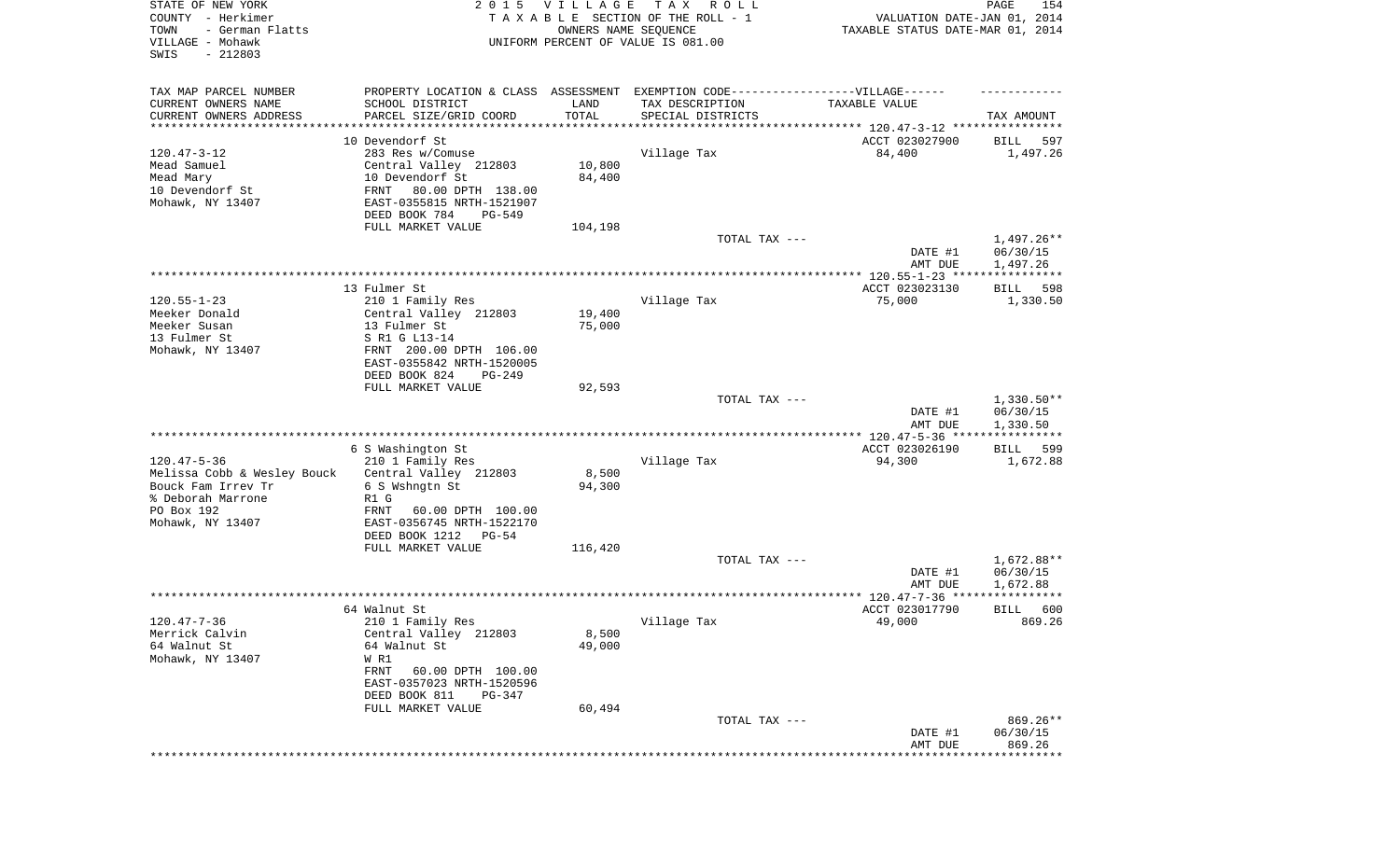STATE OF NEW YORK | 2 0 1 5 V I L L A G E T A X R O L L
COUNTY - Herkimer | T A X A B L E SECTION OF THE ROLL - 1 | VALUATION DATE-JAN 01, 2014
TOWN - German Flatts | OWNERS NAME SEQUENCE | TAXABLE STATUS DATE-MAR 01, 2014
VILLAGE - Mohawk | UNIFORM PERCENT OF VALUE IS 081.00
SWIS - 212803

| TAX MAP PARCEL NUMBER / CURRENT OWNERS NAME / CURRENT OWNERS ADDRESS | PROPERTY LOCATION & CLASS / SCHOOL DISTRICT / PARCEL SIZE/GRID COORD | ASSESSMENT LAND / TOTAL | EXEMPTION CODE / TAX DESCRIPTION / SPECIAL DISTRICTS | TAXABLE VALUE | TAX AMOUNT |
|---|---|---|---|---|---|
| **120.47-3-12** | 10 Devendorf St | | | ACCT 023027900 | BILL 597 |
| 120.47-3-12 | 283 Res w/Comuse | | Village Tax | 84,400 | 1,497.26 |
| Mead Samuel | Central Valley 212803 | 10,800 | | | |
| Mead Mary | 10 Devendorf St | 84,400 | | | |
| 10 Devendorf St | FRNT 80.00 DPTH 138.00 | | | | |
| Mohawk, NY 13407 | EAST-0355815 NRTH-1521907 | | | | |
| | DEED BOOK 784 PG-549 | | | | |
| | FULL MARKET VALUE | 104,198 | | | |
| | | | TOTAL TAX --- | | 1,497.26** |
| | | | | DATE #1 | 06/30/15 |
| | | | | AMT DUE | 1,497.26 |
| **120.55-1-23** | 13 Fulmer St | | | ACCT 023023130 | BILL 598 |
| 120.55-1-23 | 210 1 Family Res | | Village Tax | 75,000 | 1,330.50 |
| Meeker Donald | Central Valley 212803 | 19,400 | | | |
| Meeker Susan | 13 Fulmer St | 75,000 | | | |
| 13 Fulmer St | S R1 G L13-14 | | | | |
| Mohawk, NY 13407 | FRNT 200.00 DPTH 106.00 | | | | |
| | EAST-0355842 NRTH-1520005 | | | | |
| | DEED BOOK 824 PG-249 | | | | |
| | FULL MARKET VALUE | 92,593 | | | |
| | | | TOTAL TAX --- | | 1,330.50** |
| | | | | DATE #1 | 06/30/15 |
| | | | | AMT DUE | 1,330.50 |
| **120.47-5-36** | 6 S Washington St | | | ACCT 023026190 | BILL 599 |
| 120.47-5-36 | 210 1 Family Res | | Village Tax | 94,300 | 1,672.88 |
| Melissa Cobb & Wesley Bouck | Central Valley 212803 | 8,500 | | | |
| Bouck Fam Irrev Tr | 6 S Wshngtn St | 94,300 | | | |
| % Deborah Marrone | R1 G | | | | |
| PO Box 192 | FRNT 60.00 DPTH 100.00 | | | | |
| Mohawk, NY 13407 | EAST-0356745 NRTH-1522170 | | | | |
| | DEED BOOK 1212 PG-54 | | | | |
| | FULL MARKET VALUE | 116,420 | | | |
| | | | TOTAL TAX --- | | 1,672.88** |
| | | | | DATE #1 | 06/30/15 |
| | | | | AMT DUE | 1,672.88 |
| **120.47-7-36** | 64 Walnut St | | | ACCT 023017790 | BILL 600 |
| 120.47-7-36 | 210 1 Family Res | | Village Tax | 49,000 | 869.26 |
| Merrick Calvin | Central Valley 212803 | 8,500 | | | |
| 64 Walnut St | 64 Walnut St | 49,000 | | | |
| Mohawk, NY 13407 | W R1 | | | | |
| | FRNT 60.00 DPTH 100.00 | | | | |
| | EAST-0357023 NRTH-1520596 | | | | |
| | DEED BOOK 811 PG-347 | | | | |
| | FULL MARKET VALUE | 60,494 | | | |
| | | | TOTAL TAX --- | | 869.26** |
| | | | | DATE #1 | 06/30/15 |
| | | | | AMT DUE | 869.26 |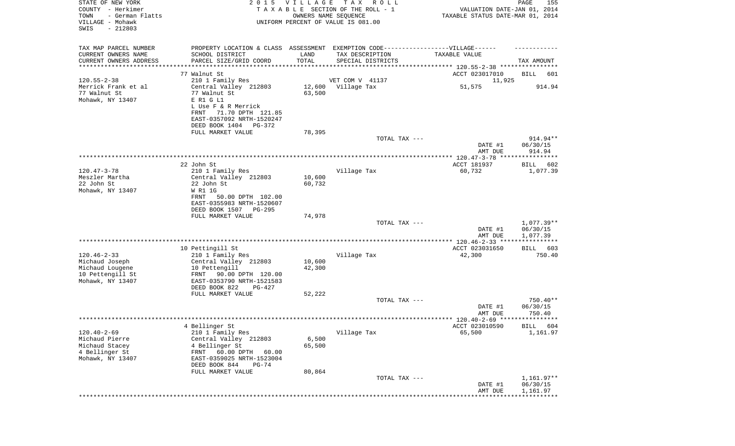STATE OF NEW YORK
COUNTY - Herkimer
TOWN - German Flatts
VILLAGE - Mohawk
SWIS - 212803

2015 VILLAGE TAX ROLL
TAXABLE SECTION OF THE ROLL - 1
OWNERS NAME SEQUENCE
UNIFORM PERCENT OF VALUE IS 081.00

VALUATION DATE-JAN 01, 2014
TAXABLE STATUS DATE-MAR 01, 2014

| TAX MAP PARCEL NUMBER / CURRENT OWNERS NAME / CURRENT OWNERS ADDRESS | PROPERTY LOCATION & CLASS / SCHOOL DISTRICT / PARCEL SIZE/GRID COORD | ASSESSMENT LAND / TOTAL | EXEMPTION CODE / TAX DESCRIPTION / SPECIAL DISTRICTS | TAXABLE VALUE | TAX AMOUNT |
|---|---|---|---|---|---|
| 120.55-2-38 | 77 Walnut St | | | ACCT 023017010 | BILL 601 |
| | 210 1 Family Res | | VET COM V 41137 | 11,925 | |
| Merrick Frank et al | Central Valley 212803 | 12,600 | Village Tax | 51,575 | 914.94 |
| 77 Walnut St | 77 Walnut St | 63,500 | | | |
| Mohawk, NY 13407 | E R1 G L1 | | | | |
| | L Use F & R Merrick | | | | |
| | FRNT 71.70 DPTH 121.85 | | | | |
| | EAST-0357092 NRTH-1520247 | | | | |
| | DEED BOOK 1404 PG-372 | | | | |
| | FULL MARKET VALUE | 78,395 | | | |
| | | | TOTAL TAX --- | | 914.94** |
| | | | | DATE #1 | 06/30/15 |
| | | | | AMT DUE | 914.94 |
| 120.47-3-78 | 22 John St | | | ACCT 181937 | BILL 602 |
| | 210 1 Family Res | | Village Tax | 60,732 | 1,077.39 |
| Meszler Martha | Central Valley 212803 | 10,600 | | | |
| 22 John St | 22 John St | 60,732 | | | |
| Mohawk, NY 13407 | W R1 1G | | | | |
| | FRNT 50.00 DPTH 102.00 | | | | |
| | EAST-0355983 NRTH-1520607 | | | | |
| | DEED BOOK 1507 PG-295 | | | | |
| | FULL MARKET VALUE | 74,978 | | | |
| | | | TOTAL TAX --- | | 1,077.39** |
| | | | | DATE #1 | 06/30/15 |
| | | | | AMT DUE | 1,077.39 |
| 120.46-2-33 | 10 Pettingill St | | | ACCT 023031650 | BILL 603 |
| | 210 1 Family Res | | Village Tax | 42,300 | 750.40 |
| Michaud Joseph | Central Valley 212803 | 10,600 | | | |
| Michaud Lougene | 10 Pettengill | 42,300 | | | |
| 10 Pettengill St | FRNT 90.00 DPTH 120.00 | | | | |
| Mohawk, NY 13407 | EAST-0353790 NRTH-1521583 | | | | |
| | DEED BOOK 822 PG-427 | | | | |
| | FULL MARKET VALUE | 52,222 | | | |
| | | | TOTAL TAX --- | | 750.40** |
| | | | | DATE #1 | 06/30/15 |
| | | | | AMT DUE | 750.40 |
| 120.40-2-69 | 4 Bellinger St | | | ACCT 023010590 | BILL 604 |
| | 210 1 Family Res | | Village Tax | 65,500 | 1,161.97 |
| Michaud Pierre | Central Valley 212803 | 6,500 | | | |
| Michaud Stacey | 4 Bellinger St | 65,500 | | | |
| 4 Bellinger St | FRNT 60.00 DPTH 60.00 | | | | |
| Mohawk, NY 13407 | EAST-0359025 NRTH-1523004 | | | | |
| | DEED BOOK 844 PG-74 | | | | |
| | FULL MARKET VALUE | 80,864 | | | |
| | | | TOTAL TAX --- | | 1,161.97** |
| | | | | DATE #1 | 06/30/15 |
| | | | | AMT DUE | 1,161.97 |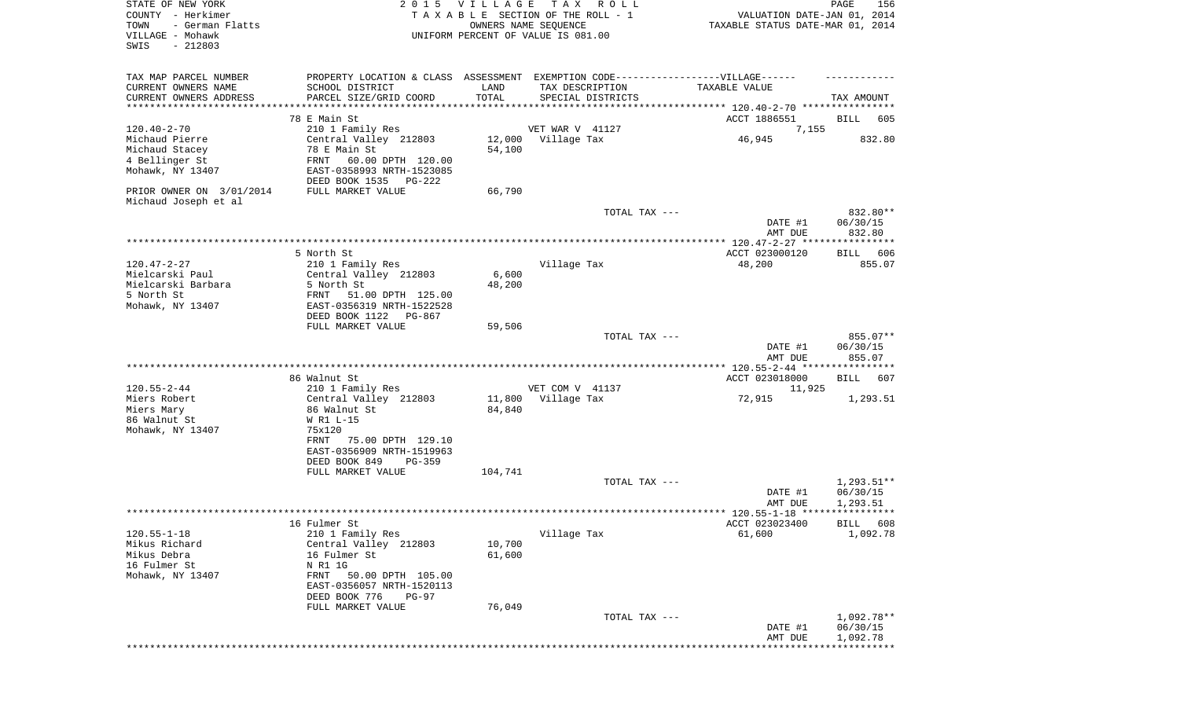STATE OF NEW YORK | 2 0 1 5 V I L L A G E T A X R O L L | PAGE 156
COUNTY - Herkimer | T A X A B L E SECTION OF THE ROLL - 1 | VALUATION DATE-JAN 01, 2014
TOWN - German Flatts | OWNERS NAME SEQUENCE | TAXABLE STATUS DATE-MAR 01, 2014
VILLAGE - Mohawk | UNIFORM PERCENT OF VALUE IS 081.00
SWIS - 212803

| TAX MAP PARCEL NUMBER / CURRENT OWNERS NAME / CURRENT OWNERS ADDRESS | PROPERTY LOCATION & CLASS / SCHOOL DISTRICT / PARCEL SIZE/GRID COORD | ASSESSMENT LAND / TOTAL | EXEMPTION CODE / TAX DESCRIPTION / SPECIAL DISTRICTS | TAXABLE VALUE | TAX AMOUNT |
|---|---|---|---|---|---|
| 120.40-2-70 | 78 E Main St | | | ACCT 1886551 | BILL 605 |
| Michaud Pierre | 210 1 Family Res | | VET WAR V 41127 | 7,155 | |
| Michaud Stacey | Central Valley 212803 | 12,000 | Village Tax | 46,945 | 832.80 |
| 4 Bellinger St | 78 E Main St | 54,100 | | | |
| Mohawk, NY 13407 | FRNT 60.00 DPTH 120.00 | | | | |
| | EAST-0358993 NRTH-1523085 | | | | |
| | DEED BOOK 1535 PG-222 | | | | |
| PRIOR OWNER ON 3/01/2014 Michaud Joseph et al | FULL MARKET VALUE | 66,790 | | | |
| | | | TOTAL TAX --- | | 832.80** |
| | | | | DATE #1 | 06/30/15 |
| | | | | AMT DUE | 832.80 |
| 120.47-2-27 | 5 North St | | | ACCT 023000120 | BILL 606 |
| Mielcarski Paul | 210 1 Family Res | | Village Tax | 48,200 | 855.07 |
| Mielcarski Barbara | Central Valley 212803 | 6,600 | | | |
| 5 North St | 5 North St | 48,200 | | | |
| Mohawk, NY 13407 | FRNT 51.00 DPTH 125.00 | | | | |
| | EAST-0356319 NRTH-1522528 | | | | |
| | DEED BOOK 1122 PG-867 | | | | |
| | FULL MARKET VALUE | 59,506 | | | |
| | | | TOTAL TAX --- | | 855.07** |
| | | | | DATE #1 | 06/30/15 |
| | | | | AMT DUE | 855.07 |
| 120.55-2-44 | 86 Walnut St | | | ACCT 023018000 | BILL 607 |
| Miers Robert | 210 1 Family Res | | VET COM V 41137 | 11,925 | |
| Miers Mary | Central Valley 212803 | 11,800 | Village Tax | 72,915 | 1,293.51 |
| 86 Walnut St | 86 Walnut St | 84,840 | | | |
| Mohawk, NY 13407 | W R1 L-15 | | | | |
| | 75x120 | | | | |
| | FRNT 75.00 DPTH 129.10 | | | | |
| | EAST-0356909 NRTH-1519963 | | | | |
| | DEED BOOK 849 PG-359 | | | | |
| | FULL MARKET VALUE | 104,741 | | | |
| | | | TOTAL TAX --- | | 1,293.51** |
| | | | | DATE #1 | 06/30/15 |
| | | | | AMT DUE | 1,293.51 |
| 120.55-1-18 | 16 Fulmer St | | | ACCT 023023400 | BILL 608 |
| Mikus Richard | 210 1 Family Res | | Village Tax | 61,600 | 1,092.78 |
| Mikus Debra | Central Valley 212803 | 10,700 | | | |
| 16 Fulmer St | 16 Fulmer St | 61,600 | | | |
| Mohawk, NY 13407 | N R1 1G | | | | |
| | FRNT 50.00 DPTH 105.00 | | | | |
| | EAST-0356057 NRTH-1520113 | | | | |
| | DEED BOOK 776 PG-97 | | | | |
| | FULL MARKET VALUE | 76,049 | | | |
| | | | TOTAL TAX --- | | 1,092.78** |
| | | | | DATE #1 | 06/30/15 |
| | | | | AMT DUE | 1,092.78 |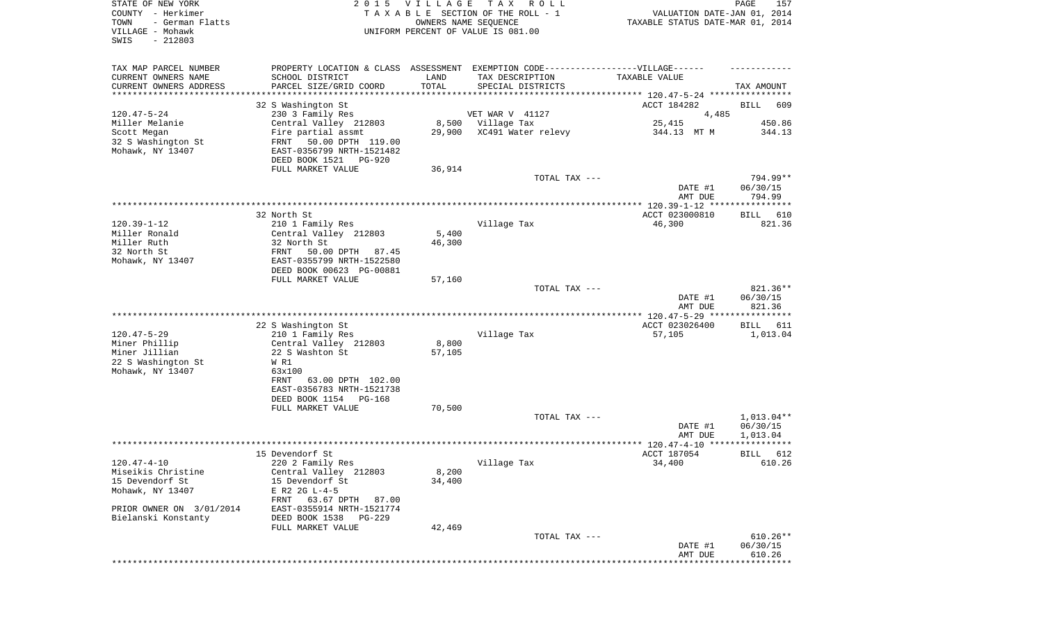STATE OF NEW YORK
COUNTY - Herkimer
TOWN - German Flatts
VILLAGE - Mohawk
SWIS - 212803

2015 VILLAGE TAX ROLL
TAXABLE SECTION OF THE ROLL - 1
OWNERS NAME SEQUENCE
UNIFORM PERCENT OF VALUE IS 081.00

VALUATION DATE-JAN 01, 2014
TAXABLE STATUS DATE-MAR 01, 2014

| TAX MAP PARCEL NUMBER / CURRENT OWNERS NAME / CURRENT OWNERS ADDRESS | PROPERTY LOCATION & CLASS / SCHOOL DISTRICT / PARCEL SIZE/GRID COORD | ASSESSMENT LAND / TOTAL | EXEMPTION CODE / TAX DESCRIPTION / SPECIAL DISTRICTS | TAXABLE VALUE | TAX AMOUNT |
|---|---|---|---|---|---|
| **120.47-5-24** | 32 S Washington St | | | ACCT 184282 | BILL 609 |
| | 230 3 Family Res | | VET WAR V 41127 | 4,485 | |
| Miller Melanie | Central Valley 212803 | 8,500 | Village Tax | 25,415 | 450.86 |
| Scott Megan | Fire partial assmt | 29,900 | XC491 Water relevy | 344.13 MT M | 344.13 |
| 32 S Washington St | FRNT 50.00 DPTH 119.00 | | | | |
| Mohawk, NY 13407 | EAST-0356799 NRTH-1521482 | | | | |
| | DEED BOOK 1521 PG-920 | | | | |
| | FULL MARKET VALUE | 36,914 | | | |
| | | | TOTAL TAX --- | | 794.99** |
| | | | | DATE #1 | 06/30/15 |
| | | | | AMT DUE | 794.99 |
| **120.39-1-12** | 32 North St | | | ACCT 023000810 | BILL 610 |
| | 210 1 Family Res | | Village Tax | 46,300 | 821.36 |
| Miller Ronald | Central Valley 212803 | 5,400 | | | |
| Miller Ruth | 32 North St | 46,300 | | | |
| 32 North St | FRNT 50.00 DPTH 87.45 | | | | |
| Mohawk, NY 13407 | EAST-0355799 NRTH-1522580 | | | | |
| | DEED BOOK 00623 PG-00881 | | | | |
| | FULL MARKET VALUE | 57,160 | | | |
| | | | TOTAL TAX --- | | 821.36** |
| | | | | DATE #1 | 06/30/15 |
| | | | | AMT DUE | 821.36 |
| **120.47-5-29** | 22 S Washington St | | | ACCT 023026400 | BILL 611 |
| | 210 1 Family Res | | Village Tax | 57,105 | 1,013.04 |
| Miner Phillip | Central Valley 212803 | 8,800 | | | |
| Miner Jillian | 22 S Washton St | 57,105 | | | |
| 22 S Washington St | W R1 | | | | |
| Mohawk, NY 13407 | 63x100 | | | | |
| | FRNT 63.00 DPTH 102.00 | | | | |
| | EAST-0356783 NRTH-1521738 | | | | |
| | DEED BOOK 1154 PG-168 | | | | |
| | FULL MARKET VALUE | 70,500 | | | |
| | | | TOTAL TAX --- | | 1,013.04** |
| | | | | DATE #1 | 06/30/15 |
| | | | | AMT DUE | 1,013.04 |
| **120.47-4-10** | 15 Devendorf St | | | ACCT 187054 | BILL 612 |
| | 220 2 Family Res | | Village Tax | 34,400 | 610.26 |
| Miseikis Christine | Central Valley 212803 | 8,200 | | | |
| 15 Devendorf St | 15 Devendorf St | 34,400 | | | |
| Mohawk, NY 13407 | E R2 2G L-4-5 | | | | |
| | FRNT 63.67 DPTH 87.00 | | | | |
| PRIOR OWNER ON 3/01/2014 | EAST-0355914 NRTH-1521774 | | | | |
| Bielanski Konstanty | DEED BOOK 1538 PG-229 | | | | |
| | FULL MARKET VALUE | 42,469 | | | |
| | | | TOTAL TAX --- | | 610.26** |
| | | | | DATE #1 | 06/30/15 |
| | | | | AMT DUE | 610.26 |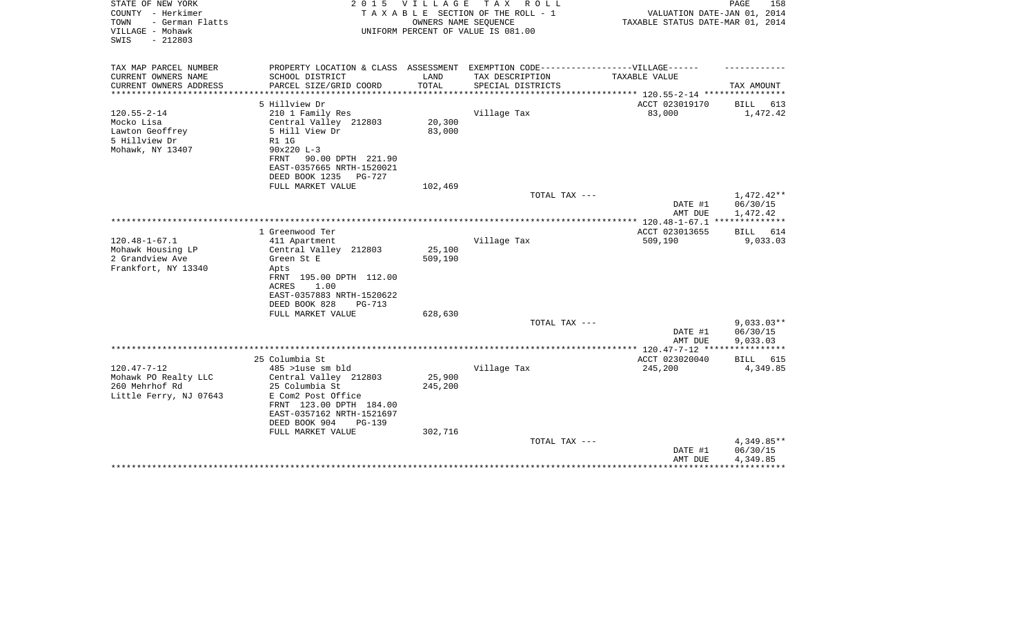STATE OF NEW YORK — 2015 VILLAGE TAX ROLL
COUNTY - Herkimer — TAXABLE SECTION OF THE ROLL - 1 — VALUATION DATE-JAN 01, 2014
TOWN - German Flatts — OWNERS NAME SEQUENCE — TAXABLE STATUS DATE-MAR 01, 2014
VILLAGE - Mohawk — UNIFORM PERCENT OF VALUE IS 081.00
SWIS - 212803

| TAX MAP PARCEL NUMBER / CURRENT OWNERS NAME / CURRENT OWNERS ADDRESS | PROPERTY LOCATION & CLASS / SCHOOL DISTRICT / PARCEL SIZE/GRID COORD | ASSESSMENT LAND / TOTAL | EXEMPTION CODE / TAX DESCRIPTION / SPECIAL DISTRICTS | VILLAGE TAXABLE VALUE | TAX AMOUNT |
|---|---|---|---|---|---|
| **120.55-2-14** | 5 Hillview Dr | | | ACCT 023019170 | BILL 613 |
| 120.55-2-14 | 210 1 Family Res | | Village Tax | 83,000 | 1,472.42 |
| Mocko Lisa | Central Valley 212803 | 20,300 | | | |
| Lawton Geoffrey | 5 Hill View Dr | 83,000 | | | |
| 5 Hillview Dr | R1 1G | | | | |
| Mohawk, NY 13407 | 90x220 L-3 | | | | |
| | FRNT 90.00 DPTH 221.90 | | | | |
| | EAST-0357665 NRTH-1520021 | | | | |
| | DEED BOOK 1235 PG-727 | | | | |
| | FULL MARKET VALUE | 102,469 | | | |
| | | | TOTAL TAX --- | | 1,472.42** |
| | | | | DATE #1 | 06/30/15 |
| | | | | AMT DUE | 1,472.42 |
| **120.48-1-67.1** | 1 Greenwood Ter | | | ACCT 023013655 | BILL 614 |
| 120.48-1-67.1 | 411 Apartment | | Village Tax | 509,190 | 9,033.03 |
| Mohawk Housing LP | Central Valley 212803 | 25,100 | | | |
| 2 Grandview Ave | Green St E | 509,190 | | | |
| Frankfort, NY 13340 | Apts | | | | |
| | FRNT 195.00 DPTH 112.00 | | | | |
| | ACRES 1.00 | | | | |
| | EAST-0357883 NRTH-1520622 | | | | |
| | DEED BOOK 828 PG-713 | | | | |
| | FULL MARKET VALUE | 628,630 | | | |
| | | | TOTAL TAX --- | | 9,033.03** |
| | | | | DATE #1 | 06/30/15 |
| | | | | AMT DUE | 9,033.03 |
| **120.47-7-12** | 25 Columbia St | | | ACCT 023020040 | BILL 615 |
| 120.47-7-12 | 485 >1use sm bld | | Village Tax | 245,200 | 4,349.85 |
| Mohawk PO Realty LLC | Central Valley 212803 | 25,900 | | | |
| 260 Mehrhof Rd | 25 Columbia St | 245,200 | | | |
| Little Ferry, NJ 07643 | E Com2 Post Office | | | | |
| | FRNT 123.00 DPTH 184.00 | | | | |
| | EAST-0357162 NRTH-1521697 | | | | |
| | DEED BOOK 904 PG-139 | | | | |
| | FULL MARKET VALUE | 302,716 | | | |
| | | | TOTAL TAX --- | | 4,349.85** |
| | | | | DATE #1 | 06/30/15 |
| | | | | AMT DUE | 4,349.85 |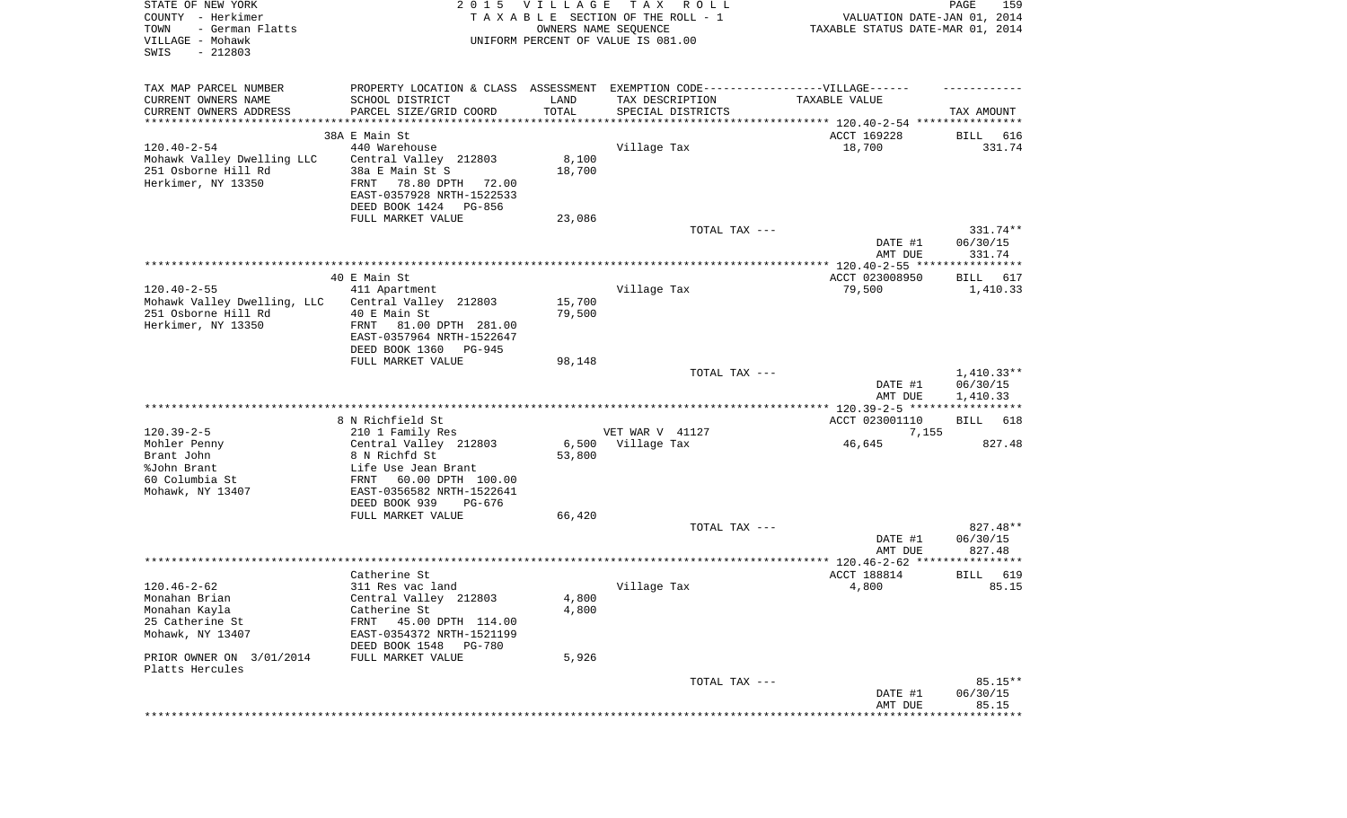STATE OF NEW YORK
COUNTY - Herkimer
TOWN - German Flatts
VILLAGE - Mohawk
SWIS - 212803

2 0 1 5 V I L L A G E T A X R O L L
T A X A B L E SECTION OF THE ROLL - 1
OWNERS NAME SEQUENCE
UNIFORM PERCENT OF VALUE IS 081.00

VALUATION DATE-JAN 01, 2014
TAXABLE STATUS DATE-MAR 01, 2014

| TAX MAP PARCEL NUMBER<br>CURRENT OWNERS NAME<br>CURRENT OWNERS ADDRESS | PROPERTY LOCATION & CLASS<br>SCHOOL DISTRICT<br>PARCEL SIZE/GRID COORD | ASSESSMENT<br>LAND<br>TOTAL | EXEMPTION CODE------------------VILLAGE------<br>TAX DESCRIPTION<br>SPECIAL DISTRICTS | TAXABLE VALUE | TAX AMOUNT |
|---|---|---|---|---|---|
| | 38A E Main St | | | ACCT 169228 | BILL 616 |
| 120.40-2-54 | 440 Warehouse | | Village Tax | 18,700 | 331.74 |
| Mohawk Valley Dwelling LLC | Central Valley 212803 | 8,100 | | | |
| 251 Osborne Hill Rd | 38a E Main St S | 18,700 | | | |
| Herkimer, NY 13350 | FRNT 78.80 DPTH 72.00 | | | | |
| | EAST-0357928 NRTH-1522533 | | | | |
| | DEED BOOK 1424 PG-856 | | | | |
| | FULL MARKET VALUE | 23,086 | | | |
| | | | TOTAL TAX --- | | 331.74** |
| | | | | DATE #1 | 06/30/15 |
| | | | | AMT DUE | 331.74 |
| | 40 E Main St | | | ACCT 023008950 | BILL 617 |
| 120.40-2-55 | 411 Apartment | | Village Tax | 79,500 | 1,410.33 |
| Mohawk Valley Dwelling, LLC | Central Valley 212803 | 15,700 | | | |
| 251 Osborne Hill Rd | 40 E Main St | 79,500 | | | |
| Herkimer, NY 13350 | FRNT 81.00 DPTH 281.00 | | | | |
| | EAST-0357964 NRTH-1522647 | | | | |
| | DEED BOOK 1360 PG-945 | | | | |
| | FULL MARKET VALUE | 98,148 | | | |
| | | | TOTAL TAX --- | | 1,410.33** |
| | | | | DATE #1 | 06/30/15 |
| | | | | AMT DUE | 1,410.33 |
| | 8 N Richfield St | | | ACCT 023001110 | BILL 618 |
| 120.39-2-5 | 210 1 Family Res | | VET WAR V 41127 | 7,155 | |
| Mohler Penny | Central Valley 212803 | 6,500 | Village Tax | 46,645 | 827.48 |
| Brant John | 8 N Richfd St | 53,800 | | | |
| %John Brant | Life Use Jean Brant | | | | |
| 60 Columbia St | FRNT 60.00 DPTH 100.00 | | | | |
| Mohawk, NY 13407 | EAST-0356582 NRTH-1522641 | | | | |
| | DEED BOOK 939 PG-676 | | | | |
| | FULL MARKET VALUE | 66,420 | | | |
| | | | TOTAL TAX --- | | 827.48** |
| | | | | DATE #1 | 06/30/15 |
| | | | | AMT DUE | 827.48 |
| | Catherine St | | | ACCT 188814 | BILL 619 |
| 120.46-2-62 | 311 Res vac land | | Village Tax | 4,800 | 85.15 |
| Monahan Brian | Central Valley 212803 | 4,800 | | | |
| Monahan Kayla | Catherine St | 4,800 | | | |
| 25 Catherine St | FRNT 45.00 DPTH 114.00 | | | | |
| Mohawk, NY 13407 | EAST-0354372 NRTH-1521199 | | | | |
| | DEED BOOK 1548 PG-780 | | | | |
| PRIOR OWNER ON 3/01/2014 | FULL MARKET VALUE | 5,926 | | | |
| Platts Hercules | | | | | |
| | | | TOTAL TAX --- | | 85.15** |
| | | | | DATE #1 | 06/30/15 |
| | | | | AMT DUE | 85.15 |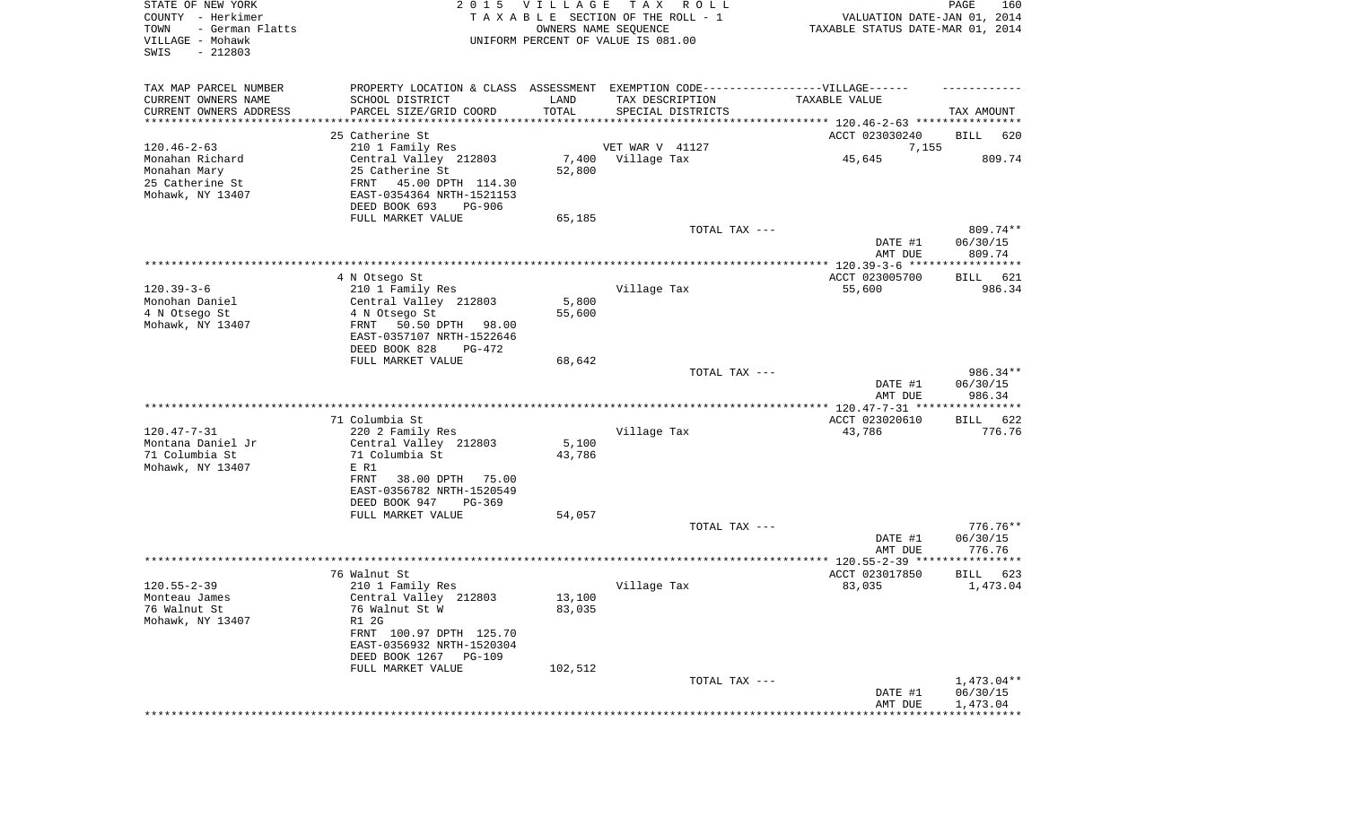STATE OF NEW YORK
COUNTY - Herkimer
TOWN - German Flatts
VILLAGE - Mohawk
SWIS - 212803

2 0 1 5 V I L L A G E T A X R O L L
T A X A B L E SECTION OF THE ROLL - 1
OWNERS NAME SEQUENCE
UNIFORM PERCENT OF VALUE IS 081.00

VALUATION DATE-JAN 01, 2014
TAXABLE STATUS DATE-MAR 01, 2014

| TAX MAP PARCEL NUMBER<br>CURRENT OWNERS NAME<br>CURRENT OWNERS ADDRESS | PROPERTY LOCATION & CLASS<br>SCHOOL DISTRICT<br>PARCEL SIZE/GRID COORD | ASSESSMENT<br>LAND<br>TOTAL | EXEMPTION CODE------VILLAGE------<br>TAX DESCRIPTION<br>SPECIAL DISTRICTS | TAXABLE VALUE | TAX AMOUNT |
|---|---|---|---|---|---|
| 120.46-2-63 | 25 Catherine St | | | ACCT 023030240 | BILL 620 |
| 120.46-2-63 | 210 1 Family Res | | VET WAR V 41127 | 7,155 | |
| Monahan Richard | Central Valley 212803 | 7,400 | Village Tax | 45,645 | 809.74 |
| Monahan Mary | 25 Catherine St | 52,800 | | | |
| 25 Catherine St | FRNT 45.00 DPTH 114.30 | | | | |
| Mohawk, NY 13407 | EAST-0354364 NRTH-1521153 | | | | |
| | DEED BOOK 693 PG-906 | | | | |
| | FULL MARKET VALUE | 65,185 | | | |
| | | | TOTAL TAX --- | | 809.74** |
| | | | | DATE #1 | 06/30/15 |
| | | | | AMT DUE | 809.74 |
| 120.39-3-6 | 4 N Otsego St | | | ACCT 023005700 | BILL 621 |
| 120.39-3-6 | 210 1 Family Res | | Village Tax | 55,600 | 986.34 |
| Monohan Daniel | Central Valley 212803 | 5,800 | | | |
| 4 N Otsego St | 4 N Otsego St | 55,600 | | | |
| Mohawk, NY 13407 | FRNT 50.50 DPTH 98.00 | | | | |
| | EAST-0357107 NRTH-1522646 | | | | |
| | DEED BOOK 828 PG-472 | | | | |
| | FULL MARKET VALUE | 68,642 | | | |
| | | | TOTAL TAX --- | | 986.34** |
| | | | | DATE #1 | 06/30/15 |
| | | | | AMT DUE | 986.34 |
| 120.47-7-31 | 71 Columbia St | | | ACCT 023020610 | BILL 622 |
| 120.47-7-31 | 220 2 Family Res | | Village Tax | 43,786 | 776.76 |
| Montana Daniel Jr | Central Valley 212803 | 5,100 | | | |
| 71 Columbia St | 71 Columbia St | 43,786 | | | |
| Mohawk, NY 13407 | E R1 | | | | |
| | FRNT 38.00 DPTH 75.00 | | | | |
| | EAST-0356782 NRTH-1520549 | | | | |
| | DEED BOOK 947 PG-369 | | | | |
| | FULL MARKET VALUE | 54,057 | | | |
| | | | TOTAL TAX --- | | 776.76** |
| | | | | DATE #1 | 06/30/15 |
| | | | | AMT DUE | 776.76 |
| 120.55-2-39 | 76 Walnut St | | | ACCT 023017850 | BILL 623 |
| 120.55-2-39 | 210 1 Family Res | | Village Tax | 83,035 | 1,473.04 |
| Monteau James | Central Valley 212803 | 13,100 | | | |
| 76 Walnut St | 76 Walnut St W | 83,035 | | | |
| Mohawk, NY 13407 | R1 2G | | | | |
| | FRNT 100.97 DPTH 125.70 | | | | |
| | EAST-0356932 NRTH-1520304 | | | | |
| | DEED BOOK 1267 PG-109 | | | | |
| | FULL MARKET VALUE | 102,512 | | | |
| | | | TOTAL TAX --- | | 1,473.04** |
| | | | | DATE #1 | 06/30/15 |
| | | | | AMT DUE | 1,473.04 |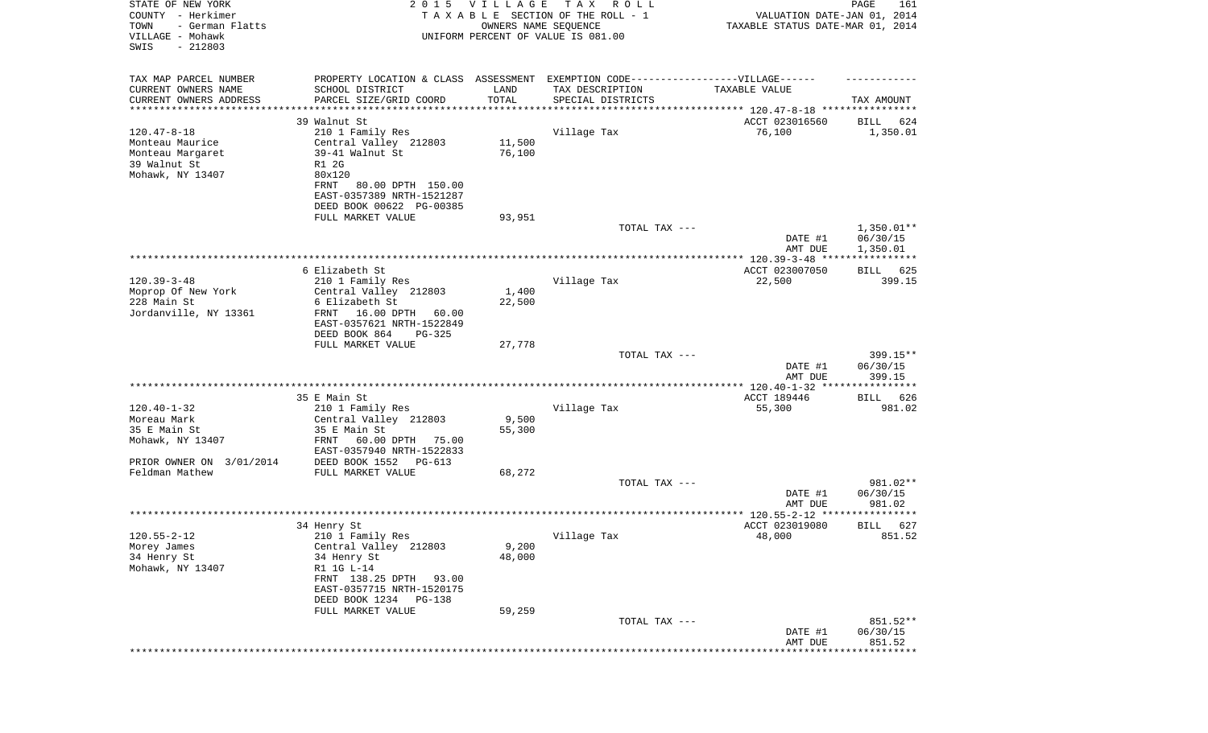STATE OF NEW YORK
COUNTY - Herkimer
TOWN - German Flatts
VILLAGE - Mohawk
SWIS - 212803

2 0 1 5 V I L L A G E T A X R O L L
T A X A B L E SECTION OF THE ROLL - 1
OWNERS NAME SEQUENCE
UNIFORM PERCENT OF VALUE IS 081.00

VALUATION DATE-JAN 01, 2014
TAXABLE STATUS DATE-MAR 01, 2014

| TAX MAP PARCEL NUMBER / CURRENT OWNERS NAME / CURRENT OWNERS ADDRESS | PROPERTY LOCATION & CLASS / SCHOOL DISTRICT / PARCEL SIZE/GRID COORD | ASSESSMENT LAND / TOTAL | EXEMPTION CODE / TAX DESCRIPTION / SPECIAL DISTRICTS | TAXABLE VALUE | TAX AMOUNT |
|---|---|---|---|---|---|
| 120.47-8-18 | 39 Walnut St | | | ACCT 023016560 | BILL 624 |
| Monteau Maurice | 210 1 Family Res | | Village Tax | 76,100 | 1,350.01 |
| Monteau Margaret | Central Valley 212803 | 11,500 | | | |
| 39 Walnut St | 39-41 Walnut St | 76,100 | | | |
| Mohawk, NY 13407 | R1 2G | | | | |
| | 80x120 | | | | |
| | FRNT 80.00 DPTH 150.00 | | | | |
| | EAST-0357389 NRTH-1521287 | | | | |
| | DEED BOOK 00622 PG-00385 | | | | |
| | FULL MARKET VALUE | 93,951 | | | |
| | | | TOTAL TAX --- | | 1,350.01** |
| | | | | DATE #1 | 06/30/15 |
| | | | | AMT DUE | 1,350.01 |
| 120.39-3-48 | 6 Elizabeth St | | | ACCT 023007050 | BILL 625 |
| Moprop Of New York | 210 1 Family Res | | Village Tax | 22,500 | 399.15 |
| 228 Main St | Central Valley 212803 | 1,400 | | | |
| Jordanville, NY 13361 | 6 Elizabeth St | 22,500 | | | |
| | FRNT 16.00 DPTH 60.00 | | | | |
| | EAST-0357621 NRTH-1522849 | | | | |
| | DEED BOOK 864 PG-325 | | | | |
| | FULL MARKET VALUE | 27,778 | | | |
| | | | TOTAL TAX --- | | 399.15** |
| | | | | DATE #1 | 06/30/15 |
| | | | | AMT DUE | 399.15 |
| 120.40-1-32 | 35 E Main St | | | ACCT 189446 | BILL 626 |
| Moreau Mark | 210 1 Family Res | | Village Tax | 55,300 | 981.02 |
| 35 E Main St | Central Valley 212803 | 9,500 | | | |
| Mohawk, NY 13407 | 35 E Main St | 55,300 | | | |
| | FRNT 60.00 DPTH 75.00 | | | | |
| | EAST-0357940 NRTH-1522833 | | | | |
| PRIOR OWNER ON 3/01/2014 | DEED BOOK 1552 PG-613 | | | | |
| Feldman Mathew | FULL MARKET VALUE | 68,272 | | | |
| | | | TOTAL TAX --- | | 981.02** |
| | | | | DATE #1 | 06/30/15 |
| | | | | AMT DUE | 981.02 |
| 120.55-2-12 | 34 Henry St | | | ACCT 023019080 | BILL 627 |
| Morey James | 210 1 Family Res | | Village Tax | 48,000 | 851.52 |
| 34 Henry St | Central Valley 212803 | 9,200 | | | |
| Mohawk, NY 13407 | 34 Henry St | 48,000 | | | |
| | R1 1G L-14 | | | | |
| | FRNT 138.25 DPTH 93.00 | | | | |
| | EAST-0357715 NRTH-1520175 | | | | |
| | DEED BOOK 1234 PG-138 | | | | |
| | FULL MARKET VALUE | 59,259 | | | |
| | | | TOTAL TAX --- | | 851.52** |
| | | | | DATE #1 | 06/30/15 |
| | | | | AMT DUE | 851.52 |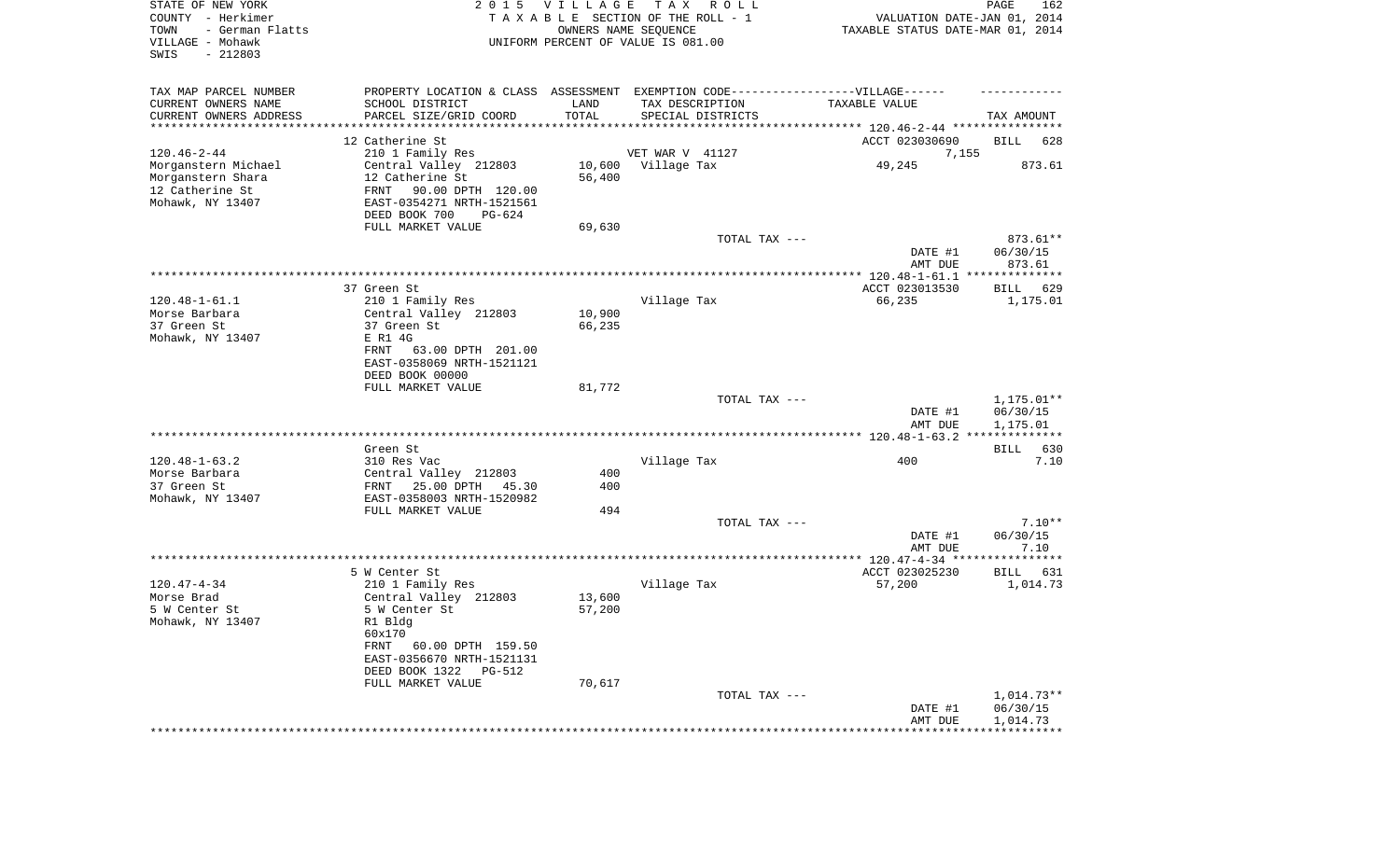STATE OF NEW YORK
COUNTY - Herkimer
TOWN - German Flatts
VILLAGE - Mohawk
SWIS - 212803

2 0 1 5 V I L L A G E T A X R O L L
T A X A B L E SECTION OF THE ROLL - 1
OWNERS NAME SEQUENCE
UNIFORM PERCENT OF VALUE IS 081.00

VALUATION DATE-JAN 01, 2014
TAXABLE STATUS DATE-MAR 01, 2014

| TAX MAP PARCEL NUMBER<br>CURRENT OWNERS NAME<br>CURRENT OWNERS ADDRESS | PROPERTY LOCATION & CLASS<br>SCHOOL DISTRICT<br>PARCEL SIZE/GRID COORD | ASSESSMENT<br>LAND<br>TOTAL | EXEMPTION CODE------VILLAGE------<br>TAX DESCRIPTION<br>SPECIAL DISTRICTS | TAXABLE VALUE | TAX AMOUNT |
|---|---|---|---|---|---|
| **120.46-2-44** | 12 Catherine St | | | ACCT 023030690 | BILL 628 |
| 120.46-2-44 | 210 1 Family Res | | VET WAR V 41127 | 7,155 | |
| Morganstern Michael | Central Valley 212803 | 10,600 | Village Tax | 49,245 | 873.61 |
| Morganstern Shara | 12 Catherine St | 56,400 | | | |
| 12 Catherine St | FRNT 90.00 DPTH 120.00 | | | | |
| Mohawk, NY 13407 | EAST-0354271 NRTH-1521561 | | | | |
| | DEED BOOK 700 PG-624 | | | | |
| | FULL MARKET VALUE | 69,630 | | | |
| | | | TOTAL TAX --- | | 873.61** |
| | | | | DATE #1 | 06/30/15 |
| | | | | AMT DUE | 873.61 |
| **120.48-1-61.1** | 37 Green St | | | ACCT 023013530 | BILL 629 |
| 120.48-1-61.1 | 210 1 Family Res | | Village Tax | 66,235 | 1,175.01 |
| Morse Barbara | Central Valley 212803 | 10,900 | | | |
| 37 Green St | 37 Green St | 66,235 | | | |
| Mohawk, NY 13407 | E R1 4G | | | | |
| | FRNT 63.00 DPTH 201.00 | | | | |
| | EAST-0358069 NRTH-1521121 | | | | |
| | DEED BOOK 00000 | | | | |
| | FULL MARKET VALUE | 81,772 | | | |
| | | | TOTAL TAX --- | | 1,175.01** |
| | | | | DATE #1 | 06/30/15 |
| | | | | AMT DUE | 1,175.01 |
| **120.48-1-63.2** | Green St | | | | BILL 630 |
| 120.48-1-63.2 | 310 Res Vac | | Village Tax | 400 | 7.10 |
| Morse Barbara | Central Valley 212803 | 400 | | | |
| 37 Green St | FRNT 25.00 DPTH 45.30 | 400 | | | |
| Mohawk, NY 13407 | EAST-0358003 NRTH-1520982 | | | | |
| | FULL MARKET VALUE | 494 | | | |
| | | | TOTAL TAX --- | | 7.10** |
| | | | | DATE #1 | 06/30/15 |
| | | | | AMT DUE | 7.10 |
| **120.47-4-34** | 5 W Center St | | | ACCT 023025230 | BILL 631 |
| 120.47-4-34 | 210 1 Family Res | | Village Tax | 57,200 | 1,014.73 |
| Morse Brad | Central Valley 212803 | 13,600 | | | |
| 5 W Center St | 5 W Center St | 57,200 | | | |
| Mohawk, NY 13407 | R1 Bldg | | | | |
| | 60x170 | | | | |
| | FRNT 60.00 DPTH 159.50 | | | | |
| | EAST-0356670 NRTH-1521131 | | | | |
| | DEED BOOK 1322 PG-512 | | | | |
| | FULL MARKET VALUE | 70,617 | | | |
| | | | TOTAL TAX --- | | 1,014.73** |
| | | | | DATE #1 | 06/30/15 |
| | | | | AMT DUE | 1,014.73 |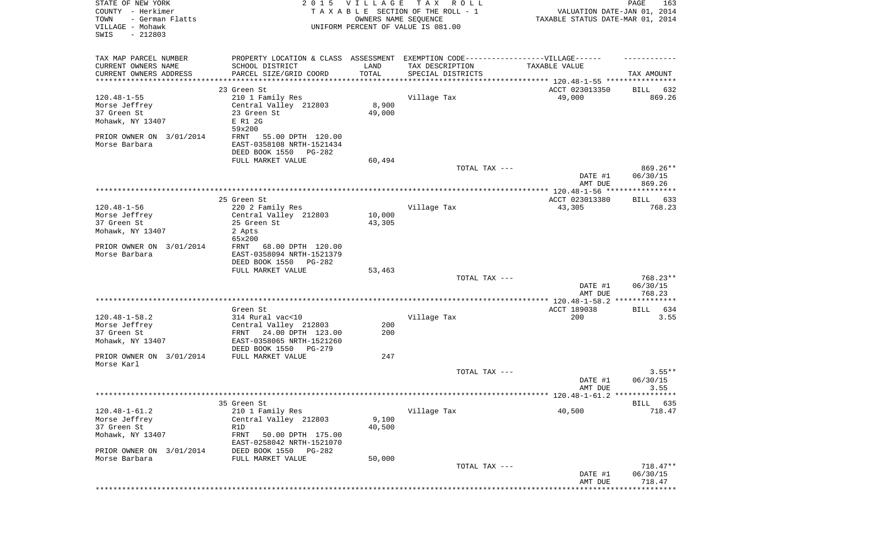STATE OF NEW YORK
COUNTY - Herkimer
TOWN - German Flatts
VILLAGE - Mohawk
SWIS - 212803

2 0 1 5 V I L L A G E T A X R O L L
T A X A B L E SECTION OF THE ROLL - 1
OWNERS NAME SEQUENCE
UNIFORM PERCENT OF VALUE IS 081.00

VALUATION DATE-JAN 01, 2014
TAXABLE STATUS DATE-MAR 01, 2014

| TAX MAP PARCEL NUMBER / CURRENT OWNERS NAME / CURRENT OWNERS ADDRESS | PROPERTY LOCATION & CLASS / SCHOOL DISTRICT / PARCEL SIZE/GRID COORD | ASSESSMENT LAND / TOTAL | EXEMPTION CODE / TAX DESCRIPTION / SPECIAL DISTRICTS | TAXABLE VALUE | TAX AMOUNT |
|---|---|---|---|---|---|
| 120.48-1-55 | 23 Green St | | | ACCT 023013350 | BILL 632 |
| Morse Jeffrey | 210 1 Family Res | | Village Tax | 49,000 | 869.26 |
| 37 Green St | Central Valley 212803 | 8,900 | | | |
| Mohawk, NY 13407 | 23 Green St | 49,000 | | | |
| | E R1 2G | | | | |
| | 59x200 | | | | |
| PRIOR OWNER ON 3/01/2014 | FRNT 55.00 DPTH 120.00 | | | | |
| Morse Barbara | EAST-0358108 NRTH-1521434 | | | | |
| | DEED BOOK 1550 PG-282 | | | | |
| | FULL MARKET VALUE | 60,494 | | | |
| | | | TOTAL TAX --- | | 869.26** |
| | | | | DATE #1 | 06/30/15 |
| | | | | AMT DUE | 869.26 |
| 120.48-1-56 | 25 Green St | | | ACCT 023013380 | BILL 633 |
| Morse Jeffrey | 220 2 Family Res | | Village Tax | 43,305 | 768.23 |
| 37 Green St | Central Valley 212803 | 10,000 | | | |
| Mohawk, NY 13407 | 25 Green St | 43,305 | | | |
| | 2 Apts | | | | |
| | 65x200 | | | | |
| PRIOR OWNER ON 3/01/2014 | FRNT 68.00 DPTH 120.00 | | | | |
| Morse Barbara | EAST-0358094 NRTH-1521379 | | | | |
| | DEED BOOK 1550 PG-282 | | | | |
| | FULL MARKET VALUE | 53,463 | | | |
| | | | TOTAL TAX --- | | 768.23** |
| | | | | DATE #1 | 06/30/15 |
| | | | | AMT DUE | 768.23 |
| 120.48-1-58.2 | Green St | | | ACCT 189038 | BILL 634 |
| Morse Jeffrey | 314 Rural vac<10 | | Village Tax | 200 | 3.55 |
| 37 Green St | Central Valley 212803 | 200 | | | |
| Mohawk, NY 13407 | FRNT 24.00 DPTH 123.00 | 200 | | | |
| | EAST-0358065 NRTH-1521260 | | | | |
| | DEED BOOK 1550 PG-279 | | | | |
| PRIOR OWNER ON 3/01/2014 | FULL MARKET VALUE | 247 | | | |
| Morse Karl | | | | | |
| | | | TOTAL TAX --- | | 3.55** |
| | | | | DATE #1 | 06/30/15 |
| | | | | AMT DUE | 3.55 |
| 120.48-1-61.2 | 35 Green St | | | | BILL 635 |
| Morse Jeffrey | 210 1 Family Res | | Village Tax | 40,500 | 718.47 |
| 37 Green St | Central Valley 212803 | 9,100 | | | |
| Mohawk, NY 13407 | R1D | 40,500 | | | |
| | FRNT 50.00 DPTH 175.00 | | | | |
| | EAST-0258042 NRTH-1521070 | | | | |
| PRIOR OWNER ON 3/01/2014 | DEED BOOK 1550 PG-282 | | | | |
| Morse Barbara | FULL MARKET VALUE | 50,000 | | | |
| | | | TOTAL TAX --- | | 718.47** |
| | | | | DATE #1 | 06/30/15 |
| | | | | AMT DUE | 718.47 |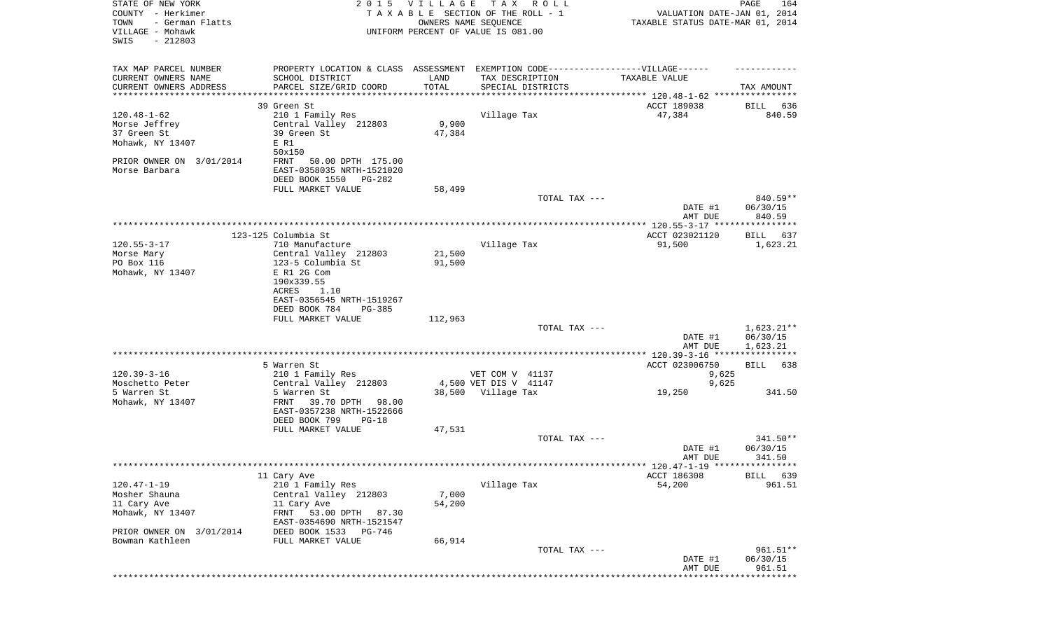STATE OF NEW YORK
COUNTY - Herkimer
TOWN - German Flatts
VILLAGE - Mohawk
SWIS - 212803

2 0 1 5 V I L L A G E T A X R O L L
T A X A B L E SECTION OF THE ROLL - 1
OWNERS NAME SEQUENCE
UNIFORM PERCENT OF VALUE IS 081.00

VALUATION DATE-JAN 01, 2014
TAXABLE STATUS DATE-MAR 01, 2014

| TAX MAP PARCEL NUMBER<br>CURRENT OWNERS NAME<br>CURRENT OWNERS ADDRESS | PROPERTY LOCATION & CLASS<br>SCHOOL DISTRICT<br>PARCEL SIZE/GRID COORD | ASSESSMENT<br>LAND<br>TOTAL | EXEMPTION CODE------VILLAGE------<br>TAX DESCRIPTION<br>SPECIAL DISTRICTS | TAXABLE VALUE | TAX AMOUNT |
|---|---|---|---|---|---|
| 120.48-1-62 | 39 Green St | | | ACCT 189038 | BILL 636 |
| 120.48-1-62 | 210 1 Family Res | | Village Tax | 47,384 | 840.59 |
| Morse Jeffrey | Central Valley 212803 | 9,900 | | | |
| 37 Green St | 39 Green St | 47,384 | | | |
| Mohawk, NY 13407 | E R1 | | | | |
| | 50x150 | | | | |
| PRIOR OWNER ON 3/01/2014 | FRNT 50.00 DPTH 175.00 | | | | |
| Morse Barbara | EAST-0358035 NRTH-1521020 | | | | |
| | DEED BOOK 1550 PG-282 | | | | |
| | FULL MARKET VALUE | 58,499 | | | |
| | | | TOTAL TAX --- | | 840.59** |
| | | | | DATE #1 | 06/30/15 |
| | | | | AMT DUE | 840.59 |
| 120.55-3-17 | 123-125 Columbia St | | | ACCT 023021120 | BILL 637 |
| 120.55-3-17 | 710 Manufacture | | Village Tax | 91,500 | 1,623.21 |
| Morse Mary | Central Valley 212803 | 21,500 | | | |
| PO Box 116 | 123-5 Columbia St | 91,500 | | | |
| Mohawk, NY 13407 | E R1 2G Com | | | | |
| | 190x339.55 | | | | |
| | ACRES 1.10 | | | | |
| | EAST-0356545 NRTH-1519267 | | | | |
| | DEED BOOK 784 PG-385 | | | | |
| | FULL MARKET VALUE | 112,963 | | | |
| | | | TOTAL TAX --- | | 1,623.21** |
| | | | | DATE #1 | 06/30/15 |
| | | | | AMT DUE | 1,623.21 |
| 120.39-3-16 | 5 Warren St | | | ACCT 023006750 | BILL 638 |
| 120.39-3-16 | 210 1 Family Res | | VET COM V 41137 | 9,625 | |
| Moschetto Peter | Central Valley 212803 | 4,500 | VET DIS V 41147 | 9,625 | |
| 5 Warren St | 5 Warren St | 38,500 | Village Tax | 19,250 | 341.50 |
| Mohawk, NY 13407 | FRNT 39.70 DPTH 98.00 | | | | |
| | EAST-0357238 NRTH-1522666 | | | | |
| | DEED BOOK 799 PG-18 | | | | |
| | FULL MARKET VALUE | 47,531 | | | |
| | | | TOTAL TAX --- | | 341.50** |
| | | | | DATE #1 | 06/30/15 |
| | | | | AMT DUE | 341.50 |
| 120.47-1-19 | 11 Cary Ave | | | ACCT 186308 | BILL 639 |
| 120.47-1-19 | 210 1 Family Res | | Village Tax | 54,200 | 961.51 |
| Mosher Shauna | Central Valley 212803 | 7,000 | | | |
| 11 Cary Ave | 11 Cary Ave | 54,200 | | | |
| Mohawk, NY 13407 | FRNT 53.00 DPTH 87.30 | | | | |
| | EAST-0354690 NRTH-1521547 | | | | |
| PRIOR OWNER ON 3/01/2014 | DEED BOOK 1533 PG-746 | | | | |
| Bowman Kathleen | FULL MARKET VALUE | 66,914 | | | |
| | | | TOTAL TAX --- | | 961.51** |
| | | | | DATE #1 | 06/30/15 |
| | | | | AMT DUE | 961.51 |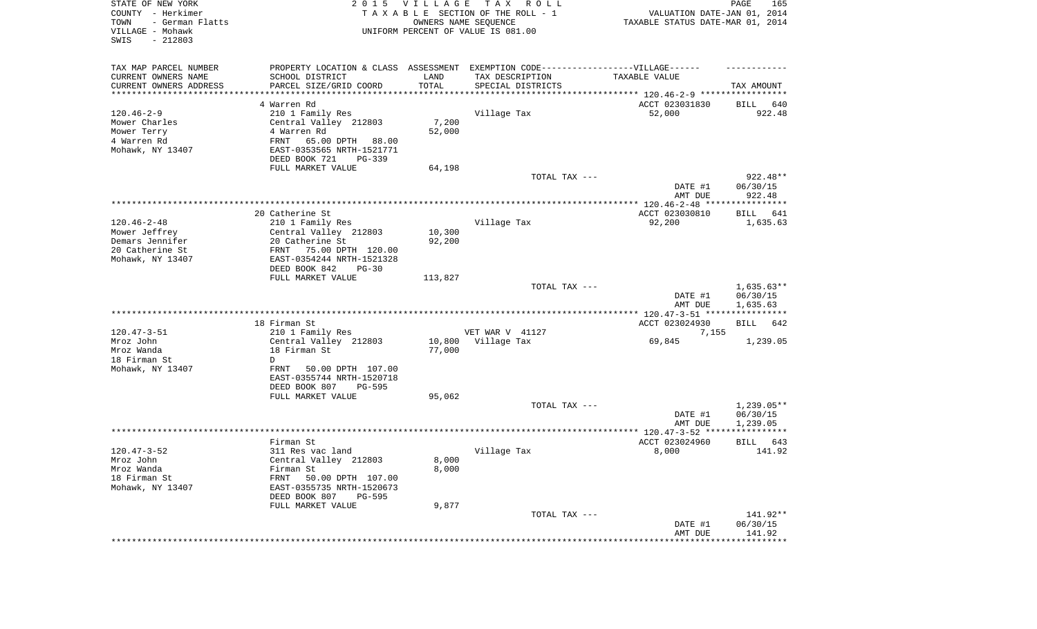STATE OF NEW YORK
COUNTY - Herkimer
TOWN - German Flatts
VILLAGE - Mohawk
SWIS - 212803

2 0 1 5 V I L L A G E T A X R O L L
T A X A B L E SECTION OF THE ROLL - 1
OWNERS NAME SEQUENCE
UNIFORM PERCENT OF VALUE IS 081.00

VALUATION DATE-JAN 01, 2014
TAXABLE STATUS DATE-MAR 01, 2014

| TAX MAP PARCEL NUMBER / CURRENT OWNERS NAME / CURRENT OWNERS ADDRESS | PROPERTY LOCATION & CLASS / SCHOOL DISTRICT / PARCEL SIZE/GRID COORD | ASSESSMENT LAND / TOTAL | EXEMPTION CODE / TAX DESCRIPTION / SPECIAL DISTRICTS | TAXABLE VALUE | TAX AMOUNT |
|---|---|---|---|---|---|
| 120.46-2-9 | 4 Warren Rd | | | ACCT 023031830 | BILL 640 |
| Mower Charles | 210 1 Family Res | | Village Tax | 52,000 | 922.48 |
| Mower Terry | Central Valley 212803 | 7,200 | | | |
| 4 Warren Rd | 4 Warren Rd | 52,000 | | | |
| Mohawk, NY 13407 | FRNT 65.00 DPTH 88.00 | | | | |
| | EAST-0353565 NRTH-1521771 | | | | |
| | DEED BOOK 721 PG-339 | | | | |
| | FULL MARKET VALUE | 64,198 | | | |
| | | | TOTAL TAX --- | | 922.48** |
| | | | | DATE #1 | 06/30/15 |
| | | | | AMT DUE | 922.48 |
| 120.46-2-48 | 20 Catherine St | | | ACCT 023030810 | BILL 641 |
| Mower Jeffrey | 210 1 Family Res | | Village Tax | 92,200 | 1,635.63 |
| Demars Jennifer | Central Valley 212803 | 10,300 | | | |
| 20 Catherine St | 20 Catherine St | 92,200 | | | |
| Mohawk, NY 13407 | FRNT 75.00 DPTH 120.00 | | | | |
| | EAST-0354244 NRTH-1521328 | | | | |
| | DEED BOOK 842 PG-30 | | | | |
| | FULL MARKET VALUE | 113,827 | | | |
| | | | TOTAL TAX --- | | 1,635.63** |
| | | | | DATE #1 | 06/30/15 |
| | | | | AMT DUE | 1,635.63 |
| 120.47-3-51 | 18 Firman St | | | ACCT 023024930 | BILL 642 |
| Mroz John | 210 1 Family Res | | VET WAR V 41127 | 7,155 | |
| Mroz Wanda | Central Valley 212803 | 10,800 | Village Tax | 69,845 | 1,239.05 |
| 18 Firman St | 18 Firman St | 77,000 | | | |
| Mohawk, NY 13407 | D | | | | |
| | FRNT 50.00 DPTH 107.00 | | | | |
| | EAST-0355744 NRTH-1520718 | | | | |
| | DEED BOOK 807 PG-595 | | | | |
| | FULL MARKET VALUE | 95,062 | | | |
| | | | TOTAL TAX --- | | 1,239.05** |
| | | | | DATE #1 | 06/30/15 |
| | | | | AMT DUE | 1,239.05 |
| 120.47-3-52 | Firman St | | | ACCT 023024960 | BILL 643 |
| Mroz John | 311 Res vac land | | Village Tax | 8,000 | 141.92 |
| Mroz Wanda | Central Valley 212803 | 8,000 | | | |
| 18 Firman St | Firman St | 8,000 | | | |
| Mohawk, NY 13407 | FRNT 50.00 DPTH 107.00 | | | | |
| | EAST-0355735 NRTH-1520673 | | | | |
| | DEED BOOK 807 PG-595 | | | | |
| | FULL MARKET VALUE | 9,877 | | | |
| | | | TOTAL TAX --- | | 141.92** |
| | | | | DATE #1 | 06/30/15 |
| | | | | AMT DUE | 141.92 |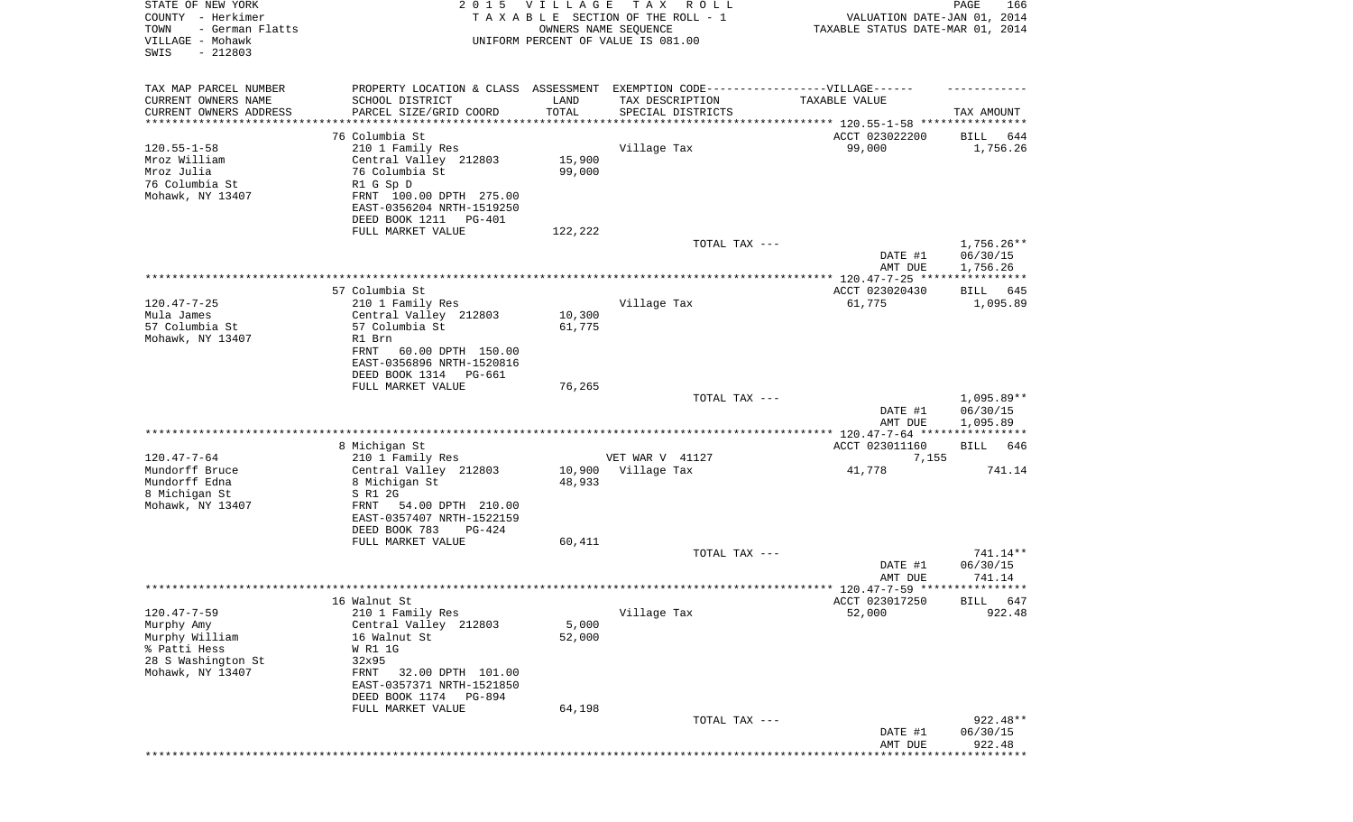STATE OF NEW YORK
COUNTY - Herkimer
TOWN - German Flatts
VILLAGE - Mohawk
SWIS - 212803

2015 VILLAGE TAX ROLL
TAXABLE SECTION OF THE ROLL - 1
OWNERS NAME SEQUENCE
UNIFORM PERCENT OF VALUE IS 081.00

VALUATION DATE-JAN 01, 2014
TAXABLE STATUS DATE-MAR 01, 2014

| TAX MAP PARCEL NUMBER<br>CURRENT OWNERS NAME<br>CURRENT OWNERS ADDRESS | PROPERTY LOCATION & CLASS<br>SCHOOL DISTRICT<br>PARCEL SIZE/GRID COORD | ASSESSMENT<br>LAND<br>TOTAL | EXEMPTION CODE------VILLAGE------<br>TAX DESCRIPTION<br>SPECIAL DISTRICTS | TAXABLE VALUE | TAX AMOUNT |
|---|---|---|---|---|---|
| | 76 Columbia St | | | ACCT 023022200 | BILL 644 |
| 120.55-1-58 | 210 1 Family Res | | Village Tax | 99,000 | 1,756.26 |
| Mroz William | Central Valley 212803 | 15,900 | | | |
| Mroz Julia | 76 Columbia St | 99,000 | | | |
| 76 Columbia St | R1 G Sp D | | | | |
| Mohawk, NY 13407 | FRNT 100.00 DPTH 275.00 | | | | |
| | EAST-0356204 NRTH-1519250 | | | | |
| | DEED BOOK 1211 PG-401 | | | | |
| | FULL MARKET VALUE | 122,222 | | | |
| | | | TOTAL TAX --- | | 1,756.26** |
| | | | | DATE #1 | 06/30/15 |
| | | | | AMT DUE | 1,756.26 |
| | 57 Columbia St | | | ACCT 023020430 | BILL 645 |
| 120.47-7-25 | 210 1 Family Res | | Village Tax | 61,775 | 1,095.89 |
| Mula James | Central Valley 212803 | 10,300 | | | |
| 57 Columbia St | 57 Columbia St | 61,775 | | | |
| Mohawk, NY 13407 | R1 Brn | | | | |
| | FRNT 60.00 DPTH 150.00 | | | | |
| | EAST-0356896 NRTH-1520816 | | | | |
| | DEED BOOK 1314 PG-661 | | | | |
| | FULL MARKET VALUE | 76,265 | | | |
| | | | TOTAL TAX --- | | 1,095.89** |
| | | | | DATE #1 | 06/30/15 |
| | | | | AMT DUE | 1,095.89 |
| | 8 Michigan St | | | ACCT 023011160 | BILL 646 |
| 120.47-7-64 | 210 1 Family Res | | VET WAR V 41127 | 7,155 | |
| Mundorff Bruce | Central Valley 212803 | 10,900 | Village Tax | 41,778 | 741.14 |
| Mundorff Edna | 8 Michigan St | 48,933 | | | |
| 8 Michigan St | S R1 2G | | | | |
| Mohawk, NY 13407 | FRNT 54.00 DPTH 210.00 | | | | |
| | EAST-0357407 NRTH-1522159 | | | | |
| | DEED BOOK 783 PG-424 | | | | |
| | FULL MARKET VALUE | 60,411 | | | |
| | | | TOTAL TAX --- | | 741.14** |
| | | | | DATE #1 | 06/30/15 |
| | | | | AMT DUE | 741.14 |
| | 16 Walnut St | | | ACCT 023017250 | BILL 647 |
| 120.47-7-59 | 210 1 Family Res | | Village Tax | 52,000 | 922.48 |
| Murphy Amy | Central Valley 212803 | 5,000 | | | |
| Murphy William | 16 Walnut St | 52,000 | | | |
| % Patti Hess | W R1 1G | | | | |
| 28 S Washington St | 32x95 | | | | |
| Mohawk, NY 13407 | FRNT 32.00 DPTH 101.00 | | | | |
| | EAST-0357371 NRTH-1521850 | | | | |
| | DEED BOOK 1174 PG-894 | | | | |
| | FULL MARKET VALUE | 64,198 | | | |
| | | | TOTAL TAX --- | | 922.48** |
| | | | | DATE #1 | 06/30/15 |
| | | | | AMT DUE | 922.48 |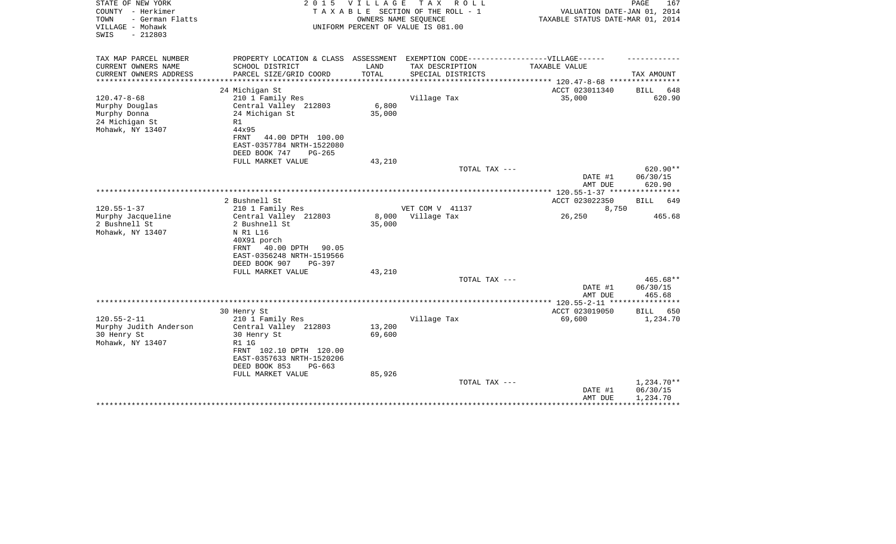STATE OF NEW YORK
COUNTY - Herkimer
TOWN - German Flatts
VILLAGE - Mohawk
SWIS - 212803

2 0 1 5 V I L L A G E T A X R O L L
T A X A B L E SECTION OF THE ROLL - 1
OWNERS NAME SEQUENCE
UNIFORM PERCENT OF VALUE IS 081.00

VALUATION DATE-JAN 01, 2014
TAXABLE STATUS DATE-MAR 01, 2014

| TAX MAP PARCEL NUMBER<br>CURRENT OWNERS NAME<br>CURRENT OWNERS ADDRESS | PROPERTY LOCATION & CLASS<br>SCHOOL DISTRICT<br>PARCEL SIZE/GRID COORD | ASSESSMENT<br>LAND<br>TOTAL | EXEMPTION CODE------VILLAGE------<br>TAX DESCRIPTION<br>SPECIAL DISTRICTS | TAXABLE VALUE | TAX AMOUNT |
|---|---|---|---|---|---|
| | 24 Michigan St | | | ACCT 023011340 | BILL 648 |
| 120.47-8-68 | 210 1 Family Res | | Village Tax | 35,000 | 620.90 |
| Murphy Douglas | Central Valley 212803 | 6,800 | | | |
| Murphy Donna | 24 Michigan St | 35,000 | | | |
| 24 Michigan St | R1 | | | | |
| Mohawk, NY 13407 | 44x95 | | | | |
| | FRNT 44.00 DPTH 100.00 | | | | |
| | EAST-0357784 NRTH-1522080 | | | | |
| | DEED BOOK 747 PG-265 | | | | |
| | FULL MARKET VALUE | 43,210 | | | |
| | | | TOTAL TAX --- | | 620.90** |
| | | | | DATE #1 | 06/30/15 |
| | | | | AMT DUE | 620.90 |
| | 2 Bushnell St | | | ACCT 023022350 | BILL 649 |
| 120.55-1-37 | 210 1 Family Res | | VET COM V 41137 | 8,750 | |
| Murphy Jacqueline | Central Valley 212803 | 8,000 | Village Tax | 26,250 | 465.68 |
| 2 Bushnell St | 2 Bushnell St | 35,000 | | | |
| Mohawk, NY 13407 | N R1 L16 | | | | |
| | 40X91 porch | | | | |
| | FRNT 40.00 DPTH 90.05 | | | | |
| | EAST-0356248 NRTH-1519566 | | | | |
| | DEED BOOK 907 PG-397 | | | | |
| | FULL MARKET VALUE | 43,210 | | | |
| | | | TOTAL TAX --- | | 465.68** |
| | | | | DATE #1 | 06/30/15 |
| | | | | AMT DUE | 465.68 |
| | 30 Henry St | | | ACCT 023019050 | BILL 650 |
| 120.55-2-11 | 210 1 Family Res | | Village Tax | 69,600 | 1,234.70 |
| Murphy Judith Anderson | Central Valley 212803 | 13,200 | | | |
| 30 Henry St | 30 Henry St | 69,600 | | | |
| Mohawk, NY 13407 | R1 1G | | | | |
| | FRNT 102.10 DPTH 120.00 | | | | |
| | EAST-0357633 NRTH-1520206 | | | | |
| | DEED BOOK 853 PG-663 | | | | |
| | FULL MARKET VALUE | 85,926 | | | |
| | | | TOTAL TAX --- | | 1,234.70** |
| | | | | DATE #1 | 06/30/15 |
| | | | | AMT DUE | 1,234.70 |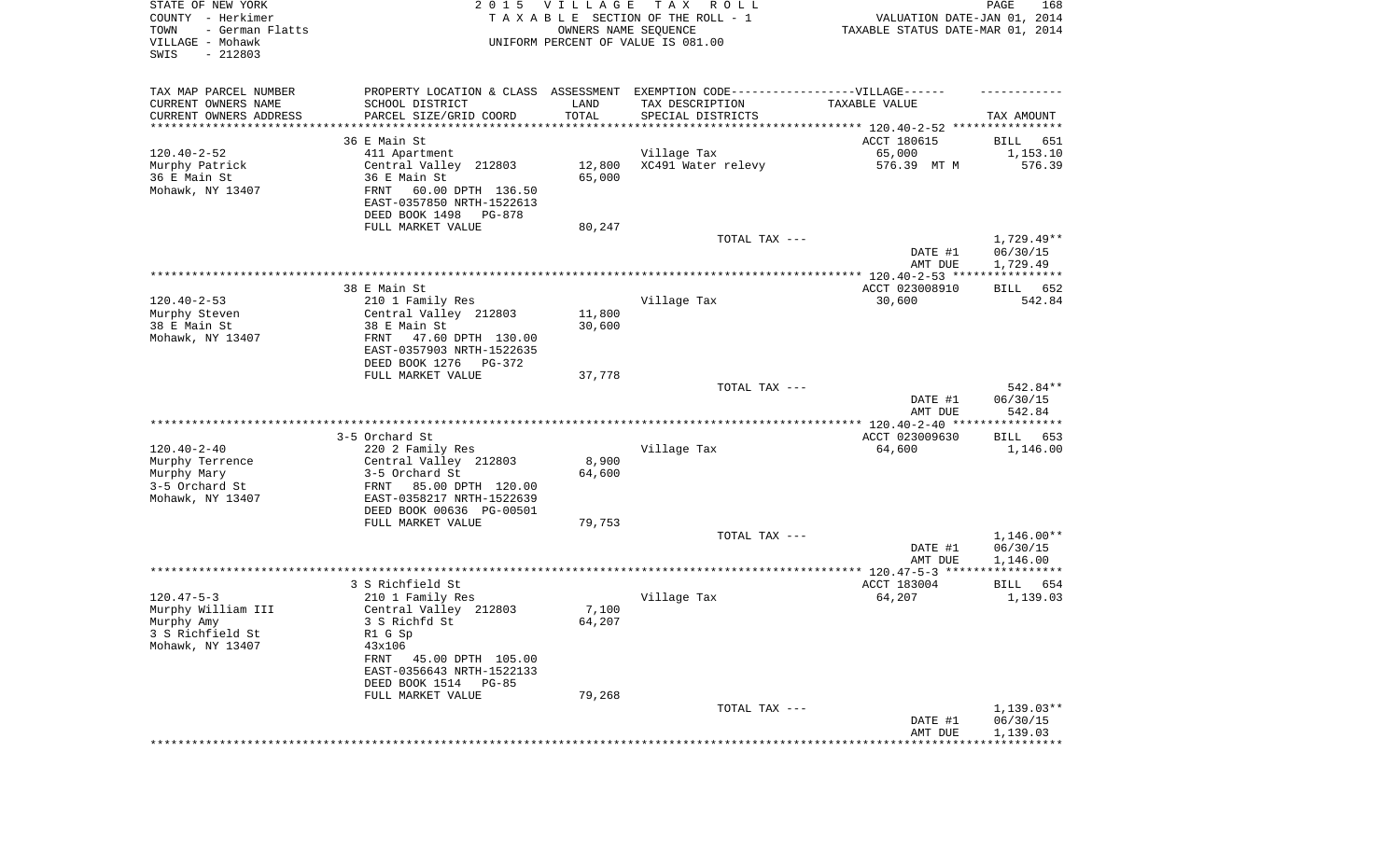STATE OF NEW YORK  
COUNTY - Herkimer  
TOWN - German Flatts  
VILLAGE - Mohawk  
SWIS - 212803

2 0 1 5 V I L L A G E T A X R O L L  
T A X A B L E SECTION OF THE ROLL - 1  
OWNERS NAME SEQUENCE  
UNIFORM PERCENT OF VALUE IS 081.00

VALUATION DATE-JAN 01, 2014  
TAXABLE STATUS DATE-MAR 01, 2014

| TAX MAP PARCEL NUMBER<br>CURRENT OWNERS NAME<br>CURRENT OWNERS ADDRESS | PROPERTY LOCATION & CLASS<br>SCHOOL DISTRICT<br>PARCEL SIZE/GRID COORD | ASSESSMENT<br>LAND<br>TOTAL | EXEMPTION CODE------------------VILLAGE------<br>TAX DESCRIPTION<br>SPECIAL DISTRICTS | TAXABLE VALUE | TAX AMOUNT |
|---|---|---|---|---|---|
| | 36 E Main St | | | ACCT 180615 | BILL 651 |
| 120.40-2-52 | 411 Apartment | | Village Tax | 65,000 | 1,153.10 |
| Murphy Patrick | Central Valley 212803 | 12,800 | XC491 Water relevy | 576.39 MT M | 576.39 |
| 36 E Main St | 36 E Main St | 65,000 | | | |
| Mohawk, NY 13407 | FRNT 60.00 DPTH 136.50 | | | | |
| | EAST-0357850 NRTH-1522613 | | | | |
| | DEED BOOK 1498 PG-878 | | | | |
| | FULL MARKET VALUE | 80,247 | | | |
| | | | TOTAL TAX --- | | 1,729.49** |
| | | | | DATE #1 | 06/30/15 |
| | | | | AMT DUE | 1,729.49 |
| | 38 E Main St | | | ACCT 023008910 | BILL 652 |
| 120.40-2-53 | 210 1 Family Res | | Village Tax | 30,600 | 542.84 |
| Murphy Steven | Central Valley 212803 | 11,800 | | | |
| 38 E Main St | 38 E Main St | 30,600 | | | |
| Mohawk, NY 13407 | FRNT 47.60 DPTH 130.00 | | | | |
| | EAST-0357903 NRTH-1522635 | | | | |
| | DEED BOOK 1276 PG-372 | | | | |
| | FULL MARKET VALUE | 37,778 | | | |
| | | | TOTAL TAX --- | | 542.84** |
| | | | | DATE #1 | 06/30/15 |
| | | | | AMT DUE | 542.84 |
| | 3-5 Orchard St | | | ACCT 023009630 | BILL 653 |
| 120.40-2-40 | 220 2 Family Res | | Village Tax | 64,600 | 1,146.00 |
| Murphy Terrence | Central Valley 212803 | 8,900 | | | |
| Murphy Mary | 3-5 Orchard St | 64,600 | | | |
| 3-5 Orchard St | FRNT 85.00 DPTH 120.00 | | | | |
| Mohawk, NY 13407 | EAST-0358217 NRTH-1522639 | | | | |
| | DEED BOOK 00636 PG-00501 | | | | |
| | FULL MARKET VALUE | 79,753 | | | |
| | | | TOTAL TAX --- | | 1,146.00** |
| | | | | DATE #1 | 06/30/15 |
| | | | | AMT DUE | 1,146.00 |
| | 3 S Richfield St | | | ACCT 183004 | BILL 654 |
| 120.47-5-3 | 210 1 Family Res | | Village Tax | 64,207 | 1,139.03 |
| Murphy William III | Central Valley 212803 | 7,100 | | | |
| Murphy Amy | 3 S Richfd St | 64,207 | | | |
| 3 S Richfield St | R1 G Sp | | | | |
| Mohawk, NY 13407 | 43x106 | | | | |
| | FRNT 45.00 DPTH 105.00 | | | | |
| | EAST-0356643 NRTH-1522133 | | | | |
| | DEED BOOK 1514 PG-85 | | | | |
| | FULL MARKET VALUE | 79,268 | | | |
| | | | TOTAL TAX --- | | 1,139.03** |
| | | | | DATE #1 | 06/30/15 |
| | | | | AMT DUE | 1,139.03 |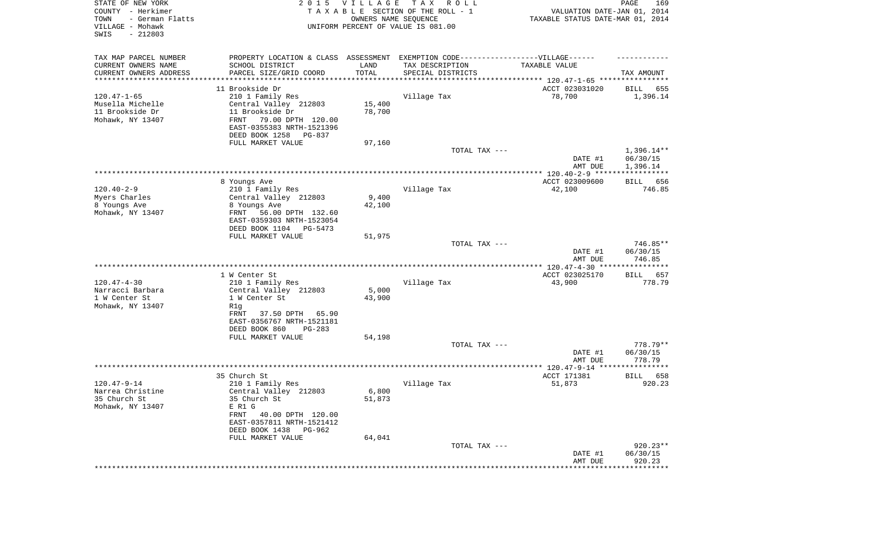STATE OF NEW YORK
COUNTY - Herkimer
TOWN - German Flatts
VILLAGE - Mohawk
SWIS - 212803

2 0 1 5 V I L L A G E T A X R O L L
T A X A B L E SECTION OF THE ROLL - 1
OWNERS NAME SEQUENCE
UNIFORM PERCENT OF VALUE IS 081.00

VALUATION DATE-JAN 01, 2014
TAXABLE STATUS DATE-MAR 01, 2014

| TAX MAP PARCEL NUMBER / CURRENT OWNERS NAME / CURRENT OWNERS ADDRESS | PROPERTY LOCATION & CLASS / SCHOOL DISTRICT / PARCEL SIZE/GRID COORD | ASSESSMENT LAND / TOTAL | EXEMPTION CODE / TAX DESCRIPTION / SPECIAL DISTRICTS | VILLAGE TAXABLE VALUE | TAX AMOUNT |
|---|---|---|---|---|---|
| 120.47-1-65 | 11 Brookside Dr | | | ACCT 023031020 | BILL 655 |
| Musella Michelle | 210 1 Family Res | | Village Tax | 78,700 | 1,396.14 |
| 11 Brookside Dr | Central Valley 212803 | 15,400 | | | |
| Mohawk, NY 13407 | 11 Brookside Dr | 78,700 | | | |
| | FRNT 79.00 DPTH 120.00 | | | | |
| | EAST-0355383 NRTH-1521396 | | | | |
| | DEED BOOK 1258 PG-837 | | | | |
| | FULL MARKET VALUE | 97,160 | | | |
| | | | TOTAL TAX --- | | 1,396.14** |
| | | | | DATE #1 | 06/30/15 |
| | | | | AMT DUE | 1,396.14 |
| 120.40-2-9 | 8 Youngs Ave | | | ACCT 023009600 | BILL 656 |
| Myers Charles | 210 1 Family Res | | Village Tax | 42,100 | 746.85 |
| 8 Youngs Ave | Central Valley 212803 | 9,400 | | | |
| Mohawk, NY 13407 | 8 Youngs Ave | 42,100 | | | |
| | FRNT 56.00 DPTH 132.60 | | | | |
| | EAST-0359303 NRTH-1523054 | | | | |
| | DEED BOOK 1104 PG-5473 | | | | |
| | FULL MARKET VALUE | 51,975 | | | |
| | | | TOTAL TAX --- | | 746.85** |
| | | | | DATE #1 | 06/30/15 |
| | | | | AMT DUE | 746.85 |
| 120.47-4-30 | 1 W Center St | | | ACCT 023025170 | BILL 657 |
| Narracci Barbara | 210 1 Family Res | | Village Tax | 43,900 | 778.79 |
| 1 W Center St | Central Valley 212803 | 5,000 | | | |
| Mohawk, NY 13407 | 1 W Center St | 43,900 | | | |
| | R1g | | | | |
| | FRNT 37.50 DPTH 65.90 | | | | |
| | EAST-0356767 NRTH-1521181 | | | | |
| | DEED BOOK 860 PG-283 | | | | |
| | FULL MARKET VALUE | 54,198 | | | |
| | | | TOTAL TAX --- | | 778.79** |
| | | | | DATE #1 | 06/30/15 |
| | | | | AMT DUE | 778.79 |
| 120.47-9-14 | 35 Church St | | | ACCT 171381 | BILL 658 |
| Narrea Christine | 210 1 Family Res | | Village Tax | 51,873 | 920.23 |
| 35 Church St | Central Valley 212803 | 6,800 | | | |
| Mohawk, NY 13407 | 35 Church St | 51,873 | | | |
| | E R1 G | | | | |
| | FRNT 40.00 DPTH 120.00 | | | | |
| | EAST-0357811 NRTH-1521412 | | | | |
| | DEED BOOK 1438 PG-962 | | | | |
| | FULL MARKET VALUE | 64,041 | | | |
| | | | TOTAL TAX --- | | 920.23** |
| | | | | DATE #1 | 06/30/15 |
| | | | | AMT DUE | 920.23 |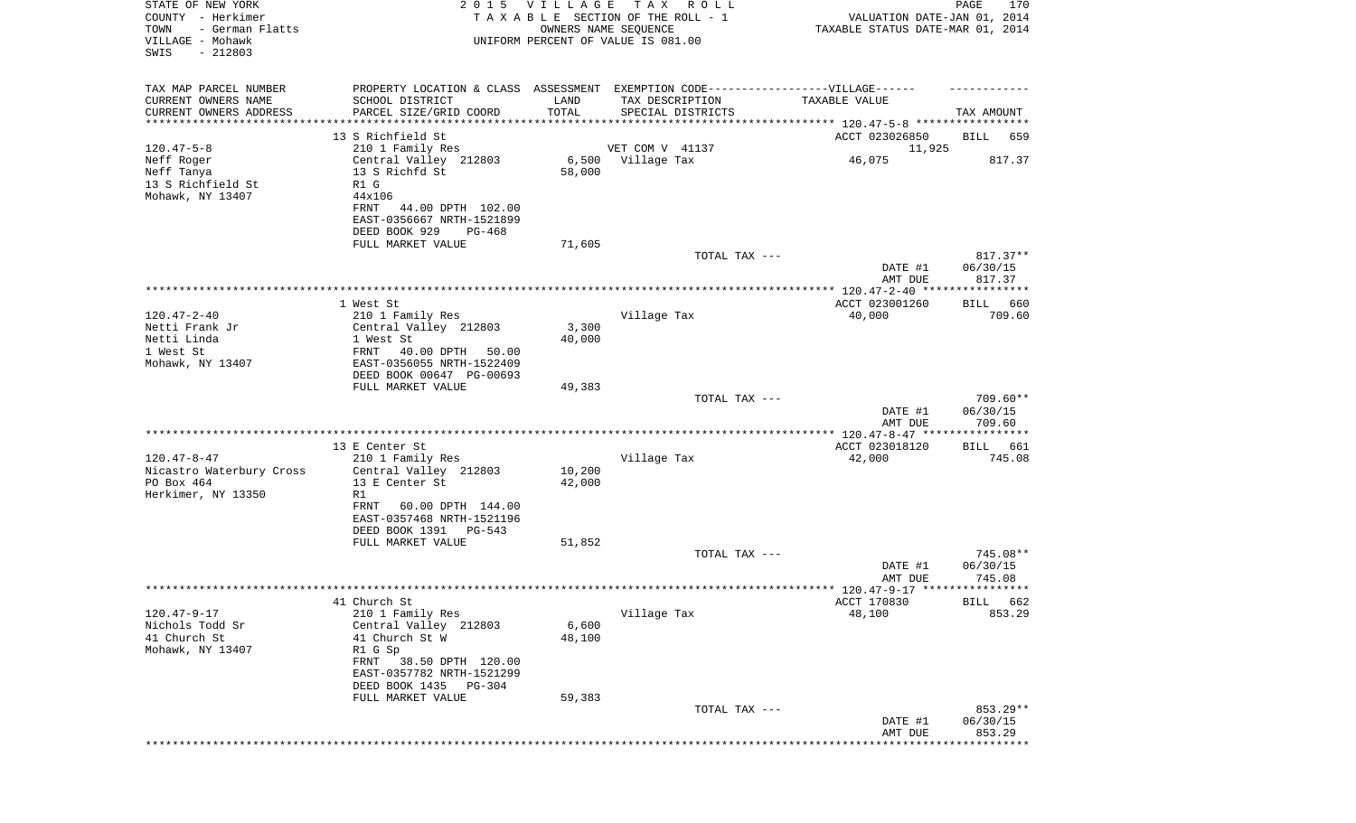STATE OF NEW YORK
COUNTY - Herkimer
TOWN - German Flatts
VILLAGE - Mohawk
SWIS - 212803

2015 VILLAGE TAX ROLL
TAXABLE SECTION OF THE ROLL - 1
OWNERS NAME SEQUENCE
UNIFORM PERCENT OF VALUE IS 081.00

VALUATION DATE-JAN 01, 2014
TAXABLE STATUS DATE-MAR 01, 2014

| TAX MAP PARCEL NUMBER / CURRENT OWNERS NAME / CURRENT OWNERS ADDRESS | PROPERTY LOCATION & CLASS / SCHOOL DISTRICT / PARCEL SIZE/GRID COORD | ASSESSMENT LAND / TOTAL | EXEMPTION CODE-----VILLAGE------ TAX DESCRIPTION / SPECIAL DISTRICTS | TAXABLE VALUE | TAX AMOUNT |
|---|---|---|---|---|---|
| **120.47-5-8** | 13 S Richfield St | | | ACCT 023026850 | BILL 659 |
| Neff Roger | 210 1 Family Res | | VET COM V 41137 | 11,925 | |
| Neff Tanya | Central Valley 212803 | 6,500 | Village Tax | 46,075 | 817.37 |
| 13 S Richfield St | 13 S Richfd St | 58,000 | | | |
| Mohawk, NY 13407 | R1 G | | | | |
| | 44x106 | | | | |
| | FRNT 44.00 DPTH 102.00 | | | | |
| | EAST-0356667 NRTH-1521899 | | | | |
| | DEED BOOK 929 PG-468 | | | | |
| | FULL MARKET VALUE | 71,605 | | | |
| | | | TOTAL TAX --- | | 817.37** |
| | | | | DATE #1 | 06/30/15 |
| | | | | AMT DUE | 817.37 |
| **120.47-2-40** | 1 West St | | | ACCT 023001260 | BILL 660 |
| Netti Frank Jr | 210 1 Family Res | | Village Tax | 40,000 | 709.60 |
| Netti Linda | Central Valley 212803 | 3,300 | | | |
| 1 West St | 1 West St | 40,000 | | | |
| Mohawk, NY 13407 | FRNT 40.00 DPTH 50.00 | | | | |
| | EAST-0356055 NRTH-1522409 | | | | |
| | DEED BOOK 00647 PG-00693 | | | | |
| | FULL MARKET VALUE | 49,383 | | | |
| | | | TOTAL TAX --- | | 709.60** |
| | | | | DATE #1 | 06/30/15 |
| | | | | AMT DUE | 709.60 |
| **120.47-8-47** | 13 E Center St | | | ACCT 023018120 | BILL 661 |
| Nicastro Waterbury Cross | 210 1 Family Res | | Village Tax | 42,000 | 745.08 |
| PO Box 464 | Central Valley 212803 | 10,200 | | | |
| Herkimer, NY 13350 | 13 E Center St | 42,000 | | | |
| | R1 | | | | |
| | FRNT 60.00 DPTH 144.00 | | | | |
| | EAST-0357468 NRTH-1521196 | | | | |
| | DEED BOOK 1391 PG-543 | | | | |
| | FULL MARKET VALUE | 51,852 | | | |
| | | | TOTAL TAX --- | | 745.08** |
| | | | | DATE #1 | 06/30/15 |
| | | | | AMT DUE | 745.08 |
| **120.47-9-17** | 41 Church St | | | ACCT 170830 | BILL 662 |
| Nichols Todd Sr | 210 1 Family Res | | Village Tax | 48,100 | 853.29 |
| 41 Church St | Central Valley 212803 | 6,600 | | | |
| Mohawk, NY 13407 | 41 Church St W | 48,100 | | | |
| | R1 G Sp | | | | |
| | FRNT 38.50 DPTH 120.00 | | | | |
| | EAST-0357782 NRTH-1521299 | | | | |
| | DEED BOOK 1435 PG-304 | | | | |
| | FULL MARKET VALUE | 59,383 | | | |
| | | | TOTAL TAX --- | | 853.29** |
| | | | | DATE #1 | 06/30/15 |
| | | | | AMT DUE | 853.29 |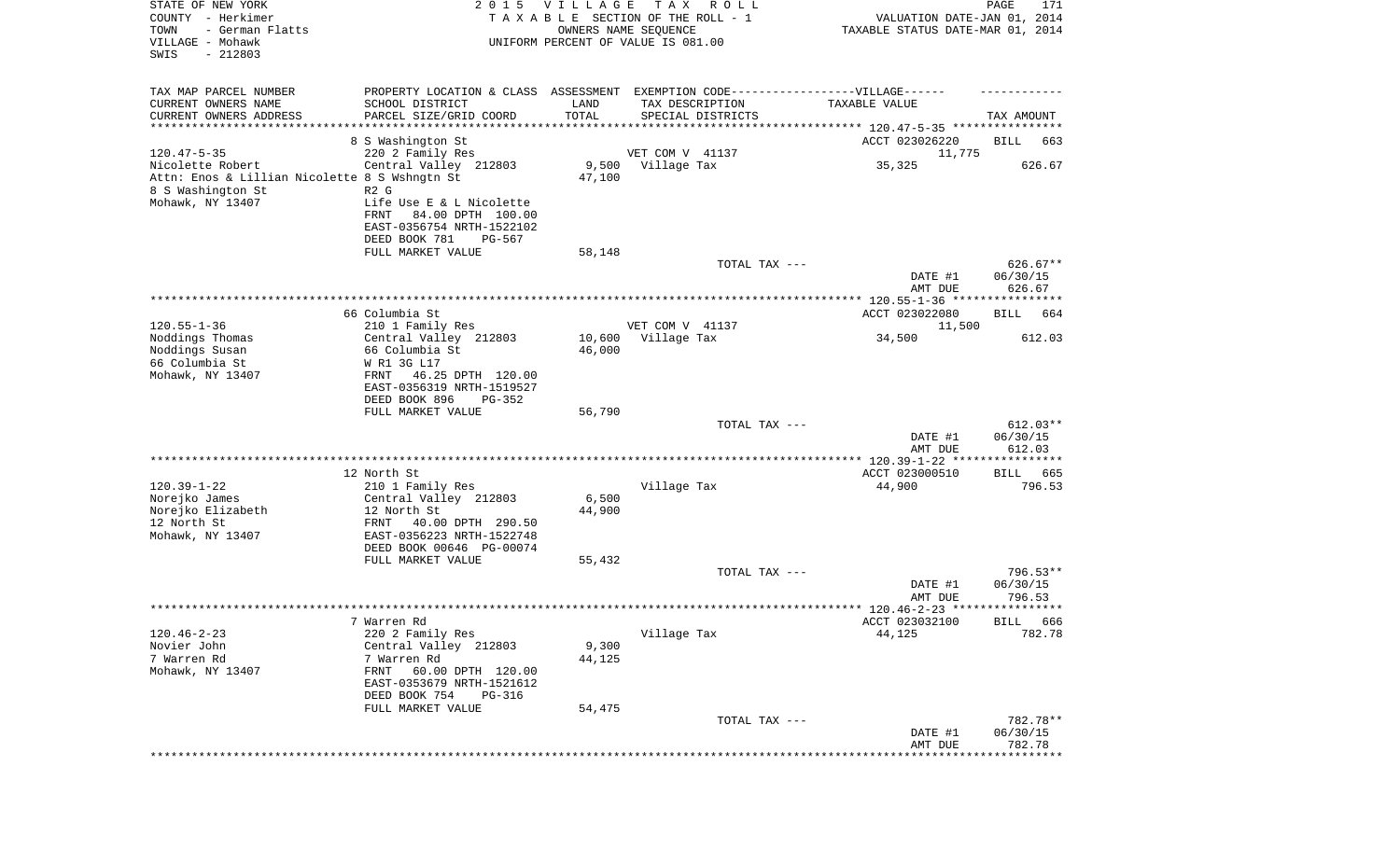STATE OF NEW YORK
COUNTY - Herkimer
TOWN - German Flatts
VILLAGE - Mohawk
SWIS - 212803

2015 VILLAGE TAX ROLL
TAXABLE SECTION OF THE ROLL - 1
OWNERS NAME SEQUENCE
UNIFORM PERCENT OF VALUE IS 081.00

VALUATION DATE-JAN 01, 2014
TAXABLE STATUS DATE-MAR 01, 2014

| TAX MAP PARCEL NUMBER / CURRENT OWNERS NAME / CURRENT OWNERS ADDRESS | PROPERTY LOCATION & CLASS / SCHOOL DISTRICT / PARCEL SIZE/GRID COORD | ASSESSMENT LAND / TOTAL | EXEMPTION CODE / TAX DESCRIPTION / SPECIAL DISTRICTS | TAXABLE VALUE | TAX AMOUNT |
|---|---|---|---|---|---|
| 120.47-5-35 | 8 S Washington St | | | ACCT 023026220 | BILL 663 |
| | 220 2 Family Res | | VET COM V 41137 | 11,775 | |
| Nicolette Robert | Central Valley 212803 | 9,500 | Village Tax | 35,325 | 626.67 |
| Attn: Enos & Lillian Nicolette 8 S Wshngtn St | | 47,100 | | | |
| 8 S Washington St | R2 G | | | | |
| Mohawk, NY 13407 | Life Use E & L Nicolette | | | | |
| | FRNT 84.00 DPTH 100.00 | | | | |
| | EAST-0356754 NRTH-1522102 | | | | |
| | DEED BOOK 781 PG-567 | | | | |
| | FULL MARKET VALUE | 58,148 | | | |
| | | | TOTAL TAX --- | | 626.67** |
| | | | | DATE #1 | 06/30/15 |
| | | | | AMT DUE | 626.67 |
| 120.55-1-36 | 66 Columbia St | | | ACCT 023022080 | BILL 664 |
| | 210 1 Family Res | | VET COM V 41137 | 11,500 | |
| Noddings Thomas | Central Valley 212803 | 10,600 | Village Tax | 34,500 | 612.03 |
| Noddings Susan | 66 Columbia St | 46,000 | | | |
| 66 Columbia St | W R1 3G L17 | | | | |
| Mohawk, NY 13407 | FRNT 46.25 DPTH 120.00 | | | | |
| | EAST-0356319 NRTH-1519527 | | | | |
| | DEED BOOK 896 PG-352 | | | | |
| | FULL MARKET VALUE | 56,790 | | | |
| | | | TOTAL TAX --- | | 612.03** |
| | | | | DATE #1 | 06/30/15 |
| | | | | AMT DUE | 612.03 |
| 120.39-1-22 | 12 North St | | | ACCT 023000510 | BILL 665 |
| | 210 1 Family Res | | Village Tax | 44,900 | 796.53 |
| Norejko James | Central Valley 212803 | 6,500 | | | |
| Norejko Elizabeth | 12 North St | 44,900 | | | |
| 12 North St | FRNT 40.00 DPTH 290.50 | | | | |
| Mohawk, NY 13407 | EAST-0356223 NRTH-1522748 | | | | |
| | DEED BOOK 00646 PG-00074 | | | | |
| | FULL MARKET VALUE | 55,432 | | | |
| | | | TOTAL TAX --- | | 796.53** |
| | | | | DATE #1 | 06/30/15 |
| | | | | AMT DUE | 796.53 |
| 120.46-2-23 | 7 Warren Rd | | | ACCT 023032100 | BILL 666 |
| | 220 2 Family Res | | Village Tax | 44,125 | 782.78 |
| Novier John | Central Valley 212803 | 9,300 | | | |
| 7 Warren Rd | 7 Warren Rd | 44,125 | | | |
| Mohawk, NY 13407 | FRNT 60.00 DPTH 120.00 | | | | |
| | EAST-0353679 NRTH-1521612 | | | | |
| | DEED BOOK 754 PG-316 | | | | |
| | FULL MARKET VALUE | 54,475 | | | |
| | | | TOTAL TAX --- | | 782.78** |
| | | | | DATE #1 | 06/30/15 |
| | | | | AMT DUE | 782.78 |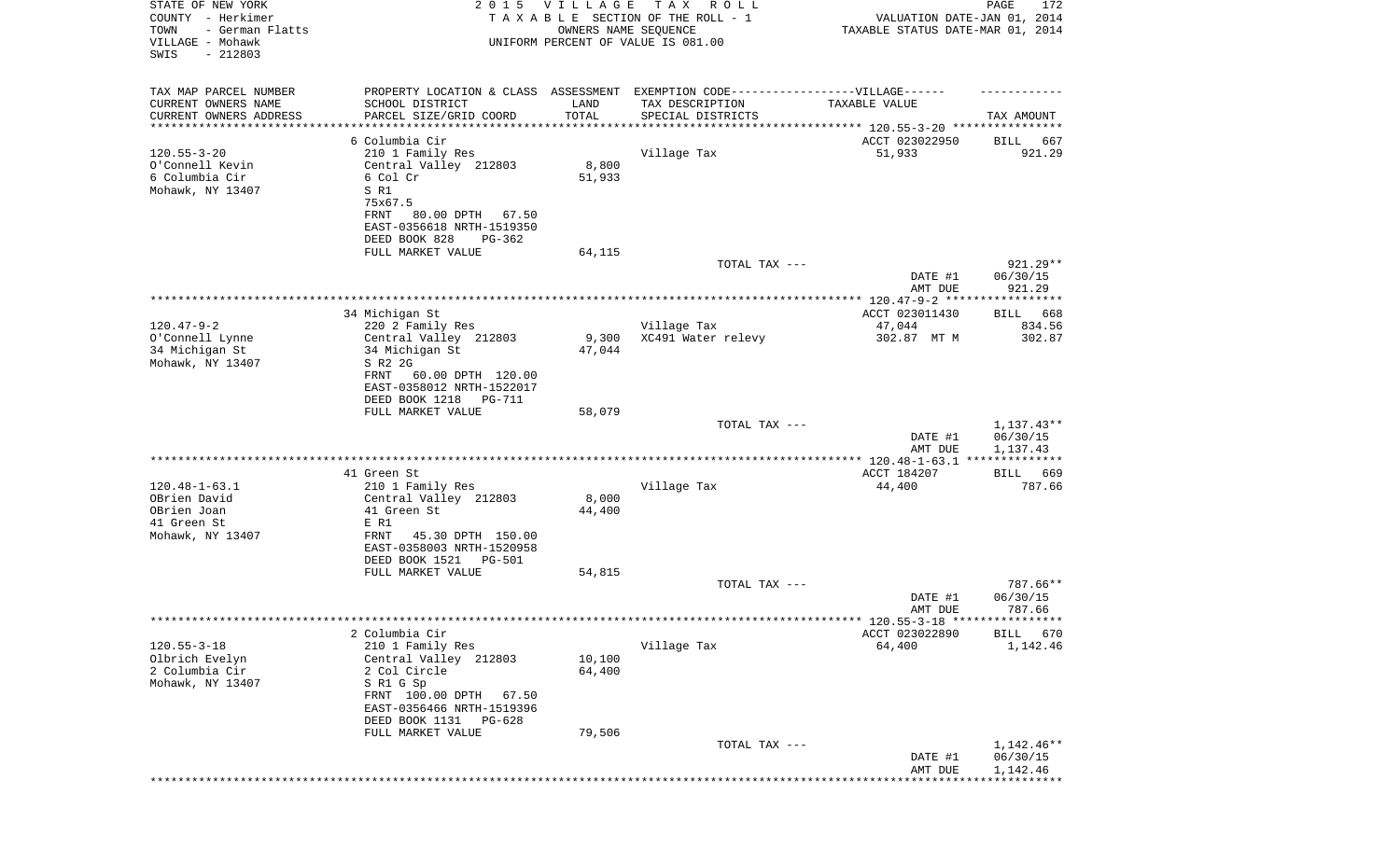STATE OF NEW YORK
COUNTY - Herkimer
TOWN - German Flatts
VILLAGE - Mohawk
SWIS - 212803

2 0 1 5 V I L L A G E T A X R O L L
T A X A B L E SECTION OF THE ROLL - 1
OWNERS NAME SEQUENCE
UNIFORM PERCENT OF VALUE IS 081.00

VALUATION DATE-JAN 01, 2014
TAXABLE STATUS DATE-MAR 01, 2014

| TAX MAP PARCEL NUMBER<br>CURRENT OWNERS NAME<br>CURRENT OWNERS ADDRESS | PROPERTY LOCATION & CLASS<br>SCHOOL DISTRICT<br>PARCEL SIZE/GRID COORD | ASSESSMENT<br>LAND<br>TOTAL | EXEMPTION CODE-----VILLAGE------<br>TAX DESCRIPTION<br>SPECIAL DISTRICTS | TAXABLE VALUE | TAX AMOUNT |
|---|---|---|---|---|---|
| | 6 Columbia Cir | | | ACCT 023022950 | BILL 667 |
| 120.55-3-20 | 210 1 Family Res | | Village Tax | 51,933 | 921.29 |
| O'Connell Kevin | Central Valley 212803 | 8,800 | | | |
| 6 Columbia Cir | 6 Col Cr | 51,933 | | | |
| Mohawk, NY 13407 | S R1 | | | | |
| | 75x67.5 | | | | |
| | FRNT 80.00 DPTH 67.50 | | | | |
| | EAST-0356618 NRTH-1519350 | | | | |
| | DEED BOOK 828 PG-362 | | | | |
| | FULL MARKET VALUE | 64,115 | | | |
| | | | TOTAL TAX --- | | 921.29** |
| | | | | DATE #1 | 06/30/15 |
| | | | | AMT DUE | 921.29 |
| | 34 Michigan St | | | ACCT 023011430 | BILL 668 |
| 120.47-9-2 | 220 2 Family Res | | Village Tax | 47,044 | 834.56 |
| O'Connell Lynne | Central Valley 212803 | 9,300 | XC491 Water relevy | 302.87 MT M | 302.87 |
| 34 Michigan St | 34 Michigan St | 47,044 | | | |
| Mohawk, NY 13407 | S R2 2G | | | | |
| | FRNT 60.00 DPTH 120.00 | | | | |
| | EAST-0358012 NRTH-1522017 | | | | |
| | DEED BOOK 1218 PG-711 | | | | |
| | FULL MARKET VALUE | 58,079 | | | |
| | | | TOTAL TAX --- | | 1,137.43** |
| | | | | DATE #1 | 06/30/15 |
| | | | | AMT DUE | 1,137.43 |
| | 41 Green St | | | ACCT 184207 | BILL 669 |
| 120.48-1-63.1 | 210 1 Family Res | | Village Tax | 44,400 | 787.66 |
| OBrien David | Central Valley 212803 | 8,000 | | | |
| OBrien Joan | 41 Green St | 44,400 | | | |
| 41 Green St | E R1 | | | | |
| Mohawk, NY 13407 | FRNT 45.30 DPTH 150.00 | | | | |
| | EAST-0358003 NRTH-1520958 | | | | |
| | DEED BOOK 1521 PG-501 | | | | |
| | FULL MARKET VALUE | 54,815 | | | |
| | | | TOTAL TAX --- | | 787.66** |
| | | | | DATE #1 | 06/30/15 |
| | | | | AMT DUE | 787.66 |
| | 2 Columbia Cir | | | ACCT 023022890 | BILL 670 |
| 120.55-3-18 | 210 1 Family Res | | Village Tax | 64,400 | 1,142.46 |
| Olbrich Evelyn | Central Valley 212803 | 10,100 | | | |
| 2 Columbia Cir | 2 Col Circle | 64,400 | | | |
| Mohawk, NY 13407 | S R1 G Sp | | | | |
| | FRNT 100.00 DPTH 67.50 | | | | |
| | EAST-0356466 NRTH-1519396 | | | | |
| | DEED BOOK 1131 PG-628 | | | | |
| | FULL MARKET VALUE | 79,506 | | | |
| | | | TOTAL TAX --- | | 1,142.46** |
| | | | | DATE #1 | 06/30/15 |
| | | | | AMT DUE | 1,142.46 |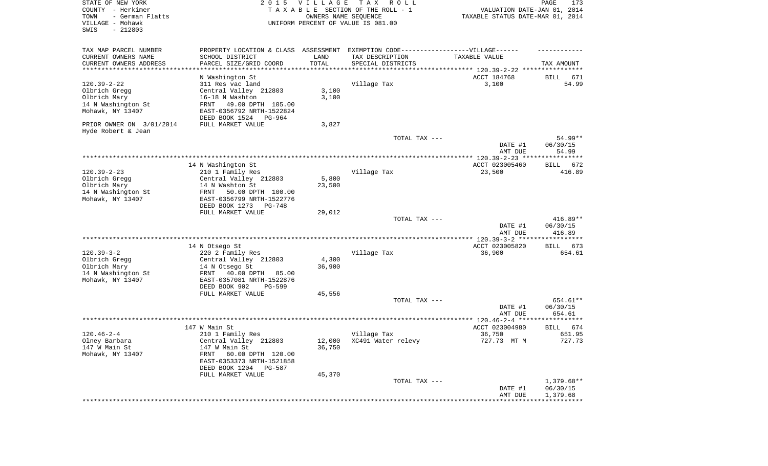STATE OF NEW YORK
COUNTY - Herkimer
TOWN - German Flatts
VILLAGE - Mohawk
SWIS - 212803

2015 VILLAGE TAX ROLL
TAXABLE SECTION OF THE ROLL - 1
OWNERS NAME SEQUENCE
UNIFORM PERCENT OF VALUE IS 081.00

VALUATION DATE-JAN 01, 2014
TAXABLE STATUS DATE-MAR 01, 2014

| TAX MAP PARCEL NUMBER<br>CURRENT OWNERS NAME<br>CURRENT OWNERS ADDRESS | PROPERTY LOCATION & CLASS<br>SCHOOL DISTRICT<br>PARCEL SIZE/GRID COORD | ASSESSMENT<br>LAND<br>TOTAL | EXEMPTION CODE------VILLAGE------<br>TAX DESCRIPTION<br>SPECIAL DISTRICTS | TAXABLE VALUE | TAX AMOUNT |
|---|---|---|---|---|---|
| 120.39-2-22 | N Washington St | | | ACCT 184768 | BILL 671 |
| 120.39-2-22 | 311 Res vac land | | Village Tax | 3,100 | 54.99 |
| Olbrich Gregg | Central Valley 212803 | 3,100 | | | |
| Olbrich Mary | 16-18 N Washton | 3,100 | | | |
| 14 N Washington St | FRNT 49.00 DPTH 105.00 | | | | |
| Mohawk, NY 13407 | EAST-0356792 NRTH-1522824 | | | | |
| | DEED BOOK 1524 PG-964 | | | | |
| PRIOR OWNER ON 3/01/2014 | FULL MARKET VALUE | 3,827 | | | |
| Hyde Robert & Jean | | | | | |
| | | | TOTAL TAX --- | | 54.99** |
| | | | | DATE #1 | 06/30/15 |
| | | | | AMT DUE | 54.99 |
| 120.39-2-23 | 14 N Washington St | | | ACCT 023005460 | BILL 672 |
| 120.39-2-23 | 210 1 Family Res | | Village Tax | 23,500 | 416.89 |
| Olbrich Gregg | Central Valley 212803 | 5,800 | | | |
| Olbrich Mary | 14 N Washton St | 23,500 | | | |
| 14 N Washington St | FRNT 50.00 DPTH 100.00 | | | | |
| Mohawk, NY 13407 | EAST-0356799 NRTH-1522776 | | | | |
| | DEED BOOK 1273 PG-748 | | | | |
| | FULL MARKET VALUE | 29,012 | | | |
| | | | TOTAL TAX --- | | 416.89** |
| | | | | DATE #1 | 06/30/15 |
| | | | | AMT DUE | 416.89 |
| 120.39-3-2 | 14 N Otsego St | | | ACCT 023005820 | BILL 673 |
| 120.39-3-2 | 220 2 Family Res | | Village Tax | 36,900 | 654.61 |
| Olbrich Gregg | Central Valley 212803 | 4,300 | | | |
| Olbrich Mary | 14 N Otsego St | 36,900 | | | |
| 14 N Washington St | FRNT 40.00 DPTH 85.00 | | | | |
| Mohawk, NY 13407 | EAST-0357081 NRTH-1522876 | | | | |
| | DEED BOOK 902 PG-599 | | | | |
| | FULL MARKET VALUE | 45,556 | | | |
| | | | TOTAL TAX --- | | 654.61** |
| | | | | DATE #1 | 06/30/15 |
| | | | | AMT DUE | 654.61 |
| 120.46-2-4 | 147 W Main St | | | ACCT 023004980 | BILL 674 |
| 120.46-2-4 | 210 1 Family Res | | Village Tax | 36,750 | 651.95 |
| Olney Barbara | Central Valley 212803 | 12,000 | XC491 Water relevy | 727.73 MT M | 727.73 |
| 147 W Main St | 147 W Main St | 36,750 | | | |
| Mohawk, NY 13407 | FRNT 60.00 DPTH 120.00 | | | | |
| | EAST-0353373 NRTH-1521858 | | | | |
| | DEED BOOK 1204 PG-587 | | | | |
| | FULL MARKET VALUE | 45,370 | | | |
| | | | TOTAL TAX --- | | 1,379.68** |
| | | | | DATE #1 | 06/30/15 |
| | | | | AMT DUE | 1,379.68 |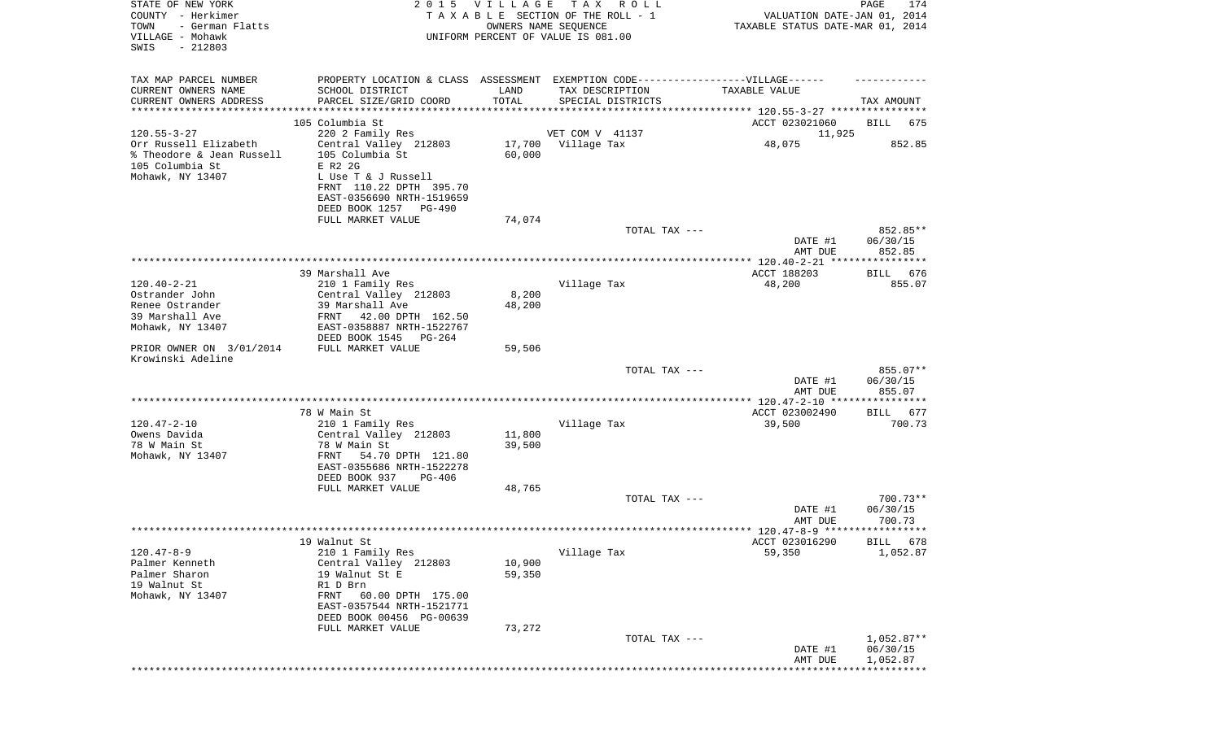STATE OF NEW YORK
COUNTY - Herkimer
TOWN - German Flatts
VILLAGE - Mohawk
SWIS - 212803

2015 VILLAGE TAX ROLL
TAXABLE SECTION OF THE ROLL - 1
OWNERS NAME SEQUENCE
UNIFORM PERCENT OF VALUE IS 081.00

VALUATION DATE-JAN 01, 2014
TAXABLE STATUS DATE-MAR 01, 2014

| TAX MAP PARCEL NUMBER / CURRENT OWNERS NAME / CURRENT OWNERS ADDRESS | PROPERTY LOCATION & CLASS / SCHOOL DISTRICT / PARCEL SIZE/GRID COORD | ASSESSMENT LAND / TOTAL | EXEMPTION CODE / TAX DESCRIPTION / SPECIAL DISTRICTS | TAXABLE VALUE | TAX AMOUNT |
|---|---|---|---|---|---|
| 120.55-3-27 | 105 Columbia St | | | ACCT 023021060 | BILL 675 |
| | 220 2 Family Res | | VET COM V 41137 | 11,925 | |
| Orr Russell Elizabeth | Central Valley 212803 | 17,700 | Village Tax | 48,075 | 852.85 |
| % Theodore & Jean Russell | 105 Columbia St | 60,000 | | | |
| 105 Columbia St | E R2 2G | | | | |
| Mohawk, NY 13407 | L Use T & J Russell | | | | |
| | FRNT 110.22 DPTH 395.70 | | | | |
| | EAST-0356690 NRTH-1519659 | | | | |
| | DEED BOOK 1257 PG-490 | | | | |
| | FULL MARKET VALUE | 74,074 | | | |
| | | | TOTAL TAX --- | | 852.85** |
| | | | | DATE #1 | 06/30/15 |
| | | | | AMT DUE | 852.85 |
| 120.40-2-21 | 39 Marshall Ave | | | ACCT 188203 | BILL 676 |
| | 210 1 Family Res | | Village Tax | 48,200 | 855.07 |
| Ostrander John | Central Valley 212803 | 8,200 | | | |
| Renee Ostrander | 39 Marshall Ave | 48,200 | | | |
| 39 Marshall Ave | FRNT 42.00 DPTH 162.50 | | | | |
| Mohawk, NY 13407 | EAST-0358887 NRTH-1522767 | | | | |
| | DEED BOOK 1545 PG-264 | | | | |
| PRIOR OWNER ON 3/01/2014 | FULL MARKET VALUE | 59,506 | | | |
| Krowinski Adeline | | | | | |
| | | | TOTAL TAX --- | | 855.07** |
| | | | | DATE #1 | 06/30/15 |
| | | | | AMT DUE | 855.07 |
| 120.47-2-10 | 78 W Main St | | | ACCT 023002490 | BILL 677 |
| | 210 1 Family Res | | Village Tax | 39,500 | 700.73 |
| Owens Davida | Central Valley 212803 | 11,800 | | | |
| 78 W Main St | 78 W Main St | 39,500 | | | |
| Mohawk, NY 13407 | FRNT 54.70 DPTH 121.80 | | | | |
| | EAST-0355686 NRTH-1522278 | | | | |
| | DEED BOOK 937 PG-406 | | | | |
| | FULL MARKET VALUE | 48,765 | | | |
| | | | TOTAL TAX --- | | 700.73** |
| | | | | DATE #1 | 06/30/15 |
| | | | | AMT DUE | 700.73 |
| 120.47-8-9 | 19 Walnut St | | | ACCT 023016290 | BILL 678 |
| | 210 1 Family Res | | Village Tax | 59,350 | 1,052.87 |
| Palmer Kenneth | Central Valley 212803 | 10,900 | | | |
| Palmer Sharon | 19 Walnut St E | 59,350 | | | |
| 19 Walnut St | R1 D Brn | | | | |
| Mohawk, NY 13407 | FRNT 60.00 DPTH 175.00 | | | | |
| | EAST-0357544 NRTH-1521771 | | | | |
| | DEED BOOK 00456 PG-00639 | | | | |
| | FULL MARKET VALUE | 73,272 | | | |
| | | | TOTAL TAX --- | | 1,052.87** |
| | | | | DATE #1 | 06/30/15 |
| | | | | AMT DUE | 1,052.87 |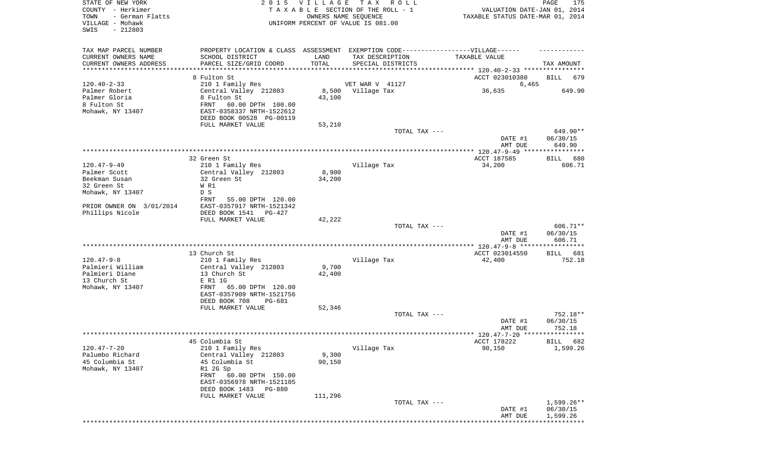STATE OF NEW YORK
COUNTY - Herkimer
TOWN - German Flatts
VILLAGE - Mohawk
SWIS - 212803

2015 VILLAGE TAX ROLL
TAXABLE SECTION OF THE ROLL - 1
OWNERS NAME SEQUENCE
UNIFORM PERCENT OF VALUE IS 081.00

VALUATION DATE-JAN 01, 2014
TAXABLE STATUS DATE-MAR 01, 2014

| TAX MAP PARCEL NUMBER / CURRENT OWNERS NAME / CURRENT OWNERS ADDRESS | PROPERTY LOCATION & CLASS / SCHOOL DISTRICT / PARCEL SIZE/GRID COORD | ASSESSMENT LAND / TOTAL | EXEMPTION CODE / TAX DESCRIPTION / SPECIAL DISTRICTS | TAXABLE VALUE | TAX AMOUNT |
|---|---|---|---|---|---|
| **120.40-2-33** | 8 Fulton St | | | ACCT 023010380 | BILL 679 |
| 120.40-2-33 | 210 1 Family Res | | VET WAR V 41127 | 6,465 | |
| Palmer Robert | Central Valley 212803 | 8,500 | Village Tax | 36,635 | 649.90 |
| Palmer Gloria | 8 Fulton St | 43,100 | | | |
| 8 Fulton St | FRNT 60.00 DPTH 100.00 | | | | |
| Mohawk, NY 13407 | EAST-0358337 NRTH-1522612 | | | | |
| | DEED BOOK 00528 PG-00119 | | | | |
| | FULL MARKET VALUE | 53,210 | | | |
| | | | TOTAL TAX --- | | 649.90** |
| | | | | DATE #1 | 06/30/15 |
| | | | | AMT DUE | 649.90 |
| **120.47-9-49** | 32 Green St | | | ACCT 187585 | BILL 680 |
| 120.47-9-49 | 210 1 Family Res | | Village Tax | 34,200 | 606.71 |
| Palmer Scott | Central Valley 212803 | 8,900 | | | |
| Beekman Susan | 32 Green St | 34,200 | | | |
| 32 Green St | W R1 | | | | |
| Mohawk, NY 13407 | D S | | | | |
| | FRNT 55.00 DPTH 120.00 | | | | |
| PRIOR OWNER ON 3/01/2014 | EAST-0357917 NRTH-1521342 | | | | |
| Phillips Nicole | DEED BOOK 1541 PG-427 | | | | |
| | FULL MARKET VALUE | 42,222 | | | |
| | | | TOTAL TAX --- | | 606.71** |
| | | | | DATE #1 | 06/30/15 |
| | | | | AMT DUE | 606.71 |
| **120.47-9-8** | 13 Church St | | | ACCT 023014550 | BILL 681 |
| 120.47-9-8 | 210 1 Family Res | | Village Tax | 42,400 | 752.18 |
| Palmieri William | Central Valley 212803 | 9,700 | | | |
| Palmieri Diane | 13 Church St | 42,400 | | | |
| 13 Church St | E R1 1G | | | | |
| Mohawk, NY 13407 | FRNT 65.00 DPTH 120.00 | | | | |
| | EAST-0357909 NRTH-1521756 | | | | |
| | DEED BOOK 708 PG-681 | | | | |
| | FULL MARKET VALUE | 52,346 | | | |
| | | | TOTAL TAX --- | | 752.18** |
| | | | | DATE #1 | 06/30/15 |
| | | | | AMT DUE | 752.18 |
| **120.47-7-20** | 45 Columbia St | | | ACCT 178222 | BILL 682 |
| 120.47-7-20 | 210 1 Family Res | | Village Tax | 90,150 | 1,599.26 |
| Palumbo Richard | Central Valley 212803 | 9,300 | | | |
| 45 Columbia St | 45 Columbia St | 90,150 | | | |
| Mohawk, NY 13407 | R1 2G Sp | | | | |
| | FRNT 60.00 DPTH 150.00 | | | | |
| | EAST-0356978 NRTH-1521105 | | | | |
| | DEED BOOK 1483 PG-880 | | | | |
| | FULL MARKET VALUE | 111,296 | | | |
| | | | TOTAL TAX --- | | 1,599.26** |
| | | | | DATE #1 | 06/30/15 |
| | | | | AMT DUE | 1,599.26 |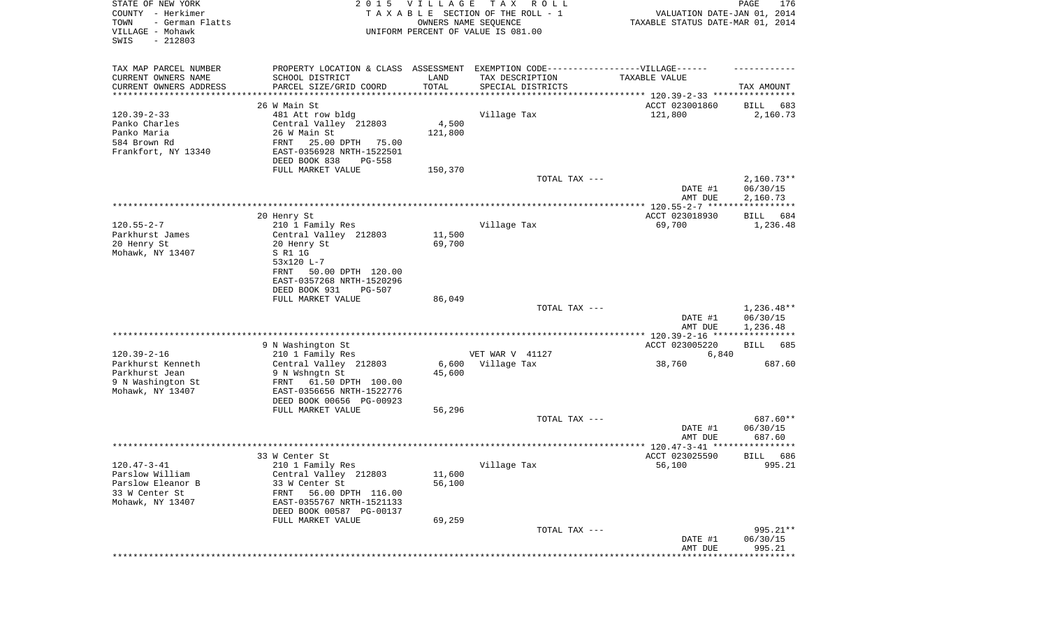STATE OF NEW YORK
COUNTY - Herkimer
TOWN - German Flatts
VILLAGE - Mohawk
SWIS - 212803

2 0 1 5 V I L L A G E T A X R O L L
T A X A B L E SECTION OF THE ROLL - 1
OWNERS NAME SEQUENCE
UNIFORM PERCENT OF VALUE IS 081.00

VALUATION DATE-JAN 01, 2014
TAXABLE STATUS DATE-MAR 01, 2014

| TAX MAP PARCEL NUMBER / CURRENT OWNERS NAME / CURRENT OWNERS ADDRESS | PROPERTY LOCATION & CLASS / SCHOOL DISTRICT / PARCEL SIZE/GRID COORD | ASSESSMENT LAND / TOTAL | EXEMPTION CODE / TAX DESCRIPTION / SPECIAL DISTRICTS | TAXABLE VALUE | TAX AMOUNT |
|---|---|---|---|---|---|
| 120.39-2-33 | 26 W Main St | | | ACCT 023001860 | BILL 683 |
| Panko Charles | 481 Att row bldg | | Village Tax | 121,800 | 2,160.73 |
| Panko Maria | Central Valley 212803 | 4,500 | | | |
| 584 Brown Rd | 26 W Main St | 121,800 | | | |
| Frankfort, NY 13340 | FRNT 25.00 DPTH 75.00 | | | | |
| | EAST-0356928 NRTH-1522501 | | | | |
| | DEED BOOK 838 PG-558 | | | | |
| | FULL MARKET VALUE | 150,370 | | | |
| | | | TOTAL TAX --- | | 2,160.73** |
| | | | | DATE #1 | 06/30/15 |
| | | | | AMT DUE | 2,160.73 |
| 120.55-2-7 | 20 Henry St | | | ACCT 023018930 | BILL 684 |
| Parkhurst James | 210 1 Family Res | | Village Tax | 69,700 | 1,236.48 |
| 20 Henry St | Central Valley 212803 | 11,500 | | | |
| Mohawk, NY 13407 | 20 Henry St | 69,700 | | | |
| | S R1 1G | | | | |
| | 53x120 L-7 | | | | |
| | FRNT 50.00 DPTH 120.00 | | | | |
| | EAST-0357268 NRTH-1520296 | | | | |
| | DEED BOOK 931 PG-507 | | | | |
| | FULL MARKET VALUE | 86,049 | | | |
| | | | TOTAL TAX --- | | 1,236.48** |
| | | | | DATE #1 | 06/30/15 |
| | | | | AMT DUE | 1,236.48 |
| 120.39-2-16 | 9 N Washington St | | | ACCT 023005220 | BILL 685 |
| Parkhurst Kenneth | 210 1 Family Res | | VET WAR V 41127 | 6,840 | |
| Parkhurst Jean | Central Valley 212803 | 6,600 | Village Tax | 38,760 | 687.60 |
| 9 N Washington St | 9 N Wshngtn St | 45,600 | | | |
| Mohawk, NY 13407 | FRNT 61.50 DPTH 100.00 | | | | |
| | EAST-0356656 NRTH-1522776 | | | | |
| | DEED BOOK 00656 PG-00923 | | | | |
| | FULL MARKET VALUE | 56,296 | | | |
| | | | TOTAL TAX --- | | 687.60** |
| | | | | DATE #1 | 06/30/15 |
| | | | | AMT DUE | 687.60 |
| 120.47-3-41 | 33 W Center St | | | ACCT 023025590 | BILL 686 |
| Parslow William | 210 1 Family Res | | Village Tax | 56,100 | 995.21 |
| Parslow Eleanor B | Central Valley 212803 | 11,600 | | | |
| 33 W Center St | 33 W Center St | 56,100 | | | |
| Mohawk, NY 13407 | FRNT 56.00 DPTH 116.00 | | | | |
| | EAST-0355767 NRTH-1521133 | | | | |
| | DEED BOOK 00587 PG-00137 | | | | |
| | FULL MARKET VALUE | 69,259 | | | |
| | | | TOTAL TAX --- | | 995.21** |
| | | | | DATE #1 | 06/30/15 |
| | | | | AMT DUE | 995.21 |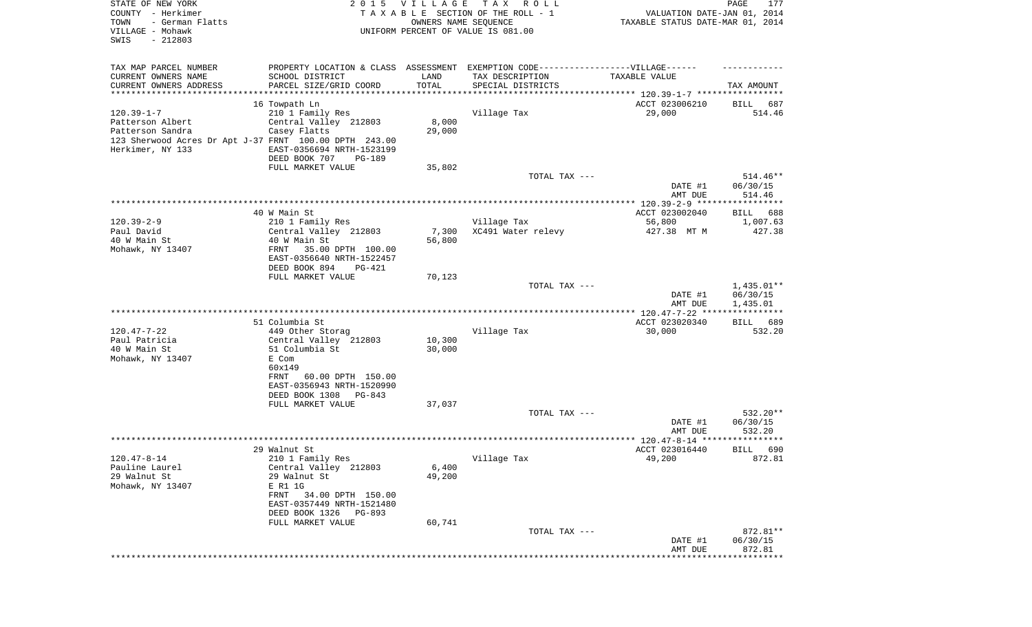STATE OF NEW YORK
COUNTY - Herkimer
TOWN - German Flatts
VILLAGE - Mohawk
SWIS - 212803

2 0 1 5 V I L L A G E T A X R O L L
T A X A B L E SECTION OF THE ROLL - 1
OWNERS NAME SEQUENCE
UNIFORM PERCENT OF VALUE IS 081.00

VALUATION DATE-JAN 01, 2014
TAXABLE STATUS DATE-MAR 01, 2014

| TAX MAP PARCEL NUMBER / CURRENT OWNERS NAME / CURRENT OWNERS ADDRESS | PROPERTY LOCATION & CLASS / SCHOOL DISTRICT / PARCEL SIZE/GRID COORD | ASSESSMENT LAND / TOTAL | EXEMPTION CODE------VILLAGE------ TAX DESCRIPTION / SPECIAL DISTRICTS | TAXABLE VALUE | TAX AMOUNT |
|---|---|---|---|---|---|
| | 16 Towpath Ln | | | ACCT 023006210 | BILL 687 |
| 120.39-1-7 | 210 1 Family Res | | Village Tax | 29,000 | 514.46 |
| Patterson Albert | Central Valley 212803 | 8,000 | | | |
| Patterson Sandra | Casey Flatts | 29,000 | | | |
| 123 Sherwood Acres Dr Apt J-37 | FRNT 100.00 DPTH 243.00 | | | | |
| Herkimer, NY 133 | EAST-0356694 NRTH-1523199 | | | | |
| | DEED BOOK 707 PG-189 | | | | |
| | FULL MARKET VALUE | 35,802 | | | |
| | | | TOTAL TAX --- | | 514.46** |
| | | | | DATE #1 | 06/30/15 |
| | | | | AMT DUE | 514.46 |
| | 40 W Main St | | | ACCT 023002040 | BILL 688 |
| 120.39-2-9 | 210 1 Family Res | | Village Tax | 56,800 | 1,007.63 |
| Paul David | Central Valley 212803 | 7,300 | XC491 Water relevy | 427.38 MT M | 427.38 |
| 40 W Main St | 40 W Main St | 56,800 | | | |
| Mohawk, NY 13407 | FRNT 35.00 DPTH 100.00 | | | | |
| | EAST-0356640 NRTH-1522457 | | | | |
| | DEED BOOK 894 PG-421 | | | | |
| | FULL MARKET VALUE | 70,123 | | | |
| | | | TOTAL TAX --- | | 1,435.01** |
| | | | | DATE #1 | 06/30/15 |
| | | | | AMT DUE | 1,435.01 |
| | 51 Columbia St | | | ACCT 023020340 | BILL 689 |
| 120.47-7-22 | 449 Other Storag | | Village Tax | 30,000 | 532.20 |
| Paul Patricia | Central Valley 212803 | 10,300 | | | |
| 40 W Main St | 51 Columbia St | 30,000 | | | |
| Mohawk, NY 13407 | E Com | | | | |
| | 60x149 | | | | |
| | FRNT 60.00 DPTH 150.00 | | | | |
| | EAST-0356943 NRTH-1520990 | | | | |
| | DEED BOOK 1308 PG-843 | | | | |
| | FULL MARKET VALUE | 37,037 | | | |
| | | | TOTAL TAX --- | | 532.20** |
| | | | | DATE #1 | 06/30/15 |
| | | | | AMT DUE | 532.20 |
| | 29 Walnut St | | | ACCT 023016440 | BILL 690 |
| 120.47-8-14 | 210 1 Family Res | | Village Tax | 49,200 | 872.81 |
| Pauline Laurel | Central Valley 212803 | 6,400 | | | |
| 29 Walnut St | 29 Walnut St | 49,200 | | | |
| Mohawk, NY 13407 | E R1 1G | | | | |
| | FRNT 34.00 DPTH 150.00 | | | | |
| | EAST-0357449 NRTH-1521480 | | | | |
| | DEED BOOK 1326 PG-893 | | | | |
| | FULL MARKET VALUE | 60,741 | | | |
| | | | TOTAL TAX --- | | 872.81** |
| | | | | DATE #1 | 06/30/15 |
| | | | | AMT DUE | 872.81 |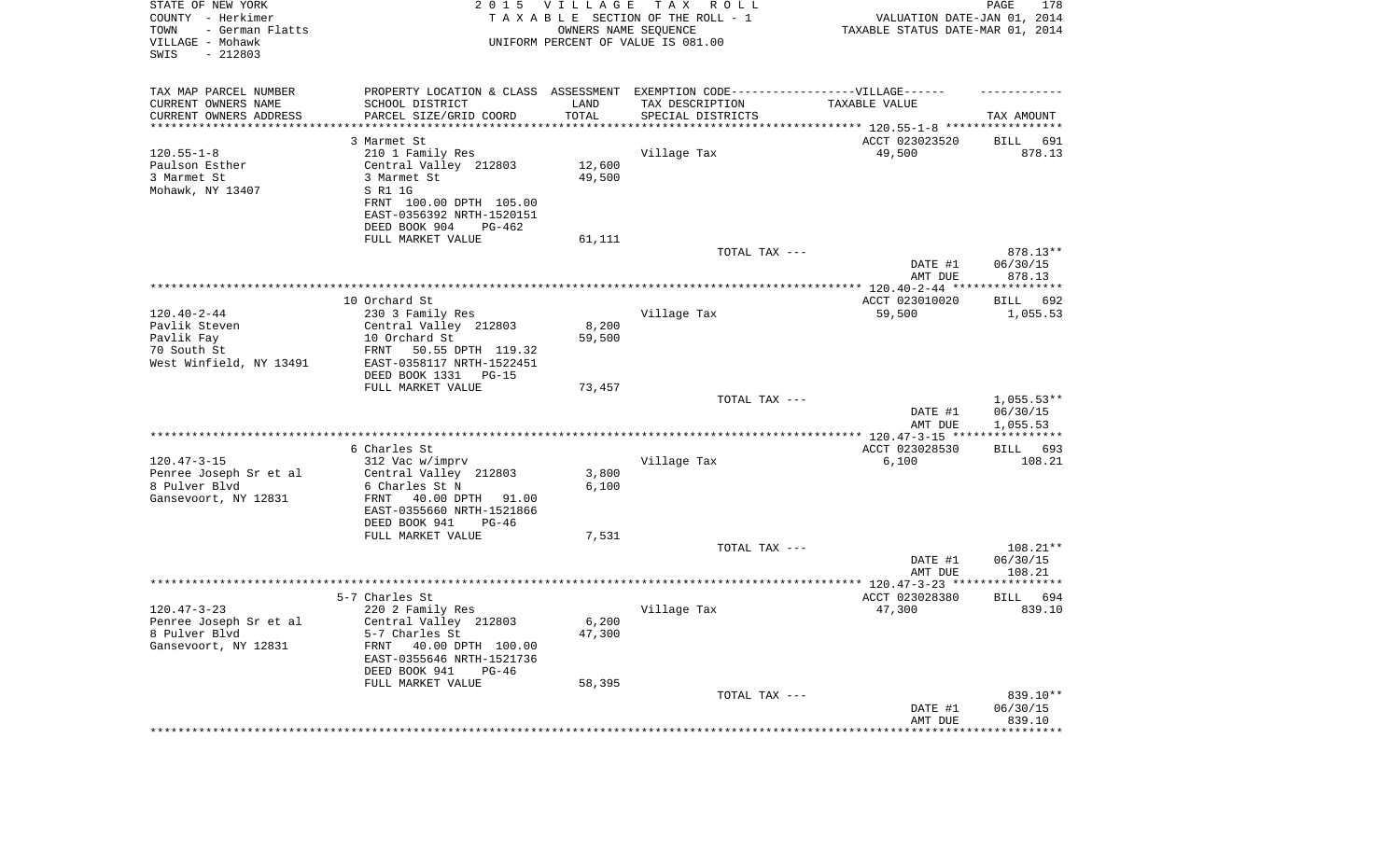STATE OF NEW YORK
COUNTY - Herkimer
TOWN - German Flatts
VILLAGE - Mohawk
SWIS - 212803

2015 VILLAGE TAX ROLL
TAXABLE SECTION OF THE ROLL - 1
OWNERS NAME SEQUENCE
UNIFORM PERCENT OF VALUE IS 081.00

VALUATION DATE-JAN 01, 2014
TAXABLE STATUS DATE-MAR 01, 2014

| TAX MAP PARCEL NUMBER / CURRENT OWNERS NAME / CURRENT OWNERS ADDRESS | PROPERTY LOCATION & CLASS / SCHOOL DISTRICT / PARCEL SIZE/GRID COORD | ASSESSMENT LAND / TOTAL | EXEMPTION CODE / TAX DESCRIPTION / SPECIAL DISTRICTS | TAXABLE VALUE | TAX AMOUNT |
|---|---|---|---|---|---|
| 120.55-1-8 | 3 Marmet St | | | ACCT 023023520 | BILL 691 |
| Paulson Esther | 210 1 Family Res | | Village Tax | 49,500 | 878.13 |
| 3 Marmet St | Central Valley 212803 | 12,600 | | | |
| Mohawk, NY 13407 | 3 Marmet St | 49,500 | | | |
| | S R1 1G | | | | |
| | FRNT 100.00 DPTH 105.00 | | | | |
| | EAST-0356392 NRTH-1520151 | | | | |
| | DEED BOOK 904 PG-462 | | | | |
| | FULL MARKET VALUE | 61,111 | | | |
| | | | TOTAL TAX --- | | 878.13** |
| | | | | DATE #1 | 06/30/15 |
| | | | | AMT DUE | 878.13 |
| 120.40-2-44 | 10 Orchard St | | | ACCT 023010020 | BILL 692 |
| Pavlik Steven | 230 3 Family Res | | Village Tax | 59,500 | 1,055.53 |
| Pavlik Fay | Central Valley 212803 | 8,200 | | | |
| 70 South St | 10 Orchard St | 59,500 | | | |
| West Winfield, NY 13491 | FRNT 50.55 DPTH 119.32 | | | | |
| | EAST-0358117 NRTH-1522451 | | | | |
| | DEED BOOK 1331 PG-15 | | | | |
| | FULL MARKET VALUE | 73,457 | | | |
| | | | TOTAL TAX --- | | 1,055.53** |
| | | | | DATE #1 | 06/30/15 |
| | | | | AMT DUE | 1,055.53 |
| 120.47-3-15 | 6 Charles St | | | ACCT 023028530 | BILL 693 |
| Penree Joseph Sr et al | 312 Vac w/imprv | | Village Tax | 6,100 | 108.21 |
| 8 Pulver Blvd | Central Valley 212803 | 3,800 | | | |
| Gansevoort, NY 12831 | 6 Charles St N | 6,100 | | | |
| | FRNT 40.00 DPTH 91.00 | | | | |
| | EAST-0355660 NRTH-1521866 | | | | |
| | DEED BOOK 941 PG-46 | | | | |
| | FULL MARKET VALUE | 7,531 | | | |
| | | | TOTAL TAX --- | | 108.21** |
| | | | | DATE #1 | 06/30/15 |
| | | | | AMT DUE | 108.21 |
| 120.47-3-23 | 5-7 Charles St | | | ACCT 023028380 | BILL 694 |
| Penree Joseph Sr et al | 220 2 Family Res | | Village Tax | 47,300 | 839.10 |
| 8 Pulver Blvd | Central Valley 212803 | 6,200 | | | |
| Gansevoort, NY 12831 | 5-7 Charles St | 47,300 | | | |
| | FRNT 40.00 DPTH 100.00 | | | | |
| | EAST-0355646 NRTH-1521736 | | | | |
| | DEED BOOK 941 PG-46 | | | | |
| | FULL MARKET VALUE | 58,395 | | | |
| | | | TOTAL TAX --- | | 839.10** |
| | | | | DATE #1 | 06/30/15 |
| | | | | AMT DUE | 839.10 |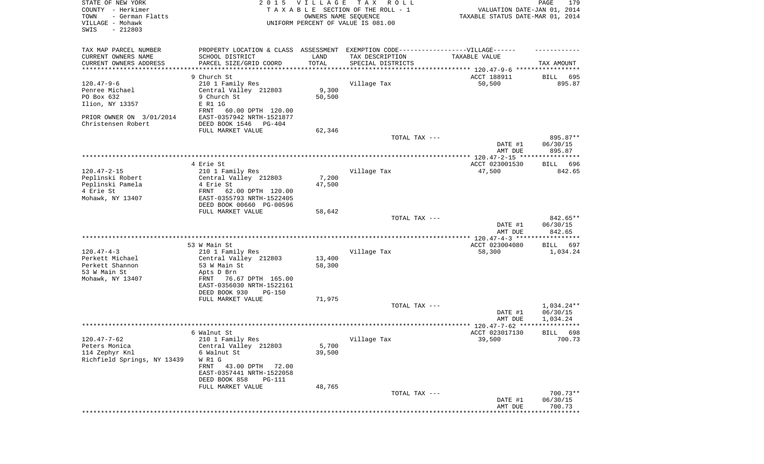STATE OF NEW YORK
COUNTY - Herkimer
TOWN - German Flatts
VILLAGE - Mohawk
SWIS - 212803

2 0 1 5 V I L L A G E T A X R O L L
T A X A B L E SECTION OF THE ROLL - 1
OWNERS NAME SEQUENCE
UNIFORM PERCENT OF VALUE IS 081.00

VALUATION DATE-JAN 01, 2014
TAXABLE STATUS DATE-MAR 01, 2014

| TAX MAP PARCEL NUMBER / CURRENT OWNERS NAME / CURRENT OWNERS ADDRESS | PROPERTY LOCATION & CLASS / SCHOOL DISTRICT / PARCEL SIZE/GRID COORD | ASSESSMENT LAND / TOTAL | EXEMPTION CODE / TAX DESCRIPTION / SPECIAL DISTRICTS | TAXABLE VALUE | TAX AMOUNT |
|---|---|---|---|---|---|
| 120.47-9-6 | 9 Church St | | | ACCT 188911 | BILL 695 |
| Penree Michael | 210 1 Family Res | | Village Tax | 50,500 | 895.87 |
| PO Box 632 | Central Valley 212803 | 9,300 | | | |
| Ilion, NY 13357 | 9 Church St | 50,500 | | | |
| | E R1 1G | | | | |
| | FRNT 60.00 DPTH 120.00 | | | | |
| PRIOR OWNER ON 3/01/2014 | EAST-0357942 NRTH-1521877 | | | | |
| Christensen Robert | DEED BOOK 1546 PG-404 | | | | |
| | FULL MARKET VALUE | 62,346 | | | |
| | | | TOTAL TAX --- | | 895.87** |
| | | | | DATE #1 | 06/30/15 |
| | | | | AMT DUE | 895.87 |
| 120.47-2-15 | 4 Erie St | | | ACCT 023001530 | BILL 696 |
| Peplinski Robert | 210 1 Family Res | | Village Tax | 47,500 | 842.65 |
| Peplinski Pamela | Central Valley 212803 | 7,200 | | | |
| 4 Erie St | 4 Erie St | 47,500 | | | |
| Mohawk, NY 13407 | FRNT 62.00 DPTH 120.00 | | | | |
| | EAST-0355793 NRTH-1522405 | | | | |
| | DEED BOOK 00660 PG-00596 | | | | |
| | FULL MARKET VALUE | 58,642 | | | |
| | | | TOTAL TAX --- | | 842.65** |
| | | | | DATE #1 | 06/30/15 |
| | | | | AMT DUE | 842.65 |
| 120.47-4-3 | 53 W Main St | | | ACCT 023004080 | BILL 697 |
| Perkett Michael | 210 1 Family Res | | Village Tax | 58,300 | 1,034.24 |
| Perkett Shannon | Central Valley 212803 | 13,400 | | | |
| 53 W Main St | 53 W Main St | 58,300 | | | |
| Mohawk, NY 13407 | Apts D Brn | | | | |
| | FRNT 76.67 DPTH 165.00 | | | | |
| | EAST-0356030 NRTH-1522161 | | | | |
| | DEED BOOK 930 PG-150 | | | | |
| | FULL MARKET VALUE | 71,975 | | | |
| | | | TOTAL TAX --- | | 1,034.24** |
| | | | | DATE #1 | 06/30/15 |
| | | | | AMT DUE | 1,034.24 |
| 120.47-7-62 | 6 Walnut St | | | ACCT 023017130 | BILL 698 |
| Peters Monica | 210 1 Family Res | | Village Tax | 39,500 | 700.73 |
| 114 Zephyr Knl | Central Valley 212803 | 5,700 | | | |
| Richfield Springs, NY 13439 | 6 Walnut St | 39,500 | | | |
| | W R1 G | | | | |
| | FRNT 43.00 DPTH 72.00 | | | | |
| | EAST-0357441 NRTH-1522058 | | | | |
| | DEED BOOK 858 PG-111 | | | | |
| | FULL MARKET VALUE | 48,765 | | | |
| | | | TOTAL TAX --- | | 700.73** |
| | | | | DATE #1 | 06/30/15 |
| | | | | AMT DUE | 700.73 |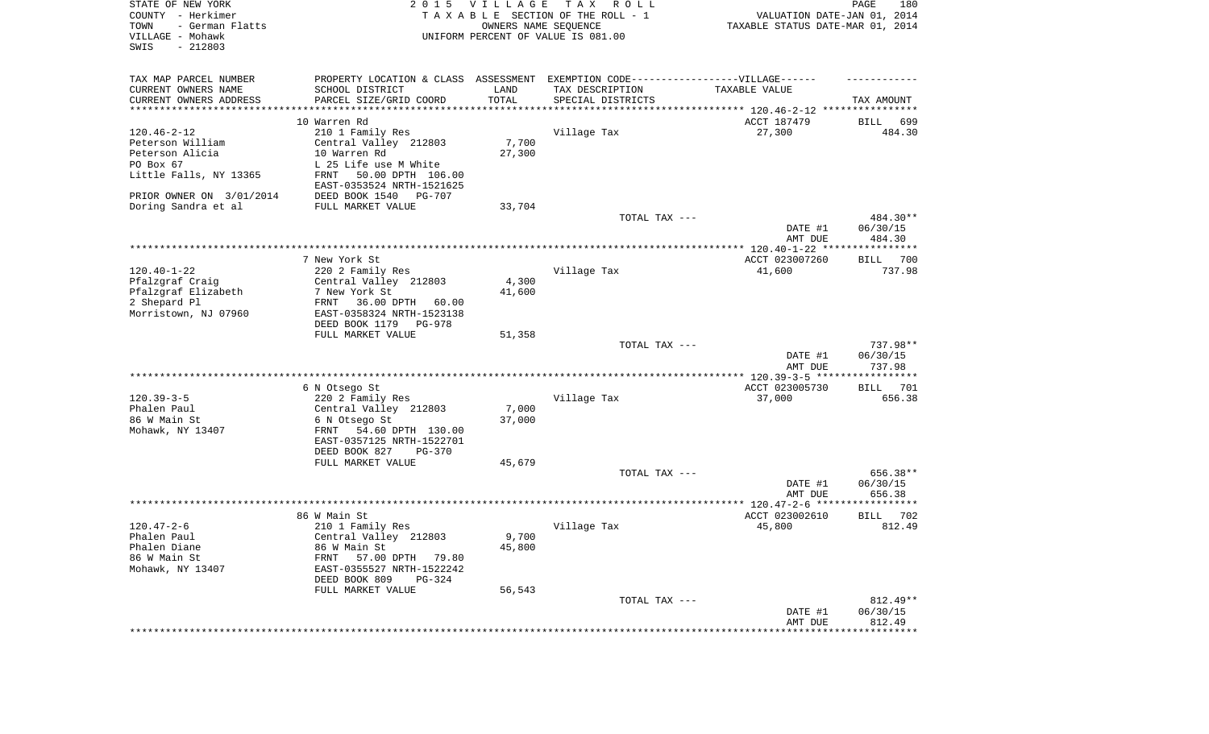STATE OF NEW YORK
COUNTY - Herkimer
TOWN - German Flatts
VILLAGE - Mohawk
SWIS - 212803

2015 VILLAGE TAX ROLL
TAXABLE SECTION OF THE ROLL - 1
OWNERS NAME SEQUENCE
UNIFORM PERCENT OF VALUE IS 081.00

VALUATION DATE-JAN 01, 2014
TAXABLE STATUS DATE-MAR 01, 2014

| TAX MAP PARCEL NUMBER<br>CURRENT OWNERS NAME<br>CURRENT OWNERS ADDRESS | PROPERTY LOCATION & CLASS<br>SCHOOL DISTRICT<br>PARCEL SIZE/GRID COORD | ASSESSMENT<br>LAND<br>TOTAL | EXEMPTION CODE------VILLAGE------<br>TAX DESCRIPTION<br>SPECIAL DISTRICTS | TAXABLE VALUE | TAX AMOUNT |
|---|---|---|---|---|---|
| 120.46-2-12 | 10 Warren Rd | | | ACCT 187479 | BILL 699 |
| Peterson William | 210 1 Family Res | | Village Tax | 27,300 | 484.30 |
| Peterson Alicia | Central Valley 212803 | 7,700 | | | |
| PO Box 67 | 10 Warren Rd | 27,300 | | | |
| Little Falls, NY 13365 | L 25 Life use M White | | | | |
| | FRNT 50.00 DPTH 106.00 | | | | |
| | EAST-0353524 NRTH-1521625 | | | | |
| PRIOR OWNER ON 3/01/2014 | DEED BOOK 1540 PG-707 | | | | |
| Doring Sandra et al | FULL MARKET VALUE | 33,704 | | | |
| | | | TOTAL TAX --- | | 484.30** |
| | | | | DATE #1 | 06/30/15 |
| | | | | AMT DUE | 484.30 |
| 120.40-1-22 | 7 New York St | | | ACCT 023007260 | BILL 700 |
| Pfalzgraf Craig | 220 2 Family Res | | Village Tax | 41,600 | 737.98 |
| Pfalzgraf Elizabeth | Central Valley 212803 | 4,300 | | | |
| 2 Shepard Pl | 7 New York St | 41,600 | | | |
| Morristown, NJ 07960 | FRNT 36.00 DPTH 60.00 | | | | |
| | EAST-0358324 NRTH-1523138 | | | | |
| | DEED BOOK 1179 PG-978 | | | | |
| | FULL MARKET VALUE | 51,358 | | | |
| | | | TOTAL TAX --- | | 737.98** |
| | | | | DATE #1 | 06/30/15 |
| | | | | AMT DUE | 737.98 |
| 120.39-3-5 | 6 N Otsego St | | | ACCT 023005730 | BILL 701 |
| Phalen Paul | 220 2 Family Res | | Village Tax | 37,000 | 656.38 |
| 86 W Main St | Central Valley 212803 | 7,000 | | | |
| Mohawk, NY 13407 | 6 N Otsego St | 37,000 | | | |
| | FRNT 54.60 DPTH 130.00 | | | | |
| | EAST-0357125 NRTH-1522701 | | | | |
| | DEED BOOK 827 PG-370 | | | | |
| | FULL MARKET VALUE | 45,679 | | | |
| | | | TOTAL TAX --- | | 656.38** |
| | | | | DATE #1 | 06/30/15 |
| | | | | AMT DUE | 656.38 |
| 120.47-2-6 | 86 W Main St | | | ACCT 023002610 | BILL 702 |
| Phalen Paul | 210 1 Family Res | | Village Tax | 45,800 | 812.49 |
| Phalen Diane | Central Valley 212803 | 9,700 | | | |
| 86 W Main St | 86 W Main St | 45,800 | | | |
| Mohawk, NY 13407 | FRNT 57.00 DPTH 79.80 | | | | |
| | EAST-0355527 NRTH-1522242 | | | | |
| | DEED BOOK 809 PG-324 | | | | |
| | FULL MARKET VALUE | 56,543 | | | |
| | | | TOTAL TAX --- | | 812.49** |
| | | | | DATE #1 | 06/30/15 |
| | | | | AMT DUE | 812.49 |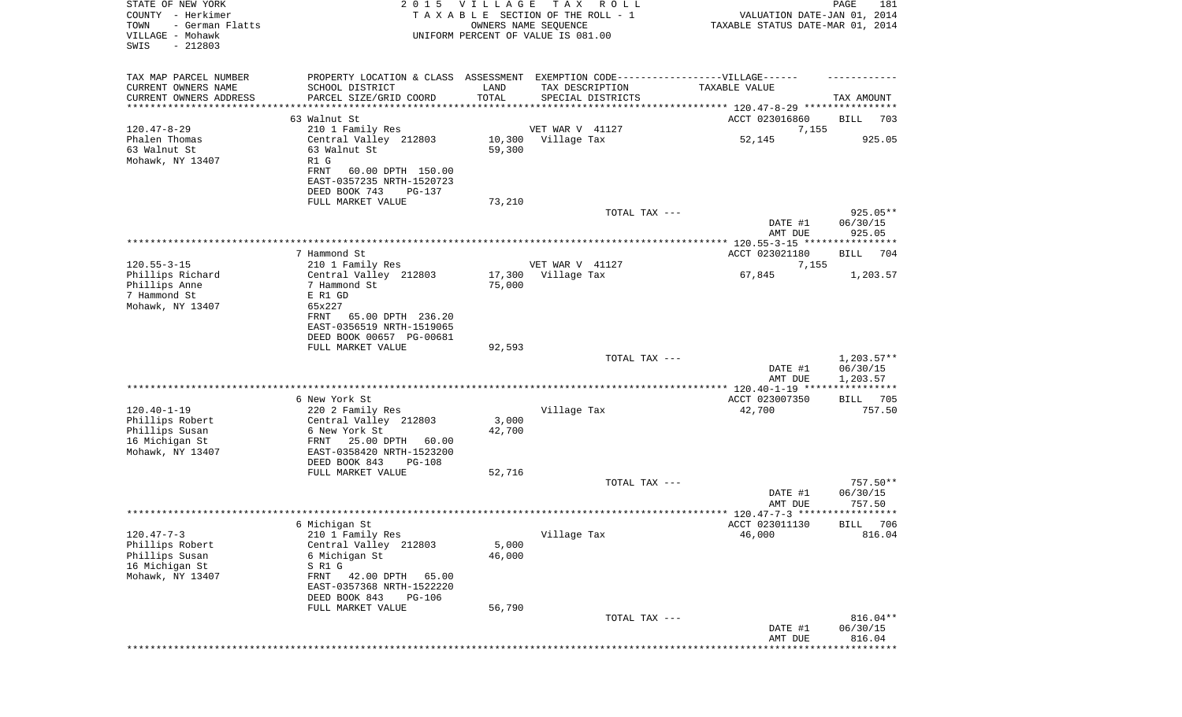STATE OF NEW YORK
COUNTY - Herkimer
TOWN - German Flatts
VILLAGE - Mohawk
SWIS - 212803

2 0 1 5 V I L L A G E T A X R O L L
T A X A B L E SECTION OF THE ROLL - 1
OWNERS NAME SEQUENCE
UNIFORM PERCENT OF VALUE IS 081.00

VALUATION DATE-JAN 01, 2014
TAXABLE STATUS DATE-MAR 01, 2014

| TAX MAP PARCEL NUMBER / CURRENT OWNERS NAME / CURRENT OWNERS ADDRESS | PROPERTY LOCATION & CLASS / SCHOOL DISTRICT / PARCEL SIZE/GRID COORD | ASSESSMENT LAND / TOTAL | EXEMPTION CODE / TAX DESCRIPTION / SPECIAL DISTRICTS | TAXABLE VALUE | TAX AMOUNT |
|---|---|---|---|---|---|
| | 63 Walnut St | | | ACCT 023016860 | BILL 703 |
| 120.47-8-29 | 210 1 Family Res | | VET WAR V 41127 | 7,155 | |
| Phalen Thomas | Central Valley 212803 | 10,300 | Village Tax | 52,145 | 925.05 |
| 63 Walnut St | 63 Walnut St | 59,300 | | | |
| Mohawk, NY 13407 | R1 G | | | | |
| | FRNT 60.00 DPTH 150.00 | | | | |
| | EAST-0357235 NRTH-1520723 | | | | |
| | DEED BOOK 743 PG-137 | | | | |
| | FULL MARKET VALUE | 73,210 | | | |
| | | | TOTAL TAX --- | | 925.05** |
| | | | | DATE #1 | 06/30/15 |
| | | | | AMT DUE | 925.05 |
| | 7 Hammond St | | | ACCT 023021180 | BILL 704 |
| 120.55-3-15 | 210 1 Family Res | | VET WAR V 41127 | 7,155 | |
| Phillips Richard | Central Valley 212803 | 17,300 | Village Tax | 67,845 | 1,203.57 |
| Phillips Anne | 7 Hammond St | 75,000 | | | |
| 7 Hammond St | E R1 GD | | | | |
| Mohawk, NY 13407 | 65x227 | | | | |
| | FRNT 65.00 DPTH 236.20 | | | | |
| | EAST-0356519 NRTH-1519065 | | | | |
| | DEED BOOK 00657 PG-00681 | | | | |
| | FULL MARKET VALUE | 92,593 | | | |
| | | | TOTAL TAX --- | | 1,203.57** |
| | | | | DATE #1 | 06/30/15 |
| | | | | AMT DUE | 1,203.57 |
| | 6 New York St | | | ACCT 023007350 | BILL 705 |
| 120.40-1-19 | 220 2 Family Res | | Village Tax | 42,700 | 757.50 |
| Phillips Robert | Central Valley 212803 | 3,000 | | | |
| Phillips Susan | 6 New York St | 42,700 | | | |
| 16 Michigan St | FRNT 25.00 DPTH 60.00 | | | | |
| Mohawk, NY 13407 | EAST-0358420 NRTH-1523200 | | | | |
| | DEED BOOK 843 PG-108 | | | | |
| | FULL MARKET VALUE | 52,716 | | | |
| | | | TOTAL TAX --- | | 757.50** |
| | | | | DATE #1 | 06/30/15 |
| | | | | AMT DUE | 757.50 |
| | 6 Michigan St | | | ACCT 023011130 | BILL 706 |
| 120.47-7-3 | 210 1 Family Res | | Village Tax | 46,000 | 816.04 |
| Phillips Robert | Central Valley 212803 | 5,000 | | | |
| Phillips Susan | 6 Michigan St | 46,000 | | | |
| 16 Michigan St | S R1 G | | | | |
| Mohawk, NY 13407 | FRNT 42.00 DPTH 65.00 | | | | |
| | EAST-0357368 NRTH-1522220 | | | | |
| | DEED BOOK 843 PG-106 | | | | |
| | FULL MARKET VALUE | 56,790 | | | |
| | | | TOTAL TAX --- | | 816.04** |
| | | | | DATE #1 | 06/30/15 |
| | | | | AMT DUE | 816.04 |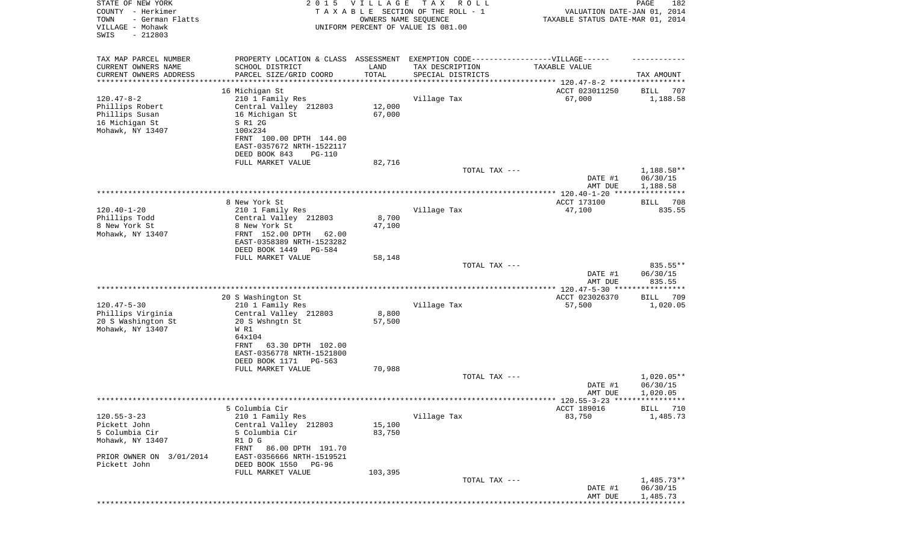STATE OF NEW YORK
COUNTY - Herkimer
TOWN - German Flatts
VILLAGE - Mohawk
SWIS - 212803

2015 VILLAGE TAX ROLL
TAXABLE SECTION OF THE ROLL - 1
OWNERS NAME SEQUENCE
UNIFORM PERCENT OF VALUE IS 081.00

VALUATION DATE-JAN 01, 2014
TAXABLE STATUS DATE-MAR 01, 2014

| TAX MAP PARCEL NUMBER<br>CURRENT OWNERS NAME<br>CURRENT OWNERS ADDRESS | PROPERTY LOCATION & CLASS<br>SCHOOL DISTRICT<br>PARCEL SIZE/GRID COORD | ASSESSMENT<br>LAND<br>TOTAL | EXEMPTION CODE------VILLAGE------<br>TAX DESCRIPTION<br>SPECIAL DISTRICTS | TAXABLE VALUE | TAX AMOUNT |
|---|---|---|---|---|---|
| **120.47-8-2** | 16 Michigan St | | | ACCT 023011250 | BILL 707 |
| 120.47-8-2 | 210 1 Family Res | | Village Tax | 67,000 | 1,188.58 |
| Phillips Robert | Central Valley 212803 | 12,000 | | | |
| Phillips Susan | 16 Michigan St | 67,000 | | | |
| 16 Michigan St | S R1 2G | | | | |
| Mohawk, NY 13407 | 100x234 | | | | |
| | FRNT 100.00 DPTH 144.00 | | | | |
| | EAST-0357672 NRTH-1522117 | | | | |
| | DEED BOOK 843 PG-110 | | | | |
| | FULL MARKET VALUE | 82,716 | | | |
| | | | TOTAL TAX --- | | 1,188.58** |
| | | | | DATE #1 | 06/30/15 |
| | | | | AMT DUE | 1,188.58 |
| **120.40-1-20** | 8 New York St | | | ACCT 173100 | BILL 708 |
| 120.40-1-20 | 210 1 Family Res | | Village Tax | 47,100 | 835.55 |
| Phillips Todd | Central Valley 212803 | 8,700 | | | |
| 8 New York St | 8 New York St | 47,100 | | | |
| Mohawk, NY 13407 | FRNT 152.00 DPTH 62.00 | | | | |
| | EAST-0358389 NRTH-1523282 | | | | |
| | DEED BOOK 1449 PG-584 | | | | |
| | FULL MARKET VALUE | 58,148 | | | |
| | | | TOTAL TAX --- | | 835.55** |
| | | | | DATE #1 | 06/30/15 |
| | | | | AMT DUE | 835.55 |
| **120.47-5-30** | 20 S Washington St | | | ACCT 023026370 | BILL 709 |
| 120.47-5-30 | 210 1 Family Res | | Village Tax | 57,500 | 1,020.05 |
| Phillips Virginia | Central Valley 212803 | 8,800 | | | |
| 20 S Washington St | 20 S Wshngtn St | 57,500 | | | |
| Mohawk, NY 13407 | W R1 | | | | |
| | 64x104 | | | | |
| | FRNT 63.30 DPTH 102.00 | | | | |
| | EAST-0356778 NRTH-1521800 | | | | |
| | DEED BOOK 1171 PG-563 | | | | |
| | FULL MARKET VALUE | 70,988 | | | |
| | | | TOTAL TAX --- | | 1,020.05** |
| | | | | DATE #1 | 06/30/15 |
| | | | | AMT DUE | 1,020.05 |
| **120.55-3-23** | 5 Columbia Cir | | | ACCT 189016 | BILL 710 |
| 120.55-3-23 | 210 1 Family Res | | Village Tax | 83,750 | 1,485.73 |
| Pickett John | Central Valley 212803 | 15,100 | | | |
| 5 Columbia Cir | 5 Columbia Cir | 83,750 | | | |
| Mohawk, NY 13407 | R1 D G | | | | |
| | FRNT 86.00 DPTH 191.70 | | | | |
| PRIOR OWNER ON 3/01/2014 | EAST-0356666 NRTH-1519521 | | | | |
| Pickett John | DEED BOOK 1550 PG-96 | | | | |
| | FULL MARKET VALUE | 103,395 | | | |
| | | | TOTAL TAX --- | | 1,485.73** |
| | | | | DATE #1 | 06/30/15 |
| | | | | AMT DUE | 1,485.73 |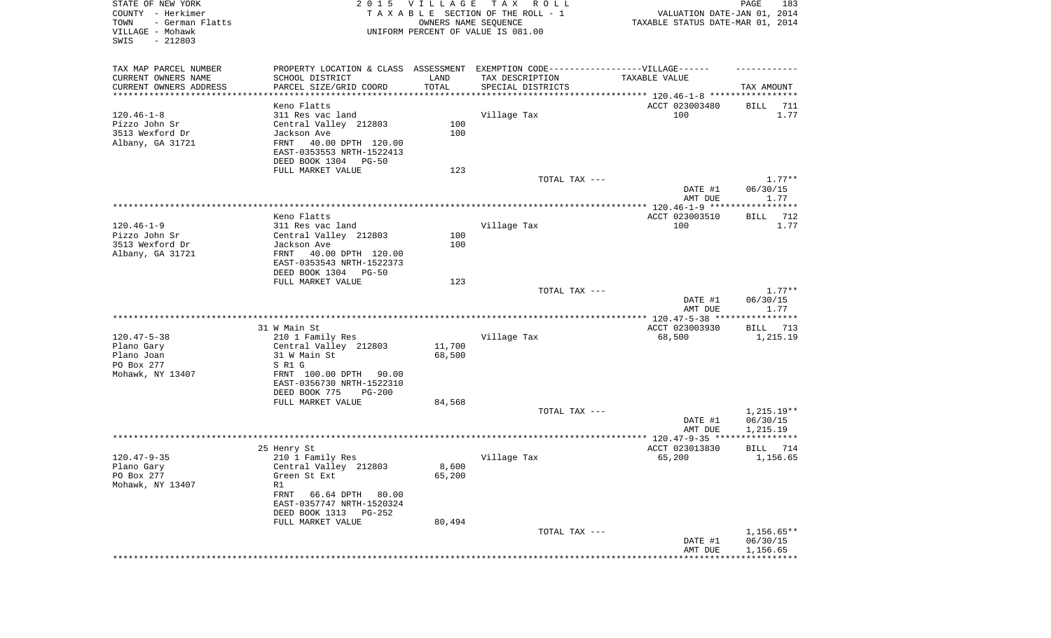STATE OF NEW YORK
COUNTY - Herkimer
TOWN - German Flatts
VILLAGE - Mohawk
SWIS - 212803

2015 VILLAGE TAX ROLL
TAXABLE SECTION OF THE ROLL - 1
OWNERS NAME SEQUENCE
UNIFORM PERCENT OF VALUE IS 081.00

VALUATION DATE-JAN 01, 2014
TAXABLE STATUS DATE-MAR 01, 2014

| TAX MAP PARCEL NUMBER<br>CURRENT OWNERS NAME<br>CURRENT OWNERS ADDRESS | PROPERTY LOCATION & CLASS<br>SCHOOL DISTRICT<br>PARCEL SIZE/GRID COORD | ASSESSMENT<br>LAND<br>TOTAL | EXEMPTION CODE------VILLAGE------<br>TAX DESCRIPTION<br>SPECIAL DISTRICTS | TAXABLE VALUE | TAX AMOUNT |
|---|---|---|---|---|---|
| | Keno Flatts | | | ACCT 023003480 | BILL 711 |
| 120.46-1-8 | 311 Res vac land | | Village Tax | 100 | 1.77 |
| Pizzo John Sr | Central Valley 212803 | 100 | | | |
| 3513 Wexford Dr | Jackson Ave | 100 | | | |
| Albany, GA 31721 | FRNT 40.00 DPTH 120.00 | | | | |
| | EAST-0353553 NRTH-1522413 | | | | |
| | DEED BOOK 1304 PG-50 | | | | |
| | FULL MARKET VALUE | 123 | | | |
| | | | TOTAL TAX --- | | 1.77** |
| | | | | DATE #1 | 06/30/15 |
| | | | | AMT DUE | 1.77 |
| | Keno Flatts | | | ACCT 023003510 | BILL 712 |
| 120.46-1-9 | 311 Res vac land | | Village Tax | 100 | 1.77 |
| Pizzo John Sr | Central Valley 212803 | 100 | | | |
| 3513 Wexford Dr | Jackson Ave | 100 | | | |
| Albany, GA 31721 | FRNT 40.00 DPTH 120.00 | | | | |
| | EAST-0353543 NRTH-1522373 | | | | |
| | DEED BOOK 1304 PG-50 | | | | |
| | FULL MARKET VALUE | 123 | | | |
| | | | TOTAL TAX --- | | 1.77** |
| | | | | DATE #1 | 06/30/15 |
| | | | | AMT DUE | 1.77 |
| | 31 W Main St | | | ACCT 023003930 | BILL 713 |
| 120.47-5-38 | 210 1 Family Res | | Village Tax | 68,500 | 1,215.19 |
| Plano Gary | Central Valley 212803 | 11,700 | | | |
| Plano Joan | 31 W Main St | 68,500 | | | |
| PO Box 277 | S R1 G | | | | |
| Mohawk, NY 13407 | FRNT 100.00 DPTH 90.00 | | | | |
| | EAST-0356730 NRTH-1522310 | | | | |
| | DEED BOOK 775 PG-200 | | | | |
| | FULL MARKET VALUE | 84,568 | | | |
| | | | TOTAL TAX --- | | 1,215.19** |
| | | | | DATE #1 | 06/30/15 |
| | | | | AMT DUE | 1,215.19 |
| | 25 Henry St | | | ACCT 023013830 | BILL 714 |
| 120.47-9-35 | 210 1 Family Res | | Village Tax | 65,200 | 1,156.65 |
| Plano Gary | Central Valley 212803 | 8,600 | | | |
| PO Box 277 | Green St Ext | 65,200 | | | |
| Mohawk, NY 13407 | R1 | | | | |
| | FRNT 66.64 DPTH 80.00 | | | | |
| | EAST-0357747 NRTH-1520324 | | | | |
| | DEED BOOK 1313 PG-252 | | | | |
| | FULL MARKET VALUE | 80,494 | | | |
| | | | TOTAL TAX --- | | 1,156.65** |
| | | | | DATE #1 | 06/30/15 |
| | | | | AMT DUE | 1,156.65 |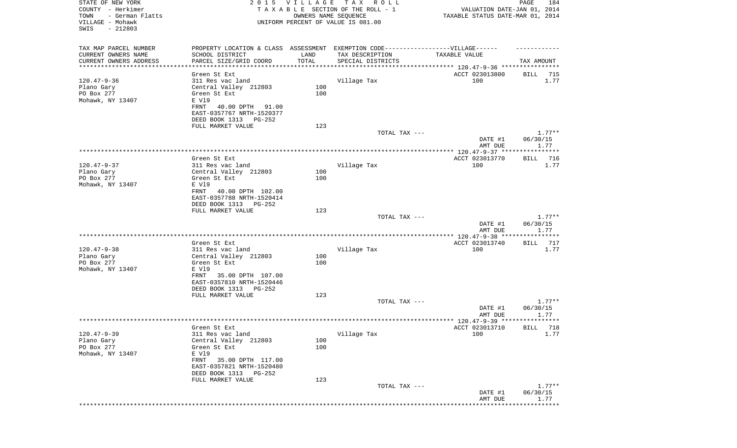STATE OF NEW YORK
COUNTY - Herkimer
TOWN - German Flatts
VILLAGE - Mohawk
SWIS - 212803

2 0 1 5 V I L L A G E T A X R O L L
T A X A B L E SECTION OF THE ROLL - 1
OWNERS NAME SEQUENCE
UNIFORM PERCENT OF VALUE IS 081.00

VALUATION DATE-JAN 01, 2014
TAXABLE STATUS DATE-MAR 01, 2014

| TAX MAP PARCEL NUMBER / CURRENT OWNERS NAME / CURRENT OWNERS ADDRESS | PROPERTY LOCATION & CLASS / SCHOOL DISTRICT / PARCEL SIZE/GRID COORD | ASSESSMENT LAND / TOTAL | EXEMPTION CODE / TAX DESCRIPTION / SPECIAL DISTRICTS | TAXABLE VALUE | TAX AMOUNT |
|---|---|---|---|---|---|
| 120.47-9-36 | Green St Ext | | | ACCT 023013800 | BILL 715 |
| Plano Gary | 311 Res vac land | | Village Tax | 100 | 1.77 |
| PO Box 277 | Central Valley 212803 | 100 | | | |
| Mohawk, NY 13407 | Green St Ext | 100 | | | |
| | E Vl9 | | | | |
| | FRNT 40.00 DPTH 91.00 | | | | |
| | EAST-0357767 NRTH-1520377 | | | | |
| | DEED BOOK 1313 PG-252 | | | | |
| | FULL MARKET VALUE | 123 | | | |
| | | | TOTAL TAX --- | | 1.77** |
| | | | | DATE #1 | 06/30/15 |
| | | | | AMT DUE | 1.77 |
| 120.47-9-37 | Green St Ext | | | ACCT 023013770 | BILL 716 |
| Plano Gary | 311 Res vac land | | Village Tax | 100 | 1.77 |
| PO Box 277 | Central Valley 212803 | 100 | | | |
| Mohawk, NY 13407 | Green St Ext | 100 | | | |
| | E Vl9 | | | | |
| | FRNT 40.00 DPTH 102.00 | | | | |
| | EAST-0357788 NRTH-1520414 | | | | |
| | DEED BOOK 1313 PG-252 | | | | |
| | FULL MARKET VALUE | 123 | | | |
| | | | TOTAL TAX --- | | 1.77** |
| | | | | DATE #1 | 06/30/15 |
| | | | | AMT DUE | 1.77 |
| 120.47-9-38 | Green St Ext | | | ACCT 023013740 | BILL 717 |
| Plano Gary | 311 Res vac land | | Village Tax | 100 | 1.77 |
| PO Box 277 | Central Valley 212803 | 100 | | | |
| Mohawk, NY 13407 | Green St Ext | 100 | | | |
| | E Vl9 | | | | |
| | FRNT 35.00 DPTH 107.00 | | | | |
| | EAST-0357810 NRTH-1520446 | | | | |
| | DEED BOOK 1313 PG-252 | | | | |
| | FULL MARKET VALUE | 123 | | | |
| | | | TOTAL TAX --- | | 1.77** |
| | | | | DATE #1 | 06/30/15 |
| | | | | AMT DUE | 1.77 |
| 120.47-9-39 | Green St Ext | | | ACCT 023013710 | BILL 718 |
| Plano Gary | 311 Res vac land | | Village Tax | 100 | 1.77 |
| PO Box 277 | Central Valley 212803 | 100 | | | |
| Mohawk, NY 13407 | Green St Ext | 100 | | | |
| | E Vl9 | | | | |
| | FRNT 35.00 DPTH 117.00 | | | | |
| | EAST-0357821 NRTH-1520480 | | | | |
| | DEED BOOK 1313 PG-252 | | | | |
| | FULL MARKET VALUE | 123 | | | |
| | | | TOTAL TAX --- | | 1.77** |
| | | | | DATE #1 | 06/30/15 |
| | | | | AMT DUE | 1.77 |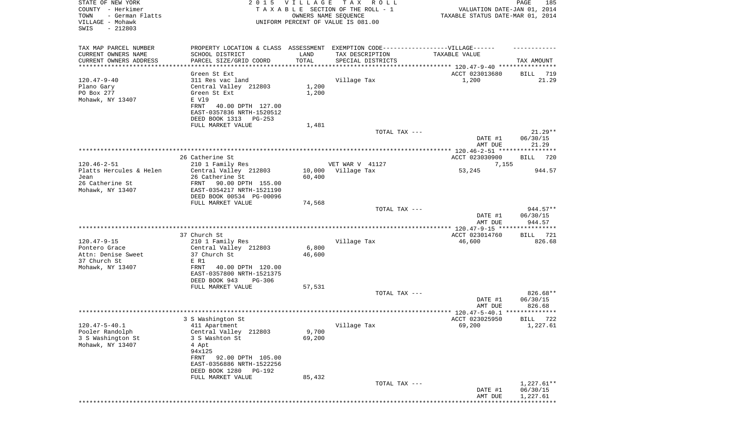STATE OF NEW YORK
COUNTY - Herkimer
TOWN - German Flatts
VILLAGE - Mohawk
SWIS - 212803

2 0 1 5 V I L L A G E T A X R O L L
T A X A B L E SECTION OF THE ROLL - 1
OWNERS NAME SEQUENCE
UNIFORM PERCENT OF VALUE IS 081.00

VALUATION DATE-JAN 01, 2014
TAXABLE STATUS DATE-MAR 01, 2014

| TAX MAP PARCEL NUMBER / CURRENT OWNERS NAME / CURRENT OWNERS ADDRESS | PROPERTY LOCATION & CLASS / SCHOOL DISTRICT / PARCEL SIZE/GRID COORD | ASSESSMENT LAND / TOTAL | EXEMPTION CODE / TAX DESCRIPTION / SPECIAL DISTRICTS | TAXABLE VALUE | TAX AMOUNT |
|---|---|---|---|---|---|
| 120.47-9-40 | Green St Ext | | | ACCT 023013680 | BILL 719 |
| Plano Gary | 311 Res vac land | | Village Tax | 1,200 | 21.29 |
| PO Box 277 | Central Valley 212803 | 1,200 | | | |
| Mohawk, NY 13407 | Green St Ext | 1,200 | | | |
| | E Vl9 | | | | |
| | FRNT 40.00 DPTH 127.00 | | | | |
| | EAST-0357836 NRTH-1520512 | | | | |
| | DEED BOOK 1313 PG-253 | | | | |
| | FULL MARKET VALUE | 1,481 | | | |
| | | | TOTAL TAX --- | | 21.29** |
| | | | | DATE #1 | 06/30/15 |
| | | | | AMT DUE | 21.29 |
| 120.46-2-51 | 26 Catherine St | | | ACCT 023030900 | BILL 720 |
| Platts Hercules & Helen | 210 1 Family Res | | VET WAR V 41127 | 7,155 | |
| Jean | Central Valley 212803 | 10,000 | Village Tax | 53,245 | 944.57 |
| 26 Catherine St | 26 Catherine St | 60,400 | | | |
| Mohawk, NY 13407 | FRNT 90.00 DPTH 155.00 | | | | |
| | EAST-0354217 NRTH-1521190 | | | | |
| | DEED BOOK 00534 PG-00096 | | | | |
| | FULL MARKET VALUE | 74,568 | | | |
| | | | TOTAL TAX --- | | 944.57** |
| | | | | DATE #1 | 06/30/15 |
| | | | | AMT DUE | 944.57 |
| 120.47-9-15 | 37 Church St | | | ACCT 023014760 | BILL 721 |
| Pontero Grace | 210 1 Family Res | | Village Tax | 46,600 | 826.68 |
| Attn: Denise Sweet | Central Valley 212803 | 6,800 | | | |
| 37 Church St | 37 Church St | 46,600 | | | |
| Mohawk, NY 13407 | E R1 | | | | |
| | FRNT 40.00 DPTH 120.00 | | | | |
| | EAST-0357800 NRTH-1521375 | | | | |
| | DEED BOOK 943 PG-306 | | | | |
| | FULL MARKET VALUE | 57,531 | | | |
| | | | TOTAL TAX --- | | 826.68** |
| | | | | DATE #1 | 06/30/15 |
| | | | | AMT DUE | 826.68 |
| 120.47-5-40.1 | 3 S Washington St | | | ACCT 023025950 | BILL 722 |
| Pooler Randolph | 411 Apartment | | Village Tax | 69,200 | 1,227.61 |
| 3 S Washington St | Central Valley 212803 | 9,700 | | | |
| Mohawk, NY 13407 | 3 S Washton St | 69,200 | | | |
| | 4 Apt | | | | |
| | 94x125 | | | | |
| | FRNT 92.00 DPTH 105.00 | | | | |
| | EAST-0356886 NRTH-1522256 | | | | |
| | DEED BOOK 1280 PG-192 | | | | |
| | FULL MARKET VALUE | 85,432 | | | |
| | | | TOTAL TAX --- | | 1,227.61** |
| | | | | DATE #1 | 06/30/15 |
| | | | | AMT DUE | 1,227.61 |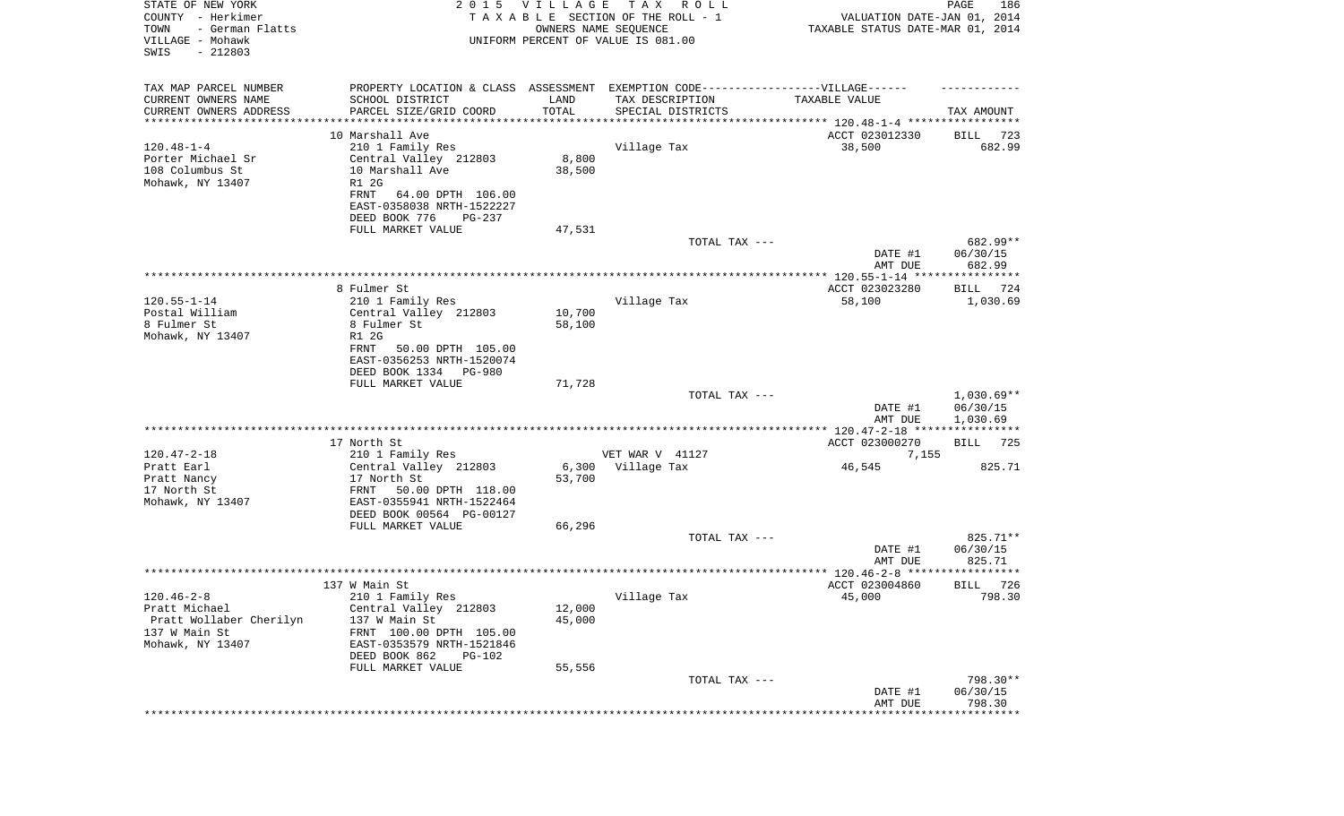STATE OF NEW YORK
COUNTY - Herkimer
TOWN - German Flatts
VILLAGE - Mohawk
SWIS - 212803

2 0 1 5 V I L L A G E T A X R O L L
T A X A B L E SECTION OF THE ROLL - 1
OWNERS NAME SEQUENCE
UNIFORM PERCENT OF VALUE IS 081.00

VALUATION DATE-JAN 01, 2014
TAXABLE STATUS DATE-MAR 01, 2014

| TAX MAP PARCEL NUMBER<br>CURRENT OWNERS NAME<br>CURRENT OWNERS ADDRESS | PROPERTY LOCATION & CLASS<br>SCHOOL DISTRICT<br>PARCEL SIZE/GRID COORD | ASSESSMENT<br>LAND<br>TOTAL | EXEMPTION CODE------------------VILLAGE------<br>TAX DESCRIPTION<br>SPECIAL DISTRICTS | TAXABLE VALUE | TAX AMOUNT |
|---|---|---|---|---|---|
| | 10 Marshall Ave | | | ACCT 023012330 | BILL 723 |
| 120.48-1-4 | 210 1 Family Res | | Village Tax | 38,500 | 682.99 |
| Porter Michael Sr | Central Valley 212803 | 8,800 | | | |
| 108 Columbus St | 10 Marshall Ave | 38,500 | | | |
| Mohawk, NY 13407 | R1 2G | | | | |
| | FRNT 64.00 DPTH 106.00 | | | | |
| | EAST-0358038 NRTH-1522227 | | | | |
| | DEED BOOK 776 PG-237 | | | | |
| | FULL MARKET VALUE | 47,531 | | | |
| | | | TOTAL TAX --- | | 682.99** |
| | | | | DATE #1 | 06/30/15 |
| | | | | AMT DUE | 682.99 |
| | 8 Fulmer St | | | ACCT 023023280 | BILL 724 |
| 120.55-1-14 | 210 1 Family Res | | Village Tax | 58,100 | 1,030.69 |
| Postal William | Central Valley 212803 | 10,700 | | | |
| 8 Fulmer St | 8 Fulmer St | 58,100 | | | |
| Mohawk, NY 13407 | R1 2G | | | | |
| | FRNT 50.00 DPTH 105.00 | | | | |
| | EAST-0356253 NRTH-1520074 | | | | |
| | DEED BOOK 1334 PG-980 | | | | |
| | FULL MARKET VALUE | 71,728 | | | |
| | | | TOTAL TAX --- | | 1,030.69** |
| | | | | DATE #1 | 06/30/15 |
| | | | | AMT DUE | 1,030.69 |
| | 17 North St | | | ACCT 023000270 | BILL 725 |
| 120.47-2-18 | 210 1 Family Res | | VET WAR V 41127 | 7,155 | |
| Pratt Earl | Central Valley 212803 | 6,300 | Village Tax | 46,545 | 825.71 |
| Pratt Nancy | 17 North St | 53,700 | | | |
| 17 North St | FRNT 50.00 DPTH 118.00 | | | | |
| Mohawk, NY 13407 | EAST-0355941 NRTH-1522464 | | | | |
| | DEED BOOK 00564 PG-00127 | | | | |
| | FULL MARKET VALUE | 66,296 | | | |
| | | | TOTAL TAX --- | | 825.71** |
| | | | | DATE #1 | 06/30/15 |
| | | | | AMT DUE | 825.71 |
| | 137 W Main St | | | ACCT 023004860 | BILL 726 |
| 120.46-2-8 | 210 1 Family Res | | Village Tax | 45,000 | 798.30 |
| Pratt Michael | Central Valley 212803 | 12,000 | | | |
| Pratt Wollaber Cherilyn | 137 W Main St | 45,000 | | | |
| 137 W Main St | FRNT 100.00 DPTH 105.00 | | | | |
| Mohawk, NY 13407 | EAST-0353579 NRTH-1521846 | | | | |
| | DEED BOOK 862 PG-102 | | | | |
| | FULL MARKET VALUE | 55,556 | | | |
| | | | TOTAL TAX --- | | 798.30** |
| | | | | DATE #1 | 06/30/15 |
| | | | | AMT DUE | 798.30 |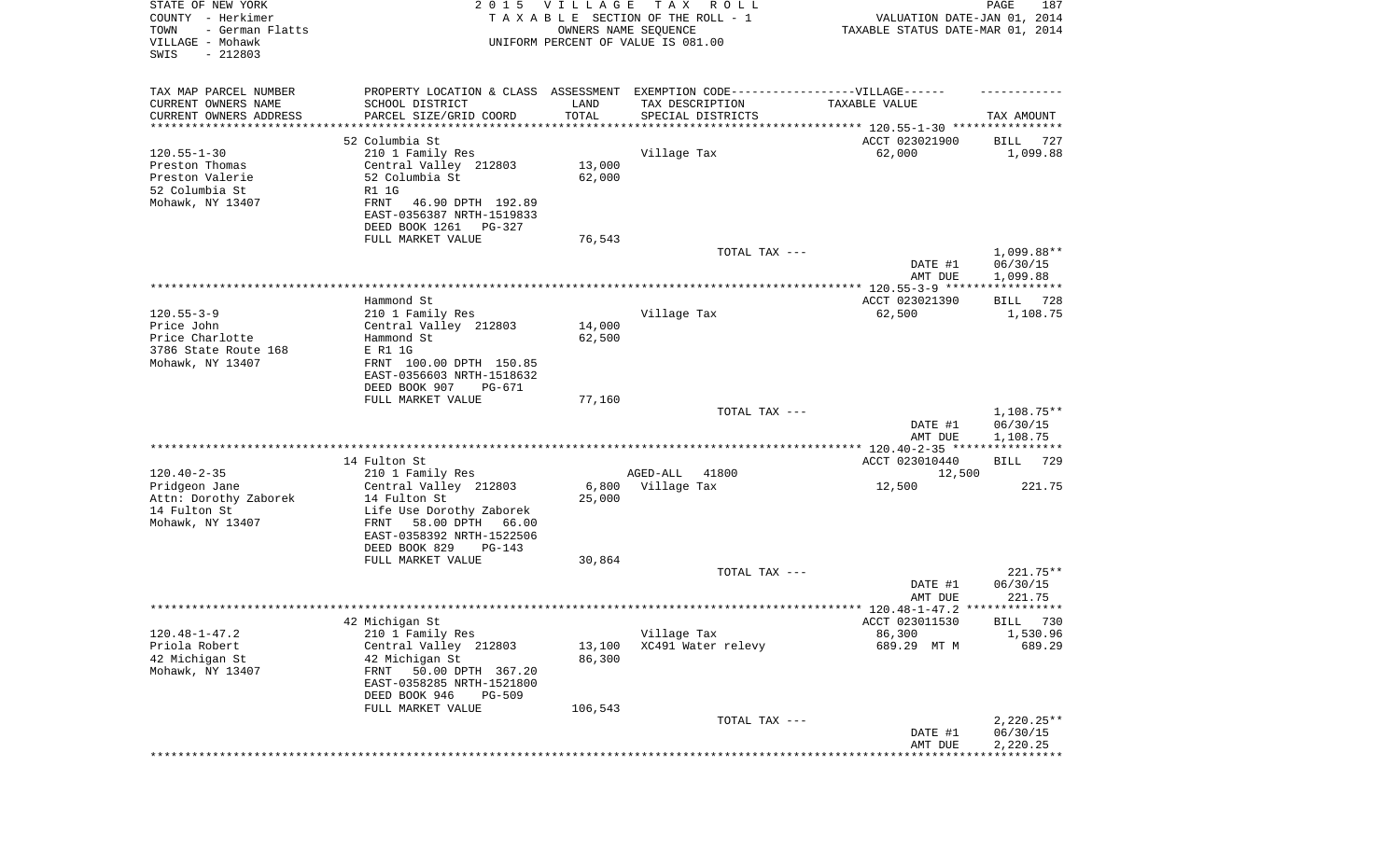STATE OF NEW YORK
COUNTY - Herkimer
TOWN - German Flatts
VILLAGE - Mohawk
SWIS - 212803

2 0 1 5 V I L L A G E T A X R O L L
T A X A B L E SECTION OF THE ROLL - 1
OWNERS NAME SEQUENCE
UNIFORM PERCENT OF VALUE IS 081.00

VALUATION DATE-JAN 01, 2014
TAXABLE STATUS DATE-MAR 01, 2014

| TAX MAP PARCEL NUMBER / CURRENT OWNERS NAME / CURRENT OWNERS ADDRESS | PROPERTY LOCATION & CLASS / SCHOOL DISTRICT / PARCEL SIZE/GRID COORD | ASSESSMENT LAND / TOTAL | EXEMPTION CODE / TAX DESCRIPTION / SPECIAL DISTRICTS | TAXABLE VALUE | TAX AMOUNT |
|---|---|---|---|---|---|
| | 52 Columbia St | | | ACCT 023021900 | BILL 727 |
| 120.55-1-30 | 210 1 Family Res | | Village Tax | 62,000 | 1,099.88 |
| Preston Thomas | Central Valley 212803 | 13,000 | | | |
| Preston Valerie | 52 Columbia St | 62,000 | | | |
| 52 Columbia St | R1 1G | | | | |
| Mohawk, NY 13407 | FRNT 46.90 DPTH 192.89 | | | | |
| | EAST-0356387 NRTH-1519833 | | | | |
| | DEED BOOK 1261 PG-327 | | | | |
| | FULL MARKET VALUE | 76,543 | | | |
| | | | TOTAL TAX --- | | 1,099.88** |
| | | | | DATE #1 | 06/30/15 |
| | | | | AMT DUE | 1,099.88 |
| | Hammond St | | | ACCT 023021390 | BILL 728 |
| 120.55-3-9 | 210 1 Family Res | | Village Tax | 62,500 | 1,108.75 |
| Price John | Central Valley 212803 | 14,000 | | | |
| Price Charlotte | Hammond St | 62,500 | | | |
| 3786 State Route 168 | E R1 1G | | | | |
| Mohawk, NY 13407 | FRNT 100.00 DPTH 150.85 | | | | |
| | EAST-0356603 NRTH-1518632 | | | | |
| | DEED BOOK 907 PG-671 | | | | |
| | FULL MARKET VALUE | 77,160 | | | |
| | | | TOTAL TAX --- | | 1,108.75** |
| | | | | DATE #1 | 06/30/15 |
| | | | | AMT DUE | 1,108.75 |
| | 14 Fulton St | | | ACCT 023010440 | BILL 729 |
| 120.40-2-35 | 210 1 Family Res | | AGED-ALL 41800 | 12,500 | |
| Pridgeon Jane | Central Valley 212803 | 6,800 | Village Tax | 12,500 | 221.75 |
| Attn: Dorothy Zaborek | 14 Fulton St | 25,000 | | | |
| 14 Fulton St | Life Use Dorothy Zaborek | | | | |
| Mohawk, NY 13407 | FRNT 58.00 DPTH 66.00 | | | | |
| | EAST-0358392 NRTH-1522506 | | | | |
| | DEED BOOK 829 PG-143 | | | | |
| | FULL MARKET VALUE | 30,864 | | | |
| | | | TOTAL TAX --- | | 221.75** |
| | | | | DATE #1 | 06/30/15 |
| | | | | AMT DUE | 221.75 |
| | 42 Michigan St | | | ACCT 023011530 | BILL 730 |
| 120.48-1-47.2 | 210 1 Family Res | | Village Tax | 86,300 | 1,530.96 |
| Priola Robert | Central Valley 212803 | 13,100 | XC491 Water relevy | 689.29 MT M | 689.29 |
| 42 Michigan St | 42 Michigan St | 86,300 | | | |
| Mohawk, NY 13407 | FRNT 50.00 DPTH 367.20 | | | | |
| | EAST-0358285 NRTH-1521800 | | | | |
| | DEED BOOK 946 PG-509 | | | | |
| | FULL MARKET VALUE | 106,543 | | | |
| | | | TOTAL TAX --- | | 2,220.25** |
| | | | | DATE #1 | 06/30/15 |
| | | | | AMT DUE | 2,220.25 |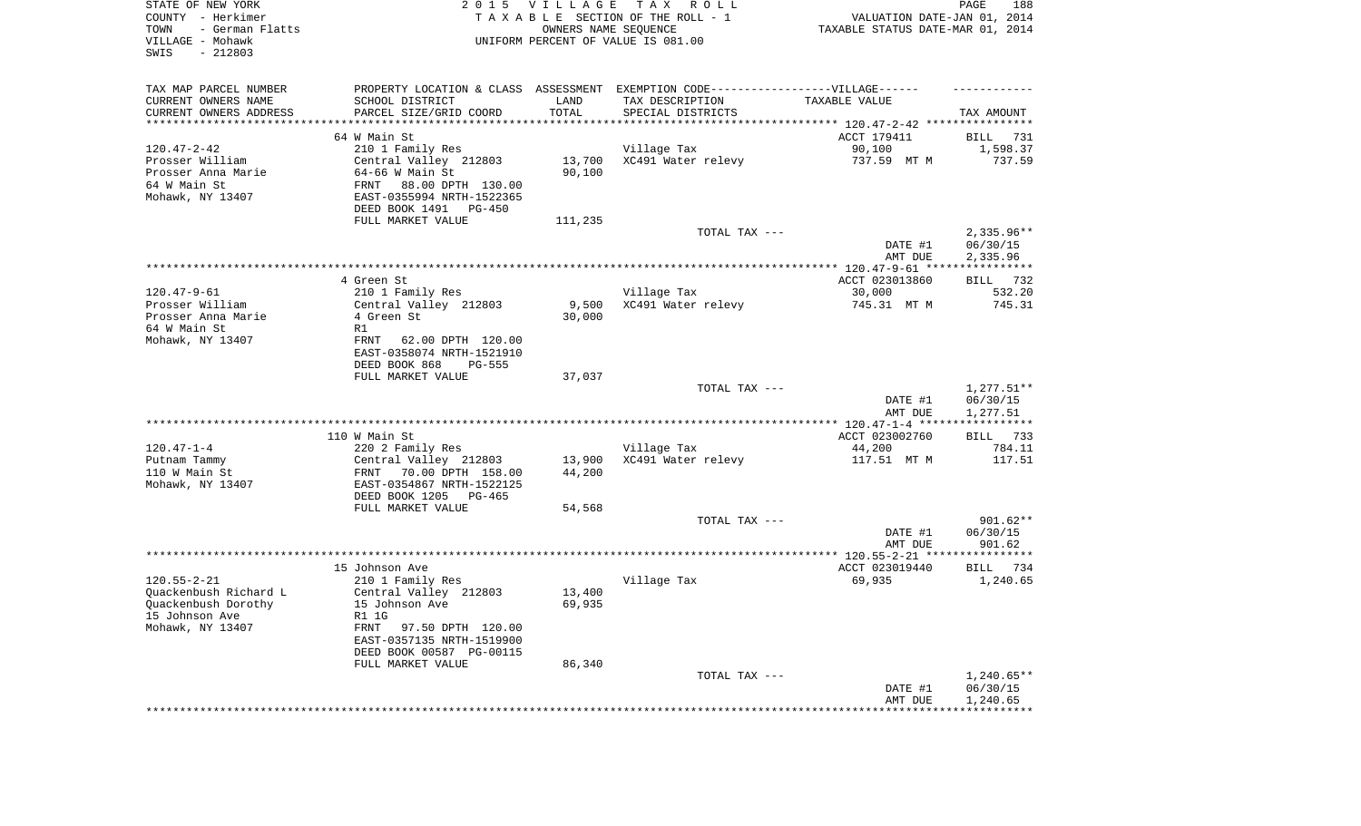STATE OF NEW YORK
COUNTY - Herkimer
TOWN - German Flatts
VILLAGE - Mohawk
SWIS - 212803

2015 VILLAGE TAX ROLL
TAXABLE SECTION OF THE ROLL - 1
OWNERS NAME SEQUENCE
UNIFORM PERCENT OF VALUE IS 081.00

VALUATION DATE-JAN 01, 2014
TAXABLE STATUS DATE-MAR 01, 2014

| TAX MAP PARCEL NUMBER / CURRENT OWNERS NAME / CURRENT OWNERS ADDRESS | PROPERTY LOCATION & CLASS / SCHOOL DISTRICT / PARCEL SIZE/GRID COORD | ASSESSMENT LAND / TOTAL | EXEMPTION CODE-----VILLAGE----- TAX DESCRIPTION / SPECIAL DISTRICTS | TAXABLE VALUE | TAX AMOUNT |
|---|---|---|---|---|---|
| 120.47-2-42 | 64 W Main St | | | ACCT 179411 | BILL 731 |
| | 210 1 Family Res | | Village Tax | 90,100 | 1,598.37 |
| Prosser William | Central Valley 212803 | 13,700 | XC491 Water relevy | 737.59 MT M | 737.59 |
| Prosser Anna Marie | 64-66 W Main St | 90,100 | | | |
| 64 W Main St | FRNT 88.00 DPTH 130.00 | | | | |
| Mohawk, NY 13407 | EAST-0355994 NRTH-1522365 | | | | |
| | DEED BOOK 1491 PG-450 | | | | |
| | FULL MARKET VALUE | 111,235 | | | |
| | | | TOTAL TAX --- | | 2,335.96** |
| | | | | DATE #1 | 06/30/15 |
| | | | | AMT DUE | 2,335.96 |
| 120.47-9-61 | 4 Green St | | | ACCT 023013860 | BILL 732 |
| | 210 1 Family Res | | Village Tax | 30,000 | 532.20 |
| Prosser William | Central Valley 212803 | 9,500 | XC491 Water relevy | 745.31 MT M | 745.31 |
| Prosser Anna Marie | 4 Green St | 30,000 | | | |
| 64 W Main St | R1 | | | | |
| Mohawk, NY 13407 | FRNT 62.00 DPTH 120.00 | | | | |
| | EAST-0358074 NRTH-1521910 | | | | |
| | DEED BOOK 868 PG-555 | | | | |
| | FULL MARKET VALUE | 37,037 | | | |
| | | | TOTAL TAX --- | | 1,277.51** |
| | | | | DATE #1 | 06/30/15 |
| | | | | AMT DUE | 1,277.51 |
| 120.47-1-4 | 110 W Main St | | | ACCT 023002760 | BILL 733 |
| | 220 2 Family Res | | Village Tax | 44,200 | 784.11 |
| Putnam Tammy | Central Valley 212803 | 13,900 | XC491 Water relevy | 117.51 MT M | 117.51 |
| 110 W Main St | FRNT 70.00 DPTH 158.00 | 44,200 | | | |
| Mohawk, NY 13407 | EAST-0354867 NRTH-1522125 | | | | |
| | DEED BOOK 1205 PG-465 | | | | |
| | FULL MARKET VALUE | 54,568 | | | |
| | | | TOTAL TAX --- | | 901.62** |
| | | | | DATE #1 | 06/30/15 |
| | | | | AMT DUE | 901.62 |
| 120.55-2-21 | 15 Johnson Ave | | | ACCT 023019440 | BILL 734 |
| | 210 1 Family Res | | Village Tax | 69,935 | 1,240.65 |
| Quackenbush Richard L | Central Valley 212803 | 13,400 | | | |
| Quackenbush Dorothy | 15 Johnson Ave | 69,935 | | | |
| 15 Johnson Ave | R1 1G | | | | |
| Mohawk, NY 13407 | FRNT 97.50 DPTH 120.00 | | | | |
| | EAST-0357135 NRTH-1519900 | | | | |
| | DEED BOOK 00587 PG-00115 | | | | |
| | FULL MARKET VALUE | 86,340 | | | |
| | | | TOTAL TAX --- | | 1,240.65** |
| | | | | DATE #1 | 06/30/15 |
| | | | | AMT DUE | 1,240.65 |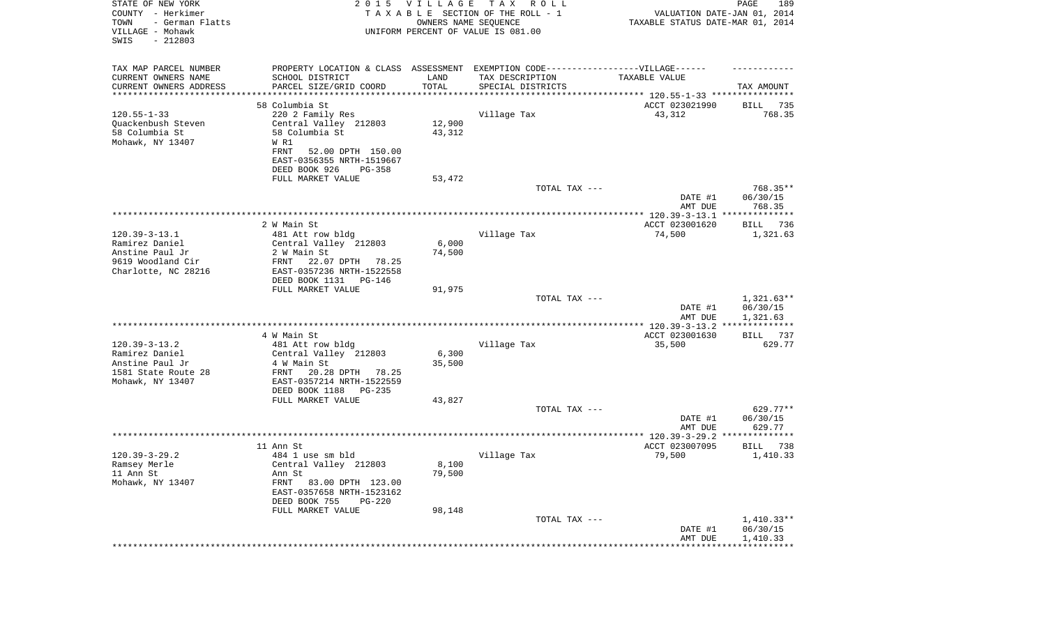STATE OF NEW YORK
COUNTY - Herkimer
TOWN - German Flatts
VILLAGE - Mohawk
SWIS - 212803

2 0 1 5 V I L L A G E T A X R O L L
T A X A B L E SECTION OF THE ROLL - 1
OWNERS NAME SEQUENCE
UNIFORM PERCENT OF VALUE IS 081.00

VALUATION DATE-JAN 01, 2014
TAXABLE STATUS DATE-MAR 01, 2014

| TAX MAP PARCEL NUMBER / CURRENT OWNERS NAME / CURRENT OWNERS ADDRESS | PROPERTY LOCATION & CLASS / SCHOOL DISTRICT / PARCEL SIZE/GRID COORD | ASSESSMENT LAND / TOTAL | EXEMPTION CODE-----VILLAGE------ TAX DESCRIPTION / SPECIAL DISTRICTS | TAXABLE VALUE | TAX AMOUNT |
|---|---|---|---|---|---|
| 120.55-1-33 | 58 Columbia St | | | ACCT 023021990 | BILL 735 |
| Quackenbush Steven | 220 2 Family Res | | Village Tax | 43,312 | 768.35 |
| 58 Columbia St | Central Valley 212803 | 12,900 | | | |
| Mohawk, NY 13407 | 58 Columbia St | 43,312 | | | |
| | W R1 | | | | |
| | FRNT 52.00 DPTH 150.00 | | | | |
| | EAST-0356355 NRTH-1519667 | | | | |
| | DEED BOOK 926 PG-358 | | | | |
| | FULL MARKET VALUE | 53,472 | | | |
| | | | TOTAL TAX --- | | 768.35** |
| | | | | DATE #1 | 06/30/15 |
| | | | | AMT DUE | 768.35 |
| 120.39-3-13.1 | 2 W Main St | | | ACCT 023001620 | BILL 736 |
| Ramirez Daniel | 481 Att row bldg | | Village Tax | 74,500 | 1,321.63 |
| Anstine Paul Jr | Central Valley 212803 | 6,000 | | | |
| 9619 Woodland Cir | 2 W Main St | 74,500 | | | |
| Charlotte, NC 28216 | FRNT 22.07 DPTH 78.25 | | | | |
| | EAST-0357236 NRTH-1522558 | | | | |
| | DEED BOOK 1131 PG-146 | | | | |
| | FULL MARKET VALUE | 91,975 | | | |
| | | | TOTAL TAX --- | | 1,321.63** |
| | | | | DATE #1 | 06/30/15 |
| | | | | AMT DUE | 1,321.63 |
| 120.39-3-13.2 | 4 W Main St | | | ACCT 023001630 | BILL 737 |
| Ramirez Daniel | 481 Att row bldg | | Village Tax | 35,500 | 629.77 |
| Anstine Paul Jr | Central Valley 212803 | 6,300 | | | |
| 1581 State Route 28 | 4 W Main St | 35,500 | | | |
| Mohawk, NY 13407 | FRNT 20.28 DPTH 78.25 | | | | |
| | EAST-0357214 NRTH-1522559 | | | | |
| | DEED BOOK 1188 PG-235 | | | | |
| | FULL MARKET VALUE | 43,827 | | | |
| | | | TOTAL TAX --- | | 629.77** |
| | | | | DATE #1 | 06/30/15 |
| | | | | AMT DUE | 629.77 |
| 120.39-3-29.2 | 11 Ann St | | | ACCT 023007095 | BILL 738 |
| Ramsey Merle | 484 1 use sm bld | | Village Tax | 79,500 | 1,410.33 |
| 11 Ann St | Central Valley 212803 | 8,100 | | | |
| Mohawk, NY 13407 | Ann St | 79,500 | | | |
| | FRNT 83.00 DPTH 123.00 | | | | |
| | EAST-0357658 NRTH-1523162 | | | | |
| | DEED BOOK 755 PG-220 | | | | |
| | FULL MARKET VALUE | 98,148 | | | |
| | | | TOTAL TAX --- | | 1,410.33** |
| | | | | DATE #1 | 06/30/15 |
| | | | | AMT DUE | 1,410.33 |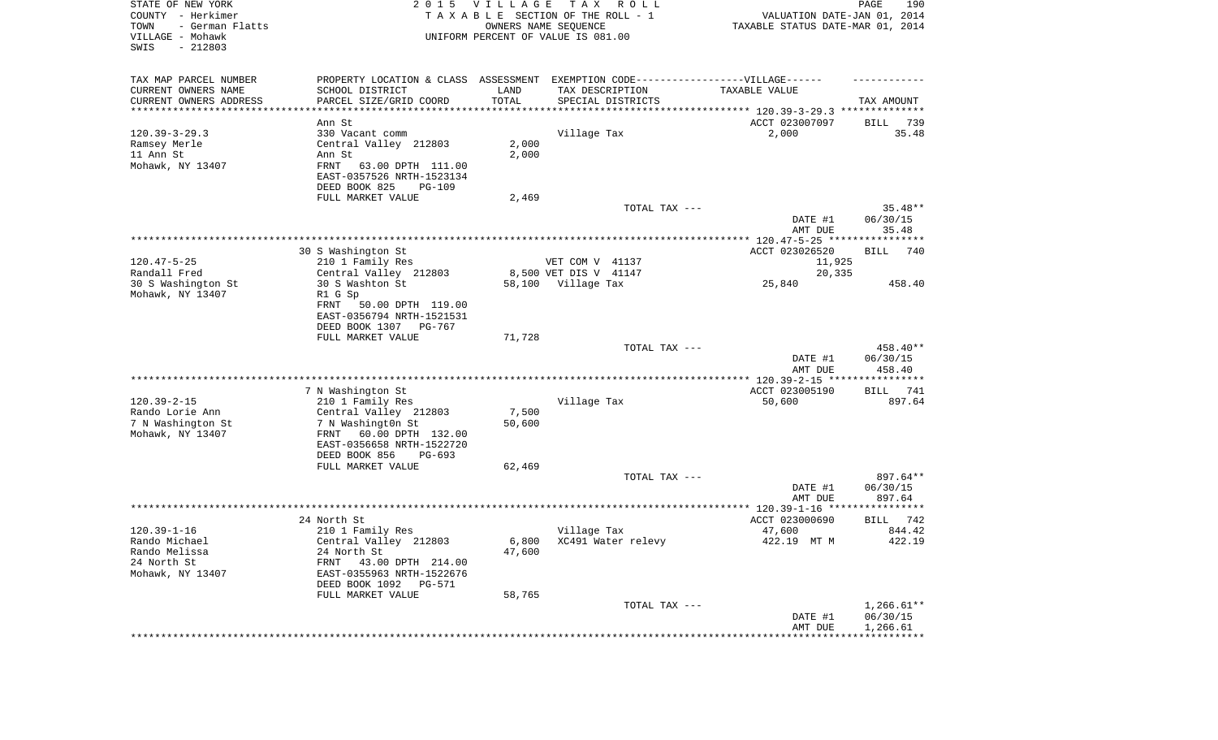STATE OF NEW YORK
COUNTY - Herkimer
TOWN - German Flatts
VILLAGE - Mohawk
SWIS - 212803

2 0 1 5 V I L L A G E T A X R O L L
T A X A B L E SECTION OF THE ROLL - 1
OWNERS NAME SEQUENCE
UNIFORM PERCENT OF VALUE IS 081.00

VALUATION DATE-JAN 01, 2014
TAXABLE STATUS DATE-MAR 01, 2014

| TAX MAP PARCEL NUMBER / CURRENT OWNERS NAME / CURRENT OWNERS ADDRESS | PROPERTY LOCATION & CLASS / SCHOOL DISTRICT / PARCEL SIZE/GRID COORD | ASSESSMENT LAND / TOTAL | EXEMPTION CODE / TAX DESCRIPTION / SPECIAL DISTRICTS | VILLAGE TAXABLE VALUE | TAX AMOUNT |
|---|---|---|---|---|---|
| 120.39-3-29.3 | Ann St | | | ACCT 023007097 | BILL 739 |
| Ramsey Merle | 330 Vacant comm | | Village Tax | 2,000 | 35.48 |
| 11 Ann St | Central Valley 212803 | 2,000 | | | |
| Mohawk, NY 13407 | Ann St | 2,000 | | | |
| | FRNT 63.00 DPTH 111.00 | | | | |
| | EAST-0357526 NRTH-1523134 | | | | |
| | DEED BOOK 825 PG-109 | | | | |
| | FULL MARKET VALUE | 2,469 | | | |
| | | | TOTAL TAX --- | | 35.48** |
| | | | | DATE #1 | 06/30/15 |
| | | | | AMT DUE | 35.48 |
| 120.47-5-25 | 30 S Washington St | | | ACCT 023026520 | BILL 740 |
| Randall Fred | 210 1 Family Res | | VET COM V 41137 | 11,925 | |
| 30 S Washington St | Central Valley 212803 | 8,500 | VET DIS V 41147 | 20,335 | |
| Mohawk, NY 13407 | 30 S Washton St | 58,100 | Village Tax | 25,840 | 458.40 |
| | R1 G Sp | | | | |
| | FRNT 50.00 DPTH 119.00 | | | | |
| | EAST-0356794 NRTH-1521531 | | | | |
| | DEED BOOK 1307 PG-767 | | | | |
| | FULL MARKET VALUE | 71,728 | | | |
| | | | TOTAL TAX --- | | 458.40** |
| | | | | DATE #1 | 06/30/15 |
| | | | | AMT DUE | 458.40 |
| 120.39-2-15 | 7 N Washington St | | | ACCT 023005190 | BILL 741 |
| Rando Lorie Ann | 210 1 Family Res | | Village Tax | 50,600 | 897.64 |
| 7 N Washington St | Central Valley 212803 | 7,500 | | | |
| Mohawk, NY 13407 | 7 N Washingt0n St | 50,600 | | | |
| | FRNT 60.00 DPTH 132.00 | | | | |
| | EAST-0356658 NRTH-1522720 | | | | |
| | DEED BOOK 856 PG-693 | | | | |
| | FULL MARKET VALUE | 62,469 | | | |
| | | | TOTAL TAX --- | | 897.64** |
| | | | | DATE #1 | 06/30/15 |
| | | | | AMT DUE | 897.64 |
| 120.39-1-16 | 24 North St | | | ACCT 023000690 | BILL 742 |
| Rando Michael | 210 1 Family Res | | Village Tax | 47,600 | 844.42 |
| Rando Melissa | Central Valley 212803 | 6,800 | XC491 Water relevy | 422.19 MT M | 422.19 |
| 24 North St | 24 North St | 47,600 | | | |
| Mohawk, NY 13407 | FRNT 43.00 DPTH 214.00 | | | | |
| | EAST-0355963 NRTH-1522676 | | | | |
| | DEED BOOK 1092 PG-571 | | | | |
| | FULL MARKET VALUE | 58,765 | | | |
| | | | TOTAL TAX --- | | 1,266.61** |
| | | | | DATE #1 | 06/30/15 |
| | | | | AMT DUE | 1,266.61 |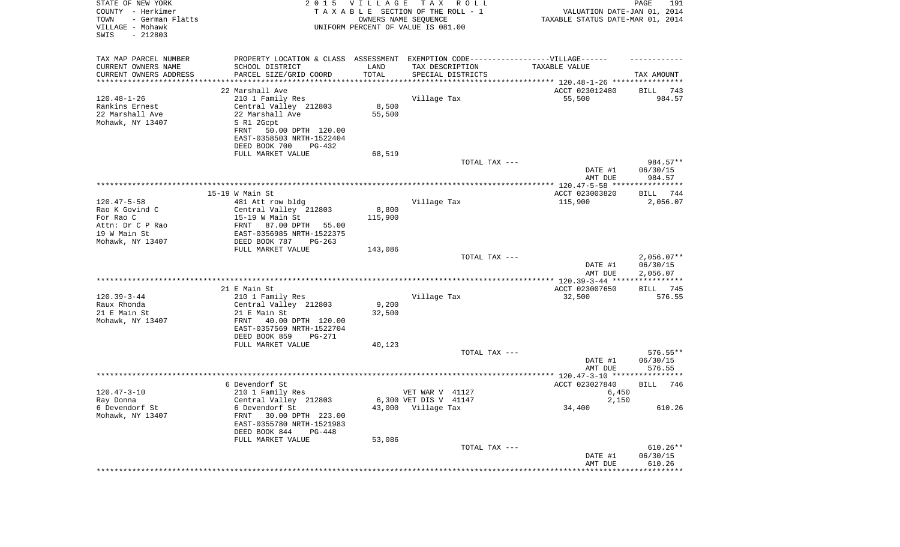STATE OF NEW YORK
COUNTY - Herkimer
TOWN - German Flatts
VILLAGE - Mohawk
SWIS - 212803

2015 VILLAGE TAX ROLL
TAXABLE SECTION OF THE ROLL - 1
OWNERS NAME SEQUENCE
UNIFORM PERCENT OF VALUE IS 081.00

VALUATION DATE-JAN 01, 2014
TAXABLE STATUS DATE-MAR 01, 2014

| TAX MAP PARCEL NUMBER / CURRENT OWNERS NAME / CURRENT OWNERS ADDRESS | PROPERTY LOCATION & CLASS / SCHOOL DISTRICT / PARCEL SIZE/GRID COORD | ASSESSMENT LAND / TOTAL | EXEMPTION CODE / TAX DESCRIPTION / SPECIAL DISTRICTS | TAXABLE VALUE | TAX AMOUNT |
|---|---|---|---|---|---|
| | 22 Marshall Ave | | | ACCT 023012480 | BILL 743 |
| 120.48-1-26 | 210 1 Family Res | | Village Tax | 55,500 | 984.57 |
| Rankins Ernest | Central Valley 212803 | 8,500 | | | |
| 22 Marshall Ave | 22 Marshall Ave | 55,500 | | | |
| Mohawk, NY 13407 | S R1 2Gcpt | | | | |
| | FRNT 50.00 DPTH 120.00 | | | | |
| | EAST-0358503 NRTH-1522404 | | | | |
| | DEED BOOK 700 PG-432 | | | | |
| | FULL MARKET VALUE | 68,519 | | | |
| | | | TOTAL TAX --- | | 984.57** |
| | | | | DATE #1 | 06/30/15 |
| | | | | AMT DUE | 984.57 |
| | 15-19 W Main St | | | ACCT 023003820 | BILL 744 |
| 120.47-5-58 | 481 Att row bldg | | Village Tax | 115,900 | 2,056.07 |
| Rao K Govind C | Central Valley 212803 | 8,800 | | | |
| For Rao C | 15-19 W Main St | 115,900 | | | |
| Attn: Dr C P Rao | FRNT 87.00 DPTH 55.00 | | | | |
| 19 W Main St | EAST-0356985 NRTH-1522375 | | | | |
| Mohawk, NY 13407 | DEED BOOK 787 PG-263 | | | | |
| | FULL MARKET VALUE | 143,086 | | | |
| | | | TOTAL TAX --- | | 2,056.07** |
| | | | | DATE #1 | 06/30/15 |
| | | | | AMT DUE | 2,056.07 |
| | 21 E Main St | | | ACCT 023007650 | BILL 745 |
| 120.39-3-44 | 210 1 Family Res | | Village Tax | 32,500 | 576.55 |
| Raux Rhonda | Central Valley 212803 | 9,200 | | | |
| 21 E Main St | 21 E Main St | 32,500 | | | |
| Mohawk, NY 13407 | FRNT 40.00 DPTH 120.00 | | | | |
| | EAST-0357569 NRTH-1522704 | | | | |
| | DEED BOOK 859 PG-271 | | | | |
| | FULL MARKET VALUE | 40,123 | | | |
| | | | TOTAL TAX --- | | 576.55** |
| | | | | DATE #1 | 06/30/15 |
| | | | | AMT DUE | 576.55 |
| | 6 Devendorf St | | | ACCT 023027840 | BILL 746 |
| 120.47-3-10 | 210 1 Family Res | | VET WAR V 41127 | 6,450 | |
| Ray Donna | Central Valley 212803 | 6,300 | VET DIS V 41147 | 2,150 | |
| 6 Devendorf St | 6 Devendorf St | 43,000 | Village Tax | 34,400 | 610.26 |
| Mohawk, NY 13407 | FRNT 30.00 DPTH 223.00 | | | | |
| | EAST-0355780 NRTH-1521983 | | | | |
| | DEED BOOK 844 PG-448 | | | | |
| | FULL MARKET VALUE | 53,086 | | | |
| | | | TOTAL TAX --- | | 610.26** |
| | | | | DATE #1 | 06/30/15 |
| | | | | AMT DUE | 610.26 |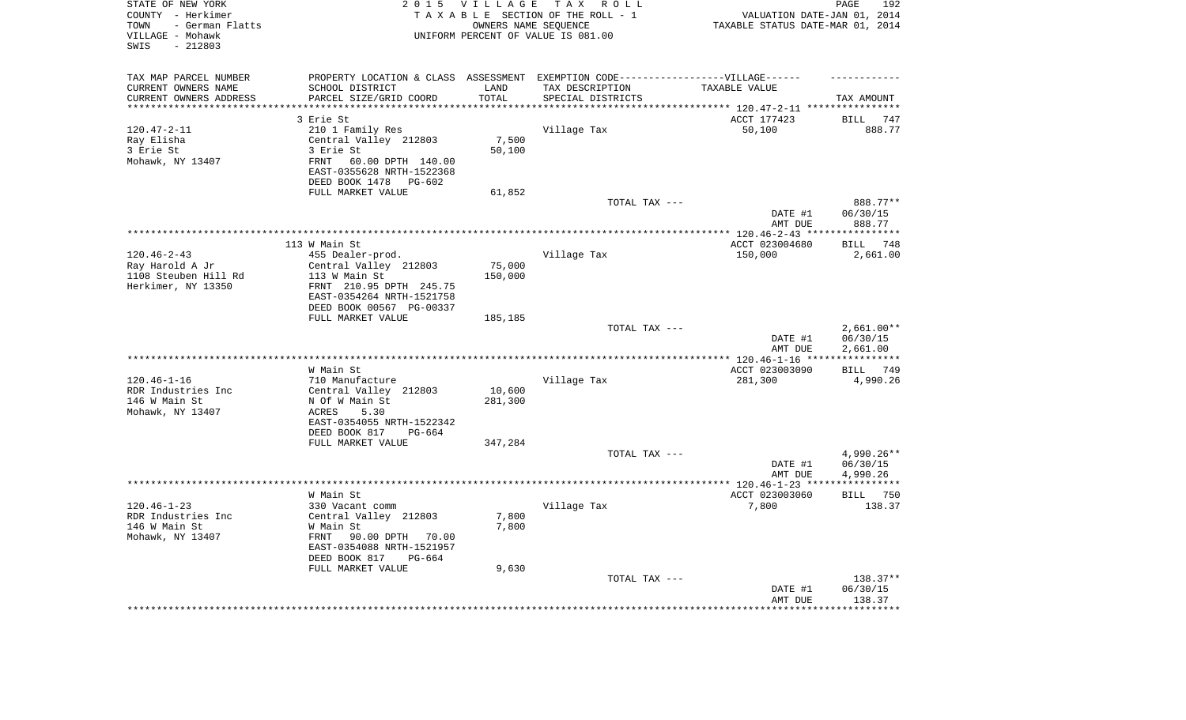STATE OF NEW YORK
COUNTY - Herkimer
TOWN - German Flatts
VILLAGE - Mohawk
SWIS - 212803

2 0 1 5 V I L L A G E T A X R O L L
T A X A B L E SECTION OF THE ROLL - 1
OWNERS NAME SEQUENCE
UNIFORM PERCENT OF VALUE IS 081.00

VALUATION DATE-JAN 01, 2014
TAXABLE STATUS DATE-MAR 01, 2014

| TAX MAP PARCEL NUMBER / CURRENT OWNERS NAME / CURRENT OWNERS ADDRESS | PROPERTY LOCATION & CLASS / SCHOOL DISTRICT / PARCEL SIZE/GRID COORD | ASSESSMENT LAND / TOTAL | EXEMPTION CODE / TAX DESCRIPTION / SPECIAL DISTRICTS | VILLAGE TAXABLE VALUE | TAX AMOUNT |
|---|---|---|---|---|---|
| 120.47-2-11 | 3 Erie St | | | ACCT 177423 | BILL 747 |
| Ray Elisha | 210 1 Family Res | | Village Tax | 50,100 | 888.77 |
| 3 Erie St | Central Valley 212803 | 7,500 | | | |
| Mohawk, NY 13407 | 3 Erie St | 50,100 | | | |
| | FRNT 60.00 DPTH 140.00 | | | | |
| | EAST-0355628 NRTH-1522368 | | | | |
| | DEED BOOK 1478 PG-602 | | | | |
| | FULL MARKET VALUE | 61,852 | | | |
| | | | TOTAL TAX --- | | 888.77** |
| | | | | DATE #1 | 06/30/15 |
| | | | | AMT DUE | 888.77 |
| 120.46-2-43 | 113 W Main St | | | ACCT 023004680 | BILL 748 |
| Ray Harold A Jr | 455 Dealer-prod. | | Village Tax | 150,000 | 2,661.00 |
| 1108 Steuben Hill Rd | Central Valley 212803 | 75,000 | | | |
| Herkimer, NY 13350 | 113 W Main St | 150,000 | | | |
| | FRNT 210.95 DPTH 245.75 | | | | |
| | EAST-0354264 NRTH-1521758 | | | | |
| | DEED BOOK 00567 PG-00337 | | | | |
| | FULL MARKET VALUE | 185,185 | | | |
| | | | TOTAL TAX --- | | 2,661.00** |
| | | | | DATE #1 | 06/30/15 |
| | | | | AMT DUE | 2,661.00 |
| 120.46-1-16 | W Main St | | | ACCT 023003090 | BILL 749 |
| RDR Industries Inc | 710 Manufacture | | Village Tax | 281,300 | 4,990.26 |
| 146 W Main St | Central Valley 212803 | 10,600 | | | |
| Mohawk, NY 13407 | N Of W Main St | 281,300 | | | |
| | ACRES 5.30 | | | | |
| | EAST-0354055 NRTH-1522342 | | | | |
| | DEED BOOK 817 PG-664 | | | | |
| | FULL MARKET VALUE | 347,284 | | | |
| | | | TOTAL TAX --- | | 4,990.26** |
| | | | | DATE #1 | 06/30/15 |
| | | | | AMT DUE | 4,990.26 |
| 120.46-1-23 | W Main St | | | ACCT 023003060 | BILL 750 |
| RDR Industries Inc | 330 Vacant comm | | Village Tax | 7,800 | 138.37 |
| 146 W Main St | Central Valley 212803 | 7,800 | | | |
| Mohawk, NY 13407 | W Main St | 7,800 | | | |
| | FRNT 90.00 DPTH 70.00 | | | | |
| | EAST-0354088 NRTH-1521957 | | | | |
| | DEED BOOK 817 PG-664 | | | | |
| | FULL MARKET VALUE | 9,630 | | | |
| | | | TOTAL TAX --- | | 138.37** |
| | | | | DATE #1 | 06/30/15 |
| | | | | AMT DUE | 138.37 |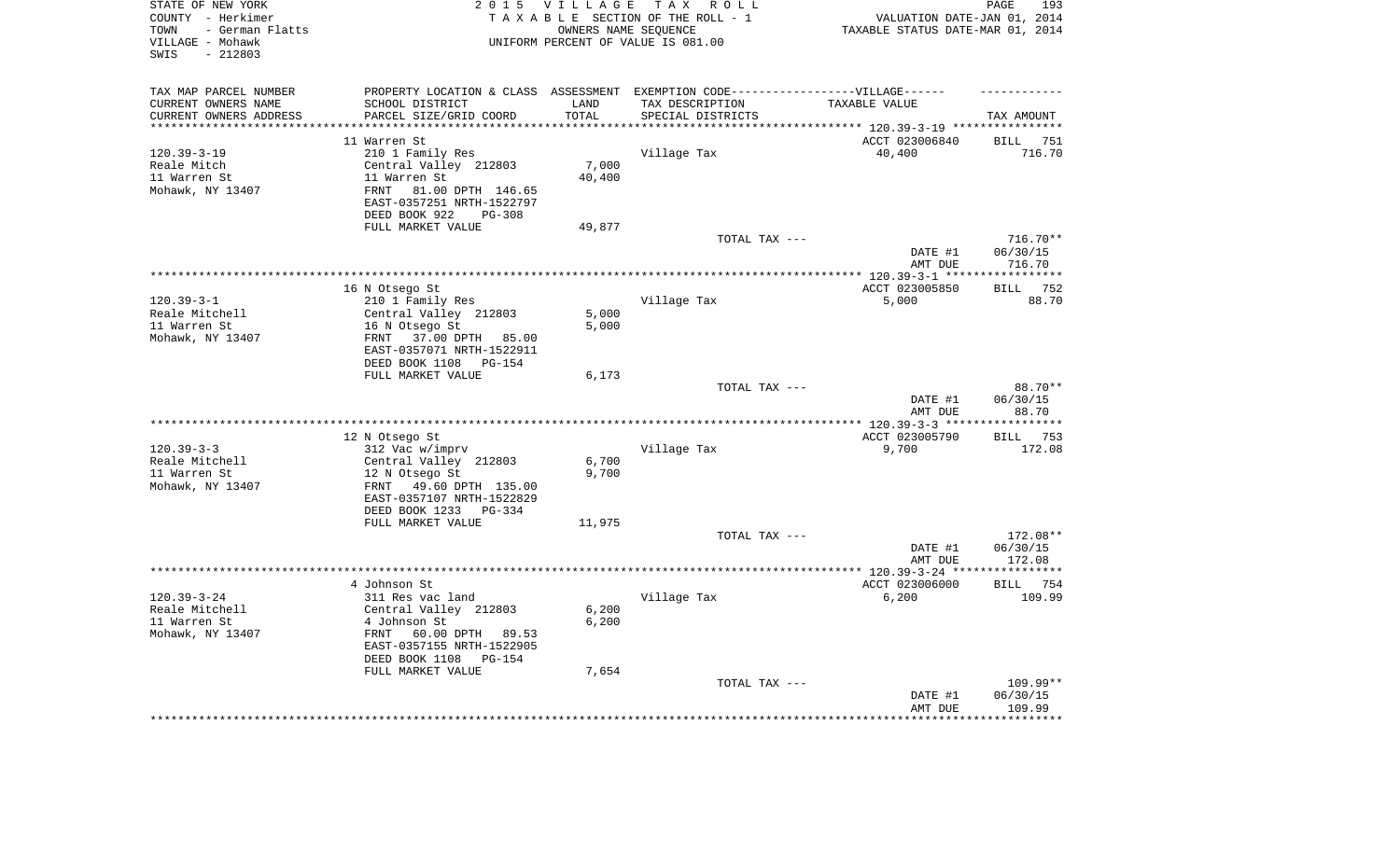STATE OF NEW YORK
COUNTY - Herkimer
TOWN - German Flatts
VILLAGE - Mohawk
SWIS - 212803

**2015 VILLAGE TAX ROLL**
TAXABLE SECTION OF THE ROLL - 1
OWNERS NAME SEQUENCE
UNIFORM PERCENT OF VALUE IS 081.00

VALUATION DATE-JAN 01, 2014
TAXABLE STATUS DATE-MAR 01, 2014

| TAX MAP PARCEL NUMBER<br>CURRENT OWNERS NAME<br>CURRENT OWNERS ADDRESS | PROPERTY LOCATION & CLASS<br>SCHOOL DISTRICT<br>PARCEL SIZE/GRID COORD | ASSESSMENT<br>LAND<br>TOTAL | EXEMPTION CODE------VILLAGE------<br>TAX DESCRIPTION<br>SPECIAL DISTRICTS | TAXABLE VALUE | TAX AMOUNT |
|---|---|---|---|---|---|
| | 11 Warren St | | | ACCT 023006840 | BILL 751 |
| 120.39-3-19 | 210 1 Family Res | | Village Tax | 40,400 | 716.70 |
| Reale Mitch | Central Valley 212803 | 7,000 | | | |
| 11 Warren St | 11 Warren St | 40,400 | | | |
| Mohawk, NY 13407 | FRNT 81.00 DPTH 146.65 | | | | |
| | EAST-0357251 NRTH-1522797 | | | | |
| | DEED BOOK 922 PG-308 | | | | |
| | FULL MARKET VALUE | 49,877 | | | |
| | | | TOTAL TAX --- | | 716.70** |
| | | | | DATE #1 | 06/30/15 |
| | | | | AMT DUE | 716.70 |
| | 16 N Otsego St | | | ACCT 023005850 | BILL 752 |
| 120.39-3-1 | 210 1 Family Res | | Village Tax | 5,000 | 88.70 |
| Reale Mitchell | Central Valley 212803 | 5,000 | | | |
| 11 Warren St | 16 N Otsego St | 5,000 | | | |
| Mohawk, NY 13407 | FRNT 37.00 DPTH 85.00 | | | | |
| | EAST-0357071 NRTH-1522911 | | | | |
| | DEED BOOK 1108 PG-154 | | | | |
| | FULL MARKET VALUE | 6,173 | | | |
| | | | TOTAL TAX --- | | 88.70** |
| | | | | DATE #1 | 06/30/15 |
| | | | | AMT DUE | 88.70 |
| | 12 N Otsego St | | | ACCT 023005790 | BILL 753 |
| 120.39-3-3 | 312 Vac w/imprv | | Village Tax | 9,700 | 172.08 |
| Reale Mitchell | Central Valley 212803 | 6,700 | | | |
| 11 Warren St | 12 N Otsego St | 9,700 | | | |
| Mohawk, NY 13407 | FRNT 49.60 DPTH 135.00 | | | | |
| | EAST-0357107 NRTH-1522829 | | | | |
| | DEED BOOK 1233 PG-334 | | | | |
| | FULL MARKET VALUE | 11,975 | | | |
| | | | TOTAL TAX --- | | 172.08** |
| | | | | DATE #1 | 06/30/15 |
| | | | | AMT DUE | 172.08 |
| | 4 Johnson St | | | ACCT 023006000 | BILL 754 |
| 120.39-3-24 | 311 Res vac land | | Village Tax | 6,200 | 109.99 |
| Reale Mitchell | Central Valley 212803 | 6,200 | | | |
| 11 Warren St | 4 Johnson St | 6,200 | | | |
| Mohawk, NY 13407 | FRNT 60.00 DPTH 89.53 | | | | |
| | EAST-0357155 NRTH-1522905 | | | | |
| | DEED BOOK 1108 PG-154 | | | | |
| | FULL MARKET VALUE | 7,654 | | | |
| | | | TOTAL TAX --- | | 109.99** |
| | | | | DATE #1 | 06/30/15 |
| | | | | AMT DUE | 109.99 |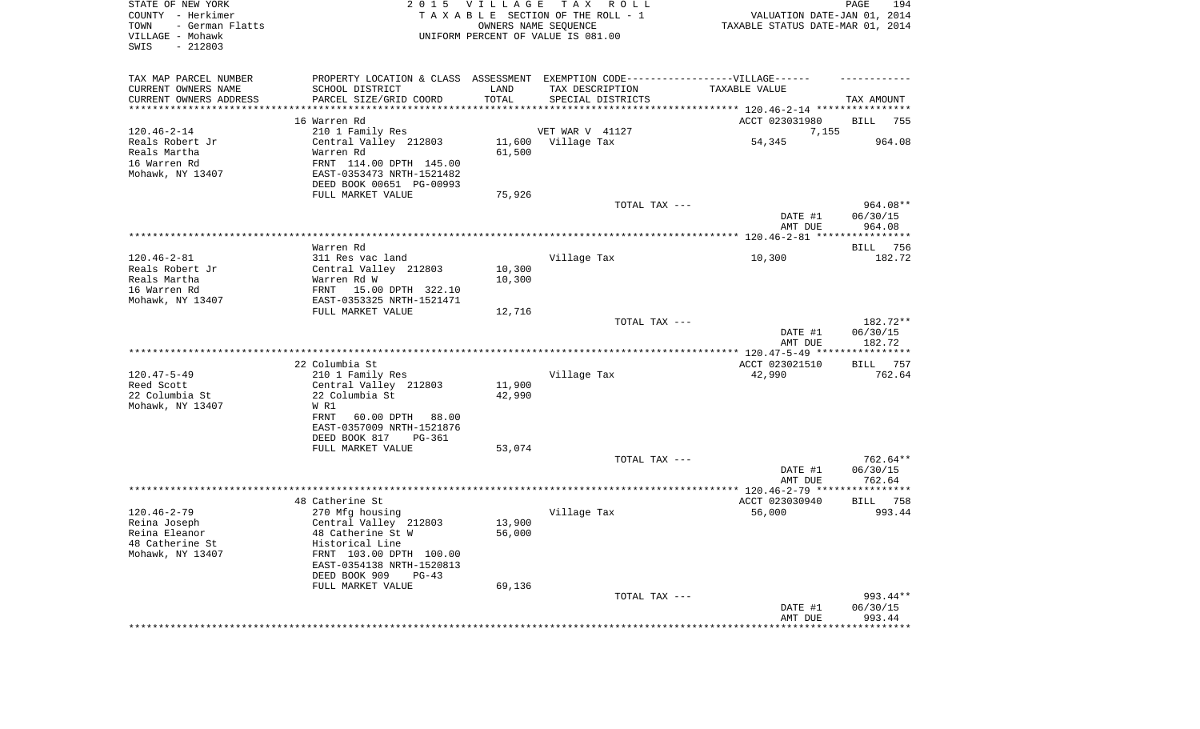STATE OF NEW YORK
COUNTY - Herkimer
TOWN - German Flatts
VILLAGE - Mohawk
SWIS - 212803

2 0 1 5 V I L L A G E T A X R O L L
T A X A B L E SECTION OF THE ROLL - 1
OWNERS NAME SEQUENCE
UNIFORM PERCENT OF VALUE IS 081.00

VALUATION DATE-JAN 01, 2014
TAXABLE STATUS DATE-MAR 01, 2014

| TAX MAP PARCEL NUMBER<br>CURRENT OWNERS NAME<br>CURRENT OWNERS ADDRESS | PROPERTY LOCATION & CLASS<br>SCHOOL DISTRICT<br>PARCEL SIZE/GRID COORD | ASSESSMENT<br>LAND<br>TOTAL | EXEMPTION CODE------VILLAGE------<br>TAX DESCRIPTION<br>SPECIAL DISTRICTS | TAXABLE VALUE | TAX AMOUNT |
|---|---|---|---|---|---|
| | 16 Warren Rd | | | ACCT 023031980 | BILL 755 |
| 120.46-2-14 | 210 1 Family Res | | VET WAR V 41127 | 7,155 | |
| Reals Robert Jr | Central Valley 212803 | 11,600 | Village Tax | 54,345 | 964.08 |
| Reals Martha | Warren Rd | 61,500 | | | |
| 16 Warren Rd | FRNT 114.00 DPTH 145.00 | | | | |
| Mohawk, NY 13407 | EAST-0353473 NRTH-1521482 | | | | |
| | DEED BOOK 00651 PG-00993 | | | | |
| | FULL MARKET VALUE | 75,926 | | | |
| | | | TOTAL TAX --- | | 964.08** |
| | | | | DATE #1 | 06/30/15 |
| | | | | AMT DUE | 964.08 |
| | Warren Rd | | | | BILL 756 |
| 120.46-2-81 | 311 Res vac land | | Village Tax | 10,300 | 182.72 |
| Reals Robert Jr | Central Valley 212803 | 10,300 | | | |
| Reals Martha | Warren Rd W | 10,300 | | | |
| 16 Warren Rd | FRNT 15.00 DPTH 322.10 | | | | |
| Mohawk, NY 13407 | EAST-0353325 NRTH-1521471 | | | | |
| | FULL MARKET VALUE | 12,716 | | | |
| | | | TOTAL TAX --- | | 182.72** |
| | | | | DATE #1 | 06/30/15 |
| | | | | AMT DUE | 182.72 |
| | 22 Columbia St | | | ACCT 023021510 | BILL 757 |
| 120.47-5-49 | 210 1 Family Res | | Village Tax | 42,990 | 762.64 |
| Reed Scott | Central Valley 212803 | 11,900 | | | |
| 22 Columbia St | 22 Columbia St | 42,990 | | | |
| Mohawk, NY 13407 | W R1 | | | | |
| | FRNT 60.00 DPTH 88.00 | | | | |
| | EAST-0357009 NRTH-1521876 | | | | |
| | DEED BOOK 817 PG-361 | | | | |
| | FULL MARKET VALUE | 53,074 | | | |
| | | | TOTAL TAX --- | | 762.64** |
| | | | | DATE #1 | 06/30/15 |
| | | | | AMT DUE | 762.64 |
| | 48 Catherine St | | | ACCT 023030940 | BILL 758 |
| 120.46-2-79 | 270 Mfg housing | | Village Tax | 56,000 | 993.44 |
| Reina Joseph | Central Valley 212803 | 13,900 | | | |
| Reina Eleanor | 48 Catherine St W | 56,000 | | | |
| 48 Catherine St | Historical Line | | | | |
| Mohawk, NY 13407 | FRNT 103.00 DPTH 100.00 | | | | |
| | EAST-0354138 NRTH-1520813 | | | | |
| | DEED BOOK 909 PG-43 | | | | |
| | FULL MARKET VALUE | 69,136 | | | |
| | | | TOTAL TAX --- | | 993.44** |
| | | | | DATE #1 | 06/30/15 |
| | | | | AMT DUE | 993.44 |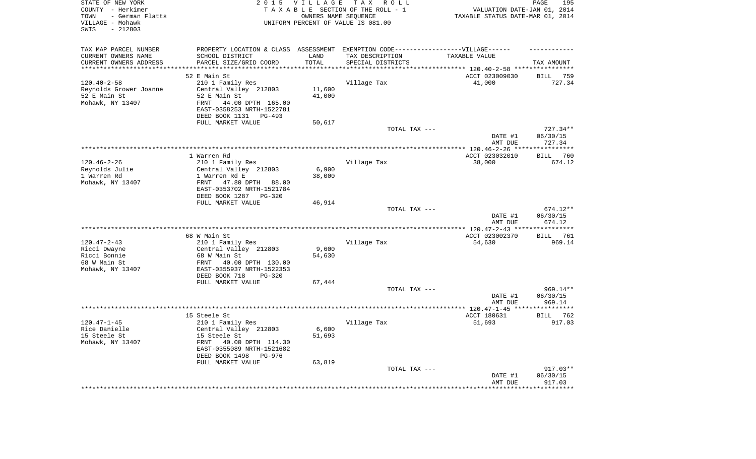STATE OF NEW YORK
COUNTY - Herkimer
TOWN - German Flatts
VILLAGE - Mohawk
SWIS - 212803

2 0 1 5 V I L L A G E T A X R O L L
T A X A B L E SECTION OF THE ROLL - 1
OWNERS NAME SEQUENCE
UNIFORM PERCENT OF VALUE IS 081.00

VALUATION DATE-JAN 01, 2014
TAXABLE STATUS DATE-MAR 01, 2014

| TAX MAP PARCEL NUMBER / CURRENT OWNERS NAME / CURRENT OWNERS ADDRESS | PROPERTY LOCATION & CLASS / SCHOOL DISTRICT / PARCEL SIZE/GRID COORD | ASSESSMENT LAND / TOTAL | EXEMPTION CODE / TAX DESCRIPTION / SPECIAL DISTRICTS | TAXABLE VALUE | TAX AMOUNT |
|---|---|---|---|---|---|
| 120.40-2-58 | 52 E Main St | | | ACCT 023009030 | BILL 759 |
| Reynolds Grower Joanne | 210 1 Family Res | | Village Tax | 41,000 | 727.34 |
| 52 E Main St | Central Valley 212803 | 11,600 | | | |
| Mohawk, NY 13407 | 52 E Main St | 41,000 | | | |
| | FRNT 44.00 DPTH 165.00 | | | | |
| | EAST-0358253 NRTH-1522781 | | | | |
| | DEED BOOK 1131 PG-493 | | | | |
| | FULL MARKET VALUE | 50,617 | | | |
| | | | TOTAL TAX --- | | 727.34** |
| | | | | DATE #1 | 06/30/15 |
| | | | | AMT DUE | 727.34 |
| 120.46-2-26 | 1 Warren Rd | | | ACCT 023032010 | BILL 760 |
| Reynolds Julie | 210 1 Family Res | | Village Tax | 38,000 | 674.12 |
| 1 Warren Rd | Central Valley 212803 | 6,900 | | | |
| Mohawk, NY 13407 | 1 Warren Rd E | 38,000 | | | |
| | FRNT 47.80 DPTH 88.00 | | | | |
| | EAST-0353702 NRTH-1521784 | | | | |
| | DEED BOOK 1287 PG-320 | | | | |
| | FULL MARKET VALUE | 46,914 | | | |
| | | | TOTAL TAX --- | | 674.12** |
| | | | | DATE #1 | 06/30/15 |
| | | | | AMT DUE | 674.12 |
| 120.47-2-43 | 68 W Main St | | | ACCT 023002370 | BILL 761 |
| Ricci Dwayne | 210 1 Family Res | | Village Tax | 54,630 | 969.14 |
| Ricci Bonnie | Central Valley 212803 | 9,600 | | | |
| 68 W Main St | 68 W Main St | 54,630 | | | |
| Mohawk, NY 13407 | FRNT 40.00 DPTH 130.00 | | | | |
| | EAST-0355937 NRTH-1522353 | | | | |
| | DEED BOOK 718 PG-320 | | | | |
| | FULL MARKET VALUE | 67,444 | | | |
| | | | TOTAL TAX --- | | 969.14** |
| | | | | DATE #1 | 06/30/15 |
| | | | | AMT DUE | 969.14 |
| 120.47-1-45 | 15 Steele St | | | ACCT 180631 | BILL 762 |
| Rice Danielle | 210 1 Family Res | | Village Tax | 51,693 | 917.03 |
| 15 Steele St | Central Valley 212803 | 6,600 | | | |
| Mohawk, NY 13407 | 15 Steele St | 51,693 | | | |
| | FRNT 40.00 DPTH 114.30 | | | | |
| | EAST-0355089 NRTH-1521682 | | | | |
| | DEED BOOK 1498 PG-976 | | | | |
| | FULL MARKET VALUE | 63,819 | | | |
| | | | TOTAL TAX --- | | 917.03** |
| | | | | DATE #1 | 06/30/15 |
| | | | | AMT DUE | 917.03 |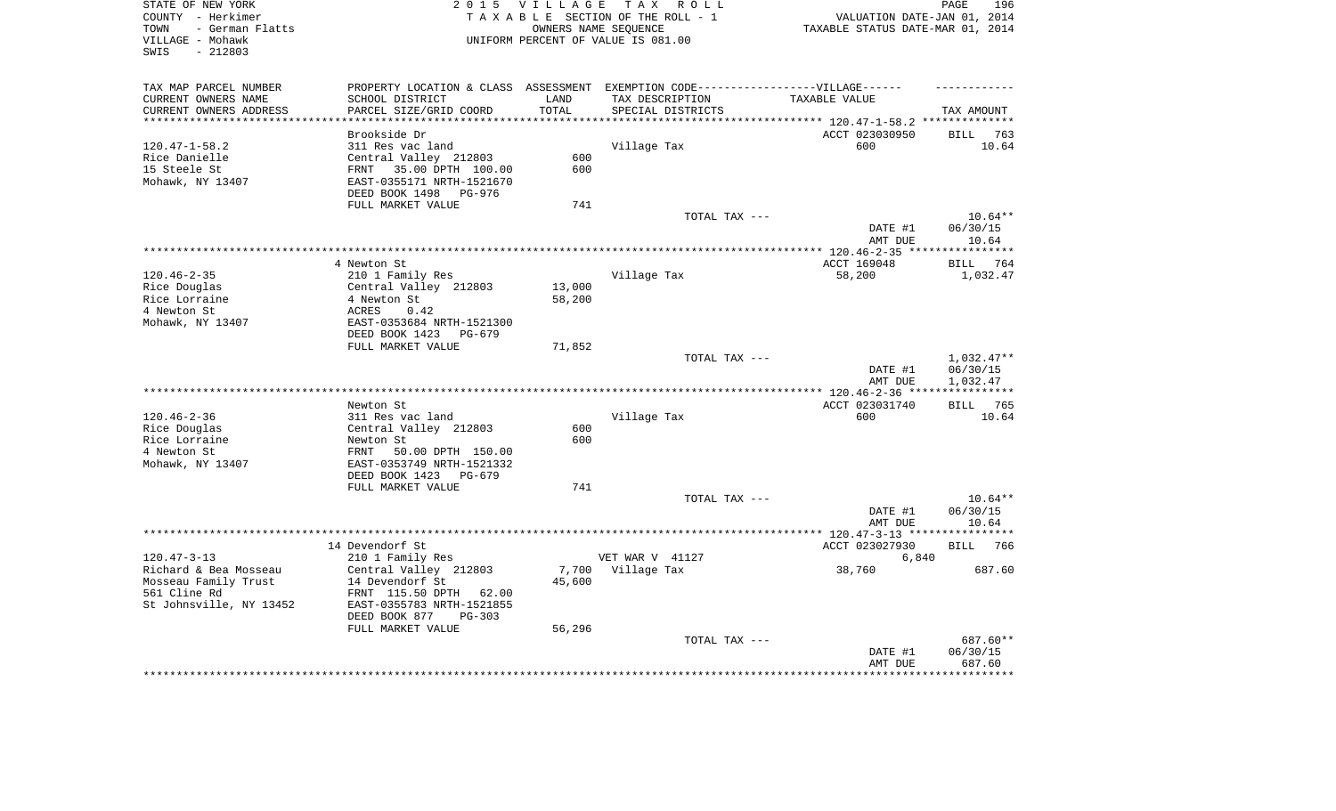STATE OF NEW YORK
COUNTY - Herkimer
TOWN - German Flatts
VILLAGE - Mohawk
SWIS - 212803

2 0 1 5 V I L L A G E T A X R O L L
T A X A B L E SECTION OF THE ROLL - 1
OWNERS NAME SEQUENCE
UNIFORM PERCENT OF VALUE IS 081.00

VALUATION DATE-JAN 01, 2014
TAXABLE STATUS DATE-MAR 01, 2014

| TAX MAP PARCEL NUMBER / CURRENT OWNERS NAME / CURRENT OWNERS ADDRESS | PROPERTY LOCATION & CLASS / SCHOOL DISTRICT / PARCEL SIZE/GRID COORD | ASSESSMENT LAND / TOTAL | EXEMPTION CODE / TAX DESCRIPTION / SPECIAL DISTRICTS | TAXABLE VALUE | TAX AMOUNT |
|---|---|---|---|---|---|
| **120.47-1-58.2** | Brookside Dr | | | ACCT 023030950 | BILL 763 |
| 120.47-1-58.2 | 311 Res vac land | | Village Tax | 600 | 10.64 |
| Rice Danielle | Central Valley 212803 | 600 | | | |
| 15 Steele St | FRNT 35.00 DPTH 100.00 | 600 | | | |
| Mohawk, NY 13407 | EAST-0355171 NRTH-1521670 | | | | |
| | DEED BOOK 1498 PG-976 | | | | |
| | FULL MARKET VALUE | 741 | | | |
| | | | TOTAL TAX --- | | 10.64** |
| | | | | DATE #1 | 06/30/15 |
| | | | | AMT DUE | 10.64 |
| **120.46-2-35** | 4 Newton St | | | ACCT 169048 | BILL 764 |
| 120.46-2-35 | 210 1 Family Res | | Village Tax | 58,200 | 1,032.47 |
| Rice Douglas | Central Valley 212803 | 13,000 | | | |
| Rice Lorraine | 4 Newton St | 58,200 | | | |
| 4 Newton St | ACRES 0.42 | | | | |
| Mohawk, NY 13407 | EAST-0353684 NRTH-1521300 | | | | |
| | DEED BOOK 1423 PG-679 | | | | |
| | FULL MARKET VALUE | 71,852 | | | |
| | | | TOTAL TAX --- | | 1,032.47** |
| | | | | DATE #1 | 06/30/15 |
| | | | | AMT DUE | 1,032.47 |
| **120.46-2-36** | Newton St | | | ACCT 023031740 | BILL 765 |
| 120.46-2-36 | 311 Res vac land | | Village Tax | 600 | 10.64 |
| Rice Douglas | Central Valley 212803 | 600 | | | |
| Rice Lorraine | Newton St | 600 | | | |
| 4 Newton St | FRNT 50.00 DPTH 150.00 | | | | |
| Mohawk, NY 13407 | EAST-0353749 NRTH-1521332 | | | | |
| | DEED BOOK 1423 PG-679 | | | | |
| | FULL MARKET VALUE | 741 | | | |
| | | | TOTAL TAX --- | | 10.64** |
| | | | | DATE #1 | 06/30/15 |
| | | | | AMT DUE | 10.64 |
| **120.47-3-13** | 14 Devendorf St | | | ACCT 023027930 | BILL 766 |
| 120.47-3-13 | 210 1 Family Res | | VET WAR V 41127 | 6,840 | |
| Richard & Bea Mosseau | Central Valley 212803 | 7,700 | Village Tax | 38,760 | 687.60 |
| Mosseau Family Trust | 14 Devendorf St | 45,600 | | | |
| 561 Cline Rd | FRNT 115.50 DPTH 62.00 | | | | |
| St Johnsville, NY 13452 | EAST-0355783 NRTH-1521855 | | | | |
| | DEED BOOK 877 PG-303 | | | | |
| | FULL MARKET VALUE | 56,296 | | | |
| | | | TOTAL TAX --- | | 687.60** |
| | | | | DATE #1 | 06/30/15 |
| | | | | AMT DUE | 687.60 |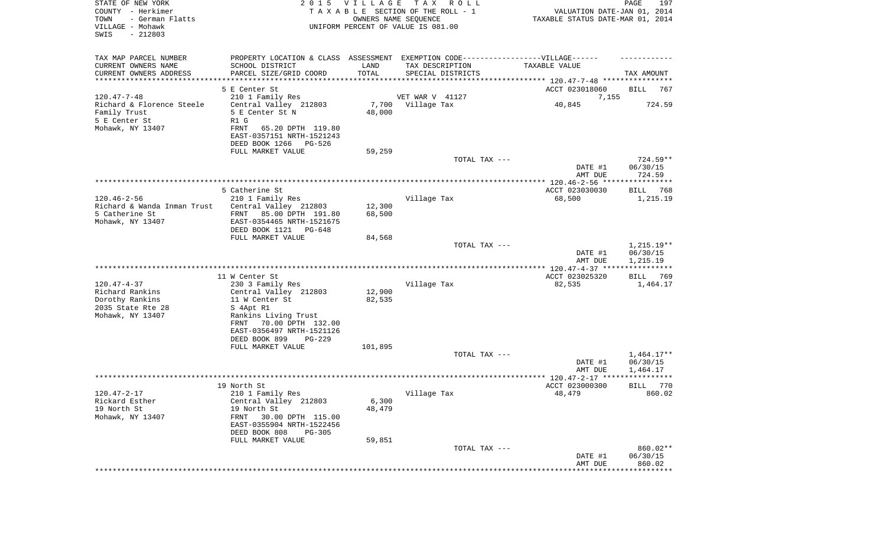STATE OF NEW YORK
COUNTY - Herkimer
TOWN - German Flatts
VILLAGE - Mohawk
SWIS - 212803

2015 VILLAGE TAX ROLL
TAXABLE SECTION OF THE ROLL - 1
OWNERS NAME SEQUENCE
UNIFORM PERCENT OF VALUE IS 081.00

VALUATION DATE-JAN 01, 2014
TAXABLE STATUS DATE-MAR 01, 2014

| TAX MAP PARCEL NUMBER / CURRENT OWNERS NAME / CURRENT OWNERS ADDRESS | PROPERTY LOCATION & CLASS / SCHOOL DISTRICT / PARCEL SIZE/GRID COORD | ASSESSMENT LAND / TOTAL | EXEMPTION CODE / TAX DESCRIPTION / SPECIAL DISTRICTS | TAXABLE VALUE | TAX AMOUNT |
|---|---|---|---|---|---|
| **120.47-7-48** | 5 E Center St | | | ACCT 023018060 | BILL 767 |
| | 210 1 Family Res | | VET WAR V 41127 | 7,155 | |
| Richard & Florence Steele | Central Valley 212803 | 7,700 | Village Tax | 40,845 | 724.59 |
| Family Trust | 5 E Center St N | 48,000 | | | |
| 5 E Center St | R1 G | | | | |
| Mohawk, NY 13407 | FRNT 65.20 DPTH 119.80 | | | | |
| | EAST-0357151 NRTH-1521243 | | | | |
| | DEED BOOK 1266 PG-526 | | | | |
| | FULL MARKET VALUE | 59,259 | | | |
| | | | TOTAL TAX --- | | 724.59** |
| | | | | DATE #1 | 06/30/15 |
| | | | | AMT DUE | 724.59 |
| **120.46-2-56** | 5 Catherine St | | | ACCT 023030030 | BILL 768 |
| | 210 1 Family Res | | Village Tax | 68,500 | 1,215.19 |
| Richard & Wanda Inman Trust | Central Valley 212803 | 12,300 | | | |
| 5 Catherine St | FRNT 85.00 DPTH 191.80 | 68,500 | | | |
| Mohawk, NY 13407 | EAST-0354465 NRTH-1521675 | | | | |
| | DEED BOOK 1121 PG-648 | | | | |
| | FULL MARKET VALUE | 84,568 | | | |
| | | | TOTAL TAX --- | | 1,215.19** |
| | | | | DATE #1 | 06/30/15 |
| | | | | AMT DUE | 1,215.19 |
| **120.47-4-37** | 11 W Center St | | | ACCT 023025320 | BILL 769 |
| | 230 3 Family Res | | Village Tax | 82,535 | 1,464.17 |
| Richard Rankins | Central Valley 212803 | 12,900 | | | |
| Dorothy Rankins | 11 W Center St | 82,535 | | | |
| 2035 State Rte 28 | S 4Apt R1 | | | | |
| Mohawk, NY 13407 | Rankins Living Trust | | | | |
| | FRNT 70.00 DPTH 132.00 | | | | |
| | EAST-0356497 NRTH-1521126 | | | | |
| | DEED BOOK 899 PG-229 | | | | |
| | FULL MARKET VALUE | 101,895 | | | |
| | | | TOTAL TAX --- | | 1,464.17** |
| | | | | DATE #1 | 06/30/15 |
| | | | | AMT DUE | 1,464.17 |
| **120.47-2-17** | 19 North St | | | ACCT 023000300 | BILL 770 |
| | 210 1 Family Res | | Village Tax | 48,479 | 860.02 |
| Rickard Esther | Central Valley 212803 | 6,300 | | | |
| 19 North St | 19 North St | 48,479 | | | |
| Mohawk, NY 13407 | FRNT 30.00 DPTH 115.00 | | | | |
| | EAST-0355904 NRTH-1522456 | | | | |
| | DEED BOOK 808 PG-305 | | | | |
| | FULL MARKET VALUE | 59,851 | | | |
| | | | TOTAL TAX --- | | 860.02** |
| | | | | DATE #1 | 06/30/15 |
| | | | | AMT DUE | 860.02 |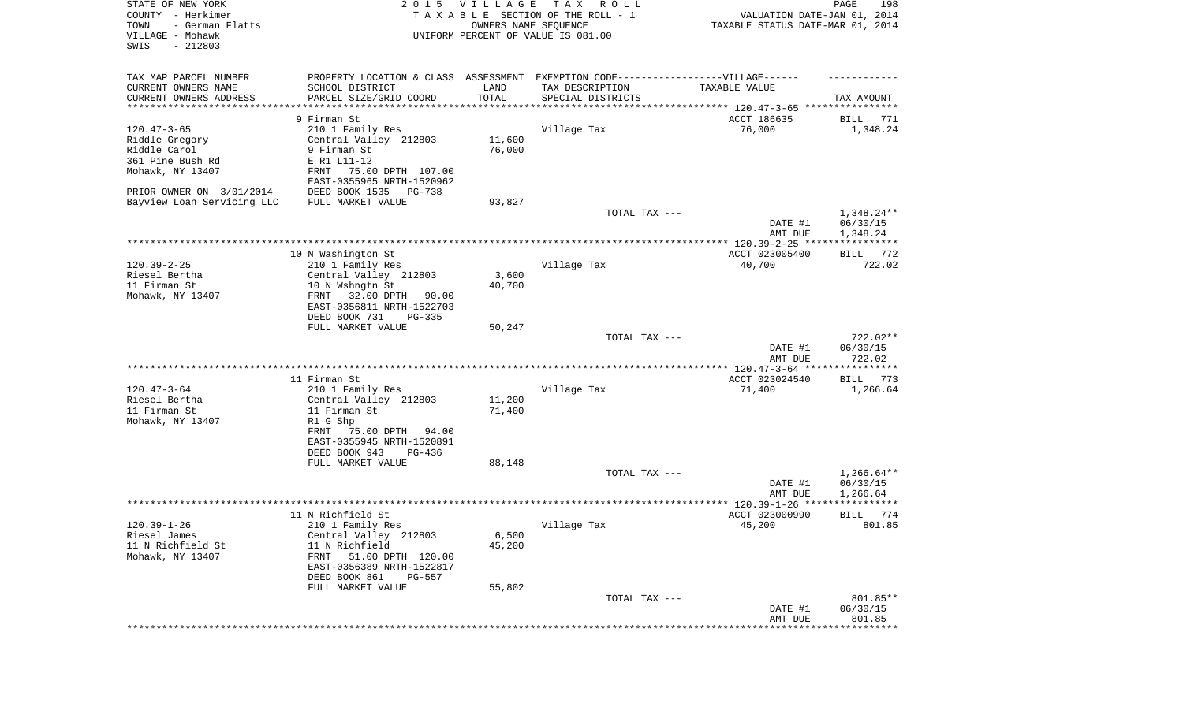STATE OF NEW YORK
COUNTY - Herkimer
TOWN - German Flatts
VILLAGE - Mohawk
SWIS - 212803

2 0 1 5 V I L L A G E T A X R O L L
T A X A B L E SECTION OF THE ROLL - 1
OWNERS NAME SEQUENCE
UNIFORM PERCENT OF VALUE IS 081.00

VALUATION DATE-JAN 01, 2014
TAXABLE STATUS DATE-MAR 01, 2014

| TAX MAP PARCEL NUMBER / CURRENT OWNERS NAME / CURRENT OWNERS ADDRESS | PROPERTY LOCATION & CLASS / SCHOOL DISTRICT / PARCEL SIZE/GRID COORD | ASSESSMENT LAND / TOTAL | EXEMPTION CODE-VILLAGE / TAX DESCRIPTION / SPECIAL DISTRICTS | TAXABLE VALUE | TAX AMOUNT |
|---|---|---|---|---|---|
| | 9 Firman St | | | ACCT 186635 | BILL 771 |
| 120.47-3-65 | 210 1 Family Res | | Village Tax | 76,000 | 1,348.24 |
| Riddle Gregory | Central Valley 212803 | 11,600 | | | |
| Riddle Carol | 9 Firman St | 76,000 | | | |
| 361 Pine Bush Rd | E R1 L11-12 | | | | |
| Mohawk, NY 13407 | FRNT 75.00 DPTH 107.00 | | | | |
| | EAST-0355965 NRTH-1520962 | | | | |
| PRIOR OWNER ON 3/01/2014 | DEED BOOK 1535 PG-738 | | | | |
| Bayview Loan Servicing LLC | FULL MARKET VALUE | 93,827 | | | |
| | | | TOTAL TAX --- | | 1,348.24** |
| | | | | DATE #1 | 06/30/15 |
| | | | | AMT DUE | 1,348.24 |
| | 10 N Washington St | | | ACCT 023005400 | BILL 772 |
| 120.39-2-25 | 210 1 Family Res | | Village Tax | 40,700 | 722.02 |
| Riesel Bertha | Central Valley 212803 | 3,600 | | | |
| 11 Firman St | 10 N Wshngtn St | 40,700 | | | |
| Mohawk, NY 13407 | FRNT 32.00 DPTH 90.00 | | | | |
| | EAST-0356811 NRTH-1522703 | | | | |
| | DEED BOOK 731 PG-335 | | | | |
| | FULL MARKET VALUE | 50,247 | | | |
| | | | TOTAL TAX --- | | 722.02** |
| | | | | DATE #1 | 06/30/15 |
| | | | | AMT DUE | 722.02 |
| | 11 Firman St | | | ACCT 023024540 | BILL 773 |
| 120.47-3-64 | 210 1 Family Res | | Village Tax | 71,400 | 1,266.64 |
| Riesel Bertha | Central Valley 212803 | 11,200 | | | |
| 11 Firman St | 11 Firman St | 71,400 | | | |
| Mohawk, NY 13407 | R1 G Shp | | | | |
| | FRNT 75.00 DPTH 94.00 | | | | |
| | EAST-0355945 NRTH-1520891 | | | | |
| | DEED BOOK 943 PG-436 | | | | |
| | FULL MARKET VALUE | 88,148 | | | |
| | | | TOTAL TAX --- | | 1,266.64** |
| | | | | DATE #1 | 06/30/15 |
| | | | | AMT DUE | 1,266.64 |
| | 11 N Richfield St | | | ACCT 023000990 | BILL 774 |
| 120.39-1-26 | 210 1 Family Res | | Village Tax | 45,200 | 801.85 |
| Riesel James | Central Valley 212803 | 6,500 | | | |
| 11 N Richfield St | 11 N Richfield | 45,200 | | | |
| Mohawk, NY 13407 | FRNT 51.00 DPTH 120.00 | | | | |
| | EAST-0356389 NRTH-1522817 | | | | |
| | DEED BOOK 861 PG-557 | | | | |
| | FULL MARKET VALUE | 55,802 | | | |
| | | | TOTAL TAX --- | | 801.85** |
| | | | | DATE #1 | 06/30/15 |
| | | | | AMT DUE | 801.85 |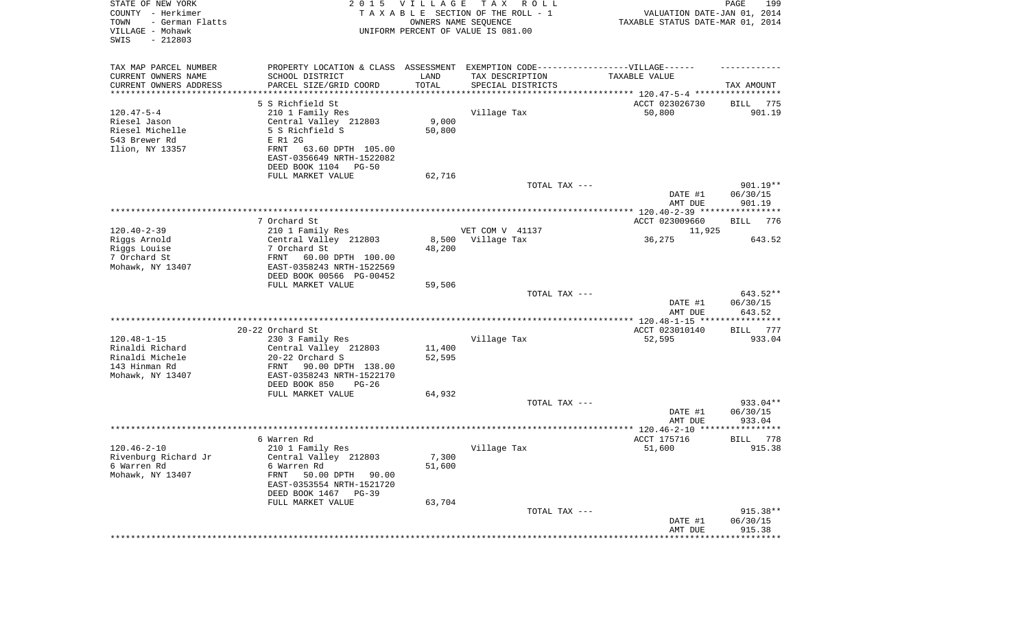STATE OF NEW YORK
COUNTY - Herkimer
TOWN - German Flatts
VILLAGE - Mohawk
SWIS - 212803

2 0 1 5 V I L L A G E T A X R O L L
T A X A B L E SECTION OF THE ROLL - 1
OWNERS NAME SEQUENCE
UNIFORM PERCENT OF VALUE IS 081.00

VALUATION DATE-JAN 01, 2014
TAXABLE STATUS DATE-MAR 01, 2014

| TAX MAP PARCEL NUMBER<br>CURRENT OWNERS NAME<br>CURRENT OWNERS ADDRESS | PROPERTY LOCATION & CLASS<br>SCHOOL DISTRICT<br>PARCEL SIZE/GRID COORD | ASSESSMENT<br>LAND<br>TOTAL | EXEMPTION CODE------VILLAGE------<br>TAX DESCRIPTION<br>SPECIAL DISTRICTS | TAXABLE VALUE | TAX AMOUNT |
|---|---|---|---|---|---|
| | 5 S Richfield St | | | ACCT 023026730 | BILL 775 |
| 120.47-5-4 | 210 1 Family Res | | Village Tax | 50,800 | 901.19 |
| Riesel Jason | Central Valley 212803 | 9,000 | | | |
| Riesel Michelle | 5 S Richfield S | 50,800 | | | |
| 543 Brewer Rd | E R1 2G | | | | |
| Ilion, NY 13357 | FRNT 63.60 DPTH 105.00 | | | | |
| | EAST-0356649 NRTH-1522082 | | | | |
| | DEED BOOK 1104 PG-50 | | | | |
| | FULL MARKET VALUE | 62,716 | | | |
| | | | TOTAL TAX --- | | 901.19** |
| | | | | DATE #1 | 06/30/15 |
| | | | | AMT DUE | 901.19 |
| | 7 Orchard St | | | ACCT 023009660 | BILL 776 |
| 120.40-2-39 | 210 1 Family Res | | VET COM V 41137 | 11,925 | |
| Riggs Arnold | Central Valley 212803 | 8,500 | Village Tax | 36,275 | 643.52 |
| Riggs Louise | 7 Orchard St | 48,200 | | | |
| 7 Orchard St | FRNT 60.00 DPTH 100.00 | | | | |
| Mohawk, NY 13407 | EAST-0358243 NRTH-1522569 | | | | |
| | DEED BOOK 00566 PG-00452 | | | | |
| | FULL MARKET VALUE | 59,506 | | | |
| | | | TOTAL TAX --- | | 643.52** |
| | | | | DATE #1 | 06/30/15 |
| | | | | AMT DUE | 643.52 |
| | 20-22 Orchard St | | | ACCT 023010140 | BILL 777 |
| 120.48-1-15 | 230 3 Family Res | | Village Tax | 52,595 | 933.04 |
| Rinaldi Richard | Central Valley 212803 | 11,400 | | | |
| Rinaldi Michele | 20-22 Orchard S | 52,595 | | | |
| 143 Hinman Rd | FRNT 90.00 DPTH 138.00 | | | | |
| Mohawk, NY 13407 | EAST-0358243 NRTH-1522170 | | | | |
| | DEED BOOK 850 PG-26 | | | | |
| | FULL MARKET VALUE | 64,932 | | | |
| | | | TOTAL TAX --- | | 933.04** |
| | | | | DATE #1 | 06/30/15 |
| | | | | AMT DUE | 933.04 |
| | 6 Warren Rd | | | ACCT 175716 | BILL 778 |
| 120.46-2-10 | 210 1 Family Res | | Village Tax | 51,600 | 915.38 |
| Rivenburg Richard Jr | Central Valley 212803 | 7,300 | | | |
| 6 Warren Rd | 6 Warren Rd | 51,600 | | | |
| Mohawk, NY 13407 | FRNT 50.00 DPTH 90.00 | | | | |
| | EAST-0353554 NRTH-1521720 | | | | |
| | DEED BOOK 1467 PG-39 | | | | |
| | FULL MARKET VALUE | 63,704 | | | |
| | | | TOTAL TAX --- | | 915.38** |
| | | | | DATE #1 | 06/30/15 |
| | | | | AMT DUE | 915.38 |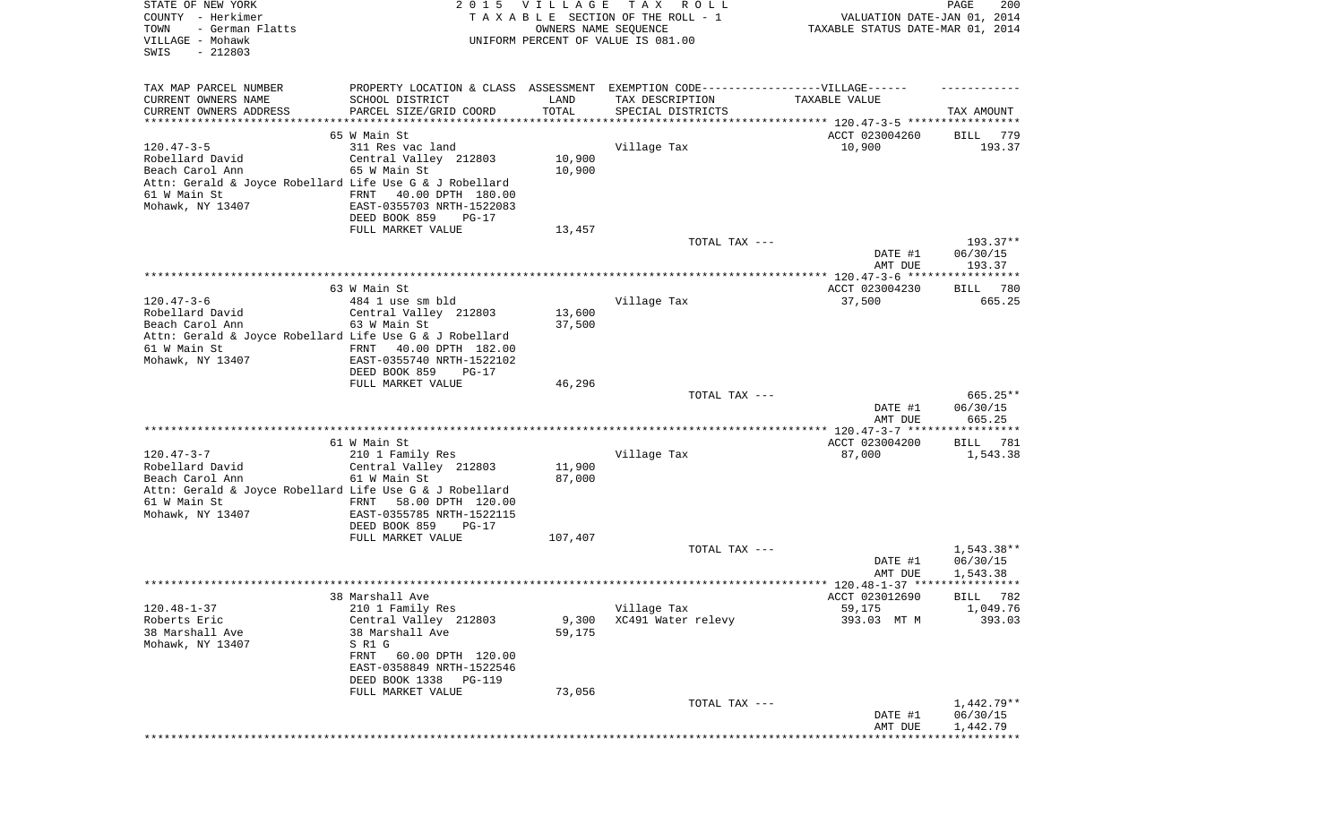STATE OF NEW YORK
COUNTY - Herkimer
TOWN - German Flatts
VILLAGE - Mohawk
SWIS - 212803

2015 VILLAGE TAX ROLL
TAXABLE SECTION OF THE ROLL - 1
OWNERS NAME SEQUENCE
UNIFORM PERCENT OF VALUE IS 081.00

VALUATION DATE-JAN 01, 2014
TAXABLE STATUS DATE-MAR 01, 2014

| TAX MAP PARCEL NUMBER / CURRENT OWNERS NAME / CURRENT OWNERS ADDRESS | PROPERTY LOCATION & CLASS / SCHOOL DISTRICT / PARCEL SIZE/GRID COORD | ASSESSMENT LAND / TOTAL | EXEMPTION CODE-----VILLAGE------ TAX DESCRIPTION / SPECIAL DISTRICTS | TAXABLE VALUE | TAX AMOUNT |
|---|---|---|---|---|---|
| | 65 W Main St | | | ACCT 023004260 | BILL 779 |
| 120.47-3-5 | 311 Res vac land | | Village Tax | 10,900 | 193.37 |
| Robellard David | Central Valley 212803 | 10,900 | | | |
| Beach Carol Ann | 65 W Main St | 10,900 | | | |
| Attn: Gerald & Joyce Robellard Life Use G & J Robellard | | | | | |
| 61 W Main St | FRNT 40.00 DPTH 180.00 | | | | |
| Mohawk, NY 13407 | EAST-0355703 NRTH-1522083 | | | | |
| | DEED BOOK 859 PG-17 | | | | |
| | FULL MARKET VALUE | 13,457 | | | |
| | | | TOTAL TAX --- | | 193.37** |
| | | | | DATE #1 | 06/30/15 |
| | | | | AMT DUE | 193.37 |
| | 63 W Main St | | | ACCT 023004230 | BILL 780 |
| 120.47-3-6 | 484 1 use sm bld | | Village Tax | 37,500 | 665.25 |
| Robellard David | Central Valley 212803 | 13,600 | | | |
| Beach Carol Ann | 63 W Main St | 37,500 | | | |
| Attn: Gerald & Joyce Robellard Life Use G & J Robellard | | | | | |
| 61 W Main St | FRNT 40.00 DPTH 182.00 | | | | |
| Mohawk, NY 13407 | EAST-0355740 NRTH-1522102 | | | | |
| | DEED BOOK 859 PG-17 | | | | |
| | FULL MARKET VALUE | 46,296 | | | |
| | | | TOTAL TAX --- | | 665.25** |
| | | | | DATE #1 | 06/30/15 |
| | | | | AMT DUE | 665.25 |
| | 61 W Main St | | | ACCT 023004200 | BILL 781 |
| 120.47-3-7 | 210 1 Family Res | | Village Tax | 87,000 | 1,543.38 |
| Robellard David | Central Valley 212803 | 11,900 | | | |
| Beach Carol Ann | 61 W Main St | 87,000 | | | |
| Attn: Gerald & Joyce Robellard Life Use G & J Robellard | | | | | |
| 61 W Main St | FRNT 58.00 DPTH 120.00 | | | | |
| Mohawk, NY 13407 | EAST-0355785 NRTH-1522115 | | | | |
| | DEED BOOK 859 PG-17 | | | | |
| | FULL MARKET VALUE | 107,407 | | | |
| | | | TOTAL TAX --- | | 1,543.38** |
| | | | | DATE #1 | 06/30/15 |
| | | | | AMT DUE | 1,543.38 |
| | 38 Marshall Ave | | | ACCT 023012690 | BILL 782 |
| 120.48-1-37 | 210 1 Family Res | | Village Tax | 59,175 | 1,049.76 |
| Roberts Eric | Central Valley 212803 | 9,300 | XC491 Water relevy | 393.03 MT M | 393.03 |
| 38 Marshall Ave | 38 Marshall Ave | 59,175 | | | |
| Mohawk, NY 13407 | S R1 G | | | | |
| | FRNT 60.00 DPTH 120.00 | | | | |
| | EAST-0358849 NRTH-1522546 | | | | |
| | DEED BOOK 1338 PG-119 | | | | |
| | FULL MARKET VALUE | 73,056 | | | |
| | | | TOTAL TAX --- | | 1,442.79** |
| | | | | DATE #1 | 06/30/15 |
| | | | | AMT DUE | 1,442.79 |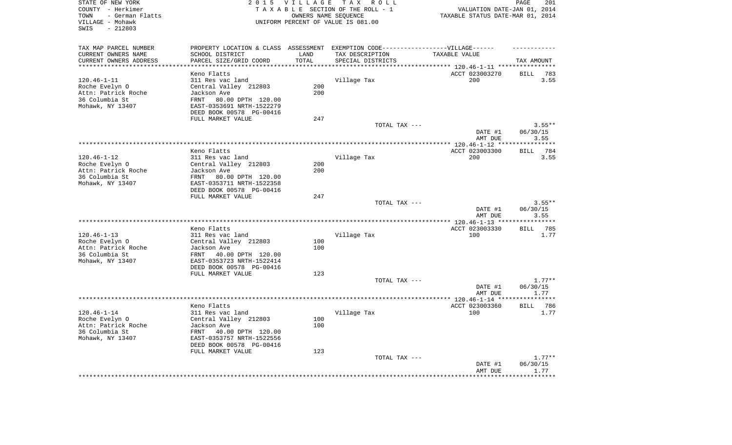STATE OF NEW YORK
COUNTY - Herkimer
TOWN - German Flatts
VILLAGE - Mohawk
SWIS - 212803

2 0 1 5 V I L L A G E T A X R O L L
T A X A B L E SECTION OF THE ROLL - 1
OWNERS NAME SEQUENCE
UNIFORM PERCENT OF VALUE IS 081.00

VALUATION DATE-JAN 01, 2014
TAXABLE STATUS DATE-MAR 01, 2014

| TAX MAP PARCEL NUMBER<br>CURRENT OWNERS NAME<br>CURRENT OWNERS ADDRESS | PROPERTY LOCATION & CLASS<br>SCHOOL DISTRICT<br>PARCEL SIZE/GRID COORD | ASSESSMENT<br>LAND<br>TOTAL | EXEMPTION CODE------VILLAGE------<br>TAX DESCRIPTION<br>SPECIAL DISTRICTS | TAXABLE VALUE | TAX AMOUNT |
|---|---|---|---|---|---|
| 120.46-1-11 | Keno Flatts | | | ACCT 023003270 | BILL 783 |
| Roche Evelyn O | 311 Res vac land | | Village Tax | 200 | 3.55 |
| Attn: Patrick Roche | Central Valley 212803 | 200 | | | |
| 36 Columbia St | Jackson Ave | 200 | | | |
| Mohawk, NY 13407 | FRNT 80.00 DPTH 120.00 | | | | |
| | EAST-0353691 NRTH-1522279 | | | | |
| | DEED BOOK 00578 PG-00416 | | | | |
| | FULL MARKET VALUE | 247 | | | |
| | | | TOTAL TAX --- | | 3.55** |
| | | | | DATE #1 | 06/30/15 |
| | | | | AMT DUE | 3.55 |
| 120.46-1-12 | Keno Flatts | | | ACCT 023003300 | BILL 784 |
| Roche Evelyn O | 311 Res vac land | | Village Tax | 200 | 3.55 |
| Attn: Patrick Roche | Central Valley 212803 | 200 | | | |
| 36 Columbia St | Jackson Ave | 200 | | | |
| Mohawk, NY 13407 | FRNT 80.00 DPTH 120.00 | | | | |
| | EAST-0353711 NRTH-1522358 | | | | |
| | DEED BOOK 00578 PG-00416 | | | | |
| | FULL MARKET VALUE | 247 | | | |
| | | | TOTAL TAX --- | | 3.55** |
| | | | | DATE #1 | 06/30/15 |
| | | | | AMT DUE | 3.55 |
| 120.46-1-13 | Keno Flatts | | | ACCT 023003330 | BILL 785 |
| Roche Evelyn O | 311 Res vac land | | Village Tax | 100 | 1.77 |
| Attn: Patrick Roche | Central Valley 212803 | 100 | | | |
| 36 Columbia St | Jackson Ave | 100 | | | |
| Mohawk, NY 13407 | FRNT 40.00 DPTH 120.00 | | | | |
| | EAST-0353723 NRTH-1522414 | | | | |
| | DEED BOOK 00578 PG-00416 | | | | |
| | FULL MARKET VALUE | 123 | | | |
| | | | TOTAL TAX --- | | 1.77** |
| | | | | DATE #1 | 06/30/15 |
| | | | | AMT DUE | 1.77 |
| 120.46-1-14 | Keno Flatts | | | ACCT 023003360 | BILL 786 |
| Roche Evelyn O | 311 Res vac land | | Village Tax | 100 | 1.77 |
| Attn: Patrick Roche | Central Valley 212803 | 100 | | | |
| 36 Columbia St | Jackson Ave | 100 | | | |
| Mohawk, NY 13407 | FRNT 40.00 DPTH 120.00 | | | | |
| | EAST-0353757 NRTH-1522556 | | | | |
| | DEED BOOK 00578 PG-00416 | | | | |
| | FULL MARKET VALUE | 123 | | | |
| | | | TOTAL TAX --- | | 1.77** |
| | | | | DATE #1 | 06/30/15 |
| | | | | AMT DUE | 1.77 |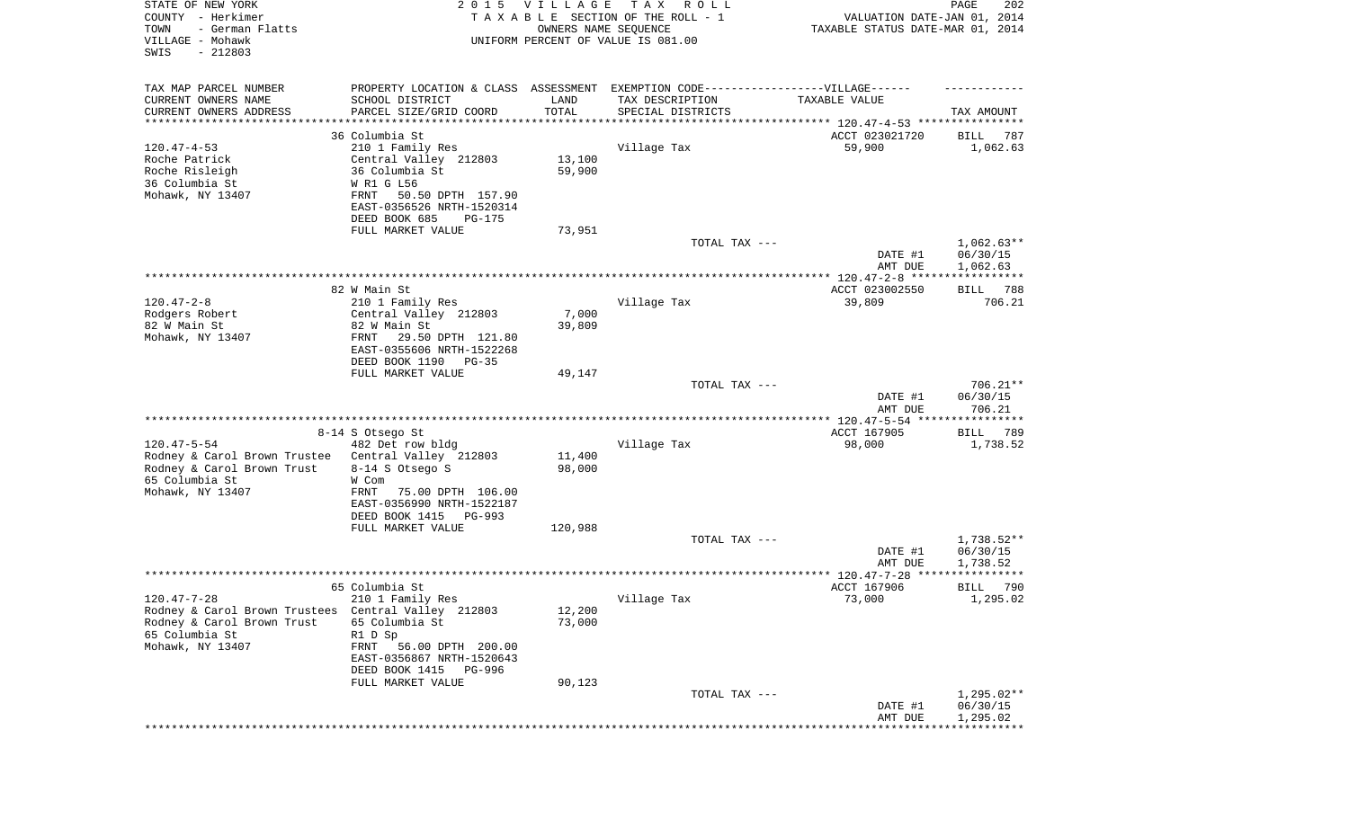STATE OF NEW YORK
COUNTY - Herkimer
TOWN - German Flatts
VILLAGE - Mohawk
SWIS - 212803

2015 VILLAGE TAX ROLL
TAXABLE SECTION OF THE ROLL - 1
OWNERS NAME SEQUENCE
UNIFORM PERCENT OF VALUE IS 081.00

VALUATION DATE-JAN 01, 2014
TAXABLE STATUS DATE-MAR 01, 2014

| TAX MAP PARCEL NUMBER / CURRENT OWNERS NAME / CURRENT OWNERS ADDRESS | PROPERTY LOCATION & CLASS / SCHOOL DISTRICT / PARCEL SIZE/GRID COORD | ASSESSMENT LAND / TOTAL | EXEMPTION CODE / TAX DESCRIPTION / SPECIAL DISTRICTS | TAXABLE VALUE | TAX AMOUNT |
|---|---|---|---|---|---|
| 36 Columbia St | | | | ACCT 023021720 | BILL 787 |
| 120.47-4-53 | 210 1 Family Res | | Village Tax | 59,900 | 1,062.63 |
| Roche Patrick | Central Valley 212803 | 13,100 | | | |
| Roche Risleigh | 36 Columbia St | 59,900 | | | |
| 36 Columbia St | W R1 G L56 | | | | |
| Mohawk, NY 13407 | FRNT 50.50 DPTH 157.90 | | | | |
| | EAST-0356526 NRTH-1520314 | | | | |
| | DEED BOOK 685 PG-175 | | | | |
| | FULL MARKET VALUE | 73,951 | | | |
| | | | TOTAL TAX --- | | 1,062.63** |
| | | | | DATE #1 | 06/30/15 |
| | | | | AMT DUE | 1,062.63 |
| 82 W Main St | | | | ACCT 023002550 | BILL 788 |
| 120.47-2-8 | 210 1 Family Res | | Village Tax | 39,809 | 706.21 |
| Rodgers Robert | Central Valley 212803 | 7,000 | | | |
| 82 W Main St | 82 W Main St | 39,809 | | | |
| Mohawk, NY 13407 | FRNT 29.50 DPTH 121.80 | | | | |
| | EAST-0355606 NRTH-1522268 | | | | |
| | DEED BOOK 1190 PG-35 | | | | |
| | FULL MARKET VALUE | 49,147 | | | |
| | | | TOTAL TAX --- | | 706.21** |
| | | | | DATE #1 | 06/30/15 |
| | | | | AMT DUE | 706.21 |
| 8-14 S Otsego St | | | | ACCT 167905 | BILL 789 |
| 120.47-5-54 | 482 Det row bldg | | Village Tax | 98,000 | 1,738.52 |
| Rodney & Carol Brown Trustee | Central Valley 212803 | 11,400 | | | |
| Rodney & Carol Brown Trust | 8-14 S Otsego S | 98,000 | | | |
| 65 Columbia St | W Com | | | | |
| Mohawk, NY 13407 | FRNT 75.00 DPTH 106.00 | | | | |
| | EAST-0356990 NRTH-1522187 | | | | |
| | DEED BOOK 1415 PG-993 | | | | |
| | FULL MARKET VALUE | 120,988 | | | |
| | | | TOTAL TAX --- | | 1,738.52** |
| | | | | DATE #1 | 06/30/15 |
| | | | | AMT DUE | 1,738.52 |
| 65 Columbia St | | | | ACCT 167906 | BILL 790 |
| 120.47-7-28 | 210 1 Family Res | | Village Tax | 73,000 | 1,295.02 |
| Rodney & Carol Brown Trustees | Central Valley 212803 | 12,200 | | | |
| Rodney & Carol Brown Trust | 65 Columbia St | 73,000 | | | |
| 65 Columbia St | R1 D Sp | | | | |
| Mohawk, NY 13407 | FRNT 56.00 DPTH 200.00 | | | | |
| | EAST-0356867 NRTH-1520643 | | | | |
| | DEED BOOK 1415 PG-996 | | | | |
| | FULL MARKET VALUE | 90,123 | | | |
| | | | TOTAL TAX --- | | 1,295.02** |
| | | | | DATE #1 | 06/30/15 |
| | | | | AMT DUE | 1,295.02 |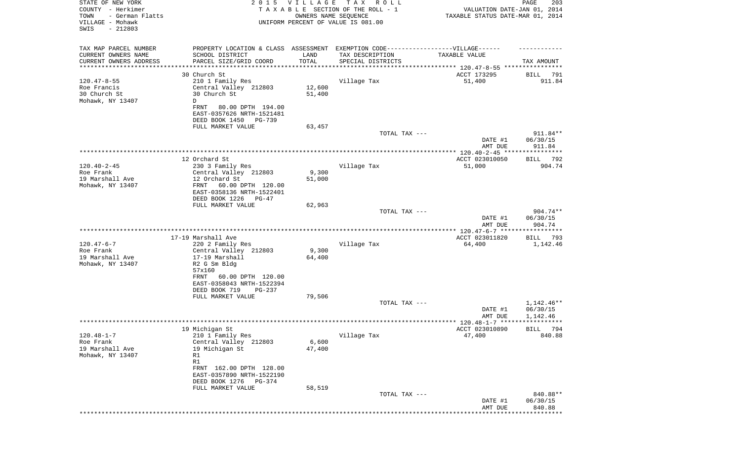STATE OF NEW YORK
COUNTY - Herkimer
TOWN - German Flatts
VILLAGE - Mohawk
SWIS - 212803

2 0 1 5 V I L L A G E T A X R O L L
T A X A B L E SECTION OF THE ROLL - 1
OWNERS NAME SEQUENCE
UNIFORM PERCENT OF VALUE IS 081.00

VALUATION DATE-JAN 01, 2014
TAXABLE STATUS DATE-MAR 01, 2014

| TAX MAP PARCEL NUMBER<br>CURRENT OWNERS NAME<br>CURRENT OWNERS ADDRESS | PROPERTY LOCATION & CLASS<br>SCHOOL DISTRICT<br>PARCEL SIZE/GRID COORD | ASSESSMENT<br>LAND<br>TOTAL | EXEMPTION CODE------VILLAGE------<br>TAX DESCRIPTION<br>SPECIAL DISTRICTS | TAXABLE VALUE | TAX AMOUNT |
|---|---|---|---|---|---|
| 120.47-8-55 | 30 Church St | | | ACCT 173295 | BILL 791 |
| Roe Francis | 210 1 Family Res | | Village Tax | 51,400 | 911.84 |
| 30 Church St | Central Valley 212803 | 12,600 | | | |
| Mohawk, NY 13407 | 30 Church St | 51,400 | | | |
| | D | | | | |
| | FRNT 80.00 DPTH 194.00 | | | | |
| | EAST-0357626 NRTH-1521481 | | | | |
| | DEED BOOK 1450 PG-739 | | | | |
| | FULL MARKET VALUE | 63,457 | | | |
| | | | TOTAL TAX --- | | 911.84** |
| | | | | DATE #1 | 06/30/15 |
| | | | | AMT DUE | 911.84 |
| 120.40-2-45 | 12 Orchard St | | | ACCT 023010050 | BILL 792 |
| Roe Frank | 230 3 Family Res | | Village Tax | 51,000 | 904.74 |
| 19 Marshall Ave | Central Valley 212803 | 9,300 | | | |
| Mohawk, NY 13407 | 12 Orchard St | 51,000 | | | |
| | FRNT 60.00 DPTH 120.00 | | | | |
| | EAST-0358136 NRTH-1522401 | | | | |
| | DEED BOOK 1226 PG-47 | | | | |
| | FULL MARKET VALUE | 62,963 | | | |
| | | | TOTAL TAX --- | | 904.74** |
| | | | | DATE #1 | 06/30/15 |
| | | | | AMT DUE | 904.74 |
| 120.47-6-7 | 17-19 Marshall Ave | | | ACCT 023011820 | BILL 793 |
| Roe Frank | 220 2 Family Res | | Village Tax | 64,400 | 1,142.46 |
| 19 Marshall Ave | Central Valley 212803 | 9,300 | | | |
| Mohawk, NY 13407 | 17-19 Marshall | 64,400 | | | |
| | R2 G Sm Bldg | | | | |
| | 57x160 | | | | |
| | FRNT 60.00 DPTH 120.00 | | | | |
| | EAST-0358043 NRTH-1522394 | | | | |
| | DEED BOOK 719 PG-237 | | | | |
| | FULL MARKET VALUE | 79,506 | | | |
| | | | TOTAL TAX --- | | 1,142.46** |
| | | | | DATE #1 | 06/30/15 |
| | | | | AMT DUE | 1,142.46 |
| 120.48-1-7 | 19 Michigan St | | | ACCT 023010890 | BILL 794 |
| Roe Frank | 210 1 Family Res | | Village Tax | 47,400 | 840.88 |
| 19 Marshall Ave | Central Valley 212803 | 6,600 | | | |
| Mohawk, NY 13407 | 19 Michigan St | 47,400 | | | |
| | R1 | | | | |
| | R1 | | | | |
| | FRNT 162.00 DPTH 128.00 | | | | |
| | EAST-0357890 NRTH-1522190 | | | | |
| | DEED BOOK 1276 PG-374 | | | | |
| | FULL MARKET VALUE | 58,519 | | | |
| | | | TOTAL TAX --- | | 840.88** |
| | | | | DATE #1 | 06/30/15 |
| | | | | AMT DUE | 840.88 |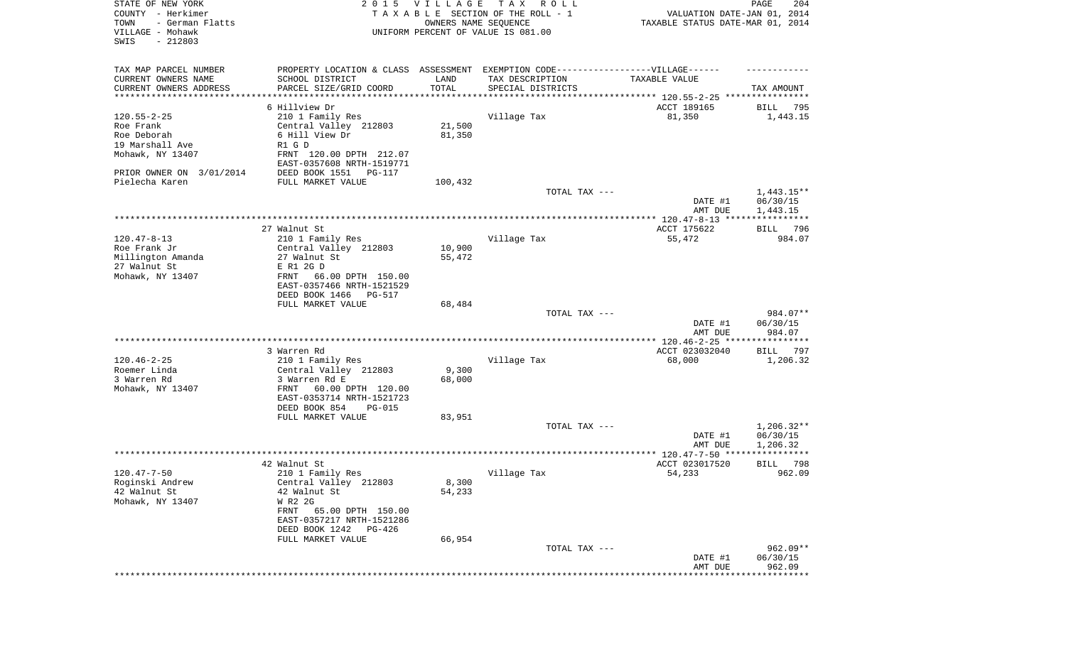STATE OF NEW YORK
COUNTY - Herkimer
TOWN - German Flatts
VILLAGE - Mohawk
SWIS - 212803

2015 VILLAGE TAX ROLL
TAXABLE SECTION OF THE ROLL - 1
OWNERS NAME SEQUENCE
UNIFORM PERCENT OF VALUE IS 081.00

VALUATION DATE-JAN 01, 2014
TAXABLE STATUS DATE-MAR 01, 2014

| TAX MAP PARCEL NUMBER / CURRENT OWNERS NAME / CURRENT OWNERS ADDRESS | PROPERTY LOCATION & CLASS / SCHOOL DISTRICT / PARCEL SIZE/GRID COORD | ASSESSMENT LAND / TOTAL | EXEMPTION CODE / TAX DESCRIPTION / SPECIAL DISTRICTS | TAXABLE VALUE | TAX AMOUNT |
|---|---|---|---|---|---|
| 120.55-2-25 | 6 Hillview Dr | | | ACCT 189165 | BILL 795 |
| Roe Frank | 210 1 Family Res | | Village Tax | 81,350 | 1,443.15 |
| Roe Deborah | Central Valley 212803 | 21,500 | | | |
| 19 Marshall Ave | 6 Hill View Dr | 81,350 | | | |
| Mohawk, NY 13407 | R1 G D | | | | |
| | FRNT 120.00 DPTH 212.07 | | | | |
| | EAST-0357608 NRTH-1519771 | | | | |
| PRIOR OWNER ON 3/01/2014 | DEED BOOK 1551 PG-117 | | | | |
| Pielecha Karen | FULL MARKET VALUE | 100,432 | | | |
| | | | TOTAL TAX --- | | 1,443.15** |
| | | | | DATE #1 | 06/30/15 |
| | | | | AMT DUE | 1,443.15 |
| 120.47-8-13 | 27 Walnut St | | | ACCT 175622 | BILL 796 |
| Roe Frank Jr | 210 1 Family Res | | Village Tax | 55,472 | 984.07 |
| Millington Amanda | Central Valley 212803 | 10,900 | | | |
| 27 Walnut St | 27 Walnut St | 55,472 | | | |
| Mohawk, NY 13407 | E R1 2G D | | | | |
| | FRNT 66.00 DPTH 150.00 | | | | |
| | EAST-0357466 NRTH-1521529 | | | | |
| | DEED BOOK 1466 PG-517 | | | | |
| | FULL MARKET VALUE | 68,484 | | | |
| | | | TOTAL TAX --- | | 984.07** |
| | | | | DATE #1 | 06/30/15 |
| | | | | AMT DUE | 984.07 |
| 120.46-2-25 | 3 Warren Rd | | | ACCT 023032040 | BILL 797 |
| Roemer Linda | 210 1 Family Res | | Village Tax | 68,000 | 1,206.32 |
| 3 Warren Rd | Central Valley 212803 | 9,300 | | | |
| Mohawk, NY 13407 | 3 Warren Rd E | 68,000 | | | |
| | FRNT 60.00 DPTH 120.00 | | | | |
| | EAST-0353714 NRTH-1521723 | | | | |
| | DEED BOOK 854 PG-015 | | | | |
| | FULL MARKET VALUE | 83,951 | | | |
| | | | TOTAL TAX --- | | 1,206.32** |
| | | | | DATE #1 | 06/30/15 |
| | | | | AMT DUE | 1,206.32 |
| 120.47-7-50 | 42 Walnut St | | | ACCT 023017520 | BILL 798 |
| Roginski Andrew | 210 1 Family Res | | Village Tax | 54,233 | 962.09 |
| 42 Walnut St | Central Valley 212803 | 8,300 | | | |
| Mohawk, NY 13407 | 42 Walnut St | 54,233 | | | |
| | W R2 2G | | | | |
| | FRNT 65.00 DPTH 150.00 | | | | |
| | EAST-0357217 NRTH-1521286 | | | | |
| | DEED BOOK 1242 PG-426 | | | | |
| | FULL MARKET VALUE | 66,954 | | | |
| | | | TOTAL TAX --- | | 962.09** |
| | | | | DATE #1 | 06/30/15 |
| | | | | AMT DUE | 962.09 |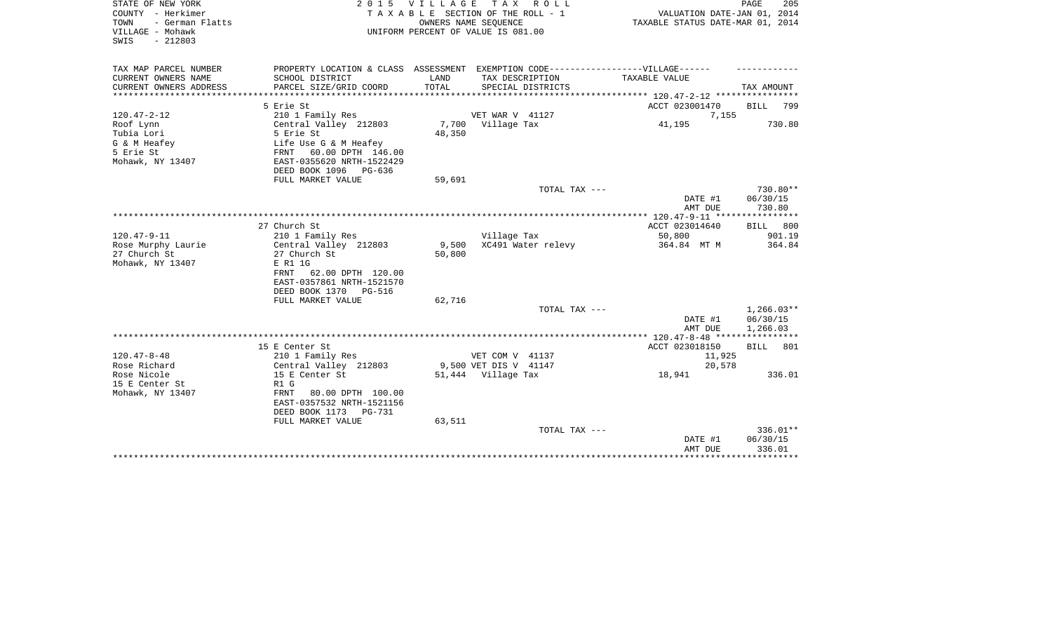STATE OF NEW YORK
COUNTY - Herkimer
TOWN - German Flatts
VILLAGE - Mohawk
SWIS - 212803

2 0 1 5 V I L L A G E T A X R O L L
T A X A B L E SECTION OF THE ROLL - 1
OWNERS NAME SEQUENCE
UNIFORM PERCENT OF VALUE IS 081.00

VALUATION DATE-JAN 01, 2014
TAXABLE STATUS DATE-MAR 01, 2014

| TAX MAP PARCEL NUMBER<br>CURRENT OWNERS NAME<br>CURRENT OWNERS ADDRESS | PROPERTY LOCATION & CLASS<br>SCHOOL DISTRICT<br>PARCEL SIZE/GRID COORD | ASSESSMENT LAND<br>TOTAL | EXEMPTION CODE------VILLAGE------<br>TAX DESCRIPTION<br>SPECIAL DISTRICTS | TAXABLE VALUE | TAX AMOUNT |
|---|---|---|---|---|---|
| | 5 Erie St | | | ACCT 023001470 | BILL 799 |
| 120.47-2-12 | 210 1 Family Res | | VET WAR V 41127 | 7,155 | |
| Roof Lynn | Central Valley 212803 | 7,700 | Village Tax | 41,195 | 730.80 |
| Tubia Lori | 5 Erie St | 48,350 | | | |
| G & M Heafey | Life Use G & M Heafey | | | | |
| 5 Erie St | FRNT 60.00 DPTH 146.00 | | | | |
| Mohawk, NY 13407 | EAST-0355620 NRTH-1522429 | | | | |
| | DEED BOOK 1096 PG-636 | | | | |
| | FULL MARKET VALUE | 59,691 | | | |
| | | | TOTAL TAX --- | | 730.80** |
| | | | | DATE #1 | 06/30/15 |
| | | | | AMT DUE | 730.80 |
| | 27 Church St | | | ACCT 023014640 | BILL 800 |
| 120.47-9-11 | 210 1 Family Res | | Village Tax | 50,800 | 901.19 |
| Rose Murphy Laurie | Central Valley 212803 | 9,500 | XC491 Water relevy | 364.84 MT M | 364.84 |
| 27 Church St | 27 Church St | 50,800 | | | |
| Mohawk, NY 13407 | E R1 1G | | | | |
| | FRNT 62.00 DPTH 120.00 | | | | |
| | EAST-0357861 NRTH-1521570 | | | | |
| | DEED BOOK 1370 PG-516 | | | | |
| | FULL MARKET VALUE | 62,716 | | | |
| | | | TOTAL TAX --- | | 1,266.03** |
| | | | | DATE #1 | 06/30/15 |
| | | | | AMT DUE | 1,266.03 |
| | 15 E Center St | | | ACCT 023018150 | BILL 801 |
| 120.47-8-48 | 210 1 Family Res | | VET COM V 41137 | 11,925 | |
| Rose Richard | Central Valley 212803 | 9,500 | VET DIS V 41147 | 20,578 | |
| Rose Nicole | 15 E Center St | 51,444 | Village Tax | 18,941 | 336.01 |
| 15 E Center St | R1 G | | | | |
| Mohawk, NY 13407 | FRNT 80.00 DPTH 100.00 | | | | |
| | EAST-0357532 NRTH-1521156 | | | | |
| | DEED BOOK 1173 PG-731 | | | | |
| | FULL MARKET VALUE | 63,511 | | | |
| | | | TOTAL TAX --- | | 336.01** |
| | | | | DATE #1 | 06/30/15 |
| | | | | AMT DUE | 336.01 |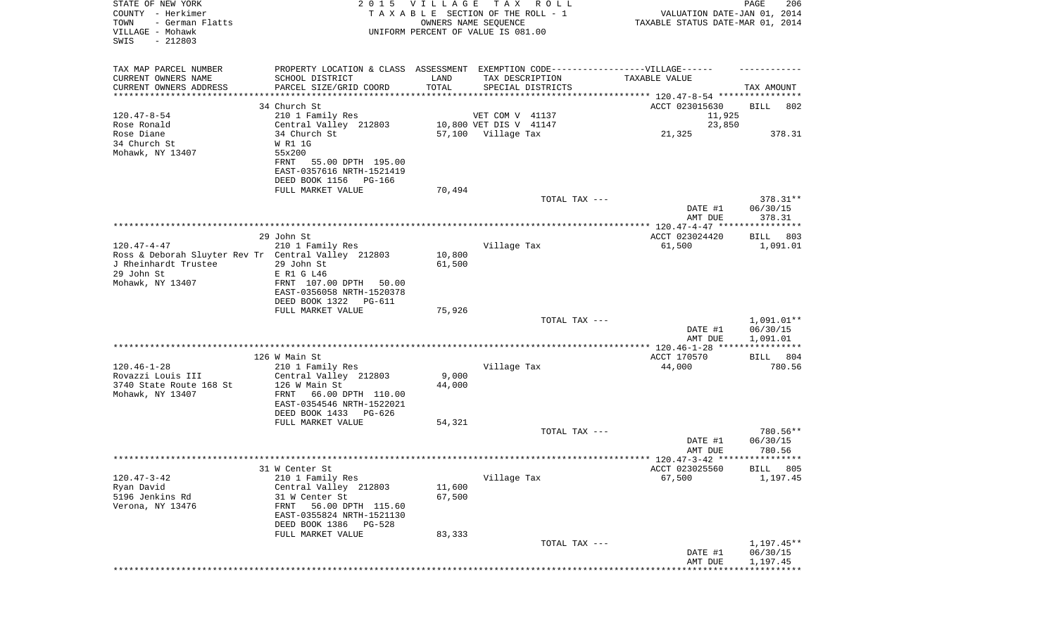STATE OF NEW YORK
COUNTY - Herkimer
TOWN - German Flatts
VILLAGE - Mohawk
SWIS - 212803

2 0 1 5 V I L L A G E T A X R O L L
T A X A B L E SECTION OF THE ROLL - 1
OWNERS NAME SEQUENCE
UNIFORM PERCENT OF VALUE IS 081.00

VALUATION DATE-JAN 01, 2014
TAXABLE STATUS DATE-MAR 01, 2014

| TAX MAP PARCEL NUMBER<br>CURRENT OWNERS NAME<br>CURRENT OWNERS ADDRESS | PROPERTY LOCATION & CLASS<br>SCHOOL DISTRICT<br>PARCEL SIZE/GRID COORD | ASSESSMENT<br>LAND<br>TOTAL | EXEMPTION CODE------VILLAGE------<br>TAX DESCRIPTION<br>SPECIAL DISTRICTS | TAXABLE VALUE | TAX AMOUNT |
|---|---|---|---|---|---|
| 120.47-8-54 | 34 Church St | | | ACCT 023015630 | BILL 802 |
| | 210 1 Family Res | | VET COM V 41137 | 11,925 | |
| Rose Ronald | Central Valley 212803 | 10,800 | VET DIS V 41147 | 23,850 | |
| Rose Diane | 34 Church St | 57,100 | Village Tax | 21,325 | 378.31 |
| 34 Church St | W R1 1G | | | | |
| Mohawk, NY 13407 | 55x200 | | | | |
| | FRNT 55.00 DPTH 195.00 | | | | |
| | EAST-0357616 NRTH-1521419 | | | | |
| | DEED BOOK 1156 PG-166 | | | | |
| | FULL MARKET VALUE | 70,494 | | | |
| | | | TOTAL TAX --- | | 378.31** |
| | | | | DATE #1 | 06/30/15 |
| | | | | AMT DUE | 378.31 |
| 120.47-4-47 | 29 John St | | | ACCT 023024420 | BILL 803 |
| | 210 1 Family Res | | Village Tax | 61,500 | 1,091.01 |
| Ross & Deborah Sluyter Rev Tr | Central Valley 212803 | 10,800 | | | |
| J Rheinhardt Trustee | 29 John St | 61,500 | | | |
| 29 John St | E R1 G L46 | | | | |
| Mohawk, NY 13407 | FRNT 107.00 DPTH 50.00 | | | | |
| | EAST-0356058 NRTH-1520378 | | | | |
| | DEED BOOK 1322 PG-611 | | | | |
| | FULL MARKET VALUE | 75,926 | | | |
| | | | TOTAL TAX --- | | 1,091.01** |
| | | | | DATE #1 | 06/30/15 |
| | | | | AMT DUE | 1,091.01 |
| 120.46-1-28 | 126 W Main St | | | ACCT 170570 | BILL 804 |
| | 210 1 Family Res | | Village Tax | 44,000 | 780.56 |
| Rovazzi Louis III | Central Valley 212803 | 9,000 | | | |
| 3740 State Route 168 St | 126 W Main St | 44,000 | | | |
| Mohawk, NY 13407 | FRNT 66.00 DPTH 110.00 | | | | |
| | EAST-0354546 NRTH-1522021 | | | | |
| | DEED BOOK 1433 PG-626 | | | | |
| | FULL MARKET VALUE | 54,321 | | | |
| | | | TOTAL TAX --- | | 780.56** |
| | | | | DATE #1 | 06/30/15 |
| | | | | AMT DUE | 780.56 |
| 120.47-3-42 | 31 W Center St | | | ACCT 023025560 | BILL 805 |
| | 210 1 Family Res | | Village Tax | 67,500 | 1,197.45 |
| Ryan David | Central Valley 212803 | 11,600 | | | |
| 5196 Jenkins Rd | 31 W Center St | 67,500 | | | |
| Verona, NY 13476 | FRNT 56.00 DPTH 115.60 | | | | |
| | EAST-0355824 NRTH-1521130 | | | | |
| | DEED BOOK 1386 PG-528 | | | | |
| | FULL MARKET VALUE | 83,333 | | | |
| | | | TOTAL TAX --- | | 1,197.45** |
| | | | | DATE #1 | 06/30/15 |
| | | | | AMT DUE | 1,197.45 |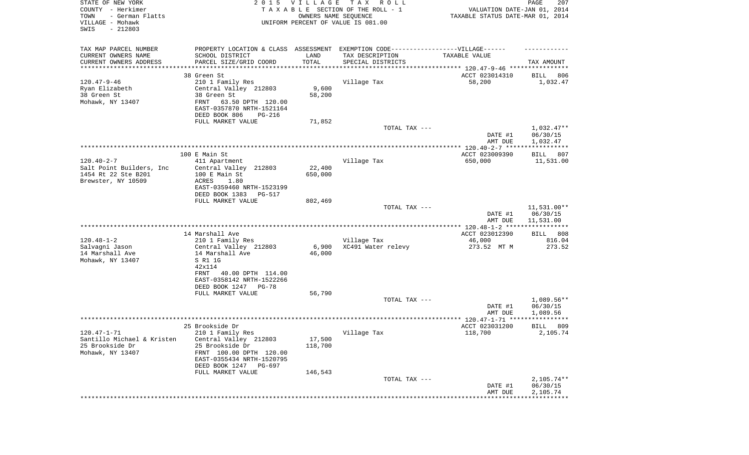STATE OF NEW YORK
COUNTY - Herkimer
TOWN - German Flatts
VILLAGE - Mohawk
SWIS - 212803

2 0 1 5 V I L L A G E T A X R O L L
T A X A B L E SECTION OF THE ROLL - 1
OWNERS NAME SEQUENCE
UNIFORM PERCENT OF VALUE IS 081.00

VALUATION DATE-JAN 01, 2014
TAXABLE STATUS DATE-MAR 01, 2014

| TAX MAP PARCEL NUMBER<br>CURRENT OWNERS NAME<br>CURRENT OWNERS ADDRESS | PROPERTY LOCATION & CLASS<br>SCHOOL DISTRICT<br>PARCEL SIZE/GRID COORD | ASSESSMENT<br>LAND<br>TOTAL | EXEMPTION CODE------VILLAGE------<br>TAX DESCRIPTION<br>SPECIAL DISTRICTS | TAXABLE VALUE | TAX AMOUNT |
|---|---|---|---|---|---|
| | 38 Green St | | | ACCT 023014310 | BILL 806 |
| 120.47-9-46 | 210 1 Family Res | | Village Tax | 58,200 | 1,032.47 |
| Ryan Elizabeth | Central Valley 212803 | 9,600 | | | |
| 38 Green St | 38 Green St | 58,200 | | | |
| Mohawk, NY 13407 | FRNT 63.50 DPTH 120.00 | | | | |
| | EAST-0357870 NRTH-1521164 | | | | |
| | DEED BOOK 806 PG-216 | | | | |
| | FULL MARKET VALUE | 71,852 | | | |
| | | | TOTAL TAX --- | | 1,032.47** |
| | | | | DATE #1 | 06/30/15 |
| | | | | AMT DUE | 1,032.47 |
| | 100 E Main St | | | ACCT 023009390 | BILL 807 |
| 120.40-2-7 | 411 Apartment | | Village Tax | 650,000 | 11,531.00 |
| Salt Point Builders, Inc | Central Valley 212803 | 22,400 | | | |
| 1454 Rt 22 Ste B201 | 100 E Main St | 650,000 | | | |
| Brewster, NY 10509 | ACRES 1.80 | | | | |
| | EAST-0359460 NRTH-1523199 | | | | |
| | DEED BOOK 1383 PG-517 | | | | |
| | FULL MARKET VALUE | 802,469 | | | |
| | | | TOTAL TAX --- | | 11,531.00** |
| | | | | DATE #1 | 06/30/15 |
| | | | | AMT DUE | 11,531.00 |
| | 14 Marshall Ave | | | ACCT 023012390 | BILL 808 |
| 120.48-1-2 | 210 1 Family Res | | Village Tax | 46,000 | 816.04 |
| Salvagni Jason | Central Valley 212803 | 6,900 | XC491 Water relevy | 273.52 MT M | 273.52 |
| 14 Marshall Ave | 14 Marshall Ave | 46,000 | | | |
| Mohawk, NY 13407 | S R1 1G | | | | |
| | 42x114 | | | | |
| | FRNT 40.00 DPTH 114.00 | | | | |
| | EAST-0358142 NRTH-1522266 | | | | |
| | DEED BOOK 1247 PG-78 | | | | |
| | FULL MARKET VALUE | 56,790 | | | |
| | | | TOTAL TAX --- | | 1,089.56** |
| | | | | DATE #1 | 06/30/15 |
| | | | | AMT DUE | 1,089.56 |
| | 25 Brookside Dr | | | ACCT 023031200 | BILL 809 |
| 120.47-1-71 | 210 1 Family Res | | Village Tax | 118,700 | 2,105.74 |
| Santillo Michael & Kristen | Central Valley 212803 | 17,500 | | | |
| 25 Brookside Dr | 25 Brookside Dr | 118,700 | | | |
| Mohawk, NY 13407 | FRNT 100.00 DPTH 120.00 | | | | |
| | EAST-0355434 NRTH-1520795 | | | | |
| | DEED BOOK 1247 PG-697 | | | | |
| | FULL MARKET VALUE | 146,543 | | | |
| | | | TOTAL TAX --- | | 2,105.74** |
| | | | | DATE #1 | 06/30/15 |
| | | | | AMT DUE | 2,105.74 |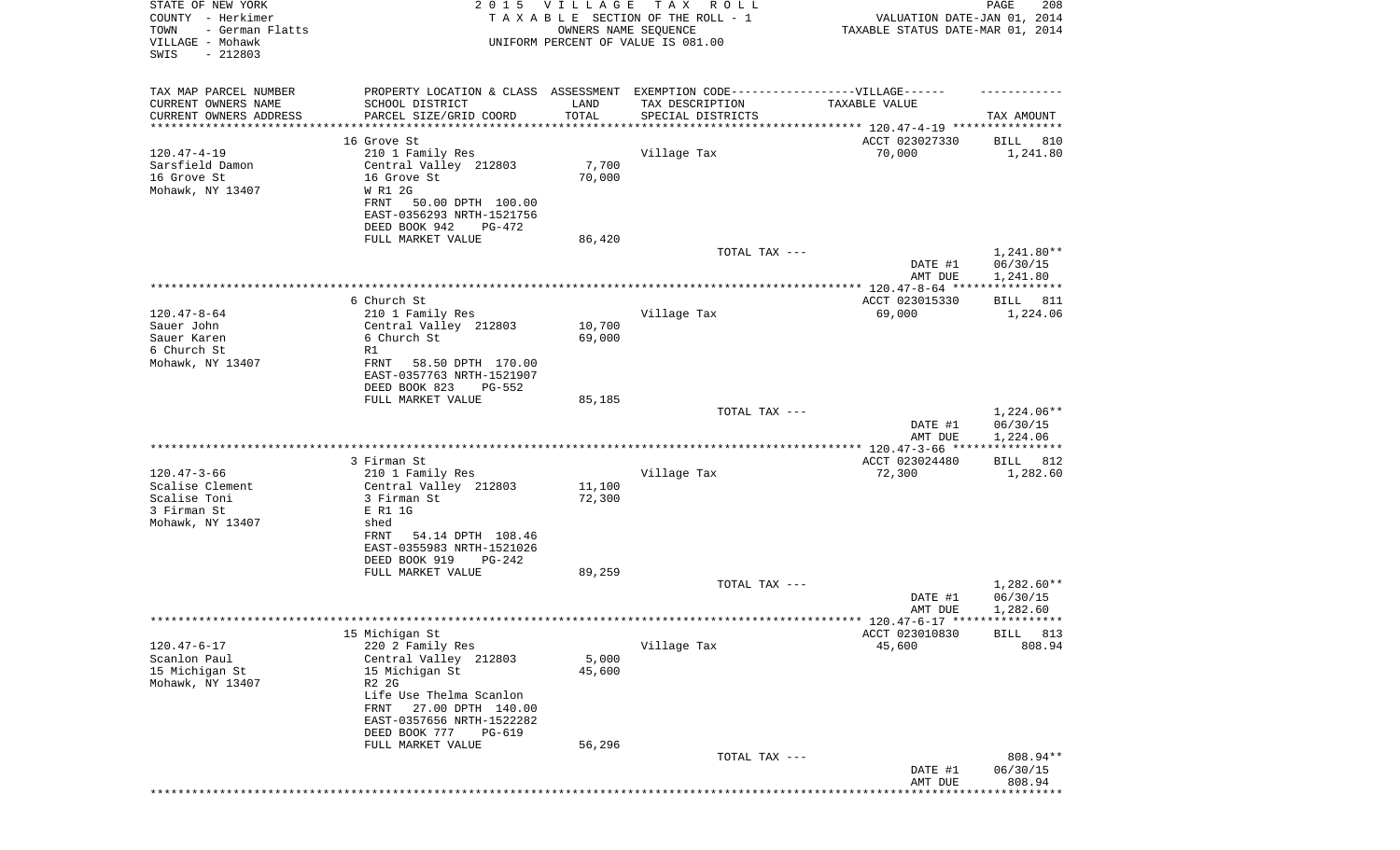STATE OF NEW YORK | 2015 VILLAGE TAX ROLL | PAGE 208
COUNTY - Herkimer | TAXABLE SECTION OF THE ROLL - 1 | VALUATION DATE-JAN 01, 2014
TOWN - German Flatts | OWNERS NAME SEQUENCE | TAXABLE STATUS DATE-MAR 01, 2014
VILLAGE - Mohawk | UNIFORM PERCENT OF VALUE IS 081.00
SWIS - 212803

| TAX MAP PARCEL NUMBER<br>CURRENT OWNERS NAME<br>CURRENT OWNERS ADDRESS | PROPERTY LOCATION & CLASS<br>SCHOOL DISTRICT<br>PARCEL SIZE/GRID COORD | ASSESSMENT<br>LAND<br>TOTAL | EXEMPTION CODE------VILLAGE------<br>TAX DESCRIPTION<br>SPECIAL DISTRICTS | TAXABLE VALUE | TAX AMOUNT |
|---|---|---|---|---|---|
| | 16 Grove St | | | ACCT 023027330 | BILL 810 |
| 120.47-4-19 | 210 1 Family Res | | Village Tax | 70,000 | 1,241.80 |
| Sarsfield Damon | Central Valley 212803 | 7,700 | | | |
| 16 Grove St | 16 Grove St | 70,000 | | | |
| Mohawk, NY 13407 | W R1 2G | | | | |
| | FRNT 50.00 DPTH 100.00 | | | | |
| | EAST-0356293 NRTH-1521756 | | | | |
| | DEED BOOK 942 PG-472 | | | | |
| | FULL MARKET VALUE | 86,420 | | | |
| | | | TOTAL TAX --- | | 1,241.80** |
| | | | | DATE #1 | 06/30/15 |
| | | | | AMT DUE | 1,241.80 |
| | 6 Church St | | | ACCT 023015330 | BILL 811 |
| 120.47-8-64 | 210 1 Family Res | | Village Tax | 69,000 | 1,224.06 |
| Sauer John | Central Valley 212803 | 10,700 | | | |
| Sauer Karen | 6 Church St | 69,000 | | | |
| 6 Church St | R1 | | | | |
| Mohawk, NY 13407 | FRNT 58.50 DPTH 170.00 | | | | |
| | EAST-0357763 NRTH-1521907 | | | | |
| | DEED BOOK 823 PG-552 | | | | |
| | FULL MARKET VALUE | 85,185 | | | |
| | | | TOTAL TAX --- | | 1,224.06** |
| | | | | DATE #1 | 06/30/15 |
| | | | | AMT DUE | 1,224.06 |
| | 3 Firman St | | | ACCT 023024480 | BILL 812 |
| 120.47-3-66 | 210 1 Family Res | | Village Tax | 72,300 | 1,282.60 |
| Scalise Clement | Central Valley 212803 | 11,100 | | | |
| Scalise Toni | 3 Firman St | 72,300 | | | |
| 3 Firman St | E R1 1G | | | | |
| Mohawk, NY 13407 | shed | | | | |
| | FRNT 54.14 DPTH 108.46 | | | | |
| | EAST-0355983 NRTH-1521026 | | | | |
| | DEED BOOK 919 PG-242 | | | | |
| | FULL MARKET VALUE | 89,259 | | | |
| | | | TOTAL TAX --- | | 1,282.60** |
| | | | | DATE #1 | 06/30/15 |
| | | | | AMT DUE | 1,282.60 |
| | 15 Michigan St | | | ACCT 023010830 | BILL 813 |
| 120.47-6-17 | 220 2 Family Res | | Village Tax | 45,600 | 808.94 |
| Scanlon Paul | Central Valley 212803 | 5,000 | | | |
| 15 Michigan St | 15 Michigan St | 45,600 | | | |
| Mohawk, NY 13407 | R2 2G | | | | |
| | Life Use Thelma Scanlon | | | | |
| | FRNT 27.00 DPTH 140.00 | | | | |
| | EAST-0357656 NRTH-1522282 | | | | |
| | DEED BOOK 777 PG-619 | | | | |
| | FULL MARKET VALUE | 56,296 | | | |
| | | | TOTAL TAX --- | | 808.94** |
| | | | | DATE #1 | 06/30/15 |
| | | | | AMT DUE | 808.94 |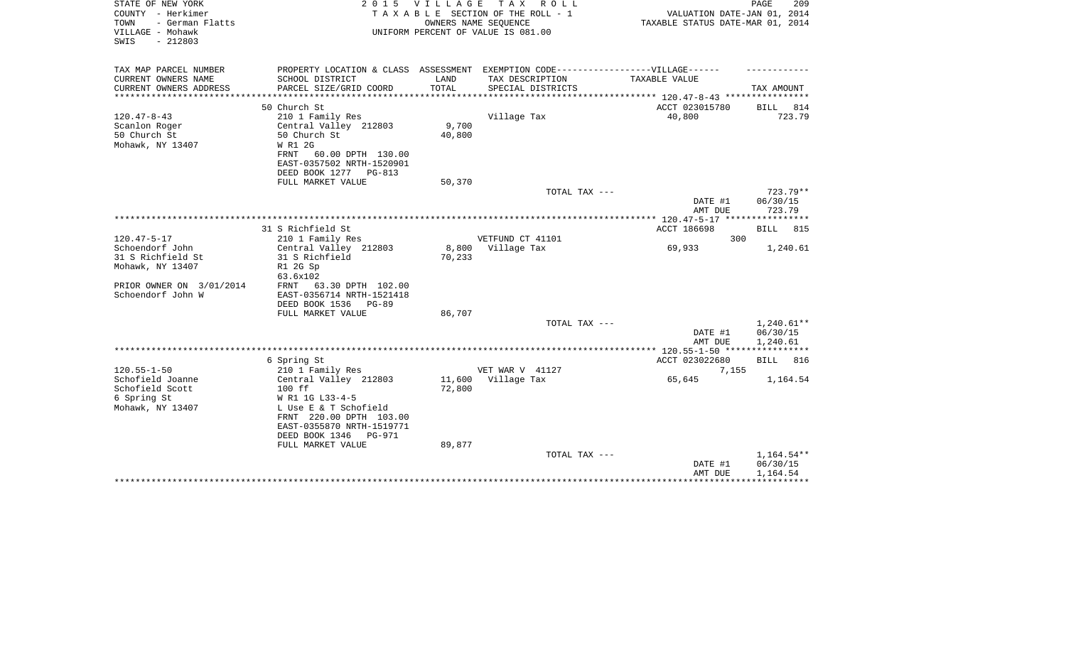STATE OF NEW YORK
COUNTY - Herkimer
TOWN - German Flatts
VILLAGE - Mohawk
SWIS - 212803

2 0 1 5 V I L L A G E T A X R O L L
T A X A B L E SECTION OF THE ROLL - 1
OWNERS NAME SEQUENCE
UNIFORM PERCENT OF VALUE IS 081.00

VALUATION DATE-JAN 01, 2014
TAXABLE STATUS DATE-MAR 01, 2014

| TAX MAP PARCEL NUMBER<br>CURRENT OWNERS NAME<br>CURRENT OWNERS ADDRESS | PROPERTY LOCATION & CLASS<br>SCHOOL DISTRICT<br>PARCEL SIZE/GRID COORD | ASSESSMENT<br>LAND<br>TOTAL | EXEMPTION CODE<br>TAX DESCRIPTION<br>SPECIAL DISTRICTS | VILLAGE<br>TAXABLE VALUE | TAX AMOUNT |
|---|---|---|---|---|---|
| | 50 Church St | | | ACCT 023015780 | BILL 814 |
| 120.47-8-43 | 210 1 Family Res | | Village Tax | 40,800 | 723.79 |
| Scanlon Roger | Central Valley 212803 | 9,700 | | | |
| 50 Church St | 50 Church St | 40,800 | | | |
| Mohawk, NY 13407 | W R1 2G | | | | |
| | FRNT 60.00 DPTH 130.00 | | | | |
| | EAST-0357502 NRTH-1520901 | | | | |
| | DEED BOOK 1277 PG-813 | | | | |
| | FULL MARKET VALUE | 50,370 | | | |
| | | | TOTAL TAX --- | | 723.79** |
| | | | | DATE #1 | 06/30/15 |
| | | | | AMT DUE | 723.79 |
| | 31 S Richfield St | | | ACCT 186698 | BILL 815 |
| 120.47-5-17 | 210 1 Family Res | | VETFUND CT 41101 | 300 | |
| Schoendorf John | Central Valley 212803 | 8,800 | Village Tax | 69,933 | 1,240.61 |
| 31 S Richfield St | 31 S Richfield | 70,233 | | | |
| Mohawk, NY 13407 | R1 2G Sp | | | | |
| | 63.6x102 | | | | |
| PRIOR OWNER ON 3/01/2014 | FRNT 63.30 DPTH 102.00 | | | | |
| Schoendorf John W | EAST-0356714 NRTH-1521418 | | | | |
| | DEED BOOK 1536 PG-89 | | | | |
| | FULL MARKET VALUE | 86,707 | | | |
| | | | TOTAL TAX --- | | 1,240.61** |
| | | | | DATE #1 | 06/30/15 |
| | | | | AMT DUE | 1,240.61 |
| | 6 Spring St | | | ACCT 023022680 | BILL 816 |
| 120.55-1-50 | 210 1 Family Res | | VET WAR V 41127 | 7,155 | |
| Schofield Joanne | Central Valley 212803 | 11,600 | Village Tax | 65,645 | 1,164.54 |
| Schofield Scott | 100 ff | 72,800 | | | |
| 6 Spring St | W R1 1G L33-4-5 | | | | |
| Mohawk, NY 13407 | L Use E & T Schofield | | | | |
| | FRNT 220.00 DPTH 103.00 | | | | |
| | EAST-0355870 NRTH-1519771 | | | | |
| | DEED BOOK 1346 PG-971 | | | | |
| | FULL MARKET VALUE | 89,877 | | | |
| | | | TOTAL TAX --- | | 1,164.54** |
| | | | | DATE #1 | 06/30/15 |
| | | | | AMT DUE | 1,164.54 |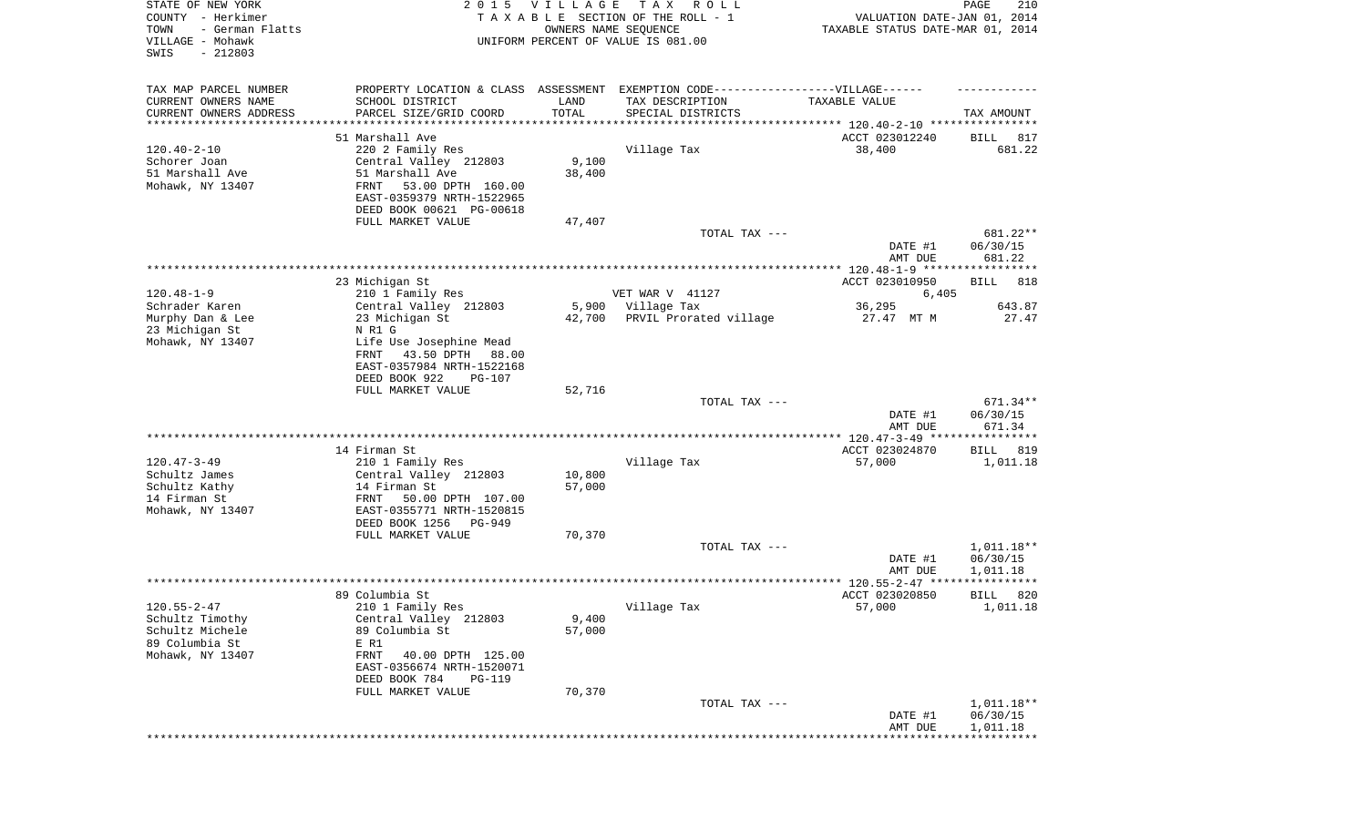STATE OF NEW YORK
COUNTY - Herkimer
TOWN - German Flatts
VILLAGE - Mohawk
SWIS - 212803

2015 VILLAGE TAX ROLL
TAXABLE SECTION OF THE ROLL - 1
OWNERS NAME SEQUENCE
UNIFORM PERCENT OF VALUE IS 081.00

VALUATION DATE-JAN 01, 2014
TAXABLE STATUS DATE-MAR 01, 2014

| TAX MAP PARCEL NUMBER / CURRENT OWNERS NAME / CURRENT OWNERS ADDRESS | PROPERTY LOCATION & CLASS / SCHOOL DISTRICT / PARCEL SIZE/GRID COORD | ASSESSMENT LAND / TOTAL | EXEMPTION CODE / TAX DESCRIPTION / SPECIAL DISTRICTS | TAXABLE VALUE | TAX AMOUNT |
|---|---|---|---|---|---|
| | 51 Marshall Ave | | | ACCT 023012240 | BILL 817 |
| 120.40-2-10 | 220 2 Family Res | | Village Tax | 38,400 | 681.22 |
| Schorer Joan | Central Valley 212803 | 9,100 | | | |
| 51 Marshall Ave | 51 Marshall Ave | 38,400 | | | |
| Mohawk, NY 13407 | FRNT 53.00 DPTH 160.00 | | | | |
| | EAST-0359379 NRTH-1522965 | | | | |
| | DEED BOOK 00621 PG-00618 | | | | |
| | FULL MARKET VALUE | 47,407 | | | |
| | | | TOTAL TAX --- | | 681.22** |
| | | | | DATE #1 | 06/30/15 |
| | | | | AMT DUE | 681.22 |
| | 23 Michigan St | | | ACCT 023010950 | BILL 818 |
| 120.48-1-9 | 210 1 Family Res | | VET WAR V 41127 | 6,405 | |
| Schrader Karen | Central Valley 212803 | 5,900 | Village Tax | 36,295 | 643.87 |
| Murphy Dan & Lee | 23 Michigan St | 42,700 | PRVIL Prorated village | 27.47 MT M | 27.47 |
| 23 Michigan St | N R1 G | | | | |
| Mohawk, NY 13407 | Life Use Josephine Mead | | | | |
| | FRNT 43.50 DPTH 88.00 | | | | |
| | EAST-0357984 NRTH-1522168 | | | | |
| | DEED BOOK 922 PG-107 | | | | |
| | FULL MARKET VALUE | 52,716 | | | |
| | | | TOTAL TAX --- | | 671.34** |
| | | | | DATE #1 | 06/30/15 |
| | | | | AMT DUE | 671.34 |
| | 14 Firman St | | | ACCT 023024870 | BILL 819 |
| 120.47-3-49 | 210 1 Family Res | | Village Tax | 57,000 | 1,011.18 |
| Schultz James | Central Valley 212803 | 10,800 | | | |
| Schultz Kathy | 14 Firman St | 57,000 | | | |
| 14 Firman St | FRNT 50.00 DPTH 107.00 | | | | |
| Mohawk, NY 13407 | EAST-0355771 NRTH-1520815 | | | | |
| | DEED BOOK 1256 PG-949 | | | | |
| | FULL MARKET VALUE | 70,370 | | | |
| | | | TOTAL TAX --- | | 1,011.18** |
| | | | | DATE #1 | 06/30/15 |
| | | | | AMT DUE | 1,011.18 |
| | 89 Columbia St | | | ACCT 023020850 | BILL 820 |
| 120.55-2-47 | 210 1 Family Res | | Village Tax | 57,000 | 1,011.18 |
| Schultz Timothy | Central Valley 212803 | 9,400 | | | |
| Schultz Michele | 89 Columbia St | 57,000 | | | |
| 89 Columbia St | E R1 | | | | |
| Mohawk, NY 13407 | FRNT 40.00 DPTH 125.00 | | | | |
| | EAST-0356674 NRTH-1520071 | | | | |
| | DEED BOOK 784 PG-119 | | | | |
| | FULL MARKET VALUE | 70,370 | | | |
| | | | TOTAL TAX --- | | 1,011.18** |
| | | | | DATE #1 | 06/30/15 |
| | | | | AMT DUE | 1,011.18 |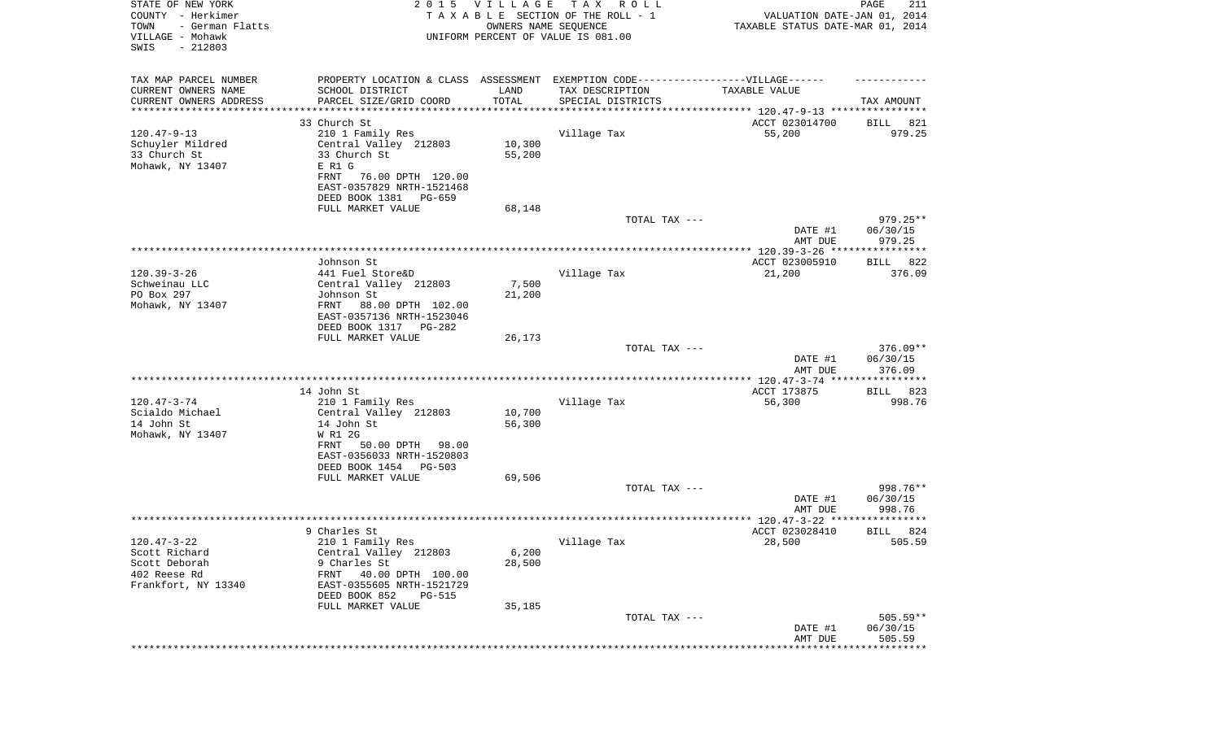STATE OF NEW YORK
COUNTY - Herkimer
TOWN - German Flatts
VILLAGE - Mohawk
SWIS - 212803

2 0 1 5 V I L L A G E T A X R O L L
T A X A B L E SECTION OF THE ROLL - 1
OWNERS NAME SEQUENCE
UNIFORM PERCENT OF VALUE IS 081.00

VALUATION DATE-JAN 01, 2014
TAXABLE STATUS DATE-MAR 01, 2014

| TAX MAP PARCEL NUMBER / CURRENT OWNERS NAME / CURRENT OWNERS ADDRESS | PROPERTY LOCATION & CLASS / SCHOOL DISTRICT / PARCEL SIZE/GRID COORD | ASSESSMENT LAND / TOTAL | EXEMPTION CODE-VILLAGE / TAX DESCRIPTION / SPECIAL DISTRICTS | TAXABLE VALUE | TAX AMOUNT |
|---|---|---|---|---|---|
| 120.47-9-13 | 33 Church St | | | ACCT 023014700 | BILL 821 |
| Schuyler Mildred | 210 1 Family Res | | Village Tax | 55,200 | 979.25 |
| 33 Church St | Central Valley 212803 | 10,300 | | | |
| Mohawk, NY 13407 | 33 Church St | 55,200 | | | |
| | E R1 G | | | | |
| | FRNT 76.00 DPTH 120.00 | | | | |
| | EAST-0357829 NRTH-1521468 | | | | |
| | DEED BOOK 1381 PG-659 | | | | |
| | FULL MARKET VALUE | 68,148 | | | |
| | | | TOTAL TAX --- | | 979.25** |
| | | | | DATE #1 | 06/30/15 |
| | | | | AMT DUE | 979.25 |
| 120.39-3-26 | Johnson St | | | ACCT 023005910 | BILL 822 |
| Schweinau LLC | 441 Fuel Store&D | | Village Tax | 21,200 | 376.09 |
| PO Box 297 | Central Valley 212803 | 7,500 | | | |
| Mohawk, NY 13407 | Johnson St | 21,200 | | | |
| | FRNT 88.00 DPTH 102.00 | | | | |
| | EAST-0357136 NRTH-1523046 | | | | |
| | DEED BOOK 1317 PG-282 | | | | |
| | FULL MARKET VALUE | 26,173 | | | |
| | | | TOTAL TAX --- | | 376.09** |
| | | | | DATE #1 | 06/30/15 |
| | | | | AMT DUE | 376.09 |
| 120.47-3-74 | 14 John St | | | ACCT 173875 | BILL 823 |
| Scialdo Michael | 210 1 Family Res | | Village Tax | 56,300 | 998.76 |
| 14 John St | Central Valley 212803 | 10,700 | | | |
| Mohawk, NY 13407 | 14 John St | 56,300 | | | |
| | W R1 2G | | | | |
| | FRNT 50.00 DPTH 98.00 | | | | |
| | EAST-0356033 NRTH-1520803 | | | | |
| | DEED BOOK 1454 PG-503 | | | | |
| | FULL MARKET VALUE | 69,506 | | | |
| | | | TOTAL TAX --- | | 998.76** |
| | | | | DATE #1 | 06/30/15 |
| | | | | AMT DUE | 998.76 |
| 120.47-3-22 | 9 Charles St | | | ACCT 023028410 | BILL 824 |
| Scott Richard | 210 1 Family Res | | Village Tax | 28,500 | 505.59 |
| Scott Deborah | Central Valley 212803 | 6,200 | | | |
| 402 Reese Rd | 9 Charles St | 28,500 | | | |
| Frankfort, NY 13340 | FRNT 40.00 DPTH 100.00 | | | | |
| | EAST-0355605 NRTH-1521729 | | | | |
| | DEED BOOK 852 PG-515 | | | | |
| | FULL MARKET VALUE | 35,185 | | | |
| | | | TOTAL TAX --- | | 505.59** |
| | | | | DATE #1 | 06/30/15 |
| | | | | AMT DUE | 505.59 |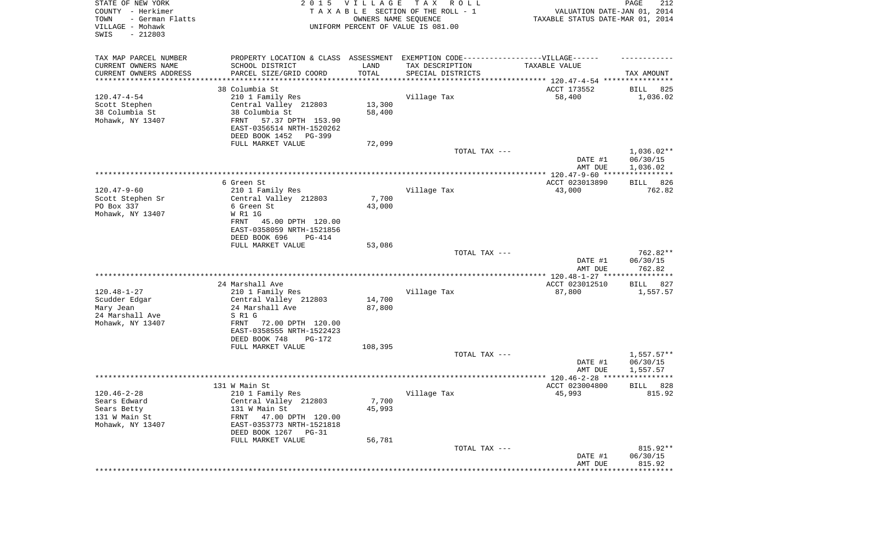STATE OF NEW YORK
COUNTY - Herkimer
TOWN - German Flatts
VILLAGE - Mohawk
SWIS - 212803

2015 VILLAGE TAX ROLL
TAXABLE SECTION OF THE ROLL - 1
OWNERS NAME SEQUENCE
UNIFORM PERCENT OF VALUE IS 081.00

VALUATION DATE-JAN 01, 2014
TAXABLE STATUS DATE-MAR 01, 2014

| TAX MAP PARCEL NUMBER / CURRENT OWNERS NAME / CURRENT OWNERS ADDRESS | PROPERTY LOCATION & CLASS / SCHOOL DISTRICT / PARCEL SIZE/GRID COORD | ASSESSMENT LAND / TOTAL | EXEMPTION CODE / TAX DESCRIPTION / SPECIAL DISTRICTS | TAXABLE VALUE | TAX AMOUNT |
|---|---|---|---|---|---|
| **120.47-4-54** | 38 Columbia St | | | ACCT 173552 | BILL 825 |
| Scott Stephen | 210 1 Family Res | | Village Tax | 58,400 | 1,036.02 |
| 38 Columbia St | Central Valley 212803 | 13,300 | | | |
| Mohawk, NY 13407 | 38 Columbia St | 58,400 | | | |
| | FRNT 57.37 DPTH 153.90 | | | | |
| | EAST-0356514 NRTH-1520262 | | | | |
| | DEED BOOK 1452 PG-399 | | | | |
| | FULL MARKET VALUE | 72,099 | | | |
| | | | TOTAL TAX --- | | 1,036.02** |
| | | | | DATE #1 | 06/30/15 |
| | | | | AMT DUE | 1,036.02 |
| **120.47-9-60** | 6 Green St | | | ACCT 023013890 | BILL 826 |
| Scott Stephen Sr | 210 1 Family Res | | Village Tax | 43,000 | 762.82 |
| PO Box 337 | Central Valley 212803 | 7,700 | | | |
| Mohawk, NY 13407 | 6 Green St | 43,000 | | | |
| | W R1 1G | | | | |
| | FRNT 45.00 DPTH 120.00 | | | | |
| | EAST-0358059 NRTH-1521856 | | | | |
| | DEED BOOK 696 PG-414 | | | | |
| | FULL MARKET VALUE | 53,086 | | | |
| | | | TOTAL TAX --- | | 762.82** |
| | | | | DATE #1 | 06/30/15 |
| | | | | AMT DUE | 762.82 |
| **120.48-1-27** | 24 Marshall Ave | | | ACCT 023012510 | BILL 827 |
| Scudder Edgar | 210 1 Family Res | | Village Tax | 87,800 | 1,557.57 |
| Mary Jean | Central Valley 212803 | 14,700 | | | |
| 24 Marshall Ave | 24 Marshall Ave | 87,800 | | | |
| Mohawk, NY 13407 | S R1 G | | | | |
| | FRNT 72.00 DPTH 120.00 | | | | |
| | EAST-0358555 NRTH-1522423 | | | | |
| | DEED BOOK 748 PG-172 | | | | |
| | FULL MARKET VALUE | 108,395 | | | |
| | | | TOTAL TAX --- | | 1,557.57** |
| | | | | DATE #1 | 06/30/15 |
| | | | | AMT DUE | 1,557.57 |
| **120.46-2-28** | 131 W Main St | | | ACCT 023004800 | BILL 828 |
| Sears Edward | 210 1 Family Res | | Village Tax | 45,993 | 815.92 |
| Sears Betty | Central Valley 212803 | 7,700 | | | |
| 131 W Main St | 131 W Main St | 45,993 | | | |
| Mohawk, NY 13407 | FRNT 47.00 DPTH 120.00 | | | | |
| | EAST-0353773 NRTH-1521818 | | | | |
| | DEED BOOK 1267 PG-31 | | | | |
| | FULL MARKET VALUE | 56,781 | | | |
| | | | TOTAL TAX --- | | 815.92** |
| | | | | DATE #1 | 06/30/15 |
| | | | | AMT DUE | 815.92 |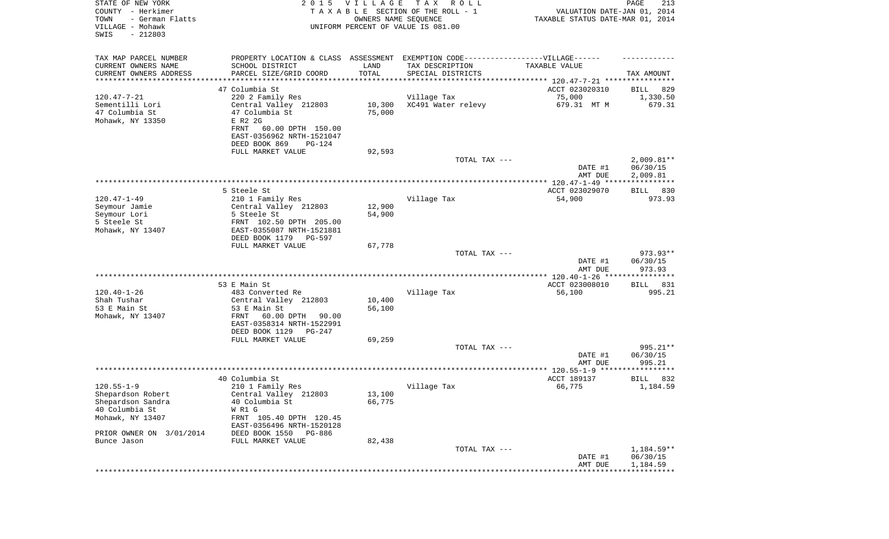STATE OF NEW YORK
COUNTY - Herkimer
TOWN - German Flatts
VILLAGE - Mohawk
SWIS - 212803

2015 VILLAGE TAX ROLL
TAXABLE SECTION OF THE ROLL - 1
OWNERS NAME SEQUENCE
UNIFORM PERCENT OF VALUE IS 081.00

VALUATION DATE-JAN 01, 2014
TAXABLE STATUS DATE-MAR 01, 2014

| TAX MAP PARCEL NUMBER<br>CURRENT OWNERS NAME<br>CURRENT OWNERS ADDRESS | PROPERTY LOCATION & CLASS<br>SCHOOL DISTRICT<br>PARCEL SIZE/GRID COORD | ASSESSMENT<br>LAND<br>TOTAL | EXEMPTION CODE------VILLAGE------<br>TAX DESCRIPTION<br>SPECIAL DISTRICTS | TAXABLE VALUE | TAX AMOUNT |
|---|---|---|---|---|---|
| 120.47-7-21 | 47 Columbia St | | | ACCT 023020310 | BILL 829 |
| | 220 2 Family Res | | Village Tax | 75,000 | 1,330.50 |
| Sementilli Lori | Central Valley 212803 | 10,300 | XC491 Water relevy | 679.31 MT M | 679.31 |
| 47 Columbia St | 47 Columbia St | 75,000 | | | |
| Mohawk, NY 13350 | E R2 2G | | | | |
| | FRNT 60.00 DPTH 150.00 | | | | |
| | EAST-0356962 NRTH-1521047 | | | | |
| | DEED BOOK 869 PG-124 | | | | |
| | FULL MARKET VALUE | 92,593 | | | |
| | | | TOTAL TAX --- | | 2,009.81** |
| | | | | DATE #1 | 06/30/15 |
| | | | | AMT DUE | 2,009.81 |
| 120.47-1-49 | 5 Steele St | | | ACCT 023029070 | BILL 830 |
| | 210 1 Family Res | | Village Tax | 54,900 | 973.93 |
| Seymour Jamie | Central Valley 212803 | 12,900 | | | |
| Seymour Lori | 5 Steele St | 54,900 | | | |
| 5 Steele St | FRNT 102.50 DPTH 205.00 | | | | |
| Mohawk, NY 13407 | EAST-0355087 NRTH-1521881 | | | | |
| | DEED BOOK 1179 PG-597 | | | | |
| | FULL MARKET VALUE | 67,778 | | | |
| | | | TOTAL TAX --- | | 973.93** |
| | | | | DATE #1 | 06/30/15 |
| | | | | AMT DUE | 973.93 |
| 120.40-1-26 | 53 E Main St | | | ACCT 023008010 | BILL 831 |
| | 483 Converted Re | | Village Tax | 56,100 | 995.21 |
| Shah Tushar | Central Valley 212803 | 10,400 | | | |
| 53 E Main St | 53 E Main St | 56,100 | | | |
| Mohawk, NY 13407 | FRNT 60.00 DPTH 90.00 | | | | |
| | EAST-0358314 NRTH-1522991 | | | | |
| | DEED BOOK 1129 PG-247 | | | | |
| | FULL MARKET VALUE | 69,259 | | | |
| | | | TOTAL TAX --- | | 995.21** |
| | | | | DATE #1 | 06/30/15 |
| | | | | AMT DUE | 995.21 |
| 120.55-1-9 | 40 Columbia St | | | ACCT 189137 | BILL 832 |
| | 210 1 Family Res | | Village Tax | 66,775 | 1,184.59 |
| Shepardson Robert | Central Valley 212803 | 13,100 | | | |
| Shepardson Sandra | 40 Columbia St | 66,775 | | | |
| 40 Columbia St | W R1 G | | | | |
| Mohawk, NY 13407 | FRNT 105.40 DPTH 120.45 | | | | |
| | EAST-0356496 NRTH-1520128 | | | | |
| PRIOR OWNER ON 3/01/2014 | DEED BOOK 1550 PG-886 | | | | |
| Bunce Jason | FULL MARKET VALUE | 82,438 | | | |
| | | | TOTAL TAX --- | | 1,184.59** |
| | | | | DATE #1 | 06/30/15 |
| | | | | AMT DUE | 1,184.59 |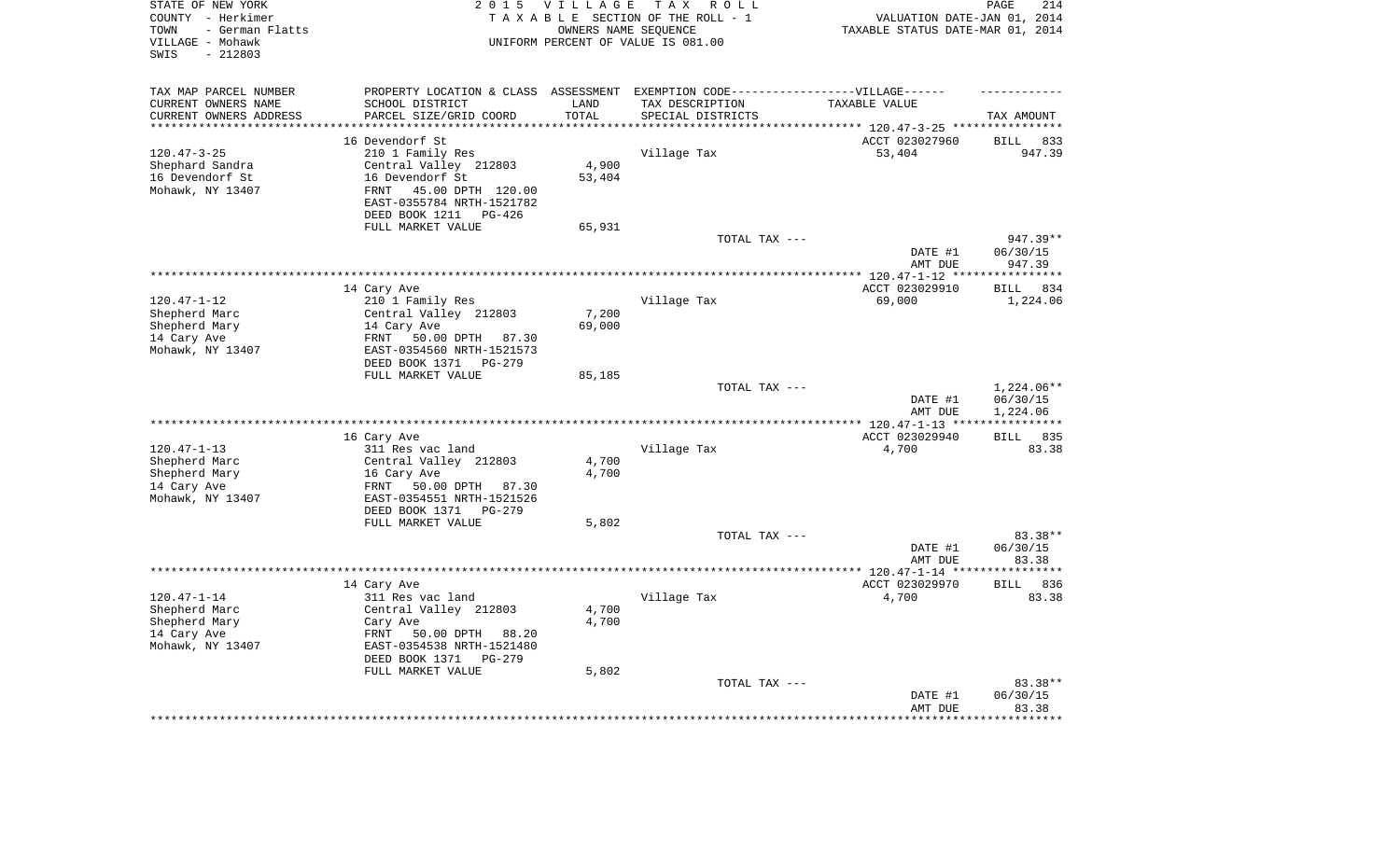STATE OF NEW YORK
COUNTY - Herkimer
TOWN - German Flatts
VILLAGE - Mohawk
SWIS - 212803

2 0 1 5 V I L L A G E T A X R O L L
T A X A B L E SECTION OF THE ROLL - 1
OWNERS NAME SEQUENCE
UNIFORM PERCENT OF VALUE IS 081.00

VALUATION DATE-JAN 01, 2014
TAXABLE STATUS DATE-MAR 01, 2014

| TAX MAP PARCEL NUMBER<br>CURRENT OWNERS NAME<br>CURRENT OWNERS ADDRESS | PROPERTY LOCATION & CLASS<br>SCHOOL DISTRICT<br>PARCEL SIZE/GRID COORD | ASSESSMENT<br>LAND<br>TOTAL | EXEMPTION CODE------VILLAGE------<br>TAX DESCRIPTION<br>SPECIAL DISTRICTS | TAXABLE VALUE | TAX AMOUNT |
|---|---|---|---|---|---|
| | 16 Devendorf St | | | ACCT 023027960 | BILL 833 |
| 120.47-3-25 | 210 1 Family Res | | Village Tax | 53,404 | 947.39 |
| Shephard Sandra | Central Valley 212803 | 4,900 | | | |
| 16 Devendorf St | 16 Devendorf St | 53,404 | | | |
| Mohawk, NY 13407 | FRNT 45.00 DPTH 120.00 | | | | |
| | EAST-0355784 NRTH-1521782 | | | | |
| | DEED BOOK 1211 PG-426 | | | | |
| | FULL MARKET VALUE | 65,931 | | | |
| | | | TOTAL TAX --- | | 947.39** |
| | | | | DATE #1 | 06/30/15 |
| | | | | AMT DUE | 947.39 |
| | 14 Cary Ave | | | ACCT 023029910 | BILL 834 |
| 120.47-1-12 | 210 1 Family Res | | Village Tax | 69,000 | 1,224.06 |
| Shepherd Marc | Central Valley 212803 | 7,200 | | | |
| Shepherd Mary | 14 Cary Ave | 69,000 | | | |
| 14 Cary Ave | FRNT 50.00 DPTH 87.30 | | | | |
| Mohawk, NY 13407 | EAST-0354560 NRTH-1521573 | | | | |
| | DEED BOOK 1371 PG-279 | | | | |
| | FULL MARKET VALUE | 85,185 | | | |
| | | | TOTAL TAX --- | | 1,224.06** |
| | | | | DATE #1 | 06/30/15 |
| | | | | AMT DUE | 1,224.06 |
| | 16 Cary Ave | | | ACCT 023029940 | BILL 835 |
| 120.47-1-13 | 311 Res vac land | | Village Tax | 4,700 | 83.38 |
| Shepherd Marc | Central Valley 212803 | 4,700 | | | |
| Shepherd Mary | 16 Cary Ave | 4,700 | | | |
| 14 Cary Ave | FRNT 50.00 DPTH 87.30 | | | | |
| Mohawk, NY 13407 | EAST-0354551 NRTH-1521526 | | | | |
| | DEED BOOK 1371 PG-279 | | | | |
| | FULL MARKET VALUE | 5,802 | | | |
| | | | TOTAL TAX --- | | 83.38** |
| | | | | DATE #1 | 06/30/15 |
| | | | | AMT DUE | 83.38 |
| | 14 Cary Ave | | | ACCT 023029970 | BILL 836 |
| 120.47-1-14 | 311 Res vac land | | Village Tax | 4,700 | 83.38 |
| Shepherd Marc | Central Valley 212803 | 4,700 | | | |
| Shepherd Mary | Cary Ave | 4,700 | | | |
| 14 Cary Ave | FRNT 50.00 DPTH 88.20 | | | | |
| Mohawk, NY 13407 | EAST-0354538 NRTH-1521480 | | | | |
| | DEED BOOK 1371 PG-279 | | | | |
| | FULL MARKET VALUE | 5,802 | | | |
| | | | TOTAL TAX --- | | 83.38** |
| | | | | DATE #1 | 06/30/15 |
| | | | | AMT DUE | 83.38 |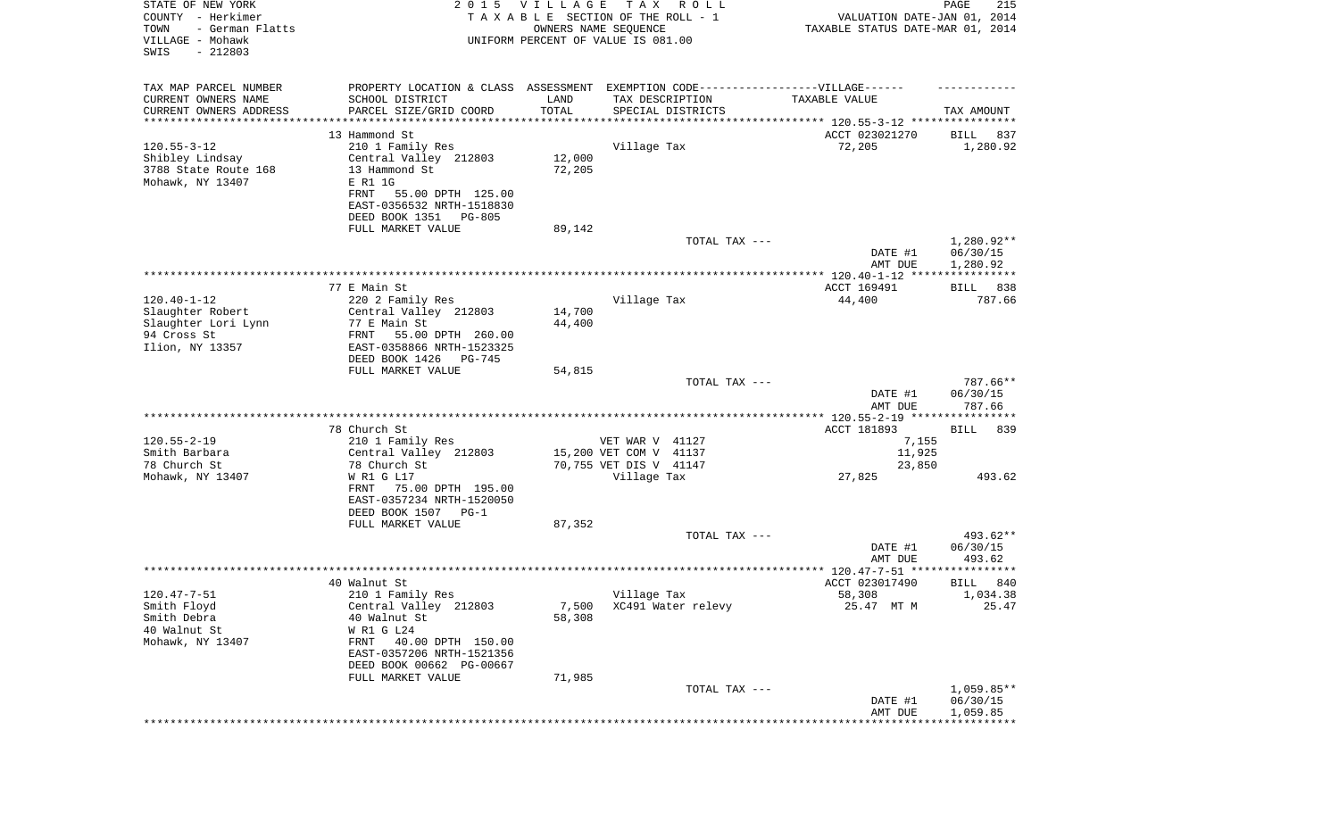STATE OF NEW YORK
COUNTY - Herkimer
TOWN - German Flatts
VILLAGE - Mohawk
SWIS - 212803

2 0 1 5 V I L L A G E T A X R O L L
T A X A B L E SECTION OF THE ROLL - 1
OWNERS NAME SEQUENCE
UNIFORM PERCENT OF VALUE IS 081.00

VALUATION DATE-JAN 01, 2014
TAXABLE STATUS DATE-MAR 01, 2014

| TAX MAP PARCEL NUMBER<br>CURRENT OWNERS NAME<br>CURRENT OWNERS ADDRESS | PROPERTY LOCATION & CLASS<br>SCHOOL DISTRICT<br>PARCEL SIZE/GRID COORD | ASSESSMENT<br>LAND<br>TOTAL | EXEMPTION CODE-----VILLAGE------<br>TAX DESCRIPTION<br>SPECIAL DISTRICTS | TAXABLE VALUE | TAX AMOUNT |
|---|---|---|---|---|---|
| | 13 Hammond St | | | ACCT 023021270 | BILL 837 |
| 120.55-3-12 | 210 1 Family Res | | Village Tax | 72,205 | 1,280.92 |
| Shibley Lindsay | Central Valley 212803 | 12,000 | | | |
| 3788 State Route 168 | 13 Hammond St | 72,205 | | | |
| Mohawk, NY 13407 | E R1 1G | | | | |
| | FRNT 55.00 DPTH 125.00 | | | | |
| | EAST-0356532 NRTH-1518830 | | | | |
| | DEED BOOK 1351 PG-805 | | | | |
| | FULL MARKET VALUE | 89,142 | | | |
| | | | TOTAL TAX --- | | 1,280.92** |
| | | | | DATE #1 | 06/30/15 |
| | | | | AMT DUE | 1,280.92 |
| | 77 E Main St | | | ACCT 169491 | BILL 838 |
| 120.40-1-12 | 220 2 Family Res | | Village Tax | 44,400 | 787.66 |
| Slaughter Robert | Central Valley 212803 | 14,700 | | | |
| Slaughter Lori Lynn | 77 E Main St | 44,400 | | | |
| 94 Cross St | FRNT 55.00 DPTH 260.00 | | | | |
| Ilion, NY 13357 | EAST-0358866 NRTH-1523325 | | | | |
| | DEED BOOK 1426 PG-745 | | | | |
| | FULL MARKET VALUE | 54,815 | | | |
| | | | TOTAL TAX --- | | 787.66** |
| | | | | DATE #1 | 06/30/15 |
| | | | | AMT DUE | 787.66 |
| | 78 Church St | | | ACCT 181893 | BILL 839 |
| 120.55-2-19 | 210 1 Family Res | | VET WAR V 41127 | 7,155 | |
| Smith Barbara | Central Valley 212803 | 15,200 | VET COM V 41137 | 11,925 | |
| 78 Church St | 78 Church St | 70,755 | VET DIS V 41147 | 23,850 | |
| Mohawk, NY 13407 | W R1 G L17 | | Village Tax | 27,825 | 493.62 |
| | FRNT 75.00 DPTH 195.00 | | | | |
| | EAST-0357234 NRTH-1520050 | | | | |
| | DEED BOOK 1507 PG-1 | | | | |
| | FULL MARKET VALUE | 87,352 | | | |
| | | | TOTAL TAX --- | | 493.62** |
| | | | | DATE #1 | 06/30/15 |
| | | | | AMT DUE | 493.62 |
| | 40 Walnut St | | | ACCT 023017490 | BILL 840 |
| 120.47-7-51 | 210 1 Family Res | | Village Tax | 58,308 | 1,034.38 |
| Smith Floyd | Central Valley 212803 | 7,500 | XC491 Water relevy | 25.47 MT M | 25.47 |
| Smith Debra | 40 Walnut St | 58,308 | | | |
| 40 Walnut St | W R1 G L24 | | | | |
| Mohawk, NY 13407 | FRNT 40.00 DPTH 150.00 | | | | |
| | EAST-0357206 NRTH-1521356 | | | | |
| | DEED BOOK 00662 PG-00667 | | | | |
| | FULL MARKET VALUE | 71,985 | | | |
| | | | TOTAL TAX --- | | 1,059.85** |
| | | | | DATE #1 | 06/30/15 |
| | | | | AMT DUE | 1,059.85 |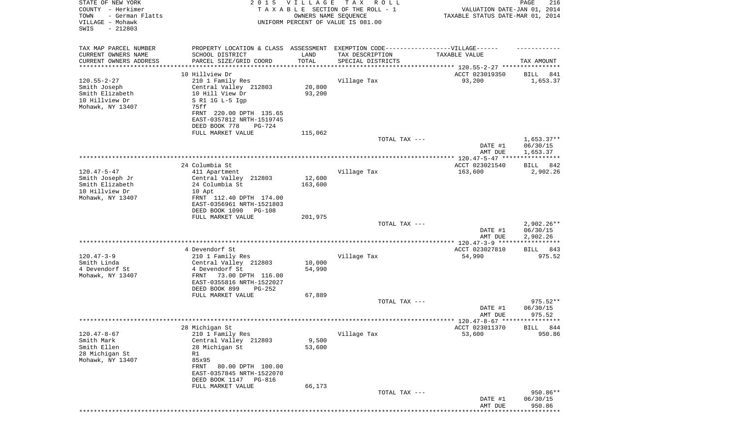STATE OF NEW YORK
COUNTY - Herkimer
TOWN - German Flatts
VILLAGE - Mohawk
SWIS - 212803

2 0 1 5 V I L L A G E T A X R O L L
T A X A B L E SECTION OF THE ROLL - 1
OWNERS NAME SEQUENCE
UNIFORM PERCENT OF VALUE IS 081.00

VALUATION DATE-JAN 01, 2014
TAXABLE STATUS DATE-MAR 01, 2014

| TAX MAP PARCEL NUMBER / CURRENT OWNERS NAME / CURRENT OWNERS ADDRESS | PROPERTY LOCATION & CLASS / SCHOOL DISTRICT / PARCEL SIZE/GRID COORD | ASSESSMENT LAND / TOTAL | EXEMPTION CODE / TAX DESCRIPTION / SPECIAL DISTRICTS | TAXABLE VALUE | TAX AMOUNT |
|---|---|---|---|---|---|
| 120.55-2-27 | 10 Hillview Dr | | | ACCT 023019350 | BILL 841 |
| Smith Joseph | 210 1 Family Res | | Village Tax | 93,200 | 1,653.37 |
| Smith Elizabeth | Central Valley 212803 | 20,800 | | | |
| 10 Hillview Dr | 10 Hill View Dr | 93,200 | | | |
| Mohawk, NY 13407 | S R1 1G L-5 Igp | | | | |
| | 75ff | | | | |
| | FRNT 220.00 DPTH 135.65 | | | | |
| | EAST-0357812 NRTH-1519745 | | | | |
| | DEED BOOK 778 PG-724 | | | | |
| | FULL MARKET VALUE | 115,062 | | | |
| | | | TOTAL TAX --- | | 1,653.37** |
| | | | | DATE #1 | 06/30/15 |
| | | | | AMT DUE | 1,653.37 |
| 120.47-5-47 | 24 Columbia St | | | ACCT 023021540 | BILL 842 |
| Smith Joseph Jr | 411 Apartment | | Village Tax | 163,600 | 2,902.26 |
| Smith Elizabeth | Central Valley 212803 | 12,600 | | | |
| 10 Hillview Dr | 24 Columbia St | 163,600 | | | |
| Mohawk, NY 13407 | 10 Apt | | | | |
| | FRNT 112.40 DPTH 174.00 | | | | |
| | EAST-0356961 NRTH-1521803 | | | | |
| | DEED BOOK 1090 PG-108 | | | | |
| | FULL MARKET VALUE | 201,975 | | | |
| | | | TOTAL TAX --- | | 2,902.26** |
| | | | | DATE #1 | 06/30/15 |
| | | | | AMT DUE | 2,902.26 |
| 120.47-3-9 | 4 Devendorf St | | | ACCT 023027810 | BILL 843 |
| Smith Linda | 210 1 Family Res | | Village Tax | 54,990 | 975.52 |
| 4 Devendorf St | Central Valley 212803 | 10,000 | | | |
| Mohawk, NY 13407 | 4 Devendorf St | 54,990 | | | |
| | FRNT 73.00 DPTH 116.00 | | | | |
| | EAST-0355816 NRTH-1522027 | | | | |
| | DEED BOOK 899 PG-252 | | | | |
| | FULL MARKET VALUE | 67,889 | | | |
| | | | TOTAL TAX --- | | 975.52** |
| | | | | DATE #1 | 06/30/15 |
| | | | | AMT DUE | 975.52 |
| 120.47-8-67 | 28 Michigan St | | | ACCT 023011370 | BILL 844 |
| Smith Mark | 210 1 Family Res | | Village Tax | 53,600 | 950.86 |
| Smith Ellen | Central Valley 212803 | 9,500 | | | |
| 28 Michigan St | 28 Michigan St | 53,600 | | | |
| Mohawk, NY 13407 | R1 | | | | |
| | 85x95 | | | | |
| | FRNT 80.00 DPTH 100.00 | | | | |
| | EAST-0357845 NRTH-1522070 | | | | |
| | DEED BOOK 1147 PG-816 | | | | |
| | FULL MARKET VALUE | 66,173 | | | |
| | | | TOTAL TAX --- | | 950.86** |
| | | | | DATE #1 | 06/30/15 |
| | | | | AMT DUE | 950.86 |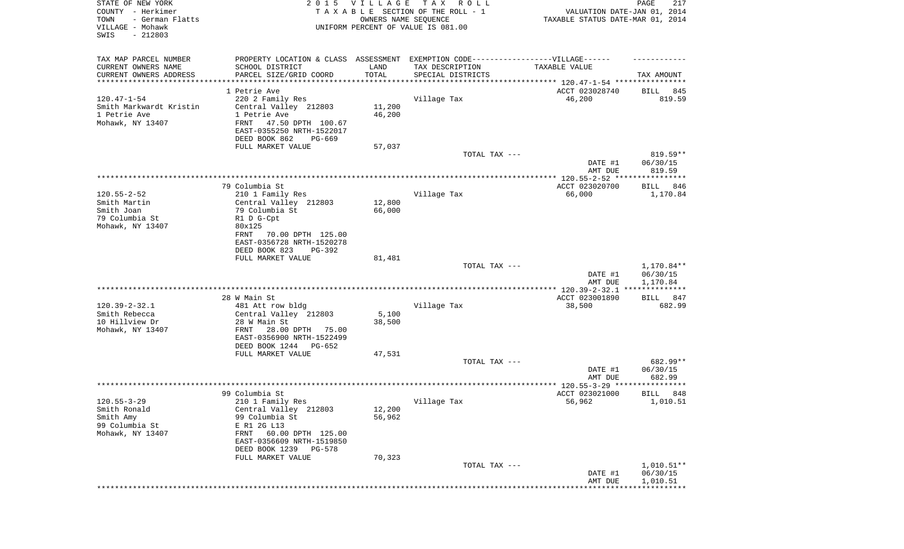STATE OF NEW YORK
COUNTY - Herkimer
TOWN - German Flatts
VILLAGE - Mohawk
SWIS - 212803

2 0 1 5 V I L L A G E T A X R O L L
T A X A B L E SECTION OF THE ROLL - 1
OWNERS NAME SEQUENCE
UNIFORM PERCENT OF VALUE IS 081.00

VALUATION DATE-JAN 01, 2014
TAXABLE STATUS DATE-MAR 01, 2014

| TAX MAP PARCEL NUMBER / CURRENT OWNERS NAME / CURRENT OWNERS ADDRESS | PROPERTY LOCATION & CLASS / SCHOOL DISTRICT / PARCEL SIZE/GRID COORD | ASSESSMENT LAND / TOTAL | EXEMPTION CODE / TAX DESCRIPTION / SPECIAL DISTRICTS | TAXABLE VALUE | TAX AMOUNT |
|---|---|---|---|---|---|
| 120.47-1-54 | 1 Petrie Ave | | | ACCT 023028740 | BILL 845 |
| | 220 2 Family Res | | Village Tax | 46,200 | 819.59 |
| Smith Markwardt Kristin | Central Valley 212803 | 11,200 | | | |
| 1 Petrie Ave | 1 Petrie Ave | 46,200 | | | |
| Mohawk, NY 13407 | FRNT 47.50 DPTH 100.67 | | | | |
| | EAST-0355250 NRTH-1522017 | | | | |
| | DEED BOOK 862 PG-669 | | | | |
| | FULL MARKET VALUE | 57,037 | | | |
| | | | TOTAL TAX --- | | 819.59** |
| | | | | DATE #1 | 06/30/15 |
| | | | | AMT DUE | 819.59 |
| 120.55-2-52 | 79 Columbia St | | | ACCT 023020700 | BILL 846 |
| | 210 1 Family Res | | Village Tax | 66,000 | 1,170.84 |
| Smith Martin | Central Valley 212803 | 12,800 | | | |
| Smith Joan | 79 Columbia St | 66,000 | | | |
| 79 Columbia St | R1 D G-Cpt | | | | |
| Mohawk, NY 13407 | 80x125 | | | | |
| | FRNT 70.00 DPTH 125.00 | | | | |
| | EAST-0356728 NRTH-1520278 | | | | |
| | DEED BOOK 823 PG-392 | | | | |
| | FULL MARKET VALUE | 81,481 | | | |
| | | | TOTAL TAX --- | | 1,170.84** |
| | | | | DATE #1 | 06/30/15 |
| | | | | AMT DUE | 1,170.84 |
| 120.39-2-32.1 | 28 W Main St | | | ACCT 023001890 | BILL 847 |
| | 481 Att row bldg | | Village Tax | 38,500 | 682.99 |
| Smith Rebecca | Central Valley 212803 | 5,100 | | | |
| 10 Hillview Dr | 28 W Main St | 38,500 | | | |
| Mohawk, NY 13407 | FRNT 28.00 DPTH 75.00 | | | | |
| | EAST-0356900 NRTH-1522499 | | | | |
| | DEED BOOK 1244 PG-652 | | | | |
| | FULL MARKET VALUE | 47,531 | | | |
| | | | TOTAL TAX --- | | 682.99** |
| | | | | DATE #1 | 06/30/15 |
| | | | | AMT DUE | 682.99 |
| 120.55-3-29 | 99 Columbia St | | | ACCT 023021000 | BILL 848 |
| | 210 1 Family Res | | Village Tax | 56,962 | 1,010.51 |
| Smith Ronald | Central Valley 212803 | 12,200 | | | |
| Smith Amy | 99 Columbia St | 56,962 | | | |
| 99 Columbia St | E R1 2G L13 | | | | |
| Mohawk, NY 13407 | FRNT 60.00 DPTH 125.00 | | | | |
| | EAST-0356609 NRTH-1519850 | | | | |
| | DEED BOOK 1239 PG-578 | | | | |
| | FULL MARKET VALUE | 70,323 | | | |
| | | | TOTAL TAX --- | | 1,010.51** |
| | | | | DATE #1 | 06/30/15 |
| | | | | AMT DUE | 1,010.51 |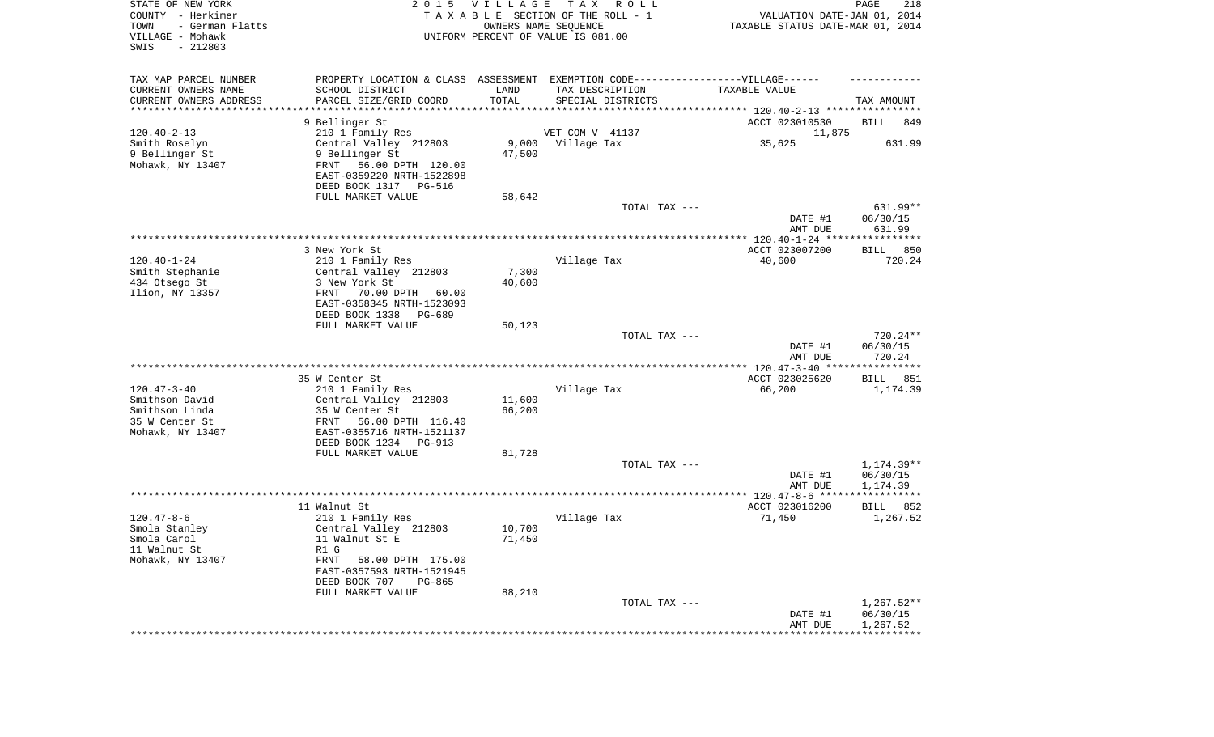STATE OF NEW YORK
COUNTY - Herkimer
TOWN - German Flatts
VILLAGE - Mohawk
SWIS - 212803

2 0 1 5 V I L L A G E T A X R O L L
T A X A B L E SECTION OF THE ROLL - 1
OWNERS NAME SEQUENCE
UNIFORM PERCENT OF VALUE IS 081.00

VALUATION DATE-JAN 01, 2014
TAXABLE STATUS DATE-MAR 01, 2014

| TAX MAP PARCEL NUMBER<br>CURRENT OWNERS NAME<br>CURRENT OWNERS ADDRESS | PROPERTY LOCATION & CLASS<br>SCHOOL DISTRICT<br>PARCEL SIZE/GRID COORD | ASSESSMENT<br>LAND<br>TOTAL | EXEMPTION CODE------------------VILLAGE------<br>TAX DESCRIPTION<br>SPECIAL DISTRICTS | TAXABLE VALUE | TAX AMOUNT |
|---|---|---|---|---|---|
| 120.40-2-13 | 9 Bellinger St | | | ACCT 023010530 | BILL 849 |
| 120.40-2-13 | 210 1 Family Res | | VET COM V 41137 | 11,875 | |
| Smith Roselyn | Central Valley 212803 | 9,000 | Village Tax | 35,625 | 631.99 |
| 9 Bellinger St | 9 Bellinger St | 47,500 | | | |
| Mohawk, NY 13407 | FRNT 56.00 DPTH 120.00 | | | | |
| | EAST-0359220 NRTH-1522898 | | | | |
| | DEED BOOK 1317 PG-516 | | | | |
| | FULL MARKET VALUE | 58,642 | | | |
| | | | TOTAL TAX --- | | 631.99** |
| | | | | DATE #1 | 06/30/15 |
| | | | | AMT DUE | 631.99 |
| 120.40-1-24 | 3 New York St | | | ACCT 023007200 | BILL 850 |
| 120.40-1-24 | 210 1 Family Res | | Village Tax | 40,600 | 720.24 |
| Smith Stephanie | Central Valley 212803 | 7,300 | | | |
| 434 Otsego St | 3 New York St | 40,600 | | | |
| Ilion, NY 13357 | FRNT 70.00 DPTH 60.00 | | | | |
| | EAST-0358345 NRTH-1523093 | | | | |
| | DEED BOOK 1338 PG-689 | | | | |
| | FULL MARKET VALUE | 50,123 | | | |
| | | | TOTAL TAX --- | | 720.24** |
| | | | | DATE #1 | 06/30/15 |
| | | | | AMT DUE | 720.24 |
| 120.47-3-40 | 35 W Center St | | | ACCT 023025620 | BILL 851 |
| 120.47-3-40 | 210 1 Family Res | | Village Tax | 66,200 | 1,174.39 |
| Smithson David | Central Valley 212803 | 11,600 | | | |
| Smithson Linda | 35 W Center St | 66,200 | | | |
| 35 W Center St | FRNT 56.00 DPTH 116.40 | | | | |
| Mohawk, NY 13407 | EAST-0355716 NRTH-1521137 | | | | |
| | DEED BOOK 1234 PG-913 | | | | |
| | FULL MARKET VALUE | 81,728 | | | |
| | | | TOTAL TAX --- | | 1,174.39** |
| | | | | DATE #1 | 06/30/15 |
| | | | | AMT DUE | 1,174.39 |
| 120.47-8-6 | 11 Walnut St | | | ACCT 023016200 | BILL 852 |
| 120.47-8-6 | 210 1 Family Res | | Village Tax | 71,450 | 1,267.52 |
| Smola Stanley | Central Valley 212803 | 10,700 | | | |
| Smola Carol | 11 Walnut St E | 71,450 | | | |
| 11 Walnut St | R1 G | | | | |
| Mohawk, NY 13407 | FRNT 58.00 DPTH 175.00 | | | | |
| | EAST-0357593 NRTH-1521945 | | | | |
| | DEED BOOK 707 PG-865 | | | | |
| | FULL MARKET VALUE | 88,210 | | | |
| | | | TOTAL TAX --- | | 1,267.52** |
| | | | | DATE #1 | 06/30/15 |
| | | | | AMT DUE | 1,267.52 |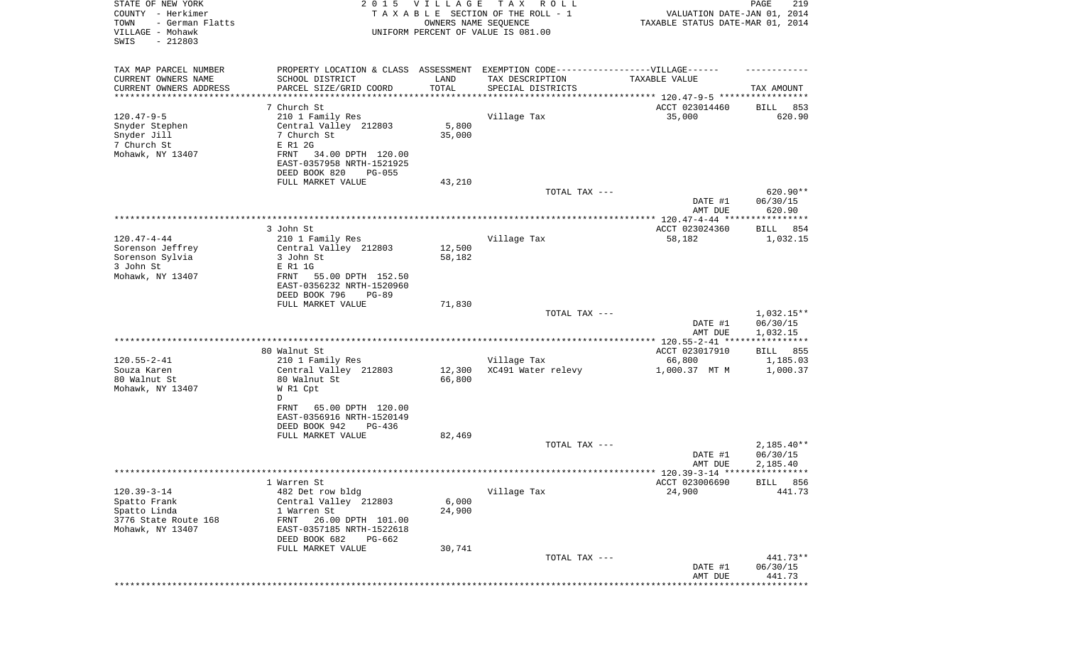STATE OF NEW YORK
COUNTY - Herkimer
TOWN - German Flatts
VILLAGE - Mohawk
SWIS - 212803

2 0 1 5 V I L L A G E T A X R O L L
T A X A B L E SECTION OF THE ROLL - 1
OWNERS NAME SEQUENCE
UNIFORM PERCENT OF VALUE IS 081.00

VALUATION DATE-JAN 01, 2014
TAXABLE STATUS DATE-MAR 01, 2014

| TAX MAP PARCEL NUMBER / CURRENT OWNERS NAME / CURRENT OWNERS ADDRESS | PROPERTY LOCATION & CLASS / SCHOOL DISTRICT / PARCEL SIZE/GRID COORD | ASSESSMENT LAND / TOTAL | EXEMPTION CODE-VILLAGE / TAX DESCRIPTION / SPECIAL DISTRICTS | TAXABLE VALUE | TAX AMOUNT |
|---|---|---|---|---|---|
| 120.47-9-5 | 7 Church St | | | ACCT 023014460 | BILL 853 |
| Snyder Stephen | 210 1 Family Res | | Village Tax | 35,000 | 620.90 |
| Snyder Jill | Central Valley 212803 | 5,800 | | | |
| 7 Church St | 7 Church St | 35,000 | | | |
| Mohawk, NY 13407 | E R1 2G | | | | |
| | FRNT 34.00 DPTH 120.00 | | | | |
| | EAST-0357958 NRTH-1521925 | | | | |
| | DEED BOOK 820 PG-055 | | | | |
| | FULL MARKET VALUE | 43,210 | | | |
| | | | TOTAL TAX --- | | 620.90** |
| | | | | DATE #1 | 06/30/15 |
| | | | | AMT DUE | 620.90 |
| 120.47-4-44 | 3 John St | | | ACCT 023024360 | BILL 854 |
| Sorenson Jeffrey | 210 1 Family Res | | Village Tax | 58,182 | 1,032.15 |
| Sorenson Sylvia | Central Valley 212803 | 12,500 | | | |
| 3 John St | 3 John St | 58,182 | | | |
| Mohawk, NY 13407 | E R1 1G | | | | |
| | FRNT 55.00 DPTH 152.50 | | | | |
| | EAST-0356232 NRTH-1520960 | | | | |
| | DEED BOOK 796 PG-89 | | | | |
| | FULL MARKET VALUE | 71,830 | | | |
| | | | TOTAL TAX --- | | 1,032.15** |
| | | | | DATE #1 | 06/30/15 |
| | | | | AMT DUE | 1,032.15 |
| 120.55-2-41 | 80 Walnut St | | | ACCT 023017910 | BILL 855 |
| Souza Karen | 210 1 Family Res | | Village Tax | 66,800 | 1,185.03 |
| 80 Walnut St | Central Valley 212803 | 12,300 | XC491 Water relevy | 1,000.37 MT M | 1,000.37 |
| Mohawk, NY 13407 | 80 Walnut St | 66,800 | | | |
| | W R1 Cpt | | | | |
| | D | | | | |
| | FRNT 65.00 DPTH 120.00 | | | | |
| | EAST-0356916 NRTH-1520149 | | | | |
| | DEED BOOK 942 PG-436 | | | | |
| | FULL MARKET VALUE | 82,469 | | | |
| | | | TOTAL TAX --- | | 2,185.40** |
| | | | | DATE #1 | 06/30/15 |
| | | | | AMT DUE | 2,185.40 |
| 120.39-3-14 | 1 Warren St | | | ACCT 023006690 | BILL 856 |
| Spatto Frank | 482 Det row bldg | | Village Tax | 24,900 | 441.73 |
| Spatto Linda | Central Valley 212803 | 6,000 | | | |
| 3776 State Route 168 | 1 Warren St | 24,900 | | | |
| Mohawk, NY 13407 | FRNT 26.00 DPTH 101.00 | | | | |
| | EAST-0357185 NRTH-1522618 | | | | |
| | DEED BOOK 682 PG-662 | | | | |
| | FULL MARKET VALUE | 30,741 | | | |
| | | | TOTAL TAX --- | | 441.73** |
| | | | | DATE #1 | 06/30/15 |
| | | | | AMT DUE | 441.73 |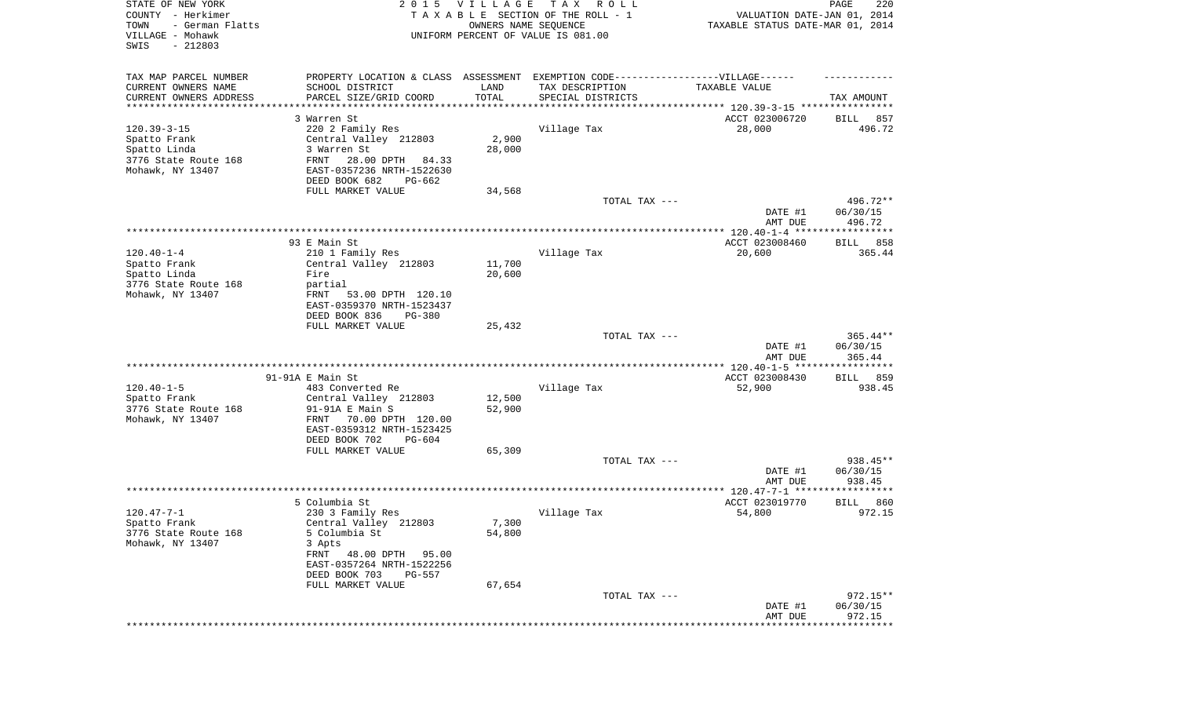STATE OF NEW YORK
COUNTY - Herkimer
TOWN - German Flatts
VILLAGE - Mohawk
SWIS - 212803

# 2015 VILLAGE TAX ROLL

TAXABLE SECTION OF THE ROLL - 1
OWNERS NAME SEQUENCE
UNIFORM PERCENT OF VALUE IS 081.00

VALUATION DATE-JAN 01, 2014
TAXABLE STATUS DATE-MAR 01, 2014

| TAX MAP PARCEL NUMBER / CURRENT OWNERS NAME / CURRENT OWNERS ADDRESS | PROPERTY LOCATION & CLASS / SCHOOL DISTRICT / PARCEL SIZE/GRID COORD | ASSESSMENT LAND | TOTAL | EXEMPTION CODE / TAX DESCRIPTION / SPECIAL DISTRICTS | TAXABLE VALUE | TAX AMOUNT |
|---|---|---|---|---|---|---|
| **120.39-3-15** | 3 Warren St | | | | ACCT 023006720 | BILL 857 |
| Spatto Frank | 220 2 Family Res | | | Village Tax | 28,000 | 496.72 |
| Spatto Linda | Central Valley 212803 | 2,900 | | | | |
| 3776 State Route 168 | 3 Warren St | | 28,000 | | | |
| Mohawk, NY 13407 | FRNT 28.00 DPTH 84.33 | | | | | |
| | EAST-0357236 NRTH-1522630 | | | | | |
| | DEED BOOK 682 PG-662 | | | | | |
| | FULL MARKET VALUE | | 34,568 | | | |
| | | | | TOTAL TAX --- | | 496.72** |
| | | | | | DATE #1 | 06/30/15 |
| | | | | | AMT DUE | 496.72 |
| **120.40-1-4** | 93 E Main St | | | | ACCT 023008460 | BILL 858 |
| Spatto Frank | 210 1 Family Res | | | Village Tax | 20,600 | 365.44 |
| Spatto Linda | Central Valley 212803 | 11,700 | | | | |
| 3776 State Route 168 | Fire | | 20,600 | | | |
| Mohawk, NY 13407 | partial | | | | | |
| | FRNT 53.00 DPTH 120.10 | | | | | |
| | EAST-0359370 NRTH-1523437 | | | | | |
| | DEED BOOK 836 PG-380 | | | | | |
| | FULL MARKET VALUE | | 25,432 | | | |
| | | | | TOTAL TAX --- | | 365.44** |
| | | | | | DATE #1 | 06/30/15 |
| | | | | | AMT DUE | 365.44 |
| **120.40-1-5** | 91-91A E Main St | | | | ACCT 023008430 | BILL 859 |
| Spatto Frank | 483 Converted Re | | | Village Tax | 52,900 | 938.45 |
| 3776 State Route 168 | Central Valley 212803 | 12,500 | | | | |
| Mohawk, NY 13407 | 91-91A E Main S | | 52,900 | | | |
| | FRNT 70.00 DPTH 120.00 | | | | | |
| | EAST-0359312 NRTH-1523425 | | | | | |
| | DEED BOOK 702 PG-604 | | | | | |
| | FULL MARKET VALUE | | 65,309 | | | |
| | | | | TOTAL TAX --- | | 938.45** |
| | | | | | DATE #1 | 06/30/15 |
| | | | | | AMT DUE | 938.45 |
| **120.47-7-1** | 5 Columbia St | | | | ACCT 023019770 | BILL 860 |
| Spatto Frank | 230 3 Family Res | | | Village Tax | 54,800 | 972.15 |
| 3776 State Route 168 | Central Valley 212803 | 7,300 | | | | |
| Mohawk, NY 13407 | 5 Columbia St | | 54,800 | | | |
| | 3 Apts | | | | | |
| | FRNT 48.00 DPTH 95.00 | | | | | |
| | EAST-0357264 NRTH-1522256 | | | | | |
| | DEED BOOK 703 PG-557 | | | | | |
| | FULL MARKET VALUE | | 67,654 | | | |
| | | | | TOTAL TAX --- | | 972.15** |
| | | | | | DATE #1 | 06/30/15 |
| | | | | | AMT DUE | 972.15 |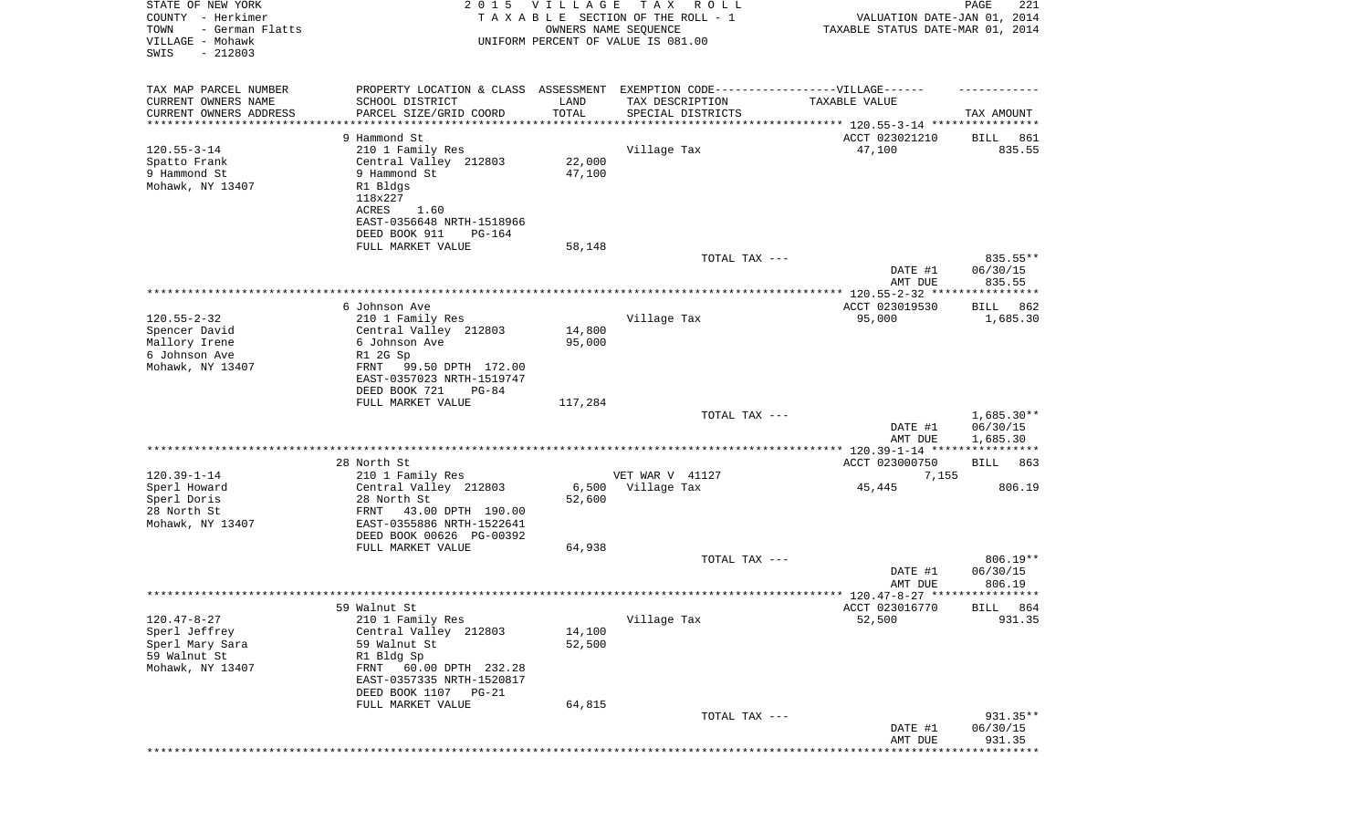STATE OF NEW YORK
COUNTY - Herkimer
TOWN - German Flatts
VILLAGE - Mohawk
SWIS - 212803

2 0 1 5 V I L L A G E T A X R O L L
T A X A B L E SECTION OF THE ROLL - 1
OWNERS NAME SEQUENCE
UNIFORM PERCENT OF VALUE IS 081.00

VALUATION DATE-JAN 01, 2014
TAXABLE STATUS DATE-MAR 01, 2014

| TAX MAP PARCEL NUMBER<br>CURRENT OWNERS NAME<br>CURRENT OWNERS ADDRESS | PROPERTY LOCATION & CLASS<br>SCHOOL DISTRICT<br>PARCEL SIZE/GRID COORD | ASSESSMENT<br>LAND<br>TOTAL | EXEMPTION CODE------VILLAGE------<br>TAX DESCRIPTION<br>SPECIAL DISTRICTS | TAXABLE VALUE | TAX AMOUNT |
|---|---|---|---|---|---|
| 120.55-3-14 | 9 Hammond St | | | ACCT 023021210 | BILL 861 |
| 120.55-3-14 | 210 1 Family Res | | Village Tax | 47,100 | 835.55 |
| Spatto Frank | Central Valley 212803 | 22,000 | | | |
| 9 Hammond St | 9 Hammond St | 47,100 | | | |
| Mohawk, NY 13407 | R1 Bldgs | | | | |
| | 118x227 | | | | |
| | ACRES 1.60 | | | | |
| | EAST-0356648 NRTH-1518966 | | | | |
| | DEED BOOK 911 PG-164 | | | | |
| | FULL MARKET VALUE | 58,148 | | | |
| | | | TOTAL TAX --- | | 835.55** |
| | | | | DATE #1 | 06/30/15 |
| | | | | AMT DUE | 835.55 |
| 120.55-2-32 | 6 Johnson Ave | | | ACCT 023019530 | BILL 862 |
| 120.55-2-32 | 210 1 Family Res | | Village Tax | 95,000 | 1,685.30 |
| Spencer David | Central Valley 212803 | 14,800 | | | |
| Mallory Irene | 6 Johnson Ave | 95,000 | | | |
| 6 Johnson Ave | R1 2G Sp | | | | |
| Mohawk, NY 13407 | FRNT 99.50 DPTH 172.00 | | | | |
| | EAST-0357023 NRTH-1519747 | | | | |
| | DEED BOOK 721 PG-84 | | | | |
| | FULL MARKET VALUE | 117,284 | | | |
| | | | TOTAL TAX --- | | 1,685.30** |
| | | | | DATE #1 | 06/30/15 |
| | | | | AMT DUE | 1,685.30 |
| 120.39-1-14 | 28 North St | | | ACCT 023000750 | BILL 863 |
| 120.39-1-14 | 210 1 Family Res | | VET WAR V 41127 | 7,155 | |
| Sperl Howard | Central Valley 212803 | 6,500 | Village Tax | 45,445 | 806.19 |
| Sperl Doris | 28 North St | 52,600 | | | |
| 28 North St | FRNT 43.00 DPTH 190.00 | | | | |
| Mohawk, NY 13407 | EAST-0355886 NRTH-1522641 | | | | |
| | DEED BOOK 00626 PG-00392 | | | | |
| | FULL MARKET VALUE | 64,938 | | | |
| | | | TOTAL TAX --- | | 806.19** |
| | | | | DATE #1 | 06/30/15 |
| | | | | AMT DUE | 806.19 |
| 120.47-8-27 | 59 Walnut St | | | ACCT 023016770 | BILL 864 |
| 120.47-8-27 | 210 1 Family Res | | Village Tax | 52,500 | 931.35 |
| Sperl Jeffrey | Central Valley 212803 | 14,100 | | | |
| Sperl Mary Sara | 59 Walnut St | 52,500 | | | |
| 59 Walnut St | R1 Bldg Sp | | | | |
| Mohawk, NY 13407 | FRNT 60.00 DPTH 232.28 | | | | |
| | EAST-0357335 NRTH-1520817 | | | | |
| | DEED BOOK 1107 PG-21 | | | | |
| | FULL MARKET VALUE | 64,815 | | | |
| | | | TOTAL TAX --- | | 931.35** |
| | | | | DATE #1 | 06/30/15 |
| | | | | AMT DUE | 931.35 |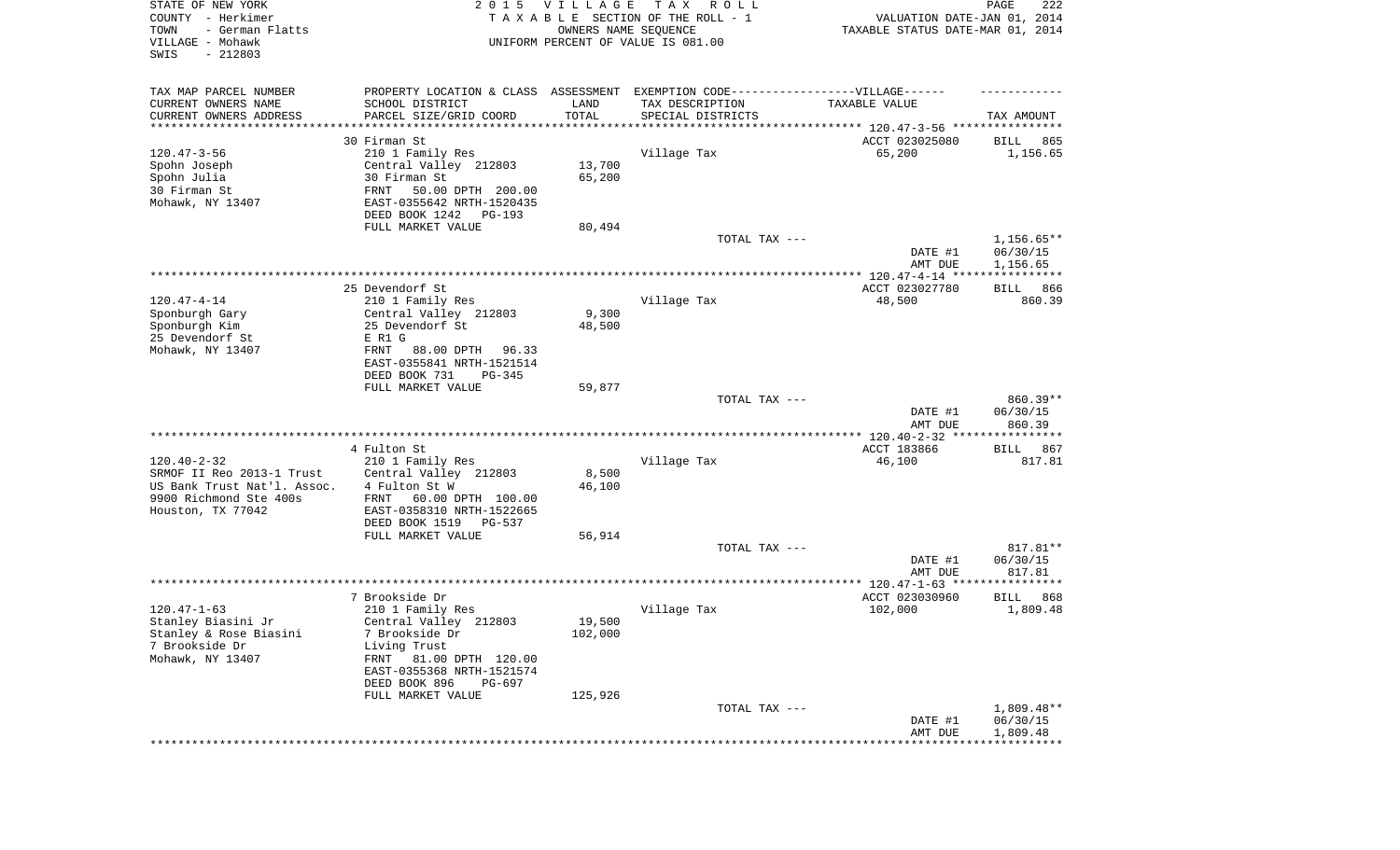STATE OF NEW YORK 2 0 1 5 V I L L A G E T A X R O L L
COUNTY - Herkimer T A X A B L E SECTION OF THE ROLL - 1 VALUATION DATE-JAN 01, 2014
TOWN - German Flatts OWNERS NAME SEQUENCE TAXABLE STATUS DATE-MAR 01, 2014
VILLAGE - Mohawk UNIFORM PERCENT OF VALUE IS 081.00
SWIS - 212803

| TAX MAP PARCEL NUMBER<br>CURRENT OWNERS NAME<br>CURRENT OWNERS ADDRESS | PROPERTY LOCATION & CLASS<br>SCHOOL DISTRICT<br>PARCEL SIZE/GRID COORD | ASSESSMENT<br>LAND<br>TOTAL | EXEMPTION CODE------VILLAGE------<br>TAX DESCRIPTION<br>SPECIAL DISTRICTS | TAXABLE VALUE | TAX AMOUNT |
|---|---|---|---|---|---|
| 120.47-3-56 | 30 Firman St | | | ACCT 023025080 | BILL 865 |
| Spohn Joseph | 210 1 Family Res | | Village Tax | 65,200 | 1,156.65 |
| Spohn Julia | Central Valley 212803 | 13,700 | | | |
| 30 Firman St | 30 Firman St | 65,200 | | | |
| Mohawk, NY 13407 | FRNT 50.00 DPTH 200.00 | | | | |
| | EAST-0355642 NRTH-1520435 | | | | |
| | DEED BOOK 1242 PG-193 | | | | |
| | FULL MARKET VALUE | 80,494 | | | |
| | | | TOTAL TAX --- | | 1,156.65** |
| | | | | DATE #1 | 06/30/15 |
| | | | | AMT DUE | 1,156.65 |
| 120.47-4-14 | 25 Devendorf St | | | ACCT 023027780 | BILL 866 |
| Sponburgh Gary | 210 1 Family Res | | Village Tax | 48,500 | 860.39 |
| Sponburgh Kim | Central Valley 212803 | 9,300 | | | |
| 25 Devendorf St | 25 Devendorf St | 48,500 | | | |
| Mohawk, NY 13407 | E R1 G | | | | |
| | FRNT 88.00 DPTH 96.33 | | | | |
| | EAST-0355841 NRTH-1521514 | | | | |
| | DEED BOOK 731 PG-345 | | | | |
| | FULL MARKET VALUE | 59,877 | | | |
| | | | TOTAL TAX --- | | 860.39** |
| | | | | DATE #1 | 06/30/15 |
| | | | | AMT DUE | 860.39 |
| 120.40-2-32 | 4 Fulton St | | | ACCT 183866 | BILL 867 |
| SRMOF II Reo 2013-1 Trust | 210 1 Family Res | | Village Tax | 46,100 | 817.81 |
| US Bank Trust Nat'l. Assoc. | Central Valley 212803 | 8,500 | | | |
| 9900 Richmond Ste 400s | 4 Fulton St W | 46,100 | | | |
| Houston, TX 77042 | FRNT 60.00 DPTH 100.00 | | | | |
| | EAST-0358310 NRTH-1522665 | | | | |
| | DEED BOOK 1519 PG-537 | | | | |
| | FULL MARKET VALUE | 56,914 | | | |
| | | | TOTAL TAX --- | | 817.81** |
| | | | | DATE #1 | 06/30/15 |
| | | | | AMT DUE | 817.81 |
| 120.47-1-63 | 7 Brookside Dr | | | ACCT 023030960 | BILL 868 |
| Stanley Biasini Jr | 210 1 Family Res | | Village Tax | 102,000 | 1,809.48 |
| Stanley & Rose Biasini | Central Valley 212803 | 19,500 | | | |
| 7 Brookside Dr | 7 Brookside Dr | 102,000 | | | |
| Mohawk, NY 13407 | Living Trust | | | | |
| | FRNT 81.00 DPTH 120.00 | | | | |
| | EAST-0355368 NRTH-1521574 | | | | |
| | DEED BOOK 896 PG-697 | | | | |
| | FULL MARKET VALUE | 125,926 | | | |
| | | | TOTAL TAX --- | | 1,809.48** |
| | | | | DATE #1 | 06/30/15 |
| | | | | AMT DUE | 1,809.48 |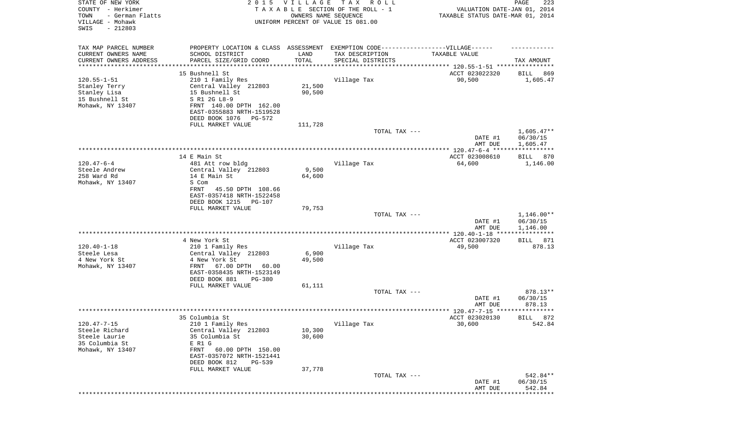STATE OF NEW YORK
COUNTY - Herkimer
TOWN - German Flatts
VILLAGE - Mohawk
SWIS - 212803

2015 VILLAGE TAX ROLL
TAXABLE SECTION OF THE ROLL - 1
OWNERS NAME SEQUENCE
UNIFORM PERCENT OF VALUE IS 081.00

VALUATION DATE-JAN 01, 2014
TAXABLE STATUS DATE-MAR 01, 2014

| TAX MAP PARCEL NUMBER<br>CURRENT OWNERS NAME<br>CURRENT OWNERS ADDRESS | PROPERTY LOCATION & CLASS<br>SCHOOL DISTRICT<br>PARCEL SIZE/GRID COORD | ASSESSMENT<br>LAND<br>TOTAL | EXEMPTION CODE------VILLAGE------<br>TAX DESCRIPTION<br>SPECIAL DISTRICTS | TAXABLE VALUE | TAX AMOUNT |
|---|---|---|---|---|---|
| | 15 Bushnell St | | | ACCT 023022320 | BILL 869 |
| 120.55-1-51 | 210 1 Family Res | | Village Tax | 90,500 | 1,605.47 |
| Stanley Terry | Central Valley 212803 | 21,500 | | | |
| Stanley Lisa | 15 Bushnell St | 90,500 | | | |
| 15 Bushnell St | S R1 2G L8-9 | | | | |
| Mohawk, NY 13407 | FRNT 140.00 DPTH 162.00 | | | | |
| | EAST-0355883 NRTH-1519528 | | | | |
| | DEED BOOK 1076 PG-572 | | | | |
| | FULL MARKET VALUE | 111,728 | | | |
| | | | TOTAL TAX --- | | 1,605.47** |
| | | | | DATE #1 | 06/30/15 |
| | | | | AMT DUE | 1,605.47 |
| | 14 E Main St | | | ACCT 023008610 | BILL 870 |
| 120.47-6-4 | 481 Att row bldg | | Village Tax | 64,600 | 1,146.00 |
| Steele Andrew | Central Valley 212803 | 9,500 | | | |
| 258 Ward Rd | 14 E Main St | 64,600 | | | |
| Mohawk, NY 13407 | S Com | | | | |
| | FRNT 45.50 DPTH 108.66 | | | | |
| | EAST-0357418 NRTH-1522458 | | | | |
| | DEED BOOK 1215 PG-107 | | | | |
| | FULL MARKET VALUE | 79,753 | | | |
| | | | TOTAL TAX --- | | 1,146.00** |
| | | | | DATE #1 | 06/30/15 |
| | | | | AMT DUE | 1,146.00 |
| | 4 New York St | | | ACCT 023007320 | BILL 871 |
| 120.40-1-18 | 210 1 Family Res | | Village Tax | 49,500 | 878.13 |
| Steele Lesa | Central Valley 212803 | 6,900 | | | |
| 4 New York St | 4 New York St | 49,500 | | | |
| Mohawk, NY 13407 | FRNT 67.00 DPTH 60.00 | | | | |
| | EAST-0358435 NRTH-1523149 | | | | |
| | DEED BOOK 881 PG-380 | | | | |
| | FULL MARKET VALUE | 61,111 | | | |
| | | | TOTAL TAX --- | | 878.13** |
| | | | | DATE #1 | 06/30/15 |
| | | | | AMT DUE | 878.13 |
| | 35 Columbia St | | | ACCT 023020130 | BILL 872 |
| 120.47-7-15 | 210 1 Family Res | | Village Tax | 30,600 | 542.84 |
| Steele Richard | Central Valley 212803 | 10,300 | | | |
| Steele Laurie | 35 Columbia St | 30,600 | | | |
| 35 Columbia St | E R1 G | | | | |
| Mohawk, NY 13407 | FRNT 60.00 DPTH 150.00 | | | | |
| | EAST-0357072 NRTH-1521441 | | | | |
| | DEED BOOK 812 PG-539 | | | | |
| | FULL MARKET VALUE | 37,778 | | | |
| | | | TOTAL TAX --- | | 542.84** |
| | | | | DATE #1 | 06/30/15 |
| | | | | AMT DUE | 542.84 |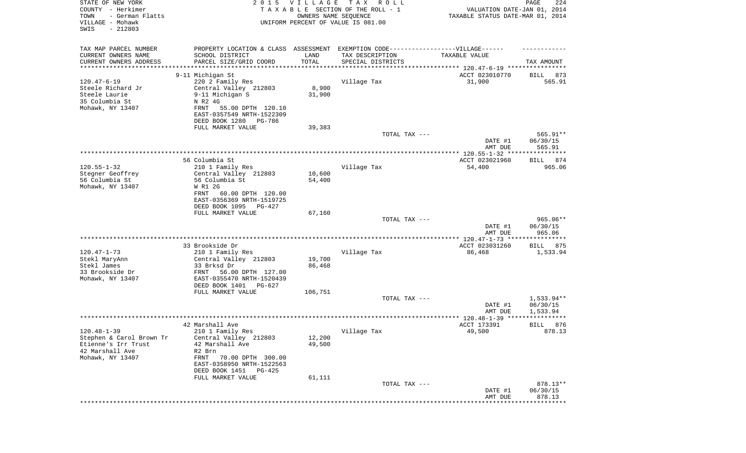STATE OF NEW YORK
COUNTY - Herkimer
TOWN - German Flatts
VILLAGE - Mohawk
SWIS - 212803

2015 VILLAGE TAX ROLL
TAXABLE SECTION OF THE ROLL - 1
OWNERS NAME SEQUENCE
UNIFORM PERCENT OF VALUE IS 081.00

VALUATION DATE-JAN 01, 2014
TAXABLE STATUS DATE-MAR 01, 2014

| TAX MAP PARCEL NUMBER / CURRENT OWNERS NAME / CURRENT OWNERS ADDRESS | PROPERTY LOCATION & CLASS / SCHOOL DISTRICT / PARCEL SIZE/GRID COORD | ASSESSMENT LAND / TOTAL | EXEMPTION CODE / TAX DESCRIPTION / SPECIAL DISTRICTS | VILLAGE TAXABLE VALUE | TAX AMOUNT |
|---|---|---|---|---|---|
| 120.47-6-19 | 9-11 Michigan St | | | ACCT 023010770 | BILL 873 |
| Steele Richard Jr | 220 2 Family Res | | Village Tax | 31,900 | 565.91 |
| Steele Laurie | Central Valley 212803 | 8,900 | | | |
| 35 Columbia St | 9-11 Michigan S | 31,900 | | | |
| Mohawk, NY 13407 | N R2 4G | | | | |
| | FRNT 55.00 DPTH 120.10 | | | | |
| | EAST-0357549 NRTH-1522309 | | | | |
| | DEED BOOK 1280 PG-786 | | | | |
| | FULL MARKET VALUE | 39,383 | | | |
| | | | TOTAL TAX --- | | 565.91** |
| | | | | DATE #1 | 06/30/15 |
| | | | | AMT DUE | 565.91 |
| 120.55-1-32 | 56 Columbia St | | | ACCT 023021960 | BILL 874 |
| Stegner Geoffrey | 210 1 Family Res | | Village Tax | 54,400 | 965.06 |
| 56 Columbia St | Central Valley 212803 | 10,600 | | | |
| Mohawk, NY 13407 | 56 Columbia St | 54,400 | | | |
| | W R1 2G | | | | |
| | FRNT 60.00 DPTH 120.00 | | | | |
| | EAST-0356369 NRTH-1519725 | | | | |
| | DEED BOOK 1095 PG-427 | | | | |
| | FULL MARKET VALUE | 67,160 | | | |
| | | | TOTAL TAX --- | | 965.06** |
| | | | | DATE #1 | 06/30/15 |
| | | | | AMT DUE | 965.06 |
| 120.47-1-73 | 33 Brookside Dr | | | ACCT 023031260 | BILL 875 |
| Stekl MaryAnn | 210 1 Family Res | | Village Tax | 86,468 | 1,533.94 |
| Stekl James | Central Valley 212803 | 19,700 | | | |
| 33 Brookside Dr | 33 Brksd Dr | 86,468 | | | |
| Mohawk, NY 13407 | FRNT 56.00 DPTH 127.00 | | | | |
| | EAST-0355470 NRTH-1520439 | | | | |
| | DEED BOOK 1401 PG-627 | | | | |
| | FULL MARKET VALUE | 106,751 | | | |
| | | | TOTAL TAX --- | | 1,533.94** |
| | | | | DATE #1 | 06/30/15 |
| | | | | AMT DUE | 1,533.94 |
| 120.48-1-39 | 42 Marshall Ave | | | ACCT 173391 | BILL 876 |
| Stephen & Carol Brown Tr | 210 1 Family Res | | Village Tax | 49,500 | 878.13 |
| Etienne's Irr Trust | Central Valley 212803 | 12,200 | | | |
| 42 Marshall Ave | 42 Marshall Ave | 49,500 | | | |
| Mohawk, NY 13407 | R2 Brn | | | | |
| | FRNT 70.00 DPTH 300.00 | | | | |
| | EAST-0358950 NRTH-1522563 | | | | |
| | DEED BOOK 1451 PG-425 | | | | |
| | FULL MARKET VALUE | 61,111 | | | |
| | | | TOTAL TAX --- | | 878.13** |
| | | | | DATE #1 | 06/30/15 |
| | | | | AMT DUE | 878.13 |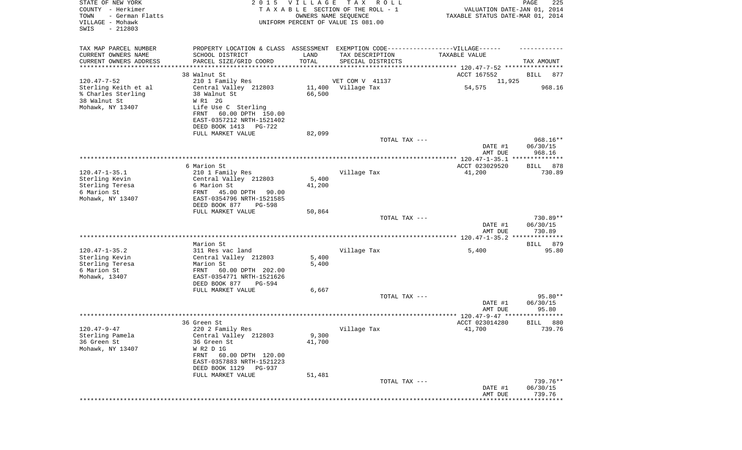STATE OF NEW YORK 2 0 1 5 V I L L A G E T A X R O L L
COUNTY - Herkimer T A X A B L E SECTION OF THE ROLL - 1 VALUATION DATE-JAN 01, 2014
TOWN - German Flatts OWNERS NAME SEQUENCE TAXABLE STATUS DATE-MAR 01, 2014
VILLAGE - Mohawk UNIFORM PERCENT OF VALUE IS 081.00
SWIS - 212803

| TAX MAP PARCEL NUMBER / CURRENT OWNERS NAME / CURRENT OWNERS ADDRESS | PROPERTY LOCATION & CLASS / SCHOOL DISTRICT / PARCEL SIZE/GRID COORD | ASSESSMENT LAND / TOTAL | EXEMPTION CODE / TAX DESCRIPTION / SPECIAL DISTRICTS | TAXABLE VALUE | TAX AMOUNT |
|---|---|---|---|---|---|
| | 38 Walnut St | | | ACCT 167552 | BILL 877 |
| 120.47-7-52 | 210 1 Family Res | | VET COM V 41137 | 11,925 | |
| Sterling Keith et al | Central Valley 212803 | 11,400 | Village Tax | 54,575 | 968.16 |
| % Charles Sterling | 38 Walnut St | 66,500 | | | |
| 38 Walnut St | W R1 2G | | | | |
| Mohawk, NY 13407 | Life Use C Sterling | | | | |
| | FRNT 60.00 DPTH 150.00 | | | | |
| | EAST-0357212 NRTH-1521402 | | | | |
| | DEED BOOK 1413 PG-722 | | | | |
| | FULL MARKET VALUE | 82,099 | | | |
| | | | TOTAL TAX --- | | 968.16** |
| | | | | DATE #1 | 06/30/15 |
| | | | | AMT DUE | 968.16 |
| | 6 Marion St | | | ACCT 023029520 | BILL 878 |
| 120.47-1-35.1 | 210 1 Family Res | | Village Tax | 41,200 | 730.89 |
| Sterling Kevin | Central Valley 212803 | 5,400 | | | |
| Sterling Teresa | 6 Marion St | 41,200 | | | |
| 6 Marion St | FRNT 45.00 DPTH 90.00 | | | | |
| Mohawk, NY 13407 | EAST-0354796 NRTH-1521585 | | | | |
| | DEED BOOK 877 PG-598 | | | | |
| | FULL MARKET VALUE | 50,864 | | | |
| | | | TOTAL TAX --- | | 730.89** |
| | | | | DATE #1 | 06/30/15 |
| | | | | AMT DUE | 730.89 |
| | Marion St | | | | BILL 879 |
| 120.47-1-35.2 | 311 Res vac land | | Village Tax | 5,400 | 95.80 |
| Sterling Kevin | Central Valley 212803 | 5,400 | | | |
| Sterling Teresa | Marion St | 5,400 | | | |
| 6 Marion St | FRNT 60.00 DPTH 202.00 | | | | |
| Mohawk, 13407 | EAST-0354771 NRTH-1521626 | | | | |
| | DEED BOOK 877 PG-594 | | | | |
| | FULL MARKET VALUE | 6,667 | | | |
| | | | TOTAL TAX --- | | 95.80** |
| | | | | DATE #1 | 06/30/15 |
| | | | | AMT DUE | 95.80 |
| | 36 Green St | | | ACCT 023014280 | BILL 880 |
| 120.47-9-47 | 220 2 Family Res | | Village Tax | 41,700 | 739.76 |
| Sterling Pamela | Central Valley 212803 | 9,300 | | | |
| 36 Green St | 36 Green St | 41,700 | | | |
| Mohawk, NY 13407 | W R2 D 1G | | | | |
| | FRNT 60.00 DPTH 120.00 | | | | |
| | EAST-0357883 NRTH-1521223 | | | | |
| | DEED BOOK 1129 PG-937 | | | | |
| | FULL MARKET VALUE | 51,481 | | | |
| | | | TOTAL TAX --- | | 739.76** |
| | | | | DATE #1 | 06/30/15 |
| | | | | AMT DUE | 739.76 |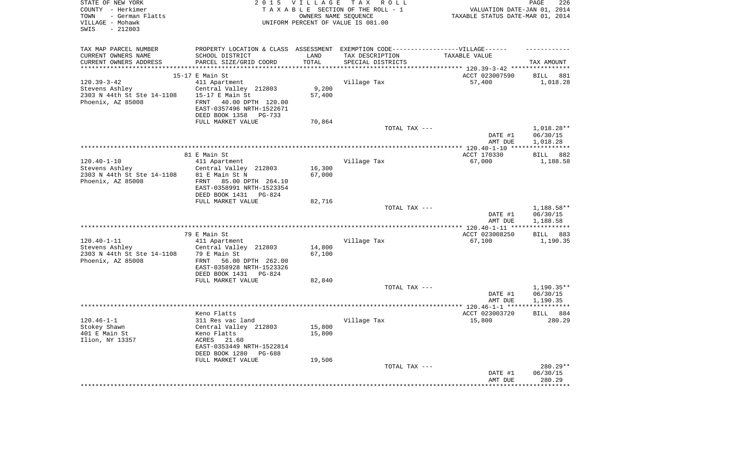STATE OF NEW YORK
COUNTY - Herkimer
TOWN - German Flatts
VILLAGE - Mohawk
SWIS - 212803

2 0 1 5 V I L L A G E T A X R O L L
T A X A B L E SECTION OF THE ROLL - 1
OWNERS NAME SEQUENCE
UNIFORM PERCENT OF VALUE IS 081.00

VALUATION DATE-JAN 01, 2014
TAXABLE STATUS DATE-MAR 01, 2014

| TAX MAP PARCEL NUMBER<br>CURRENT OWNERS NAME<br>CURRENT OWNERS ADDRESS | PROPERTY LOCATION & CLASS<br>SCHOOL DISTRICT<br>PARCEL SIZE/GRID COORD | ASSESSMENT<br>LAND<br>TOTAL | EXEMPTION CODE-----VILLAGE------<br>TAX DESCRIPTION<br>SPECIAL DISTRICTS | TAXABLE VALUE | TAX AMOUNT |
|---|---|---|---|---|---|
| | 15-17 E Main St | | | ACCT 023007590 | BILL 881 |
| 120.39-3-42 | 411 Apartment | | Village Tax | 57,400 | 1,018.28 |
| Stevens Ashley | Central Valley 212803 | 9,200 | | | |
| 2303 N 44th St Ste 14-1108 | 15-17 E Main St | 57,400 | | | |
| Phoenix, AZ 85008 | FRNT 40.00 DPTH 120.00 | | | | |
| | EAST-0357496 NRTH-1522671 | | | | |
| | DEED BOOK 1358 PG-733 | | | | |
| | FULL MARKET VALUE | 70,864 | | | |
| | | | TOTAL TAX --- | | 1,018.28** |
| | | | | DATE #1 | 06/30/15 |
| | | | | AMT DUE | 1,018.28 |
| | 81 E Main St | | | ACCT 170330 | BILL 882 |
| 120.40-1-10 | 411 Apartment | | Village Tax | 67,000 | 1,188.58 |
| Stevens Ashley | Central Valley 212803 | 16,300 | | | |
| 2303 N 44th St Ste 14-1108 | 81 E Main St N | 67,000 | | | |
| Phoenix, AZ 85008 | FRNT 85.00 DPTH 264.10 | | | | |
| | EAST-0358991 NRTH-1523354 | | | | |
| | DEED BOOK 1431 PG-824 | | | | |
| | FULL MARKET VALUE | 82,716 | | | |
| | | | TOTAL TAX --- | | 1,188.58** |
| | | | | DATE #1 | 06/30/15 |
| | | | | AMT DUE | 1,188.58 |
| | 79 E Main St | | | ACCT 023008250 | BILL 883 |
| 120.40-1-11 | 411 Apartment | | Village Tax | 67,100 | 1,190.35 |
| Stevens Ashley | Central Valley 212803 | 14,800 | | | |
| 2303 N 44th St Ste 14-1108 | 79 E Main St | 67,100 | | | |
| Phoenix, AZ 85008 | FRNT 56.00 DPTH 262.00 | | | | |
| | EAST-0358928 NRTH-1523326 | | | | |
| | DEED BOOK 1431 PG-824 | | | | |
| | FULL MARKET VALUE | 82,840 | | | |
| | | | TOTAL TAX --- | | 1,190.35** |
| | | | | DATE #1 | 06/30/15 |
| | | | | AMT DUE | 1,190.35 |
| | Keno Flatts | | | ACCT 023003720 | BILL 884 |
| 120.46-1-1 | 311 Res vac land | | Village Tax | 15,800 | 280.29 |
| Stokey Shawn | Central Valley 212803 | 15,800 | | | |
| 401 E Main St | Keno Flatts | 15,800 | | | |
| Ilion, NY 13357 | ACRES 21.60 | | | | |
| | EAST-0353449 NRTH-1522814 | | | | |
| | DEED BOOK 1280 PG-688 | | | | |
| | FULL MARKET VALUE | 19,506 | | | |
| | | | TOTAL TAX --- | | 280.29** |
| | | | | DATE #1 | 06/30/15 |
| | | | | AMT DUE | 280.29 |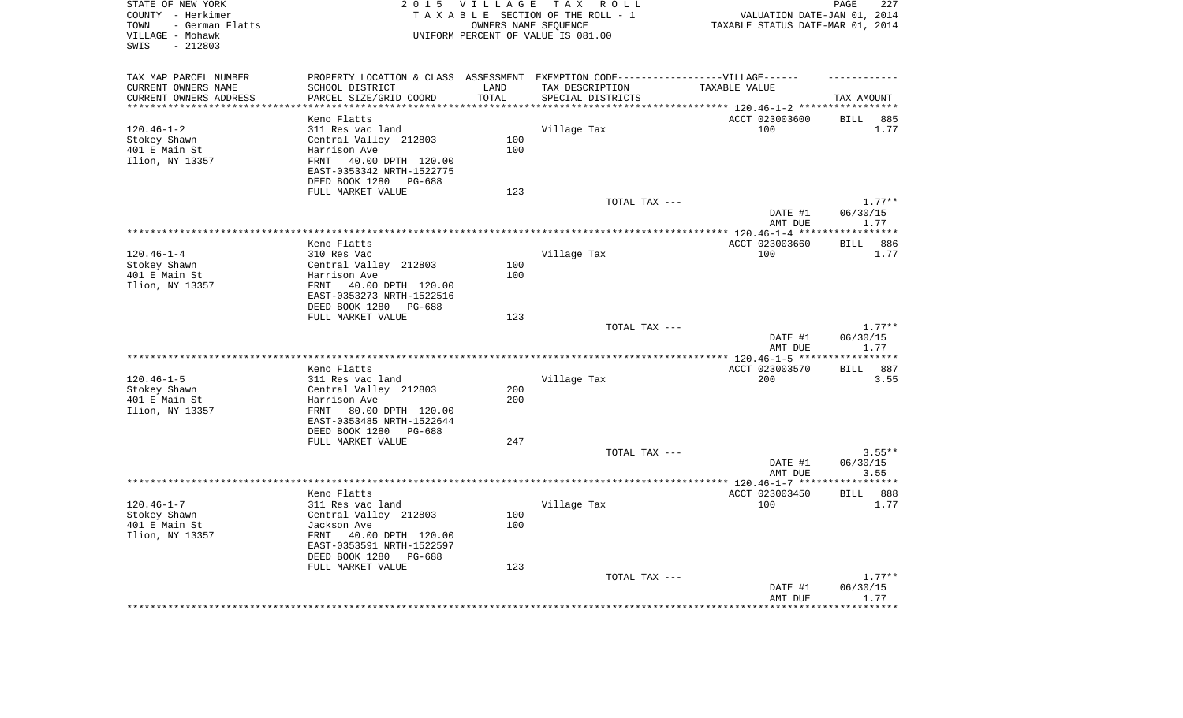STATE OF NEW YORK
COUNTY - Herkimer
TOWN - German Flatts
VILLAGE - Mohawk
SWIS - 212803

2 0 1 5 V I L L A G E T A X R O L L
T A X A B L E SECTION OF THE ROLL - 1
OWNERS NAME SEQUENCE
UNIFORM PERCENT OF VALUE IS 081.00

VALUATION DATE-JAN 01, 2014
TAXABLE STATUS DATE-MAR 01, 2014

| TAX MAP PARCEL NUMBER<br>CURRENT OWNERS NAME<br>CURRENT OWNERS ADDRESS | PROPERTY LOCATION & CLASS<br>SCHOOL DISTRICT<br>PARCEL SIZE/GRID COORD | ASSESSMENT<br>LAND<br>TOTAL | EXEMPTION CODE-----VILLAGE------<br>TAX DESCRIPTION<br>SPECIAL DISTRICTS | TAXABLE VALUE | TAX AMOUNT |
|---|---|---|---|---|---|
| 120.46-1-2 | Keno Flatts | | | ACCT 023003600 | BILL 885 |
| Stokey Shawn | 311 Res vac land | | Village Tax | 100 | 1.77 |
| 401 E Main St | Central Valley 212803 | 100 | | | |
| Ilion, NY 13357 | Harrison Ave | 100 | | | |
| | FRNT 40.00 DPTH 120.00 | | | | |
| | EAST-0353342 NRTH-1522775 | | | | |
| | DEED BOOK 1280 PG-688 | | | | |
| | FULL MARKET VALUE | 123 | | | |
| | | | TOTAL TAX --- | | 1.77** |
| | | | | DATE #1 | 06/30/15 |
| | | | | AMT DUE | 1.77 |
| 120.46-1-4 | Keno Flatts | | | ACCT 023003660 | BILL 886 |
| Stokey Shawn | 310 Res Vac | | Village Tax | 100 | 1.77 |
| 401 E Main St | Central Valley 212803 | 100 | | | |
| Ilion, NY 13357 | Harrison Ave | 100 | | | |
| | FRNT 40.00 DPTH 120.00 | | | | |
| | EAST-0353273 NRTH-1522516 | | | | |
| | DEED BOOK 1280 PG-688 | | | | |
| | FULL MARKET VALUE | 123 | | | |
| | | | TOTAL TAX --- | | 1.77** |
| | | | | DATE #1 | 06/30/15 |
| | | | | AMT DUE | 1.77 |
| 120.46-1-5 | Keno Flatts | | | ACCT 023003570 | BILL 887 |
| Stokey Shawn | 311 Res vac land | | Village Tax | 200 | 3.55 |
| 401 E Main St | Central Valley 212803 | 200 | | | |
| Ilion, NY 13357 | Harrison Ave | 200 | | | |
| | FRNT 80.00 DPTH 120.00 | | | | |
| | EAST-0353485 NRTH-1522644 | | | | |
| | DEED BOOK 1280 PG-688 | | | | |
| | FULL MARKET VALUE | 247 | | | |
| | | | TOTAL TAX --- | | 3.55** |
| | | | | DATE #1 | 06/30/15 |
| | | | | AMT DUE | 3.55 |
| 120.46-1-7 | Keno Flatts | | | ACCT 023003450 | BILL 888 |
| Stokey Shawn | 311 Res vac land | | Village Tax | 100 | 1.77 |
| 401 E Main St | Central Valley 212803 | 100 | | | |
| Ilion, NY 13357 | Jackson Ave | 100 | | | |
| | FRNT 40.00 DPTH 120.00 | | | | |
| | EAST-0353591 NRTH-1522597 | | | | |
| | DEED BOOK 1280 PG-688 | | | | |
| | FULL MARKET VALUE | 123 | | | |
| | | | TOTAL TAX --- | | 1.77** |
| | | | | DATE #1 | 06/30/15 |
| | | | | AMT DUE | 1.77 |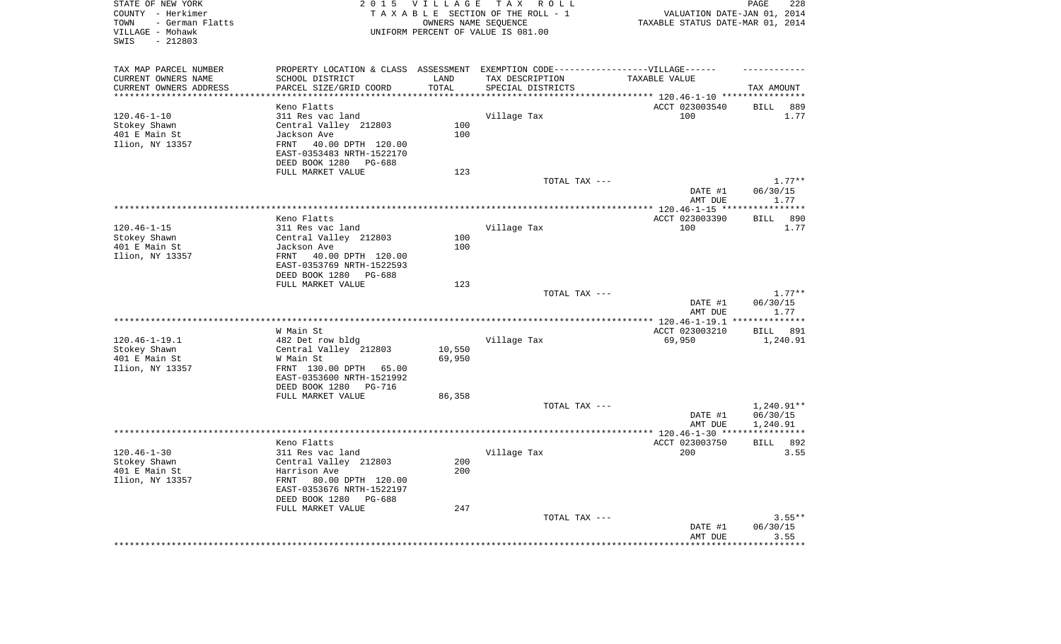STATE OF NEW YORK
COUNTY - Herkimer
TOWN - German Flatts
VILLAGE - Mohawk
SWIS - 212803

2 0 1 5 V I L L A G E T A X R O L L
T A X A B L E SECTION OF THE ROLL - 1
OWNERS NAME SEQUENCE
UNIFORM PERCENT OF VALUE IS 081.00

VALUATION DATE-JAN 01, 2014
TAXABLE STATUS DATE-MAR 01, 2014

| TAX MAP PARCEL NUMBER<br>CURRENT OWNERS NAME<br>CURRENT OWNERS ADDRESS | PROPERTY LOCATION & CLASS<br>SCHOOL DISTRICT<br>PARCEL SIZE/GRID COORD | ASSESSMENT<br>LAND<br>TOTAL | EXEMPTION CODE------VILLAGE------<br>TAX DESCRIPTION<br>SPECIAL DISTRICTS | TAXABLE VALUE | TAX AMOUNT |
|---|---|---|---|---|---|
| 120.46-1-10 | Keno Flatts | | | ACCT 023003540 | BILL 889 |
| Stokey Shawn | 311 Res vac land | | Village Tax | 100 | 1.77 |
| 401 E Main St | Central Valley 212803 | 100 | | | |
| Ilion, NY 13357 | Jackson Ave | 100 | | | |
| | FRNT 40.00 DPTH 120.00 | | | | |
| | EAST-0353483 NRTH-1522170 | | | | |
| | DEED BOOK 1280 PG-688 | | | | |
| | FULL MARKET VALUE | 123 | | | |
| | | | TOTAL TAX --- | | 1.77** |
| | | | | DATE #1 | 06/30/15 |
| | | | | AMT DUE | 1.77 |
| 120.46-1-15 | Keno Flatts | | | ACCT 023003390 | BILL 890 |
| Stokey Shawn | 311 Res vac land | | Village Tax | 100 | 1.77 |
| 401 E Main St | Central Valley 212803 | 100 | | | |
| Ilion, NY 13357 | Jackson Ave | 100 | | | |
| | FRNT 40.00 DPTH 120.00 | | | | |
| | EAST-0353769 NRTH-1522593 | | | | |
| | DEED BOOK 1280 PG-688 | | | | |
| | FULL MARKET VALUE | 123 | | | |
| | | | TOTAL TAX --- | | 1.77** |
| | | | | DATE #1 | 06/30/15 |
| | | | | AMT DUE | 1.77 |
| 120.46-1-19.1 | W Main St | | | ACCT 023003210 | BILL 891 |
| Stokey Shawn | 482 Det row bldg | | Village Tax | 69,950 | 1,240.91 |
| 401 E Main St | Central Valley 212803 | 10,550 | | | |
| Ilion, NY 13357 | W Main St | 69,950 | | | |
| | FRNT 130.00 DPTH 65.00 | | | | |
| | EAST-0353600 NRTH-1521992 | | | | |
| | DEED BOOK 1280 PG-716 | | | | |
| | FULL MARKET VALUE | 86,358 | | | |
| | | | TOTAL TAX --- | | 1,240.91** |
| | | | | DATE #1 | 06/30/15 |
| | | | | AMT DUE | 1,240.91 |
| 120.46-1-30 | Keno Flatts | | | ACCT 023003750 | BILL 892 |
| Stokey Shawn | 311 Res vac land | | Village Tax | 200 | 3.55 |
| 401 E Main St | Central Valley 212803 | 200 | | | |
| Ilion, NY 13357 | Harrison Ave | 200 | | | |
| | FRNT 80.00 DPTH 120.00 | | | | |
| | EAST-0353676 NRTH-1522197 | | | | |
| | DEED BOOK 1280 PG-688 | | | | |
| | FULL MARKET VALUE | 247 | | | |
| | | | TOTAL TAX --- | | 3.55** |
| | | | | DATE #1 | 06/30/15 |
| | | | | AMT DUE | 3.55 |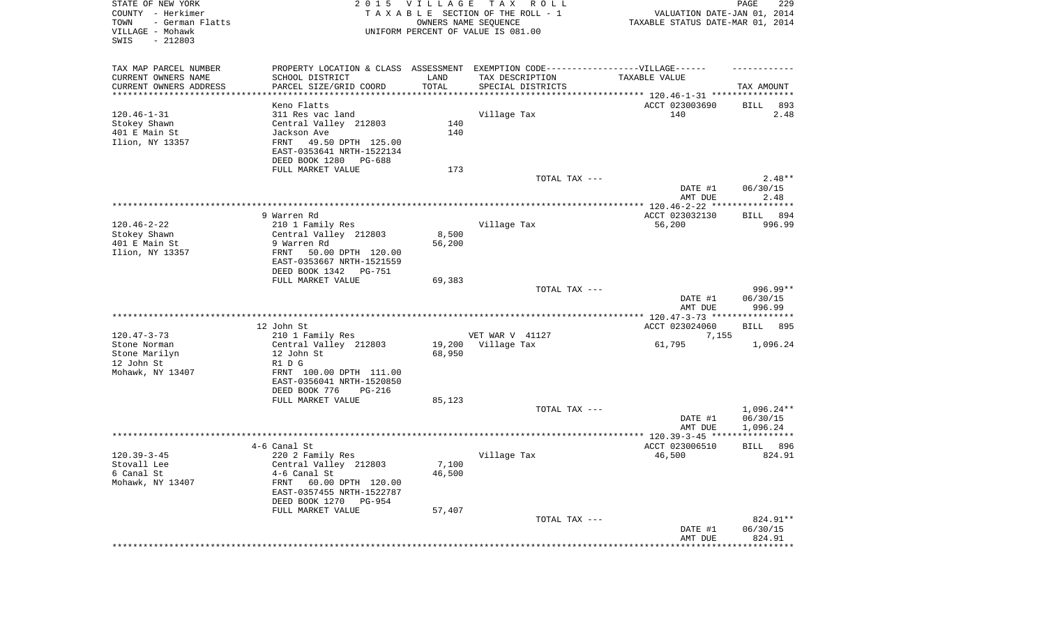STATE OF NEW YORK
COUNTY - Herkimer
TOWN - German Flatts
VILLAGE - Mohawk
SWIS - 212803

2 0 1 5 V I L L A G E T A X R O L L
T A X A B L E SECTION OF THE ROLL - 1
OWNERS NAME SEQUENCE
UNIFORM PERCENT OF VALUE IS 081.00

VALUATION DATE-JAN 01, 2014
TAXABLE STATUS DATE-MAR 01, 2014

| TAX MAP PARCEL NUMBER / CURRENT OWNERS NAME / CURRENT OWNERS ADDRESS | PROPERTY LOCATION & CLASS / SCHOOL DISTRICT / PARCEL SIZE/GRID COORD | ASSESSMENT LAND / TOTAL | EXEMPTION CODE / TAX DESCRIPTION / SPECIAL DISTRICTS | TAXABLE VALUE | TAX AMOUNT |
|---|---|---|---|---|---|
| **120.46-1-31** | Keno Flatts | | | ACCT 023003690 | BILL 893 |
| Stokey Shawn | 311 Res vac land | | Village Tax | 140 | 2.48 |
| 401 E Main St | Central Valley 212803 | 140 | | | |
| Ilion, NY 13357 | Jackson Ave | 140 | | | |
| | FRNT 49.50 DPTH 125.00 | | | | |
| | EAST-0353641 NRTH-1522134 | | | | |
| | DEED BOOK 1280 PG-688 | | | | |
| | FULL MARKET VALUE | 173 | | | |
| | | | TOTAL TAX --- | | 2.48** |
| | | | | DATE #1 | 06/30/15 |
| | | | | AMT DUE | 2.48 |
| **120.46-2-22** | 9 Warren Rd | | | ACCT 023032130 | BILL 894 |
| Stokey Shawn | 210 1 Family Res | | Village Tax | 56,200 | 996.99 |
| 401 E Main St | Central Valley 212803 | 8,500 | | | |
| Ilion, NY 13357 | 9 Warren Rd | 56,200 | | | |
| | FRNT 50.00 DPTH 120.00 | | | | |
| | EAST-0353667 NRTH-1521559 | | | | |
| | DEED BOOK 1342 PG-751 | | | | |
| | FULL MARKET VALUE | 69,383 | | | |
| | | | TOTAL TAX --- | | 996.99** |
| | | | | DATE #1 | 06/30/15 |
| | | | | AMT DUE | 996.99 |
| **120.47-3-73** | 12 John St | | | ACCT 023024060 | BILL 895 |
| Stone Norman | 210 1 Family Res | | VET WAR V 41127 | 7,155 | |
| Stone Marilyn | Central Valley 212803 | 19,200 | Village Tax | 61,795 | 1,096.24 |
| 12 John St | 12 John St | 68,950 | | | |
| Mohawk, NY 13407 | R1 D G | | | | |
| | FRNT 100.00 DPTH 111.00 | | | | |
| | EAST-0356041 NRTH-1520850 | | | | |
| | DEED BOOK 776 PG-216 | | | | |
| | FULL MARKET VALUE | 85,123 | | | |
| | | | TOTAL TAX --- | | 1,096.24** |
| | | | | DATE #1 | 06/30/15 |
| | | | | AMT DUE | 1,096.24 |
| **120.39-3-45** | 4-6 Canal St | | | ACCT 023006510 | BILL 896 |
| Stovall Lee | 220 2 Family Res | | Village Tax | 46,500 | 824.91 |
| 6 Canal St | Central Valley 212803 | 7,100 | | | |
| Mohawk, NY 13407 | 4-6 Canal St | 46,500 | | | |
| | FRNT 60.00 DPTH 120.00 | | | | |
| | EAST-0357455 NRTH-1522787 | | | | |
| | DEED BOOK 1270 PG-954 | | | | |
| | FULL MARKET VALUE | 57,407 | | | |
| | | | TOTAL TAX --- | | 824.91** |
| | | | | DATE #1 | 06/30/15 |
| | | | | AMT DUE | 824.91 |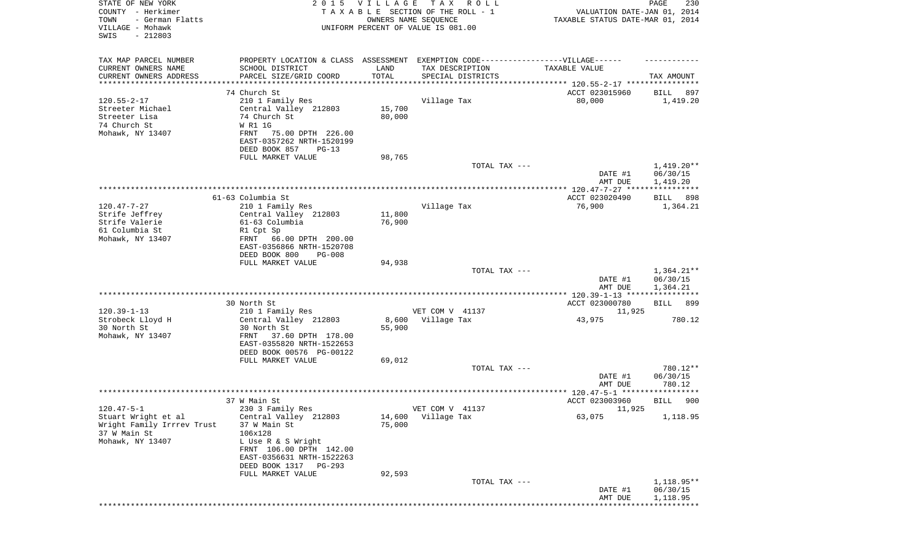STATE OF NEW YORK
COUNTY - Herkimer
TOWN - German Flatts
VILLAGE - Mohawk
SWIS - 212803

2015 VILLAGE TAX ROLL
TAXABLE SECTION OF THE ROLL - 1
OWNERS NAME SEQUENCE
UNIFORM PERCENT OF VALUE IS 081.00

VALUATION DATE-JAN 01, 2014
TAXABLE STATUS DATE-MAR 01, 2014

| TAX MAP PARCEL NUMBER<br>CURRENT OWNERS NAME<br>CURRENT OWNERS ADDRESS | PROPERTY LOCATION & CLASS<br>SCHOOL DISTRICT<br>PARCEL SIZE/GRID COORD | ASSESSMENT<br>LAND<br>TOTAL | EXEMPTION CODE------VILLAGE------<br>TAX DESCRIPTION<br>SPECIAL DISTRICTS | TAXABLE VALUE | TAX AMOUNT |
|---|---|---|---|---|---|
| 120.55-2-17 | 74 Church St | | | ACCT 023015960 | BILL 897 |
| | 210 1 Family Res | | Village Tax | 80,000 | 1,419.20 |
| Streeter Michael | Central Valley 212803 | 15,700 | | | |
| Streeter Lisa | 74 Church St | 80,000 | | | |
| 74 Church St | W R1 1G | | | | |
| Mohawk, NY 13407 | FRNT 75.00 DPTH 226.00 | | | | |
| | EAST-0357262 NRTH-1520199 | | | | |
| | DEED BOOK 857 PG-13 | | | | |
| | FULL MARKET VALUE | 98,765 | | | |
| | | | TOTAL TAX --- | | 1,419.20** |
| | | | | DATE #1 | 06/30/15 |
| | | | | AMT DUE | 1,419.20 |
| 120.47-7-27 | 61-63 Columbia St | | | ACCT 023020490 | BILL 898 |
| | 210 1 Family Res | | Village Tax | 76,900 | 1,364.21 |
| Strife Jeffrey | Central Valley 212803 | 11,800 | | | |
| Strife Valerie | 61-63 Columbia | 76,900 | | | |
| 61 Columbia St | R1 Cpt Sp | | | | |
| Mohawk, NY 13407 | FRNT 66.00 DPTH 200.00 | | | | |
| | EAST-0356866 NRTH-1520708 | | | | |
| | DEED BOOK 800 PG-008 | | | | |
| | FULL MARKET VALUE | 94,938 | | | |
| | | | TOTAL TAX --- | | 1,364.21** |
| | | | | DATE #1 | 06/30/15 |
| | | | | AMT DUE | 1,364.21 |
| 120.39-1-13 | 30 North St | | | ACCT 023000780 | BILL 899 |
| | 210 1 Family Res | | VET COM V 41137 | 11,925 | |
| Strobeck Lloyd H | Central Valley 212803 | 8,600 | Village Tax | 43,975 | 780.12 |
| 30 North St | 30 North St | 55,900 | | | |
| Mohawk, NY 13407 | FRNT 37.60 DPTH 178.00 | | | | |
| | EAST-0355820 NRTH-1522653 | | | | |
| | DEED BOOK 00576 PG-00122 | | | | |
| | FULL MARKET VALUE | 69,012 | | | |
| | | | TOTAL TAX --- | | 780.12** |
| | | | | DATE #1 | 06/30/15 |
| | | | | AMT DUE | 780.12 |
| 120.47-5-1 | 37 W Main St | | | ACCT 023003960 | BILL 900 |
| | 230 3 Family Res | | VET COM V 41137 | 11,925 | |
| Stuart Wright et al | Central Valley 212803 | 14,600 | Village Tax | 63,075 | 1,118.95 |
| Wright Family Irrrev Trust | 37 W Main St | 75,000 | | | |
| 37 W Main St | 106x128 | | | | |
| Mohawk, NY 13407 | L Use R & S Wright | | | | |
| | FRNT 106.00 DPTH 142.00 | | | | |
| | EAST-0356631 NRTH-1522263 | | | | |
| | DEED BOOK 1317 PG-293 | | | | |
| | FULL MARKET VALUE | 92,593 | | | |
| | | | TOTAL TAX --- | | 1,118.95** |
| | | | | DATE #1 | 06/30/15 |
| | | | | AMT DUE | 1,118.95 |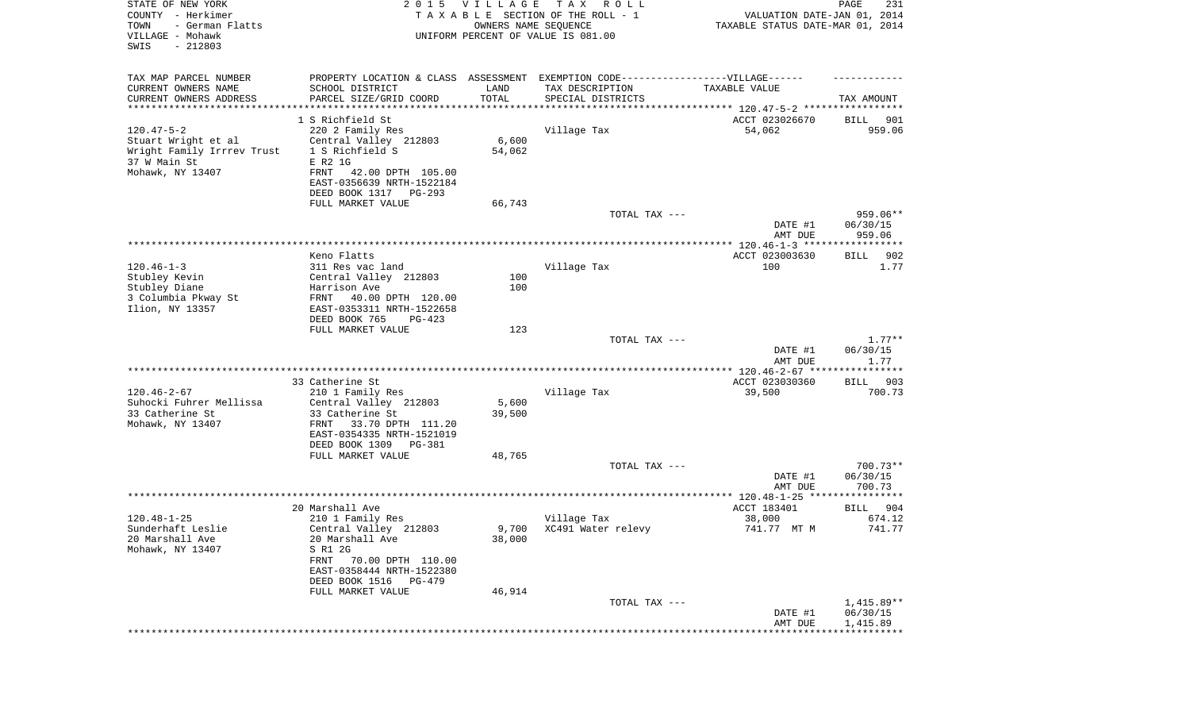STATE OF NEW YORK
COUNTY - Herkimer
TOWN - German Flatts
VILLAGE - Mohawk
SWIS - 212803

2015 VILLAGE TAX ROLL
TAXABLE SECTION OF THE ROLL - 1
OWNERS NAME SEQUENCE
UNIFORM PERCENT OF VALUE IS 081.00

VALUATION DATE-JAN 01, 2014
TAXABLE STATUS DATE-MAR 01, 2014

| TAX MAP PARCEL NUMBER<br>CURRENT OWNERS NAME<br>CURRENT OWNERS ADDRESS | PROPERTY LOCATION & CLASS<br>SCHOOL DISTRICT<br>PARCEL SIZE/GRID COORD | ASSESSMENT<br>LAND<br>TOTAL | EXEMPTION CODE------VILLAGE------<br>TAX DESCRIPTION<br>SPECIAL DISTRICTS | TAXABLE VALUE | TAX AMOUNT |
|---|---|---|---|---|---|
| | 1 S Richfield St | | | ACCT 023026670 | BILL 901 |
| 120.47-5-2 | 220 2 Family Res | | Village Tax | 54,062 | 959.06 |
| Stuart Wright et al | Central Valley 212803 | 6,600 | | | |
| Wright Family Irrrev Trust | 1 S Richfield S | 54,062 | | | |
| 37 W Main St | E R2 1G | | | | |
| Mohawk, NY 13407 | FRNT 42.00 DPTH 105.00 | | | | |
| | EAST-0356639 NRTH-1522184 | | | | |
| | DEED BOOK 1317 PG-293 | | | | |
| | FULL MARKET VALUE | 66,743 | | | |
| | | | TOTAL TAX --- | | 959.06** |
| | | | | DATE #1 | 06/30/15 |
| | | | | AMT DUE | 959.06 |
| | Keno Flatts | | | ACCT 023003630 | BILL 902 |
| 120.46-1-3 | 311 Res vac land | | Village Tax | 100 | 1.77 |
| Stubley Kevin | Central Valley 212803 | 100 | | | |
| Stubley Diane | Harrison Ave | 100 | | | |
| 3 Columbia Pkway St | FRNT 40.00 DPTH 120.00 | | | | |
| Ilion, NY 13357 | EAST-0353311 NRTH-1522658 | | | | |
| | DEED BOOK 765 PG-423 | | | | |
| | FULL MARKET VALUE | 123 | | | |
| | | | TOTAL TAX --- | | 1.77** |
| | | | | DATE #1 | 06/30/15 |
| | | | | AMT DUE | 1.77 |
| | 33 Catherine St | | | ACCT 023030360 | BILL 903 |
| 120.46-2-67 | 210 1 Family Res | | Village Tax | 39,500 | 700.73 |
| Suhocki Fuhrer Mellissa | Central Valley 212803 | 5,600 | | | |
| 33 Catherine St | 33 Catherine St | 39,500 | | | |
| Mohawk, NY 13407 | FRNT 33.70 DPTH 111.20 | | | | |
| | EAST-0354335 NRTH-1521019 | | | | |
| | DEED BOOK 1309 PG-381 | | | | |
| | FULL MARKET VALUE | 48,765 | | | |
| | | | TOTAL TAX --- | | 700.73** |
| | | | | DATE #1 | 06/30/15 |
| | | | | AMT DUE | 700.73 |
| | 20 Marshall Ave | | | ACCT 183401 | BILL 904 |
| 120.48-1-25 | 210 1 Family Res | | Village Tax | 38,000 | 674.12 |
| Sunderhaft Leslie | Central Valley 212803 | 9,700 | XC491 Water relevy | 741.77 MT M | 741.77 |
| 20 Marshall Ave | 20 Marshall Ave | 38,000 | | | |
| Mohawk, NY 13407 | S R1 2G | | | | |
| | FRNT 70.00 DPTH 110.00 | | | | |
| | EAST-0358444 NRTH-1522380 | | | | |
| | DEED BOOK 1516 PG-479 | | | | |
| | FULL MARKET VALUE | 46,914 | | | |
| | | | TOTAL TAX --- | | 1,415.89** |
| | | | | DATE #1 | 06/30/15 |
| | | | | AMT DUE | 1,415.89 |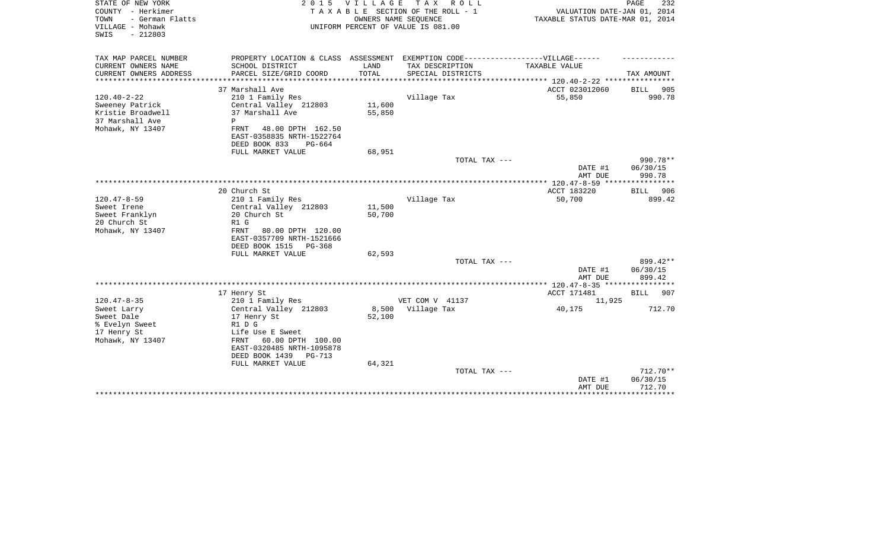STATE OF NEW YORK
COUNTY - Herkimer
TOWN - German Flatts
VILLAGE - Mohawk
SWIS - 212803

2 0 1 5 V I L L A G E T A X R O L L
T A X A B L E SECTION OF THE ROLL - 1
OWNERS NAME SEQUENCE
UNIFORM PERCENT OF VALUE IS 081.00

VALUATION DATE-JAN 01, 2014
TAXABLE STATUS DATE-MAR 01, 2014

| TAX MAP PARCEL NUMBER<br>CURRENT OWNERS NAME<br>CURRENT OWNERS ADDRESS | PROPERTY LOCATION & CLASS<br>SCHOOL DISTRICT<br>PARCEL SIZE/GRID COORD | ASSESSMENT<br>LAND<br>TOTAL | EXEMPTION CODE------VILLAGE------<br>TAX DESCRIPTION<br>SPECIAL DISTRICTS | TAXABLE VALUE | TAX AMOUNT |
|---|---|---|---|---|---|
| | 37 Marshall Ave | | | ACCT 023012060 | BILL 905 |
| 120.40-2-22 | 210 1 Family Res | | Village Tax | 55,850 | 990.78 |
| Sweeney Patrick | Central Valley 212803 | 11,600 | | | |
| Kristie Broadwell | 37 Marshall Ave | 55,850 | | | |
| 37 Marshall Ave | P | | | | |
| Mohawk, NY 13407 | FRNT 48.00 DPTH 162.50 | | | | |
| | EAST-0358835 NRTH-1522764 | | | | |
| | DEED BOOK 833 PG-664 | | | | |
| | FULL MARKET VALUE | 68,951 | | | |
| | | | TOTAL TAX --- | | 990.78** |
| | | | | DATE #1 | 06/30/15 |
| | | | | AMT DUE | 990.78 |
| | 20 Church St | | | ACCT 183220 | BILL 906 |
| 120.47-8-59 | 210 1 Family Res | | Village Tax | 50,700 | 899.42 |
| Sweet Irene | Central Valley 212803 | 11,500 | | | |
| Sweet Franklyn | 20 Church St | 50,700 | | | |
| 20 Church St | R1 G | | | | |
| Mohawk, NY 13407 | FRNT 80.00 DPTH 120.00 | | | | |
| | EAST-0357709 NRTH-1521666 | | | | |
| | DEED BOOK 1515 PG-368 | | | | |
| | FULL MARKET VALUE | 62,593 | | | |
| | | | TOTAL TAX --- | | 899.42** |
| | | | | DATE #1 | 06/30/15 |
| | | | | AMT DUE | 899.42 |
| | 17 Henry St | | | ACCT 171481 | BILL 907 |
| 120.47-8-35 | 210 1 Family Res | | VET COM V 41137 | 11,925 | |
| Sweet Larry | Central Valley 212803 | 8,500 | Village Tax | 40,175 | 712.70 |
| Sweet Dale | 17 Henry St | 52,100 | | | |
| % Evelyn Sweet | R1 D G | | | | |
| 17 Henry St | Life Use E Sweet | | | | |
| Mohawk, NY 13407 | FRNT 60.00 DPTH 100.00 | | | | |
| | EAST-0320485 NRTH-1095878 | | | | |
| | DEED BOOK 1439 PG-713 | | | | |
| | FULL MARKET VALUE | 64,321 | | | |
| | | | TOTAL TAX --- | | 712.70** |
| | | | | DATE #1 | 06/30/15 |
| | | | | AMT DUE | 712.70 |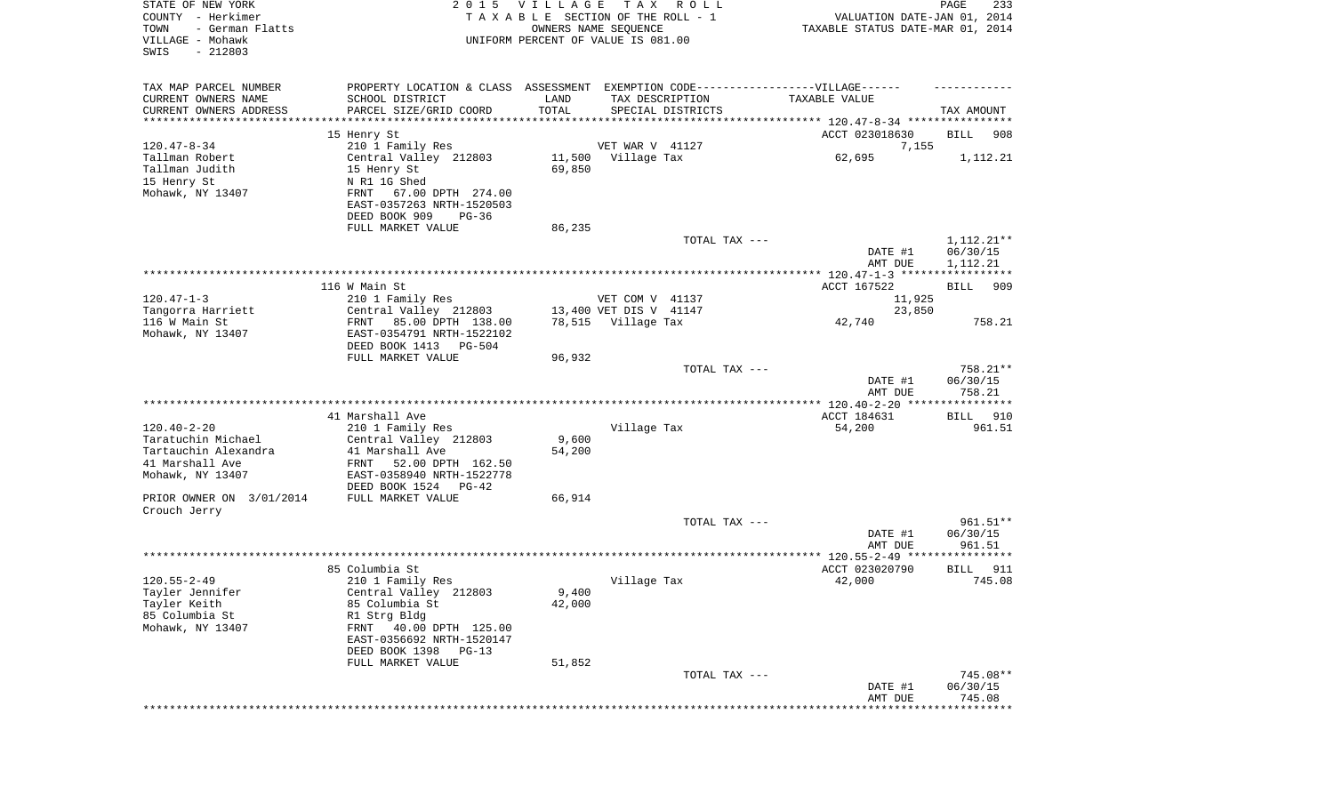STATE OF NEW YORK
COUNTY - Herkimer
TOWN - German Flatts
VILLAGE - Mohawk
SWIS - 212803

2 0 1 5 V I L L A G E T A X R O L L
T A X A B L E SECTION OF THE ROLL - 1
OWNERS NAME SEQUENCE
UNIFORM PERCENT OF VALUE IS 081.00

VALUATION DATE-JAN 01, 2014
TAXABLE STATUS DATE-MAR 01, 2014

| TAX MAP PARCEL NUMBER<br>CURRENT OWNERS NAME<br>CURRENT OWNERS ADDRESS | PROPERTY LOCATION & CLASS<br>SCHOOL DISTRICT<br>PARCEL SIZE/GRID COORD | ASSESSMENT<br>LAND<br>TOTAL | EXEMPTION CODE------VILLAGE------<br>TAX DESCRIPTION<br>SPECIAL DISTRICTS | TAXABLE VALUE | TAX AMOUNT |
|---|---|---|---|---|---|
| 120.47-8-34 | 15 Henry St | | | ACCT 023018630 | BILL 908 |
| | 210 1 Family Res | | VET WAR V 41127 | 7,155 | |
| Tallman Robert | Central Valley 212803 | 11,500 | Village Tax | 62,695 | 1,112.21 |
| Tallman Judith | 15 Henry St | 69,850 | | | |
| 15 Henry St | N R1 1G Shed | | | | |
| Mohawk, NY 13407 | FRNT 67.00 DPTH 274.00 | | | | |
| | EAST-0357263 NRTH-1520503 | | | | |
| | DEED BOOK 909 PG-36 | | | | |
| | FULL MARKET VALUE | 86,235 | | | |
| | | | TOTAL TAX --- | | 1,112.21** |
| | | | | DATE #1 | 06/30/15 |
| | | | | AMT DUE | 1,112.21 |
| 120.47-1-3 | 116 W Main St | | | ACCT 167522 | BILL 909 |
| | 210 1 Family Res | | VET COM V 41137 | 11,925 | |
| Tangorra Harriett | Central Valley 212803 | 13,400 | VET DIS V 41147 | 23,850 | |
| 116 W Main St | FRNT 85.00 DPTH 138.00 | 78,515 | Village Tax | 42,740 | 758.21 |
| Mohawk, NY 13407 | EAST-0354791 NRTH-1522102 | | | | |
| | DEED BOOK 1413 PG-504 | | | | |
| | FULL MARKET VALUE | 96,932 | | | |
| | | | TOTAL TAX --- | | 758.21** |
| | | | | DATE #1 | 06/30/15 |
| | | | | AMT DUE | 758.21 |
| 120.40-2-20 | 41 Marshall Ave | | | ACCT 184631 | BILL 910 |
| | 210 1 Family Res | | Village Tax | 54,200 | 961.51 |
| Taratuchin Michael | Central Valley 212803 | 9,600 | | | |
| Tartauchin Alexandra | 41 Marshall Ave | 54,200 | | | |
| 41 Marshall Ave | FRNT 52.00 DPTH 162.50 | | | | |
| Mohawk, NY 13407 | EAST-0358940 NRTH-1522778 | | | | |
| | DEED BOOK 1524 PG-42 | | | | |
| PRIOR OWNER ON 3/01/2014 | FULL MARKET VALUE | 66,914 | | | |
| Crouch Jerry | | | | | |
| | | | TOTAL TAX --- | | 961.51** |
| | | | | DATE #1 | 06/30/15 |
| | | | | AMT DUE | 961.51 |
| 120.55-2-49 | 85 Columbia St | | | ACCT 023020790 | BILL 911 |
| | 210 1 Family Res | | Village Tax | 42,000 | 745.08 |
| Tayler Jennifer | Central Valley 212803 | 9,400 | | | |
| Tayler Keith | 85 Columbia St | 42,000 | | | |
| 85 Columbia St | R1 Strg Bldg | | | | |
| Mohawk, NY 13407 | FRNT 40.00 DPTH 125.00 | | | | |
| | EAST-0356692 NRTH-1520147 | | | | |
| | DEED BOOK 1398 PG-13 | | | | |
| | FULL MARKET VALUE | 51,852 | | | |
| | | | TOTAL TAX --- | | 745.08** |
| | | | | DATE #1 | 06/30/15 |
| | | | | AMT DUE | 745.08 |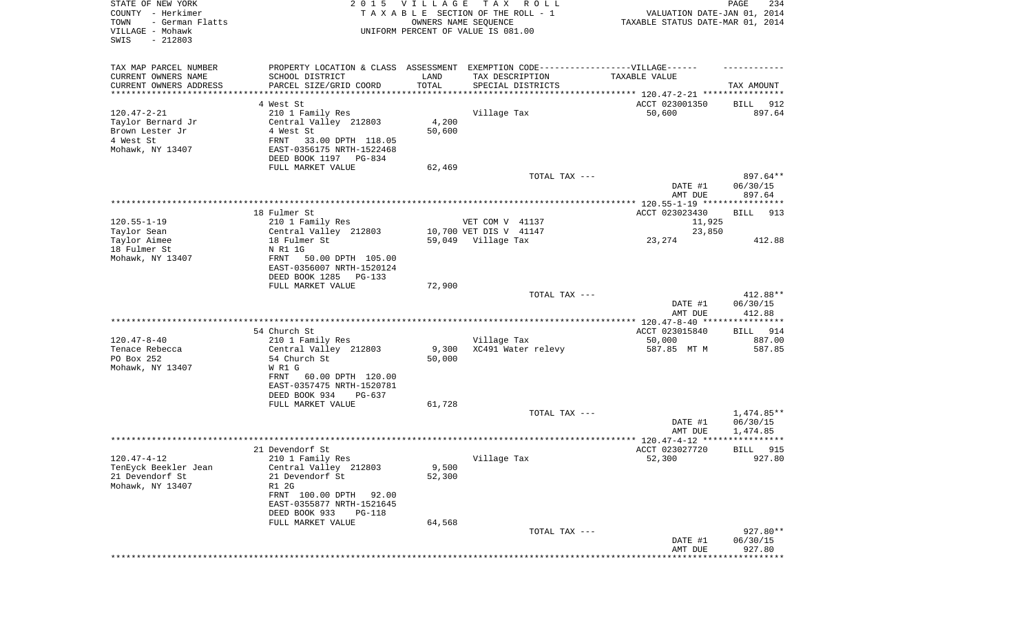STATE OF NEW YORK
COUNTY - Herkimer
TOWN - German Flatts
VILLAGE - Mohawk
SWIS - 212803

2 0 1 5 V I L L A G E T A X R O L L
T A X A B L E SECTION OF THE ROLL - 1
OWNERS NAME SEQUENCE
UNIFORM PERCENT OF VALUE IS 081.00

VALUATION DATE-JAN 01, 2014
TAXABLE STATUS DATE-MAR 01, 2014

| TAX MAP PARCEL NUMBER / CURRENT OWNERS NAME / CURRENT OWNERS ADDRESS | PROPERTY LOCATION & CLASS / SCHOOL DISTRICT / PARCEL SIZE/GRID COORD | ASSESSMENT LAND / TOTAL | EXEMPTION CODE / TAX DESCRIPTION / SPECIAL DISTRICTS | TAXABLE VALUE | TAX AMOUNT |
|---|---|---|---|---|---|
| 120.47-2-21 | 4 West St | | | ACCT 023001350 | BILL 912 |
| | 210 1 Family Res | | Village Tax | 50,600 | 897.64 |
| Taylor Bernard Jr | Central Valley 212803 | 4,200 | | | |
| Brown Lester Jr | 4 West St | 50,600 | | | |
| 4 West St | FRNT 33.00 DPTH 118.05 | | | | |
| Mohawk, NY 13407 | EAST-0356175 NRTH-1522468 | | | | |
| | DEED BOOK 1197 PG-834 | | | | |
| | FULL MARKET VALUE | 62,469 | | | |
| | | | TOTAL TAX --- | | 897.64** |
| | | | | DATE #1 | 06/30/15 |
| | | | | AMT DUE | 897.64 |
| 120.55-1-19 | 18 Fulmer St | | | ACCT 023023430 | BILL 913 |
| | 210 1 Family Res | | VET COM V 41137 | 11,925 | |
| Taylor Sean | Central Valley 212803 | 10,700 | VET DIS V 41147 | 23,850 | |
| Taylor Aimee | 18 Fulmer St | 59,049 | Village Tax | 23,274 | 412.88 |
| 18 Fulmer St | N R1 1G | | | | |
| Mohawk, NY 13407 | FRNT 50.00 DPTH 105.00 | | | | |
| | EAST-0356007 NRTH-1520124 | | | | |
| | DEED BOOK 1285 PG-133 | | | | |
| | FULL MARKET VALUE | 72,900 | | | |
| | | | TOTAL TAX --- | | 412.88** |
| | | | | DATE #1 | 06/30/15 |
| | | | | AMT DUE | 412.88 |
| 120.47-8-40 | 54 Church St | | | ACCT 023015840 | BILL 914 |
| | 210 1 Family Res | | Village Tax | 50,000 | 887.00 |
| Tenace Rebecca | Central Valley 212803 | 9,300 | XC491 Water relevy | 587.85 MT M | 587.85 |
| PO Box 252 | 54 Church St | 50,000 | | | |
| Mohawk, NY 13407 | W R1 G | | | | |
| | FRNT 60.00 DPTH 120.00 | | | | |
| | EAST-0357475 NRTH-1520781 | | | | |
| | DEED BOOK 934 PG-637 | | | | |
| | FULL MARKET VALUE | 61,728 | | | |
| | | | TOTAL TAX --- | | 1,474.85** |
| | | | | DATE #1 | 06/30/15 |
| | | | | AMT DUE | 1,474.85 |
| 120.47-4-12 | 21 Devendorf St | | | ACCT 023027720 | BILL 915 |
| | 210 1 Family Res | | Village Tax | 52,300 | 927.80 |
| TenEyck Beekler Jean | Central Valley 212803 | 9,500 | | | |
| 21 Devendorf St | 21 Devendorf St | 52,300 | | | |
| Mohawk, NY 13407 | R1 2G | | | | |
| | FRNT 100.00 DPTH 92.00 | | | | |
| | EAST-0355877 NRTH-1521645 | | | | |
| | DEED BOOK 933 PG-118 | | | | |
| | FULL MARKET VALUE | 64,568 | | | |
| | | | TOTAL TAX --- | | 927.80** |
| | | | | DATE #1 | 06/30/15 |
| | | | | AMT DUE | 927.80 |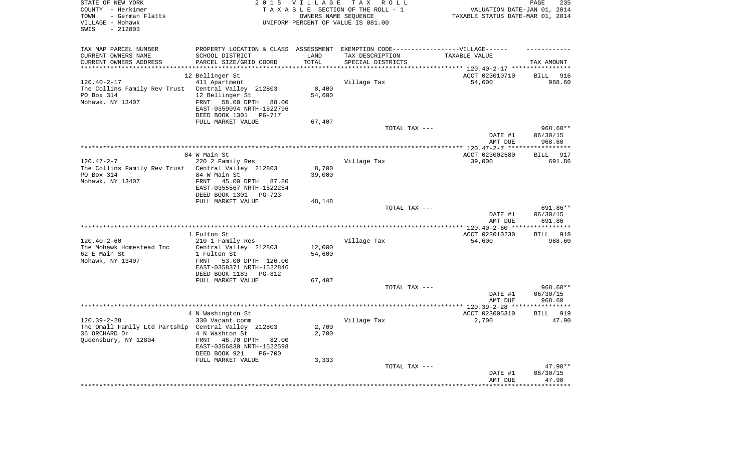STATE OF NEW YORK
COUNTY - Herkimer
TOWN - German Flatts
VILLAGE - Mohawk
SWIS - 212803

2 0 1 5 V I L L A G E T A X R O L L
T A X A B L E SECTION OF THE ROLL - 1
OWNERS NAME SEQUENCE
UNIFORM PERCENT OF VALUE IS 081.00

VALUATION DATE-JAN 01, 2014
TAXABLE STATUS DATE-MAR 01, 2014

| TAX MAP PARCEL NUMBER<br>CURRENT OWNERS NAME<br>CURRENT OWNERS ADDRESS | PROPERTY LOCATION & CLASS<br>SCHOOL DISTRICT<br>PARCEL SIZE/GRID COORD | ASSESSMENT<br>LAND<br>TOTAL | EXEMPTION CODE------VILLAGE------<br>TAX DESCRIPTION<br>SPECIAL DISTRICTS | TAXABLE VALUE | TAX AMOUNT |
|---|---|---|---|---|---|
| | 12 Bellinger St | | | ACCT 023010710 | BILL 916 |
| 120.40-2-17 | 411 Apartment | | Village Tax | 54,600 | 968.60 |
| The Collins Family Rev Trust | Central Valley 212803 | 8,400 | | | |
| PO Box 314 | 12 Bellinger St | 54,600 | | | |
| Mohawk, NY 13407 | FRNT 58.00 DPTH 88.00 | | | | |
| | EAST-0359094 NRTH-1522796 | | | | |
| | DEED BOOK 1301 PG-717 | | | | |
| | FULL MARKET VALUE | 67,407 | | | |
| | | | TOTAL TAX --- | | 968.60** |
| | | | | DATE #1 | 06/30/15 |
| | | | | AMT DUE | 968.60 |
| | 84 W Main St | | | ACCT 023002580 | BILL 917 |
| 120.47-2-7 | 220 2 Family Res | | Village Tax | 39,000 | 691.86 |
| The Collins Family Rev Trust | Central Valley 212803 | 8,700 | | | |
| PO Box 314 | 84 W Main St | 39,000 | | | |
| Mohawk, NY 13407 | FRNT 45.00 DPTH 87.80 | | | | |
| | EAST-0355567 NRTH-1522254 | | | | |
| | DEED BOOK 1301 PG-723 | | | | |
| | FULL MARKET VALUE | 48,148 | | | |
| | | | TOTAL TAX --- | | 691.86** |
| | | | | DATE #1 | 06/30/15 |
| | | | | AMT DUE | 691.86 |
| | 1 Fulton St | | | ACCT 023010230 | BILL 918 |
| 120.40-2-60 | 210 1 Family Res | | Village Tax | 54,600 | 968.60 |
| The Mohawk Homestead Inc | Central Valley 212803 | 12,000 | | | |
| 62 E Main St | 1 Fulton St | 54,600 | | | |
| Mohawk, NY 13407 | FRNT 53.00 DPTH 126.00 | | | | |
| | EAST-0358371 NRTH-1522846 | | | | |
| | DEED BOOK 1183 PG-812 | | | | |
| | FULL MARKET VALUE | 67,407 | | | |
| | | | TOTAL TAX --- | | 968.60** |
| | | | | DATE #1 | 06/30/15 |
| | | | | AMT DUE | 968.60 |
| | 4 N Washington St | | | ACCT 023005310 | BILL 919 |
| 120.39-2-28 | 330 Vacant comm | | Village Tax | 2,700 | 47.90 |
| The Omall Family Ltd Partship | Central Valley 212803 | 2,700 | | | |
| 35 ORCHARD Dr | 4 N Washton St | 2,700 | | | |
| Queensbury, NY 12804 | FRNT 46.70 DPTH 82.00 | | | | |
| | EAST-0356830 NRTH-1522598 | | | | |
| | DEED BOOK 921 PG-700 | | | | |
| | FULL MARKET VALUE | 3,333 | | | |
| | | | TOTAL TAX --- | | 47.90** |
| | | | | DATE #1 | 06/30/15 |
| | | | | AMT DUE | 47.90 |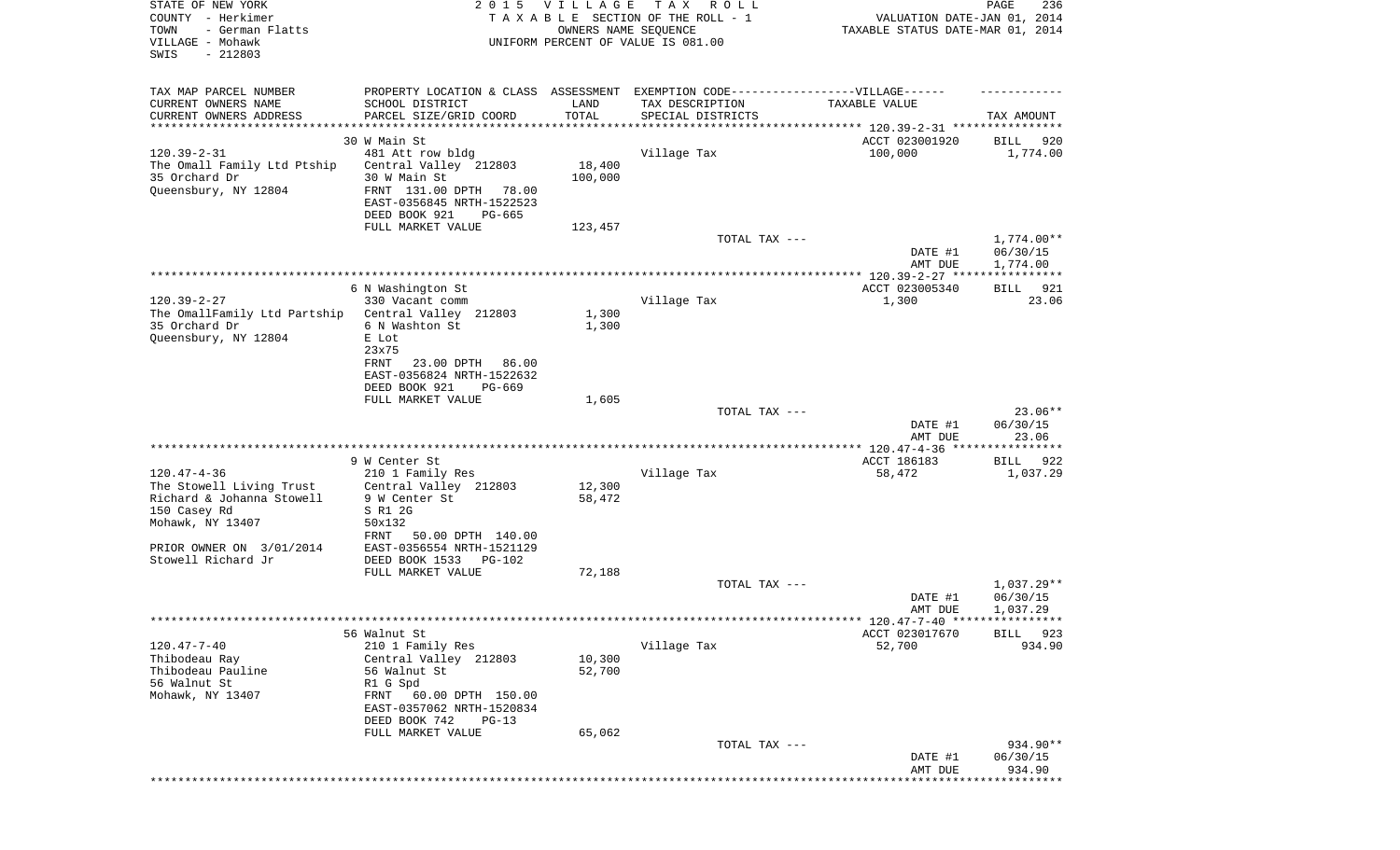STATE OF NEW YORK
COUNTY - Herkimer
TOWN - German Flatts
VILLAGE - Mohawk
SWIS - 212803

2 0 1 5 V I L L A G E T A X R O L L
T A X A B L E SECTION OF THE ROLL - 1
OWNERS NAME SEQUENCE
UNIFORM PERCENT OF VALUE IS 081.00

VALUATION DATE-JAN 01, 2014
TAXABLE STATUS DATE-MAR 01, 2014

| TAX MAP PARCEL NUMBER / CURRENT OWNERS NAME / CURRENT OWNERS ADDRESS | PROPERTY LOCATION & CLASS / SCHOOL DISTRICT / PARCEL SIZE/GRID COORD | ASSESSMENT LAND / TOTAL | EXEMPTION CODE-----VILLAGE------ TAX DESCRIPTION / SPECIAL DISTRICTS | TAXABLE VALUE | TAX AMOUNT |
|---|---|---|---|---|---|
| 120.39-2-31 | 30 W Main St | | | ACCT 023001920 | BILL 920 |
| | 481 Att row bldg | | Village Tax | 100,000 | 1,774.00 |
| The Omall Family Ltd Ptship | Central Valley 212803 | 18,400 | | | |
| 35 Orchard Dr | 30 W Main St | 100,000 | | | |
| Queensbury, NY 12804 | FRNT 131.00 DPTH 78.00 | | | | |
| | EAST-0356845 NRTH-1522523 | | | | |
| | DEED BOOK 921 PG-665 | | | | |
| | FULL MARKET VALUE | 123,457 | | | |
| | | | TOTAL TAX --- | | 1,774.00** |
| | | | | DATE #1 | 06/30/15 |
| | | | | AMT DUE | 1,774.00 |
| 120.39-2-27 | 6 N Washington St | | | ACCT 023005340 | BILL 921 |
| | 330 Vacant comm | | Village Tax | 1,300 | 23.06 |
| The OmallFamily Ltd Partship | Central Valley 212803 | 1,300 | | | |
| 35 Orchard Dr | 6 N Washton St | 1,300 | | | |
| Queensbury, NY 12804 | E Lot | | | | |
| | 23x75 | | | | |
| | FRNT 23.00 DPTH 86.00 | | | | |
| | EAST-0356824 NRTH-1522632 | | | | |
| | DEED BOOK 921 PG-669 | | | | |
| | FULL MARKET VALUE | 1,605 | | | |
| | | | TOTAL TAX --- | | 23.06** |
| | | | | DATE #1 | 06/30/15 |
| | | | | AMT DUE | 23.06 |
| 120.47-4-36 | 9 W Center St | | | ACCT 186183 | BILL 922 |
| | 210 1 Family Res | | Village Tax | 58,472 | 1,037.29 |
| The Stowell Living Trust | Central Valley 212803 | 12,300 | | | |
| Richard & Johanna Stowell | 9 W Center St | 58,472 | | | |
| 150 Casey Rd | S R1 2G | | | | |
| Mohawk, NY 13407 | 50x132 | | | | |
| | FRNT 50.00 DPTH 140.00 | | | | |
| PRIOR OWNER ON 3/01/2014 | EAST-0356554 NRTH-1521129 | | | | |
| Stowell Richard Jr | DEED BOOK 1533 PG-102 | | | | |
| | FULL MARKET VALUE | 72,188 | | | |
| | | | TOTAL TAX --- | | 1,037.29** |
| | | | | DATE #1 | 06/30/15 |
| | | | | AMT DUE | 1,037.29 |
| 120.47-7-40 | 56 Walnut St | | | ACCT 023017670 | BILL 923 |
| | 210 1 Family Res | | Village Tax | 52,700 | 934.90 |
| Thibodeau Ray | Central Valley 212803 | 10,300 | | | |
| Thibodeau Pauline | 56 Walnut St | 52,700 | | | |
| 56 Walnut St | R1 G Spd | | | | |
| Mohawk, NY 13407 | FRNT 60.00 DPTH 150.00 | | | | |
| | EAST-0357062 NRTH-1520834 | | | | |
| | DEED BOOK 742 PG-13 | | | | |
| | FULL MARKET VALUE | 65,062 | | | |
| | | | TOTAL TAX --- | | 934.90** |
| | | | | DATE #1 | 06/30/15 |
| | | | | AMT DUE | 934.90 |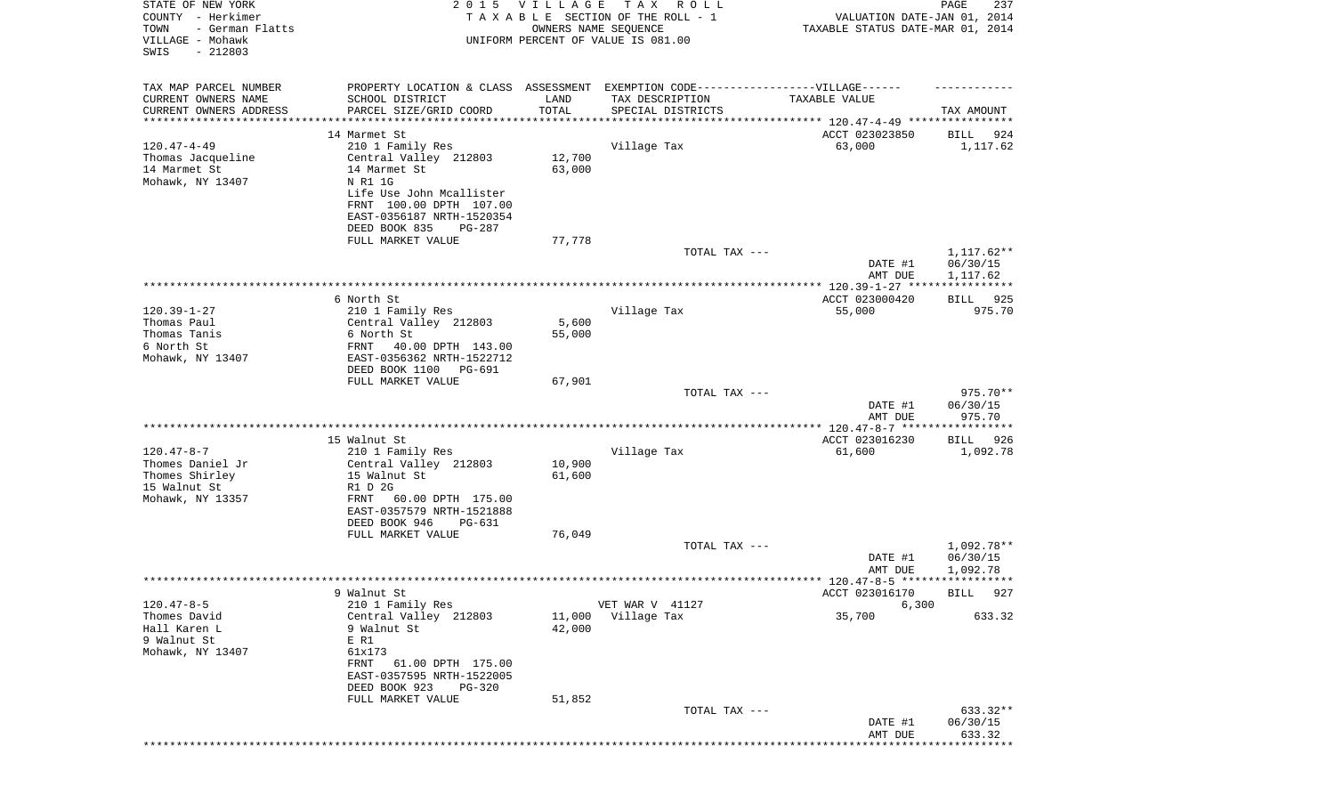STATE OF NEW YORK
COUNTY - Herkimer
TOWN - German Flatts
VILLAGE - Mohawk
SWIS - 212803

2015 VILLAGE TAX ROLL
TAXABLE SECTION OF THE ROLL - 1
OWNERS NAME SEQUENCE
UNIFORM PERCENT OF VALUE IS 081.00

VALUATION DATE-JAN 01, 2014
TAXABLE STATUS DATE-MAR 01, 2014

| TAX MAP PARCEL NUMBER<br>CURRENT OWNERS NAME<br>CURRENT OWNERS ADDRESS | PROPERTY LOCATION & CLASS<br>SCHOOL DISTRICT<br>PARCEL SIZE/GRID COORD | ASSESSMENT<br>LAND<br>TOTAL | EXEMPTION CODE-----VILLAGE------<br>TAX DESCRIPTION<br>SPECIAL DISTRICTS | TAXABLE VALUE | TAX AMOUNT |
|---|---|---|---|---|---|
| | 14 Marmet St | | | ACCT 023023850 | BILL 924 |
| 120.47-4-49 | 210 1 Family Res | | Village Tax | 63,000 | 1,117.62 |
| Thomas Jacqueline | Central Valley 212803 | 12,700 | | | |
| 14 Marmet St | 14 Marmet St | 63,000 | | | |
| Mohawk, NY 13407 | N R1 1G | | | | |
| | Life Use John Mcallister | | | | |
| | FRNT 100.00 DPTH 107.00 | | | | |
| | EAST-0356187 NRTH-1520354 | | | | |
| | DEED BOOK 835 PG-287 | | | | |
| | FULL MARKET VALUE | 77,778 | | | |
| | | | TOTAL TAX --- | | 1,117.62** |
| | | | | DATE #1 | 06/30/15 |
| | | | | AMT DUE | 1,117.62 |
| | 6 North St | | | ACCT 023000420 | BILL 925 |
| 120.39-1-27 | 210 1 Family Res | | Village Tax | 55,000 | 975.70 |
| Thomas Paul | Central Valley 212803 | 5,600 | | | |
| Thomas Tanis | 6 North St | 55,000 | | | |
| 6 North St | FRNT 40.00 DPTH 143.00 | | | | |
| Mohawk, NY 13407 | EAST-0356362 NRTH-1522712 | | | | |
| | DEED BOOK 1100 PG-691 | | | | |
| | FULL MARKET VALUE | 67,901 | | | |
| | | | TOTAL TAX --- | | 975.70** |
| | | | | DATE #1 | 06/30/15 |
| | | | | AMT DUE | 975.70 |
| | 15 Walnut St | | | ACCT 023016230 | BILL 926 |
| 120.47-8-7 | 210 1 Family Res | | Village Tax | 61,600 | 1,092.78 |
| Thomes Daniel Jr | Central Valley 212803 | 10,900 | | | |
| Thomes Shirley | 15 Walnut St | 61,600 | | | |
| 15 Walnut St | R1 D 2G | | | | |
| Mohawk, NY 13357 | FRNT 60.00 DPTH 175.00 | | | | |
| | EAST-0357579 NRTH-1521888 | | | | |
| | DEED BOOK 946 PG-631 | | | | |
| | FULL MARKET VALUE | 76,049 | | | |
| | | | TOTAL TAX --- | | 1,092.78** |
| | | | | DATE #1 | 06/30/15 |
| | | | | AMT DUE | 1,092.78 |
| | 9 Walnut St | | | ACCT 023016170 | BILL 927 |
| 120.47-8-5 | 210 1 Family Res | | VET WAR V 41127 | 6,300 | |
| Thomes David | Central Valley 212803 | 11,000 | Village Tax | 35,700 | 633.32 |
| Hall Karen L | 9 Walnut St | 42,000 | | | |
| 9 Walnut St | E R1 | | | | |
| Mohawk, NY 13407 | 61x173 | | | | |
| | FRNT 61.00 DPTH 175.00 | | | | |
| | EAST-0357595 NRTH-1522005 | | | | |
| | DEED BOOK 923 PG-320 | | | | |
| | FULL MARKET VALUE | 51,852 | | | |
| | | | TOTAL TAX --- | | 633.32** |
| | | | | DATE #1 | 06/30/15 |
| | | | | AMT DUE | 633.32 |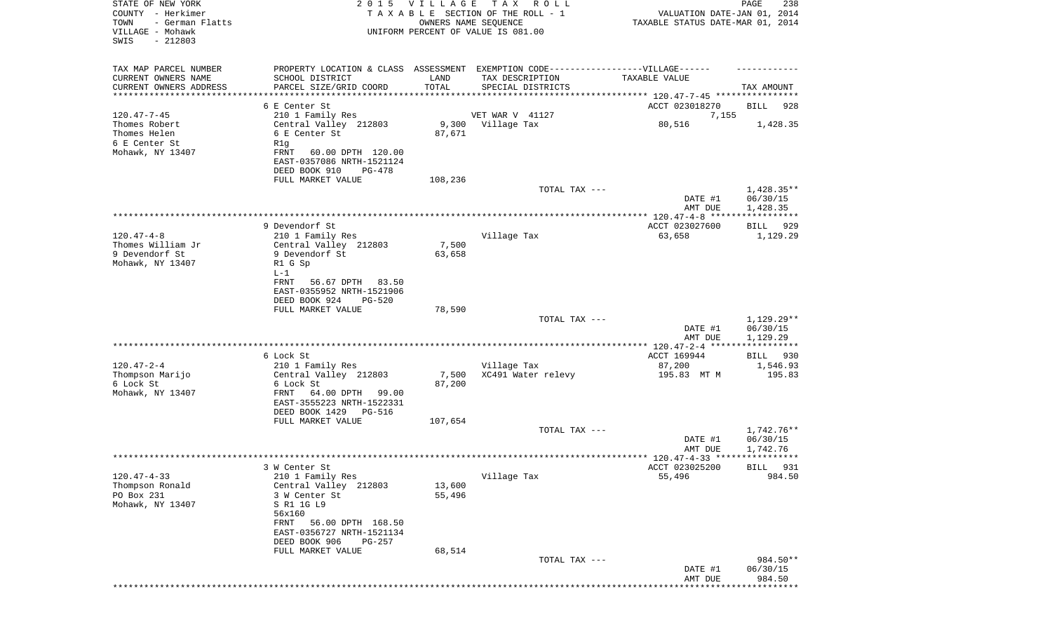STATE OF NEW YORK
COUNTY - Herkimer
TOWN - German Flatts
VILLAGE - Mohawk
SWIS - 212803

2 0 1 5 V I L L A G E T A X R O L L
T A X A B L E SECTION OF THE ROLL - 1
OWNERS NAME SEQUENCE
UNIFORM PERCENT OF VALUE IS 081.00

VALUATION DATE-JAN 01, 2014
TAXABLE STATUS DATE-MAR 01, 2014

| TAX MAP PARCEL NUMBER / CURRENT OWNERS NAME / CURRENT OWNERS ADDRESS | PROPERTY LOCATION & CLASS / SCHOOL DISTRICT / PARCEL SIZE/GRID COORD | ASSESSMENT LAND / TOTAL | EXEMPTION CODE / TAX DESCRIPTION / SPECIAL DISTRICTS | TAXABLE VALUE | TAX AMOUNT |
|---|---|---|---|---|---|
| | 6 E Center St | | | ACCT 023018270 | BILL 928 |
| 120.47-7-45 | 210 1 Family Res | | VET WAR V 41127 | 7,155 | |
| Thomes Robert | Central Valley 212803 | 9,300 | Village Tax | 80,516 | 1,428.35 |
| Thomes Helen | 6 E Center St | 87,671 | | | |
| 6 E Center St | R1g | | | | |
| Mohawk, NY 13407 | FRNT 60.00 DPTH 120.00 | | | | |
| | EAST-0357086 NRTH-1521124 | | | | |
| | DEED BOOK 910 PG-478 | | | | |
| | FULL MARKET VALUE | 108,236 | | | |
| | | | TOTAL TAX --- | | 1,428.35** |
| | | | | DATE #1 | 06/30/15 |
| | | | | AMT DUE | 1,428.35 |
| | 9 Devendorf St | | | ACCT 023027600 | BILL 929 |
| 120.47-4-8 | 210 1 Family Res | | Village Tax | 63,658 | 1,129.29 |
| Thomes William Jr | Central Valley 212803 | 7,500 | | | |
| 9 Devendorf St | 9 Devendorf St | 63,658 | | | |
| Mohawk, NY 13407 | R1 G Sp | | | | |
| | L-1 | | | | |
| | FRNT 56.67 DPTH 83.50 | | | | |
| | EAST-0355952 NRTH-1521906 | | | | |
| | DEED BOOK 924 PG-520 | | | | |
| | FULL MARKET VALUE | 78,590 | | | |
| | | | TOTAL TAX --- | | 1,129.29** |
| | | | | DATE #1 | 06/30/15 |
| | | | | AMT DUE | 1,129.29 |
| | 6 Lock St | | | ACCT 169944 | BILL 930 |
| 120.47-2-4 | 210 1 Family Res | | Village Tax | 87,200 | 1,546.93 |
| Thompson Marijo | Central Valley 212803 | 7,500 | XC491 Water relevy | 195.83 MT M | 195.83 |
| 6 Lock St | 6 Lock St | 87,200 | | | |
| Mohawk, NY 13407 | FRNT 64.00 DPTH 99.00 | | | | |
| | EAST-3555223 NRTH-1522331 | | | | |
| | DEED BOOK 1429 PG-516 | | | | |
| | FULL MARKET VALUE | 107,654 | | | |
| | | | TOTAL TAX --- | | 1,742.76** |
| | | | | DATE #1 | 06/30/15 |
| | | | | AMT DUE | 1,742.76 |
| | 3 W Center St | | | ACCT 023025200 | BILL 931 |
| 120.47-4-33 | 210 1 Family Res | | Village Tax | 55,496 | 984.50 |
| Thompson Ronald | Central Valley 212803 | 13,600 | | | |
| PO Box 231 | 3 W Center St | 55,496 | | | |
| Mohawk, NY 13407 | S R1 1G L9 | | | | |
| | 56x160 | | | | |
| | FRNT 56.00 DPTH 168.50 | | | | |
| | EAST-0356727 NRTH-1521134 | | | | |
| | DEED BOOK 906 PG-257 | | | | |
| | FULL MARKET VALUE | 68,514 | | | |
| | | | TOTAL TAX --- | | 984.50** |
| | | | | DATE #1 | 06/30/15 |
| | | | | AMT DUE | 984.50 |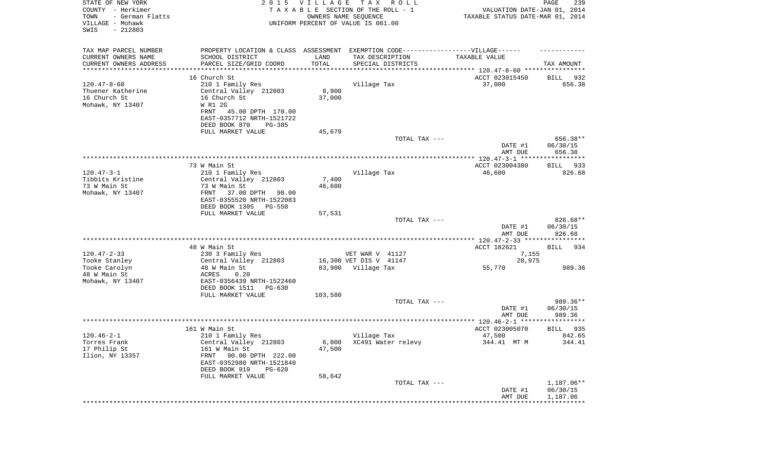STATE OF NEW YORK
COUNTY - Herkimer
TOWN - German Flatts
VILLAGE - Mohawk
SWIS - 212803

2 0 1 5 V I L L A G E T A X R O L L
T A X A B L E SECTION OF THE ROLL - 1
OWNERS NAME SEQUENCE
UNIFORM PERCENT OF VALUE IS 081.00

VALUATION DATE-JAN 01, 2014
TAXABLE STATUS DATE-MAR 01, 2014

| TAX MAP PARCEL NUMBER / CURRENT OWNERS NAME / CURRENT OWNERS ADDRESS | PROPERTY LOCATION & CLASS / SCHOOL DISTRICT / PARCEL SIZE/GRID COORD | ASSESSMENT LAND / TOTAL | EXEMPTION CODE / TAX DESCRIPTION / SPECIAL DISTRICTS | TAXABLE VALUE | TAX AMOUNT |
|---|---|---|---|---|---|
| | 16 Church St | | | ACCT 023015450 | BILL 932 |
| 120.47-8-60 | 210 1 Family Res | | Village Tax | 37,000 | 656.38 |
| Thuener Katherine | Central Valley 212803 | 8,900 | | | |
| 16 Church St | 16 Church St | 37,000 | | | |
| Mohawk, NY 13407 | W R1 2G | | | | |
| | FRNT 45.00 DPTH 170.00 | | | | |
| | EAST-0357712 NRTH-1521722 | | | | |
| | DEED BOOK 870 PG-385 | | | | |
| | FULL MARKET VALUE | 45,679 | | | |
| | | | TOTAL TAX --- | | 656.38** |
| | | | | DATE #1 | 06/30/15 |
| | | | | AMT DUE | 656.38 |
| | 73 W Main St | | | ACCT 023004380 | BILL 933 |
| 120.47-3-1 | 210 1 Family Res | | Village Tax | 46,600 | 826.68 |
| Tibbits Kristine | Central Valley 212803 | 7,400 | | | |
| 73 W Main St | 73 W Main St | 46,600 | | | |
| Mohawk, NY 13407 | FRNT 37.00 DPTH 90.00 | | | | |
| | EAST-0355520 NRTH-1522083 | | | | |
| | DEED BOOK 1305 PG-550 | | | | |
| | FULL MARKET VALUE | 57,531 | | | |
| | | | TOTAL TAX --- | | 826.68** |
| | | | | DATE #1 | 06/30/15 |
| | | | | AMT DUE | 826.68 |
| | 48 W Main St | | | ACCT 182621 | BILL 934 |
| 120.47-2-33 | 230 3 Family Res | | VET WAR V 41127 | 7,155 | |
| Tooke Stanley | Central Valley 212803 | 16,300 | VET DIS V 41147 | 20,975 | |
| Tooke Carolyn | 48 W Main St | 83,900 | Village Tax | 55,770 | 989.36 |
| 48 W Main St | ACRES 0.20 | | | | |
| Mohawk, NY 13407 | EAST-0356439 NRTH-1522460 | | | | |
| | DEED BOOK 1511 PG-630 | | | | |
| | FULL MARKET VALUE | 103,580 | | | |
| | | | TOTAL TAX --- | | 989.36** |
| | | | | DATE #1 | 06/30/15 |
| | | | | AMT DUE | 989.36 |
| | 161 W Main St | | | ACCT 023005070 | BILL 935 |
| 120.46-2-1 | 210 1 Family Res | | Village Tax | 47,500 | 842.65 |
| Torres Frank | Central Valley 212803 | 6,000 | XC491 Water relevy | 344.41 MT M | 344.41 |
| 17 Philip St | 161 W Main St | 47,500 | | | |
| Ilion, NY 13357 | FRNT 90.00 DPTH 222.00 | | | | |
| | EAST-0352980 NRTH-1521840 | | | | |
| | DEED BOOK 919 PG-620 | | | | |
| | FULL MARKET VALUE | 58,642 | | | |
| | | | TOTAL TAX --- | | 1,187.06** |
| | | | | DATE #1 | 06/30/15 |
| | | | | AMT DUE | 1,187.06 |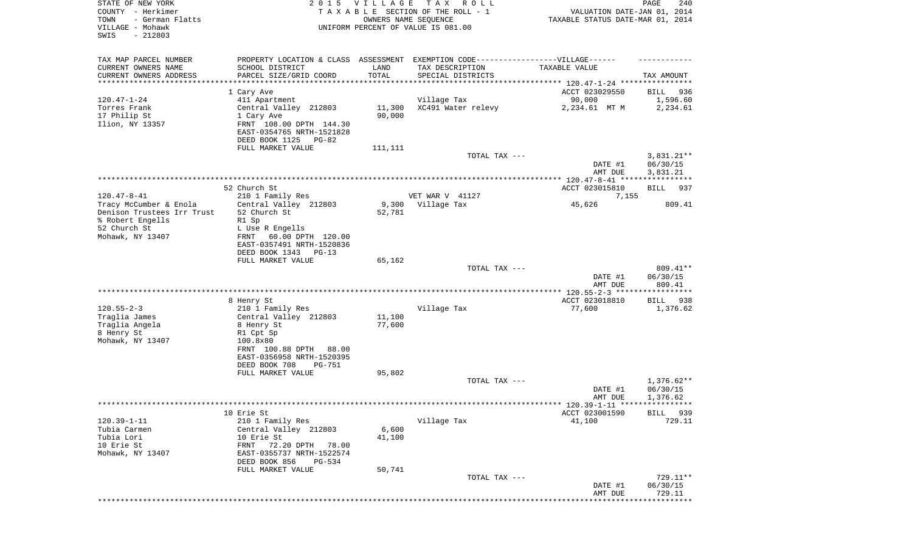STATE OF NEW YORK
COUNTY - Herkimer
TOWN - German Flatts
VILLAGE - Mohawk
SWIS - 212803

2 0 1 5 V I L L A G E T A X R O L L
T A X A B L E SECTION OF THE ROLL - 1
OWNERS NAME SEQUENCE
UNIFORM PERCENT OF VALUE IS 081.00

VALUATION DATE-JAN 01, 2014
TAXABLE STATUS DATE-MAR 01, 2014

| TAX MAP PARCEL NUMBER<br>CURRENT OWNERS NAME<br>CURRENT OWNERS ADDRESS | PROPERTY LOCATION & CLASS<br>SCHOOL DISTRICT<br>PARCEL SIZE/GRID COORD | ASSESSMENT<br>LAND<br>TOTAL | EXEMPTION CODE------------------VILLAGE------<br>TAX DESCRIPTION<br>SPECIAL DISTRICTS | TAXABLE VALUE | TAX AMOUNT |
|---|---|---|---|---|---|
| | 1 Cary Ave | | | ACCT 023029550 | BILL 936 |
| 120.47-1-24 | 411 Apartment | | Village Tax | 90,000 | 1,596.60 |
| Torres Frank | Central Valley 212803 | 11,300 | XC491 Water relevy | 2,234.61 MT M | 2,234.61 |
| 17 Philip St | 1 Cary Ave | 90,000 | | | |
| Ilion, NY 13357 | FRNT 108.00 DPTH 144.30 | | | | |
| | EAST-0354765 NRTH-1521828 | | | | |
| | DEED BOOK 1125 PG-82 | | | | |
| | FULL MARKET VALUE | 111,111 | | | |
| | | | TOTAL TAX --- | | 3,831.21** |
| | | | | DATE #1 | 06/30/15 |
| | | | | AMT DUE | 3,831.21 |
| | 52 Church St | | | ACCT 023015810 | BILL 937 |
| 120.47-8-41 | 210 1 Family Res | | VET WAR V 41127 | 7,155 | |
| Tracy McCumber & Enola | Central Valley 212803 | 9,300 | Village Tax | 45,626 | 809.41 |
| Denison Trustees Irr Trust | 52 Church St | 52,781 | | | |
| % Robert Engells | R1 Sp | | | | |
| 52 Church St | L Use R Engells | | | | |
| Mohawk, NY 13407 | FRNT 60.00 DPTH 120.00 | | | | |
| | EAST-0357491 NRTH-1520836 | | | | |
| | DEED BOOK 1343 PG-13 | | | | |
| | FULL MARKET VALUE | 65,162 | | | |
| | | | TOTAL TAX --- | | 809.41** |
| | | | | DATE #1 | 06/30/15 |
| | | | | AMT DUE | 809.41 |
| | 8 Henry St | | | ACCT 023018810 | BILL 938 |
| 120.55-2-3 | 210 1 Family Res | | Village Tax | 77,600 | 1,376.62 |
| Traglia James | Central Valley 212803 | 11,100 | | | |
| Traglia Angela | 8 Henry St | 77,600 | | | |
| 8 Henry St | R1 Cpt Sp | | | | |
| Mohawk, NY 13407 | 100.8x80 | | | | |
| | FRNT 100.88 DPTH 88.00 | | | | |
| | EAST-0356958 NRTH-1520395 | | | | |
| | DEED BOOK 708 PG-751 | | | | |
| | FULL MARKET VALUE | 95,802 | | | |
| | | | TOTAL TAX --- | | 1,376.62** |
| | | | | DATE #1 | 06/30/15 |
| | | | | AMT DUE | 1,376.62 |
| | 10 Erie St | | | ACCT 023001590 | BILL 939 |
| 120.39-1-11 | 210 1 Family Res | | Village Tax | 41,100 | 729.11 |
| Tubia Carmen | Central Valley 212803 | 6,600 | | | |
| Tubia Lori | 10 Erie St | 41,100 | | | |
| 10 Erie St | FRNT 72.20 DPTH 78.00 | | | | |
| Mohawk, NY 13407 | EAST-0355737 NRTH-1522574 | | | | |
| | DEED BOOK 856 PG-534 | | | | |
| | FULL MARKET VALUE | 50,741 | | | |
| | | | TOTAL TAX --- | | 729.11** |
| | | | | DATE #1 | 06/30/15 |
| | | | | AMT DUE | 729.11 |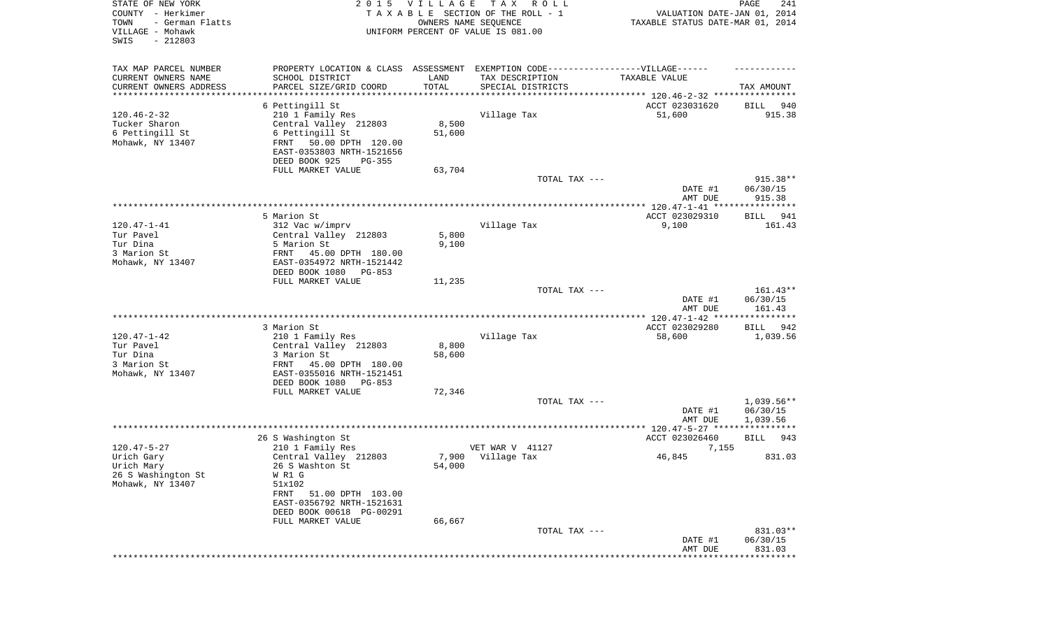STATE OF NEW YORK
COUNTY - Herkimer
TOWN - German Flatts
VILLAGE - Mohawk
SWIS - 212803

2015 VILLAGE TAX ROLL
TAXABLE SECTION OF THE ROLL - 1
OWNERS NAME SEQUENCE
UNIFORM PERCENT OF VALUE IS 081.00

VALUATION DATE-JAN 01, 2014
TAXABLE STATUS DATE-MAR 01, 2014

| TAX MAP PARCEL NUMBER<br>CURRENT OWNERS NAME<br>CURRENT OWNERS ADDRESS | PROPERTY LOCATION & CLASS<br>SCHOOL DISTRICT<br>PARCEL SIZE/GRID COORD | ASSESSMENT<br>LAND<br>TOTAL | EXEMPTION CODE------VILLAGE------<br>TAX DESCRIPTION<br>SPECIAL DISTRICTS | TAXABLE VALUE | TAX AMOUNT |
|---|---|---|---|---|---|
| | 6 Pettingill St | | | ACCT 023031620 | BILL 940 |
| 120.46-2-32 | 210 1 Family Res | | Village Tax | 51,600 | 915.38 |
| Tucker Sharon | Central Valley 212803 | 8,500 | | | |
| 6 Pettingill St | 6 Pettingill St | 51,600 | | | |
| Mohawk, NY 13407 | FRNT 50.00 DPTH 120.00 | | | | |
| | EAST-0353803 NRTH-1521656 | | | | |
| | DEED BOOK 925 PG-355 | | | | |
| | FULL MARKET VALUE | 63,704 | | | |
| | | | TOTAL TAX --- | | 915.38** |
| | | | | DATE #1 | 06/30/15 |
| | | | | AMT DUE | 915.38 |
| | 5 Marion St | | | ACCT 023029310 | BILL 941 |
| 120.47-1-41 | 312 Vac w/imprv | | Village Tax | 9,100 | 161.43 |
| Tur Pavel | Central Valley 212803 | 5,800 | | | |
| Tur Dina | 5 Marion St | 9,100 | | | |
| 3 Marion St | FRNT 45.00 DPTH 180.00 | | | | |
| Mohawk, NY 13407 | EAST-0354972 NRTH-1521442 | | | | |
| | DEED BOOK 1080 PG-853 | | | | |
| | FULL MARKET VALUE | 11,235 | | | |
| | | | TOTAL TAX --- | | 161.43** |
| | | | | DATE #1 | 06/30/15 |
| | | | | AMT DUE | 161.43 |
| | 3 Marion St | | | ACCT 023029280 | BILL 942 |
| 120.47-1-42 | 210 1 Family Res | | Village Tax | 58,600 | 1,039.56 |
| Tur Pavel | Central Valley 212803 | 8,800 | | | |
| Tur Dina | 3 Marion St | 58,600 | | | |
| 3 Marion St | FRNT 45.00 DPTH 180.00 | | | | |
| Mohawk, NY 13407 | EAST-0355016 NRTH-1521451 | | | | |
| | DEED BOOK 1080 PG-853 | | | | |
| | FULL MARKET VALUE | 72,346 | | | |
| | | | TOTAL TAX --- | | 1,039.56** |
| | | | | DATE #1 | 06/30/15 |
| | | | | AMT DUE | 1,039.56 |
| | 26 S Washington St | | | ACCT 023026460 | BILL 943 |
| 120.47-5-27 | 210 1 Family Res | | VET WAR V 41127 | 7,155 | |
| Urich Gary | Central Valley 212803 | 7,900 | Village Tax | 46,845 | 831.03 |
| Urich Mary | 26 S Washton St | 54,000 | | | |
| 26 S Washington St | W R1 G | | | | |
| Mohawk, NY 13407 | 51x102 | | | | |
| | FRNT 51.00 DPTH 103.00 | | | | |
| | EAST-0356792 NRTH-1521631 | | | | |
| | DEED BOOK 00618 PG-00291 | | | | |
| | FULL MARKET VALUE | 66,667 | | | |
| | | | TOTAL TAX --- | | 831.03** |
| | | | | DATE #1 | 06/30/15 |
| | | | | AMT DUE | 831.03 |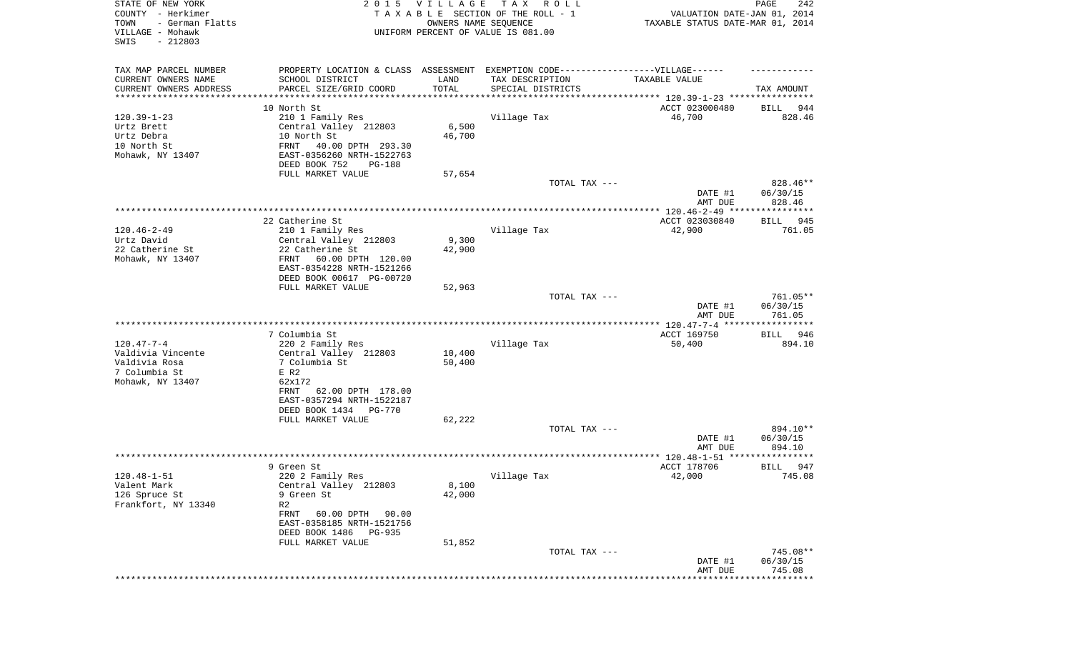STATE OF NEW YORK
COUNTY - Herkimer
TOWN - German Flatts
VILLAGE - Mohawk
SWIS - 212803

2 0 1 5 V I L L A G E T A X R O L L
T A X A B L E SECTION OF THE ROLL - 1
OWNERS NAME SEQUENCE
UNIFORM PERCENT OF VALUE IS 081.00

VALUATION DATE-JAN 01, 2014
TAXABLE STATUS DATE-MAR 01, 2014

| TAX MAP PARCEL NUMBER<br>CURRENT OWNERS NAME<br>CURRENT OWNERS ADDRESS | PROPERTY LOCATION & CLASS<br>SCHOOL DISTRICT<br>PARCEL SIZE/GRID COORD | ASSESSMENT<br>LAND<br>TOTAL | EXEMPTION CODE------VILLAGE------<br>TAX DESCRIPTION<br>SPECIAL DISTRICTS | TAXABLE VALUE | TAX AMOUNT |
|---|---|---|---|---|---|
| 120.39-1-23 | 10 North St | | | ACCT 023000480 | BILL 944 |
| 120.39-1-23 | 210 1 Family Res | | Village Tax | 46,700 | 828.46 |
| Urtz Brett | Central Valley 212803 | 6,500 | | | |
| Urtz Debra | 10 North St | 46,700 | | | |
| 10 North St | FRNT 40.00 DPTH 293.30 | | | | |
| Mohawk, NY 13407 | EAST-0356260 NRTH-1522763 | | | | |
| | DEED BOOK 752 PG-188 | | | | |
| | FULL MARKET VALUE | 57,654 | | | |
| | | | TOTAL TAX --- | | 828.46** |
| | | | | DATE #1 | 06/30/15 |
| | | | | AMT DUE | 828.46 |
| 120.46-2-49 | 22 Catherine St | | | ACCT 023030840 | BILL 945 |
| 120.46-2-49 | 210 1 Family Res | | Village Tax | 42,900 | 761.05 |
| Urtz David | Central Valley 212803 | 9,300 | | | |
| 22 Catherine St | 22 Catherine St | 42,900 | | | |
| Mohawk, NY 13407 | FRNT 60.00 DPTH 120.00 | | | | |
| | EAST-0354228 NRTH-1521266 | | | | |
| | DEED BOOK 00617 PG-00720 | | | | |
| | FULL MARKET VALUE | 52,963 | | | |
| | | | TOTAL TAX --- | | 761.05** |
| | | | | DATE #1 | 06/30/15 |
| | | | | AMT DUE | 761.05 |
| 120.47-7-4 | 7 Columbia St | | | ACCT 169750 | BILL 946 |
| 120.47-7-4 | 220 2 Family Res | | Village Tax | 50,400 | 894.10 |
| Valdivia Vincente | Central Valley 212803 | 10,400 | | | |
| Valdivia Rosa | 7 Columbia St | 50,400 | | | |
| 7 Columbia St | E R2 | | | | |
| Mohawk, NY 13407 | 62x172 | | | | |
| | FRNT 62.00 DPTH 178.00 | | | | |
| | EAST-0357294 NRTH-1522187 | | | | |
| | DEED BOOK 1434 PG-770 | | | | |
| | FULL MARKET VALUE | 62,222 | | | |
| | | | TOTAL TAX --- | | 894.10** |
| | | | | DATE #1 | 06/30/15 |
| | | | | AMT DUE | 894.10 |
| 120.48-1-51 | 9 Green St | | | ACCT 178706 | BILL 947 |
| 120.48-1-51 | 220 2 Family Res | | Village Tax | 42,000 | 745.08 |
| Valent Mark | Central Valley 212803 | 8,100 | | | |
| 126 Spruce St | 9 Green St | 42,000 | | | |
| Frankfort, NY 13340 | R2 | | | | |
| | FRNT 60.00 DPTH 90.00 | | | | |
| | EAST-0358185 NRTH-1521756 | | | | |
| | DEED BOOK 1486 PG-935 | | | | |
| | FULL MARKET VALUE | 51,852 | | | |
| | | | TOTAL TAX --- | | 745.08** |
| | | | | DATE #1 | 06/30/15 |
| | | | | AMT DUE | 745.08 |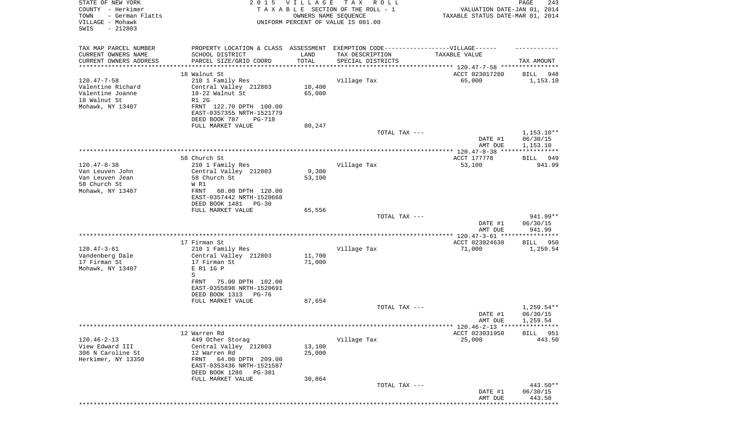STATE OF NEW YORK
COUNTY - Herkimer
TOWN - German Flatts
VILLAGE - Mohawk
SWIS - 212803

2015 VILLAGE TAX ROLL
TAXABLE SECTION OF THE ROLL - 1
OWNERS NAME SEQUENCE
UNIFORM PERCENT OF VALUE IS 081.00

VALUATION DATE-JAN 01, 2014
TAXABLE STATUS DATE-MAR 01, 2014

| TAX MAP PARCEL NUMBER / CURRENT OWNERS NAME / CURRENT OWNERS ADDRESS | PROPERTY LOCATION & CLASS / SCHOOL DISTRICT / PARCEL SIZE/GRID COORD | ASSESSMENT LAND / TOTAL | EXEMPTION CODE / TAX DESCRIPTION / SPECIAL DISTRICTS | TAXABLE VALUE | TAX AMOUNT |
|---|---|---|---|---|---|
| | 18 Walnut St | | | ACCT 023017280 | BILL 948 |
| 120.47-7-58 | 210 1 Family Res | | Village Tax | 65,000 | 1,153.10 |
| Valentine Richard | Central Valley 212803 | 10,400 | | | |
| Valentine Joanne | 18-22 Walnut St | 65,000 | | | |
| 18 Walnut St | R1 2G | | | | |
| Mohawk, NY 13407 | FRNT 122.70 DPTH 100.00 | | | | |
| | EAST-0357355 NRTH-1521779 | | | | |
| | DEED BOOK 787 PG-718 | | | | |
| | FULL MARKET VALUE | 80,247 | | | |
| | | | TOTAL TAX --- | | 1,153.10** |
| | | | | DATE #1 | 06/30/15 |
| | | | | AMT DUE | 1,153.10 |
| | 58 Church St | | | ACCT 177778 | BILL 949 |
| 120.47-8-38 | 210 1 Family Res | | Village Tax | 53,100 | 941.99 |
| Van Leuven John | Central Valley 212803 | 9,300 | | | |
| Van Leuven Jean | 58 Church St | 53,100 | | | |
| 58 Church St | W R1 | | | | |
| Mohawk, NY 13407 | FRNT 60.00 DPTH 120.00 | | | | |
| | EAST-0357442 NRTH-1520668 | | | | |
| | DEED BOOK 1481 PG-30 | | | | |
| | FULL MARKET VALUE | 65,556 | | | |
| | | | TOTAL TAX --- | | 941.99** |
| | | | | DATE #1 | 06/30/15 |
| | | | | AMT DUE | 941.99 |
| | 17 Firman St | | | ACCT 023024630 | BILL 950 |
| 120.47-3-61 | 210 1 Family Res | | Village Tax | 71,000 | 1,259.54 |
| Vandenberg Dale | Central Valley 212803 | 11,700 | | | |
| 17 Firman St | 17 Firman St | 71,000 | | | |
| Mohawk, NY 13407 | E R1 1G P | | | | |
| | S | | | | |
| | FRNT 75.00 DPTH 102.00 | | | | |
| | EAST-0355898 NRTH-1520691 | | | | |
| | DEED BOOK 1313 PG-76 | | | | |
| | FULL MARKET VALUE | 87,654 | | | |
| | | | TOTAL TAX --- | | 1,259.54** |
| | | | | DATE #1 | 06/30/15 |
| | | | | AMT DUE | 1,259.54 |
| | 12 Warren Rd | | | ACCT 023031950 | BILL 951 |
| 120.46-2-13 | 449 Other Storag | | Village Tax | 25,000 | 443.50 |
| View Edward III | Central Valley 212803 | 13,100 | | | |
| 306 N Caroline St | 12 Warren Rd | 25,000 | | | |
| Herkimer, NY 13350 | FRNT 64.00 DPTH 209.00 | | | | |
| | EAST-0353436 NRTH-1521587 | | | | |
| | DEED BOOK 1286 PG-381 | | | | |
| | FULL MARKET VALUE | 30,864 | | | |
| | | | TOTAL TAX --- | | 443.50** |
| | | | | DATE #1 | 06/30/15 |
| | | | | AMT DUE | 443.50 |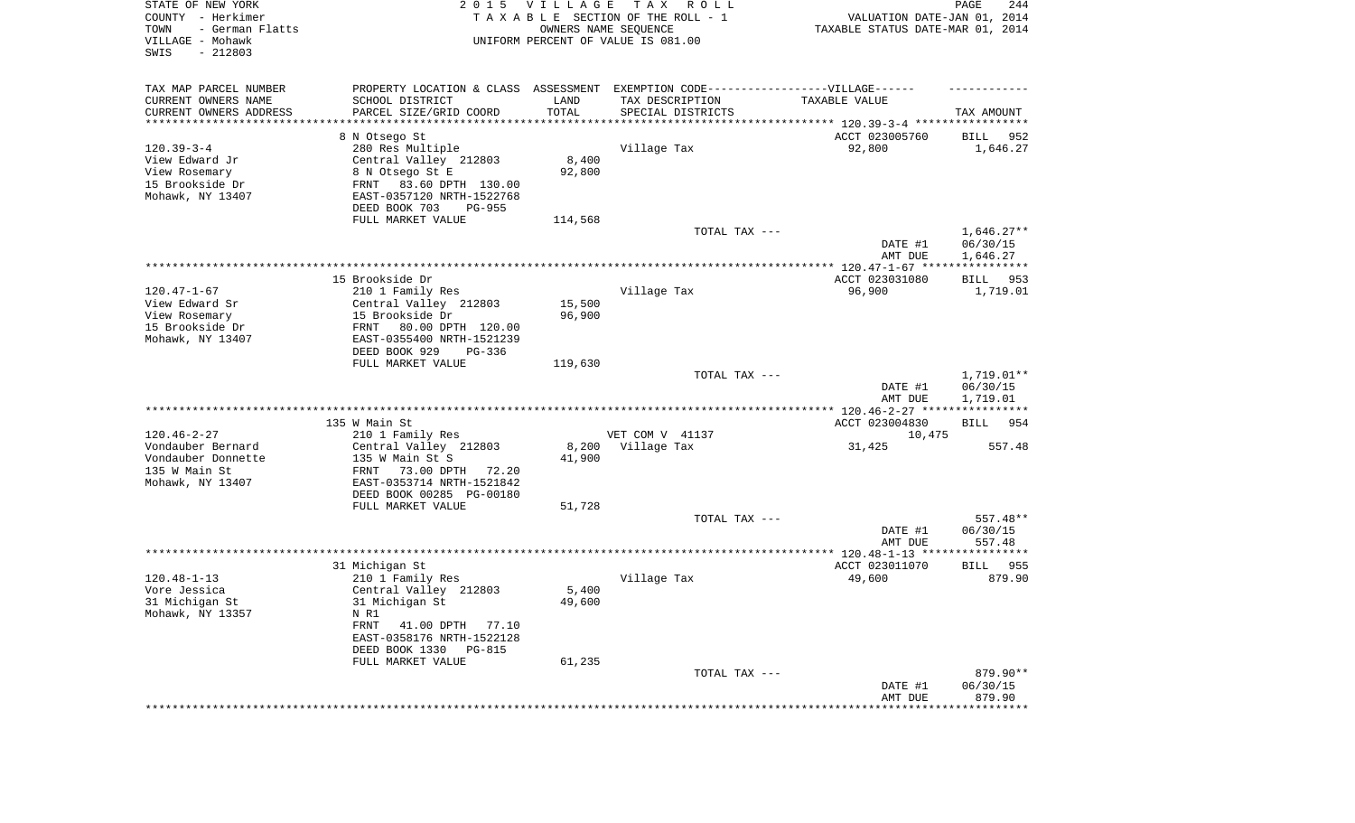STATE OF NEW YORK
COUNTY - Herkimer
TOWN - German Flatts
VILLAGE - Mohawk
SWIS - 212803

2 0 1 5 V I L L A G E T A X R O L L
T A X A B L E SECTION OF THE ROLL - 1
OWNERS NAME SEQUENCE
UNIFORM PERCENT OF VALUE IS 081.00

VALUATION DATE-JAN 01, 2014
TAXABLE STATUS DATE-MAR 01, 2014

| TAX MAP PARCEL NUMBER<br>CURRENT OWNERS NAME<br>CURRENT OWNERS ADDRESS | PROPERTY LOCATION & CLASS<br>SCHOOL DISTRICT<br>PARCEL SIZE/GRID COORD | ASSESSMENT<br>LAND<br>TOTAL | EXEMPTION CODE------VILLAGE------<br>TAX DESCRIPTION<br>SPECIAL DISTRICTS | TAXABLE VALUE | TAX AMOUNT |
|---|---|---|---|---|---|
| | 8 N Otsego St | | | ACCT 023005760 | BILL 952 |
| 120.39-3-4 | 280 Res Multiple | | Village Tax | 92,800 | 1,646.27 |
| View Edward Jr | Central Valley 212803 | 8,400 | | | |
| View Rosemary | 8 N Otsego St E | 92,800 | | | |
| 15 Brookside Dr | FRNT 83.60 DPTH 130.00 | | | | |
| Mohawk, NY 13407 | EAST-0357120 NRTH-1522768 | | | | |
| | DEED BOOK 703 PG-955 | | | | |
| | FULL MARKET VALUE | 114,568 | | | |
| | | | TOTAL TAX --- | | 1,646.27** |
| | | | | DATE #1 | 06/30/15 |
| | | | | AMT DUE | 1,646.27 |
| | 15 Brookside Dr | | | ACCT 023031080 | BILL 953 |
| 120.47-1-67 | 210 1 Family Res | | Village Tax | 96,900 | 1,719.01 |
| View Edward Sr | Central Valley 212803 | 15,500 | | | |
| View Rosemary | 15 Brookside Dr | 96,900 | | | |
| 15 Brookside Dr | FRNT 80.00 DPTH 120.00 | | | | |
| Mohawk, NY 13407 | EAST-0355400 NRTH-1521239 | | | | |
| | DEED BOOK 929 PG-336 | | | | |
| | FULL MARKET VALUE | 119,630 | | | |
| | | | TOTAL TAX --- | | 1,719.01** |
| | | | | DATE #1 | 06/30/15 |
| | | | | AMT DUE | 1,719.01 |
| | 135 W Main St | | | ACCT 023004830 | BILL 954 |
| 120.46-2-27 | 210 1 Family Res | | VET COM V 41137 | 10,475 | |
| Vondauber Bernard | Central Valley 212803 | 8,200 | Village Tax | 31,425 | 557.48 |
| Vondauber Donnette | 135 W Main St S | 41,900 | | | |
| 135 W Main St | FRNT 73.00 DPTH 72.20 | | | | |
| Mohawk, NY 13407 | EAST-0353714 NRTH-1521842 | | | | |
| | DEED BOOK 00285 PG-00180 | | | | |
| | FULL MARKET VALUE | 51,728 | | | |
| | | | TOTAL TAX --- | | 557.48** |
| | | | | DATE #1 | 06/30/15 |
| | | | | AMT DUE | 557.48 |
| | 31 Michigan St | | | ACCT 023011070 | BILL 955 |
| 120.48-1-13 | 210 1 Family Res | | Village Tax | 49,600 | 879.90 |
| Vore Jessica | Central Valley 212803 | 5,400 | | | |
| 31 Michigan St | 31 Michigan St | 49,600 | | | |
| Mohawk, NY 13357 | N R1 | | | | |
| | FRNT 41.00 DPTH 77.10 | | | | |
| | EAST-0358176 NRTH-1522128 | | | | |
| | DEED BOOK 1330 PG-815 | | | | |
| | FULL MARKET VALUE | 61,235 | | | |
| | | | TOTAL TAX --- | | 879.90** |
| | | | | DATE #1 | 06/30/15 |
| | | | | AMT DUE | 879.90 |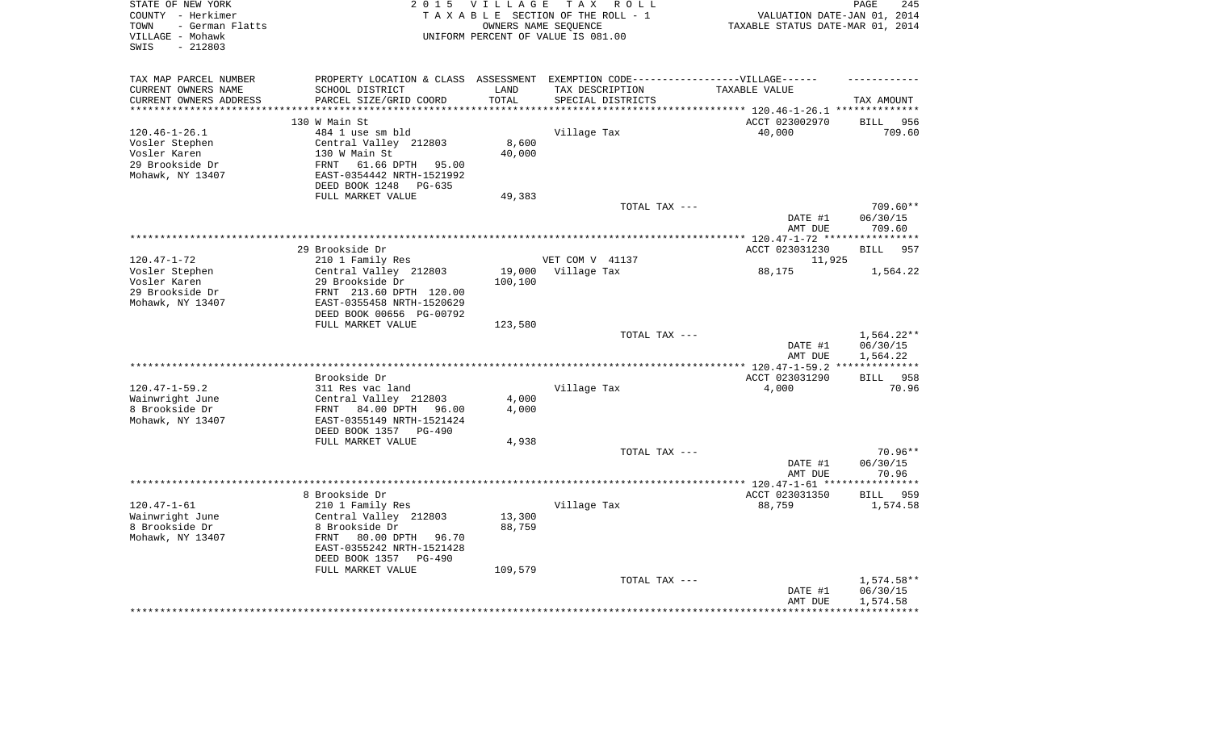STATE OF NEW YORK
COUNTY - Herkimer
TOWN - German Flatts
VILLAGE - Mohawk
SWIS - 212803

2 0 1 5 V I L L A G E T A X R O L L
T A X A B L E SECTION OF THE ROLL - 1
OWNERS NAME SEQUENCE
UNIFORM PERCENT OF VALUE IS 081.00

VALUATION DATE-JAN 01, 2014
TAXABLE STATUS DATE-MAR 01, 2014

| TAX MAP PARCEL NUMBER<br>CURRENT OWNERS NAME<br>CURRENT OWNERS ADDRESS | PROPERTY LOCATION & CLASS<br>SCHOOL DISTRICT<br>PARCEL SIZE/GRID COORD | ASSESSMENT<br>LAND<br>TOTAL | EXEMPTION CODE------------------VILLAGE------<br>TAX DESCRIPTION<br>SPECIAL DISTRICTS | TAXABLE VALUE | TAX AMOUNT |
|---|---|---|---|---|---|
| | 130 W Main St | | | ACCT 023002970 | BILL 956 |
| 120.46-1-26.1 | 484 1 use sm bld | | Village Tax | 40,000 | 709.60 |
| Vosler Stephen | Central Valley 212803 | 8,600 | | | |
| Vosler Karen | 130 W Main St | 40,000 | | | |
| 29 Brookside Dr | FRNT 61.66 DPTH 95.00 | | | | |
| Mohawk, NY 13407 | EAST-0354442 NRTH-1521992 | | | | |
| | DEED BOOK 1248 PG-635 | | | | |
| | FULL MARKET VALUE | 49,383 | | | |
| | | | TOTAL TAX --- | | 709.60** |
| | | | | DATE #1 | 06/30/15 |
| | | | | AMT DUE | 709.60 |
| | 29 Brookside Dr | | | ACCT 023031230 | BILL 957 |
| 120.47-1-72 | 210 1 Family Res | | VET COM V 41137 | 11,925 | |
| Vosler Stephen | Central Valley 212803 | 19,000 | Village Tax | 88,175 | 1,564.22 |
| Vosler Karen | 29 Brookside Dr | 100,100 | | | |
| 29 Brookside Dr | FRNT 213.60 DPTH 120.00 | | | | |
| Mohawk, NY 13407 | EAST-0355458 NRTH-1520629 | | | | |
| | DEED BOOK 00656 PG-00792 | | | | |
| | FULL MARKET VALUE | 123,580 | | | |
| | | | TOTAL TAX --- | | 1,564.22** |
| | | | | DATE #1 | 06/30/15 |
| | | | | AMT DUE | 1,564.22 |
| | Brookside Dr | | | ACCT 023031290 | BILL 958 |
| 120.47-1-59.2 | 311 Res vac land | | Village Tax | 4,000 | 70.96 |
| Wainwright June | Central Valley 212803 | 4,000 | | | |
| 8 Brookside Dr | FRNT 84.00 DPTH 96.00 | 4,000 | | | |
| Mohawk, NY 13407 | EAST-0355149 NRTH-1521424 | | | | |
| | DEED BOOK 1357 PG-490 | | | | |
| | FULL MARKET VALUE | 4,938 | | | |
| | | | TOTAL TAX --- | | 70.96** |
| | | | | DATE #1 | 06/30/15 |
| | | | | AMT DUE | 70.96 |
| | 8 Brookside Dr | | | ACCT 023031350 | BILL 959 |
| 120.47-1-61 | 210 1 Family Res | | Village Tax | 88,759 | 1,574.58 |
| Wainwright June | Central Valley 212803 | 13,300 | | | |
| 8 Brookside Dr | 8 Brookside Dr | 88,759 | | | |
| Mohawk, NY 13407 | FRNT 80.00 DPTH 96.70 | | | | |
| | EAST-0355242 NRTH-1521428 | | | | |
| | DEED BOOK 1357 PG-490 | | | | |
| | FULL MARKET VALUE | 109,579 | | | |
| | | | TOTAL TAX --- | | 1,574.58** |
| | | | | DATE #1 | 06/30/15 |
| | | | | AMT DUE | 1,574.58 |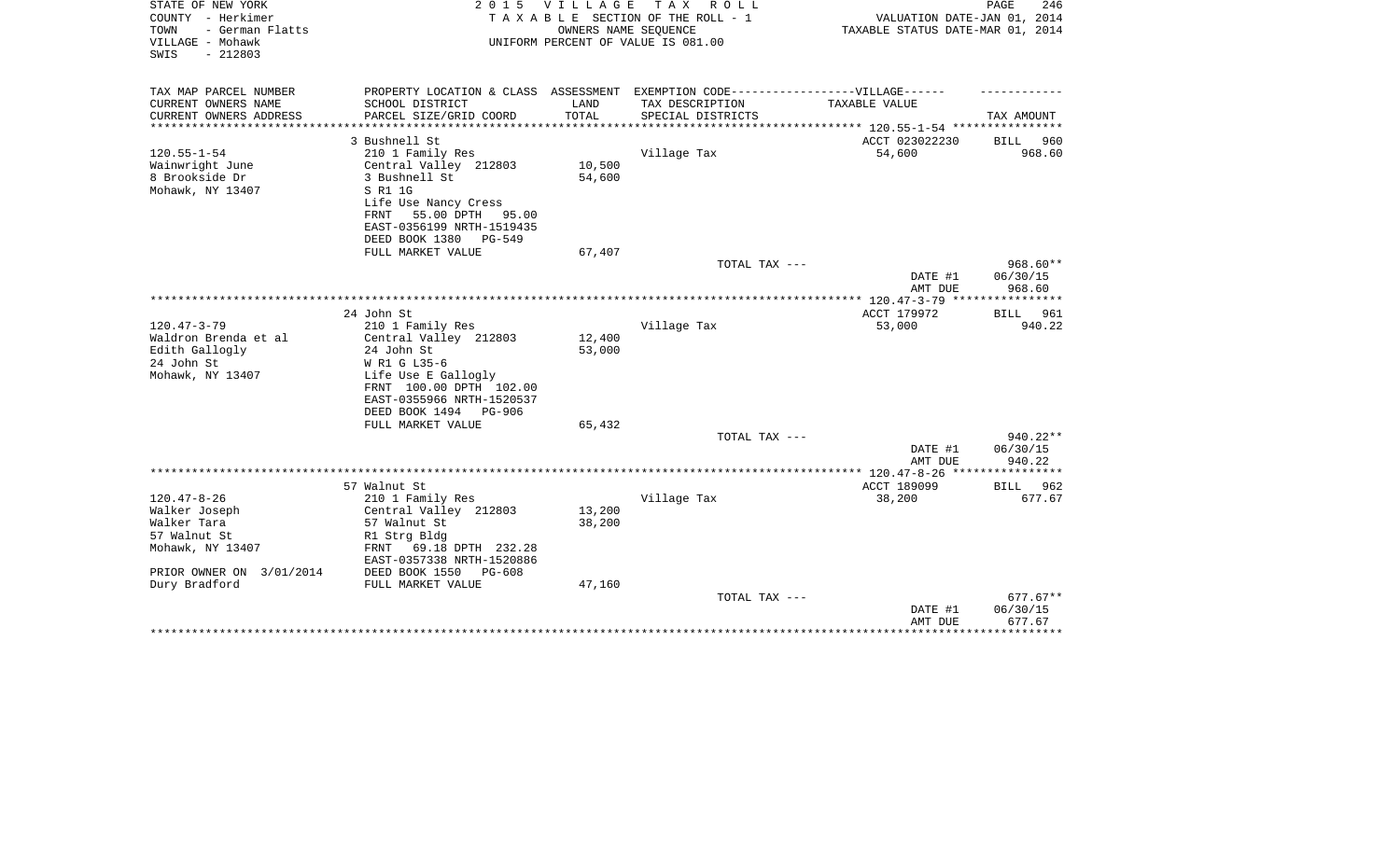STATE OF NEW YORK
COUNTY - Herkimer
TOWN - German Flatts
VILLAGE - Mohawk
SWIS - 212803

2 0 1 5 V I L L A G E T A X R O L L
T A X A B L E SECTION OF THE ROLL - 1
OWNERS NAME SEQUENCE
UNIFORM PERCENT OF VALUE IS 081.00

VALUATION DATE-JAN 01, 2014
TAXABLE STATUS DATE-MAR 01, 2014

| TAX MAP PARCEL NUMBER<br>CURRENT OWNERS NAME<br>CURRENT OWNERS ADDRESS | PROPERTY LOCATION & CLASS<br>SCHOOL DISTRICT<br>PARCEL SIZE/GRID COORD | ASSESSMENT<br>LAND<br>TOTAL | EXEMPTION CODE------VILLAGE------<br>TAX DESCRIPTION<br>SPECIAL DISTRICTS | TAXABLE VALUE | TAX AMOUNT |
|---|---|---|---|---|---|
| | 3 Bushnell St | | | ACCT 023022230 | BILL 960 |
| 120.55-1-54 | 210 1 Family Res | | Village Tax | 54,600 | 968.60 |
| Wainwright June | Central Valley 212803 | 10,500 | | | |
| 8 Brookside Dr | 3 Bushnell St | 54,600 | | | |
| Mohawk, NY 13407 | S R1 1G | | | | |
| | Life Use Nancy Cress | | | | |
| | FRNT 55.00 DPTH 95.00 | | | | |
| | EAST-0356199 NRTH-1519435 | | | | |
| | DEED BOOK 1380 PG-549 | | | | |
| | FULL MARKET VALUE | 67,407 | | | |
| | | | TOTAL TAX --- | | 968.60** |
| | | | | DATE #1 | 06/30/15 |
| | | | | AMT DUE | 968.60 |
| | 24 John St | | | ACCT 179972 | BILL 961 |
| 120.47-3-79 | 210 1 Family Res | | Village Tax | 53,000 | 940.22 |
| Waldron Brenda et al | Central Valley 212803 | 12,400 | | | |
| Edith Gallogly | 24 John St | 53,000 | | | |
| 24 John St | W R1 G L35-6 | | | | |
| Mohawk, NY 13407 | Life Use E Gallogly | | | | |
| | FRNT 100.00 DPTH 102.00 | | | | |
| | EAST-0355966 NRTH-1520537 | | | | |
| | DEED BOOK 1494 PG-906 | | | | |
| | FULL MARKET VALUE | 65,432 | | | |
| | | | TOTAL TAX --- | | 940.22** |
| | | | | DATE #1 | 06/30/15 |
| | | | | AMT DUE | 940.22 |
| | 57 Walnut St | | | ACCT 189099 | BILL 962 |
| 120.47-8-26 | 210 1 Family Res | | Village Tax | 38,200 | 677.67 |
| Walker Joseph | Central Valley 212803 | 13,200 | | | |
| Walker Tara | 57 Walnut St | 38,200 | | | |
| 57 Walnut St | R1 Strg Bldg | | | | |
| Mohawk, NY 13407 | FRNT 69.18 DPTH 232.28 | | | | |
| | EAST-0357338 NRTH-1520886 | | | | |
| PRIOR OWNER ON 3/01/2014 | DEED BOOK 1550 PG-608 | | | | |
| Dury Bradford | FULL MARKET VALUE | 47,160 | | | |
| | | | TOTAL TAX --- | | 677.67** |
| | | | | DATE #1 | 06/30/15 |
| | | | | AMT DUE | 677.67 |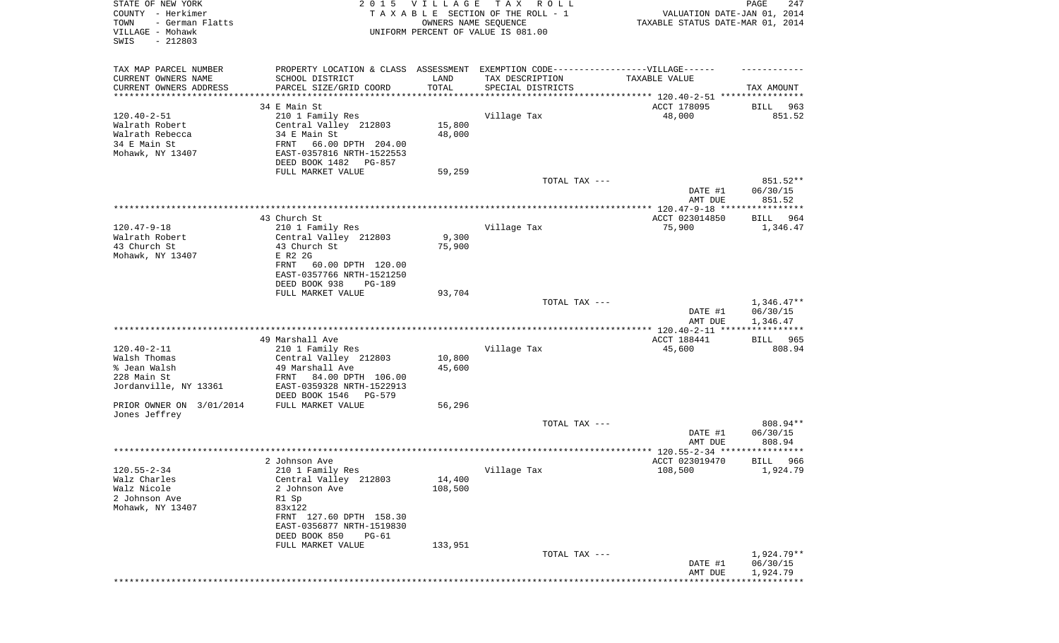STATE OF NEW YORK
COUNTY - Herkimer
TOWN - German Flatts
VILLAGE - Mohawk
SWIS - 212803

2 0 1 5 V I L L A G E T A X R O L L
T A X A B L E SECTION OF THE ROLL - 1
OWNERS NAME SEQUENCE
UNIFORM PERCENT OF VALUE IS 081.00

VALUATION DATE-JAN 01, 2014
TAXABLE STATUS DATE-MAR 01, 2014

| TAX MAP PARCEL NUMBER / CURRENT OWNERS NAME / CURRENT OWNERS ADDRESS | PROPERTY LOCATION & CLASS / SCHOOL DISTRICT / PARCEL SIZE/GRID COORD | ASSESSMENT LAND / TOTAL | EXEMPTION CODE / TAX DESCRIPTION / SPECIAL DISTRICTS | TAXABLE VALUE | TAX AMOUNT |
|---|---|---|---|---|---|
| 120.40-2-51 | 34 E Main St | | | ACCT 178095 | BILL 963 |
| Walrath Robert | 210 1 Family Res | | Village Tax | 48,000 | 851.52 |
| Walrath Rebecca | Central Valley 212803 | 15,800 | | | |
| 34 E Main St | 34 E Main St | 48,000 | | | |
| Mohawk, NY 13407 | FRNT 66.00 DPTH 204.00 | | | | |
| | EAST-0357816 NRTH-1522553 | | | | |
| | DEED BOOK 1482 PG-857 | | | | |
| | FULL MARKET VALUE | 59,259 | | | |
| | | | TOTAL TAX --- | | 851.52** |
| | | | | DATE #1 | 06/30/15 |
| | | | | AMT DUE | 851.52 |
| 120.47-9-18 | 43 Church St | | | ACCT 023014850 | BILL 964 |
| Walrath Robert | 210 1 Family Res | | Village Tax | 75,900 | 1,346.47 |
| 43 Church St | Central Valley 212803 | 9,300 | | | |
| Mohawk, NY 13407 | 43 Church St | 75,900 | | | |
| | E R2 2G | | | | |
| | FRNT 60.00 DPTH 120.00 | | | | |
| | EAST-0357766 NRTH-1521250 | | | | |
| | DEED BOOK 938 PG-189 | | | | |
| | FULL MARKET VALUE | 93,704 | | | |
| | | | TOTAL TAX --- | | 1,346.47** |
| | | | | DATE #1 | 06/30/15 |
| | | | | AMT DUE | 1,346.47 |
| 120.40-2-11 | 49 Marshall Ave | | | ACCT 188441 | BILL 965 |
| Walsh Thomas | 210 1 Family Res | | Village Tax | 45,600 | 808.94 |
| % Jean Walsh | Central Valley 212803 | 10,800 | | | |
| 228 Main St | 49 Marshall Ave | 45,600 | | | |
| Jordanville, NY 13361 | FRNT 84.00 DPTH 106.00 | | | | |
| | EAST-0359328 NRTH-1522913 | | | | |
| | DEED BOOK 1546 PG-579 | | | | |
| PRIOR OWNER ON 3/01/2014 | FULL MARKET VALUE | 56,296 | | | |
| Jones Jeffrey | | | | | |
| | | | TOTAL TAX --- | | 808.94** |
| | | | | DATE #1 | 06/30/15 |
| | | | | AMT DUE | 808.94 |
| 120.55-2-34 | 2 Johnson Ave | | | ACCT 023019470 | BILL 966 |
| Walz Charles | 210 1 Family Res | | Village Tax | 108,500 | 1,924.79 |
| Walz Nicole | Central Valley 212803 | 14,400 | | | |
| 2 Johnson Ave | 2 Johnson Ave | 108,500 | | | |
| Mohawk, NY 13407 | R1 Sp | | | | |
| | 83x122 | | | | |
| | FRNT 127.60 DPTH 158.30 | | | | |
| | EAST-0356877 NRTH-1519830 | | | | |
| | DEED BOOK 850 PG-61 | | | | |
| | FULL MARKET VALUE | 133,951 | | | |
| | | | TOTAL TAX --- | | 1,924.79** |
| | | | | DATE #1 | 06/30/15 |
| | | | | AMT DUE | 1,924.79 |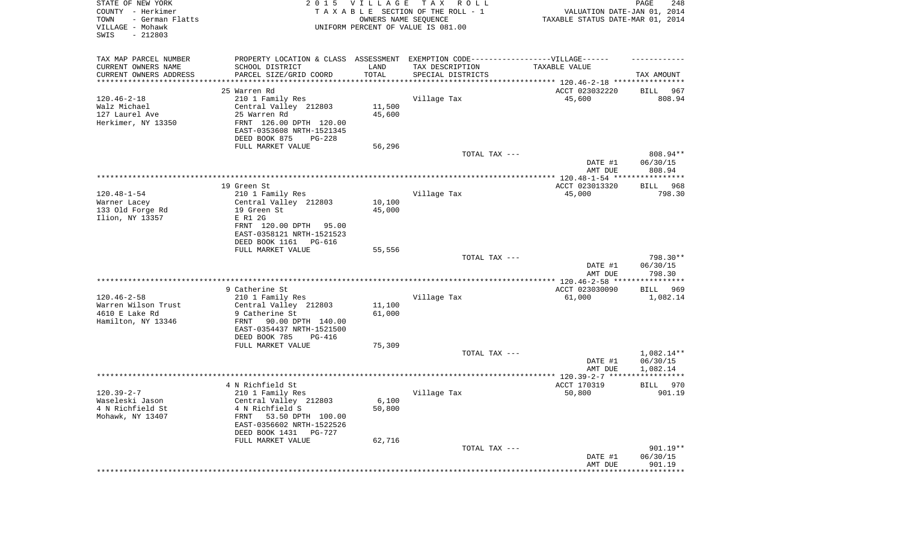STATE OF NEW YORK
COUNTY - Herkimer
TOWN - German Flatts
VILLAGE - Mohawk
SWIS - 212803

2 0 1 5 V I L L A G E T A X R O L L
T A X A B L E SECTION OF THE ROLL - 1
OWNERS NAME SEQUENCE
UNIFORM PERCENT OF VALUE IS 081.00

VALUATION DATE-JAN 01, 2014
TAXABLE STATUS DATE-MAR 01, 2014

| TAX MAP PARCEL NUMBER / CURRENT OWNERS NAME / CURRENT OWNERS ADDRESS | PROPERTY LOCATION & CLASS / SCHOOL DISTRICT / PARCEL SIZE/GRID COORD | ASSESSMENT LAND / TOTAL | EXEMPTION CODE / TAX DESCRIPTION / SPECIAL DISTRICTS | VILLAGE TAXABLE VALUE | TAX AMOUNT |
|---|---|---|---|---|---|
| 120.46-2-18 | 25 Warren Rd | | | ACCT 023032220 | BILL 967 |
| Walz Michael | 210 1 Family Res | | Village Tax | 45,600 | 808.94 |
| 127 Laurel Ave | Central Valley 212803 | 11,500 | | | |
| Herkimer, NY 13350 | 25 Warren Rd | 45,600 | | | |
| | FRNT 126.00 DPTH 120.00 | | | | |
| | EAST-0353608 NRTH-1521345 | | | | |
| | DEED BOOK 875 PG-228 | | | | |
| | FULL MARKET VALUE | 56,296 | | | |
| | | | TOTAL TAX --- | | 808.94** |
| | | | | DATE #1 | 06/30/15 |
| | | | | AMT DUE | 808.94 |
| 120.48-1-54 | 19 Green St | | | ACCT 023013320 | BILL 968 |
| Warner Lacey | 210 1 Family Res | | Village Tax | 45,000 | 798.30 |
| 133 Old Forge Rd | Central Valley 212803 | 10,100 | | | |
| Ilion, NY 13357 | 19 Green St | 45,000 | | | |
| | E R1 2G | | | | |
| | FRNT 120.00 DPTH 95.00 | | | | |
| | EAST-0358121 NRTH-1521523 | | | | |
| | DEED BOOK 1161 PG-616 | | | | |
| | FULL MARKET VALUE | 55,556 | | | |
| | | | TOTAL TAX --- | | 798.30** |
| | | | | DATE #1 | 06/30/15 |
| | | | | AMT DUE | 798.30 |
| 120.46-2-58 | 9 Catherine St | | | ACCT 023030090 | BILL 969 |
| Warren Wilson Trust | 210 1 Family Res | | Village Tax | 61,000 | 1,082.14 |
| 4610 E Lake Rd | Central Valley 212803 | 11,100 | | | |
| Hamilton, NY 13346 | 9 Catherine St | 61,000 | | | |
| | FRNT 90.00 DPTH 140.00 | | | | |
| | EAST-0354437 NRTH-1521500 | | | | |
| | DEED BOOK 785 PG-416 | | | | |
| | FULL MARKET VALUE | 75,309 | | | |
| | | | TOTAL TAX --- | | 1,082.14** |
| | | | | DATE #1 | 06/30/15 |
| | | | | AMT DUE | 1,082.14 |
| 120.39-2-7 | 4 N Richfield St | | | ACCT 170319 | BILL 970 |
| Waseleski Jason | 210 1 Family Res | | Village Tax | 50,800 | 901.19 |
| 4 N Richfield St | Central Valley 212803 | 6,100 | | | |
| Mohawk, NY 13407 | 4 N Richfield S | 50,800 | | | |
| | FRNT 53.50 DPTH 100.00 | | | | |
| | EAST-0356602 NRTH-1522526 | | | | |
| | DEED BOOK 1431 PG-727 | | | | |
| | FULL MARKET VALUE | 62,716 | | | |
| | | | TOTAL TAX --- | | 901.19** |
| | | | | DATE #1 | 06/30/15 |
| | | | | AMT DUE | 901.19 |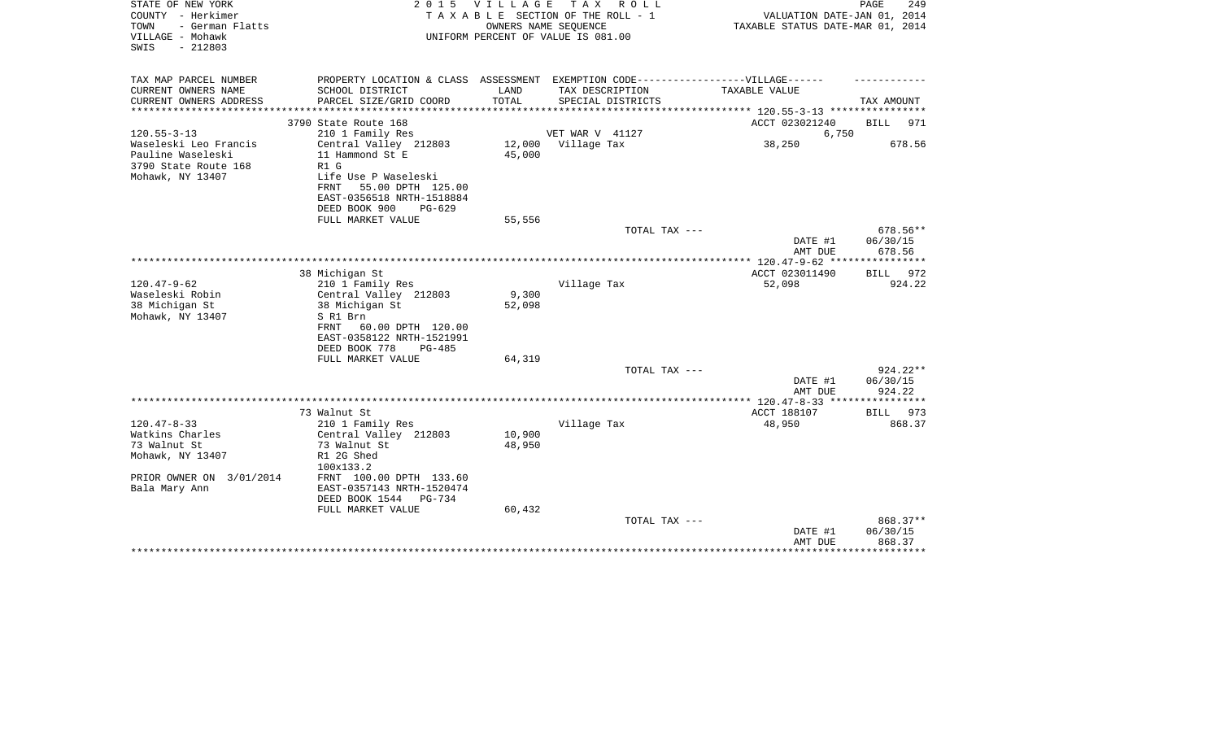STATE OF NEW YORK
COUNTY - Herkimer
TOWN - German Flatts
VILLAGE - Mohawk
SWIS - 212803

2015 VILLAGE TAX ROLL
TAXABLE SECTION OF THE ROLL - 1
OWNERS NAME SEQUENCE
UNIFORM PERCENT OF VALUE IS 081.00

VALUATION DATE-JAN 01, 2014
TAXABLE STATUS DATE-MAR 01, 2014

| TAX MAP PARCEL NUMBER<br>CURRENT OWNERS NAME<br>CURRENT OWNERS ADDRESS | PROPERTY LOCATION & CLASS<br>SCHOOL DISTRICT<br>PARCEL SIZE/GRID COORD | ASSESSMENT<br>LAND<br>TOTAL | EXEMPTION CODE------------------VILLAGE------<br>TAX DESCRIPTION<br>SPECIAL DISTRICTS | TAXABLE VALUE | TAX AMOUNT |
|---|---|---|---|---|---|
| | 3790 State Route 168 | | | ACCT 023021240 | BILL 971 |
| 120.55-3-13 | 210 1 Family Res | | VET WAR V 41127 | 6,750 | |
| Waseleski Leo Francis | Central Valley 212803 | 12,000 | Village Tax | 38,250 | 678.56 |
| Pauline Waseleski | 11 Hammond St E | 45,000 | | | |
| 3790 State Route 168 | R1 G | | | | |
| Mohawk, NY 13407 | Life Use P Waseleski | | | | |
| | FRNT 55.00 DPTH 125.00 | | | | |
| | EAST-0356518 NRTH-1518884 | | | | |
| | DEED BOOK 900 PG-629 | | | | |
| | FULL MARKET VALUE | 55,556 | | | |
| | | | TOTAL TAX --- | | 678.56** |
| | | | | DATE #1 | 06/30/15 |
| | | | | AMT DUE | 678.56 |
| | 38 Michigan St | | | ACCT 023011490 | BILL 972 |
| 120.47-9-62 | 210 1 Family Res | | Village Tax | 52,098 | 924.22 |
| Waseleski Robin | Central Valley 212803 | 9,300 | | | |
| 38 Michigan St | 38 Michigan St | 52,098 | | | |
| Mohawk, NY 13407 | S R1 Brn | | | | |
| | FRNT 60.00 DPTH 120.00 | | | | |
| | EAST-0358122 NRTH-1521991 | | | | |
| | DEED BOOK 778 PG-485 | | | | |
| | FULL MARKET VALUE | 64,319 | | | |
| | | | TOTAL TAX --- | | 924.22** |
| | | | | DATE #1 | 06/30/15 |
| | | | | AMT DUE | 924.22 |
| | 73 Walnut St | | | ACCT 188107 | BILL 973 |
| 120.47-8-33 | 210 1 Family Res | | Village Tax | 48,950 | 868.37 |
| Watkins Charles | Central Valley 212803 | 10,900 | | | |
| 73 Walnut St | 73 Walnut St | 48,950 | | | |
| Mohawk, NY 13407 | R1 2G Shed | | | | |
| | 100x133.2 | | | | |
| PRIOR OWNER ON 3/01/2014 | FRNT 100.00 DPTH 133.60 | | | | |
| Bala Mary Ann | EAST-0357143 NRTH-1520474 | | | | |
| | DEED BOOK 1544 PG-734 | | | | |
| | FULL MARKET VALUE | 60,432 | | | |
| | | | TOTAL TAX --- | | 868.37** |
| | | | | DATE #1 | 06/30/15 |
| | | | | AMT DUE | 868.37 |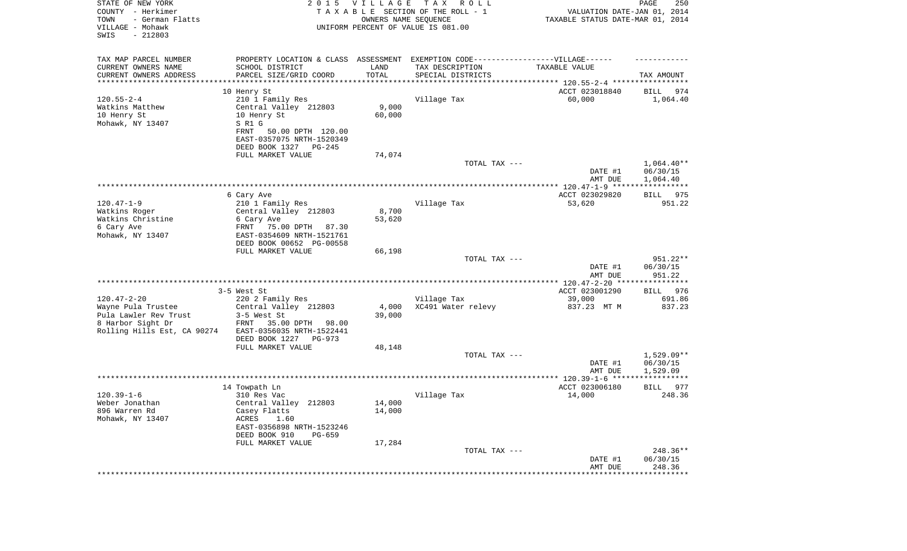STATE OF NEW YORK
COUNTY - Herkimer
TOWN - German Flatts
VILLAGE - Mohawk
SWIS - 212803

2015 VILLAGE TAX ROLL
TAXABLE SECTION OF THE ROLL - 1
OWNERS NAME SEQUENCE
UNIFORM PERCENT OF VALUE IS 081.00

VALUATION DATE-JAN 01, 2014
TAXABLE STATUS DATE-MAR 01, 2014

| TAX MAP PARCEL NUMBER / CURRENT OWNERS NAME / CURRENT OWNERS ADDRESS | PROPERTY LOCATION & CLASS / SCHOOL DISTRICT / PARCEL SIZE/GRID COORD | ASSESSMENT LAND / TOTAL | EXEMPTION CODE / TAX DESCRIPTION / SPECIAL DISTRICTS | TAXABLE VALUE | TAX AMOUNT |
|---|---|---|---|---|---|
| | 10 Henry St | | | ACCT 023018840 | BILL 974 |
| 120.55-2-4 | 210 1 Family Res | | Village Tax | 60,000 | 1,064.40 |
| Watkins Matthew | Central Valley 212803 | 9,000 | | | |
| 10 Henry St | 10 Henry St | 60,000 | | | |
| Mohawk, NY 13407 | S R1 G | | | | |
| | FRNT 50.00 DPTH 120.00 | | | | |
| | EAST-0357075 NRTH-1520349 | | | | |
| | DEED BOOK 1327 PG-245 | | | | |
| | FULL MARKET VALUE | 74,074 | | | |
| | | | TOTAL TAX --- | | 1,064.40** |
| | | | | DATE #1 | 06/30/15 |
| | | | | AMT DUE | 1,064.40 |
| | 6 Cary Ave | | | ACCT 023029820 | BILL 975 |
| 120.47-1-9 | 210 1 Family Res | | Village Tax | 53,620 | 951.22 |
| Watkins Roger | Central Valley 212803 | 8,700 | | | |
| Watkins Christine | 6 Cary Ave | 53,620 | | | |
| 6 Cary Ave | FRNT 75.00 DPTH 87.30 | | | | |
| Mohawk, NY 13407 | EAST-0354609 NRTH-1521761 | | | | |
| | DEED BOOK 00652 PG-00558 | | | | |
| | FULL MARKET VALUE | 66,198 | | | |
| | | | TOTAL TAX --- | | 951.22** |
| | | | | DATE #1 | 06/30/15 |
| | | | | AMT DUE | 951.22 |
| | 3-5 West St | | | ACCT 023001290 | BILL 976 |
| 120.47-2-20 | 220 2 Family Res | | Village Tax | 39,000 | 691.86 |
| Wayne Pula Trustee | Central Valley 212803 | 4,000 | XC491 Water relevy | 837.23 MT M | 837.23 |
| Pula Lawler Rev Trust | 3-5 West St | 39,000 | | | |
| 8 Harbor Sight Dr | FRNT 35.00 DPTH 98.00 | | | | |
| Rolling Hills Est, CA 90274 | EAST-0356035 NRTH-1522441 | | | | |
| | DEED BOOK 1227 PG-973 | | | | |
| | FULL MARKET VALUE | 48,148 | | | |
| | | | TOTAL TAX --- | | 1,529.09** |
| | | | | DATE #1 | 06/30/15 |
| | | | | AMT DUE | 1,529.09 |
| | 14 Towpath Ln | | | ACCT 023006180 | BILL 977 |
| 120.39-1-6 | 310 Res Vac | | Village Tax | 14,000 | 248.36 |
| Weber Jonathan | Central Valley 212803 | 14,000 | | | |
| 896 Warren Rd | Casey Flatts | 14,000 | | | |
| Mohawk, NY 13407 | ACRES 1.60 | | | | |
| | EAST-0356898 NRTH-1523246 | | | | |
| | DEED BOOK 910 PG-659 | | | | |
| | FULL MARKET VALUE | 17,284 | | | |
| | | | TOTAL TAX --- | | 248.36** |
| | | | | DATE #1 | 06/30/15 |
| | | | | AMT DUE | 248.36 |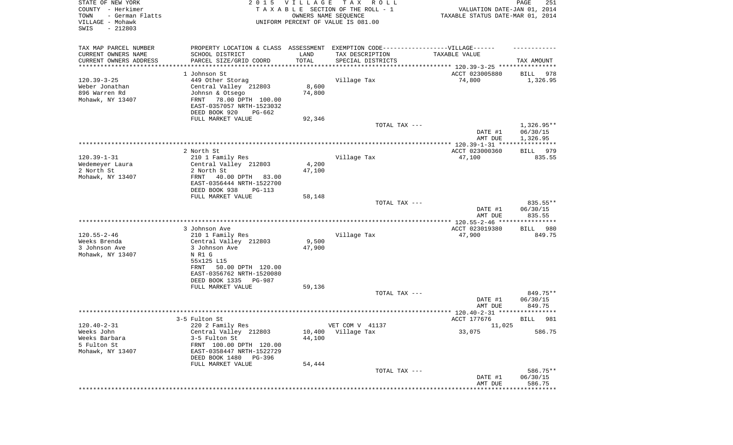STATE OF NEW YORK
COUNTY - Herkimer
TOWN - German Flatts
VILLAGE - Mohawk
SWIS - 212803

2 0 1 5 V I L L A G E T A X R O L L
T A X A B L E SECTION OF THE ROLL - 1
OWNERS NAME SEQUENCE
UNIFORM PERCENT OF VALUE IS 081.00

VALUATION DATE-JAN 01, 2014
TAXABLE STATUS DATE-MAR 01, 2014

| TAX MAP PARCEL NUMBER<br>CURRENT OWNERS NAME<br>CURRENT OWNERS ADDRESS | PROPERTY LOCATION & CLASS<br>SCHOOL DISTRICT<br>PARCEL SIZE/GRID COORD | ASSESSMENT<br>LAND<br>TOTAL | EXEMPTION CODE------VILLAGE------<br>TAX DESCRIPTION<br>SPECIAL DISTRICTS | TAXABLE VALUE | TAX AMOUNT |
|---|---|---|---|---|---|
| **120.39-3-25** | 1 Johnson St | | | ACCT 023005880 | BILL 978 |
| 120.39-3-25 | 449 Other Storag | | Village Tax | 74,800 | 1,326.95 |
| Weber Jonathan | Central Valley 212803 | 8,600 | | | |
| 896 Warren Rd | Johnsn & Otsego | 74,800 | | | |
| Mohawk, NY 13407 | FRNT 78.00 DPTH 100.00 | | | | |
| | EAST-0357057 NRTH-1523032 | | | | |
| | DEED BOOK 920 PG-662 | | | | |
| | FULL MARKET VALUE | 92,346 | | | |
| | | | TOTAL TAX --- | | 1,326.95** |
| | | | | DATE #1 | 06/30/15 |
| | | | | AMT DUE | 1,326.95 |
| **120.39-1-31** | 2 North St | | | ACCT 023000360 | BILL 979 |
| 120.39-1-31 | 210 1 Family Res | | Village Tax | 47,100 | 835.55 |
| Wedemeyer Laura | Central Valley 212803 | 4,200 | | | |
| 2 North St | 2 North St | 47,100 | | | |
| Mohawk, NY 13407 | FRNT 40.00 DPTH 83.00 | | | | |
| | EAST-0356444 NRTH-1522700 | | | | |
| | DEED BOOK 938 PG-113 | | | | |
| | FULL MARKET VALUE | 58,148 | | | |
| | | | TOTAL TAX --- | | 835.55** |
| | | | | DATE #1 | 06/30/15 |
| | | | | AMT DUE | 835.55 |
| **120.55-2-46** | 3 Johnson Ave | | | ACCT 023019380 | BILL 980 |
| 120.55-2-46 | 210 1 Family Res | | Village Tax | 47,900 | 849.75 |
| Weeks Brenda | Central Valley 212803 | 9,500 | | | |
| 3 Johnson Ave | 3 Johnson Ave | 47,900 | | | |
| Mohawk, NY 13407 | N R1 G | | | | |
| | 55x125 L15 | | | | |
| | FRNT 50.00 DPTH 120.00 | | | | |
| | EAST-0356762 NRTH-1520080 | | | | |
| | DEED BOOK 1335 PG-987 | | | | |
| | FULL MARKET VALUE | 59,136 | | | |
| | | | TOTAL TAX --- | | 849.75** |
| | | | | DATE #1 | 06/30/15 |
| | | | | AMT DUE | 849.75 |
| **120.40-2-31** | 3-5 Fulton St | | | ACCT 177676 | BILL 981 |
| 120.40-2-31 | 220 2 Family Res | | VET COM V 41137 | 11,025 | |
| Weeks John | Central Valley 212803 | 10,400 | Village Tax | 33,075 | 586.75 |
| Weeks Barbara | 3-5 Fulton St | 44,100 | | | |
| 5 Fulton St | FRNT 100.00 DPTH 120.00 | | | | |
| Mohawk, NY 13407 | EAST-0358447 NRTH-1522729 | | | | |
| | DEED BOOK 1480 PG-396 | | | | |
| | FULL MARKET VALUE | 54,444 | | | |
| | | | TOTAL TAX --- | | 586.75** |
| | | | | DATE #1 | 06/30/15 |
| | | | | AMT DUE | 586.75 |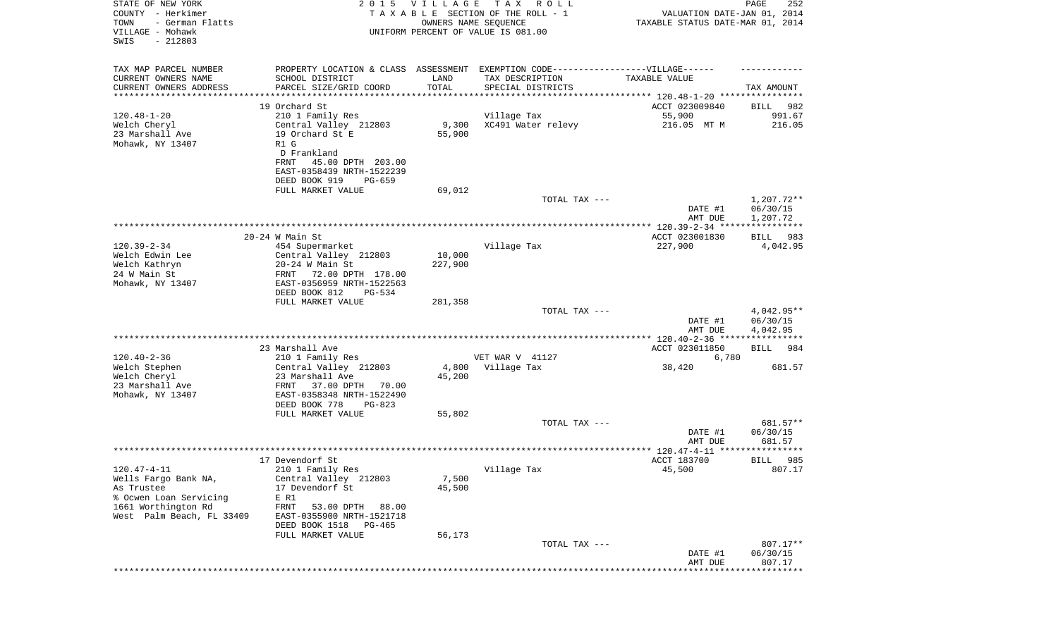STATE OF NEW YORK
COUNTY - Herkimer
TOWN - German Flatts
VILLAGE - Mohawk
SWIS - 212803

2015 VILLAGE TAX ROLL
TAXABLE SECTION OF THE ROLL - 1
OWNERS NAME SEQUENCE
UNIFORM PERCENT OF VALUE IS 081.00

VALUATION DATE-JAN 01, 2014
TAXABLE STATUS DATE-MAR 01, 2014

| TAX MAP PARCEL NUMBER / CURRENT OWNERS NAME / CURRENT OWNERS ADDRESS | PROPERTY LOCATION & CLASS / SCHOOL DISTRICT / PARCEL SIZE/GRID COORD | ASSESSMENT LAND / TOTAL | EXEMPTION CODE / TAX DESCRIPTION / SPECIAL DISTRICTS | TAXABLE VALUE | TAX AMOUNT |
|---|---|---|---|---|---|
| 120.48-1-20 | 19 Orchard St | | | ACCT 023009840 | BILL 982 |
| Welch Cheryl | 210 1 Family Res | | Village Tax | 55,900 | 991.67 |
| 23 Marshall Ave | Central Valley 212803 | 9,300 | XC491 Water relevy | 216.05 MT M | 216.05 |
| Mohawk, NY 13407 | 19 Orchard St E | 55,900 | | | |
| | R1 G | | | | |
| | D Frankland | | | | |
| | FRNT 45.00 DPTH 203.00 | | | | |
| | EAST-0358439 NRTH-1522239 | | | | |
| | DEED BOOK 919 PG-659 | | | | |
| | FULL MARKET VALUE | 69,012 | | | |
| | | | TOTAL TAX --- | | 1,207.72** |
| | | | | DATE #1 | 06/30/15 |
| | | | | AMT DUE | 1,207.72 |
| 120.39-2-34 | 20-24 W Main St | | | ACCT 023001830 | BILL 983 |
| Welch Edwin Lee | 454 Supermarket | | Village Tax | 227,900 | 4,042.95 |
| Welch Kathryn | Central Valley 212803 | 10,000 | | | |
| 24 W Main St | 20-24 W Main St | 227,900 | | | |
| Mohawk, NY 13407 | FRNT 72.00 DPTH 178.00 | | | | |
| | EAST-0356959 NRTH-1522563 | | | | |
| | DEED BOOK 812 PG-534 | | | | |
| | FULL MARKET VALUE | 281,358 | | | |
| | | | TOTAL TAX --- | | 4,042.95** |
| | | | | DATE #1 | 06/30/15 |
| | | | | AMT DUE | 4,042.95 |
| 120.40-2-36 | 23 Marshall Ave | | | ACCT 023011850 | BILL 984 |
| Welch Stephen | 210 1 Family Res | | VET WAR V 41127 | 6,780 | |
| Welch Cheryl | Central Valley 212803 | 4,800 | Village Tax | 38,420 | 681.57 |
| 23 Marshall Ave | 23 Marshall Ave | 45,200 | | | |
| Mohawk, NY 13407 | FRNT 37.00 DPTH 70.00 | | | | |
| | EAST-0358348 NRTH-1522490 | | | | |
| | DEED BOOK 778 PG-823 | | | | |
| | FULL MARKET VALUE | 55,802 | | | |
| | | | TOTAL TAX --- | | 681.57** |
| | | | | DATE #1 | 06/30/15 |
| | | | | AMT DUE | 681.57 |
| 120.47-4-11 | 17 Devendorf St | | | ACCT 183700 | BILL 985 |
| Wells Fargo Bank NA, | 210 1 Family Res | | Village Tax | 45,500 | 807.17 |
| As Trustee | Central Valley 212803 | 7,500 | | | |
| % Ocwen Loan Servicing | 17 Devendorf St | 45,500 | | | |
| 1661 Worthington Rd | E R1 | | | | |
| West Palm Beach, FL 33409 | FRNT 53.00 DPTH 88.00 | | | | |
| | EAST-0355900 NRTH-1521718 | | | | |
| | DEED BOOK 1518 PG-465 | | | | |
| | FULL MARKET VALUE | 56,173 | | | |
| | | | TOTAL TAX --- | | 807.17** |
| | | | | DATE #1 | 06/30/15 |
| | | | | AMT DUE | 807.17 |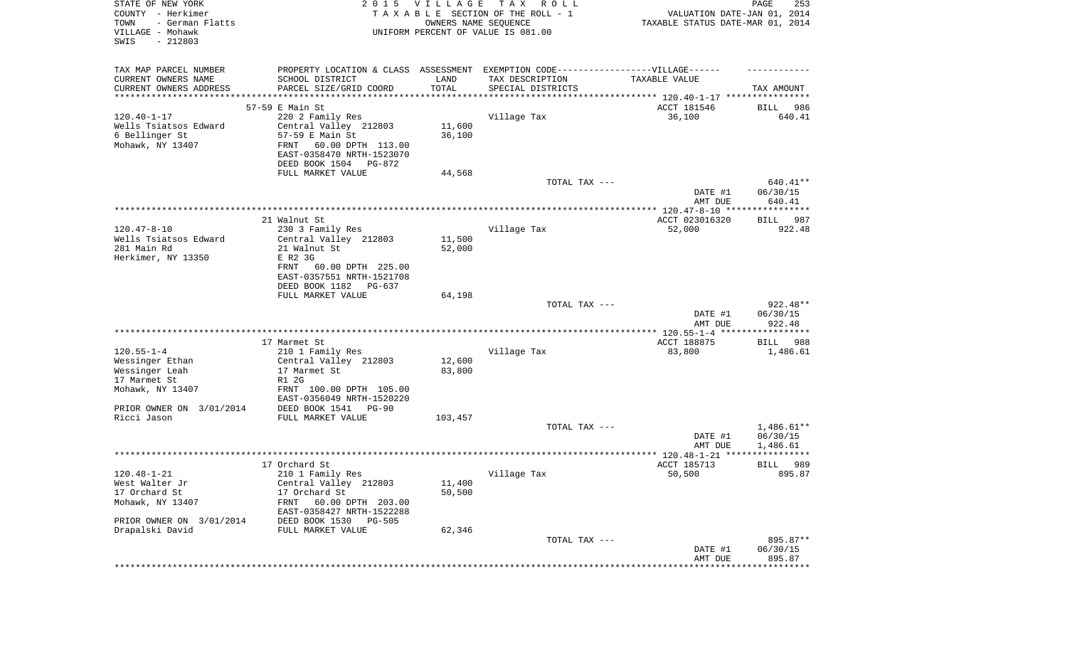STATE OF NEW YORK
COUNTY - Herkimer
TOWN - German Flatts
VILLAGE - Mohawk
SWIS - 212803

2 0 1 5 V I L L A G E T A X R O L L
T A X A B L E SECTION OF THE ROLL - 1
OWNERS NAME SEQUENCE
UNIFORM PERCENT OF VALUE IS 081.00

VALUATION DATE-JAN 01, 2014
TAXABLE STATUS DATE-MAR 01, 2014

| TAX MAP PARCEL NUMBER<br>CURRENT OWNERS NAME<br>CURRENT OWNERS ADDRESS | PROPERTY LOCATION & CLASS<br>SCHOOL DISTRICT<br>PARCEL SIZE/GRID COORD | ASSESSMENT<br>LAND<br>TOTAL | EXEMPTION CODE------VILLAGE------<br>TAX DESCRIPTION<br>SPECIAL DISTRICTS | TAXABLE VALUE | TAX AMOUNT |
|---|---|---|---|---|---|
| | 57-59 E Main St | | | ACCT 181546 | BILL 986 |
| 120.40-1-17 | 220 2 Family Res | | Village Tax | 36,100 | 640.41 |
| Wells Tsiatsos Edward | Central Valley 212803 | 11,600 | | | |
| 6 Bellinger St | 57-59 E Main St | 36,100 | | | |
| Mohawk, NY 13407 | FRNT 60.00 DPTH 113.00 | | | | |
| | EAST-0358470 NRTH-1523070 | | | | |
| | DEED BOOK 1504 PG-872 | | | | |
| | FULL MARKET VALUE | 44,568 | | | |
| | | | TOTAL TAX --- | | 640.41** |
| | | | | DATE #1 | 06/30/15 |
| | | | | AMT DUE | 640.41 |
| | 21 Walnut St | | | ACCT 023016320 | BILL 987 |
| 120.47-8-10 | 230 3 Family Res | | Village Tax | 52,000 | 922.48 |
| Wells Tsiatsos Edward | Central Valley 212803 | 11,500 | | | |
| 281 Main Rd | 21 Walnut St | 52,000 | | | |
| Herkimer, NY 13350 | E R2 3G | | | | |
| | FRNT 60.00 DPTH 225.00 | | | | |
| | EAST-0357551 NRTH-1521708 | | | | |
| | DEED BOOK 1182 PG-637 | | | | |
| | FULL MARKET VALUE | 64,198 | | | |
| | | | TOTAL TAX --- | | 922.48** |
| | | | | DATE #1 | 06/30/15 |
| | | | | AMT DUE | 922.48 |
| | 17 Marmet St | | | ACCT 188875 | BILL 988 |
| 120.55-1-4 | 210 1 Family Res | | Village Tax | 83,800 | 1,486.61 |
| Wessinger Ethan | Central Valley 212803 | 12,600 | | | |
| Wessinger Leah | 17 Marmet St | 83,800 | | | |
| 17 Marmet St | R1 2G | | | | |
| Mohawk, NY 13407 | FRNT 100.00 DPTH 105.00 | | | | |
| | EAST-0356049 NRTH-1520220 | | | | |
| PRIOR OWNER ON 3/01/2014 | DEED BOOK 1541 PG-90 | | | | |
| Ricci Jason | FULL MARKET VALUE | 103,457 | | | |
| | | | TOTAL TAX --- | | 1,486.61** |
| | | | | DATE #1 | 06/30/15 |
| | | | | AMT DUE | 1,486.61 |
| | 17 Orchard St | | | ACCT 185713 | BILL 989 |
| 120.48-1-21 | 210 1 Family Res | | Village Tax | 50,500 | 895.87 |
| West Walter Jr | Central Valley 212803 | 11,400 | | | |
| 17 Orchard St | 17 Orchard St | 50,500 | | | |
| Mohawk, NY 13407 | FRNT 60.00 DPTH 203.00 | | | | |
| | EAST-0358427 NRTH-1522288 | | | | |
| PRIOR OWNER ON 3/01/2014 | DEED BOOK 1530 PG-505 | | | | |
| Drapalski David | FULL MARKET VALUE | 62,346 | | | |
| | | | TOTAL TAX --- | | 895.87** |
| | | | | DATE #1 | 06/30/15 |
| | | | | AMT DUE | 895.87 |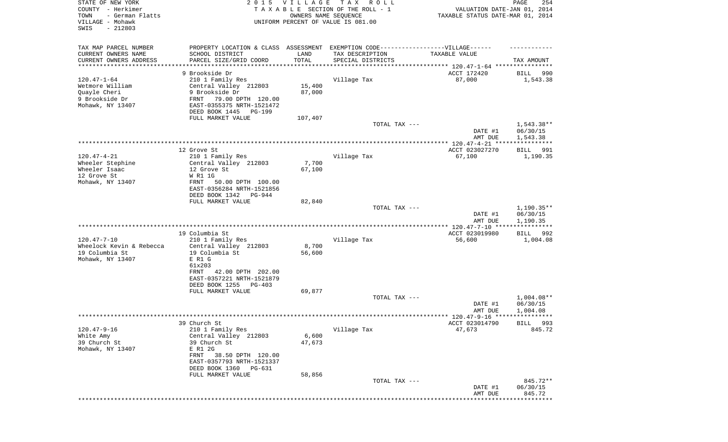STATE OF NEW YORK
COUNTY - Herkimer
TOWN - German Flatts
VILLAGE - Mohawk
SWIS - 212803

2 0 1 5 V I L L A G E T A X R O L L
T A X A B L E SECTION OF THE ROLL - 1
OWNERS NAME SEQUENCE
UNIFORM PERCENT OF VALUE IS 081.00

VALUATION DATE-JAN 01, 2014
TAXABLE STATUS DATE-MAR 01, 2014

| TAX MAP PARCEL NUMBER<br>CURRENT OWNERS NAME<br>CURRENT OWNERS ADDRESS | PROPERTY LOCATION & CLASS<br>SCHOOL DISTRICT<br>PARCEL SIZE/GRID COORD | ASSESSMENT<br>LAND<br>TOTAL | EXEMPTION CODE------VILLAGE------<br>TAX DESCRIPTION<br>SPECIAL DISTRICTS | TAXABLE VALUE | TAX AMOUNT |
|---|---|---|---|---|---|
| | 9 Brookside Dr | | | ACCT 172420 | BILL 990 |
| 120.47-1-64 | 210 1 Family Res | | Village Tax | 87,000 | 1,543.38 |
| Wetmore William | Central Valley 212803 | 15,400 | | | |
| Quayle Cheri | 9 Brookside Dr | 87,000 | | | |
| 9 Brookside Dr | FRNT 79.00 DPTH 120.00 | | | | |
| Mohawk, NY 13407 | EAST-0355375 NRTH-1521472 | | | | |
| | DEED BOOK 1445 PG-199 | | | | |
| | FULL MARKET VALUE | 107,407 | | | |
| | | | TOTAL TAX --- | | 1,543.38** |
| | | | | DATE #1 | 06/30/15 |
| | | | | AMT DUE | 1,543.38 |
| | 12 Grove St | | | ACCT 023027270 | BILL 991 |
| 120.47-4-21 | 210 1 Family Res | | Village Tax | 67,100 | 1,190.35 |
| Wheeler Stephine | Central Valley 212803 | 7,700 | | | |
| Wheeler Isaac | 12 Grove St | 67,100 | | | |
| 12 Grove St | W R1 1G | | | | |
| Mohawk, NY 13407 | FRNT 50.00 DPTH 100.00 | | | | |
| | EAST-0356284 NRTH-1521856 | | | | |
| | DEED BOOK 1342 PG-944 | | | | |
| | FULL MARKET VALUE | 82,840 | | | |
| | | | TOTAL TAX --- | | 1,190.35** |
| | | | | DATE #1 | 06/30/15 |
| | | | | AMT DUE | 1,190.35 |
| | 19 Columbia St | | | ACCT 023019980 | BILL 992 |
| 120.47-7-10 | 210 1 Family Res | | Village Tax | 56,600 | 1,004.08 |
| Wheelock Kevin & Rebecca | Central Valley 212803 | 8,700 | | | |
| 19 Columbia St | 19 Columbia St | 56,600 | | | |
| Mohawk, NY 13407 | E R1 G | | | | |
| | 61x203 | | | | |
| | FRNT 42.00 DPTH 202.00 | | | | |
| | EAST-0357221 NRTH-1521879 | | | | |
| | DEED BOOK 1255 PG-403 | | | | |
| | FULL MARKET VALUE | 69,877 | | | |
| | | | TOTAL TAX --- | | 1,004.08** |
| | | | | DATE #1 | 06/30/15 |
| | | | | AMT DUE | 1,004.08 |
| | 39 Church St | | | ACCT 023014790 | BILL 993 |
| 120.47-9-16 | 210 1 Family Res | | Village Tax | 47,673 | 845.72 |
| White Amy | Central Valley 212803 | 6,600 | | | |
| 39 Church St | 39 Church St | 47,673 | | | |
| Mohawk, NY 13407 | E R1 2G | | | | |
| | FRNT 38.50 DPTH 120.00 | | | | |
| | EAST-0357793 NRTH-1521337 | | | | |
| | DEED BOOK 1360 PG-631 | | | | |
| | FULL MARKET VALUE | 58,856 | | | |
| | | | TOTAL TAX --- | | 845.72** |
| | | | | DATE #1 | 06/30/15 |
| | | | | AMT DUE | 845.72 |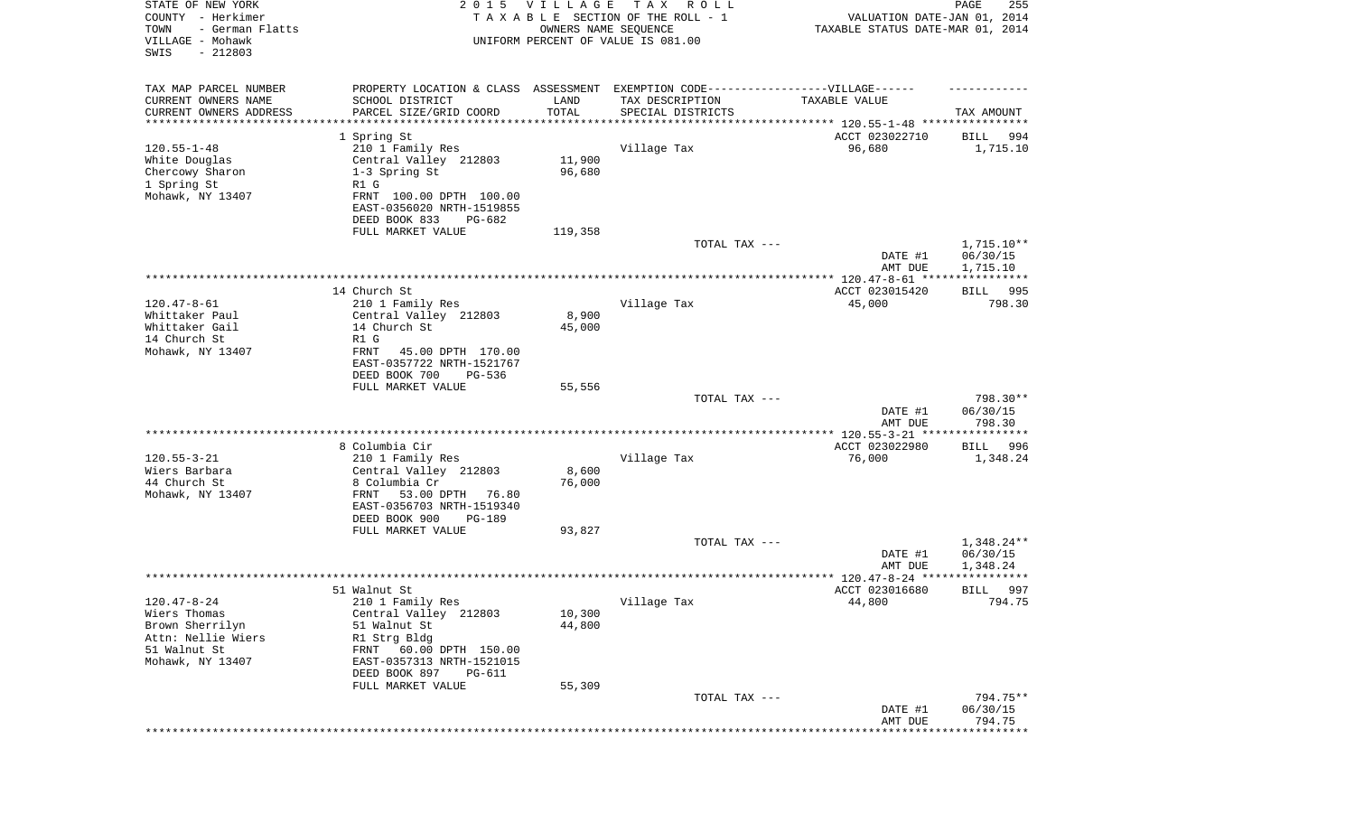STATE OF NEW YORK
COUNTY - Herkimer
TOWN - German Flatts
VILLAGE - Mohawk
SWIS - 212803

2 0 1 5 V I L L A G E T A X R O L L
T A X A B L E SECTION OF THE ROLL - 1
OWNERS NAME SEQUENCE
UNIFORM PERCENT OF VALUE IS 081.00

VALUATION DATE-JAN 01, 2014
TAXABLE STATUS DATE-MAR 01, 2014

| TAX MAP PARCEL NUMBER<br>CURRENT OWNERS NAME<br>CURRENT OWNERS ADDRESS | PROPERTY LOCATION & CLASS<br>SCHOOL DISTRICT<br>PARCEL SIZE/GRID COORD | ASSESSMENT<br>LAND<br>TOTAL | EXEMPTION CODE-----VILLAGE------<br>TAX DESCRIPTION<br>SPECIAL DISTRICTS | TAXABLE VALUE | TAX AMOUNT |
|---|---|---|---|---|---|
| | 1 Spring St | | | ACCT 023022710 | BILL 994 |
| 120.55-1-48 | 210 1 Family Res | | Village Tax | 96,680 | 1,715.10 |
| White Douglas | Central Valley 212803 | 11,900 | | | |
| Chercowy Sharon | 1-3 Spring St | 96,680 | | | |
| 1 Spring St | R1 G | | | | |
| Mohawk, NY 13407 | FRNT 100.00 DPTH 100.00 | | | | |
| | EAST-0356020 NRTH-1519855 | | | | |
| | DEED BOOK 833 PG-682 | | | | |
| | FULL MARKET VALUE | 119,358 | | | |
| | | | TOTAL TAX --- | | 1,715.10** |
| | | | | DATE #1 | 06/30/15 |
| | | | | AMT DUE | 1,715.10 |
| | 14 Church St | | | ACCT 023015420 | BILL 995 |
| 120.47-8-61 | 210 1 Family Res | | Village Tax | 45,000 | 798.30 |
| Whittaker Paul | Central Valley 212803 | 8,900 | | | |
| Whittaker Gail | 14 Church St | 45,000 | | | |
| 14 Church St | R1 G | | | | |
| Mohawk, NY 13407 | FRNT 45.00 DPTH 170.00 | | | | |
| | EAST-0357722 NRTH-1521767 | | | | |
| | DEED BOOK 700 PG-536 | | | | |
| | FULL MARKET VALUE | 55,556 | | | |
| | | | TOTAL TAX --- | | 798.30** |
| | | | | DATE #1 | 06/30/15 |
| | | | | AMT DUE | 798.30 |
| | 8 Columbia Cir | | | ACCT 023022980 | BILL 996 |
| 120.55-3-21 | 210 1 Family Res | | Village Tax | 76,000 | 1,348.24 |
| Wiers Barbara | Central Valley 212803 | 8,600 | | | |
| 44 Church St | 8 Columbia Cr | 76,000 | | | |
| Mohawk, NY 13407 | FRNT 53.00 DPTH 76.80 | | | | |
| | EAST-0356703 NRTH-1519340 | | | | |
| | DEED BOOK 900 PG-189 | | | | |
| | FULL MARKET VALUE | 93,827 | | | |
| | | | TOTAL TAX --- | | 1,348.24** |
| | | | | DATE #1 | 06/30/15 |
| | | | | AMT DUE | 1,348.24 |
| | 51 Walnut St | | | ACCT 023016680 | BILL 997 |
| 120.47-8-24 | 210 1 Family Res | | Village Tax | 44,800 | 794.75 |
| Wiers Thomas | Central Valley 212803 | 10,300 | | | |
| Brown Sherrilyn | 51 Walnut St | 44,800 | | | |
| Attn: Nellie Wiers | R1 Strg Bldg | | | | |
| 51 Walnut St | FRNT 60.00 DPTH 150.00 | | | | |
| Mohawk, NY 13407 | EAST-0357313 NRTH-1521015 | | | | |
| | DEED BOOK 897 PG-611 | | | | |
| | FULL MARKET VALUE | 55,309 | | | |
| | | | TOTAL TAX --- | | 794.75** |
| | | | | DATE #1 | 06/30/15 |
| | | | | AMT DUE | 794.75 |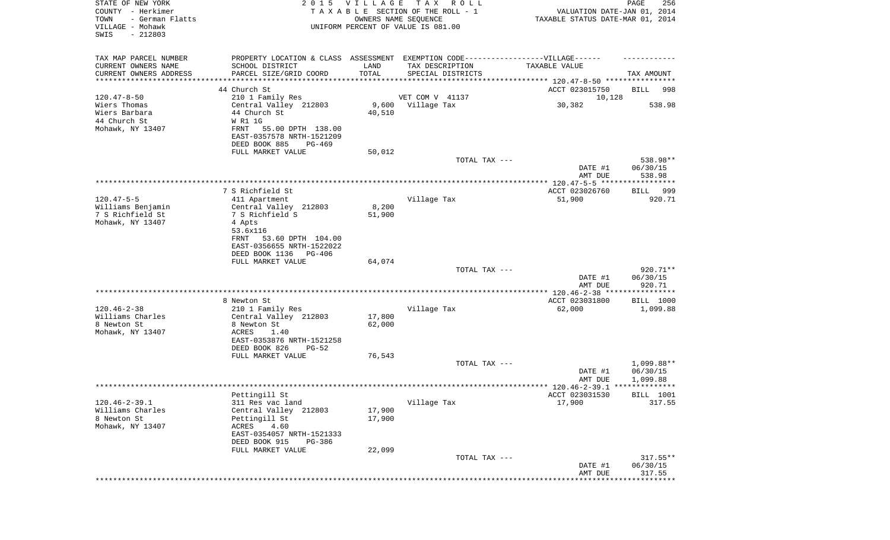STATE OF NEW YORK
COUNTY - Herkimer
TOWN - German Flatts
VILLAGE - Mohawk
SWIS - 212803

2 0 1 5 V I L L A G E T A X R O L L
T A X A B L E SECTION OF THE ROLL - 1
OWNERS NAME SEQUENCE
UNIFORM PERCENT OF VALUE IS 081.00

VALUATION DATE-JAN 01, 2014
TAXABLE STATUS DATE-MAR 01, 2014

| TAX MAP PARCEL NUMBER / CURRENT OWNERS NAME / CURRENT OWNERS ADDRESS | PROPERTY LOCATION & CLASS / SCHOOL DISTRICT / PARCEL SIZE/GRID COORD | ASSESSMENT LAND / TOTAL | EXEMPTION CODE / TAX DESCRIPTION / SPECIAL DISTRICTS | TAXABLE VALUE | TAX AMOUNT |
|---|---|---|---|---|---|
| 120.47-8-50 | 44 Church St | | | ACCT 023015750 | BILL 998 |
| Wiers Thomas | 210 1 Family Res | | VET COM V 41137 | 10,128 | |
| Wiers Barbara | Central Valley 212803 | 9,600 | Village Tax | 30,382 | 538.98 |
| 44 Church St | 44 Church St | 40,510 | | | |
| Mohawk, NY 13407 | W R1 1G | | | | |
| | FRNT 55.00 DPTH 138.00 | | | | |
| | EAST-0357578 NRTH-1521209 | | | | |
| | DEED BOOK 885 PG-469 | | | | |
| | FULL MARKET VALUE | 50,012 | | | |
| | | | TOTAL TAX --- | | 538.98** |
| | | | | DATE #1 | 06/30/15 |
| | | | | AMT DUE | 538.98 |
| 120.47-5-5 | 7 S Richfield St | | | ACCT 023026760 | BILL 999 |
| Williams Benjamin | 411 Apartment | | Village Tax | 51,900 | 920.71 |
| 7 S Richfield St | Central Valley 212803 | 8,200 | | | |
| Mohawk, NY 13407 | 7 S Richfield S | 51,900 | | | |
| | 4 Apts | | | | |
| | 53.6x116 | | | | |
| | FRNT 53.60 DPTH 104.00 | | | | |
| | EAST-0356655 NRTH-1522022 | | | | |
| | DEED BOOK 1136 PG-406 | | | | |
| | FULL MARKET VALUE | 64,074 | | | |
| | | | TOTAL TAX --- | | 920.71** |
| | | | | DATE #1 | 06/30/15 |
| | | | | AMT DUE | 920.71 |
| 120.46-2-38 | 8 Newton St | | | ACCT 023031800 | BILL 1000 |
| Williams Charles | 210 1 Family Res | | Village Tax | 62,000 | 1,099.88 |
| 8 Newton St | Central Valley 212803 | 17,800 | | | |
| Mohawk, NY 13407 | 8 Newton St | 62,000 | | | |
| | ACRES 1.40 | | | | |
| | EAST-0353876 NRTH-1521258 | | | | |
| | DEED BOOK 826 PG-52 | | | | |
| | FULL MARKET VALUE | 76,543 | | | |
| | | | TOTAL TAX --- | | 1,099.88** |
| | | | | DATE #1 | 06/30/15 |
| | | | | AMT DUE | 1,099.88 |
| 120.46-2-39.1 | Pettingill St | | | ACCT 023031530 | BILL 1001 |
| Williams Charles | 311 Res vac land | | Village Tax | 17,900 | 317.55 |
| 8 Newton St | Central Valley 212803 | 17,900 | | | |
| Mohawk, NY 13407 | Pettingill St | 17,900 | | | |
| | ACRES 4.60 | | | | |
| | EAST-0354057 NRTH-1521333 | | | | |
| | DEED BOOK 915 PG-386 | | | | |
| | FULL MARKET VALUE | 22,099 | | | |
| | | | TOTAL TAX --- | | 317.55** |
| | | | | DATE #1 | 06/30/15 |
| | | | | AMT DUE | 317.55 |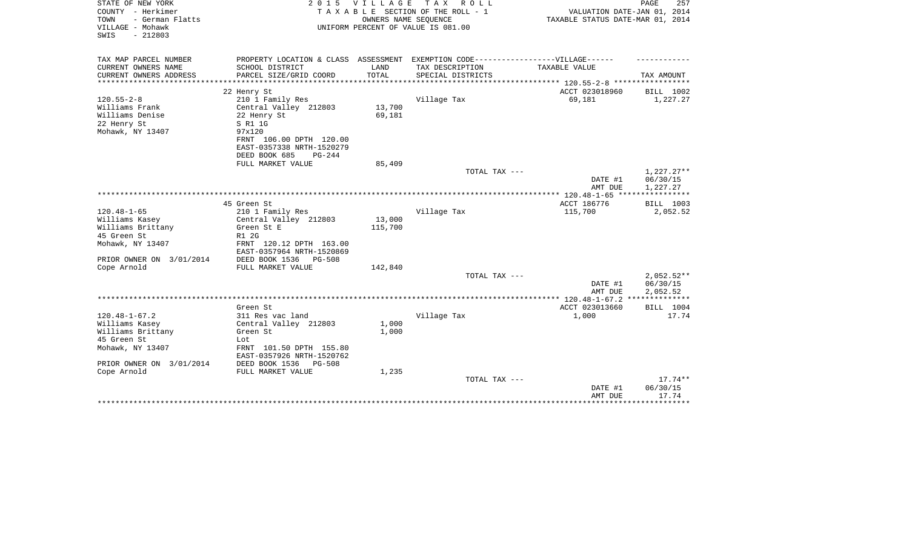STATE OF NEW YORK
COUNTY - Herkimer
TOWN - German Flatts
VILLAGE - Mohawk
SWIS - 212803

2015 VILLAGE TAX ROLL
TAXABLE SECTION OF THE ROLL - 1
OWNERS NAME SEQUENCE
UNIFORM PERCENT OF VALUE IS 081.00

VALUATION DATE-JAN 01, 2014
TAXABLE STATUS DATE-MAR 01, 2014

| TAX MAP PARCEL NUMBER / CURRENT OWNERS NAME / CURRENT OWNERS ADDRESS | PROPERTY LOCATION & CLASS / SCHOOL DISTRICT / PARCEL SIZE/GRID COORD | ASSESSMENT LAND / TOTAL | EXEMPTION CODE-----VILLAGE------ TAX DESCRIPTION / SPECIAL DISTRICTS | TAXABLE VALUE | TAX AMOUNT |
|---|---|---|---|---|---|
| 120.55-2-8 | 22 Henry St | | | ACCT 023018960 | BILL 1002 |
| Williams Frank | 210 1 Family Res | | Village Tax | 69,181 | 1,227.27 |
| Williams Denise | Central Valley 212803 | 13,700 | | | |
| 22 Henry St | 22 Henry St | 69,181 | | | |
| Mohawk, NY 13407 | S R1 1G | | | | |
| | 97x120 | | | | |
| | FRNT 106.00 DPTH 120.00 | | | | |
| | EAST-0357338 NRTH-1520279 | | | | |
| | DEED BOOK 685 PG-244 | | | | |
| | FULL MARKET VALUE | 85,409 | | | |
| | | | TOTAL TAX --- | | 1,227.27** |
| | | | | DATE #1 | 06/30/15 |
| | | | | AMT DUE | 1,227.27 |
| 120.48-1-65 | 45 Green St | | | ACCT 186776 | BILL 1003 |
| Williams Kasey | 210 1 Family Res | | Village Tax | 115,700 | 2,052.52 |
| Williams Brittany | Central Valley 212803 | 13,000 | | | |
| 45 Green St | Green St E | 115,700 | | | |
| Mohawk, NY 13407 | R1 2G | | | | |
| | FRNT 120.12 DPTH 163.00 | | | | |
| | EAST-0357964 NRTH-1520869 | | | | |
| PRIOR OWNER ON 3/01/2014 | DEED BOOK 1536 PG-508 | | | | |
| Cope Arnold | FULL MARKET VALUE | 142,840 | | | |
| | | | TOTAL TAX --- | | 2,052.52** |
| | | | | DATE #1 | 06/30/15 |
| | | | | AMT DUE | 2,052.52 |
| 120.48-1-67.2 | Green St | | | ACCT 023013660 | BILL 1004 |
| Williams Kasey | 311 Res vac land | | Village Tax | 1,000 | 17.74 |
| Williams Brittany | Central Valley 212803 | 1,000 | | | |
| 45 Green St | Green St | 1,000 | | | |
| Mohawk, NY 13407 | Lot | | | | |
| | FRNT 101.50 DPTH 155.80 | | | | |
| | EAST-0357926 NRTH-1520762 | | | | |
| PRIOR OWNER ON 3/01/2014 | DEED BOOK 1536 PG-508 | | | | |
| Cope Arnold | FULL MARKET VALUE | 1,235 | | | |
| | | | TOTAL TAX --- | | 17.74** |
| | | | | DATE #1 | 06/30/15 |
| | | | | AMT DUE | 17.74 |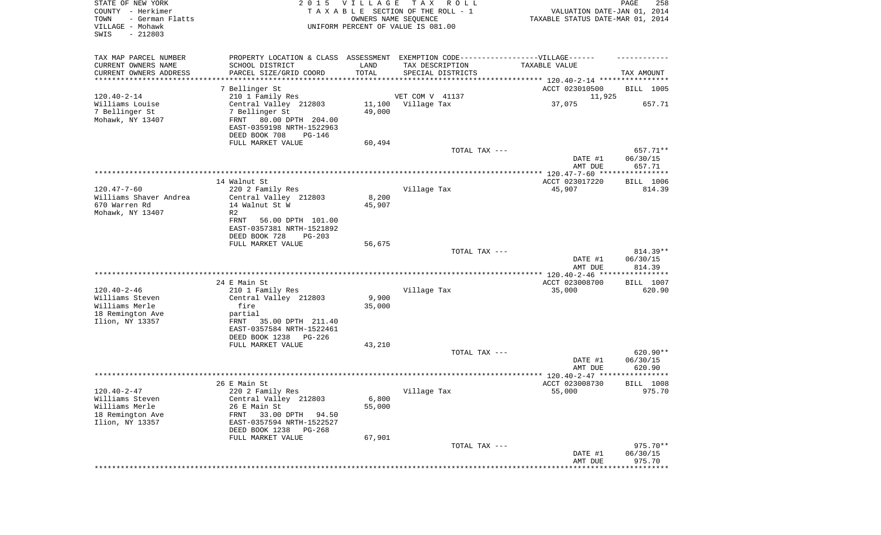STATE OF NEW YORK
COUNTY - Herkimer
TOWN - German Flatts
VILLAGE - Mohawk
SWIS - 212803

2 0 1 5 V I L L A G E T A X R O L L
T A X A B L E SECTION OF THE ROLL - 1
OWNERS NAME SEQUENCE
UNIFORM PERCENT OF VALUE IS 081.00

VALUATION DATE-JAN 01, 2014
TAXABLE STATUS DATE-MAR 01, 2014

| TAX MAP PARCEL NUMBER<br>CURRENT OWNERS NAME<br>CURRENT OWNERS ADDRESS | PROPERTY LOCATION & CLASS<br>SCHOOL DISTRICT<br>PARCEL SIZE/GRID COORD | ASSESSMENT<br>LAND<br>TOTAL | EXEMPTION CODE------VILLAGE------<br>TAX DESCRIPTION<br>SPECIAL DISTRICTS | TAXABLE VALUE | TAX AMOUNT |
|---|---|---|---|---|---|
| | 7 Bellinger St | | | ACCT 023010500 | BILL 1005 |
| 120.40-2-14 | 210 1 Family Res | | VET COM V 41137 | 11,925 | |
| Williams Louise | Central Valley 212803 | 11,100 | Village Tax | 37,075 | 657.71 |
| 7 Bellinger St | 7 Bellinger St | 49,000 | | | |
| Mohawk, NY 13407 | FRNT 80.00 DPTH 204.00 | | | | |
| | EAST-0359198 NRTH-1522963 | | | | |
| | DEED BOOK 708 PG-146 | | | | |
| | FULL MARKET VALUE | 60,494 | | | |
| | | | TOTAL TAX --- | | 657.71** |
| | | | | DATE #1 | 06/30/15 |
| | | | | AMT DUE | 657.71 |
| | 14 Walnut St | | | ACCT 023017220 | BILL 1006 |
| 120.47-7-60 | 220 2 Family Res | | Village Tax | 45,907 | 814.39 |
| Williams Shaver Andrea | Central Valley 212803 | 8,200 | | | |
| 670 Warren Rd | 14 Walnut St W | 45,907 | | | |
| Mohawk, NY 13407 | R2 | | | | |
| | FRNT 56.00 DPTH 101.00 | | | | |
| | EAST-0357381 NRTH-1521892 | | | | |
| | DEED BOOK 728 PG-203 | | | | |
| | FULL MARKET VALUE | 56,675 | | | |
| | | | TOTAL TAX --- | | 814.39** |
| | | | | DATE #1 | 06/30/15 |
| | | | | AMT DUE | 814.39 |
| | 24 E Main St | | | ACCT 023008700 | BILL 1007 |
| 120.40-2-46 | 210 1 Family Res | | Village Tax | 35,000 | 620.90 |
| Williams Steven | Central Valley 212803 | 9,900 | | | |
| Williams Merle | fire | 35,000 | | | |
| 18 Remington Ave | partial | | | | |
| Ilion, NY 13357 | FRNT 35.00 DPTH 211.40 | | | | |
| | EAST-0357584 NRTH-1522461 | | | | |
| | DEED BOOK 1238 PG-226 | | | | |
| | FULL MARKET VALUE | 43,210 | | | |
| | | | TOTAL TAX --- | | 620.90** |
| | | | | DATE #1 | 06/30/15 |
| | | | | AMT DUE | 620.90 |
| | 26 E Main St | | | ACCT 023008730 | BILL 1008 |
| 120.40-2-47 | 220 2 Family Res | | Village Tax | 55,000 | 975.70 |
| Williams Steven | Central Valley 212803 | 6,800 | | | |
| Williams Merle | 26 E Main St | 55,000 | | | |
| 18 Remington Ave | FRNT 33.00 DPTH 94.50 | | | | |
| Ilion, NY 13357 | EAST-0357594 NRTH-1522527 | | | | |
| | DEED BOOK 1238 PG-268 | | | | |
| | FULL MARKET VALUE | 67,901 | | | |
| | | | TOTAL TAX --- | | 975.70** |
| | | | | DATE #1 | 06/30/15 |
| | | | | AMT DUE | 975.70 |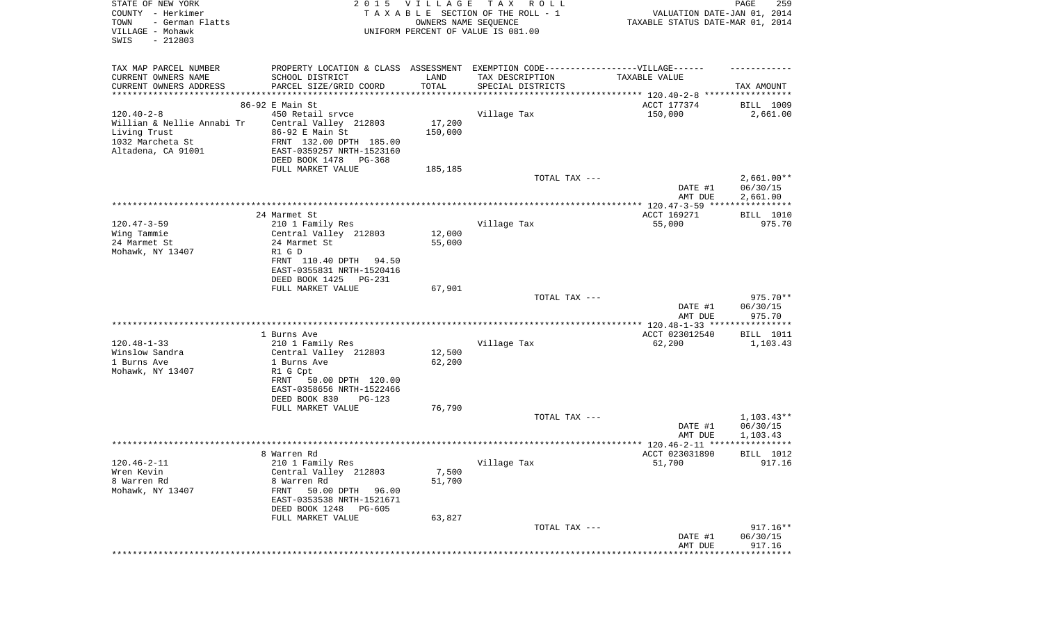STATE OF NEW YORK
COUNTY - Herkimer
TOWN - German Flatts
VILLAGE - Mohawk
SWIS - 212803

2 0 1 5 V I L L A G E T A X R O L L
T A X A B L E SECTION OF THE ROLL - 1
OWNERS NAME SEQUENCE
UNIFORM PERCENT OF VALUE IS 081.00

VALUATION DATE-JAN 01, 2014
TAXABLE STATUS DATE-MAR 01, 2014

| TAX MAP PARCEL NUMBER / CURRENT OWNERS NAME / CURRENT OWNERS ADDRESS | PROPERTY LOCATION & CLASS / SCHOOL DISTRICT / PARCEL SIZE/GRID COORD | ASSESSMENT LAND / TOTAL | EXEMPTION CODE-----VILLAGE------ TAX DESCRIPTION / SPECIAL DISTRICTS | TAXABLE VALUE | TAX AMOUNT |
|---|---|---|---|---|---|
| **120.40-2-8** | 86-92 E Main St | | | ACCT 177374 | BILL 1009 |
| Willian & Nellie Annabi Tr | 450 Retail srvce | | Village Tax | 150,000 | 2,661.00 |
| Living Trust | Central Valley 212803 | 17,200 | | | |
| 1032 Marcheta St | 86-92 E Main St | 150,000 | | | |
| Altadena, CA 91001 | FRNT 132.00 DPTH 185.00 | | | | |
| | EAST-0359257 NRTH-1523160 | | | | |
| | DEED BOOK 1478 PG-368 | | | | |
| | FULL MARKET VALUE | 185,185 | | | |
| | | | TOTAL TAX --- | | 2,661.00** |
| | | | | DATE #1 | 06/30/15 |
| | | | | AMT DUE | 2,661.00 |
| **120.47-3-59** | 24 Marmet St | | | ACCT 169271 | BILL 1010 |
| Wing Tammie | 210 1 Family Res | | Village Tax | 55,000 | 975.70 |
| 24 Marmet St | Central Valley 212803 | 12,000 | | | |
| Mohawk, NY 13407 | 24 Marmet St | 55,000 | | | |
| | R1 G D | | | | |
| | FRNT 110.40 DPTH 94.50 | | | | |
| | EAST-0355831 NRTH-1520416 | | | | |
| | DEED BOOK 1425 PG-231 | | | | |
| | FULL MARKET VALUE | 67,901 | | | |
| | | | TOTAL TAX --- | | 975.70** |
| | | | | DATE #1 | 06/30/15 |
| | | | | AMT DUE | 975.70 |
| **120.48-1-33** | 1 Burns Ave | | | ACCT 023012540 | BILL 1011 |
| Winslow Sandra | 210 1 Family Res | | Village Tax | 62,200 | 1,103.43 |
| 1 Burns Ave | Central Valley 212803 | 12,500 | | | |
| Mohawk, NY 13407 | 1 Burns Ave | 62,200 | | | |
| | R1 G Cpt | | | | |
| | FRNT 50.00 DPTH 120.00 | | | | |
| | EAST-0358656 NRTH-1522466 | | | | |
| | DEED BOOK 830 PG-123 | | | | |
| | FULL MARKET VALUE | 76,790 | | | |
| | | | TOTAL TAX --- | | 1,103.43** |
| | | | | DATE #1 | 06/30/15 |
| | | | | AMT DUE | 1,103.43 |
| **120.46-2-11** | 8 Warren Rd | | | ACCT 023031890 | BILL 1012 |
| Wren Kevin | 210 1 Family Res | | Village Tax | 51,700 | 917.16 |
| 8 Warren Rd | Central Valley 212803 | 7,500 | | | |
| Mohawk, NY 13407 | 8 Warren Rd | 51,700 | | | |
| | FRNT 50.00 DPTH 96.00 | | | | |
| | EAST-0353538 NRTH-1521671 | | | | |
| | DEED BOOK 1248 PG-605 | | | | |
| | FULL MARKET VALUE | 63,827 | | | |
| | | | TOTAL TAX --- | | 917.16** |
| | | | | DATE #1 | 06/30/15 |
| | | | | AMT DUE | 917.16 |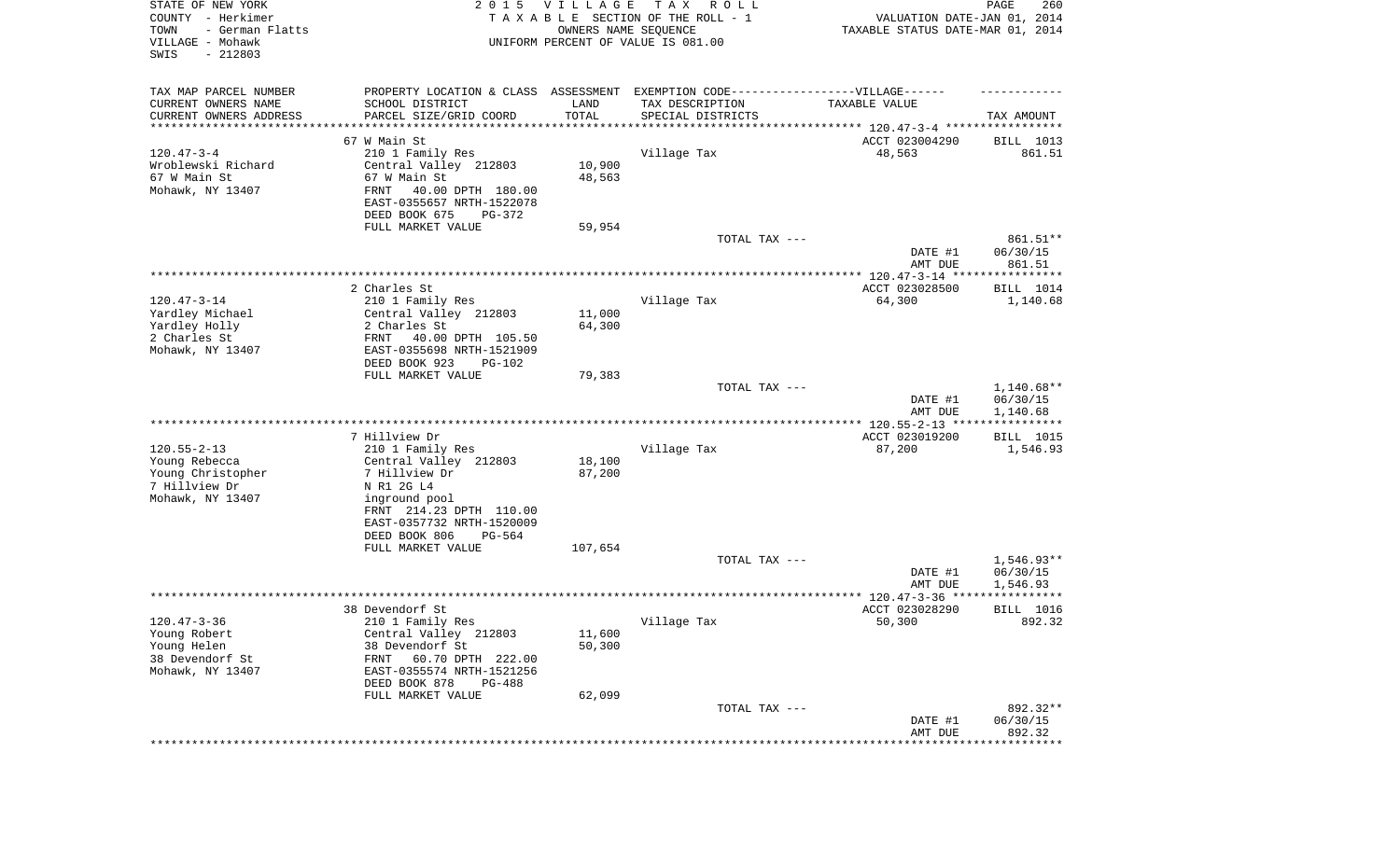STATE OF NEW YORK
COUNTY - Herkimer
TOWN - German Flatts
VILLAGE - Mohawk
SWIS - 212803

2 0 1 5 V I L L A G E T A X R O L L
T A X A B L E SECTION OF THE ROLL - 1
OWNERS NAME SEQUENCE
UNIFORM PERCENT OF VALUE IS 081.00

VALUATION DATE-JAN 01, 2014
TAXABLE STATUS DATE-MAR 01, 2014

| TAX MAP PARCEL NUMBER / CURRENT OWNERS NAME / CURRENT OWNERS ADDRESS | PROPERTY LOCATION & CLASS / SCHOOL DISTRICT / PARCEL SIZE/GRID COORD | ASSESSMENT LAND / TOTAL | EXEMPTION CODE---VILLAGE--- TAX DESCRIPTION / SPECIAL DISTRICTS | TAXABLE VALUE | TAX AMOUNT |
|---|---|---|---|---|---|
| | 67 W Main St | | | ACCT 023004290 | BILL 1013 |
| 120.47-3-4 | 210 1 Family Res | | Village Tax | 48,563 | 861.51 |
| Wroblewski Richard | Central Valley 212803 | 10,900 | | | |
| 67 W Main St | 67 W Main St | 48,563 | | | |
| Mohawk, NY 13407 | FRNT 40.00 DPTH 180.00 | | | | |
| | EAST-0355657 NRTH-1522078 | | | | |
| | DEED BOOK 675 PG-372 | | | | |
| | FULL MARKET VALUE | 59,954 | | | |
| | | | TOTAL TAX --- | | 861.51** |
| | | | | DATE #1 | 06/30/15 |
| | | | | AMT DUE | 861.51 |
| | 2 Charles St | | | ACCT 023028500 | BILL 1014 |
| 120.47-3-14 | 210 1 Family Res | | Village Tax | 64,300 | 1,140.68 |
| Yardley Michael | Central Valley 212803 | 11,000 | | | |
| Yardley Holly | 2 Charles St | 64,300 | | | |
| 2 Charles St | FRNT 40.00 DPTH 105.50 | | | | |
| Mohawk, NY 13407 | EAST-0355698 NRTH-1521909 | | | | |
| | DEED BOOK 923 PG-102 | | | | |
| | FULL MARKET VALUE | 79,383 | | | |
| | | | TOTAL TAX --- | | 1,140.68** |
| | | | | DATE #1 | 06/30/15 |
| | | | | AMT DUE | 1,140.68 |
| | 7 Hillview Dr | | | ACCT 023019200 | BILL 1015 |
| 120.55-2-13 | 210 1 Family Res | | Village Tax | 87,200 | 1,546.93 |
| Young Rebecca | Central Valley 212803 | 18,100 | | | |
| Young Christopher | 7 Hillview Dr | 87,200 | | | |
| 7 Hillview Dr | N R1 2G L4 | | | | |
| Mohawk, NY 13407 | inground pool | | | | |
| | FRNT 214.23 DPTH 110.00 | | | | |
| | EAST-0357732 NRTH-1520009 | | | | |
| | DEED BOOK 806 PG-564 | | | | |
| | FULL MARKET VALUE | 107,654 | | | |
| | | | TOTAL TAX --- | | 1,546.93** |
| | | | | DATE #1 | 06/30/15 |
| | | | | AMT DUE | 1,546.93 |
| | 38 Devendorf St | | | ACCT 023028290 | BILL 1016 |
| 120.47-3-36 | 210 1 Family Res | | Village Tax | 50,300 | 892.32 |
| Young Robert | Central Valley 212803 | 11,600 | | | |
| Young Helen | 38 Devendorf St | 50,300 | | | |
| 38 Devendorf St | FRNT 60.70 DPTH 222.00 | | | | |
| Mohawk, NY 13407 | EAST-0355574 NRTH-1521256 | | | | |
| | DEED BOOK 878 PG-488 | | | | |
| | FULL MARKET VALUE | 62,099 | | | |
| | | | TOTAL TAX --- | | 892.32** |
| | | | | DATE #1 | 06/30/15 |
| | | | | AMT DUE | 892.32 |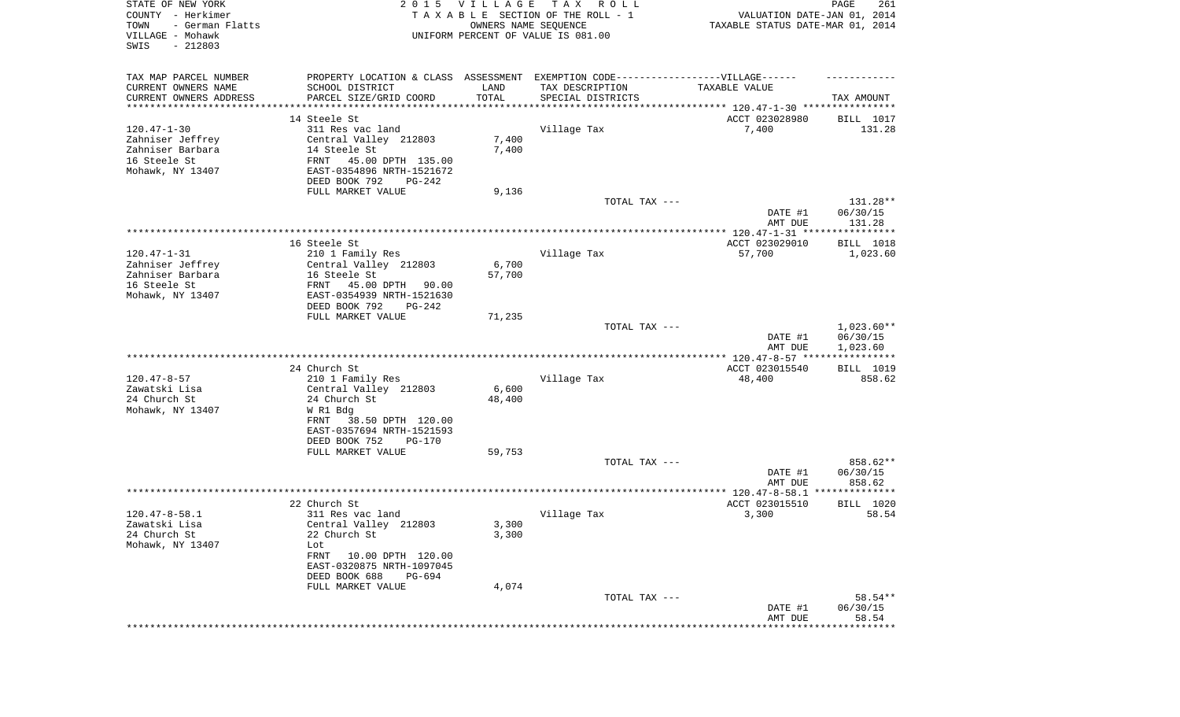STATE OF NEW YORK
COUNTY - Herkimer
TOWN - German Flatts
VILLAGE - Mohawk
SWIS - 212803

2 0 1 5 V I L L A G E T A X R O L L
T A X A B L E SECTION OF THE ROLL - 1
OWNERS NAME SEQUENCE
UNIFORM PERCENT OF VALUE IS 081.00

VALUATION DATE-JAN 01, 2014
TAXABLE STATUS DATE-MAR 01, 2014

| TAX MAP PARCEL NUMBER / CURRENT OWNERS NAME / CURRENT OWNERS ADDRESS | PROPERTY LOCATION & CLASS / SCHOOL DISTRICT / PARCEL SIZE/GRID COORD | ASSESSMENT LAND / TOTAL | EXEMPTION CODE-----VILLAGE------ TAX DESCRIPTION / SPECIAL DISTRICTS | TAXABLE VALUE | TAX AMOUNT |
|---|---|---|---|---|---|
| | 14 Steele St | | | ACCT 023028980 | BILL 1017 |
| 120.47-1-30 | 311 Res vac land | | Village Tax | 7,400 | 131.28 |
| Zahniser Jeffrey | Central Valley 212803 | 7,400 | | | |
| Zahniser Barbara | 14 Steele St | 7,400 | | | |
| 16 Steele St | FRNT 45.00 DPTH 135.00 | | | | |
| Mohawk, NY 13407 | EAST-0354896 NRTH-1521672 | | | | |
| | DEED BOOK 792 PG-242 | | | | |
| | FULL MARKET VALUE | 9,136 | | | |
| | | | TOTAL TAX --- | | 131.28** |
| | | | | DATE #1 | 06/30/15 |
| | | | | AMT DUE | 131.28 |
| | 16 Steele St | | | ACCT 023029010 | BILL 1018 |
| 120.47-1-31 | 210 1 Family Res | | Village Tax | 57,700 | 1,023.60 |
| Zahniser Jeffrey | Central Valley 212803 | 6,700 | | | |
| Zahniser Barbara | 16 Steele St | 57,700 | | | |
| 16 Steele St | FRNT 45.00 DPTH 90.00 | | | | |
| Mohawk, NY 13407 | EAST-0354939 NRTH-1521630 | | | | |
| | DEED BOOK 792 PG-242 | | | | |
| | FULL MARKET VALUE | 71,235 | | | |
| | | | TOTAL TAX --- | | 1,023.60** |
| | | | | DATE #1 | 06/30/15 |
| | | | | AMT DUE | 1,023.60 |
| | 24 Church St | | | ACCT 023015540 | BILL 1019 |
| 120.47-8-57 | 210 1 Family Res | | Village Tax | 48,400 | 858.62 |
| Zawatski Lisa | Central Valley 212803 | 6,600 | | | |
| 24 Church St | 24 Church St | 48,400 | | | |
| Mohawk, NY 13407 | W R1 Bdg | | | | |
| | FRNT 38.50 DPTH 120.00 | | | | |
| | EAST-0357694 NRTH-1521593 | | | | |
| | DEED BOOK 752 PG-170 | | | | |
| | FULL MARKET VALUE | 59,753 | | | |
| | | | TOTAL TAX --- | | 858.62** |
| | | | | DATE #1 | 06/30/15 |
| | | | | AMT DUE | 858.62 |
| | 22 Church St | | | ACCT 023015510 | BILL 1020 |
| 120.47-8-58.1 | 311 Res vac land | | Village Tax | 3,300 | 58.54 |
| Zawatski Lisa | Central Valley 212803 | 3,300 | | | |
| 24 Church St | 22 Church St | 3,300 | | | |
| Mohawk, NY 13407 | Lot | | | | |
| | FRNT 10.00 DPTH 120.00 | | | | |
| | EAST-0320875 NRTH-1097045 | | | | |
| | DEED BOOK 688 PG-694 | | | | |
| | FULL MARKET VALUE | 4,074 | | | |
| | | | TOTAL TAX --- | | 58.54** |
| | | | | DATE #1 | 06/30/15 |
| | | | | AMT DUE | 58.54 |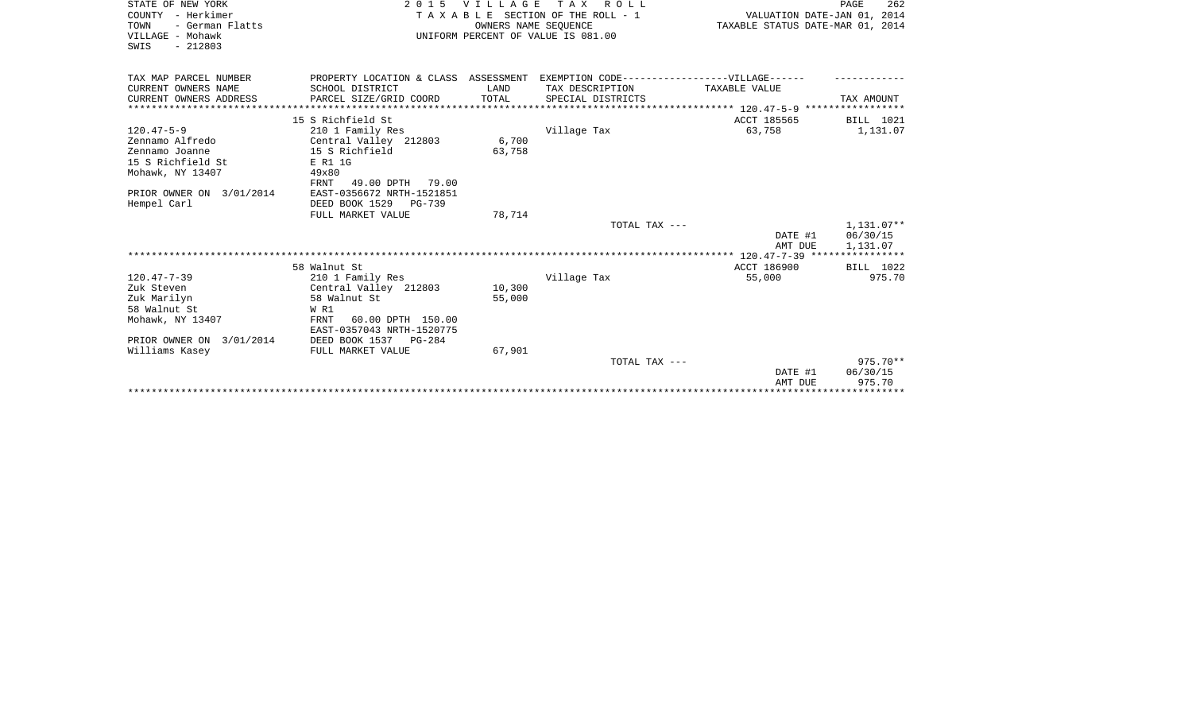STATE OF NEW YORK
COUNTY - Herkimer
TOWN - German Flatts
VILLAGE - Mohawk
SWIS - 212803

2015 VILLAGE TAX ROLL
TAXABLE SECTION OF THE ROLL - 1
OWNERS NAME SEQUENCE
UNIFORM PERCENT OF VALUE IS 081.00

VALUATION DATE-JAN 01, 2014
TAXABLE STATUS DATE-MAR 01, 2014

| TAX MAP PARCEL NUMBER<br>CURRENT OWNERS NAME<br>CURRENT OWNERS ADDRESS | PROPERTY LOCATION & CLASS<br>SCHOOL DISTRICT<br>PARCEL SIZE/GRID COORD | ASSESSMENT<br>LAND<br>TOTAL | EXEMPTION CODE------VILLAGE------<br>TAX DESCRIPTION<br>SPECIAL DISTRICTS | TAXABLE VALUE | TAX AMOUNT |
|---|---|---|---|---|---|
| | 15 S Richfield St | | | ACCT 185565 | BILL 1021 |
| 120.47-5-9 | 210 1 Family Res | | Village Tax | 63,758 | 1,131.07 |
| Zennamo Alfredo | Central Valley 212803 | 6,700 | | | |
| Zennamo Joanne | 15 S Richfield | 63,758 | | | |
| 15 S Richfield St | E R1 1G | | | | |
| Mohawk, NY 13407 | 49x80 | | | | |
| | FRNT 49.00 DPTH 79.00 | | | | |
| PRIOR OWNER ON 3/01/2014 | EAST-0356672 NRTH-1521851 | | | | |
| Hempel Carl | DEED BOOK 1529 PG-739 | | | | |
| | FULL MARKET VALUE | 78,714 | | | |
| | | | TOTAL TAX --- | | 1,131.07** |
| | | | | DATE #1 | 06/30/15 |
| | | | | AMT DUE | 1,131.07 |
| | 58 Walnut St | | | ACCT 186900 | BILL 1022 |
| 120.47-7-39 | 210 1 Family Res | | Village Tax | 55,000 | 975.70 |
| Zuk Steven | Central Valley 212803 | 10,300 | | | |
| Zuk Marilyn | 58 Walnut St | 55,000 | | | |
| 58 Walnut St | W R1 | | | | |
| Mohawk, NY 13407 | FRNT 60.00 DPTH 150.00 | | | | |
| | EAST-0357043 NRTH-1520775 | | | | |
| PRIOR OWNER ON 3/01/2014 | DEED BOOK 1537 PG-284 | | | | |
| Williams Kasey | FULL MARKET VALUE | 67,901 | | | |
| | | | TOTAL TAX --- | | 975.70** |
| | | | | DATE #1 | 06/30/15 |
| | | | | AMT DUE | 975.70 |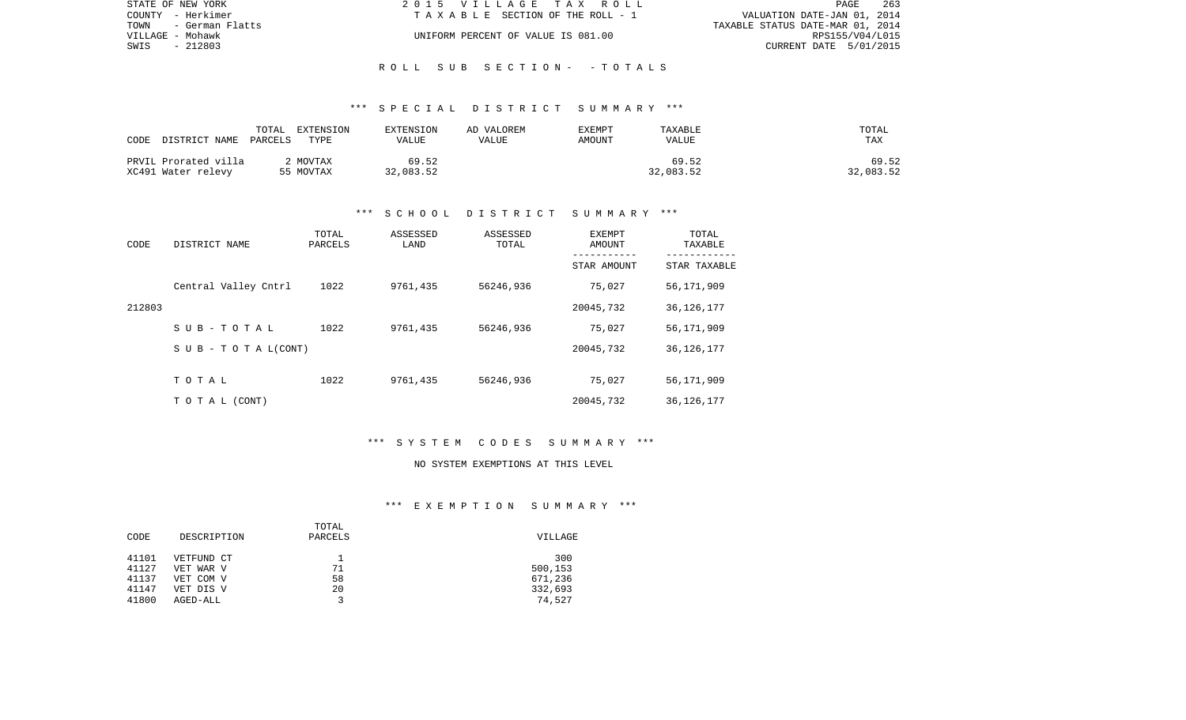## ROLL SUB SECTION - - TOTALS

### *** SPECIAL DISTRICT SUMMARY ***

| CODE DISTRICT NAME | TOTAL PARCELS | EXTENSION TYPE | EXTENSION VALUE | AD VALOREM VALUE | EXEMPT AMOUNT | TAXABLE VALUE | TOTAL TAX |
|---|---|---|---|---|---|---|---|
| PRVIL Prorated villa | 2 | MOVTAX | 69.52 | | | 69.52 | 69.52 |
| XC491 Water relevy | 55 | MOVTAX | 32,083.52 | | | 32,083.52 | 32,083.52 |

### *** SCHOOL DISTRICT SUMMARY ***

| CODE | DISTRICT NAME | TOTAL PARCELS | ASSESSED LAND | ASSESSED TOTAL | EXEMPT AMOUNT / STAR AMOUNT | TOTAL TAXABLE / STAR TAXABLE |
|---|---|---|---|---|---|---|
| | Central Valley Cntrl | 1022 | 9761,435 | 56246,936 | 75,027 | 56,171,909 |
| 212803 | | | | | 20045,732 | 36,126,177 |
| | S U B - T O T A L | 1022 | 9761,435 | 56246,936 | 75,027 | 56,171,909 |
| | S U B - T O T A L(CONT) | | | | 20045,732 | 36,126,177 |
| | T O T A L | 1022 | 9761,435 | 56246,936 | 75,027 | 56,171,909 |
| | T O T A L (CONT) | | | | 20045,732 | 36,126,177 |

### *** SYSTEM CODES SUMMARY ***

NO SYSTEM EXEMPTIONS AT THIS LEVEL

### *** EXEMPTION SUMMARY ***

| CODE | DESCRIPTION | TOTAL PARCELS | VILLAGE |
|---|---|---|---|
| 41101 | VETFUND CT | 1 | 300 |
| 41127 | VET WAR V | 71 | 500,153 |
| 41137 | VET COM V | 58 | 671,236 |
| 41147 | VET DIS V | 20 | 332,693 |
| 41800 | AGED-ALL | 3 | 74,527 |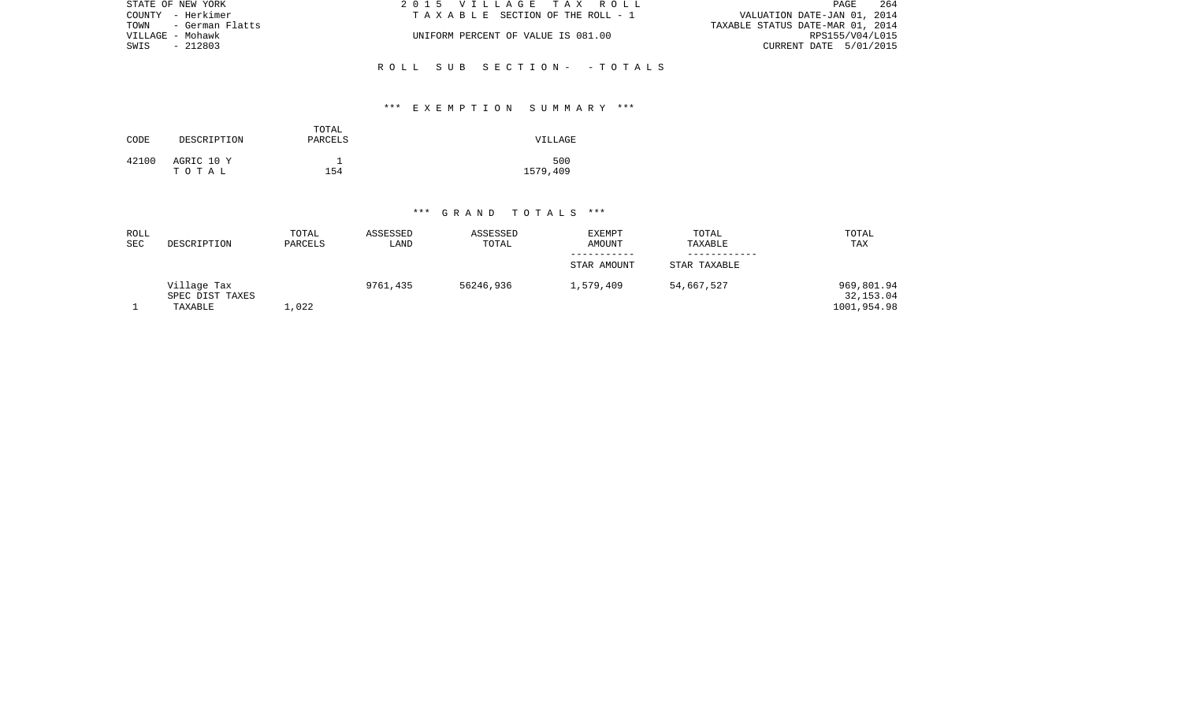STATE OF NEW YORK
COUNTY - Herkimer
TOWN - German Flatts
VILLAGE - Mohawk
SWIS - 212803

2015 VILLAGE TAX ROLL
TAXABLE SECTION OF THE ROLL - 1
UNIFORM PERCENT OF VALUE IS 081.00

VALUATION DATE-JAN 01, 2014
TAXABLE STATUS DATE-MAR 01, 2014
RPS155/V04/L015
CURRENT DATE 5/01/2015

ROLL SUB SECTION- - TOTALS

*** EXEMPTION SUMMARY ***

| CODE | DESCRIPTION | TOTAL PARCELS | VILLAGE |
|---|---|---|---|
| 42100 | AGRIC 10 Y | 1 | 500 |
| | TOTAL | 154 | 1579,409 |

*** GRAND TOTALS ***

| ROLL SEC | DESCRIPTION | TOTAL PARCELS | ASSESSED LAND | ASSESSED TOTAL | EXEMPT AMOUNT / STAR AMOUNT | TOTAL TAXABLE / STAR TAXABLE | TOTAL TAX |
|---|---|---|---|---|---|---|---|
| | Village Tax | | 9761,435 | 56246,936 | 1,579,409 | 54,667,527 | 969,801.94 |
| | SPEC DIST TAXES | | | | | | 32,153.04 |
| 1 | TAXABLE | 1,022 | | | | | 1001,954.98 |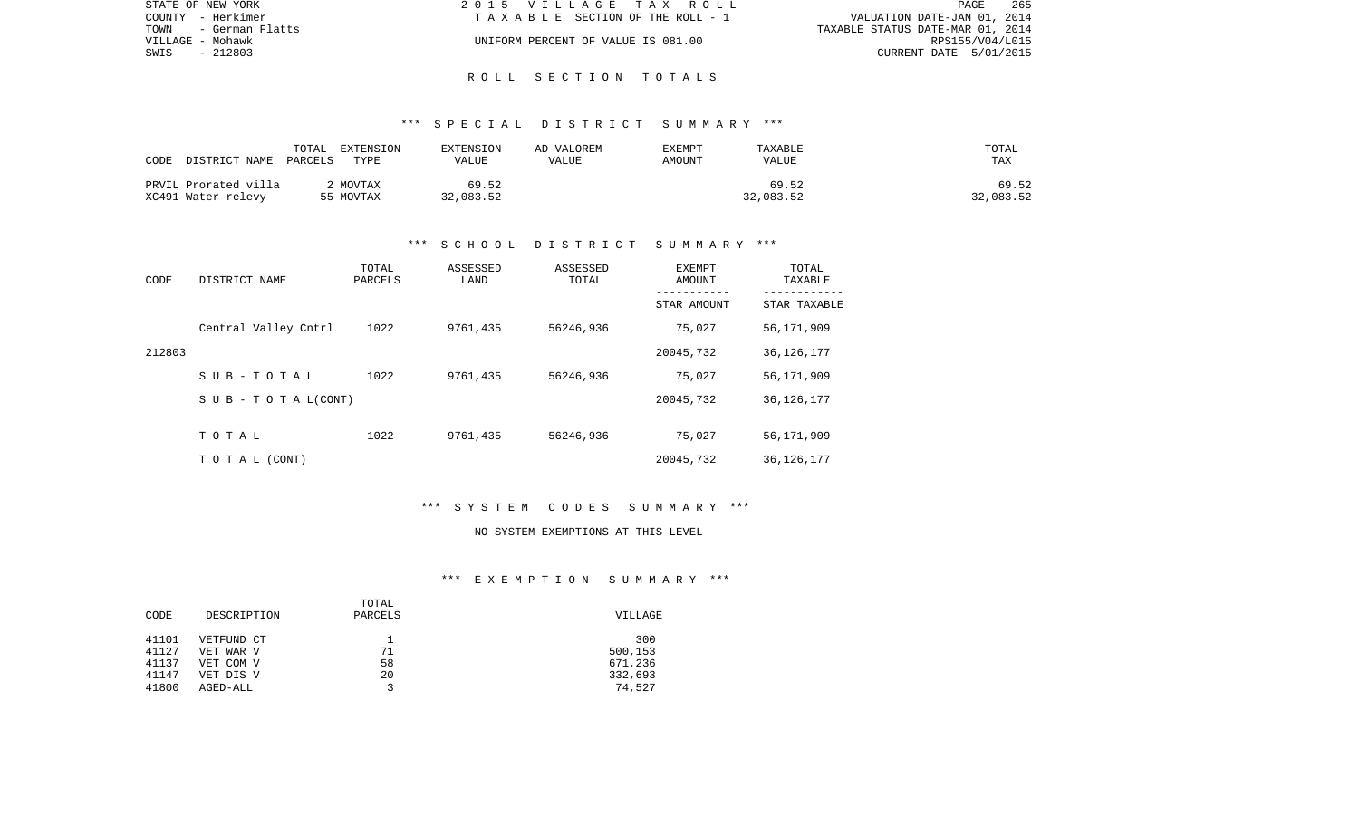## R O L L   S E C T I O N   T O T A L S

### *** S P E C I A L   D I S T R I C T   S U M M A R Y ***

| CODE | DISTRICT NAME | TOTAL PARCELS | EXTENSION TYPE | EXTENSION VALUE | AD VALOREM VALUE | EXEMPT AMOUNT | TAXABLE VALUE | TOTAL TAX |
|---|---|---|---|---|---|---|---|---|
| PRVIL | Prorated villa | 2 | MOVTAX | 69.52 | | | 69.52 | 69.52 |
| XC491 | Water relevy | 55 | MOVTAX | 32,083.52 | | | 32,083.52 | 32,083.52 |

### *** S C H O O L   D I S T R I C T   S U M M A R Y ***

| CODE | DISTRICT NAME | TOTAL PARCELS | ASSESSED LAND | ASSESSED TOTAL | EXEMPT AMOUNT / STAR AMOUNT | TOTAL TAXABLE / STAR TAXABLE |
|---|---|---|---|---|---|---|
| | Central Valley Cntrl | 1022 | 9761,435 | 56246,936 | 75,027 | 56,171,909 |
| 212803 | | | | | 20045,732 | 36,126,177 |
| | S U B - T O T A L | 1022 | 9761,435 | 56246,936 | 75,027 | 56,171,909 |
| | S U B - T O T A L(CONT) | | | | 20045,732 | 36,126,177 |
| | T O T A L | 1022 | 9761,435 | 56246,936 | 75,027 | 56,171,909 |
| | T O T A L (CONT) | | | | 20045,732 | 36,126,177 |

### *** S Y S T E M   C O D E S   S U M M A R Y ***

NO SYSTEM EXEMPTIONS AT THIS LEVEL

### *** E X E M P T I O N   S U M M A R Y ***

| CODE | DESCRIPTION | TOTAL PARCELS | VILLAGE |
|---|---|---|---|
| 41101 | VETFUND CT | 1 | 300 |
| 41127 | VET WAR V | 71 | 500,153 |
| 41137 | VET COM V | 58 | 671,236 |
| 41147 | VET DIS V | 20 | 332,693 |
| 41800 | AGED-ALL | 3 | 74,527 |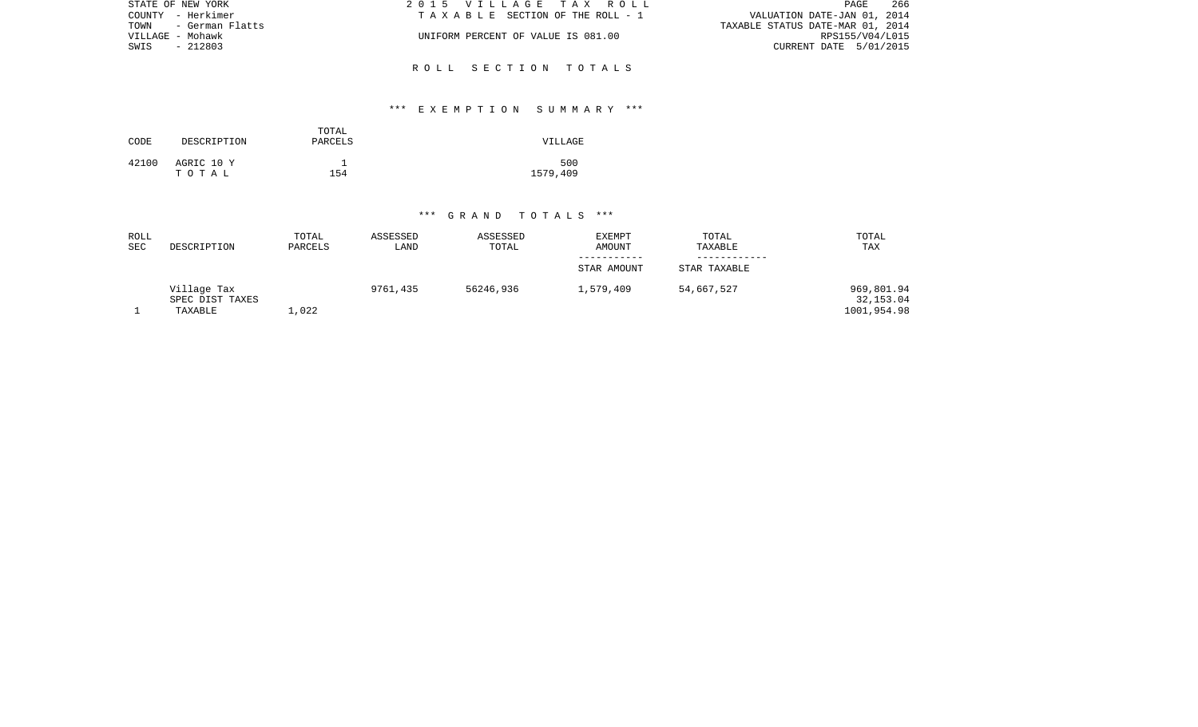STATE OF NEW YORK
COUNTY - Herkimer
TOWN - German Flatts
VILLAGE - Mohawk
SWIS - 212803

2 0 1 5 V I L L A G E T A X R O L L
T A X A B L E SECTION OF THE ROLL - 1
UNIFORM PERCENT OF VALUE IS 081.00

VALUATION DATE-JAN 01, 2014
TAXABLE STATUS DATE-MAR 01, 2014
RPS155/V04/L015
CURRENT DATE 5/01/2015

R O L L S E C T I O N T O T A L S

### *** E X E M P T I O N S U M M A R Y ***

| CODE | DESCRIPTION | TOTAL PARCELS | VILLAGE |
|---|---|---|---|
| 42100 | AGRIC 10 Y | 1 | 500 |
| | T O T A L | 154 | 1579,409 |

### *** G R A N D T O T A L S ***

| ROLL SEC | DESCRIPTION | TOTAL PARCELS | ASSESSED LAND | ASSESSED TOTAL | EXEMPT AMOUNT / STAR AMOUNT | TOTAL TAXABLE / STAR TAXABLE | TOTAL TAX |
|---|---|---|---|---|---|---|---|
| | Village Tax | | 9761,435 | 56246,936 | 1,579,409 | 54,667,527 | 969,801.94 |
| | SPEC DIST TAXES | | | | | | 32,153.04 |
| 1 | TAXABLE | 1,022 | | | | | 1001,954.98 |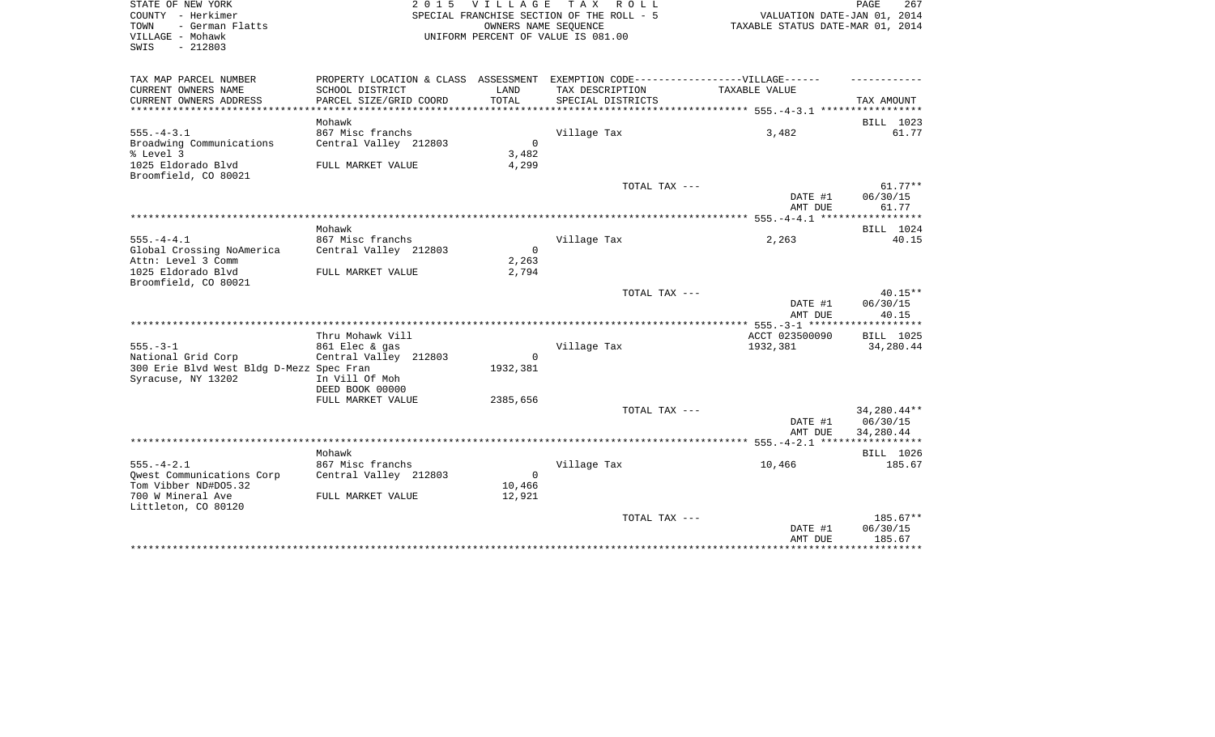STATE OF NEW YORK
COUNTY - Herkimer
TOWN - German Flatts
VILLAGE - Mohawk
SWIS - 212803

2 0 1 5 V I L L A G E T A X R O L L
SPECIAL FRANCHISE SECTION OF THE ROLL - 5
OWNERS NAME SEQUENCE
UNIFORM PERCENT OF VALUE IS 081.00

VALUATION DATE-JAN 01, 2014
TAXABLE STATUS DATE-MAR 01, 2014

| TAX MAP PARCEL NUMBER / CURRENT OWNERS NAME / CURRENT OWNERS ADDRESS | PROPERTY LOCATION & CLASS / SCHOOL DISTRICT / PARCEL SIZE/GRID COORD | ASSESSMENT LAND / TOTAL | EXEMPTION CODE / TAX DESCRIPTION / SPECIAL DISTRICTS | VILLAGE TAXABLE VALUE | TAX AMOUNT |
|---|---|---|---|---|---|
| 555.-4-3.1 | Mohawk | | | | BILL 1023 |
| 555.-4-3.1 | 867 Misc franchs | | Village Tax | 3,482 | 61.77 |
| Broadwing Communications | Central Valley 212803 | 0 | | | |
| % Level 3 | | 3,482 | | | |
| 1025 Eldorado Blvd | FULL MARKET VALUE | 4,299 | | | |
| Broomfield, CO 80021 | | | | | |
| | | | TOTAL TAX --- | | 61.77** |
| | | | | DATE #1 | 06/30/15 |
| | | | | AMT DUE | 61.77 |
| 555.-4-4.1 | Mohawk | | | | BILL 1024 |
| 555.-4-4.1 | 867 Misc franchs | | Village Tax | 2,263 | 40.15 |
| Global Crossing NoAmerica | Central Valley 212803 | 0 | | | |
| Attn: Level 3 Comm | | 2,263 | | | |
| 1025 Eldorado Blvd | FULL MARKET VALUE | 2,794 | | | |
| Broomfield, CO 80021 | | | | | |
| | | | TOTAL TAX --- | | 40.15** |
| | | | | DATE #1 | 06/30/15 |
| | | | | AMT DUE | 40.15 |
| 555.-3-1 | Thru Mohawk Vill | | | ACCT 023500090 | BILL 1025 |
| 555.-3-1 | 861 Elec & gas | | Village Tax | 1932,381 | 34,280.44 |
| National Grid Corp | Central Valley 212803 | 0 | | | |
| 300 Erie Blvd West Bldg D-Mezz | Spec Fran | 1932,381 | | | |
| Syracuse, NY 13202 | In Vill Of Moh | | | | |
| | DEED BOOK 00000 | | | | |
| | FULL MARKET VALUE | 2385,656 | | | |
| | | | TOTAL TAX --- | | 34,280.44** |
| | | | | DATE #1 | 06/30/15 |
| | | | | AMT DUE | 34,280.44 |
| 555.-4-2.1 | Mohawk | | | | BILL 1026 |
| 555.-4-2.1 | 867 Misc franchs | | Village Tax | 10,466 | 185.67 |
| Qwest Communications Corp | Central Valley 212803 | 0 | | | |
| Tom Vibber ND#DO5.32 | | 10,466 | | | |
| 700 W Mineral Ave | FULL MARKET VALUE | 12,921 | | | |
| Littleton, CO 80120 | | | | | |
| | | | TOTAL TAX --- | | 185.67** |
| | | | | DATE #1 | 06/30/15 |
| | | | | AMT DUE | 185.67 |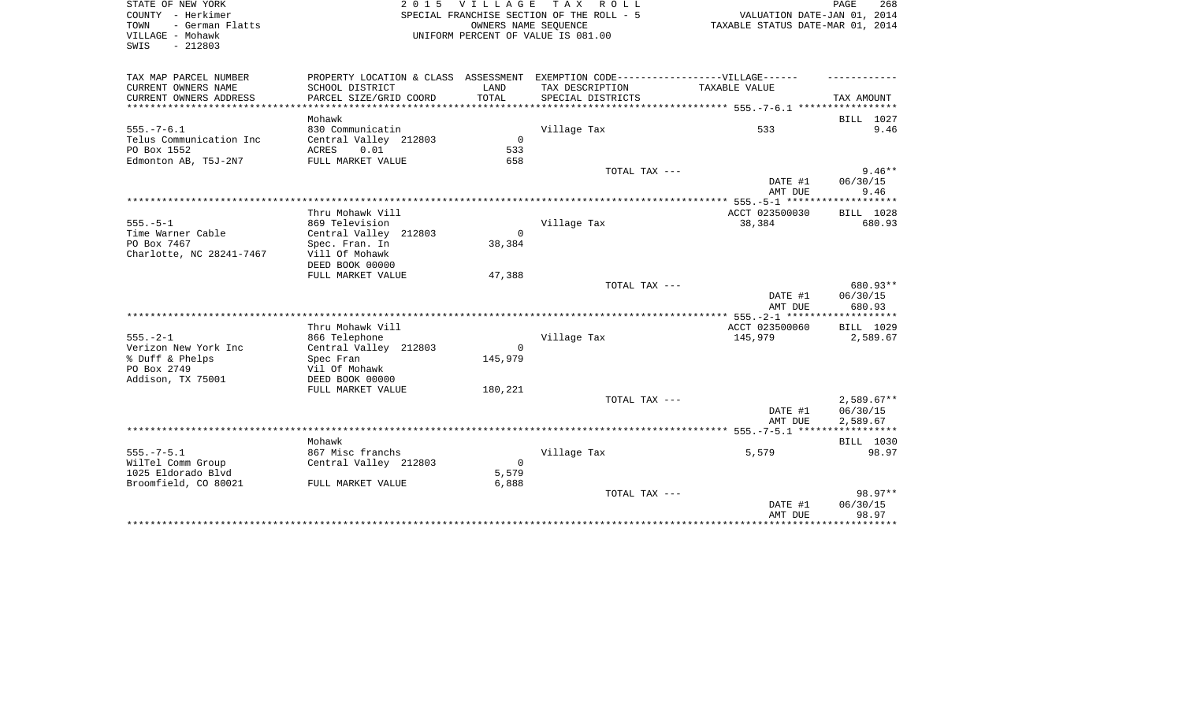STATE OF NEW YORK
COUNTY - Herkimer
TOWN - German Flatts
VILLAGE - Mohawk
SWIS - 212803

2 0 1 5 V I L L A G E T A X R O L L
SPECIAL FRANCHISE SECTION OF THE ROLL - 5
OWNERS NAME SEQUENCE
UNIFORM PERCENT OF VALUE IS 081.00

VALUATION DATE-JAN 01, 2014
TAXABLE STATUS DATE-MAR 01, 2014

| TAX MAP PARCEL NUMBER / CURRENT OWNERS NAME / CURRENT OWNERS ADDRESS | PROPERTY LOCATION & CLASS / SCHOOL DISTRICT / PARCEL SIZE/GRID COORD | ASSESSMENT LAND / TOTAL | EXEMPTION CODE / TAX DESCRIPTION / SPECIAL DISTRICTS | VILLAGE TAXABLE VALUE | TAX AMOUNT |
|---|---|---|---|---|---|
| **555.-7-6.1** | Mohawk | | | | BILL 1027 |
| 555.-7-6.1 | 830 Communicatin | | Village Tax | 533 | 9.46 |
| Telus Communication Inc | Central Valley 212803 | 0 | | | |
| PO Box 1552 | ACRES 0.01 | 533 | | | |
| Edmonton AB, T5J-2N7 | FULL MARKET VALUE | 658 | | | |
| | | | TOTAL TAX --- | | 9.46** |
| | | | | DATE #1 | 06/30/15 |
| | | | | AMT DUE | 9.46 |
| **555.-5-1** | Thru Mohawk Vill | | | ACCT 023500030 | BILL 1028 |
| 555.-5-1 | 869 Television | | Village Tax | 38,384 | 680.93 |
| Time Warner Cable | Central Valley 212803 | 0 | | | |
| PO Box 7467 | Spec. Fran. In | 38,384 | | | |
| Charlotte, NC 28241-7467 | Vill Of Mohawk | | | | |
| | DEED BOOK 00000 | | | | |
| | FULL MARKET VALUE | 47,388 | | | |
| | | | TOTAL TAX --- | | 680.93** |
| | | | | DATE #1 | 06/30/15 |
| | | | | AMT DUE | 680.93 |
| **555.-2-1** | Thru Mohawk Vill | | | ACCT 023500060 | BILL 1029 |
| 555.-2-1 | 866 Telephone | | Village Tax | 145,979 | 2,589.67 |
| Verizon New York Inc | Central Valley 212803 | 0 | | | |
| % Duff & Phelps | Spec Fran | 145,979 | | | |
| PO Box 2749 | Vil Of Mohawk | | | | |
| Addison, TX 75001 | DEED BOOK 00000 | | | | |
| | FULL MARKET VALUE | 180,221 | | | |
| | | | TOTAL TAX --- | | 2,589.67** |
| | | | | DATE #1 | 06/30/15 |
| | | | | AMT DUE | 2,589.67 |
| **555.-7-5.1** | Mohawk | | | | BILL 1030 |
| 555.-7-5.1 | 867 Misc franchs | | Village Tax | 5,579 | 98.97 |
| WilTel Comm Group | Central Valley 212803 | 0 | | | |
| 1025 Eldorado Blvd | | 5,579 | | | |
| Broomfield, CO 80021 | FULL MARKET VALUE | 6,888 | | | |
| | | | TOTAL TAX --- | | 98.97** |
| | | | | DATE #1 | 06/30/15 |
| | | | | AMT DUE | 98.97 |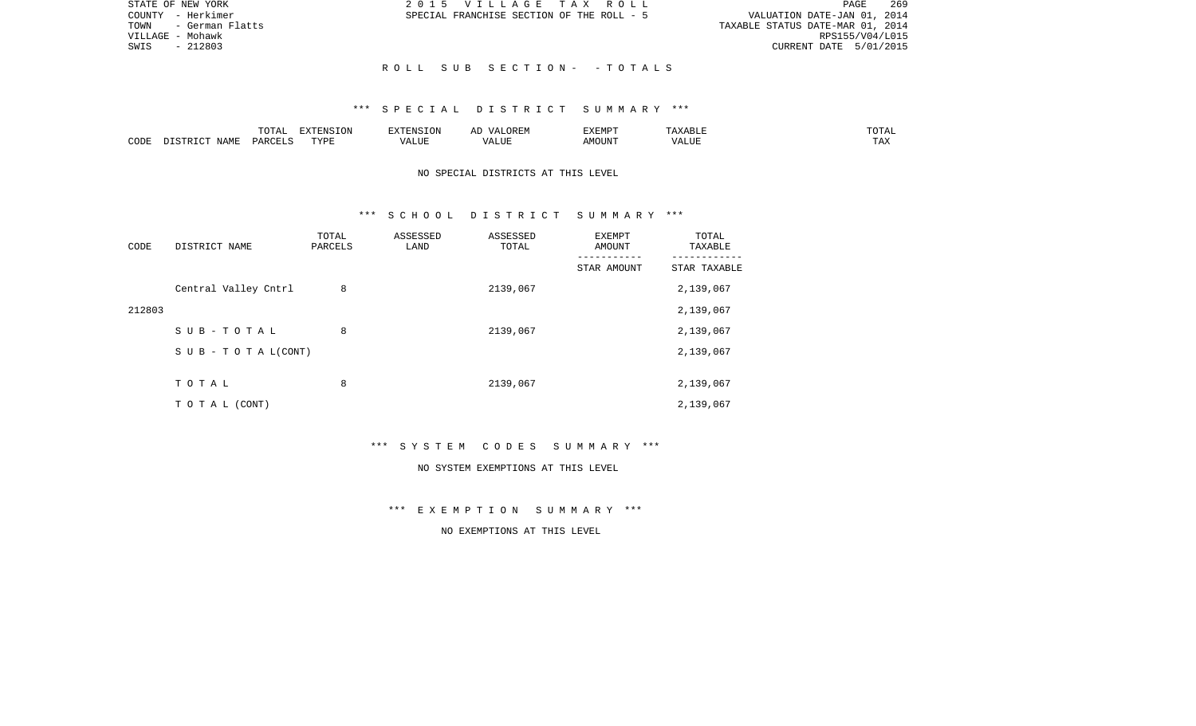STATE OF NEW YORK
COUNTY - Herkimer
TOWN - German Flatts
VILLAGE - Mohawk
SWIS - 212803

2 0 1 5 V I L L A G E T A X R O L L
SPECIAL FRANCHISE SECTION OF THE ROLL - 5

VALUATION DATE-JAN 01, 2014
TAXABLE STATUS DATE-MAR 01, 2014
RPS155/V04/L015
CURRENT DATE 5/01/2015

R O L L S U B S E C T I O N - - T O T A L S

*** S P E C I A L D I S T R I C T S U M M A R Y ***

| CODE | DISTRICT NAME | TOTAL PARCELS | EXTENSION TYPE | EXTENSION VALUE | AD VALOREM VALUE | EXEMPT AMOUNT | TAXABLE VALUE | TOTAL TAX |
|---|---|---|---|---|---|---|---|---|

NO SPECIAL DISTRICTS AT THIS LEVEL

*** S C H O O L D I S T R I C T S U M M A R Y ***

| CODE | DISTRICT NAME | TOTAL PARCELS | ASSESSED LAND | ASSESSED TOTAL | EXEMPT AMOUNT / STAR AMOUNT | TOTAL TAXABLE / STAR TAXABLE |
|---|---|---|---|---|---|---|
| | Central Valley Cntrl | 8 | | 2139,067 | | 2,139,067 |
| 212803 | | | | | | 2,139,067 |
| | S U B - T O T A L | 8 | | 2139,067 | | 2,139,067 |
| | S U B - T O T A L(CONT) | | | | | 2,139,067 |
| | T O T A L | 8 | | 2139,067 | | 2,139,067 |
| | T O T A L (CONT) | | | | | 2,139,067 |

*** S Y S T E M C O D E S S U M M A R Y ***

NO SYSTEM EXEMPTIONS AT THIS LEVEL

*** E X E M P T I O N S U M M A R Y ***

NO EXEMPTIONS AT THIS LEVEL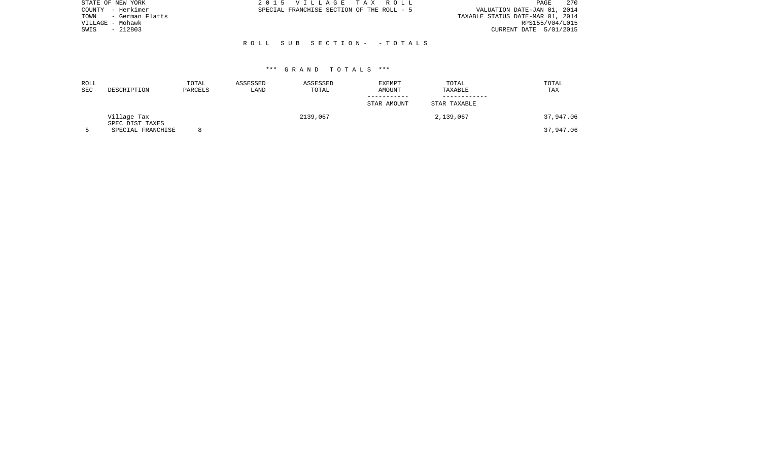STATE OF NEW YORK
COUNTY - Herkimer
TOWN - German Flatts
VILLAGE - Mohawk
SWIS - 212803

2 0 1 5 V I L L A G E T A X R O L L
SPECIAL FRANCHISE SECTION OF THE ROLL - 5

VALUATION DATE-JAN 01, 2014
TAXABLE STATUS DATE-MAR 01, 2014
RPS155/V04/L015
CURRENT DATE 5/01/2015

## R O L L S U B S E C T I O N - - T O T A L S

### \*\*\* G R A N D T O T A L S \*\*\*

| ROLL SEC | DESCRIPTION | TOTAL PARCELS | ASSESSED LAND | ASSESSED TOTAL | EXEMPT AMOUNT / STAR AMOUNT | TOTAL TAXABLE / STAR TAXABLE | TOTAL TAX |
|---|---|---|---|---|---|---|---|
| | Village Tax | | | 2139,067 | | 2,139,067 | 37,947.06 |
| | SPEC DIST TAXES | | | | | | |
| 5 | SPECIAL FRANCHISE | 8 | | | | | 37,947.06 |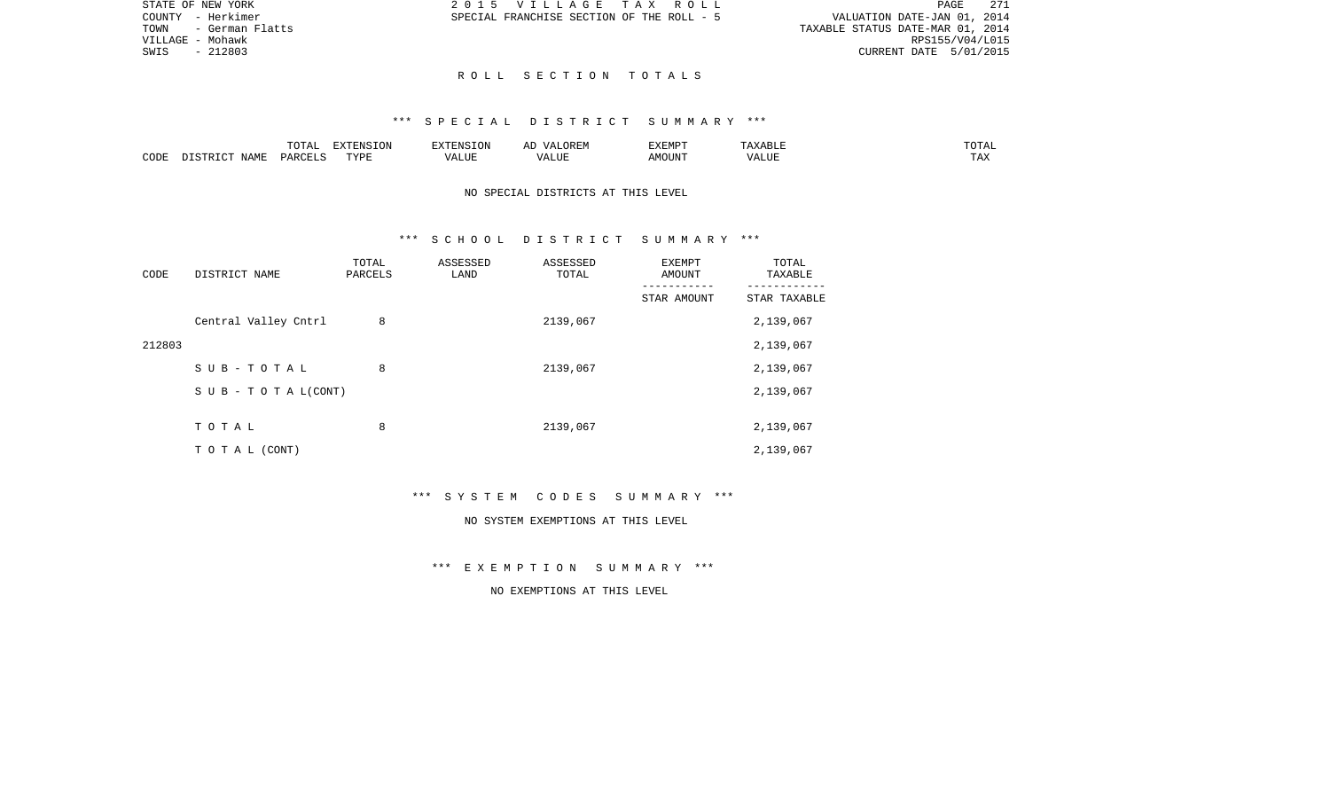STATE OF NEW YORK
COUNTY - Herkimer
TOWN - German Flatts
VILLAGE - Mohawk
SWIS - 212803

2015 VILLAGE TAX ROLL
SPECIAL FRANCHISE SECTION OF THE ROLL - 5

VALUATION DATE-JAN 01, 2014
TAXABLE STATUS DATE-MAR 01, 2014
RPS155/V04/L015
CURRENT DATE 5/01/2015

## ROLL SECTION TOTALS

### *** SPECIAL DISTRICT SUMMARY ***

| CODE | DISTRICT NAME | TOTAL PARCELS | EXTENSION TYPE | EXTENSION VALUE | AD VALOREM VALUE | EXEMPT AMOUNT | TAXABLE VALUE | TOTAL TAX |
|---|---|---|---|---|---|---|---|---|

NO SPECIAL DISTRICTS AT THIS LEVEL

### *** SCHOOL DISTRICT SUMMARY ***

| CODE | DISTRICT NAME | TOTAL PARCELS | ASSESSED LAND | ASSESSED TOTAL | EXEMPT AMOUNT / STAR AMOUNT | TOTAL TAXABLE / STAR TAXABLE |
|---|---|---|---|---|---|---|
| | Central Valley Cntrl | 8 | | 2139,067 | | 2,139,067 |
| 212803 | | | | | | 2,139,067 |
| | S U B - T O T A L | 8 | | 2139,067 | | 2,139,067 |
| | S U B - T O T A L(CONT) | | | | | 2,139,067 |
| | T O T A L | 8 | | 2139,067 | | 2,139,067 |
| | T O T A L (CONT) | | | | | 2,139,067 |

### *** SYSTEM CODES SUMMARY ***

NO SYSTEM EXEMPTIONS AT THIS LEVEL

### *** EXEMPTION SUMMARY ***

NO EXEMPTIONS AT THIS LEVEL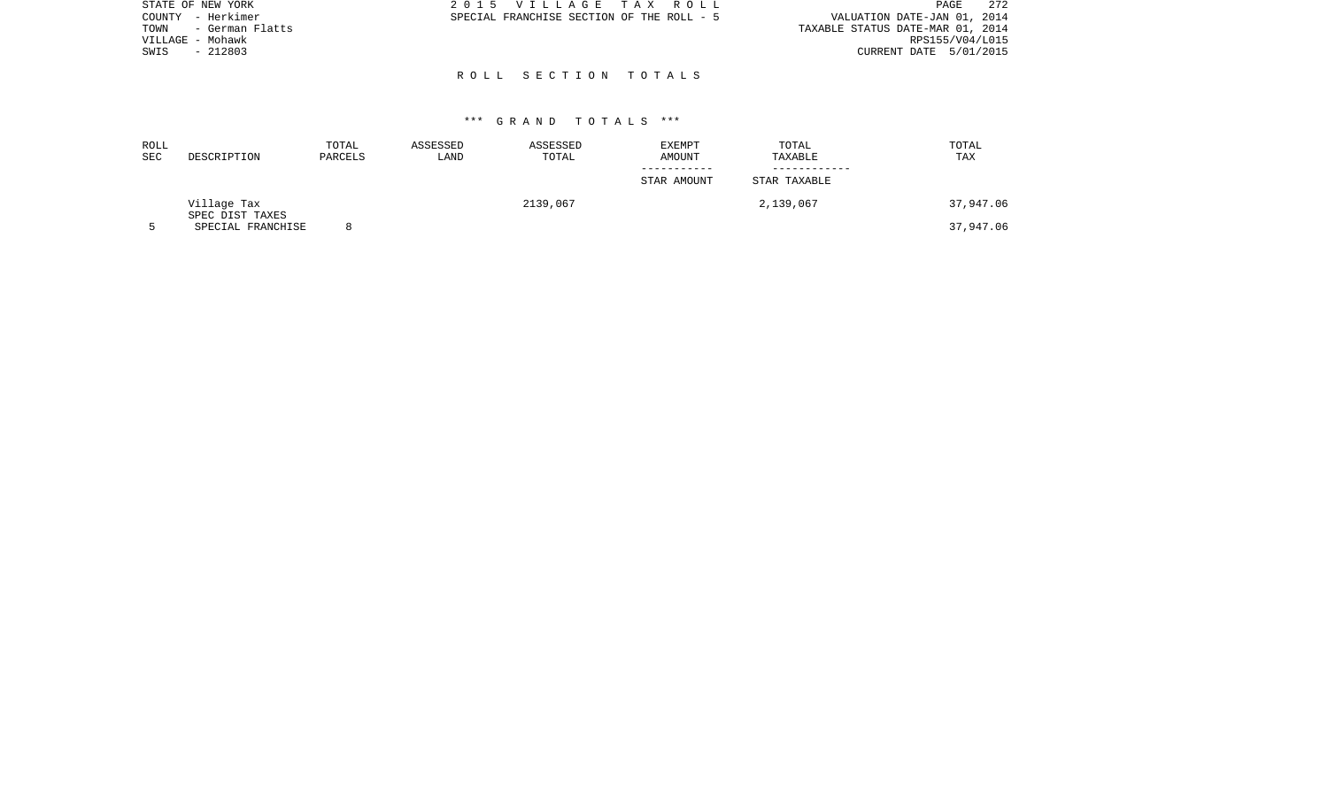STATE OF NEW YORK
COUNTY - Herkimer
TOWN - German Flatts
VILLAGE - Mohawk
SWIS - 212803

2 0 1 5 V I L L A G E T A X R O L L
SPECIAL FRANCHISE SECTION OF THE ROLL - 5

VALUATION DATE-JAN 01, 2014
TAXABLE STATUS DATE-MAR 01, 2014
RPS155/V04/L015
CURRENT DATE 5/01/2015

## R O L L S E C T I O N T O T A L S

### *** G R A N D T O T A L S ***

| ROLL SEC | DESCRIPTION | TOTAL PARCELS | ASSESSED LAND | ASSESSED TOTAL | EXEMPT AMOUNT<br>-----------<br>STAR AMOUNT | TOTAL TAXABLE<br>------------<br>STAR TAXABLE | TOTAL TAX |
|---|---|---|---|---|---|---|---|
| | Village Tax | | | 2139,067 | | 2,139,067 | 37,947.06 |
| | SPEC DIST TAXES | | | | | | |
| 5 | SPECIAL FRANCHISE | 8 | | | | | 37,947.06 |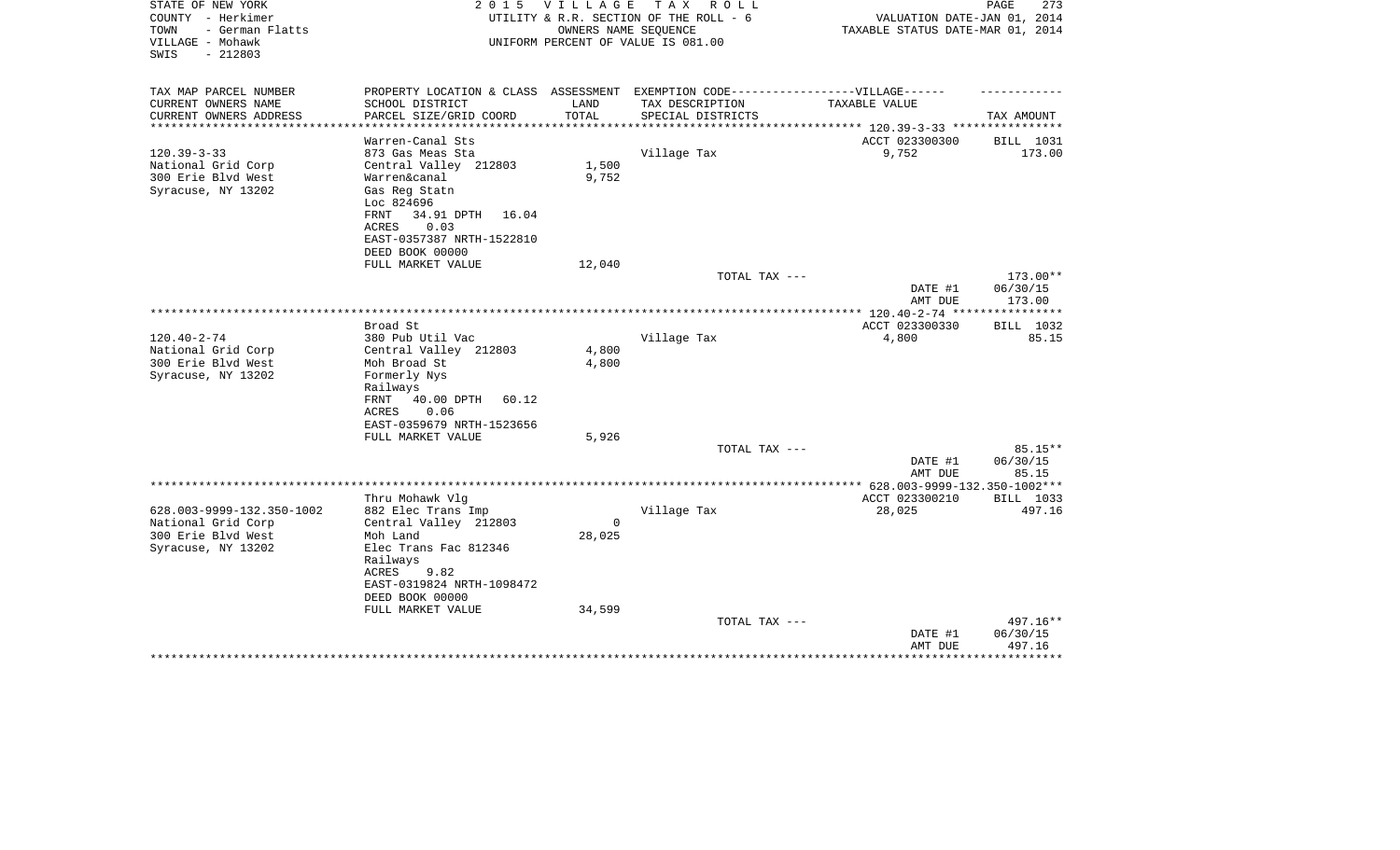STATE OF NEW YORK
COUNTY - Herkimer
TOWN - German Flatts
VILLAGE - Mohawk
SWIS - 212803

2 0 1 5 V I L L A G E T A X R O L L
UTILITY & R.R. SECTION OF THE ROLL - 6
OWNERS NAME SEQUENCE
UNIFORM PERCENT OF VALUE IS 081.00

VALUATION DATE-JAN 01, 2014
TAXABLE STATUS DATE-MAR 01, 2014

| TAX MAP PARCEL NUMBER<br>CURRENT OWNERS NAME<br>CURRENT OWNERS ADDRESS | PROPERTY LOCATION & CLASS<br>SCHOOL DISTRICT<br>PARCEL SIZE/GRID COORD | ASSESSMENT<br>LAND<br>TOTAL | EXEMPTION CODE------VILLAGE------<br>TAX DESCRIPTION<br>SPECIAL DISTRICTS | TAXABLE VALUE | TAX AMOUNT |
|---|---|---|---|---|---|
| **120.39-3-33** | Warren-Canal Sts | | | ACCT 023300300 | BILL 1031 |
| 120.39-3-33 | 873 Gas Meas Sta | | Village Tax | 9,752 | 173.00 |
| National Grid Corp | Central Valley 212803 | 1,500 | | | |
| 300 Erie Blvd West | Warren&canal | 9,752 | | | |
| Syracuse, NY 13202 | Gas Reg Statn | | | | |
| | Loc 824696 | | | | |
| | FRNT 34.91 DPTH 16.04 | | | | |
| | ACRES 0.03 | | | | |
| | EAST-0357387 NRTH-1522810 | | | | |
| | DEED BOOK 00000 | | | | |
| | FULL MARKET VALUE | 12,040 | | | |
| | | | TOTAL TAX --- | | 173.00** |
| | | | | DATE #1 | 06/30/15 |
| | | | | AMT DUE | 173.00 |
| **120.40-2-74** | Broad St | | | ACCT 023300330 | BILL 1032 |
| 120.40-2-74 | 380 Pub Util Vac | | Village Tax | 4,800 | 85.15 |
| National Grid Corp | Central Valley 212803 | 4,800 | | | |
| 300 Erie Blvd West | Moh Broad St | 4,800 | | | |
| Syracuse, NY 13202 | Formerly Nys | | | | |
| | Railways | | | | |
| | FRNT 40.00 DPTH 60.12 | | | | |
| | ACRES 0.06 | | | | |
| | EAST-0359679 NRTH-1523656 | | | | |
| | FULL MARKET VALUE | 5,926 | | | |
| | | | TOTAL TAX --- | | 85.15** |
| | | | | DATE #1 | 06/30/15 |
| | | | | AMT DUE | 85.15 |
| **628.003-9999-132.350-1002** | Thru Mohawk Vlg | | | ACCT 023300210 | BILL 1033 |
| 628.003-9999-132.350-1002 | 882 Elec Trans Imp | | Village Tax | 28,025 | 497.16 |
| National Grid Corp | Central Valley 212803 | 0 | | | |
| 300 Erie Blvd West | Moh Land | 28,025 | | | |
| Syracuse, NY 13202 | Elec Trans Fac 812346 | | | | |
| | Railways | | | | |
| | ACRES 9.82 | | | | |
| | EAST-0319824 NRTH-1098472 | | | | |
| | DEED BOOK 00000 | | | | |
| | FULL MARKET VALUE | 34,599 | | | |
| | | | TOTAL TAX --- | | 497.16** |
| | | | | DATE #1 | 06/30/15 |
| | | | | AMT DUE | 497.16 |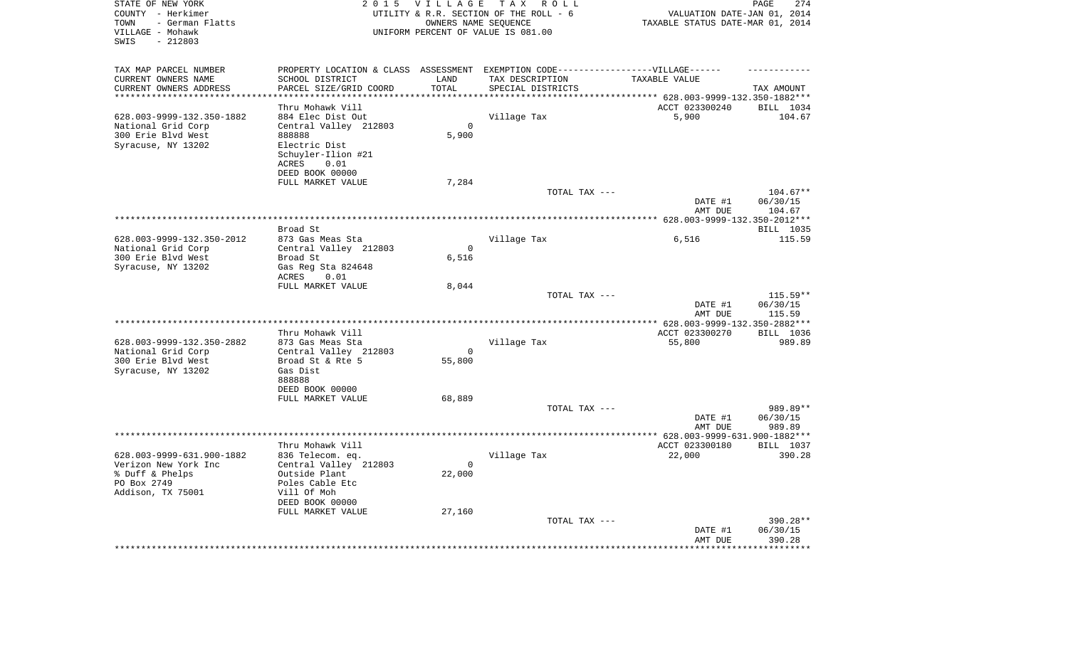STATE OF NEW YORK
COUNTY - Herkimer
TOWN - German Flatts
VILLAGE - Mohawk
SWIS - 212803

2 0 1 5 V I L L A G E T A X R O L L
UTILITY & R.R. SECTION OF THE ROLL - 6
OWNERS NAME SEQUENCE
UNIFORM PERCENT OF VALUE IS 081.00

VALUATION DATE-JAN 01, 2014
TAXABLE STATUS DATE-MAR 01, 2014

| TAX MAP PARCEL NUMBER / CURRENT OWNERS NAME / CURRENT OWNERS ADDRESS | PROPERTY LOCATION & CLASS / SCHOOL DISTRICT / PARCEL SIZE/GRID COORD | ASSESSMENT LAND / TOTAL | EXEMPTION CODE / TAX DESCRIPTION / SPECIAL DISTRICTS | VILLAGE TAXABLE VALUE | TAX AMOUNT |
|---|---|---|---|---|---|
| 628.003-9999-132.350-1882 | Thru Mohawk Vill | | | ACCT 023300240 | BILL 1034 |
| National Grid Corp | 884 Elec Dist Out | 0 | Village Tax | 5,900 | 104.67 |
| 300 Erie Blvd West | Central Valley 212803 | 5,900 | | | |
| Syracuse, NY 13202 | 888888 | | | | |
| | Electric Dist | | | | |
| | Schuyler-Ilion #21 | | | | |
| | ACRES 0.01 | | | | |
| | DEED BOOK 00000 | | | | |
| | FULL MARKET VALUE | 7,284 | | | |
| | | | TOTAL TAX --- | | 104.67** |
| | | | | DATE #1 | 06/30/15 |
| | | | | AMT DUE | 104.67 |
| 628.003-9999-132.350-2012 | Broad St | | | | BILL 1035 |
| National Grid Corp | 873 Gas Meas Sta | 0 | Village Tax | 6,516 | 115.59 |
| 300 Erie Blvd West | Central Valley 212803 | 6,516 | | | |
| Syracuse, NY 13202 | Broad St | | | | |
| | Gas Reg Sta 824648 | | | | |
| | ACRES 0.01 | | | | |
| | FULL MARKET VALUE | 8,044 | | | |
| | | | TOTAL TAX --- | | 115.59** |
| | | | | DATE #1 | 06/30/15 |
| | | | | AMT DUE | 115.59 |
| 628.003-9999-132.350-2882 | Thru Mohawk Vill | | | ACCT 023300270 | BILL 1036 |
| National Grid Corp | 873 Gas Meas Sta | 0 | Village Tax | 55,800 | 989.89 |
| 300 Erie Blvd West | Central Valley 212803 | 55,800 | | | |
| Syracuse, NY 13202 | Broad St & Rte 5 | | | | |
| | Gas Dist | | | | |
| | 888888 | | | | |
| | DEED BOOK 00000 | | | | |
| | FULL MARKET VALUE | 68,889 | | | |
| | | | TOTAL TAX --- | | 989.89** |
| | | | | DATE #1 | 06/30/15 |
| | | | | AMT DUE | 989.89 |
| 628.003-9999-631.900-1882 | Thru Mohawk Vill | | | ACCT 023300180 | BILL 1037 |
| Verizon New York Inc | 836 Telecom. eq. | 0 | Village Tax | 22,000 | 390.28 |
| % Duff & Phelps | Central Valley 212803 | 22,000 | | | |
| PO Box 2749 | Outside Plant | | | | |
| Addison, TX 75001 | Poles Cable Etc | | | | |
| | Vill Of Moh | | | | |
| | DEED BOOK 00000 | | | | |
| | FULL MARKET VALUE | 27,160 | | | |
| | | | TOTAL TAX --- | | 390.28** |
| | | | | DATE #1 | 06/30/15 |
| | | | | AMT DUE | 390.28 |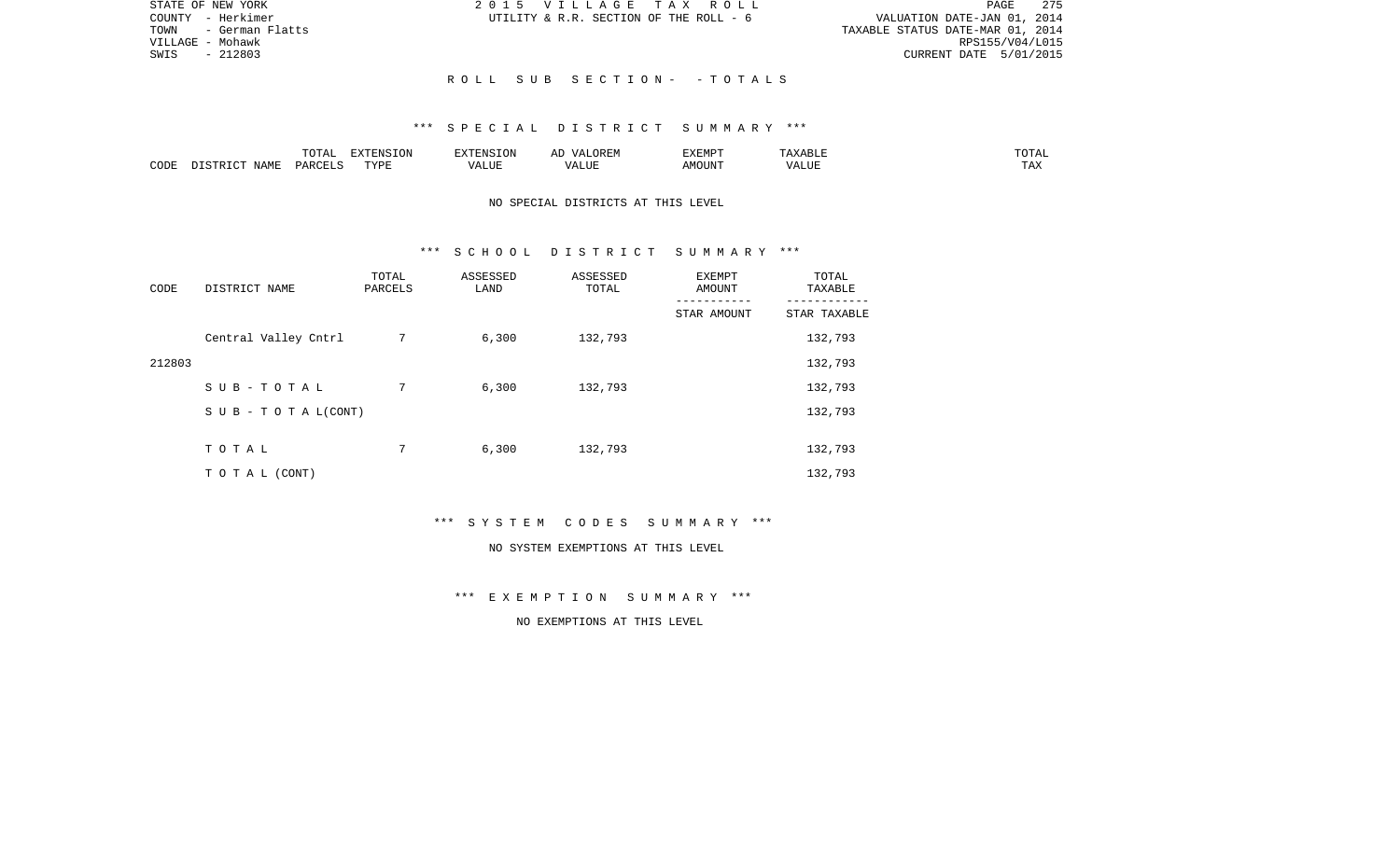STATE OF NEW YORK
COUNTY - Herkimer
TOWN - German Flatts
VILLAGE - Mohawk
SWIS - 212803

2 0 1 5 V I L L A G E T A X R O L L
UTILITY & R.R. SECTION OF THE ROLL - 6

VALUATION DATE-JAN 01, 2014
TAXABLE STATUS DATE-MAR 01, 2014
RPS155/V04/L015
CURRENT DATE 5/01/2015

## R O L L S U B S E C T I O N - - T O T A L S

### *** S P E C I A L D I S T R I C T S U M M A R Y ***

| CODE | DISTRICT NAME | TOTAL PARCELS | EXTENSION TYPE | EXTENSION VALUE | AD VALOREM VALUE | EXEMPT AMOUNT | TAXABLE VALUE | TOTAL TAX |
|---|---|---|---|---|---|---|---|---|

NO SPECIAL DISTRICTS AT THIS LEVEL

### *** S C H O O L D I S T R I C T S U M M A R Y ***

| CODE | DISTRICT NAME | TOTAL PARCELS | ASSESSED LAND | ASSESSED TOTAL | EXEMPT AMOUNT / STAR AMOUNT | TOTAL TAXABLE / STAR TAXABLE |
|---|---|---|---|---|---|---|
| | Central Valley Cntrl | 7 | 6,300 | 132,793 | | 132,793 |
| 212803 | | | | | | 132,793 |
| | S U B - T O T A L | 7 | 6,300 | 132,793 | | 132,793 |
| | S U B - T O T A L(CONT) | | | | | 132,793 |
| | T O T A L | 7 | 6,300 | 132,793 | | 132,793 |
| | T O T A L (CONT) | | | | | 132,793 |

### *** S Y S T E M C O D E S S U M M A R Y ***

NO SYSTEM EXEMPTIONS AT THIS LEVEL

### *** E X E M P T I O N S U M M A R Y ***

NO EXEMPTIONS AT THIS LEVEL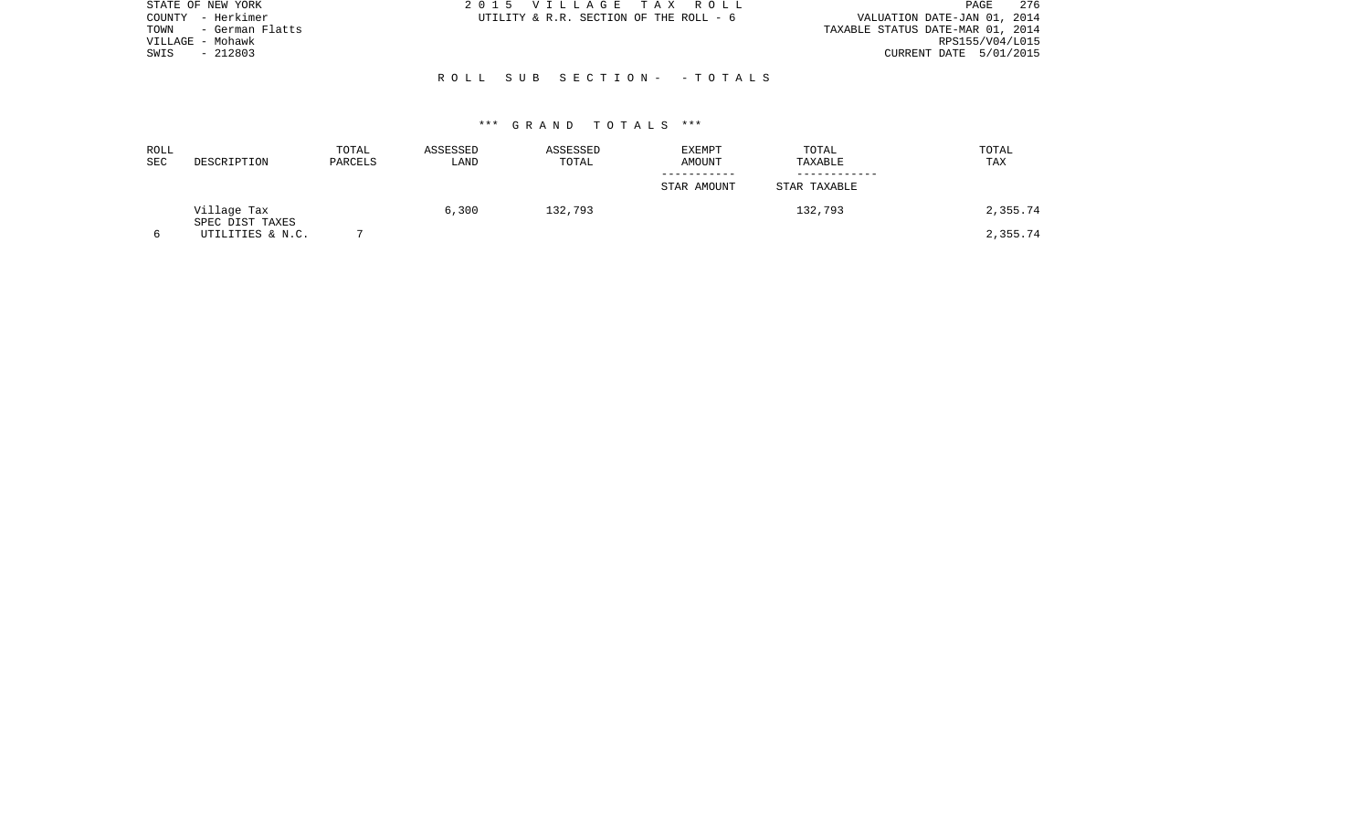STATE OF NEW YORK
COUNTY - Herkimer
TOWN - German Flatts
VILLAGE - Mohawk
SWIS - 212803

2 0 1 5 V I L L A G E T A X R O L L
UTILITY & R.R. SECTION OF THE ROLL - 6

VALUATION DATE-JAN 01, 2014
TAXABLE STATUS DATE-MAR 01, 2014
RPS155/V04/L015
CURRENT DATE 5/01/2015

R O L L S U B S E C T I O N - - T O T A L S

\*\*\* G R A N D T O T A L S \*\*\*

| ROLL SEC | DESCRIPTION | TOTAL PARCELS | ASSESSED LAND | ASSESSED TOTAL | EXEMPT AMOUNT<br>-----------<br>STAR AMOUNT | TOTAL TAXABLE<br>------------<br>STAR TAXABLE | TOTAL TAX |
|---|---|---|---|---|---|---|---|
| | Village Tax | | 6,300 | 132,793 | | 132,793 | 2,355.74 |
| | SPEC DIST TAXES | | | | | | |
| 6 | UTILITIES & N.C. | 7 | | | | | 2,355.74 |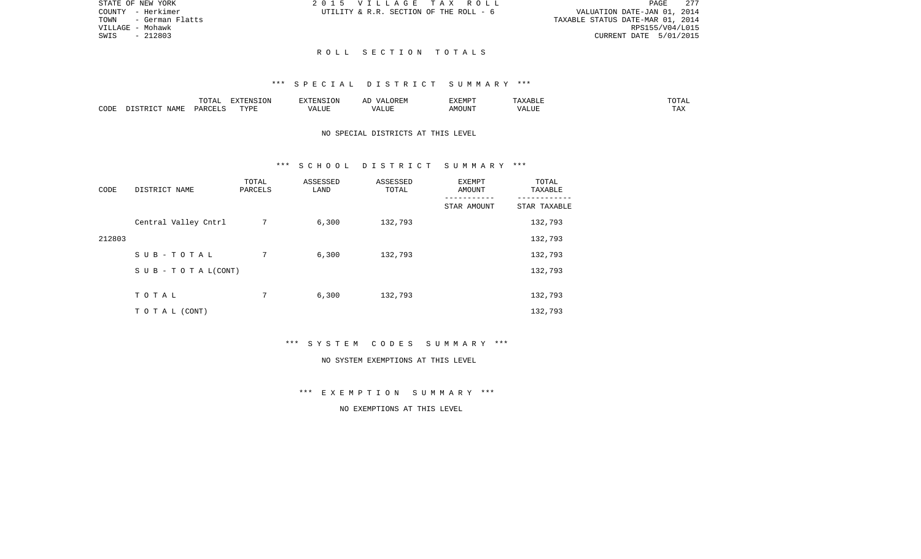STATE OF NEW YORK
COUNTY - Herkimer
TOWN - German Flatts
VILLAGE - Mohawk
SWIS - 212803

2 0 1 5 V I L L A G E T A X R O L L
UTILITY & R.R. SECTION OF THE ROLL - 6

VALUATION DATE-JAN 01, 2014
TAXABLE STATUS DATE-MAR 01, 2014
RPS155/V04/L015
CURRENT DATE 5/01/2015

## R O L L S E C T I O N T O T A L S

### *** S P E C I A L D I S T R I C T S U M M A R Y ***

| CODE | DISTRICT NAME | TOTAL PARCELS | EXTENSION TYPE | EXTENSION VALUE | AD VALOREM VALUE | EXEMPT AMOUNT | TAXABLE VALUE | TOTAL TAX |
|---|---|---|---|---|---|---|---|---|

NO SPECIAL DISTRICTS AT THIS LEVEL

### *** S C H O O L D I S T R I C T S U M M A R Y ***

| CODE | DISTRICT NAME | TOTAL PARCELS | ASSESSED LAND | ASSESSED TOTAL | EXEMPT AMOUNT / STAR AMOUNT | TOTAL TAXABLE / STAR TAXABLE |
|---|---|---|---|---|---|---|
| | Central Valley Cntrl | 7 | 6,300 | 132,793 | | 132,793 |
| 212803 | | | | | | 132,793 |
| | S U B - T O T A L | 7 | 6,300 | 132,793 | | 132,793 |
| | S U B - T O T A L(CONT) | | | | | 132,793 |
| | T O T A L | 7 | 6,300 | 132,793 | | 132,793 |
| | T O T A L (CONT) | | | | | 132,793 |

### *** S Y S T E M C O D E S S U M M A R Y ***

NO SYSTEM EXEMPTIONS AT THIS LEVEL

### *** E X E M P T I O N S U M M A R Y ***

NO EXEMPTIONS AT THIS LEVEL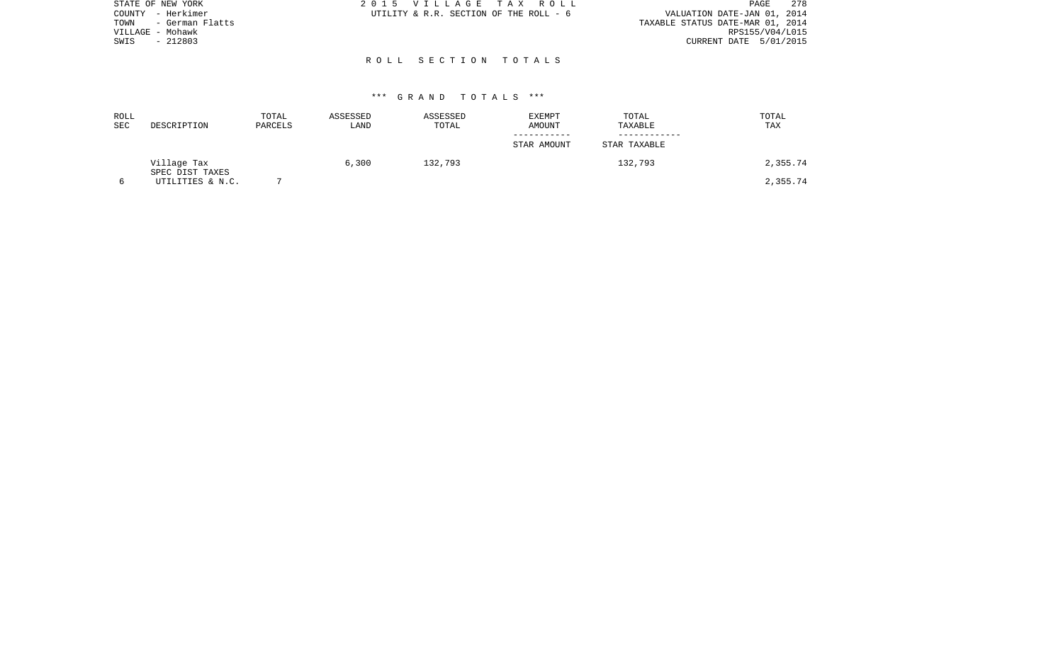STATE OF NEW YORK
COUNTY - Herkimer
TOWN - German Flatts
VILLAGE - Mohawk
SWIS - 212803

2 0 1 5 V I L L A G E T A X R O L L
UTILITY & R.R. SECTION OF THE ROLL - 6

VALUATION DATE-JAN 01, 2014
TAXABLE STATUS DATE-MAR 01, 2014
RPS155/V04/L015
CURRENT DATE 5/01/2015

## R O L L S E C T I O N T O T A L S

### *** G R A N D T O T A L S ***

| ROLL SEC | DESCRIPTION | TOTAL PARCELS | ASSESSED LAND | ASSESSED TOTAL | EXEMPT AMOUNT / STAR AMOUNT | TOTAL TAXABLE / STAR TAXABLE | TOTAL TAX |
|---|---|---|---|---|---|---|---|
| | Village Tax | | 6,300 | 132,793 | | 132,793 | 2,355.74 |
| | SPEC DIST TAXES | | | | | | |
| 6 | UTILITIES & N.C. | 7 | | | | | 2,355.74 |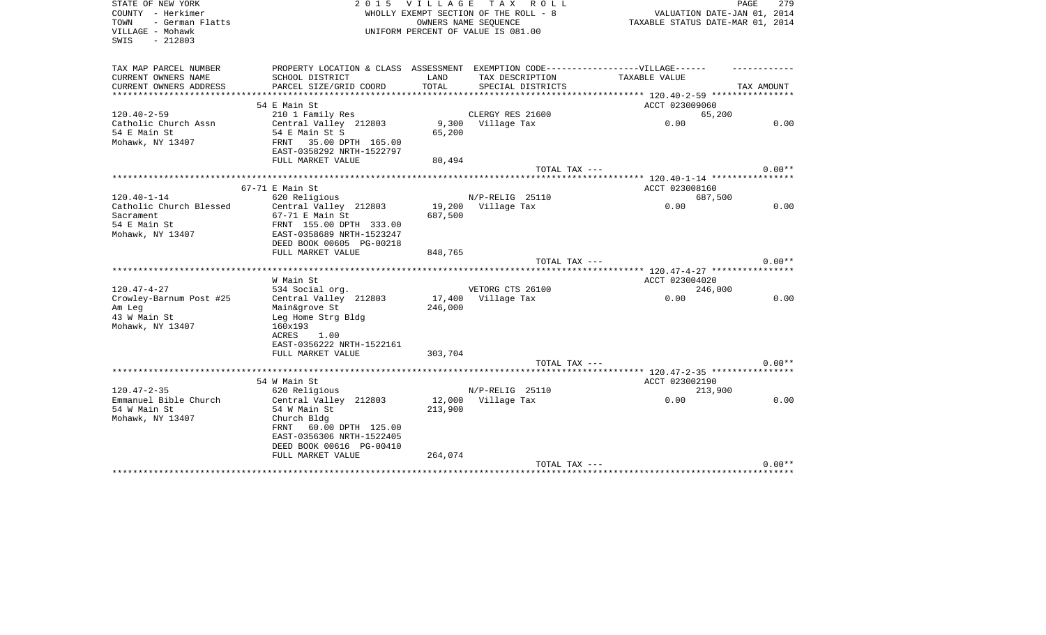STATE OF NEW YORK | 2 0 1 5 V I L L A G E T A X R O L L
COUNTY - Herkimer | WHOLLY EXEMPT SECTION OF THE ROLL - 8 | VALUATION DATE-JAN 01, 2014
TOWN - German Flatts | OWNERS NAME SEQUENCE | TAXABLE STATUS DATE-MAR 01, 2014
VILLAGE - Mohawk | UNIFORM PERCENT OF VALUE IS 081.00
SWIS - 212803

| TAX MAP PARCEL NUMBER / CURRENT OWNERS NAME / CURRENT OWNERS ADDRESS | PROPERTY LOCATION & CLASS / SCHOOL DISTRICT / PARCEL SIZE/GRID COORD | ASSESSMENT LAND / TOTAL | EXEMPTION CODE / TAX DESCRIPTION / SPECIAL DISTRICTS | VILLAGE TAXABLE VALUE | TAX AMOUNT |
|---|---|---|---|---|---|
| 120.40-2-59 | 54 E Main St | | | ACCT 023009060 | |
| 120.40-2-59 | 210 1 Family Res | | CLERGY RES 21600 | 65,200 | |
| Catholic Church Assn | Central Valley 212803 | 9,300 | Village Tax | 0.00 | 0.00 |
| 54 E Main St | 54 E Main St S | 65,200 | | | |
| Mohawk, NY 13407 | FRNT 35.00 DPTH 165.00 | | | | |
| | EAST-0358292 NRTH-1522797 | | | | |
| | FULL MARKET VALUE | 80,494 | | | |
| | | | TOTAL TAX --- | | 0.00** |
| 120.40-1-14 | 67-71 E Main St | | | ACCT 023008160 | |
| 120.40-1-14 | 620 Religious | | N/P-RELIG 25110 | 687,500 | |
| Catholic Church Blessed | Central Valley 212803 | 19,200 | Village Tax | 0.00 | 0.00 |
| Sacrament | 67-71 E Main St | 687,500 | | | |
| 54 E Main St | FRNT 155.00 DPTH 333.00 | | | | |
| Mohawk, NY 13407 | EAST-0358689 NRTH-1523247 | | | | |
| | DEED BOOK 00605 PG-00218 | | | | |
| | FULL MARKET VALUE | 848,765 | | | |
| | | | TOTAL TAX --- | | 0.00** |
| 120.47-4-27 | W Main St | | | ACCT 023004020 | |
| 120.47-4-27 | 534 Social org. | | VETORG CTS 26100 | 246,000 | |
| Crowley-Barnum Post #25 | Central Valley 212803 | 17,400 | Village Tax | 0.00 | 0.00 |
| Am Leg | Main&grove St | 246,000 | | | |
| 43 W Main St | Leg Home Strg Bldg | | | | |
| Mohawk, NY 13407 | 160x193 | | | | |
| | ACRES 1.00 | | | | |
| | EAST-0356222 NRTH-1522161 | | | | |
| | FULL MARKET VALUE | 303,704 | | | |
| | | | TOTAL TAX --- | | 0.00** |
| 120.47-2-35 | 54 W Main St | | | ACCT 023002190 | |
| 120.47-2-35 | 620 Religious | | N/P-RELIG 25110 | 213,900 | |
| Emmanuel Bible Church | Central Valley 212803 | 12,000 | Village Tax | 0.00 | 0.00 |
| 54 W Main St | 54 W Main St | 213,900 | | | |
| Mohawk, NY 13407 | Church Bldg | | | | |
| | FRNT 60.00 DPTH 125.00 | | | | |
| | EAST-0356306 NRTH-1522405 | | | | |
| | DEED BOOK 00616 PG-00410 | | | | |
| | FULL MARKET VALUE | 264,074 | | | |
| | | | TOTAL TAX --- | | 0.00** |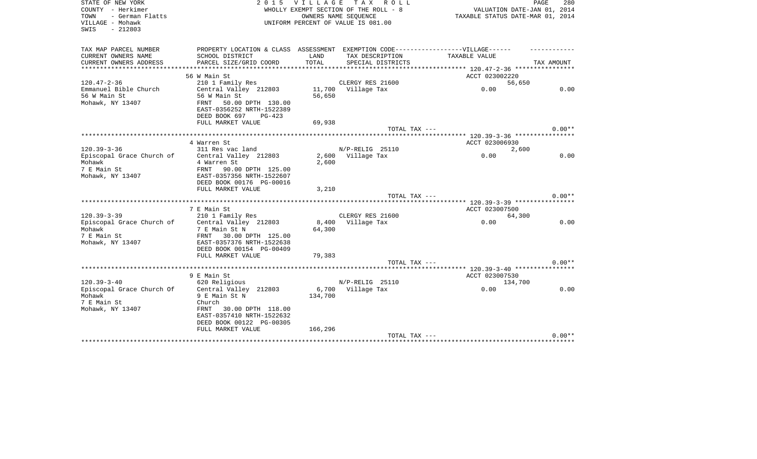STATE OF NEW YORK
COUNTY - Herkimer
TOWN - German Flatts
VILLAGE - Mohawk
SWIS - 212803

2 0 1 5 V I L L A G E T A X R O L L
WHOLLY EXEMPT SECTION OF THE ROLL - 8
OWNERS NAME SEQUENCE
UNIFORM PERCENT OF VALUE IS 081.00

VALUATION DATE-JAN 01, 2014
TAXABLE STATUS DATE-MAR 01, 2014

| TAX MAP PARCEL NUMBER<br>CURRENT OWNERS NAME<br>CURRENT OWNERS ADDRESS | PROPERTY LOCATION & CLASS<br>SCHOOL DISTRICT<br>PARCEL SIZE/GRID COORD | ASSESSMENT<br>LAND<br>TOTAL | EXEMPTION CODE------------------VILLAGE------<br>TAX DESCRIPTION<br>SPECIAL DISTRICTS | TAXABLE VALUE | TAX AMOUNT |
|---|---|---|---|---|---|
| | 56 W Main St | | | ACCT 023002220 | |
| 120.47-2-36 | 210 1 Family Res | | CLERGY RES 21600 | 56,650 | |
| Emmanuel Bible Church | Central Valley 212803 | 11,700 | Village Tax | 0.00 | 0.00 |
| 56 W Main St | 56 W Main St | 56,650 | | | |
| Mohawk, NY 13407 | FRNT 50.00 DPTH 130.00 | | | | |
| | EAST-0356252 NRTH-1522389 | | | | |
| | DEED BOOK 697 PG-423 | | | | |
| | FULL MARKET VALUE | 69,938 | | | |
| | | | TOTAL TAX --- | | 0.00** |
| | 4 Warren St | | | ACCT 023006930 | |
| 120.39-3-36 | 311 Res vac land | | N/P-RELIG 25110 | 2,600 | |
| Episcopal Grace Church of | Central Valley 212803 | 2,600 | Village Tax | 0.00 | 0.00 |
| Mohawk | 4 Warren St | 2,600 | | | |
| 7 E Main St | FRNT 90.00 DPTH 125.00 | | | | |
| Mohawk, NY 13407 | EAST-0357356 NRTH-1522607 | | | | |
| | DEED BOOK 00176 PG-00016 | | | | |
| | FULL MARKET VALUE | 3,210 | | | |
| | | | TOTAL TAX --- | | 0.00** |
| | 7 E Main St | | | ACCT 023007500 | |
| 120.39-3-39 | 210 1 Family Res | | CLERGY RES 21600 | 64,300 | |
| Episcopal Grace Church of | Central Valley 212803 | 8,400 | Village Tax | 0.00 | 0.00 |
| Mohawk | 7 E Main St N | 64,300 | | | |
| 7 E Main St | FRNT 30.00 DPTH 125.00 | | | | |
| Mohawk, NY 13407 | EAST-0357376 NRTH-1522638 | | | | |
| | DEED BOOK 00154 PG-00409 | | | | |
| | FULL MARKET VALUE | 79,383 | | | |
| | | | TOTAL TAX --- | | 0.00** |
| | 9 E Main St | | | ACCT 023007530 | |
| 120.39-3-40 | 620 Religious | | N/P-RELIG 25110 | 134,700 | |
| Episcopal Grace Church Of | Central Valley 212803 | 6,700 | Village Tax | 0.00 | 0.00 |
| Mohawk | 9 E Main St N | 134,700 | | | |
| 7 E Main St | Church | | | | |
| Mohawk, NY 13407 | FRNT 30.00 DPTH 118.00 | | | | |
| | EAST-0357410 NRTH-1522632 | | | | |
| | DEED BOOK 00122 PG-00305 | | | | |
| | FULL MARKET VALUE | 166,296 | | | |
| | | | TOTAL TAX --- | | 0.00** |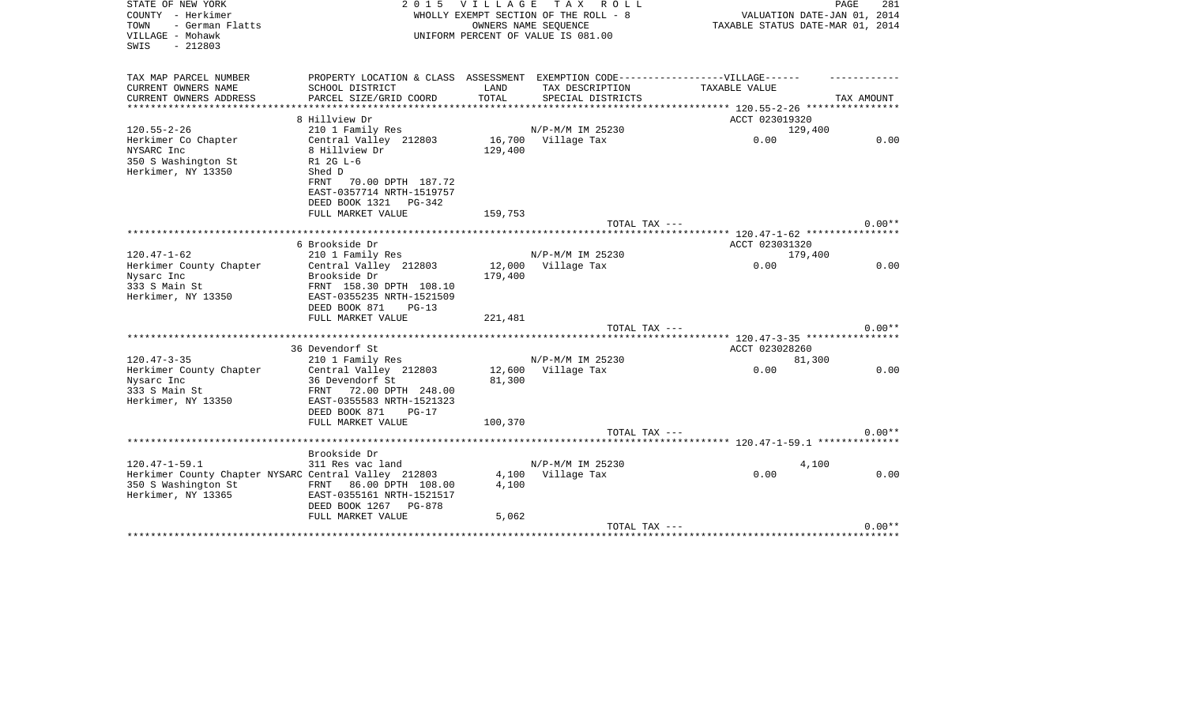STATE OF NEW YORK | 2 0 1 5 V I L L A G E T A X R O L L
COUNTY - Herkimer | WHOLLY EXEMPT SECTION OF THE ROLL - 8 | VALUATION DATE-JAN 01, 2014
TOWN - German Flatts | OWNERS NAME SEQUENCE | TAXABLE STATUS DATE-MAR 01, 2014
VILLAGE - Mohawk | UNIFORM PERCENT OF VALUE IS 081.00
SWIS - 212803

| TAX MAP PARCEL NUMBER / CURRENT OWNERS NAME / CURRENT OWNERS ADDRESS | PROPERTY LOCATION & CLASS / SCHOOL DISTRICT / PARCEL SIZE/GRID COORD | ASSESSMENT LAND / TOTAL | EXEMPTION CODE / TAX DESCRIPTION / SPECIAL DISTRICTS | VILLAGE TAXABLE VALUE | TAX AMOUNT |
|---|---|---|---|---|---|
| **120.55-2-26** | 8 Hillview Dr | | | ACCT 023019320 | |
| 120.55-2-26 | 210 1 Family Res | | N/P-M/M IM 25230 | 129,400 | |
| Herkimer Co Chapter | Central Valley 212803 | 16,700 | Village Tax | 0.00 | 0.00 |
| NYSARC Inc | 8 Hillview Dr | 129,400 | | | |
| 350 S Washington St | R1 2G L-6 | | | | |
| Herkimer, NY 13350 | Shed D | | | | |
| | FRNT 70.00 DPTH 187.72 | | | | |
| | EAST-0357714 NRTH-1519757 | | | | |
| | DEED BOOK 1321 PG-342 | | | | |
| | FULL MARKET VALUE | 159,753 | | | |
| | | | TOTAL TAX --- | | 0.00** |
| **120.47-1-62** | 6 Brookside Dr | | | ACCT 023031320 | |
| 120.47-1-62 | 210 1 Family Res | | N/P-M/M IM 25230 | 179,400 | |
| Herkimer County Chapter | Central Valley 212803 | 12,000 | Village Tax | 0.00 | 0.00 |
| Nysarc Inc | Brookside Dr | 179,400 | | | |
| 333 S Main St | FRNT 158.30 DPTH 108.10 | | | | |
| Herkimer, NY 13350 | EAST-0355235 NRTH-1521509 | | | | |
| | DEED BOOK 871 PG-13 | | | | |
| | FULL MARKET VALUE | 221,481 | | | |
| | | | TOTAL TAX --- | | 0.00** |
| **120.47-3-35** | 36 Devendorf St | | | ACCT 023028260 | |
| 120.47-3-35 | 210 1 Family Res | | N/P-M/M IM 25230 | 81,300 | |
| Herkimer County Chapter | Central Valley 212803 | 12,600 | Village Tax | 0.00 | 0.00 |
| Nysarc Inc | 36 Devendorf St | 81,300 | | | |
| 333 S Main St | FRNT 72.00 DPTH 248.00 | | | | |
| Herkimer, NY 13350 | EAST-0355583 NRTH-1521323 | | | | |
| | DEED BOOK 871 PG-17 | | | | |
| | FULL MARKET VALUE | 100,370 | | | |
| | | | TOTAL TAX --- | | 0.00** |
| **120.47-1-59.1** | Brookside Dr | | | | |
| 120.47-1-59.1 | 311 Res vac land | | N/P-M/M IM 25230 | 4,100 | |
| Herkimer County Chapter NYSARC | Central Valley 212803 | 4,100 | Village Tax | 0.00 | 0.00 |
| 350 S Washington St | FRNT 86.00 DPTH 108.00 | 4,100 | | | |
| Herkimer, NY 13365 | EAST-0355161 NRTH-1521517 | | | | |
| | DEED BOOK 1267 PG-878 | | | | |
| | FULL MARKET VALUE | 5,062 | | | |
| | | | TOTAL TAX --- | | 0.00** |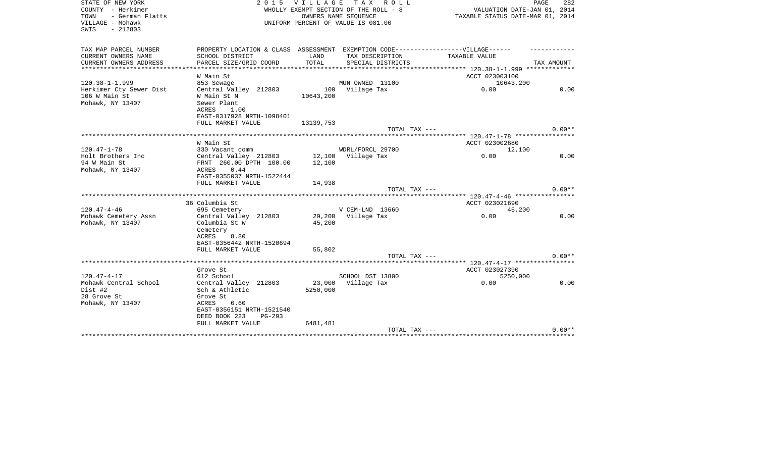STATE OF NEW YORK
COUNTY - Herkimer
TOWN - German Flatts
VILLAGE - Mohawk
SWIS - 212803

2 0 1 5 V I L L A G E T A X R O L L
WHOLLY EXEMPT SECTION OF THE ROLL - 8
OWNERS NAME SEQUENCE
UNIFORM PERCENT OF VALUE IS 081.00

VALUATION DATE-JAN 01, 2014
TAXABLE STATUS DATE-MAR 01, 2014

| TAX MAP PARCEL NUMBER / CURRENT OWNERS NAME / CURRENT OWNERS ADDRESS | PROPERTY LOCATION & CLASS / SCHOOL DISTRICT / PARCEL SIZE/GRID COORD | ASSESSMENT LAND / TOTAL | EXEMPTION CODE / TAX DESCRIPTION / SPECIAL DISTRICTS | VILLAGE TAXABLE VALUE | TAX AMOUNT |
|---|---|---|---|---|---|
| 120.38-1-1.999 | W Main St | | | ACCT 023003100 | |
| | 853 Sewage | | MUN OWNED 13100 | 10643,200 | |
| Herkimer Cty Sewer Dist | Central Valley 212803 | 100 | Village Tax | 0.00 | 0.00 |
| 106 W Main St | W Main St N | 10643,200 | | | |
| Mohawk, NY 13407 | Sewer Plant | | | | |
| | ACRES 1.00 | | | | |
| | EAST-0317928 NRTH-1098401 | | | | |
| | FULL MARKET VALUE | 13139,753 | | | |
| | | | TOTAL TAX --- | | 0.00** |
| 120.47-1-78 | W Main St | | | ACCT 023002680 | |
| | 330 Vacant comm | | WDRL/FORCL 29700 | 12,100 | |
| Holt Brothers Inc | Central Valley 212803 | 12,100 | Village Tax | 0.00 | 0.00 |
| 94 W Main St | FRNT 260.00 DPTH 100.00 | 12,100 | | | |
| Mohawk, NY 13407 | ACRES 0.44 | | | | |
| | EAST-0355037 NRTH-1522444 | | | | |
| | FULL MARKET VALUE | 14,938 | | | |
| | | | TOTAL TAX --- | | 0.00** |
| 120.47-4-46 | 36 Columbia St | | | ACCT 023021690 | |
| | 695 Cemetery | | V CEM-LND 13660 | 45,200 | |
| Mohawk Cemetery Assn | Central Valley 212803 | 29,200 | Village Tax | 0.00 | 0.00 |
| Mohawk, NY 13407 | Columbia St W | 45,200 | | | |
| | Cemetery | | | | |
| | ACRES 8.80 | | | | |
| | EAST-0356442 NRTH-1520694 | | | | |
| | FULL MARKET VALUE | 55,802 | | | |
| | | | TOTAL TAX --- | | 0.00** |
| 120.47-4-17 | Grove St | | | ACCT 023027390 | |
| | 612 School | | SCHOOL DST 13800 | 5250,000 | |
| Mohawk Central School | Central Valley 212803 | 23,000 | Village Tax | 0.00 | 0.00 |
| Dist #2 | Sch & Athletic | 5250,000 | | | |
| 28 Grove St | Grove St | | | | |
| Mohawk, NY 13407 | ACRES 6.60 | | | | |
| | EAST-0356151 NRTH-1521540 | | | | |
| | DEED BOOK 223 PG-293 | | | | |
| | FULL MARKET VALUE | 6481,481 | | | |
| | | | TOTAL TAX --- | | 0.00** |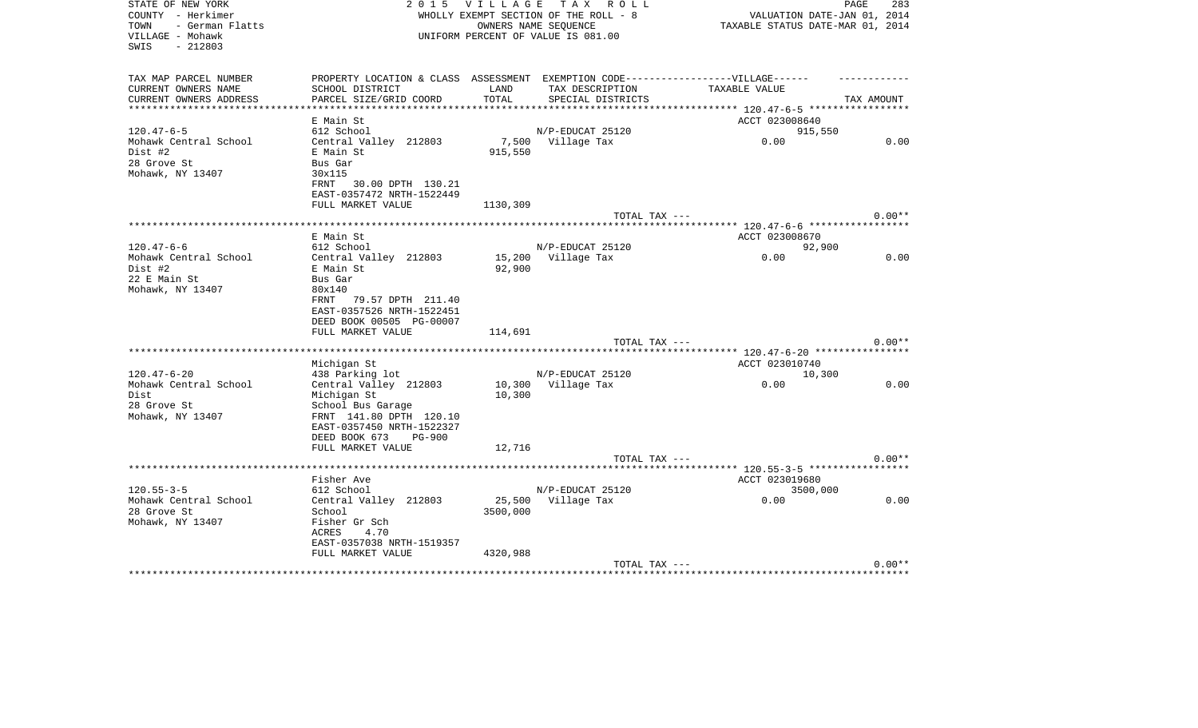STATE OF NEW YORK
COUNTY - Herkimer
TOWN - German Flatts
VILLAGE - Mohawk
SWIS - 212803

2 0 1 5 V I L L A G E T A X R O L L
WHOLLY EXEMPT SECTION OF THE ROLL - 8
OWNERS NAME SEQUENCE
UNIFORM PERCENT OF VALUE IS 081.00

VALUATION DATE-JAN 01, 2014
TAXABLE STATUS DATE-MAR 01, 2014

| TAX MAP PARCEL NUMBER<br>CURRENT OWNERS NAME<br>CURRENT OWNERS ADDRESS | PROPERTY LOCATION & CLASS<br>SCHOOL DISTRICT<br>PARCEL SIZE/GRID COORD | ASSESSMENT<br>LAND<br>TOTAL | EXEMPTION CODE------VILLAGE------<br>TAX DESCRIPTION<br>SPECIAL DISTRICTS | TAXABLE VALUE | TAX AMOUNT |
|---|---|---|---|---|---|
| 120.47-6-5 | E Main St | | | ACCT 023008640 | |
| | 612 School | | N/P-EDUCAT 25120 | 915,550 | |
| Mohawk Central School | Central Valley 212803 | 7,500 | Village Tax | 0.00 | 0.00 |
| Dist #2 | E Main St | 915,550 | | | |
| 28 Grove St | Bus Gar | | | | |
| Mohawk, NY 13407 | 30x115 | | | | |
| | FRNT 30.00 DPTH 130.21 | | | | |
| | EAST-0357472 NRTH-1522449 | | | | |
| | FULL MARKET VALUE | 1130,309 | | | |
| | | | TOTAL TAX --- | | 0.00** |
| 120.47-6-6 | E Main St | | | ACCT 023008670 | |
| | 612 School | | N/P-EDUCAT 25120 | 92,900 | |
| Mohawk Central School | Central Valley 212803 | 15,200 | Village Tax | 0.00 | 0.00 |
| Dist #2 | E Main St | 92,900 | | | |
| 22 E Main St | Bus Gar | | | | |
| Mohawk, NY 13407 | 80x140 | | | | |
| | FRNT 79.57 DPTH 211.40 | | | | |
| | EAST-0357526 NRTH-1522451 | | | | |
| | DEED BOOK 00505 PG-00007 | | | | |
| | FULL MARKET VALUE | 114,691 | | | |
| | | | TOTAL TAX --- | | 0.00** |
| 120.47-6-20 | Michigan St | | | ACCT 023010740 | |
| | 438 Parking lot | | N/P-EDUCAT 25120 | 10,300 | |
| Mohawk Central School | Central Valley 212803 | 10,300 | Village Tax | 0.00 | 0.00 |
| Dist | Michigan St | 10,300 | | | |
| 28 Grove St | School Bus Garage | | | | |
| Mohawk, NY 13407 | FRNT 141.80 DPTH 120.10 | | | | |
| | EAST-0357450 NRTH-1522327 | | | | |
| | DEED BOOK 673 PG-900 | | | | |
| | FULL MARKET VALUE | 12,716 | | | |
| | | | TOTAL TAX --- | | 0.00** |
| 120.55-3-5 | Fisher Ave | | | ACCT 023019680 | |
| | 612 School | | N/P-EDUCAT 25120 | 3500,000 | |
| Mohawk Central School | Central Valley 212803 | 25,500 | Village Tax | 0.00 | 0.00 |
| 28 Grove St | School | 3500,000 | | | |
| Mohawk, NY 13407 | Fisher Gr Sch | | | | |
| | ACRES 4.70 | | | | |
| | EAST-0357038 NRTH-1519357 | | | | |
| | FULL MARKET VALUE | 4320,988 | | | |
| | | | TOTAL TAX --- | | 0.00** |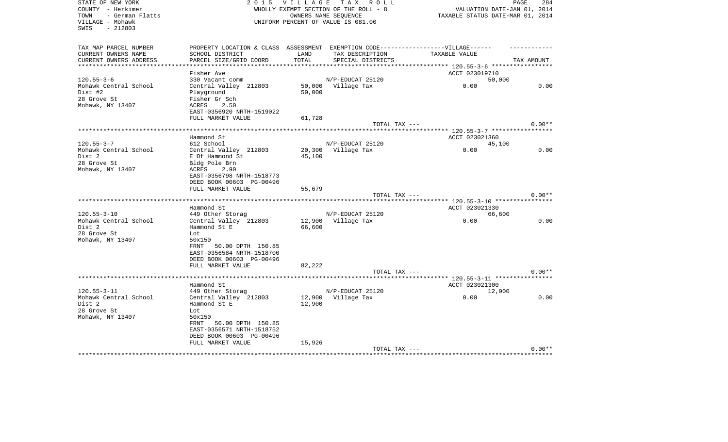STATE OF NEW YORK
COUNTY - Herkimer
TOWN - German Flatts
VILLAGE - Mohawk
SWIS - 212803

2 0 1 5 V I L L A G E T A X R O L L
WHOLLY EXEMPT SECTION OF THE ROLL - 8
OWNERS NAME SEQUENCE
UNIFORM PERCENT OF VALUE IS 081.00

VALUATION DATE-JAN 01, 2014
TAXABLE STATUS DATE-MAR 01, 2014

| TAX MAP PARCEL NUMBER<br>CURRENT OWNERS NAME<br>CURRENT OWNERS ADDRESS | PROPERTY LOCATION & CLASS<br>SCHOOL DISTRICT<br>PARCEL SIZE/GRID COORD | ASSESSMENT<br>LAND<br>TOTAL | EXEMPTION CODE------VILLAGE------<br>TAX DESCRIPTION<br>SPECIAL DISTRICTS | TAXABLE VALUE | TAX AMOUNT |
|---|---|---|---|---|---|
| | Fisher Ave | | | ACCT 023019710 | |
| 120.55-3-6 | 330 Vacant comm | | N/P-EDUCAT 25120 | 50,000 | |
| Mohawk Central School | Central Valley 212803 | 50,000 | Village Tax | 0.00 | 0.00 |
| Dist #2 | Playground | 50,000 | | | |
| 28 Grove St | Fisher Gr Sch | | | | |
| Mohawk, NY 13407 | ACRES 2.50 | | | | |
| | EAST-0356920 NRTH-1519022 | | | | |
| | FULL MARKET VALUE | 61,728 | | | |
| | | | TOTAL TAX --- | | 0.00** |
| | Hammond St | | | ACCT 023021360 | |
| 120.55-3-7 | 612 School | | N/P-EDUCAT 25120 | 45,100 | |
| Mohawk Central School | Central Valley 212803 | 20,300 | Village Tax | 0.00 | 0.00 |
| Dist 2 | E Of Hammond St | 45,100 | | | |
| 28 Grove St | Bldg Pole Brn | | | | |
| Mohawk, NY 13407 | ACRES 2.90 | | | | |
| | EAST-0356798 NRTH-1518773 | | | | |
| | DEED BOOK 00603 PG-00496 | | | | |
| | FULL MARKET VALUE | 55,679 | | | |
| | | | TOTAL TAX --- | | 0.00** |
| | Hammond St | | | ACCT 023021330 | |
| 120.55-3-10 | 449 Other Storag | | N/P-EDUCAT 25120 | 66,600 | |
| Mohawk Central School | Central Valley 212803 | 12,900 | Village Tax | 0.00 | 0.00 |
| Dist 2 | Hammond St E | 66,600 | | | |
| 28 Grove St | Lot | | | | |
| Mohawk, NY 13407 | 50x150 | | | | |
| | FRNT 50.00 DPTH 150.85 | | | | |
| | EAST-0356584 NRTH-1518700 | | | | |
| | DEED BOOK 00603 PG-00496 | | | | |
| | FULL MARKET VALUE | 82,222 | | | |
| | | | TOTAL TAX --- | | 0.00** |
| | Hammond St | | | ACCT 023021300 | |
| 120.55-3-11 | 449 Other Storag | | N/P-EDUCAT 25120 | 12,900 | |
| Mohawk Central School | Central Valley 212803 | 12,900 | Village Tax | 0.00 | 0.00 |
| Dist 2 | Hammond St E | 12,900 | | | |
| 28 Grove St | Lot | | | | |
| Mohawk, NY 13407 | 50x150 | | | | |
| | FRNT 50.00 DPTH 150.85 | | | | |
| | EAST-0356571 NRTH-1518752 | | | | |
| | DEED BOOK 00603 PG-00496 | | | | |
| | FULL MARKET VALUE | 15,926 | | | |
| | | | TOTAL TAX --- | | 0.00** |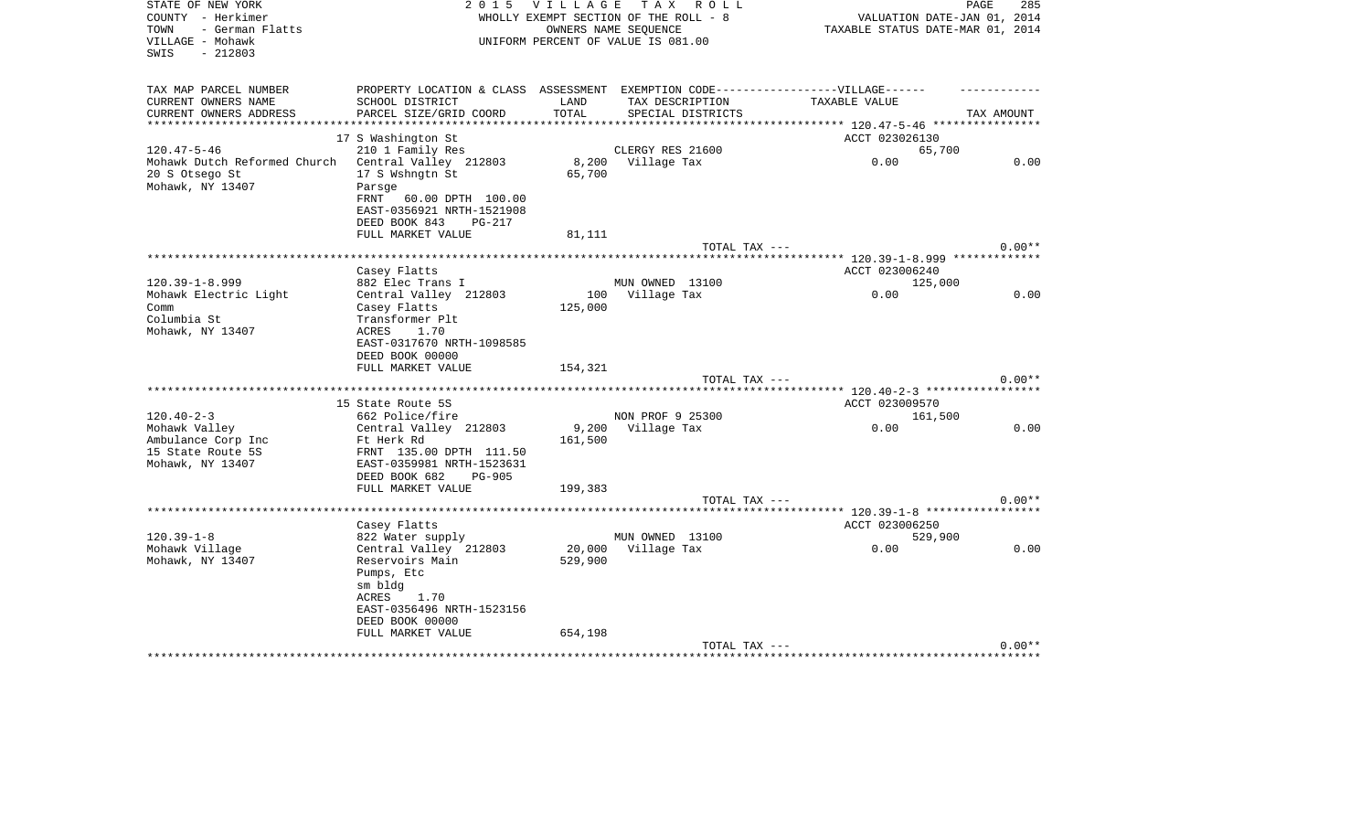STATE OF NEW YORK
COUNTY - Herkimer
TOWN - German Flatts
VILLAGE - Mohawk
SWIS - 212803

2 0 1 5 V I L L A G E T A X R O L L
WHOLLY EXEMPT SECTION OF THE ROLL - 8
OWNERS NAME SEQUENCE
UNIFORM PERCENT OF VALUE IS 081.00

VALUATION DATE-JAN 01, 2014
TAXABLE STATUS DATE-MAR 01, 2014

| TAX MAP PARCEL NUMBER<br>CURRENT OWNERS NAME<br>CURRENT OWNERS ADDRESS | PROPERTY LOCATION & CLASS<br>SCHOOL DISTRICT<br>PARCEL SIZE/GRID COORD | ASSESSMENT<br>LAND<br>TOTAL | EXEMPTION CODE------------------VILLAGE------<br>TAX DESCRIPTION<br>SPECIAL DISTRICTS | TAXABLE VALUE | TAX AMOUNT |
|---|---|---|---|---|---|
| | 17 S Washington St | | | ACCT 023026130 | |
| 120.47-5-46 | 210 1 Family Res | | CLERGY RES 21600 | 65,700 | |
| Mohawk Dutch Reformed Church | Central Valley 212803 | 8,200 | Village Tax | 0.00 | 0.00 |
| 20 S Otsego St | 17 S Wshngtn St | 65,700 | | | |
| Mohawk, NY 13407 | Parsge | | | | |
| | FRNT 60.00 DPTH 100.00 | | | | |
| | EAST-0356921 NRTH-1521908 | | | | |
| | DEED BOOK 843 PG-217 | | | | |
| | FULL MARKET VALUE | 81,111 | | | |
| | | | TOTAL TAX --- | | 0.00** |
| | Casey Flatts | | | ACCT 023006240 | |
| 120.39-1-8.999 | 882 Elec Trans I | | MUN OWNED 13100 | 125,000 | |
| Mohawk Electric Light | Central Valley 212803 | 100 | Village Tax | 0.00 | 0.00 |
| Comm | Casey Flatts | 125,000 | | | |
| Columbia St | Transformer Plt | | | | |
| Mohawk, NY 13407 | ACRES 1.70 | | | | |
| | EAST-0317670 NRTH-1098585 | | | | |
| | DEED BOOK 00000 | | | | |
| | FULL MARKET VALUE | 154,321 | | | |
| | | | TOTAL TAX --- | | 0.00** |
| | 15 State Route 5S | | | ACCT 023009570 | |
| 120.40-2-3 | 662 Police/fire | | NON PROF 9 25300 | 161,500 | |
| Mohawk Valley | Central Valley 212803 | 9,200 | Village Tax | 0.00 | 0.00 |
| Ambulance Corp Inc | Ft Herk Rd | 161,500 | | | |
| 15 State Route 5S | FRNT 135.00 DPTH 111.50 | | | | |
| Mohawk, NY 13407 | EAST-0359981 NRTH-1523631 | | | | |
| | DEED BOOK 682 PG-905 | | | | |
| | FULL MARKET VALUE | 199,383 | | | |
| | | | TOTAL TAX --- | | 0.00** |
| | Casey Flatts | | | ACCT 023006250 | |
| 120.39-1-8 | 822 Water supply | | MUN OWNED 13100 | 529,900 | |
| Mohawk Village | Central Valley 212803 | 20,000 | Village Tax | 0.00 | 0.00 |
| Mohawk, NY 13407 | Reservoirs Main | 529,900 | | | |
| | Pumps, Etc | | | | |
| | sm bldg | | | | |
| | ACRES 1.70 | | | | |
| | EAST-0356496 NRTH-1523156 | | | | |
| | DEED BOOK 00000 | | | | |
| | FULL MARKET VALUE | 654,198 | | | |
| | | | TOTAL TAX --- | | 0.00** |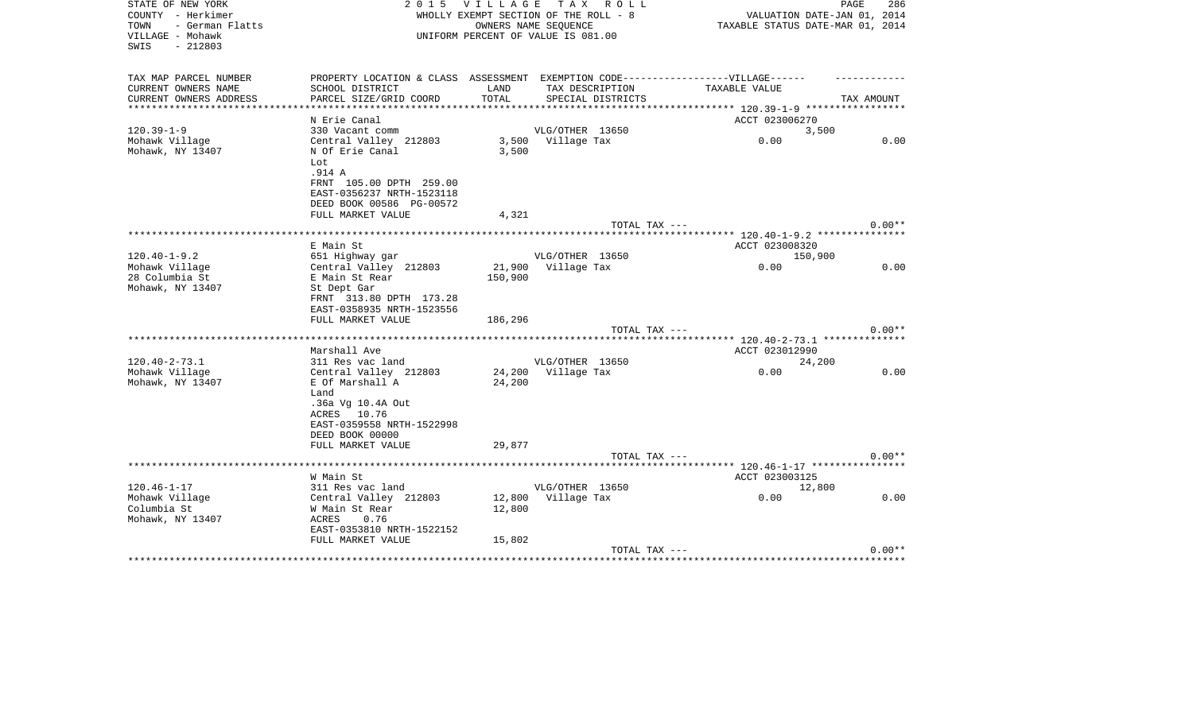STATE OF NEW YORK
COUNTY - Herkimer
TOWN - German Flatts
VILLAGE - Mohawk
SWIS - 212803

2015 VILLAGE TAX ROLL
WHOLLY EXEMPT SECTION OF THE ROLL - 8
OWNERS NAME SEQUENCE
UNIFORM PERCENT OF VALUE IS 081.00

VALUATION DATE-JAN 01, 2014
TAXABLE STATUS DATE-MAR 01, 2014

| TAX MAP PARCEL NUMBER / CURRENT OWNERS NAME / CURRENT OWNERS ADDRESS | PROPERTY LOCATION & CLASS / SCHOOL DISTRICT / PARCEL SIZE/GRID COORD | ASSESSMENT LAND / TOTAL | EXEMPTION CODE / TAX DESCRIPTION / SPECIAL DISTRICTS | TAXABLE VALUE | TAX AMOUNT |
|---|---|---|---|---|---|
| **120.39-1-9** | N Erie Canal | | | ACCT 023006270 | |
| 120.39-1-9 | 330 Vacant comm | | VLG/OTHER 13650 | 3,500 | |
| Mohawk Village | Central Valley 212803 | 3,500 | Village Tax | 0.00 | 0.00 |
| Mohawk, NY 13407 | N Of Erie Canal | 3,500 | | | |
| | Lot | | | | |
| | .914 A | | | | |
| | FRNT 105.00 DPTH 259.00 | | | | |
| | EAST-0356237 NRTH-1523118 | | | | |
| | DEED BOOK 00586 PG-00572 | | | | |
| | FULL MARKET VALUE | 4,321 | | | |
| | | | TOTAL TAX --- | | 0.00** |
| **120.40-1-9.2** | E Main St | | | ACCT 023008320 | |
| 120.40-1-9.2 | 651 Highway gar | | VLG/OTHER 13650 | 150,900 | |
| Mohawk Village | Central Valley 212803 | 21,900 | Village Tax | 0.00 | 0.00 |
| 28 Columbia St | E Main St Rear | 150,900 | | | |
| Mohawk, NY 13407 | St Dept Gar | | | | |
| | FRNT 313.80 DPTH 173.28 | | | | |
| | EAST-0358935 NRTH-1523556 | | | | |
| | FULL MARKET VALUE | 186,296 | | | |
| | | | TOTAL TAX --- | | 0.00** |
| **120.40-2-73.1** | Marshall Ave | | | ACCT 023012990 | |
| 120.40-2-73.1 | 311 Res vac land | | VLG/OTHER 13650 | 24,200 | |
| Mohawk Village | Central Valley 212803 | 24,200 | Village Tax | 0.00 | 0.00 |
| Mohawk, NY 13407 | E Of Marshall A | 24,200 | | | |
| | Land | | | | |
| | .36a Vg 10.4A Out | | | | |
| | ACRES 10.76 | | | | |
| | EAST-0359558 NRTH-1522998 | | | | |
| | DEED BOOK 00000 | | | | |
| | FULL MARKET VALUE | 29,877 | | | |
| | | | TOTAL TAX --- | | 0.00** |
| **120.46-1-17** | W Main St | | | ACCT 023003125 | |
| 120.46-1-17 | 311 Res vac land | | VLG/OTHER 13650 | 12,800 | |
| Mohawk Village | Central Valley 212803 | 12,800 | Village Tax | 0.00 | 0.00 |
| Columbia St | W Main St Rear | 12,800 | | | |
| Mohawk, NY 13407 | ACRES 0.76 | | | | |
| | EAST-0353810 NRTH-1522152 | | | | |
| | FULL MARKET VALUE | 15,802 | | | |
| | | | TOTAL TAX --- | | 0.00** |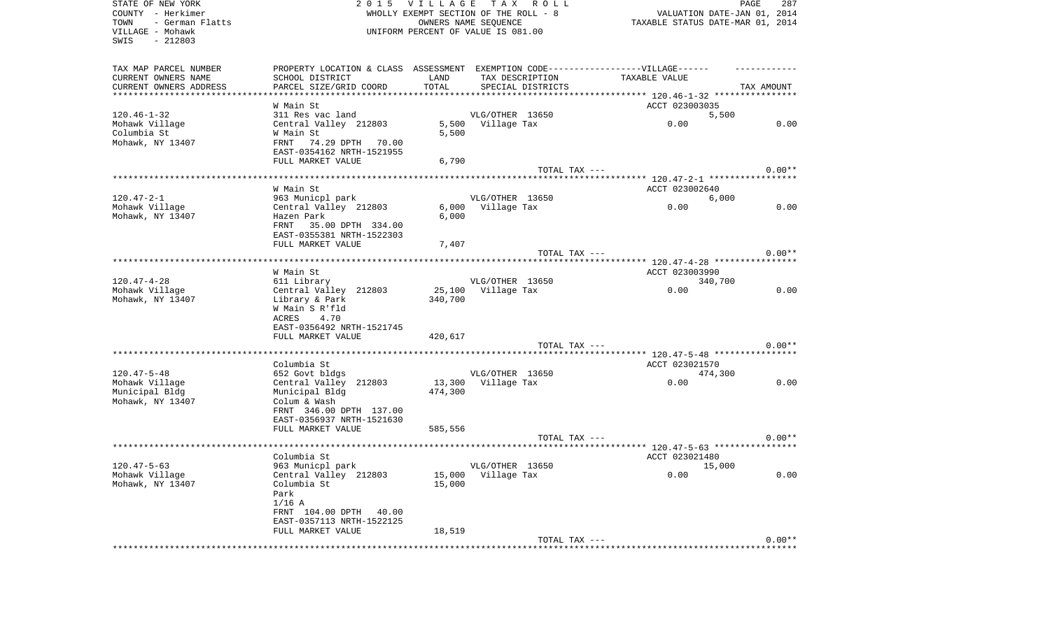STATE OF NEW YORK
COUNTY - Herkimer
TOWN - German Flatts
VILLAGE - Mohawk
SWIS - 212803

2 0 1 5 V I L L A G E T A X R O L L
WHOLLY EXEMPT SECTION OF THE ROLL - 8
OWNERS NAME SEQUENCE
UNIFORM PERCENT OF VALUE IS 081.00

VALUATION DATE-JAN 01, 2014
TAXABLE STATUS DATE-MAR 01, 2014

| TAX MAP PARCEL NUMBER / CURRENT OWNERS NAME / CURRENT OWNERS ADDRESS | PROPERTY LOCATION & CLASS / SCHOOL DISTRICT / PARCEL SIZE/GRID COORD | ASSESSMENT LAND | ASSESSMENT TOTAL | EXEMPTION CODE / TAX DESCRIPTION / SPECIAL DISTRICTS | TAXABLE VALUE | TAX AMOUNT |
|---|---|---|---|---|---|---|
| 120.46-1-32 | W Main St | | | | ACCT 023003035 | |
| | 311 Res vac land | | | VLG/OTHER 13650 | 5,500 | |
| Mohawk Village | Central Valley 212803 | 5,500 | | Village Tax | 0.00 | 0.00 |
| Columbia St | W Main St | | 5,500 | | | |
| Mohawk, NY 13407 | FRNT 74.29 DPTH 70.00 | | | | | |
| | EAST-0354162 NRTH-1521955 | | | | | |
| | FULL MARKET VALUE | | 6,790 | | | |
| | | | | TOTAL TAX --- | | 0.00** |
| 120.47-2-1 | W Main St | | | | ACCT 023002640 | |
| | 963 Municpl park | | | VLG/OTHER 13650 | 6,000 | |
| Mohawk Village | Central Valley 212803 | 6,000 | | Village Tax | 0.00 | 0.00 |
| Mohawk, NY 13407 | Hazen Park | | 6,000 | | | |
| | FRNT 35.00 DPTH 334.00 | | | | | |
| | EAST-0355381 NRTH-1522303 | | | | | |
| | FULL MARKET VALUE | | 7,407 | | | |
| | | | | TOTAL TAX --- | | 0.00** |
| 120.47-4-28 | W Main St | | | | ACCT 023003990 | |
| | 611 Library | | | VLG/OTHER 13650 | 340,700 | |
| Mohawk Village | Central Valley 212803 | 25,100 | | Village Tax | 0.00 | 0.00 |
| Mohawk, NY 13407 | Library & Park | | 340,700 | | | |
| | W Main S R'fld | | | | | |
| | ACRES 4.70 | | | | | |
| | EAST-0356492 NRTH-1521745 | | | | | |
| | FULL MARKET VALUE | | 420,617 | | | |
| | | | | TOTAL TAX --- | | 0.00** |
| 120.47-5-48 | Columbia St | | | | ACCT 023021570 | |
| | 652 Govt bldgs | | | VLG/OTHER 13650 | 474,300 | |
| Mohawk Village | Central Valley 212803 | 13,300 | | Village Tax | 0.00 | 0.00 |
| Municipal Bldg | Municipal Bldg | | 474,300 | | | |
| Mohawk, NY 13407 | Colum & Wash | | | | | |
| | FRNT 346.00 DPTH 137.00 | | | | | |
| | EAST-0356937 NRTH-1521630 | | | | | |
| | FULL MARKET VALUE | | 585,556 | | | |
| | | | | TOTAL TAX --- | | 0.00** |
| 120.47-5-63 | Columbia St | | | | ACCT 023021480 | |
| | 963 Municpl park | | | VLG/OTHER 13650 | 15,000 | |
| Mohawk Village | Central Valley 212803 | 15,000 | | Village Tax | 0.00 | 0.00 |
| Mohawk, NY 13407 | Columbia St | | 15,000 | | | |
| | Park | | | | | |
| | 1/16 A | | | | | |
| | FRNT 104.00 DPTH 40.00 | | | | | |
| | EAST-0357113 NRTH-1522125 | | | | | |
| | FULL MARKET VALUE | | 18,519 | | | |
| | | | | TOTAL TAX --- | | 0.00** |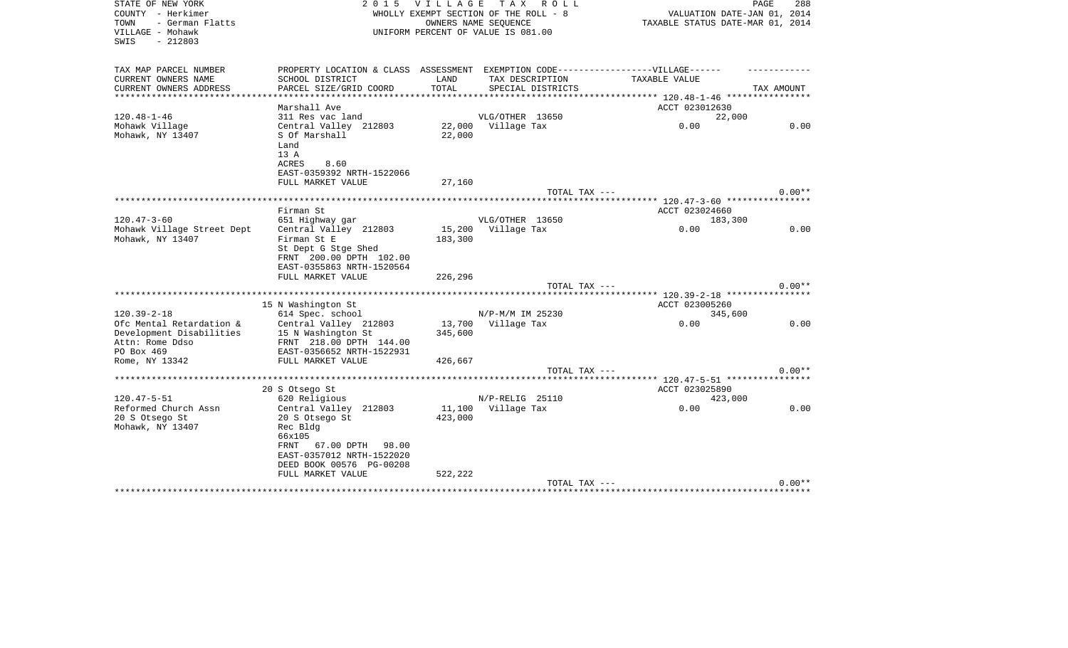STATE OF NEW YORK
COUNTY - Herkimer
TOWN - German Flatts
VILLAGE - Mohawk
SWIS - 212803

2015 VILLAGE TAX ROLL
WHOLLY EXEMPT SECTION OF THE ROLL - 8
OWNERS NAME SEQUENCE
UNIFORM PERCENT OF VALUE IS 081.00

VALUATION DATE-JAN 01, 2014
TAXABLE STATUS DATE-MAR 01, 2014

| TAX MAP PARCEL NUMBER<br>CURRENT OWNERS NAME<br>CURRENT OWNERS ADDRESS | PROPERTY LOCATION & CLASS<br>SCHOOL DISTRICT<br>PARCEL SIZE/GRID COORD | ASSESSMENT<br>LAND<br>TOTAL | EXEMPTION CODE-----VILLAGE------<br>TAX DESCRIPTION<br>SPECIAL DISTRICTS | TAXABLE VALUE | TAX AMOUNT |
|---|---|---|---|---|---|
| 120.48-1-46 | Marshall Ave | | | ACCT 023012630 | |
| 120.48-1-46 | 311 Res vac land | | VLG/OTHER 13650 | 22,000 | |
| Mohawk Village | Central Valley 212803 | 22,000 | Village Tax | 0.00 | 0.00 |
| Mohawk, NY 13407 | S Of Marshall | 22,000 | | | |
| | Land | | | | |
| | 13 A | | | | |
| | ACRES 8.60 | | | | |
| | EAST-0359392 NRTH-1522066 | | | | |
| | FULL MARKET VALUE | 27,160 | | | |
| | | | TOTAL TAX --- | | 0.00** |
| 120.47-3-60 | Firman St | | | ACCT 023024660 | |
| 120.47-3-60 | 651 Highway gar | | VLG/OTHER 13650 | 183,300 | |
| Mohawk Village Street Dept | Central Valley 212803 | 15,200 | Village Tax | 0.00 | 0.00 |
| Mohawk, NY 13407 | Firman St E | 183,300 | | | |
| | St Dept G Stge Shed | | | | |
| | FRNT 200.00 DPTH 102.00 | | | | |
| | EAST-0355863 NRTH-1520564 | | | | |
| | FULL MARKET VALUE | 226,296 | | | |
| | | | TOTAL TAX --- | | 0.00** |
| 120.39-2-18 | 15 N Washington St | | | ACCT 023005260 | |
| 120.39-2-18 | 614 Spec. school | | N/P-M/M IM 25230 | 345,600 | |
| Ofc Mental Retardation & | Central Valley 212803 | 13,700 | Village Tax | 0.00 | 0.00 |
| Development Disabilities | 15 N Washington St | 345,600 | | | |
| Attn: Rome Ddso | FRNT 218.00 DPTH 144.00 | | | | |
| PO Box 469 | EAST-0356652 NRTH-1522931 | | | | |
| Rome, NY 13342 | FULL MARKET VALUE | 426,667 | | | |
| | | | TOTAL TAX --- | | 0.00** |
| 120.47-5-51 | 20 S Otsego St | | | ACCT 023025890 | |
| 120.47-5-51 | 620 Religious | | N/P-RELIG 25110 | 423,000 | |
| Reformed Church Assn | Central Valley 212803 | 11,100 | Village Tax | 0.00 | 0.00 |
| 20 S Otsego St | 20 S Otsego St | 423,000 | | | |
| Mohawk, NY 13407 | Rec Bldg | | | | |
| | 66x105 | | | | |
| | FRNT 67.00 DPTH 98.00 | | | | |
| | EAST-0357012 NRTH-1522020 | | | | |
| | DEED BOOK 00576 PG-00208 | | | | |
| | FULL MARKET VALUE | 522,222 | | | |
| | | | TOTAL TAX --- | | 0.00** |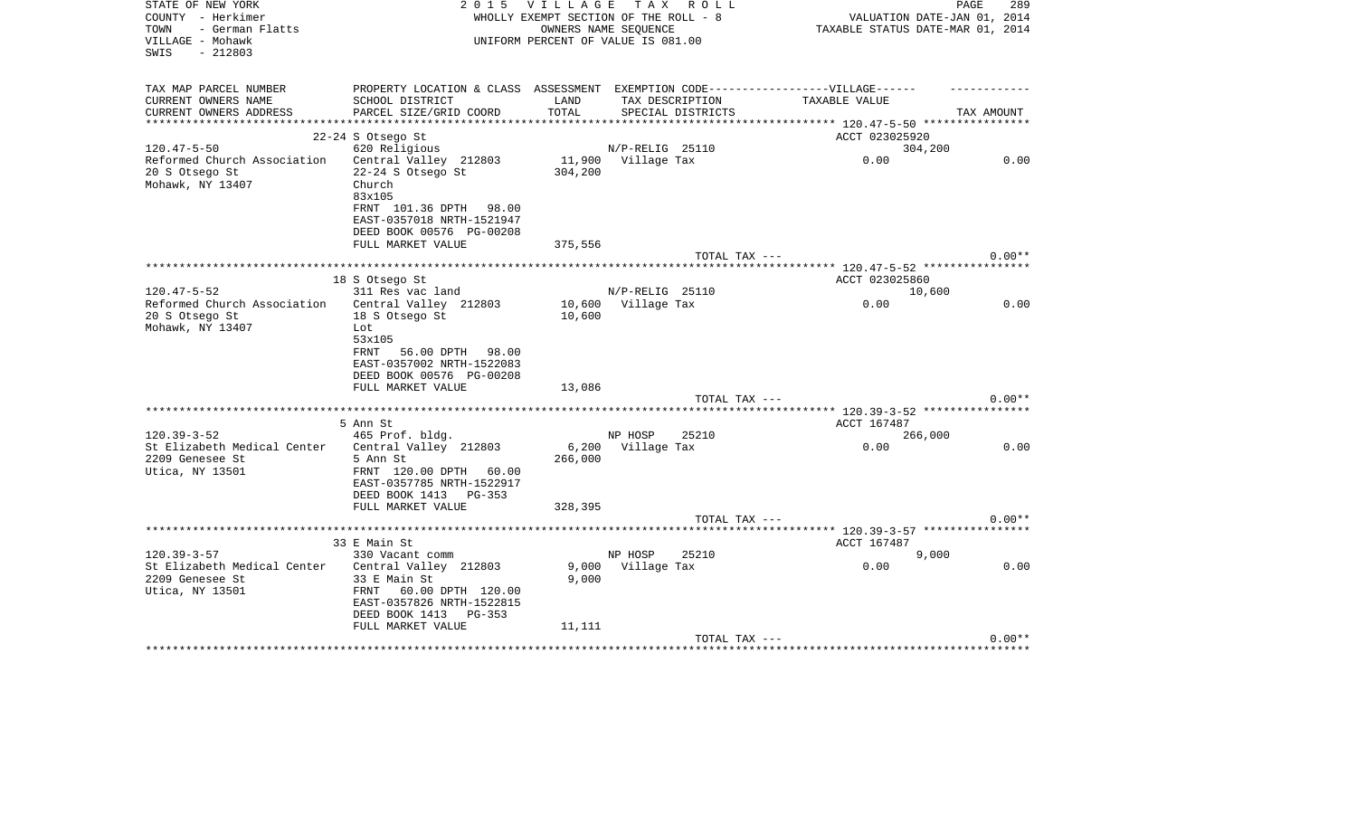STATE OF NEW YORK
COUNTY - Herkimer
TOWN - German Flatts
VILLAGE - Mohawk
SWIS - 212803

2015 VILLAGE TAX ROLL
WHOLLY EXEMPT SECTION OF THE ROLL - 8
OWNERS NAME SEQUENCE
UNIFORM PERCENT OF VALUE IS 081.00

VALUATION DATE-JAN 01, 2014
TAXABLE STATUS DATE-MAR 01, 2014

| TAX MAP PARCEL NUMBER / CURRENT OWNERS NAME / CURRENT OWNERS ADDRESS | PROPERTY LOCATION & CLASS / SCHOOL DISTRICT / PARCEL SIZE/GRID COORD | ASSESSMENT LAND / TOTAL | EXEMPTION CODE / TAX DESCRIPTION / SPECIAL DISTRICTS | VILLAGE TAXABLE VALUE | TAX AMOUNT |
|---|---|---|---|---|---|
| **120.47-5-50** | 22-24 S Otsego St | | | ACCT 023025920 | |
| 120.47-5-50 | 620 Religious | | N/P-RELIG 25110 | 304,200 | |
| Reformed Church Association | Central Valley 212803 | 11,900 | Village Tax | 0.00 | 0.00 |
| 20 S Otsego St | 22-24 S Otsego St | 304,200 | | | |
| Mohawk, NY 13407 | Church | | | | |
| | 83x105 | | | | |
| | FRNT 101.36 DPTH 98.00 | | | | |
| | EAST-0357018 NRTH-1521947 | | | | |
| | DEED BOOK 00576 PG-00208 | | | | |
| | FULL MARKET VALUE | 375,556 | | | |
| | | | TOTAL TAX --- | | 0.00** |
| **120.47-5-52** | 18 S Otsego St | | | ACCT 023025860 | |
| 120.47-5-52 | 311 Res vac land | | N/P-RELIG 25110 | 10,600 | |
| Reformed Church Association | Central Valley 212803 | 10,600 | Village Tax | 0.00 | 0.00 |
| 20 S Otsego St | 18 S Otsego St | 10,600 | | | |
| Mohawk, NY 13407 | Lot | | | | |
| | 53x105 | | | | |
| | FRNT 56.00 DPTH 98.00 | | | | |
| | EAST-0357002 NRTH-1522083 | | | | |
| | DEED BOOK 00576 PG-00208 | | | | |
| | FULL MARKET VALUE | 13,086 | | | |
| | | | TOTAL TAX --- | | 0.00** |
| **120.39-3-52** | 5 Ann St | | | ACCT 167487 | |
| 120.39-3-52 | 465 Prof. bldg. | | NP HOSP 25210 | 266,000 | |
| St Elizabeth Medical Center | Central Valley 212803 | 6,200 | Village Tax | 0.00 | 0.00 |
| 2209 Genesee St | 5 Ann St | 266,000 | | | |
| Utica, NY 13501 | FRNT 120.00 DPTH 60.00 | | | | |
| | EAST-0357785 NRTH-1522917 | | | | |
| | DEED BOOK 1413 PG-353 | | | | |
| | FULL MARKET VALUE | 328,395 | | | |
| | | | TOTAL TAX --- | | 0.00** |
| **120.39-3-57** | 33 E Main St | | | ACCT 167487 | |
| 120.39-3-57 | 330 Vacant comm | | NP HOSP 25210 | 9,000 | |
| St Elizabeth Medical Center | Central Valley 212803 | 9,000 | Village Tax | 0.00 | 0.00 |
| 2209 Genesee St | 33 E Main St | 9,000 | | | |
| Utica, NY 13501 | FRNT 60.00 DPTH 120.00 | | | | |
| | EAST-0357826 NRTH-1522815 | | | | |
| | DEED BOOK 1413 PG-353 | | | | |
| | FULL MARKET VALUE | 11,111 | | | |
| | | | TOTAL TAX --- | | 0.00** |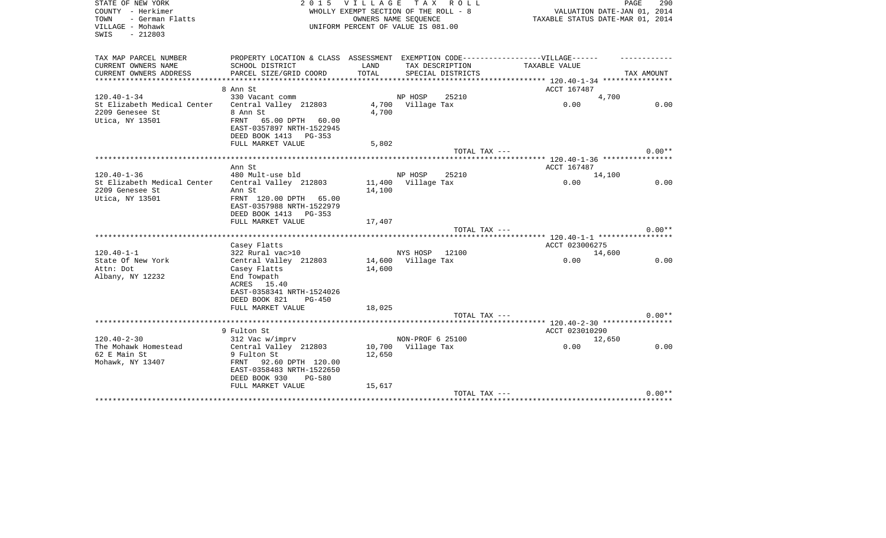STATE OF NEW YORK
COUNTY - Herkimer
TOWN - German Flatts
VILLAGE - Mohawk
SWIS - 212803

2 0 1 5 V I L L A G E T A X R O L L
WHOLLY EXEMPT SECTION OF THE ROLL - 8
OWNERS NAME SEQUENCE
UNIFORM PERCENT OF VALUE IS 081.00

VALUATION DATE-JAN 01, 2014
TAXABLE STATUS DATE-MAR 01, 2014

| TAX MAP PARCEL NUMBER / CURRENT OWNERS NAME / CURRENT OWNERS ADDRESS | PROPERTY LOCATION & CLASS / SCHOOL DISTRICT / PARCEL SIZE/GRID COORD | ASSESSMENT LAND / TOTAL | EXEMPTION CODE / TAX DESCRIPTION / SPECIAL DISTRICTS | TAXABLE VALUE | TAX AMOUNT |
|---|---|---|---|---|---|
| **120.40-1-34** | 8 Ann St | | | ACCT 167487 | |
| 120.40-1-34 | 330 Vacant comm | | NP HOSP 25210 | 4,700 | |
| St Elizabeth Medical Center | Central Valley 212803 | 4,700 | Village Tax | 0.00 | 0.00 |
| 2209 Genesee St | 8 Ann St | 4,700 | | | |
| Utica, NY 13501 | FRNT 65.00 DPTH 60.00 | | | | |
| | EAST-0357897 NRTH-1522945 | | | | |
| | DEED BOOK 1413 PG-353 | | | | |
| | FULL MARKET VALUE | 5,802 | | | |
| | | | TOTAL TAX --- | | 0.00** |
| **120.40-1-36** | Ann St | | | ACCT 167487 | |
| 120.40-1-36 | 480 Mult-use bld | | NP HOSP 25210 | 14,100 | |
| St Elizabeth Medical Center | Central Valley 212803 | 11,400 | Village Tax | 0.00 | 0.00 |
| 2209 Genesee St | Ann St | 14,100 | | | |
| Utica, NY 13501 | FRNT 120.00 DPTH 65.00 | | | | |
| | EAST-0357988 NRTH-1522979 | | | | |
| | DEED BOOK 1413 PG-353 | | | | |
| | FULL MARKET VALUE | 17,407 | | | |
| | | | TOTAL TAX --- | | 0.00** |
| **120.40-1-1** | Casey Flatts | | | ACCT 023006275 | |
| 120.40-1-1 | 322 Rural vac>10 | | NYS HOSP 12100 | 14,600 | |
| State Of New York | Central Valley 212803 | 14,600 | Village Tax | 0.00 | 0.00 |
| Attn: Dot | Casey Flatts | 14,600 | | | |
| Albany, NY 12232 | End Towpath | | | | |
| | ACRES 15.40 | | | | |
| | EAST-0358341 NRTH-1524026 | | | | |
| | DEED BOOK 821 PG-450 | | | | |
| | FULL MARKET VALUE | 18,025 | | | |
| | | | TOTAL TAX --- | | 0.00** |
| **120.40-2-30** | 9 Fulton St | | | ACCT 023010290 | |
| 120.40-2-30 | 312 Vac w/imprv | | NON-PROF 6 25100 | 12,650 | |
| The Mohawk Homestead | Central Valley 212803 | 10,700 | Village Tax | 0.00 | 0.00 |
| 62 E Main St | 9 Fulton St | 12,650 | | | |
| Mohawk, NY 13407 | FRNT 92.60 DPTH 120.00 | | | | |
| | EAST-0358483 NRTH-1522650 | | | | |
| | DEED BOOK 930 PG-580 | | | | |
| | FULL MARKET VALUE | 15,617 | | | |
| | | | TOTAL TAX --- | | 0.00** |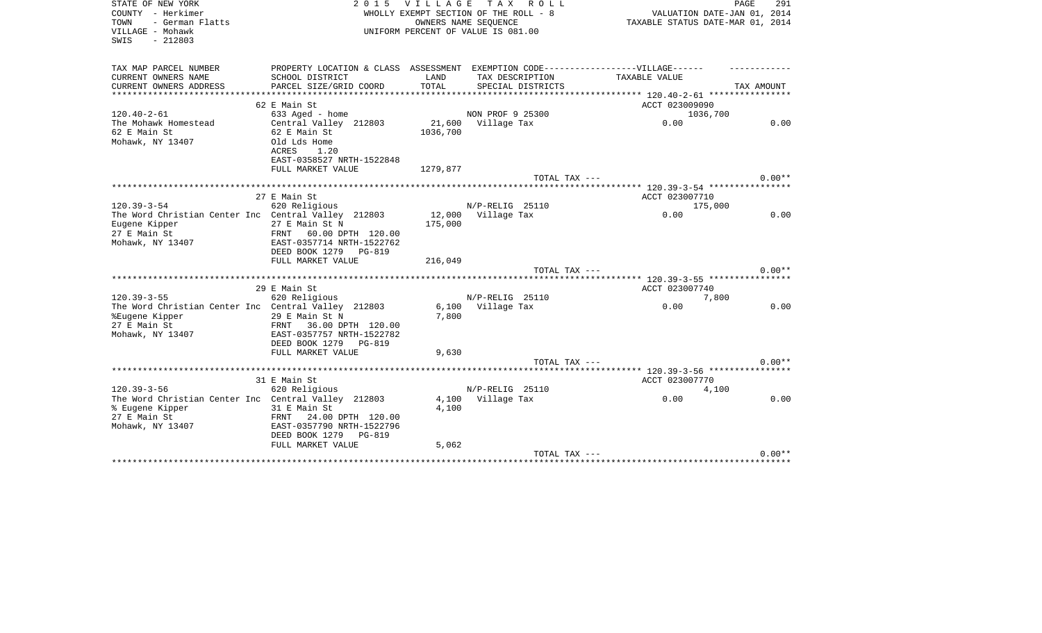STATE OF NEW YORK
COUNTY - Herkimer
TOWN - German Flatts
VILLAGE - Mohawk
SWIS - 212803

2 0 1 5 V I L L A G E T A X R O L L
WHOLLY EXEMPT SECTION OF THE ROLL - 8
OWNERS NAME SEQUENCE
UNIFORM PERCENT OF VALUE IS 081.00

VALUATION DATE-JAN 01, 2014
TAXABLE STATUS DATE-MAR 01, 2014

| TAX MAP PARCEL NUMBER / CURRENT OWNERS NAME / CURRENT OWNERS ADDRESS | PROPERTY LOCATION & CLASS / SCHOOL DISTRICT / PARCEL SIZE/GRID COORD | ASSESSMENT LAND / TOTAL | EXEMPTION CODE / TAX DESCRIPTION / SPECIAL DISTRICTS | VILLAGE TAXABLE VALUE | TAX AMOUNT |
|---|---|---|---|---|---|
| | 62 E Main St | | | ACCT 023009090 | |
| 120.40-2-61 | 633 Aged - home | | NON PROF 9 25300 | 1036,700 | |
| The Mohawk Homestead | Central Valley 212803 | 21,600 | Village Tax | 0.00 | 0.00 |
| 62 E Main St | 62 E Main St | 1036,700 | | | |
| Mohawk, NY 13407 | Old Lds Home | | | | |
| | ACRES 1.20 | | | | |
| | EAST-0358527 NRTH-1522848 | | | | |
| | FULL MARKET VALUE | 1279,877 | | | |
| | | | TOTAL TAX --- | | 0.00** |
| | 27 E Main St | | | ACCT 023007710 | |
| 120.39-3-54 | 620 Religious | | N/P-RELIG 25110 | 175,000 | |
| The Word Christian Center Inc | Central Valley 212803 | 12,000 | Village Tax | 0.00 | 0.00 |
| Eugene Kipper | 27 E Main St N | 175,000 | | | |
| 27 E Main St | FRNT 60.00 DPTH 120.00 | | | | |
| Mohawk, NY 13407 | EAST-0357714 NRTH-1522762 | | | | |
| | DEED BOOK 1279 PG-819 | | | | |
| | FULL MARKET VALUE | 216,049 | | | |
| | | | TOTAL TAX --- | | 0.00** |
| | 29 E Main St | | | ACCT 023007740 | |
| 120.39-3-55 | 620 Religious | | N/P-RELIG 25110 | 7,800 | |
| The Word Christian Center Inc | Central Valley 212803 | 6,100 | Village Tax | 0.00 | 0.00 |
| %Eugene Kipper | 29 E Main St N | 7,800 | | | |
| 27 E Main St | FRNT 36.00 DPTH 120.00 | | | | |
| Mohawk, NY 13407 | EAST-0357757 NRTH-1522782 | | | | |
| | DEED BOOK 1279 PG-819 | | | | |
| | FULL MARKET VALUE | 9,630 | | | |
| | | | TOTAL TAX --- | | 0.00** |
| | 31 E Main St | | | ACCT 023007770 | |
| 120.39-3-56 | 620 Religious | | N/P-RELIG 25110 | 4,100 | |
| The Word Christian Center Inc | Central Valley 212803 | 4,100 | Village Tax | 0.00 | 0.00 |
| % Eugene Kipper | 31 E Main St | 4,100 | | | |
| 27 E Main St | FRNT 24.00 DPTH 120.00 | | | | |
| Mohawk, NY 13407 | EAST-0357790 NRTH-1522796 | | | | |
| | DEED BOOK 1279 PG-819 | | | | |
| | FULL MARKET VALUE | 5,062 | | | |
| | | | TOTAL TAX --- | | 0.00** |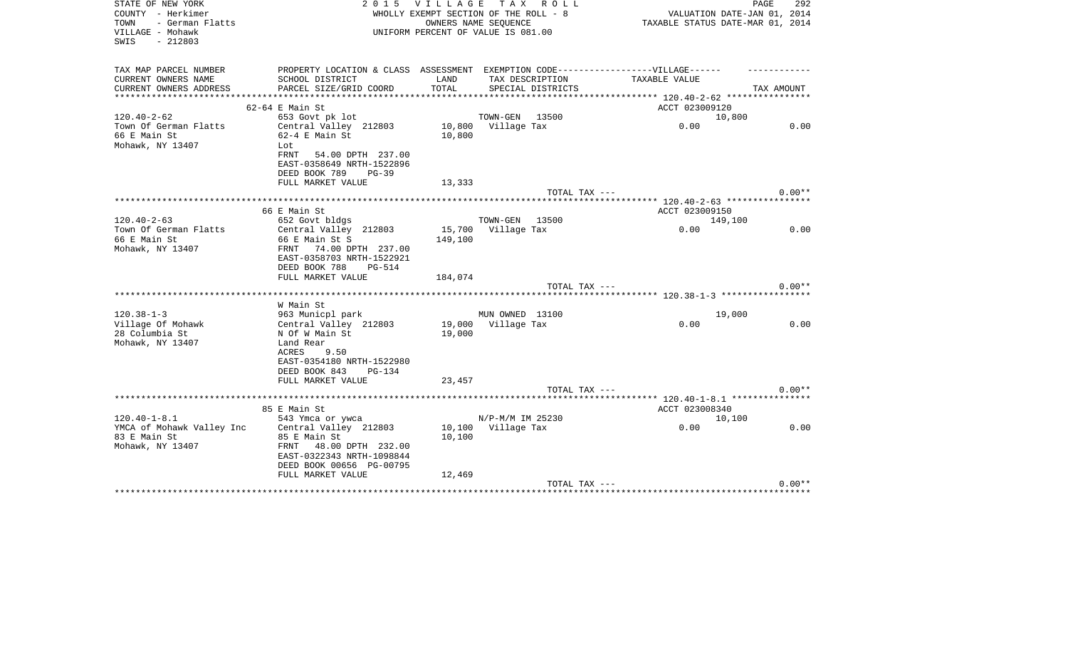STATE OF NEW YORK
COUNTY - Herkimer
TOWN - German Flatts
VILLAGE - Mohawk
SWIS - 212803

2 0 1 5 V I L L A G E T A X R O L L
WHOLLY EXEMPT SECTION OF THE ROLL - 8
OWNERS NAME SEQUENCE
UNIFORM PERCENT OF VALUE IS 081.00

VALUATION DATE-JAN 01, 2014
TAXABLE STATUS DATE-MAR 01, 2014

| TAX MAP PARCEL NUMBER / CURRENT OWNERS NAME / CURRENT OWNERS ADDRESS | PROPERTY LOCATION & CLASS / SCHOOL DISTRICT / PARCEL SIZE/GRID COORD | ASSESSMENT LAND / TOTAL | EXEMPTION CODE / TAX DESCRIPTION / SPECIAL DISTRICTS | VILLAGE TAXABLE VALUE | TAX AMOUNT |
|---|---|---|---|---|---|
| **120.40-2-62** | 62-64 E Main St | | | ACCT 023009120 | |
| 120.40-2-62 | 653 Govt pk lot | | TOWN-GEN 13500 | 10,800 | |
| Town Of German Flatts | Central Valley 212803 | 10,800 | Village Tax | 0.00 | 0.00 |
| 66 E Main St | 62-4 E Main St | 10,800 | | | |
| Mohawk, NY 13407 | Lot | | | | |
| | FRNT 54.00 DPTH 237.00 | | | | |
| | EAST-0358649 NRTH-1522896 | | | | |
| | DEED BOOK 789 PG-39 | | | | |
| | FULL MARKET VALUE | 13,333 | | | |
| | | | TOTAL TAX --- | | 0.00** |
| **120.40-2-63** | 66 E Main St | | | ACCT 023009150 | |
| 120.40-2-63 | 652 Govt bldgs | | TOWN-GEN 13500 | 149,100 | |
| Town Of German Flatts | Central Valley 212803 | 15,700 | Village Tax | 0.00 | 0.00 |
| 66 E Main St | 66 E Main St S | 149,100 | | | |
| Mohawk, NY 13407 | FRNT 74.00 DPTH 237.00 | | | | |
| | EAST-0358703 NRTH-1522921 | | | | |
| | DEED BOOK 788 PG-514 | | | | |
| | FULL MARKET VALUE | 184,074 | | | |
| | | | TOTAL TAX --- | | 0.00** |
| **120.38-1-3** | W Main St | | | | |
| 120.38-1-3 | 963 Municpl park | | MUN OWNED 13100 | 19,000 | |
| Village Of Mohawk | Central Valley 212803 | 19,000 | Village Tax | 0.00 | 0.00 |
| 28 Columbia St | N Of W Main St | 19,000 | | | |
| Mohawk, NY 13407 | Land Rear | | | | |
| | ACRES 9.50 | | | | |
| | EAST-0354180 NRTH-1522980 | | | | |
| | DEED BOOK 843 PG-134 | | | | |
| | FULL MARKET VALUE | 23,457 | | | |
| | | | TOTAL TAX --- | | 0.00** |
| **120.40-1-8.1** | 85 E Main St | | | ACCT 023008340 | |
| 120.40-1-8.1 | 543 Ymca or ywca | | N/P-M/M IM 25230 | 10,100 | |
| YMCA of Mohawk Valley Inc | Central Valley 212803 | 10,100 | Village Tax | 0.00 | 0.00 |
| 83 E Main St | 85 E Main St | 10,100 | | | |
| Mohawk, NY 13407 | FRNT 48.00 DPTH 232.00 | | | | |
| | EAST-0322343 NRTH-1098844 | | | | |
| | DEED BOOK 00656 PG-00795 | | | | |
| | FULL MARKET VALUE | 12,469 | | | |
| | | | TOTAL TAX --- | | 0.00** |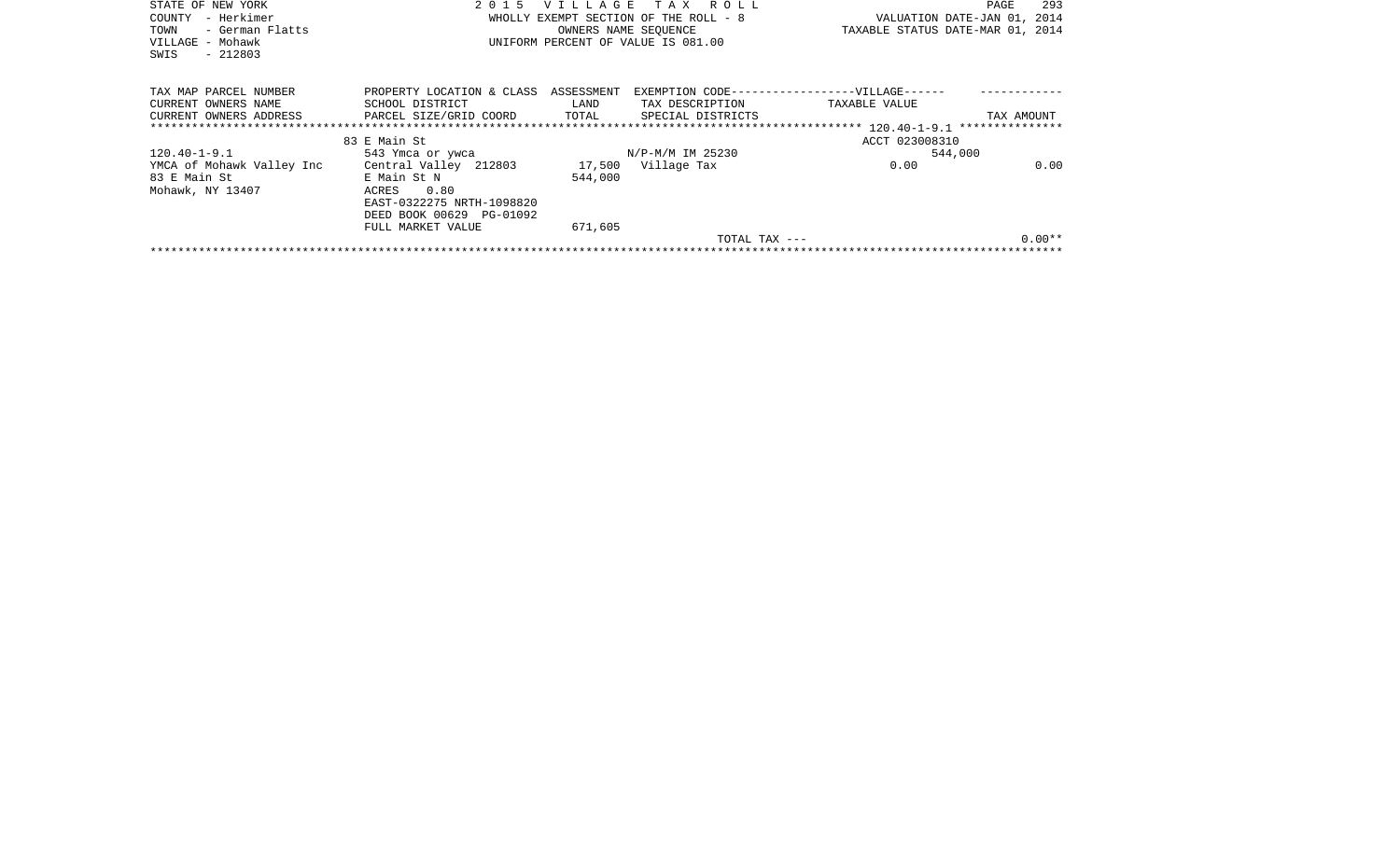STATE OF NEW YORK
COUNTY - Herkimer
TOWN - German Flatts
VILLAGE - Mohawk
SWIS - 212803

2 0 1 5 V I L L A G E T A X R O L L
WHOLLY EXEMPT SECTION OF THE ROLL - 8
OWNERS NAME SEQUENCE
UNIFORM PERCENT OF VALUE IS 081.00

VALUATION DATE-JAN 01, 2014
TAXABLE STATUS DATE-MAR 01, 2014

| TAX MAP PARCEL NUMBER<br>CURRENT OWNERS NAME<br>CURRENT OWNERS ADDRESS | PROPERTY LOCATION & CLASS<br>SCHOOL DISTRICT<br>PARCEL SIZE/GRID COORD | ASSESSMENT<br>LAND<br>TOTAL | EXEMPTION CODE------------------VILLAGE------<br>TAX DESCRIPTION<br>SPECIAL DISTRICTS | TAXABLE VALUE | TAX AMOUNT |
|---|---|---|---|---|---|
| | 83 E Main St | | | ACCT 023008310 | |
| 120.40-1-9.1 | 543 Ymca or ywca | | N/P-M/M IM 25230 | 544,000 | |
| YMCA of Mohawk Valley Inc | Central Valley 212803 | 17,500 | Village Tax | 0.00 | 0.00 |
| 83 E Main St | E Main St N | 544,000 | | | |
| Mohawk, NY 13407 | ACRES 0.80 | | | | |
| | EAST-0322275 NRTH-1098820 | | | | |
| | DEED BOOK 00629 PG-01092 | | | | |
| | FULL MARKET VALUE | 671,605 | | | |
| | | | TOTAL TAX --- | | 0.00** |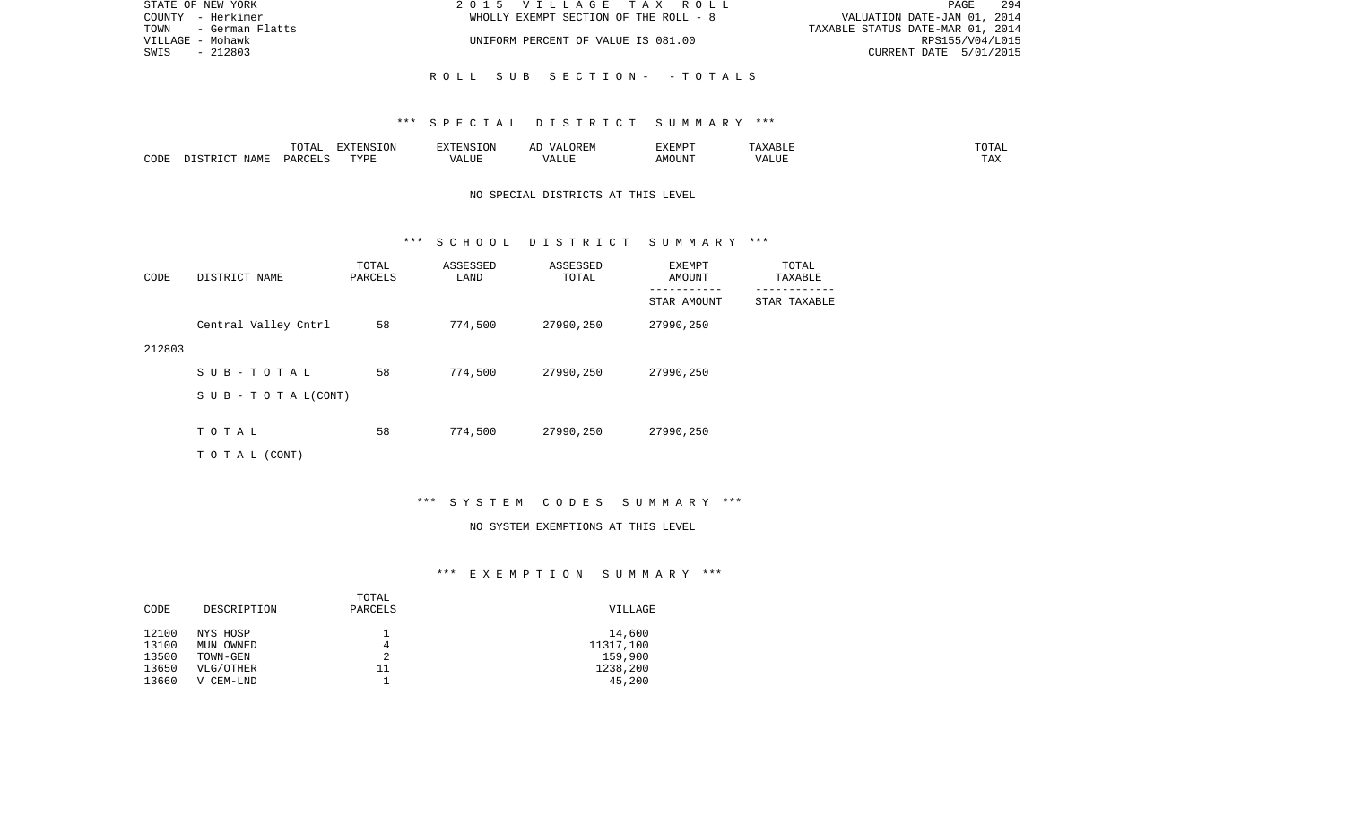ROLL SUB SECTION- - TOTALS

*** SPECIAL DISTRICT SUMMARY ***

| CODE | DISTRICT NAME | TOTAL PARCELS | EXTENSION TYPE | EXTENSION VALUE | AD VALOREM VALUE | EXEMPT AMOUNT | TAXABLE VALUE | TOTAL TAX |
|---|---|---|---|---|---|---|---|---|

NO SPECIAL DISTRICTS AT THIS LEVEL

*** SCHOOL DISTRICT SUMMARY ***

| CODE | DISTRICT NAME | TOTAL PARCELS | ASSESSED LAND | ASSESSED TOTAL | EXEMPT AMOUNT / STAR AMOUNT | TOTAL TAXABLE / STAR TAXABLE |
|---|---|---|---|---|---|---|
| 212803 | Central Valley Cntrl | 58 | 774,500 | 27990,250 | 27990,250 | |
| | S U B - T O T A L | 58 | 774,500 | 27990,250 | 27990,250 | |
| | S U B - T O T A L(CONT) | | | | | |
| | T O T A L | 58 | 774,500 | 27990,250 | 27990,250 | |
| | T O T A L (CONT) | | | | | |

*** SYSTEM CODES SUMMARY ***

NO SYSTEM EXEMPTIONS AT THIS LEVEL

*** EXEMPTION SUMMARY ***

| CODE | DESCRIPTION | TOTAL PARCELS | VILLAGE |
|---|---|---|---|
| 12100 | NYS HOSP | 1 | 14,600 |
| 13100 | MUN OWNED | 4 | 11317,100 |
| 13500 | TOWN-GEN | 2 | 159,900 |
| 13650 | VLG/OTHER | 11 | 1238,200 |
| 13660 | V CEM-LND | 1 | 45,200 |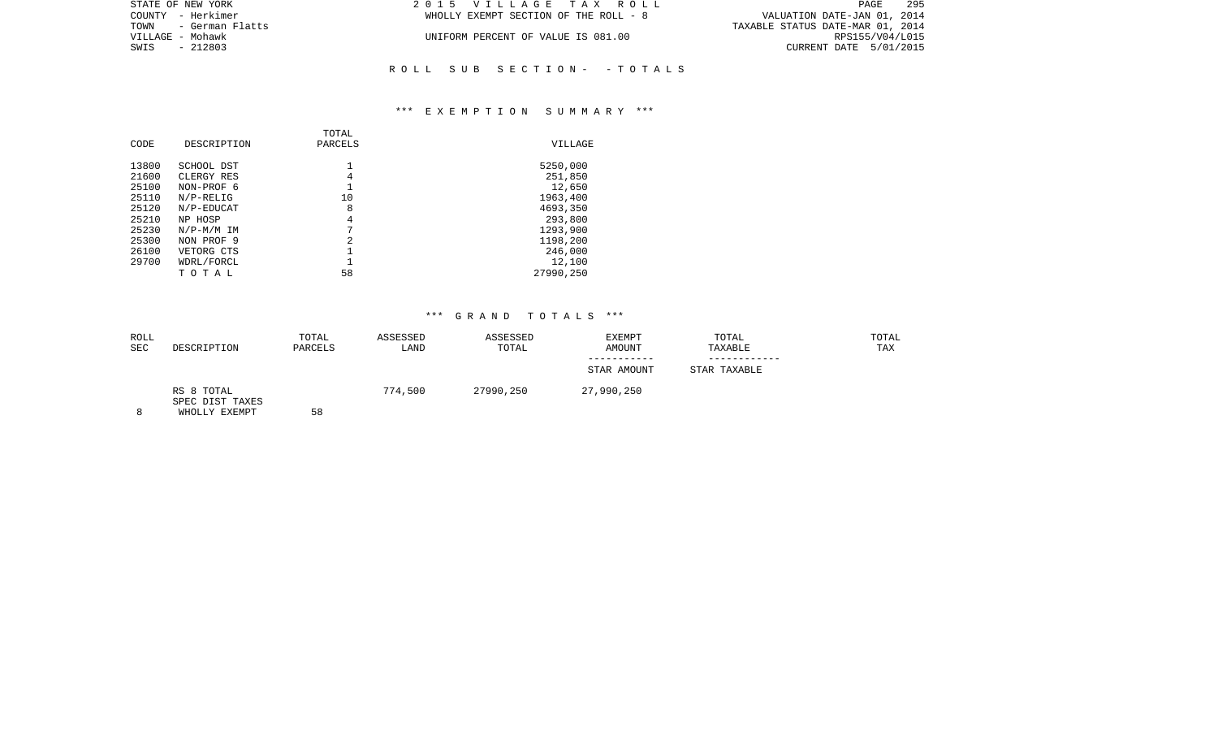STATE OF NEW YORK
COUNTY - Herkimer
TOWN - German Flatts
VILLAGE - Mohawk
SWIS - 212803

2 0 1 5 V I L L A G E T A X R O L L
WHOLLY EXEMPT SECTION OF THE ROLL - 8

UNIFORM PERCENT OF VALUE IS 081.00

VALUATION DATE-JAN 01, 2014
TAXABLE STATUS DATE-MAR 01, 2014
RPS155/V04/L015
CURRENT DATE 5/01/2015

R O L L S U B S E C T I O N - - T O T A L S

*** E X E M P T I O N S U M M A R Y ***

| CODE | DESCRIPTION | TOTAL PARCELS | VILLAGE |
|---|---|---|---|
| 13800 | SCHOOL DST | 1 | 5250,000 |
| 21600 | CLERGY RES | 4 | 251,850 |
| 25100 | NON-PROF 6 | 1 | 12,650 |
| 25110 | N/P-RELIG | 10 | 1963,400 |
| 25120 | N/P-EDUCAT | 8 | 4693,350 |
| 25210 | NP HOSP | 4 | 293,800 |
| 25230 | N/P-M/M IM | 7 | 1293,900 |
| 25300 | NON PROF 9 | 2 | 1198,200 |
| 26100 | VETORG CTS | 1 | 246,000 |
| 29700 | WDRL/FORCL | 1 | 12,100 |
| | T O T A L | 58 | 27990,250 |

*** G R A N D T O T A L S ***

| ROLL SEC | DESCRIPTION | TOTAL PARCELS | ASSESSED LAND | ASSESSED TOTAL | EXEMPT AMOUNT / STAR AMOUNT | TOTAL TAXABLE / STAR TAXABLE | TOTAL TAX |
|---|---|---|---|---|---|---|---|
| 8 | RS 8 TOTAL SPEC DIST TAXES WHOLLY EXEMPT | 58 | 774,500 | 27990,250 | 27,990,250 | | |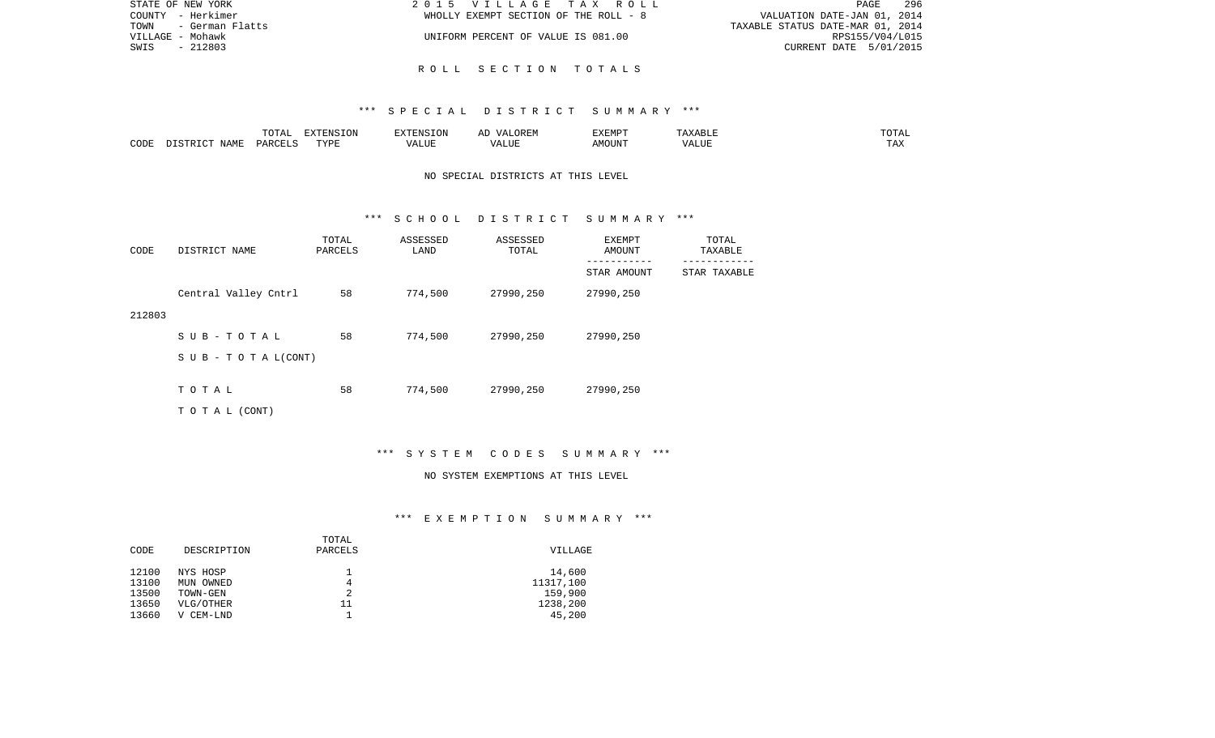STATE OF NEW YORK
COUNTY - Herkimer
TOWN - German Flatts
VILLAGE - Mohawk
SWIS - 212803

2 0 1 5 V I L L A G E T A X R O L L
WHOLLY EXEMPT SECTION OF THE ROLL - 8
UNIFORM PERCENT OF VALUE IS 081.00

VALUATION DATE-JAN 01, 2014
TAXABLE STATUS DATE-MAR 01, 2014
RPS155/V04/L015
CURRENT DATE 5/01/2015

## R O L L S E C T I O N T O T A L S

### *** S P E C I A L D I S T R I C T S U M M A R Y ***

| CODE | DISTRICT NAME | TOTAL PARCELS | EXTENSION TYPE | EXTENSION VALUE | AD VALOREM VALUE | EXEMPT AMOUNT | TAXABLE VALUE | TOTAL TAX |
|---|---|---|---|---|---|---|---|---|

NO SPECIAL DISTRICTS AT THIS LEVEL

### *** S C H O O L D I S T R I C T S U M M A R Y ***

| CODE | DISTRICT NAME | TOTAL PARCELS | ASSESSED LAND | ASSESSED TOTAL | EXEMPT AMOUNT / STAR AMOUNT | TOTAL TAXABLE / STAR TAXABLE |
|---|---|---|---|---|---|---|
| | Central Valley Cntrl | 58 | 774,500 | 27990,250 | 27990,250 | |
| 212803 | | | | | | |
| | S U B - T O T A L | 58 | 774,500 | 27990,250 | 27990,250 | |
| | S U B - T O T A L(CONT) | | | | | |
| | T O T A L | 58 | 774,500 | 27990,250 | 27990,250 | |
| | T O T A L (CONT) | | | | | |

### *** S Y S T E M C O D E S S U M M A R Y ***

NO SYSTEM EXEMPTIONS AT THIS LEVEL

### *** E X E M P T I O N S U M M A R Y ***

| CODE | DESCRIPTION | TOTAL PARCELS | VILLAGE |
|---|---|---|---|
| 12100 | NYS HOSP | 1 | 14,600 |
| 13100 | MUN OWNED | 4 | 11317,100 |
| 13500 | TOWN-GEN | 2 | 159,900 |
| 13650 | VLG/OTHER | 11 | 1238,200 |
| 13660 | V CEM-LND | 1 | 45,200 |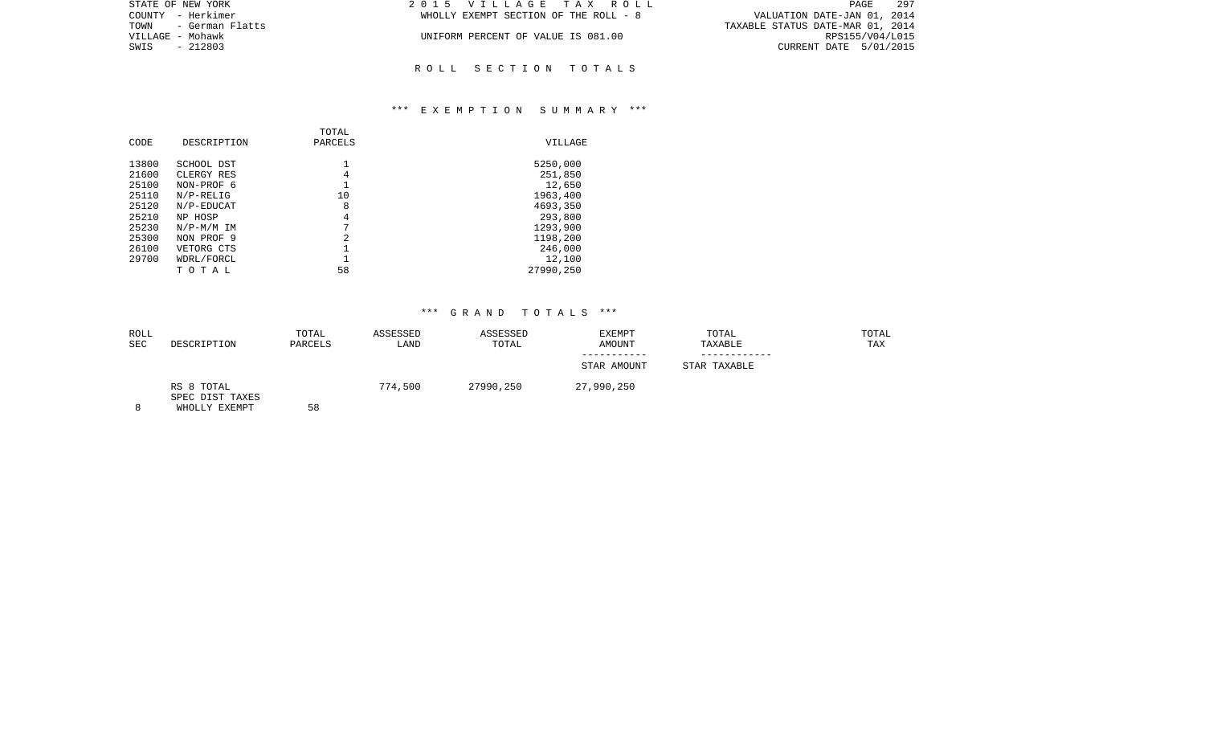ROLL SECTION TOTALS

*** EXEMPTION SUMMARY ***

| CODE | DESCRIPTION | TOTAL PARCELS | VILLAGE |
|---|---|---|---|
| 13800 | SCHOOL DST | 1 | 5250,000 |
| 21600 | CLERGY RES | 4 | 251,850 |
| 25100 | NON-PROF 6 | 1 | 12,650 |
| 25110 | N/P-RELIG | 10 | 1963,400 |
| 25120 | N/P-EDUCAT | 8 | 4693,350 |
| 25210 | NP HOSP | 4 | 293,800 |
| 25230 | N/P-M/M IM | 7 | 1293,900 |
| 25300 | NON PROF 9 | 2 | 1198,200 |
| 26100 | VETORG CTS | 1 | 246,000 |
| 29700 | WDRL/FORCL | 1 | 12,100 |
| | T O T A L | 58 | 27990,250 |

*** GRAND TOTALS ***

| ROLL SEC | DESCRIPTION | TOTAL PARCELS | ASSESSED LAND | ASSESSED TOTAL | EXEMPT AMOUNT<br>-----------<br>STAR AMOUNT | TOTAL TAXABLE<br>------------<br>STAR TAXABLE | TOTAL TAX |
|---|---|---|---|---|---|---|---|
| | RS 8 TOTAL | | 774,500 | 27990,250 | 27,990,250 | | |
| | SPEC DIST TAXES | | | | | | |
| 8 | WHOLLY EXEMPT | 58 | | | | | |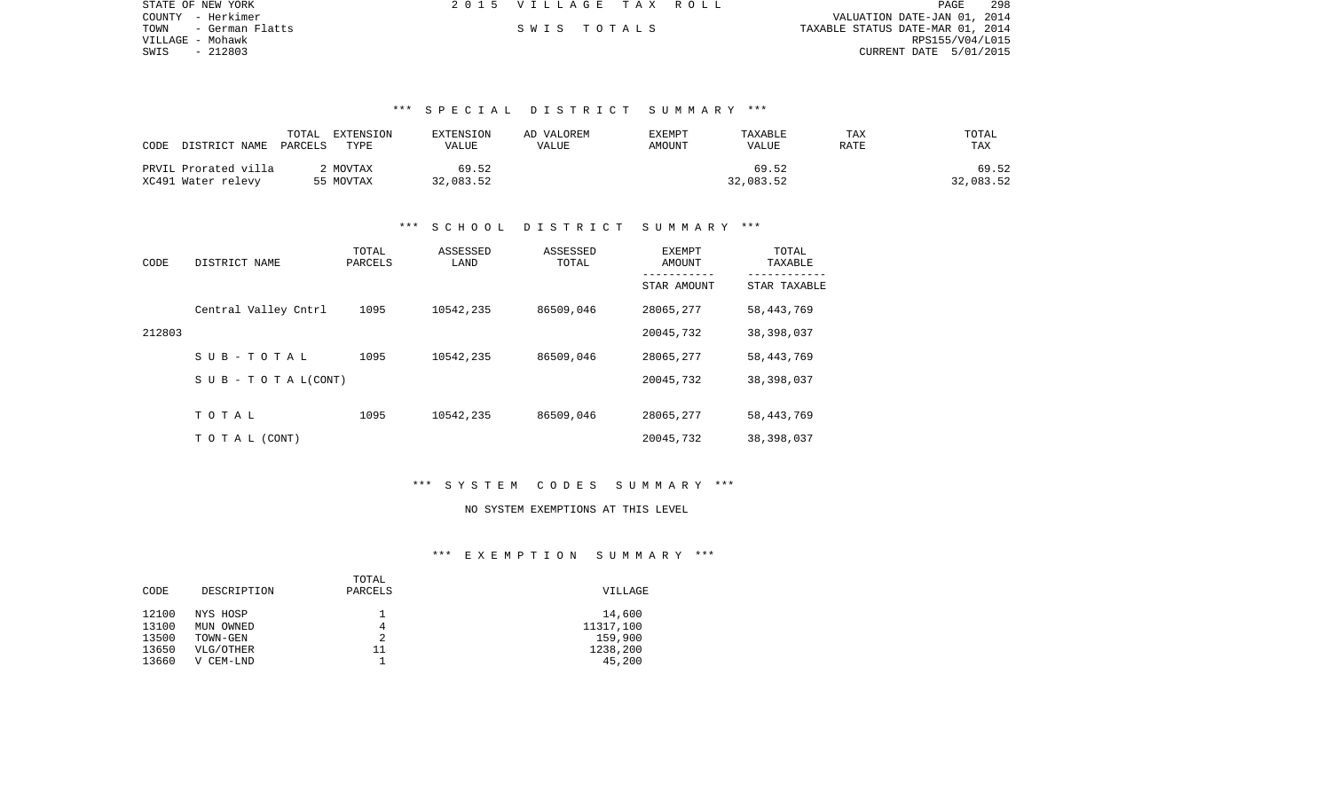STATE OF NEW YORK
COUNTY - Herkimer
TOWN - German Flatts
VILLAGE - Mohawk
SWIS - 212803

2 0 1 5 V I L L A G E T A X R O L L

S W I S T O T A L S

VALUATION DATE-JAN 01, 2014
TAXABLE STATUS DATE-MAR 01, 2014
RPS155/V04/L015
CURRENT DATE 5/01/2015

## *** S P E C I A L D I S T R I C T S U M M A R Y ***

| CODE | DISTRICT NAME | TOTAL PARCELS | EXTENSION TYPE | EXTENSION VALUE | AD VALOREM VALUE | EXEMPT AMOUNT | TAXABLE VALUE | TAX RATE | TOTAL TAX |
|---|---|---|---|---|---|---|---|---|---|
| PRVIL | Prorated villa | 2 | MOVTAX | 69.52 | | | 69.52 | | 69.52 |
| XC491 | Water relevy | 55 | MOVTAX | 32,083.52 | | | 32,083.52 | | 32,083.52 |

## *** S C H O O L D I S T R I C T S U M M A R Y ***

| CODE | DISTRICT NAME | TOTAL PARCELS | ASSESSED LAND | ASSESSED TOTAL | EXEMPT AMOUNT / STAR AMOUNT | TOTAL TAXABLE / STAR TAXABLE |
|---|---|---|---|---|---|---|
| | Central Valley Cntrl | 1095 | 10542,235 | 86509,046 | 28065,277 | 58,443,769 |
| 212803 | | | | | 20045,732 | 38,398,037 |
| | S U B - T O T A L | 1095 | 10542,235 | 86509,046 | 28065,277 | 58,443,769 |
| | S U B - T O T A L(CONT) | | | | 20045,732 | 38,398,037 |
| | T O T A L | 1095 | 10542,235 | 86509,046 | 28065,277 | 58,443,769 |
| | T O T A L (CONT) | | | | 20045,732 | 38,398,037 |

## *** S Y S T E M C O D E S S U M M A R Y ***

NO SYSTEM EXEMPTIONS AT THIS LEVEL

## *** E X E M P T I O N S U M M A R Y ***

| CODE | DESCRIPTION | TOTAL PARCELS | VILLAGE |
|---|---|---|---|
| 12100 | NYS HOSP | 1 | 14,600 |
| 13100 | MUN OWNED | 4 | 11317,100 |
| 13500 | TOWN-GEN | 2 | 159,900 |
| 13650 | VLG/OTHER | 11 | 1238,200 |
| 13660 | V CEM-LND | 1 | 45,200 |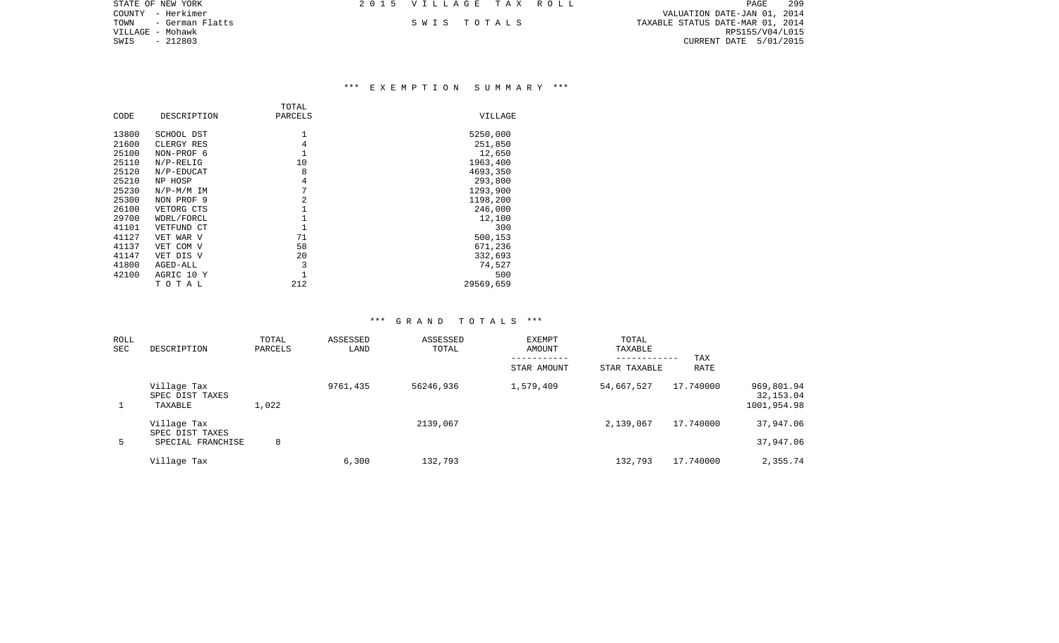STATE OF NEW YORK | 2015 VILLAGE TAX ROLL
COUNTY - Herkimer
TOWN - German Flatts | SWIS TOTALS
VILLAGE - Mohawk
SWIS - 212803

VALUATION DATE-JAN 01, 2014
TAXABLE STATUS DATE-MAR 01, 2014
RPS155/V04/L015
CURRENT DATE 5/01/2015

## *** EXEMPTION SUMMARY ***

| CODE | DESCRIPTION | TOTAL PARCELS | VILLAGE |
|---|---|---|---|
| 13800 | SCHOOL DST | 1 | 5250,000 |
| 21600 | CLERGY RES | 4 | 251,850 |
| 25100 | NON-PROF 6 | 1 | 12,650 |
| 25110 | N/P-RELIG | 10 | 1963,400 |
| 25120 | N/P-EDUCAT | 8 | 4693,350 |
| 25210 | NP HOSP | 4 | 293,800 |
| 25230 | N/P-M/M IM | 7 | 1293,900 |
| 25300 | NON PROF 9 | 2 | 1198,200 |
| 26100 | VETORG CTS | 1 | 246,000 |
| 29700 | WDRL/FORCL | 1 | 12,100 |
| 41101 | VETFUND CT | 1 | 300 |
| 41127 | VET WAR V | 71 | 500,153 |
| 41137 | VET COM V | 58 | 671,236 |
| 41147 | VET DIS V | 20 | 332,693 |
| 41800 | AGED-ALL | 3 | 74,527 |
| 42100 | AGRIC 10 Y | 1 | 500 |
| | T O T A L | 212 | 29569,659 |

## *** GRAND TOTALS ***

| ROLL SEC | DESCRIPTION | TOTAL PARCELS | ASSESSED LAND | ASSESSED TOTAL | EXEMPT AMOUNT / STAR AMOUNT | TOTAL TAXABLE / STAR TAXABLE | TAX RATE | |
|---|---|---|---|---|---|---|---|---|
| | Village Tax | | 9761,435 | 56246,936 | 1,579,409 | 54,667,527 | 17.740000 | 969,801.94 |
| | SPEC DIST TAXES | | | | | | | 32,153.04 |
| 1 | TAXABLE | 1,022 | | | | | | 1001,954.98 |
| | Village Tax | | | 2139,067 | | 2,139,067 | 17.740000 | 37,947.06 |
| | SPEC DIST TAXES | | | | | | | |
| 5 | SPECIAL FRANCHISE | 8 | | | | | | 37,947.06 |
| | Village Tax | | 6,300 | 132,793 | | 132,793 | 17.740000 | 2,355.74 |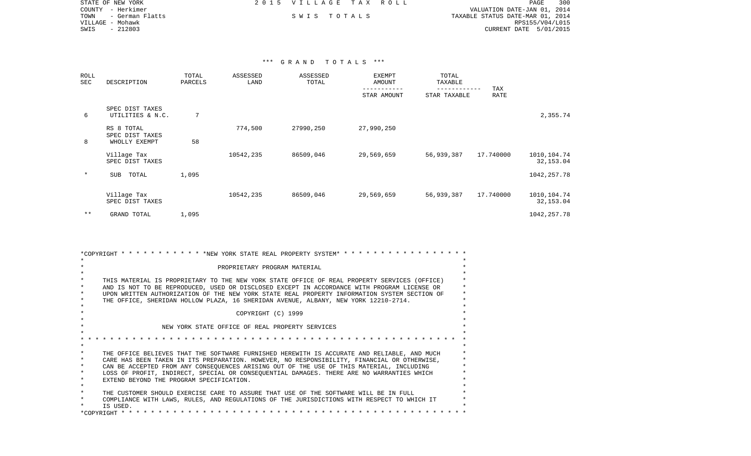STATE OF NEW YORK
COUNTY - Herkimer
TOWN - German Flatts
VILLAGE - Mohawk
SWIS - 212803

2015 VILLAGE TAX ROLL

SWIS TOTALS

VALUATION DATE-JAN 01, 2014
TAXABLE STATUS DATE-MAR 01, 2014
RPS155/V04/L015
CURRENT DATE 5/01/2015

### *** GRAND TOTALS ***

| ROLL SEC | DESCRIPTION | TOTAL PARCELS | ASSESSED LAND | ASSESSED TOTAL | EXEMPT AMOUNT / STAR AMOUNT | TOTAL TAXABLE / STAR TAXABLE | TAX RATE | |
|---|---|---|---|---|---|---|---|---|
| 6 | SPEC DIST TAXES UTILITIES & N.C. | 7 | | | | | | 2,355.74 |
| | RS 8 TOTAL | | 774,500 | 27990,250 | 27,990,250 | | | |
| 8 | SPEC DIST TAXES WHOLLY EXEMPT | 58 | | | | | | |
| | Village Tax | | 10542,235 | 86509,046 | 29,569,659 | 56,939,387 | 17.740000 | 1010,104.74 |
| | SPEC DIST TAXES | | | | | | | 32,153.04 |
| * | SUB TOTAL | 1,095 | | | | | | 1042,257.78 |
| | Village Tax | | 10542,235 | 86509,046 | 29,569,659 | 56,939,387 | 17.740000 | 1010,104.74 |
| | SPEC DIST TAXES | | | | | | | 32,153.04 |
| ** | GRAND TOTAL | 1,095 | | | | | | 1042,257.78 |

*COPYRIGHT * * * * * * * * * * * *NEW YORK STATE REAL PROPERTY SYSTEM* * * * * * * * * * * * * * * * * *

PROPRIETARY PROGRAM MATERIAL

THIS MATERIAL IS PROPRIETARY TO THE NEW YORK STATE OFFICE OF REAL PROPERTY SERVICES (OFFICE) AND IS NOT TO BE REPRODUCED, USED OR DISCLOSED EXCEPT IN ACCORDANCE WITH PROGRAM LICENSE OR UPON WRITTEN AUTHORIZATION OF THE NEW YORK STATE REAL PROPERTY INFORMATION SYSTEM SECTION OF THE OFFICE, SHERIDAN HOLLOW PLAZA, 16 SHERIDAN AVENUE, ALBANY, NEW YORK 12210-2714.

COPYRIGHT (C) 1999

NEW YORK STATE OFFICE OF REAL PROPERTY SERVICES

THE OFFICE BELIEVES THAT THE SOFTWARE FURNISHED HEREWITH IS ACCURATE AND RELIABLE, AND MUCH CARE HAS BEEN TAKEN IN ITS PREPARATION. HOWEVER, NO RESPONSIBILITY, FINANCIAL OR OTHERWISE, CAN BE ACCEPTED FROM ANY CONSEQUENCES ARISING OUT OF THE USE OF THIS MATERIAL, INCLUDING LOSS OF PROFIT, INDIRECT, SPECIAL OR CONSEQUENTIAL DAMAGES. THERE ARE NO WARRANTIES WHICH EXTEND BEYOND THE PROGRAM SPECIFICATION.

THE CUSTOMER SHOULD EXERCISE CARE TO ASSURE THAT USE OF THE SOFTWARE WILL BE IN FULL COMPLIANCE WITH LAWS, RULES, AND REGULATIONS OF THE JURISDICTIONS WITH RESPECT TO WHICH IT IS USED.

*COPYRIGHT * * * * * * * * * * * * * * * * * * * * * * * * * * * * * * * * * * * * * * * * * * * * *